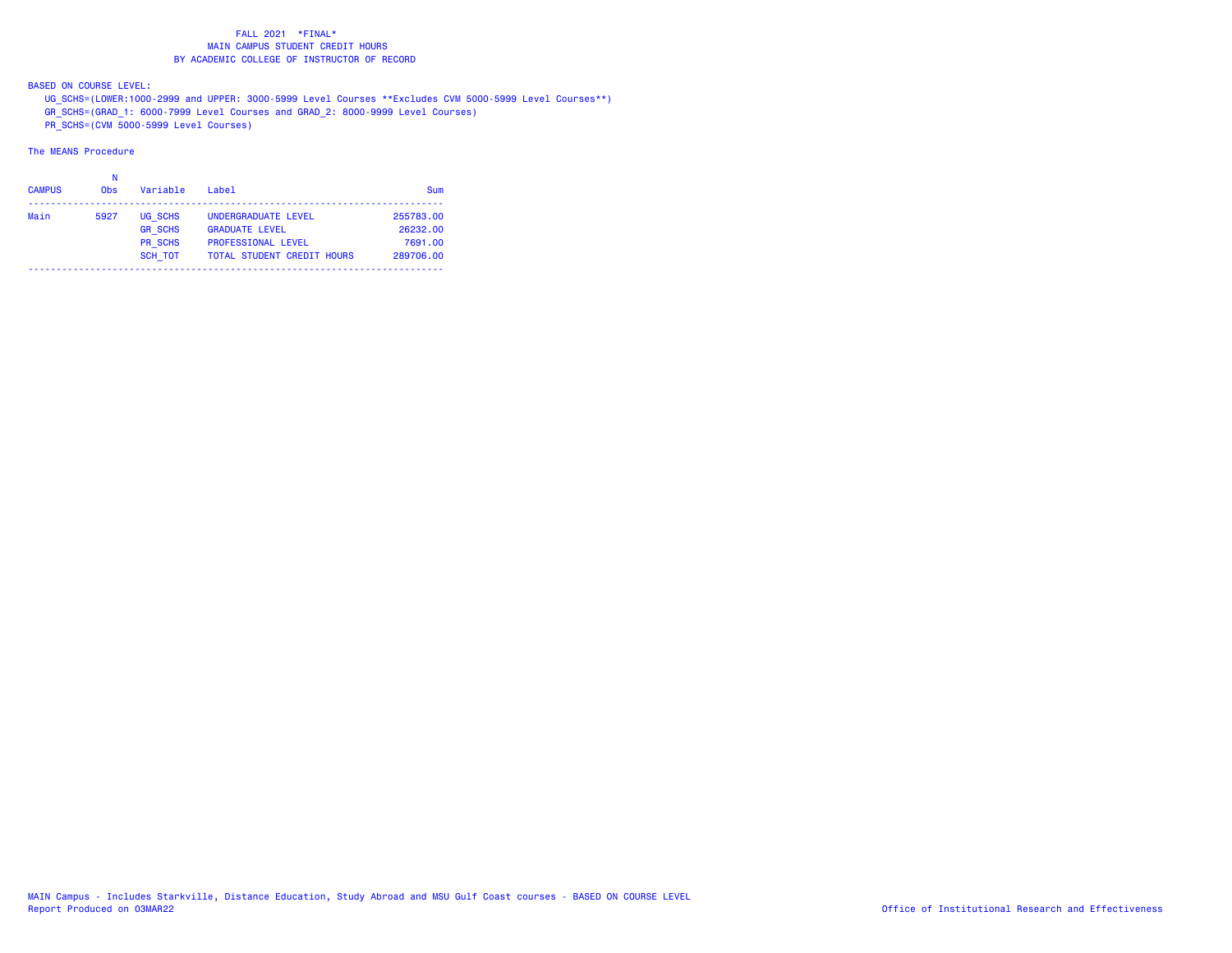FALL 2021 *FINAL*
MAIN CAMPUS STUDENT CREDIT HOURS
BY ACADEMIC COLLEGE OF INSTRUCTOR OF RECORD

BASED ON COURSE LEVEL:

UG_SCHS=(LOWER:1000-2999 and UPPER: 3000-5999 Level Courses **Excludes CVM 5000-5999 Level Courses**)
GR_SCHS=(GRAD_1: 6000-7999 Level Courses and GRAD_2: 8000-9999 Level Courses)
PR_SCHS=(CVM 5000-5999 Level Courses)

The MEANS Procedure

| CAMPUS | N Obs | Variable | Label | Sum |
|---|---|---|---|---|
| Main | 5927 | UG_SCHS | UNDERGRADUATE LEVEL | 255783.00 |
| | | GR_SCHS | GRADUATE LEVEL | 26232.00 |
| | | PR_SCHS | PROFESSIONAL LEVEL | 7691.00 |
| | | SCH_TOT | TOTAL STUDENT CREDIT HOURS | 289706.00 |

MAIN Campus - Includes Starkville, Distance Education, Study Abroad and MSU Gulf Coast courses - BASED ON COURSE LEVEL
Report Produced on 03MAR22

Office of Institutional Research and Effectiveness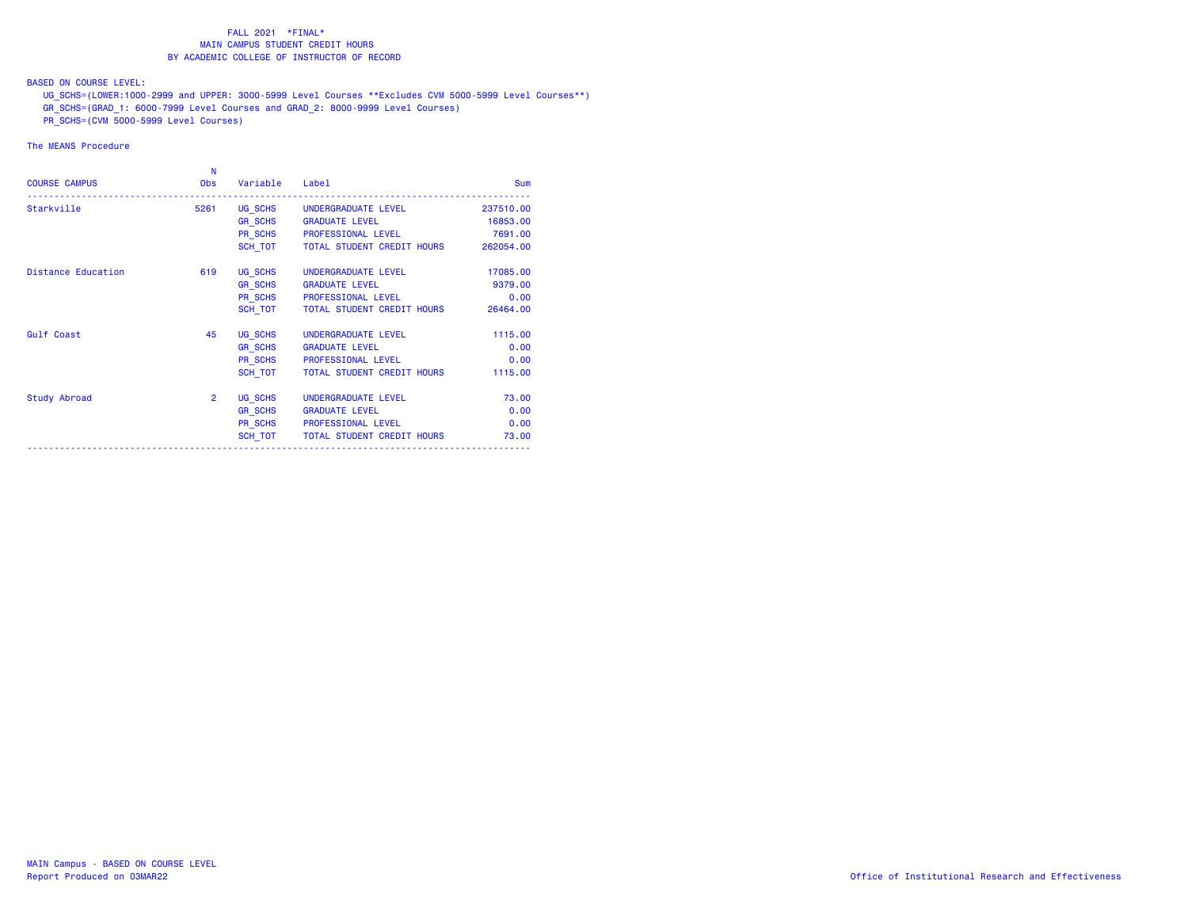FALL 2021 *FINAL*
MAIN CAMPUS STUDENT CREDIT HOURS
BY ACADEMIC COLLEGE OF INSTRUCTOR OF RECORD

BASED ON COURSE LEVEL:
UG_SCHS=(LOWER:1000-2999 and UPPER: 3000-5999 Level Courses **Excludes CVM 5000-5999 Level Courses**)
GR_SCHS=(GRAD_1: 6000-7999 Level Courses and GRAD_2: 8000-9999 Level Courses)
PR_SCHS=(CVM 5000-5999 Level Courses)

The MEANS Procedure

| COURSE CAMPUS | N Obs | Variable | Label | Sum |
|---|---|---|---|---|
| Starkville | 5261 | UG_SCHS | UNDERGRADUATE LEVEL | 237510.00 |
| | | GR_SCHS | GRADUATE LEVEL | 16853.00 |
| | | PR_SCHS | PROFESSIONAL LEVEL | 7691.00 |
| | | SCH_TOT | TOTAL STUDENT CREDIT HOURS | 262054.00 |
| Distance Education | 619 | UG_SCHS | UNDERGRADUATE LEVEL | 17085.00 |
| | | GR_SCHS | GRADUATE LEVEL | 9379.00 |
| | | PR_SCHS | PROFESSIONAL LEVEL | 0.00 |
| | | SCH_TOT | TOTAL STUDENT CREDIT HOURS | 26464.00 |
| Gulf Coast | 45 | UG_SCHS | UNDERGRADUATE LEVEL | 1115.00 |
| | | GR_SCHS | GRADUATE LEVEL | 0.00 |
| | | PR_SCHS | PROFESSIONAL LEVEL | 0.00 |
| | | SCH_TOT | TOTAL STUDENT CREDIT HOURS | 1115.00 |
| Study Abroad | 2 | UG_SCHS | UNDERGRADUATE LEVEL | 73.00 |
| | | GR_SCHS | GRADUATE LEVEL | 0.00 |
| | | PR_SCHS | PROFESSIONAL LEVEL | 0.00 |
| | | SCH_TOT | TOTAL STUDENT CREDIT HOURS | 73.00 |

MAIN Campus - BASED ON COURSE LEVEL
Report Produced on 03MAR22

Office of Institutional Research and Effectiveness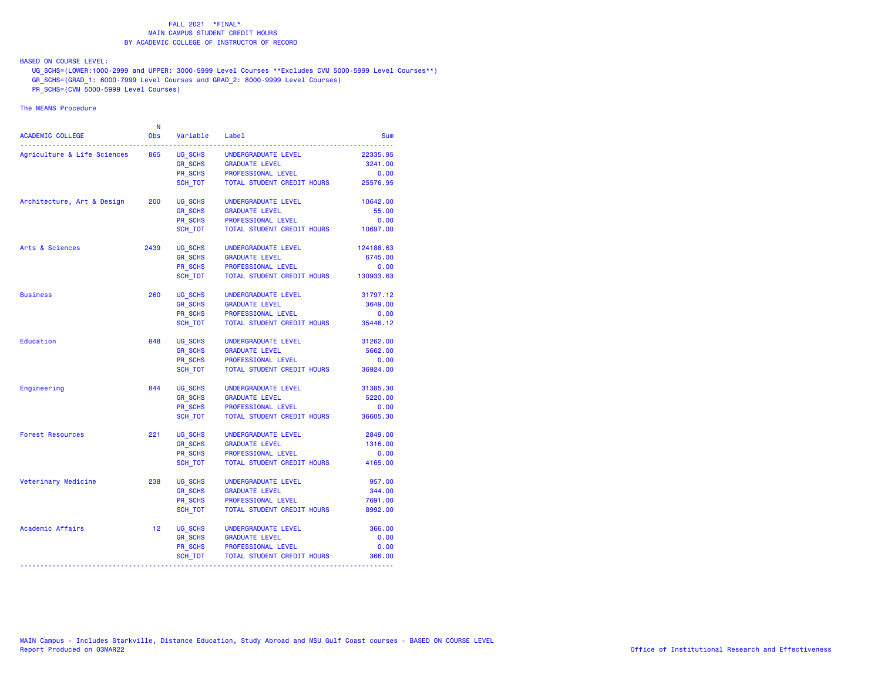FALL 2021 *FINAL*

MAIN CAMPUS STUDENT CREDIT HOURS

BY ACADEMIC COLLEGE OF INSTRUCTOR OF RECORD

BASED ON COURSE LEVEL:

UG_SCHS=(LOWER:1000-2999 and UPPER: 3000-5999 Level Courses **Excludes CVM 5000-5999 Level Courses**)

GR_SCHS=(GRAD_1: 6000-7999 Level Courses and GRAD_2: 8000-9999 Level Courses)

PR_SCHS=(CVM 5000-5999 Level Courses)

The MEANS Procedure

| ACADEMIC COLLEGE | N Obs | Variable | Label | Sum |
|---|---|---|---|---|
| Agriculture & Life Sciences | 865 | UG_SCHS | UNDERGRADUATE LEVEL | 22335.95 |
| | | GR_SCHS | GRADUATE LEVEL | 3241.00 |
| | | PR_SCHS | PROFESSIONAL LEVEL | 0.00 |
| | | SCH_TOT | TOTAL STUDENT CREDIT HOURS | 25576.95 |
| Architecture, Art & Design | 200 | UG_SCHS | UNDERGRADUATE LEVEL | 10642.00 |
| | | GR_SCHS | GRADUATE LEVEL | 55.00 |
| | | PR_SCHS | PROFESSIONAL LEVEL | 0.00 |
| | | SCH_TOT | TOTAL STUDENT CREDIT HOURS | 10697.00 |
| Arts & Sciences | 2439 | UG_SCHS | UNDERGRADUATE LEVEL | 124188.63 |
| | | GR_SCHS | GRADUATE LEVEL | 6745.00 |
| | | PR_SCHS | PROFESSIONAL LEVEL | 0.00 |
| | | SCH_TOT | TOTAL STUDENT CREDIT HOURS | 130933.63 |
| Business | 260 | UG_SCHS | UNDERGRADUATE LEVEL | 31797.12 |
| | | GR_SCHS | GRADUATE LEVEL | 3649.00 |
| | | PR_SCHS | PROFESSIONAL LEVEL | 0.00 |
| | | SCH_TOT | TOTAL STUDENT CREDIT HOURS | 35446.12 |
| Education | 848 | UG_SCHS | UNDERGRADUATE LEVEL | 31262.00 |
| | | GR_SCHS | GRADUATE LEVEL | 5662.00 |
| | | PR_SCHS | PROFESSIONAL LEVEL | 0.00 |
| | | SCH_TOT | TOTAL STUDENT CREDIT HOURS | 36924.00 |
| Engineering | 844 | UG_SCHS | UNDERGRADUATE LEVEL | 31385.30 |
| | | GR_SCHS | GRADUATE LEVEL | 5220.00 |
| | | PR_SCHS | PROFESSIONAL LEVEL | 0.00 |
| | | SCH_TOT | TOTAL STUDENT CREDIT HOURS | 36605.30 |
| Forest Resources | 221 | UG_SCHS | UNDERGRADUATE LEVEL | 2849.00 |
| | | GR_SCHS | GRADUATE LEVEL | 1316.00 |
| | | PR_SCHS | PROFESSIONAL LEVEL | 0.00 |
| | | SCH_TOT | TOTAL STUDENT CREDIT HOURS | 4165.00 |
| Veterinary Medicine | 238 | UG_SCHS | UNDERGRADUATE LEVEL | 957.00 |
| | | GR_SCHS | GRADUATE LEVEL | 344.00 |
| | | PR_SCHS | PROFESSIONAL LEVEL | 7691.00 |
| | | SCH_TOT | TOTAL STUDENT CREDIT HOURS | 8992.00 |
| Academic Affairs | 12 | UG_SCHS | UNDERGRADUATE LEVEL | 366.00 |
| | | GR_SCHS | GRADUATE LEVEL | 0.00 |
| | | PR_SCHS | PROFESSIONAL LEVEL | 0.00 |
| | | SCH_TOT | TOTAL STUDENT CREDIT HOURS | 366.00 |

MAIN Campus - Includes Starkville, Distance Education, Study Abroad and MSU Gulf Coast courses - BASED ON COURSE LEVEL

Report Produced on 03MAR22

Office of Institutional Research and Effectiveness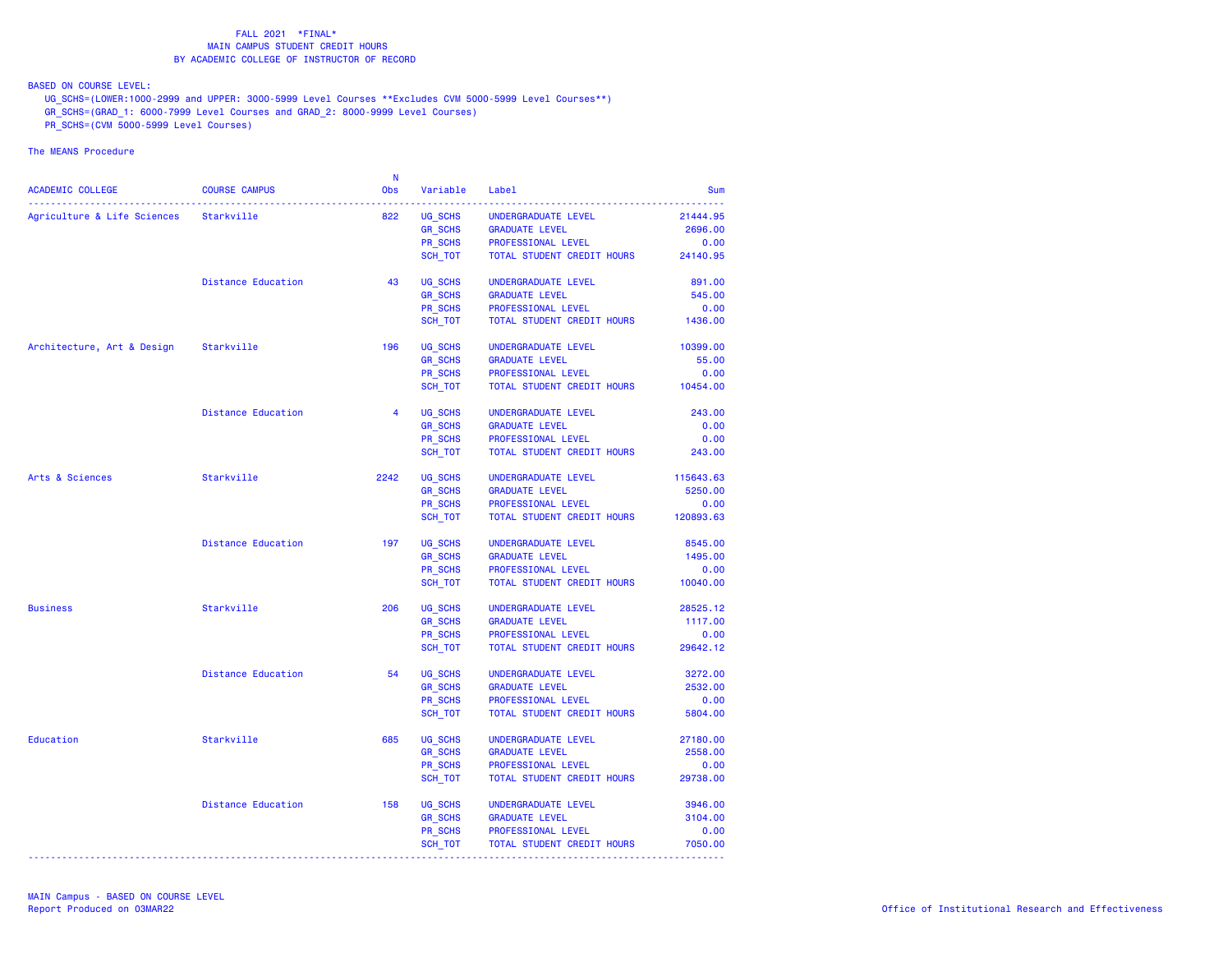FALL 2021 \*FINAL\*
MAIN CAMPUS STUDENT CREDIT HOURS
BY ACADEMIC COLLEGE OF INSTRUCTOR OF RECORD

BASED ON COURSE LEVEL:
UG_SCHS=(LOWER:1000-2999 and UPPER: 3000-5999 Level Courses **Excludes CVM 5000-5999 Level Courses**)
GR_SCHS=(GRAD_1: 6000-7999 Level Courses and GRAD_2: 8000-9999 Level Courses)
PR_SCHS=(CVM 5000-5999 Level Courses)

The MEANS Procedure

| ACADEMIC COLLEGE | COURSE CAMPUS | N Obs | Variable | Label | Sum |
|---|---|---|---|---|---|
| Agriculture & Life Sciences | Starkville | 822 | UG_SCHS | UNDERGRADUATE LEVEL | 21444.95 |
| | | | GR_SCHS | GRADUATE LEVEL | 2696.00 |
| | | | PR_SCHS | PROFESSIONAL LEVEL | 0.00 |
| | | | SCH_TOT | TOTAL STUDENT CREDIT HOURS | 24140.95 |
| | Distance Education | 43 | UG_SCHS | UNDERGRADUATE LEVEL | 891.00 |
| | | | GR_SCHS | GRADUATE LEVEL | 545.00 |
| | | | PR_SCHS | PROFESSIONAL LEVEL | 0.00 |
| | | | SCH_TOT | TOTAL STUDENT CREDIT HOURS | 1436.00 |
| Architecture, Art & Design | Starkville | 196 | UG_SCHS | UNDERGRADUATE LEVEL | 10399.00 |
| | | | GR_SCHS | GRADUATE LEVEL | 55.00 |
| | | | PR_SCHS | PROFESSIONAL LEVEL | 0.00 |
| | | | SCH_TOT | TOTAL STUDENT CREDIT HOURS | 10454.00 |
| | Distance Education | 4 | UG_SCHS | UNDERGRADUATE LEVEL | 243.00 |
| | | | GR_SCHS | GRADUATE LEVEL | 0.00 |
| | | | PR_SCHS | PROFESSIONAL LEVEL | 0.00 |
| | | | SCH_TOT | TOTAL STUDENT CREDIT HOURS | 243.00 |
| Arts & Sciences | Starkville | 2242 | UG_SCHS | UNDERGRADUATE LEVEL | 115643.63 |
| | | | GR_SCHS | GRADUATE LEVEL | 5250.00 |
| | | | PR_SCHS | PROFESSIONAL LEVEL | 0.00 |
| | | | SCH_TOT | TOTAL STUDENT CREDIT HOURS | 120893.63 |
| | Distance Education | 197 | UG_SCHS | UNDERGRADUATE LEVEL | 8545.00 |
| | | | GR_SCHS | GRADUATE LEVEL | 1495.00 |
| | | | PR_SCHS | PROFESSIONAL LEVEL | 0.00 |
| | | | SCH_TOT | TOTAL STUDENT CREDIT HOURS | 10040.00 |
| Business | Starkville | 206 | UG_SCHS | UNDERGRADUATE LEVEL | 28525.12 |
| | | | GR_SCHS | GRADUATE LEVEL | 1117.00 |
| | | | PR_SCHS | PROFESSIONAL LEVEL | 0.00 |
| | | | SCH_TOT | TOTAL STUDENT CREDIT HOURS | 29642.12 |
| | Distance Education | 54 | UG_SCHS | UNDERGRADUATE LEVEL | 3272.00 |
| | | | GR_SCHS | GRADUATE LEVEL | 2532.00 |
| | | | PR_SCHS | PROFESSIONAL LEVEL | 0.00 |
| | | | SCH_TOT | TOTAL STUDENT CREDIT HOURS | 5804.00 |
| Education | Starkville | 685 | UG_SCHS | UNDERGRADUATE LEVEL | 27180.00 |
| | | | GR_SCHS | GRADUATE LEVEL | 2558.00 |
| | | | PR_SCHS | PROFESSIONAL LEVEL | 0.00 |
| | | | SCH_TOT | TOTAL STUDENT CREDIT HOURS | 29738.00 |
| | Distance Education | 158 | UG_SCHS | UNDERGRADUATE LEVEL | 3946.00 |
| | | | GR_SCHS | GRADUATE LEVEL | 3104.00 |
| | | | PR_SCHS | PROFESSIONAL LEVEL | 0.00 |
| | | | SCH_TOT | TOTAL STUDENT CREDIT HOURS | 7050.00 |

MAIN Campus - BASED ON COURSE LEVEL
Report Produced on 03MAR22

Office of Institutional Research and Effectiveness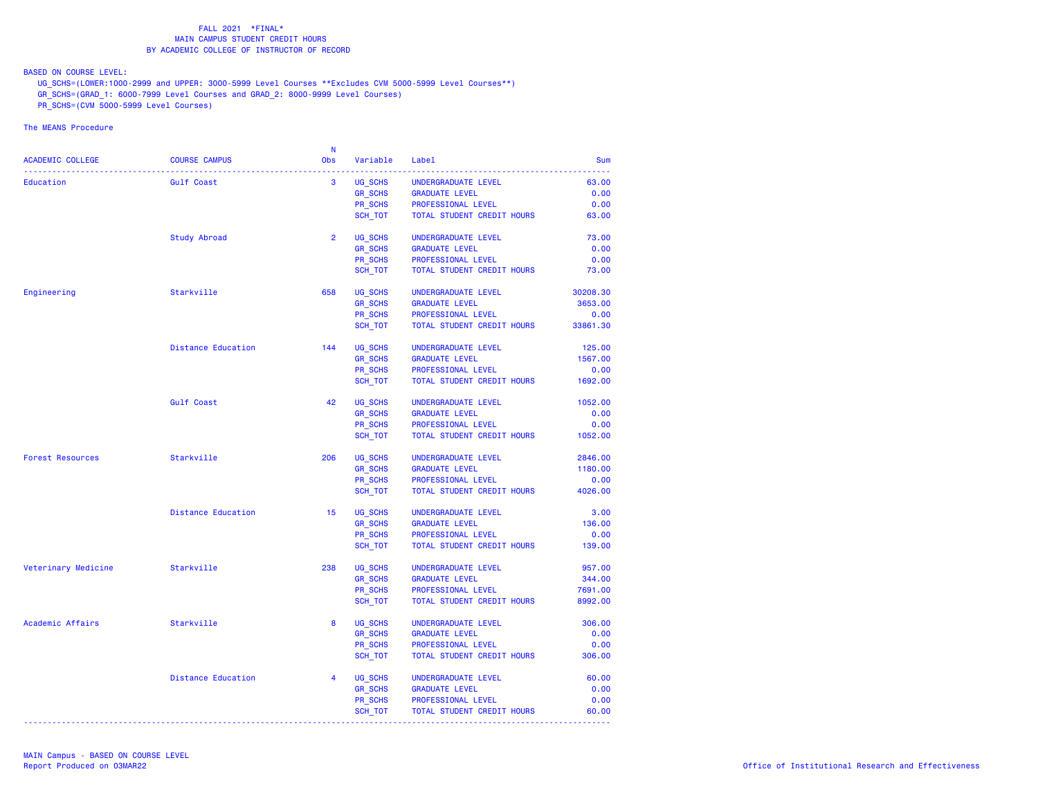FALL 2021 *FINAL*
MAIN CAMPUS STUDENT CREDIT HOURS
BY ACADEMIC COLLEGE OF INSTRUCTOR OF RECORD

BASED ON COURSE LEVEL:
UG_SCHS=(LOWER:1000-2999 and UPPER: 3000-5999 Level Courses **Excludes CVM 5000-5999 Level Courses**)
GR_SCHS=(GRAD_1: 6000-7999 Level Courses and GRAD_2: 8000-9999 Level Courses)
PR_SCHS=(CVM 5000-5999 Level Courses)

The MEANS Procedure

| ACADEMIC COLLEGE | COURSE CAMPUS | N Obs | Variable | Label | Sum |
|---|---|---|---|---|---|
| Education | Gulf Coast | 3 | UG_SCHS | UNDERGRADUATE LEVEL | 63.00 |
| | | | GR_SCHS | GRADUATE LEVEL | 0.00 |
| | | | PR_SCHS | PROFESSIONAL LEVEL | 0.00 |
| | | | SCH_TOT | TOTAL STUDENT CREDIT HOURS | 63.00 |
| | Study Abroad | 2 | UG_SCHS | UNDERGRADUATE LEVEL | 73.00 |
| | | | GR_SCHS | GRADUATE LEVEL | 0.00 |
| | | | PR_SCHS | PROFESSIONAL LEVEL | 0.00 |
| | | | SCH_TOT | TOTAL STUDENT CREDIT HOURS | 73.00 |
| Engineering | Starkville | 658 | UG_SCHS | UNDERGRADUATE LEVEL | 30208.30 |
| | | | GR_SCHS | GRADUATE LEVEL | 3653.00 |
| | | | PR_SCHS | PROFESSIONAL LEVEL | 0.00 |
| | | | SCH_TOT | TOTAL STUDENT CREDIT HOURS | 33861.30 |
| | Distance Education | 144 | UG_SCHS | UNDERGRADUATE LEVEL | 125.00 |
| | | | GR_SCHS | GRADUATE LEVEL | 1567.00 |
| | | | PR_SCHS | PROFESSIONAL LEVEL | 0.00 |
| | | | SCH_TOT | TOTAL STUDENT CREDIT HOURS | 1692.00 |
| | Gulf Coast | 42 | UG_SCHS | UNDERGRADUATE LEVEL | 1052.00 |
| | | | GR_SCHS | GRADUATE LEVEL | 0.00 |
| | | | PR_SCHS | PROFESSIONAL LEVEL | 0.00 |
| | | | SCH_TOT | TOTAL STUDENT CREDIT HOURS | 1052.00 |
| Forest Resources | Starkville | 206 | UG_SCHS | UNDERGRADUATE LEVEL | 2846.00 |
| | | | GR_SCHS | GRADUATE LEVEL | 1180.00 |
| | | | PR_SCHS | PROFESSIONAL LEVEL | 0.00 |
| | | | SCH_TOT | TOTAL STUDENT CREDIT HOURS | 4026.00 |
| | Distance Education | 15 | UG_SCHS | UNDERGRADUATE LEVEL | 3.00 |
| | | | GR_SCHS | GRADUATE LEVEL | 136.00 |
| | | | PR_SCHS | PROFESSIONAL LEVEL | 0.00 |
| | | | SCH_TOT | TOTAL STUDENT CREDIT HOURS | 139.00 |
| Veterinary Medicine | Starkville | 238 | UG_SCHS | UNDERGRADUATE LEVEL | 957.00 |
| | | | GR_SCHS | GRADUATE LEVEL | 344.00 |
| | | | PR_SCHS | PROFESSIONAL LEVEL | 7691.00 |
| | | | SCH_TOT | TOTAL STUDENT CREDIT HOURS | 8992.00 |
| Academic Affairs | Starkville | 8 | UG_SCHS | UNDERGRADUATE LEVEL | 306.00 |
| | | | GR_SCHS | GRADUATE LEVEL | 0.00 |
| | | | PR_SCHS | PROFESSIONAL LEVEL | 0.00 |
| | | | SCH_TOT | TOTAL STUDENT CREDIT HOURS | 306.00 |
| | Distance Education | 4 | UG_SCHS | UNDERGRADUATE LEVEL | 60.00 |
| | | | GR_SCHS | GRADUATE LEVEL | 0.00 |
| | | | PR_SCHS | PROFESSIONAL LEVEL | 0.00 |
| | | | SCH_TOT | TOTAL STUDENT CREDIT HOURS | 60.00 |

MAIN Campus - BASED ON COURSE LEVEL
Report Produced on 03MAR22

Office of Institutional Research and Effectiveness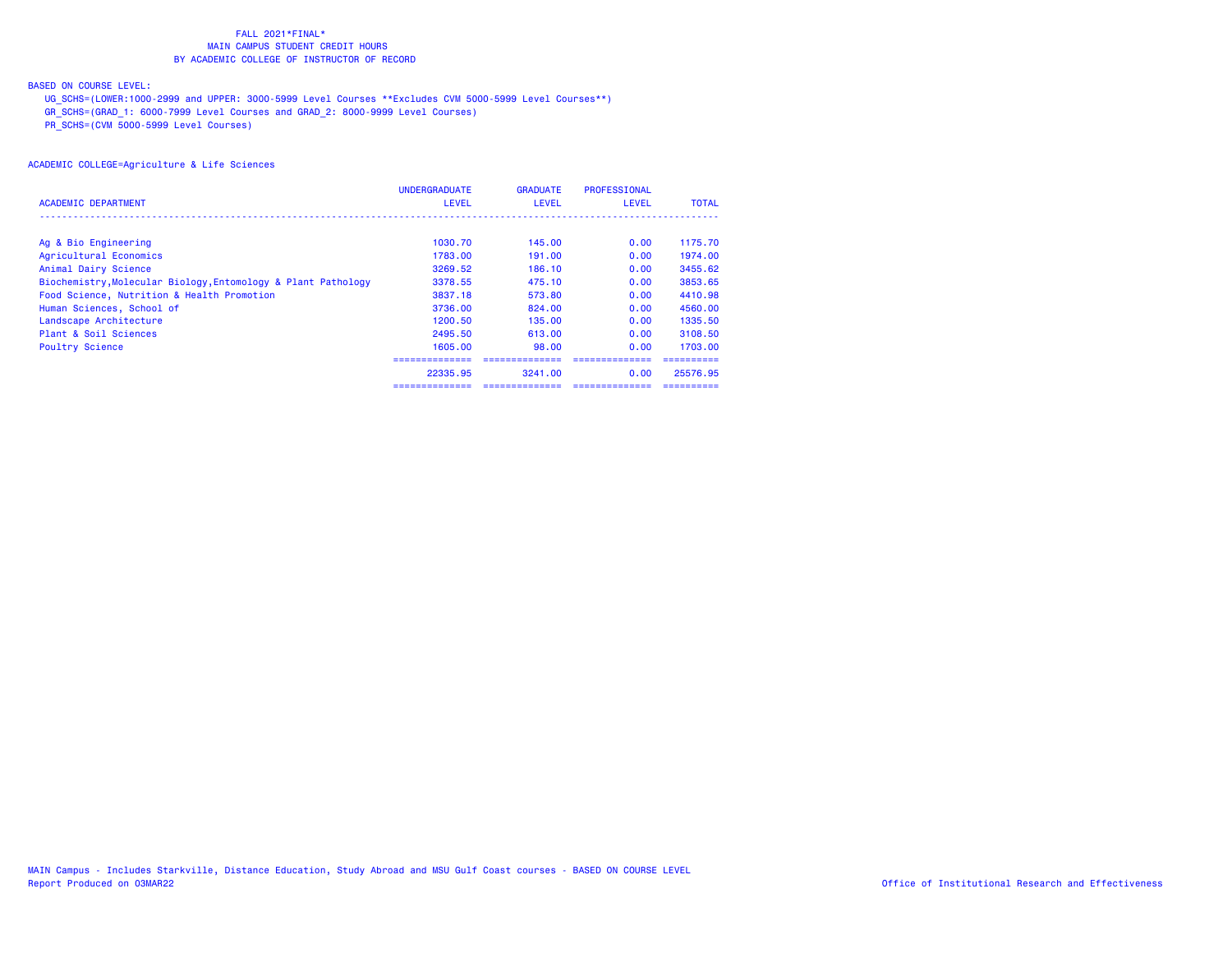FALL 2021*FINAL*
MAIN CAMPUS STUDENT CREDIT HOURS
BY ACADEMIC COLLEGE OF INSTRUCTOR OF RECORD

BASED ON COURSE LEVEL:

UG_SCHS=(LOWER:1000-2999 and UPPER: 3000-5999 Level Courses **Excludes CVM 5000-5999 Level Courses**)
GR_SCHS=(GRAD_1: 6000-7999 Level Courses and GRAD_2: 8000-9999 Level Courses)
PR_SCHS=(CVM 5000-5999 Level Courses)

ACADEMIC COLLEGE=Agriculture & Life Sciences

| ACADEMIC DEPARTMENT | UNDERGRADUATE LEVEL | GRADUATE LEVEL | PROFESSIONAL LEVEL | TOTAL |
|---|---|---|---|---|
| Ag & Bio Engineering | 1030.70 | 145.00 | 0.00 | 1175.70 |
| Agricultural Economics | 1783.00 | 191.00 | 0.00 | 1974.00 |
| Animal Dairy Science | 3269.52 | 186.10 | 0.00 | 3455.62 |
| Biochemistry,Molecular Biology,Entomology & Plant Pathology | 3378.55 | 475.10 | 0.00 | 3853.65 |
| Food Science, Nutrition & Health Promotion | 3837.18 | 573.80 | 0.00 | 4410.98 |
| Human Sciences, School of | 3736.00 | 824.00 | 0.00 | 4560.00 |
| Landscape Architecture | 1200.50 | 135.00 | 0.00 | 1335.50 |
| Plant & Soil Sciences | 2495.50 | 613.00 | 0.00 | 3108.50 |
| Poultry Science | 1605.00 | 98.00 | 0.00 | 1703.00 |
| | 22335.95 | 3241.00 | 0.00 | 25576.95 |

MAIN Campus - Includes Starkville, Distance Education, Study Abroad and MSU Gulf Coast courses - BASED ON COURSE LEVEL
Report Produced on 03MAR22

Office of Institutional Research and Effectiveness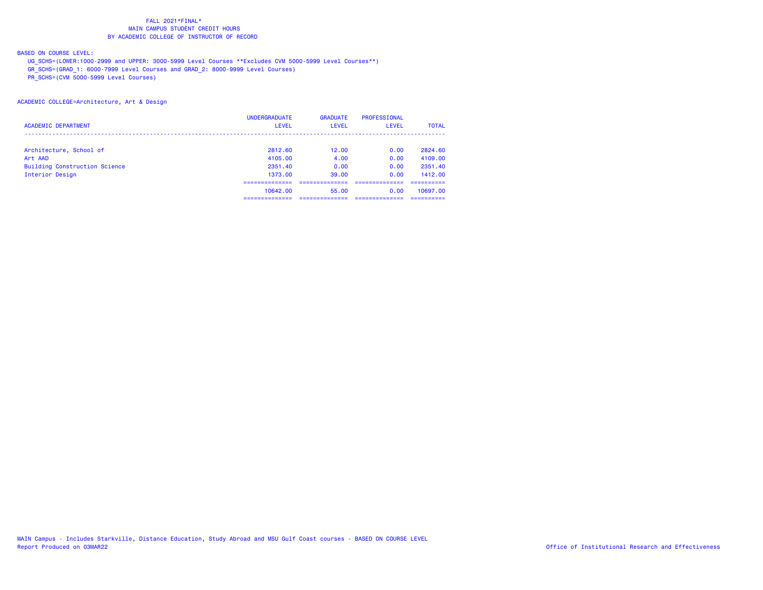FALL 2021*FINAL*
MAIN CAMPUS STUDENT CREDIT HOURS
BY ACADEMIC COLLEGE OF INSTRUCTOR OF RECORD

BASED ON COURSE LEVEL:
UG_SCHS=(LOWER:1000-2999 and UPPER: 3000-5999 Level Courses **Excludes CVM 5000-5999 Level Courses**)
GR_SCHS=(GRAD_1: 6000-7999 Level Courses and GRAD_2: 8000-9999 Level Courses)
PR_SCHS=(CVM 5000-5999 Level Courses)

ACADEMIC COLLEGE=Architecture, Art & Design

| ACADEMIC DEPARTMENT | UNDERGRADUATE LEVEL | GRADUATE LEVEL | PROFESSIONAL LEVEL | TOTAL |
|---|---|---|---|---|
| Architecture, School of | 2812.60 | 12.00 | 0.00 | 2824.60 |
| Art AAD | 4105.00 | 4.00 | 0.00 | 4109.00 |
| Building Construction Science | 2351.40 | 0.00 | 0.00 | 2351.40 |
| Interior Design | 1373.00 | 39.00 | 0.00 | 1412.00 |
| | 10642.00 | 55.00 | 0.00 | 10697.00 |

MAIN Campus - Includes Starkville, Distance Education, Study Abroad and MSU Gulf Coast courses - BASED ON COURSE LEVEL
Report Produced on 03MAR22

Office of Institutional Research and Effectiveness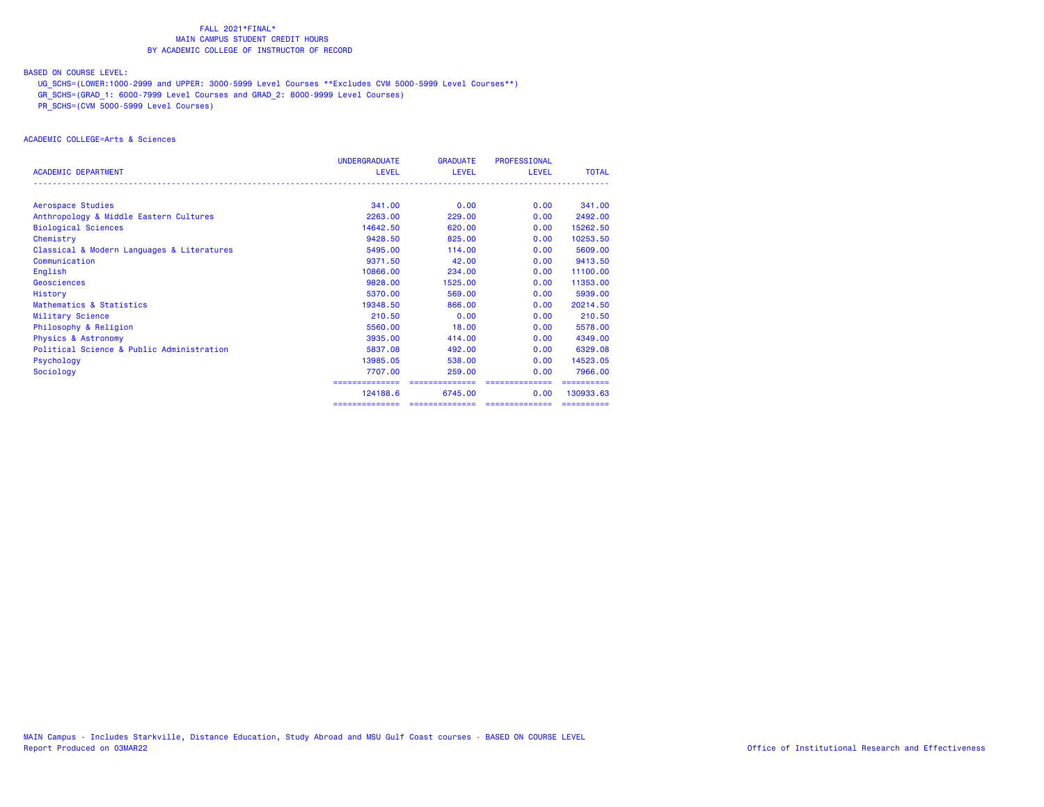FALL 2021*FINAL*
MAIN CAMPUS STUDENT CREDIT HOURS
BY ACADEMIC COLLEGE OF INSTRUCTOR OF RECORD

BASED ON COURSE LEVEL:
UG_SCHS=(LOWER:1000-2999 and UPPER: 3000-5999 Level Courses **Excludes CVM 5000-5999 Level Courses**)
GR_SCHS=(GRAD_1: 6000-7999 Level Courses and GRAD_2: 8000-9999 Level Courses)
PR_SCHS=(CVM 5000-5999 Level Courses)

ACADEMIC COLLEGE=Arts & Sciences

| ACADEMIC DEPARTMENT | UNDERGRADUATE LEVEL | GRADUATE LEVEL | PROFESSIONAL LEVEL | TOTAL |
|---|---|---|---|---|
| Aerospace Studies | 341.00 | 0.00 | 0.00 | 341.00 |
| Anthropology & Middle Eastern Cultures | 2263.00 | 229.00 | 0.00 | 2492.00 |
| Biological Sciences | 14642.50 | 620.00 | 0.00 | 15262.50 |
| Chemistry | 9428.50 | 825.00 | 0.00 | 10253.50 |
| Classical & Modern Languages & Literatures | 5495.00 | 114.00 | 0.00 | 5609.00 |
| Communication | 9371.50 | 42.00 | 0.00 | 9413.50 |
| English | 10866.00 | 234.00 | 0.00 | 11100.00 |
| Geosciences | 9828.00 | 1525.00 | 0.00 | 11353.00 |
| History | 5370.00 | 569.00 | 0.00 | 5939.00 |
| Mathematics & Statistics | 19348.50 | 866.00 | 0.00 | 20214.50 |
| Military Science | 210.50 | 0.00 | 0.00 | 210.50 |
| Philosophy & Religion | 5560.00 | 18.00 | 0.00 | 5578.00 |
| Physics & Astronomy | 3935.00 | 414.00 | 0.00 | 4349.00 |
| Political Science & Public Administration | 5837.08 | 492.00 | 0.00 | 6329.08 |
| Psychology | 13985.05 | 538.00 | 0.00 | 14523.05 |
| Sociology | 7707.00 | 259.00 | 0.00 | 7966.00 |
| | 124188.6 | 6745.00 | 0.00 | 130933.63 |

MAIN Campus - Includes Starkville, Distance Education, Study Abroad and MSU Gulf Coast courses - BASED ON COURSE LEVEL
Report Produced on 03MAR22

Office of Institutional Research and Effectiveness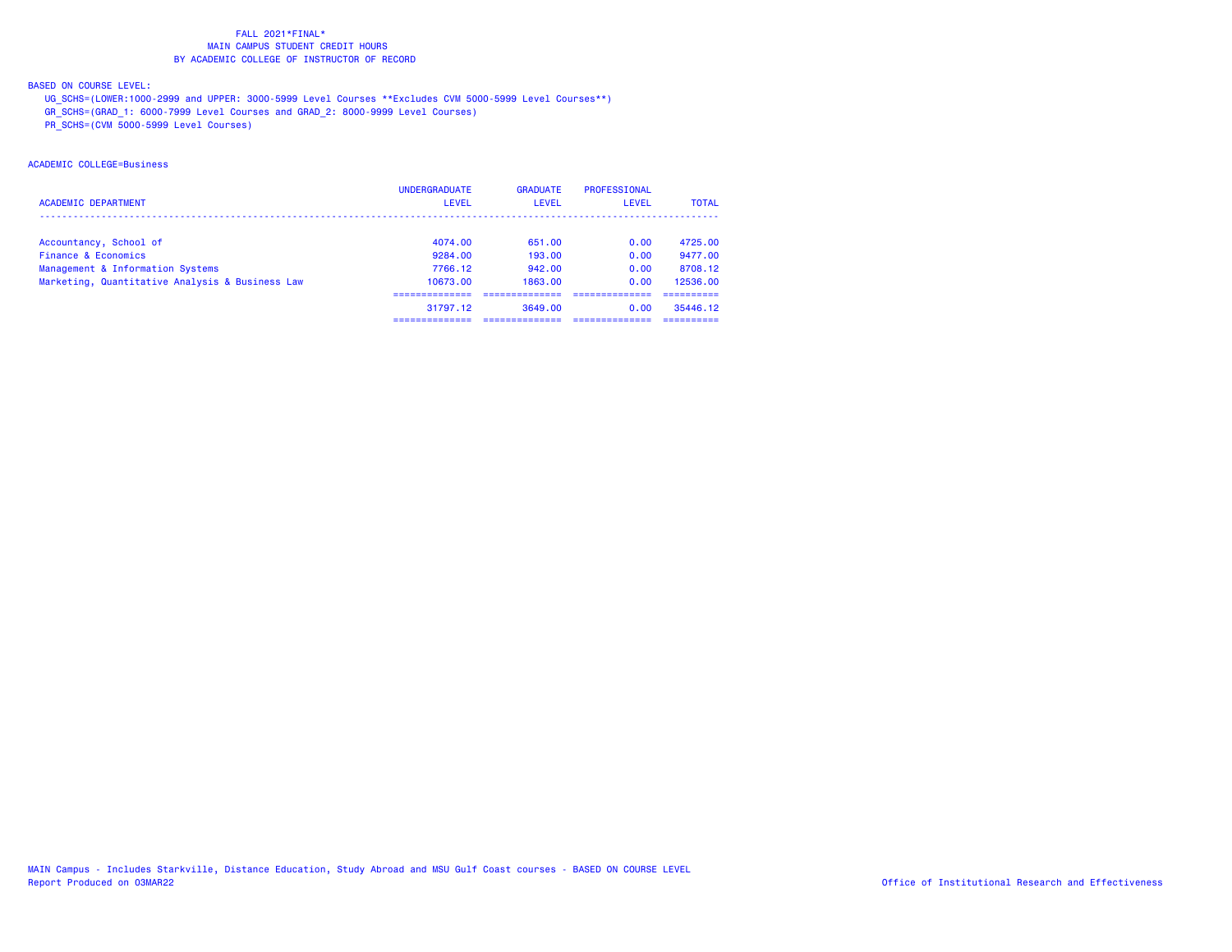FALL 2021*FINAL*
MAIN CAMPUS STUDENT CREDIT HOURS
BY ACADEMIC COLLEGE OF INSTRUCTOR OF RECORD

BASED ON COURSE LEVEL:
UG_SCHS=(LOWER:1000-2999 and UPPER: 3000-5999 Level Courses **Excludes CVM 5000-5999 Level Courses**)
GR_SCHS=(GRAD_1: 6000-7999 Level Courses and GRAD_2: 8000-9999 Level Courses)
PR_SCHS=(CVM 5000-5999 Level Courses)

ACADEMIC COLLEGE=Business

| ACADEMIC DEPARTMENT | UNDERGRADUATE LEVEL | GRADUATE LEVEL | PROFESSIONAL LEVEL | TOTAL |
|---|---|---|---|---|
| Accountancy, School of | 4074.00 | 651.00 | 0.00 | 4725.00 |
| Finance & Economics | 9284.00 | 193.00 | 0.00 | 9477.00 |
| Management & Information Systems | 7766.12 | 942.00 | 0.00 | 8708.12 |
| Marketing, Quantitative Analysis & Business Law | 10673.00 | 1863.00 | 0.00 | 12536.00 |
| | 31797.12 | 3649.00 | 0.00 | 35446.12 |

MAIN Campus - Includes Starkville, Distance Education, Study Abroad and MSU Gulf Coast courses - BASED ON COURSE LEVEL
Report Produced on 03MAR22

Office of Institutional Research and Effectiveness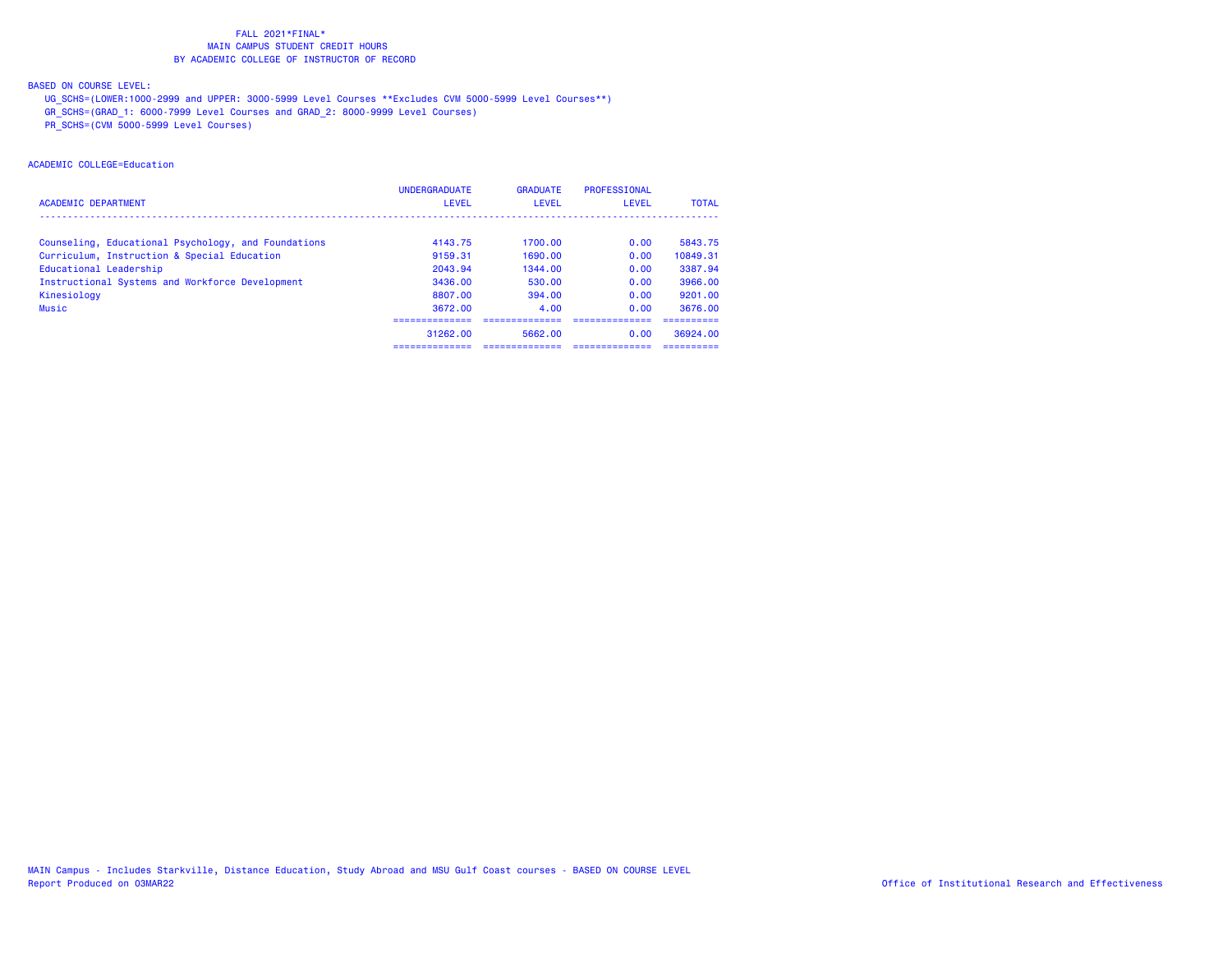FALL 2021*FINAL*
MAIN CAMPUS STUDENT CREDIT HOURS
BY ACADEMIC COLLEGE OF INSTRUCTOR OF RECORD

BASED ON COURSE LEVEL:
UG_SCHS=(LOWER:1000-2999 and UPPER: 3000-5999 Level Courses **Excludes CVM 5000-5999 Level Courses**)
GR_SCHS=(GRAD_1: 6000-7999 Level Courses and GRAD_2: 8000-9999 Level Courses)
PR_SCHS=(CVM 5000-5999 Level Courses)

ACADEMIC COLLEGE=Education

| ACADEMIC DEPARTMENT | UNDERGRADUATE LEVEL | GRADUATE LEVEL | PROFESSIONAL LEVEL | TOTAL |
|---|---|---|---|---|
| Counseling, Educational Psychology, and Foundations | 4143.75 | 1700.00 | 0.00 | 5843.75 |
| Curriculum, Instruction & Special Education | 9159.31 | 1690.00 | 0.00 | 10849.31 |
| Educational Leadership | 2043.94 | 1344.00 | 0.00 | 3387.94 |
| Instructional Systems and Workforce Development | 3436.00 | 530.00 | 0.00 | 3966.00 |
| Kinesiology | 8807.00 | 394.00 | 0.00 | 9201.00 |
| Music | 3672.00 | 4.00 | 0.00 | 3676.00 |
| | 31262.00 | 5662.00 | 0.00 | 36924.00 |

MAIN Campus - Includes Starkville, Distance Education, Study Abroad and MSU Gulf Coast courses - BASED ON COURSE LEVEL
Report Produced on 03MAR22
Office of Institutional Research and Effectiveness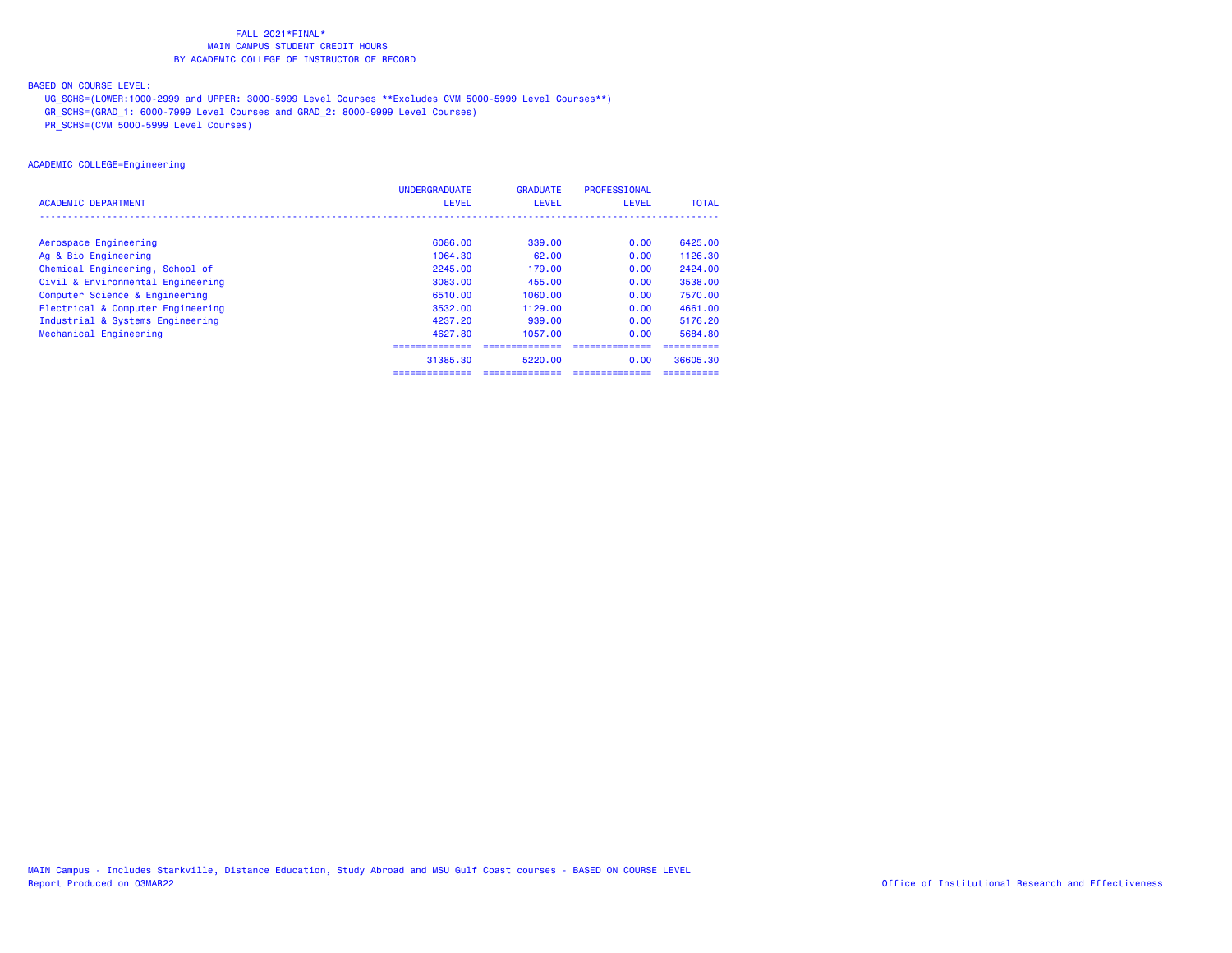FALL 2021*FINAL*
MAIN CAMPUS STUDENT CREDIT HOURS
BY ACADEMIC COLLEGE OF INSTRUCTOR OF RECORD

BASED ON COURSE LEVEL:
UG_SCHS=(LOWER:1000-2999 and UPPER: 3000-5999 Level Courses **Excludes CVM 5000-5999 Level Courses**)
GR_SCHS=(GRAD_1: 6000-7999 Level Courses and GRAD_2: 8000-9999 Level Courses)
PR_SCHS=(CVM 5000-5999 Level Courses)

ACADEMIC COLLEGE=Engineering

| ACADEMIC DEPARTMENT | UNDERGRADUATE LEVEL | GRADUATE LEVEL | PROFESSIONAL LEVEL | TOTAL |
|---|---|---|---|---|
| Aerospace Engineering | 6086.00 | 339.00 | 0.00 | 6425.00 |
| Ag & Bio Engineering | 1064.30 | 62.00 | 0.00 | 1126.30 |
| Chemical Engineering, School of | 2245.00 | 179.00 | 0.00 | 2424.00 |
| Civil & Environmental Engineering | 3083.00 | 455.00 | 0.00 | 3538.00 |
| Computer Science & Engineering | 6510.00 | 1060.00 | 0.00 | 7570.00 |
| Electrical & Computer Engineering | 3532.00 | 1129.00 | 0.00 | 4661.00 |
| Industrial & Systems Engineering | 4237.20 | 939.00 | 0.00 | 5176.20 |
| Mechanical Engineering | 4627.80 | 1057.00 | 0.00 | 5684.80 |
| | 31385.30 | 5220.00 | 0.00 | 36605.30 |

MAIN Campus - Includes Starkville, Distance Education, Study Abroad and MSU Gulf Coast courses - BASED ON COURSE LEVEL
Report Produced on 03MAR22

Office of Institutional Research and Effectiveness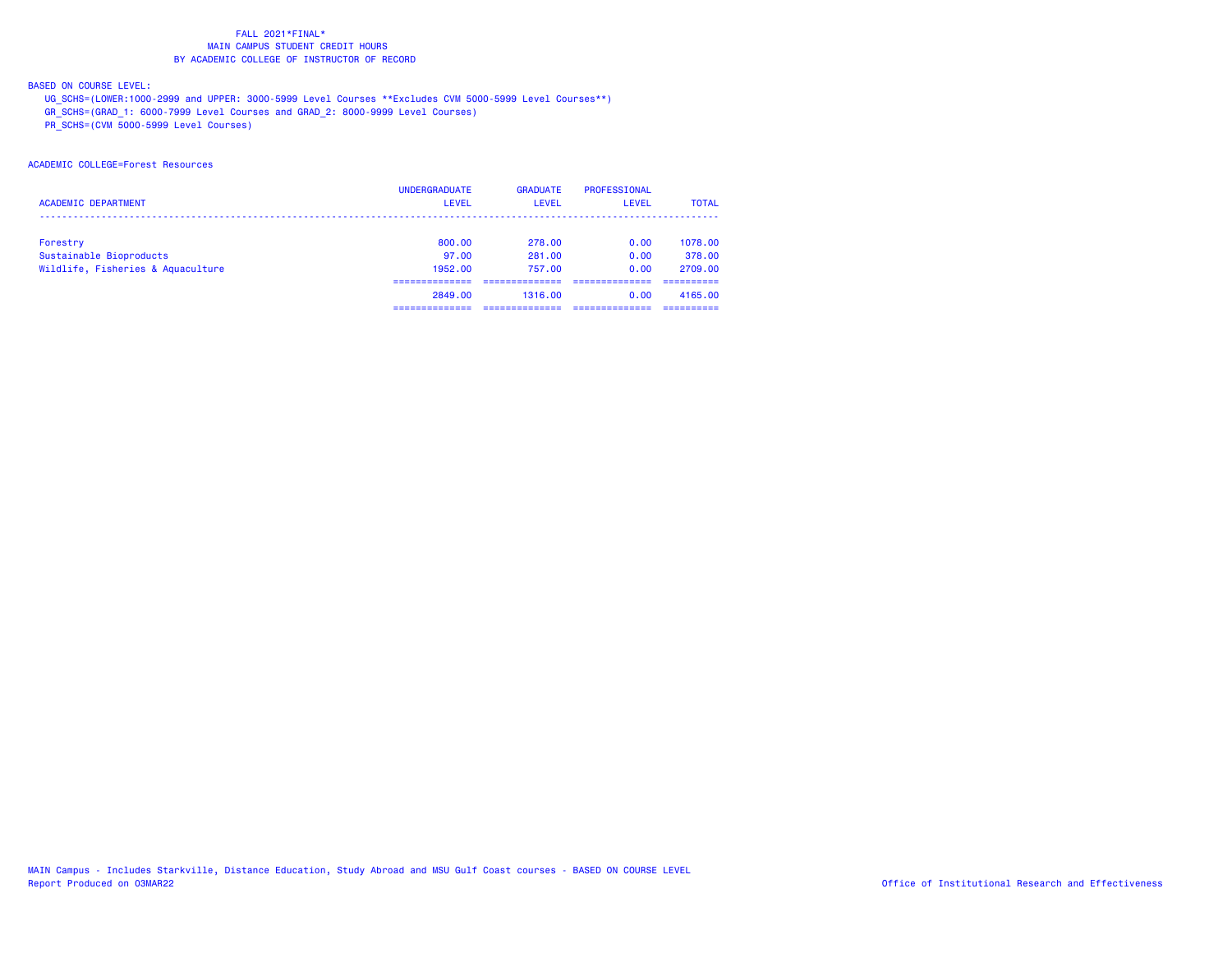FALL 2021*FINAL*
MAIN CAMPUS STUDENT CREDIT HOURS
BY ACADEMIC COLLEGE OF INSTRUCTOR OF RECORD

BASED ON COURSE LEVEL:
UG_SCHS=(LOWER:1000-2999 and UPPER: 3000-5999 Level Courses **Excludes CVM 5000-5999 Level Courses**)
GR_SCHS=(GRAD_1: 6000-7999 Level Courses and GRAD_2: 8000-9999 Level Courses)
PR_SCHS=(CVM 5000-5999 Level Courses)

ACADEMIC COLLEGE=Forest Resources

| ACADEMIC DEPARTMENT | UNDERGRADUATE LEVEL | GRADUATE LEVEL | PROFESSIONAL LEVEL | TOTAL |
|---|---|---|---|---|
| Forestry | 800.00 | 278.00 | 0.00 | 1078.00 |
| Sustainable Bioproducts | 97.00 | 281.00 | 0.00 | 378.00 |
| Wildlife, Fisheries & Aquaculture | 1952.00 | 757.00 | 0.00 | 2709.00 |
| | 2849.00 | 1316.00 | 0.00 | 4165.00 |

MAIN Campus - Includes Starkville, Distance Education, Study Abroad and MSU Gulf Coast courses - BASED ON COURSE LEVEL
Report Produced on 03MAR22
Office of Institutional Research and Effectiveness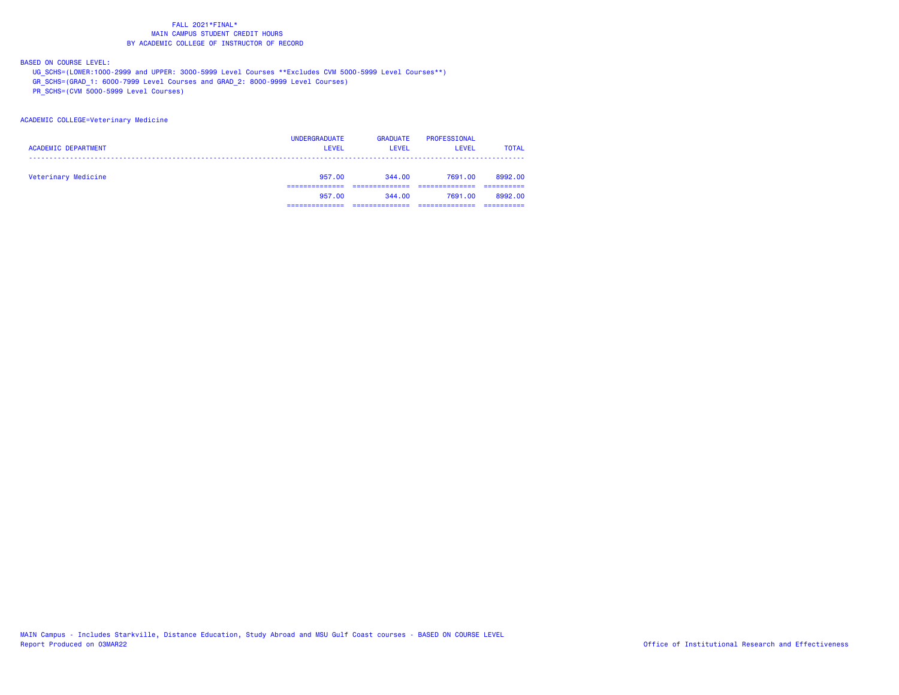FALL 2021*FINAL*
MAIN CAMPUS STUDENT CREDIT HOURS
BY ACADEMIC COLLEGE OF INSTRUCTOR OF RECORD

BASED ON COURSE LEVEL:
UG_SCHS=(LOWER:1000-2999 and UPPER: 3000-5999 Level Courses **Excludes CVM 5000-5999 Level Courses**)
GR_SCHS=(GRAD_1: 6000-7999 Level Courses and GRAD_2: 8000-9999 Level Courses)
PR_SCHS=(CVM 5000-5999 Level Courses)

ACADEMIC COLLEGE=Veterinary Medicine

| ACADEMIC DEPARTMENT | UNDERGRADUATE LEVEL | GRADUATE LEVEL | PROFESSIONAL LEVEL | TOTAL |
|---|---|---|---|---|
| Veterinary Medicine | 957.00 | 344.00 | 7691.00 | 8992.00 |
| | 957.00 | 344.00 | 7691.00 | 8992.00 |

MAIN Campus - Includes Starkville, Distance Education, Study Abroad and MSU Gulf Coast courses - BASED ON COURSE LEVEL
Report Produced on 03MAR22
Office of Institutional Research and Effectiveness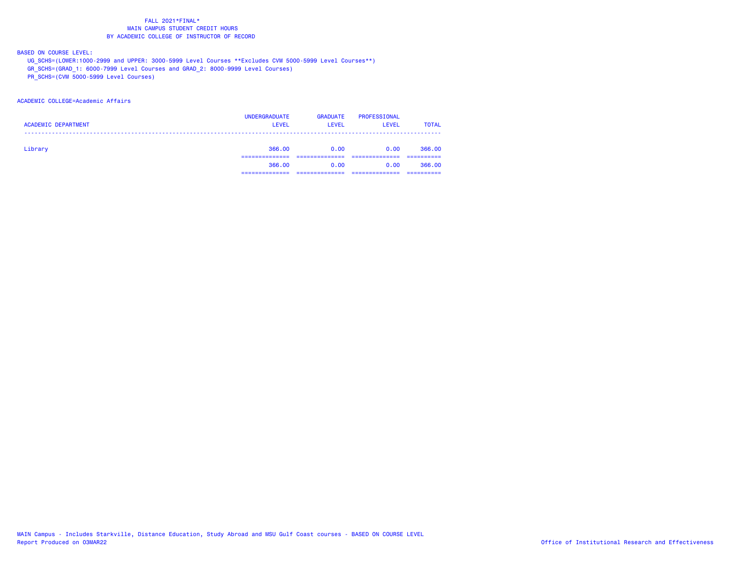FALL 2021*FINAL*
MAIN CAMPUS STUDENT CREDIT HOURS
BY ACADEMIC COLLEGE OF INSTRUCTOR OF RECORD

BASED ON COURSE LEVEL:
UG_SCHS=(LOWER:1000-2999 and UPPER: 3000-5999 Level Courses **Excludes CVM 5000-5999 Level Courses**)
GR_SCHS=(GRAD_1: 6000-7999 Level Courses and GRAD_2: 8000-9999 Level Courses)
PR_SCHS=(CVM 5000-5999 Level Courses)

ACADEMIC COLLEGE=Academic Affairs

| ACADEMIC DEPARTMENT | UNDERGRADUATE LEVEL | GRADUATE LEVEL | PROFESSIONAL LEVEL | TOTAL |
|---|---|---|---|---|
| Library | 366.00 | 0.00 | 0.00 | 366.00 |
| | 366.00 | 0.00 | 0.00 | 366.00 |

MAIN Campus - Includes Starkville, Distance Education, Study Abroad and MSU Gulf Coast courses - BASED ON COURSE LEVEL
Report Produced on 03MAR22

Office of Institutional Research and Effectiveness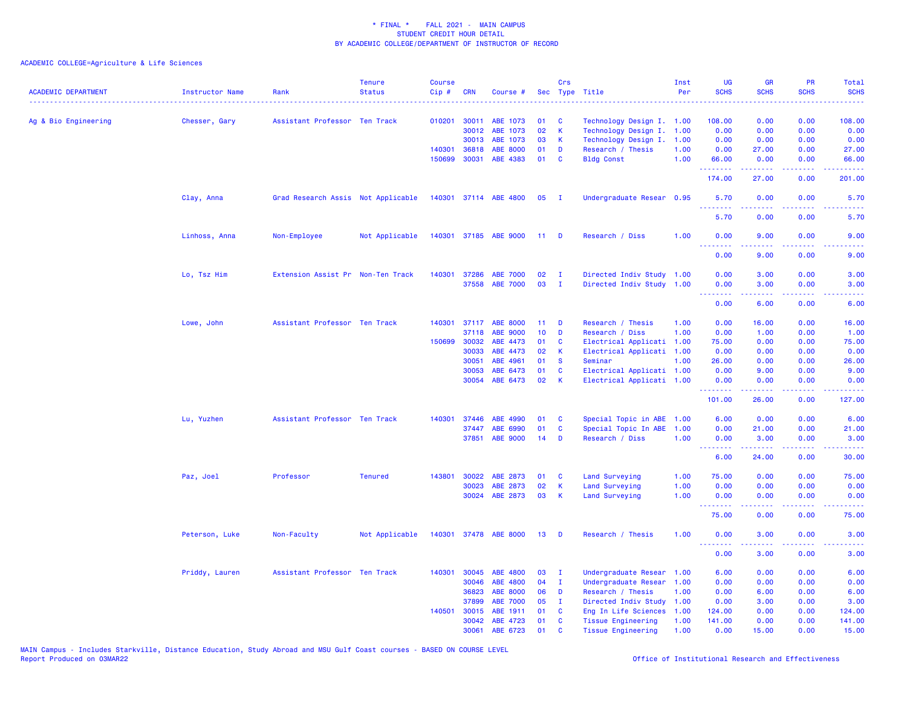\* FINAL \* FALL 2021 - MAIN CAMPUS
STUDENT CREDIT HOUR DETAIL
BY ACADEMIC COLLEGE/DEPARTMENT OF INSTRUCTOR OF RECORD

ACADEMIC COLLEGE=Agriculture & Life Sciences

| ACADEMIC DEPARTMENT | Instructor Name | Rank | Tenure Status | Course Cip # | CRN | Course # | Sec | Crs Type | Title | Inst Per | UG SCHS | GR SCHS | PR SCHS | Total SCHS |
|---|---|---|---|---|---|---|---|---|---|---|---|---|---|---|
| Ag & Bio Engineering | Chesser, Gary | Assistant Professor | Ten Track | 010201 | 30011 | ABE 1073 | 01 | C | Technology Design I. | 1.00 | 108.00 | 0.00 | 0.00 | 108.00 |
| | | | | | 30012 | ABE 1073 | 02 | K | Technology Design I. | 1.00 | 0.00 | 0.00 | 0.00 | 0.00 |
| | | | | | 30013 | ABE 1073 | 03 | K | Technology Design I. | 1.00 | 0.00 | 0.00 | 0.00 | 0.00 |
| | | | | 140301 | 36818 | ABE 8000 | 01 | D | Research / Thesis | 1.00 | 0.00 | 27.00 | 0.00 | 27.00 |
| | | | | 150699 | 30031 | ABE 4383 | 01 | C | Bldg Const | 1.00 | 66.00 | 0.00 | 0.00 | 66.00 |
| | | | | | | | | | | | 174.00 | 27.00 | 0.00 | 201.00 |
| | Clay, Anna | Grad Research Assis | Not Applicable | 140301 | 37114 | ABE 4800 | 05 | I | Undergraduate Resear | 0.95 | 5.70 | 0.00 | 0.00 | 5.70 |
| | | | | | | | | | | | 5.70 | 0.00 | 0.00 | 5.70 |
| | Linhoss, Anna | Non-Employee | Not Applicable | 140301 | 37185 | ABE 9000 | 11 | D | Research / Diss | 1.00 | 0.00 | 9.00 | 0.00 | 9.00 |
| | | | | | | | | | | | 0.00 | 9.00 | 0.00 | 9.00 |
| | Lo, Tsz Him | Extension Assist Pr | Non-Ten Track | 140301 | 37286 | ABE 7000 | 02 | I | Directed Indiv Study | 1.00 | 0.00 | 3.00 | 0.00 | 3.00 |
| | | | | | 37558 | ABE 7000 | 03 | I | Directed Indiv Study | 1.00 | 0.00 | 3.00 | 0.00 | 3.00 |
| | | | | | | | | | | | 0.00 | 6.00 | 0.00 | 6.00 |
| | Lowe, John | Assistant Professor | Ten Track | 140301 | 37117 | ABE 8000 | 11 | D | Research / Thesis | 1.00 | 0.00 | 16.00 | 0.00 | 16.00 |
| | | | | | 37118 | ABE 9000 | 10 | D | Research / Diss | 1.00 | 0.00 | 1.00 | 0.00 | 1.00 |
| | | | | 150699 | 30032 | ABE 4473 | 01 | C | Electrical Applicati | 1.00 | 75.00 | 0.00 | 0.00 | 75.00 |
| | | | | | 30033 | ABE 4473 | 02 | K | Electrical Applicati | 1.00 | 0.00 | 0.00 | 0.00 | 0.00 |
| | | | | | 30051 | ABE 4961 | 01 | S | Seminar | 1.00 | 26.00 | 0.00 | 0.00 | 26.00 |
| | | | | | 30053 | ABE 6473 | 01 | C | Electrical Applicati | 1.00 | 0.00 | 9.00 | 0.00 | 9.00 |
| | | | | | 30054 | ABE 6473 | 02 | K | Electrical Applicati | 1.00 | 0.00 | 0.00 | 0.00 | 0.00 |
| | | | | | | | | | | | 101.00 | 26.00 | 0.00 | 127.00 |
| | Lu, Yuzhen | Assistant Professor | Ten Track | 140301 | 37446 | ABE 4990 | 01 | C | Special Topic in ABE | 1.00 | 6.00 | 0.00 | 0.00 | 6.00 |
| | | | | | 37447 | ABE 6990 | 01 | C | Special Topic In ABE | 1.00 | 0.00 | 21.00 | 0.00 | 21.00 |
| | | | | | 37851 | ABE 9000 | 14 | D | Research / Diss | 1.00 | 0.00 | 3.00 | 0.00 | 3.00 |
| | | | | | | | | | | | 6.00 | 24.00 | 0.00 | 30.00 |
| | Paz, Joel | Professor | Tenured | 143801 | 30022 | ABE 2873 | 01 | C | Land Surveying | 1.00 | 75.00 | 0.00 | 0.00 | 75.00 |
| | | | | | 30023 | ABE 2873 | 02 | K | Land Surveying | 1.00 | 0.00 | 0.00 | 0.00 | 0.00 |
| | | | | | 30024 | ABE 2873 | 03 | K | Land Surveying | 1.00 | 0.00 | 0.00 | 0.00 | 0.00 |
| | | | | | | | | | | | 75.00 | 0.00 | 0.00 | 75.00 |
| | Peterson, Luke | Non-Faculty | Not Applicable | 140301 | 37478 | ABE 8000 | 13 | D | Research / Thesis | 1.00 | 0.00 | 3.00 | 0.00 | 3.00 |
| | | | | | | | | | | | 0.00 | 3.00 | 0.00 | 3.00 |
| | Priddy, Lauren | Assistant Professor | Ten Track | 140301 | 30045 | ABE 4800 | 03 | I | Undergraduate Resear | 1.00 | 6.00 | 0.00 | 0.00 | 6.00 |
| | | | | | 30046 | ABE 4800 | 04 | I | Undergraduate Resear | 1.00 | 0.00 | 0.00 | 0.00 | 0.00 |
| | | | | | 36823 | ABE 8000 | 06 | D | Research / Thesis | 1.00 | 0.00 | 6.00 | 0.00 | 6.00 |
| | | | | | 37899 | ABE 7000 | 05 | I | Directed Indiv Study | 1.00 | 0.00 | 3.00 | 0.00 | 3.00 |
| | | | | 140501 | 30015 | ABE 1911 | 01 | C | Eng In Life Sciences | 1.00 | 124.00 | 0.00 | 0.00 | 124.00 |
| | | | | | 30042 | ABE 4723 | 01 | C | Tissue Engineering | 1.00 | 141.00 | 0.00 | 0.00 | 141.00 |
| | | | | | 30061 | ABE 6723 | 01 | C | Tissue Engineering | 1.00 | 0.00 | 15.00 | 0.00 | 15.00 |

MAIN Campus - Includes Starkville, Distance Education, Study Abroad and MSU Gulf Coast courses - BASED ON COURSE LEVEL
Report Produced on 03MAR22

Office of Institutional Research and Effectiveness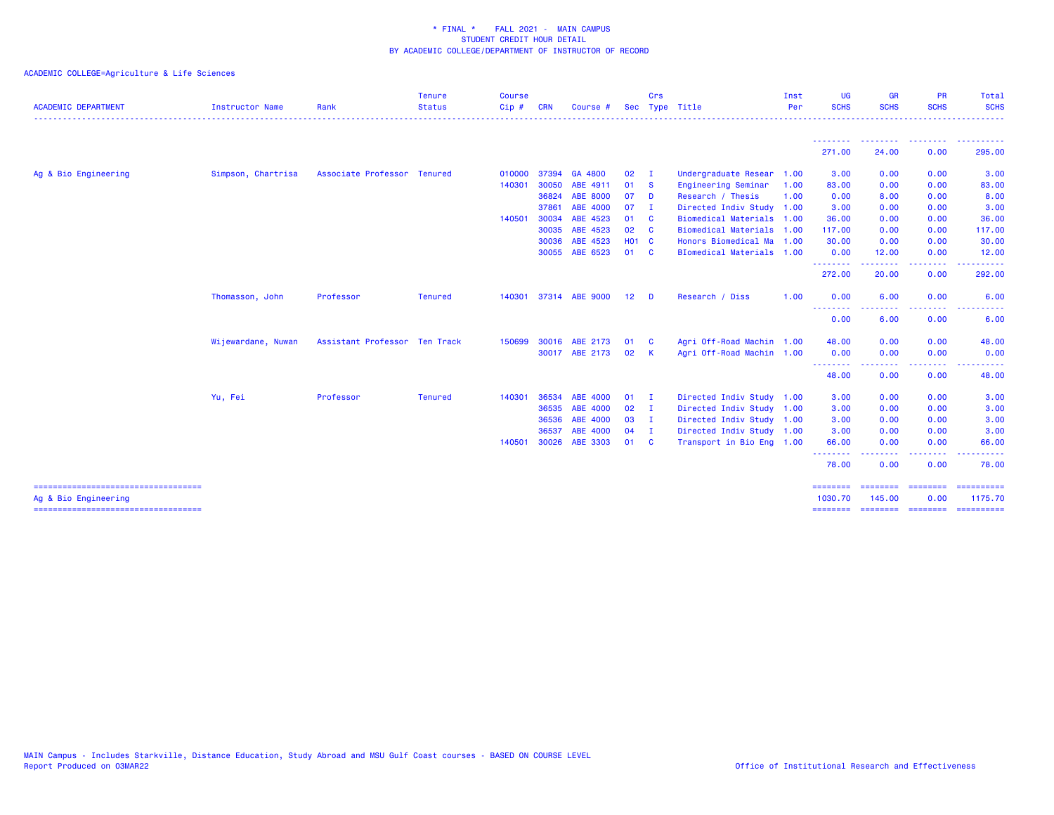* FINAL * FALL 2021 - MAIN CAMPUS
STUDENT CREDIT HOUR DETAIL
BY ACADEMIC COLLEGE/DEPARTMENT OF INSTRUCTOR OF RECORD

ACADEMIC COLLEGE=Agriculture & Life Sciences

| ACADEMIC DEPARTMENT | Instructor Name | Rank | Tenure Status | Course Cip # | CRN | Course # | Sec | Crs Type | Title | Inst Per | UG SCHS | GR SCHS | PR SCHS | Total SCHS |
|---|---|---|---|---|---|---|---|---|---|---|---|---|---|---|
| | | | | | | | | | | | 271.00 | 24.00 | 0.00 | 295.00 |
| Ag & Bio Engineering | Simpson, Chartrisa | Associate Professor | Tenured | 010000 | 37394 | GA 4800 | 02 | I | Undergraduate Resear | 1.00 | 3.00 | 0.00 | 0.00 | 3.00 |
| | | | | 140301 | 30050 | ABE 4911 | 01 | S | Engineering Seminar | 1.00 | 83.00 | 0.00 | 0.00 | 83.00 |
| | | | | | 36824 | ABE 8000 | 07 | D | Research / Thesis | 1.00 | 0.00 | 8.00 | 0.00 | 8.00 |
| | | | | | 37861 | ABE 4000 | 07 | I | Directed Indiv Study | 1.00 | 3.00 | 0.00 | 0.00 | 3.00 |
| | | | | 140501 | 30034 | ABE 4523 | 01 | C | Biomedical Materials | 1.00 | 36.00 | 0.00 | 0.00 | 36.00 |
| | | | | | 30035 | ABE 4523 | 02 | C | Biomedical Materials | 1.00 | 117.00 | 0.00 | 0.00 | 117.00 |
| | | | | | 30036 | ABE 4523 | H01 | C | Honors Biomedical Ma | 1.00 | 30.00 | 0.00 | 0.00 | 30.00 |
| | | | | | 30055 | ABE 6523 | 01 | C | BIomedical Materials | 1.00 | 0.00 | 12.00 | 0.00 | 12.00 |
| | | | | | | | | | | | 272.00 | 20.00 | 0.00 | 292.00 |
| | Thomasson, John | Professor | Tenured | 140301 | 37314 | ABE 9000 | 12 | D | Research / Diss | 1.00 | 0.00 | 6.00 | 0.00 | 6.00 |
| | | | | | | | | | | | 0.00 | 6.00 | 0.00 | 6.00 |
| | Wijewardane, Nuwan | Assistant Professor | Ten Track | 150699 | 30016 | ABE 2173 | 01 | C | Agri Off-Road Machin | 1.00 | 48.00 | 0.00 | 0.00 | 48.00 |
| | | | | | 30017 | ABE 2173 | 02 | K | Agri Off-Road Machin | 1.00 | 0.00 | 0.00 | 0.00 | 0.00 |
| | | | | | | | | | | | 48.00 | 0.00 | 0.00 | 48.00 |
| | Yu, Fei | Professor | Tenured | 140301 | 36534 | ABE 4000 | 01 | I | Directed Indiv Study | 1.00 | 3.00 | 0.00 | 0.00 | 3.00 |
| | | | | | 36535 | ABE 4000 | 02 | I | Directed Indiv Study | 1.00 | 3.00 | 0.00 | 0.00 | 3.00 |
| | | | | | 36536 | ABE 4000 | 03 | I | Directed Indiv Study | 1.00 | 3.00 | 0.00 | 0.00 | 3.00 |
| | | | | | 36537 | ABE 4000 | 04 | I | Directed Indiv Study | 1.00 | 3.00 | 0.00 | 0.00 | 3.00 |
| | | | | 140501 | 30026 | ABE 3303 | 01 | C | Transport in Bio Eng | 1.00 | 66.00 | 0.00 | 0.00 | 66.00 |
| | | | | | | | | | | | 78.00 | 0.00 | 0.00 | 78.00 |
| Ag & Bio Engineering | | | | | | | | | | | 1030.70 | 145.00 | 0.00 | 1175.70 |

MAIN Campus - Includes Starkville, Distance Education, Study Abroad and MSU Gulf Coast courses - BASED ON COURSE LEVEL
Report Produced on 03MAR22

Office of Institutional Research and Effectiveness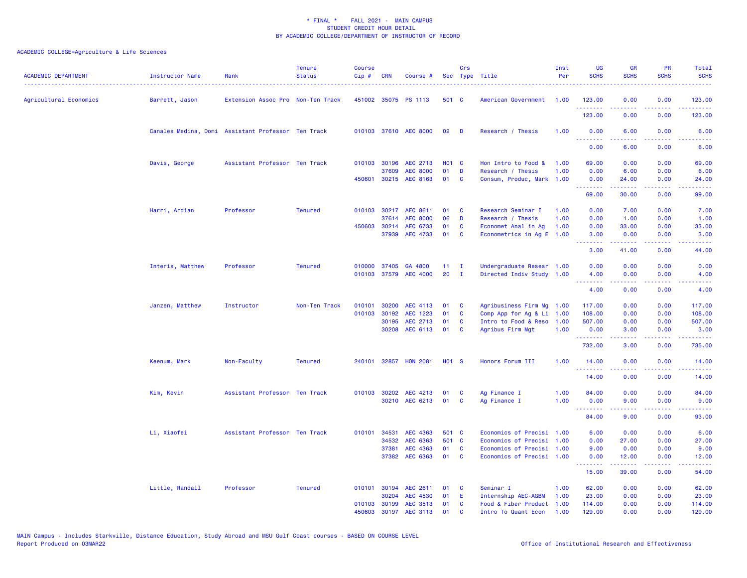\* FINAL \*    FALL 2021 -  MAIN CAMPUS
STUDENT CREDIT HOUR DETAIL
BY ACADEMIC COLLEGE/DEPARTMENT OF INSTRUCTOR OF RECORD

ACADEMIC COLLEGE=Agriculture & Life Sciences

| ACADEMIC DEPARTMENT | Instructor Name | Rank | Tenure Status | Course Cip # | CRN | Course # | Sec | Crs Type | Title | Inst Per | UG SCHS | GR SCHS | PR SCHS | Total SCHS |
|---|---|---|---|---|---|---|---|---|---|---|---|---|---|---|
| Agricultural Economics | Barrett, Jason | Extension Assoc Pro | Non-Ten Track | 451002 | 35075 | PS 1113 | 501 | C | American Government | 1.00 | 123.00 | 0.00 | 0.00 | 123.00 |
| | | | | | | | | | | | 123.00 | 0.00 | 0.00 | 123.00 |
| | Canales Medina, Domi | Assistant Professor | Ten Track | 010103 | 37610 | AEC 8000 | 02 | D | Research / Thesis | 1.00 | 0.00 | 6.00 | 0.00 | 6.00 |
| | | | | | | | | | | | 0.00 | 6.00 | 0.00 | 6.00 |
| | Davis, George | Assistant Professor | Ten Track | 010103 | 30196 | AEC 2713 | H01 | C | Hon Intro to Food & | 1.00 | 69.00 | 0.00 | 0.00 | 69.00 |
| | | | | | 37609 | AEC 8000 | 01 | D | Research / Thesis | 1.00 | 0.00 | 6.00 | 0.00 | 6.00 |
| | | | | 450601 | 30215 | AEC 8163 | 01 | C | Consum, Produc, Mark | 1.00 | 0.00 | 24.00 | 0.00 | 24.00 |
| | | | | | | | | | | | 69.00 | 30.00 | 0.00 | 99.00 |
| | Harri, Ardian | Professor | Tenured | 010103 | 30217 | AEC 8611 | 01 | C | Research Seminar I | 1.00 | 0.00 | 7.00 | 0.00 | 7.00 |
| | | | | | 37614 | AEC 8000 | 06 | D | Research / Thesis | 1.00 | 0.00 | 1.00 | 0.00 | 1.00 |
| | | | | 450603 | 30214 | AEC 6733 | 01 | C | Economet Anal in Ag | 1.00 | 0.00 | 33.00 | 0.00 | 33.00 |
| | | | | | 37939 | AEC 4733 | 01 | C | Econometrics in Ag E | 1.00 | 3.00 | 0.00 | 0.00 | 3.00 |
| | | | | | | | | | | | 3.00 | 41.00 | 0.00 | 44.00 |
| | Interis, Matthew | Professor | Tenured | 010000 | 37405 | GA 4800 | 11 | I | Undergraduate Resear | 1.00 | 0.00 | 0.00 | 0.00 | 0.00 |
| | | | | 010103 | 37579 | AEC 4000 | 20 | I | Directed Indiv Study | 1.00 | 4.00 | 0.00 | 0.00 | 4.00 |
| | | | | | | | | | | | 4.00 | 0.00 | 0.00 | 4.00 |
| | Janzen, Matthew | Instructor | Non-Ten Track | 010101 | 30200 | AEC 4113 | 01 | C | Agribusiness Firm Mg | 1.00 | 117.00 | 0.00 | 0.00 | 117.00 |
| | | | | 010103 | 30192 | AEC 1223 | 01 | C | Comp App for Ag & Li | 1.00 | 108.00 | 0.00 | 0.00 | 108.00 |
| | | | | | 30195 | AEC 2713 | 01 | C | Intro to Food & Reso | 1.00 | 507.00 | 0.00 | 0.00 | 507.00 |
| | | | | | 30208 | AEC 6113 | 01 | C | Agribus Firm Mgt | 1.00 | 0.00 | 3.00 | 0.00 | 3.00 |
| | | | | | | | | | | | 732.00 | 3.00 | 0.00 | 735.00 |
| | Keenum, Mark | Non-Faculty | Tenured | 240101 | 32857 | HON 2081 | H01 | S | Honors Forum III | 1.00 | 14.00 | 0.00 | 0.00 | 14.00 |
| | | | | | | | | | | | 14.00 | 0.00 | 0.00 | 14.00 |
| | Kim, Kevin | Assistant Professor | Ten Track | 010103 | 30202 | AEC 4213 | 01 | C | Ag Finance I | 1.00 | 84.00 | 0.00 | 0.00 | 84.00 |
| | | | | | 30210 | AEC 6213 | 01 | C | Ag Finance I | 1.00 | 0.00 | 9.00 | 0.00 | 9.00 |
| | | | | | | | | | | | 84.00 | 9.00 | 0.00 | 93.00 |
| | Li, Xiaofei | Assistant Professor | Ten Track | 010101 | 34531 | AEC 4363 | 501 | C | Economics of Precisi | 1.00 | 6.00 | 0.00 | 0.00 | 6.00 |
| | | | | | 34532 | AEC 6363 | 501 | C | Economics of Precisi | 1.00 | 0.00 | 27.00 | 0.00 | 27.00 |
| | | | | | 37381 | AEC 4363 | 01 | C | Economics of Precisi | 1.00 | 9.00 | 0.00 | 0.00 | 9.00 |
| | | | | | 37382 | AEC 6363 | 01 | C | Economics of Precisi | 1.00 | 0.00 | 12.00 | 0.00 | 12.00 |
| | | | | | | | | | | | 15.00 | 39.00 | 0.00 | 54.00 |
| | Little, Randall | Professor | Tenured | 010101 | 30194 | AEC 2611 | 01 | C | Seminar I | 1.00 | 62.00 | 0.00 | 0.00 | 62.00 |
| | | | | | 30204 | AEC 4530 | 01 | E | Internship AEC-AGBM | 1.00 | 23.00 | 0.00 | 0.00 | 23.00 |
| | | | | 010103 | 30199 | AEC 3513 | 01 | C | Food & Fiber Product | 1.00 | 114.00 | 0.00 | 0.00 | 114.00 |
| | | | | 450603 | 30197 | AEC 3113 | 01 | C | Intro To Quant Econ | 1.00 | 129.00 | 0.00 | 0.00 | 129.00 |

MAIN Campus - Includes Starkville, Distance Education, Study Abroad and MSU Gulf Coast courses - BASED ON COURSE LEVEL
Report Produced on 03MAR22    Office of Institutional Research and Effectiveness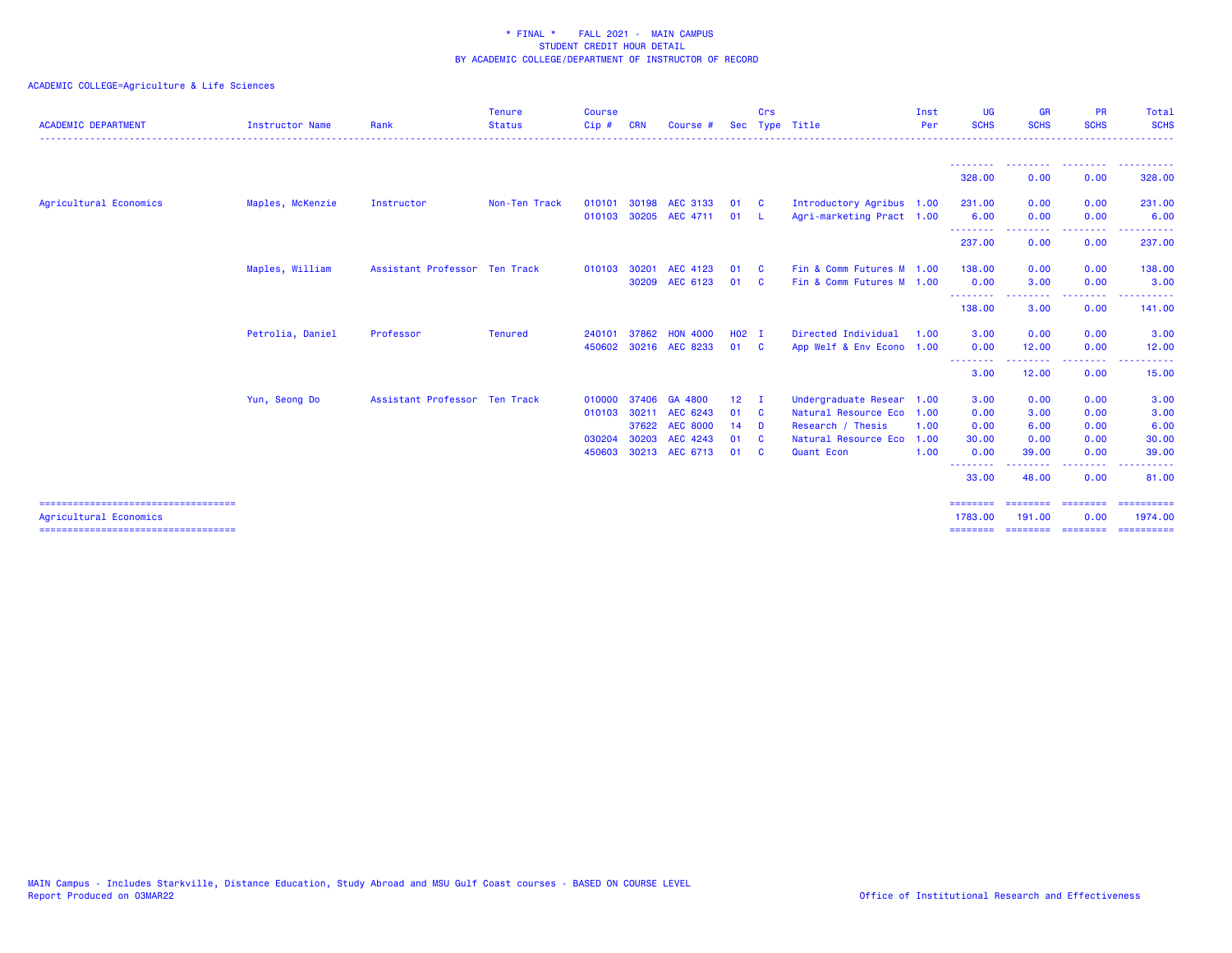\* FINAL \* FALL 2021 - MAIN CAMPUS
STUDENT CREDIT HOUR DETAIL
BY ACADEMIC COLLEGE/DEPARTMENT OF INSTRUCTOR OF RECORD

ACADEMIC COLLEGE=Agriculture & Life Sciences

| ACADEMIC DEPARTMENT | Instructor Name | Rank | Tenure Status | Course Cip # | CRN | Course # | Sec | Crs Type | Title | Inst Per | UG SCHS | GR SCHS | PR SCHS | Total SCHS |
|---|---|---|---|---|---|---|---|---|---|---|---|---|---|---|
| | | | | | | | | | | | 328.00 | 0.00 | 0.00 | 328.00 |
| Agricultural Economics | Maples, McKenzie | Instructor | Non-Ten Track | 010101 | 30198 | AEC 3133 | 01 | C | Introductory Agribus | 1.00 | 231.00 | 0.00 | 0.00 | 231.00 |
| | | | | 010103 | 30205 | AEC 4711 | 01 | L | Agri-marketing Pract | 1.00 | 6.00 | 0.00 | 0.00 | 6.00 |
| | | | | | | | | | | | 237.00 | 0.00 | 0.00 | 237.00 |
| | Maples, William | Assistant Professor | Ten Track | 010103 | 30201 | AEC 4123 | 01 | C | Fin & Comm Futures M | 1.00 | 138.00 | 0.00 | 0.00 | 138.00 |
| | | | | | 30209 | AEC 6123 | 01 | C | Fin & Comm Futures M | 1.00 | 0.00 | 3.00 | 0.00 | 3.00 |
| | | | | | | | | | | | 138.00 | 3.00 | 0.00 | 141.00 |
| | Petrolia, Daniel | Professor | Tenured | 240101 | 37862 | HON 4000 | H02 | I | Directed Individual | 1.00 | 3.00 | 0.00 | 0.00 | 3.00 |
| | | | | 450602 | 30216 | AEC 8233 | 01 | C | App Welf & Env Econo | 1.00 | 0.00 | 12.00 | 0.00 | 12.00 |
| | | | | | | | | | | | 3.00 | 12.00 | 0.00 | 15.00 |
| | Yun, Seong Do | Assistant Professor | Ten Track | 010000 | 37406 | GA 4800 | 12 | I | Undergraduate Resear | 1.00 | 3.00 | 0.00 | 0.00 | 3.00 |
| | | | | 010103 | 30211 | AEC 6243 | 01 | C | Natural Resource Eco | 1.00 | 0.00 | 3.00 | 0.00 | 3.00 |
| | | | | | 37622 | AEC 8000 | 14 | D | Research / Thesis | 1.00 | 0.00 | 6.00 | 0.00 | 6.00 |
| | | | | 030204 | 30203 | AEC 4243 | 01 | C | Natural Resource Eco | 1.00 | 30.00 | 0.00 | 0.00 | 30.00 |
| | | | | 450603 | 30213 | AEC 6713 | 01 | C | Quant Econ | 1.00 | 0.00 | 39.00 | 0.00 | 39.00 |
| | | | | | | | | | | | 33.00 | 48.00 | 0.00 | 81.00 |
| Agricultural Economics | | | | | | | | | | | 1783.00 | 191.00 | 0.00 | 1974.00 |

MAIN Campus - Includes Starkville, Distance Education, Study Abroad and MSU Gulf Coast courses - BASED ON COURSE LEVEL
Report Produced on 03MAR22

Office of Institutional Research and Effectiveness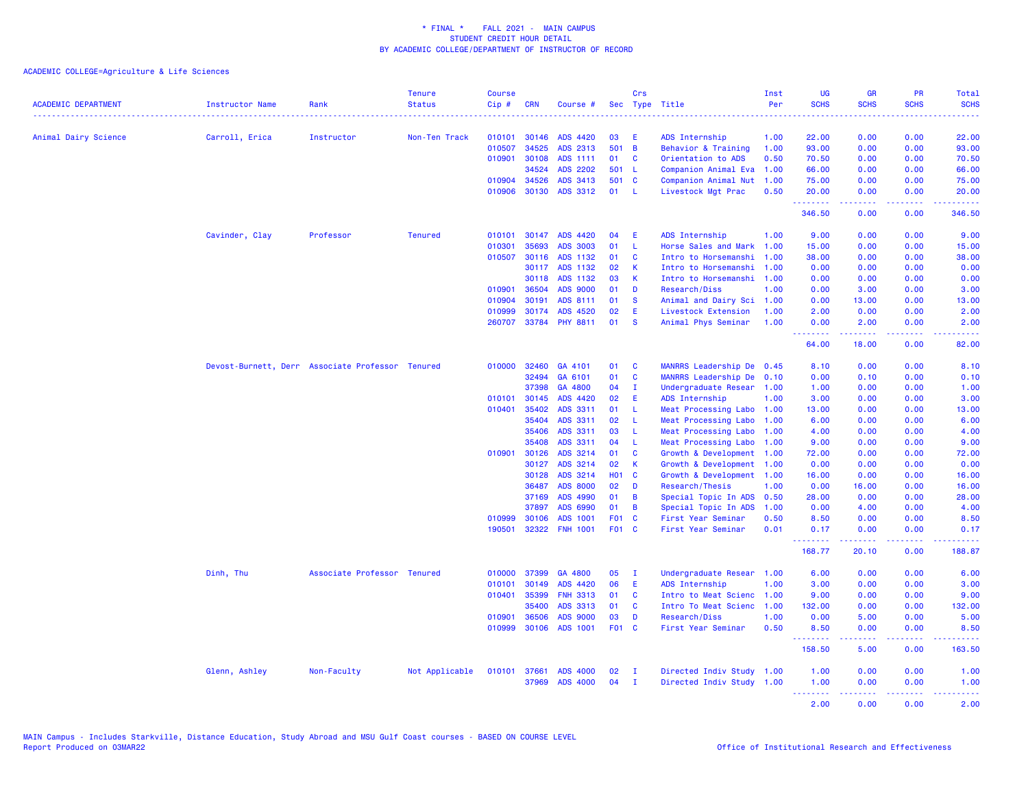* FINAL * FALL 2021 - MAIN CAMPUS
STUDENT CREDIT HOUR DETAIL
BY ACADEMIC COLLEGE/DEPARTMENT OF INSTRUCTOR OF RECORD

ACADEMIC COLLEGE=Agriculture & Life Sciences

| ACADEMIC DEPARTMENT | Instructor Name | Rank | Tenure Status | Course Cip # | CRN | Course # | Sec | Crs Type | Title | Inst Per | UG SCHS | GR SCHS | PR SCHS | Total SCHS |
|---|---|---|---|---|---|---|---|---|---|---|---|---|---|---|
| Animal Dairy Science | Carroll, Erica | Instructor | Non-Ten Track | 010101 | 30146 | ADS 4420 | 03 | E | ADS Internship | 1.00 | 22.00 | 0.00 | 0.00 | 22.00 |
| | | | | 010507 | 34525 | ADS 2313 | 501 | B | Behavior & Training | 1.00 | 93.00 | 0.00 | 0.00 | 93.00 |
| | | | | 010901 | 30108 | ADS 1111 | 01 | C | Orientation to ADS | 0.50 | 70.50 | 0.00 | 0.00 | 70.50 |
| | | | | | 34524 | ADS 2202 | 501 | L | Companion Animal Eva | 1.00 | 66.00 | 0.00 | 0.00 | 66.00 |
| | | | | 010904 | 34526 | ADS 3413 | 501 | C | Companion Animal Nut | 1.00 | 75.00 | 0.00 | 0.00 | 75.00 |
| | | | | 010906 | 30130 | ADS 3312 | 01 | L | Livestock Mgt Prac | 0.50 | 20.00 | 0.00 | 0.00 | 20.00 |
| | | | | | | | | | | | 346.50 | 0.00 | 0.00 | 346.50 |
| | Cavinder, Clay | Professor | Tenured | 010101 | 30147 | ADS 4420 | 04 | E | ADS Internship | 1.00 | 9.00 | 0.00 | 0.00 | 9.00 |
| | | | | 010301 | 35693 | ADS 3003 | 01 | L | Horse Sales and Mark | 1.00 | 15.00 | 0.00 | 0.00 | 15.00 |
| | | | | 010507 | 30116 | ADS 1132 | 01 | C | Intro to Horsemanshi | 1.00 | 38.00 | 0.00 | 0.00 | 38.00 |
| | | | | | 30117 | ADS 1132 | 02 | K | Intro to Horsemanshi | 1.00 | 0.00 | 0.00 | 0.00 | 0.00 |
| | | | | | 30118 | ADS 1132 | 03 | K | Intro to Horsemanshi | 1.00 | 0.00 | 0.00 | 0.00 | 0.00 |
| | | | | 010901 | 36504 | ADS 9000 | 01 | D | Research/Diss | 1.00 | 0.00 | 3.00 | 0.00 | 3.00 |
| | | | | 010904 | 30191 | ADS 8111 | 01 | S | Animal and Dairy Sci | 1.00 | 0.00 | 13.00 | 0.00 | 13.00 |
| | | | | 010999 | 30174 | ADS 4520 | 02 | E | Livestock Extension | 1.00 | 2.00 | 0.00 | 0.00 | 2.00 |
| | | | | 260707 | 33784 | PHY 8811 | 01 | S | Animal Phys Seminar | 1.00 | 0.00 | 2.00 | 0.00 | 2.00 |
| | | | | | | | | | | | 64.00 | 18.00 | 0.00 | 82.00 |
| | Devost-Burnett, Derr | Associate Professor | Tenured | 010000 | 32460 | GA 4101 | 01 | C | MANRRS Leadership De | 0.45 | 8.10 | 0.00 | 0.00 | 8.10 |
| | | | | | 32494 | GA 6101 | 01 | C | MANRRS Leadership De | 0.10 | 0.00 | 0.10 | 0.00 | 0.10 |
| | | | | | 37398 | GA 4800 | 04 | I | Undergraduate Resear | 1.00 | 1.00 | 0.00 | 0.00 | 1.00 |
| | | | | 010101 | 30145 | ADS 4420 | 02 | E | ADS Internship | 1.00 | 3.00 | 0.00 | 0.00 | 3.00 |
| | | | | 010401 | 35402 | ADS 3311 | 01 | L | Meat Processing Labo | 1.00 | 13.00 | 0.00 | 0.00 | 13.00 |
| | | | | | 35404 | ADS 3311 | 02 | L | Meat Processing Labo | 1.00 | 6.00 | 0.00 | 0.00 | 6.00 |
| | | | | | 35406 | ADS 3311 | 03 | L | Meat Processing Labo | 1.00 | 4.00 | 0.00 | 0.00 | 4.00 |
| | | | | | 35408 | ADS 3311 | 04 | L | Meat Processing Labo | 1.00 | 9.00 | 0.00 | 0.00 | 9.00 |
| | | | | 010901 | 30126 | ADS 3214 | 01 | C | Growth & Development | 1.00 | 72.00 | 0.00 | 0.00 | 72.00 |
| | | | | | 30127 | ADS 3214 | 02 | K | Growth & Development | 1.00 | 0.00 | 0.00 | 0.00 | 0.00 |
| | | | | | 30128 | ADS 3214 | H01 | C | Growth & Development | 1.00 | 16.00 | 0.00 | 0.00 | 16.00 |
| | | | | | 36487 | ADS 8000 | 02 | D | Research/Thesis | 1.00 | 0.00 | 16.00 | 0.00 | 16.00 |
| | | | | | 37169 | ADS 4990 | 01 | B | Special Topic In ADS | 0.50 | 28.00 | 0.00 | 0.00 | 28.00 |
| | | | | | 37897 | ADS 6990 | 01 | B | Special Topic In ADS | 1.00 | 0.00 | 4.00 | 0.00 | 4.00 |
| | | | | 010999 | 30106 | ADS 1001 | F01 | C | First Year Seminar | 0.50 | 8.50 | 0.00 | 0.00 | 8.50 |
| | | | | 190501 | 32322 | FNH 1001 | F01 | C | First Year Seminar | 0.01 | 0.17 | 0.00 | 0.00 | 0.17 |
| | | | | | | | | | | | 168.77 | 20.10 | 0.00 | 188.87 |
| | Dinh, Thu | Associate Professor | Tenured | 010000 | 37399 | GA 4800 | 05 | I | Undergraduate Resear | 1.00 | 6.00 | 0.00 | 0.00 | 6.00 |
| | | | | 010101 | 30149 | ADS 4420 | 06 | E | ADS Internship | 1.00 | 3.00 | 0.00 | 0.00 | 3.00 |
| | | | | 010401 | 35399 | FNH 3313 | 01 | C | Intro to Meat Scienc | 1.00 | 9.00 | 0.00 | 0.00 | 9.00 |
| | | | | | 35400 | ADS 3313 | 01 | C | Intro To Meat Scienc | 1.00 | 132.00 | 0.00 | 0.00 | 132.00 |
| | | | | 010901 | 36506 | ADS 9000 | 03 | D | Research/Diss | 1.00 | 0.00 | 5.00 | 0.00 | 5.00 |
| | | | | 010999 | 30106 | ADS 1001 | F01 | C | First Year Seminar | 0.50 | 8.50 | 0.00 | 0.00 | 8.50 |
| | | | | | | | | | | | 158.50 | 5.00 | 0.00 | 163.50 |
| | Glenn, Ashley | Non-Faculty | Not Applicable | 010101 | 37661 | ADS 4000 | 02 | I | Directed Indiv Study | 1.00 | 1.00 | 0.00 | 0.00 | 1.00 |
| | | | | | 37969 | ADS 4000 | 04 | I | Directed Indiv Study | 1.00 | 1.00 | 0.00 | 0.00 | 1.00 |
| | | | | | | | | | | | 2.00 | 0.00 | 0.00 | 2.00 |

MAIN Campus - Includes Starkville, Distance Education, Study Abroad and MSU Gulf Coast courses - BASED ON COURSE LEVEL
Report Produced on 03MAR22

Office of Institutional Research and Effectiveness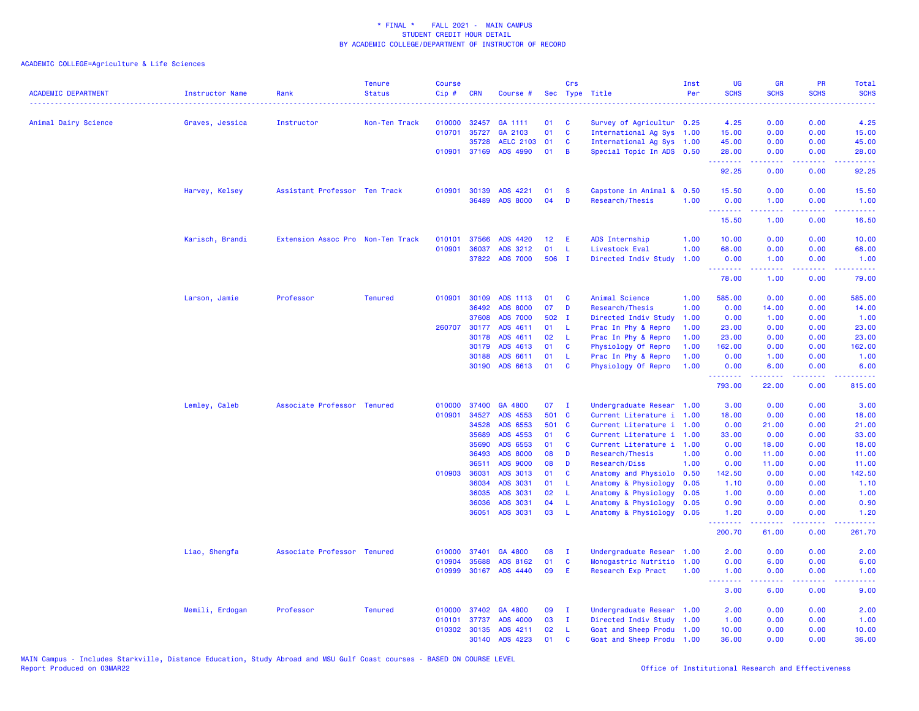\* FINAL \* FALL 2021 - MAIN CAMPUS
STUDENT CREDIT HOUR DETAIL
BY ACADEMIC COLLEGE/DEPARTMENT OF INSTRUCTOR OF RECORD

ACADEMIC COLLEGE=Agriculture & Life Sciences

| ACADEMIC DEPARTMENT | Instructor Name | Rank | Tenure Status | Course Cip # | CRN | Course # | Sec | Crs Type | Title | Inst Per | UG SCHS | GR SCHS | PR SCHS | Total SCHS |
|---|---|---|---|---|---|---|---|---|---|---|---|---|---|---|
| Animal Dairy Science | Graves, Jessica | Instructor | Non-Ten Track | 010000 | 32457 | GA 1111 | 01 | C | Survey of Agricultur | 0.25 | 4.25 | 0.00 | 0.00 | 4.25 |
| | | | | 010701 | 35727 | GA 2103 | 01 | C | International Ag Sys | 1.00 | 15.00 | 0.00 | 0.00 | 15.00 |
| | | | | | 35728 | AELC 2103 | 01 | C | International Ag Sys | 1.00 | 45.00 | 0.00 | 0.00 | 45.00 |
| | | | | 010901 | 37169 | ADS 4990 | 01 | B | Special Topic In ADS | 0.50 | 28.00 | 0.00 | 0.00 | 28.00 |
| | | | | | | | | | | | 92.25 | 0.00 | 0.00 | 92.25 |
| | Harvey, Kelsey | Assistant Professor | Ten Track | 010901 | 30139 | ADS 4221 | 01 | S | Capstone in Animal & | 0.50 | 15.50 | 0.00 | 0.00 | 15.50 |
| | | | | | 36489 | ADS 8000 | 04 | D | Research/Thesis | 1.00 | 0.00 | 1.00 | 0.00 | 1.00 |
| | | | | | | | | | | | 15.50 | 1.00 | 0.00 | 16.50 |
| | Karisch, Brandi | Extension Assoc Pro | Non-Ten Track | 010101 | 37566 | ADS 4420 | 12 | E | ADS Internship | 1.00 | 10.00 | 0.00 | 0.00 | 10.00 |
| | | | | 010901 | 36037 | ADS 3212 | 01 | L | Livestock Eval | 1.00 | 68.00 | 0.00 | 0.00 | 68.00 |
| | | | | | 37822 | ADS 7000 | 506 | I | Directed Indiv Study | 1.00 | 0.00 | 1.00 | 0.00 | 1.00 |
| | | | | | | | | | | | 78.00 | 1.00 | 0.00 | 79.00 |
| | Larson, Jamie | Professor | Tenured | 010901 | 30109 | ADS 1113 | 01 | C | Animal Science | 1.00 | 585.00 | 0.00 | 0.00 | 585.00 |
| | | | | | 36492 | ADS 8000 | 07 | D | Research/Thesis | 1.00 | 0.00 | 14.00 | 0.00 | 14.00 |
| | | | | | 37608 | ADS 7000 | 502 | I | Directed Indiv Study | 1.00 | 0.00 | 1.00 | 0.00 | 1.00 |
| | | | | 260707 | 30177 | ADS 4611 | 01 | L | Prac In Phy & Repro | 1.00 | 23.00 | 0.00 | 0.00 | 23.00 |
| | | | | | 30178 | ADS 4611 | 02 | L | Prac In Phy & Repro | 1.00 | 23.00 | 0.00 | 0.00 | 23.00 |
| | | | | | 30179 | ADS 4613 | 01 | C | Physiology Of Repro | 1.00 | 162.00 | 0.00 | 0.00 | 162.00 |
| | | | | | 30188 | ADS 6611 | 01 | L | Prac In Phy & Repro | 1.00 | 0.00 | 1.00 | 0.00 | 1.00 |
| | | | | | 30190 | ADS 6613 | 01 | C | Physiology Of Repro | 1.00 | 0.00 | 6.00 | 0.00 | 6.00 |
| | | | | | | | | | | | 793.00 | 22.00 | 0.00 | 815.00 |
| | Lemley, Caleb | Associate Professor | Tenured | 010000 | 37400 | GA 4800 | 07 | I | Undergraduate Resear | 1.00 | 3.00 | 0.00 | 0.00 | 3.00 |
| | | | | 010901 | 34527 | ADS 4553 | 501 | C | Current Literature i | 1.00 | 18.00 | 0.00 | 0.00 | 18.00 |
| | | | | | 34528 | ADS 6553 | 501 | C | Current Literature i | 1.00 | 0.00 | 21.00 | 0.00 | 21.00 |
| | | | | | 35689 | ADS 4553 | 01 | C | Current Literature i | 1.00 | 33.00 | 0.00 | 0.00 | 33.00 |
| | | | | | 35690 | ADS 6553 | 01 | C | Current Literature i | 1.00 | 0.00 | 18.00 | 0.00 | 18.00 |
| | | | | | 36493 | ADS 8000 | 08 | D | Research/Thesis | 1.00 | 0.00 | 11.00 | 0.00 | 11.00 |
| | | | | | 36511 | ADS 9000 | 08 | D | Research/Diss | 1.00 | 0.00 | 11.00 | 0.00 | 11.00 |
| | | | | 010903 | 36031 | ADS 3013 | 01 | C | Anatomy and Physiolo | 0.50 | 142.50 | 0.00 | 0.00 | 142.50 |
| | | | | | 36034 | ADS 3031 | 01 | L | Anatomy & Physiology | 0.05 | 1.10 | 0.00 | 0.00 | 1.10 |
| | | | | | 36035 | ADS 3031 | 02 | L | Anatomy & Physiology | 0.05 | 1.00 | 0.00 | 0.00 | 1.00 |
| | | | | | 36036 | ADS 3031 | 04 | L | Anatomy & Physiology | 0.05 | 0.90 | 0.00 | 0.00 | 0.90 |
| | | | | | 36051 | ADS 3031 | 03 | L | Anatomy & Physiology | 0.05 | 1.20 | 0.00 | 0.00 | 1.20 |
| | | | | | | | | | | | 200.70 | 61.00 | 0.00 | 261.70 |
| | Liao, Shengfa | Associate Professor | Tenured | 010000 | 37401 | GA 4800 | 08 | I | Undergraduate Resear | 1.00 | 2.00 | 0.00 | 0.00 | 2.00 |
| | | | | 010904 | 35688 | ADS 8162 | 01 | C | Monogastric Nutritio | 1.00 | 0.00 | 6.00 | 0.00 | 6.00 |
| | | | | 010999 | 30167 | ADS 4440 | 09 | E | Research Exp Pract | 1.00 | 1.00 | 0.00 | 0.00 | 1.00 |
| | | | | | | | | | | | 3.00 | 6.00 | 0.00 | 9.00 |
| | Memili, Erdogan | Professor | Tenured | 010000 | 37402 | GA 4800 | 09 | I | Undergraduate Resear | 1.00 | 2.00 | 0.00 | 0.00 | 2.00 |
| | | | | 010101 | 37737 | ADS 4000 | 03 | I | Directed Indiv Study | 1.00 | 1.00 | 0.00 | 0.00 | 1.00 |
| | | | | 010302 | 30135 | ADS 4211 | 02 | L | Goat and Sheep Produ | 1.00 | 10.00 | 0.00 | 0.00 | 10.00 |
| | | | | | 30140 | ADS 4223 | 01 | C | Goat and Sheep Produ | 1.00 | 36.00 | 0.00 | 0.00 | 36.00 |

MAIN Campus - Includes Starkville, Distance Education, Study Abroad and MSU Gulf Coast courses - BASED ON COURSE LEVEL
Report Produced on 03MAR22

Office of Institutional Research and Effectiveness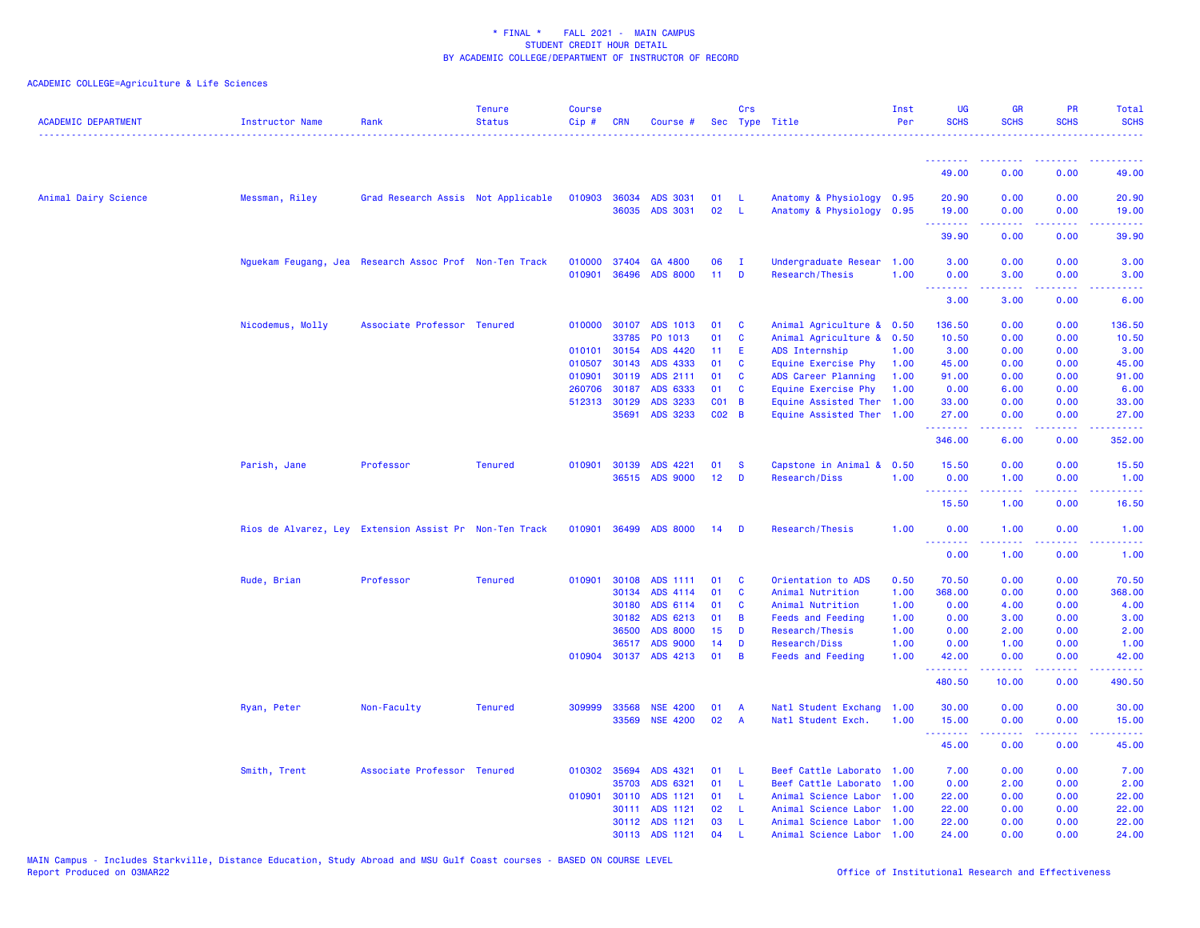\* FINAL \* FALL 2021 - MAIN CAMPUS
STUDENT CREDIT HOUR DETAIL
BY ACADEMIC COLLEGE/DEPARTMENT OF INSTRUCTOR OF RECORD

ACADEMIC COLLEGE=Agriculture & Life Sciences

| ACADEMIC DEPARTMENT | Instructor Name | Rank | Tenure Status | Course Cip # | CRN | Course # | Sec | Crs Type | Title | Inst Per | UG SCHS | GR SCHS | PR SCHS | Total SCHS |
|---|---|---|---|---|---|---|---|---|---|---|---|---|---|---|
| | | | | | | | | | | | 49.00 | 0.00 | 0.00 | 49.00 |
| Animal Dairy Science | Messman, Riley | Grad Research Assis | Not Applicable | 010903 | 36034 | ADS 3031 | 01 | L | Anatomy & Physiology | 0.95 | 20.90 | 0.00 | 0.00 | 20.90 |
| | | | | | 36035 | ADS 3031 | 02 | L | Anatomy & Physiology | 0.95 | 19.00 | 0.00 | 0.00 | 19.00 |
| | | | | | | | | | | | 39.90 | 0.00 | 0.00 | 39.90 |
| | Nguekam Feugang, Jea | Research Assoc Prof | Non-Ten Track | 010000 | 37404 | GA 4800 | 06 | I | Undergraduate Resear | 1.00 | 3.00 | 0.00 | 0.00 | 3.00 |
| | | | | 010901 | 36496 | ADS 8000 | 11 | D | Research/Thesis | 1.00 | 0.00 | 3.00 | 0.00 | 3.00 |
| | | | | | | | | | | | 3.00 | 3.00 | 0.00 | 6.00 |
| | Nicodemus, Molly | Associate Professor | Tenured | 010000 | 30107 | ADS 1013 | 01 | C | Animal Agriculture & | 0.50 | 136.50 | 0.00 | 0.00 | 136.50 |
| | | | | | 33785 | PO 1013 | 01 | C | Animal Agriculture & | 0.50 | 10.50 | 0.00 | 0.00 | 10.50 |
| | | | | 010101 | 30154 | ADS 4420 | 11 | E | ADS Internship | 1.00 | 3.00 | 0.00 | 0.00 | 3.00 |
| | | | | 010507 | 30143 | ADS 4333 | 01 | C | Equine Exercise Phy | 1.00 | 45.00 | 0.00 | 0.00 | 45.00 |
| | | | | 010901 | 30119 | ADS 2111 | 01 | C | ADS Career Planning | 1.00 | 91.00 | 0.00 | 0.00 | 91.00 |
| | | | | 260706 | 30187 | ADS 6333 | 01 | C | Equine Exercise Phy | 1.00 | 0.00 | 6.00 | 0.00 | 6.00 |
| | | | | 512313 | 30129 | ADS 3233 | C01 | B | Equine Assisted Ther | 1.00 | 33.00 | 0.00 | 0.00 | 33.00 |
| | | | | | 35691 | ADS 3233 | C02 | B | Equine Assisted Ther | 1.00 | 27.00 | 0.00 | 0.00 | 27.00 |
| | | | | | | | | | | | 346.00 | 6.00 | 0.00 | 352.00 |
| | Parish, Jane | Professor | Tenured | 010901 | 30139 | ADS 4221 | 01 | S | Capstone in Animal & | 0.50 | 15.50 | 0.00 | 0.00 | 15.50 |
| | | | | | 36515 | ADS 9000 | 12 | D | Research/Diss | 1.00 | 0.00 | 1.00 | 0.00 | 1.00 |
| | | | | | | | | | | | 15.50 | 1.00 | 0.00 | 16.50 |
| | Rios de Alvarez, Ley | Extension Assist Pr | Non-Ten Track | 010901 | 36499 | ADS 8000 | 14 | D | Research/Thesis | 1.00 | 0.00 | 1.00 | 0.00 | 1.00 |
| | | | | | | | | | | | 0.00 | 1.00 | 0.00 | 1.00 |
| | Rude, Brian | Professor | Tenured | 010901 | 30108 | ADS 1111 | 01 | C | Orientation to ADS | 0.50 | 70.50 | 0.00 | 0.00 | 70.50 |
| | | | | | 30134 | ADS 4114 | 01 | C | Animal Nutrition | 1.00 | 368.00 | 0.00 | 0.00 | 368.00 |
| | | | | | 30180 | ADS 6114 | 01 | C | Animal Nutrition | 1.00 | 0.00 | 4.00 | 0.00 | 4.00 |
| | | | | | 30182 | ADS 6213 | 01 | B | Feeds and Feeding | 1.00 | 0.00 | 3.00 | 0.00 | 3.00 |
| | | | | | 36500 | ADS 8000 | 15 | D | Research/Thesis | 1.00 | 0.00 | 2.00 | 0.00 | 2.00 |
| | | | | | 36517 | ADS 9000 | 14 | D | Research/Diss | 1.00 | 0.00 | 1.00 | 0.00 | 1.00 |
| | | | | 010904 | 30137 | ADS 4213 | 01 | B | Feeds and Feeding | 1.00 | 42.00 | 0.00 | 0.00 | 42.00 |
| | | | | | | | | | | | 480.50 | 10.00 | 0.00 | 490.50 |
| | Ryan, Peter | Non-Faculty | Tenured | 309999 | 33568 | NSE 4200 | 01 | A | Natl Student Exchang | 1.00 | 30.00 | 0.00 | 0.00 | 30.00 |
| | | | | | 33569 | NSE 4200 | 02 | A | Natl Student Exch. | 1.00 | 15.00 | 0.00 | 0.00 | 15.00 |
| | | | | | | | | | | | 45.00 | 0.00 | 0.00 | 45.00 |
| | Smith, Trent | Associate Professor | Tenured | 010302 | 35694 | ADS 4321 | 01 | L | Beef Cattle Laborato | 1.00 | 7.00 | 0.00 | 0.00 | 7.00 |
| | | | | | 35703 | ADS 6321 | 01 | L | Beef Cattle Laborato | 1.00 | 0.00 | 2.00 | 0.00 | 2.00 |
| | | | | 010901 | 30110 | ADS 1121 | 01 | L | Animal Science Labor | 1.00 | 22.00 | 0.00 | 0.00 | 22.00 |
| | | | | | 30111 | ADS 1121 | 02 | L | Animal Science Labor | 1.00 | 22.00 | 0.00 | 0.00 | 22.00 |
| | | | | | 30112 | ADS 1121 | 03 | L | Animal Science Labor | 1.00 | 22.00 | 0.00 | 0.00 | 22.00 |
| | | | | | 30113 | ADS 1121 | 04 | L | Animal Science Labor | 1.00 | 24.00 | 0.00 | 0.00 | 24.00 |

MAIN Campus - Includes Starkville, Distance Education, Study Abroad and MSU Gulf Coast courses - BASED ON COURSE LEVEL
Report Produced on 03MAR22 Office of Institutional Research and Effectiveness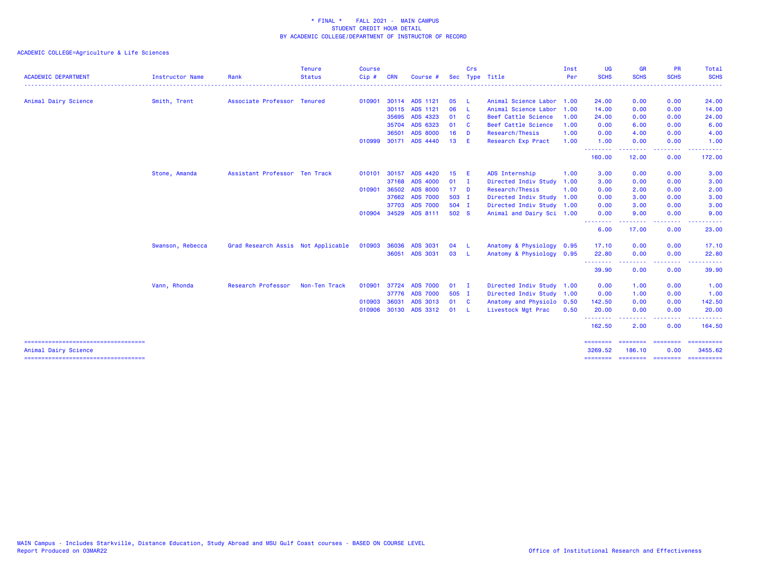\* FINAL \* FALL 2021 - MAIN CAMPUS
STUDENT CREDIT HOUR DETAIL
BY ACADEMIC COLLEGE/DEPARTMENT OF INSTRUCTOR OF RECORD

ACADEMIC COLLEGE=Agriculture & Life Sciences

| ACADEMIC DEPARTMENT | Instructor Name | Rank | Tenure Status | Course Cip # | CRN | Course # | Sec | Crs Type | Title | Inst Per | UG SCHS | GR SCHS | PR SCHS | Total SCHS |
|---|---|---|---|---|---|---|---|---|---|---|---|---|---|---|
| Animal Dairy Science | Smith, Trent | Associate Professor | Tenured | 010901 | 30114 | ADS 1121 | 05 | L | Animal Science Labor | 1.00 | 24.00 | 0.00 | 0.00 | 24.00 |
| | | | | | 30115 | ADS 1121 | 06 | L | Animal Science Labor | 1.00 | 14.00 | 0.00 | 0.00 | 14.00 |
| | | | | | 35695 | ADS 4323 | 01 | C | Beef Cattle Science | 1.00 | 24.00 | 0.00 | 0.00 | 24.00 |
| | | | | | 35704 | ADS 6323 | 01 | C | Beef Cattle Science | 1.00 | 0.00 | 6.00 | 0.00 | 6.00 |
| | | | | | 36501 | ADS 8000 | 16 | D | Research/Thesis | 1.00 | 0.00 | 4.00 | 0.00 | 4.00 |
| | | | | 010999 | 30171 | ADS 4440 | 13 | E | Research Exp Pract | 1.00 | 1.00 | 0.00 | 0.00 | 1.00 |
| | | | | | | | | | | | 160.00 | 12.00 | 0.00 | 172.00 |
| | Stone, Amanda | Assistant Professor | Ten Track | 010101 | 30157 | ADS 4420 | 15 | E | ADS Internship | 1.00 | 3.00 | 0.00 | 0.00 | 3.00 |
| | | | | | 37168 | ADS 4000 | 01 | I | Directed Indiv Study | 1.00 | 3.00 | 0.00 | 0.00 | 3.00 |
| | | | | 010901 | 36502 | ADS 8000 | 17 | D | Research/Thesis | 1.00 | 0.00 | 2.00 | 0.00 | 2.00 |
| | | | | | 37662 | ADS 7000 | 503 | I | Directed Indiv Study | 1.00 | 0.00 | 3.00 | 0.00 | 3.00 |
| | | | | | 37703 | ADS 7000 | 504 | I | Directed Indiv Study | 1.00 | 0.00 | 3.00 | 0.00 | 3.00 |
| | | | | 010904 | 34529 | ADS 8111 | 502 | S | Animal and Dairy Sci | 1.00 | 0.00 | 9.00 | 0.00 | 9.00 |
| | | | | | | | | | | | 6.00 | 17.00 | 0.00 | 23.00 |
| | Swanson, Rebecca | Grad Research Assis | Not Applicable | 010903 | 36036 | ADS 3031 | 04 | L | Anatomy & Physiology | 0.95 | 17.10 | 0.00 | 0.00 | 17.10 |
| | | | | | 36051 | ADS 3031 | 03 | L | Anatomy & Physiology | 0.95 | 22.80 | 0.00 | 0.00 | 22.80 |
| | | | | | | | | | | | 39.90 | 0.00 | 0.00 | 39.90 |
| | Vann, Rhonda | Research Professor | Non-Ten Track | 010901 | 37724 | ADS 7000 | 01 | I | Directed Indiv Study | 1.00 | 0.00 | 1.00 | 0.00 | 1.00 |
| | | | | | 37776 | ADS 7000 | 505 | I | Directed Indiv Study | 1.00 | 0.00 | 1.00 | 0.00 | 1.00 |
| | | | | 010903 | 36031 | ADS 3013 | 01 | C | Anatomy and Physiolo | 0.50 | 142.50 | 0.00 | 0.00 | 142.50 |
| | | | | 010906 | 30130 | ADS 3312 | 01 | L | Livestock Mgt Prac | 0.50 | 20.00 | 0.00 | 0.00 | 20.00 |
| | | | | | | | | | | | 162.50 | 2.00 | 0.00 | 164.50 |
| Animal Dairy Science | | | | | | | | | | | 3269.52 | 186.10 | 0.00 | 3455.62 |

MAIN Campus - Includes Starkville, Distance Education, Study Abroad and MSU Gulf Coast courses - BASED ON COURSE LEVEL
Report Produced on 03MAR22

Office of Institutional Research and Effectiveness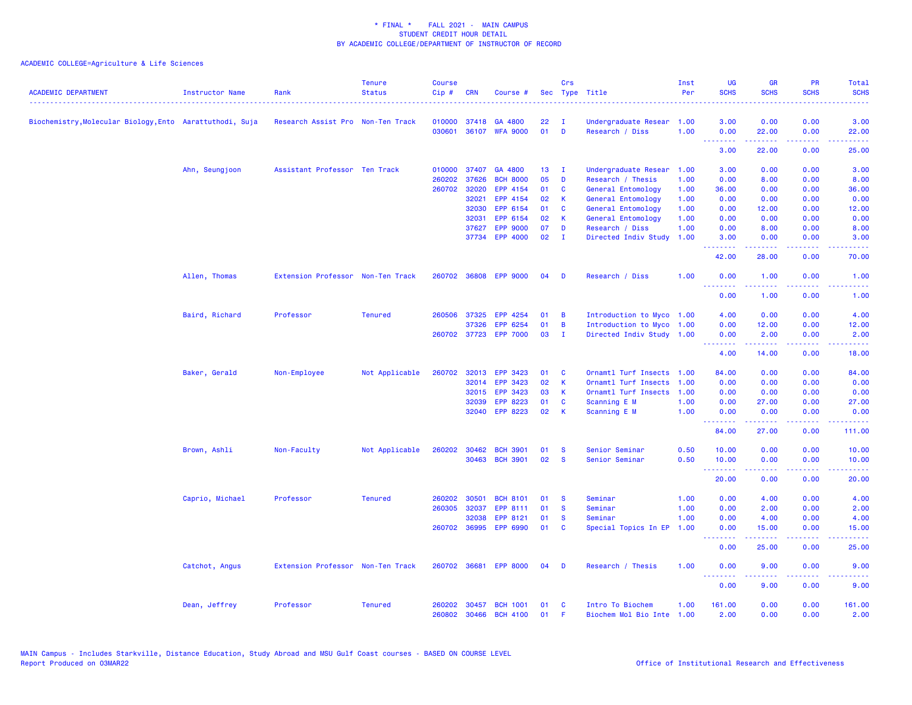\* FINAL \* FALL 2021 - MAIN CAMPUS
STUDENT CREDIT HOUR DETAIL
BY ACADEMIC COLLEGE/DEPARTMENT OF INSTRUCTOR OF RECORD

ACADEMIC COLLEGE=Agriculture & Life Sciences

| ACADEMIC DEPARTMENT | Instructor Name | Rank | Tenure Status | Course Cip # | CRN | Course # | Sec | Crs Type | Title | Inst Per | UG SCHS | GR SCHS | PR SCHS | Total SCHS |
|---|---|---|---|---|---|---|---|---|---|---|---|---|---|---|
| Biochemistry,Molecular Biology,Ento | Aarattuthodi, Suja | Research Assist Pro | Non-Ten Track | 010000 | 37418 | GA 4800 | 22 | I | Undergraduate Resear | 1.00 | 3.00 | 0.00 | 0.00 | 3.00 |
| | | | | 030601 | 36107 | WFA 9000 | 01 | D | Research / Diss | 1.00 | 0.00 | 22.00 | 0.00 | 22.00 |
| | | | | | | | | | | | 3.00 | 22.00 | 0.00 | 25.00 |
| | Ahn, Seungjoon | Assistant Professor | Ten Track | 010000 | 37407 | GA 4800 | 13 | I | Undergraduate Resear | 1.00 | 3.00 | 0.00 | 0.00 | 3.00 |
| | | | | 260202 | 37626 | BCH 8000 | 05 | D | Research / Thesis | 1.00 | 0.00 | 8.00 | 0.00 | 8.00 |
| | | | | 260702 | 32020 | EPP 4154 | 01 | C | General Entomology | 1.00 | 36.00 | 0.00 | 0.00 | 36.00 |
| | | | | | 32021 | EPP 4154 | 02 | K | General Entomology | 1.00 | 0.00 | 0.00 | 0.00 | 0.00 |
| | | | | | 32030 | EPP 6154 | 01 | C | General Entomology | 1.00 | 0.00 | 12.00 | 0.00 | 12.00 |
| | | | | | 32031 | EPP 6154 | 02 | K | General Entomology | 1.00 | 0.00 | 0.00 | 0.00 | 0.00 |
| | | | | | 37627 | EPP 9000 | 07 | D | Research / Diss | 1.00 | 0.00 | 8.00 | 0.00 | 8.00 |
| | | | | | 37734 | EPP 4000 | 02 | I | Directed Indiv Study | 1.00 | 3.00 | 0.00 | 0.00 | 3.00 |
| | | | | | | | | | | | 42.00 | 28.00 | 0.00 | 70.00 |
| | Allen, Thomas | Extension Professor | Non-Ten Track | 260702 | 36808 | EPP 9000 | 04 | D | Research / Diss | 1.00 | 0.00 | 1.00 | 0.00 | 1.00 |
| | | | | | | | | | | | 0.00 | 1.00 | 0.00 | 1.00 |
| | Baird, Richard | Professor | Tenured | 260506 | 37325 | EPP 4254 | 01 | B | Introduction to Myco | 1.00 | 4.00 | 0.00 | 0.00 | 4.00 |
| | | | | | 37326 | EPP 6254 | 01 | B | Introduction to Myco | 1.00 | 0.00 | 12.00 | 0.00 | 12.00 |
| | | | | 260702 | 37723 | EPP 7000 | 03 | I | Directed Indiv Study | 1.00 | 0.00 | 2.00 | 0.00 | 2.00 |
| | | | | | | | | | | | 4.00 | 14.00 | 0.00 | 18.00 |
| | Baker, Gerald | Non-Employee | Not Applicable | 260702 | 32013 | EPP 3423 | 01 | C | Ornamtl Turf Insects | 1.00 | 84.00 | 0.00 | 0.00 | 84.00 |
| | | | | | 32014 | EPP 3423 | 02 | K | Ornamtl Turf Insects | 1.00 | 0.00 | 0.00 | 0.00 | 0.00 |
| | | | | | 32015 | EPP 3423 | 03 | K | Ornamtl Turf Insects | 1.00 | 0.00 | 0.00 | 0.00 | 0.00 |
| | | | | | 32039 | EPP 8223 | 01 | C | Scanning E M | 1.00 | 0.00 | 27.00 | 0.00 | 27.00 |
| | | | | | 32040 | EPP 8223 | 02 | K | Scanning E M | 1.00 | 0.00 | 0.00 | 0.00 | 0.00 |
| | | | | | | | | | | | 84.00 | 27.00 | 0.00 | 111.00 |
| | Brown, Ashli | Non-Faculty | Not Applicable | 260202 | 30462 | BCH 3901 | 01 | S | Senior Seminar | 0.50 | 10.00 | 0.00 | 0.00 | 10.00 |
| | | | | | 30463 | BCH 3901 | 02 | S | Senior Seminar | 0.50 | 10.00 | 0.00 | 0.00 | 10.00 |
| | | | | | | | | | | | 20.00 | 0.00 | 0.00 | 20.00 |
| | Caprio, Michael | Professor | Tenured | 260202 | 30501 | BCH 8101 | 01 | S | Seminar | 1.00 | 0.00 | 4.00 | 0.00 | 4.00 |
| | | | | 260305 | 32037 | EPP 8111 | 01 | S | Seminar | 1.00 | 0.00 | 2.00 | 0.00 | 2.00 |
| | | | | | 32038 | EPP 8121 | 01 | S | Seminar | 1.00 | 0.00 | 4.00 | 0.00 | 4.00 |
| | | | | 260702 | 36995 | EPP 6990 | 01 | C | Special Topics In EP | 1.00 | 0.00 | 15.00 | 0.00 | 15.00 |
| | | | | | | | | | | | 0.00 | 25.00 | 0.00 | 25.00 |
| | Catchot, Angus | Extension Professor | Non-Ten Track | 260702 | 36681 | EPP 8000 | 04 | D | Research / Thesis | 1.00 | 0.00 | 9.00 | 0.00 | 9.00 |
| | | | | | | | | | | | 0.00 | 9.00 | 0.00 | 9.00 |
| | Dean, Jeffrey | Professor | Tenured | 260202 | 30457 | BCH 1001 | 01 | C | Intro To Biochem | 1.00 | 161.00 | 0.00 | 0.00 | 161.00 |
| | | | | 260802 | 30466 | BCH 4100 | 01 | F | Biochem Mol Bio Inte | 1.00 | 2.00 | 0.00 | 0.00 | 2.00 |

MAIN Campus - Includes Starkville, Distance Education, Study Abroad and MSU Gulf Coast courses - BASED ON COURSE LEVEL
Report Produced on 03MAR22

Office of Institutional Research and Effectiveness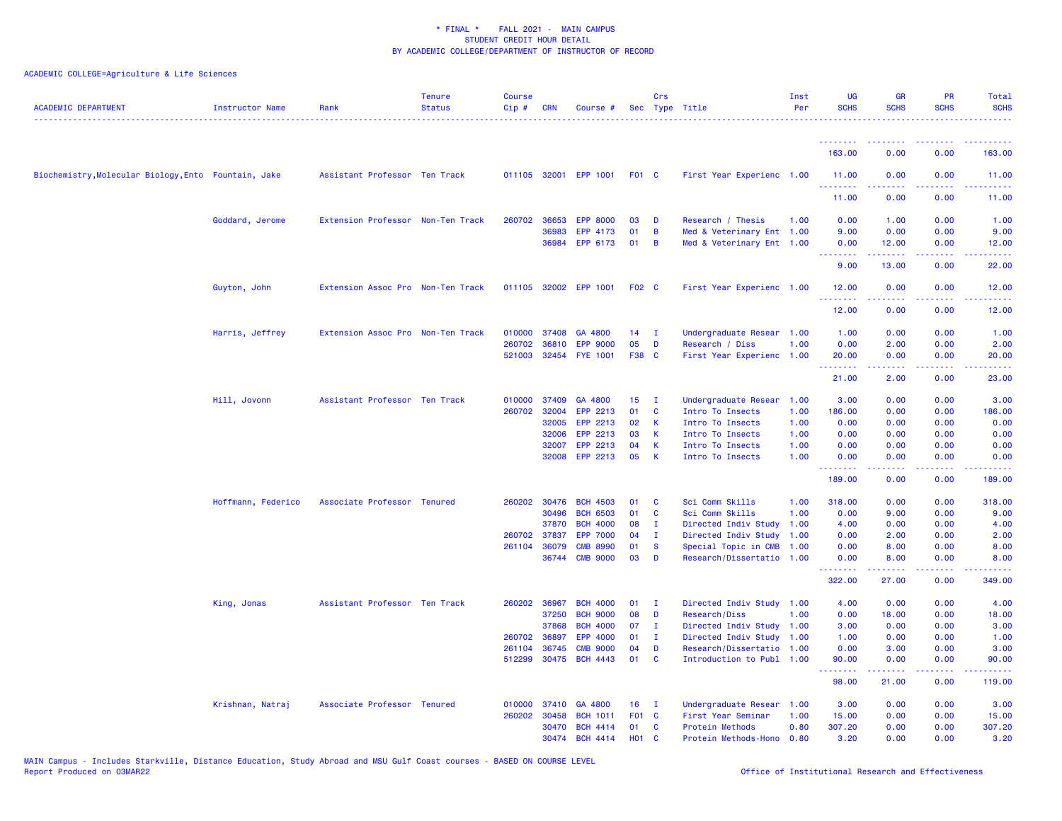* FINAL * FALL 2021 - MAIN CAMPUS
STUDENT CREDIT HOUR DETAIL
BY ACADEMIC COLLEGE/DEPARTMENT OF INSTRUCTOR OF RECORD

ACADEMIC COLLEGE=Agriculture & Life Sciences

| ACADEMIC DEPARTMENT | Instructor Name | Rank | Tenure Status | Course Cip # | CRN | Course # | Sec | Crs Type | Title | Inst Per | UG SCHS | GR SCHS | PR SCHS | Total SCHS |
|---|---|---|---|---|---|---|---|---|---|---|---|---|---|---|
| | | | | | | | | | | | 163.00 | 0.00 | 0.00 | 163.00 |
| Biochemistry,Molecular Biology,Ento | Fountain, Jake | Assistant Professor | Ten Track | 011105 | 32001 | EPP 1001 | F01 | C | First Year Experienc | 1.00 | 11.00 | 0.00 | 0.00 | 11.00 |
| | | | | | | | | | | | 11.00 | 0.00 | 0.00 | 11.00 |
| | Goddard, Jerome | Extension Professor | Non-Ten Track | 260702 | 36653 | EPP 8000 | 03 | D | Research / Thesis | 1.00 | 0.00 | 1.00 | 0.00 | 1.00 |
| | | | | | 36983 | EPP 4173 | 01 | B | Med & Veterinary Ent | 1.00 | 9.00 | 0.00 | 0.00 | 9.00 |
| | | | | | 36984 | EPP 6173 | 01 | B | Med & Veterinary Ent | 1.00 | 0.00 | 12.00 | 0.00 | 12.00 |
| | | | | | | | | | | | 9.00 | 13.00 | 0.00 | 22.00 |
| | Guyton, John | Extension Assoc Pro | Non-Ten Track | 011105 | 32002 | EPP 1001 | F02 | C | First Year Experienc | 1.00 | 12.00 | 0.00 | 0.00 | 12.00 |
| | | | | | | | | | | | 12.00 | 0.00 | 0.00 | 12.00 |
| | Harris, Jeffrey | Extension Assoc Pro | Non-Ten Track | 010000 | 37408 | GA 4800 | 14 | I | Undergraduate Resear | 1.00 | 1.00 | 0.00 | 0.00 | 1.00 |
| | | | | 260702 | 36810 | EPP 9000 | 05 | D | Research / Diss | 1.00 | 0.00 | 2.00 | 0.00 | 2.00 |
| | | | | 521003 | 32454 | FYE 1001 | F38 | C | First Year Experienc | 1.00 | 20.00 | 0.00 | 0.00 | 20.00 |
| | | | | | | | | | | | 21.00 | 2.00 | 0.00 | 23.00 |
| | Hill, Jovonn | Assistant Professor | Ten Track | 010000 | 37409 | GA 4800 | 15 | I | Undergraduate Resear | 1.00 | 3.00 | 0.00 | 0.00 | 3.00 |
| | | | | 260702 | 32004 | EPP 2213 | 01 | C | Intro To Insects | 1.00 | 186.00 | 0.00 | 0.00 | 186.00 |
| | | | | | 32005 | EPP 2213 | 02 | K | Intro To Insects | 1.00 | 0.00 | 0.00 | 0.00 | 0.00 |
| | | | | | 32006 | EPP 2213 | 03 | K | Intro To Insects | 1.00 | 0.00 | 0.00 | 0.00 | 0.00 |
| | | | | | 32007 | EPP 2213 | 04 | K | Intro To Insects | 1.00 | 0.00 | 0.00 | 0.00 | 0.00 |
| | | | | | 32008 | EPP 2213 | 05 | K | Intro To Insects | 1.00 | 0.00 | 0.00 | 0.00 | 0.00 |
| | | | | | | | | | | | 189.00 | 0.00 | 0.00 | 189.00 |
| | Hoffmann, Federico | Associate Professor | Tenured | 260202 | 30476 | BCH 4503 | 01 | C | Sci Comm Skills | 1.00 | 318.00 | 0.00 | 0.00 | 318.00 |
| | | | | | 30496 | BCH 6503 | 01 | C | Sci Comm Skills | 1.00 | 0.00 | 9.00 | 0.00 | 9.00 |
| | | | | | 37870 | BCH 4000 | 08 | I | Directed Indiv Study | 1.00 | 4.00 | 0.00 | 0.00 | 4.00 |
| | | | | 260702 | 37837 | EPP 7000 | 04 | I | Directed Indiv Study | 1.00 | 0.00 | 2.00 | 0.00 | 2.00 |
| | | | | 261104 | 36079 | CMB 8990 | 01 | S | Special Topic in CMB | 1.00 | 0.00 | 8.00 | 0.00 | 8.00 |
| | | | | | 36744 | CMB 9000 | 03 | D | Research/Dissertatio | 1.00 | 0.00 | 8.00 | 0.00 | 8.00 |
| | | | | | | | | | | | 322.00 | 27.00 | 0.00 | 349.00 |
| | King, Jonas | Assistant Professor | Ten Track | 260202 | 36967 | BCH 4000 | 01 | I | Directed Indiv Study | 1.00 | 4.00 | 0.00 | 0.00 | 4.00 |
| | | | | | 37250 | BCH 9000 | 08 | D | Research/Diss | 1.00 | 0.00 | 18.00 | 0.00 | 18.00 |
| | | | | | 37868 | BCH 4000 | 07 | I | Directed Indiv Study | 1.00 | 3.00 | 0.00 | 0.00 | 3.00 |
| | | | | 260702 | 36897 | EPP 4000 | 01 | I | Directed Indiv Study | 1.00 | 1.00 | 0.00 | 0.00 | 1.00 |
| | | | | 261104 | 36745 | CMB 9000 | 04 | D | Research/Dissertatio | 1.00 | 0.00 | 3.00 | 0.00 | 3.00 |
| | | | | 512299 | 30475 | BCH 4443 | 01 | C | Introduction to Publ | 1.00 | 90.00 | 0.00 | 0.00 | 90.00 |
| | | | | | | | | | | | 98.00 | 21.00 | 0.00 | 119.00 |
| | Krishnan, Natraj | Associate Professor | Tenured | 010000 | 37410 | GA 4800 | 16 | I | Undergraduate Resear | 1.00 | 3.00 | 0.00 | 0.00 | 3.00 |
| | | | | 260202 | 30458 | BCH 1011 | F01 | C | First Year Seminar | 1.00 | 15.00 | 0.00 | 0.00 | 15.00 |
| | | | | | 30470 | BCH 4414 | 01 | C | Protein Methods | 0.80 | 307.20 | 0.00 | 0.00 | 307.20 |
| | | | | | 30474 | BCH 4414 | H01 | C | Protein Methods-Hono | 0.80 | 3.20 | 0.00 | 0.00 | 3.20 |

MAIN Campus - Includes Starkville, Distance Education, Study Abroad and MSU Gulf Coast courses - BASED ON COURSE LEVEL
Report Produced on 03MAR22

Office of Institutional Research and Effectiveness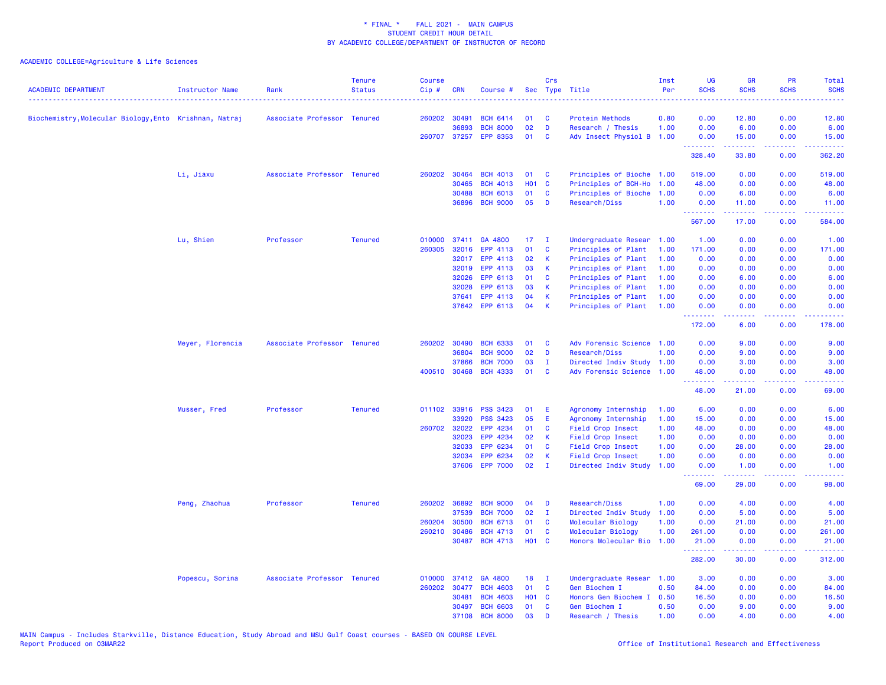\* FINAL \* FALL 2021 - MAIN CAMPUS
STUDENT CREDIT HOUR DETAIL
BY ACADEMIC COLLEGE/DEPARTMENT OF INSTRUCTOR OF RECORD

ACADEMIC COLLEGE=Agriculture & Life Sciences

| ACADEMIC DEPARTMENT | Instructor Name | Rank | Tenure Status | Course Cip # | CRN | Course # | Sec | Crs Type | Title | Inst Per | UG SCHS | GR SCHS | PR SCHS | Total SCHS |
|---|---|---|---|---|---|---|---|---|---|---|---|---|---|---|
| Biochemistry,Molecular Biology,Ento | Krishnan, Natraj | Associate Professor | Tenured | 260202 | 30491 | BCH 6414 | 01 | C | Protein Methods | 0.80 | 0.00 | 12.80 | 0.00 | 12.80 |
| | | | | | 36893 | BCH 8000 | 02 | D | Research / Thesis | 1.00 | 0.00 | 6.00 | 0.00 | 6.00 |
| | | | | 260707 | 37257 | EPP 8353 | 01 | C | Adv Insect Physiol B | 1.00 | 0.00 | 15.00 | 0.00 | 15.00 |
| | | | | | | | | | | | 328.40 | 33.80 | 0.00 | 362.20 |
| | Li, Jiaxu | Associate Professor | Tenured | 260202 | 30464 | BCH 4013 | 01 | C | Principles of Bioche | 1.00 | 519.00 | 0.00 | 0.00 | 519.00 |
| | | | | | 30465 | BCH 4013 | H01 | C | Principles of BCH-Ho | 1.00 | 48.00 | 0.00 | 0.00 | 48.00 |
| | | | | | 30488 | BCH 6013 | 01 | C | Principles of Bioche | 1.00 | 0.00 | 6.00 | 0.00 | 6.00 |
| | | | | | 36896 | BCH 9000 | 05 | D | Research/Diss | 1.00 | 0.00 | 11.00 | 0.00 | 11.00 |
| | | | | | | | | | | | 567.00 | 17.00 | 0.00 | 584.00 |
| | Lu, Shien | Professor | Tenured | 010000 | 37411 | GA 4800 | 17 | I | Undergraduate Resear | 1.00 | 1.00 | 0.00 | 0.00 | 1.00 |
| | | | | 260305 | 32016 | EPP 4113 | 01 | C | Principles of Plant | 1.00 | 171.00 | 0.00 | 0.00 | 171.00 |
| | | | | | 32017 | EPP 4113 | 02 | K | Principles of Plant | 1.00 | 0.00 | 0.00 | 0.00 | 0.00 |
| | | | | | 32019 | EPP 4113 | 03 | K | Principles of Plant | 1.00 | 0.00 | 0.00 | 0.00 | 0.00 |
| | | | | | 32026 | EPP 6113 | 01 | C | Principles of Plant | 1.00 | 0.00 | 6.00 | 0.00 | 6.00 |
| | | | | | 32028 | EPP 6113 | 03 | K | Principles of Plant | 1.00 | 0.00 | 0.00 | 0.00 | 0.00 |
| | | | | | 37641 | EPP 4113 | 04 | K | Principles of Plant | 1.00 | 0.00 | 0.00 | 0.00 | 0.00 |
| | | | | | 37642 | EPP 6113 | 04 | K | Principles of Plant | 1.00 | 0.00 | 0.00 | 0.00 | 0.00 |
| | | | | | | | | | | | 172.00 | 6.00 | 0.00 | 178.00 |
| | Meyer, Florencia | Associate Professor | Tenured | 260202 | 30490 | BCH 6333 | 01 | C | Adv Forensic Science | 1.00 | 0.00 | 9.00 | 0.00 | 9.00 |
| | | | | | 36804 | BCH 9000 | 02 | D | Research/Diss | 1.00 | 0.00 | 9.00 | 0.00 | 9.00 |
| | | | | | 37866 | BCH 7000 | 03 | I | Directed Indiv Study | 1.00 | 0.00 | 3.00 | 0.00 | 3.00 |
| | | | | 400510 | 30468 | BCH 4333 | 01 | C | Adv Forensic Science | 1.00 | 48.00 | 0.00 | 0.00 | 48.00 |
| | | | | | | | | | | | 48.00 | 21.00 | 0.00 | 69.00 |
| | Musser, Fred | Professor | Tenured | 011102 | 33916 | PSS 3423 | 01 | E | Agronomy Internship | 1.00 | 6.00 | 0.00 | 0.00 | 6.00 |
| | | | | | 33920 | PSS 3423 | 05 | E | Agronomy Internship | 1.00 | 15.00 | 0.00 | 0.00 | 15.00 |
| | | | | 260702 | 32022 | EPP 4234 | 01 | C | Field Crop Insect | 1.00 | 48.00 | 0.00 | 0.00 | 48.00 |
| | | | | | 32023 | EPP 4234 | 02 | K | Field Crop Insect | 1.00 | 0.00 | 0.00 | 0.00 | 0.00 |
| | | | | | 32033 | EPP 6234 | 01 | C | Field Crop Insect | 1.00 | 0.00 | 28.00 | 0.00 | 28.00 |
| | | | | | 32034 | EPP 6234 | 02 | K | Field Crop Insect | 1.00 | 0.00 | 0.00 | 0.00 | 0.00 |
| | | | | | 37606 | EPP 7000 | 02 | I | Directed Indiv Study | 1.00 | 0.00 | 1.00 | 0.00 | 1.00 |
| | | | | | | | | | | | 69.00 | 29.00 | 0.00 | 98.00 |
| | Peng, Zhaohua | Professor | Tenured | 260202 | 36892 | BCH 9000 | 04 | D | Research/Diss | 1.00 | 0.00 | 4.00 | 0.00 | 4.00 |
| | | | | | 37539 | BCH 7000 | 02 | I | Directed Indiv Study | 1.00 | 0.00 | 5.00 | 0.00 | 5.00 |
| | | | | 260204 | 30500 | BCH 6713 | 01 | C | Molecular Biology | 1.00 | 0.00 | 21.00 | 0.00 | 21.00 |
| | | | | 260210 | 30486 | BCH 4713 | 01 | C | Molecular Biology | 1.00 | 261.00 | 0.00 | 0.00 | 261.00 |
| | | | | | 30487 | BCH 4713 | H01 | C | Honors Molecular Bio | 1.00 | 21.00 | 0.00 | 0.00 | 21.00 |
| | | | | | | | | | | | 282.00 | 30.00 | 0.00 | 312.00 |
| | Popescu, Sorina | Associate Professor | Tenured | 010000 | 37412 | GA 4800 | 18 | I | Undergraduate Resear | 1.00 | 3.00 | 0.00 | 0.00 | 3.00 |
| | | | | 260202 | 30477 | BCH 4603 | 01 | C | Gen Biochem I | 0.50 | 84.00 | 0.00 | 0.00 | 84.00 |
| | | | | | 30481 | BCH 4603 | H01 | C | Honors Gen Biochem I | 0.50 | 16.50 | 0.00 | 0.00 | 16.50 |
| | | | | | 30497 | BCH 6603 | 01 | C | Gen Biochem I | 0.50 | 0.00 | 9.00 | 0.00 | 9.00 |
| | | | | | 37108 | BCH 8000 | 03 | D | Research / Thesis | 1.00 | 0.00 | 4.00 | 0.00 | 4.00 |

MAIN Campus - Includes Starkville, Distance Education, Study Abroad and MSU Gulf Coast courses - BASED ON COURSE LEVEL
Report Produced on 03MAR22

Office of Institutional Research and Effectiveness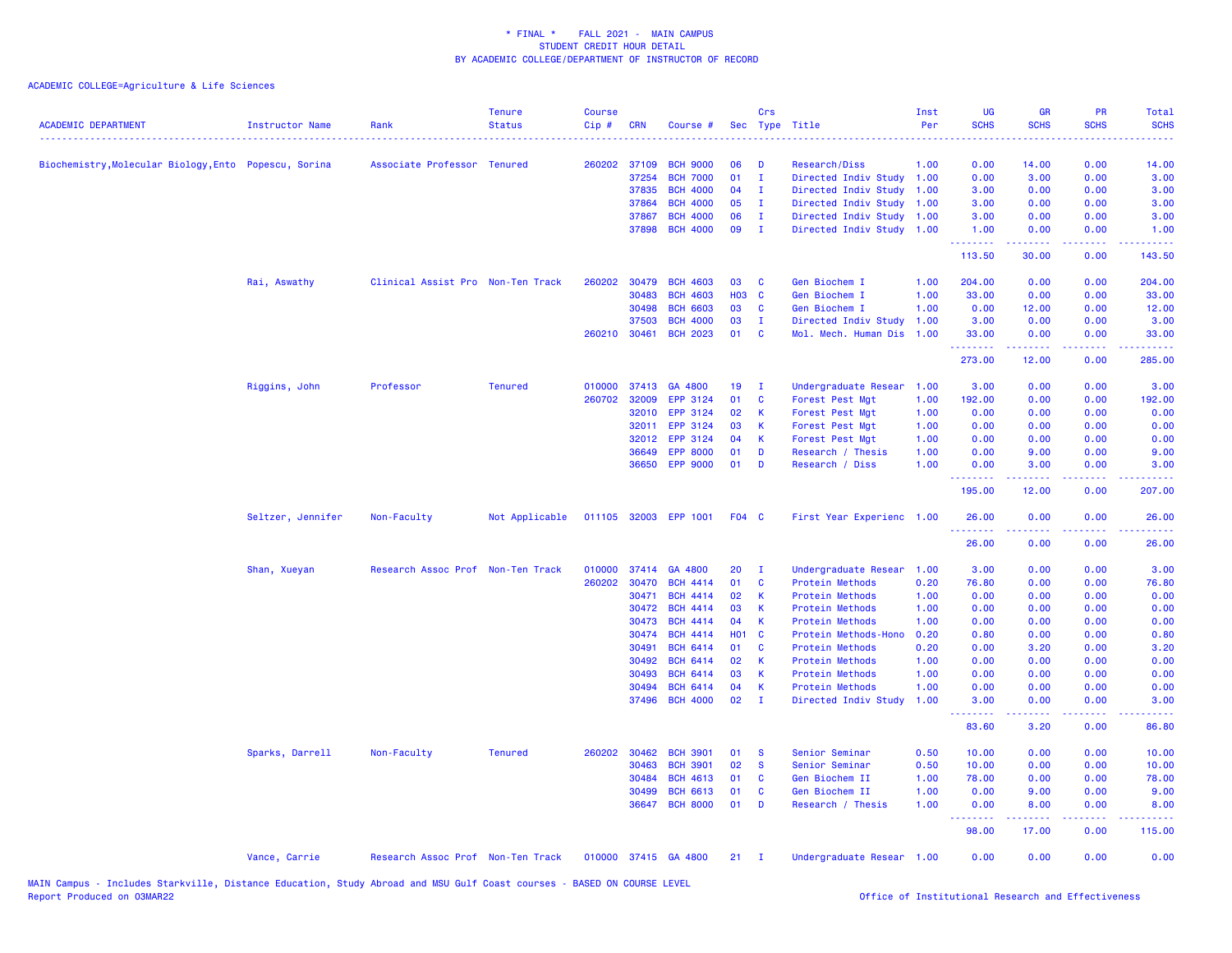* FINAL * FALL 2021 - MAIN CAMPUS
STUDENT CREDIT HOUR DETAIL
BY ACADEMIC COLLEGE/DEPARTMENT OF INSTRUCTOR OF RECORD

ACADEMIC COLLEGE=Agriculture & Life Sciences

| ACADEMIC DEPARTMENT | Instructor Name | Rank | Tenure Status | Course Cip # | CRN | Course # | Sec | Crs Type | Title | Inst Per | UG SCHS | GR SCHS | PR SCHS | Total SCHS |
|---|---|---|---|---|---|---|---|---|---|---|---|---|---|---|
| Biochemistry,Molecular Biology,Ento | Popescu, Sorina | Associate Professor | Tenured | 260202 | 37109 | BCH 9000 | 06 | D | Research/Diss | 1.00 | 0.00 | 14.00 | 0.00 | 14.00 |
| | | | | | 37254 | BCH 7000 | 01 | I | Directed Indiv Study | 1.00 | 0.00 | 3.00 | 0.00 | 3.00 |
| | | | | | 37835 | BCH 4000 | 04 | I | Directed Indiv Study | 1.00 | 3.00 | 0.00 | 0.00 | 3.00 |
| | | | | | 37864 | BCH 4000 | 05 | I | Directed Indiv Study | 1.00 | 3.00 | 0.00 | 0.00 | 3.00 |
| | | | | | 37867 | BCH 4000 | 06 | I | Directed Indiv Study | 1.00 | 3.00 | 0.00 | 0.00 | 3.00 |
| | | | | | 37898 | BCH 4000 | 09 | I | Directed Indiv Study | 1.00 | 1.00 | 0.00 | 0.00 | 1.00 |
| | | | | | | | | | | | 113.50 | 30.00 | 0.00 | 143.50 |
| | Rai, Aswathy | Clinical Assist Pro | Non-Ten Track | 260202 | 30479 | BCH 4603 | 03 | C | Gen Biochem I | 1.00 | 204.00 | 0.00 | 0.00 | 204.00 |
| | | | | | 30483 | BCH 4603 | H03 | C | Gen Biochem I | 1.00 | 33.00 | 0.00 | 0.00 | 33.00 |
| | | | | | 30498 | BCH 6603 | 03 | C | Gen Biochem I | 1.00 | 0.00 | 12.00 | 0.00 | 12.00 |
| | | | | | 37503 | BCH 4000 | 03 | I | Directed Indiv Study | 1.00 | 3.00 | 0.00 | 0.00 | 3.00 |
| | | | | 260210 | 30461 | BCH 2023 | 01 | C | Mol. Mech. Human Dis | 1.00 | 33.00 | 0.00 | 0.00 | 33.00 |
| | | | | | | | | | | | 273.00 | 12.00 | 0.00 | 285.00 |
| | Riggins, John | Professor | Tenured | 010000 | 37413 | GA 4800 | 19 | I | Undergraduate Resear | 1.00 | 3.00 | 0.00 | 0.00 | 3.00 |
| | | | | 260702 | 32009 | EPP 3124 | 01 | C | Forest Pest Mgt | 1.00 | 192.00 | 0.00 | 0.00 | 192.00 |
| | | | | | 32010 | EPP 3124 | 02 | K | Forest Pest Mgt | 1.00 | 0.00 | 0.00 | 0.00 | 0.00 |
| | | | | | 32011 | EPP 3124 | 03 | K | Forest Pest Mgt | 1.00 | 0.00 | 0.00 | 0.00 | 0.00 |
| | | | | | 32012 | EPP 3124 | 04 | K | Forest Pest Mgt | 1.00 | 0.00 | 0.00 | 0.00 | 0.00 |
| | | | | | 36649 | EPP 8000 | 01 | D | Research / Thesis | 1.00 | 0.00 | 9.00 | 0.00 | 9.00 |
| | | | | | 36650 | EPP 9000 | 01 | D | Research / Diss | 1.00 | 0.00 | 3.00 | 0.00 | 3.00 |
| | | | | | | | | | | | 195.00 | 12.00 | 0.00 | 207.00 |
| | Seltzer, Jennifer | Non-Faculty | Not Applicable | 011105 | 32003 | EPP 1001 | F04 | C | First Year Experienc | 1.00 | 26.00 | 0.00 | 0.00 | 26.00 |
| | | | | | | | | | | | 26.00 | 0.00 | 0.00 | 26.00 |
| | Shan, Xueyan | Research Assoc Prof | Non-Ten Track | 010000 | 37414 | GA 4800 | 20 | I | Undergraduate Resear | 1.00 | 3.00 | 0.00 | 0.00 | 3.00 |
| | | | | 260202 | 30470 | BCH 4414 | 01 | C | Protein Methods | 0.20 | 76.80 | 0.00 | 0.00 | 76.80 |
| | | | | | 30471 | BCH 4414 | 02 | K | Protein Methods | 1.00 | 0.00 | 0.00 | 0.00 | 0.00 |
| | | | | | 30472 | BCH 4414 | 03 | K | Protein Methods | 1.00 | 0.00 | 0.00 | 0.00 | 0.00 |
| | | | | | 30473 | BCH 4414 | 04 | K | Protein Methods | 1.00 | 0.00 | 0.00 | 0.00 | 0.00 |
| | | | | | 30474 | BCH 4414 | H01 | C | Protein Methods-Hono | 0.20 | 0.80 | 0.00 | 0.00 | 0.80 |
| | | | | | 30491 | BCH 6414 | 01 | C | Protein Methods | 0.20 | 0.00 | 3.20 | 0.00 | 3.20 |
| | | | | | 30492 | BCH 6414 | 02 | K | Protein Methods | 1.00 | 0.00 | 0.00 | 0.00 | 0.00 |
| | | | | | 30493 | BCH 6414 | 03 | K | Protein Methods | 1.00 | 0.00 | 0.00 | 0.00 | 0.00 |
| | | | | | 30494 | BCH 6414 | 04 | K | Protein Methods | 1.00 | 0.00 | 0.00 | 0.00 | 0.00 |
| | | | | | 37496 | BCH 4000 | 02 | I | Directed Indiv Study | 1.00 | 3.00 | 0.00 | 0.00 | 3.00 |
| | | | | | | | | | | | 83.60 | 3.20 | 0.00 | 86.80 |
| | Sparks, Darrell | Non-Faculty | Tenured | 260202 | 30462 | BCH 3901 | 01 | S | Senior Seminar | 0.50 | 10.00 | 0.00 | 0.00 | 10.00 |
| | | | | | 30463 | BCH 3901 | 02 | S | Senior Seminar | 0.50 | 10.00 | 0.00 | 0.00 | 10.00 |
| | | | | | 30484 | BCH 4613 | 01 | C | Gen Biochem II | 1.00 | 78.00 | 0.00 | 0.00 | 78.00 |
| | | | | | 30499 | BCH 6613 | 01 | C | Gen Biochem II | 1.00 | 0.00 | 9.00 | 0.00 | 9.00 |
| | | | | | 36647 | BCH 8000 | 01 | D | Research / Thesis | 1.00 | 0.00 | 8.00 | 0.00 | 8.00 |
| | | | | | | | | | | | 98.00 | 17.00 | 0.00 | 115.00 |
| | Vance, Carrie | Research Assoc Prof | Non-Ten Track | 010000 | 37415 | GA 4800 | 21 | I | Undergraduate Resear | 1.00 | 0.00 | 0.00 | 0.00 | 0.00 |

MAIN Campus - Includes Starkville, Distance Education, Study Abroad and MSU Gulf Coast courses - BASED ON COURSE LEVEL
Report Produced on 03MAR22 Office of Institutional Research and Effectiveness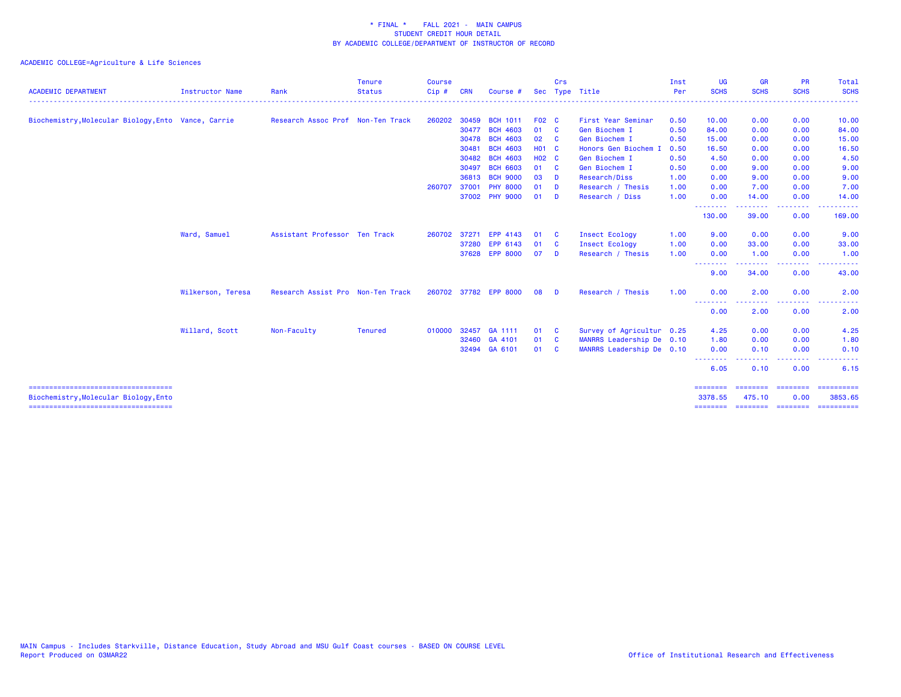\* FINAL \* FALL 2021 - MAIN CAMPUS
STUDENT CREDIT HOUR DETAIL
BY ACADEMIC COLLEGE/DEPARTMENT OF INSTRUCTOR OF RECORD

ACADEMIC COLLEGE=Agriculture & Life Sciences

| ACADEMIC DEPARTMENT | Instructor Name | Rank | Tenure Status | Course Cip # | CRN | Course # | Sec | Crs Type | Title | Inst Per | UG SCHS | GR SCHS | PR SCHS | Total SCHS |
|---|---|---|---|---|---|---|---|---|---|---|---|---|---|---|
| Biochemistry,Molecular Biology,Ento | Vance, Carrie | Research Assoc Prof | Non-Ten Track | 260202 | 30459 | BCH 1011 | F02 | C | First Year Seminar | 0.50 | 10.00 | 0.00 | 0.00 | 10.00 |
| | | | | | 30477 | BCH 4603 | 01 | C | Gen Biochem I | 0.50 | 84.00 | 0.00 | 0.00 | 84.00 |
| | | | | | 30478 | BCH 4603 | 02 | C | Gen Biochem I | 0.50 | 15.00 | 0.00 | 0.00 | 15.00 |
| | | | | | 30481 | BCH 4603 | H01 | C | Honors Gen Biochem I | 0.50 | 16.50 | 0.00 | 0.00 | 16.50 |
| | | | | | 30482 | BCH 4603 | H02 | C | Gen Biochem I | 0.50 | 4.50 | 0.00 | 0.00 | 4.50 |
| | | | | | 30497 | BCH 6603 | 01 | C | Gen Biochem I | 0.50 | 0.00 | 9.00 | 0.00 | 9.00 |
| | | | | | 36813 | BCH 9000 | 03 | D | Research/Diss | 1.00 | 0.00 | 9.00 | 0.00 | 9.00 |
| | | | | 260707 | 37001 | PHY 8000 | 01 | D | Research / Thesis | 1.00 | 0.00 | 7.00 | 0.00 | 7.00 |
| | | | | | 37002 | PHY 9000 | 01 | D | Research / Diss | 1.00 | 0.00 | 14.00 | 0.00 | 14.00 |
| | | | | | | | | | | | 130.00 | 39.00 | 0.00 | 169.00 |
| | Ward, Samuel | Assistant Professor | Ten Track | 260702 | 37271 | EPP 4143 | 01 | C | Insect Ecology | 1.00 | 9.00 | 0.00 | 0.00 | 9.00 |
| | | | | | 37280 | EPP 6143 | 01 | C | Insect Ecology | 1.00 | 0.00 | 33.00 | 0.00 | 33.00 |
| | | | | | 37628 | EPP 8000 | 07 | D | Research / Thesis | 1.00 | 0.00 | 1.00 | 0.00 | 1.00 |
| | | | | | | | | | | | 9.00 | 34.00 | 0.00 | 43.00 |
| | Wilkerson, Teresa | Research Assist Pro | Non-Ten Track | 260702 | 37782 | EPP 8000 | 08 | D | Research / Thesis | 1.00 | 0.00 | 2.00 | 0.00 | 2.00 |
| | | | | | | | | | | | 0.00 | 2.00 | 0.00 | 2.00 |
| | Willard, Scott | Non-Faculty | Tenured | 010000 | 32457 | GA 1111 | 01 | C | Survey of Agricultur | 0.25 | 4.25 | 0.00 | 0.00 | 4.25 |
| | | | | | 32460 | GA 4101 | 01 | C | MANRRS Leadership De | 0.10 | 1.80 | 0.00 | 0.00 | 1.80 |
| | | | | | 32494 | GA 6101 | 01 | C | MANRRS Leadership De | 0.10 | 0.00 | 0.10 | 0.00 | 0.10 |
| | | | | | | | | | | | 6.05 | 0.10 | 0.00 | 6.15 |
| Biochemistry,Molecular Biology,Ento | | | | | | | | | | | 3378.55 | 475.10 | 0.00 | 3853.65 |

MAIN Campus - Includes Starkville, Distance Education, Study Abroad and MSU Gulf Coast courses - BASED ON COURSE LEVEL
Report Produced on 03MAR22

Office of Institutional Research and Effectiveness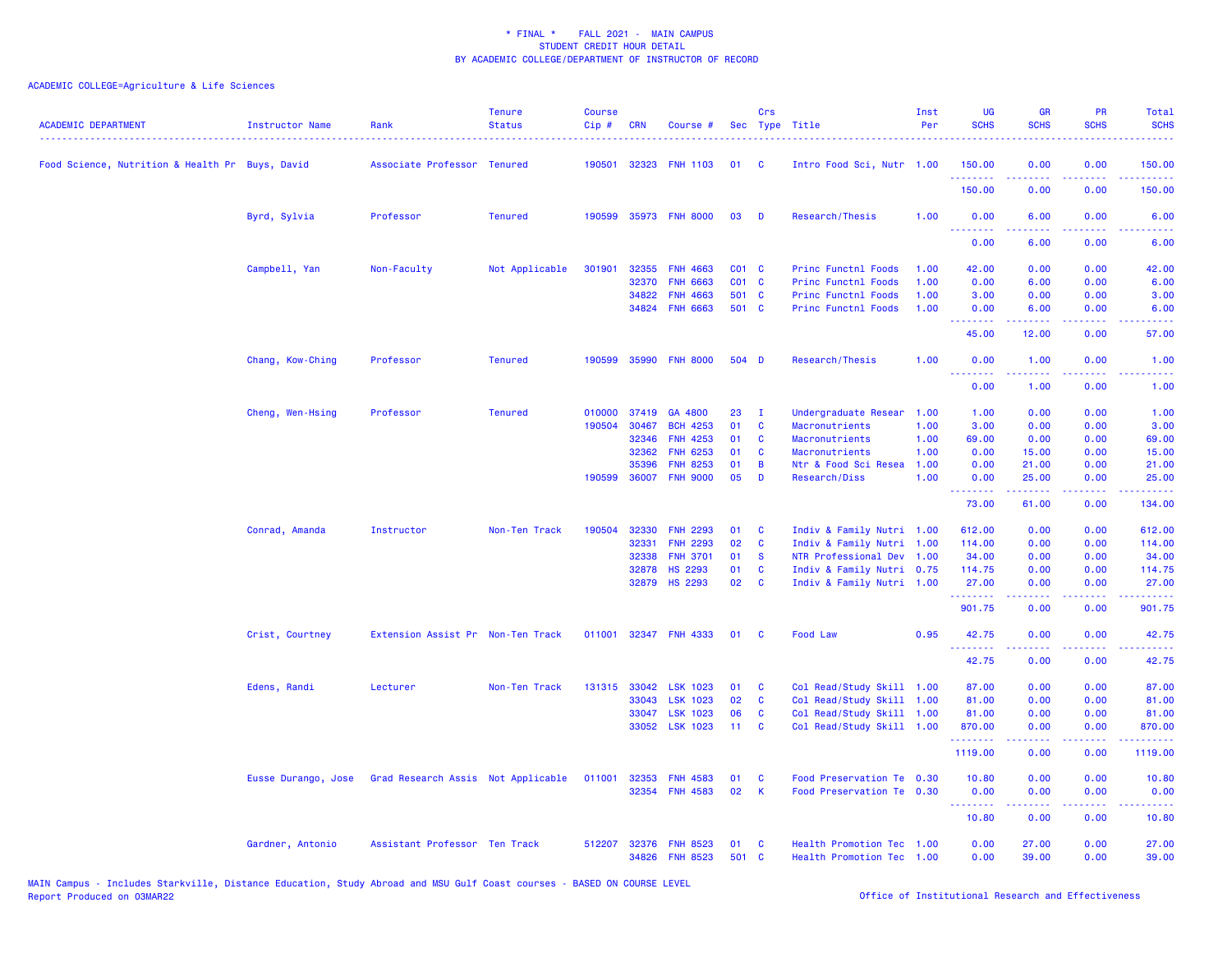\* FINAL \* FALL 2021 - MAIN CAMPUS
STUDENT CREDIT HOUR DETAIL
BY ACADEMIC COLLEGE/DEPARTMENT OF INSTRUCTOR OF RECORD

ACADEMIC COLLEGE=Agriculture & Life Sciences

| ACADEMIC DEPARTMENT | Instructor Name | Rank | Tenure Status | Course Cip # | CRN | Course # | Sec | Crs Type | Title | Inst Per | UG SCHS | GR SCHS | PR SCHS | Total SCHS |
|---|---|---|---|---|---|---|---|---|---|---|---|---|---|---|
| Food Science, Nutrition & Health Pr | Buys, David | Associate Professor | Tenured | 190501 | 32323 | FNH 1103 | 01 | C | Intro Food Sci, Nutr | 1.00 | 150.00 | 0.00 | 0.00 | 150.00 |
| | | | | | | | | | | | 150.00 | 0.00 | 0.00 | 150.00 |
| | Byrd, Sylvia | Professor | Tenured | 190599 | 35973 | FNH 8000 | 03 | D | Research/Thesis | 1.00 | 0.00 | 6.00 | 0.00 | 6.00 |
| | | | | | | | | | | | 0.00 | 6.00 | 0.00 | 6.00 |
| | Campbell, Yan | Non-Faculty | Not Applicable | 301901 | 32355 | FNH 4663 | C01 | C | Princ Functnl Foods | 1.00 | 42.00 | 0.00 | 0.00 | 42.00 |
| | | | | | 32370 | FNH 6663 | C01 | C | Princ Functnl Foods | 1.00 | 0.00 | 6.00 | 0.00 | 6.00 |
| | | | | | 34822 | FNH 4663 | 501 | C | Princ Functnl Foods | 1.00 | 3.00 | 0.00 | 0.00 | 3.00 |
| | | | | | 34824 | FNH 6663 | 501 | C | Princ Functnl Foods | 1.00 | 0.00 | 6.00 | 0.00 | 6.00 |
| | | | | | | | | | | | 45.00 | 12.00 | 0.00 | 57.00 |
| | Chang, Kow-Ching | Professor | Tenured | 190599 | 35990 | FNH 8000 | 504 | D | Research/Thesis | 1.00 | 0.00 | 1.00 | 0.00 | 1.00 |
| | | | | | | | | | | | 0.00 | 1.00 | 0.00 | 1.00 |
| | Cheng, Wen-Hsing | Professor | Tenured | 010000 | 37419 | GA 4800 | 23 | I | Undergraduate Resear | 1.00 | 1.00 | 0.00 | 0.00 | 1.00 |
| | | | | 190504 | 30467 | BCH 4253 | 01 | C | Macronutrients | 1.00 | 3.00 | 0.00 | 0.00 | 3.00 |
| | | | | | 32346 | FNH 4253 | 01 | C | Macronutrients | 1.00 | 69.00 | 0.00 | 0.00 | 69.00 |
| | | | | | 32362 | FNH 6253 | 01 | C | Macronutrients | 1.00 | 0.00 | 15.00 | 0.00 | 15.00 |
| | | | | | 35396 | FNH 8253 | 01 | B | Ntr & Food Sci Resea | 1.00 | 0.00 | 21.00 | 0.00 | 21.00 |
| | | | | 190599 | 36007 | FNH 9000 | 05 | D | Research/Diss | 1.00 | 0.00 | 25.00 | 0.00 | 25.00 |
| | | | | | | | | | | | 73.00 | 61.00 | 0.00 | 134.00 |
| | Conrad, Amanda | Instructor | Non-Ten Track | 190504 | 32330 | FNH 2293 | 01 | C | Indiv & Family Nutri | 1.00 | 612.00 | 0.00 | 0.00 | 612.00 |
| | | | | | 32331 | FNH 2293 | 02 | C | Indiv & Family Nutri | 1.00 | 114.00 | 0.00 | 0.00 | 114.00 |
| | | | | | 32338 | FNH 3701 | 01 | S | NTR Professional Dev | 1.00 | 34.00 | 0.00 | 0.00 | 34.00 |
| | | | | | 32878 | HS 2293 | 01 | C | Indiv & Family Nutri | 0.75 | 114.75 | 0.00 | 0.00 | 114.75 |
| | | | | | 32879 | HS 2293 | 02 | C | Indiv & Family Nutri | 1.00 | 27.00 | 0.00 | 0.00 | 27.00 |
| | | | | | | | | | | | 901.75 | 0.00 | 0.00 | 901.75 |
| | Crist, Courtney | Extension Assist Pr | Non-Ten Track | 011001 | 32347 | FNH 4333 | 01 | C | Food Law | 0.95 | 42.75 | 0.00 | 0.00 | 42.75 |
| | | | | | | | | | | | 42.75 | 0.00 | 0.00 | 42.75 |
| | Edens, Randi | Lecturer | Non-Ten Track | 131315 | 33042 | LSK 1023 | 01 | C | Col Read/Study Skill | 1.00 | 87.00 | 0.00 | 0.00 | 87.00 |
| | | | | | 33043 | LSK 1023 | 02 | C | Col Read/Study Skill | 1.00 | 81.00 | 0.00 | 0.00 | 81.00 |
| | | | | | 33047 | LSK 1023 | 06 | C | Col Read/Study Skill | 1.00 | 81.00 | 0.00 | 0.00 | 81.00 |
| | | | | | 33052 | LSK 1023 | 11 | C | Col Read/Study Skill | 1.00 | 870.00 | 0.00 | 0.00 | 870.00 |
| | | | | | | | | | | | 1119.00 | 0.00 | 0.00 | 1119.00 |
| | Eusse Durango, Jose | Grad Research Assis | Not Applicable | 011001 | 32353 | FNH 4583 | 01 | C | Food Preservation Te | 0.30 | 10.80 | 0.00 | 0.00 | 10.80 |
| | | | | | 32354 | FNH 4583 | 02 | K | Food Preservation Te | 0.30 | 0.00 | 0.00 | 0.00 | 0.00 |
| | | | | | | | | | | | 10.80 | 0.00 | 0.00 | 10.80 |
| | Gardner, Antonio | Assistant Professor | Ten Track | 512207 | 32376 | FNH 8523 | 01 | C | Health Promotion Tec | 1.00 | 0.00 | 27.00 | 0.00 | 27.00 |
| | | | | | 34826 | FNH 8523 | 501 | C | Health Promotion Tec | 1.00 | 0.00 | 39.00 | 0.00 | 39.00 |

MAIN Campus - Includes Starkville, Distance Education, Study Abroad and MSU Gulf Coast courses - BASED ON COURSE LEVEL
Report Produced on 03MAR22 | Office of Institutional Research and Effectiveness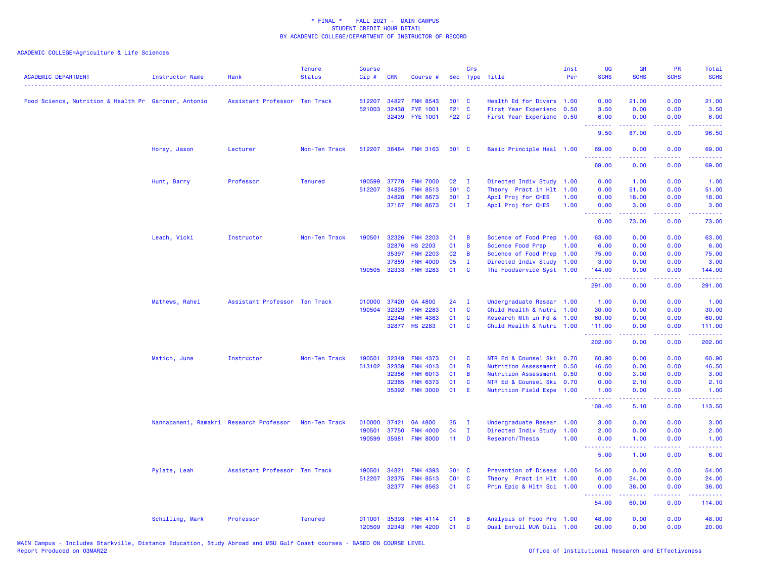\* FINAL \* FALL 2021 - MAIN CAMPUS
STUDENT CREDIT HOUR DETAIL
BY ACADEMIC COLLEGE/DEPARTMENT OF INSTRUCTOR OF RECORD

ACADEMIC COLLEGE=Agriculture & Life Sciences

| ACADEMIC DEPARTMENT | Instructor Name | Rank | Tenure Status | Course Cip # | CRN | Course # | Sec | Crs Type | Title | Inst Per | UG SCHS | GR SCHS | PR SCHS | Total SCHS |
|---|---|---|---|---|---|---|---|---|---|---|---|---|---|---|
| Food Science, Nutrition & Health Pr | Gardner, Antonio | Assistant Professor | Ten Track | 512207 | 34827 | FNH 8543 | 501 | C | Health Ed for Divers | 1.00 | 0.00 | 21.00 | 0.00 | 21.00 |
| | | | | 521003 | 32438 | FYE 1001 | F21 | C | First Year Experienc | 0.50 | 3.50 | 0.00 | 0.00 | 3.50 |
| | | | | | 32439 | FYE 1001 | F22 | C | First Year Experienc | 0.50 | 6.00 | 0.00 | 0.00 | 6.00 |
| | | | | | | | | | | | 9.50 | 87.00 | 0.00 | 96.50 |
| | Horay, Jason | Lecturer | Non-Ten Track | 512207 | 36484 | FNH 3163 | 501 | C | Basic Principle Heal | 1.00 | 69.00 | 0.00 | 0.00 | 69.00 |
| | | | | | | | | | | | 69.00 | 0.00 | 0.00 | 69.00 |
| | Hunt, Barry | Professor | Tenured | 190599 | 37779 | FNH 7000 | 02 | I | Directed Indiv Study | 1.00 | 0.00 | 1.00 | 0.00 | 1.00 |
| | | | | 512207 | 34825 | FNH 8513 | 501 | C | Theory Pract in Hlt | 1.00 | 0.00 | 51.00 | 0.00 | 51.00 |
| | | | | | 34828 | FNH 8673 | 501 | I | Appl Proj for CHES | 1.00 | 0.00 | 18.00 | 0.00 | 18.00 |
| | | | | | 37167 | FNH 8673 | 01 | I | Appl Proj for CHES | 1.00 | 0.00 | 3.00 | 0.00 | 3.00 |
| | | | | | | | | | | | 0.00 | 73.00 | 0.00 | 73.00 |
| | Leach, Vicki | Instructor | Non-Ten Track | 190501 | 32326 | FNH 2203 | 01 | B | Science of Food Prep | 1.00 | 63.00 | 0.00 | 0.00 | 63.00 |
| | | | | | 32876 | HS 2203 | 01 | B | Science Food Prep | 1.00 | 6.00 | 0.00 | 0.00 | 6.00 |
| | | | | | 35397 | FNH 2203 | 02 | B | Science of Food Prep | 1.00 | 75.00 | 0.00 | 0.00 | 75.00 |
| | | | | | 37859 | FNH 4000 | 05 | I | Directed Indiv Study | 1.00 | 3.00 | 0.00 | 0.00 | 3.00 |
| | | | | 190505 | 32333 | FNH 3283 | 01 | C | The Foodservice Syst | 1.00 | 144.00 | 0.00 | 0.00 | 144.00 |
| | | | | | | | | | | | 291.00 | 0.00 | 0.00 | 291.00 |
| | Mathews, Rahel | Assistant Professor | Ten Track | 010000 | 37420 | GA 4800 | 24 | I | Undergraduate Resear | 1.00 | 1.00 | 0.00 | 0.00 | 1.00 |
| | | | | 190504 | 32329 | FNH 2283 | 01 | C | Child Health & Nutri | 1.00 | 30.00 | 0.00 | 0.00 | 30.00 |
| | | | | | 32348 | FNH 4363 | 01 | C | Research Mth in Fd & | 1.00 | 60.00 | 0.00 | 0.00 | 60.00 |
| | | | | | 32877 | HS 2283 | 01 | C | Child Health & Nutri | 1.00 | 111.00 | 0.00 | 0.00 | 111.00 |
| | | | | | | | | | | | 202.00 | 0.00 | 0.00 | 202.00 |
| | Matich, June | Instructor | Non-Ten Track | 190501 | 32349 | FNH 4373 | 01 | C | NTR Ed & Counsel Ski | 0.70 | 60.90 | 0.00 | 0.00 | 60.90 |
| | | | | 513102 | 32339 | FNH 4013 | 01 | B | Nutrition Assessment | 0.50 | 46.50 | 0.00 | 0.00 | 46.50 |
| | | | | | 32356 | FNH 6013 | 01 | B | Nutrition Assessment | 0.50 | 0.00 | 3.00 | 0.00 | 3.00 |
| | | | | | 32365 | FNH 6373 | 01 | C | NTR Ed & Counsel Ski | 0.70 | 0.00 | 2.10 | 0.00 | 2.10 |
| | | | | | 35392 | FNH 3000 | 01 | E | Nutrition Field Expe | 1.00 | 1.00 | 0.00 | 0.00 | 1.00 |
| | | | | | | | | | | | 108.40 | 5.10 | 0.00 | 113.50 |
| | Nannapaneni, Ramakri | Research Professor | Non-Ten Track | 010000 | 37421 | GA 4800 | 25 | I | Undergraduate Resear | 1.00 | 3.00 | 0.00 | 0.00 | 3.00 |
| | | | | 190501 | 37750 | FNH 4000 | 04 | I | Directed Indiv Study | 1.00 | 2.00 | 0.00 | 0.00 | 2.00 |
| | | | | 190599 | 35981 | FNH 8000 | 11 | D | Research/Thesis | 1.00 | 0.00 | 1.00 | 0.00 | 1.00 |
| | | | | | | | | | | | 5.00 | 1.00 | 0.00 | 6.00 |
| | Pylate, Leah | Assistant Professor | Ten Track | 190501 | 34821 | FNH 4393 | 501 | C | Prevention of Diseas | 1.00 | 54.00 | 0.00 | 0.00 | 54.00 |
| | | | | 512207 | 32375 | FNH 8513 | C01 | C | Theory Pract in Hlt | 1.00 | 0.00 | 24.00 | 0.00 | 24.00 |
| | | | | | 32377 | FNH 8563 | 01 | C | Prin Epic & Hlth Sci | 1.00 | 0.00 | 36.00 | 0.00 | 36.00 |
| | | | | | | | | | | | 54.00 | 60.00 | 0.00 | 114.00 |
| | Schilling, Mark | Professor | Tenured | 011001 | 35393 | FNH 4114 | 01 | B | Analysis of Food Pro | 1.00 | 48.00 | 0.00 | 0.00 | 48.00 |
| | | | | 120509 | 32343 | FNH 4200 | 01 | C | Dual Enroll MUW Culi | 1.00 | 20.00 | 0.00 | 0.00 | 20.00 |

MAIN Campus - Includes Starkville, Distance Education, Study Abroad and MSU Gulf Coast courses - BASED ON COURSE LEVEL
Report Produced on 03MAR22

Office of Institutional Research and Effectiveness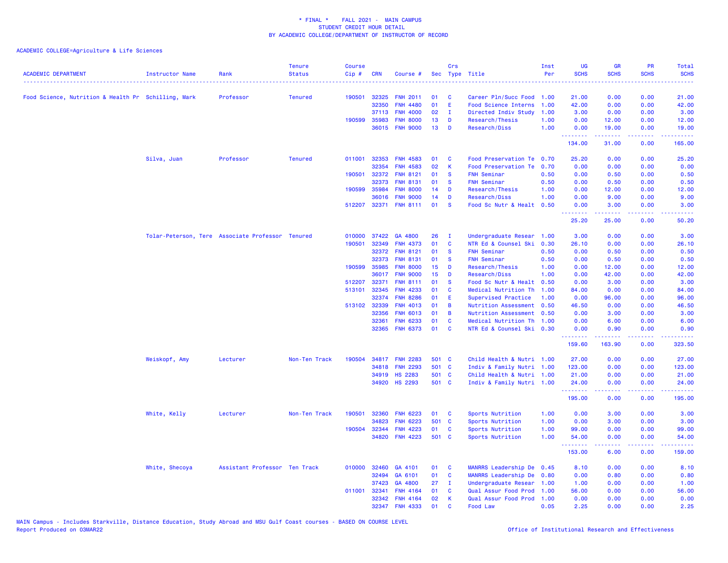# * FINAL * FALL 2021 - MAIN CAMPUS
## STUDENT CREDIT HOUR DETAIL
## BY ACADEMIC COLLEGE/DEPARTMENT OF INSTRUCTOR OF RECORD

ACADEMIC COLLEGE=Agriculture & Life Sciences

| ACADEMIC DEPARTMENT | Instructor Name | Rank | Tenure Status | Course Cip # | CRN | Course # | Sec | Crs Type | Title | Inst Per | UG SCHS | GR SCHS | PR SCHS | Total SCHS |
|---|---|---|---|---|---|---|---|---|---|---|---|---|---|---|
| Food Science, Nutrition & Health Pr | Schilling, Mark | Professor | Tenured | 190501 | 32325 | FNH 2011 | 01 | C | Career Pln/Succ Food | 1.00 | 21.00 | 0.00 | 0.00 | 21.00 |
| | | | | | 32350 | FNH 4480 | 01 | E | Food Science Interns | 1.00 | 42.00 | 0.00 | 0.00 | 42.00 |
| | | | | | 37113 | FNH 4000 | 02 | I | Directed Indiv Study | 1.00 | 3.00 | 0.00 | 0.00 | 3.00 |
| | | | | 190599 | 35983 | FNH 8000 | 13 | D | Research/Thesis | 1.00 | 0.00 | 12.00 | 0.00 | 12.00 |
| | | | | | 36015 | FNH 9000 | 13 | D | Research/Diss | 1.00 | 0.00 | 19.00 | 0.00 | 19.00 |
| | | | | | | | | | | | 134.00 | 31.00 | 0.00 | 165.00 |
| | Silva, Juan | Professor | Tenured | 011001 | 32353 | FNH 4583 | 01 | C | Food Preservation Te | 0.70 | 25.20 | 0.00 | 0.00 | 25.20 |
| | | | | | 32354 | FNH 4583 | 02 | K | Food Preservation Te | 0.70 | 0.00 | 0.00 | 0.00 | 0.00 |
| | | | | 190501 | 32372 | FNH 8121 | 01 | S | FNH Seminar | 0.50 | 0.00 | 0.50 | 0.00 | 0.50 |
| | | | | | 32373 | FNH 8131 | 01 | S | FNH Seminar | 0.50 | 0.00 | 0.50 | 0.00 | 0.50 |
| | | | | 190599 | 35984 | FNH 8000 | 14 | D | Research/Thesis | 1.00 | 0.00 | 12.00 | 0.00 | 12.00 |
| | | | | | 36016 | FNH 9000 | 14 | D | Research/Diss | 1.00 | 0.00 | 9.00 | 0.00 | 9.00 |
| | | | | 512207 | 32371 | FNH 8111 | 01 | S | Food Sc Nutr & Healt | 0.50 | 0.00 | 3.00 | 0.00 | 3.00 |
| | | | | | | | | | | | 25.20 | 25.00 | 0.00 | 50.20 |
| | Tolar-Peterson, Tere | Associate Professor | Tenured | 010000 | 37422 | GA 4800 | 26 | I | Undergraduate Resear | 1.00 | 3.00 | 0.00 | 0.00 | 3.00 |
| | | | | 190501 | 32349 | FNH 4373 | 01 | C | NTR Ed & Counsel Ski | 0.30 | 26.10 | 0.00 | 0.00 | 26.10 |
| | | | | | 32372 | FNH 8121 | 01 | S | FNH Seminar | 0.50 | 0.00 | 0.50 | 0.00 | 0.50 |
| | | | | | 32373 | FNH 8131 | 01 | S | FNH Seminar | 0.50 | 0.00 | 0.50 | 0.00 | 0.50 |
| | | | | 190599 | 35985 | FNH 8000 | 15 | D | Research/Thesis | 1.00 | 0.00 | 12.00 | 0.00 | 12.00 |
| | | | | | 36017 | FNH 9000 | 15 | D | Research/Diss | 1.00 | 0.00 | 42.00 | 0.00 | 42.00 |
| | | | | 512207 | 32371 | FNH 8111 | 01 | S | Food Sc Nutr & Healt | 0.50 | 0.00 | 3.00 | 0.00 | 3.00 |
| | | | | 513101 | 32345 | FNH 4233 | 01 | C | Medical Nutrition Th | 1.00 | 84.00 | 0.00 | 0.00 | 84.00 |
| | | | | | 32374 | FNH 8286 | 01 | E | Supervised Practice | 1.00 | 0.00 | 96.00 | 0.00 | 96.00 |
| | | | | 513102 | 32339 | FNH 4013 | 01 | B | Nutrition Assessment | 0.50 | 46.50 | 0.00 | 0.00 | 46.50 |
| | | | | | 32356 | FNH 6013 | 01 | B | Nutrition Assessment | 0.50 | 0.00 | 3.00 | 0.00 | 3.00 |
| | | | | | 32361 | FNH 6233 | 01 | C | Medical Nutrition Th | 1.00 | 0.00 | 6.00 | 0.00 | 6.00 |
| | | | | | 32365 | FNH 6373 | 01 | C | NTR Ed & Counsel Ski | 0.30 | 0.00 | 0.90 | 0.00 | 0.90 |
| | | | | | | | | | | | 159.60 | 163.90 | 0.00 | 323.50 |
| | Weiskopf, Amy | Lecturer | Non-Ten Track | 190504 | 34817 | FNH 2283 | 501 | C | Child Health & Nutri | 1.00 | 27.00 | 0.00 | 0.00 | 27.00 |
| | | | | | 34818 | FNH 2293 | 501 | C | Indiv & Family Nutri | 1.00 | 123.00 | 0.00 | 0.00 | 123.00 |
| | | | | | 34919 | HS 2283 | 501 | C | Child Health & Nutri | 1.00 | 21.00 | 0.00 | 0.00 | 21.00 |
| | | | | | 34920 | HS 2293 | 501 | C | Indiv & Family Nutri | 1.00 | 24.00 | 0.00 | 0.00 | 24.00 |
| | | | | | | | | | | | 195.00 | 0.00 | 0.00 | 195.00 |
| | White, Kelly | Lecturer | Non-Ten Track | 190501 | 32360 | FNH 6223 | 01 | C | Sports Nutrition | 1.00 | 0.00 | 3.00 | 0.00 | 3.00 |
| | | | | | 34823 | FNH 6223 | 501 | C | Sports Nutrition | 1.00 | 0.00 | 3.00 | 0.00 | 3.00 |
| | | | | 190504 | 32344 | FNH 4223 | 01 | C | Sports Nutrition | 1.00 | 99.00 | 0.00 | 0.00 | 99.00 |
| | | | | | 34820 | FNH 4223 | 501 | C | Sports Nutrition | 1.00 | 54.00 | 0.00 | 0.00 | 54.00 |
| | | | | | | | | | | | 153.00 | 6.00 | 0.00 | 159.00 |
| | White, Shecoya | Assistant Professor | Ten Track | 010000 | 32460 | GA 4101 | 01 | C | MANRRS Leadership De | 0.45 | 8.10 | 0.00 | 0.00 | 8.10 |
| | | | | | 32494 | GA 6101 | 01 | C | MANRRS Leadership De | 0.80 | 0.00 | 0.80 | 0.00 | 0.80 |
| | | | | | 37423 | GA 4800 | 27 | I | Undergraduate Resear | 1.00 | 1.00 | 0.00 | 0.00 | 1.00 |
| | | | | 011001 | 32341 | FNH 4164 | 01 | C | Qual Assur Food Prod | 1.00 | 56.00 | 0.00 | 0.00 | 56.00 |
| | | | | | 32342 | FNH 4164 | 02 | K | Qual Assur Food Prod | 1.00 | 0.00 | 0.00 | 0.00 | 0.00 |
| | | | | | 32347 | FNH 4333 | 01 | C | Food Law | 0.05 | 2.25 | 0.00 | 0.00 | 2.25 |

MAIN Campus - Includes Starkville, Distance Education, Study Abroad and MSU Gulf Coast courses - BASED ON COURSE LEVEL
Report Produced on 03MAR22

Office of Institutional Research and Effectiveness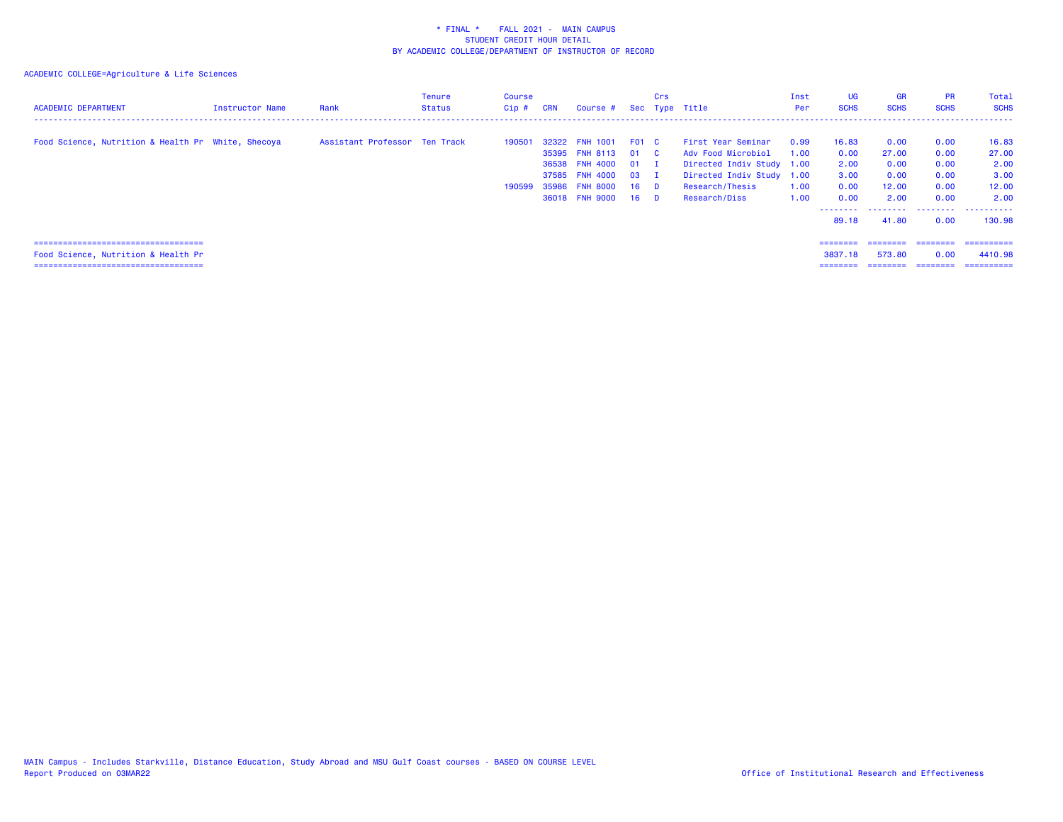\* FINAL \* FALL 2021 - MAIN CAMPUS
STUDENT CREDIT HOUR DETAIL
BY ACADEMIC COLLEGE/DEPARTMENT OF INSTRUCTOR OF RECORD

ACADEMIC COLLEGE=Agriculture & Life Sciences

| ACADEMIC DEPARTMENT | Instructor Name | Rank | Tenure Status | Course Cip # | CRN | Course # | Sec | Crs Type | Title | Inst Per | UG SCHS | GR SCHS | PR SCHS | Total SCHS |
|---|---|---|---|---|---|---|---|---|---|---|---|---|---|---|
| Food Science, Nutrition & Health Pr | White, Shecoya | Assistant Professor | Ten Track | 190501 | 32322 | FNH 1001 | F01 | C | First Year Seminar | 0.99 | 16.83 | 0.00 | 0.00 | 16.83 |
| | | | | | 35395 | FNH 8113 | 01 | C | Adv Food Microbiol | 1.00 | 0.00 | 27.00 | 0.00 | 27.00 |
| | | | | | 36538 | FNH 4000 | 01 | I | Directed Indiv Study | 1.00 | 2.00 | 0.00 | 0.00 | 2.00 |
| | | | | | 37585 | FNH 4000 | 03 | I | Directed Indiv Study | 1.00 | 3.00 | 0.00 | 0.00 | 3.00 |
| | | | | 190599 | 35986 | FNH 8000 | 16 | D | Research/Thesis | 1.00 | 0.00 | 12.00 | 0.00 | 12.00 |
| | | | | | 36018 | FNH 9000 | 16 | D | Research/Diss | 1.00 | 0.00 | 2.00 | 0.00 | 2.00 |
| | | | | | | | | | | | 89.18 | 41.80 | 0.00 | 130.98 |
| Food Science, Nutrition & Health Pr | | | | | | | | | | | 3837.18 | 573.80 | 0.00 | 4410.98 |

MAIN Campus - Includes Starkville, Distance Education, Study Abroad and MSU Gulf Coast courses - BASED ON COURSE LEVEL
Report Produced on 03MAR22

Office of Institutional Research and Effectiveness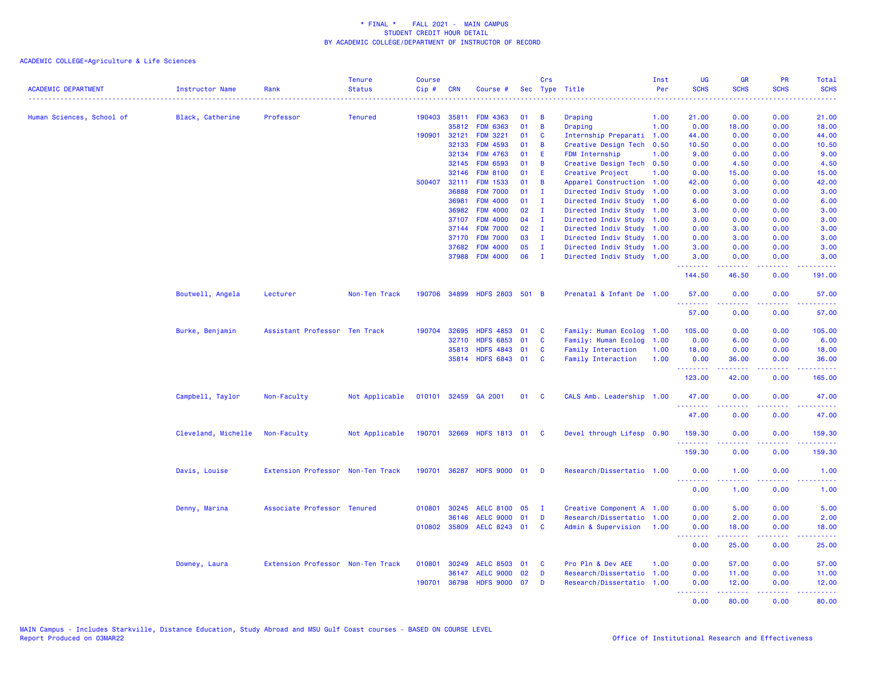\* FINAL \* FALL 2021 - MAIN CAMPUS
STUDENT CREDIT HOUR DETAIL
BY ACADEMIC COLLEGE/DEPARTMENT OF INSTRUCTOR OF RECORD

ACADEMIC COLLEGE=Agriculture & Life Sciences

| ACADEMIC DEPARTMENT | Instructor Name | Rank | Tenure Status | Course Cip # | CRN | Course # | Sec | Crs Type | Title | Inst Per | UG SCHS | GR SCHS | PR SCHS | Total SCHS |
|---|---|---|---|---|---|---|---|---|---|---|---|---|---|---|
| Human Sciences, School of | Black, Catherine | Professor | Tenured | 190403 | 35811 | FDM 4363 | 01 | B | Draping | 1.00 | 21.00 | 0.00 | 0.00 | 21.00 |
| | | | | | 35812 | FDM 6363 | 01 | B | Draping | 1.00 | 0.00 | 18.00 | 0.00 | 18.00 |
| | | | | 190901 | 32121 | FDM 3221 | 01 | C | Internship Preparati | 1.00 | 44.00 | 0.00 | 0.00 | 44.00 |
| | | | | | 32133 | FDM 4593 | 01 | B | Creative Design Tech | 0.50 | 10.50 | 0.00 | 0.00 | 10.50 |
| | | | | | 32134 | FDM 4763 | 01 | E | FDM Internship | 1.00 | 9.00 | 0.00 | 0.00 | 9.00 |
| | | | | | 32145 | FDM 6593 | 01 | B | Creative Design Tech | 0.50 | 0.00 | 4.50 | 0.00 | 4.50 |
| | | | | | 32146 | FDM 8100 | 01 | E | Creative Project | 1.00 | 0.00 | 15.00 | 0.00 | 15.00 |
| | | | | 500407 | 32111 | FDM 1533 | 01 | B | Apparel Construction | 1.00 | 42.00 | 0.00 | 0.00 | 42.00 |
| | | | | | 36888 | FDM 7000 | 01 | I | Directed Indiv Study | 1.00 | 0.00 | 3.00 | 0.00 | 3.00 |
| | | | | | 36981 | FDM 4000 | 01 | I | Directed Indiv Study | 1.00 | 6.00 | 0.00 | 0.00 | 6.00 |
| | | | | | 36982 | FDM 4000 | 02 | I | Directed Indiv Study | 1.00 | 3.00 | 0.00 | 0.00 | 3.00 |
| | | | | | 37107 | FDM 4000 | 04 | I | Directed Indiv Study | 1.00 | 3.00 | 0.00 | 0.00 | 3.00 |
| | | | | | 37144 | FDM 7000 | 02 | I | Directed Indiv Study | 1.00 | 0.00 | 3.00 | 0.00 | 3.00 |
| | | | | | 37170 | FDM 7000 | 03 | I | Directed Indiv Study | 1.00 | 0.00 | 3.00 | 0.00 | 3.00 |
| | | | | | 37682 | FDM 4000 | 05 | I | Directed Indiv Study | 1.00 | 3.00 | 0.00 | 0.00 | 3.00 |
| | | | | | 37988 | FDM 4000 | 06 | I | Directed Indiv Study | 1.00 | 3.00 | 0.00 | 0.00 | 3.00 |
| | | | | | | | | | | | 144.50 | 46.50 | 0.00 | 191.00 |
| | Boutwell, Angela | Lecturer | Non-Ten Track | 190706 | 34899 | HDFS 2803 | 501 | B | Prenatal & Infant De | 1.00 | 57.00 | 0.00 | 0.00 | 57.00 |
| | | | | | | | | | | | 57.00 | 0.00 | 0.00 | 57.00 |
| | Burke, Benjamin | Assistant Professor | Ten Track | 190704 | 32695 | HDFS 4853 | 01 | C | Family: Human Ecolog | 1.00 | 105.00 | 0.00 | 0.00 | 105.00 |
| | | | | | 32710 | HDFS 6853 | 01 | C | Family: Human Ecolog | 1.00 | 0.00 | 6.00 | 0.00 | 6.00 |
| | | | | | 35813 | HDFS 4843 | 01 | C | Family Interaction | 1.00 | 18.00 | 0.00 | 0.00 | 18.00 |
| | | | | | 35814 | HDFS 6843 | 01 | C | Family Interaction | 1.00 | 0.00 | 36.00 | 0.00 | 36.00 |
| | | | | | | | | | | | 123.00 | 42.00 | 0.00 | 165.00 |
| | Campbell, Taylor | Non-Faculty | Not Applicable | 010101 | 32459 | GA 2001 | 01 | C | CALS Amb. Leadership | 1.00 | 47.00 | 0.00 | 0.00 | 47.00 |
| | | | | | | | | | | | 47.00 | 0.00 | 0.00 | 47.00 |
| | Cleveland, Michelle | Non-Faculty | Not Applicable | 190701 | 32669 | HDFS 1813 | 01 | C | Devel through Lifesp | 0.90 | 159.30 | 0.00 | 0.00 | 159.30 |
| | | | | | | | | | | | 159.30 | 0.00 | 0.00 | 159.30 |
| | Davis, Louise | Extension Professor | Non-Ten Track | 190701 | 36287 | HDFS 9000 | 01 | D | Research/Dissertatio | 1.00 | 0.00 | 1.00 | 0.00 | 1.00 |
| | | | | | | | | | | | 0.00 | 1.00 | 0.00 | 1.00 |
| | Denny, Marina | Associate Professor | Tenured | 010801 | 30245 | AELC 8100 | 05 | I | Creative Component A | 1.00 | 0.00 | 5.00 | 0.00 | 5.00 |
| | | | | | 36146 | AELC 9000 | 01 | D | Research/Dissertatio | 1.00 | 0.00 | 2.00 | 0.00 | 2.00 |
| | | | | 010802 | 35809 | AELC 8243 | 01 | C | Admin & Supervision | 1.00 | 0.00 | 18.00 | 0.00 | 18.00 |
| | | | | | | | | | | | 0.00 | 25.00 | 0.00 | 25.00 |
| | Downey, Laura | Extension Professor | Non-Ten Track | 010801 | 30249 | AELC 8503 | 01 | C | Pro Pln & Dev AEE | 1.00 | 0.00 | 57.00 | 0.00 | 57.00 |
| | | | | | 36147 | AELC 9000 | 02 | D | Research/Dissertatio | 1.00 | 0.00 | 11.00 | 0.00 | 11.00 |
| | | | | 190701 | 36798 | HDFS 9000 | 07 | D | Research/Dissertatio | 1.00 | 0.00 | 12.00 | 0.00 | 12.00 |
| | | | | | | | | | | | 0.00 | 80.00 | 0.00 | 80.00 |

MAIN Campus - Includes Starkville, Distance Education, Study Abroad and MSU Gulf Coast courses - BASED ON COURSE LEVEL
Report Produced on 03MAR22

Office of Institutional Research and Effectiveness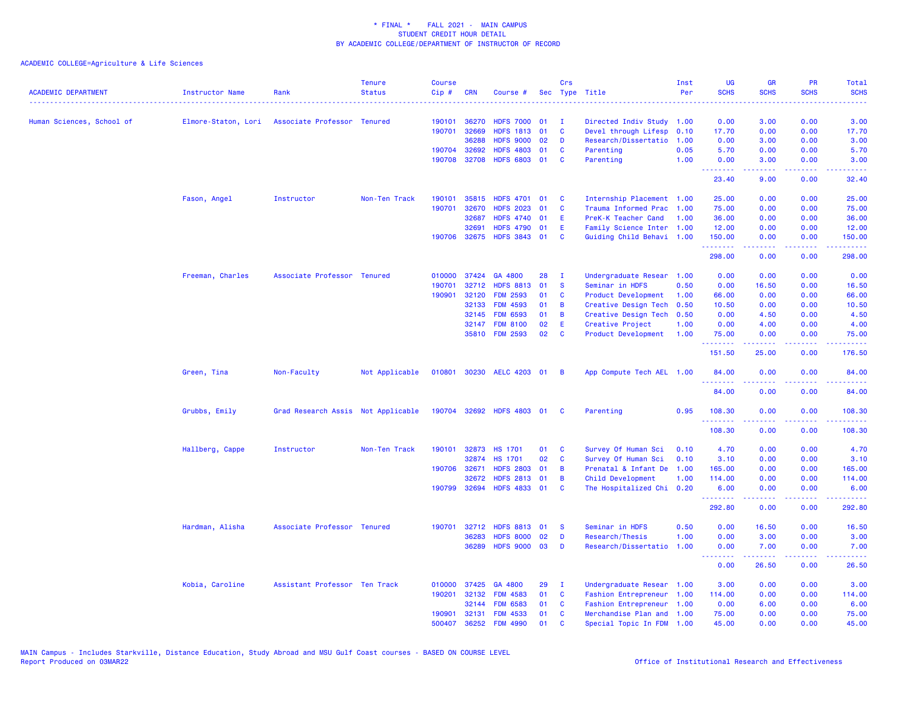\* FINAL \* FALL 2021 - MAIN CAMPUS
STUDENT CREDIT HOUR DETAIL
BY ACADEMIC COLLEGE/DEPARTMENT OF INSTRUCTOR OF RECORD

ACADEMIC COLLEGE=Agriculture & Life Sciences

| ACADEMIC DEPARTMENT | Instructor Name | Rank | Tenure Status | Course Cip # | CRN | Course # | Sec | Crs Type | Title | Inst Per | UG SCHS | GR SCHS | PR SCHS | Total SCHS |
|---|---|---|---|---|---|---|---|---|---|---|---|---|---|---|
| Human Sciences, School of | Elmore-Staton, Lori | Associate Professor | Tenured | 190101 | 36270 | HDFS 7000 | 01 | I | Directed Indiv Study | 1.00 | 0.00 | 3.00 | 0.00 | 3.00 |
| | | | | 190701 | 32669 | HDFS 1813 | 01 | C | Devel through Lifesp | 0.10 | 17.70 | 0.00 | 0.00 | 17.70 |
| | | | | | 36288 | HDFS 9000 | 02 | D | Research/Dissertatio | 1.00 | 0.00 | 3.00 | 0.00 | 3.00 |
| | | | | 190704 | 32692 | HDFS 4803 | 01 | C | Parenting | 0.05 | 5.70 | 0.00 | 0.00 | 5.70 |
| | | | | 190708 | 32708 | HDFS 6803 | 01 | C | Parenting | 1.00 | 0.00 | 3.00 | 0.00 | 3.00 |
| | | | | | | | | | | | 23.40 | 9.00 | 0.00 | 32.40 |
| | Fason, Angel | Instructor | Non-Ten Track | 190101 | 35815 | HDFS 4701 | 01 | C | Internship Placement | 1.00 | 25.00 | 0.00 | 0.00 | 25.00 |
| | | | | 190701 | 32670 | HDFS 2023 | 01 | C | Trauma Informed Prac | 1.00 | 75.00 | 0.00 | 0.00 | 75.00 |
| | | | | | 32687 | HDFS 4740 | 01 | E | PreK-K Teacher Cand | 1.00 | 36.00 | 0.00 | 0.00 | 36.00 |
| | | | | | 32691 | HDFS 4790 | 01 | E | Family Science Inter | 1.00 | 12.00 | 0.00 | 0.00 | 12.00 |
| | | | | 190706 | 32675 | HDFS 3843 | 01 | C | Guiding Child Behavi | 1.00 | 150.00 | 0.00 | 0.00 | 150.00 |
| | | | | | | | | | | | 298.00 | 0.00 | 0.00 | 298.00 |
| | Freeman, Charles | Associate Professor | Tenured | 010000 | 37424 | GA 4800 | 28 | I | Undergraduate Resear | 1.00 | 0.00 | 0.00 | 0.00 | 0.00 |
| | | | | 190701 | 32712 | HDFS 8813 | 01 | S | Seminar in HDFS | 0.50 | 0.00 | 16.50 | 0.00 | 16.50 |
| | | | | 190901 | 32120 | FDM 2593 | 01 | C | Product Development | 1.00 | 66.00 | 0.00 | 0.00 | 66.00 |
| | | | | | 32133 | FDM 4593 | 01 | B | Creative Design Tech | 0.50 | 10.50 | 0.00 | 0.00 | 10.50 |
| | | | | | 32145 | FDM 6593 | 01 | B | Creative Design Tech | 0.50 | 0.00 | 4.50 | 0.00 | 4.50 |
| | | | | | 32147 | FDM 8100 | 02 | E | Creative Project | 1.00 | 0.00 | 4.00 | 0.00 | 4.00 |
| | | | | | 35810 | FDM 2593 | 02 | C | Product Development | 1.00 | 75.00 | 0.00 | 0.00 | 75.00 |
| | | | | | | | | | | | 151.50 | 25.00 | 0.00 | 176.50 |
| | Green, Tina | Non-Faculty | Not Applicable | 010801 | 30230 | AELC 4203 | 01 | B | App Compute Tech AEL | 1.00 | 84.00 | 0.00 | 0.00 | 84.00 |
| | | | | | | | | | | | 84.00 | 0.00 | 0.00 | 84.00 |
| | Grubbs, Emily | Grad Research Assis | Not Applicable | 190704 | 32692 | HDFS 4803 | 01 | C | Parenting | 0.95 | 108.30 | 0.00 | 0.00 | 108.30 |
| | | | | | | | | | | | 108.30 | 0.00 | 0.00 | 108.30 |
| | Hallberg, Cappe | Instructor | Non-Ten Track | 190101 | 32873 | HS 1701 | 01 | C | Survey Of Human Sci | 0.10 | 4.70 | 0.00 | 0.00 | 4.70 |
| | | | | | 32874 | HS 1701 | 02 | C | Survey Of Human Sci | 0.10 | 3.10 | 0.00 | 0.00 | 3.10 |
| | | | | 190706 | 32671 | HDFS 2803 | 01 | B | Prenatal & Infant De | 1.00 | 165.00 | 0.00 | 0.00 | 165.00 |
| | | | | | 32672 | HDFS 2813 | 01 | B | Child Development | 1.00 | 114.00 | 0.00 | 0.00 | 114.00 |
| | | | | 190799 | 32694 | HDFS 4833 | 01 | C | The Hospitalized Chi | 0.20 | 6.00 | 0.00 | 0.00 | 6.00 |
| | | | | | | | | | | | 292.80 | 0.00 | 0.00 | 292.80 |
| | Hardman, Alisha | Associate Professor | Tenured | 190701 | 32712 | HDFS 8813 | 01 | S | Seminar in HDFS | 0.50 | 0.00 | 16.50 | 0.00 | 16.50 |
| | | | | | 36283 | HDFS 8000 | 02 | D | Research/Thesis | 1.00 | 0.00 | 3.00 | 0.00 | 3.00 |
| | | | | | 36289 | HDFS 9000 | 03 | D | Research/Dissertatio | 1.00 | 0.00 | 7.00 | 0.00 | 7.00 |
| | | | | | | | | | | | 0.00 | 26.50 | 0.00 | 26.50 |
| | Kobia, Caroline | Assistant Professor | Ten Track | 010000 | 37425 | GA 4800 | 29 | I | Undergraduate Resear | 1.00 | 3.00 | 0.00 | 0.00 | 3.00 |
| | | | | 190201 | 32132 | FDM 4583 | 01 | C | Fashion Entrepreneur | 1.00 | 114.00 | 0.00 | 0.00 | 114.00 |
| | | | | | 32144 | FDM 6583 | 01 | C | Fashion Entrepreneur | 1.00 | 0.00 | 6.00 | 0.00 | 6.00 |
| | | | | 190901 | 32131 | FDM 4533 | 01 | C | Merchandise Plan and | 1.00 | 75.00 | 0.00 | 0.00 | 75.00 |
| | | | | 500407 | 36252 | FDM 4990 | 01 | C | Special Topic In FDM | 1.00 | 45.00 | 0.00 | 0.00 | 45.00 |

MAIN Campus - Includes Starkville, Distance Education, Study Abroad and MSU Gulf Coast courses - BASED ON COURSE LEVEL
Report Produced on 03MAR22

Office of Institutional Research and Effectiveness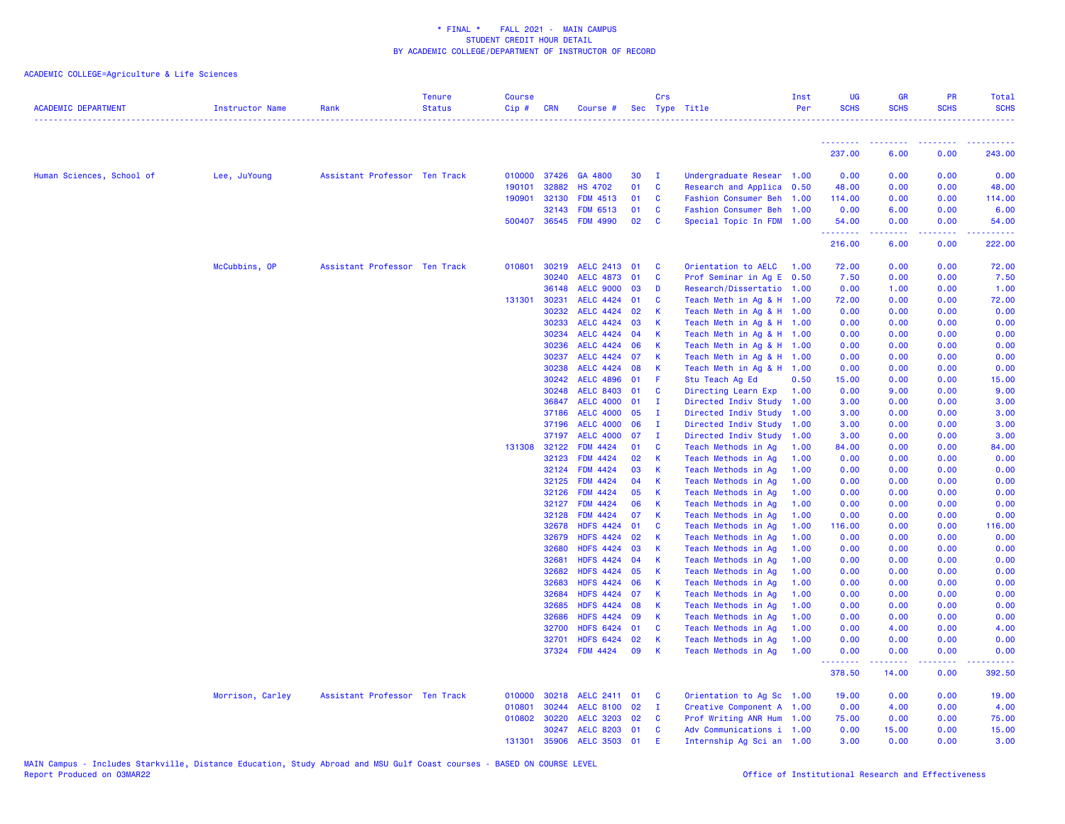\* FINAL \* FALL 2021 - MAIN CAMPUS
STUDENT CREDIT HOUR DETAIL
BY ACADEMIC COLLEGE/DEPARTMENT OF INSTRUCTOR OF RECORD

ACADEMIC COLLEGE=Agriculture & Life Sciences

| ACADEMIC DEPARTMENT | Instructor Name | Rank | Tenure Status | Course Cip # | CRN | Course # | Sec | Crs Type | Title | Inst Per | UG SCHS | GR SCHS | PR SCHS | Total SCHS |
|---|---|---|---|---|---|---|---|---|---|---|---|---|---|---|
| | | | | | | | | | | | 237.00 | 6.00 | 0.00 | 243.00 |
| Human Sciences, School of | Lee, JuYoung | Assistant Professor | Ten Track | 010000 | 37426 | GA 4800 | 30 | I | Undergraduate Resear | 1.00 | 0.00 | 0.00 | 0.00 | 0.00 |
| | | | | 190101 | 32882 | HS 4702 | 01 | C | Research and Applica | 0.50 | 48.00 | 0.00 | 0.00 | 48.00 |
| | | | | 190901 | 32130 | FDM 4513 | 01 | C | Fashion Consumer Beh | 1.00 | 114.00 | 0.00 | 0.00 | 114.00 |
| | | | | | 32143 | FDM 6513 | 01 | C | Fashion Consumer Beh | 1.00 | 0.00 | 6.00 | 0.00 | 6.00 |
| | | | | 500407 | 36545 | FDM 4990 | 02 | C | Special Topic In FDM | 1.00 | 54.00 | 0.00 | 0.00 | 54.00 |
| | | | | | | | | | | | 216.00 | 6.00 | 0.00 | 222.00 |
| | McCubbins, OP | Assistant Professor | Ten Track | 010801 | 30219 | AELC 2413 | 01 | C | Orientation to AELC | 1.00 | 72.00 | 0.00 | 0.00 | 72.00 |
| | | | | | 30240 | AELC 4873 | 01 | C | Prof Seminar in Ag E | 0.50 | 7.50 | 0.00 | 0.00 | 7.50 |
| | | | | | 36148 | AELC 9000 | 03 | D | Research/Dissertatio | 1.00 | 0.00 | 1.00 | 0.00 | 1.00 |
| | | | | 131301 | 30231 | AELC 4424 | 01 | C | Teach Meth in Ag & H | 1.00 | 72.00 | 0.00 | 0.00 | 72.00 |
| | | | | | 30232 | AELC 4424 | 02 | K | Teach Meth in Ag & H | 1.00 | 0.00 | 0.00 | 0.00 | 0.00 |
| | | | | | 30233 | AELC 4424 | 03 | K | Teach Meth in Ag & H | 1.00 | 0.00 | 0.00 | 0.00 | 0.00 |
| | | | | | 30234 | AELC 4424 | 04 | K | Teach Meth in Ag & H | 1.00 | 0.00 | 0.00 | 0.00 | 0.00 |
| | | | | | 30236 | AELC 4424 | 06 | K | Teach Meth in Ag & H | 1.00 | 0.00 | 0.00 | 0.00 | 0.00 |
| | | | | | 30237 | AELC 4424 | 07 | K | Teach Meth in Ag & H | 1.00 | 0.00 | 0.00 | 0.00 | 0.00 |
| | | | | | 30238 | AELC 4424 | 08 | K | Teach Meth in Ag & H | 1.00 | 0.00 | 0.00 | 0.00 | 0.00 |
| | | | | | 30242 | AELC 4896 | 01 | F | Stu Teach Ag Ed | 0.50 | 15.00 | 0.00 | 0.00 | 15.00 |
| | | | | | 30248 | AELC 8403 | 01 | C | Directing Learn Exp | 1.00 | 0.00 | 9.00 | 0.00 | 9.00 |
| | | | | | 36847 | AELC 4000 | 01 | I | Directed Indiv Study | 1.00 | 3.00 | 0.00 | 0.00 | 3.00 |
| | | | | | 37186 | AELC 4000 | 05 | I | Directed Indiv Study | 1.00 | 3.00 | 0.00 | 0.00 | 3.00 |
| | | | | | 37196 | AELC 4000 | 06 | I | Directed Indiv Study | 1.00 | 3.00 | 0.00 | 0.00 | 3.00 |
| | | | | | 37197 | AELC 4000 | 07 | I | Directed Indiv Study | 1.00 | 3.00 | 0.00 | 0.00 | 3.00 |
| | | | | 131308 | 32122 | FDM 4424 | 01 | C | Teach Methods in Ag | 1.00 | 84.00 | 0.00 | 0.00 | 84.00 |
| | | | | | 32123 | FDM 4424 | 02 | K | Teach Methods in Ag | 1.00 | 0.00 | 0.00 | 0.00 | 0.00 |
| | | | | | 32124 | FDM 4424 | 03 | K | Teach Methods in Ag | 1.00 | 0.00 | 0.00 | 0.00 | 0.00 |
| | | | | | 32125 | FDM 4424 | 04 | K | Teach Methods in Ag | 1.00 | 0.00 | 0.00 | 0.00 | 0.00 |
| | | | | | 32126 | FDM 4424 | 05 | K | Teach Methods in Ag | 1.00 | 0.00 | 0.00 | 0.00 | 0.00 |
| | | | | | 32127 | FDM 4424 | 06 | K | Teach Methods in Ag | 1.00 | 0.00 | 0.00 | 0.00 | 0.00 |
| | | | | | 32128 | FDM 4424 | 07 | K | Teach Methods in Ag | 1.00 | 0.00 | 0.00 | 0.00 | 0.00 |
| | | | | | 32678 | HDFS 4424 | 01 | C | Teach Methods in Ag | 1.00 | 116.00 | 0.00 | 0.00 | 116.00 |
| | | | | | 32679 | HDFS 4424 | 02 | K | Teach Methods in Ag | 1.00 | 0.00 | 0.00 | 0.00 | 0.00 |
| | | | | | 32680 | HDFS 4424 | 03 | K | Teach Methods in Ag | 1.00 | 0.00 | 0.00 | 0.00 | 0.00 |
| | | | | | 32681 | HDFS 4424 | 04 | K | Teach Methods in Ag | 1.00 | 0.00 | 0.00 | 0.00 | 0.00 |
| | | | | | 32682 | HDFS 4424 | 05 | K | Teach Methods in Ag | 1.00 | 0.00 | 0.00 | 0.00 | 0.00 |
| | | | | | 32683 | HDFS 4424 | 06 | K | Teach Methods in Ag | 1.00 | 0.00 | 0.00 | 0.00 | 0.00 |
| | | | | | 32684 | HDFS 4424 | 07 | K | Teach Methods in Ag | 1.00 | 0.00 | 0.00 | 0.00 | 0.00 |
| | | | | | 32685 | HDFS 4424 | 08 | K | Teach Methods in Ag | 1.00 | 0.00 | 0.00 | 0.00 | 0.00 |
| | | | | | 32686 | HDFS 4424 | 09 | K | Teach Methods in Ag | 1.00 | 0.00 | 0.00 | 0.00 | 0.00 |
| | | | | | 32700 | HDFS 6424 | 01 | C | Teach Methods in Ag | 1.00 | 0.00 | 4.00 | 0.00 | 4.00 |
| | | | | | 32701 | HDFS 6424 | 02 | K | Teach Methods in Ag | 1.00 | 0.00 | 0.00 | 0.00 | 0.00 |
| | | | | | 37324 | FDM 4424 | 09 | K | Teach Methods in Ag | 1.00 | 0.00 | 0.00 | 0.00 | 0.00 |
| | | | | | | | | | | | 378.50 | 14.00 | 0.00 | 392.50 |
| | Morrison, Carley | Assistant Professor | Ten Track | 010000 | 30218 | AELC 2411 | 01 | C | Orientation to Ag Sc | 1.00 | 19.00 | 0.00 | 0.00 | 19.00 |
| | | | | 010801 | 30244 | AELC 8100 | 02 | I | Creative Component A | 1.00 | 0.00 | 4.00 | 0.00 | 4.00 |
| | | | | 010802 | 30220 | AELC 3203 | 02 | C | Prof Writing ANR Hum | 1.00 | 75.00 | 0.00 | 0.00 | 75.00 |
| | | | | | 30247 | AELC 8203 | 01 | C | Adv Communications i | 1.00 | 0.00 | 15.00 | 0.00 | 15.00 |
| | | | | 131301 | 35906 | AELC 3503 | 01 | E | Internship Ag Sci an | 1.00 | 3.00 | 0.00 | 0.00 | 3.00 |

MAIN Campus - Includes Starkville, Distance Education, Study Abroad and MSU Gulf Coast courses - BASED ON COURSE LEVEL
Report Produced on 03MAR22

Office of Institutional Research and Effectiveness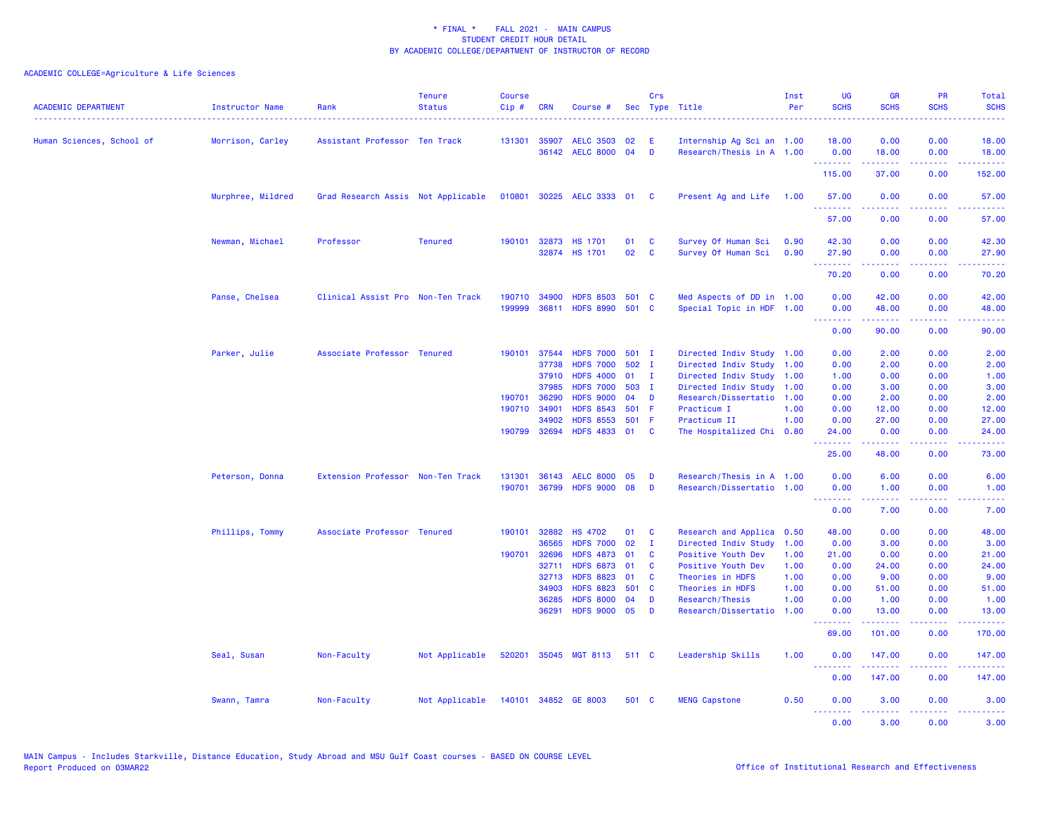\* FINAL \*  FALL 2021 - MAIN CAMPUS
STUDENT CREDIT HOUR DETAIL
BY ACADEMIC COLLEGE/DEPARTMENT OF INSTRUCTOR OF RECORD

ACADEMIC COLLEGE=Agriculture & Life Sciences

| ACADEMIC DEPARTMENT | Instructor Name | Rank | Tenure Status | Course Cip # | CRN | Course # | Sec | Crs Type | Title | Inst Per | UG SCHS | GR SCHS | PR SCHS | Total SCHS |
|---|---|---|---|---|---|---|---|---|---|---|---|---|---|---|
| Human Sciences, School of | Morrison, Carley | Assistant Professor | Ten Track | 131301 | 35907 | AELC 3503 | 02 | E | Internship Ag Sci an | 1.00 | 18.00 | 0.00 | 0.00 | 18.00 |
| | | | | | 36142 | AELC 8000 | 04 | D | Research/Thesis in A | 1.00 | 0.00 | 18.00 | 0.00 | 18.00 |
| | | | | | | | | | | | 115.00 | 37.00 | 0.00 | 152.00 |
| | Murphree, Mildred | Grad Research Assis | Not Applicable | 010801 | 30225 | AELC 3333 | 01 | C | Present Ag and Life | 1.00 | 57.00 | 0.00 | 0.00 | 57.00 |
| | | | | | | | | | | | 57.00 | 0.00 | 0.00 | 57.00 |
| | Newman, Michael | Professor | Tenured | 190101 | 32873 | HS 1701 | 01 | C | Survey Of Human Sci | 0.90 | 42.30 | 0.00 | 0.00 | 42.30 |
| | | | | | 32874 | HS 1701 | 02 | C | Survey Of Human Sci | 0.90 | 27.90 | 0.00 | 0.00 | 27.90 |
| | | | | | | | | | | | 70.20 | 0.00 | 0.00 | 70.20 |
| | Panse, Chelsea | Clinical Assist Pro | Non-Ten Track | 190710 | 34900 | HDFS 8503 | 501 | C | Med Aspects of DD in | 1.00 | 0.00 | 42.00 | 0.00 | 42.00 |
| | | | | 199999 | 36811 | HDFS 8990 | 501 | C | Special Topic in HDF | 1.00 | 0.00 | 48.00 | 0.00 | 48.00 |
| | | | | | | | | | | | 0.00 | 90.00 | 0.00 | 90.00 |
| | Parker, Julie | Associate Professor | Tenured | 190101 | 37544 | HDFS 7000 | 501 | I | Directed Indiv Study | 1.00 | 0.00 | 2.00 | 0.00 | 2.00 |
| | | | | | 37738 | HDFS 7000 | 502 | I | Directed Indiv Study | 1.00 | 0.00 | 2.00 | 0.00 | 2.00 |
| | | | | | 37910 | HDFS 4000 | 01 | I | Directed Indiv Study | 1.00 | 1.00 | 0.00 | 0.00 | 1.00 |
| | | | | | 37985 | HDFS 7000 | 503 | I | Directed Indiv Study | 1.00 | 0.00 | 3.00 | 0.00 | 3.00 |
| | | | | 190701 | 36290 | HDFS 9000 | 04 | D | Research/Dissertatio | 1.00 | 0.00 | 2.00 | 0.00 | 2.00 |
| | | | | 190710 | 34901 | HDFS 8543 | 501 | F | Practicum I | 1.00 | 0.00 | 12.00 | 0.00 | 12.00 |
| | | | | | 34902 | HDFS 8553 | 501 | F | Practicum II | 1.00 | 0.00 | 27.00 | 0.00 | 27.00 |
| | | | | 190799 | 32694 | HDFS 4833 | 01 | C | The Hospitalized Chi | 0.80 | 24.00 | 0.00 | 0.00 | 24.00 |
| | | | | | | | | | | | 25.00 | 48.00 | 0.00 | 73.00 |
| | Peterson, Donna | Extension Professor | Non-Ten Track | 131301 | 36143 | AELC 8000 | 05 | D | Research/Thesis in A | 1.00 | 0.00 | 6.00 | 0.00 | 6.00 |
| | | | | 190701 | 36799 | HDFS 9000 | 08 | D | Research/Dissertatio | 1.00 | 0.00 | 1.00 | 0.00 | 1.00 |
| | | | | | | | | | | | 0.00 | 7.00 | 0.00 | 7.00 |
| | Phillips, Tommy | Associate Professor | Tenured | 190101 | 32882 | HS 4702 | 01 | C | Research and Applica | 0.50 | 48.00 | 0.00 | 0.00 | 48.00 |
| | | | | | 36565 | HDFS 7000 | 02 | I | Directed Indiv Study | 1.00 | 0.00 | 3.00 | 0.00 | 3.00 |
| | | | | 190701 | 32696 | HDFS 4873 | 01 | C | Positive Youth Dev | 1.00 | 21.00 | 0.00 | 0.00 | 21.00 |
| | | | | | 32711 | HDFS 6873 | 01 | C | Positive Youth Dev | 1.00 | 0.00 | 24.00 | 0.00 | 24.00 |
| | | | | | 32713 | HDFS 8823 | 01 | C | Theories in HDFS | 1.00 | 0.00 | 9.00 | 0.00 | 9.00 |
| | | | | | 34903 | HDFS 8823 | 501 | C | Theories in HDFS | 1.00 | 0.00 | 51.00 | 0.00 | 51.00 |
| | | | | | 36285 | HDFS 8000 | 04 | D | Research/Thesis | 1.00 | 0.00 | 1.00 | 0.00 | 1.00 |
| | | | | | 36291 | HDFS 9000 | 05 | D | Research/Dissertatio | 1.00 | 0.00 | 13.00 | 0.00 | 13.00 |
| | | | | | | | | | | | 69.00 | 101.00 | 0.00 | 170.00 |
| | Seal, Susan | Non-Faculty | Not Applicable | 520201 | 35045 | MGT 8113 | 511 | C | Leadership Skills | 1.00 | 0.00 | 147.00 | 0.00 | 147.00 |
| | | | | | | | | | | | 0.00 | 147.00 | 0.00 | 147.00 |
| | Swann, Tamra | Non-Faculty | Not Applicable | 140101 | 34852 | GE 8003 | 501 | C | MENG Capstone | 0.50 | 0.00 | 3.00 | 0.00 | 3.00 |
| | | | | | | | | | | | 0.00 | 3.00 | 0.00 | 3.00 |

MAIN Campus - Includes Starkville, Distance Education, Study Abroad and MSU Gulf Coast courses - BASED ON COURSE LEVEL
Report Produced on 03MAR22

Office of Institutional Research and Effectiveness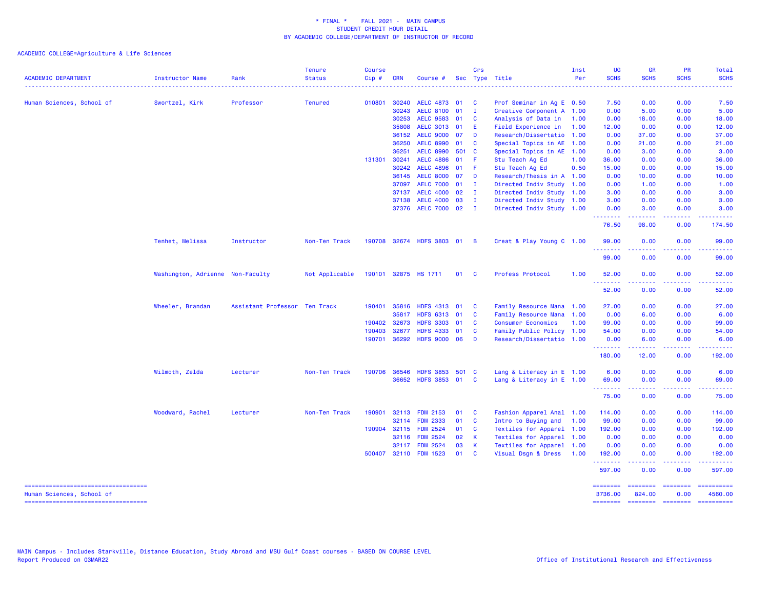\* FINAL \* FALL 2021 - MAIN CAMPUS
STUDENT CREDIT HOUR DETAIL
BY ACADEMIC COLLEGE/DEPARTMENT OF INSTRUCTOR OF RECORD

ACADEMIC COLLEGE=Agriculture & Life Sciences

| ACADEMIC DEPARTMENT | Instructor Name | Rank | Tenure Status | Course Cip # | CRN | Course # | Sec | Crs Type | Title | Inst Per | UG SCHS | GR SCHS | PR SCHS | Total SCHS |
|---|---|---|---|---|---|---|---|---|---|---|---|---|---|---|
| Human Sciences, School of | Swortzel, Kirk | Professor | Tenured | 010801 | 30240 | AELC 4873 | 01 | C | Prof Seminar in Ag E | 0.50 | 7.50 | 0.00 | 0.00 | 7.50 |
| | | | | | 30243 | AELC 8100 | 01 | I | Creative Component A | 1.00 | 0.00 | 5.00 | 0.00 | 5.00 |
| | | | | | 30253 | AELC 9583 | 01 | C | Analysis of Data in | 1.00 | 0.00 | 18.00 | 0.00 | 18.00 |
| | | | | | 35808 | AELC 3013 | 01 | E | Field Experience in | 1.00 | 12.00 | 0.00 | 0.00 | 12.00 |
| | | | | | 36152 | AELC 9000 | 07 | D | Research/Dissertatio | 1.00 | 0.00 | 37.00 | 0.00 | 37.00 |
| | | | | | 36250 | AELC 8990 | 01 | C | Special Topics in AE | 1.00 | 0.00 | 21.00 | 0.00 | 21.00 |
| | | | | | 36251 | AELC 8990 | 501 | C | Special Topics in AE | 1.00 | 0.00 | 3.00 | 0.00 | 3.00 |
| | | | | 131301 | 30241 | AELC 4886 | 01 | F | Stu Teach Ag Ed | 1.00 | 36.00 | 0.00 | 0.00 | 36.00 |
| | | | | | 30242 | AELC 4896 | 01 | F | Stu Teach Ag Ed | 0.50 | 15.00 | 0.00 | 0.00 | 15.00 |
| | | | | | 36145 | AELC 8000 | 07 | D | Research/Thesis in A | 1.00 | 0.00 | 10.00 | 0.00 | 10.00 |
| | | | | | 37097 | AELC 7000 | 01 | I | Directed Indiv Study | 1.00 | 0.00 | 1.00 | 0.00 | 1.00 |
| | | | | | 37137 | AELC 4000 | 02 | I | Directed Indiv Study | 1.00 | 3.00 | 0.00 | 0.00 | 3.00 |
| | | | | | 37138 | AELC 4000 | 03 | I | Directed Indiv Study | 1.00 | 3.00 | 0.00 | 0.00 | 3.00 |
| | | | | | 37376 | AELC 7000 | 02 | I | Directed Indiv Study | 1.00 | 0.00 | 3.00 | 0.00 | 3.00 |
| | | | | | | | | | | | 76.50 | 98.00 | 0.00 | 174.50 |
| | Tenhet, Melissa | Instructor | Non-Ten Track | 190708 | 32674 | HDFS 3803 | 01 | B | Creat & Play Young C | 1.00 | 99.00 | 0.00 | 0.00 | 99.00 |
| | | | | | | | | | | | 99.00 | 0.00 | 0.00 | 99.00 |
| | Washington, Adrienne | Non-Faculty | Not Applicable | 190101 | 32875 | HS 1711 | 01 | C | Profess Protocol | 1.00 | 52.00 | 0.00 | 0.00 | 52.00 |
| | | | | | | | | | | | 52.00 | 0.00 | 0.00 | 52.00 |
| | Wheeler, Brandan | Assistant Professor | Ten Track | 190401 | 35816 | HDFS 4313 | 01 | C | Family Resource Mana | 1.00 | 27.00 | 0.00 | 0.00 | 27.00 |
| | | | | | 35817 | HDFS 6313 | 01 | C | Family Resource Mana | 1.00 | 0.00 | 6.00 | 0.00 | 6.00 |
| | | | | 190402 | 32673 | HDFS 3303 | 01 | C | Consumer Economics | 1.00 | 99.00 | 0.00 | 0.00 | 99.00 |
| | | | | 190403 | 32677 | HDFS 4333 | 01 | C | Family Public Policy | 1.00 | 54.00 | 0.00 | 0.00 | 54.00 |
| | | | | 190701 | 36292 | HDFS 9000 | 06 | D | Research/Dissertatio | 1.00 | 0.00 | 6.00 | 0.00 | 6.00 |
| | | | | | | | | | | | 180.00 | 12.00 | 0.00 | 192.00 |
| | Wilmoth, Zelda | Lecturer | Non-Ten Track | 190706 | 36546 | HDFS 3853 | 501 | C | Lang & Literacy in E | 1.00 | 6.00 | 0.00 | 0.00 | 6.00 |
| | | | | | 36652 | HDFS 3853 | 01 | C | Lang & Literacy in E | 1.00 | 69.00 | 0.00 | 0.00 | 69.00 |
| | | | | | | | | | | | 75.00 | 0.00 | 0.00 | 75.00 |
| | Woodward, Rachel | Lecturer | Non-Ten Track | 190901 | 32113 | FDM 2153 | 01 | C | Fashion Apparel Anal | 1.00 | 114.00 | 0.00 | 0.00 | 114.00 |
| | | | | | 32114 | FDM 2333 | 01 | C | Intro to Buying and | 1.00 | 99.00 | 0.00 | 0.00 | 99.00 |
| | | | | 190904 | 32115 | FDM 2524 | 01 | C | Textiles for Apparel | 1.00 | 192.00 | 0.00 | 0.00 | 192.00 |
| | | | | | 32116 | FDM 2524 | 02 | K | Textiles for Apparel | 1.00 | 0.00 | 0.00 | 0.00 | 0.00 |
| | | | | | 32117 | FDM 2524 | 03 | K | Textiles for Apparel | 1.00 | 0.00 | 0.00 | 0.00 | 0.00 |
| | | | | 500407 | 32110 | FDM 1523 | 01 | C | Visual Dsgn & Dress | 1.00 | 192.00 | 0.00 | 0.00 | 192.00 |
| | | | | | | | | | | | 597.00 | 0.00 | 0.00 | 597.00 |
| Human Sciences, School of | | | | | | | | | | | 3736.00 | 824.00 | 0.00 | 4560.00 |

MAIN Campus - Includes Starkville, Distance Education, Study Abroad and MSU Gulf Coast courses - BASED ON COURSE LEVEL
Report Produced on 03MAR22

Office of Institutional Research and Effectiveness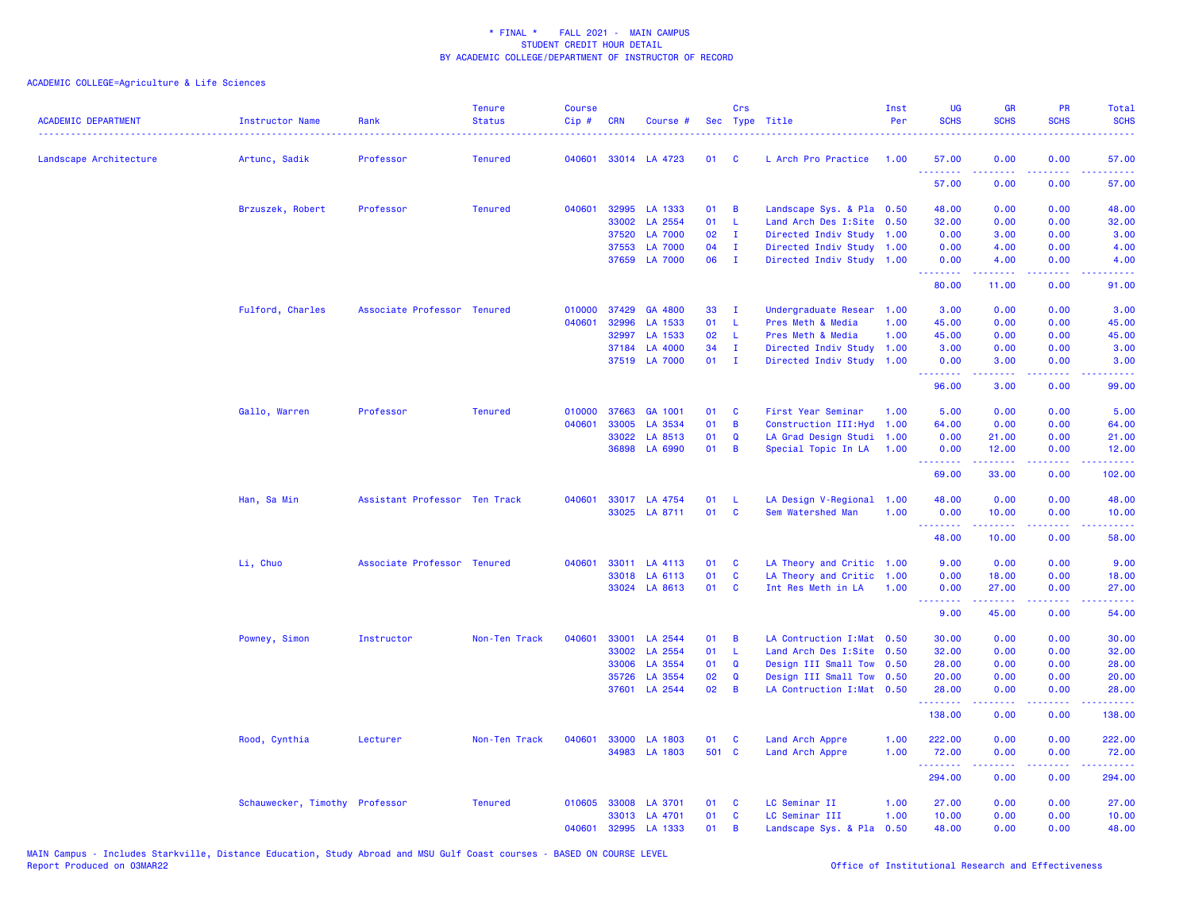\* FINAL \* FALL 2021 - MAIN CAMPUS
STUDENT CREDIT HOUR DETAIL
BY ACADEMIC COLLEGE/DEPARTMENT OF INSTRUCTOR OF RECORD

ACADEMIC COLLEGE=Agriculture & Life Sciences

| ACADEMIC DEPARTMENT | Instructor Name | Rank | Tenure Status | Course Cip # | CRN | Course # | Sec | Crs Type | Title | Inst Per | UG SCHS | GR SCHS | PR SCHS | Total SCHS |
|---|---|---|---|---|---|---|---|---|---|---|---|---|---|---|
| Landscape Architecture | Artunc, Sadik | Professor | Tenured | 040601 | 33014 | LA 4723 | 01 | C | L Arch Pro Practice | 1.00 | 57.00 | 0.00 | 0.00 | 57.00 |
| | | | | | | | | | | | 57.00 | 0.00 | 0.00 | 57.00 |
| | Brzuszek, Robert | Professor | Tenured | 040601 | 32995 | LA 1333 | 01 | B | Landscape Sys. & Pla | 0.50 | 48.00 | 0.00 | 0.00 | 48.00 |
| | | | | | 33002 | LA 2554 | 01 | L | Land Arch Des I:Site | 0.50 | 32.00 | 0.00 | 0.00 | 32.00 |
| | | | | | 37520 | LA 7000 | 02 | I | Directed Indiv Study | 1.00 | 0.00 | 3.00 | 0.00 | 3.00 |
| | | | | | 37553 | LA 7000 | 04 | I | Directed Indiv Study | 1.00 | 0.00 | 4.00 | 0.00 | 4.00 |
| | | | | | 37659 | LA 7000 | 06 | I | Directed Indiv Study | 1.00 | 0.00 | 4.00 | 0.00 | 4.00 |
| | | | | | | | | | | | 80.00 | 11.00 | 0.00 | 91.00 |
| | Fulford, Charles | Associate Professor | Tenured | 010000 | 37429 | GA 4800 | 33 | I | Undergraduate Resear | 1.00 | 3.00 | 0.00 | 0.00 | 3.00 |
| | | | | 040601 | 32996 | LA 1533 | 01 | L | Pres Meth & Media | 1.00 | 45.00 | 0.00 | 0.00 | 45.00 |
| | | | | | 32997 | LA 1533 | 02 | L | Pres Meth & Media | 1.00 | 45.00 | 0.00 | 0.00 | 45.00 |
| | | | | | 37184 | LA 4000 | 34 | I | Directed Indiv Study | 1.00 | 3.00 | 0.00 | 0.00 | 3.00 |
| | | | | | 37519 | LA 7000 | 01 | I | Directed Indiv Study | 1.00 | 0.00 | 3.00 | 0.00 | 3.00 |
| | | | | | | | | | | | 96.00 | 3.00 | 0.00 | 99.00 |
| | Gallo, Warren | Professor | Tenured | 010000 | 37663 | GA 1001 | 01 | C | First Year Seminar | 1.00 | 5.00 | 0.00 | 0.00 | 5.00 |
| | | | | 040601 | 33005 | LA 3534 | 01 | B | Construction III:Hyd | 1.00 | 64.00 | 0.00 | 0.00 | 64.00 |
| | | | | | 33022 | LA 8513 | 01 | Q | LA Grad Design Studi | 1.00 | 0.00 | 21.00 | 0.00 | 21.00 |
| | | | | | 36898 | LA 6990 | 01 | B | Special Topic In LA | 1.00 | 0.00 | 12.00 | 0.00 | 12.00 |
| | | | | | | | | | | | 69.00 | 33.00 | 0.00 | 102.00 |
| | Han, Sa Min | Assistant Professor | Ten Track | 040601 | 33017 | LA 4754 | 01 | L | LA Design V-Regional | 1.00 | 48.00 | 0.00 | 0.00 | 48.00 |
| | | | | | 33025 | LA 8711 | 01 | C | Sem Watershed Man | 1.00 | 0.00 | 10.00 | 0.00 | 10.00 |
| | | | | | | | | | | | 48.00 | 10.00 | 0.00 | 58.00 |
| | Li, Chuo | Associate Professor | Tenured | 040601 | 33011 | LA 4113 | 01 | C | LA Theory and Critic | 1.00 | 9.00 | 0.00 | 0.00 | 9.00 |
| | | | | | 33018 | LA 6113 | 01 | C | LA Theory and Critic | 1.00 | 0.00 | 18.00 | 0.00 | 18.00 |
| | | | | | 33024 | LA 8613 | 01 | C | Int Res Meth in LA | 1.00 | 0.00 | 27.00 | 0.00 | 27.00 |
| | | | | | | | | | | | 9.00 | 45.00 | 0.00 | 54.00 |
| | Powney, Simon | Instructor | Non-Ten Track | 040601 | 33001 | LA 2544 | 01 | B | LA Contruction I:Mat | 0.50 | 30.00 | 0.00 | 0.00 | 30.00 |
| | | | | | 33002 | LA 2554 | 01 | L | Land Arch Des I:Site | 0.50 | 32.00 | 0.00 | 0.00 | 32.00 |
| | | | | | 33006 | LA 3554 | 01 | Q | Design III Small Tow | 0.50 | 28.00 | 0.00 | 0.00 | 28.00 |
| | | | | | 35726 | LA 3554 | 02 | Q | Design III Small Tow | 0.50 | 20.00 | 0.00 | 0.00 | 20.00 |
| | | | | | 37601 | LA 2544 | 02 | B | LA Contruction I:Mat | 0.50 | 28.00 | 0.00 | 0.00 | 28.00 |
| | | | | | | | | | | | 138.00 | 0.00 | 0.00 | 138.00 |
| | Rood, Cynthia | Lecturer | Non-Ten Track | 040601 | 33000 | LA 1803 | 01 | C | Land Arch Appre | 1.00 | 222.00 | 0.00 | 0.00 | 222.00 |
| | | | | | 34983 | LA 1803 | 501 | C | Land Arch Appre | 1.00 | 72.00 | 0.00 | 0.00 | 72.00 |
| | | | | | | | | | | | 294.00 | 0.00 | 0.00 | 294.00 |
| | Schauwecker, Timothy | Professor | Tenured | 010605 | 33008 | LA 3701 | 01 | C | LC Seminar II | 1.00 | 27.00 | 0.00 | 0.00 | 27.00 |
| | | | | | 33013 | LA 4701 | 01 | C | LC Seminar III | 1.00 | 10.00 | 0.00 | 0.00 | 10.00 |
| | | | | 040601 | 32995 | LA 1333 | 01 | B | Landscape Sys. & Pla | 0.50 | 48.00 | 0.00 | 0.00 | 48.00 |

MAIN Campus - Includes Starkville, Distance Education, Study Abroad and MSU Gulf Coast courses - BASED ON COURSE LEVEL
Report Produced on 03MAR22

Office of Institutional Research and Effectiveness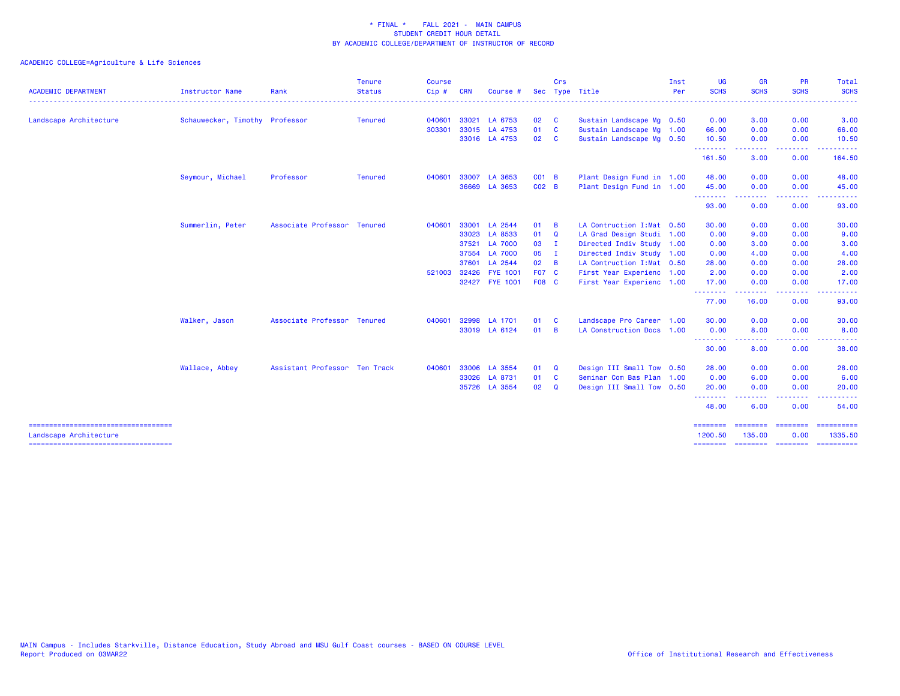\* FINAL \* FALL 2021 - MAIN CAMPUS
STUDENT CREDIT HOUR DETAIL
BY ACADEMIC COLLEGE/DEPARTMENT OF INSTRUCTOR OF RECORD

ACADEMIC COLLEGE=Agriculture & Life Sciences

| ACADEMIC DEPARTMENT | Instructor Name | Rank | Tenure Status | Course Cip # | CRN | Course # | Sec | Crs Type | Title | Inst Per | UG SCHS | GR SCHS | PR SCHS | Total SCHS |
|---|---|---|---|---|---|---|---|---|---|---|---|---|---|---|
| Landscape Architecture | Schauwecker, Timothy | Professor | Tenured | 040601 | 33021 | LA 6753 | 02 | C | Sustain Landscape Mg | 0.50 | 0.00 | 3.00 | 0.00 | 3.00 |
| | | | | 303301 | 33015 | LA 4753 | 01 | C | Sustain Landscape Mg | 1.00 | 66.00 | 0.00 | 0.00 | 66.00 |
| | | | | | 33016 | LA 4753 | 02 | C | Sustain Landscape Mg | 0.50 | 10.50 | 0.00 | 0.00 | 10.50 |
| | | | | | | | | | | | 161.50 | 3.00 | 0.00 | 164.50 |
| | Seymour, Michael | Professor | Tenured | 040601 | 33007 | LA 3653 | C01 | B | Plant Design Fund in | 1.00 | 48.00 | 0.00 | 0.00 | 48.00 |
| | | | | | 36669 | LA 3653 | C02 | B | Plant Design Fund in | 1.00 | 45.00 | 0.00 | 0.00 | 45.00 |
| | | | | | | | | | | | 93.00 | 0.00 | 0.00 | 93.00 |
| | Summerlin, Peter | Associate Professor | Tenured | 040601 | 33001 | LA 2544 | 01 | B | LA Contruction I:Mat | 0.50 | 30.00 | 0.00 | 0.00 | 30.00 |
| | | | | | 33023 | LA 8533 | 01 | Q | LA Grad Design Studi | 1.00 | 0.00 | 9.00 | 0.00 | 9.00 |
| | | | | | 37521 | LA 7000 | 03 | I | Directed Indiv Study | 1.00 | 0.00 | 3.00 | 0.00 | 3.00 |
| | | | | | 37554 | LA 7000 | 05 | I | Directed Indiv Study | 1.00 | 0.00 | 4.00 | 0.00 | 4.00 |
| | | | | | 37601 | LA 2544 | 02 | B | LA Contruction I:Mat | 0.50 | 28.00 | 0.00 | 0.00 | 28.00 |
| | | | | 521003 | 32426 | FYE 1001 | F07 | C | First Year Experienc | 1.00 | 2.00 | 0.00 | 0.00 | 2.00 |
| | | | | | 32427 | FYE 1001 | F08 | C | First Year Experienc | 1.00 | 17.00 | 0.00 | 0.00 | 17.00 |
| | | | | | | | | | | | 77.00 | 16.00 | 0.00 | 93.00 |
| | Walker, Jason | Associate Professor | Tenured | 040601 | 32998 | LA 1701 | 01 | C | Landscape Pro Career | 1.00 | 30.00 | 0.00 | 0.00 | 30.00 |
| | | | | | 33019 | LA 6124 | 01 | B | LA Construction Docs | 1.00 | 0.00 | 8.00 | 0.00 | 8.00 |
| | | | | | | | | | | | 30.00 | 8.00 | 0.00 | 38.00 |
| | Wallace, Abbey | Assistant Professor | Ten Track | 040601 | 33006 | LA 3554 | 01 | Q | Design III Small Tow | 0.50 | 28.00 | 0.00 | 0.00 | 28.00 |
| | | | | | 33026 | LA 8731 | 01 | C | Seminar Com Bas Plan | 1.00 | 0.00 | 6.00 | 0.00 | 6.00 |
| | | | | | 35726 | LA 3554 | 02 | Q | Design III Small Tow | 0.50 | 20.00 | 0.00 | 0.00 | 20.00 |
| | | | | | | | | | | | 48.00 | 6.00 | 0.00 | 54.00 |
| Landscape Architecture | | | | | | | | | | | 1200.50 | 135.00 | 0.00 | 1335.50 |

MAIN Campus - Includes Starkville, Distance Education, Study Abroad and MSU Gulf Coast courses - BASED ON COURSE LEVEL
Report Produced on 03MAR22

Office of Institutional Research and Effectiveness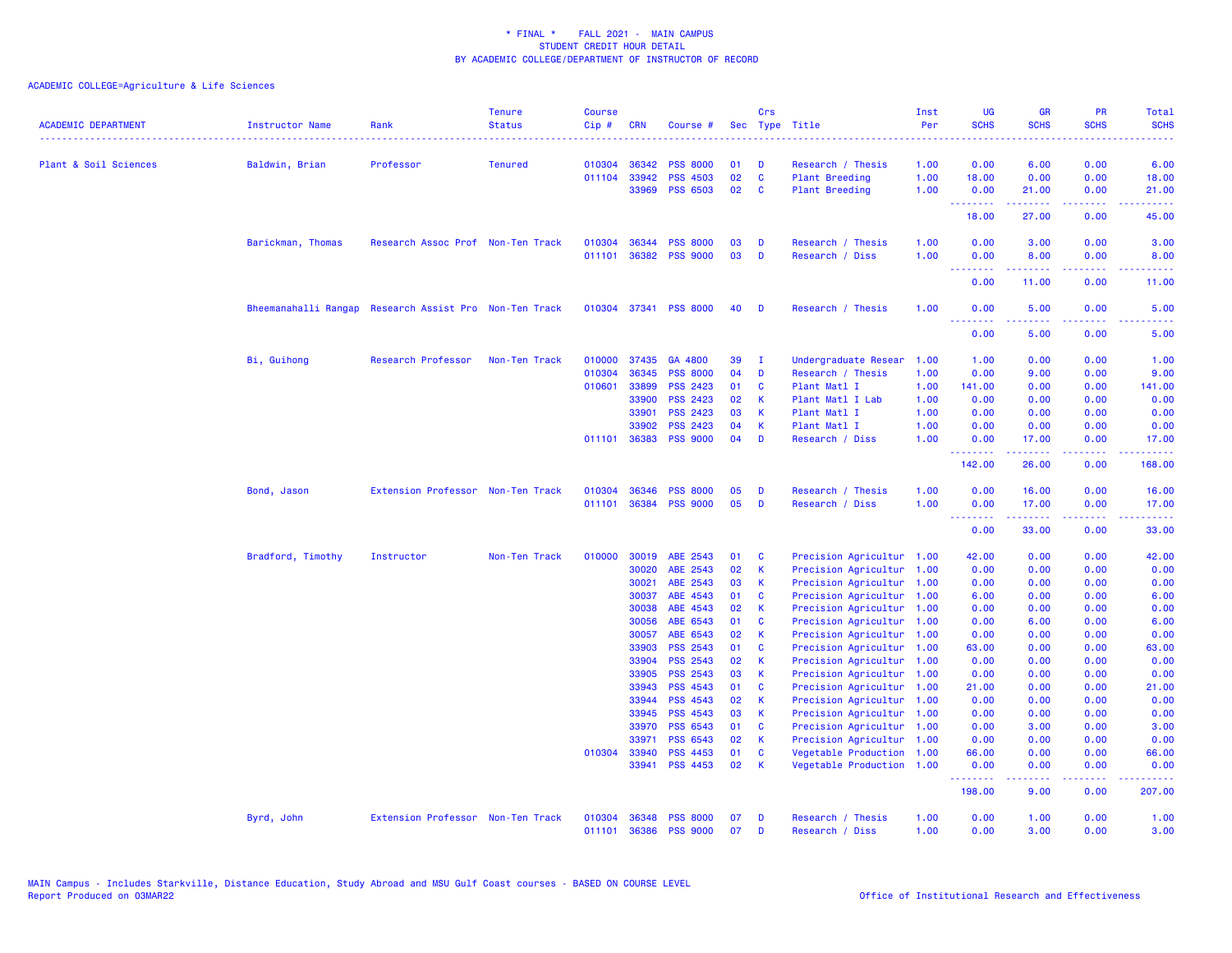\* FINAL \* FALL 2021 - MAIN CAMPUS
STUDENT CREDIT HOUR DETAIL
BY ACADEMIC COLLEGE/DEPARTMENT OF INSTRUCTOR OF RECORD

ACADEMIC COLLEGE=Agriculture & Life Sciences

| ACADEMIC DEPARTMENT | Instructor Name | Rank | Tenure Status | Course Cip # | CRN | Course # | Sec | Crs Type | Title | Inst Per | UG SCHS | GR SCHS | PR SCHS | Total SCHS |
|---|---|---|---|---|---|---|---|---|---|---|---|---|---|---|
| Plant & Soil Sciences | Baldwin, Brian | Professor | Tenured | 010304 | 36342 | PSS 8000 | 01 | D | Research / Thesis | 1.00 | 0.00 | 6.00 | 0.00 | 6.00 |
| | | | | 011104 | 33942 | PSS 4503 | 02 | C | Plant Breeding | 1.00 | 18.00 | 0.00 | 0.00 | 18.00 |
| | | | | | 33969 | PSS 6503 | 02 | C | Plant Breeding | 1.00 | 0.00 | 21.00 | 0.00 | 21.00 |
| | | | | | | | | | | | 18.00 | 27.00 | 0.00 | 45.00 |
| | Barickman, Thomas | Research Assoc Prof | Non-Ten Track | 010304 | 36344 | PSS 8000 | 03 | D | Research / Thesis | 1.00 | 0.00 | 3.00 | 0.00 | 3.00 |
| | | | | 011101 | 36382 | PSS 9000 | 03 | D | Research / Diss | 1.00 | 0.00 | 8.00 | 0.00 | 8.00 |
| | | | | | | | | | | | 0.00 | 11.00 | 0.00 | 11.00 |
| | Bheemanahalli Rangap | Research Assist Pro | Non-Ten Track | 010304 | 37341 | PSS 8000 | 40 | D | Research / Thesis | 1.00 | 0.00 | 5.00 | 0.00 | 5.00 |
| | | | | | | | | | | | 0.00 | 5.00 | 0.00 | 5.00 |
| | Bi, Guihong | Research Professor | Non-Ten Track | 010000 | 37435 | GA 4800 | 39 | I | Undergraduate Resear | 1.00 | 1.00 | 0.00 | 0.00 | 1.00 |
| | | | | 010304 | 36345 | PSS 8000 | 04 | D | Research / Thesis | 1.00 | 0.00 | 9.00 | 0.00 | 9.00 |
| | | | | 010601 | 33899 | PSS 2423 | 01 | C | Plant Matl I | 1.00 | 141.00 | 0.00 | 0.00 | 141.00 |
| | | | | | 33900 | PSS 2423 | 02 | K | Plant Matl I Lab | 1.00 | 0.00 | 0.00 | 0.00 | 0.00 |
| | | | | | 33901 | PSS 2423 | 03 | K | Plant Matl I | 1.00 | 0.00 | 0.00 | 0.00 | 0.00 |
| | | | | | 33902 | PSS 2423 | 04 | K | Plant Matl I | 1.00 | 0.00 | 0.00 | 0.00 | 0.00 |
| | | | | 011101 | 36383 | PSS 9000 | 04 | D | Research / Diss | 1.00 | 0.00 | 17.00 | 0.00 | 17.00 |
| | | | | | | | | | | | 142.00 | 26.00 | 0.00 | 168.00 |
| | Bond, Jason | Extension Professor | Non-Ten Track | 010304 | 36346 | PSS 8000 | 05 | D | Research / Thesis | 1.00 | 0.00 | 16.00 | 0.00 | 16.00 |
| | | | | 011101 | 36384 | PSS 9000 | 05 | D | Research / Diss | 1.00 | 0.00 | 17.00 | 0.00 | 17.00 |
| | | | | | | | | | | | 0.00 | 33.00 | 0.00 | 33.00 |
| | Bradford, Timothy | Instructor | Non-Ten Track | 010000 | 30019 | ABE 2543 | 01 | C | Precision Agricultur | 1.00 | 42.00 | 0.00 | 0.00 | 42.00 |
| | | | | | 30020 | ABE 2543 | 02 | K | Precision Agricultur | 1.00 | 0.00 | 0.00 | 0.00 | 0.00 |
| | | | | | 30021 | ABE 2543 | 03 | K | Precision Agricultur | 1.00 | 0.00 | 0.00 | 0.00 | 0.00 |
| | | | | | 30037 | ABE 4543 | 01 | C | Precision Agricultur | 1.00 | 6.00 | 0.00 | 0.00 | 6.00 |
| | | | | | 30038 | ABE 4543 | 02 | K | Precision Agricultur | 1.00 | 0.00 | 0.00 | 0.00 | 0.00 |
| | | | | | 30056 | ABE 6543 | 01 | C | Precision Agricultur | 1.00 | 0.00 | 6.00 | 0.00 | 6.00 |
| | | | | | 30057 | ABE 6543 | 02 | K | Precision Agricultur | 1.00 | 0.00 | 0.00 | 0.00 | 0.00 |
| | | | | | 33903 | PSS 2543 | 01 | C | Precision Agricultur | 1.00 | 63.00 | 0.00 | 0.00 | 63.00 |
| | | | | | 33904 | PSS 2543 | 02 | K | Precision Agricultur | 1.00 | 0.00 | 0.00 | 0.00 | 0.00 |
| | | | | | 33905 | PSS 2543 | 03 | K | Precision Agricultur | 1.00 | 0.00 | 0.00 | 0.00 | 0.00 |
| | | | | | 33943 | PSS 4543 | 01 | C | Precision Agricultur | 1.00 | 21.00 | 0.00 | 0.00 | 21.00 |
| | | | | | 33944 | PSS 4543 | 02 | K | Precision Agricultur | 1.00 | 0.00 | 0.00 | 0.00 | 0.00 |
| | | | | | 33945 | PSS 4543 | 03 | K | Precision Agricultur | 1.00 | 0.00 | 0.00 | 0.00 | 0.00 |
| | | | | | 33970 | PSS 6543 | 01 | C | Precision Agricultur | 1.00 | 0.00 | 3.00 | 0.00 | 3.00 |
| | | | | | 33971 | PSS 6543 | 02 | K | Precision Agricultur | 1.00 | 0.00 | 0.00 | 0.00 | 0.00 |
| | | | | 010304 | 33940 | PSS 4453 | 01 | C | Vegetable Production | 1.00 | 66.00 | 0.00 | 0.00 | 66.00 |
| | | | | | 33941 | PSS 4453 | 02 | K | Vegetable Production | 1.00 | 0.00 | 0.00 | 0.00 | 0.00 |
| | | | | | | | | | | | 198.00 | 9.00 | 0.00 | 207.00 |
| | Byrd, John | Extension Professor | Non-Ten Track | 010304 | 36348 | PSS 8000 | 07 | D | Research / Thesis | 1.00 | 0.00 | 1.00 | 0.00 | 1.00 |
| | | | | 011101 | 36386 | PSS 9000 | 07 | D | Research / Diss | 1.00 | 0.00 | 3.00 | 0.00 | 3.00 |

MAIN Campus - Includes Starkville, Distance Education, Study Abroad and MSU Gulf Coast courses - BASED ON COURSE LEVEL
Report Produced on 03MAR22
Office of Institutional Research and Effectiveness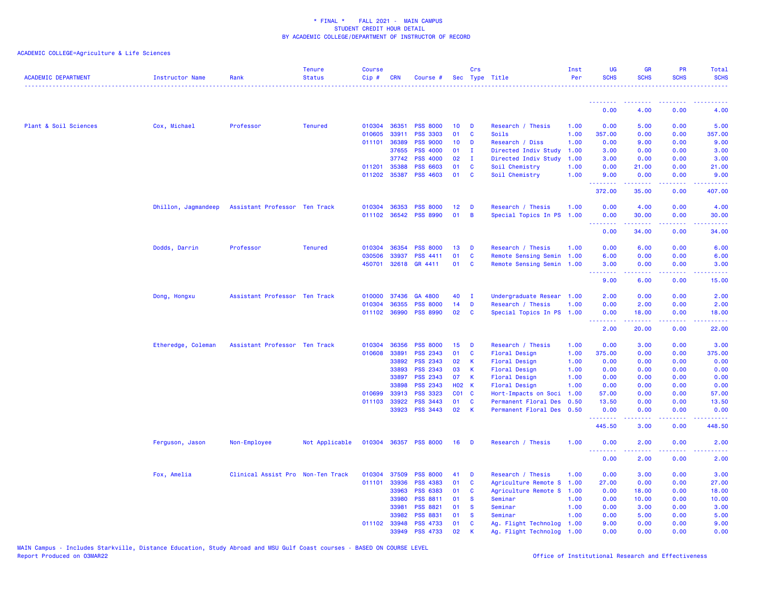* FINAL * FALL 2021 - MAIN CAMPUS
STUDENT CREDIT HOUR DETAIL
BY ACADEMIC COLLEGE/DEPARTMENT OF INSTRUCTOR OF RECORD

ACADEMIC COLLEGE=Agriculture & Life Sciences

| ACADEMIC DEPARTMENT | Instructor Name | Rank | Tenure Status | Course Cip # | CRN | Course # | Sec | Crs Type | Title | Inst Per | UG SCHS | GR SCHS | PR SCHS | Total SCHS |
|---|---|---|---|---|---|---|---|---|---|---|---|---|---|---|
| | | | | | | | | | | | 0.00 | 4.00 | 0.00 | 4.00 |
| Plant & Soil Sciences | Cox, Michael | Professor | Tenured | 010304 | 36351 | PSS 8000 | 10 | D | Research / Thesis | 1.00 | 0.00 | 5.00 | 0.00 | 5.00 |
| | | | | 010605 | 33911 | PSS 3303 | 01 | C | Soils | 1.00 | 357.00 | 0.00 | 0.00 | 357.00 |
| | | | | 011101 | 36389 | PSS 9000 | 10 | D | Research / Diss | 1.00 | 0.00 | 9.00 | 0.00 | 9.00 |
| | | | | | 37655 | PSS 4000 | 01 | I | Directed Indiv Study | 1.00 | 3.00 | 0.00 | 0.00 | 3.00 |
| | | | | | 37742 | PSS 4000 | 02 | I | Directed Indiv Study | 1.00 | 3.00 | 0.00 | 0.00 | 3.00 |
| | | | | 011201 | 35388 | PSS 6603 | 01 | C | Soil Chemistry | 1.00 | 0.00 | 21.00 | 0.00 | 21.00 |
| | | | | 011202 | 35387 | PSS 4603 | 01 | C | Soil Chemistry | 1.00 | 9.00 | 0.00 | 0.00 | 9.00 |
| | | | | | | | | | | | 372.00 | 35.00 | 0.00 | 407.00 |
| | Dhillon, Jagmandeep | Assistant Professor | Ten Track | 010304 | 36353 | PSS 8000 | 12 | D | Research / Thesis | 1.00 | 0.00 | 4.00 | 0.00 | 4.00 |
| | | | | 011102 | 36542 | PSS 8990 | 01 | B | Special Topics In PS | 1.00 | 0.00 | 30.00 | 0.00 | 30.00 |
| | | | | | | | | | | | 0.00 | 34.00 | 0.00 | 34.00 |
| | Dodds, Darrin | Professor | Tenured | 010304 | 36354 | PSS 8000 | 13 | D | Research / Thesis | 1.00 | 0.00 | 6.00 | 0.00 | 6.00 |
| | | | | 030506 | 33937 | PSS 4411 | 01 | C | Remote Sensing Semin | 1.00 | 6.00 | 0.00 | 0.00 | 6.00 |
| | | | | 450701 | 32618 | GR 4411 | 01 | C | Remote Sensing Semin | 1.00 | 3.00 | 0.00 | 0.00 | 3.00 |
| | | | | | | | | | | | 9.00 | 6.00 | 0.00 | 15.00 |
| | Dong, Hongxu | Assistant Professor | Ten Track | 010000 | 37436 | GA 4800 | 40 | I | Undergraduate Resear | 1.00 | 2.00 | 0.00 | 0.00 | 2.00 |
| | | | | 010304 | 36355 | PSS 8000 | 14 | D | Research / Thesis | 1.00 | 0.00 | 2.00 | 0.00 | 2.00 |
| | | | | 011102 | 36990 | PSS 8990 | 02 | C | Special Topics In PS | 1.00 | 0.00 | 18.00 | 0.00 | 18.00 |
| | | | | | | | | | | | 2.00 | 20.00 | 0.00 | 22.00 |
| | Etheredge, Coleman | Assistant Professor | Ten Track | 010304 | 36356 | PSS 8000 | 15 | D | Research / Thesis | 1.00 | 0.00 | 3.00 | 0.00 | 3.00 |
| | | | | 010608 | 33891 | PSS 2343 | 01 | C | Floral Design | 1.00 | 375.00 | 0.00 | 0.00 | 375.00 |
| | | | | | 33892 | PSS 2343 | 02 | K | Floral Design | 1.00 | 0.00 | 0.00 | 0.00 | 0.00 |
| | | | | | 33893 | PSS 2343 | 03 | K | Floral Design | 1.00 | 0.00 | 0.00 | 0.00 | 0.00 |
| | | | | | 33897 | PSS 2343 | 07 | K | Floral Design | 1.00 | 0.00 | 0.00 | 0.00 | 0.00 |
| | | | | | 33898 | PSS 2343 | H02 | K | Floral Design | 1.00 | 0.00 | 0.00 | 0.00 | 0.00 |
| | | | | 010699 | 33913 | PSS 3323 | C01 | C | Hort-Impacts on Soci | 1.00 | 57.00 | 0.00 | 0.00 | 57.00 |
| | | | | 011103 | 33922 | PSS 3443 | 01 | C | Permanent Floral Des | 0.50 | 13.50 | 0.00 | 0.00 | 13.50 |
| | | | | | 33923 | PSS 3443 | 02 | K | Permanent Floral Des | 0.50 | 0.00 | 0.00 | 0.00 | 0.00 |
| | | | | | | | | | | | 445.50 | 3.00 | 0.00 | 448.50 |
| | Ferguson, Jason | Non-Employee | Not Applicable | 010304 | 36357 | PSS 8000 | 16 | D | Research / Thesis | 1.00 | 0.00 | 2.00 | 0.00 | 2.00 |
| | | | | | | | | | | | 0.00 | 2.00 | 0.00 | 2.00 |
| | Fox, Amelia | Clinical Assist Pro | Non-Ten Track | 010304 | 37509 | PSS 8000 | 41 | D | Research / Thesis | 1.00 | 0.00 | 3.00 | 0.00 | 3.00 |
| | | | | 011101 | 33936 | PSS 4383 | 01 | C | Agriculture Remote S | 1.00 | 27.00 | 0.00 | 0.00 | 27.00 |
| | | | | | 33963 | PSS 6383 | 01 | C | Agriculture Remote S | 1.00 | 0.00 | 18.00 | 0.00 | 18.00 |
| | | | | | 33980 | PSS 8811 | 01 | S | Seminar | 1.00 | 0.00 | 10.00 | 0.00 | 10.00 |
| | | | | | 33981 | PSS 8821 | 01 | S | Seminar | 1.00 | 0.00 | 3.00 | 0.00 | 3.00 |
| | | | | | 33982 | PSS 8831 | 01 | S | Seminar | 1.00 | 0.00 | 5.00 | 0.00 | 5.00 |
| | | | | 011102 | 33948 | PSS 4733 | 01 | C | Ag. Flight Technolog | 1.00 | 9.00 | 0.00 | 0.00 | 9.00 |
| | | | | | 33949 | PSS 4733 | 02 | K | Ag. Flight Technolog | 1.00 | 0.00 | 0.00 | 0.00 | 0.00 |

MAIN Campus - Includes Starkville, Distance Education, Study Abroad and MSU Gulf Coast courses - BASED ON COURSE LEVEL
Report Produced on 03MAR22 Office of Institutional Research and Effectiveness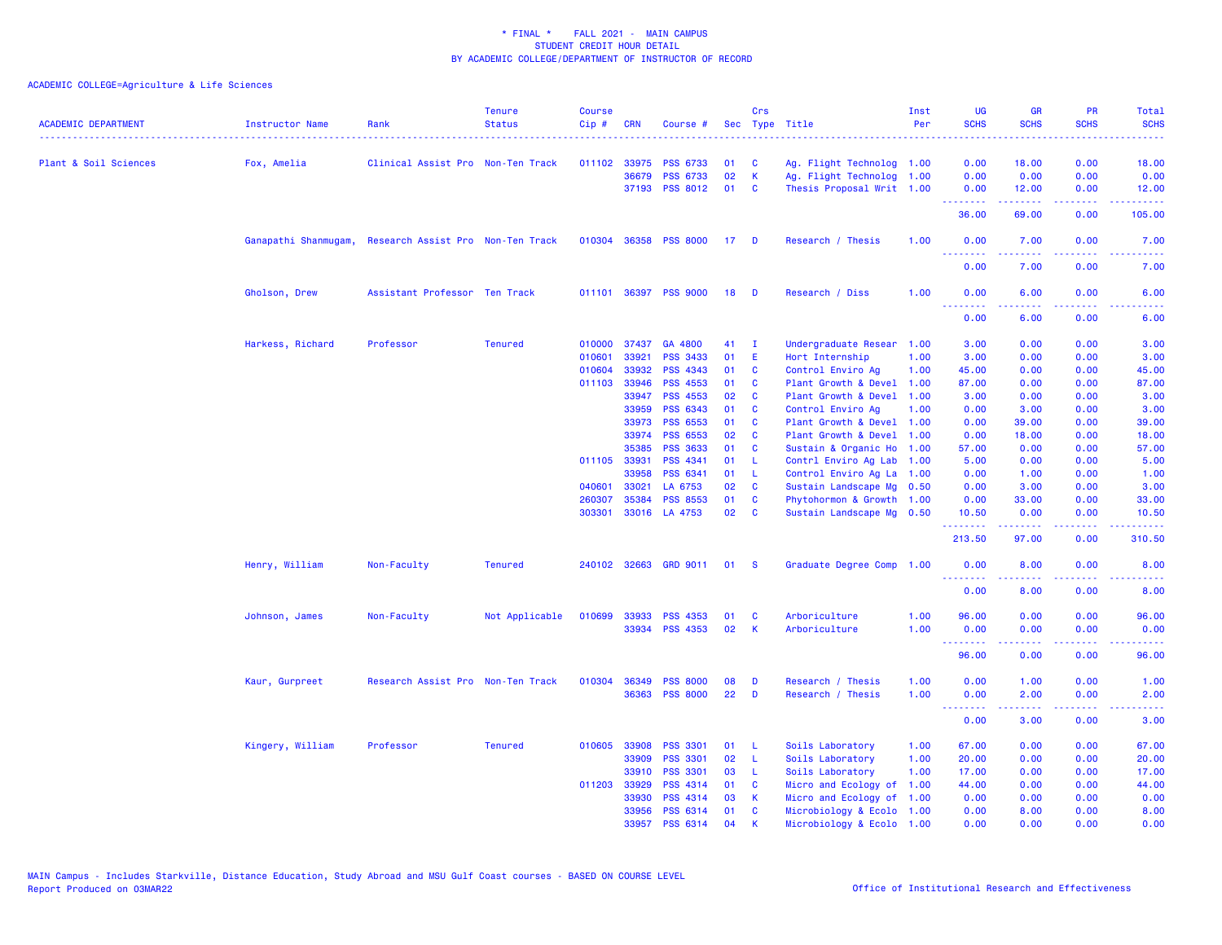\* FINAL \* FALL 2021 - MAIN CAMPUS
STUDENT CREDIT HOUR DETAIL
BY ACADEMIC COLLEGE/DEPARTMENT OF INSTRUCTOR OF RECORD

ACADEMIC COLLEGE=Agriculture & Life Sciences

| ACADEMIC DEPARTMENT | Instructor Name | Rank | Tenure Status | Course Cip # | CRN | Course # | Sec | Crs Type | Title | Inst Per | UG SCHS | GR SCHS | PR SCHS | Total SCHS |
|---|---|---|---|---|---|---|---|---|---|---|---|---|---|---|
| Plant & Soil Sciences | Fox, Amelia | Clinical Assist Pro | Non-Ten Track | 011102 | 33975 | PSS 6733 | 01 | C | Ag. Flight Technolog | 1.00 | 0.00 | 18.00 | 0.00 | 18.00 |
| | | | | | 36679 | PSS 6733 | 02 | K | Ag. Flight Technolog | 1.00 | 0.00 | 0.00 | 0.00 | 0.00 |
| | | | | | 37193 | PSS 8012 | 01 | C | Thesis Proposal Writ | 1.00 | 0.00 | 12.00 | 0.00 | 12.00 |
| | | | | | | | | | | | 36.00 | 69.00 | 0.00 | 105.00 |
| | Ganapathi Shanmugam, | Research Assist Pro | Non-Ten Track | 010304 | 36358 | PSS 8000 | 17 | D | Research / Thesis | 1.00 | 0.00 | 7.00 | 0.00 | 7.00 |
| | | | | | | | | | | | 0.00 | 7.00 | 0.00 | 7.00 |
| | Gholson, Drew | Assistant Professor | Ten Track | 011101 | 36397 | PSS 9000 | 18 | D | Research / Diss | 1.00 | 0.00 | 6.00 | 0.00 | 6.00 |
| | | | | | | | | | | | 0.00 | 6.00 | 0.00 | 6.00 |
| | Harkess, Richard | Professor | Tenured | 010000 | 37437 | GA 4800 | 41 | I | Undergraduate Resear | 1.00 | 3.00 | 0.00 | 0.00 | 3.00 |
| | | | | 010601 | 33921 | PSS 3433 | 01 | E | Hort Internship | 1.00 | 3.00 | 0.00 | 0.00 | 3.00 |
| | | | | 010604 | 33932 | PSS 4343 | 01 | C | Control Enviro Ag | 1.00 | 45.00 | 0.00 | 0.00 | 45.00 |
| | | | | 011103 | 33946 | PSS 4553 | 01 | C | Plant Growth & Devel | 1.00 | 87.00 | 0.00 | 0.00 | 87.00 |
| | | | | | 33947 | PSS 4553 | 02 | C | Plant Growth & Devel | 1.00 | 3.00 | 0.00 | 0.00 | 3.00 |
| | | | | | 33959 | PSS 6343 | 01 | C | Control Enviro Ag | 1.00 | 0.00 | 3.00 | 0.00 | 3.00 |
| | | | | | 33973 | PSS 6553 | 01 | C | Plant Growth & Devel | 1.00 | 0.00 | 39.00 | 0.00 | 39.00 |
| | | | | | 33974 | PSS 6553 | 02 | C | Plant Growth & Devel | 1.00 | 0.00 | 18.00 | 0.00 | 18.00 |
| | | | | | 35385 | PSS 3633 | 01 | C | Sustain & Organic Ho | 1.00 | 57.00 | 0.00 | 0.00 | 57.00 |
| | | | | 011105 | 33931 | PSS 4341 | 01 | L | Contrl Enviro Ag Lab | 1.00 | 5.00 | 0.00 | 0.00 | 5.00 |
| | | | | | 33958 | PSS 6341 | 01 | L | Control Enviro Ag La | 1.00 | 0.00 | 1.00 | 0.00 | 1.00 |
| | | | | 040601 | 33021 | LA 6753 | 02 | C | Sustain Landscape Mg | 0.50 | 0.00 | 3.00 | 0.00 | 3.00 |
| | | | | 260307 | 35384 | PSS 8553 | 01 | C | Phytohormon & Growth | 1.00 | 0.00 | 33.00 | 0.00 | 33.00 |
| | | | | 303301 | 33016 | LA 4753 | 02 | C | Sustain Landscape Mg | 0.50 | 10.50 | 0.00 | 0.00 | 10.50 |
| | | | | | | | | | | | 213.50 | 97.00 | 0.00 | 310.50 |
| | Henry, William | Non-Faculty | Tenured | 240102 | 32663 | GRD 9011 | 01 | S | Graduate Degree Comp | 1.00 | 0.00 | 8.00 | 0.00 | 8.00 |
| | | | | | | | | | | | 0.00 | 8.00 | 0.00 | 8.00 |
| | Johnson, James | Non-Faculty | Not Applicable | 010699 | 33933 | PSS 4353 | 01 | C | Arboriculture | 1.00 | 96.00 | 0.00 | 0.00 | 96.00 |
| | | | | | 33934 | PSS 4353 | 02 | K | Arboriculture | 1.00 | 0.00 | 0.00 | 0.00 | 0.00 |
| | | | | | | | | | | | 96.00 | 0.00 | 0.00 | 96.00 |
| | Kaur, Gurpreet | Research Assist Pro | Non-Ten Track | 010304 | 36349 | PSS 8000 | 08 | D | Research / Thesis | 1.00 | 0.00 | 1.00 | 0.00 | 1.00 |
| | | | | | 36363 | PSS 8000 | 22 | D | Research / Thesis | 1.00 | 0.00 | 2.00 | 0.00 | 2.00 |
| | | | | | | | | | | | 0.00 | 3.00 | 0.00 | 3.00 |
| | Kingery, William | Professor | Tenured | 010605 | 33908 | PSS 3301 | 01 | L | Soils Laboratory | 1.00 | 67.00 | 0.00 | 0.00 | 67.00 |
| | | | | | 33909 | PSS 3301 | 02 | L | Soils Laboratory | 1.00 | 20.00 | 0.00 | 0.00 | 20.00 |
| | | | | | 33910 | PSS 3301 | 03 | L | Soils Laboratory | 1.00 | 17.00 | 0.00 | 0.00 | 17.00 |
| | | | | 011203 | 33929 | PSS 4314 | 01 | C | Micro and Ecology of | 1.00 | 44.00 | 0.00 | 0.00 | 44.00 |
| | | | | | 33930 | PSS 4314 | 03 | K | Micro and Ecology of | 1.00 | 0.00 | 0.00 | 0.00 | 0.00 |
| | | | | | 33956 | PSS 6314 | 01 | C | Microbiology & Ecolo | 1.00 | 0.00 | 8.00 | 0.00 | 8.00 |
| | | | | | 33957 | PSS 6314 | 04 | K | Microbiology & Ecolo | 1.00 | 0.00 | 0.00 | 0.00 | 0.00 |

MAIN Campus - Includes Starkville, Distance Education, Study Abroad and MSU Gulf Coast courses - BASED ON COURSE LEVEL
Report Produced on 03MAR22

Office of Institutional Research and Effectiveness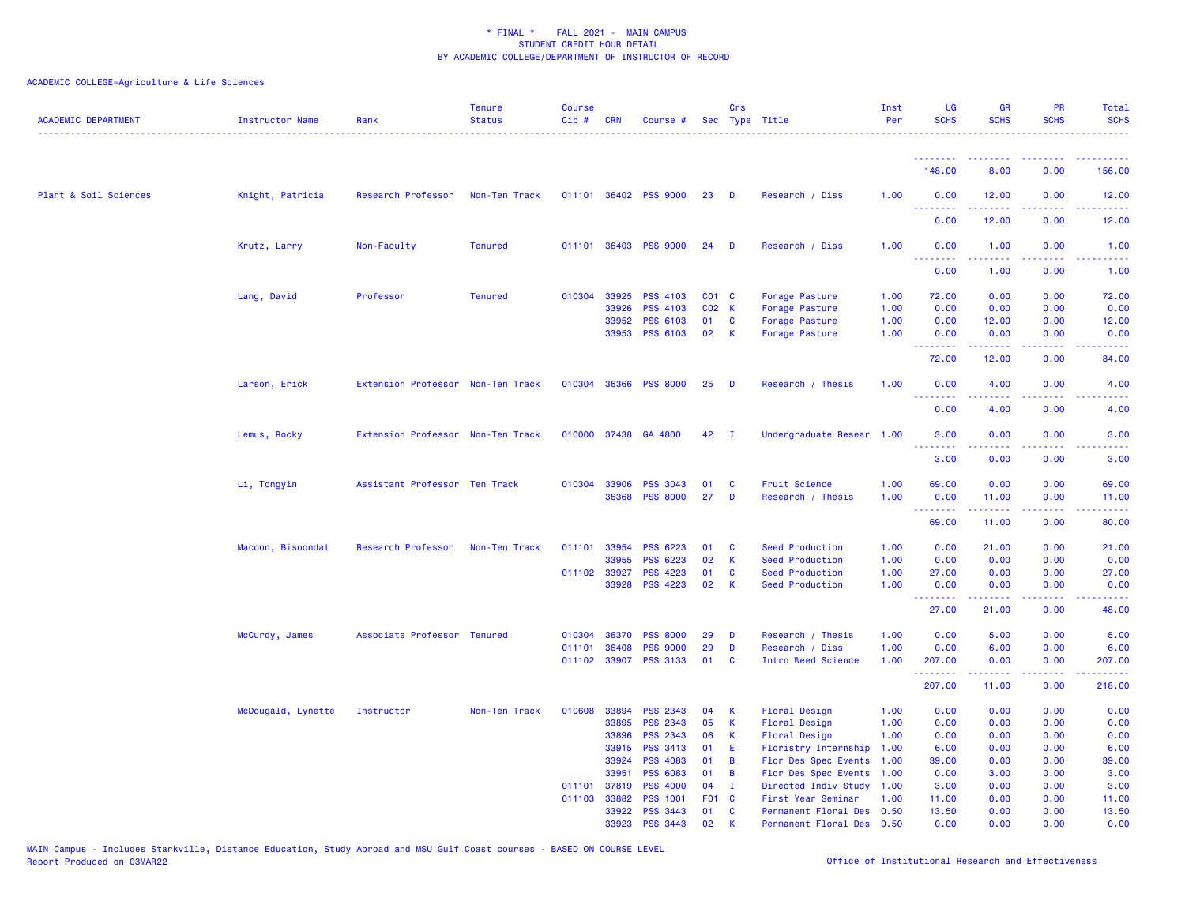* FINAL * FALL 2021 - MAIN CAMPUS
STUDENT CREDIT HOUR DETAIL
BY ACADEMIC COLLEGE/DEPARTMENT OF INSTRUCTOR OF RECORD

ACADEMIC COLLEGE=Agriculture & Life Sciences

| ACADEMIC DEPARTMENT | Instructor Name | Rank | Tenure Status | Course Cip # | CRN | Course # | Sec | Crs Type | Title | Inst Per | UG SCHS | GR SCHS | PR SCHS | Total SCHS |
|---|---|---|---|---|---|---|---|---|---|---|---|---|---|---|
| | | | | | | | | | | | 148.00 | 8.00 | 0.00 | 156.00 |
| Plant & Soil Sciences | Knight, Patricia | Research Professor | Non-Ten Track | 011101 | 36402 | PSS 9000 | 23 | D | Research / Diss | 1.00 | 0.00 | 12.00 | 0.00 | 12.00 |
| | | | | | | | | | | | 0.00 | 12.00 | 0.00 | 12.00 |
| | Krutz, Larry | Non-Faculty | Tenured | 011101 | 36403 | PSS 9000 | 24 | D | Research / Diss | 1.00 | 0.00 | 1.00 | 0.00 | 1.00 |
| | | | | | | | | | | | 0.00 | 1.00 | 0.00 | 1.00 |
| | Lang, David | Professor | Tenured | 010304 | 33925 | PSS 4103 | C01 | C | Forage Pasture | 1.00 | 72.00 | 0.00 | 0.00 | 72.00 |
| | | | | | 33926 | PSS 4103 | C02 | K | Forage Pasture | 1.00 | 0.00 | 0.00 | 0.00 | 0.00 |
| | | | | | 33952 | PSS 6103 | 01 | C | Forage Pasture | 1.00 | 0.00 | 12.00 | 0.00 | 12.00 |
| | | | | | 33953 | PSS 6103 | 02 | K | Forage Pasture | 1.00 | 0.00 | 0.00 | 0.00 | 0.00 |
| | | | | | | | | | | | 72.00 | 12.00 | 0.00 | 84.00 |
| | Larson, Erick | Extension Professor | Non-Ten Track | 010304 | 36366 | PSS 8000 | 25 | D | Research / Thesis | 1.00 | 0.00 | 4.00 | 0.00 | 4.00 |
| | | | | | | | | | | | 0.00 | 4.00 | 0.00 | 4.00 |
| | Lemus, Rocky | Extension Professor | Non-Ten Track | 010000 | 37438 | GA 4800 | 42 | I | Undergraduate Resear | 1.00 | 3.00 | 0.00 | 0.00 | 3.00 |
| | | | | | | | | | | | 3.00 | 0.00 | 0.00 | 3.00 |
| | Li, Tongyin | Assistant Professor | Ten Track | 010304 | 33906 | PSS 3043 | 01 | C | Fruit Science | 1.00 | 69.00 | 0.00 | 0.00 | 69.00 |
| | | | | | 36368 | PSS 8000 | 27 | D | Research / Thesis | 1.00 | 0.00 | 11.00 | 0.00 | 11.00 |
| | | | | | | | | | | | 69.00 | 11.00 | 0.00 | 80.00 |
| | Macoon, Bisoondat | Research Professor | Non-Ten Track | 011101 | 33954 | PSS 6223 | 01 | C | Seed Production | 1.00 | 0.00 | 21.00 | 0.00 | 21.00 |
| | | | | | 33955 | PSS 6223 | 02 | K | Seed Production | 1.00 | 0.00 | 0.00 | 0.00 | 0.00 |
| | | | | 011102 | 33927 | PSS 4223 | 01 | C | Seed Production | 1.00 | 27.00 | 0.00 | 0.00 | 27.00 |
| | | | | | 33928 | PSS 4223 | 02 | K | Seed Production | 1.00 | 0.00 | 0.00 | 0.00 | 0.00 |
| | | | | | | | | | | | 27.00 | 21.00 | 0.00 | 48.00 |
| | McCurdy, James | Associate Professor | Tenured | 010304 | 36370 | PSS 8000 | 29 | D | Research / Thesis | 1.00 | 0.00 | 5.00 | 0.00 | 5.00 |
| | | | | 011101 | 36408 | PSS 9000 | 29 | D | Research / Diss | 1.00 | 0.00 | 6.00 | 0.00 | 6.00 |
| | | | | 011102 | 33907 | PSS 3133 | 01 | C | Intro Weed Science | 1.00 | 207.00 | 0.00 | 0.00 | 207.00 |
| | | | | | | | | | | | 207.00 | 11.00 | 0.00 | 218.00 |
| | McDougald, Lynette | Instructor | Non-Ten Track | 010608 | 33894 | PSS 2343 | 04 | K | Floral Design | 1.00 | 0.00 | 0.00 | 0.00 | 0.00 |
| | | | | | 33895 | PSS 2343 | 05 | K | Floral Design | 1.00 | 0.00 | 0.00 | 0.00 | 0.00 |
| | | | | | 33896 | PSS 2343 | 06 | K | Floral Design | 1.00 | 0.00 | 0.00 | 0.00 | 0.00 |
| | | | | | 33915 | PSS 3413 | 01 | E | Floristry Internship | 1.00 | 6.00 | 0.00 | 0.00 | 6.00 |
| | | | | | 33924 | PSS 4083 | 01 | B | Flor Des Spec Events | 1.00 | 39.00 | 0.00 | 0.00 | 39.00 |
| | | | | | 33951 | PSS 6083 | 01 | B | Flor Des Spec Events | 1.00 | 0.00 | 3.00 | 0.00 | 3.00 |
| | | | | 011101 | 37819 | PSS 4000 | 04 | I | Directed Indiv Study | 1.00 | 3.00 | 0.00 | 0.00 | 3.00 |
| | | | | 011103 | 33882 | PSS 1001 | F01 | C | First Year Seminar | 1.00 | 11.00 | 0.00 | 0.00 | 11.00 |
| | | | | | 33922 | PSS 3443 | 01 | C | Permanent Floral Des | 0.50 | 13.50 | 0.00 | 0.00 | 13.50 |
| | | | | | 33923 | PSS 3443 | 02 | K | Permanent Floral Des | 0.50 | 0.00 | 0.00 | 0.00 | 0.00 |

MAIN Campus - Includes Starkville, Distance Education, Study Abroad and MSU Gulf Coast courses - BASED ON COURSE LEVEL
Report Produced on 03MAR22

Office of Institutional Research and Effectiveness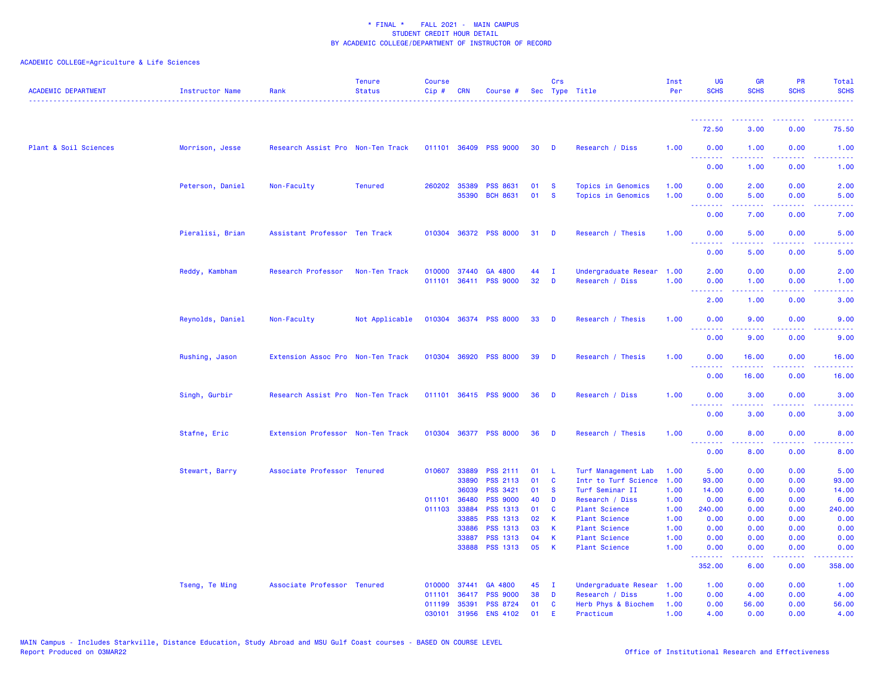# * FINAL * FALL 2021 - MAIN CAMPUS
## STUDENT CREDIT HOUR DETAIL
## BY ACADEMIC COLLEGE/DEPARTMENT OF INSTRUCTOR OF RECORD

ACADEMIC COLLEGE=Agriculture & Life Sciences

| ACADEMIC DEPARTMENT | Instructor Name | Rank | Tenure Status | Course Cip # | CRN | Course # | Sec | Crs Type | Title | Inst Per | UG SCHS | GR SCHS | PR SCHS | Total SCHS |
|---|---|---|---|---|---|---|---|---|---|---|---|---|---|---|
| | | | | | | | | | | | 72.50 | 3.00 | 0.00 | 75.50 |
| Plant & Soil Sciences | Morrison, Jesse | Research Assist Pro | Non-Ten Track | 011101 | 36409 | PSS 9000 | 30 | D | Research / Diss | 1.00 | 0.00 | 1.00 | 0.00 | 1.00 |
| | | | | | | | | | | | 0.00 | 1.00 | 0.00 | 1.00 |
| | Peterson, Daniel | Non-Faculty | Tenured | 260202 | 35389 | PSS 8631 | 01 | S | Topics in Genomics | 1.00 | 0.00 | 2.00 | 0.00 | 2.00 |
| | | | | | 35390 | BCH 8631 | 01 | S | Topics in Genomics | 1.00 | 0.00 | 5.00 | 0.00 | 5.00 |
| | | | | | | | | | | | 0.00 | 7.00 | 0.00 | 7.00 |
| | Pieralisi, Brian | Assistant Professor | Ten Track | 010304 | 36372 | PSS 8000 | 31 | D | Research / Thesis | 1.00 | 0.00 | 5.00 | 0.00 | 5.00 |
| | | | | | | | | | | | 0.00 | 5.00 | 0.00 | 5.00 |
| | Reddy, Kambham | Research Professor | Non-Ten Track | 010000 | 37440 | GA 4800 | 44 | I | Undergraduate Resear | 1.00 | 2.00 | 0.00 | 0.00 | 2.00 |
| | | | | 011101 | 36411 | PSS 9000 | 32 | D | Research / Diss | 1.00 | 0.00 | 1.00 | 0.00 | 1.00 |
| | | | | | | | | | | | 2.00 | 1.00 | 0.00 | 3.00 |
| | Reynolds, Daniel | Non-Faculty | Not Applicable | 010304 | 36374 | PSS 8000 | 33 | D | Research / Thesis | 1.00 | 0.00 | 9.00 | 0.00 | 9.00 |
| | | | | | | | | | | | 0.00 | 9.00 | 0.00 | 9.00 |
| | Rushing, Jason | Extension Assoc Pro | Non-Ten Track | 010304 | 36920 | PSS 8000 | 39 | D | Research / Thesis | 1.00 | 0.00 | 16.00 | 0.00 | 16.00 |
| | | | | | | | | | | | 0.00 | 16.00 | 0.00 | 16.00 |
| | Singh, Gurbir | Research Assist Pro | Non-Ten Track | 011101 | 36415 | PSS 9000 | 36 | D | Research / Diss | 1.00 | 0.00 | 3.00 | 0.00 | 3.00 |
| | | | | | | | | | | | 0.00 | 3.00 | 0.00 | 3.00 |
| | Stafne, Eric | Extension Professor | Non-Ten Track | 010304 | 36377 | PSS 8000 | 36 | D | Research / Thesis | 1.00 | 0.00 | 8.00 | 0.00 | 8.00 |
| | | | | | | | | | | | 0.00 | 8.00 | 0.00 | 8.00 |
| | Stewart, Barry | Associate Professor | Tenured | 010607 | 33889 | PSS 2111 | 01 | L | Turf Management Lab | 1.00 | 5.00 | 0.00 | 0.00 | 5.00 |
| | | | | | 33890 | PSS 2113 | 01 | C | Intr to Turf Science | 1.00 | 93.00 | 0.00 | 0.00 | 93.00 |
| | | | | | 36039 | PSS 3421 | 01 | S | Turf Seminar II | 1.00 | 14.00 | 0.00 | 0.00 | 14.00 |
| | | | | 011101 | 36480 | PSS 9000 | 40 | D | Research / Diss | 1.00 | 0.00 | 6.00 | 0.00 | 6.00 |
| | | | | 011103 | 33884 | PSS 1313 | 01 | C | Plant Science | 1.00 | 240.00 | 0.00 | 0.00 | 240.00 |
| | | | | | 33885 | PSS 1313 | 02 | K | Plant Science | 1.00 | 0.00 | 0.00 | 0.00 | 0.00 |
| | | | | | 33886 | PSS 1313 | 03 | K | Plant Science | 1.00 | 0.00 | 0.00 | 0.00 | 0.00 |
| | | | | | 33887 | PSS 1313 | 04 | K | Plant Science | 1.00 | 0.00 | 0.00 | 0.00 | 0.00 |
| | | | | | 33888 | PSS 1313 | 05 | K | Plant Science | 1.00 | 0.00 | 0.00 | 0.00 | 0.00 |
| | | | | | | | | | | | 352.00 | 6.00 | 0.00 | 358.00 |
| | Tseng, Te Ming | Associate Professor | Tenured | 010000 | 37441 | GA 4800 | 45 | I | Undergraduate Resear | 1.00 | 1.00 | 0.00 | 0.00 | 1.00 |
| | | | | 011101 | 36417 | PSS 9000 | 38 | D | Research / Diss | 1.00 | 0.00 | 4.00 | 0.00 | 4.00 |
| | | | | 011199 | 35391 | PSS 8724 | 01 | C | Herb Phys & Biochem | 1.00 | 0.00 | 56.00 | 0.00 | 56.00 |
| | | | | 030101 | 31956 | ENS 4102 | 01 | E | Practicum | 1.00 | 4.00 | 0.00 | 0.00 | 4.00 |

MAIN Campus - Includes Starkville, Distance Education, Study Abroad and MSU Gulf Coast courses - BASED ON COURSE LEVEL
Report Produced on 03MAR22

Office of Institutional Research and Effectiveness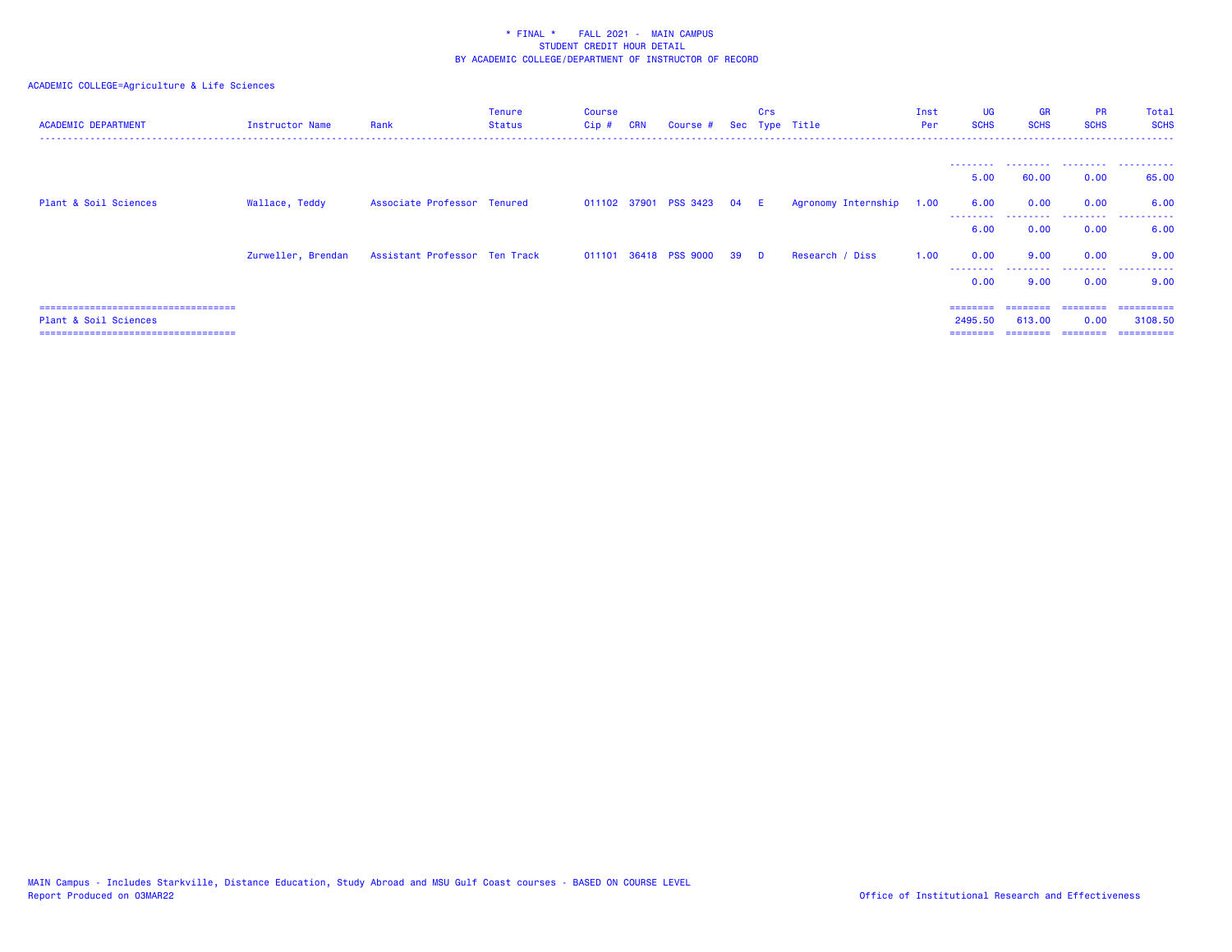\* FINAL \*    FALL 2021 -  MAIN CAMPUS
STUDENT CREDIT HOUR DETAIL
BY ACADEMIC COLLEGE/DEPARTMENT OF INSTRUCTOR OF RECORD

ACADEMIC COLLEGE=Agriculture & Life Sciences

| ACADEMIC DEPARTMENT | Instructor Name | Rank | Tenure Status | Course Cip # | CRN | Course # | Sec | Crs Type | Title | Inst Per | UG SCHS | GR SCHS | PR SCHS | Total SCHS |
|---|---|---|---|---|---|---|---|---|---|---|---|---|---|---|
| | | | | | | | | | | | 5.00 | 60.00 | 0.00 | 65.00 |
| Plant & Soil Sciences | Wallace, Teddy | Associate Professor | Tenured | 011102 | 37901 | PSS 3423 | 04 | E | Agronomy Internship | 1.00 | 6.00 | 0.00 | 0.00 | 6.00 |
| | | | | | | | | | | | 6.00 | 0.00 | 0.00 | 6.00 |
| | Zurweller, Brendan | Assistant Professor | Ten Track | 011101 | 36418 | PSS 9000 | 39 | D | Research / Diss | 1.00 | 0.00 | 9.00 | 0.00 | 9.00 |
| | | | | | | | | | | | 0.00 | 9.00 | 0.00 | 9.00 |
| Plant & Soil Sciences | | | | | | | | | | | 2495.50 | 613.00 | 0.00 | 3108.50 |

MAIN Campus - Includes Starkville, Distance Education, Study Abroad and MSU Gulf Coast courses - BASED ON COURSE LEVEL
Report Produced on 03MAR22

Office of Institutional Research and Effectiveness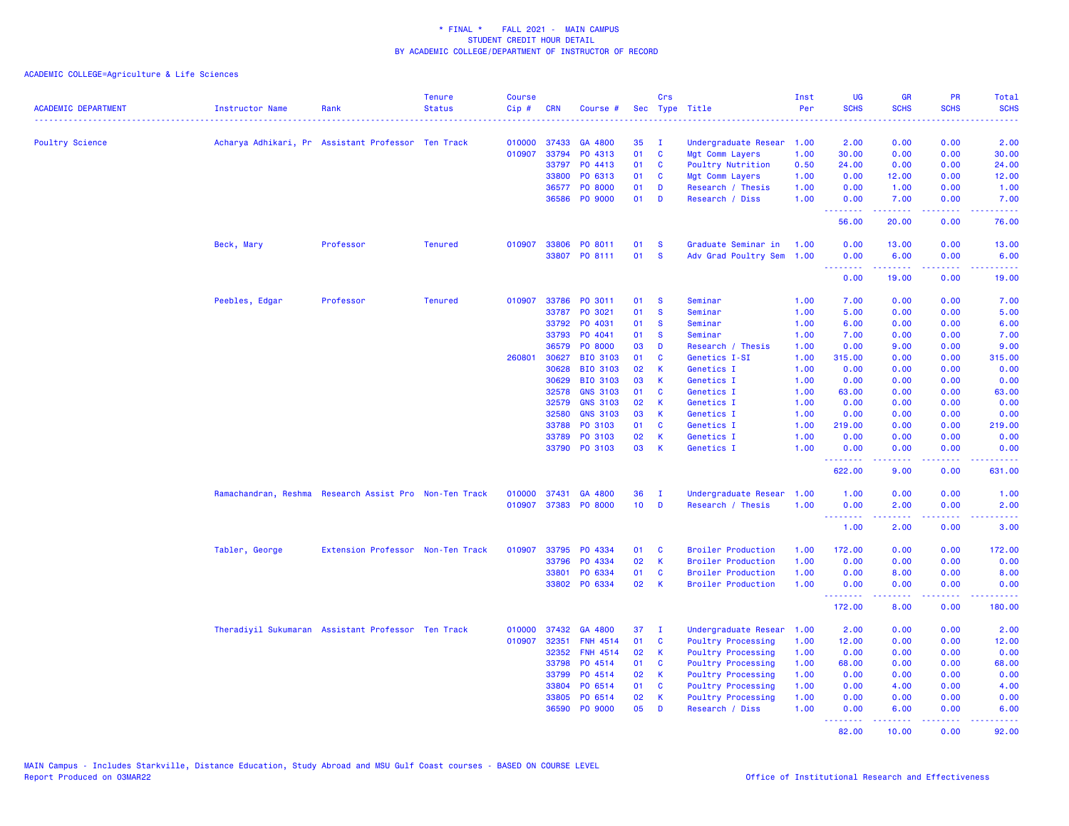\* FINAL \*    FALL 2021 - MAIN CAMPUS
STUDENT CREDIT HOUR DETAIL
BY ACADEMIC COLLEGE/DEPARTMENT OF INSTRUCTOR OF RECORD

ACADEMIC COLLEGE=Agriculture & Life Sciences

| ACADEMIC DEPARTMENT | Instructor Name | Rank | Tenure Status | Course Cip # | CRN | Course # | Sec | Crs Type | Title | Inst Per | UG SCHS | GR SCHS | PR SCHS | Total SCHS |
|---|---|---|---|---|---|---|---|---|---|---|---|---|---|---|
| Poultry Science | Acharya Adhikari, Pr | Assistant Professor | Ten Track | 010000 | 37433 | GA 4800 | 35 | I | Undergraduate Resear | 1.00 | 2.00 | 0.00 | 0.00 | 2.00 |
| | | | | 010907 | 33794 | PO 4313 | 01 | C | Mgt Comm Layers | 1.00 | 30.00 | 0.00 | 0.00 | 30.00 |
| | | | | | 33797 | PO 4413 | 01 | C | Poultry Nutrition | 0.50 | 24.00 | 0.00 | 0.00 | 24.00 |
| | | | | | 33800 | PO 6313 | 01 | C | Mgt Comm Layers | 1.00 | 0.00 | 12.00 | 0.00 | 12.00 |
| | | | | | 36577 | PO 8000 | 01 | D | Research / Thesis | 1.00 | 0.00 | 1.00 | 0.00 | 1.00 |
| | | | | | 36586 | PO 9000 | 01 | D | Research / Diss | 1.00 | 0.00 | 7.00 | 0.00 | 7.00 |
| | | | | | | | | | | | 56.00 | 20.00 | 0.00 | 76.00 |
| | Beck, Mary | Professor | Tenured | 010907 | 33806 | PO 8011 | 01 | S | Graduate Seminar in | 1.00 | 0.00 | 13.00 | 0.00 | 13.00 |
| | | | | | 33807 | PO 8111 | 01 | S | Adv Grad Poultry Sem | 1.00 | 0.00 | 6.00 | 0.00 | 6.00 |
| | | | | | | | | | | | 0.00 | 19.00 | 0.00 | 19.00 |
| | Peebles, Edgar | Professor | Tenured | 010907 | 33786 | PO 3011 | 01 | S | Seminar | 1.00 | 7.00 | 0.00 | 0.00 | 7.00 |
| | | | | | 33787 | PO 3021 | 01 | S | Seminar | 1.00 | 5.00 | 0.00 | 0.00 | 5.00 |
| | | | | | 33792 | PO 4031 | 01 | S | Seminar | 1.00 | 6.00 | 0.00 | 0.00 | 6.00 |
| | | | | | 33793 | PO 4041 | 01 | S | Seminar | 1.00 | 7.00 | 0.00 | 0.00 | 7.00 |
| | | | | | 36579 | PO 8000 | 03 | D | Research / Thesis | 1.00 | 0.00 | 9.00 | 0.00 | 9.00 |
| | | | | 260801 | 30627 | BIO 3103 | 01 | C | Genetics I-SI | 1.00 | 315.00 | 0.00 | 0.00 | 315.00 |
| | | | | | 30628 | BIO 3103 | 02 | K | Genetics I | 1.00 | 0.00 | 0.00 | 0.00 | 0.00 |
| | | | | | 30629 | BIO 3103 | 03 | K | Genetics I | 1.00 | 0.00 | 0.00 | 0.00 | 0.00 |
| | | | | | 32578 | GNS 3103 | 01 | C | Genetics I | 1.00 | 63.00 | 0.00 | 0.00 | 63.00 |
| | | | | | 32579 | GNS 3103 | 02 | K | Genetics I | 1.00 | 0.00 | 0.00 | 0.00 | 0.00 |
| | | | | | 32580 | GNS 3103 | 03 | K | Genetics I | 1.00 | 0.00 | 0.00 | 0.00 | 0.00 |
| | | | | | 33788 | PO 3103 | 01 | C | Genetics I | 1.00 | 219.00 | 0.00 | 0.00 | 219.00 |
| | | | | | 33789 | PO 3103 | 02 | K | Genetics I | 1.00 | 0.00 | 0.00 | 0.00 | 0.00 |
| | | | | | 33790 | PO 3103 | 03 | K | Genetics I | 1.00 | 0.00 | 0.00 | 0.00 | 0.00 |
| | | | | | | | | | | | 622.00 | 9.00 | 0.00 | 631.00 |
| | Ramachandran, Reshma | Research Assist Pro | Non-Ten Track | 010000 | 37431 | GA 4800 | 36 | I | Undergraduate Resear | 1.00 | 1.00 | 0.00 | 0.00 | 1.00 |
| | | | | 010907 | 37383 | PO 8000 | 10 | D | Research / Thesis | 1.00 | 0.00 | 2.00 | 0.00 | 2.00 |
| | | | | | | | | | | | 1.00 | 2.00 | 0.00 | 3.00 |
| | Tabler, George | Extension Professor | Non-Ten Track | 010907 | 33795 | PO 4334 | 01 | C | Broiler Production | 1.00 | 172.00 | 0.00 | 0.00 | 172.00 |
| | | | | | 33796 | PO 4334 | 02 | K | Broiler Production | 1.00 | 0.00 | 0.00 | 0.00 | 0.00 |
| | | | | | 33801 | PO 6334 | 01 | C | Broiler Production | 1.00 | 0.00 | 8.00 | 0.00 | 8.00 |
| | | | | | 33802 | PO 6334 | 02 | K | Broiler Production | 1.00 | 0.00 | 0.00 | 0.00 | 0.00 |
| | | | | | | | | | | | 172.00 | 8.00 | 0.00 | 180.00 |
| | Theradiyil Sukumaran | Assistant Professor | Ten Track | 010000 | 37432 | GA 4800 | 37 | I | Undergraduate Resear | 1.00 | 2.00 | 0.00 | 0.00 | 2.00 |
| | | | | 010907 | 32351 | FNH 4514 | 01 | C | Poultry Processing | 1.00 | 12.00 | 0.00 | 0.00 | 12.00 |
| | | | | | 32352 | FNH 4514 | 02 | K | Poultry Processing | 1.00 | 0.00 | 0.00 | 0.00 | 0.00 |
| | | | | | 33798 | PO 4514 | 01 | C | Poultry Processing | 1.00 | 68.00 | 0.00 | 0.00 | 68.00 |
| | | | | | 33799 | PO 4514 | 02 | K | Poultry Processing | 1.00 | 0.00 | 0.00 | 0.00 | 0.00 |
| | | | | | 33804 | PO 6514 | 01 | C | Poultry Processing | 1.00 | 0.00 | 4.00 | 0.00 | 4.00 |
| | | | | | 33805 | PO 6514 | 02 | K | Poultry Processing | 1.00 | 0.00 | 0.00 | 0.00 | 0.00 |
| | | | | | 36590 | PO 9000 | 05 | D | Research / Diss | 1.00 | 0.00 | 6.00 | 0.00 | 6.00 |
| | | | | | | | | | | | 82.00 | 10.00 | 0.00 | 92.00 |

MAIN Campus - Includes Starkville, Distance Education, Study Abroad and MSU Gulf Coast courses - BASED ON COURSE LEVEL
Report Produced on 03MAR22

Office of Institutional Research and Effectiveness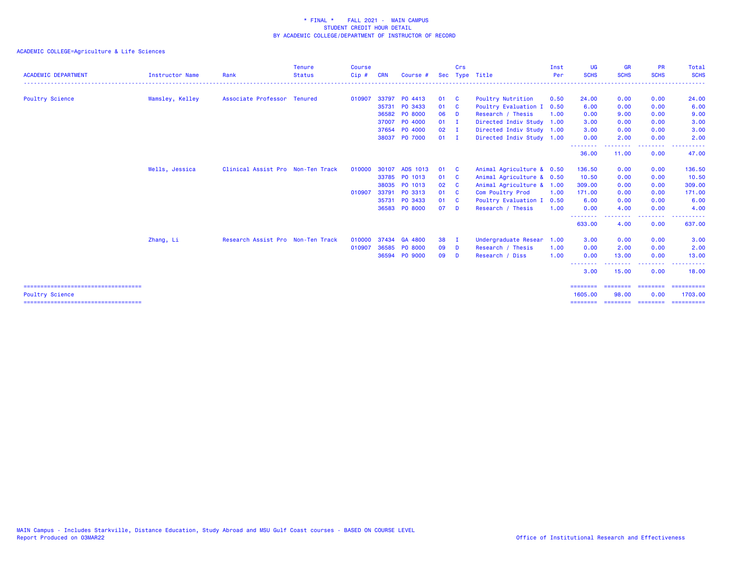\* FINAL \* FALL 2021 - MAIN CAMPUS
STUDENT CREDIT HOUR DETAIL
BY ACADEMIC COLLEGE/DEPARTMENT OF INSTRUCTOR OF RECORD

ACADEMIC COLLEGE=Agriculture & Life Sciences

| ACADEMIC DEPARTMENT | Instructor Name | Rank | Tenure Status | Course Cip # | CRN | Course # | Sec | Crs Type | Title | Inst Per | UG SCHS | GR SCHS | PR SCHS | Total SCHS |
|---|---|---|---|---|---|---|---|---|---|---|---|---|---|---|
| Poultry Science | Wamsley, Kelley | Associate Professor | Tenured | 010907 | 33797 | PO 4413 | 01 | C | Poultry Nutrition | 0.50 | 24.00 | 0.00 | 0.00 | 24.00 |
| | | | | | 35731 | PO 3433 | 01 | C | Poultry Evaluation I | 0.50 | 6.00 | 0.00 | 0.00 | 6.00 |
| | | | | | 36582 | PO 8000 | 06 | D | Research / Thesis | 1.00 | 0.00 | 9.00 | 0.00 | 9.00 |
| | | | | | 37007 | PO 4000 | 01 | I | Directed Indiv Study | 1.00 | 3.00 | 0.00 | 0.00 | 3.00 |
| | | | | | 37654 | PO 4000 | 02 | I | Directed Indiv Study | 1.00 | 3.00 | 0.00 | 0.00 | 3.00 |
| | | | | | 38037 | PO 7000 | 01 | I | Directed Indiv Study | 1.00 | 0.00 | 2.00 | 0.00 | 2.00 |
| | | | | | | | | | | | 36.00 | 11.00 | 0.00 | 47.00 |
| | Wells, Jessica | Clinical Assist Pro | Non-Ten Track | 010000 | 30107 | ADS 1013 | 01 | C | Animal Agriculture & | 0.50 | 136.50 | 0.00 | 0.00 | 136.50 |
| | | | | | 33785 | PO 1013 | 01 | C | Animal Agriculture & | 0.50 | 10.50 | 0.00 | 0.00 | 10.50 |
| | | | | | 38035 | PO 1013 | 02 | C | Animal Agriculture & | 1.00 | 309.00 | 0.00 | 0.00 | 309.00 |
| | | | | 010907 | 33791 | PO 3313 | 01 | C | Com Poultry Prod | 1.00 | 171.00 | 0.00 | 0.00 | 171.00 |
| | | | | | 35731 | PO 3433 | 01 | C | Poultry Evaluation I | 0.50 | 6.00 | 0.00 | 0.00 | 6.00 |
| | | | | | 36583 | PO 8000 | 07 | D | Research / Thesis | 1.00 | 0.00 | 4.00 | 0.00 | 4.00 |
| | | | | | | | | | | | 633.00 | 4.00 | 0.00 | 637.00 |
| | Zhang, Li | Research Assist Pro | Non-Ten Track | 010000 | 37434 | GA 4800 | 38 | I | Undergraduate Resear | 1.00 | 3.00 | 0.00 | 0.00 | 3.00 |
| | | | | 010907 | 36585 | PO 8000 | 09 | D | Research / Thesis | 1.00 | 0.00 | 2.00 | 0.00 | 2.00 |
| | | | | | 36594 | PO 9000 | 09 | D | Research / Diss | 1.00 | 0.00 | 13.00 | 0.00 | 13.00 |
| | | | | | | | | | | | 3.00 | 15.00 | 0.00 | 18.00 |
| Poultry Science | | | | | | | | | | | 1605.00 | 98.00 | 0.00 | 1703.00 |

MAIN Campus - Includes Starkville, Distance Education, Study Abroad and MSU Gulf Coast courses - BASED ON COURSE LEVEL
Report Produced on 03MAR22

Office of Institutional Research and Effectiveness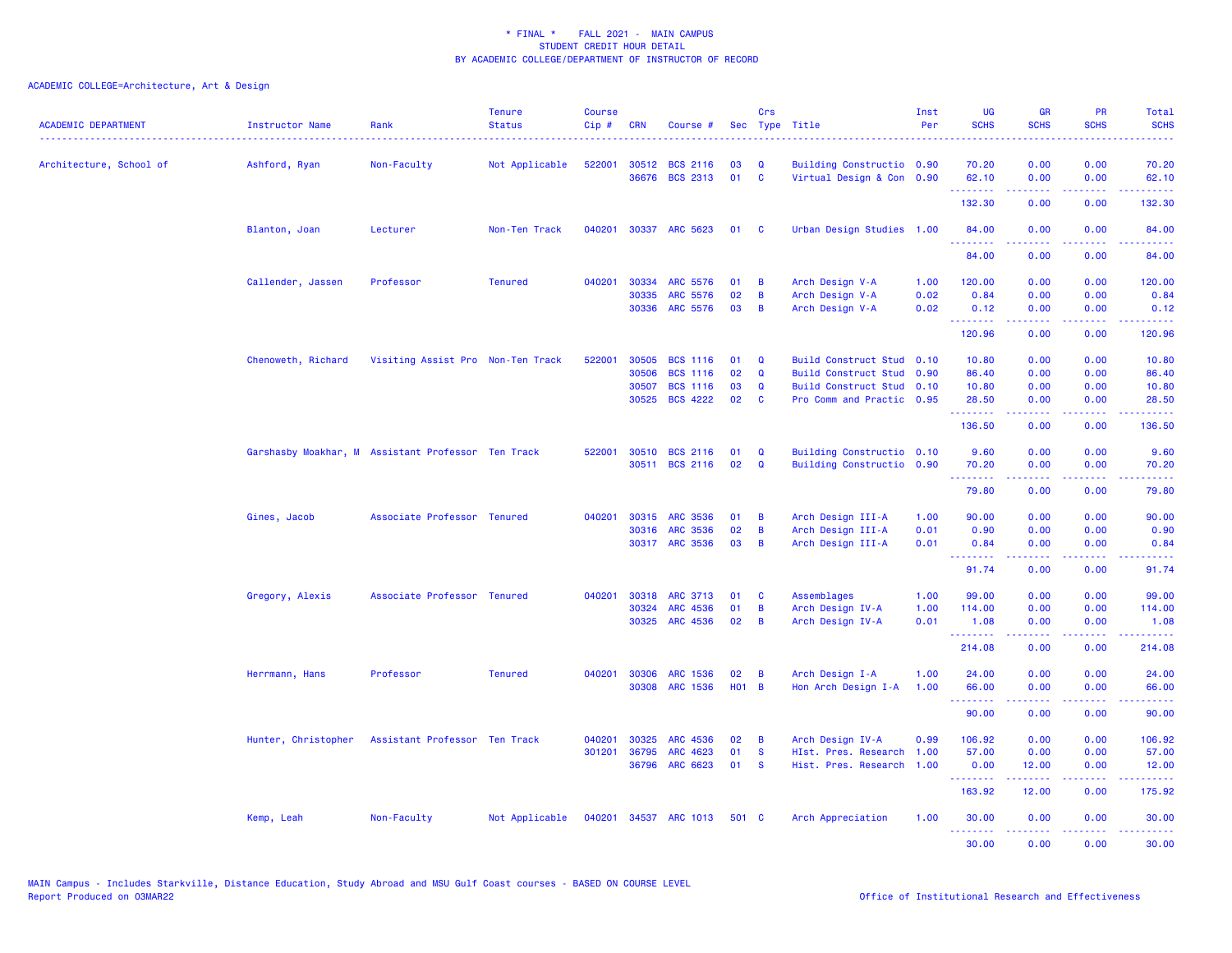\* FINAL \* FALL 2021 - MAIN CAMPUS
STUDENT CREDIT HOUR DETAIL
BY ACADEMIC COLLEGE/DEPARTMENT OF INSTRUCTOR OF RECORD

ACADEMIC COLLEGE=Architecture, Art & Design

| ACADEMIC DEPARTMENT | Instructor Name | Rank | Tenure Status | Course Cip # | CRN | Course # | Sec | Crs Type | Title | Inst Per | UG SCHS | GR SCHS | PR SCHS | Total SCHS |
|---|---|---|---|---|---|---|---|---|---|---|---|---|---|---|
| Architecture, School of | Ashford, Ryan | Non-Faculty | Not Applicable | 522001 | 30512 | BCS 2116 | 03 | Q | Building Constructio | 0.90 | 70.20 | 0.00 | 0.00 | 70.20 |
| | | | | | 36676 | BCS 2313 | 01 | C | Virtual Design & Con | 0.90 | 62.10 | 0.00 | 0.00 | 62.10 |
| | | | | | | | | | | | 132.30 | 0.00 | 0.00 | 132.30 |
| | Blanton, Joan | Lecturer | Non-Ten Track | 040201 | 30337 | ARC 5623 | 01 | C | Urban Design Studies | 1.00 | 84.00 | 0.00 | 0.00 | 84.00 |
| | | | | | | | | | | | 84.00 | 0.00 | 0.00 | 84.00 |
| | Callender, Jassen | Professor | Tenured | 040201 | 30334 | ARC 5576 | 01 | B | Arch Design V-A | 1.00 | 120.00 | 0.00 | 0.00 | 120.00 |
| | | | | | 30335 | ARC 5576 | 02 | B | Arch Design V-A | 0.02 | 0.84 | 0.00 | 0.00 | 0.84 |
| | | | | | 30336 | ARC 5576 | 03 | B | Arch Design V-A | 0.02 | 0.12 | 0.00 | 0.00 | 0.12 |
| | | | | | | | | | | | 120.96 | 0.00 | 0.00 | 120.96 |
| | Chenoweth, Richard | Visiting Assist Pro | Non-Ten Track | 522001 | 30505 | BCS 1116 | 01 | Q | Build Construct Stud | 0.10 | 10.80 | 0.00 | 0.00 | 10.80 |
| | | | | | 30506 | BCS 1116 | 02 | Q | Build Construct Stud | 0.90 | 86.40 | 0.00 | 0.00 | 86.40 |
| | | | | | 30507 | BCS 1116 | 03 | Q | Build Construct Stud | 0.10 | 10.80 | 0.00 | 0.00 | 10.80 |
| | | | | | 30525 | BCS 4222 | 02 | C | Pro Comm and Practic | 0.95 | 28.50 | 0.00 | 0.00 | 28.50 |
| | | | | | | | | | | | 136.50 | 0.00 | 0.00 | 136.50 |
| | Garshasby Moakhar, M | Assistant Professor | Ten Track | 522001 | 30510 | BCS 2116 | 01 | Q | Building Constructio | 0.10 | 9.60 | 0.00 | 0.00 | 9.60 |
| | | | | | 30511 | BCS 2116 | 02 | Q | Building Constructio | 0.90 | 70.20 | 0.00 | 0.00 | 70.20 |
| | | | | | | | | | | | 79.80 | 0.00 | 0.00 | 79.80 |
| | Gines, Jacob | Associate Professor | Tenured | 040201 | 30315 | ARC 3536 | 01 | B | Arch Design III-A | 1.00 | 90.00 | 0.00 | 0.00 | 90.00 |
| | | | | | 30316 | ARC 3536 | 02 | B | Arch Design III-A | 0.01 | 0.90 | 0.00 | 0.00 | 0.90 |
| | | | | | 30317 | ARC 3536 | 03 | B | Arch Design III-A | 0.01 | 0.84 | 0.00 | 0.00 | 0.84 |
| | | | | | | | | | | | 91.74 | 0.00 | 0.00 | 91.74 |
| | Gregory, Alexis | Associate Professor | Tenured | 040201 | 30318 | ARC 3713 | 01 | C | Assemblages | 1.00 | 99.00 | 0.00 | 0.00 | 99.00 |
| | | | | | 30324 | ARC 4536 | 01 | B | Arch Design IV-A | 1.00 | 114.00 | 0.00 | 0.00 | 114.00 |
| | | | | | 30325 | ARC 4536 | 02 | B | Arch Design IV-A | 0.01 | 1.08 | 0.00 | 0.00 | 1.08 |
| | | | | | | | | | | | 214.08 | 0.00 | 0.00 | 214.08 |
| | Herrmann, Hans | Professor | Tenured | 040201 | 30306 | ARC 1536 | 02 | B | Arch Design I-A | 1.00 | 24.00 | 0.00 | 0.00 | 24.00 |
| | | | | | 30308 | ARC 1536 | H01 | B | Hon Arch Design I-A | 1.00 | 66.00 | 0.00 | 0.00 | 66.00 |
| | | | | | | | | | | | 90.00 | 0.00 | 0.00 | 90.00 |
| | Hunter, Christopher | Assistant Professor | Ten Track | 040201 | 30325 | ARC 4536 | 02 | B | Arch Design IV-A | 0.99 | 106.92 | 0.00 | 0.00 | 106.92 |
| | | | | 301201 | 36795 | ARC 4623 | 01 | S | HIst. Pres. Research | 1.00 | 57.00 | 0.00 | 0.00 | 57.00 |
| | | | | | 36796 | ARC 6623 | 01 | S | Hist. Pres. Research | 1.00 | 0.00 | 12.00 | 0.00 | 12.00 |
| | | | | | | | | | | | 163.92 | 12.00 | 0.00 | 175.92 |
| | Kemp, Leah | Non-Faculty | Not Applicable | 040201 | 34537 | ARC 1013 | 501 | C | Arch Appreciation | 1.00 | 30.00 | 0.00 | 0.00 | 30.00 |
| | | | | | | | | | | | 30.00 | 0.00 | 0.00 | 30.00 |

MAIN Campus - Includes Starkville, Distance Education, Study Abroad and MSU Gulf Coast courses - BASED ON COURSE LEVEL
Report Produced on 03MAR22

Office of Institutional Research and Effectiveness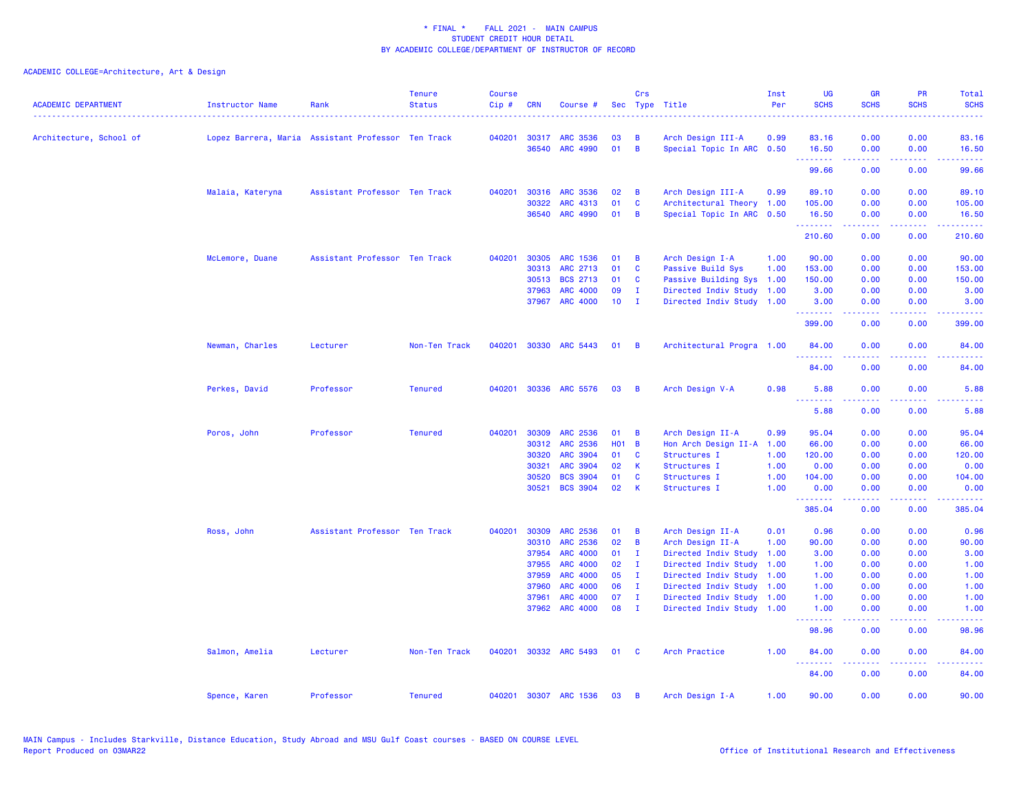\* FINAL \*    FALL 2021 -  MAIN CAMPUS
STUDENT CREDIT HOUR DETAIL
BY ACADEMIC COLLEGE/DEPARTMENT OF INSTRUCTOR OF RECORD

ACADEMIC COLLEGE=Architecture, Art & Design

| ACADEMIC DEPARTMENT | Instructor Name | Rank | Tenure Status | Course Cip # | CRN | Course # | Sec | Crs Type | Title | Inst Per | UG SCHS | GR SCHS | PR SCHS | Total SCHS |
|---|---|---|---|---|---|---|---|---|---|---|---|---|---|---|
| Architecture, School of | Lopez Barrera, Maria | Assistant Professor | Ten Track | 040201 | 30317 | ARC 3536 | 03 | B | Arch Design III-A | 0.99 | 83.16 | 0.00 | 0.00 | 83.16 |
| | | | | | 36540 | ARC 4990 | 01 | B | Special Topic In ARC | 0.50 | 16.50 | 0.00 | 0.00 | 16.50 |
| | | | | | | | | | | | 99.66 | 0.00 | 0.00 | 99.66 |
| | Malaia, Kateryna | Assistant Professor | Ten Track | 040201 | 30316 | ARC 3536 | 02 | B | Arch Design III-A | 0.99 | 89.10 | 0.00 | 0.00 | 89.10 |
| | | | | | 30322 | ARC 4313 | 01 | C | Architectural Theory | 1.00 | 105.00 | 0.00 | 0.00 | 105.00 |
| | | | | | 36540 | ARC 4990 | 01 | B | Special Topic In ARC | 0.50 | 16.50 | 0.00 | 0.00 | 16.50 |
| | | | | | | | | | | | 210.60 | 0.00 | 0.00 | 210.60 |
| | McLemore, Duane | Assistant Professor | Ten Track | 040201 | 30305 | ARC 1536 | 01 | B | Arch Design I-A | 1.00 | 90.00 | 0.00 | 0.00 | 90.00 |
| | | | | | 30313 | ARC 2713 | 01 | C | Passive Build Sys | 1.00 | 153.00 | 0.00 | 0.00 | 153.00 |
| | | | | | 30513 | BCS 2713 | 01 | C | Passive Building Sys | 1.00 | 150.00 | 0.00 | 0.00 | 150.00 |
| | | | | | 37963 | ARC 4000 | 09 | I | Directed Indiv Study | 1.00 | 3.00 | 0.00 | 0.00 | 3.00 |
| | | | | | 37967 | ARC 4000 | 10 | I | Directed Indiv Study | 1.00 | 3.00 | 0.00 | 0.00 | 3.00 |
| | | | | | | | | | | | 399.00 | 0.00 | 0.00 | 399.00 |
| | Newman, Charles | Lecturer | Non-Ten Track | 040201 | 30330 | ARC 5443 | 01 | B | Architectural Progra | 1.00 | 84.00 | 0.00 | 0.00 | 84.00 |
| | | | | | | | | | | | 84.00 | 0.00 | 0.00 | 84.00 |
| | Perkes, David | Professor | Tenured | 040201 | 30336 | ARC 5576 | 03 | B | Arch Design V-A | 0.98 | 5.88 | 0.00 | 0.00 | 5.88 |
| | | | | | | | | | | | 5.88 | 0.00 | 0.00 | 5.88 |
| | Poros, John | Professor | Tenured | 040201 | 30309 | ARC 2536 | 01 | B | Arch Design II-A | 0.99 | 95.04 | 0.00 | 0.00 | 95.04 |
| | | | | | 30312 | ARC 2536 | H01 | B | Hon Arch Design II-A | 1.00 | 66.00 | 0.00 | 0.00 | 66.00 |
| | | | | | 30320 | ARC 3904 | 01 | C | Structures I | 1.00 | 120.00 | 0.00 | 0.00 | 120.00 |
| | | | | | 30321 | ARC 3904 | 02 | K | Structures I | 1.00 | 0.00 | 0.00 | 0.00 | 0.00 |
| | | | | | 30520 | BCS 3904 | 01 | C | Structures I | 1.00 | 104.00 | 0.00 | 0.00 | 104.00 |
| | | | | | 30521 | BCS 3904 | 02 | K | Structures I | 1.00 | 0.00 | 0.00 | 0.00 | 0.00 |
| | | | | | | | | | | | 385.04 | 0.00 | 0.00 | 385.04 |
| | Ross, John | Assistant Professor | Ten Track | 040201 | 30309 | ARC 2536 | 01 | B | Arch Design II-A | 0.01 | 0.96 | 0.00 | 0.00 | 0.96 |
| | | | | | 30310 | ARC 2536 | 02 | B | Arch Design II-A | 1.00 | 90.00 | 0.00 | 0.00 | 90.00 |
| | | | | | 37954 | ARC 4000 | 01 | I | Directed Indiv Study | 1.00 | 3.00 | 0.00 | 0.00 | 3.00 |
| | | | | | 37955 | ARC 4000 | 02 | I | Directed Indiv Study | 1.00 | 1.00 | 0.00 | 0.00 | 1.00 |
| | | | | | 37959 | ARC 4000 | 05 | I | Directed Indiv Study | 1.00 | 1.00 | 0.00 | 0.00 | 1.00 |
| | | | | | 37960 | ARC 4000 | 06 | I | Directed Indiv Study | 1.00 | 1.00 | 0.00 | 0.00 | 1.00 |
| | | | | | 37961 | ARC 4000 | 07 | I | Directed Indiv Study | 1.00 | 1.00 | 0.00 | 0.00 | 1.00 |
| | | | | | 37962 | ARC 4000 | 08 | I | Directed Indiv Study | 1.00 | 1.00 | 0.00 | 0.00 | 1.00 |
| | | | | | | | | | | | 98.96 | 0.00 | 0.00 | 98.96 |
| | Salmon, Amelia | Lecturer | Non-Ten Track | 040201 | 30332 | ARC 5493 | 01 | C | Arch Practice | 1.00 | 84.00 | 0.00 | 0.00 | 84.00 |
| | | | | | | | | | | | 84.00 | 0.00 | 0.00 | 84.00 |
| | Spence, Karen | Professor | Tenured | 040201 | 30307 | ARC 1536 | 03 | B | Arch Design I-A | 1.00 | 90.00 | 0.00 | 0.00 | 90.00 |

MAIN Campus - Includes Starkville, Distance Education, Study Abroad and MSU Gulf Coast courses - BASED ON COURSE LEVEL
Report Produced on 03MAR22

Office of Institutional Research and Effectiveness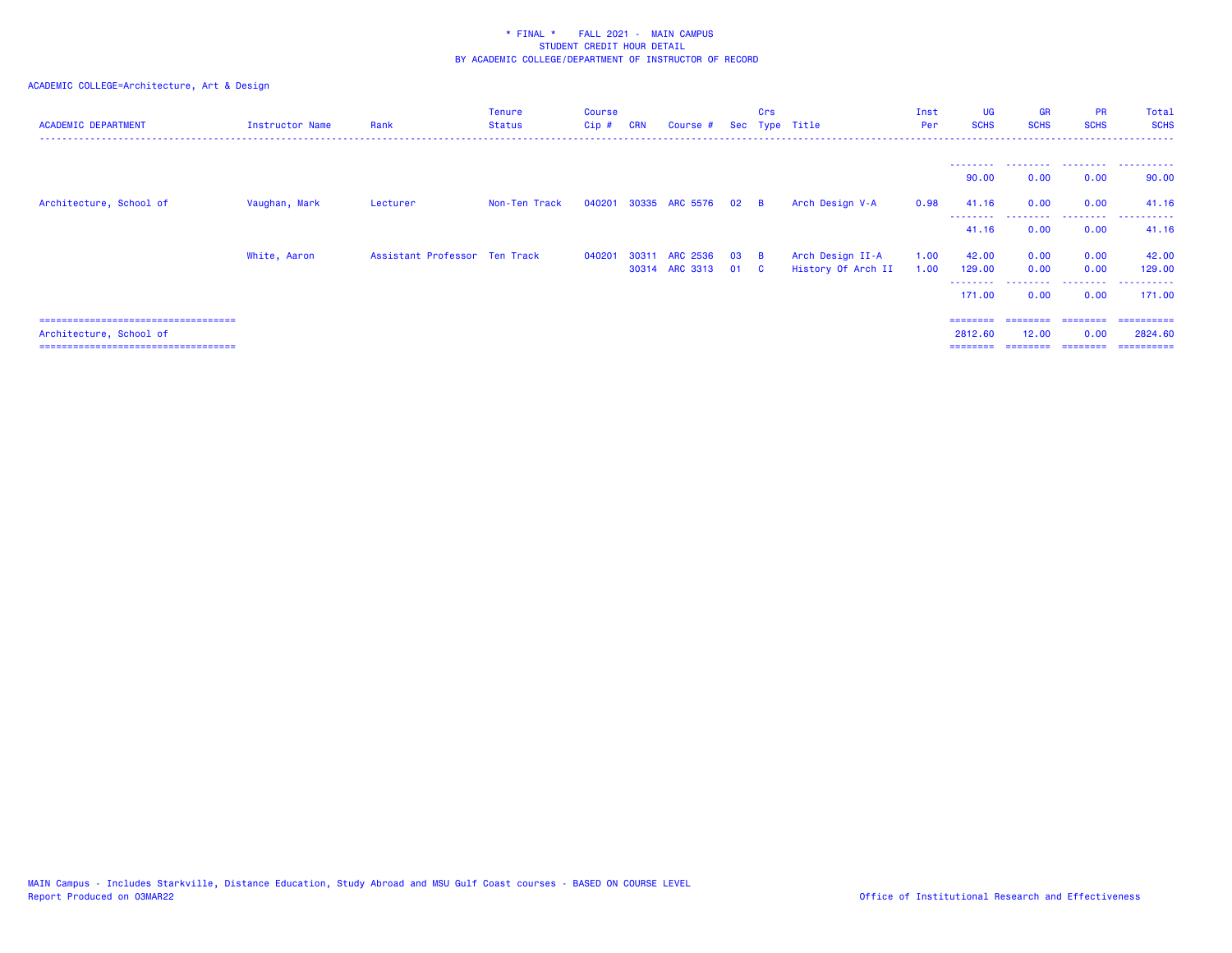\* FINAL \*    FALL 2021 - MAIN CAMPUS
STUDENT CREDIT HOUR DETAIL
BY ACADEMIC COLLEGE/DEPARTMENT OF INSTRUCTOR OF RECORD

ACADEMIC COLLEGE=Architecture, Art & Design

| ACADEMIC DEPARTMENT | Instructor Name | Rank | Tenure Status | Course Cip # | CRN | Course # | Sec | Crs Type | Title | Inst Per | UG SCHS | GR SCHS | PR SCHS | Total SCHS |
|---|---|---|---|---|---|---|---|---|---|---|---|---|---|---|
| | | | | | | | | | | | 90.00 | 0.00 | 0.00 | 90.00 |
| Architecture, School of | Vaughan, Mark | Lecturer | Non-Ten Track | 040201 | 30335 | ARC 5576 | 02 | B | Arch Design V-A | 0.98 | 41.16 | 0.00 | 0.00 | 41.16 |
| | | | | | | | | | | | 41.16 | 0.00 | 0.00 | 41.16 |
| | White, Aaron | Assistant Professor | Ten Track | 040201 | 30311 | ARC 2536 | 03 | B | Arch Design II-A | 1.00 | 42.00 | 0.00 | 0.00 | 42.00 |
| | | | | | 30314 | ARC 3313 | 01 | C | History Of Arch II | 1.00 | 129.00 | 0.00 | 0.00 | 129.00 |
| | | | | | | | | | | | 171.00 | 0.00 | 0.00 | 171.00 |
| Architecture, School of | | | | | | | | | | | 2812.60 | 12.00 | 0.00 | 2824.60 |

MAIN Campus - Includes Starkville, Distance Education, Study Abroad and MSU Gulf Coast courses - BASED ON COURSE LEVEL
Report Produced on 03MAR22

Office of Institutional Research and Effectiveness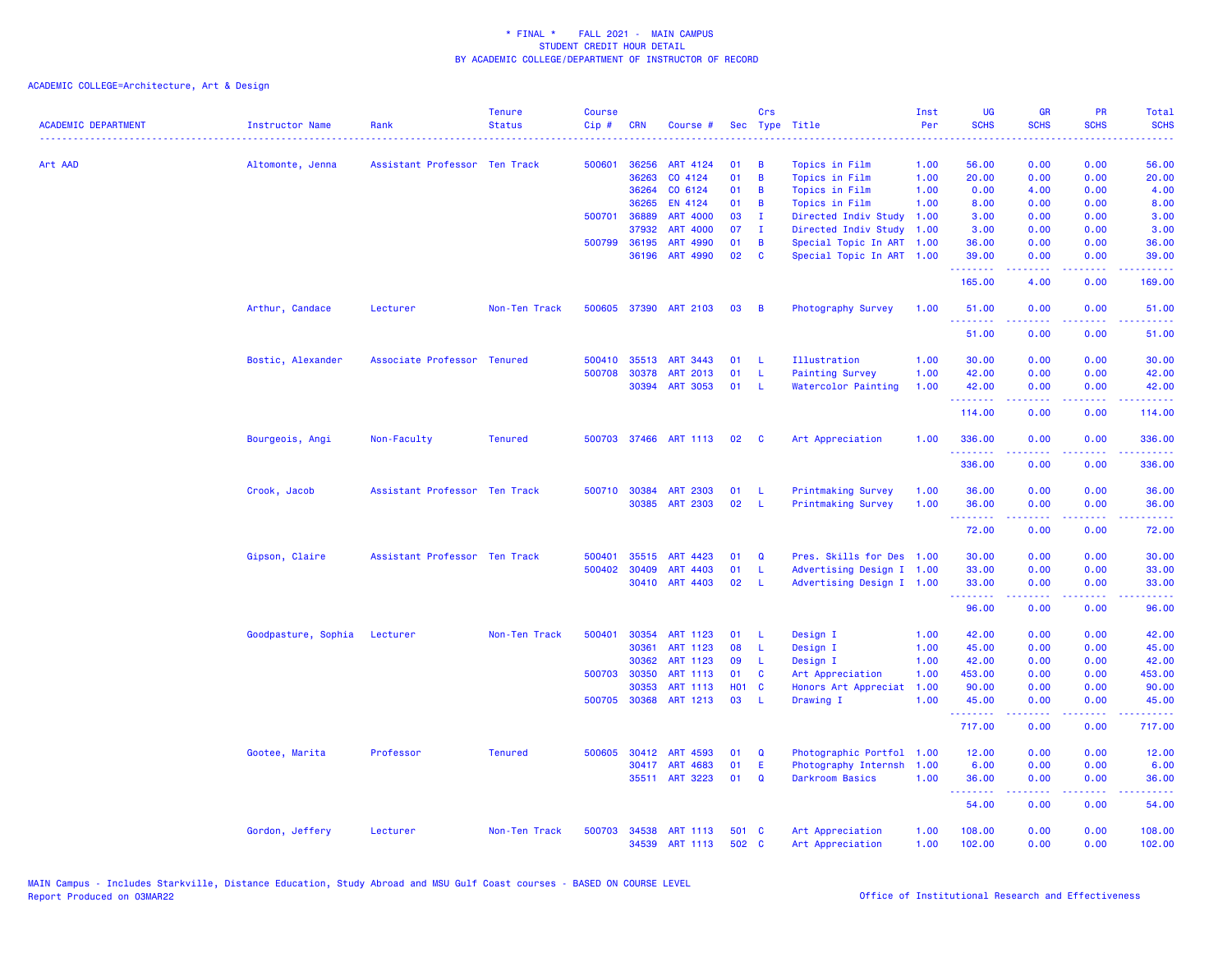\* FINAL \* FALL 2021 - MAIN CAMPUS
STUDENT CREDIT HOUR DETAIL
BY ACADEMIC COLLEGE/DEPARTMENT OF INSTRUCTOR OF RECORD

ACADEMIC COLLEGE=Architecture, Art & Design

| ACADEMIC DEPARTMENT | Instructor Name | Rank | Tenure Status | Course Cip # | CRN | Course # | Sec | Crs Type | Title | Inst Per | UG SCHS | GR SCHS | PR SCHS | Total SCHS |
|---|---|---|---|---|---|---|---|---|---|---|---|---|---|---|
| Art AAD | Altomonte, Jenna | Assistant Professor | Ten Track | 500601 | 36256 | ART 4124 | 01 | B | Topics in Film | 1.00 | 56.00 | 0.00 | 0.00 | 56.00 |
| | | | | | 36263 | CO 4124 | 01 | B | Topics in Film | 1.00 | 20.00 | 0.00 | 0.00 | 20.00 |
| | | | | | 36264 | CO 6124 | 01 | B | Topics in Film | 1.00 | 0.00 | 4.00 | 0.00 | 4.00 |
| | | | | | 36265 | EN 4124 | 01 | B | Topics in Film | 1.00 | 8.00 | 0.00 | 0.00 | 8.00 |
| | | | | 500701 | 36889 | ART 4000 | 03 | I | Directed Indiv Study | 1.00 | 3.00 | 0.00 | 0.00 | 3.00 |
| | | | | | 37932 | ART 4000 | 07 | I | Directed Indiv Study | 1.00 | 3.00 | 0.00 | 0.00 | 3.00 |
| | | | | 500799 | 36195 | ART 4990 | 01 | B | Special Topic In ART | 1.00 | 36.00 | 0.00 | 0.00 | 36.00 |
| | | | | | 36196 | ART 4990 | 02 | C | Special Topic In ART | 1.00 | 39.00 | 0.00 | 0.00 | 39.00 |
| | | | | | | | | | | | 165.00 | 4.00 | 0.00 | 169.00 |
| | Arthur, Candace | Lecturer | Non-Ten Track | 500605 | 37390 | ART 2103 | 03 | B | Photography Survey | 1.00 | 51.00 | 0.00 | 0.00 | 51.00 |
| | | | | | | | | | | | 51.00 | 0.00 | 0.00 | 51.00 |
| | Bostic, Alexander | Associate Professor | Tenured | 500410 | 35513 | ART 3443 | 01 | L | Illustration | 1.00 | 30.00 | 0.00 | 0.00 | 30.00 |
| | | | | 500708 | 30378 | ART 2013 | 01 | L | Painting Survey | 1.00 | 42.00 | 0.00 | 0.00 | 42.00 |
| | | | | | 30394 | ART 3053 | 01 | L | Watercolor Painting | 1.00 | 42.00 | 0.00 | 0.00 | 42.00 |
| | | | | | | | | | | | 114.00 | 0.00 | 0.00 | 114.00 |
| | Bourgeois, Angi | Non-Faculty | Tenured | 500703 | 37466 | ART 1113 | 02 | C | Art Appreciation | 1.00 | 336.00 | 0.00 | 0.00 | 336.00 |
| | | | | | | | | | | | 336.00 | 0.00 | 0.00 | 336.00 |
| | Crook, Jacob | Assistant Professor | Ten Track | 500710 | 30384 | ART 2303 | 01 | L | Printmaking Survey | 1.00 | 36.00 | 0.00 | 0.00 | 36.00 |
| | | | | | 30385 | ART 2303 | 02 | L | Printmaking Survey | 1.00 | 36.00 | 0.00 | 0.00 | 36.00 |
| | | | | | | | | | | | 72.00 | 0.00 | 0.00 | 72.00 |
| | Gipson, Claire | Assistant Professor | Ten Track | 500401 | 35515 | ART 4423 | 01 | Q | Pres. Skills for Des | 1.00 | 30.00 | 0.00 | 0.00 | 30.00 |
| | | | | 500402 | 30409 | ART 4403 | 01 | L | Advertising Design I | 1.00 | 33.00 | 0.00 | 0.00 | 33.00 |
| | | | | | 30410 | ART 4403 | 02 | L | Advertising Design I | 1.00 | 33.00 | 0.00 | 0.00 | 33.00 |
| | | | | | | | | | | | 96.00 | 0.00 | 0.00 | 96.00 |
| | Goodpasture, Sophia | Lecturer | Non-Ten Track | 500401 | 30354 | ART 1123 | 01 | L | Design I | 1.00 | 42.00 | 0.00 | 0.00 | 42.00 |
| | | | | | 30361 | ART 1123 | 08 | L | Design I | 1.00 | 45.00 | 0.00 | 0.00 | 45.00 |
| | | | | | 30362 | ART 1123 | 09 | L | Design I | 1.00 | 42.00 | 0.00 | 0.00 | 42.00 |
| | | | | 500703 | 30350 | ART 1113 | 01 | C | Art Appreciation | 1.00 | 453.00 | 0.00 | 0.00 | 453.00 |
| | | | | | 30353 | ART 1113 | H01 | C | Honors Art Appreciat | 1.00 | 90.00 | 0.00 | 0.00 | 90.00 |
| | | | | 500705 | 30368 | ART 1213 | 03 | L | Drawing I | 1.00 | 45.00 | 0.00 | 0.00 | 45.00 |
| | | | | | | | | | | | 717.00 | 0.00 | 0.00 | 717.00 |
| | Gootee, Marita | Professor | Tenured | 500605 | 30412 | ART 4593 | 01 | Q | Photographic Portfol | 1.00 | 12.00 | 0.00 | 0.00 | 12.00 |
| | | | | | 30417 | ART 4683 | 01 | E | Photography Internsh | 1.00 | 6.00 | 0.00 | 0.00 | 6.00 |
| | | | | | 35511 | ART 3223 | 01 | Q | Darkroom Basics | 1.00 | 36.00 | 0.00 | 0.00 | 36.00 |
| | | | | | | | | | | | 54.00 | 0.00 | 0.00 | 54.00 |
| | Gordon, Jeffery | Lecturer | Non-Ten Track | 500703 | 34538 | ART 1113 | 501 | C | Art Appreciation | 1.00 | 108.00 | 0.00 | 0.00 | 108.00 |
| | | | | | 34539 | ART 1113 | 502 | C | Art Appreciation | 1.00 | 102.00 | 0.00 | 0.00 | 102.00 |

MAIN Campus - Includes Starkville, Distance Education, Study Abroad and MSU Gulf Coast courses - BASED ON COURSE LEVEL
Report Produced on 03MAR22

Office of Institutional Research and Effectiveness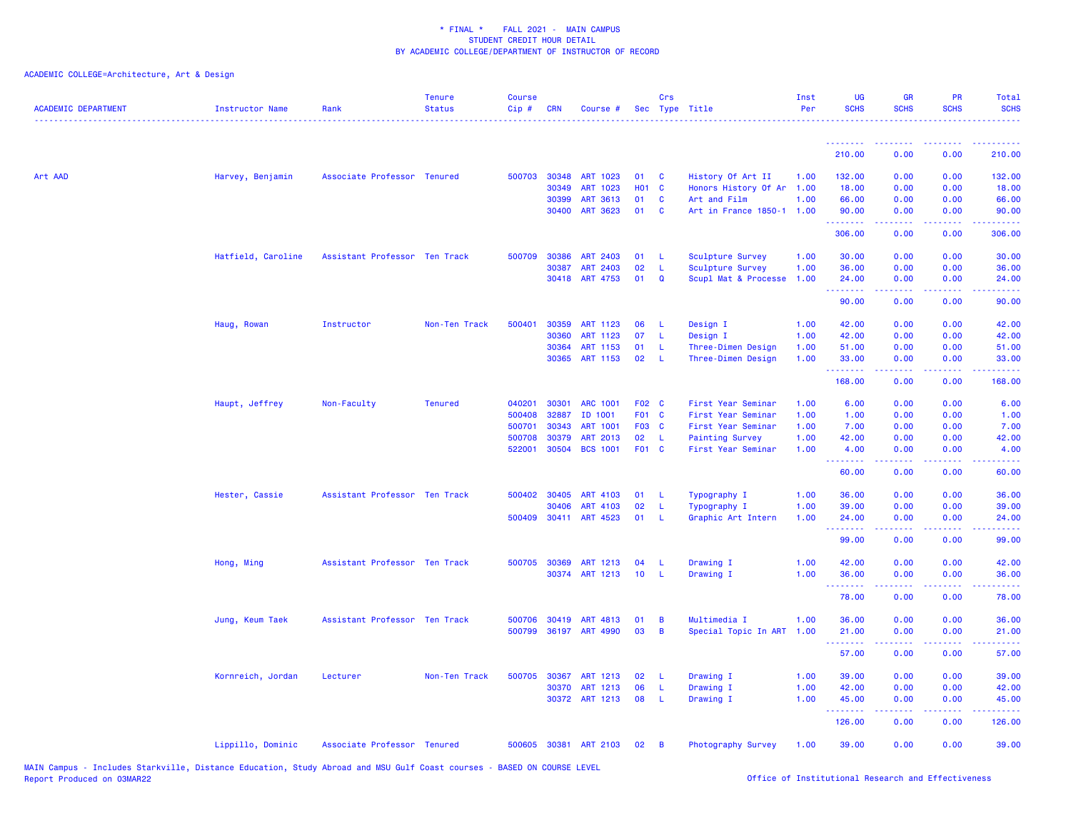\* FINAL \*    FALL 2021 - MAIN CAMPUS
STUDENT CREDIT HOUR DETAIL
BY ACADEMIC COLLEGE/DEPARTMENT OF INSTRUCTOR OF RECORD

ACADEMIC COLLEGE=Architecture, Art & Design

| ACADEMIC DEPARTMENT | Instructor Name | Rank | Tenure Status | Course Cip # | CRN | Course # | Sec | Crs Type | Title | Inst Per | UG SCHS | GR SCHS | PR SCHS | Total SCHS |
|---|---|---|---|---|---|---|---|---|---|---|---|---|---|---|
| | | | | | | | | | | | 210.00 | 0.00 | 0.00 | 210.00 |
| Art AAD | Harvey, Benjamin | Associate Professor | Tenured | 500703 | 30348 | ART 1023 | 01 | C | History Of Art II | 1.00 | 132.00 | 0.00 | 0.00 | 132.00 |
| | | | | | 30349 | ART 1023 | H01 | C | Honors History Of Ar | 1.00 | 18.00 | 0.00 | 0.00 | 18.00 |
| | | | | | 30399 | ART 3613 | 01 | C | Art and Film | 1.00 | 66.00 | 0.00 | 0.00 | 66.00 |
| | | | | | 30400 | ART 3623 | 01 | C | Art in France 1850-1 | 1.00 | 90.00 | 0.00 | 0.00 | 90.00 |
| | | | | | | | | | | | 306.00 | 0.00 | 0.00 | 306.00 |
| | Hatfield, Caroline | Assistant Professor | Ten Track | 500709 | 30386 | ART 2403 | 01 | L | Sculpture Survey | 1.00 | 30.00 | 0.00 | 0.00 | 30.00 |
| | | | | | 30387 | ART 2403 | 02 | L | Sculpture Survey | 1.00 | 36.00 | 0.00 | 0.00 | 36.00 |
| | | | | | 30418 | ART 4753 | 01 | Q | Scupl Mat & Processe | 1.00 | 24.00 | 0.00 | 0.00 | 24.00 |
| | | | | | | | | | | | 90.00 | 0.00 | 0.00 | 90.00 |
| | Haug, Rowan | Instructor | Non-Ten Track | 500401 | 30359 | ART 1123 | 06 | L | Design I | 1.00 | 42.00 | 0.00 | 0.00 | 42.00 |
| | | | | | 30360 | ART 1123 | 07 | L | Design I | 1.00 | 42.00 | 0.00 | 0.00 | 42.00 |
| | | | | | 30364 | ART 1153 | 01 | L | Three-Dimen Design | 1.00 | 51.00 | 0.00 | 0.00 | 51.00 |
| | | | | | 30365 | ART 1153 | 02 | L | Three-Dimen Design | 1.00 | 33.00 | 0.00 | 0.00 | 33.00 |
| | | | | | | | | | | | 168.00 | 0.00 | 0.00 | 168.00 |
| | Haupt, Jeffrey | Non-Faculty | Tenured | 040201 | 30301 | ARC 1001 | F02 | C | First Year Seminar | 1.00 | 6.00 | 0.00 | 0.00 | 6.00 |
| | | | | 500408 | 32887 | ID 1001 | F01 | C | First Year Seminar | 1.00 | 1.00 | 0.00 | 0.00 | 1.00 |
| | | | | 500701 | 30343 | ART 1001 | F03 | C | First Year Seminar | 1.00 | 7.00 | 0.00 | 0.00 | 7.00 |
| | | | | 500708 | 30379 | ART 2013 | 02 | L | Painting Survey | 1.00 | 42.00 | 0.00 | 0.00 | 42.00 |
| | | | | 522001 | 30504 | BCS 1001 | F01 | C | First Year Seminar | 1.00 | 4.00 | 0.00 | 0.00 | 4.00 |
| | | | | | | | | | | | 60.00 | 0.00 | 0.00 | 60.00 |
| | Hester, Cassie | Assistant Professor | Ten Track | 500402 | 30405 | ART 4103 | 01 | L | Typography I | 1.00 | 36.00 | 0.00 | 0.00 | 36.00 |
| | | | | | 30406 | ART 4103 | 02 | L | Typography I | 1.00 | 39.00 | 0.00 | 0.00 | 39.00 |
| | | | | 500409 | 30411 | ART 4523 | 01 | L | Graphic Art Intern | 1.00 | 24.00 | 0.00 | 0.00 | 24.00 |
| | | | | | | | | | | | 99.00 | 0.00 | 0.00 | 99.00 |
| | Hong, Ming | Assistant Professor | Ten Track | 500705 | 30369 | ART 1213 | 04 | L | Drawing I | 1.00 | 42.00 | 0.00 | 0.00 | 42.00 |
| | | | | | 30374 | ART 1213 | 10 | L | Drawing I | 1.00 | 36.00 | 0.00 | 0.00 | 36.00 |
| | | | | | | | | | | | 78.00 | 0.00 | 0.00 | 78.00 |
| | Jung, Keum Taek | Assistant Professor | Ten Track | 500706 | 30419 | ART 4813 | 01 | B | Multimedia I | 1.00 | 36.00 | 0.00 | 0.00 | 36.00 |
| | | | | 500799 | 36197 | ART 4990 | 03 | B | Special Topic In ART | 1.00 | 21.00 | 0.00 | 0.00 | 21.00 |
| | | | | | | | | | | | 57.00 | 0.00 | 0.00 | 57.00 |
| | Kornreich, Jordan | Lecturer | Non-Ten Track | 500705 | 30367 | ART 1213 | 02 | L | Drawing I | 1.00 | 39.00 | 0.00 | 0.00 | 39.00 |
| | | | | | 30370 | ART 1213 | 06 | L | Drawing I | 1.00 | 42.00 | 0.00 | 0.00 | 42.00 |
| | | | | | 30372 | ART 1213 | 08 | L | Drawing I | 1.00 | 45.00 | 0.00 | 0.00 | 45.00 |
| | | | | | | | | | | | 126.00 | 0.00 | 0.00 | 126.00 |
| | Lippillo, Dominic | Associate Professor | Tenured | 500605 | 30381 | ART 2103 | 02 | B | Photography Survey | 1.00 | 39.00 | 0.00 | 0.00 | 39.00 |

MAIN Campus - Includes Starkville, Distance Education, Study Abroad and MSU Gulf Coast courses - BASED ON COURSE LEVEL
Report Produced on 03MAR22    Office of Institutional Research and Effectiveness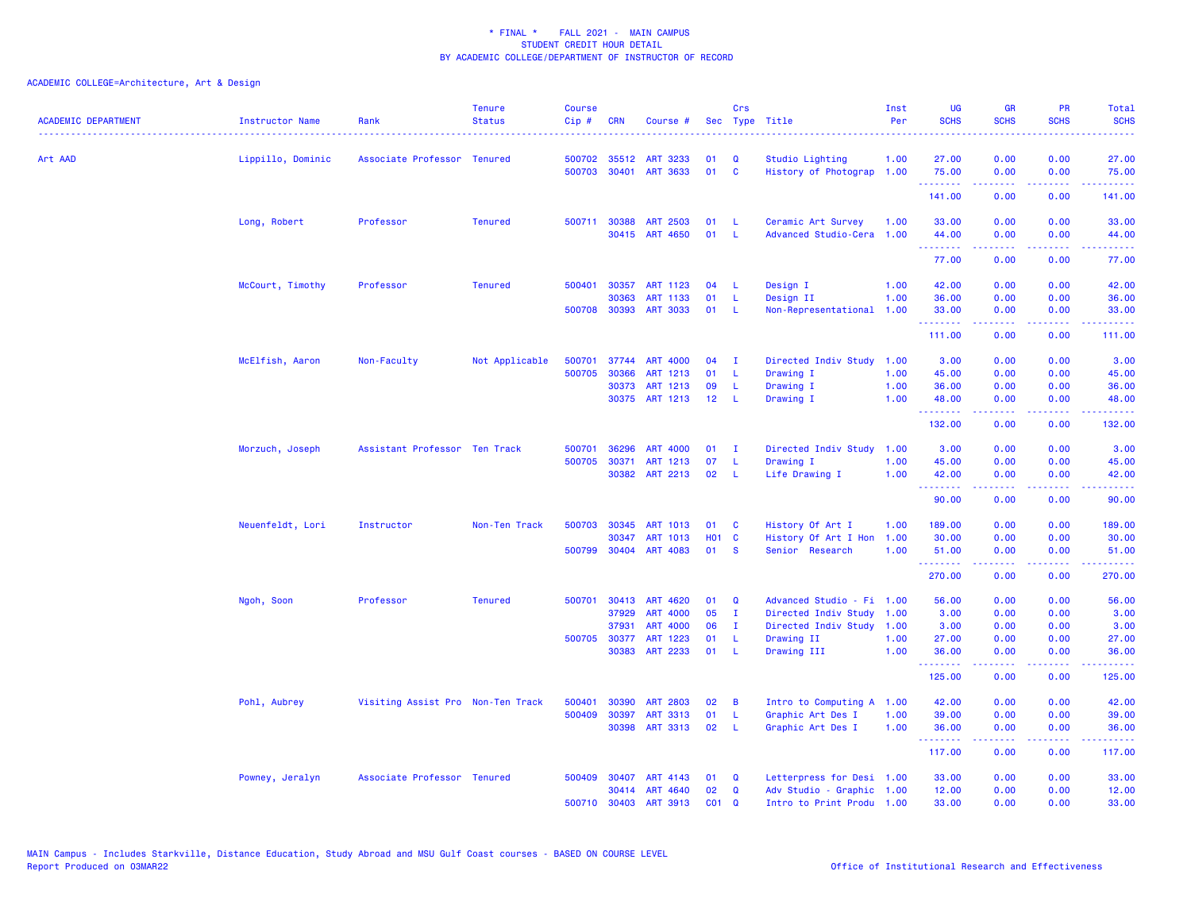\* FINAL \* FALL 2021 - MAIN CAMPUS
STUDENT CREDIT HOUR DETAIL
BY ACADEMIC COLLEGE/DEPARTMENT OF INSTRUCTOR OF RECORD

ACADEMIC COLLEGE=Architecture, Art & Design

| ACADEMIC DEPARTMENT | Instructor Name | Rank | Tenure Status | Course Cip # | CRN | Course # | Sec | Crs Type | Title | Inst Per | UG SCHS | GR SCHS | PR SCHS | Total SCHS |
|---|---|---|---|---|---|---|---|---|---|---|---|---|---|---|
| Art AAD | Lippillo, Dominic | Associate Professor | Tenured | 500702 | 35512 | ART 3233 | 01 | Q | Studio Lighting | 1.00 | 27.00 | 0.00 | 0.00 | 27.00 |
| | | | | 500703 | 30401 | ART 3633 | 01 | C | History of Photograp | 1.00 | 75.00 | 0.00 | 0.00 | 75.00 |
| | | | | | | | | | | | 141.00 | 0.00 | 0.00 | 141.00 |
| | Long, Robert | Professor | Tenured | 500711 | 30388 | ART 2503 | 01 | L | Ceramic Art Survey | 1.00 | 33.00 | 0.00 | 0.00 | 33.00 |
| | | | | | 30415 | ART 4650 | 01 | L | Advanced Studio-Cera | 1.00 | 44.00 | 0.00 | 0.00 | 44.00 |
| | | | | | | | | | | | 77.00 | 0.00 | 0.00 | 77.00 |
| | McCourt, Timothy | Professor | Tenured | 500401 | 30357 | ART 1123 | 04 | L | Design I | 1.00 | 42.00 | 0.00 | 0.00 | 42.00 |
| | | | | | 30363 | ART 1133 | 01 | L | Design II | 1.00 | 36.00 | 0.00 | 0.00 | 36.00 |
| | | | | 500708 | 30393 | ART 3033 | 01 | L | Non-Representational | 1.00 | 33.00 | 0.00 | 0.00 | 33.00 |
| | | | | | | | | | | | 111.00 | 0.00 | 0.00 | 111.00 |
| | McElfish, Aaron | Non-Faculty | Not Applicable | 500701 | 37744 | ART 4000 | 04 | I | Directed Indiv Study | 1.00 | 3.00 | 0.00 | 0.00 | 3.00 |
| | | | | 500705 | 30366 | ART 1213 | 01 | L | Drawing I | 1.00 | 45.00 | 0.00 | 0.00 | 45.00 |
| | | | | | 30373 | ART 1213 | 09 | L | Drawing I | 1.00 | 36.00 | 0.00 | 0.00 | 36.00 |
| | | | | | 30375 | ART 1213 | 12 | L | Drawing I | 1.00 | 48.00 | 0.00 | 0.00 | 48.00 |
| | | | | | | | | | | | 132.00 | 0.00 | 0.00 | 132.00 |
| | Morzuch, Joseph | Assistant Professor | Ten Track | 500701 | 36296 | ART 4000 | 01 | I | Directed Indiv Study | 1.00 | 3.00 | 0.00 | 0.00 | 3.00 |
| | | | | 500705 | 30371 | ART 1213 | 07 | L | Drawing I | 1.00 | 45.00 | 0.00 | 0.00 | 45.00 |
| | | | | | 30382 | ART 2213 | 02 | L | Life Drawing I | 1.00 | 42.00 | 0.00 | 0.00 | 42.00 |
| | | | | | | | | | | | 90.00 | 0.00 | 0.00 | 90.00 |
| | Neuenfeldt, Lori | Instructor | Non-Ten Track | 500703 | 30345 | ART 1013 | 01 | C | History Of Art I | 1.00 | 189.00 | 0.00 | 0.00 | 189.00 |
| | | | | | 30347 | ART 1013 | H01 | C | History Of Art I Hon | 1.00 | 30.00 | 0.00 | 0.00 | 30.00 |
| | | | | 500799 | 30404 | ART 4083 | 01 | S | Senior Research | 1.00 | 51.00 | 0.00 | 0.00 | 51.00 |
| | | | | | | | | | | | 270.00 | 0.00 | 0.00 | 270.00 |
| | Ngoh, Soon | Professor | Tenured | 500701 | 30413 | ART 4620 | 01 | Q | Advanced Studio - Fi | 1.00 | 56.00 | 0.00 | 0.00 | 56.00 |
| | | | | | 37929 | ART 4000 | 05 | I | Directed Indiv Study | 1.00 | 3.00 | 0.00 | 0.00 | 3.00 |
| | | | | | 37931 | ART 4000 | 06 | I | Directed Indiv Study | 1.00 | 3.00 | 0.00 | 0.00 | 3.00 |
| | | | | 500705 | 30377 | ART 1223 | 01 | L | Drawing II | 1.00 | 27.00 | 0.00 | 0.00 | 27.00 |
| | | | | | 30383 | ART 2233 | 01 | L | Drawing III | 1.00 | 36.00 | 0.00 | 0.00 | 36.00 |
| | | | | | | | | | | | 125.00 | 0.00 | 0.00 | 125.00 |
| | Pohl, Aubrey | Visiting Assist Pro | Non-Ten Track | 500401 | 30390 | ART 2803 | 02 | B | Intro to Computing A | 1.00 | 42.00 | 0.00 | 0.00 | 42.00 |
| | | | | 500409 | 30397 | ART 3313 | 01 | L | Graphic Art Des I | 1.00 | 39.00 | 0.00 | 0.00 | 39.00 |
| | | | | | 30398 | ART 3313 | 02 | L | Graphic Art Des I | 1.00 | 36.00 | 0.00 | 0.00 | 36.00 |
| | | | | | | | | | | | 117.00 | 0.00 | 0.00 | 117.00 |
| | Powney, Jeralyn | Associate Professor | Tenured | 500409 | 30407 | ART 4143 | 01 | Q | Letterpress for Desi | 1.00 | 33.00 | 0.00 | 0.00 | 33.00 |
| | | | | | 30414 | ART 4640 | 02 | Q | Adv Studio - Graphic | 1.00 | 12.00 | 0.00 | 0.00 | 12.00 |
| | | | | 500710 | 30403 | ART 3913 | C01 | Q | Intro to Print Produ | 1.00 | 33.00 | 0.00 | 0.00 | 33.00 |

MAIN Campus - Includes Starkville, Distance Education, Study Abroad and MSU Gulf Coast courses - BASED ON COURSE LEVEL
Report Produced on 03MAR22

Office of Institutional Research and Effectiveness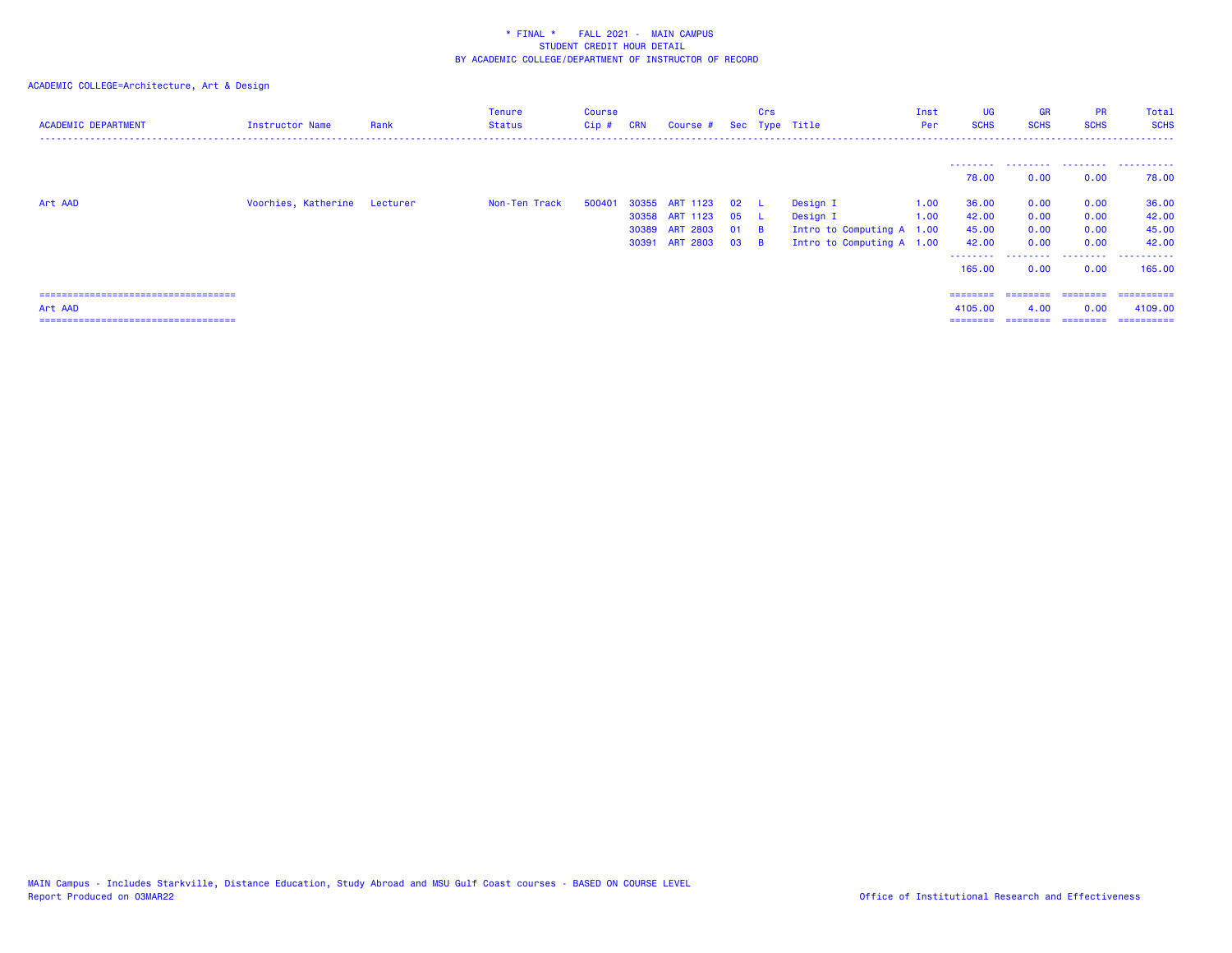\* FINAL \*    FALL 2021 -  MAIN CAMPUS
STUDENT CREDIT HOUR DETAIL
BY ACADEMIC COLLEGE/DEPARTMENT OF INSTRUCTOR OF RECORD

ACADEMIC COLLEGE=Architecture, Art & Design

| ACADEMIC DEPARTMENT | Instructor Name | Rank | Tenure Status | Course Cip # | CRN | Course # | Sec | Crs Type | Title | Inst Per | UG SCHS | GR SCHS | PR SCHS | Total SCHS |
|---|---|---|---|---|---|---|---|---|---|---|---|---|---|---|
| | | | | | | | | | | | 78.00 | 0.00 | 0.00 | 78.00 |
| Art AAD | Voorhies, Katherine | Lecturer | Non-Ten Track | 500401 | 30355 | ART 1123 | 02 | L | Design I | 1.00 | 36.00 | 0.00 | 0.00 | 36.00 |
| | | | | | 30358 | ART 1123 | 05 | L | Design I | 1.00 | 42.00 | 0.00 | 0.00 | 42.00 |
| | | | | | 30389 | ART 2803 | 01 | B | Intro to Computing A | 1.00 | 45.00 | 0.00 | 0.00 | 45.00 |
| | | | | | 30391 | ART 2803 | 03 | B | Intro to Computing A | 1.00 | 42.00 | 0.00 | 0.00 | 42.00 |
| | | | | | | | | | | | 165.00 | 0.00 | 0.00 | 165.00 |
| Art AAD | | | | | | | | | | | 4105.00 | 4.00 | 0.00 | 4109.00 |

MAIN Campus - Includes Starkville, Distance Education, Study Abroad and MSU Gulf Coast courses - BASED ON COURSE LEVEL
Report Produced on 03MAR22

Office of Institutional Research and Effectiveness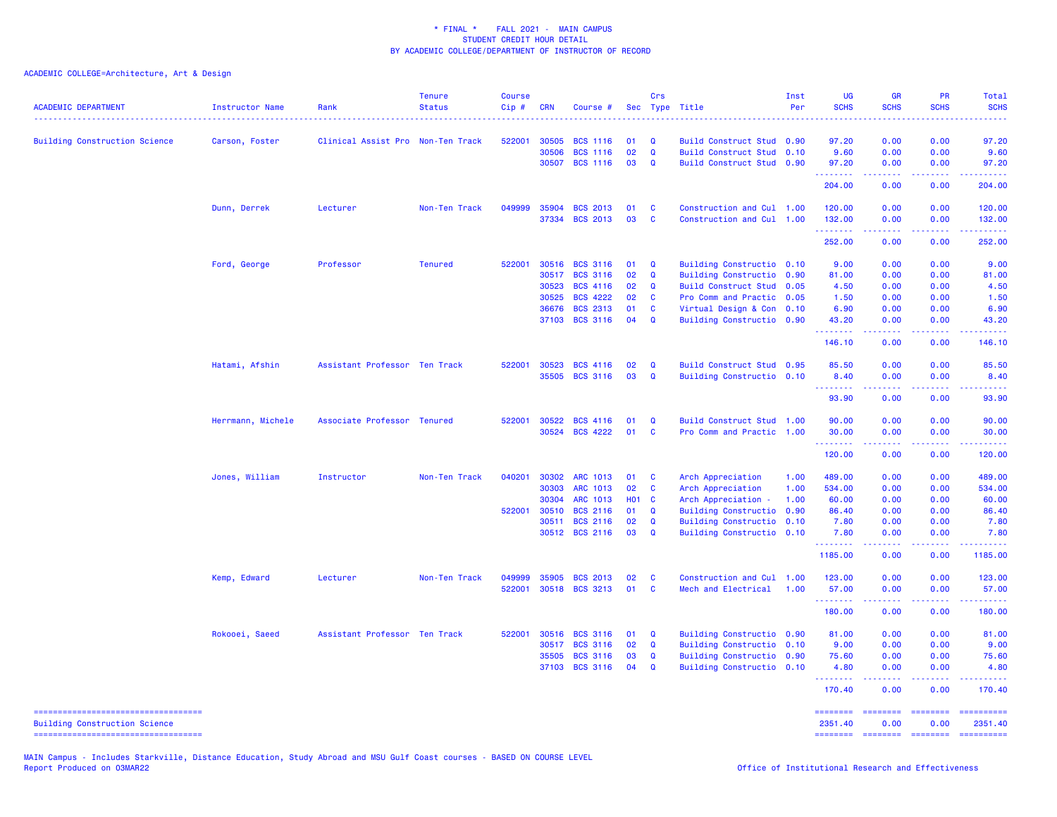\* FINAL \* FALL 2021 - MAIN CAMPUS
STUDENT CREDIT HOUR DETAIL
BY ACADEMIC COLLEGE/DEPARTMENT OF INSTRUCTOR OF RECORD

ACADEMIC COLLEGE=Architecture, Art & Design

| ACADEMIC DEPARTMENT | Instructor Name | Rank | Tenure Status | Course Cip # | CRN | Course # | Sec | Crs Type | Title | Inst Per | UG SCHS | GR SCHS | PR SCHS | Total SCHS |
|---|---|---|---|---|---|---|---|---|---|---|---|---|---|---|
| Building Construction Science | Carson, Foster | Clinical Assist Pro | Non-Ten Track | 522001 | 30505 | BCS 1116 | 01 | Q | Build Construct Stud | 0.90 | 97.20 | 0.00 | 0.00 | 97.20 |
| | | | | | 30506 | BCS 1116 | 02 | Q | Build Construct Stud | 0.10 | 9.60 | 0.00 | 0.00 | 9.60 |
| | | | | | 30507 | BCS 1116 | 03 | Q | Build Construct Stud | 0.90 | 97.20 | 0.00 | 0.00 | 97.20 |
| | | | | | | | | | | | 204.00 | 0.00 | 0.00 | 204.00 |
| | Dunn, Derrek | Lecturer | Non-Ten Track | 049999 | 35904 | BCS 2013 | 01 | C | Construction and Cul | 1.00 | 120.00 | 0.00 | 0.00 | 120.00 |
| | | | | | 37334 | BCS 2013 | 03 | C | Construction and Cul | 1.00 | 132.00 | 0.00 | 0.00 | 132.00 |
| | | | | | | | | | | | 252.00 | 0.00 | 0.00 | 252.00 |
| | Ford, George | Professor | Tenured | 522001 | 30516 | BCS 3116 | 01 | Q | Building Constructio | 0.10 | 9.00 | 0.00 | 0.00 | 9.00 |
| | | | | | 30517 | BCS 3116 | 02 | Q | Building Constructio | 0.90 | 81.00 | 0.00 | 0.00 | 81.00 |
| | | | | | 30523 | BCS 4116 | 02 | Q | Build Construct Stud | 0.05 | 4.50 | 0.00 | 0.00 | 4.50 |
| | | | | | 30525 | BCS 4222 | 02 | C | Pro Comm and Practic | 0.05 | 1.50 | 0.00 | 0.00 | 1.50 |
| | | | | | 36676 | BCS 2313 | 01 | C | Virtual Design & Con | 0.10 | 6.90 | 0.00 | 0.00 | 6.90 |
| | | | | | 37103 | BCS 3116 | 04 | Q | Building Constructio | 0.90 | 43.20 | 0.00 | 0.00 | 43.20 |
| | | | | | | | | | | | 146.10 | 0.00 | 0.00 | 146.10 |
| | Hatami, Afshin | Assistant Professor | Ten Track | 522001 | 30523 | BCS 4116 | 02 | Q | Build Construct Stud | 0.95 | 85.50 | 0.00 | 0.00 | 85.50 |
| | | | | | 35505 | BCS 3116 | 03 | Q | Building Constructio | 0.10 | 8.40 | 0.00 | 0.00 | 8.40 |
| | | | | | | | | | | | 93.90 | 0.00 | 0.00 | 93.90 |
| | Herrmann, Michele | Associate Professor | Tenured | 522001 | 30522 | BCS 4116 | 01 | Q | Build Construct Stud | 1.00 | 90.00 | 0.00 | 0.00 | 90.00 |
| | | | | | 30524 | BCS 4222 | 01 | C | Pro Comm and Practic | 1.00 | 30.00 | 0.00 | 0.00 | 30.00 |
| | | | | | | | | | | | 120.00 | 0.00 | 0.00 | 120.00 |
| | Jones, William | Instructor | Non-Ten Track | 040201 | 30302 | ARC 1013 | 01 | C | Arch Appreciation | 1.00 | 489.00 | 0.00 | 0.00 | 489.00 |
| | | | | | 30303 | ARC 1013 | 02 | C | Arch Appreciation | 1.00 | 534.00 | 0.00 | 0.00 | 534.00 |
| | | | | | 30304 | ARC 1013 | H01 | C | Arch Appreciation - | 1.00 | 60.00 | 0.00 | 0.00 | 60.00 |
| | | | | 522001 | 30510 | BCS 2116 | 01 | Q | Building Constructio | 0.90 | 86.40 | 0.00 | 0.00 | 86.40 |
| | | | | | 30511 | BCS 2116 | 02 | Q | Building Constructio | 0.10 | 7.80 | 0.00 | 0.00 | 7.80 |
| | | | | | 30512 | BCS 2116 | 03 | Q | Building Constructio | 0.10 | 7.80 | 0.00 | 0.00 | 7.80 |
| | | | | | | | | | | | 1185.00 | 0.00 | 0.00 | 1185.00 |
| | Kemp, Edward | Lecturer | Non-Ten Track | 049999 | 35905 | BCS 2013 | 02 | C | Construction and Cul | 1.00 | 123.00 | 0.00 | 0.00 | 123.00 |
| | | | | 522001 | 30518 | BCS 3213 | 01 | C | Mech and Electrical | 1.00 | 57.00 | 0.00 | 0.00 | 57.00 |
| | | | | | | | | | | | 180.00 | 0.00 | 0.00 | 180.00 |
| | Rokooei, Saeed | Assistant Professor | Ten Track | 522001 | 30516 | BCS 3116 | 01 | Q | Building Constructio | 0.90 | 81.00 | 0.00 | 0.00 | 81.00 |
| | | | | | 30517 | BCS 3116 | 02 | Q | Building Constructio | 0.10 | 9.00 | 0.00 | 0.00 | 9.00 |
| | | | | | 35505 | BCS 3116 | 03 | Q | Building Constructio | 0.90 | 75.60 | 0.00 | 0.00 | 75.60 |
| | | | | | 37103 | BCS 3116 | 04 | Q | Building Constructio | 0.10 | 4.80 | 0.00 | 0.00 | 4.80 |
| | | | | | | | | | | | 170.40 | 0.00 | 0.00 | 170.40 |
| Building Construction Science | | | | | | | | | | | 2351.40 | 0.00 | 0.00 | 2351.40 |

MAIN Campus - Includes Starkville, Distance Education, Study Abroad and MSU Gulf Coast courses - BASED ON COURSE LEVEL
Report Produced on 03MAR22

Office of Institutional Research and Effectiveness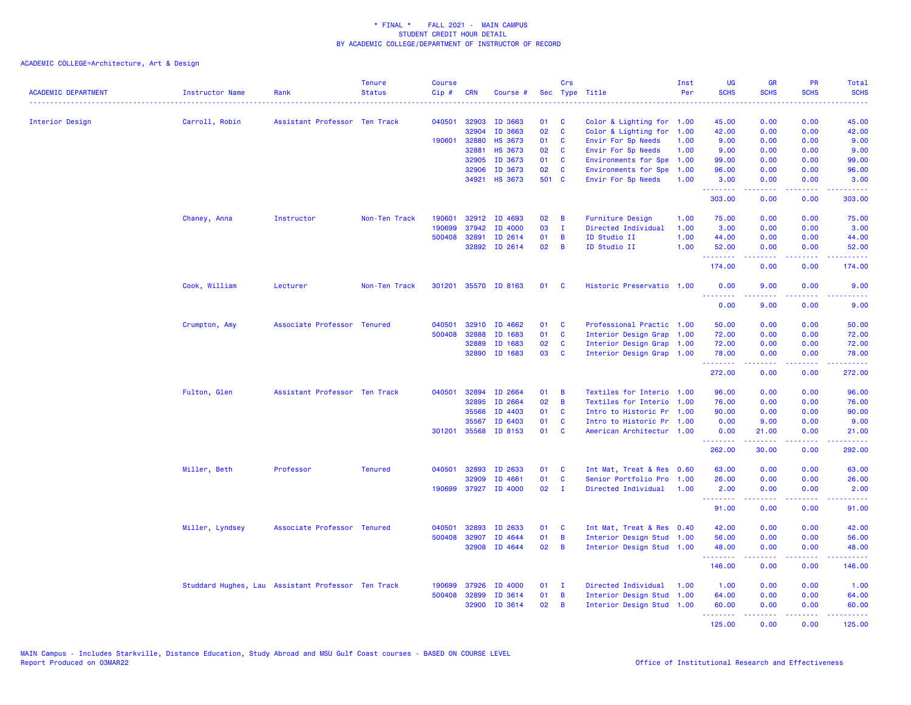\* FINAL \* FALL 2021 - MAIN CAMPUS
STUDENT CREDIT HOUR DETAIL
BY ACADEMIC COLLEGE/DEPARTMENT OF INSTRUCTOR OF RECORD

ACADEMIC COLLEGE=Architecture, Art & Design

| ACADEMIC DEPARTMENT | Instructor Name | Rank | Tenure Status | Course Cip # | CRN | Course # | Sec | Crs Type | Title | Inst Per | UG SCHS | GR SCHS | PR SCHS | Total SCHS |
|---|---|---|---|---|---|---|---|---|---|---|---|---|---|---|
| Interior Design | Carroll, Robin | Assistant Professor | Ten Track | 040501 | 32903 | ID 3663 | 01 | C | Color & Lighting for | 1.00 | 45.00 | 0.00 | 0.00 | 45.00 |
| | | | | | 32904 | ID 3663 | 02 | C | Color & Lighting for | 1.00 | 42.00 | 0.00 | 0.00 | 42.00 |
| | | | | 190601 | 32880 | HS 3673 | 01 | C | Envir For Sp Needs | 1.00 | 9.00 | 0.00 | 0.00 | 9.00 |
| | | | | | 32881 | HS 3673 | 02 | C | Envir For Sp Needs | 1.00 | 9.00 | 0.00 | 0.00 | 9.00 |
| | | | | | 32905 | ID 3673 | 01 | C | Environments for Spe | 1.00 | 99.00 | 0.00 | 0.00 | 99.00 |
| | | | | | 32906 | ID 3673 | 02 | C | Environments for Spe | 1.00 | 96.00 | 0.00 | 0.00 | 96.00 |
| | | | | | 34921 | HS 3673 | 501 | C | Envir For Sp Needs | 1.00 | 3.00 | 0.00 | 0.00 | 3.00 |
| | | | | | | | | | | | 303.00 | 0.00 | 0.00 | 303.00 |
| | Chaney, Anna | Instructor | Non-Ten Track | 190601 | 32912 | ID 4693 | 02 | B | Furniture Design | 1.00 | 75.00 | 0.00 | 0.00 | 75.00 |
| | | | | 190699 | 37942 | ID 4000 | 03 | I | Directed Individual | 1.00 | 3.00 | 0.00 | 0.00 | 3.00 |
| | | | | 500408 | 32891 | ID 2614 | 01 | B | ID Studio II | 1.00 | 44.00 | 0.00 | 0.00 | 44.00 |
| | | | | | 32892 | ID 2614 | 02 | B | ID Studio II | 1.00 | 52.00 | 0.00 | 0.00 | 52.00 |
| | | | | | | | | | | | 174.00 | 0.00 | 0.00 | 174.00 |
| | Cook, William | Lecturer | Non-Ten Track | 301201 | 35570 | ID 8163 | 01 | C | Historic Preservatio | 1.00 | 0.00 | 9.00 | 0.00 | 9.00 |
| | | | | | | | | | | | 0.00 | 9.00 | 0.00 | 9.00 |
| | Crumpton, Amy | Associate Professor | Tenured | 040501 | 32910 | ID 4662 | 01 | C | Professional Practic | 1.00 | 50.00 | 0.00 | 0.00 | 50.00 |
| | | | | 500408 | 32888 | ID 1683 | 01 | C | Interior Design Grap | 1.00 | 72.00 | 0.00 | 0.00 | 72.00 |
| | | | | | 32889 | ID 1683 | 02 | C | Interior Design Grap | 1.00 | 72.00 | 0.00 | 0.00 | 72.00 |
| | | | | | 32890 | ID 1683 | 03 | C | Interior Design Grap | 1.00 | 78.00 | 0.00 | 0.00 | 78.00 |
| | | | | | | | | | | | 272.00 | 0.00 | 0.00 | 272.00 |
| | Fulton, Glen | Assistant Professor | Ten Track | 040501 | 32894 | ID 2664 | 01 | B | Textiles for Interio | 1.00 | 96.00 | 0.00 | 0.00 | 96.00 |
| | | | | | 32895 | ID 2664 | 02 | B | Textiles for Interio | 1.00 | 76.00 | 0.00 | 0.00 | 76.00 |
| | | | | | 35566 | ID 4403 | 01 | C | Intro to Historic Pr | 1.00 | 90.00 | 0.00 | 0.00 | 90.00 |
| | | | | | 35567 | ID 6403 | 01 | C | Intro to Historic Pr | 1.00 | 0.00 | 9.00 | 0.00 | 9.00 |
| | | | | 301201 | 35568 | ID 8153 | 01 | C | American Architectur | 1.00 | 0.00 | 21.00 | 0.00 | 21.00 |
| | | | | | | | | | | | 262.00 | 30.00 | 0.00 | 292.00 |
| | Miller, Beth | Professor | Tenured | 040501 | 32893 | ID 2633 | 01 | C | Int Mat, Treat & Res | 0.60 | 63.00 | 0.00 | 0.00 | 63.00 |
| | | | | | 32909 | ID 4661 | 01 | C | Senior Portfolio Pro | 1.00 | 26.00 | 0.00 | 0.00 | 26.00 |
| | | | | 190699 | 37927 | ID 4000 | 02 | I | Directed Individual | 1.00 | 2.00 | 0.00 | 0.00 | 2.00 |
| | | | | | | | | | | | 91.00 | 0.00 | 0.00 | 91.00 |
| | Miller, Lyndsey | Associate Professor | Tenured | 040501 | 32893 | ID 2633 | 01 | C | Int Mat, Treat & Res | 0.40 | 42.00 | 0.00 | 0.00 | 42.00 |
| | | | | 500408 | 32907 | ID 4644 | 01 | B | Interior Design Stud | 1.00 | 56.00 | 0.00 | 0.00 | 56.00 |
| | | | | | 32908 | ID 4644 | 02 | B | Interior Design Stud | 1.00 | 48.00 | 0.00 | 0.00 | 48.00 |
| | | | | | | | | | | | 146.00 | 0.00 | 0.00 | 146.00 |
| | Studdard Hughes, Lau | Assistant Professor | Ten Track | 190699 | 37926 | ID 4000 | 01 | I | Directed Individual | 1.00 | 1.00 | 0.00 | 0.00 | 1.00 |
| | | | | 500408 | 32899 | ID 3614 | 01 | B | Interior Design Stud | 1.00 | 64.00 | 0.00 | 0.00 | 64.00 |
| | | | | | 32900 | ID 3614 | 02 | B | Interior Design Stud | 1.00 | 60.00 | 0.00 | 0.00 | 60.00 |
| | | | | | | | | | | | 125.00 | 0.00 | 0.00 | 125.00 |

MAIN Campus - Includes Starkville, Distance Education, Study Abroad and MSU Gulf Coast courses - BASED ON COURSE LEVEL
Report Produced on 03MAR22

Office of Institutional Research and Effectiveness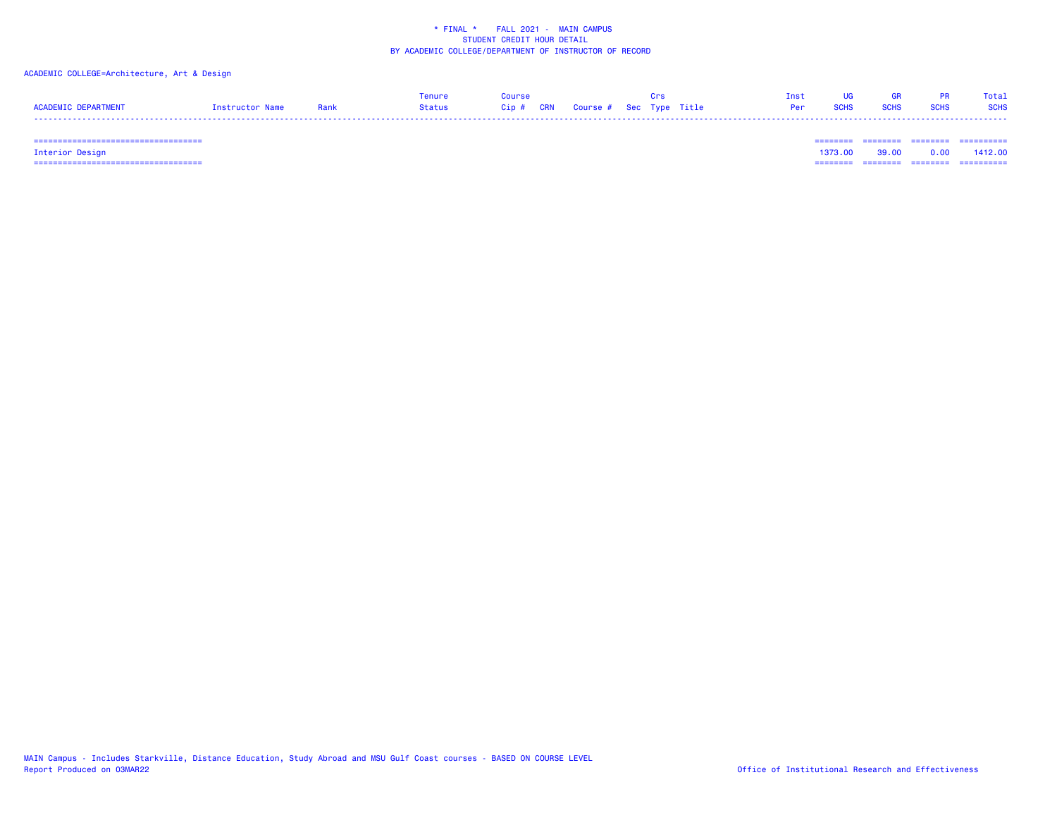\* FINAL \* FALL 2021 - MAIN CAMPUS
STUDENT CREDIT HOUR DETAIL
BY ACADEMIC COLLEGE/DEPARTMENT OF INSTRUCTOR OF RECORD

ACADEMIC COLLEGE=Architecture, Art & Design

| ACADEMIC DEPARTMENT | Instructor Name | Rank | Tenure Status | Course Cip # | CRN | Course # | Sec | Crs Type | Title | Inst Per | UG SCHS | GR SCHS | PR SCHS | Total SCHS |
|---|---|---|---|---|---|---|---|---|---|---|---|---|---|---|
| Interior Design | | | | | | | | | | | 1373.00 | 39.00 | 0.00 | 1412.00 |

MAIN Campus - Includes Starkville, Distance Education, Study Abroad and MSU Gulf Coast courses - BASED ON COURSE LEVEL
Report Produced on 03MAR22

Office of Institutional Research and Effectiveness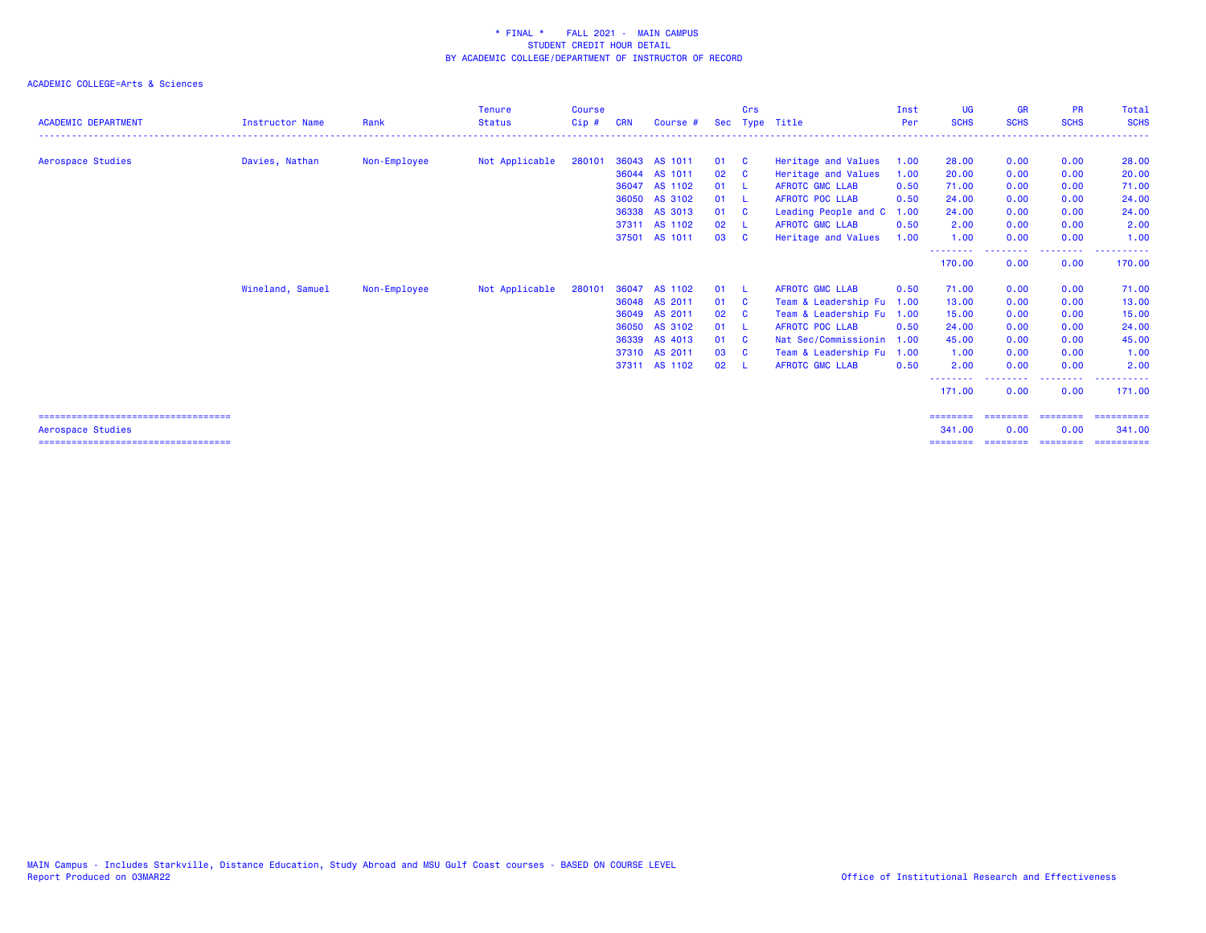\* FINAL \*    FALL 2021 -  MAIN CAMPUS
STUDENT CREDIT HOUR DETAIL
BY ACADEMIC COLLEGE/DEPARTMENT OF INSTRUCTOR OF RECORD

ACADEMIC COLLEGE=Arts & Sciences

| ACADEMIC DEPARTMENT | Instructor Name | Rank | Tenure Status | Course Cip # | CRN | Course # | Sec | Crs Type | Title | Inst Per | UG SCHS | GR SCHS | PR SCHS | Total SCHS |
|---|---|---|---|---|---|---|---|---|---|---|---|---|---|---|
| Aerospace Studies | Davies, Nathan | Non-Employee | Not Applicable | 280101 | 36043 | AS 1011 | 01 | C | Heritage and Values | 1.00 | 28.00 | 0.00 | 0.00 | 28.00 |
| | | | | | 36044 | AS 1011 | 02 | C | Heritage and Values | 1.00 | 20.00 | 0.00 | 0.00 | 20.00 |
| | | | | | 36047 | AS 1102 | 01 | L | AFROTC GMC LLAB | 0.50 | 71.00 | 0.00 | 0.00 | 71.00 |
| | | | | | 36050 | AS 3102 | 01 | L | AFROTC POC LLAB | 0.50 | 24.00 | 0.00 | 0.00 | 24.00 |
| | | | | | 36338 | AS 3013 | 01 | C | Leading People and C | 1.00 | 24.00 | 0.00 | 0.00 | 24.00 |
| | | | | | 37311 | AS 1102 | 02 | L | AFROTC GMC LLAB | 0.50 | 2.00 | 0.00 | 0.00 | 2.00 |
| | | | | | 37501 | AS 1011 | 03 | C | Heritage and Values | 1.00 | 1.00 | 0.00 | 0.00 | 1.00 |
| | | | | | | | | | | | 170.00 | 0.00 | 0.00 | 170.00 |
| | Wineland, Samuel | Non-Employee | Not Applicable | 280101 | 36047 | AS 1102 | 01 | L | AFROTC GMC LLAB | 0.50 | 71.00 | 0.00 | 0.00 | 71.00 |
| | | | | | 36048 | AS 2011 | 01 | C | Team & Leadership Fu | 1.00 | 13.00 | 0.00 | 0.00 | 13.00 |
| | | | | | 36049 | AS 2011 | 02 | C | Team & Leadership Fu | 1.00 | 15.00 | 0.00 | 0.00 | 15.00 |
| | | | | | 36050 | AS 3102 | 01 | L | AFROTC POC LLAB | 0.50 | 24.00 | 0.00 | 0.00 | 24.00 |
| | | | | | 36339 | AS 4013 | 01 | C | Nat Sec/Commissionin | 1.00 | 45.00 | 0.00 | 0.00 | 45.00 |
| | | | | | 37310 | AS 2011 | 03 | C | Team & Leadership Fu | 1.00 | 1.00 | 0.00 | 0.00 | 1.00 |
| | | | | | 37311 | AS 1102 | 02 | L | AFROTC GMC LLAB | 0.50 | 2.00 | 0.00 | 0.00 | 2.00 |
| | | | | | | | | | | | 171.00 | 0.00 | 0.00 | 171.00 |
| Aerospace Studies | | | | | | | | | | | 341.00 | 0.00 | 0.00 | 341.00 |

MAIN Campus - Includes Starkville, Distance Education, Study Abroad and MSU Gulf Coast courses - BASED ON COURSE LEVEL
Report Produced on 03MAR22

Office of Institutional Research and Effectiveness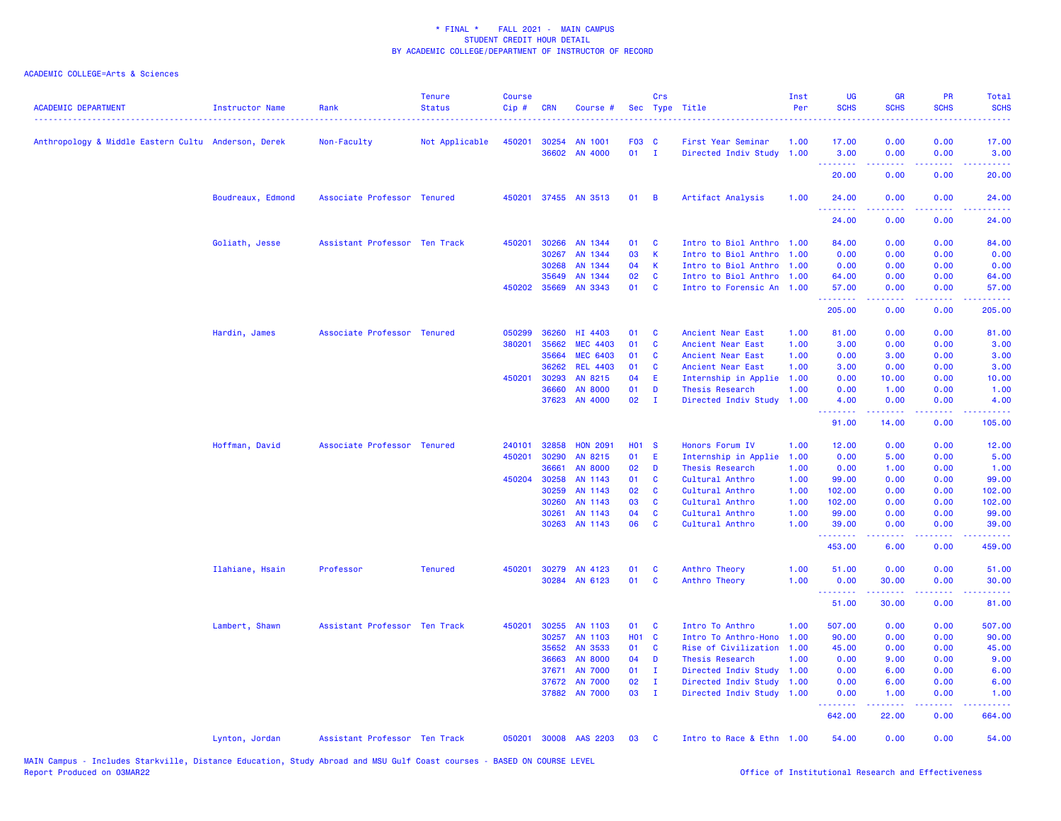# * FINAL * FALL 2021 - MAIN CAMPUS
## STUDENT CREDIT HOUR DETAIL
## BY ACADEMIC COLLEGE/DEPARTMENT OF INSTRUCTOR OF RECORD

ACADEMIC COLLEGE=Arts & Sciences

| ACADEMIC DEPARTMENT | Instructor Name | Rank | Tenure Status | Course Cip # | CRN | Course # | Sec | Crs Type | Title | Inst Per | UG SCHS | GR SCHS | PR SCHS | Total SCHS |
|---|---|---|---|---|---|---|---|---|---|---|---|---|---|---|
| Anthropology & Middle Eastern Cultu | Anderson, Derek | Non-Faculty | Not Applicable | 450201 | 30254 | AN 1001 | F03 | C | First Year Seminar | 1.00 | 17.00 | 0.00 | 0.00 | 17.00 |
| | | | | | 36602 | AN 4000 | 01 | I | Directed Indiv Study | 1.00 | 3.00 | 0.00 | 0.00 | 3.00 |
| | | | | | | | | | | | 20.00 | 0.00 | 0.00 | 20.00 |
| | Boudreaux, Edmond | Associate Professor | Tenured | 450201 | 37455 | AN 3513 | 01 | B | Artifact Analysis | 1.00 | 24.00 | 0.00 | 0.00 | 24.00 |
| | | | | | | | | | | | 24.00 | 0.00 | 0.00 | 24.00 |
| | Goliath, Jesse | Assistant Professor | Ten Track | 450201 | 30266 | AN 1344 | 01 | C | Intro to Biol Anthro | 1.00 | 84.00 | 0.00 | 0.00 | 84.00 |
| | | | | | 30267 | AN 1344 | 03 | K | Intro to Biol Anthro | 1.00 | 0.00 | 0.00 | 0.00 | 0.00 |
| | | | | | 30268 | AN 1344 | 04 | K | Intro to Biol Anthro | 1.00 | 0.00 | 0.00 | 0.00 | 0.00 |
| | | | | | 35649 | AN 1344 | 02 | C | Intro to Biol Anthro | 1.00 | 64.00 | 0.00 | 0.00 | 64.00 |
| | | | | 450202 | 35669 | AN 3343 | 01 | C | Intro to Forensic An | 1.00 | 57.00 | 0.00 | 0.00 | 57.00 |
| | | | | | | | | | | | 205.00 | 0.00 | 0.00 | 205.00 |
| | Hardin, James | Associate Professor | Tenured | 050299 | 36260 | HI 4403 | 01 | C | Ancient Near East | 1.00 | 81.00 | 0.00 | 0.00 | 81.00 |
| | | | | 380201 | 35662 | MEC 4403 | 01 | C | Ancient Near East | 1.00 | 3.00 | 0.00 | 0.00 | 3.00 |
| | | | | | 35664 | MEC 6403 | 01 | C | Ancient Near East | 1.00 | 0.00 | 3.00 | 0.00 | 3.00 |
| | | | | | 36262 | REL 4403 | 01 | C | Ancient Near East | 1.00 | 3.00 | 0.00 | 0.00 | 3.00 |
| | | | | 450201 | 30293 | AN 8215 | 04 | E | Internship in Applie | 1.00 | 0.00 | 10.00 | 0.00 | 10.00 |
| | | | | | 36660 | AN 8000 | 01 | D | Thesis Research | 1.00 | 0.00 | 1.00 | 0.00 | 1.00 |
| | | | | | 37623 | AN 4000 | 02 | I | Directed Indiv Study | 1.00 | 4.00 | 0.00 | 0.00 | 4.00 |
| | | | | | | | | | | | 91.00 | 14.00 | 0.00 | 105.00 |
| | Hoffman, David | Associate Professor | Tenured | 240101 | 32858 | HON 2091 | H01 | S | Honors Forum IV | 1.00 | 12.00 | 0.00 | 0.00 | 12.00 |
| | | | | 450201 | 30290 | AN 8215 | 01 | E | Internship in Applie | 1.00 | 0.00 | 5.00 | 0.00 | 5.00 |
| | | | | | 36661 | AN 8000 | 02 | D | Thesis Research | 1.00 | 0.00 | 1.00 | 0.00 | 1.00 |
| | | | | 450204 | 30258 | AN 1143 | 01 | C | Cultural Anthro | 1.00 | 99.00 | 0.00 | 0.00 | 99.00 |
| | | | | | 30259 | AN 1143 | 02 | C | Cultural Anthro | 1.00 | 102.00 | 0.00 | 0.00 | 102.00 |
| | | | | | 30260 | AN 1143 | 03 | C | Cultural Anthro | 1.00 | 102.00 | 0.00 | 0.00 | 102.00 |
| | | | | | 30261 | AN 1143 | 04 | C | Cultural Anthro | 1.00 | 99.00 | 0.00 | 0.00 | 99.00 |
| | | | | | 30263 | AN 1143 | 06 | C | Cultural Anthro | 1.00 | 39.00 | 0.00 | 0.00 | 39.00 |
| | | | | | | | | | | | 453.00 | 6.00 | 0.00 | 459.00 |
| | Ilahiane, Hsain | Professor | Tenured | 450201 | 30279 | AN 4123 | 01 | C | Anthro Theory | 1.00 | 51.00 | 0.00 | 0.00 | 51.00 |
| | | | | | 30284 | AN 6123 | 01 | C | Anthro Theory | 1.00 | 0.00 | 30.00 | 0.00 | 30.00 |
| | | | | | | | | | | | 51.00 | 30.00 | 0.00 | 81.00 |
| | Lambert, Shawn | Assistant Professor | Ten Track | 450201 | 30255 | AN 1103 | 01 | C | Intro To Anthro | 1.00 | 507.00 | 0.00 | 0.00 | 507.00 |
| | | | | | 30257 | AN 1103 | H01 | C | Intro To Anthro-Hono | 1.00 | 90.00 | 0.00 | 0.00 | 90.00 |
| | | | | | 35652 | AN 3533 | 01 | C | Rise of Civilization | 1.00 | 45.00 | 0.00 | 0.00 | 45.00 |
| | | | | | 36663 | AN 8000 | 04 | D | Thesis Research | 1.00 | 0.00 | 9.00 | 0.00 | 9.00 |
| | | | | | 37671 | AN 7000 | 01 | I | Directed Indiv Study | 1.00 | 0.00 | 6.00 | 0.00 | 6.00 |
| | | | | | 37672 | AN 7000 | 02 | I | Directed Indiv Study | 1.00 | 0.00 | 6.00 | 0.00 | 6.00 |
| | | | | | 37882 | AN 7000 | 03 | I | Directed Indiv Study | 1.00 | 0.00 | 1.00 | 0.00 | 1.00 |
| | | | | | | | | | | | 642.00 | 22.00 | 0.00 | 664.00 |
| | Lynton, Jordan | Assistant Professor | Ten Track | 050201 | 30008 | AAS 2203 | 03 | C | Intro to Race & Ethn | 1.00 | 54.00 | 0.00 | 0.00 | 54.00 |

MAIN Campus - Includes Starkville, Distance Education, Study Abroad and MSU Gulf Coast courses - BASED ON COURSE LEVEL
Report Produced on 03MAR22

Office of Institutional Research and Effectiveness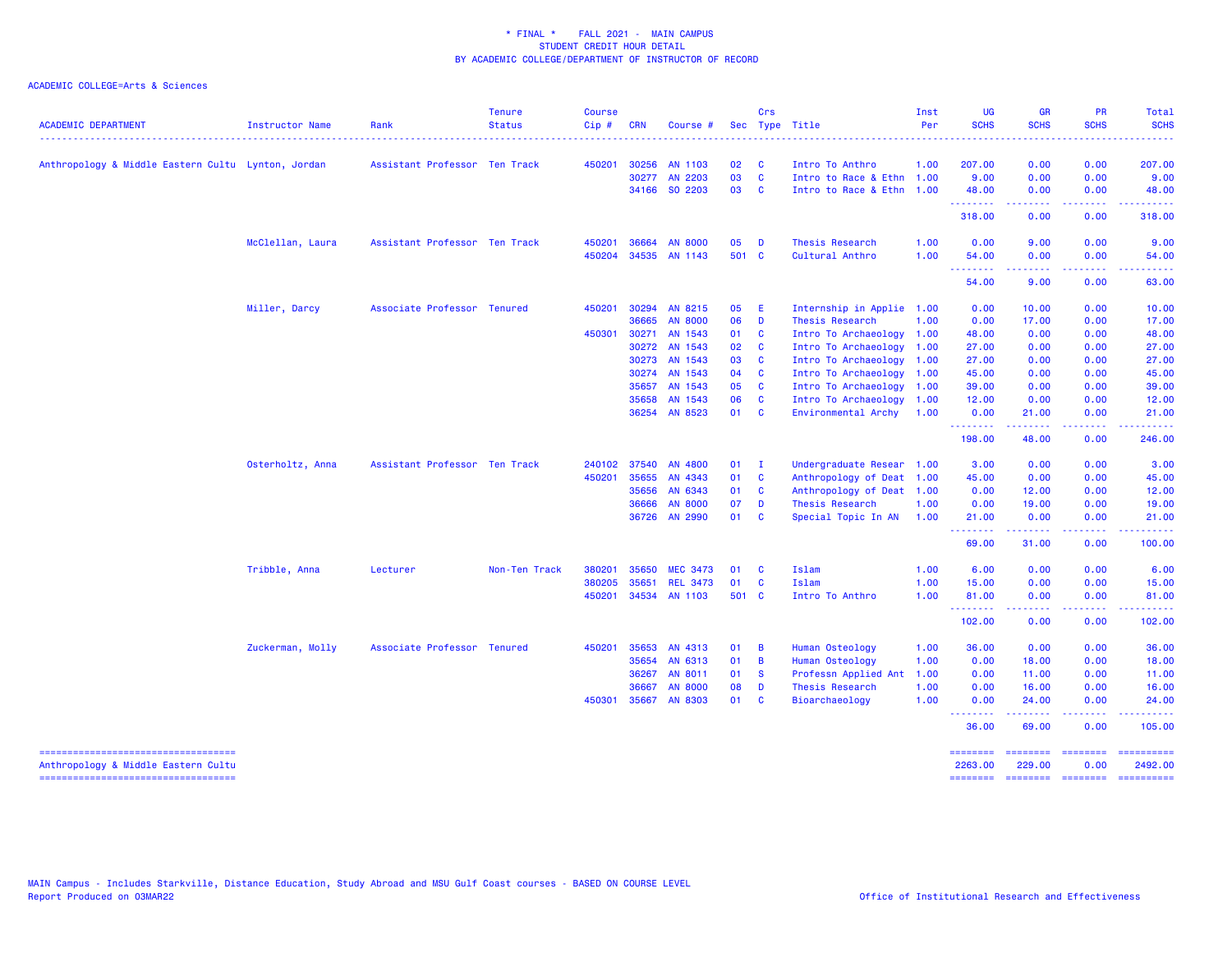\* FINAL \* FALL 2021 - MAIN CAMPUS
STUDENT CREDIT HOUR DETAIL
BY ACADEMIC COLLEGE/DEPARTMENT OF INSTRUCTOR OF RECORD

ACADEMIC COLLEGE=Arts & Sciences

| ACADEMIC DEPARTMENT | Instructor Name | Rank | Tenure Status | Course Cip # | CRN | Course # | Sec | Crs Type | Title | Inst Per | UG SCHS | GR SCHS | PR SCHS | Total SCHS |
|---|---|---|---|---|---|---|---|---|---|---|---|---|---|---|
| Anthropology & Middle Eastern Cultu | Lynton, Jordan | Assistant Professor | Ten Track | 450201 | 30256 | AN 1103 | 02 | C | Intro To Anthro | 1.00 | 207.00 | 0.00 | 0.00 | 207.00 |
| | | | | | 30277 | AN 2203 | 03 | C | Intro to Race & Ethn | 1.00 | 9.00 | 0.00 | 0.00 | 9.00 |
| | | | | | 34166 | SO 2203 | 03 | C | Intro to Race & Ethn | 1.00 | 48.00 | 0.00 | 0.00 | 48.00 |
| | | | | | | | | | | | 318.00 | 0.00 | 0.00 | 318.00 |
| | McClellan, Laura | Assistant Professor | Ten Track | 450201 | 36664 | AN 8000 | 05 | D | Thesis Research | 1.00 | 0.00 | 9.00 | 0.00 | 9.00 |
| | | | | 450204 | 34535 | AN 1143 | 501 | C | Cultural Anthro | 1.00 | 54.00 | 0.00 | 0.00 | 54.00 |
| | | | | | | | | | | | 54.00 | 9.00 | 0.00 | 63.00 |
| | Miller, Darcy | Associate Professor | Tenured | 450201 | 30294 | AN 8215 | 05 | E | Internship in Applie | 1.00 | 0.00 | 10.00 | 0.00 | 10.00 |
| | | | | | 36665 | AN 8000 | 06 | D | Thesis Research | 1.00 | 0.00 | 17.00 | 0.00 | 17.00 |
| | | | | 450301 | 30271 | AN 1543 | 01 | C | Intro To Archaeology | 1.00 | 48.00 | 0.00 | 0.00 | 48.00 |
| | | | | | 30272 | AN 1543 | 02 | C | Intro To Archaeology | 1.00 | 27.00 | 0.00 | 0.00 | 27.00 |
| | | | | | 30273 | AN 1543 | 03 | C | Intro To Archaeology | 1.00 | 27.00 | 0.00 | 0.00 | 27.00 |
| | | | | | 30274 | AN 1543 | 04 | C | Intro To Archaeology | 1.00 | 45.00 | 0.00 | 0.00 | 45.00 |
| | | | | | 35657 | AN 1543 | 05 | C | Intro To Archaeology | 1.00 | 39.00 | 0.00 | 0.00 | 39.00 |
| | | | | | 35658 | AN 1543 | 06 | C | Intro To Archaeology | 1.00 | 12.00 | 0.00 | 0.00 | 12.00 |
| | | | | | 36254 | AN 8523 | 01 | C | Environmental Archy | 1.00 | 0.00 | 21.00 | 0.00 | 21.00 |
| | | | | | | | | | | | 198.00 | 48.00 | 0.00 | 246.00 |
| | Osterholtz, Anna | Assistant Professor | Ten Track | 240102 | 37540 | AN 4800 | 01 | I | Undergraduate Resear | 1.00 | 3.00 | 0.00 | 0.00 | 3.00 |
| | | | | 450201 | 35655 | AN 4343 | 01 | C | Anthropology of Deat | 1.00 | 45.00 | 0.00 | 0.00 | 45.00 |
| | | | | | 35656 | AN 6343 | 01 | C | Anthropology of Deat | 1.00 | 0.00 | 12.00 | 0.00 | 12.00 |
| | | | | | 36666 | AN 8000 | 07 | D | Thesis Research | 1.00 | 0.00 | 19.00 | 0.00 | 19.00 |
| | | | | | 36726 | AN 2990 | 01 | C | Special Topic In AN | 1.00 | 21.00 | 0.00 | 0.00 | 21.00 |
| | | | | | | | | | | | 69.00 | 31.00 | 0.00 | 100.00 |
| | Tribble, Anna | Lecturer | Non-Ten Track | 380201 | 35650 | MEC 3473 | 01 | C | Islam | 1.00 | 6.00 | 0.00 | 0.00 | 6.00 |
| | | | | 380205 | 35651 | REL 3473 | 01 | C | Islam | 1.00 | 15.00 | 0.00 | 0.00 | 15.00 |
| | | | | 450201 | 34534 | AN 1103 | 501 | C | Intro To Anthro | 1.00 | 81.00 | 0.00 | 0.00 | 81.00 |
| | | | | | | | | | | | 102.00 | 0.00 | 0.00 | 102.00 |
| | Zuckerman, Molly | Associate Professor | Tenured | 450201 | 35653 | AN 4313 | 01 | B | Human Osteology | 1.00 | 36.00 | 0.00 | 0.00 | 36.00 |
| | | | | | 35654 | AN 6313 | 01 | B | Human Osteology | 1.00 | 0.00 | 18.00 | 0.00 | 18.00 |
| | | | | | 36267 | AN 8011 | 01 | S | Professn Applied Ant | 1.00 | 0.00 | 11.00 | 0.00 | 11.00 |
| | | | | | 36667 | AN 8000 | 08 | D | Thesis Research | 1.00 | 0.00 | 16.00 | 0.00 | 16.00 |
| | | | | 450301 | 35667 | AN 8303 | 01 | C | Bioarchaeology | 1.00 | 0.00 | 24.00 | 0.00 | 24.00 |
| | | | | | | | | | | | 36.00 | 69.00 | 0.00 | 105.00 |
| Anthropology & Middle Eastern Cultu | | | | | | | | | | | 2263.00 | 229.00 | 0.00 | 2492.00 |

MAIN Campus - Includes Starkville, Distance Education, Study Abroad and MSU Gulf Coast courses - BASED ON COURSE LEVEL
Report Produced on 03MAR22

Office of Institutional Research and Effectiveness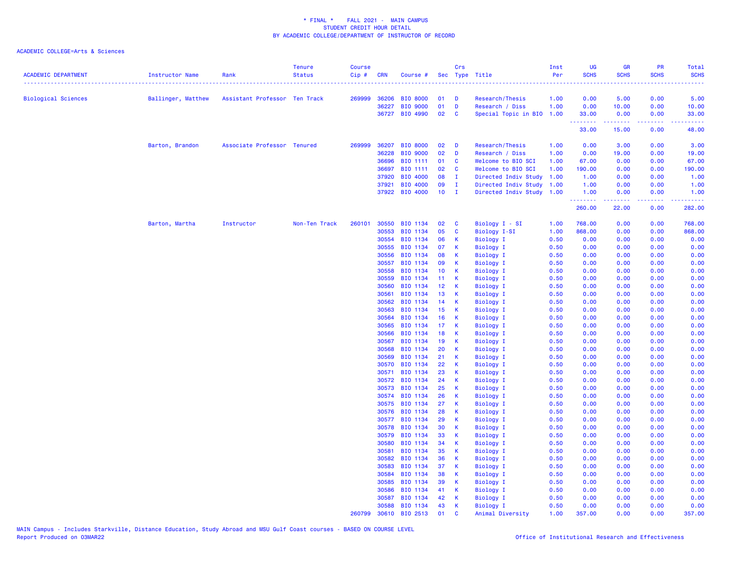\* FINAL \* FALL 2021 - MAIN CAMPUS
STUDENT CREDIT HOUR DETAIL
BY ACADEMIC COLLEGE/DEPARTMENT OF INSTRUCTOR OF RECORD

ACADEMIC COLLEGE=Arts & Sciences

| ACADEMIC DEPARTMENT | Instructor Name | Rank | Tenure Status | Course Cip # | CRN | Course # | Sec | Crs Type | Title | Inst Per | UG SCHS | GR SCHS | PR SCHS | Total SCHS |
|---|---|---|---|---|---|---|---|---|---|---|---|---|---|---|
| Biological Sciences | Ballinger, Matthew | Assistant Professor | Ten Track | 269999 | 36206 | BIO 8000 | 01 | D | Research/Thesis | 1.00 | 0.00 | 5.00 | 0.00 | 5.00 |
| | | | | | 36227 | BIO 9000 | 01 | D | Research / Diss | 1.00 | 0.00 | 10.00 | 0.00 | 10.00 |
| | | | | | 36727 | BIO 4990 | 02 | C | Special Topic in BIO | 1.00 | 33.00 | 0.00 | 0.00 | 33.00 |
| | | | | | | | | | | | 33.00 | 15.00 | 0.00 | 48.00 |
| | Barton, Brandon | Associate Professor | Tenured | 269999 | 36207 | BIO 8000 | 02 | D | Research/Thesis | 1.00 | 0.00 | 3.00 | 0.00 | 3.00 |
| | | | | | 36228 | BIO 9000 | 02 | D | Research / Diss | 1.00 | 0.00 | 19.00 | 0.00 | 19.00 |
| | | | | | 36696 | BIO 1111 | 01 | C | Welcome to BIO SCI | 1.00 | 67.00 | 0.00 | 0.00 | 67.00 |
| | | | | | 36697 | BIO 1111 | 02 | C | Welcome to BIO SCI | 1.00 | 190.00 | 0.00 | 0.00 | 190.00 |
| | | | | | 37920 | BIO 4000 | 08 | I | Directed Indiv Study | 1.00 | 1.00 | 0.00 | 0.00 | 1.00 |
| | | | | | 37921 | BIO 4000 | 09 | I | Directed Indiv Study | 1.00 | 1.00 | 0.00 | 0.00 | 1.00 |
| | | | | | 37922 | BIO 4000 | 10 | I | Directed Indiv Study | 1.00 | 1.00 | 0.00 | 0.00 | 1.00 |
| | | | | | | | | | | | 260.00 | 22.00 | 0.00 | 282.00 |
| | Barton, Martha | Instructor | Non-Ten Track | 260101 | 30550 | BIO 1134 | 02 | C | Biology I - SI | 1.00 | 768.00 | 0.00 | 0.00 | 768.00 |
| | | | | | 30553 | BIO 1134 | 05 | C | Biology I-SI | 1.00 | 868.00 | 0.00 | 0.00 | 868.00 |
| | | | | | 30554 | BIO 1134 | 06 | K | Biology I | 0.50 | 0.00 | 0.00 | 0.00 | 0.00 |
| | | | | | 30555 | BIO 1134 | 07 | K | Biology I | 0.50 | 0.00 | 0.00 | 0.00 | 0.00 |
| | | | | | 30556 | BIO 1134 | 08 | K | Biology I | 0.50 | 0.00 | 0.00 | 0.00 | 0.00 |
| | | | | | 30557 | BIO 1134 | 09 | K | Biology I | 0.50 | 0.00 | 0.00 | 0.00 | 0.00 |
| | | | | | 30558 | BIO 1134 | 10 | K | Biology I | 0.50 | 0.00 | 0.00 | 0.00 | 0.00 |
| | | | | | 30559 | BIO 1134 | 11 | K | Biology I | 0.50 | 0.00 | 0.00 | 0.00 | 0.00 |
| | | | | | 30560 | BIO 1134 | 12 | K | Biology I | 0.50 | 0.00 | 0.00 | 0.00 | 0.00 |
| | | | | | 30561 | BIO 1134 | 13 | K | Biology I | 0.50 | 0.00 | 0.00 | 0.00 | 0.00 |
| | | | | | 30562 | BIO 1134 | 14 | K | Biology I | 0.50 | 0.00 | 0.00 | 0.00 | 0.00 |
| | | | | | 30563 | BIO 1134 | 15 | K | Biology I | 0.50 | 0.00 | 0.00 | 0.00 | 0.00 |
| | | | | | 30564 | BIO 1134 | 16 | K | Biology I | 0.50 | 0.00 | 0.00 | 0.00 | 0.00 |
| | | | | | 30565 | BIO 1134 | 17 | K | Biology I | 0.50 | 0.00 | 0.00 | 0.00 | 0.00 |
| | | | | | 30566 | BIO 1134 | 18 | K | Biology I | 0.50 | 0.00 | 0.00 | 0.00 | 0.00 |
| | | | | | 30567 | BIO 1134 | 19 | K | Biology I | 0.50 | 0.00 | 0.00 | 0.00 | 0.00 |
| | | | | | 30568 | BIO 1134 | 20 | K | Biology I | 0.50 | 0.00 | 0.00 | 0.00 | 0.00 |
| | | | | | 30569 | BIO 1134 | 21 | K | Biology I | 0.50 | 0.00 | 0.00 | 0.00 | 0.00 |
| | | | | | 30570 | BIO 1134 | 22 | K | Biology I | 0.50 | 0.00 | 0.00 | 0.00 | 0.00 |
| | | | | | 30571 | BIO 1134 | 23 | K | Biology I | 0.50 | 0.00 | 0.00 | 0.00 | 0.00 |
| | | | | | 30572 | BIO 1134 | 24 | K | Biology I | 0.50 | 0.00 | 0.00 | 0.00 | 0.00 |
| | | | | | 30573 | BIO 1134 | 25 | K | Biology I | 0.50 | 0.00 | 0.00 | 0.00 | 0.00 |
| | | | | | 30574 | BIO 1134 | 26 | K | Biology I | 0.50 | 0.00 | 0.00 | 0.00 | 0.00 |
| | | | | | 30575 | BIO 1134 | 27 | K | Biology I | 0.50 | 0.00 | 0.00 | 0.00 | 0.00 |
| | | | | | 30576 | BIO 1134 | 28 | K | Biology I | 0.50 | 0.00 | 0.00 | 0.00 | 0.00 |
| | | | | | 30577 | BIO 1134 | 29 | K | Biology I | 0.50 | 0.00 | 0.00 | 0.00 | 0.00 |
| | | | | | 30578 | BIO 1134 | 30 | K | Biology I | 0.50 | 0.00 | 0.00 | 0.00 | 0.00 |
| | | | | | 30579 | BIO 1134 | 33 | K | Biology I | 0.50 | 0.00 | 0.00 | 0.00 | 0.00 |
| | | | | | 30580 | BIO 1134 | 34 | K | Biology I | 0.50 | 0.00 | 0.00 | 0.00 | 0.00 |
| | | | | | 30581 | BIO 1134 | 35 | K | Biology I | 0.50 | 0.00 | 0.00 | 0.00 | 0.00 |
| | | | | | 30582 | BIO 1134 | 36 | K | Biology I | 0.50 | 0.00 | 0.00 | 0.00 | 0.00 |
| | | | | | 30583 | BIO 1134 | 37 | K | Biology I | 0.50 | 0.00 | 0.00 | 0.00 | 0.00 |
| | | | | | 30584 | BIO 1134 | 38 | K | Biology I | 0.50 | 0.00 | 0.00 | 0.00 | 0.00 |
| | | | | | 30585 | BIO 1134 | 39 | K | Biology I | 0.50 | 0.00 | 0.00 | 0.00 | 0.00 |
| | | | | | 30586 | BIO 1134 | 41 | K | Biology I | 0.50 | 0.00 | 0.00 | 0.00 | 0.00 |
| | | | | | 30587 | BIO 1134 | 42 | K | Biology I | 0.50 | 0.00 | 0.00 | 0.00 | 0.00 |
| | | | | | 30588 | BIO 1134 | 43 | K | Biology I | 0.50 | 0.00 | 0.00 | 0.00 | 0.00 |
| | | | | 260799 | 30610 | BIO 2513 | 01 | C | Animal Diversity | 1.00 | 357.00 | 0.00 | 0.00 | 357.00 |

MAIN Campus - Includes Starkville, Distance Education, Study Abroad and MSU Gulf Coast courses - BASED ON COURSE LEVEL
Report Produced on 03MAR22 Office of Institutional Research and Effectiveness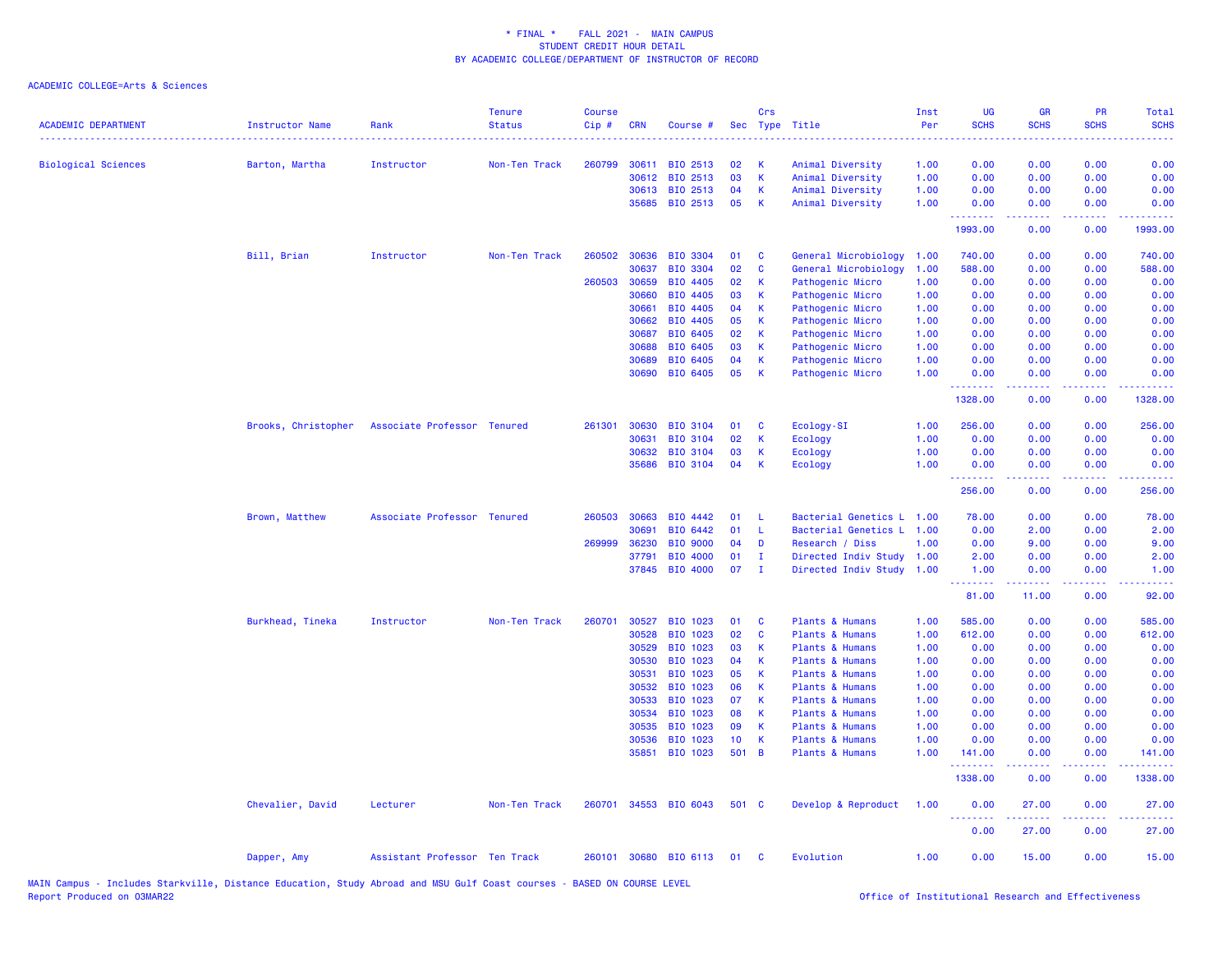\* FINAL \* FALL 2021 - MAIN CAMPUS
STUDENT CREDIT HOUR DETAIL
BY ACADEMIC COLLEGE/DEPARTMENT OF INSTRUCTOR OF RECORD

ACADEMIC COLLEGE=Arts & Sciences

| ACADEMIC DEPARTMENT | Instructor Name | Rank | Tenure Status | Course Cip # | CRN | Course # | Sec | Crs Type | Title | Inst Per | UG SCHS | GR SCHS | PR SCHS | Total SCHS |
|---|---|---|---|---|---|---|---|---|---|---|---|---|---|---|
| Biological Sciences | Barton, Martha | Instructor | Non-Ten Track | 260799 | 30611 | BIO 2513 | 02 | K | Animal Diversity | 1.00 | 0.00 | 0.00 | 0.00 | 0.00 |
| | | | | | 30612 | BIO 2513 | 03 | K | Animal Diversity | 1.00 | 0.00 | 0.00 | 0.00 | 0.00 |
| | | | | | 30613 | BIO 2513 | 04 | K | Animal Diversity | 1.00 | 0.00 | 0.00 | 0.00 | 0.00 |
| | | | | | 35685 | BIO 2513 | 05 | K | Animal Diversity | 1.00 | 0.00 | 0.00 | 0.00 | 0.00 |
| | | | | | | | | | | | 1993.00 | 0.00 | 0.00 | 1993.00 |
| | Bill, Brian | Instructor | Non-Ten Track | 260502 | 30636 | BIO 3304 | 01 | C | General Microbiology | 1.00 | 740.00 | 0.00 | 0.00 | 740.00 |
| | | | | | 30637 | BIO 3304 | 02 | C | General Microbiology | 1.00 | 588.00 | 0.00 | 0.00 | 588.00 |
| | | | | 260503 | 30659 | BIO 4405 | 02 | K | Pathogenic Micro | 1.00 | 0.00 | 0.00 | 0.00 | 0.00 |
| | | | | | 30660 | BIO 4405 | 03 | K | Pathogenic Micro | 1.00 | 0.00 | 0.00 | 0.00 | 0.00 |
| | | | | | 30661 | BIO 4405 | 04 | K | Pathogenic Micro | 1.00 | 0.00 | 0.00 | 0.00 | 0.00 |
| | | | | | 30662 | BIO 4405 | 05 | K | Pathogenic Micro | 1.00 | 0.00 | 0.00 | 0.00 | 0.00 |
| | | | | | 30687 | BIO 6405 | 02 | K | Pathogenic Micro | 1.00 | 0.00 | 0.00 | 0.00 | 0.00 |
| | | | | | 30688 | BIO 6405 | 03 | K | Pathogenic Micro | 1.00 | 0.00 | 0.00 | 0.00 | 0.00 |
| | | | | | 30689 | BIO 6405 | 04 | K | Pathogenic Micro | 1.00 | 0.00 | 0.00 | 0.00 | 0.00 |
| | | | | | 30690 | BIO 6405 | 05 | K | Pathogenic Micro | 1.00 | 0.00 | 0.00 | 0.00 | 0.00 |
| | | | | | | | | | | | 1328.00 | 0.00 | 0.00 | 1328.00 |
| | Brooks, Christopher | Associate Professor | Tenured | 261301 | 30630 | BIO 3104 | 01 | C | Ecology-SI | 1.00 | 256.00 | 0.00 | 0.00 | 256.00 |
| | | | | | 30631 | BIO 3104 | 02 | K | Ecology | 1.00 | 0.00 | 0.00 | 0.00 | 0.00 |
| | | | | | 30632 | BIO 3104 | 03 | K | Ecology | 1.00 | 0.00 | 0.00 | 0.00 | 0.00 |
| | | | | | 35686 | BIO 3104 | 04 | K | Ecology | 1.00 | 0.00 | 0.00 | 0.00 | 0.00 |
| | | | | | | | | | | | 256.00 | 0.00 | 0.00 | 256.00 |
| | Brown, Matthew | Associate Professor | Tenured | 260503 | 30663 | BIO 4442 | 01 | L | Bacterial Genetics L | 1.00 | 78.00 | 0.00 | 0.00 | 78.00 |
| | | | | | 30691 | BIO 6442 | 01 | L | Bacterial Genetics L | 1.00 | 0.00 | 2.00 | 0.00 | 2.00 |
| | | | | 269999 | 36230 | BIO 9000 | 04 | D | Research / Diss | 1.00 | 0.00 | 9.00 | 0.00 | 9.00 |
| | | | | | 37791 | BIO 4000 | 01 | I | Directed Indiv Study | 1.00 | 2.00 | 0.00 | 0.00 | 2.00 |
| | | | | | 37845 | BIO 4000 | 07 | I | Directed Indiv Study | 1.00 | 1.00 | 0.00 | 0.00 | 1.00 |
| | | | | | | | | | | | 81.00 | 11.00 | 0.00 | 92.00 |
| | Burkhead, Tineka | Instructor | Non-Ten Track | 260701 | 30527 | BIO 1023 | 01 | C | Plants & Humans | 1.00 | 585.00 | 0.00 | 0.00 | 585.00 |
| | | | | | 30528 | BIO 1023 | 02 | C | Plants & Humans | 1.00 | 612.00 | 0.00 | 0.00 | 612.00 |
| | | | | | 30529 | BIO 1023 | 03 | K | Plants & Humans | 1.00 | 0.00 | 0.00 | 0.00 | 0.00 |
| | | | | | 30530 | BIO 1023 | 04 | K | Plants & Humans | 1.00 | 0.00 | 0.00 | 0.00 | 0.00 |
| | | | | | 30531 | BIO 1023 | 05 | K | Plants & Humans | 1.00 | 0.00 | 0.00 | 0.00 | 0.00 |
| | | | | | 30532 | BIO 1023 | 06 | K | Plants & Humans | 1.00 | 0.00 | 0.00 | 0.00 | 0.00 |
| | | | | | 30533 | BIO 1023 | 07 | K | Plants & Humans | 1.00 | 0.00 | 0.00 | 0.00 | 0.00 |
| | | | | | 30534 | BIO 1023 | 08 | K | Plants & Humans | 1.00 | 0.00 | 0.00 | 0.00 | 0.00 |
| | | | | | 30535 | BIO 1023 | 09 | K | Plants & Humans | 1.00 | 0.00 | 0.00 | 0.00 | 0.00 |
| | | | | | 30536 | BIO 1023 | 10 | K | Plants & Humans | 1.00 | 0.00 | 0.00 | 0.00 | 0.00 |
| | | | | | 35851 | BIO 1023 | 501 | B | Plants & Humans | 1.00 | 141.00 | 0.00 | 0.00 | 141.00 |
| | | | | | | | | | | | 1338.00 | 0.00 | 0.00 | 1338.00 |
| | Chevalier, David | Lecturer | Non-Ten Track | 260701 | 34553 | BIO 6043 | 501 | C | Develop & Reproduct | 1.00 | 0.00 | 27.00 | 0.00 | 27.00 |
| | | | | | | | | | | | 0.00 | 27.00 | 0.00 | 27.00 |
| | Dapper, Amy | Assistant Professor | Ten Track | 260101 | 30680 | BIO 6113 | 01 | C | Evolution | 1.00 | 0.00 | 15.00 | 0.00 | 15.00 |

MAIN Campus - Includes Starkville, Distance Education, Study Abroad and MSU Gulf Coast courses - BASED ON COURSE LEVEL
Report Produced on 03MAR22

Office of Institutional Research and Effectiveness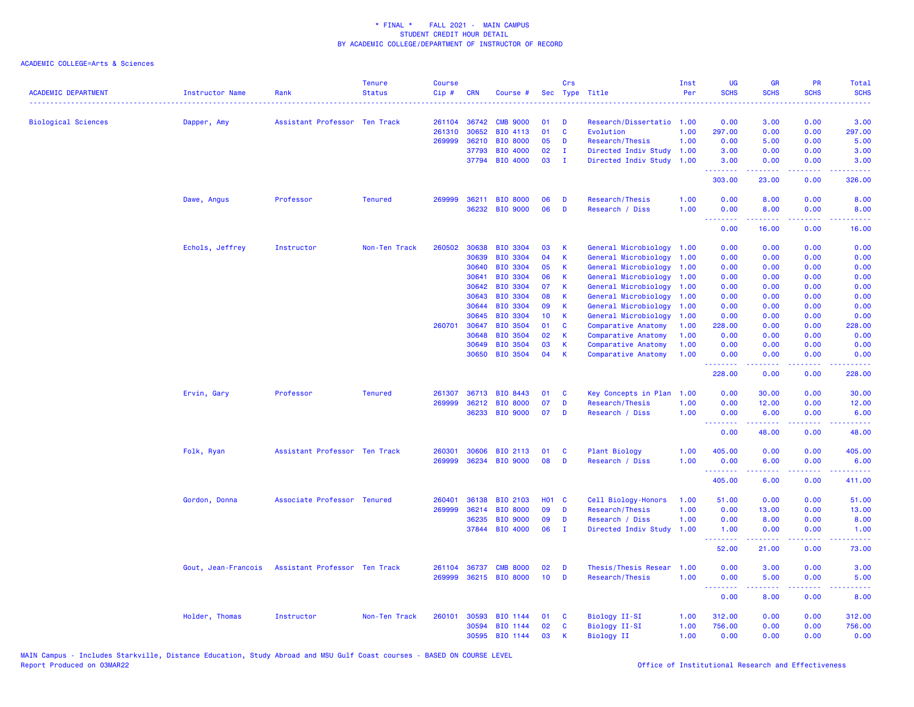* FINAL * FALL 2021 - MAIN CAMPUS
STUDENT CREDIT HOUR DETAIL
BY ACADEMIC COLLEGE/DEPARTMENT OF INSTRUCTOR OF RECORD

ACADEMIC COLLEGE=Arts & Sciences

| ACADEMIC DEPARTMENT | Instructor Name | Rank | Tenure Status | Course Cip # | CRN | Course # | Sec | Crs Type | Title | Inst Per | UG SCHS | GR SCHS | PR SCHS | Total SCHS |
|---|---|---|---|---|---|---|---|---|---|---|---|---|---|---|
| Biological Sciences | Dapper, Amy | Assistant Professor | Ten Track | 261104 | 36742 | CMB 9000 | 01 | D | Research/Dissertatio | 1.00 | 0.00 | 3.00 | 0.00 | 3.00 |
| | | | | 261310 | 30652 | BIO 4113 | 01 | C | Evolution | 1.00 | 297.00 | 0.00 | 0.00 | 297.00 |
| | | | | 269999 | 36210 | BIO 8000 | 05 | D | Research/Thesis | 1.00 | 0.00 | 5.00 | 0.00 | 5.00 |
| | | | | | 37793 | BIO 4000 | 02 | I | Directed Indiv Study | 1.00 | 3.00 | 0.00 | 0.00 | 3.00 |
| | | | | | 37794 | BIO 4000 | 03 | I | Directed Indiv Study | 1.00 | 3.00 | 0.00 | 0.00 | 3.00 |
| | | | | | | | | | | | 303.00 | 23.00 | 0.00 | 326.00 |
| | Dawe, Angus | Professor | Tenured | 269999 | 36211 | BIO 8000 | 06 | D | Research/Thesis | 1.00 | 0.00 | 8.00 | 0.00 | 8.00 |
| | | | | | 36232 | BIO 9000 | 06 | D | Research / Diss | 1.00 | 0.00 | 8.00 | 0.00 | 8.00 |
| | | | | | | | | | | | 0.00 | 16.00 | 0.00 | 16.00 |
| | Echols, Jeffrey | Instructor | Non-Ten Track | 260502 | 30638 | BIO 3304 | 03 | K | General Microbiology | 1.00 | 0.00 | 0.00 | 0.00 | 0.00 |
| | | | | | 30639 | BIO 3304 | 04 | K | General Microbiology | 1.00 | 0.00 | 0.00 | 0.00 | 0.00 |
| | | | | | 30640 | BIO 3304 | 05 | K | General Microbiology | 1.00 | 0.00 | 0.00 | 0.00 | 0.00 |
| | | | | | 30641 | BIO 3304 | 06 | K | General Microbiology | 1.00 | 0.00 | 0.00 | 0.00 | 0.00 |
| | | | | | 30642 | BIO 3304 | 07 | K | General Microbiology | 1.00 | 0.00 | 0.00 | 0.00 | 0.00 |
| | | | | | 30643 | BIO 3304 | 08 | K | General Microbiology | 1.00 | 0.00 | 0.00 | 0.00 | 0.00 |
| | | | | | 30644 | BIO 3304 | 09 | K | General Microbiology | 1.00 | 0.00 | 0.00 | 0.00 | 0.00 |
| | | | | | 30645 | BIO 3304 | 10 | K | General Microbiology | 1.00 | 0.00 | 0.00 | 0.00 | 0.00 |
| | | | | 260701 | 30647 | BIO 3504 | 01 | C | Comparative Anatomy | 1.00 | 228.00 | 0.00 | 0.00 | 228.00 |
| | | | | | 30648 | BIO 3504 | 02 | K | Comparative Anatomy | 1.00 | 0.00 | 0.00 | 0.00 | 0.00 |
| | | | | | 30649 | BIO 3504 | 03 | K | Comparative Anatomy | 1.00 | 0.00 | 0.00 | 0.00 | 0.00 |
| | | | | | 30650 | BIO 3504 | 04 | K | Comparative Anatomy | 1.00 | 0.00 | 0.00 | 0.00 | 0.00 |
| | | | | | | | | | | | 228.00 | 0.00 | 0.00 | 228.00 |
| | Ervin, Gary | Professor | Tenured | 261307 | 36713 | BIO 8443 | 01 | C | Key Concepts in Plan | 1.00 | 0.00 | 30.00 | 0.00 | 30.00 |
| | | | | 269999 | 36212 | BIO 8000 | 07 | D | Research/Thesis | 1.00 | 0.00 | 12.00 | 0.00 | 12.00 |
| | | | | | 36233 | BIO 9000 | 07 | D | Research / Diss | 1.00 | 0.00 | 6.00 | 0.00 | 6.00 |
| | | | | | | | | | | | 0.00 | 48.00 | 0.00 | 48.00 |
| | Folk, Ryan | Assistant Professor | Ten Track | 260301 | 30606 | BIO 2113 | 01 | C | Plant Biology | 1.00 | 405.00 | 0.00 | 0.00 | 405.00 |
| | | | | 269999 | 36234 | BIO 9000 | 08 | D | Research / Diss | 1.00 | 0.00 | 6.00 | 0.00 | 6.00 |
| | | | | | | | | | | | 405.00 | 6.00 | 0.00 | 411.00 |
| | Gordon, Donna | Associate Professor | Tenured | 260401 | 36138 | BIO 2103 | H01 | C | Cell Biology-Honors | 1.00 | 51.00 | 0.00 | 0.00 | 51.00 |
| | | | | 269999 | 36214 | BIO 8000 | 09 | D | Research/Thesis | 1.00 | 0.00 | 13.00 | 0.00 | 13.00 |
| | | | | | 36235 | BIO 9000 | 09 | D | Research / Diss | 1.00 | 0.00 | 8.00 | 0.00 | 8.00 |
| | | | | | 37844 | BIO 4000 | 06 | I | Directed Indiv Study | 1.00 | 1.00 | 0.00 | 0.00 | 1.00 |
| | | | | | | | | | | | 52.00 | 21.00 | 0.00 | 73.00 |
| | Gout, Jean-Francois | Assistant Professor | Ten Track | 261104 | 36737 | CMB 8000 | 02 | D | Thesis/Thesis Resear | 1.00 | 0.00 | 3.00 | 0.00 | 3.00 |
| | | | | 269999 | 36215 | BIO 8000 | 10 | D | Research/Thesis | 1.00 | 0.00 | 5.00 | 0.00 | 5.00 |
| | | | | | | | | | | | 0.00 | 8.00 | 0.00 | 8.00 |
| | Holder, Thomas | Instructor | Non-Ten Track | 260101 | 30593 | BIO 1144 | 01 | C | Biology II-SI | 1.00 | 312.00 | 0.00 | 0.00 | 312.00 |
| | | | | | 30594 | BIO 1144 | 02 | C | Biology II-SI | 1.00 | 756.00 | 0.00 | 0.00 | 756.00 |
| | | | | | 30595 | BIO 1144 | 03 | K | Biology II | 1.00 | 0.00 | 0.00 | 0.00 | 0.00 |

MAIN Campus - Includes Starkville, Distance Education, Study Abroad and MSU Gulf Coast courses - BASED ON COURSE LEVEL
Report Produced on 03MAR22 Office of Institutional Research and Effectiveness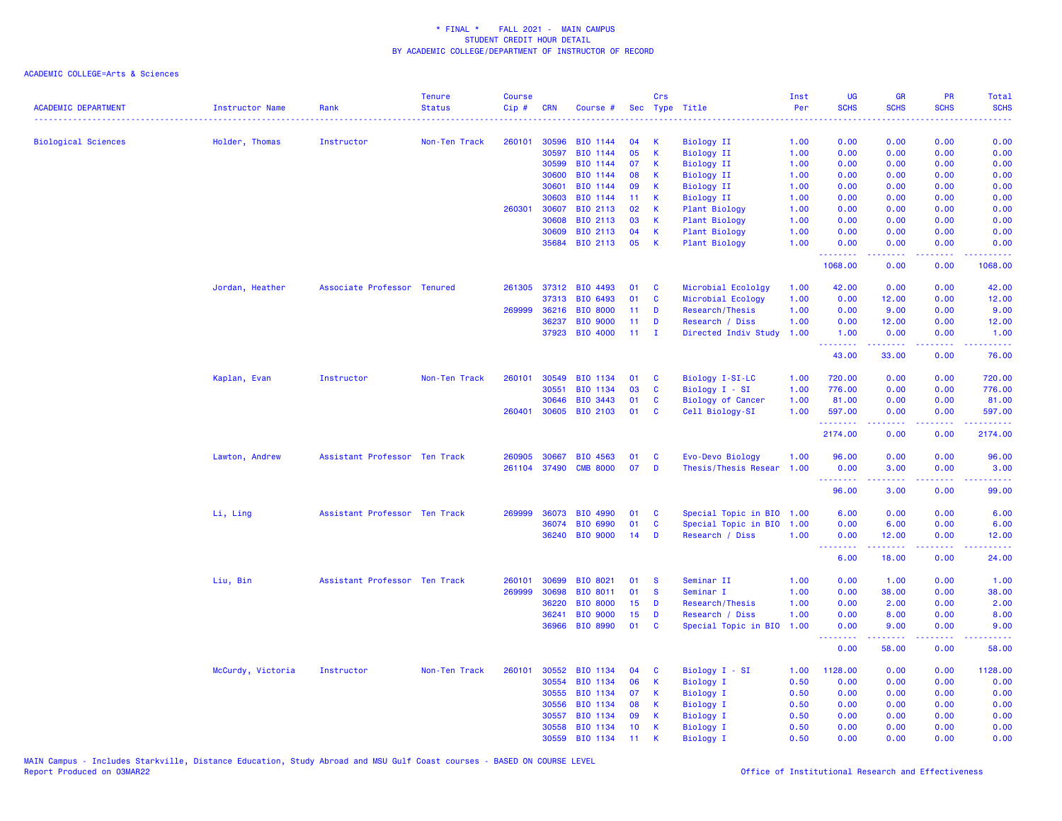\* FINAL \*    FALL 2021 -  MAIN CAMPUS
STUDENT CREDIT HOUR DETAIL
BY ACADEMIC COLLEGE/DEPARTMENT OF INSTRUCTOR OF RECORD

ACADEMIC COLLEGE=Arts & Sciences

| ACADEMIC DEPARTMENT | Instructor Name | Rank | Tenure Status | Course Cip # | CRN | Course # | Sec | Crs Type | Title | Inst Per | UG SCHS | GR SCHS | PR SCHS | Total SCHS |
|---|---|---|---|---|---|---|---|---|---|---|---|---|---|---|
| Biological Sciences | Holder, Thomas | Instructor | Non-Ten Track | 260101 | 30596 | BIO 1144 | 04 | K | Biology II | 1.00 | 0.00 | 0.00 | 0.00 | 0.00 |
| | | | | | 30597 | BIO 1144 | 05 | K | Biology II | 1.00 | 0.00 | 0.00 | 0.00 | 0.00 |
| | | | | | 30599 | BIO 1144 | 07 | K | Biology II | 1.00 | 0.00 | 0.00 | 0.00 | 0.00 |
| | | | | | 30600 | BIO 1144 | 08 | K | Biology II | 1.00 | 0.00 | 0.00 | 0.00 | 0.00 |
| | | | | | 30601 | BIO 1144 | 09 | K | Biology II | 1.00 | 0.00 | 0.00 | 0.00 | 0.00 |
| | | | | | 30603 | BIO 1144 | 11 | K | Biology II | 1.00 | 0.00 | 0.00 | 0.00 | 0.00 |
| | | | | 260301 | 30607 | BIO 2113 | 02 | K | Plant Biology | 1.00 | 0.00 | 0.00 | 0.00 | 0.00 |
| | | | | | 30608 | BIO 2113 | 03 | K | Plant Biology | 1.00 | 0.00 | 0.00 | 0.00 | 0.00 |
| | | | | | 30609 | BIO 2113 | 04 | K | Plant Biology | 1.00 | 0.00 | 0.00 | 0.00 | 0.00 |
| | | | | | 35684 | BIO 2113 | 05 | K | Plant Biology | 1.00 | 0.00 | 0.00 | 0.00 | 0.00 |
| | | | | | | | | | | | 1068.00 | 0.00 | 0.00 | 1068.00 |
| | Jordan, Heather | Associate Professor | Tenured | 261305 | 37312 | BIO 4493 | 01 | C | Microbial Ecololgy | 1.00 | 42.00 | 0.00 | 0.00 | 42.00 |
| | | | | | 37313 | BIO 6493 | 01 | C | Microbial Ecology | 1.00 | 0.00 | 12.00 | 0.00 | 12.00 |
| | | | | 269999 | 36216 | BIO 8000 | 11 | D | Research/Thesis | 1.00 | 0.00 | 9.00 | 0.00 | 9.00 |
| | | | | | 36237 | BIO 9000 | 11 | D | Research / Diss | 1.00 | 0.00 | 12.00 | 0.00 | 12.00 |
| | | | | | 37923 | BIO 4000 | 11 | I | Directed Indiv Study | 1.00 | 1.00 | 0.00 | 0.00 | 1.00 |
| | | | | | | | | | | | 43.00 | 33.00 | 0.00 | 76.00 |
| | Kaplan, Evan | Instructor | Non-Ten Track | 260101 | 30549 | BIO 1134 | 01 | C | Biology I-SI-LC | 1.00 | 720.00 | 0.00 | 0.00 | 720.00 |
| | | | | | 30551 | BIO 1134 | 03 | C | Biology I - SI | 1.00 | 776.00 | 0.00 | 0.00 | 776.00 |
| | | | | | 30646 | BIO 3443 | 01 | C | Biology of Cancer | 1.00 | 81.00 | 0.00 | 0.00 | 81.00 |
| | | | | 260401 | 30605 | BIO 2103 | 01 | C | Cell Biology-SI | 1.00 | 597.00 | 0.00 | 0.00 | 597.00 |
| | | | | | | | | | | | 2174.00 | 0.00 | 0.00 | 2174.00 |
| | Lawton, Andrew | Assistant Professor | Ten Track | 260905 | 30667 | BIO 4563 | 01 | C | Evo-Devo Biology | 1.00 | 96.00 | 0.00 | 0.00 | 96.00 |
| | | | | 261104 | 37490 | CMB 8000 | 07 | D | Thesis/Thesis Resear | 1.00 | 0.00 | 3.00 | 0.00 | 3.00 |
| | | | | | | | | | | | 96.00 | 3.00 | 0.00 | 99.00 |
| | Li, Ling | Assistant Professor | Ten Track | 269999 | 36073 | BIO 4990 | 01 | C | Special Topic in BIO | 1.00 | 6.00 | 0.00 | 0.00 | 6.00 |
| | | | | | 36074 | BIO 6990 | 01 | C | Special Topic in BIO | 1.00 | 0.00 | 6.00 | 0.00 | 6.00 |
| | | | | | 36240 | BIO 9000 | 14 | D | Research / Diss | 1.00 | 0.00 | 12.00 | 0.00 | 12.00 |
| | | | | | | | | | | | 6.00 | 18.00 | 0.00 | 24.00 |
| | Liu, Bin | Assistant Professor | Ten Track | 260101 | 30699 | BIO 8021 | 01 | S | Seminar II | 1.00 | 0.00 | 1.00 | 0.00 | 1.00 |
| | | | | 269999 | 30698 | BIO 8011 | 01 | S | Seminar I | 1.00 | 0.00 | 38.00 | 0.00 | 38.00 |
| | | | | | 36220 | BIO 8000 | 15 | D | Research/Thesis | 1.00 | 0.00 | 2.00 | 0.00 | 2.00 |
| | | | | | 36241 | BIO 9000 | 15 | D | Research / Diss | 1.00 | 0.00 | 8.00 | 0.00 | 8.00 |
| | | | | | 36966 | BIO 8990 | 01 | C | Special Topic in BIO | 1.00 | 0.00 | 9.00 | 0.00 | 9.00 |
| | | | | | | | | | | | 0.00 | 58.00 | 0.00 | 58.00 |
| | McCurdy, Victoria | Instructor | Non-Ten Track | 260101 | 30552 | BIO 1134 | 04 | C | Biology I - SI | 1.00 | 1128.00 | 0.00 | 0.00 | 1128.00 |
| | | | | | 30554 | BIO 1134 | 06 | K | Biology I | 0.50 | 0.00 | 0.00 | 0.00 | 0.00 |
| | | | | | 30555 | BIO 1134 | 07 | K | Biology I | 0.50 | 0.00 | 0.00 | 0.00 | 0.00 |
| | | | | | 30556 | BIO 1134 | 08 | K | Biology I | 0.50 | 0.00 | 0.00 | 0.00 | 0.00 |
| | | | | | 30557 | BIO 1134 | 09 | K | Biology I | 0.50 | 0.00 | 0.00 | 0.00 | 0.00 |
| | | | | | 30558 | BIO 1134 | 10 | K | Biology I | 0.50 | 0.00 | 0.00 | 0.00 | 0.00 |
| | | | | | 30559 | BIO 1134 | 11 | K | Biology I | 0.50 | 0.00 | 0.00 | 0.00 | 0.00 |

MAIN Campus - Includes Starkville, Distance Education, Study Abroad and MSU Gulf Coast courses - BASED ON COURSE LEVEL
Report Produced on 03MAR22

Office of Institutional Research and Effectiveness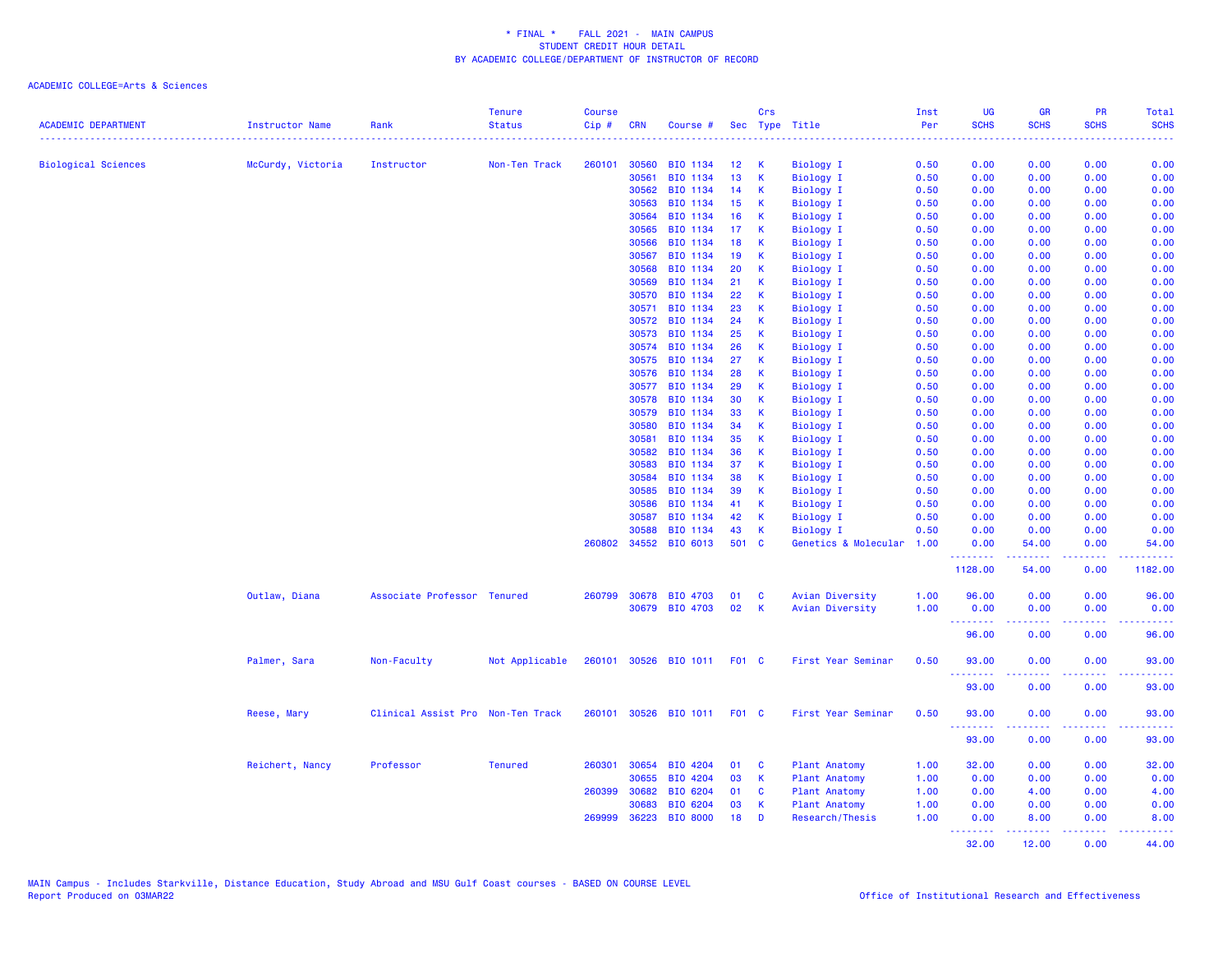# * FINAL * FALL 2021 - MAIN CAMPUS
## STUDENT CREDIT HOUR DETAIL
## BY ACADEMIC COLLEGE/DEPARTMENT OF INSTRUCTOR OF RECORD

ACADEMIC COLLEGE=Arts & Sciences

| ACADEMIC DEPARTMENT | Instructor Name | Rank | Tenure Status | Course Cip # | CRN | Course # | Sec | Crs Type | Title | Inst Per | UG SCHS | GR SCHS | PR SCHS | Total SCHS |
|---|---|---|---|---|---|---|---|---|---|---|---|---|---|---|
| Biological Sciences | McCurdy, Victoria | Instructor | Non-Ten Track | 260101 | 30560 | BIO 1134 | 12 | K | Biology I | 0.50 | 0.00 | 0.00 | 0.00 | 0.00 |
| | | | | | 30561 | BIO 1134 | 13 | K | Biology I | 0.50 | 0.00 | 0.00 | 0.00 | 0.00 |
| | | | | | 30562 | BIO 1134 | 14 | K | Biology I | 0.50 | 0.00 | 0.00 | 0.00 | 0.00 |
| | | | | | 30563 | BIO 1134 | 15 | K | Biology I | 0.50 | 0.00 | 0.00 | 0.00 | 0.00 |
| | | | | | 30564 | BIO 1134 | 16 | K | Biology I | 0.50 | 0.00 | 0.00 | 0.00 | 0.00 |
| | | | | | 30565 | BIO 1134 | 17 | K | Biology I | 0.50 | 0.00 | 0.00 | 0.00 | 0.00 |
| | | | | | 30566 | BIO 1134 | 18 | K | Biology I | 0.50 | 0.00 | 0.00 | 0.00 | 0.00 |
| | | | | | 30567 | BIO 1134 | 19 | K | Biology I | 0.50 | 0.00 | 0.00 | 0.00 | 0.00 |
| | | | | | 30568 | BIO 1134 | 20 | K | Biology I | 0.50 | 0.00 | 0.00 | 0.00 | 0.00 |
| | | | | | 30569 | BIO 1134 | 21 | K | Biology I | 0.50 | 0.00 | 0.00 | 0.00 | 0.00 |
| | | | | | 30570 | BIO 1134 | 22 | K | Biology I | 0.50 | 0.00 | 0.00 | 0.00 | 0.00 |
| | | | | | 30571 | BIO 1134 | 23 | K | Biology I | 0.50 | 0.00 | 0.00 | 0.00 | 0.00 |
| | | | | | 30572 | BIO 1134 | 24 | K | Biology I | 0.50 | 0.00 | 0.00 | 0.00 | 0.00 |
| | | | | | 30573 | BIO 1134 | 25 | K | Biology I | 0.50 | 0.00 | 0.00 | 0.00 | 0.00 |
| | | | | | 30574 | BIO 1134 | 26 | K | Biology I | 0.50 | 0.00 | 0.00 | 0.00 | 0.00 |
| | | | | | 30575 | BIO 1134 | 27 | K | Biology I | 0.50 | 0.00 | 0.00 | 0.00 | 0.00 |
| | | | | | 30576 | BIO 1134 | 28 | K | Biology I | 0.50 | 0.00 | 0.00 | 0.00 | 0.00 |
| | | | | | 30577 | BIO 1134 | 29 | K | Biology I | 0.50 | 0.00 | 0.00 | 0.00 | 0.00 |
| | | | | | 30578 | BIO 1134 | 30 | K | Biology I | 0.50 | 0.00 | 0.00 | 0.00 | 0.00 |
| | | | | | 30579 | BIO 1134 | 33 | K | Biology I | 0.50 | 0.00 | 0.00 | 0.00 | 0.00 |
| | | | | | 30580 | BIO 1134 | 34 | K | Biology I | 0.50 | 0.00 | 0.00 | 0.00 | 0.00 |
| | | | | | 30581 | BIO 1134 | 35 | K | Biology I | 0.50 | 0.00 | 0.00 | 0.00 | 0.00 |
| | | | | | 30582 | BIO 1134 | 36 | K | Biology I | 0.50 | 0.00 | 0.00 | 0.00 | 0.00 |
| | | | | | 30583 | BIO 1134 | 37 | K | Biology I | 0.50 | 0.00 | 0.00 | 0.00 | 0.00 |
| | | | | | 30584 | BIO 1134 | 38 | K | Biology I | 0.50 | 0.00 | 0.00 | 0.00 | 0.00 |
| | | | | | 30585 | BIO 1134 | 39 | K | Biology I | 0.50 | 0.00 | 0.00 | 0.00 | 0.00 |
| | | | | | 30586 | BIO 1134 | 41 | K | Biology I | 0.50 | 0.00 | 0.00 | 0.00 | 0.00 |
| | | | | | 30587 | BIO 1134 | 42 | K | Biology I | 0.50 | 0.00 | 0.00 | 0.00 | 0.00 |
| | | | | | 30588 | BIO 1134 | 43 | K | Biology I | 0.50 | 0.00 | 0.00 | 0.00 | 0.00 |
| | | | | 260802 | 34552 | BIO 6013 | 501 | C | Genetics & Molecular | 1.00 | 0.00 | 54.00 | 0.00 | 54.00 |
| | | | | | | | | | | | 1128.00 | 54.00 | 0.00 | 1182.00 |
| | Outlaw, Diana | Associate Professor | Tenured | 260799 | 30678 | BIO 4703 | 01 | C | Avian Diversity | 1.00 | 96.00 | 0.00 | 0.00 | 96.00 |
| | | | | | 30679 | BIO 4703 | 02 | K | Avian Diversity | 1.00 | 0.00 | 0.00 | 0.00 | 0.00 |
| | | | | | | | | | | | 96.00 | 0.00 | 0.00 | 96.00 |
| | Palmer, Sara | Non-Faculty | Not Applicable | 260101 | 30526 | BIO 1011 | F01 | C | First Year Seminar | 0.50 | 93.00 | 0.00 | 0.00 | 93.00 |
| | | | | | | | | | | | 93.00 | 0.00 | 0.00 | 93.00 |
| | Reese, Mary | Clinical Assist Pro | Non-Ten Track | 260101 | 30526 | BIO 1011 | F01 | C | First Year Seminar | 0.50 | 93.00 | 0.00 | 0.00 | 93.00 |
| | | | | | | | | | | | 93.00 | 0.00 | 0.00 | 93.00 |
| | Reichert, Nancy | Professor | Tenured | 260301 | 30654 | BIO 4204 | 01 | C | Plant Anatomy | 1.00 | 32.00 | 0.00 | 0.00 | 32.00 |
| | | | | | 30655 | BIO 4204 | 03 | K | Plant Anatomy | 1.00 | 0.00 | 0.00 | 0.00 | 0.00 |
| | | | | 260399 | 30682 | BIO 6204 | 01 | C | Plant Anatomy | 1.00 | 0.00 | 4.00 | 0.00 | 4.00 |
| | | | | | 30683 | BIO 6204 | 03 | K | Plant Anatomy | 1.00 | 0.00 | 0.00 | 0.00 | 0.00 |
| | | | | 269999 | 36223 | BIO 8000 | 18 | D | Research/Thesis | 1.00 | 0.00 | 8.00 | 0.00 | 8.00 |
| | | | | | | | | | | | 32.00 | 12.00 | 0.00 | 44.00 |

MAIN Campus - Includes Starkville, Distance Education, Study Abroad and MSU Gulf Coast courses - BASED ON COURSE LEVEL
Report Produced on 03MAR22

Office of Institutional Research and Effectiveness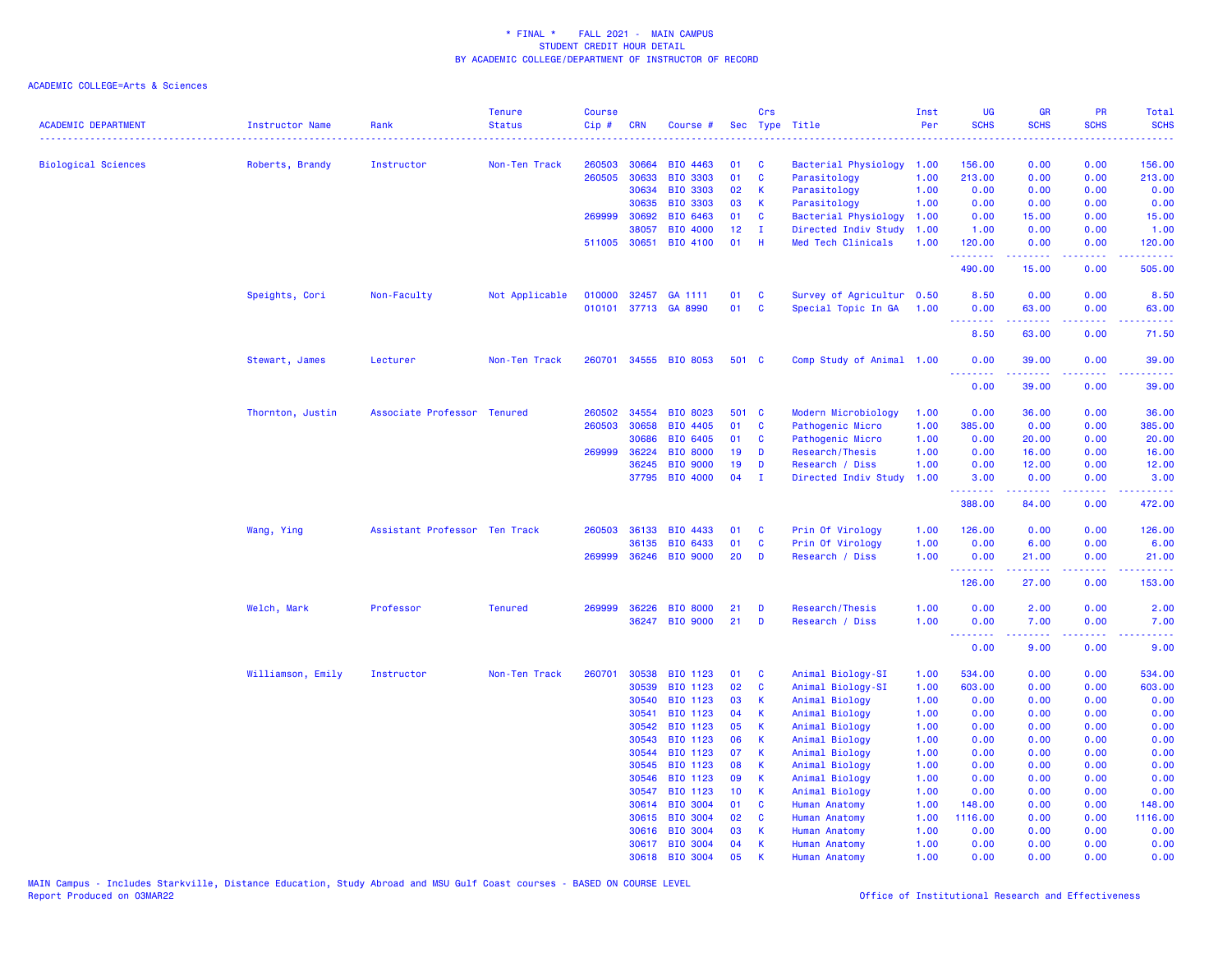\* FINAL \* FALL 2021 - MAIN CAMPUS
STUDENT CREDIT HOUR DETAIL
BY ACADEMIC COLLEGE/DEPARTMENT OF INSTRUCTOR OF RECORD

ACADEMIC COLLEGE=Arts & Sciences

| ACADEMIC DEPARTMENT | Instructor Name | Rank | Tenure Status | Course Cip # | CRN | Course # | Sec | Crs Type | Title | Inst Per | UG SCHS | GR SCHS | PR SCHS | Total SCHS |
|---|---|---|---|---|---|---|---|---|---|---|---|---|---|---|
| Biological Sciences | Roberts, Brandy | Instructor | Non-Ten Track | 260503 | 30664 | BIO 4463 | 01 | C | Bacterial Physiology | 1.00 | 156.00 | 0.00 | 0.00 | 156.00 |
| | | | | 260505 | 30633 | BIO 3303 | 01 | C | Parasitology | 1.00 | 213.00 | 0.00 | 0.00 | 213.00 |
| | | | | | 30634 | BIO 3303 | 02 | K | Parasitology | 1.00 | 0.00 | 0.00 | 0.00 | 0.00 |
| | | | | | 30635 | BIO 3303 | 03 | K | Parasitology | 1.00 | 0.00 | 0.00 | 0.00 | 0.00 |
| | | | | 269999 | 30692 | BIO 6463 | 01 | C | Bacterial Physiology | 1.00 | 0.00 | 15.00 | 0.00 | 15.00 |
| | | | | | 38057 | BIO 4000 | 12 | I | Directed Indiv Study | 1.00 | 1.00 | 0.00 | 0.00 | 1.00 |
| | | | | 511005 | 30651 | BIO 4100 | 01 | H | Med Tech Clinicals | 1.00 | 120.00 | 0.00 | 0.00 | 120.00 |
| | | | | | | | | | | | 490.00 | 15.00 | 0.00 | 505.00 |
| | Speights, Cori | Non-Faculty | Not Applicable | 010000 | 32457 | GA 1111 | 01 | C | Survey of Agricultur | 0.50 | 8.50 | 0.00 | 0.00 | 8.50 |
| | | | | 010101 | 37713 | GA 8990 | 01 | C | Special Topic In GA | 1.00 | 0.00 | 63.00 | 0.00 | 63.00 |
| | | | | | | | | | | | 8.50 | 63.00 | 0.00 | 71.50 |
| | Stewart, James | Lecturer | Non-Ten Track | 260701 | 34555 | BIO 8053 | 501 | C | Comp Study of Animal | 1.00 | 0.00 | 39.00 | 0.00 | 39.00 |
| | | | | | | | | | | | 0.00 | 39.00 | 0.00 | 39.00 |
| | Thornton, Justin | Associate Professor | Tenured | 260502 | 34554 | BIO 8023 | 501 | C | Modern Microbiology | 1.00 | 0.00 | 36.00 | 0.00 | 36.00 |
| | | | | 260503 | 30658 | BIO 4405 | 01 | C | Pathogenic Micro | 1.00 | 385.00 | 0.00 | 0.00 | 385.00 |
| | | | | | 30686 | BIO 6405 | 01 | C | Pathogenic Micro | 1.00 | 0.00 | 20.00 | 0.00 | 20.00 |
| | | | | 269999 | 36224 | BIO 8000 | 19 | D | Research/Thesis | 1.00 | 0.00 | 16.00 | 0.00 | 16.00 |
| | | | | | 36245 | BIO 9000 | 19 | D | Research / Diss | 1.00 | 0.00 | 12.00 | 0.00 | 12.00 |
| | | | | | 37795 | BIO 4000 | 04 | I | Directed Indiv Study | 1.00 | 3.00 | 0.00 | 0.00 | 3.00 |
| | | | | | | | | | | | 388.00 | 84.00 | 0.00 | 472.00 |
| | Wang, Ying | Assistant Professor | Ten Track | 260503 | 36133 | BIO 4433 | 01 | C | Prin Of Virology | 1.00 | 126.00 | 0.00 | 0.00 | 126.00 |
| | | | | | 36135 | BIO 6433 | 01 | C | Prin Of Virology | 1.00 | 0.00 | 6.00 | 0.00 | 6.00 |
| | | | | 269999 | 36246 | BIO 9000 | 20 | D | Research / Diss | 1.00 | 0.00 | 21.00 | 0.00 | 21.00 |
| | | | | | | | | | | | 126.00 | 27.00 | 0.00 | 153.00 |
| | Welch, Mark | Professor | Tenured | 269999 | 36226 | BIO 8000 | 21 | D | Research/Thesis | 1.00 | 0.00 | 2.00 | 0.00 | 2.00 |
| | | | | | 36247 | BIO 9000 | 21 | D | Research / Diss | 1.00 | 0.00 | 7.00 | 0.00 | 7.00 |
| | | | | | | | | | | | 0.00 | 9.00 | 0.00 | 9.00 |
| | Williamson, Emily | Instructor | Non-Ten Track | 260701 | 30538 | BIO 1123 | 01 | C | Animal Biology-SI | 1.00 | 534.00 | 0.00 | 0.00 | 534.00 |
| | | | | | 30539 | BIO 1123 | 02 | C | Animal Biology-SI | 1.00 | 603.00 | 0.00 | 0.00 | 603.00 |
| | | | | | 30540 | BIO 1123 | 03 | K | Animal Biology | 1.00 | 0.00 | 0.00 | 0.00 | 0.00 |
| | | | | | 30541 | BIO 1123 | 04 | K | Animal Biology | 1.00 | 0.00 | 0.00 | 0.00 | 0.00 |
| | | | | | 30542 | BIO 1123 | 05 | K | Animal Biology | 1.00 | 0.00 | 0.00 | 0.00 | 0.00 |
| | | | | | 30543 | BIO 1123 | 06 | K | Animal Biology | 1.00 | 0.00 | 0.00 | 0.00 | 0.00 |
| | | | | | 30544 | BIO 1123 | 07 | K | Animal Biology | 1.00 | 0.00 | 0.00 | 0.00 | 0.00 |
| | | | | | 30545 | BIO 1123 | 08 | K | Animal Biology | 1.00 | 0.00 | 0.00 | 0.00 | 0.00 |
| | | | | | 30546 | BIO 1123 | 09 | K | Animal Biology | 1.00 | 0.00 | 0.00 | 0.00 | 0.00 |
| | | | | | 30547 | BIO 1123 | 10 | K | Animal Biology | 1.00 | 0.00 | 0.00 | 0.00 | 0.00 |
| | | | | | 30614 | BIO 3004 | 01 | C | Human Anatomy | 1.00 | 148.00 | 0.00 | 0.00 | 148.00 |
| | | | | | 30615 | BIO 3004 | 02 | C | Human Anatomy | 1.00 | 1116.00 | 0.00 | 0.00 | 1116.00 |
| | | | | | 30616 | BIO 3004 | 03 | K | Human Anatomy | 1.00 | 0.00 | 0.00 | 0.00 | 0.00 |
| | | | | | 30617 | BIO 3004 | 04 | K | Human Anatomy | 1.00 | 0.00 | 0.00 | 0.00 | 0.00 |
| | | | | | 30618 | BIO 3004 | 05 | K | Human Anatomy | 1.00 | 0.00 | 0.00 | 0.00 | 0.00 |

MAIN Campus - Includes Starkville, Distance Education, Study Abroad and MSU Gulf Coast courses - BASED ON COURSE LEVEL
Report Produced on 03MAR22

Office of Institutional Research and Effectiveness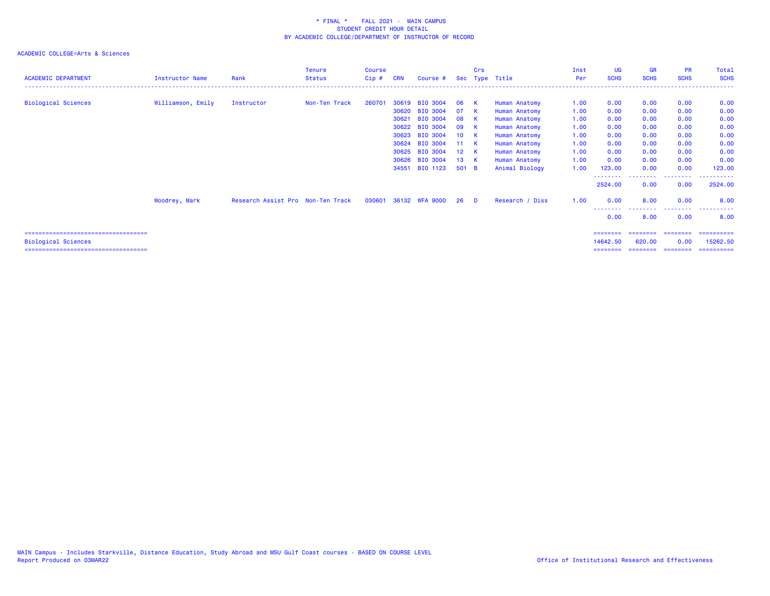# * FINAL * FALL 2021 - MAIN CAMPUS
## STUDENT CREDIT HOUR DETAIL
## BY ACADEMIC COLLEGE/DEPARTMENT OF INSTRUCTOR OF RECORD

ACADEMIC COLLEGE=Arts & Sciences

| ACADEMIC DEPARTMENT | Instructor Name | Rank | Tenure Status | Course Cip # | CRN | Course # | Sec | Crs Type | Title | Inst Per | UG SCHS | GR SCHS | PR SCHS | Total SCHS |
|---|---|---|---|---|---|---|---|---|---|---|---|---|---|---|
| Biological Sciences | Williamson, Emily | Instructor | Non-Ten Track | 260701 | 30619 | BIO 3004 | 06 | K | Human Anatomy | 1.00 | 0.00 | 0.00 | 0.00 | 0.00 |
| | | | | | 30620 | BIO 3004 | 07 | K | Human Anatomy | 1.00 | 0.00 | 0.00 | 0.00 | 0.00 |
| | | | | | 30621 | BIO 3004 | 08 | K | Human Anatomy | 1.00 | 0.00 | 0.00 | 0.00 | 0.00 |
| | | | | | 30622 | BIO 3004 | 09 | K | Human Anatomy | 1.00 | 0.00 | 0.00 | 0.00 | 0.00 |
| | | | | | 30623 | BIO 3004 | 10 | K | Human Anatomy | 1.00 | 0.00 | 0.00 | 0.00 | 0.00 |
| | | | | | 30624 | BIO 3004 | 11 | K | Human Anatomy | 1.00 | 0.00 | 0.00 | 0.00 | 0.00 |
| | | | | | 30625 | BIO 3004 | 12 | K | Human Anatomy | 1.00 | 0.00 | 0.00 | 0.00 | 0.00 |
| | | | | | 30626 | BIO 3004 | 13 | K | Human Anatomy | 1.00 | 0.00 | 0.00 | 0.00 | 0.00 |
| | | | | | 34551 | BIO 1123 | 501 | B | Animal Biology | 1.00 | 123.00 | 0.00 | 0.00 | 123.00 |
| | | | | | | | | | | | 2524.00 | 0.00 | 0.00 | 2524.00 |
| | Woodrey, Mark | Research Assist Pro | Non-Ten Track | 030601 | 36132 | WFA 9000 | 26 | D | Research / Diss | 1.00 | 0.00 | 8.00 | 0.00 | 8.00 |
| | | | | | | | | | | | 0.00 | 8.00 | 0.00 | 8.00 |
| Biological Sciences | | | | | | | | | | | 14642.50 | 620.00 | 0.00 | 15262.50 |

MAIN Campus - Includes Starkville, Distance Education, Study Abroad and MSU Gulf Coast courses - BASED ON COURSE LEVEL
Report Produced on 03MAR22

Office of Institutional Research and Effectiveness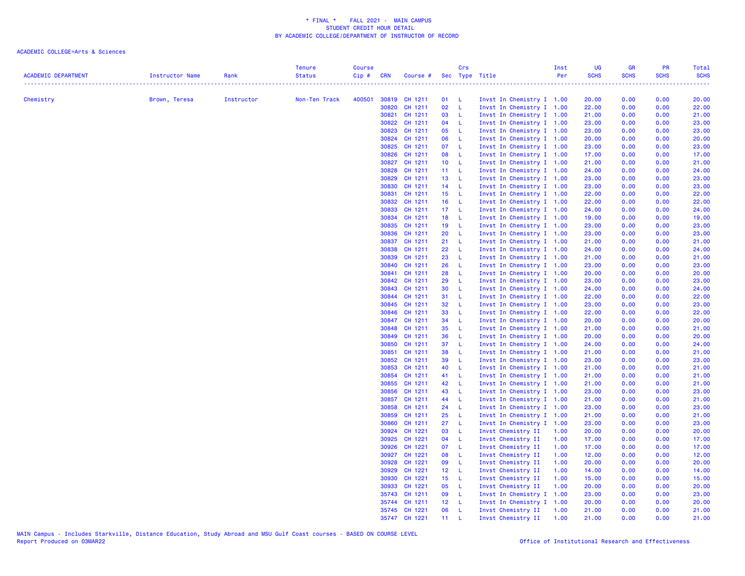* FINAL * FALL 2021 - MAIN CAMPUS
STUDENT CREDIT HOUR DETAIL
BY ACADEMIC COLLEGE/DEPARTMENT OF INSTRUCTOR OF RECORD

ACADEMIC COLLEGE=Arts & Sciences

| ACADEMIC DEPARTMENT | Instructor Name | Rank | Tenure Status | Course Cip # | CRN | Course # | Sec | Crs Type | Title | Inst Per | UG SCHS | GR SCHS | PR SCHS | Total SCHS |
|---|---|---|---|---|---|---|---|---|---|---|---|---|---|---|
| Chemistry | Brown, Teresa | Instructor | Non-Ten Track | 400501 | 30819 | CH 1211 | 01 | L | Invst In Chemistry I | 1.00 | 20.00 | 0.00 | 0.00 | 20.00 |
| | | | | | 30820 | CH 1211 | 02 | L | Invst In Chemistry I | 1.00 | 22.00 | 0.00 | 0.00 | 22.00 |
| | | | | | 30821 | CH 1211 | 03 | L | Invst In Chemistry I | 1.00 | 21.00 | 0.00 | 0.00 | 21.00 |
| | | | | | 30822 | CH 1211 | 04 | L | Invst In Chemistry I | 1.00 | 23.00 | 0.00 | 0.00 | 23.00 |
| | | | | | 30823 | CH 1211 | 05 | L | Invst In Chemistry I | 1.00 | 23.00 | 0.00 | 0.00 | 23.00 |
| | | | | | 30824 | CH 1211 | 06 | L | Invst In Chemistry I | 1.00 | 20.00 | 0.00 | 0.00 | 20.00 |
| | | | | | 30825 | CH 1211 | 07 | L | Invst In Chemistry I | 1.00 | 23.00 | 0.00 | 0.00 | 23.00 |
| | | | | | 30826 | CH 1211 | 08 | L | Invst In Chemistry I | 1.00 | 17.00 | 0.00 | 0.00 | 17.00 |
| | | | | | 30827 | CH 1211 | 10 | L | Invst In Chemistry I | 1.00 | 21.00 | 0.00 | 0.00 | 21.00 |
| | | | | | 30828 | CH 1211 | 11 | L | Invst In Chemistry I | 1.00 | 24.00 | 0.00 | 0.00 | 24.00 |
| | | | | | 30829 | CH 1211 | 13 | L | Invst In Chemistry I | 1.00 | 23.00 | 0.00 | 0.00 | 23.00 |
| | | | | | 30830 | CH 1211 | 14 | L | Invst In Chemistry I | 1.00 | 23.00 | 0.00 | 0.00 | 23.00 |
| | | | | | 30831 | CH 1211 | 15 | L | Invst In Chemistry I | 1.00 | 22.00 | 0.00 | 0.00 | 22.00 |
| | | | | | 30832 | CH 1211 | 16 | L | Invst In Chemistry I | 1.00 | 22.00 | 0.00 | 0.00 | 22.00 |
| | | | | | 30833 | CH 1211 | 17 | L | Invst In Chemistry I | 1.00 | 24.00 | 0.00 | 0.00 | 24.00 |
| | | | | | 30834 | CH 1211 | 18 | L | Invst In Chemistry I | 1.00 | 19.00 | 0.00 | 0.00 | 19.00 |
| | | | | | 30835 | CH 1211 | 19 | L | Invst In Chemistry I | 1.00 | 23.00 | 0.00 | 0.00 | 23.00 |
| | | | | | 30836 | CH 1211 | 20 | L | Invst In Chemistry I | 1.00 | 23.00 | 0.00 | 0.00 | 23.00 |
| | | | | | 30837 | CH 1211 | 21 | L | Invst In Chemistry I | 1.00 | 21.00 | 0.00 | 0.00 | 21.00 |
| | | | | | 30838 | CH 1211 | 22 | L | Invst In Chemistry I | 1.00 | 24.00 | 0.00 | 0.00 | 24.00 |
| | | | | | 30839 | CH 1211 | 23 | L | Invst In Chemistry I | 1.00 | 21.00 | 0.00 | 0.00 | 21.00 |
| | | | | | 30840 | CH 1211 | 26 | L | Invst In Chemistry I | 1.00 | 23.00 | 0.00 | 0.00 | 23.00 |
| | | | | | 30841 | CH 1211 | 28 | L | Invst In Chemistry I | 1.00 | 20.00 | 0.00 | 0.00 | 20.00 |
| | | | | | 30842 | CH 1211 | 29 | L | Invst In Chemistry I | 1.00 | 23.00 | 0.00 | 0.00 | 23.00 |
| | | | | | 30843 | CH 1211 | 30 | L | Invst In Chemistry I | 1.00 | 24.00 | 0.00 | 0.00 | 24.00 |
| | | | | | 30844 | CH 1211 | 31 | L | Invst In Chemistry I | 1.00 | 22.00 | 0.00 | 0.00 | 22.00 |
| | | | | | 30845 | CH 1211 | 32 | L | Invst In Chemistry I | 1.00 | 23.00 | 0.00 | 0.00 | 23.00 |
| | | | | | 30846 | CH 1211 | 33 | L | Invst In Chemistry I | 1.00 | 22.00 | 0.00 | 0.00 | 22.00 |
| | | | | | 30847 | CH 1211 | 34 | L | Invst In Chemistry I | 1.00 | 20.00 | 0.00 | 0.00 | 20.00 |
| | | | | | 30848 | CH 1211 | 35 | L | Invst In Chemistry I | 1.00 | 21.00 | 0.00 | 0.00 | 21.00 |
| | | | | | 30849 | CH 1211 | 36 | L | Invst In Chemistry I | 1.00 | 20.00 | 0.00 | 0.00 | 20.00 |
| | | | | | 30850 | CH 1211 | 37 | L | Invst In Chemistry I | 1.00 | 24.00 | 0.00 | 0.00 | 24.00 |
| | | | | | 30851 | CH 1211 | 38 | L | Invst In Chemistry I | 1.00 | 21.00 | 0.00 | 0.00 | 21.00 |
| | | | | | 30852 | CH 1211 | 39 | L | Invst In Chemistry I | 1.00 | 23.00 | 0.00 | 0.00 | 23.00 |
| | | | | | 30853 | CH 1211 | 40 | L | Invst In Chemistry I | 1.00 | 21.00 | 0.00 | 0.00 | 21.00 |
| | | | | | 30854 | CH 1211 | 41 | L | Invst In Chemistry I | 1.00 | 21.00 | 0.00 | 0.00 | 21.00 |
| | | | | | 30855 | CH 1211 | 42 | L | Invst In Chemistry I | 1.00 | 21.00 | 0.00 | 0.00 | 21.00 |
| | | | | | 30856 | CH 1211 | 43 | L | Invst In Chemistry I | 1.00 | 23.00 | 0.00 | 0.00 | 23.00 |
| | | | | | 30857 | CH 1211 | 44 | L | Invst In Chemistry I | 1.00 | 21.00 | 0.00 | 0.00 | 21.00 |
| | | | | | 30858 | CH 1211 | 24 | L | Invst In Chemistry I | 1.00 | 23.00 | 0.00 | 0.00 | 23.00 |
| | | | | | 30859 | CH 1211 | 25 | L | Invst In Chemistry I | 1.00 | 21.00 | 0.00 | 0.00 | 21.00 |
| | | | | | 30860 | CH 1211 | 27 | L | Invst In Chemistry I | 1.00 | 23.00 | 0.00 | 0.00 | 23.00 |
| | | | | | 30924 | CH 1221 | 03 | L | Invst Chemistry II | 1.00 | 20.00 | 0.00 | 0.00 | 20.00 |
| | | | | | 30925 | CH 1221 | 04 | L | Invst Chemistry II | 1.00 | 17.00 | 0.00 | 0.00 | 17.00 |
| | | | | | 30926 | CH 1221 | 07 | L | Invst Chemistry II | 1.00 | 17.00 | 0.00 | 0.00 | 17.00 |
| | | | | | 30927 | CH 1221 | 08 | L | Invst Chemistry II | 1.00 | 12.00 | 0.00 | 0.00 | 12.00 |
| | | | | | 30928 | CH 1221 | 09 | L | Invst Chemistry II | 1.00 | 20.00 | 0.00 | 0.00 | 20.00 |
| | | | | | 30929 | CH 1221 | 12 | L | Invst Chemistry II | 1.00 | 14.00 | 0.00 | 0.00 | 14.00 |
| | | | | | 30930 | CH 1221 | 15 | L | Invst Chemistry II | 1.00 | 15.00 | 0.00 | 0.00 | 15.00 |
| | | | | | 30933 | CH 1221 | 05 | L | Invst Chemistry II | 1.00 | 20.00 | 0.00 | 0.00 | 20.00 |
| | | | | | 35743 | CH 1211 | 09 | L | Invst In Chemistry I | 1.00 | 23.00 | 0.00 | 0.00 | 23.00 |
| | | | | | 35744 | CH 1211 | 12 | L | Invst In Chemistry I | 1.00 | 20.00 | 0.00 | 0.00 | 20.00 |
| | | | | | 35745 | CH 1221 | 06 | L | Invst Chemistry II | 1.00 | 21.00 | 0.00 | 0.00 | 21.00 |
| | | | | | 35747 | CH 1221 | 11 | L | Invst Chemistry II | 1.00 | 21.00 | 0.00 | 0.00 | 21.00 |

MAIN Campus - Includes Starkville, Distance Education, Study Abroad and MSU Gulf Coast courses - BASED ON COURSE LEVEL
Report Produced on 03MAR22

Office of Institutional Research and Effectiveness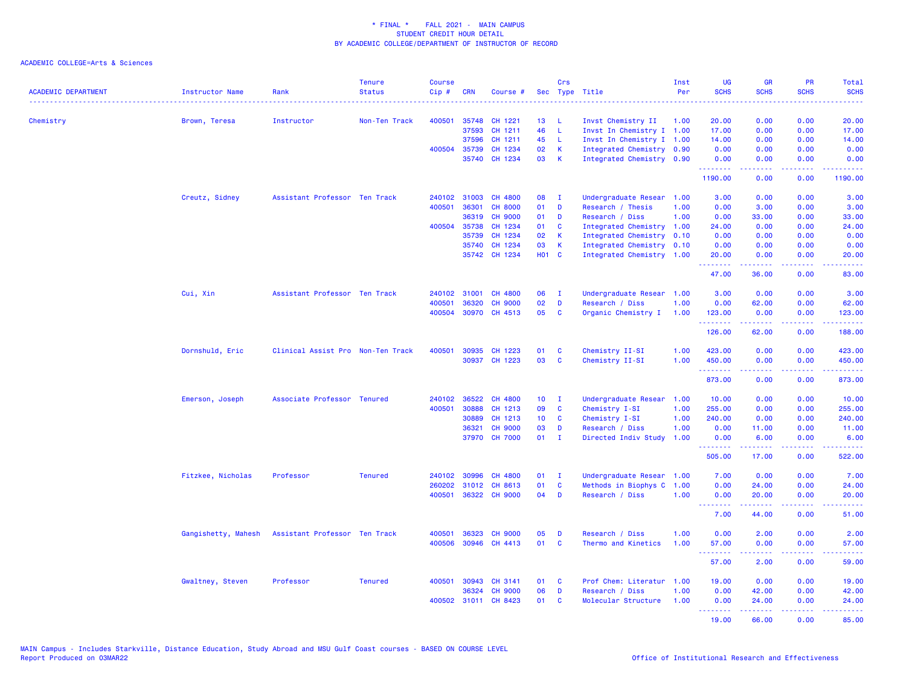* FINAL * FALL 2021 - MAIN CAMPUS
STUDENT CREDIT HOUR DETAIL
BY ACADEMIC COLLEGE/DEPARTMENT OF INSTRUCTOR OF RECORD

ACADEMIC COLLEGE=Arts & Sciences

| ACADEMIC DEPARTMENT | Instructor Name | Rank | Tenure Status | Course Cip # | CRN | Course # | Sec | Crs Type | Title | Inst Per | UG SCHS | GR SCHS | PR SCHS | Total SCHS |
|---|---|---|---|---|---|---|---|---|---|---|---|---|---|---|
| Chemistry | Brown, Teresa | Instructor | Non-Ten Track | 400501 | 35748 | CH 1221 | 13 | L | Invst Chemistry II | 1.00 | 20.00 | 0.00 | 0.00 | 20.00 |
| | | | | | 37593 | CH 1211 | 46 | L | Invst In Chemistry I | 1.00 | 17.00 | 0.00 | 0.00 | 17.00 |
| | | | | | 37596 | CH 1211 | 45 | L | Invst In Chemistry I | 1.00 | 14.00 | 0.00 | 0.00 | 14.00 |
| | | | | 400504 | 35739 | CH 1234 | 02 | K | Integrated Chemistry | 0.90 | 0.00 | 0.00 | 0.00 | 0.00 |
| | | | | | 35740 | CH 1234 | 03 | K | Integrated Chemistry | 0.90 | 0.00 | 0.00 | 0.00 | 0.00 |
| | | | | | | | | | | | 1190.00 | 0.00 | 0.00 | 1190.00 |
| | Creutz, Sidney | Assistant Professor | Ten Track | 240102 | 31003 | CH 4800 | 08 | I | Undergraduate Resear | 1.00 | 3.00 | 0.00 | 0.00 | 3.00 |
| | | | | 400501 | 36301 | CH 8000 | 01 | D | Research / Thesis | 1.00 | 0.00 | 3.00 | 0.00 | 3.00 |
| | | | | | 36319 | CH 9000 | 01 | D | Research / Diss | 1.00 | 0.00 | 33.00 | 0.00 | 33.00 |
| | | | | 400504 | 35738 | CH 1234 | 01 | C | Integrated Chemistry | 1.00 | 24.00 | 0.00 | 0.00 | 24.00 |
| | | | | | 35739 | CH 1234 | 02 | K | Integrated Chemistry | 0.10 | 0.00 | 0.00 | 0.00 | 0.00 |
| | | | | | 35740 | CH 1234 | 03 | K | Integrated Chemistry | 0.10 | 0.00 | 0.00 | 0.00 | 0.00 |
| | | | | | 35742 | CH 1234 | H01 | C | Integrated Chemistry | 1.00 | 20.00 | 0.00 | 0.00 | 20.00 |
| | | | | | | | | | | | 47.00 | 36.00 | 0.00 | 83.00 |
| | Cui, Xin | Assistant Professor | Ten Track | 240102 | 31001 | CH 4800 | 06 | I | Undergraduate Resear | 1.00 | 3.00 | 0.00 | 0.00 | 3.00 |
| | | | | 400501 | 36320 | CH 9000 | 02 | D | Research / Diss | 1.00 | 0.00 | 62.00 | 0.00 | 62.00 |
| | | | | 400504 | 30970 | CH 4513 | 05 | C | Organic Chemistry I | 1.00 | 123.00 | 0.00 | 0.00 | 123.00 |
| | | | | | | | | | | | 126.00 | 62.00 | 0.00 | 188.00 |
| | Dornshuld, Eric | Clinical Assist Pro | Non-Ten Track | 400501 | 30935 | CH 1223 | 01 | C | Chemistry II-SI | 1.00 | 423.00 | 0.00 | 0.00 | 423.00 |
| | | | | | 30937 | CH 1223 | 03 | C | Chemistry II-SI | 1.00 | 450.00 | 0.00 | 0.00 | 450.00 |
| | | | | | | | | | | | 873.00 | 0.00 | 0.00 | 873.00 |
| | Emerson, Joseph | Associate Professor | Tenured | 240102 | 36522 | CH 4800 | 10 | I | Undergraduate Resear | 1.00 | 10.00 | 0.00 | 0.00 | 10.00 |
| | | | | 400501 | 30888 | CH 1213 | 09 | C | Chemistry I-SI | 1.00 | 255.00 | 0.00 | 0.00 | 255.00 |
| | | | | | 30889 | CH 1213 | 10 | C | Chemistry I-SI | 1.00 | 240.00 | 0.00 | 0.00 | 240.00 |
| | | | | | 36321 | CH 9000 | 03 | D | Research / Diss | 1.00 | 0.00 | 11.00 | 0.00 | 11.00 |
| | | | | | 37970 | CH 7000 | 01 | I | Directed Indiv Study | 1.00 | 0.00 | 6.00 | 0.00 | 6.00 |
| | | | | | | | | | | | 505.00 | 17.00 | 0.00 | 522.00 |
| | Fitzkee, Nicholas | Professor | Tenured | 240102 | 30996 | CH 4800 | 01 | I | Undergraduate Resear | 1.00 | 7.00 | 0.00 | 0.00 | 7.00 |
| | | | | 260202 | 31012 | CH 8613 | 01 | C | Methods in Biophys C | 1.00 | 0.00 | 24.00 | 0.00 | 24.00 |
| | | | | 400501 | 36322 | CH 9000 | 04 | D | Research / Diss | 1.00 | 0.00 | 20.00 | 0.00 | 20.00 |
| | | | | | | | | | | | 7.00 | 44.00 | 0.00 | 51.00 |
| | Gangishetty, Mahesh | Assistant Professor | Ten Track | 400501 | 36323 | CH 9000 | 05 | D | Research / Diss | 1.00 | 0.00 | 2.00 | 0.00 | 2.00 |
| | | | | 400506 | 30946 | CH 4413 | 01 | C | Thermo and Kinetics | 1.00 | 57.00 | 0.00 | 0.00 | 57.00 |
| | | | | | | | | | | | 57.00 | 2.00 | 0.00 | 59.00 |
| | Gwaltney, Steven | Professor | Tenured | 400501 | 30943 | CH 3141 | 01 | C | Prof Chem: Literatur | 1.00 | 19.00 | 0.00 | 0.00 | 19.00 |
| | | | | | 36324 | CH 9000 | 06 | D | Research / Diss | 1.00 | 0.00 | 42.00 | 0.00 | 42.00 |
| | | | | 400502 | 31011 | CH 8423 | 01 | C | Molecular Structure | 1.00 | 0.00 | 24.00 | 0.00 | 24.00 |
| | | | | | | | | | | | 19.00 | 66.00 | 0.00 | 85.00 |

MAIN Campus - Includes Starkville, Distance Education, Study Abroad and MSU Gulf Coast courses - BASED ON COURSE LEVEL
Report Produced on 03MAR22

Office of Institutional Research and Effectiveness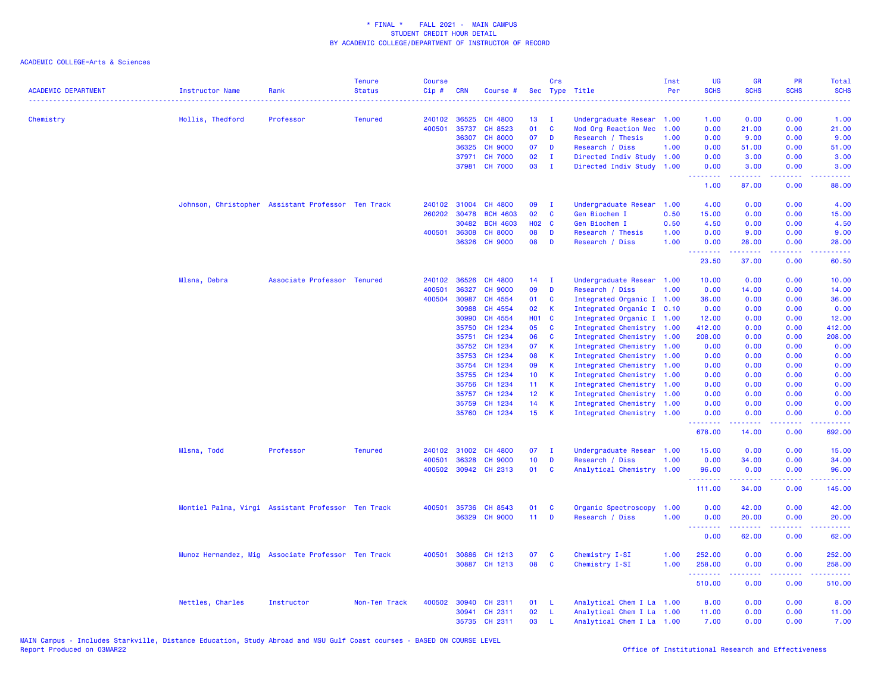\* FINAL \* FALL 2021 - MAIN CAMPUS
STUDENT CREDIT HOUR DETAIL
BY ACADEMIC COLLEGE/DEPARTMENT OF INSTRUCTOR OF RECORD

ACADEMIC COLLEGE=Arts & Sciences

| ACADEMIC DEPARTMENT | Instructor Name | Rank | Tenure Status | Course Cip # | CRN | Course # | Sec | Crs Type | Title | Inst Per | UG SCHS | GR SCHS | PR SCHS | Total SCHS |
|---|---|---|---|---|---|---|---|---|---|---|---|---|---|---|
| Chemistry | Hollis, Thedford | Professor | Tenured | 240102 | 36525 | CH 4800 | 13 | I | Undergraduate Resear | 1.00 | 1.00 | 0.00 | 0.00 | 1.00 |
| | | | | 400501 | 35737 | CH 8523 | 01 | C | Mod Org Reaction Mec | 1.00 | 0.00 | 21.00 | 0.00 | 21.00 |
| | | | | | 36307 | CH 8000 | 07 | D | Research / Thesis | 1.00 | 0.00 | 9.00 | 0.00 | 9.00 |
| | | | | | 36325 | CH 9000 | 07 | D | Research / Diss | 1.00 | 0.00 | 51.00 | 0.00 | 51.00 |
| | | | | | 37971 | CH 7000 | 02 | I | Directed Indiv Study | 1.00 | 0.00 | 3.00 | 0.00 | 3.00 |
| | | | | | 37981 | CH 7000 | 03 | I | Directed Indiv Study | 1.00 | 0.00 | 3.00 | 0.00 | 3.00 |
| | | | | | | | | | | | 1.00 | 87.00 | 0.00 | 88.00 |
| | Johnson, Christopher | Assistant Professor | Ten Track | 240102 | 31004 | CH 4800 | 09 | I | Undergraduate Resear | 1.00 | 4.00 | 0.00 | 0.00 | 4.00 |
| | | | | 260202 | 30478 | BCH 4603 | 02 | C | Gen Biochem I | 0.50 | 15.00 | 0.00 | 0.00 | 15.00 |
| | | | | | 30482 | BCH 4603 | H02 | C | Gen Biochem I | 0.50 | 4.50 | 0.00 | 0.00 | 4.50 |
| | | | | 400501 | 36308 | CH 8000 | 08 | D | Research / Thesis | 1.00 | 0.00 | 9.00 | 0.00 | 9.00 |
| | | | | | 36326 | CH 9000 | 08 | D | Research / Diss | 1.00 | 0.00 | 28.00 | 0.00 | 28.00 |
| | | | | | | | | | | | 23.50 | 37.00 | 0.00 | 60.50 |
| | Mlsna, Debra | Associate Professor | Tenured | 240102 | 36526 | CH 4800 | 14 | I | Undergraduate Resear | 1.00 | 10.00 | 0.00 | 0.00 | 10.00 |
| | | | | 400501 | 36327 | CH 9000 | 09 | D | Research / Diss | 1.00 | 0.00 | 14.00 | 0.00 | 14.00 |
| | | | | 400504 | 30987 | CH 4554 | 01 | C | Integrated Organic I | 1.00 | 36.00 | 0.00 | 0.00 | 36.00 |
| | | | | | 30988 | CH 4554 | 02 | K | Integrated Organic I | 0.10 | 0.00 | 0.00 | 0.00 | 0.00 |
| | | | | | 30990 | CH 4554 | H01 | C | Integrated Organic I | 1.00 | 12.00 | 0.00 | 0.00 | 12.00 |
| | | | | | 35750 | CH 1234 | 05 | C | Integrated Chemistry | 1.00 | 412.00 | 0.00 | 0.00 | 412.00 |
| | | | | | 35751 | CH 1234 | 06 | C | Integrated Chemistry | 1.00 | 208.00 | 0.00 | 0.00 | 208.00 |
| | | | | | 35752 | CH 1234 | 07 | K | Integrated Chemistry | 1.00 | 0.00 | 0.00 | 0.00 | 0.00 |
| | | | | | 35753 | CH 1234 | 08 | K | Integrated Chemistry | 1.00 | 0.00 | 0.00 | 0.00 | 0.00 |
| | | | | | 35754 | CH 1234 | 09 | K | Integrated Chemistry | 1.00 | 0.00 | 0.00 | 0.00 | 0.00 |
| | | | | | 35755 | CH 1234 | 10 | K | Integrated Chemistry | 1.00 | 0.00 | 0.00 | 0.00 | 0.00 |
| | | | | | 35756 | CH 1234 | 11 | K | Integrated Chemistry | 1.00 | 0.00 | 0.00 | 0.00 | 0.00 |
| | | | | | 35757 | CH 1234 | 12 | K | Integrated Chemistry | 1.00 | 0.00 | 0.00 | 0.00 | 0.00 |
| | | | | | 35759 | CH 1234 | 14 | K | Integrated Chemistry | 1.00 | 0.00 | 0.00 | 0.00 | 0.00 |
| | | | | | 35760 | CH 1234 | 15 | K | Integrated Chemistry | 1.00 | 0.00 | 0.00 | 0.00 | 0.00 |
| | | | | | | | | | | | 678.00 | 14.00 | 0.00 | 692.00 |
| | Mlsna, Todd | Professor | Tenured | 240102 | 31002 | CH 4800 | 07 | I | Undergraduate Resear | 1.00 | 15.00 | 0.00 | 0.00 | 15.00 |
| | | | | 400501 | 36328 | CH 9000 | 10 | D | Research / Diss | 1.00 | 0.00 | 34.00 | 0.00 | 34.00 |
| | | | | 400502 | 30942 | CH 2313 | 01 | C | Analytical Chemistry | 1.00 | 96.00 | 0.00 | 0.00 | 96.00 |
| | | | | | | | | | | | 111.00 | 34.00 | 0.00 | 145.00 |
| | Montiel Palma, Virgi | Assistant Professor | Ten Track | 400501 | 35736 | CH 8543 | 01 | C | Organic Spectroscopy | 1.00 | 0.00 | 42.00 | 0.00 | 42.00 |
| | | | | | 36329 | CH 9000 | 11 | D | Research / Diss | 1.00 | 0.00 | 20.00 | 0.00 | 20.00 |
| | | | | | | | | | | | 0.00 | 62.00 | 0.00 | 62.00 |
| | Munoz Hernandez, Mig | Associate Professor | Ten Track | 400501 | 30886 | CH 1213 | 07 | C | Chemistry I-SI | 1.00 | 252.00 | 0.00 | 0.00 | 252.00 |
| | | | | | 30887 | CH 1213 | 08 | C | Chemistry I-SI | 1.00 | 258.00 | 0.00 | 0.00 | 258.00 |
| | | | | | | | | | | | 510.00 | 0.00 | 0.00 | 510.00 |
| | Nettles, Charles | Instructor | Non-Ten Track | 400502 | 30940 | CH 2311 | 01 | L | Analytical Chem I La | 1.00 | 8.00 | 0.00 | 0.00 | 8.00 |
| | | | | | 30941 | CH 2311 | 02 | L | Analytical Chem I La | 1.00 | 11.00 | 0.00 | 0.00 | 11.00 |
| | | | | | 35735 | CH 2311 | 03 | L | Analytical Chem I La | 1.00 | 7.00 | 0.00 | 0.00 | 7.00 |

MAIN Campus - Includes Starkville, Distance Education, Study Abroad and MSU Gulf Coast courses - BASED ON COURSE LEVEL
Report Produced on 03MAR22

Office of Institutional Research and Effectiveness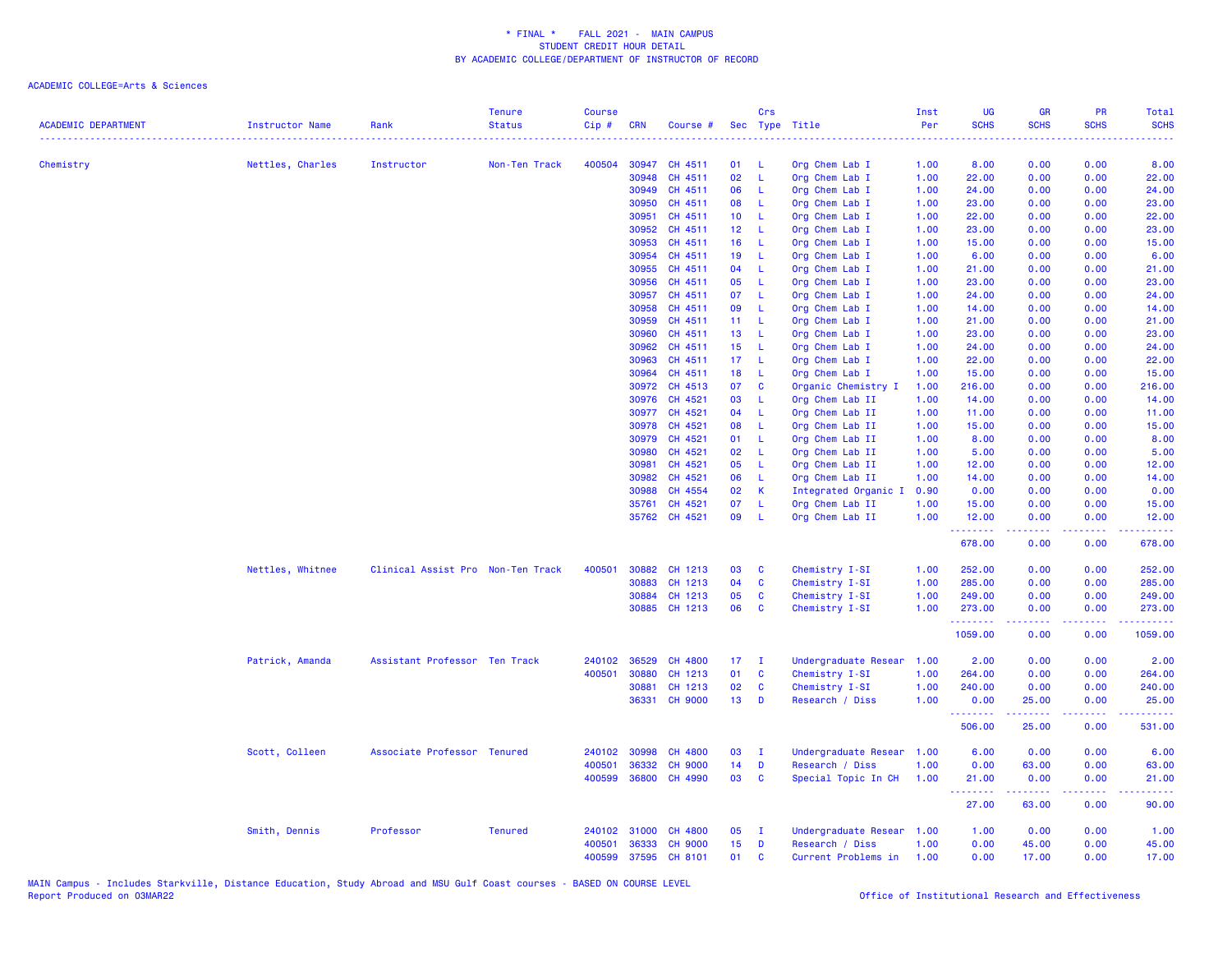* FINAL * FALL 2021 - MAIN CAMPUS
STUDENT CREDIT HOUR DETAIL
BY ACADEMIC COLLEGE/DEPARTMENT OF INSTRUCTOR OF RECORD

ACADEMIC COLLEGE=Arts & Sciences

| ACADEMIC DEPARTMENT | Instructor Name | Rank | Tenure Status | Course Cip # | CRN | Course # | Sec | Crs Type | Title | Inst Per | UG SCHS | GR SCHS | PR SCHS | Total SCHS |
|---|---|---|---|---|---|---|---|---|---|---|---|---|---|---|
| Chemistry | Nettles, Charles | Instructor | Non-Ten Track | 400504 | 30947 | CH 4511 | 01 | L | Org Chem Lab I | 1.00 | 8.00 | 0.00 | 0.00 | 8.00 |
| | | | | | 30948 | CH 4511 | 02 | L | Org Chem Lab I | 1.00 | 22.00 | 0.00 | 0.00 | 22.00 |
| | | | | | 30949 | CH 4511 | 06 | L | Org Chem Lab I | 1.00 | 24.00 | 0.00 | 0.00 | 24.00 |
| | | | | | 30950 | CH 4511 | 08 | L | Org Chem Lab I | 1.00 | 23.00 | 0.00 | 0.00 | 23.00 |
| | | | | | 30951 | CH 4511 | 10 | L | Org Chem Lab I | 1.00 | 22.00 | 0.00 | 0.00 | 22.00 |
| | | | | | 30952 | CH 4511 | 12 | L | Org Chem Lab I | 1.00 | 23.00 | 0.00 | 0.00 | 23.00 |
| | | | | | 30953 | CH 4511 | 16 | L | Org Chem Lab I | 1.00 | 15.00 | 0.00 | 0.00 | 15.00 |
| | | | | | 30954 | CH 4511 | 19 | L | Org Chem Lab I | 1.00 | 6.00 | 0.00 | 0.00 | 6.00 |
| | | | | | 30955 | CH 4511 | 04 | L | Org Chem Lab I | 1.00 | 21.00 | 0.00 | 0.00 | 21.00 |
| | | | | | 30956 | CH 4511 | 05 | L | Org Chem Lab I | 1.00 | 23.00 | 0.00 | 0.00 | 23.00 |
| | | | | | 30957 | CH 4511 | 07 | L | Org Chem Lab I | 1.00 | 24.00 | 0.00 | 0.00 | 24.00 |
| | | | | | 30958 | CH 4511 | 09 | L | Org Chem Lab I | 1.00 | 14.00 | 0.00 | 0.00 | 14.00 |
| | | | | | 30959 | CH 4511 | 11 | L | Org Chem Lab I | 1.00 | 21.00 | 0.00 | 0.00 | 21.00 |
| | | | | | 30960 | CH 4511 | 13 | L | Org Chem Lab I | 1.00 | 23.00 | 0.00 | 0.00 | 23.00 |
| | | | | | 30962 | CH 4511 | 15 | L | Org Chem Lab I | 1.00 | 24.00 | 0.00 | 0.00 | 24.00 |
| | | | | | 30963 | CH 4511 | 17 | L | Org Chem Lab I | 1.00 | 22.00 | 0.00 | 0.00 | 22.00 |
| | | | | | 30964 | CH 4511 | 18 | L | Org Chem Lab I | 1.00 | 15.00 | 0.00 | 0.00 | 15.00 |
| | | | | | 30972 | CH 4513 | 07 | C | Organic Chemistry I | 1.00 | 216.00 | 0.00 | 0.00 | 216.00 |
| | | | | | 30976 | CH 4521 | 03 | L | Org Chem Lab II | 1.00 | 14.00 | 0.00 | 0.00 | 14.00 |
| | | | | | 30977 | CH 4521 | 04 | L | Org Chem Lab II | 1.00 | 11.00 | 0.00 | 0.00 | 11.00 |
| | | | | | 30978 | CH 4521 | 08 | L | Org Chem Lab II | 1.00 | 15.00 | 0.00 | 0.00 | 15.00 |
| | | | | | 30979 | CH 4521 | 01 | L | Org Chem Lab II | 1.00 | 8.00 | 0.00 | 0.00 | 8.00 |
| | | | | | 30980 | CH 4521 | 02 | L | Org Chem Lab II | 1.00 | 5.00 | 0.00 | 0.00 | 5.00 |
| | | | | | 30981 | CH 4521 | 05 | L | Org Chem Lab II | 1.00 | 12.00 | 0.00 | 0.00 | 12.00 |
| | | | | | 30982 | CH 4521 | 06 | L | Org Chem Lab II | 1.00 | 14.00 | 0.00 | 0.00 | 14.00 |
| | | | | | 30988 | CH 4554 | 02 | K | Integrated Organic I | 0.90 | 0.00 | 0.00 | 0.00 | 0.00 |
| | | | | | 35761 | CH 4521 | 07 | L | Org Chem Lab II | 1.00 | 15.00 | 0.00 | 0.00 | 15.00 |
| | | | | | 35762 | CH 4521 | 09 | L | Org Chem Lab II | 1.00 | 12.00 | 0.00 | 0.00 | 12.00 |
| | | | | | | | | | | | 678.00 | 0.00 | 0.00 | 678.00 |
| | Nettles, Whitnee | Clinical Assist Pro | Non-Ten Track | 400501 | 30882 | CH 1213 | 03 | C | Chemistry I-SI | 1.00 | 252.00 | 0.00 | 0.00 | 252.00 |
| | | | | | 30883 | CH 1213 | 04 | C | Chemistry I-SI | 1.00 | 285.00 | 0.00 | 0.00 | 285.00 |
| | | | | | 30884 | CH 1213 | 05 | C | Chemistry I-SI | 1.00 | 249.00 | 0.00 | 0.00 | 249.00 |
| | | | | | 30885 | CH 1213 | 06 | C | Chemistry I-SI | 1.00 | 273.00 | 0.00 | 0.00 | 273.00 |
| | | | | | | | | | | | 1059.00 | 0.00 | 0.00 | 1059.00 |
| | Patrick, Amanda | Assistant Professor | Ten Track | 240102 | 36529 | CH 4800 | 17 | I | Undergraduate Resear | 1.00 | 2.00 | 0.00 | 0.00 | 2.00 |
| | | | | 400501 | 30880 | CH 1213 | 01 | C | Chemistry I-SI | 1.00 | 264.00 | 0.00 | 0.00 | 264.00 |
| | | | | | 30881 | CH 1213 | 02 | C | Chemistry I-SI | 1.00 | 240.00 | 0.00 | 0.00 | 240.00 |
| | | | | | 36331 | CH 9000 | 13 | D | Research / Diss | 1.00 | 0.00 | 25.00 | 0.00 | 25.00 |
| | | | | | | | | | | | 506.00 | 25.00 | 0.00 | 531.00 |
| | Scott, Colleen | Associate Professor | Tenured | 240102 | 30998 | CH 4800 | 03 | I | Undergraduate Resear | 1.00 | 6.00 | 0.00 | 0.00 | 6.00 |
| | | | | 400501 | 36332 | CH 9000 | 14 | D | Research / Diss | 1.00 | 0.00 | 63.00 | 0.00 | 63.00 |
| | | | | 400599 | 36800 | CH 4990 | 03 | C | Special Topic In CH | 1.00 | 21.00 | 0.00 | 0.00 | 21.00 |
| | | | | | | | | | | | 27.00 | 63.00 | 0.00 | 90.00 |
| | Smith, Dennis | Professor | Tenured | 240102 | 31000 | CH 4800 | 05 | I | Undergraduate Resear | 1.00 | 1.00 | 0.00 | 0.00 | 1.00 |
| | | | | 400501 | 36333 | CH 9000 | 15 | D | Research / Diss | 1.00 | 0.00 | 45.00 | 0.00 | 45.00 |
| | | | | 400599 | 37595 | CH 8101 | 01 | C | Current Problems in | 1.00 | 0.00 | 17.00 | 0.00 | 17.00 |

MAIN Campus - Includes Starkville, Distance Education, Study Abroad and MSU Gulf Coast courses - BASED ON COURSE LEVEL
Report Produced on 03MAR22

Office of Institutional Research and Effectiveness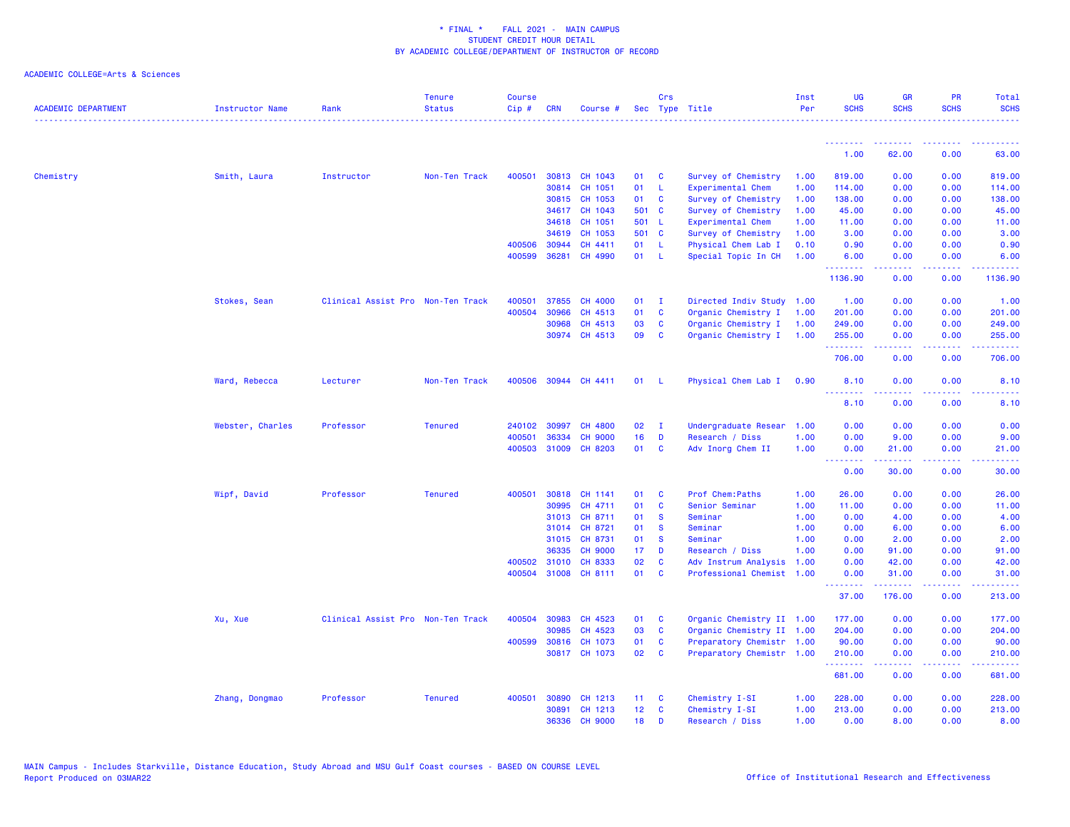# * FINAL * FALL 2021 - MAIN CAMPUS
## STUDENT CREDIT HOUR DETAIL
## BY ACADEMIC COLLEGE/DEPARTMENT OF INSTRUCTOR OF RECORD

ACADEMIC COLLEGE=Arts & Sciences

| ACADEMIC DEPARTMENT | Instructor Name | Rank | Tenure Status | Course Cip # | CRN | Course # | Sec | Crs Type | Title | Inst Per | UG SCHS | GR SCHS | PR SCHS | Total SCHS |
|---|---|---|---|---|---|---|---|---|---|---|---|---|---|---|
| | | | | | | | | | | | 1.00 | 62.00 | 0.00 | 63.00 |
| Chemistry | Smith, Laura | Instructor | Non-Ten Track | 400501 | 30813 | CH 1043 | 01 | C | Survey of Chemistry | 1.00 | 819.00 | 0.00 | 0.00 | 819.00 |
| | | | | | 30814 | CH 1051 | 01 | L | Experimental Chem | 1.00 | 114.00 | 0.00 | 0.00 | 114.00 |
| | | | | | 30815 | CH 1053 | 01 | C | Survey of Chemistry | 1.00 | 138.00 | 0.00 | 0.00 | 138.00 |
| | | | | | 34617 | CH 1043 | 501 | C | Survey of Chemistry | 1.00 | 45.00 | 0.00 | 0.00 | 45.00 |
| | | | | | 34618 | CH 1051 | 501 | L | Experimental Chem | 1.00 | 11.00 | 0.00 | 0.00 | 11.00 |
| | | | | | 34619 | CH 1053 | 501 | C | Survey of Chemistry | 1.00 | 3.00 | 0.00 | 0.00 | 3.00 |
| | | | | 400506 | 30944 | CH 4411 | 01 | L | Physical Chem Lab I | 0.10 | 0.90 | 0.00 | 0.00 | 0.90 |
| | | | | 400599 | 36281 | CH 4990 | 01 | L | Special Topic In CH | 1.00 | 6.00 | 0.00 | 0.00 | 6.00 |
| | | | | | | | | | | | 1136.90 | 0.00 | 0.00 | 1136.90 |
| | Stokes, Sean | Clinical Assist Pro | Non-Ten Track | 400501 | 37855 | CH 4000 | 01 | I | Directed Indiv Study | 1.00 | 1.00 | 0.00 | 0.00 | 1.00 |
| | | | | 400504 | 30966 | CH 4513 | 01 | C | Organic Chemistry I | 1.00 | 201.00 | 0.00 | 0.00 | 201.00 |
| | | | | | 30968 | CH 4513 | 03 | C | Organic Chemistry I | 1.00 | 249.00 | 0.00 | 0.00 | 249.00 |
| | | | | | 30974 | CH 4513 | 09 | C | Organic Chemistry I | 1.00 | 255.00 | 0.00 | 0.00 | 255.00 |
| | | | | | | | | | | | 706.00 | 0.00 | 0.00 | 706.00 |
| | Ward, Rebecca | Lecturer | Non-Ten Track | 400506 | 30944 | CH 4411 | 01 | L | Physical Chem Lab I | 0.90 | 8.10 | 0.00 | 0.00 | 8.10 |
| | | | | | | | | | | | 8.10 | 0.00 | 0.00 | 8.10 |
| | Webster, Charles | Professor | Tenured | 240102 | 30997 | CH 4800 | 02 | I | Undergraduate Resear | 1.00 | 0.00 | 0.00 | 0.00 | 0.00 |
| | | | | 400501 | 36334 | CH 9000 | 16 | D | Research / Diss | 1.00 | 0.00 | 9.00 | 0.00 | 9.00 |
| | | | | 400503 | 31009 | CH 8203 | 01 | C | Adv Inorg Chem II | 1.00 | 0.00 | 21.00 | 0.00 | 21.00 |
| | | | | | | | | | | | 0.00 | 30.00 | 0.00 | 30.00 |
| | Wipf, David | Professor | Tenured | 400501 | 30818 | CH 1141 | 01 | C | Prof Chem:Paths | 1.00 | 26.00 | 0.00 | 0.00 | 26.00 |
| | | | | | 30995 | CH 4711 | 01 | C | Senior Seminar | 1.00 | 11.00 | 0.00 | 0.00 | 11.00 |
| | | | | | 31013 | CH 8711 | 01 | S | Seminar | 1.00 | 0.00 | 4.00 | 0.00 | 4.00 |
| | | | | | 31014 | CH 8721 | 01 | S | Seminar | 1.00 | 0.00 | 6.00 | 0.00 | 6.00 |
| | | | | | 31015 | CH 8731 | 01 | S | Seminar | 1.00 | 0.00 | 2.00 | 0.00 | 2.00 |
| | | | | | 36335 | CH 9000 | 17 | D | Research / Diss | 1.00 | 0.00 | 91.00 | 0.00 | 91.00 |
| | | | | 400502 | 31010 | CH 8333 | 02 | C | Adv Instrum Analysis | 1.00 | 0.00 | 42.00 | 0.00 | 42.00 |
| | | | | 400504 | 31008 | CH 8111 | 01 | C | Professional Chemist | 1.00 | 0.00 | 31.00 | 0.00 | 31.00 |
| | | | | | | | | | | | 37.00 | 176.00 | 0.00 | 213.00 |
| | Xu, Xue | Clinical Assist Pro | Non-Ten Track | 400504 | 30983 | CH 4523 | 01 | C | Organic Chemistry II | 1.00 | 177.00 | 0.00 | 0.00 | 177.00 |
| | | | | | 30985 | CH 4523 | 03 | C | Organic Chemistry II | 1.00 | 204.00 | 0.00 | 0.00 | 204.00 |
| | | | | 400599 | 30816 | CH 1073 | 01 | C | Preparatory Chemistr | 1.00 | 90.00 | 0.00 | 0.00 | 90.00 |
| | | | | | 30817 | CH 1073 | 02 | C | Preparatory Chemistr | 1.00 | 210.00 | 0.00 | 0.00 | 210.00 |
| | | | | | | | | | | | 681.00 | 0.00 | 0.00 | 681.00 |
| | Zhang, Dongmao | Professor | Tenured | 400501 | 30890 | CH 1213 | 11 | C | Chemistry I-SI | 1.00 | 228.00 | 0.00 | 0.00 | 228.00 |
| | | | | | 30891 | CH 1213 | 12 | C | Chemistry I-SI | 1.00 | 213.00 | 0.00 | 0.00 | 213.00 |
| | | | | | 36336 | CH 9000 | 18 | D | Research / Diss | 1.00 | 0.00 | 8.00 | 0.00 | 8.00 |

MAIN Campus - Includes Starkville, Distance Education, Study Abroad and MSU Gulf Coast courses - BASED ON COURSE LEVEL
Report Produced on 03MAR22

Office of Institutional Research and Effectiveness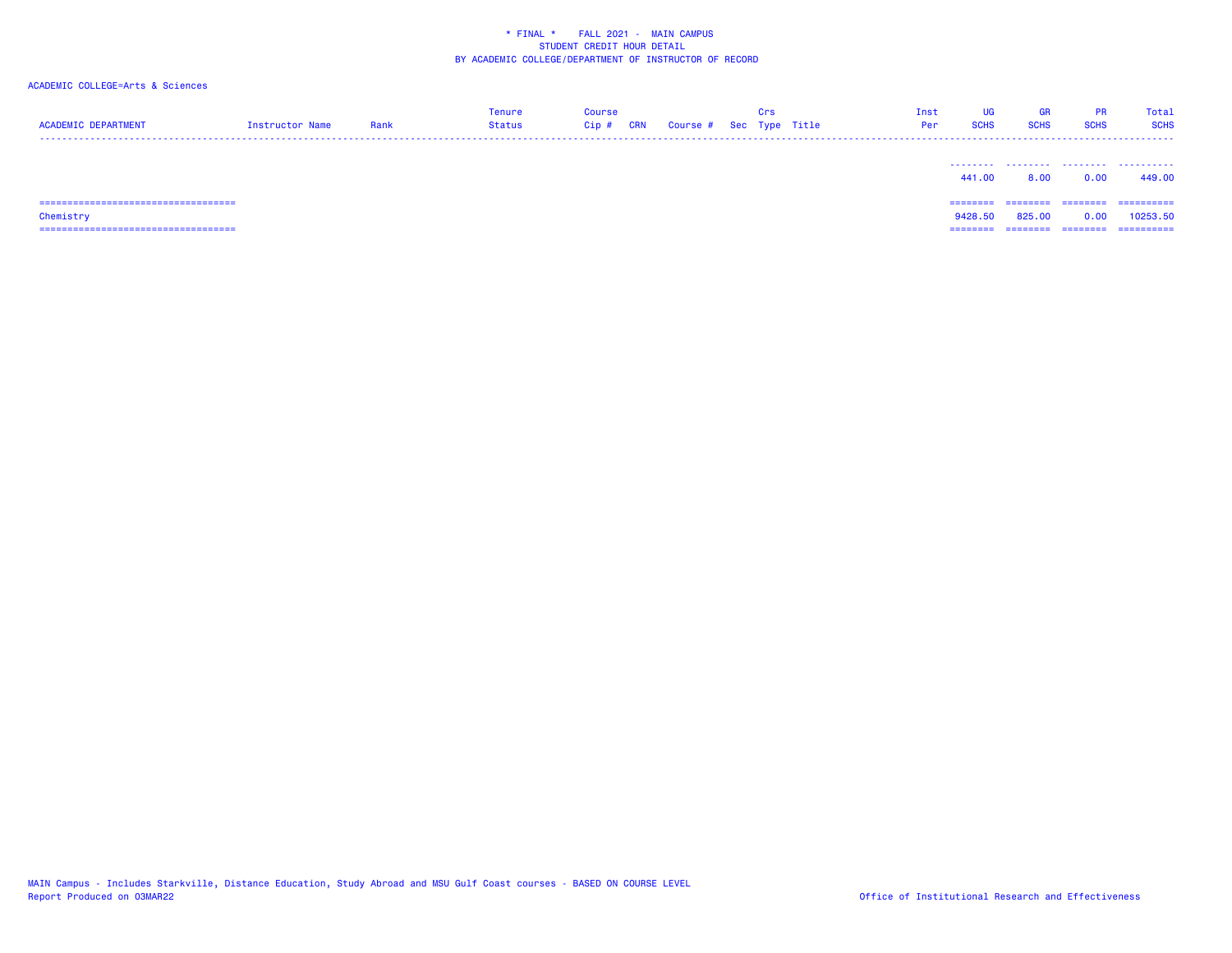\* FINAL \* FALL 2021 - MAIN CAMPUS
STUDENT CREDIT HOUR DETAIL
BY ACADEMIC COLLEGE/DEPARTMENT OF INSTRUCTOR OF RECORD

ACADEMIC COLLEGE=Arts & Sciences

| ACADEMIC DEPARTMENT | Instructor Name | Rank | Tenure Status | Course Cip # | CRN | Course # | Sec | Crs Type | Title | Inst Per | UG SCHS | GR SCHS | PR SCHS | Total SCHS |
|---|---|---|---|---|---|---|---|---|---|---|---|---|---|---|
| | | | | | | | | | | | 441.00 | 8.00 | 0.00 | 449.00 |
| Chemistry | | | | | | | | | | | 9428.50 | 825.00 | 0.00 | 10253.50 |

MAIN Campus - Includes Starkville, Distance Education, Study Abroad and MSU Gulf Coast courses - BASED ON COURSE LEVEL
Report Produced on 03MAR22

Office of Institutional Research and Effectiveness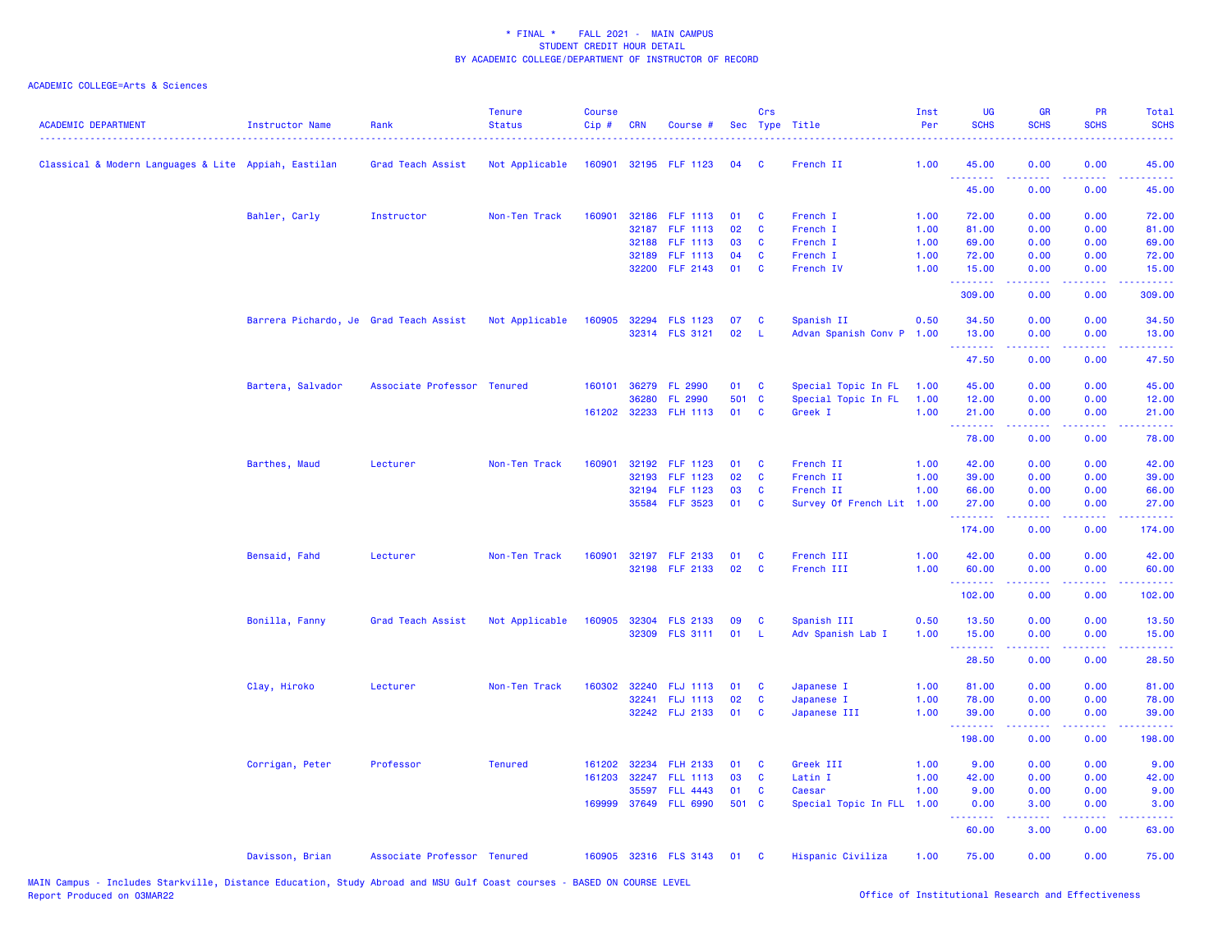\* FINAL \* FALL 2021 - MAIN CAMPUS
STUDENT CREDIT HOUR DETAIL
BY ACADEMIC COLLEGE/DEPARTMENT OF INSTRUCTOR OF RECORD

ACADEMIC COLLEGE=Arts & Sciences

| ACADEMIC DEPARTMENT | Instructor Name | Rank | Tenure Status | Course Cip # | CRN | Course # | Sec | Crs Type | Title | Inst Per | UG SCHS | GR SCHS | PR SCHS | Total SCHS |
|---|---|---|---|---|---|---|---|---|---|---|---|---|---|---|
| Classical & Modern Languages & Lite | Appiah, Eastilan | Grad Teach Assist | Not Applicable | 160901 | 32195 | FLF 1123 | 04 | C | French II | 1.00 | 45.00 | 0.00 | 0.00 | 45.00 |
| | | | | | | | | | | | 45.00 | 0.00 | 0.00 | 45.00 |
| | Bahler, Carly | Instructor | Non-Ten Track | 160901 | 32186 | FLF 1113 | 01 | C | French I | 1.00 | 72.00 | 0.00 | 0.00 | 72.00 |
| | | | | | 32187 | FLF 1113 | 02 | C | French I | 1.00 | 81.00 | 0.00 | 0.00 | 81.00 |
| | | | | | 32188 | FLF 1113 | 03 | C | French I | 1.00 | 69.00 | 0.00 | 0.00 | 69.00 |
| | | | | | 32189 | FLF 1113 | 04 | C | French I | 1.00 | 72.00 | 0.00 | 0.00 | 72.00 |
| | | | | | 32200 | FLF 2143 | 01 | C | French IV | 1.00 | 15.00 | 0.00 | 0.00 | 15.00 |
| | | | | | | | | | | | 309.00 | 0.00 | 0.00 | 309.00 |
| | Barrera Pichardo, Je | Grad Teach Assist | Not Applicable | 160905 | 32294 | FLS 1123 | 07 | C | Spanish II | 0.50 | 34.50 | 0.00 | 0.00 | 34.50 |
| | | | | | 32314 | FLS 3121 | 02 | L | Advan Spanish Conv P | 1.00 | 13.00 | 0.00 | 0.00 | 13.00 |
| | | | | | | | | | | | 47.50 | 0.00 | 0.00 | 47.50 |
| | Bartera, Salvador | Associate Professor | Tenured | 160101 | 36279 | FL 2990 | 01 | C | Special Topic In FL | 1.00 | 45.00 | 0.00 | 0.00 | 45.00 |
| | | | | | 36280 | FL 2990 | 501 | C | Special Topic In FL | 1.00 | 12.00 | 0.00 | 0.00 | 12.00 |
| | | | | 161202 | 32233 | FLH 1113 | 01 | C | Greek I | 1.00 | 21.00 | 0.00 | 0.00 | 21.00 |
| | | | | | | | | | | | 78.00 | 0.00 | 0.00 | 78.00 |
| | Barthes, Maud | Lecturer | Non-Ten Track | 160901 | 32192 | FLF 1123 | 01 | C | French II | 1.00 | 42.00 | 0.00 | 0.00 | 42.00 |
| | | | | | 32193 | FLF 1123 | 02 | C | French II | 1.00 | 39.00 | 0.00 | 0.00 | 39.00 |
| | | | | | 32194 | FLF 1123 | 03 | C | French II | 1.00 | 66.00 | 0.00 | 0.00 | 66.00 |
| | | | | | 35584 | FLF 3523 | 01 | C | Survey Of French Lit | 1.00 | 27.00 | 0.00 | 0.00 | 27.00 |
| | | | | | | | | | | | 174.00 | 0.00 | 0.00 | 174.00 |
| | Bensaid, Fahd | Lecturer | Non-Ten Track | 160901 | 32197 | FLF 2133 | 01 | C | French III | 1.00 | 42.00 | 0.00 | 0.00 | 42.00 |
| | | | | | 32198 | FLF 2133 | 02 | C | French III | 1.00 | 60.00 | 0.00 | 0.00 | 60.00 |
| | | | | | | | | | | | 102.00 | 0.00 | 0.00 | 102.00 |
| | Bonilla, Fanny | Grad Teach Assist | Not Applicable | 160905 | 32304 | FLS 2133 | 09 | C | Spanish III | 0.50 | 13.50 | 0.00 | 0.00 | 13.50 |
| | | | | | 32309 | FLS 3111 | 01 | L | Adv Spanish Lab I | 1.00 | 15.00 | 0.00 | 0.00 | 15.00 |
| | | | | | | | | | | | 28.50 | 0.00 | 0.00 | 28.50 |
| | Clay, Hiroko | Lecturer | Non-Ten Track | 160302 | 32240 | FLJ 1113 | 01 | C | Japanese I | 1.00 | 81.00 | 0.00 | 0.00 | 81.00 |
| | | | | | 32241 | FLJ 1113 | 02 | C | Japanese I | 1.00 | 78.00 | 0.00 | 0.00 | 78.00 |
| | | | | | 32242 | FLJ 2133 | 01 | C | Japanese III | 1.00 | 39.00 | 0.00 | 0.00 | 39.00 |
| | | | | | | | | | | | 198.00 | 0.00 | 0.00 | 198.00 |
| | Corrigan, Peter | Professor | Tenured | 161202 | 32234 | FLH 2133 | 01 | C | Greek III | 1.00 | 9.00 | 0.00 | 0.00 | 9.00 |
| | | | | 161203 | 32247 | FLL 1113 | 03 | C | Latin I | 1.00 | 42.00 | 0.00 | 0.00 | 42.00 |
| | | | | | 35597 | FLL 4443 | 01 | C | Caesar | 1.00 | 9.00 | 0.00 | 0.00 | 9.00 |
| | | | | 169999 | 37649 | FLL 6990 | 501 | C | Special Topic In FLL | 1.00 | 0.00 | 3.00 | 0.00 | 3.00 |
| | | | | | | | | | | | 60.00 | 3.00 | 0.00 | 63.00 |
| | Davisson, Brian | Associate Professor | Tenured | 160905 | 32316 | FLS 3143 | 01 | C | Hispanic Civiliza | 1.00 | 75.00 | 0.00 | 0.00 | 75.00 |

MAIN Campus - Includes Starkville, Distance Education, Study Abroad and MSU Gulf Coast courses - BASED ON COURSE LEVEL
Report Produced on 03MAR22

Office of Institutional Research and Effectiveness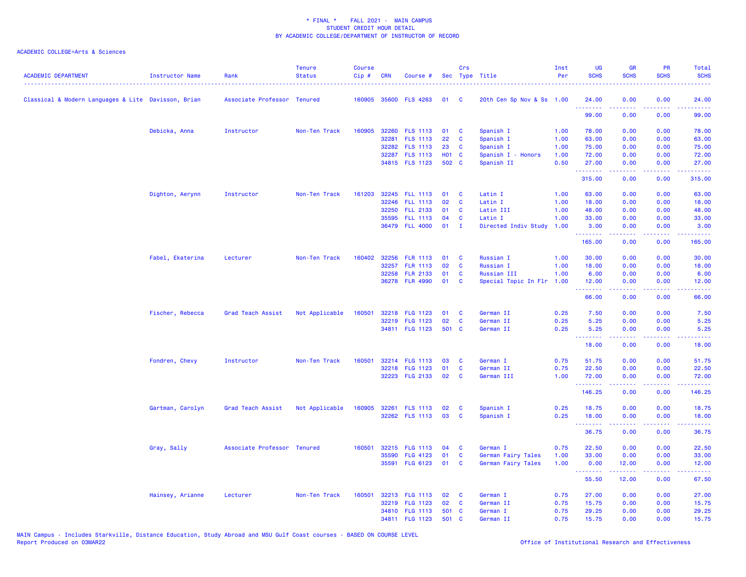\* FINAL \* FALL 2021 - MAIN CAMPUS
STUDENT CREDIT HOUR DETAIL
BY ACADEMIC COLLEGE/DEPARTMENT OF INSTRUCTOR OF RECORD

ACADEMIC COLLEGE=Arts & Sciences

| ACADEMIC DEPARTMENT | Instructor Name | Rank | Tenure Status | Course Cip # | CRN | Course # | Sec | Crs Type | Title | Inst Per | UG SCHS | GR SCHS | PR SCHS | Total SCHS |
|---|---|---|---|---|---|---|---|---|---|---|---|---|---|---|
| Classical & Modern Languages & Lite | Davisson, Brian | Associate Professor | Tenured | 160905 | 35600 | FLS 4263 | 01 | C | 20th Cen Sp Nov & Ss | 1.00 | 24.00 | 0.00 | 0.00 | 24.00 |
| | | | | | | | | | | | 99.00 | 0.00 | 0.00 | 99.00 |
| | Debicka, Anna | Instructor | Non-Ten Track | 160905 | 32260 | FLS 1113 | 01 | C | Spanish I | 1.00 | 78.00 | 0.00 | 0.00 | 78.00 |
| | | | | | 32281 | FLS 1113 | 22 | C | Spanish I | 1.00 | 63.00 | 0.00 | 0.00 | 63.00 |
| | | | | | 32282 | FLS 1113 | 23 | C | Spanish I | 1.00 | 75.00 | 0.00 | 0.00 | 75.00 |
| | | | | | 32287 | FLS 1113 | H01 | C | Spanish I - Honors | 1.00 | 72.00 | 0.00 | 0.00 | 72.00 |
| | | | | | 34815 | FLS 1123 | 502 | C | Spanish II | 0.50 | 27.00 | 0.00 | 0.00 | 27.00 |
| | | | | | | | | | | | 315.00 | 0.00 | 0.00 | 315.00 |
| | Dighton, Aerynn | Instructor | Non-Ten Track | 161203 | 32245 | FLL 1113 | 01 | C | Latin I | 1.00 | 63.00 | 0.00 | 0.00 | 63.00 |
| | | | | | 32246 | FLL 1113 | 02 | C | Latin I | 1.00 | 18.00 | 0.00 | 0.00 | 18.00 |
| | | | | | 32250 | FLL 2133 | 01 | C | Latin III | 1.00 | 48.00 | 0.00 | 0.00 | 48.00 |
| | | | | | 35595 | FLL 1113 | 04 | C | Latin I | 1.00 | 33.00 | 0.00 | 0.00 | 33.00 |
| | | | | | 36479 | FLL 4000 | 01 | I | Directed Indiv Study | 1.00 | 3.00 | 0.00 | 0.00 | 3.00 |
| | | | | | | | | | | | 165.00 | 0.00 | 0.00 | 165.00 |
| | Fabel, Ekaterina | Lecturer | Non-Ten Track | 160402 | 32256 | FLR 1113 | 01 | C | Russian I | 1.00 | 30.00 | 0.00 | 0.00 | 30.00 |
| | | | | | 32257 | FLR 1113 | 02 | C | Russian I | 1.00 | 18.00 | 0.00 | 0.00 | 18.00 |
| | | | | | 32258 | FLR 2133 | 01 | C | Russian III | 1.00 | 6.00 | 0.00 | 0.00 | 6.00 |
| | | | | | 36278 | FLR 4990 | 01 | C | Special Topic In Flr | 1.00 | 12.00 | 0.00 | 0.00 | 12.00 |
| | | | | | | | | | | | 66.00 | 0.00 | 0.00 | 66.00 |
| | Fischer, Rebecca | Grad Teach Assist | Not Applicable | 160501 | 32218 | FLG 1123 | 01 | C | German II | 0.25 | 7.50 | 0.00 | 0.00 | 7.50 |
| | | | | | 32219 | FLG 1123 | 02 | C | German II | 0.25 | 5.25 | 0.00 | 0.00 | 5.25 |
| | | | | | 34811 | FLG 1123 | 501 | C | German II | 0.25 | 5.25 | 0.00 | 0.00 | 5.25 |
| | | | | | | | | | | | 18.00 | 0.00 | 0.00 | 18.00 |
| | Fondren, Chevy | Instructor | Non-Ten Track | 160501 | 32214 | FLG 1113 | 03 | C | German I | 0.75 | 51.75 | 0.00 | 0.00 | 51.75 |
| | | | | | 32218 | FLG 1123 | 01 | C | German II | 0.75 | 22.50 | 0.00 | 0.00 | 22.50 |
| | | | | | 32223 | FLG 2133 | 02 | C | German III | 1.00 | 72.00 | 0.00 | 0.00 | 72.00 |
| | | | | | | | | | | | 146.25 | 0.00 | 0.00 | 146.25 |
| | Gartman, Carolyn | Grad Teach Assist | Not Applicable | 160905 | 32261 | FLS 1113 | 02 | C | Spanish I | 0.25 | 18.75 | 0.00 | 0.00 | 18.75 |
| | | | | | 32262 | FLS 1113 | 03 | C | Spanish I | 0.25 | 18.00 | 0.00 | 0.00 | 18.00 |
| | | | | | | | | | | | 36.75 | 0.00 | 0.00 | 36.75 |
| | Gray, Sally | Associate Professor | Tenured | 160501 | 32215 | FLG 1113 | 04 | C | German I | 0.75 | 22.50 | 0.00 | 0.00 | 22.50 |
| | | | | | 35590 | FLG 4123 | 01 | C | German Fairy Tales | 1.00 | 33.00 | 0.00 | 0.00 | 33.00 |
| | | | | | 35591 | FLG 6123 | 01 | C | German Fairy Tales | 1.00 | 0.00 | 12.00 | 0.00 | 12.00 |
| | | | | | | | | | | | 55.50 | 12.00 | 0.00 | 67.50 |
| | Hainsey, Arianne | Lecturer | Non-Ten Track | 160501 | 32213 | FLG 1113 | 02 | C | German I | 0.75 | 27.00 | 0.00 | 0.00 | 27.00 |
| | | | | | 32219 | FLG 1123 | 02 | C | German II | 0.75 | 15.75 | 0.00 | 0.00 | 15.75 |
| | | | | | 34810 | FLG 1113 | 501 | C | German I | 0.75 | 29.25 | 0.00 | 0.00 | 29.25 |
| | | | | | 34811 | FLG 1123 | 501 | C | German II | 0.75 | 15.75 | 0.00 | 0.00 | 15.75 |

MAIN Campus - Includes Starkville, Distance Education, Study Abroad and MSU Gulf Coast courses - BASED ON COURSE LEVEL
Report Produced on 03MAR22 Office of Institutional Research and Effectiveness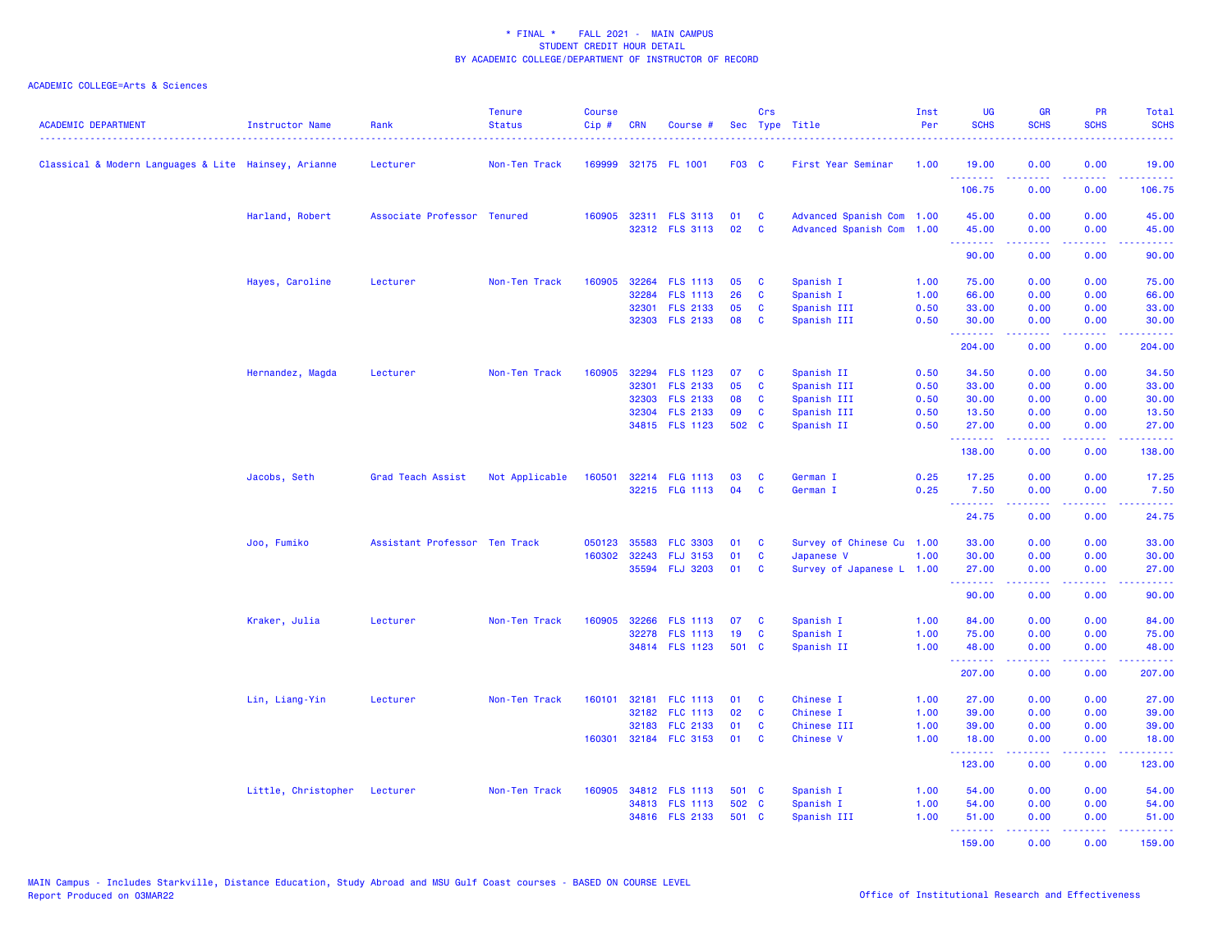\* FINAL \* FALL 2021 - MAIN CAMPUS
STUDENT CREDIT HOUR DETAIL
BY ACADEMIC COLLEGE/DEPARTMENT OF INSTRUCTOR OF RECORD

ACADEMIC COLLEGE=Arts & Sciences

| ACADEMIC DEPARTMENT | Instructor Name | Rank | Tenure Status | Course Cip # | CRN | Course # | Sec | Crs Type | Title | Inst Per | UG SCHS | GR SCHS | PR SCHS | Total SCHS |
|---|---|---|---|---|---|---|---|---|---|---|---|---|---|---|
| Classical & Modern Languages & Lite | Hainsey, Arianne | Lecturer | Non-Ten Track | 169999 | 32175 | FL 1001 | F03 | C | First Year Seminar | 1.00 | 19.00 | 0.00 | 0.00 | 19.00 |
| | | | | | | | | | | | 106.75 | 0.00 | 0.00 | 106.75 |
| | Harland, Robert | Associate Professor | Tenured | 160905 | 32311 | FLS 3113 | 01 | C | Advanced Spanish Com | 1.00 | 45.00 | 0.00 | 0.00 | 45.00 |
| | | | | | 32312 | FLS 3113 | 02 | C | Advanced Spanish Com | 1.00 | 45.00 | 0.00 | 0.00 | 45.00 |
| | | | | | | | | | | | 90.00 | 0.00 | 0.00 | 90.00 |
| | Hayes, Caroline | Lecturer | Non-Ten Track | 160905 | 32264 | FLS 1113 | 05 | C | Spanish I | 1.00 | 75.00 | 0.00 | 0.00 | 75.00 |
| | | | | | 32284 | FLS 1113 | 26 | C | Spanish I | 1.00 | 66.00 | 0.00 | 0.00 | 66.00 |
| | | | | | 32301 | FLS 2133 | 05 | C | Spanish III | 0.50 | 33.00 | 0.00 | 0.00 | 33.00 |
| | | | | | 32303 | FLS 2133 | 08 | C | Spanish III | 0.50 | 30.00 | 0.00 | 0.00 | 30.00 |
| | | | | | | | | | | | 204.00 | 0.00 | 0.00 | 204.00 |
| | Hernandez, Magda | Lecturer | Non-Ten Track | 160905 | 32294 | FLS 1123 | 07 | C | Spanish II | 0.50 | 34.50 | 0.00 | 0.00 | 34.50 |
| | | | | | 32301 | FLS 2133 | 05 | C | Spanish III | 0.50 | 33.00 | 0.00 | 0.00 | 33.00 |
| | | | | | 32303 | FLS 2133 | 08 | C | Spanish III | 0.50 | 30.00 | 0.00 | 0.00 | 30.00 |
| | | | | | 32304 | FLS 2133 | 09 | C | Spanish III | 0.50 | 13.50 | 0.00 | 0.00 | 13.50 |
| | | | | | 34815 | FLS 1123 | 502 | C | Spanish II | 0.50 | 27.00 | 0.00 | 0.00 | 27.00 |
| | | | | | | | | | | | 138.00 | 0.00 | 0.00 | 138.00 |
| | Jacobs, Seth | Grad Teach Assist | Not Applicable | 160501 | 32214 | FLG 1113 | 03 | C | German I | 0.25 | 17.25 | 0.00 | 0.00 | 17.25 |
| | | | | | 32215 | FLG 1113 | 04 | C | German I | 0.25 | 7.50 | 0.00 | 0.00 | 7.50 |
| | | | | | | | | | | | 24.75 | 0.00 | 0.00 | 24.75 |
| | Joo, Fumiko | Assistant Professor | Ten Track | 050123 | 35583 | FLC 3303 | 01 | C | Survey of Chinese Cu | 1.00 | 33.00 | 0.00 | 0.00 | 33.00 |
| | | | | 160302 | 32243 | FLJ 3153 | 01 | C | Japanese V | 1.00 | 30.00 | 0.00 | 0.00 | 30.00 |
| | | | | | 35594 | FLJ 3203 | 01 | C | Survey of Japanese L | 1.00 | 27.00 | 0.00 | 0.00 | 27.00 |
| | | | | | | | | | | | 90.00 | 0.00 | 0.00 | 90.00 |
| | Kraker, Julia | Lecturer | Non-Ten Track | 160905 | 32266 | FLS 1113 | 07 | C | Spanish I | 1.00 | 84.00 | 0.00 | 0.00 | 84.00 |
| | | | | | 32278 | FLS 1113 | 19 | C | Spanish I | 1.00 | 75.00 | 0.00 | 0.00 | 75.00 |
| | | | | | 34814 | FLS 1123 | 501 | C | Spanish II | 1.00 | 48.00 | 0.00 | 0.00 | 48.00 |
| | | | | | | | | | | | 207.00 | 0.00 | 0.00 | 207.00 |
| | Lin, Liang-Yin | Lecturer | Non-Ten Track | 160101 | 32181 | FLC 1113 | 01 | C | Chinese I | 1.00 | 27.00 | 0.00 | 0.00 | 27.00 |
| | | | | | 32182 | FLC 1113 | 02 | C | Chinese I | 1.00 | 39.00 | 0.00 | 0.00 | 39.00 |
| | | | | | 32183 | FLC 2133 | 01 | C | Chinese III | 1.00 | 39.00 | 0.00 | 0.00 | 39.00 |
| | | | | 160301 | 32184 | FLC 3153 | 01 | C | Chinese V | 1.00 | 18.00 | 0.00 | 0.00 | 18.00 |
| | | | | | | | | | | | 123.00 | 0.00 | 0.00 | 123.00 |
| | Little, Christopher | Lecturer | Non-Ten Track | 160905 | 34812 | FLS 1113 | 501 | C | Spanish I | 1.00 | 54.00 | 0.00 | 0.00 | 54.00 |
| | | | | | 34813 | FLS 1113 | 502 | C | Spanish I | 1.00 | 54.00 | 0.00 | 0.00 | 54.00 |
| | | | | | 34816 | FLS 2133 | 501 | C | Spanish III | 1.00 | 51.00 | 0.00 | 0.00 | 51.00 |
| | | | | | | | | | | | 159.00 | 0.00 | 0.00 | 159.00 |

MAIN Campus - Includes Starkville, Distance Education, Study Abroad and MSU Gulf Coast courses - BASED ON COURSE LEVEL
Report Produced on 03MAR22

Office of Institutional Research and Effectiveness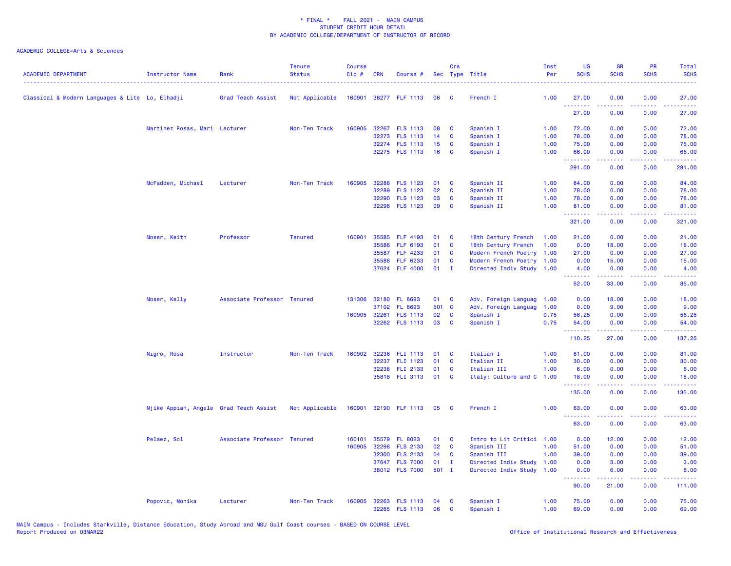\* FINAL \* FALL 2021 - MAIN CAMPUS
STUDENT CREDIT HOUR DETAIL
BY ACADEMIC COLLEGE/DEPARTMENT OF INSTRUCTOR OF RECORD

ACADEMIC COLLEGE=Arts & Sciences

| ACADEMIC DEPARTMENT | Instructor Name | Rank | Tenure Status | Course Cip # | CRN | Course # | Sec | Crs Type | Title | Inst Per | UG SCHS | GR SCHS | PR SCHS | Total SCHS |
|---|---|---|---|---|---|---|---|---|---|---|---|---|---|---|
| Classical & Modern Languages & Lite | Lo, Elhadji | Grad Teach Assist | Not Applicable | 160901 | 36277 | FLF 1113 | 06 | C | French I | 1.00 | 27.00 | 0.00 | 0.00 | 27.00 |
| | | | | | | | | | | | 27.00 | 0.00 | 0.00 | 27.00 |
| | Martinez Rosas, Mari | Lecturer | Non-Ten Track | 160905 | 32267 | FLS 1113 | 08 | C | Spanish I | 1.00 | 72.00 | 0.00 | 0.00 | 72.00 |
| | | | | | 32273 | FLS 1113 | 14 | C | Spanish I | 1.00 | 78.00 | 0.00 | 0.00 | 78.00 |
| | | | | | 32274 | FLS 1113 | 15 | C | Spanish I | 1.00 | 75.00 | 0.00 | 0.00 | 75.00 |
| | | | | | 32275 | FLS 1113 | 16 | C | Spanish I | 1.00 | 66.00 | 0.00 | 0.00 | 66.00 |
| | | | | | | | | | | | 291.00 | 0.00 | 0.00 | 291.00 |
| | McFadden, Michael | Lecturer | Non-Ten Track | 160905 | 32288 | FLS 1123 | 01 | C | Spanish II | 1.00 | 84.00 | 0.00 | 0.00 | 84.00 |
| | | | | | 32289 | FLS 1123 | 02 | C | Spanish II | 1.00 | 78.00 | 0.00 | 0.00 | 78.00 |
| | | | | | 32290 | FLS 1123 | 03 | C | Spanish II | 1.00 | 78.00 | 0.00 | 0.00 | 78.00 |
| | | | | | 32296 | FLS 1123 | 09 | C | Spanish II | 1.00 | 81.00 | 0.00 | 0.00 | 81.00 |
| | | | | | | | | | | | 321.00 | 0.00 | 0.00 | 321.00 |
| | Moser, Keith | Professor | Tenured | 160901 | 35585 | FLF 4193 | 01 | C | 18th Century French | 1.00 | 21.00 | 0.00 | 0.00 | 21.00 |
| | | | | | 35586 | FLF 6193 | 01 | C | 18th Century French | 1.00 | 0.00 | 18.00 | 0.00 | 18.00 |
| | | | | | 35587 | FLF 4233 | 01 | C | Modern French Poetry | 1.00 | 27.00 | 0.00 | 0.00 | 27.00 |
| | | | | | 35588 | FLF 6233 | 01 | C | Modern French Poetry | 1.00 | 0.00 | 15.00 | 0.00 | 15.00 |
| | | | | | 37624 | FLF 4000 | 01 | I | Directed Indiv Study | 1.00 | 4.00 | 0.00 | 0.00 | 4.00 |
| | | | | | | | | | | | 52.00 | 33.00 | 0.00 | 85.00 |
| | Moser, Kelly | Associate Professor | Tenured | 131306 | 32180 | FL 8693 | 01 | C | Adv. Foreign Languag | 1.00 | 0.00 | 18.00 | 0.00 | 18.00 |
| | | | | | 37102 | FL 8693 | 501 | C | Adv. Foreign Languag | 1.00 | 0.00 | 9.00 | 0.00 | 9.00 |
| | | | | 160905 | 32261 | FLS 1113 | 02 | C | Spanish I | 0.75 | 56.25 | 0.00 | 0.00 | 56.25 |
| | | | | | 32262 | FLS 1113 | 03 | C | Spanish I | 0.75 | 54.00 | 0.00 | 0.00 | 54.00 |
| | | | | | | | | | | | 110.25 | 27.00 | 0.00 | 137.25 |
| | Nigro, Rosa | Instructor | Non-Ten Track | 160902 | 32236 | FLI 1113 | 01 | C | Italian I | 1.00 | 81.00 | 0.00 | 0.00 | 81.00 |
| | | | | | 32237 | FLI 1123 | 01 | C | Italian II | 1.00 | 30.00 | 0.00 | 0.00 | 30.00 |
| | | | | | 32238 | FLI 2133 | 01 | C | Italian III | 1.00 | 6.00 | 0.00 | 0.00 | 6.00 |
| | | | | | 35818 | FLI 3113 | 01 | C | Italy: Culture and C | 1.00 | 18.00 | 0.00 | 0.00 | 18.00 |
| | | | | | | | | | | | 135.00 | 0.00 | 0.00 | 135.00 |
| | Njike Appiah, Angele | Grad Teach Assist | Not Applicable | 160901 | 32190 | FLF 1113 | 05 | C | French I | 1.00 | 63.00 | 0.00 | 0.00 | 63.00 |
| | | | | | | | | | | | 63.00 | 0.00 | 0.00 | 63.00 |
| | Pelaez, Sol | Associate Professor | Tenured | 160101 | 35579 | FL 8023 | 01 | C | Intro to Lit Critici | 1.00 | 0.00 | 12.00 | 0.00 | 12.00 |
| | | | | 160905 | 32298 | FLS 2133 | 02 | C | Spanish III | 1.00 | 51.00 | 0.00 | 0.00 | 51.00 |
| | | | | | 32300 | FLS 2133 | 04 | C | Spanish III | 1.00 | 39.00 | 0.00 | 0.00 | 39.00 |
| | | | | | 37647 | FLS 7000 | 01 | I | Directed Indiv Study | 1.00 | 0.00 | 3.00 | 0.00 | 3.00 |
| | | | | | 38012 | FLS 7000 | 501 | I | Directed Indiv Study | 1.00 | 0.00 | 6.00 | 0.00 | 6.00 |
| | | | | | | | | | | | 90.00 | 21.00 | 0.00 | 111.00 |
| | Popovic, Monika | Lecturer | Non-Ten Track | 160905 | 32263 | FLS 1113 | 04 | C | Spanish I | 1.00 | 75.00 | 0.00 | 0.00 | 75.00 |
| | | | | | 32265 | FLS 1113 | 06 | C | Spanish I | 1.00 | 69.00 | 0.00 | 0.00 | 69.00 |

MAIN Campus - Includes Starkville, Distance Education, Study Abroad and MSU Gulf Coast courses - BASED ON COURSE LEVEL
Report Produced on 03MAR22

Office of Institutional Research and Effectiveness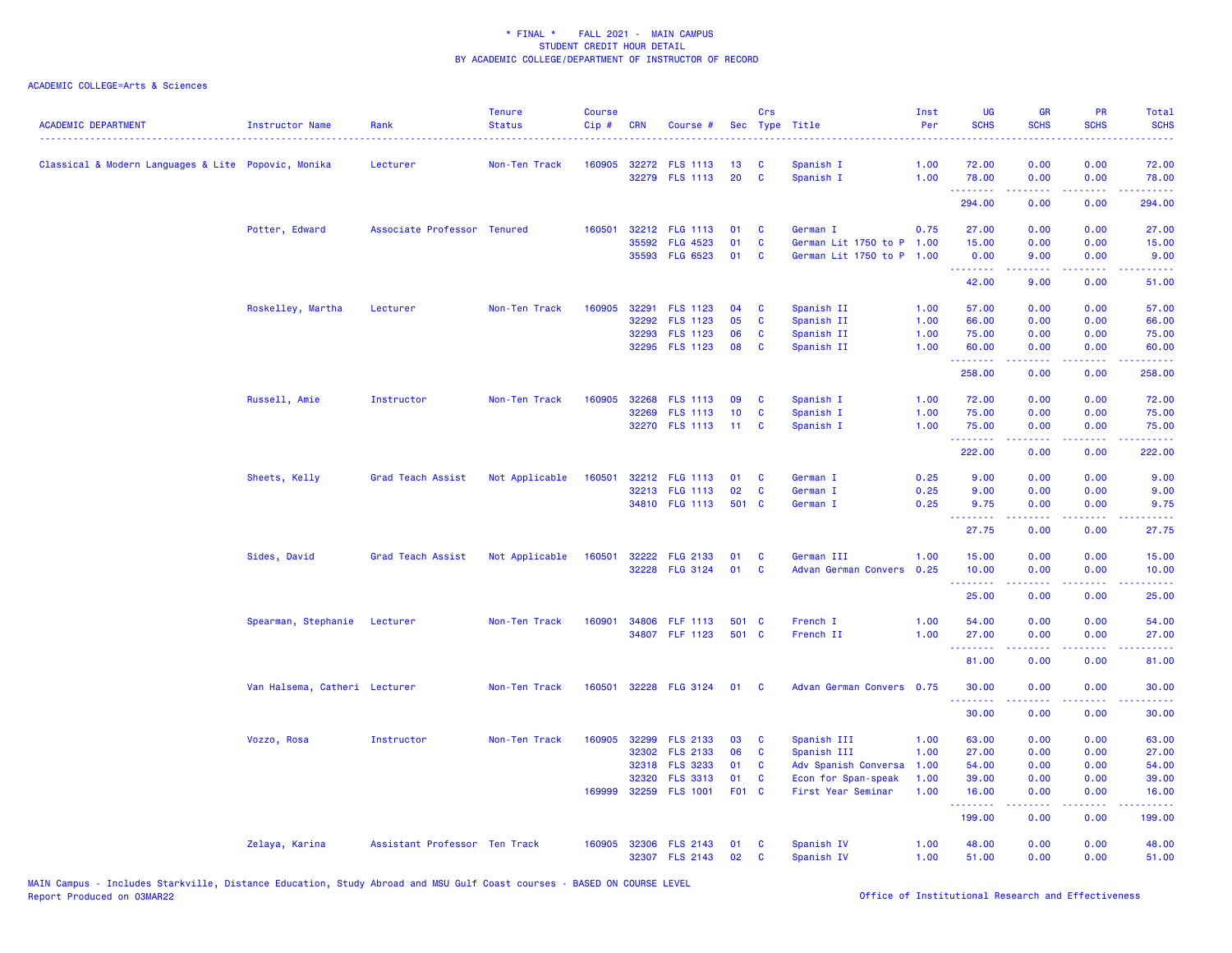\* FINAL \* FALL 2021 - MAIN CAMPUS
STUDENT CREDIT HOUR DETAIL
BY ACADEMIC COLLEGE/DEPARTMENT OF INSTRUCTOR OF RECORD

ACADEMIC COLLEGE=Arts & Sciences

| ACADEMIC DEPARTMENT | Instructor Name | Rank | Tenure Status | Course Cip # | CRN | Course # | Sec | Crs Type | Title | Inst Per | UG SCHS | GR SCHS | PR SCHS | Total SCHS |
|---|---|---|---|---|---|---|---|---|---|---|---|---|---|---|
| Classical & Modern Languages & Lite | Popovic, Monika | Lecturer | Non-Ten Track | 160905 | 32272 | FLS 1113 | 13 | C | Spanish I | 1.00 | 72.00 | 0.00 | 0.00 | 72.00 |
| | | | | | 32279 | FLS 1113 | 20 | C | Spanish I | 1.00 | 78.00 | 0.00 | 0.00 | 78.00 |
| | | | | | | | | | | | 294.00 | 0.00 | 0.00 | 294.00 |
| | Potter, Edward | Associate Professor | Tenured | 160501 | 32212 | FLG 1113 | 01 | C | German I | 0.75 | 27.00 | 0.00 | 0.00 | 27.00 |
| | | | | | 35592 | FLG 4523 | 01 | C | German Lit 1750 to P | 1.00 | 15.00 | 0.00 | 0.00 | 15.00 |
| | | | | | 35593 | FLG 6523 | 01 | C | German Lit 1750 to P | 1.00 | 0.00 | 9.00 | 0.00 | 9.00 |
| | | | | | | | | | | | 42.00 | 9.00 | 0.00 | 51.00 |
| | Roskelley, Martha | Lecturer | Non-Ten Track | 160905 | 32291 | FLS 1123 | 04 | C | Spanish II | 1.00 | 57.00 | 0.00 | 0.00 | 57.00 |
| | | | | | 32292 | FLS 1123 | 05 | C | Spanish II | 1.00 | 66.00 | 0.00 | 0.00 | 66.00 |
| | | | | | 32293 | FLS 1123 | 06 | C | Spanish II | 1.00 | 75.00 | 0.00 | 0.00 | 75.00 |
| | | | | | 32295 | FLS 1123 | 08 | C | Spanish II | 1.00 | 60.00 | 0.00 | 0.00 | 60.00 |
| | | | | | | | | | | | 258.00 | 0.00 | 0.00 | 258.00 |
| | Russell, Amie | Instructor | Non-Ten Track | 160905 | 32268 | FLS 1113 | 09 | C | Spanish I | 1.00 | 72.00 | 0.00 | 0.00 | 72.00 |
| | | | | | 32269 | FLS 1113 | 10 | C | Spanish I | 1.00 | 75.00 | 0.00 | 0.00 | 75.00 |
| | | | | | 32270 | FLS 1113 | 11 | C | Spanish I | 1.00 | 75.00 | 0.00 | 0.00 | 75.00 |
| | | | | | | | | | | | 222.00 | 0.00 | 0.00 | 222.00 |
| | Sheets, Kelly | Grad Teach Assist | Not Applicable | 160501 | 32212 | FLG 1113 | 01 | C | German I | 0.25 | 9.00 | 0.00 | 0.00 | 9.00 |
| | | | | | 32213 | FLG 1113 | 02 | C | German I | 0.25 | 9.00 | 0.00 | 0.00 | 9.00 |
| | | | | | 34810 | FLG 1113 | 501 | C | German I | 0.25 | 9.75 | 0.00 | 0.00 | 9.75 |
| | | | | | | | | | | | 27.75 | 0.00 | 0.00 | 27.75 |
| | Sides, David | Grad Teach Assist | Not Applicable | 160501 | 32222 | FLG 2133 | 01 | C | German III | 1.00 | 15.00 | 0.00 | 0.00 | 15.00 |
| | | | | | 32228 | FLG 3124 | 01 | C | Advan German Convers | 0.25 | 10.00 | 0.00 | 0.00 | 10.00 |
| | | | | | | | | | | | 25.00 | 0.00 | 0.00 | 25.00 |
| | Spearman, Stephanie | Lecturer | Non-Ten Track | 160901 | 34806 | FLF 1113 | 501 | C | French I | 1.00 | 54.00 | 0.00 | 0.00 | 54.00 |
| | | | | | 34807 | FLF 1123 | 501 | C | French II | 1.00 | 27.00 | 0.00 | 0.00 | 27.00 |
| | | | | | | | | | | | 81.00 | 0.00 | 0.00 | 81.00 |
| | Van Halsema, Catheri | Lecturer | Non-Ten Track | 160501 | 32228 | FLG 3124 | 01 | C | Advan German Convers | 0.75 | 30.00 | 0.00 | 0.00 | 30.00 |
| | | | | | | | | | | | 30.00 | 0.00 | 0.00 | 30.00 |
| | Vozzo, Rosa | Instructor | Non-Ten Track | 160905 | 32299 | FLS 2133 | 03 | C | Spanish III | 1.00 | 63.00 | 0.00 | 0.00 | 63.00 |
| | | | | | 32302 | FLS 2133 | 06 | C | Spanish III | 1.00 | 27.00 | 0.00 | 0.00 | 27.00 |
| | | | | | 32318 | FLS 3233 | 01 | C | Adv Spanish Conversa | 1.00 | 54.00 | 0.00 | 0.00 | 54.00 |
| | | | | | 32320 | FLS 3313 | 01 | C | Econ for Span-speak | 1.00 | 39.00 | 0.00 | 0.00 | 39.00 |
| | | | | 169999 | 32259 | FLS 1001 | F01 | C | First Year Seminar | 1.00 | 16.00 | 0.00 | 0.00 | 16.00 |
| | | | | | | | | | | | 199.00 | 0.00 | 0.00 | 199.00 |
| | Zelaya, Karina | Assistant Professor | Ten Track | 160905 | 32306 | FLS 2143 | 01 | C | Spanish IV | 1.00 | 48.00 | 0.00 | 0.00 | 48.00 |
| | | | | | 32307 | FLS 2143 | 02 | C | Spanish IV | 1.00 | 51.00 | 0.00 | 0.00 | 51.00 |

MAIN Campus - Includes Starkville, Distance Education, Study Abroad and MSU Gulf Coast courses - BASED ON COURSE LEVEL
Report Produced on 03MAR22

Office of Institutional Research and Effectiveness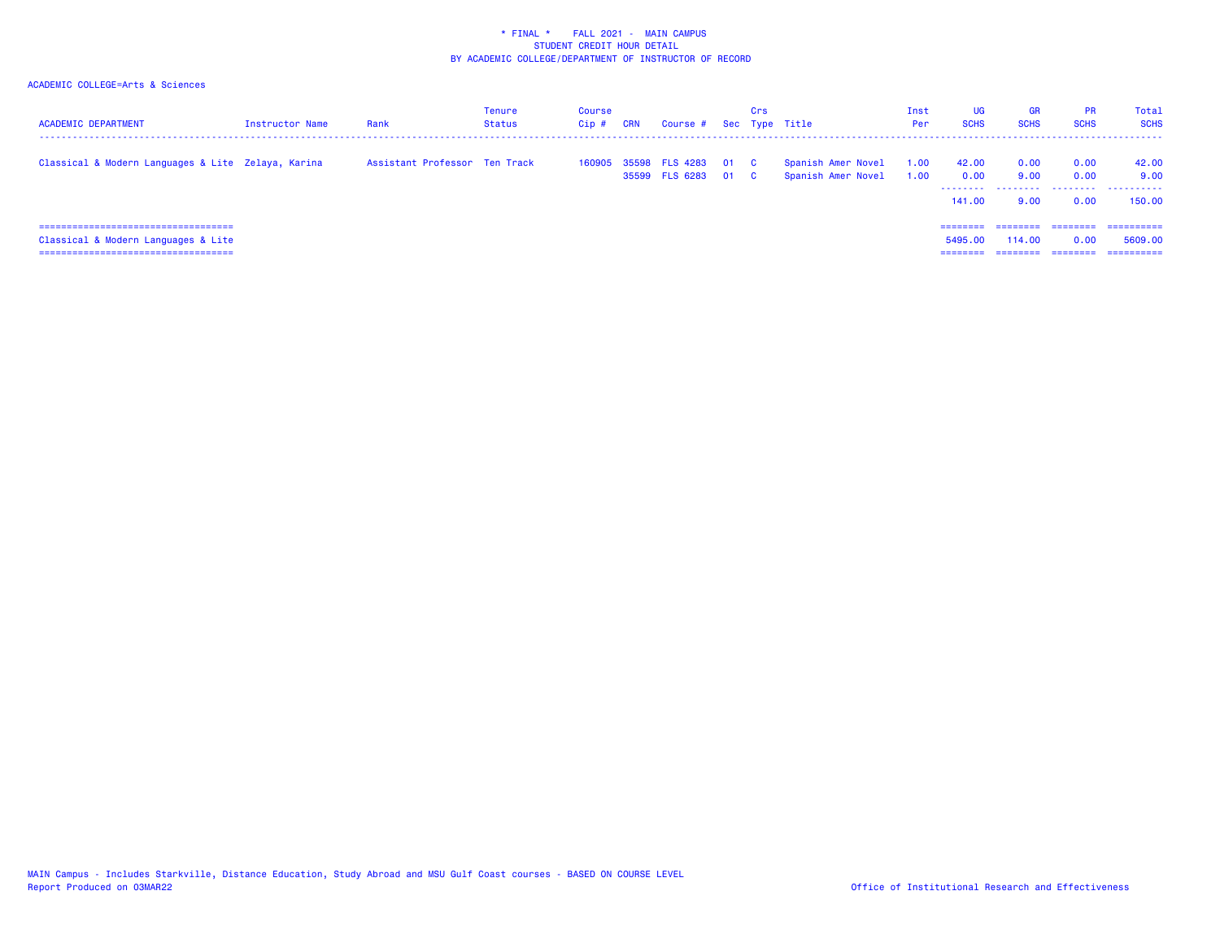\* FINAL \* FALL 2021 - MAIN CAMPUS
STUDENT CREDIT HOUR DETAIL
BY ACADEMIC COLLEGE/DEPARTMENT OF INSTRUCTOR OF RECORD

ACADEMIC COLLEGE=Arts & Sciences

| ACADEMIC DEPARTMENT | Instructor Name | Rank | Tenure Status | Course Cip # | CRN | Course # | Sec | Crs Type | Title | Inst Per | UG SCHS | GR SCHS | PR SCHS | Total SCHS |
|---|---|---|---|---|---|---|---|---|---|---|---|---|---|---|
| Classical & Modern Languages & Lite | Zelaya, Karina | Assistant Professor | Ten Track | 160905 | 35598 | FLS 4283 | 01 | C | Spanish Amer Novel | 1.00 | 42.00 | 0.00 | 0.00 | 42.00 |
| | | | | | 35599 | FLS 6283 | 01 | C | Spanish Amer Novel | 1.00 | 0.00 | 9.00 | 0.00 | 9.00 |
| | | | | | | | | | | | 141.00 | 9.00 | 0.00 | 150.00 |
| Classical & Modern Languages & Lite | | | | | | | | | | | 5495.00 | 114.00 | 0.00 | 5609.00 |

MAIN Campus - Includes Starkville, Distance Education, Study Abroad and MSU Gulf Coast courses - BASED ON COURSE LEVEL
Report Produced on 03MAR22

Office of Institutional Research and Effectiveness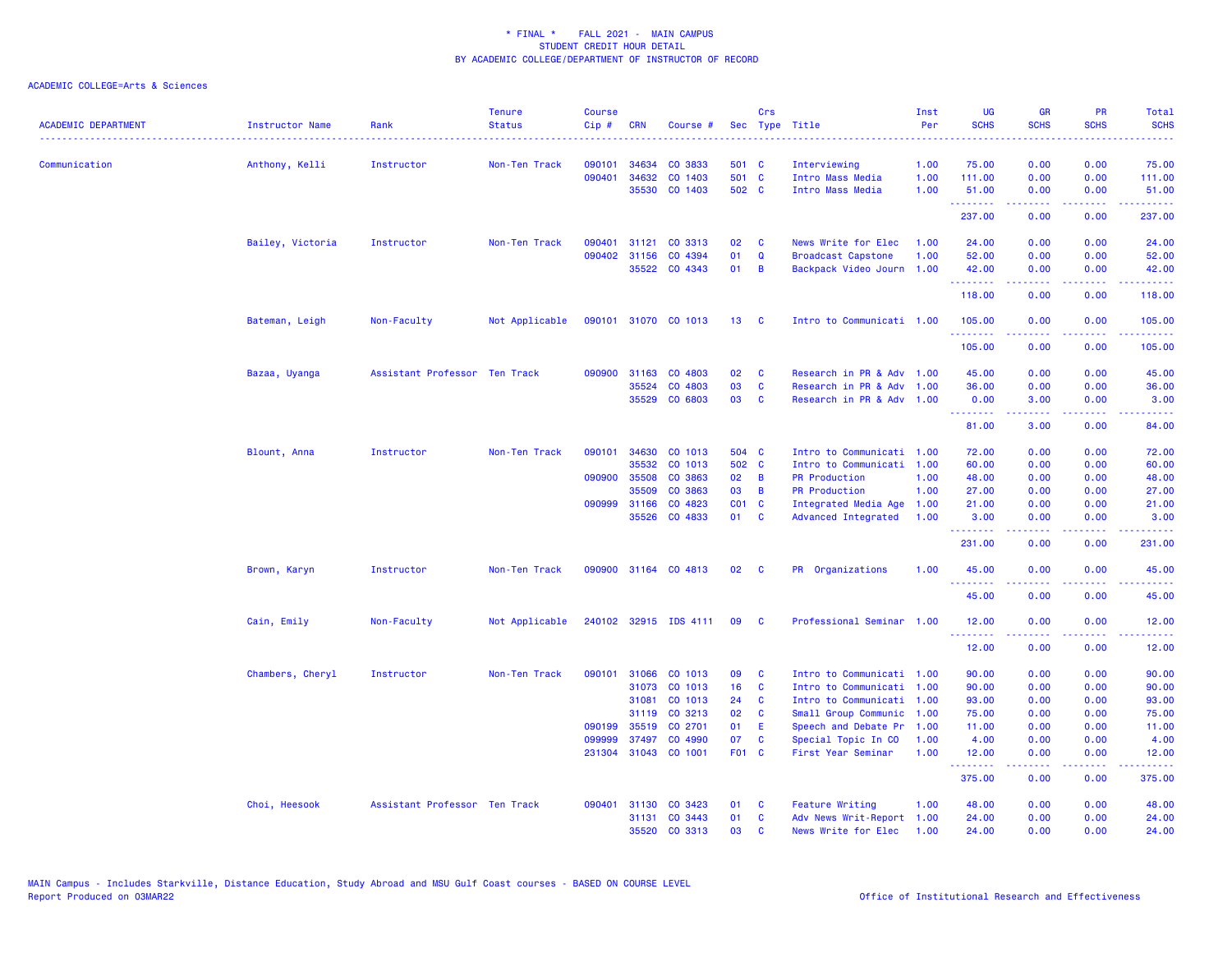\* FINAL \* FALL 2021 - MAIN CAMPUS
STUDENT CREDIT HOUR DETAIL
BY ACADEMIC COLLEGE/DEPARTMENT OF INSTRUCTOR OF RECORD

ACADEMIC COLLEGE=Arts & Sciences

| ACADEMIC DEPARTMENT | Instructor Name | Rank | Tenure Status | Course Cip # | CRN | Course # | Sec | Crs Type | Title | Inst Per | UG SCHS | GR SCHS | PR SCHS | Total SCHS |
|---|---|---|---|---|---|---|---|---|---|---|---|---|---|---|
| Communication | Anthony, Kelli | Instructor | Non-Ten Track | 090101 | 34634 | CO 3833 | 501 | C | Interviewing | 1.00 | 75.00 | 0.00 | 0.00 | 75.00 |
| | | | | 090401 | 34632 | CO 1403 | 501 | C | Intro Mass Media | 1.00 | 111.00 | 0.00 | 0.00 | 111.00 |
| | | | | | 35530 | CO 1403 | 502 | C | Intro Mass Media | 1.00 | 51.00 | 0.00 | 0.00 | 51.00 |
| | | | | | | | | | | | 237.00 | 0.00 | 0.00 | 237.00 |
| | Bailey, Victoria | Instructor | Non-Ten Track | 090401 | 31121 | CO 3313 | 02 | C | News Write for Elec | 1.00 | 24.00 | 0.00 | 0.00 | 24.00 |
| | | | | 090402 | 31156 | CO 4394 | 01 | Q | Broadcast Capstone | 1.00 | 52.00 | 0.00 | 0.00 | 52.00 |
| | | | | | 35522 | CO 4343 | 01 | B | Backpack Video Journ | 1.00 | 42.00 | 0.00 | 0.00 | 42.00 |
| | | | | | | | | | | | 118.00 | 0.00 | 0.00 | 118.00 |
| | Bateman, Leigh | Non-Faculty | Not Applicable | 090101 | 31070 | CO 1013 | 13 | C | Intro to Communicati | 1.00 | 105.00 | 0.00 | 0.00 | 105.00 |
| | | | | | | | | | | | 105.00 | 0.00 | 0.00 | 105.00 |
| | Bazaa, Uyanga | Assistant Professor | Ten Track | 090900 | 31163 | CO 4803 | 02 | C | Research in PR & Adv | 1.00 | 45.00 | 0.00 | 0.00 | 45.00 |
| | | | | | 35524 | CO 4803 | 03 | C | Research in PR & Adv | 1.00 | 36.00 | 0.00 | 0.00 | 36.00 |
| | | | | | 35529 | CO 6803 | 03 | C | Research in PR & Adv | 1.00 | 0.00 | 3.00 | 0.00 | 3.00 |
| | | | | | | | | | | | 81.00 | 3.00 | 0.00 | 84.00 |
| | Blount, Anna | Instructor | Non-Ten Track | 090101 | 34630 | CO 1013 | 504 | C | Intro to Communicati | 1.00 | 72.00 | 0.00 | 0.00 | 72.00 |
| | | | | | 35532 | CO 1013 | 502 | C | Intro to Communicati | 1.00 | 60.00 | 0.00 | 0.00 | 60.00 |
| | | | | 090900 | 35508 | CO 3863 | 02 | B | PR Production | 1.00 | 48.00 | 0.00 | 0.00 | 48.00 |
| | | | | | 35509 | CO 3863 | 03 | B | PR Production | 1.00 | 27.00 | 0.00 | 0.00 | 27.00 |
| | | | | 090999 | 31166 | CO 4823 | C01 | C | Integrated Media Age | 1.00 | 21.00 | 0.00 | 0.00 | 21.00 |
| | | | | | 35526 | CO 4833 | 01 | C | Advanced Integrated | 1.00 | 3.00 | 0.00 | 0.00 | 3.00 |
| | | | | | | | | | | | 231.00 | 0.00 | 0.00 | 231.00 |
| | Brown, Karyn | Instructor | Non-Ten Track | 090900 | 31164 | CO 4813 | 02 | C | PR Organizations | 1.00 | 45.00 | 0.00 | 0.00 | 45.00 |
| | | | | | | | | | | | 45.00 | 0.00 | 0.00 | 45.00 |
| | Cain, Emily | Non-Faculty | Not Applicable | 240102 | 32915 | IDS 4111 | 09 | C | Professional Seminar | 1.00 | 12.00 | 0.00 | 0.00 | 12.00 |
| | | | | | | | | | | | 12.00 | 0.00 | 0.00 | 12.00 |
| | Chambers, Cheryl | Instructor | Non-Ten Track | 090101 | 31066 | CO 1013 | 09 | C | Intro to Communicati | 1.00 | 90.00 | 0.00 | 0.00 | 90.00 |
| | | | | | 31073 | CO 1013 | 16 | C | Intro to Communicati | 1.00 | 90.00 | 0.00 | 0.00 | 90.00 |
| | | | | | 31081 | CO 1013 | 24 | C | Intro to Communicati | 1.00 | 93.00 | 0.00 | 0.00 | 93.00 |
| | | | | | 31119 | CO 3213 | 02 | C | Small Group Communic | 1.00 | 75.00 | 0.00 | 0.00 | 75.00 |
| | | | | 090199 | 35519 | CO 2701 | 01 | E | Speech and Debate Pr | 1.00 | 11.00 | 0.00 | 0.00 | 11.00 |
| | | | | 099999 | 37497 | CO 4990 | 07 | C | Special Topic In CO | 1.00 | 4.00 | 0.00 | 0.00 | 4.00 |
| | | | | 231304 | 31043 | CO 1001 | F01 | C | First Year Seminar | 1.00 | 12.00 | 0.00 | 0.00 | 12.00 |
| | | | | | | | | | | | 375.00 | 0.00 | 0.00 | 375.00 |
| | Choi, Heesook | Assistant Professor | Ten Track | 090401 | 31130 | CO 3423 | 01 | C | Feature Writing | 1.00 | 48.00 | 0.00 | 0.00 | 48.00 |
| | | | | | 31131 | CO 3443 | 01 | C | Adv News Writ-Report | 1.00 | 24.00 | 0.00 | 0.00 | 24.00 |
| | | | | | 35520 | CO 3313 | 03 | C | News Write for Elec | 1.00 | 24.00 | 0.00 | 0.00 | 24.00 |

MAIN Campus - Includes Starkville, Distance Education, Study Abroad and MSU Gulf Coast courses - BASED ON COURSE LEVEL
Report Produced on 03MAR22

Office of Institutional Research and Effectiveness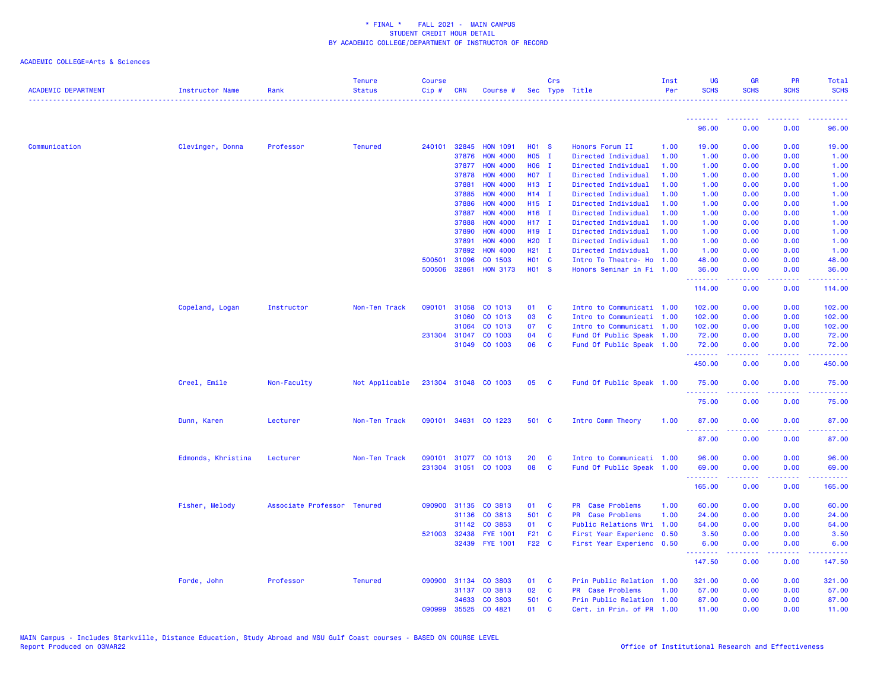# * FINAL * FALL 2021 - MAIN CAMPUS
## STUDENT CREDIT HOUR DETAIL
## BY ACADEMIC COLLEGE/DEPARTMENT OF INSTRUCTOR OF RECORD

ACADEMIC COLLEGE=Arts & Sciences

| ACADEMIC DEPARTMENT | Instructor Name | Rank | Tenure Status | Course Cip # | CRN | Course # | Sec | Crs Type | Title | Inst Per | UG SCHS | GR SCHS | PR SCHS | Total SCHS |
|---|---|---|---|---|---|---|---|---|---|---|---|---|---|---|
| | | | | | | | | | | | 96.00 | 0.00 | 0.00 | 96.00 |
| Communication | Clevinger, Donna | Professor | Tenured | 240101 | 32845 | HON 1091 | H01 | S | Honors Forum II | 1.00 | 19.00 | 0.00 | 0.00 | 19.00 |
| | | | | | 37876 | HON 4000 | H05 | I | Directed Individual | 1.00 | 1.00 | 0.00 | 0.00 | 1.00 |
| | | | | | 37877 | HON 4000 | H06 | I | Directed Individual | 1.00 | 1.00 | 0.00 | 0.00 | 1.00 |
| | | | | | 37878 | HON 4000 | H07 | I | Directed Individual | 1.00 | 1.00 | 0.00 | 0.00 | 1.00 |
| | | | | | 37881 | HON 4000 | H13 | I | Directed Individual | 1.00 | 1.00 | 0.00 | 0.00 | 1.00 |
| | | | | | 37885 | HON 4000 | H14 | I | Directed Individual | 1.00 | 1.00 | 0.00 | 0.00 | 1.00 |
| | | | | | 37886 | HON 4000 | H15 | I | Directed Individual | 1.00 | 1.00 | 0.00 | 0.00 | 1.00 |
| | | | | | 37887 | HON 4000 | H16 | I | Directed Individual | 1.00 | 1.00 | 0.00 | 0.00 | 1.00 |
| | | | | | 37888 | HON 4000 | H17 | I | Directed Individual | 1.00 | 1.00 | 0.00 | 0.00 | 1.00 |
| | | | | | 37890 | HON 4000 | H19 | I | Directed Individual | 1.00 | 1.00 | 0.00 | 0.00 | 1.00 |
| | | | | | 37891 | HON 4000 | H20 | I | Directed Individual | 1.00 | 1.00 | 0.00 | 0.00 | 1.00 |
| | | | | | 37892 | HON 4000 | H21 | I | Directed Individual | 1.00 | 1.00 | 0.00 | 0.00 | 1.00 |
| | | | | 500501 | 31096 | CO 1503 | H01 | C | Intro To Theatre- Ho | 1.00 | 48.00 | 0.00 | 0.00 | 48.00 |
| | | | | 500506 | 32861 | HON 3173 | H01 | S | Honors Seminar in Fi | 1.00 | 36.00 | 0.00 | 0.00 | 36.00 |
| | | | | | | | | | | | 114.00 | 0.00 | 0.00 | 114.00 |
| | Copeland, Logan | Instructor | Non-Ten Track | 090101 | 31058 | CO 1013 | 01 | C | Intro to Communicati | 1.00 | 102.00 | 0.00 | 0.00 | 102.00 |
| | | | | | 31060 | CO 1013 | 03 | C | Intro to Communicati | 1.00 | 102.00 | 0.00 | 0.00 | 102.00 |
| | | | | | 31064 | CO 1013 | 07 | C | Intro to Communicati | 1.00 | 102.00 | 0.00 | 0.00 | 102.00 |
| | | | | 231304 | 31047 | CO 1003 | 04 | C | Fund Of Public Speak | 1.00 | 72.00 | 0.00 | 0.00 | 72.00 |
| | | | | | 31049 | CO 1003 | 06 | C | Fund Of Public Speak | 1.00 | 72.00 | 0.00 | 0.00 | 72.00 |
| | | | | | | | | | | | 450.00 | 0.00 | 0.00 | 450.00 |
| | Creel, Emile | Non-Faculty | Not Applicable | 231304 | 31048 | CO 1003 | 05 | C | Fund Of Public Speak | 1.00 | 75.00 | 0.00 | 0.00 | 75.00 |
| | | | | | | | | | | | 75.00 | 0.00 | 0.00 | 75.00 |
| | Dunn, Karen | Lecturer | Non-Ten Track | 090101 | 34631 | CO 1223 | 501 | C | Intro Comm Theory | 1.00 | 87.00 | 0.00 | 0.00 | 87.00 |
| | | | | | | | | | | | 87.00 | 0.00 | 0.00 | 87.00 |
| | Edmonds, Khristina | Lecturer | Non-Ten Track | 090101 | 31077 | CO 1013 | 20 | C | Intro to Communicati | 1.00 | 96.00 | 0.00 | 0.00 | 96.00 |
| | | | | 231304 | 31051 | CO 1003 | 08 | C | Fund Of Public Speak | 1.00 | 69.00 | 0.00 | 0.00 | 69.00 |
| | | | | | | | | | | | 165.00 | 0.00 | 0.00 | 165.00 |
| | Fisher, Melody | Associate Professor | Tenured | 090900 | 31135 | CO 3813 | 01 | C | PR Case Problems | 1.00 | 60.00 | 0.00 | 0.00 | 60.00 |
| | | | | | 31136 | CO 3813 | 501 | C | PR Case Problems | 1.00 | 24.00 | 0.00 | 0.00 | 24.00 |
| | | | | | 31142 | CO 3853 | 01 | C | Public Relations Wri | 1.00 | 54.00 | 0.00 | 0.00 | 54.00 |
| | | | | 521003 | 32438 | FYE 1001 | F21 | C | First Year Experienc | 0.50 | 3.50 | 0.00 | 0.00 | 3.50 |
| | | | | | 32439 | FYE 1001 | F22 | C | First Year Experienc | 0.50 | 6.00 | 0.00 | 0.00 | 6.00 |
| | | | | | | | | | | | 147.50 | 0.00 | 0.00 | 147.50 |
| | Forde, John | Professor | Tenured | 090900 | 31134 | CO 3803 | 01 | C | Prin Public Relation | 1.00 | 321.00 | 0.00 | 0.00 | 321.00 |
| | | | | | 31137 | CO 3813 | 02 | C | PR Case Problems | 1.00 | 57.00 | 0.00 | 0.00 | 57.00 |
| | | | | | 34633 | CO 3803 | 501 | C | Prin Public Relation | 1.00 | 87.00 | 0.00 | 0.00 | 87.00 |
| | | | | 090999 | 35525 | CO 4821 | 01 | C | Cert. in Prin. of PR | 1.00 | 11.00 | 0.00 | 0.00 | 11.00 |

MAIN Campus - Includes Starkville, Distance Education, Study Abroad and MSU Gulf Coast courses - BASED ON COURSE LEVEL
Report Produced on 03MAR22

Office of Institutional Research and Effectiveness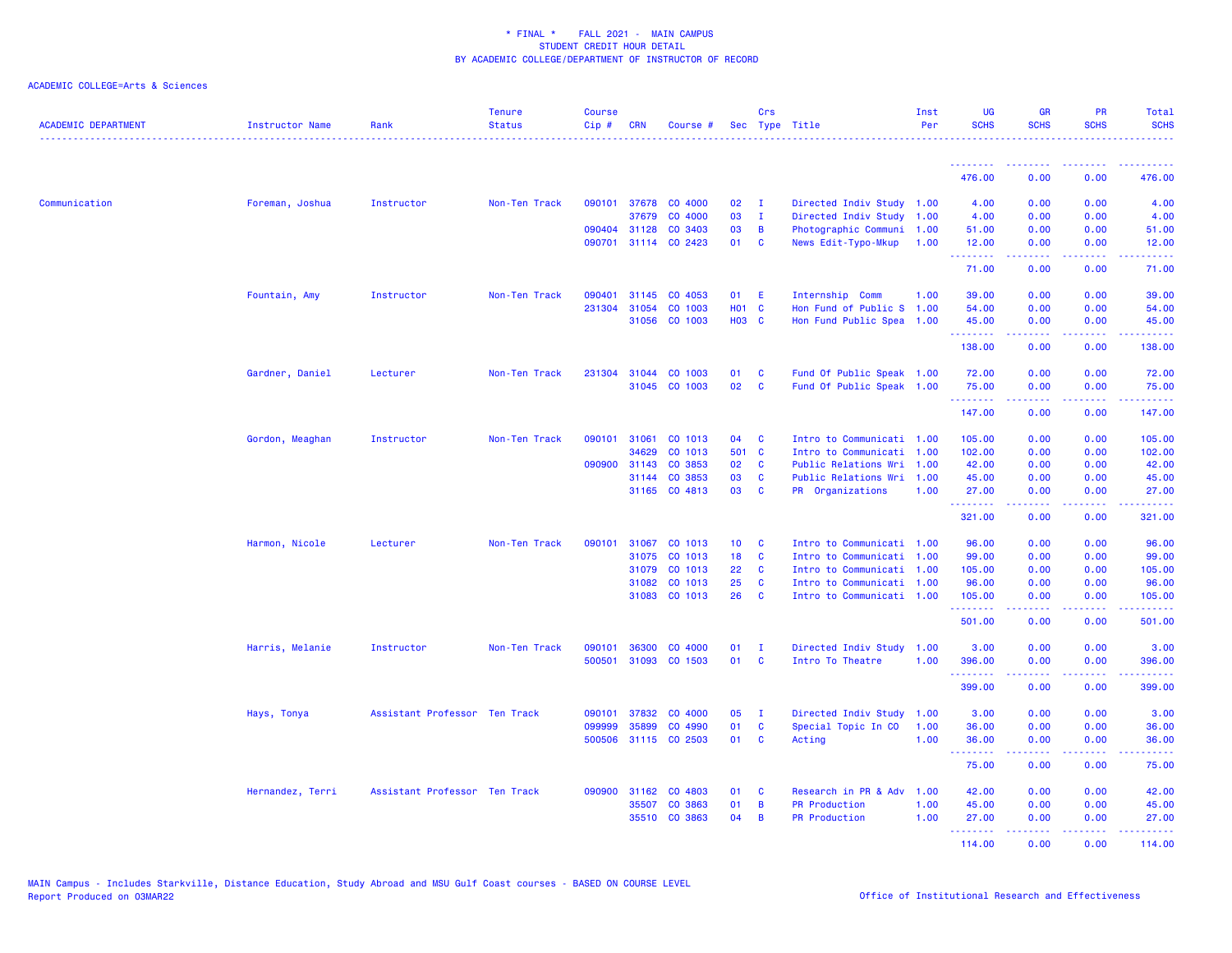\* FINAL \* FALL 2021 - MAIN CAMPUS
STUDENT CREDIT HOUR DETAIL
BY ACADEMIC COLLEGE/DEPARTMENT OF INSTRUCTOR OF RECORD

ACADEMIC COLLEGE=Arts & Sciences

| ACADEMIC DEPARTMENT | Instructor Name | Rank | Tenure Status | Course Cip # | CRN | Course # | Sec | Crs Type | Title | Inst Per | UG SCHS | GR SCHS | PR SCHS | Total SCHS |
|---|---|---|---|---|---|---|---|---|---|---|---|---|---|---|
| | | | | | | | | | | | 476.00 | 0.00 | 0.00 | 476.00 |
| Communication | Foreman, Joshua | Instructor | Non-Ten Track | 090101 | 37678 | CO 4000 | 02 | I | Directed Indiv Study | 1.00 | 4.00 | 0.00 | 0.00 | 4.00 |
| | | | | | 37679 | CO 4000 | 03 | I | Directed Indiv Study | 1.00 | 4.00 | 0.00 | 0.00 | 4.00 |
| | | | | 090404 | 31128 | CO 3403 | 03 | B | Photographic Communi | 1.00 | 51.00 | 0.00 | 0.00 | 51.00 |
| | | | | 090701 | 31114 | CO 2423 | 01 | C | News Edit-Typo-Mkup | 1.00 | 12.00 | 0.00 | 0.00 | 12.00 |
| | | | | | | | | | | | 71.00 | 0.00 | 0.00 | 71.00 |
| | Fountain, Amy | Instructor | Non-Ten Track | 090401 | 31145 | CO 4053 | 01 | E | Internship Comm | 1.00 | 39.00 | 0.00 | 0.00 | 39.00 |
| | | | | 231304 | 31054 | CO 1003 | H01 | C | Hon Fund of Public S | 1.00 | 54.00 | 0.00 | 0.00 | 54.00 |
| | | | | | 31056 | CO 1003 | H03 | C | Hon Fund Public Spea | 1.00 | 45.00 | 0.00 | 0.00 | 45.00 |
| | | | | | | | | | | | 138.00 | 0.00 | 0.00 | 138.00 |
| | Gardner, Daniel | Lecturer | Non-Ten Track | 231304 | 31044 | CO 1003 | 01 | C | Fund Of Public Speak | 1.00 | 72.00 | 0.00 | 0.00 | 72.00 |
| | | | | | 31045 | CO 1003 | 02 | C | Fund Of Public Speak | 1.00 | 75.00 | 0.00 | 0.00 | 75.00 |
| | | | | | | | | | | | 147.00 | 0.00 | 0.00 | 147.00 |
| | Gordon, Meaghan | Instructor | Non-Ten Track | 090101 | 31061 | CO 1013 | 04 | C | Intro to Communicati | 1.00 | 105.00 | 0.00 | 0.00 | 105.00 |
| | | | | | 34629 | CO 1013 | 501 | C | Intro to Communicati | 1.00 | 102.00 | 0.00 | 0.00 | 102.00 |
| | | | | 090900 | 31143 | CO 3853 | 02 | C | Public Relations Wri | 1.00 | 42.00 | 0.00 | 0.00 | 42.00 |
| | | | | | 31144 | CO 3853 | 03 | C | Public Relations Wri | 1.00 | 45.00 | 0.00 | 0.00 | 45.00 |
| | | | | | 31165 | CO 4813 | 03 | C | PR Organizations | 1.00 | 27.00 | 0.00 | 0.00 | 27.00 |
| | | | | | | | | | | | 321.00 | 0.00 | 0.00 | 321.00 |
| | Harmon, Nicole | Lecturer | Non-Ten Track | 090101 | 31067 | CO 1013 | 10 | C | Intro to Communicati | 1.00 | 96.00 | 0.00 | 0.00 | 96.00 |
| | | | | | 31075 | CO 1013 | 18 | C | Intro to Communicati | 1.00 | 99.00 | 0.00 | 0.00 | 99.00 |
| | | | | | 31079 | CO 1013 | 22 | C | Intro to Communicati | 1.00 | 105.00 | 0.00 | 0.00 | 105.00 |
| | | | | | 31082 | CO 1013 | 25 | C | Intro to Communicati | 1.00 | 96.00 | 0.00 | 0.00 | 96.00 |
| | | | | | 31083 | CO 1013 | 26 | C | Intro to Communicati | 1.00 | 105.00 | 0.00 | 0.00 | 105.00 |
| | | | | | | | | | | | 501.00 | 0.00 | 0.00 | 501.00 |
| | Harris, Melanie | Instructor | Non-Ten Track | 090101 | 36300 | CO 4000 | 01 | I | Directed Indiv Study | 1.00 | 3.00 | 0.00 | 0.00 | 3.00 |
| | | | | 500501 | 31093 | CO 1503 | 01 | C | Intro To Theatre | 1.00 | 396.00 | 0.00 | 0.00 | 396.00 |
| | | | | | | | | | | | 399.00 | 0.00 | 0.00 | 399.00 |
| | Hays, Tonya | Assistant Professor | Ten Track | 090101 | 37832 | CO 4000 | 05 | I | Directed Indiv Study | 1.00 | 3.00 | 0.00 | 0.00 | 3.00 |
| | | | | 099999 | 35899 | CO 4990 | 01 | C | Special Topic In CO | 1.00 | 36.00 | 0.00 | 0.00 | 36.00 |
| | | | | 500506 | 31115 | CO 2503 | 01 | C | Acting | 1.00 | 36.00 | 0.00 | 0.00 | 36.00 |
| | | | | | | | | | | | 75.00 | 0.00 | 0.00 | 75.00 |
| | Hernandez, Terri | Assistant Professor | Ten Track | 090900 | 31162 | CO 4803 | 01 | C | Research in PR & Adv | 1.00 | 42.00 | 0.00 | 0.00 | 42.00 |
| | | | | | 35507 | CO 3863 | 01 | B | PR Production | 1.00 | 45.00 | 0.00 | 0.00 | 45.00 |
| | | | | | 35510 | CO 3863 | 04 | B | PR Production | 1.00 | 27.00 | 0.00 | 0.00 | 27.00 |
| | | | | | | | | | | | 114.00 | 0.00 | 0.00 | 114.00 |

MAIN Campus - Includes Starkville, Distance Education, Study Abroad and MSU Gulf Coast courses - BASED ON COURSE LEVEL
Report Produced on 03MAR22

Office of Institutional Research and Effectiveness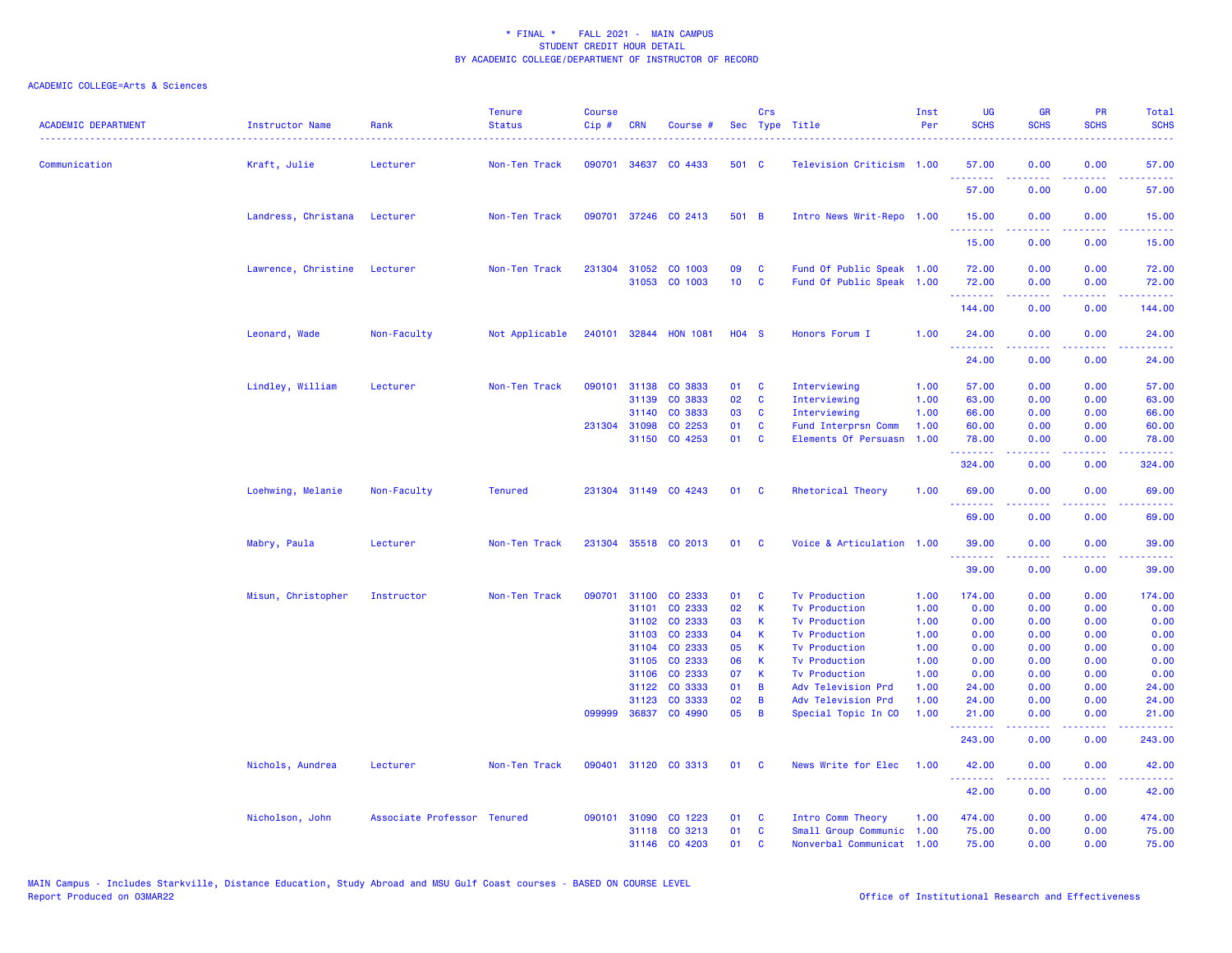\* FINAL \*    FALL 2021 -  MAIN CAMPUS
STUDENT CREDIT HOUR DETAIL
BY ACADEMIC COLLEGE/DEPARTMENT OF INSTRUCTOR OF RECORD

ACADEMIC COLLEGE=Arts & Sciences

| ACADEMIC DEPARTMENT | Instructor Name | Rank | Tenure Status | Course Cip # | CRN | Course # | Sec | Crs Type | Title | Inst Per | UG SCHS | GR SCHS | PR SCHS | Total SCHS |
|---|---|---|---|---|---|---|---|---|---|---|---|---|---|---|
| Communication | Kraft, Julie | Lecturer | Non-Ten Track | 090701 | 34637 | CO 4433 | 501 | C | Television Criticism | 1.00 | 57.00 | 0.00 | 0.00 | 57.00 |
| | | | | | | | | | | | 57.00 | 0.00 | 0.00 | 57.00 |
| | Landress, Christana | Lecturer | Non-Ten Track | 090701 | 37246 | CO 2413 | 501 | B | Intro News Writ-Repo | 1.00 | 15.00 | 0.00 | 0.00 | 15.00 |
| | | | | | | | | | | | 15.00 | 0.00 | 0.00 | 15.00 |
| | Lawrence, Christine | Lecturer | Non-Ten Track | 231304 | 31052 | CO 1003 | 09 | C | Fund Of Public Speak | 1.00 | 72.00 | 0.00 | 0.00 | 72.00 |
| | | | | | 31053 | CO 1003 | 10 | C | Fund Of Public Speak | 1.00 | 72.00 | 0.00 | 0.00 | 72.00 |
| | | | | | | | | | | | 144.00 | 0.00 | 0.00 | 144.00 |
| | Leonard, Wade | Non-Faculty | Not Applicable | 240101 | 32844 | HON 1081 | H04 | S | Honors Forum I | 1.00 | 24.00 | 0.00 | 0.00 | 24.00 |
| | | | | | | | | | | | 24.00 | 0.00 | 0.00 | 24.00 |
| | Lindley, William | Lecturer | Non-Ten Track | 090101 | 31138 | CO 3833 | 01 | C | Interviewing | 1.00 | 57.00 | 0.00 | 0.00 | 57.00 |
| | | | | | 31139 | CO 3833 | 02 | C | Interviewing | 1.00 | 63.00 | 0.00 | 0.00 | 63.00 |
| | | | | | 31140 | CO 3833 | 03 | C | Interviewing | 1.00 | 66.00 | 0.00 | 0.00 | 66.00 |
| | | | | 231304 | 31098 | CO 2253 | 01 | C | Fund Interprsn Comm | 1.00 | 60.00 | 0.00 | 0.00 | 60.00 |
| | | | | | 31150 | CO 4253 | 01 | C | Elements Of Persuasn | 1.00 | 78.00 | 0.00 | 0.00 | 78.00 |
| | | | | | | | | | | | 324.00 | 0.00 | 0.00 | 324.00 |
| | Loehwing, Melanie | Non-Faculty | Tenured | 231304 | 31149 | CO 4243 | 01 | C | Rhetorical Theory | 1.00 | 69.00 | 0.00 | 0.00 | 69.00 |
| | | | | | | | | | | | 69.00 | 0.00 | 0.00 | 69.00 |
| | Mabry, Paula | Lecturer | Non-Ten Track | 231304 | 35518 | CO 2013 | 01 | C | Voice & Articulation | 1.00 | 39.00 | 0.00 | 0.00 | 39.00 |
| | | | | | | | | | | | 39.00 | 0.00 | 0.00 | 39.00 |
| | Misun, Christopher | Instructor | Non-Ten Track | 090701 | 31100 | CO 2333 | 01 | C | Tv Production | 1.00 | 174.00 | 0.00 | 0.00 | 174.00 |
| | | | | | 31101 | CO 2333 | 02 | K | Tv Production | 1.00 | 0.00 | 0.00 | 0.00 | 0.00 |
| | | | | | 31102 | CO 2333 | 03 | K | Tv Production | 1.00 | 0.00 | 0.00 | 0.00 | 0.00 |
| | | | | | 31103 | CO 2333 | 04 | K | Tv Production | 1.00 | 0.00 | 0.00 | 0.00 | 0.00 |
| | | | | | 31104 | CO 2333 | 05 | K | Tv Production | 1.00 | 0.00 | 0.00 | 0.00 | 0.00 |
| | | | | | 31105 | CO 2333 | 06 | K | Tv Production | 1.00 | 0.00 | 0.00 | 0.00 | 0.00 |
| | | | | | 31106 | CO 2333 | 07 | K | Tv Production | 1.00 | 0.00 | 0.00 | 0.00 | 0.00 |
| | | | | | 31122 | CO 3333 | 01 | B | Adv Television Prd | 1.00 | 24.00 | 0.00 | 0.00 | 24.00 |
| | | | | | 31123 | CO 3333 | 02 | B | Adv Television Prd | 1.00 | 24.00 | 0.00 | 0.00 | 24.00 |
| | | | | 099999 | 36837 | CO 4990 | 05 | B | Special Topic In CO | 1.00 | 21.00 | 0.00 | 0.00 | 21.00 |
| | | | | | | | | | | | 243.00 | 0.00 | 0.00 | 243.00 |
| | Nichols, Aundrea | Lecturer | Non-Ten Track | 090401 | 31120 | CO 3313 | 01 | C | News Write for Elec | 1.00 | 42.00 | 0.00 | 0.00 | 42.00 |
| | | | | | | | | | | | 42.00 | 0.00 | 0.00 | 42.00 |
| | Nicholson, John | Associate Professor | Tenured | 090101 | 31090 | CO 1223 | 01 | C | Intro Comm Theory | 1.00 | 474.00 | 0.00 | 0.00 | 474.00 |
| | | | | | 31118 | CO 3213 | 01 | C | Small Group Communic | 1.00 | 75.00 | 0.00 | 0.00 | 75.00 |
| | | | | | 31146 | CO 4203 | 01 | C | Nonverbal Communicat | 1.00 | 75.00 | 0.00 | 0.00 | 75.00 |

MAIN Campus - Includes Starkville, Distance Education, Study Abroad and MSU Gulf Coast courses - BASED ON COURSE LEVEL
Report Produced on 03MAR22

Office of Institutional Research and Effectiveness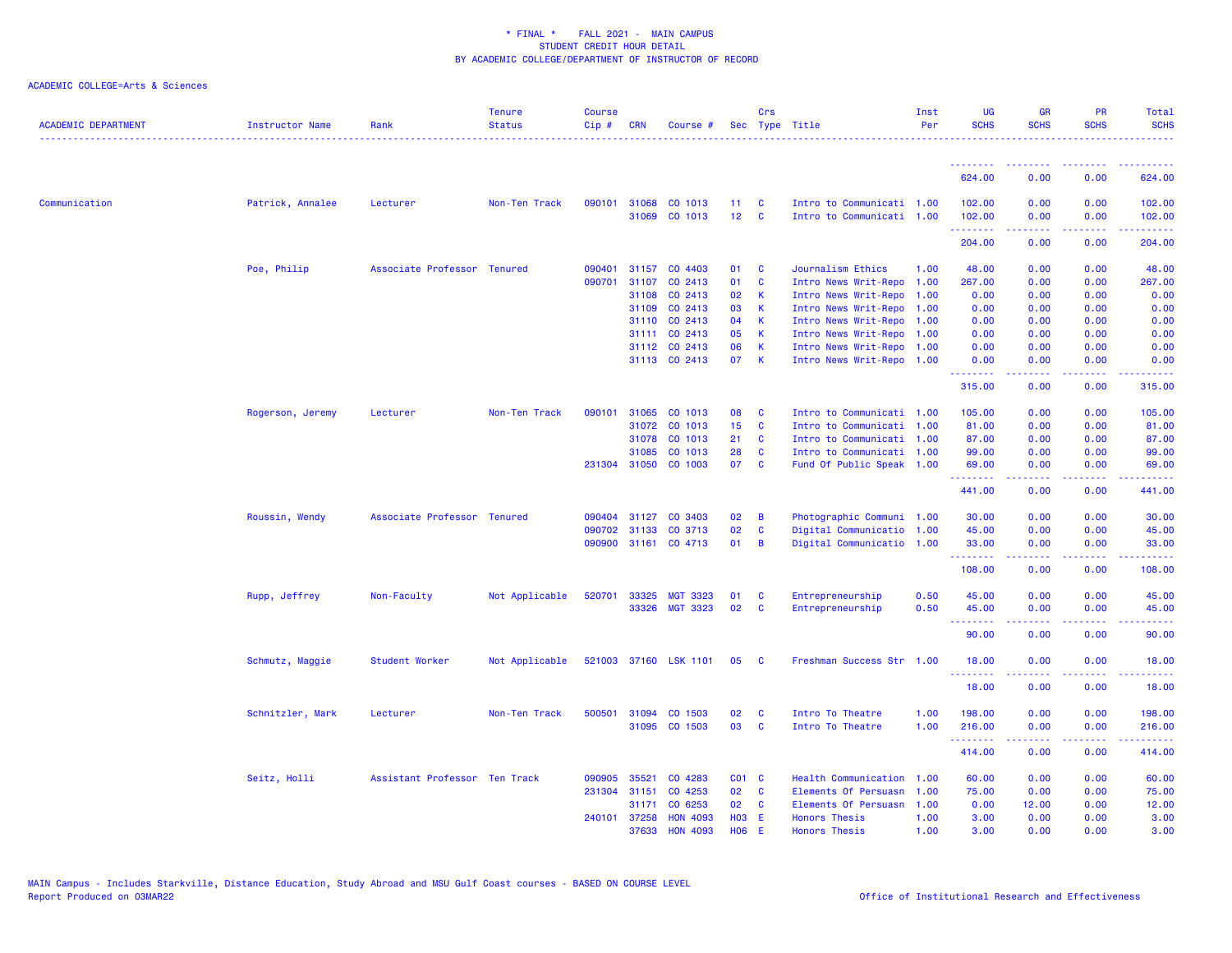\* FINAL \* FALL 2021 - MAIN CAMPUS
STUDENT CREDIT HOUR DETAIL
BY ACADEMIC COLLEGE/DEPARTMENT OF INSTRUCTOR OF RECORD

ACADEMIC COLLEGE=Arts & Sciences

| ACADEMIC DEPARTMENT | Instructor Name | Rank | Tenure Status | Course Cip # | CRN | Course # | Sec | Crs Type | Title | Inst Per | UG SCHS | GR SCHS | PR SCHS | Total SCHS |
|---|---|---|---|---|---|---|---|---|---|---|---|---|---|---|
| | | | | | | | | | | | 624.00 | 0.00 | 0.00 | 624.00 |
| Communication | Patrick, Annalee | Lecturer | Non-Ten Track | 090101 | 31068 | CO 1013 | 11 | C | Intro to Communicati | 1.00 | 102.00 | 0.00 | 0.00 | 102.00 |
| | | | | | 31069 | CO 1013 | 12 | C | Intro to Communicati | 1.00 | 102.00 | 0.00 | 0.00 | 102.00 |
| | | | | | | | | | | | 204.00 | 0.00 | 0.00 | 204.00 |
| | Poe, Philip | Associate Professor | Tenured | 090401 | 31157 | CO 4403 | 01 | C | Journalism Ethics | 1.00 | 48.00 | 0.00 | 0.00 | 48.00 |
| | | | | 090701 | 31107 | CO 2413 | 01 | C | Intro News Writ-Repo | 1.00 | 267.00 | 0.00 | 0.00 | 267.00 |
| | | | | | 31108 | CO 2413 | 02 | K | Intro News Writ-Repo | 1.00 | 0.00 | 0.00 | 0.00 | 0.00 |
| | | | | | 31109 | CO 2413 | 03 | K | Intro News Writ-Repo | 1.00 | 0.00 | 0.00 | 0.00 | 0.00 |
| | | | | | 31110 | CO 2413 | 04 | K | Intro News Writ-Repo | 1.00 | 0.00 | 0.00 | 0.00 | 0.00 |
| | | | | | 31111 | CO 2413 | 05 | K | Intro News Writ-Repo | 1.00 | 0.00 | 0.00 | 0.00 | 0.00 |
| | | | | | 31112 | CO 2413 | 06 | K | Intro News Writ-Repo | 1.00 | 0.00 | 0.00 | 0.00 | 0.00 |
| | | | | | 31113 | CO 2413 | 07 | K | Intro News Writ-Repo | 1.00 | 0.00 | 0.00 | 0.00 | 0.00 |
| | | | | | | | | | | | 315.00 | 0.00 | 0.00 | 315.00 |
| | Rogerson, Jeremy | Lecturer | Non-Ten Track | 090101 | 31065 | CO 1013 | 08 | C | Intro to Communicati | 1.00 | 105.00 | 0.00 | 0.00 | 105.00 |
| | | | | | 31072 | CO 1013 | 15 | C | Intro to Communicati | 1.00 | 81.00 | 0.00 | 0.00 | 81.00 |
| | | | | | 31078 | CO 1013 | 21 | C | Intro to Communicati | 1.00 | 87.00 | 0.00 | 0.00 | 87.00 |
| | | | | | 31085 | CO 1013 | 28 | C | Intro to Communicati | 1.00 | 99.00 | 0.00 | 0.00 | 99.00 |
| | | | | 231304 | 31050 | CO 1003 | 07 | C | Fund Of Public Speak | 1.00 | 69.00 | 0.00 | 0.00 | 69.00 |
| | | | | | | | | | | | 441.00 | 0.00 | 0.00 | 441.00 |
| | Roussin, Wendy | Associate Professor | Tenured | 090404 | 31127 | CO 3403 | 02 | B | Photographic Communi | 1.00 | 30.00 | 0.00 | 0.00 | 30.00 |
| | | | | 090702 | 31133 | CO 3713 | 02 | C | Digital Communicatio | 1.00 | 45.00 | 0.00 | 0.00 | 45.00 |
| | | | | 090900 | 31161 | CO 4713 | 01 | B | Digital Communicatio | 1.00 | 33.00 | 0.00 | 0.00 | 33.00 |
| | | | | | | | | | | | 108.00 | 0.00 | 0.00 | 108.00 |
| | Rupp, Jeffrey | Non-Faculty | Not Applicable | 520701 | 33325 | MGT 3323 | 01 | C | Entrepreneurship | 0.50 | 45.00 | 0.00 | 0.00 | 45.00 |
| | | | | | 33326 | MGT 3323 | 02 | C | Entrepreneurship | 0.50 | 45.00 | 0.00 | 0.00 | 45.00 |
| | | | | | | | | | | | 90.00 | 0.00 | 0.00 | 90.00 |
| | Schmutz, Maggie | Student Worker | Not Applicable | 521003 | 37160 | LSK 1101 | 05 | C | Freshman Success Str | 1.00 | 18.00 | 0.00 | 0.00 | 18.00 |
| | | | | | | | | | | | 18.00 | 0.00 | 0.00 | 18.00 |
| | Schnitzler, Mark | Lecturer | Non-Ten Track | 500501 | 31094 | CO 1503 | 02 | C | Intro To Theatre | 1.00 | 198.00 | 0.00 | 0.00 | 198.00 |
| | | | | | 31095 | CO 1503 | 03 | C | Intro To Theatre | 1.00 | 216.00 | 0.00 | 0.00 | 216.00 |
| | | | | | | | | | | | 414.00 | 0.00 | 0.00 | 414.00 |
| | Seitz, Holli | Assistant Professor | Ten Track | 090905 | 35521 | CO 4283 | C01 | C | Health Communication | 1.00 | 60.00 | 0.00 | 0.00 | 60.00 |
| | | | | 231304 | 31151 | CO 4253 | 02 | C | Elements Of Persuasn | 1.00 | 75.00 | 0.00 | 0.00 | 75.00 |
| | | | | | 31171 | CO 6253 | 02 | C | Elements Of Persuasn | 1.00 | 0.00 | 12.00 | 0.00 | 12.00 |
| | | | | 240101 | 37258 | HON 4093 | H03 | E | Honors Thesis | 1.00 | 3.00 | 0.00 | 0.00 | 3.00 |
| | | | | | 37633 | HON 4093 | H06 | E | Honors Thesis | 1.00 | 3.00 | 0.00 | 0.00 | 3.00 |

MAIN Campus - Includes Starkville, Distance Education, Study Abroad and MSU Gulf Coast courses - BASED ON COURSE LEVEL
Report Produced on 03MAR22

Office of Institutional Research and Effectiveness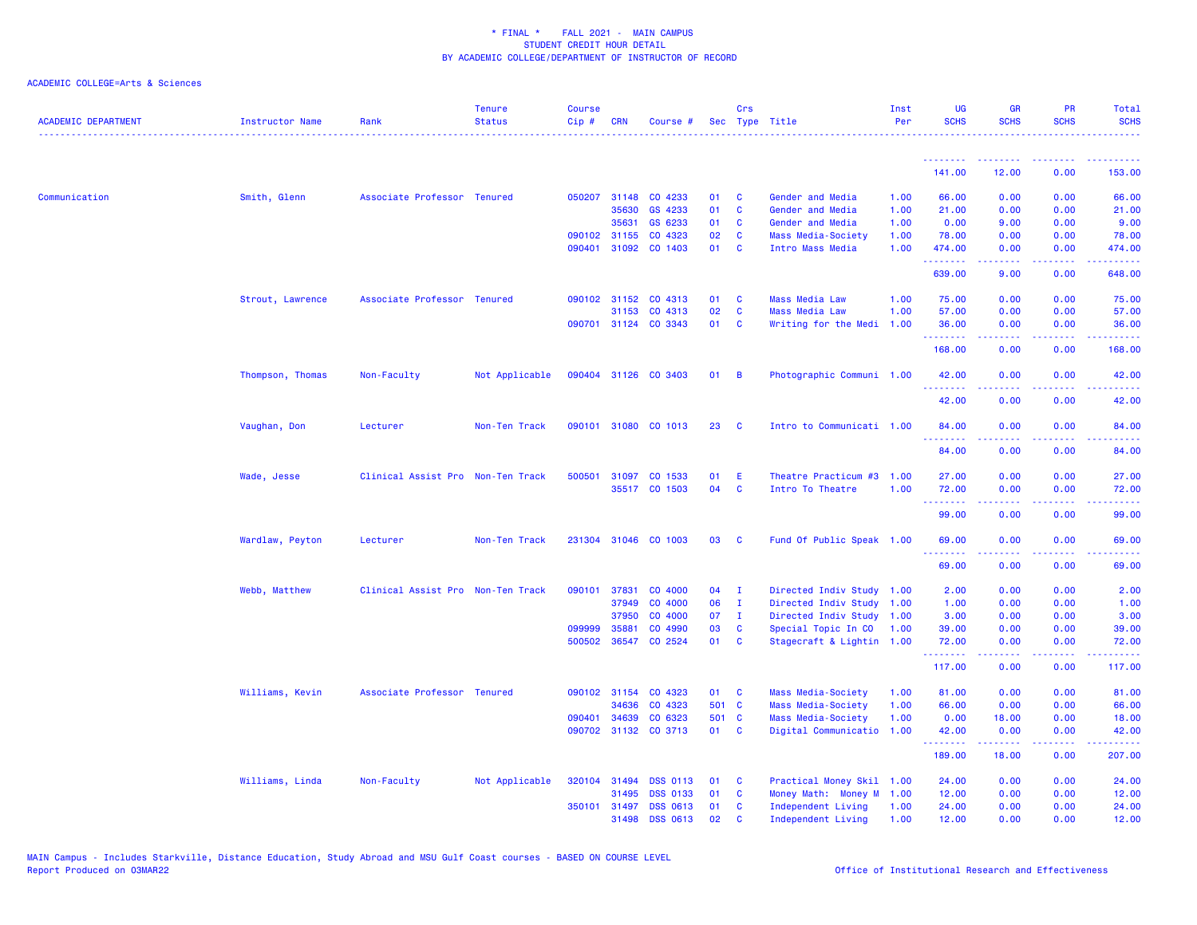\* FINAL \* FALL 2021 - MAIN CAMPUS
STUDENT CREDIT HOUR DETAIL
BY ACADEMIC COLLEGE/DEPARTMENT OF INSTRUCTOR OF RECORD

ACADEMIC COLLEGE=Arts & Sciences

| ACADEMIC DEPARTMENT | Instructor Name | Rank | Tenure Status | Course Cip # | CRN | Course # | Sec | Crs Type | Title | Inst Per | UG SCHS | GR SCHS | PR SCHS | Total SCHS |
|---|---|---|---|---|---|---|---|---|---|---|---|---|---|---|
| | | | | | | | | | | | 141.00 | 12.00 | 0.00 | 153.00 |
| Communication | Smith, Glenn | Associate Professor | Tenured | 050207 | 31148 | CO 4233 | 01 | C | Gender and Media | 1.00 | 66.00 | 0.00 | 0.00 | 66.00 |
| | | | | | 35630 | GS 4233 | 01 | C | Gender and Media | 1.00 | 21.00 | 0.00 | 0.00 | 21.00 |
| | | | | | 35631 | GS 6233 | 01 | C | Gender and Media | 1.00 | 0.00 | 9.00 | 0.00 | 9.00 |
| | | | | 090102 | 31155 | CO 4323 | 02 | C | Mass Media-Society | 1.00 | 78.00 | 0.00 | 0.00 | 78.00 |
| | | | | 090401 | 31092 | CO 1403 | 01 | C | Intro Mass Media | 1.00 | 474.00 | 0.00 | 0.00 | 474.00 |
| | | | | | | | | | | | 639.00 | 9.00 | 0.00 | 648.00 |
| | Strout, Lawrence | Associate Professor | Tenured | 090102 | 31152 | CO 4313 | 01 | C | Mass Media Law | 1.00 | 75.00 | 0.00 | 0.00 | 75.00 |
| | | | | | 31153 | CO 4313 | 02 | C | Mass Media Law | 1.00 | 57.00 | 0.00 | 0.00 | 57.00 |
| | | | | 090701 | 31124 | CO 3343 | 01 | C | Writing for the Medi | 1.00 | 36.00 | 0.00 | 0.00 | 36.00 |
| | | | | | | | | | | | 168.00 | 0.00 | 0.00 | 168.00 |
| | Thompson, Thomas | Non-Faculty | Not Applicable | 090404 | 31126 | CO 3403 | 01 | B | Photographic Communi | 1.00 | 42.00 | 0.00 | 0.00 | 42.00 |
| | | | | | | | | | | | 42.00 | 0.00 | 0.00 | 42.00 |
| | Vaughan, Don | Lecturer | Non-Ten Track | 090101 | 31080 | CO 1013 | 23 | C | Intro to Communicati | 1.00 | 84.00 | 0.00 | 0.00 | 84.00 |
| | | | | | | | | | | | 84.00 | 0.00 | 0.00 | 84.00 |
| | Wade, Jesse | Clinical Assist Pro | Non-Ten Track | 500501 | 31097 | CO 1533 | 01 | E | Theatre Practicum #3 | 1.00 | 27.00 | 0.00 | 0.00 | 27.00 |
| | | | | | 35517 | CO 1503 | 04 | C | Intro To Theatre | 1.00 | 72.00 | 0.00 | 0.00 | 72.00 |
| | | | | | | | | | | | 99.00 | 0.00 | 0.00 | 99.00 |
| | Wardlaw, Peyton | Lecturer | Non-Ten Track | 231304 | 31046 | CO 1003 | 03 | C | Fund Of Public Speak | 1.00 | 69.00 | 0.00 | 0.00 | 69.00 |
| | | | | | | | | | | | 69.00 | 0.00 | 0.00 | 69.00 |
| | Webb, Matthew | Clinical Assist Pro | Non-Ten Track | 090101 | 37831 | CO 4000 | 04 | I | Directed Indiv Study | 1.00 | 2.00 | 0.00 | 0.00 | 2.00 |
| | | | | | 37949 | CO 4000 | 06 | I | Directed Indiv Study | 1.00 | 1.00 | 0.00 | 0.00 | 1.00 |
| | | | | | 37950 | CO 4000 | 07 | I | Directed Indiv Study | 1.00 | 3.00 | 0.00 | 0.00 | 3.00 |
| | | | | 099999 | 35881 | CO 4990 | 03 | C | Special Topic In CO | 1.00 | 39.00 | 0.00 | 0.00 | 39.00 |
| | | | | 500502 | 36547 | CO 2524 | 01 | C | Stagecraft & Lightin | 1.00 | 72.00 | 0.00 | 0.00 | 72.00 |
| | | | | | | | | | | | 117.00 | 0.00 | 0.00 | 117.00 |
| | Williams, Kevin | Associate Professor | Tenured | 090102 | 31154 | CO 4323 | 01 | C | Mass Media-Society | 1.00 | 81.00 | 0.00 | 0.00 | 81.00 |
| | | | | | 34636 | CO 4323 | 501 | C | Mass Media-Society | 1.00 | 66.00 | 0.00 | 0.00 | 66.00 |
| | | | | 090401 | 34639 | CO 6323 | 501 | C | Mass Media-Society | 1.00 | 0.00 | 18.00 | 0.00 | 18.00 |
| | | | | 090702 | 31132 | CO 3713 | 01 | C | Digital Communicatio | 1.00 | 42.00 | 0.00 | 0.00 | 42.00 |
| | | | | | | | | | | | 189.00 | 18.00 | 0.00 | 207.00 |
| | Williams, Linda | Non-Faculty | Not Applicable | 320104 | 31494 | DSS 0113 | 01 | C | Practical Money Skil | 1.00 | 24.00 | 0.00 | 0.00 | 24.00 |
| | | | | | 31495 | DSS 0133 | 01 | C | Money Math: Money M | 1.00 | 12.00 | 0.00 | 0.00 | 12.00 |
| | | | | 350101 | 31497 | DSS 0613 | 01 | C | Independent Living | 1.00 | 24.00 | 0.00 | 0.00 | 24.00 |
| | | | | | 31498 | DSS 0613 | 02 | C | Independent Living | 1.00 | 12.00 | 0.00 | 0.00 | 12.00 |

MAIN Campus - Includes Starkville, Distance Education, Study Abroad and MSU Gulf Coast courses - BASED ON COURSE LEVEL
Report Produced on 03MAR22

Office of Institutional Research and Effectiveness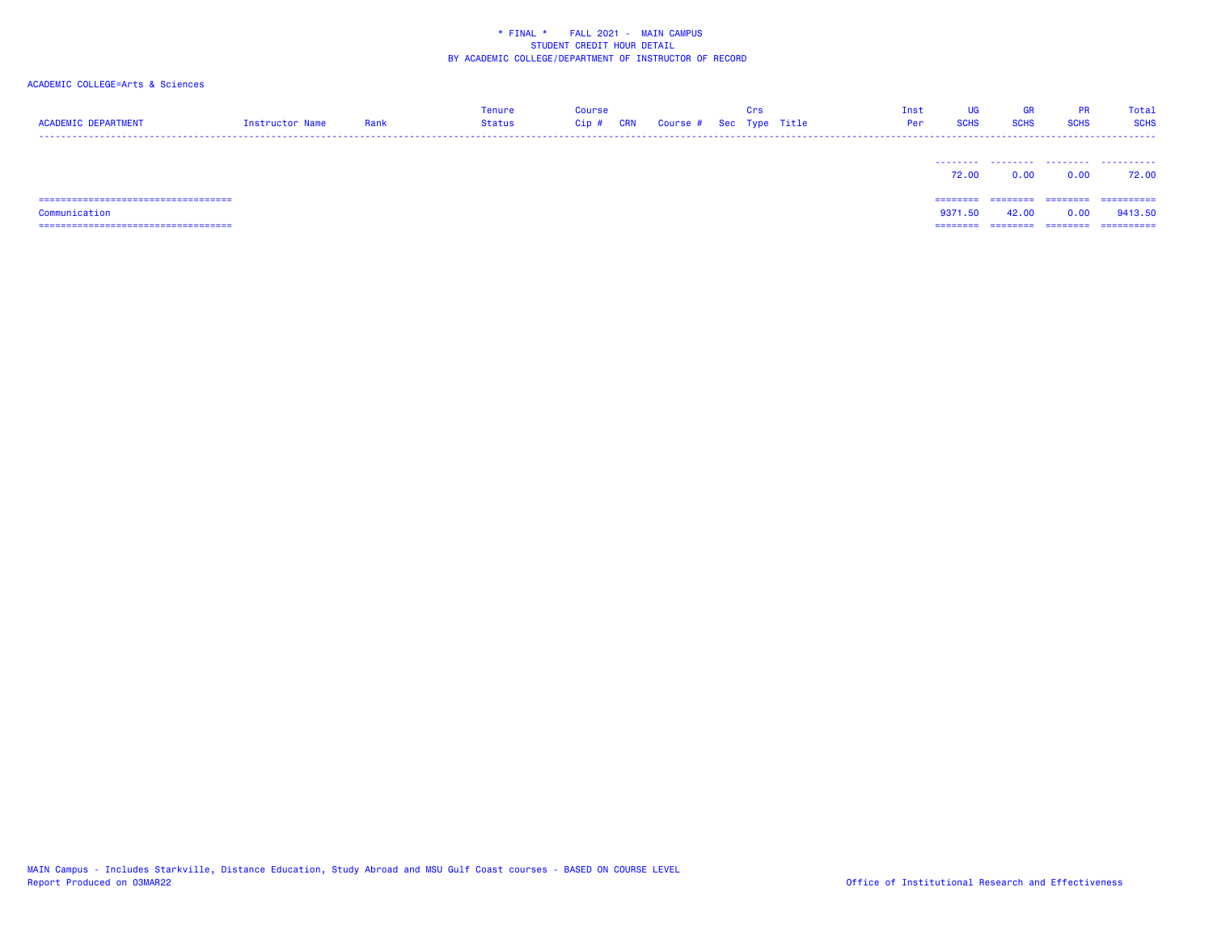\* FINAL \*    FALL 2021 -  MAIN CAMPUS
STUDENT CREDIT HOUR DETAIL
BY ACADEMIC COLLEGE/DEPARTMENT OF INSTRUCTOR OF RECORD

ACADEMIC COLLEGE=Arts & Sciences

| ACADEMIC DEPARTMENT | Instructor Name | Rank | Tenure Status | Course Cip # | CRN | Course # | Sec | Crs Type | Title | Inst Per | UG SCHS | GR SCHS | PR SCHS | Total SCHS |
|---|---|---|---|---|---|---|---|---|---|---|---|---|---|---|
| | | | | | | | | | | | 72.00 | 0.00 | 0.00 | 72.00 |
| Communication | | | | | | | | | | | 9371.50 | 42.00 | 0.00 | 9413.50 |

MAIN Campus - Includes Starkville, Distance Education, Study Abroad and MSU Gulf Coast courses - BASED ON COURSE LEVEL
Report Produced on 03MAR22

Office of Institutional Research and Effectiveness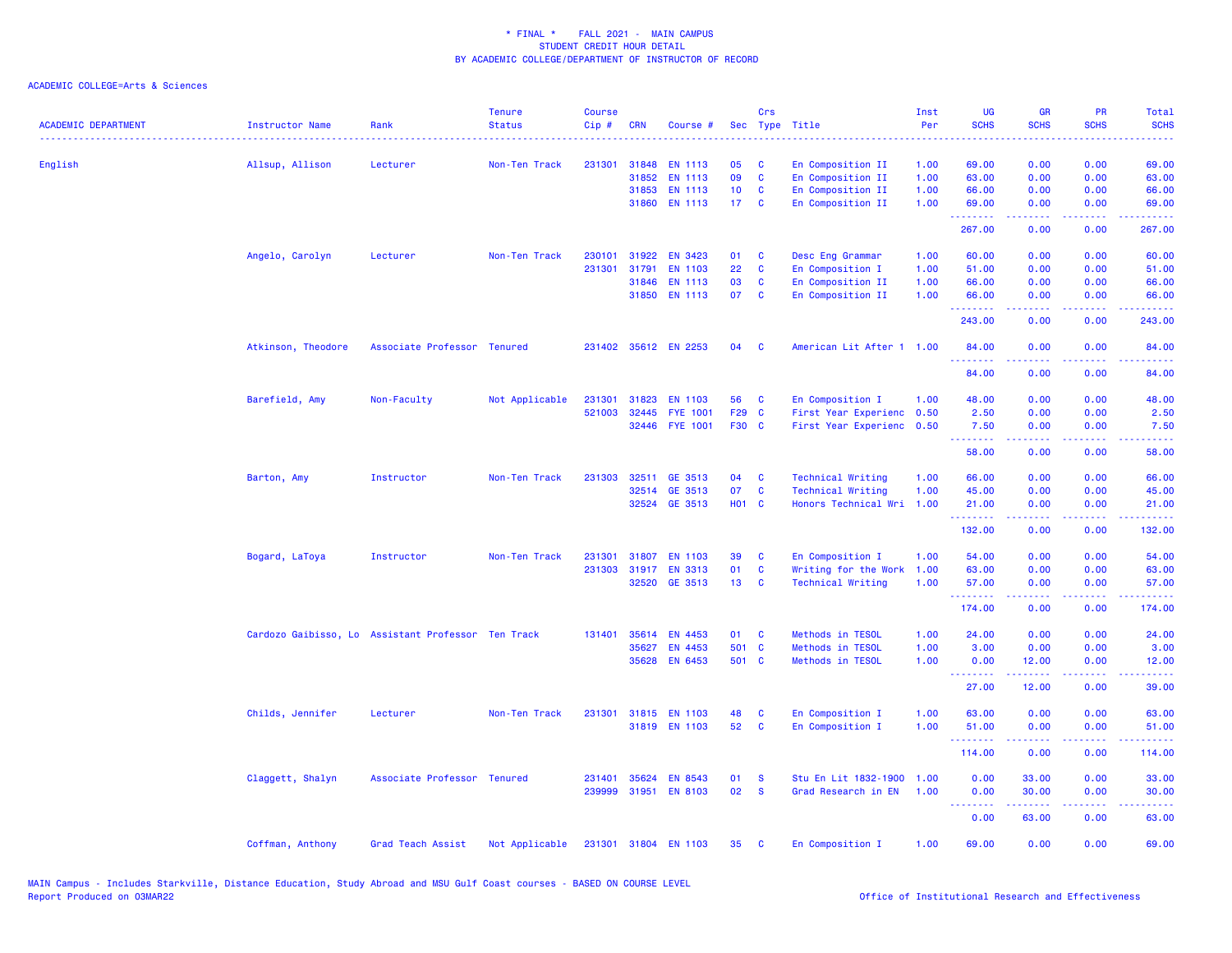* FINAL * FALL 2021 - MAIN CAMPUS
STUDENT CREDIT HOUR DETAIL
BY ACADEMIC COLLEGE/DEPARTMENT OF INSTRUCTOR OF RECORD

ACADEMIC COLLEGE=Arts & Sciences

| ACADEMIC DEPARTMENT | Instructor Name | Rank | Tenure Status | Course Cip # | CRN | Course # | Sec | Crs Type | Title | Inst Per | UG SCHS | GR SCHS | PR SCHS | Total SCHS |
|---|---|---|---|---|---|---|---|---|---|---|---|---|---|---|
| English | Allsup, Allison | Lecturer | Non-Ten Track | 231301 | 31848 | EN 1113 | 05 | C | En Composition II | 1.00 | 69.00 | 0.00 | 0.00 | 69.00 |
| | | | | | 31852 | EN 1113 | 09 | C | En Composition II | 1.00 | 63.00 | 0.00 | 0.00 | 63.00 |
| | | | | | 31853 | EN 1113 | 10 | C | En Composition II | 1.00 | 66.00 | 0.00 | 0.00 | 66.00 |
| | | | | | 31860 | EN 1113 | 17 | C | En Composition II | 1.00 | 69.00 | 0.00 | 0.00 | 69.00 |
| | | | | | | | | | | | 267.00 | 0.00 | 0.00 | 267.00 |
| | Angelo, Carolyn | Lecturer | Non-Ten Track | 230101 | 31922 | EN 3423 | 01 | C | Desc Eng Grammar | 1.00 | 60.00 | 0.00 | 0.00 | 60.00 |
| | | | | 231301 | 31791 | EN 1103 | 22 | C | En Composition I | 1.00 | 51.00 | 0.00 | 0.00 | 51.00 |
| | | | | | 31846 | EN 1113 | 03 | C | En Composition II | 1.00 | 66.00 | 0.00 | 0.00 | 66.00 |
| | | | | | 31850 | EN 1113 | 07 | C | En Composition II | 1.00 | 66.00 | 0.00 | 0.00 | 66.00 |
| | | | | | | | | | | | 243.00 | 0.00 | 0.00 | 243.00 |
| | Atkinson, Theodore | Associate Professor | Tenured | 231402 | 35612 | EN 2253 | 04 | C | American Lit After 1 | 1.00 | 84.00 | 0.00 | 0.00 | 84.00 |
| | | | | | | | | | | | 84.00 | 0.00 | 0.00 | 84.00 |
| | Barefield, Amy | Non-Faculty | Not Applicable | 231301 | 31823 | EN 1103 | 56 | C | En Composition I | 1.00 | 48.00 | 0.00 | 0.00 | 48.00 |
| | | | | 521003 | 32445 | FYE 1001 | F29 | C | First Year Experienc | 0.50 | 2.50 | 0.00 | 0.00 | 2.50 |
| | | | | | 32446 | FYE 1001 | F30 | C | First Year Experienc | 0.50 | 7.50 | 0.00 | 0.00 | 7.50 |
| | | | | | | | | | | | 58.00 | 0.00 | 0.00 | 58.00 |
| | Barton, Amy | Instructor | Non-Ten Track | 231303 | 32511 | GE 3513 | 04 | C | Technical Writing | 1.00 | 66.00 | 0.00 | 0.00 | 66.00 |
| | | | | | 32514 | GE 3513 | 07 | C | Technical Writing | 1.00 | 45.00 | 0.00 | 0.00 | 45.00 |
| | | | | | 32524 | GE 3513 | H01 | C | Honors Technical Wri | 1.00 | 21.00 | 0.00 | 0.00 | 21.00 |
| | | | | | | | | | | | 132.00 | 0.00 | 0.00 | 132.00 |
| | Bogard, LaToya | Instructor | Non-Ten Track | 231301 | 31807 | EN 1103 | 39 | C | En Composition I | 1.00 | 54.00 | 0.00 | 0.00 | 54.00 |
| | | | | 231303 | 31917 | EN 3313 | 01 | C | Writing for the Work | 1.00 | 63.00 | 0.00 | 0.00 | 63.00 |
| | | | | | 32520 | GE 3513 | 13 | C | Technical Writing | 1.00 | 57.00 | 0.00 | 0.00 | 57.00 |
| | | | | | | | | | | | 174.00 | 0.00 | 0.00 | 174.00 |
| | Cardozo Gaibisso, Lo | Assistant Professor | Ten Track | 131401 | 35614 | EN 4453 | 01 | C | Methods in TESOL | 1.00 | 24.00 | 0.00 | 0.00 | 24.00 |
| | | | | | 35627 | EN 4453 | 501 | C | Methods in TESOL | 1.00 | 3.00 | 0.00 | 0.00 | 3.00 |
| | | | | | 35628 | EN 6453 | 501 | C | Methods in TESOL | 1.00 | 0.00 | 12.00 | 0.00 | 12.00 |
| | | | | | | | | | | | 27.00 | 12.00 | 0.00 | 39.00 |
| | Childs, Jennifer | Lecturer | Non-Ten Track | 231301 | 31815 | EN 1103 | 48 | C | En Composition I | 1.00 | 63.00 | 0.00 | 0.00 | 63.00 |
| | | | | | 31819 | EN 1103 | 52 | C | En Composition I | 1.00 | 51.00 | 0.00 | 0.00 | 51.00 |
| | | | | | | | | | | | 114.00 | 0.00 | 0.00 | 114.00 |
| | Claggett, Shalyn | Associate Professor | Tenured | 231401 | 35624 | EN 8543 | 01 | S | Stu En Lit 1832-1900 | 1.00 | 0.00 | 33.00 | 0.00 | 33.00 |
| | | | | 239999 | 31951 | EN 8103 | 02 | S | Grad Research in EN | 1.00 | 0.00 | 30.00 | 0.00 | 30.00 |
| | | | | | | | | | | | 0.00 | 63.00 | 0.00 | 63.00 |
| | Coffman, Anthony | Grad Teach Assist | Not Applicable | 231301 | 31804 | EN 1103 | 35 | C | En Composition I | 1.00 | 69.00 | 0.00 | 0.00 | 69.00 |

MAIN Campus - Includes Starkville, Distance Education, Study Abroad and MSU Gulf Coast courses - BASED ON COURSE LEVEL
Report Produced on 03MAR22

Office of Institutional Research and Effectiveness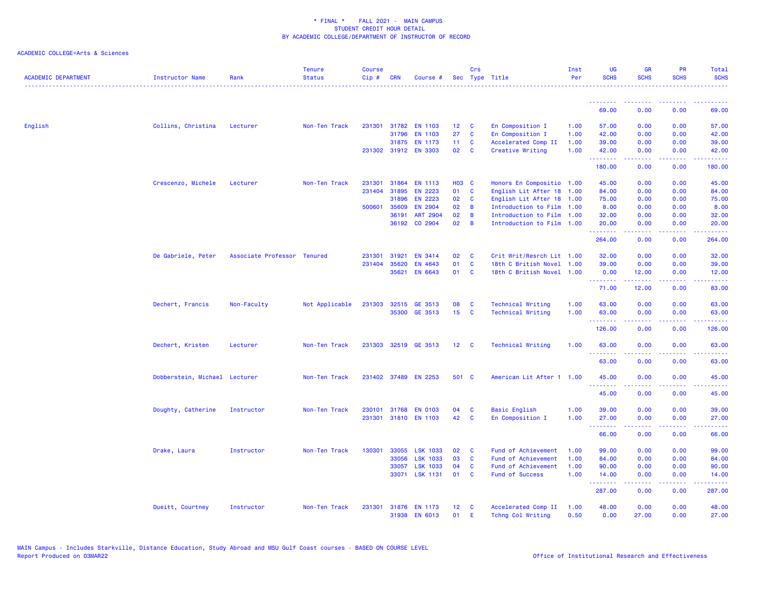* FINAL * FALL 2021 - MAIN CAMPUS
STUDENT CREDIT HOUR DETAIL
BY ACADEMIC COLLEGE/DEPARTMENT OF INSTRUCTOR OF RECORD

ACADEMIC COLLEGE=Arts & Sciences

| ACADEMIC DEPARTMENT | Instructor Name | Rank | Tenure Status | Course Cip # | CRN | Course # | Sec | Crs Type | Title | Inst Per | UG SCHS | GR SCHS | PR SCHS | Total SCHS |
|---|---|---|---|---|---|---|---|---|---|---|---|---|---|---|
| | | | | | | | | | | | 69.00 | 0.00 | 0.00 | 69.00 |
| English | Collins, Christina | Lecturer | Non-Ten Track | 231301 | 31782 | EN 1103 | 12 | C | En Composition I | 1.00 | 57.00 | 0.00 | 0.00 | 57.00 |
| | | | | | 31796 | EN 1103 | 27 | C | En Composition I | 1.00 | 42.00 | 0.00 | 0.00 | 42.00 |
| | | | | | 31875 | EN 1173 | 11 | C | Accelerated Comp II | 1.00 | 39.00 | 0.00 | 0.00 | 39.00 |
| | | | | 231302 | 31912 | EN 3303 | 02 | C | Creative Writing | 1.00 | 42.00 | 0.00 | 0.00 | 42.00 |
| | | | | | | | | | | | 180.00 | 0.00 | 0.00 | 180.00 |
| | Crescenzo, Michele | Lecturer | Non-Ten Track | 231301 | 31864 | EN 1113 | H03 | C | Honors En Compositio | 1.00 | 45.00 | 0.00 | 0.00 | 45.00 |
| | | | | 231404 | 31895 | EN 2223 | 01 | C | English Lit After 18 | 1.00 | 84.00 | 0.00 | 0.00 | 84.00 |
| | | | | | 31896 | EN 2223 | 02 | C | English Lit After 18 | 1.00 | 75.00 | 0.00 | 0.00 | 75.00 |
| | | | | 500601 | 35609 | EN 2904 | 02 | B | Introduction to Film | 1.00 | 8.00 | 0.00 | 0.00 | 8.00 |
| | | | | | 36191 | ART 2904 | 02 | B | Introduction to Film | 1.00 | 32.00 | 0.00 | 0.00 | 32.00 |
| | | | | | 36192 | CO 2904 | 02 | B | Introduction to Film | 1.00 | 20.00 | 0.00 | 0.00 | 20.00 |
| | | | | | | | | | | | 264.00 | 0.00 | 0.00 | 264.00 |
| | De Gabriele, Peter | Associate Professor | Tenured | 231301 | 31921 | EN 3414 | 02 | C | Crit Writ/Resrch Lit | 1.00 | 32.00 | 0.00 | 0.00 | 32.00 |
| | | | | 231404 | 35620 | EN 4643 | 01 | C | 18th C British Novel | 1.00 | 39.00 | 0.00 | 0.00 | 39.00 |
| | | | | | 35621 | EN 6643 | 01 | C | 18th C British Novel | 1.00 | 0.00 | 12.00 | 0.00 | 12.00 |
| | | | | | | | | | | | 71.00 | 12.00 | 0.00 | 83.00 |
| | Dechert, Francis | Non-Faculty | Not Applicable | 231303 | 32515 | GE 3513 | 08 | C | Technical Writing | 1.00 | 63.00 | 0.00 | 0.00 | 63.00 |
| | | | | | 35300 | GE 3513 | 15 | C | Technical Writing | 1.00 | 63.00 | 0.00 | 0.00 | 63.00 |
| | | | | | | | | | | | 126.00 | 0.00 | 0.00 | 126.00 |
| | Dechert, Kristen | Lecturer | Non-Ten Track | 231303 | 32519 | GE 3513 | 12 | C | Technical Writing | 1.00 | 63.00 | 0.00 | 0.00 | 63.00 |
| | | | | | | | | | | | 63.00 | 0.00 | 0.00 | 63.00 |
| | Dobberstein, Michael | Lecturer | Non-Ten Track | 231402 | 37489 | EN 2253 | 501 | C | American Lit After 1 | 1.00 | 45.00 | 0.00 | 0.00 | 45.00 |
| | | | | | | | | | | | 45.00 | 0.00 | 0.00 | 45.00 |
| | Doughty, Catherine | Instructor | Non-Ten Track | 230101 | 31768 | EN 0103 | 04 | C | Basic English | 1.00 | 39.00 | 0.00 | 0.00 | 39.00 |
| | | | | 231301 | 31810 | EN 1103 | 42 | C | En Composition I | 1.00 | 27.00 | 0.00 | 0.00 | 27.00 |
| | | | | | | | | | | | 66.00 | 0.00 | 0.00 | 66.00 |
| | Drake, Laura | Instructor | Non-Ten Track | 130301 | 33055 | LSK 1033 | 02 | C | Fund of Achievement | 1.00 | 99.00 | 0.00 | 0.00 | 99.00 |
| | | | | | 33056 | LSK 1033 | 03 | C | Fund of Achievement | 1.00 | 84.00 | 0.00 | 0.00 | 84.00 |
| | | | | | 33057 | LSK 1033 | 04 | C | Fund of Achievement | 1.00 | 90.00 | 0.00 | 0.00 | 90.00 |
| | | | | | 33071 | LSK 1131 | 01 | C | Fund of Success | 1.00 | 14.00 | 0.00 | 0.00 | 14.00 |
| | | | | | | | | | | | 287.00 | 0.00 | 0.00 | 287.00 |
| | Dueitt, Courtney | Instructor | Non-Ten Track | 231301 | 31876 | EN 1173 | 12 | C | Accelerated Comp II | 1.00 | 48.00 | 0.00 | 0.00 | 48.00 |
| | | | | | 31938 | EN 6013 | 01 | E | Tchng Col Writing | 0.50 | 0.00 | 27.00 | 0.00 | 27.00 |

MAIN Campus - Includes Starkville, Distance Education, Study Abroad and MSU Gulf Coast courses - BASED ON COURSE LEVEL
Report Produced on 03MAR22

Office of Institutional Research and Effectiveness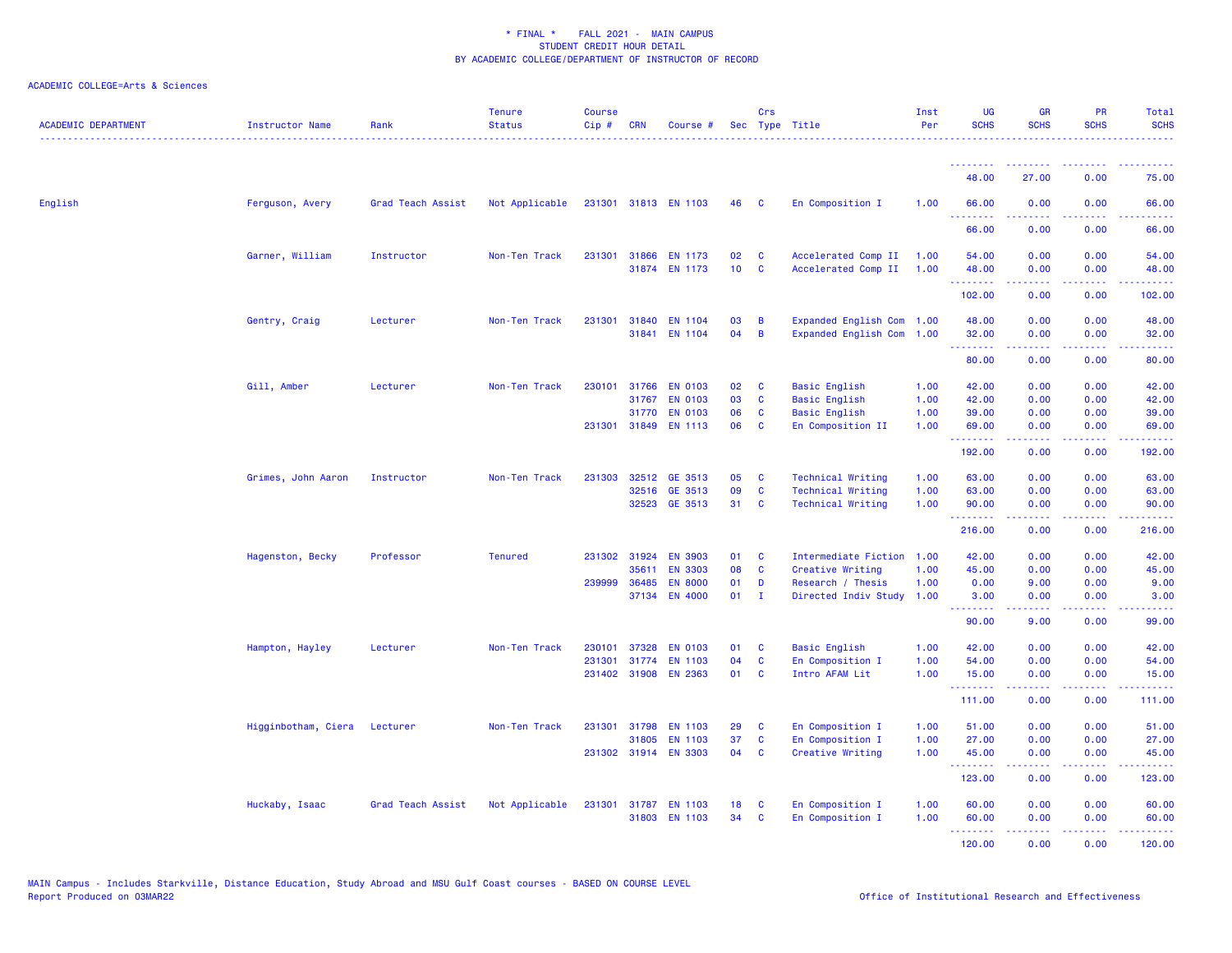* FINAL * FALL 2021 - MAIN CAMPUS
STUDENT CREDIT HOUR DETAIL
BY ACADEMIC COLLEGE/DEPARTMENT OF INSTRUCTOR OF RECORD

ACADEMIC COLLEGE=Arts & Sciences

| ACADEMIC DEPARTMENT | Instructor Name | Rank | Tenure Status | Course Cip # | CRN | Course # | Sec | Crs Type | Title | Inst Per | UG SCHS | GR SCHS | PR SCHS | Total SCHS |
|---|---|---|---|---|---|---|---|---|---|---|---|---|---|---|
| | | | | | | | | | | | 48.00 | 27.00 | 0.00 | 75.00 |
| English | Ferguson, Avery | Grad Teach Assist | Not Applicable | 231301 | 31813 | EN 1103 | 46 | C | En Composition I | 1.00 | 66.00 | 0.00 | 0.00 | 66.00 |
| | | | | | | | | | | | 66.00 | 0.00 | 0.00 | 66.00 |
| | Garner, William | Instructor | Non-Ten Track | 231301 | 31866 | EN 1173 | 02 | C | Accelerated Comp II | 1.00 | 54.00 | 0.00 | 0.00 | 54.00 |
| | | | | | 31874 | EN 1173 | 10 | C | Accelerated Comp II | 1.00 | 48.00 | 0.00 | 0.00 | 48.00 |
| | | | | | | | | | | | 102.00 | 0.00 | 0.00 | 102.00 |
| | Gentry, Craig | Lecturer | Non-Ten Track | 231301 | 31840 | EN 1104 | 03 | B | Expanded English Com | 1.00 | 48.00 | 0.00 | 0.00 | 48.00 |
| | | | | | 31841 | EN 1104 | 04 | B | Expanded English Com | 1.00 | 32.00 | 0.00 | 0.00 | 32.00 |
| | | | | | | | | | | | 80.00 | 0.00 | 0.00 | 80.00 |
| | Gill, Amber | Lecturer | Non-Ten Track | 230101 | 31766 | EN 0103 | 02 | C | Basic English | 1.00 | 42.00 | 0.00 | 0.00 | 42.00 |
| | | | | | 31767 | EN 0103 | 03 | C | Basic English | 1.00 | 42.00 | 0.00 | 0.00 | 42.00 |
| | | | | | 31770 | EN 0103 | 06 | C | Basic English | 1.00 | 39.00 | 0.00 | 0.00 | 39.00 |
| | | | | 231301 | 31849 | EN 1113 | 06 | C | En Composition II | 1.00 | 69.00 | 0.00 | 0.00 | 69.00 |
| | | | | | | | | | | | 192.00 | 0.00 | 0.00 | 192.00 |
| | Grimes, John Aaron | Instructor | Non-Ten Track | 231303 | 32512 | GE 3513 | 05 | C | Technical Writing | 1.00 | 63.00 | 0.00 | 0.00 | 63.00 |
| | | | | | 32516 | GE 3513 | 09 | C | Technical Writing | 1.00 | 63.00 | 0.00 | 0.00 | 63.00 |
| | | | | | 32523 | GE 3513 | 31 | C | Technical Writing | 1.00 | 90.00 | 0.00 | 0.00 | 90.00 |
| | | | | | | | | | | | 216.00 | 0.00 | 0.00 | 216.00 |
| | Hagenston, Becky | Professor | Tenured | 231302 | 31924 | EN 3903 | 01 | C | Intermediate Fiction | 1.00 | 42.00 | 0.00 | 0.00 | 42.00 |
| | | | | | 35611 | EN 3303 | 08 | C | Creative Writing | 1.00 | 45.00 | 0.00 | 0.00 | 45.00 |
| | | | | 239999 | 36485 | EN 8000 | 01 | D | Research / Thesis | 1.00 | 0.00 | 9.00 | 0.00 | 9.00 |
| | | | | | 37134 | EN 4000 | 01 | I | Directed Indiv Study | 1.00 | 3.00 | 0.00 | 0.00 | 3.00 |
| | | | | | | | | | | | 90.00 | 9.00 | 0.00 | 99.00 |
| | Hampton, Hayley | Lecturer | Non-Ten Track | 230101 | 37328 | EN 0103 | 01 | C | Basic English | 1.00 | 42.00 | 0.00 | 0.00 | 42.00 |
| | | | | 231301 | 31774 | EN 1103 | 04 | C | En Composition I | 1.00 | 54.00 | 0.00 | 0.00 | 54.00 |
| | | | | 231402 | 31908 | EN 2363 | 01 | C | Intro AFAM Lit | 1.00 | 15.00 | 0.00 | 0.00 | 15.00 |
| | | | | | | | | | | | 111.00 | 0.00 | 0.00 | 111.00 |
| | Higginbotham, Ciera | Lecturer | Non-Ten Track | 231301 | 31798 | EN 1103 | 29 | C | En Composition I | 1.00 | 51.00 | 0.00 | 0.00 | 51.00 |
| | | | | | 31805 | EN 1103 | 37 | C | En Composition I | 1.00 | 27.00 | 0.00 | 0.00 | 27.00 |
| | | | | 231302 | 31914 | EN 3303 | 04 | C | Creative Writing | 1.00 | 45.00 | 0.00 | 0.00 | 45.00 |
| | | | | | | | | | | | 123.00 | 0.00 | 0.00 | 123.00 |
| | Huckaby, Isaac | Grad Teach Assist | Not Applicable | 231301 | 31787 | EN 1103 | 18 | C | En Composition I | 1.00 | 60.00 | 0.00 | 0.00 | 60.00 |
| | | | | | 31803 | EN 1103 | 34 | C | En Composition I | 1.00 | 60.00 | 0.00 | 0.00 | 60.00 |
| | | | | | | | | | | | 120.00 | 0.00 | 0.00 | 120.00 |

MAIN Campus - Includes Starkville, Distance Education, Study Abroad and MSU Gulf Coast courses - BASED ON COURSE LEVEL
Report Produced on 03MAR22

Office of Institutional Research and Effectiveness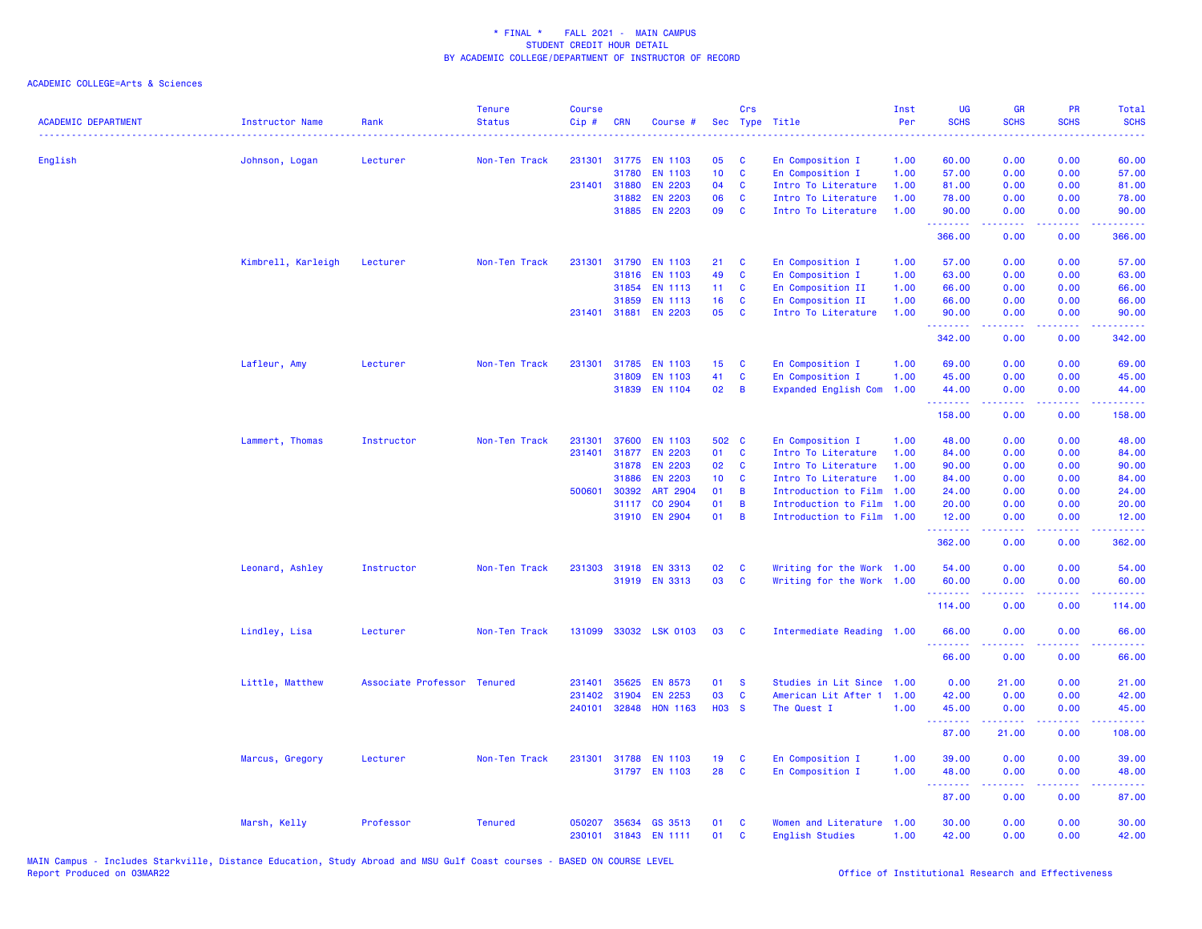\* FINAL \*    FALL 2021 -  MAIN CAMPUS
STUDENT CREDIT HOUR DETAIL
BY ACADEMIC COLLEGE/DEPARTMENT OF INSTRUCTOR OF RECORD

ACADEMIC COLLEGE=Arts & Sciences

| ACADEMIC DEPARTMENT | Instructor Name | Rank | Tenure Status | Course Cip # | CRN | Course # | Sec | Crs Type | Title | Inst Per | UG SCHS | GR SCHS | PR SCHS | Total SCHS |
|---|---|---|---|---|---|---|---|---|---|---|---|---|---|---|
| English | Johnson, Logan | Lecturer | Non-Ten Track | 231301 | 31775 | EN 1103 | 05 | C | En Composition I | 1.00 | 60.00 | 0.00 | 0.00 | 60.00 |
| | | | | | 31780 | EN 1103 | 10 | C | En Composition I | 1.00 | 57.00 | 0.00 | 0.00 | 57.00 |
| | | | | 231401 | 31880 | EN 2203 | 04 | C | Intro To Literature | 1.00 | 81.00 | 0.00 | 0.00 | 81.00 |
| | | | | | 31882 | EN 2203 | 06 | C | Intro To Literature | 1.00 | 78.00 | 0.00 | 0.00 | 78.00 |
| | | | | | 31885 | EN 2203 | 09 | C | Intro To Literature | 1.00 | 90.00 | 0.00 | 0.00 | 90.00 |
| | | | | | | | | | | | 366.00 | 0.00 | 0.00 | 366.00 |
| | Kimbrell, Karleigh | Lecturer | Non-Ten Track | 231301 | 31790 | EN 1103 | 21 | C | En Composition I | 1.00 | 57.00 | 0.00 | 0.00 | 57.00 |
| | | | | | 31816 | EN 1103 | 49 | C | En Composition I | 1.00 | 63.00 | 0.00 | 0.00 | 63.00 |
| | | | | | 31854 | EN 1113 | 11 | C | En Composition II | 1.00 | 66.00 | 0.00 | 0.00 | 66.00 |
| | | | | | 31859 | EN 1113 | 16 | C | En Composition II | 1.00 | 66.00 | 0.00 | 0.00 | 66.00 |
| | | | | 231401 | 31881 | EN 2203 | 05 | C | Intro To Literature | 1.00 | 90.00 | 0.00 | 0.00 | 90.00 |
| | | | | | | | | | | | 342.00 | 0.00 | 0.00 | 342.00 |
| | Lafleur, Amy | Lecturer | Non-Ten Track | 231301 | 31785 | EN 1103 | 15 | C | En Composition I | 1.00 | 69.00 | 0.00 | 0.00 | 69.00 |
| | | | | | 31809 | EN 1103 | 41 | C | En Composition I | 1.00 | 45.00 | 0.00 | 0.00 | 45.00 |
| | | | | | 31839 | EN 1104 | 02 | B | Expanded English Com | 1.00 | 44.00 | 0.00 | 0.00 | 44.00 |
| | | | | | | | | | | | 158.00 | 0.00 | 0.00 | 158.00 |
| | Lammert, Thomas | Instructor | Non-Ten Track | 231301 | 37600 | EN 1103 | 502 | C | En Composition I | 1.00 | 48.00 | 0.00 | 0.00 | 48.00 |
| | | | | 231401 | 31877 | EN 2203 | 01 | C | Intro To Literature | 1.00 | 84.00 | 0.00 | 0.00 | 84.00 |
| | | | | | 31878 | EN 2203 | 02 | C | Intro To Literature | 1.00 | 90.00 | 0.00 | 0.00 | 90.00 |
| | | | | | 31886 | EN 2203 | 10 | C | Intro To Literature | 1.00 | 84.00 | 0.00 | 0.00 | 84.00 |
| | | | | 500601 | 30392 | ART 2904 | 01 | B | Introduction to Film | 1.00 | 24.00 | 0.00 | 0.00 | 24.00 |
| | | | | | 31117 | CO 2904 | 01 | B | Introduction to Film | 1.00 | 20.00 | 0.00 | 0.00 | 20.00 |
| | | | | | 31910 | EN 2904 | 01 | B | Introduction to Film | 1.00 | 12.00 | 0.00 | 0.00 | 12.00 |
| | | | | | | | | | | | 362.00 | 0.00 | 0.00 | 362.00 |
| | Leonard, Ashley | Instructor | Non-Ten Track | 231303 | 31918 | EN 3313 | 02 | C | Writing for the Work | 1.00 | 54.00 | 0.00 | 0.00 | 54.00 |
| | | | | | 31919 | EN 3313 | 03 | C | Writing for the Work | 1.00 | 60.00 | 0.00 | 0.00 | 60.00 |
| | | | | | | | | | | | 114.00 | 0.00 | 0.00 | 114.00 |
| | Lindley, Lisa | Lecturer | Non-Ten Track | 131099 | 33032 | LSK 0103 | 03 | C | Intermediate Reading | 1.00 | 66.00 | 0.00 | 0.00 | 66.00 |
| | | | | | | | | | | | 66.00 | 0.00 | 0.00 | 66.00 |
| | Little, Matthew | Associate Professor | Tenured | 231401 | 35625 | EN 8573 | 01 | S | Studies in Lit Since | 1.00 | 0.00 | 21.00 | 0.00 | 21.00 |
| | | | | 231402 | 31904 | EN 2253 | 03 | C | American Lit After 1 | 1.00 | 42.00 | 0.00 | 0.00 | 42.00 |
| | | | | 240101 | 32848 | HON 1163 | H03 | S | The Quest I | 1.00 | 45.00 | 0.00 | 0.00 | 45.00 |
| | | | | | | | | | | | 87.00 | 21.00 | 0.00 | 108.00 |
| | Marcus, Gregory | Lecturer | Non-Ten Track | 231301 | 31788 | EN 1103 | 19 | C | En Composition I | 1.00 | 39.00 | 0.00 | 0.00 | 39.00 |
| | | | | | 31797 | EN 1103 | 28 | C | En Composition I | 1.00 | 48.00 | 0.00 | 0.00 | 48.00 |
| | | | | | | | | | | | 87.00 | 0.00 | 0.00 | 87.00 |
| | Marsh, Kelly | Professor | Tenured | 050207 | 35634 | GS 3513 | 01 | C | Women and Literature | 1.00 | 30.00 | 0.00 | 0.00 | 30.00 |
| | | | | 230101 | 31843 | EN 1111 | 01 | C | English Studies | 1.00 | 42.00 | 0.00 | 0.00 | 42.00 |

MAIN Campus - Includes Starkville, Distance Education, Study Abroad and MSU Gulf Coast courses - BASED ON COURSE LEVEL
Report Produced on 03MAR22

Office of Institutional Research and Effectiveness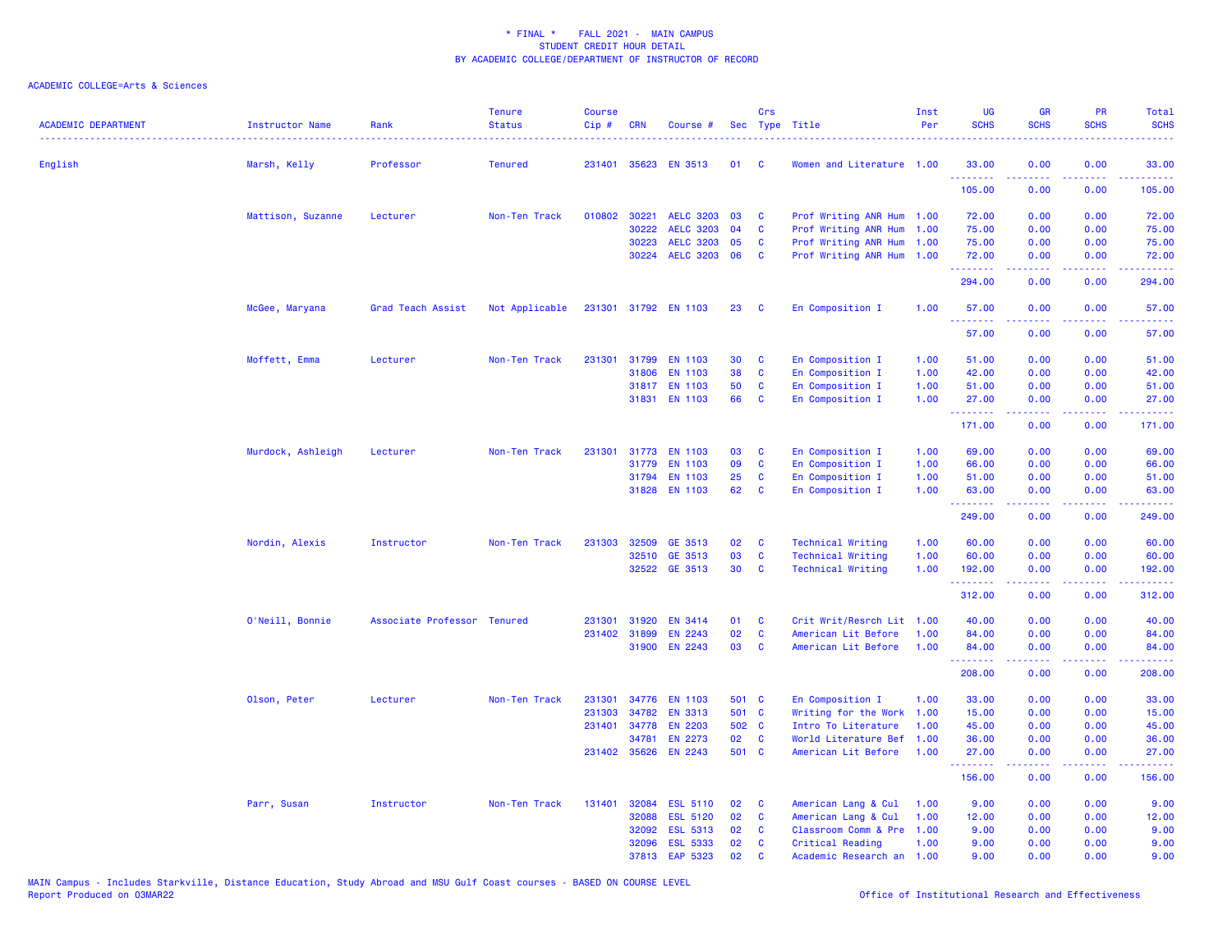\* FINAL \* FALL 2021 - MAIN CAMPUS
STUDENT CREDIT HOUR DETAIL
BY ACADEMIC COLLEGE/DEPARTMENT OF INSTRUCTOR OF RECORD

ACADEMIC COLLEGE=Arts & Sciences

| ACADEMIC DEPARTMENT | Instructor Name | Rank | Tenure Status | Course Cip # | CRN | Course # | Sec | Crs Type | Title | Inst Per | UG SCHS | GR SCHS | PR SCHS | Total SCHS |
|---|---|---|---|---|---|---|---|---|---|---|---|---|---|---|
| English | Marsh, Kelly | Professor | Tenured | 231401 | 35623 | EN 3513 | 01 | C | Women and Literature | 1.00 | 33.00 | 0.00 | 0.00 | 33.00 |
| | | | | | | | | | | | 105.00 | 0.00 | 0.00 | 105.00 |
| | Mattison, Suzanne | Lecturer | Non-Ten Track | 010802 | 30221 | AELC 3203 | 03 | C | Prof Writing ANR Hum | 1.00 | 72.00 | 0.00 | 0.00 | 72.00 |
| | | | | | 30222 | AELC 3203 | 04 | C | Prof Writing ANR Hum | 1.00 | 75.00 | 0.00 | 0.00 | 75.00 |
| | | | | | 30223 | AELC 3203 | 05 | C | Prof Writing ANR Hum | 1.00 | 75.00 | 0.00 | 0.00 | 75.00 |
| | | | | | 30224 | AELC 3203 | 06 | C | Prof Writing ANR Hum | 1.00 | 72.00 | 0.00 | 0.00 | 72.00 |
| | | | | | | | | | | | 294.00 | 0.00 | 0.00 | 294.00 |
| | McGee, Maryana | Grad Teach Assist | Not Applicable | 231301 | 31792 | EN 1103 | 23 | C | En Composition I | 1.00 | 57.00 | 0.00 | 0.00 | 57.00 |
| | | | | | | | | | | | 57.00 | 0.00 | 0.00 | 57.00 |
| | Moffett, Emma | Lecturer | Non-Ten Track | 231301 | 31799 | EN 1103 | 30 | C | En Composition I | 1.00 | 51.00 | 0.00 | 0.00 | 51.00 |
| | | | | | 31806 | EN 1103 | 38 | C | En Composition I | 1.00 | 42.00 | 0.00 | 0.00 | 42.00 |
| | | | | | 31817 | EN 1103 | 50 | C | En Composition I | 1.00 | 51.00 | 0.00 | 0.00 | 51.00 |
| | | | | | 31831 | EN 1103 | 66 | C | En Composition I | 1.00 | 27.00 | 0.00 | 0.00 | 27.00 |
| | | | | | | | | | | | 171.00 | 0.00 | 0.00 | 171.00 |
| | Murdock, Ashleigh | Lecturer | Non-Ten Track | 231301 | 31773 | EN 1103 | 03 | C | En Composition I | 1.00 | 69.00 | 0.00 | 0.00 | 69.00 |
| | | | | | 31779 | EN 1103 | 09 | C | En Composition I | 1.00 | 66.00 | 0.00 | 0.00 | 66.00 |
| | | | | | 31794 | EN 1103 | 25 | C | En Composition I | 1.00 | 51.00 | 0.00 | 0.00 | 51.00 |
| | | | | | 31828 | EN 1103 | 62 | C | En Composition I | 1.00 | 63.00 | 0.00 | 0.00 | 63.00 |
| | | | | | | | | | | | 249.00 | 0.00 | 0.00 | 249.00 |
| | Nordin, Alexis | Instructor | Non-Ten Track | 231303 | 32509 | GE 3513 | 02 | C | Technical Writing | 1.00 | 60.00 | 0.00 | 0.00 | 60.00 |
| | | | | | 32510 | GE 3513 | 03 | C | Technical Writing | 1.00 | 60.00 | 0.00 | 0.00 | 60.00 |
| | | | | | 32522 | GE 3513 | 30 | C | Technical Writing | 1.00 | 192.00 | 0.00 | 0.00 | 192.00 |
| | | | | | | | | | | | 312.00 | 0.00 | 0.00 | 312.00 |
| | O'Neill, Bonnie | Associate Professor | Tenured | 231301 | 31920 | EN 3414 | 01 | C | Crit Writ/Resrch Lit | 1.00 | 40.00 | 0.00 | 0.00 | 40.00 |
| | | | | 231402 | 31899 | EN 2243 | 02 | C | American Lit Before | 1.00 | 84.00 | 0.00 | 0.00 | 84.00 |
| | | | | | 31900 | EN 2243 | 03 | C | American Lit Before | 1.00 | 84.00 | 0.00 | 0.00 | 84.00 |
| | | | | | | | | | | | 208.00 | 0.00 | 0.00 | 208.00 |
| | Olson, Peter | Lecturer | Non-Ten Track | 231301 | 34776 | EN 1103 | 501 | C | En Composition I | 1.00 | 33.00 | 0.00 | 0.00 | 33.00 |
| | | | | 231303 | 34782 | EN 3313 | 501 | C | Writing for the Work | 1.00 | 15.00 | 0.00 | 0.00 | 15.00 |
| | | | | 231401 | 34778 | EN 2203 | 502 | C | Intro To Literature | 1.00 | 45.00 | 0.00 | 0.00 | 45.00 |
| | | | | | 34781 | EN 2273 | 02 | C | World Literature Bef | 1.00 | 36.00 | 0.00 | 0.00 | 36.00 |
| | | | | 231402 | 35626 | EN 2243 | 501 | C | American Lit Before | 1.00 | 27.00 | 0.00 | 0.00 | 27.00 |
| | | | | | | | | | | | 156.00 | 0.00 | 0.00 | 156.00 |
| | Parr, Susan | Instructor | Non-Ten Track | 131401 | 32084 | ESL 5110 | 02 | C | American Lang & Cul | 1.00 | 9.00 | 0.00 | 0.00 | 9.00 |
| | | | | | 32088 | ESL 5120 | 02 | C | American Lang & Cul | 1.00 | 12.00 | 0.00 | 0.00 | 12.00 |
| | | | | | 32092 | ESL 5313 | 02 | C | Classroom Comm & Pre | 1.00 | 9.00 | 0.00 | 0.00 | 9.00 |
| | | | | | 32096 | ESL 5333 | 02 | C | Critical Reading | 1.00 | 9.00 | 0.00 | 0.00 | 9.00 |
| | | | | | 37813 | EAP 5323 | 02 | C | Academic Research an | 1.00 | 9.00 | 0.00 | 0.00 | 9.00 |

MAIN Campus - Includes Starkville, Distance Education, Study Abroad and MSU Gulf Coast courses - BASED ON COURSE LEVEL
Report Produced on 03MAR22 Office of Institutional Research and Effectiveness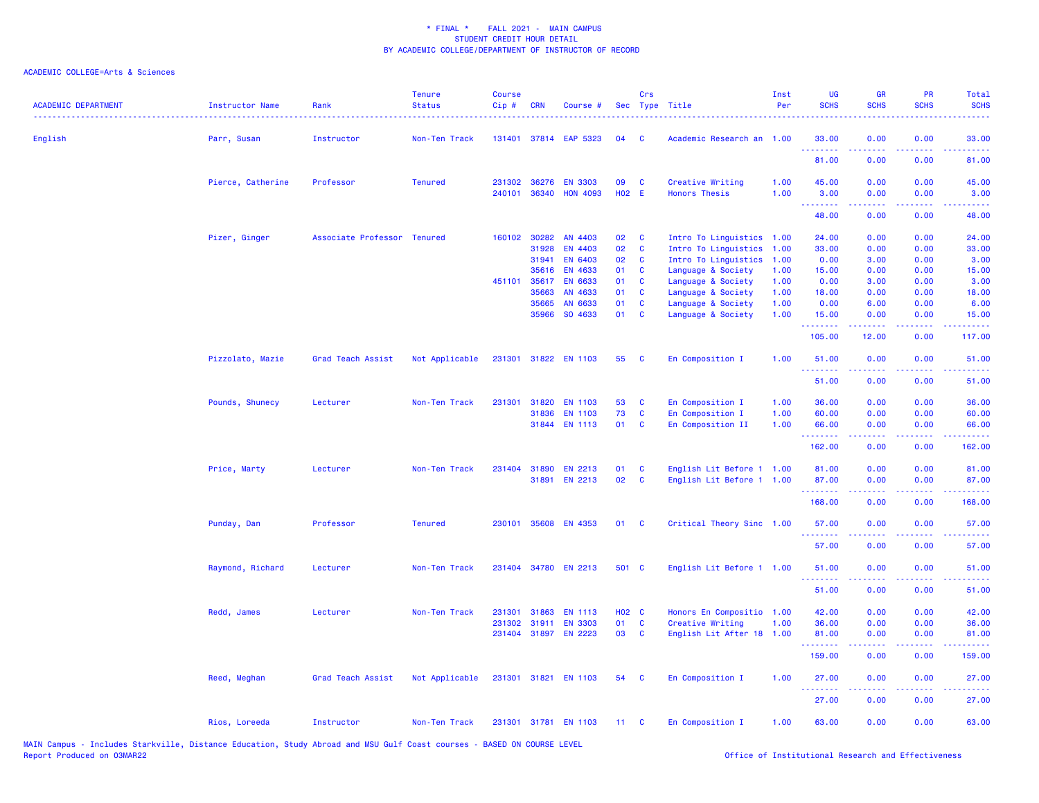\* FINAL \* FALL 2021 - MAIN CAMPUS
STUDENT CREDIT HOUR DETAIL
BY ACADEMIC COLLEGE/DEPARTMENT OF INSTRUCTOR OF RECORD

ACADEMIC COLLEGE=Arts & Sciences

| ACADEMIC DEPARTMENT | Instructor Name | Rank | Tenure Status | Course Cip # | CRN | Course # | Sec | Crs Type | Title | Inst Per | UG SCHS | GR SCHS | PR SCHS | Total SCHS |
|---|---|---|---|---|---|---|---|---|---|---|---|---|---|---|
| English | Parr, Susan | Instructor | Non-Ten Track | 131401 | 37814 | EAP 5323 | 04 | C | Academic Research an | 1.00 | 33.00 | 0.00 | 0.00 | 33.00 |
| | | | | | | | | | | | 81.00 | 0.00 | 0.00 | 81.00 |
| | Pierce, Catherine | Professor | Tenured | 231302 | 36276 | EN 3303 | 09 | C | Creative Writing | 1.00 | 45.00 | 0.00 | 0.00 | 45.00 |
| | | | | 240101 | 36340 | HON 4093 | H02 | E | Honors Thesis | 1.00 | 3.00 | 0.00 | 0.00 | 3.00 |
| | | | | | | | | | | | 48.00 | 0.00 | 0.00 | 48.00 |
| | Pizer, Ginger | Associate Professor | Tenured | 160102 | 30282 | AN 4403 | 02 | C | Intro To Linguistics | 1.00 | 24.00 | 0.00 | 0.00 | 24.00 |
| | | | | | 31928 | EN 4403 | 02 | C | Intro To Linguistics | 1.00 | 33.00 | 0.00 | 0.00 | 33.00 |
| | | | | | 31941 | EN 6403 | 02 | C | Intro To Linguistics | 1.00 | 0.00 | 3.00 | 0.00 | 3.00 |
| | | | | | 35616 | EN 4633 | 01 | C | Language & Society | 1.00 | 15.00 | 0.00 | 0.00 | 15.00 |
| | | | | 451101 | 35617 | EN 6633 | 01 | C | Language & Society | 1.00 | 0.00 | 3.00 | 0.00 | 3.00 |
| | | | | | 35663 | AN 4633 | 01 | C | Language & Society | 1.00 | 18.00 | 0.00 | 0.00 | 18.00 |
| | | | | | 35665 | AN 6633 | 01 | C | Language & Society | 1.00 | 0.00 | 6.00 | 0.00 | 6.00 |
| | | | | | 35966 | SO 4633 | 01 | C | Language & Society | 1.00 | 15.00 | 0.00 | 0.00 | 15.00 |
| | | | | | | | | | | | 105.00 | 12.00 | 0.00 | 117.00 |
| | Pizzolato, Mazie | Grad Teach Assist | Not Applicable | 231301 | 31822 | EN 1103 | 55 | C | En Composition I | 1.00 | 51.00 | 0.00 | 0.00 | 51.00 |
| | | | | | | | | | | | 51.00 | 0.00 | 0.00 | 51.00 |
| | Pounds, Shunecy | Lecturer | Non-Ten Track | 231301 | 31820 | EN 1103 | 53 | C | En Composition I | 1.00 | 36.00 | 0.00 | 0.00 | 36.00 |
| | | | | | 31836 | EN 1103 | 73 | C | En Composition I | 1.00 | 60.00 | 0.00 | 0.00 | 60.00 |
| | | | | | 31844 | EN 1113 | 01 | C | En Composition II | 1.00 | 66.00 | 0.00 | 0.00 | 66.00 |
| | | | | | | | | | | | 162.00 | 0.00 | 0.00 | 162.00 |
| | Price, Marty | Lecturer | Non-Ten Track | 231404 | 31890 | EN 2213 | 01 | C | English Lit Before 1 | 1.00 | 81.00 | 0.00 | 0.00 | 81.00 |
| | | | | | 31891 | EN 2213 | 02 | C | English Lit Before 1 | 1.00 | 87.00 | 0.00 | 0.00 | 87.00 |
| | | | | | | | | | | | 168.00 | 0.00 | 0.00 | 168.00 |
| | Punday, Dan | Professor | Tenured | 230101 | 35608 | EN 4353 | 01 | C | Critical Theory Sinc | 1.00 | 57.00 | 0.00 | 0.00 | 57.00 |
| | | | | | | | | | | | 57.00 | 0.00 | 0.00 | 57.00 |
| | Raymond, Richard | Lecturer | Non-Ten Track | 231404 | 34780 | EN 2213 | 501 | C | English Lit Before 1 | 1.00 | 51.00 | 0.00 | 0.00 | 51.00 |
| | | | | | | | | | | | 51.00 | 0.00 | 0.00 | 51.00 |
| | Redd, James | Lecturer | Non-Ten Track | 231301 | 31863 | EN 1113 | H02 | C | Honors En Compositio | 1.00 | 42.00 | 0.00 | 0.00 | 42.00 |
| | | | | 231302 | 31911 | EN 3303 | 01 | C | Creative Writing | 1.00 | 36.00 | 0.00 | 0.00 | 36.00 |
| | | | | 231404 | 31897 | EN 2223 | 03 | C | English Lit After 18 | 1.00 | 81.00 | 0.00 | 0.00 | 81.00 |
| | | | | | | | | | | | 159.00 | 0.00 | 0.00 | 159.00 |
| | Reed, Meghan | Grad Teach Assist | Not Applicable | 231301 | 31821 | EN 1103 | 54 | C | En Composition I | 1.00 | 27.00 | 0.00 | 0.00 | 27.00 |
| | | | | | | | | | | | 27.00 | 0.00 | 0.00 | 27.00 |
| | Rios, Loreeda | Instructor | Non-Ten Track | 231301 | 31781 | EN 1103 | 11 | C | En Composition I | 1.00 | 63.00 | 0.00 | 0.00 | 63.00 |

MAIN Campus - Includes Starkville, Distance Education, Study Abroad and MSU Gulf Coast courses - BASED ON COURSE LEVEL
Report Produced on 03MAR22

Office of Institutional Research and Effectiveness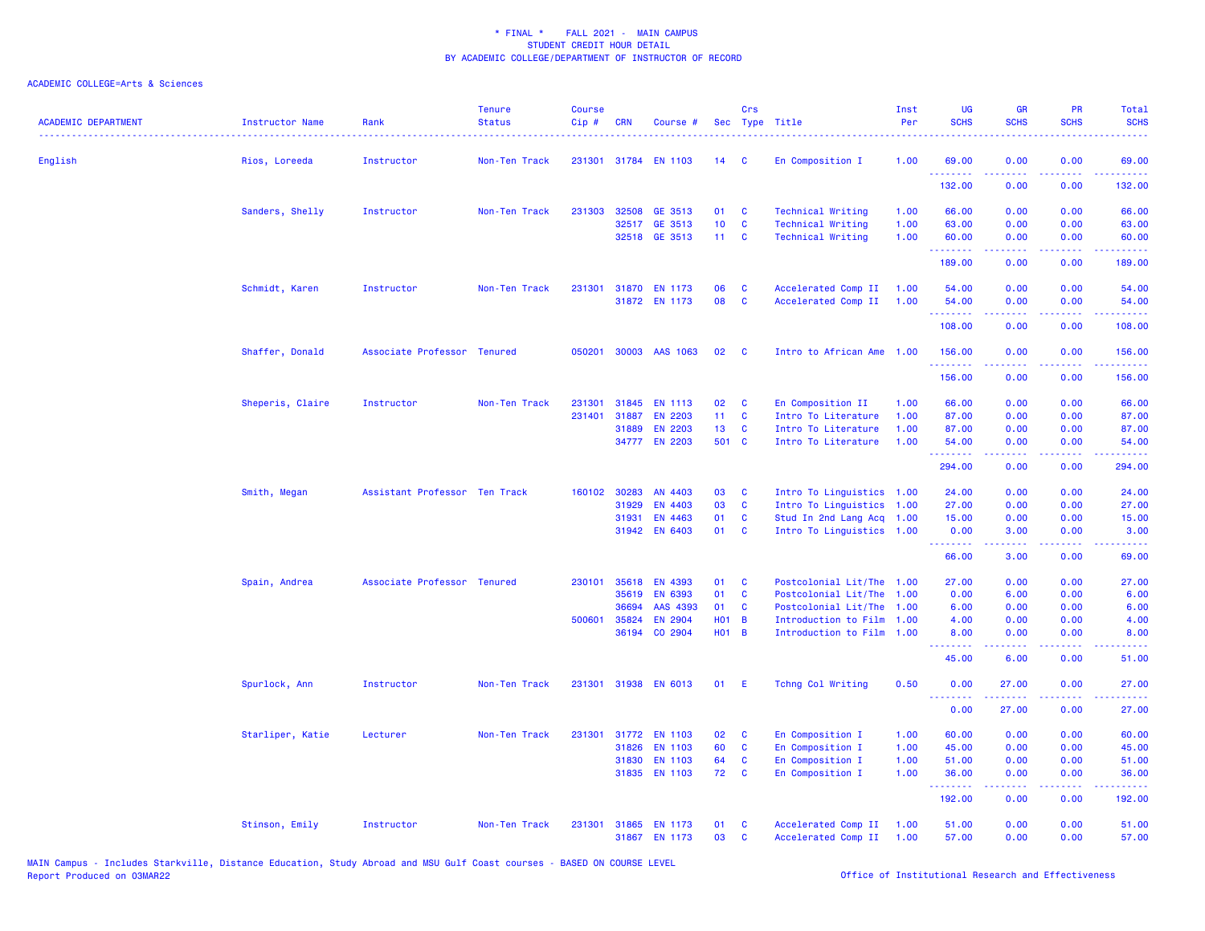\* FINAL \* FALL 2021 - MAIN CAMPUS
STUDENT CREDIT HOUR DETAIL
BY ACADEMIC COLLEGE/DEPARTMENT OF INSTRUCTOR OF RECORD

ACADEMIC COLLEGE=Arts & Sciences

| ACADEMIC DEPARTMENT | Instructor Name | Rank | Tenure Status | Course Cip # | CRN | Course # | Sec | Crs Type | Title | Inst Per | UG SCHS | GR SCHS | PR SCHS | Total SCHS |
|---|---|---|---|---|---|---|---|---|---|---|---|---|---|---|
| English | Rios, Loreeda | Instructor | Non-Ten Track | 231301 | 31784 | EN 1103 | 14 | C | En Composition I | 1.00 | 69.00 | 0.00 | 0.00 | 69.00 |
| | | | | | | | | | | | 132.00 | 0.00 | 0.00 | 132.00 |
| | Sanders, Shelly | Instructor | Non-Ten Track | 231303 | 32508 | GE 3513 | 01 | C | Technical Writing | 1.00 | 66.00 | 0.00 | 0.00 | 66.00 |
| | | | | | 32517 | GE 3513 | 10 | C | Technical Writing | 1.00 | 63.00 | 0.00 | 0.00 | 63.00 |
| | | | | | 32518 | GE 3513 | 11 | C | Technical Writing | 1.00 | 60.00 | 0.00 | 0.00 | 60.00 |
| | | | | | | | | | | | 189.00 | 0.00 | 0.00 | 189.00 |
| | Schmidt, Karen | Instructor | Non-Ten Track | 231301 | 31870 | EN 1173 | 06 | C | Accelerated Comp II | 1.00 | 54.00 | 0.00 | 0.00 | 54.00 |
| | | | | | 31872 | EN 1173 | 08 | C | Accelerated Comp II | 1.00 | 54.00 | 0.00 | 0.00 | 54.00 |
| | | | | | | | | | | | 108.00 | 0.00 | 0.00 | 108.00 |
| | Shaffer, Donald | Associate Professor | Tenured | 050201 | 30003 | AAS 1063 | 02 | C | Intro to African Ame | 1.00 | 156.00 | 0.00 | 0.00 | 156.00 |
| | | | | | | | | | | | 156.00 | 0.00 | 0.00 | 156.00 |
| | Sheperis, Claire | Instructor | Non-Ten Track | 231301 | 31845 | EN 1113 | 02 | C | En Composition II | 1.00 | 66.00 | 0.00 | 0.00 | 66.00 |
| | | | | 231401 | 31887 | EN 2203 | 11 | C | Intro To Literature | 1.00 | 87.00 | 0.00 | 0.00 | 87.00 |
| | | | | | 31889 | EN 2203 | 13 | C | Intro To Literature | 1.00 | 87.00 | 0.00 | 0.00 | 87.00 |
| | | | | | 34777 | EN 2203 | 501 | C | Intro To Literature | 1.00 | 54.00 | 0.00 | 0.00 | 54.00 |
| | | | | | | | | | | | 294.00 | 0.00 | 0.00 | 294.00 |
| | Smith, Megan | Assistant Professor | Ten Track | 160102 | 30283 | AN 4403 | 03 | C | Intro To Linguistics | 1.00 | 24.00 | 0.00 | 0.00 | 24.00 |
| | | | | | 31929 | EN 4403 | 03 | C | Intro To Linguistics | 1.00 | 27.00 | 0.00 | 0.00 | 27.00 |
| | | | | | 31931 | EN 4463 | 01 | C | Stud In 2nd Lang Acq | 1.00 | 15.00 | 0.00 | 0.00 | 15.00 |
| | | | | | 31942 | EN 6403 | 01 | C | Intro To Linguistics | 1.00 | 0.00 | 3.00 | 0.00 | 3.00 |
| | | | | | | | | | | | 66.00 | 3.00 | 0.00 | 69.00 |
| | Spain, Andrea | Associate Professor | Tenured | 230101 | 35618 | EN 4393 | 01 | C | Postcolonial Lit/The | 1.00 | 27.00 | 0.00 | 0.00 | 27.00 |
| | | | | | 35619 | EN 6393 | 01 | C | Postcolonial Lit/The | 1.00 | 0.00 | 6.00 | 0.00 | 6.00 |
| | | | | | 36694 | AAS 4393 | 01 | C | Postcolonial Lit/The | 1.00 | 6.00 | 0.00 | 0.00 | 6.00 |
| | | | | 500601 | 35824 | EN 2904 | H01 | B | Introduction to Film | 1.00 | 4.00 | 0.00 | 0.00 | 4.00 |
| | | | | | 36194 | CO 2904 | H01 | B | Introduction to Film | 1.00 | 8.00 | 0.00 | 0.00 | 8.00 |
| | | | | | | | | | | | 45.00 | 6.00 | 0.00 | 51.00 |
| | Spurlock, Ann | Instructor | Non-Ten Track | 231301 | 31938 | EN 6013 | 01 | E | Tchng Col Writing | 0.50 | 0.00 | 27.00 | 0.00 | 27.00 |
| | | | | | | | | | | | 0.00 | 27.00 | 0.00 | 27.00 |
| | Starliper, Katie | Lecturer | Non-Ten Track | 231301 | 31772 | EN 1103 | 02 | C | En Composition I | 1.00 | 60.00 | 0.00 | 0.00 | 60.00 |
| | | | | | 31826 | EN 1103 | 60 | C | En Composition I | 1.00 | 45.00 | 0.00 | 0.00 | 45.00 |
| | | | | | 31830 | EN 1103 | 64 | C | En Composition I | 1.00 | 51.00 | 0.00 | 0.00 | 51.00 |
| | | | | | 31835 | EN 1103 | 72 | C | En Composition I | 1.00 | 36.00 | 0.00 | 0.00 | 36.00 |
| | | | | | | | | | | | 192.00 | 0.00 | 0.00 | 192.00 |
| | Stinson, Emily | Instructor | Non-Ten Track | 231301 | 31865 | EN 1173 | 01 | C | Accelerated Comp II | 1.00 | 51.00 | 0.00 | 0.00 | 51.00 |
| | | | | | 31867 | EN 1173 | 03 | C | Accelerated Comp II | 1.00 | 57.00 | 0.00 | 0.00 | 57.00 |

MAIN Campus - Includes Starkville, Distance Education, Study Abroad and MSU Gulf Coast courses - BASED ON COURSE LEVEL
Report Produced on 03MAR22

Office of Institutional Research and Effectiveness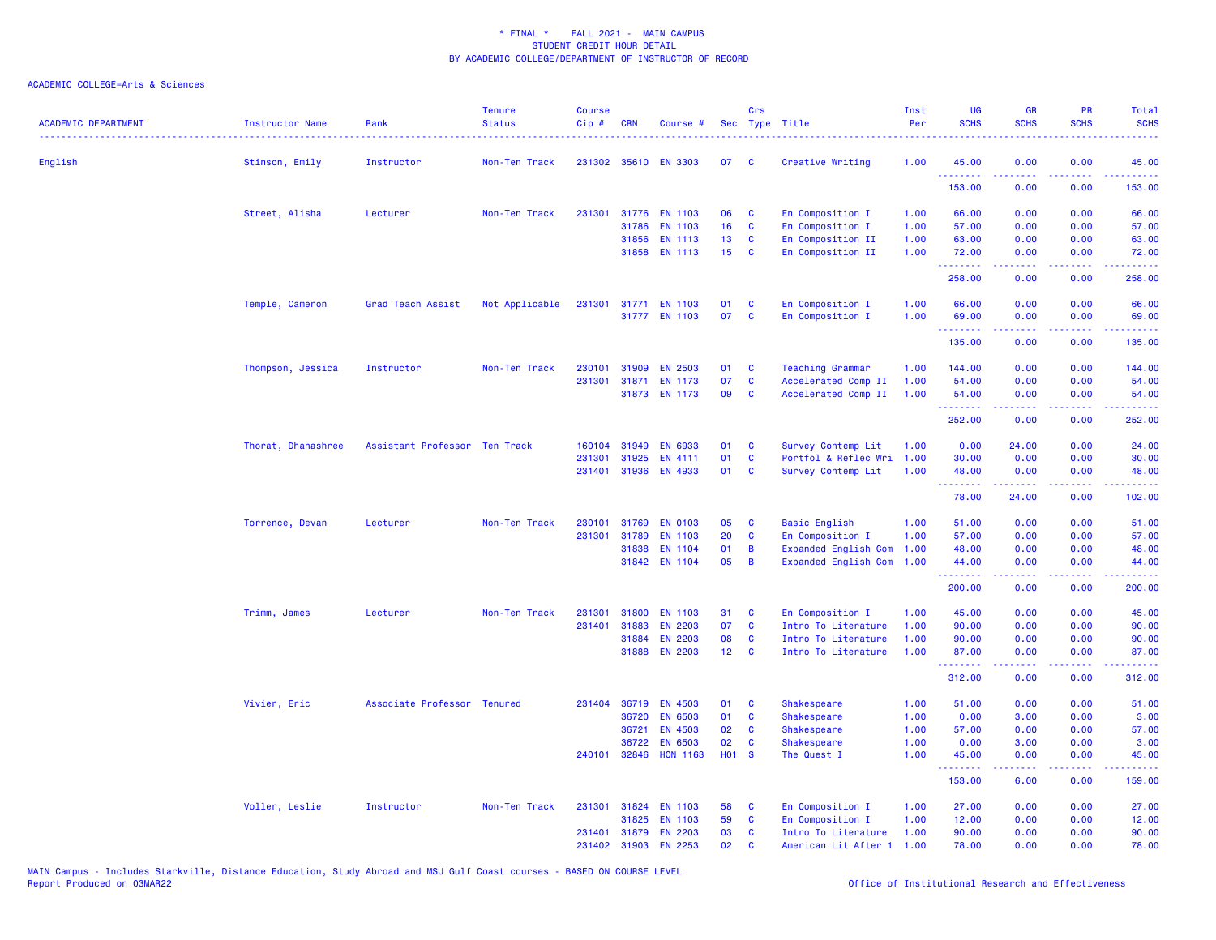\* FINAL \*    FALL 2021 -  MAIN CAMPUS
STUDENT CREDIT HOUR DETAIL
BY ACADEMIC COLLEGE/DEPARTMENT OF INSTRUCTOR OF RECORD

ACADEMIC COLLEGE=Arts & Sciences

| ACADEMIC DEPARTMENT | Instructor Name | Rank | Tenure Status | Course Cip # | CRN | Course # | Sec | Crs Type | Title | Inst Per | UG SCHS | GR SCHS | PR SCHS | Total SCHS |
|---|---|---|---|---|---|---|---|---|---|---|---|---|---|---|
| English | Stinson, Emily | Instructor | Non-Ten Track | 231302 | 35610 | EN 3303 | 07 | C | Creative Writing | 1.00 | 45.00 | 0.00 | 0.00 | 45.00 |
| | | | | | | | | | | | 153.00 | 0.00 | 0.00 | 153.00 |
| | Street, Alisha | Lecturer | Non-Ten Track | 231301 | 31776 | EN 1103 | 06 | C | En Composition I | 1.00 | 66.00 | 0.00 | 0.00 | 66.00 |
| | | | | | 31786 | EN 1103 | 16 | C | En Composition I | 1.00 | 57.00 | 0.00 | 0.00 | 57.00 |
| | | | | | 31856 | EN 1113 | 13 | C | En Composition II | 1.00 | 63.00 | 0.00 | 0.00 | 63.00 |
| | | | | | 31858 | EN 1113 | 15 | C | En Composition II | 1.00 | 72.00 | 0.00 | 0.00 | 72.00 |
| | | | | | | | | | | | 258.00 | 0.00 | 0.00 | 258.00 |
| | Temple, Cameron | Grad Teach Assist | Not Applicable | 231301 | 31771 | EN 1103 | 01 | C | En Composition I | 1.00 | 66.00 | 0.00 | 0.00 | 66.00 |
| | | | | | 31777 | EN 1103 | 07 | C | En Composition I | 1.00 | 69.00 | 0.00 | 0.00 | 69.00 |
| | | | | | | | | | | | 135.00 | 0.00 | 0.00 | 135.00 |
| | Thompson, Jessica | Instructor | Non-Ten Track | 230101 | 31909 | EN 2503 | 01 | C | Teaching Grammar | 1.00 | 144.00 | 0.00 | 0.00 | 144.00 |
| | | | | 231301 | 31871 | EN 1173 | 07 | C | Accelerated Comp II | 1.00 | 54.00 | 0.00 | 0.00 | 54.00 |
| | | | | | 31873 | EN 1173 | 09 | C | Accelerated Comp II | 1.00 | 54.00 | 0.00 | 0.00 | 54.00 |
| | | | | | | | | | | | 252.00 | 0.00 | 0.00 | 252.00 |
| | Thorat, Dhanashree | Assistant Professor | Ten Track | 160104 | 31949 | EN 6933 | 01 | C | Survey Contemp Lit | 1.00 | 0.00 | 24.00 | 0.00 | 24.00 |
| | | | | 231301 | 31925 | EN 4111 | 01 | C | Portfol & Reflec Wri | 1.00 | 30.00 | 0.00 | 0.00 | 30.00 |
| | | | | 231401 | 31936 | EN 4933 | 01 | C | Survey Contemp Lit | 1.00 | 48.00 | 0.00 | 0.00 | 48.00 |
| | | | | | | | | | | | 78.00 | 24.00 | 0.00 | 102.00 |
| | Torrence, Devan | Lecturer | Non-Ten Track | 230101 | 31769 | EN 0103 | 05 | C | Basic English | 1.00 | 51.00 | 0.00 | 0.00 | 51.00 |
| | | | | 231301 | 31789 | EN 1103 | 20 | C | En Composition I | 1.00 | 57.00 | 0.00 | 0.00 | 57.00 |
| | | | | | 31838 | EN 1104 | 01 | B | Expanded English Com | 1.00 | 48.00 | 0.00 | 0.00 | 48.00 |
| | | | | | 31842 | EN 1104 | 05 | B | Expanded English Com | 1.00 | 44.00 | 0.00 | 0.00 | 44.00 |
| | | | | | | | | | | | 200.00 | 0.00 | 0.00 | 200.00 |
| | Trimm, James | Lecturer | Non-Ten Track | 231301 | 31800 | EN 1103 | 31 | C | En Composition I | 1.00 | 45.00 | 0.00 | 0.00 | 45.00 |
| | | | | 231401 | 31883 | EN 2203 | 07 | C | Intro To Literature | 1.00 | 90.00 | 0.00 | 0.00 | 90.00 |
| | | | | | 31884 | EN 2203 | 08 | C | Intro To Literature | 1.00 | 90.00 | 0.00 | 0.00 | 90.00 |
| | | | | | 31888 | EN 2203 | 12 | C | Intro To Literature | 1.00 | 87.00 | 0.00 | 0.00 | 87.00 |
| | | | | | | | | | | | 312.00 | 0.00 | 0.00 | 312.00 |
| | Vivier, Eric | Associate Professor | Tenured | 231404 | 36719 | EN 4503 | 01 | C | Shakespeare | 1.00 | 51.00 | 0.00 | 0.00 | 51.00 |
| | | | | | 36720 | EN 6503 | 01 | C | Shakespeare | 1.00 | 0.00 | 3.00 | 0.00 | 3.00 |
| | | | | | 36721 | EN 4503 | 02 | C | Shakespeare | 1.00 | 57.00 | 0.00 | 0.00 | 57.00 |
| | | | | | 36722 | EN 6503 | 02 | C | Shakespeare | 1.00 | 0.00 | 3.00 | 0.00 | 3.00 |
| | | | | 240101 | 32846 | HON 1163 | H01 | S | The Quest I | 1.00 | 45.00 | 0.00 | 0.00 | 45.00 |
| | | | | | | | | | | | 153.00 | 6.00 | 0.00 | 159.00 |
| | Voller, Leslie | Instructor | Non-Ten Track | 231301 | 31824 | EN 1103 | 58 | C | En Composition I | 1.00 | 27.00 | 0.00 | 0.00 | 27.00 |
| | | | | | 31825 | EN 1103 | 59 | C | En Composition I | 1.00 | 12.00 | 0.00 | 0.00 | 12.00 |
| | | | | 231401 | 31879 | EN 2203 | 03 | C | Intro To Literature | 1.00 | 90.00 | 0.00 | 0.00 | 90.00 |
| | | | | 231402 | 31903 | EN 2253 | 02 | C | American Lit After 1 | 1.00 | 78.00 | 0.00 | 0.00 | 78.00 |

MAIN Campus - Includes Starkville, Distance Education, Study Abroad and MSU Gulf Coast courses - BASED ON COURSE LEVEL
Report Produced on 03MAR22
Office of Institutional Research and Effectiveness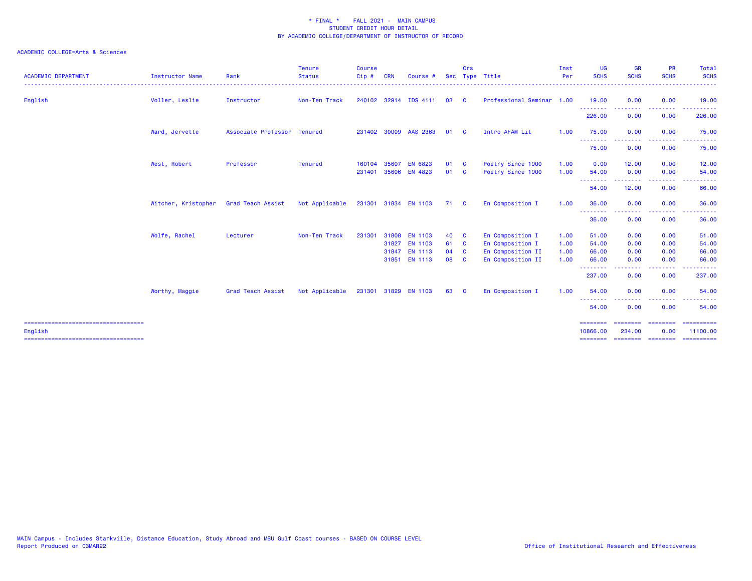\* FINAL \* FALL 2021 - MAIN CAMPUS
STUDENT CREDIT HOUR DETAIL
BY ACADEMIC COLLEGE/DEPARTMENT OF INSTRUCTOR OF RECORD

ACADEMIC COLLEGE=Arts & Sciences

| ACADEMIC DEPARTMENT | Instructor Name | Rank | Tenure Status | Course Cip # | CRN | Course # | Sec | Crs Type | Title | Inst Per | UG SCHS | GR SCHS | PR SCHS | Total SCHS |
|---|---|---|---|---|---|---|---|---|---|---|---|---|---|---|
| English | Voller, Leslie | Instructor | Non-Ten Track | 240102 | 32914 | IDS 4111 | 03 | C | Professional Seminar | 1.00 | 19.00 | 0.00 | 0.00 | 19.00 |
| | | | | | | | | | | | 226.00 | 0.00 | 0.00 | 226.00 |
| | Ward, Jervette | Associate Professor | Tenured | 231402 | 30009 | AAS 2363 | 01 | C | Intro AFAM Lit | 1.00 | 75.00 | 0.00 | 0.00 | 75.00 |
| | | | | | | | | | | | 75.00 | 0.00 | 0.00 | 75.00 |
| | West, Robert | Professor | Tenured | 160104 | 35607 | EN 6823 | 01 | C | Poetry Since 1900 | 1.00 | 0.00 | 12.00 | 0.00 | 12.00 |
| | | | | 231401 | 35606 | EN 4823 | 01 | C | Poetry Since 1900 | 1.00 | 54.00 | 0.00 | 0.00 | 54.00 |
| | | | | | | | | | | | 54.00 | 12.00 | 0.00 | 66.00 |
| | Witcher, Kristopher | Grad Teach Assist | Not Applicable | 231301 | 31834 | EN 1103 | 71 | C | En Composition I | 1.00 | 36.00 | 0.00 | 0.00 | 36.00 |
| | | | | | | | | | | | 36.00 | 0.00 | 0.00 | 36.00 |
| | Wolfe, Rachel | Lecturer | Non-Ten Track | 231301 | 31808 | EN 1103 | 40 | C | En Composition I | 1.00 | 51.00 | 0.00 | 0.00 | 51.00 |
| | | | | | 31827 | EN 1103 | 61 | C | En Composition I | 1.00 | 54.00 | 0.00 | 0.00 | 54.00 |
| | | | | | 31847 | EN 1113 | 04 | C | En Composition II | 1.00 | 66.00 | 0.00 | 0.00 | 66.00 |
| | | | | | 31851 | EN 1113 | 08 | C | En Composition II | 1.00 | 66.00 | 0.00 | 0.00 | 66.00 |
| | | | | | | | | | | | 237.00 | 0.00 | 0.00 | 237.00 |
| | Worthy, Maggie | Grad Teach Assist | Not Applicable | 231301 | 31829 | EN 1103 | 63 | C | En Composition I | 1.00 | 54.00 | 0.00 | 0.00 | 54.00 |
| | | | | | | | | | | | 54.00 | 0.00 | 0.00 | 54.00 |
| English | | | | | | | | | | | 10866.00 | 234.00 | 0.00 | 11100.00 |

MAIN Campus - Includes Starkville, Distance Education, Study Abroad and MSU Gulf Coast courses - BASED ON COURSE LEVEL
Report Produced on 03MAR22

Office of Institutional Research and Effectiveness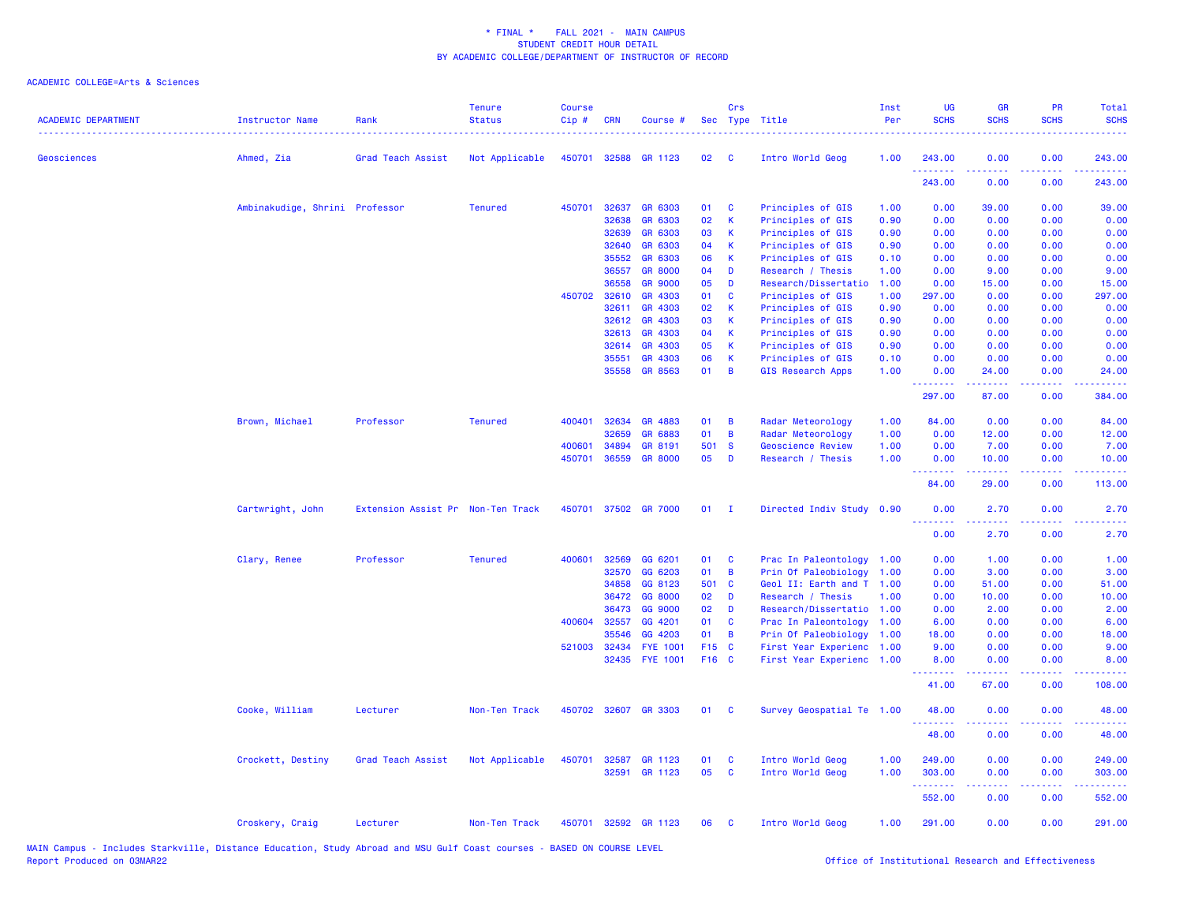\* FINAL \*    FALL 2021 -  MAIN CAMPUS
STUDENT CREDIT HOUR DETAIL
BY ACADEMIC COLLEGE/DEPARTMENT OF INSTRUCTOR OF RECORD

ACADEMIC COLLEGE=Arts & Sciences

| ACADEMIC DEPARTMENT | Instructor Name | Rank | Tenure Status | Course Cip # | CRN | Course # | Sec | Crs Type | Title | Inst Per | UG SCHS | GR SCHS | PR SCHS | Total SCHS |
|---|---|---|---|---|---|---|---|---|---|---|---|---|---|---|
| Geosciences | Ahmed, Zia | Grad Teach Assist | Not Applicable | 450701 | 32588 | GR 1123 | 02 | C | Intro World Geog | 1.00 | 243.00 | 0.00 | 0.00 | 243.00 |
| | | | | | | | | | | | 243.00 | 0.00 | 0.00 | 243.00 |
| | Ambinakudige, Shrini | Professor | Tenured | 450701 | 32637 | GR 6303 | 01 | C | Principles of GIS | 1.00 | 0.00 | 39.00 | 0.00 | 39.00 |
| | | | | | 32638 | GR 6303 | 02 | K | Principles of GIS | 0.90 | 0.00 | 0.00 | 0.00 | 0.00 |
| | | | | | 32639 | GR 6303 | 03 | K | Principles of GIS | 0.90 | 0.00 | 0.00 | 0.00 | 0.00 |
| | | | | | 32640 | GR 6303 | 04 | K | Principles of GIS | 0.90 | 0.00 | 0.00 | 0.00 | 0.00 |
| | | | | | 35552 | GR 6303 | 06 | K | Principles of GIS | 0.10 | 0.00 | 0.00 | 0.00 | 0.00 |
| | | | | | 36557 | GR 8000 | 04 | D | Research / Thesis | 1.00 | 0.00 | 9.00 | 0.00 | 9.00 |
| | | | | | 36558 | GR 9000 | 05 | D | Research/Dissertatio | 1.00 | 0.00 | 15.00 | 0.00 | 15.00 |
| | | | | 450702 | 32610 | GR 4303 | 01 | C | Principles of GIS | 1.00 | 297.00 | 0.00 | 0.00 | 297.00 |
| | | | | | 32611 | GR 4303 | 02 | K | Principles of GIS | 0.90 | 0.00 | 0.00 | 0.00 | 0.00 |
| | | | | | 32612 | GR 4303 | 03 | K | Principles of GIS | 0.90 | 0.00 | 0.00 | 0.00 | 0.00 |
| | | | | | 32613 | GR 4303 | 04 | K | Principles of GIS | 0.90 | 0.00 | 0.00 | 0.00 | 0.00 |
| | | | | | 32614 | GR 4303 | 05 | K | Principles of GIS | 0.90 | 0.00 | 0.00 | 0.00 | 0.00 |
| | | | | | 35551 | GR 4303 | 06 | K | Principles of GIS | 0.10 | 0.00 | 0.00 | 0.00 | 0.00 |
| | | | | | 35558 | GR 8563 | 01 | B | GIS Research Apps | 1.00 | 0.00 | 24.00 | 0.00 | 24.00 |
| | | | | | | | | | | | 297.00 | 87.00 | 0.00 | 384.00 |
| | Brown, Michael | Professor | Tenured | 400401 | 32634 | GR 4883 | 01 | B | Radar Meteorology | 1.00 | 84.00 | 0.00 | 0.00 | 84.00 |
| | | | | | 32659 | GR 6883 | 01 | B | Radar Meteorology | 1.00 | 0.00 | 12.00 | 0.00 | 12.00 |
| | | | | 400601 | 34894 | GR 8191 | 501 | S | Geoscience Review | 1.00 | 0.00 | 7.00 | 0.00 | 7.00 |
| | | | | 450701 | 36559 | GR 8000 | 05 | D | Research / Thesis | 1.00 | 0.00 | 10.00 | 0.00 | 10.00 |
| | | | | | | | | | | | 84.00 | 29.00 | 0.00 | 113.00 |
| | Cartwright, John | Extension Assist Pr | Non-Ten Track | 450701 | 37502 | GR 7000 | 01 | I | Directed Indiv Study | 0.90 | 0.00 | 2.70 | 0.00 | 2.70 |
| | | | | | | | | | | | 0.00 | 2.70 | 0.00 | 2.70 |
| | Clary, Renee | Professor | Tenured | 400601 | 32569 | GG 6201 | 01 | C | Prac In Paleontology | 1.00 | 0.00 | 1.00 | 0.00 | 1.00 |
| | | | | | 32570 | GG 6203 | 01 | B | Prin Of Paleobiology | 1.00 | 0.00 | 3.00 | 0.00 | 3.00 |
| | | | | | 34858 | GG 8123 | 501 | C | Geol II: Earth and T | 1.00 | 0.00 | 51.00 | 0.00 | 51.00 |
| | | | | | 36472 | GG 8000 | 02 | D | Research / Thesis | 1.00 | 0.00 | 10.00 | 0.00 | 10.00 |
| | | | | | 36473 | GG 9000 | 02 | D | Research/Dissertatio | 1.00 | 0.00 | 2.00 | 0.00 | 2.00 |
| | | | | 400604 | 32557 | GG 4201 | 01 | C | Prac In Paleontology | 1.00 | 6.00 | 0.00 | 0.00 | 6.00 |
| | | | | | 35546 | GG 4203 | 01 | B | Prin Of Paleobiology | 1.00 | 18.00 | 0.00 | 0.00 | 18.00 |
| | | | | 521003 | 32434 | FYE 1001 | F15 | C | First Year Experienc | 1.00 | 9.00 | 0.00 | 0.00 | 9.00 |
| | | | | | 32435 | FYE 1001 | F16 | C | First Year Experienc | 1.00 | 8.00 | 0.00 | 0.00 | 8.00 |
| | | | | | | | | | | | 41.00 | 67.00 | 0.00 | 108.00 |
| | Cooke, William | Lecturer | Non-Ten Track | 450702 | 32607 | GR 3303 | 01 | C | Survey Geospatial Te | 1.00 | 48.00 | 0.00 | 0.00 | 48.00 |
| | | | | | | | | | | | 48.00 | 0.00 | 0.00 | 48.00 |
| | Crockett, Destiny | Grad Teach Assist | Not Applicable | 450701 | 32587 | GR 1123 | 01 | C | Intro World Geog | 1.00 | 249.00 | 0.00 | 0.00 | 249.00 |
| | | | | | 32591 | GR 1123 | 05 | C | Intro World Geog | 1.00 | 303.00 | 0.00 | 0.00 | 303.00 |
| | | | | | | | | | | | 552.00 | 0.00 | 0.00 | 552.00 |
| | Croskery, Craig | Lecturer | Non-Ten Track | 450701 | 32592 | GR 1123 | 06 | C | Intro World Geog | 1.00 | 291.00 | 0.00 | 0.00 | 291.00 |

MAIN Campus - Includes Starkville, Distance Education, Study Abroad and MSU Gulf Coast courses - BASED ON COURSE LEVEL
Report Produced on 03MAR22

Office of Institutional Research and Effectiveness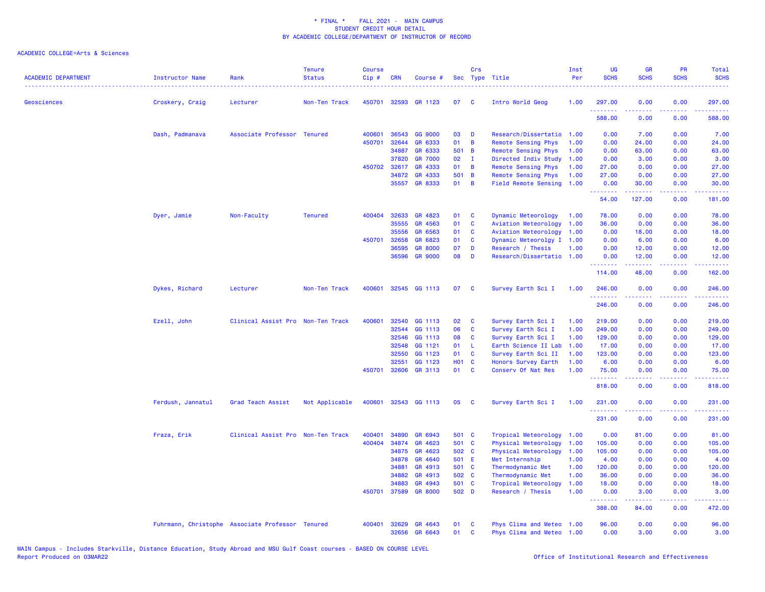\* FINAL \*    FALL 2021 - MAIN CAMPUS
STUDENT CREDIT HOUR DETAIL
BY ACADEMIC COLLEGE/DEPARTMENT OF INSTRUCTOR OF RECORD

ACADEMIC COLLEGE=Arts & Sciences

| ACADEMIC DEPARTMENT | Instructor Name | Rank | Tenure Status | Course Cip # | CRN | Course # | Sec | Crs Type | Title | Inst Per | UG SCHS | GR SCHS | PR SCHS | Total SCHS |
|---|---|---|---|---|---|---|---|---|---|---|---|---|---|---|
| Geosciences | Croskery, Craig | Lecturer | Non-Ten Track | 450701 | 32593 | GR 1123 | 07 | C | Intro World Geog | 1.00 | 297.00 | 0.00 | 0.00 | 297.00 |
| | | | | | | | | | | | 588.00 | 0.00 | 0.00 | 588.00 |
| | Dash, Padmanava | Associate Professor | Tenured | 400601 | 36543 | GG 9000 | 03 | D | Research/Dissertatio | 1.00 | 0.00 | 7.00 | 0.00 | 7.00 |
| | | | | 450701 | 32644 | GR 6333 | 01 | B | Remote Sensing Phys | 1.00 | 0.00 | 24.00 | 0.00 | 24.00 |
| | | | | | 34887 | GR 6333 | 501 | B | Remote Sensing Phys | 1.00 | 0.00 | 63.00 | 0.00 | 63.00 |
| | | | | | 37820 | GR 7000 | 02 | I | Directed Indiv Study | 1.00 | 0.00 | 3.00 | 0.00 | 3.00 |
| | | | | 450702 | 32617 | GR 4333 | 01 | B | Remote Sensing Phys | 1.00 | 27.00 | 0.00 | 0.00 | 27.00 |
| | | | | | 34872 | GR 4333 | 501 | B | Remote Sensing Phys | 1.00 | 27.00 | 0.00 | 0.00 | 27.00 |
| | | | | | 35557 | GR 8333 | 01 | B | Field Remote Sensing | 1.00 | 0.00 | 30.00 | 0.00 | 30.00 |
| | | | | | | | | | | | 54.00 | 127.00 | 0.00 | 181.00 |
| | Dyer, Jamie | Non-Faculty | Tenured | 400404 | 32633 | GR 4823 | 01 | C | Dynamic Meteorology | 1.00 | 78.00 | 0.00 | 0.00 | 78.00 |
| | | | | | 35555 | GR 4563 | 01 | C | Aviation Meteorology | 1.00 | 36.00 | 0.00 | 0.00 | 36.00 |
| | | | | | 35556 | GR 6563 | 01 | C | Aviation Meteorology | 1.00 | 0.00 | 18.00 | 0.00 | 18.00 |
| | | | | 450701 | 32658 | GR 6823 | 01 | C | Dynamic Meteorolgy I | 1.00 | 0.00 | 6.00 | 0.00 | 6.00 |
| | | | | | 36595 | GR 8000 | 07 | D | Research / Thesis | 1.00 | 0.00 | 12.00 | 0.00 | 12.00 |
| | | | | | 36596 | GR 9000 | 08 | D | Research/Dissertatio | 1.00 | 0.00 | 12.00 | 0.00 | 12.00 |
| | | | | | | | | | | | 114.00 | 48.00 | 0.00 | 162.00 |
| | Dykes, Richard | Lecturer | Non-Ten Track | 400601 | 32545 | GG 1113 | 07 | C | Survey Earth Sci I | 1.00 | 246.00 | 0.00 | 0.00 | 246.00 |
| | | | | | | | | | | | 246.00 | 0.00 | 0.00 | 246.00 |
| | Ezell, John | Clinical Assist Pro | Non-Ten Track | 400601 | 32540 | GG 1113 | 02 | C | Survey Earth Sci I | 1.00 | 219.00 | 0.00 | 0.00 | 219.00 |
| | | | | | 32544 | GG 1113 | 06 | C | Survey Earth Sci I | 1.00 | 249.00 | 0.00 | 0.00 | 249.00 |
| | | | | | 32546 | GG 1113 | 08 | C | Survey Earth Sci I | 1.00 | 129.00 | 0.00 | 0.00 | 129.00 |
| | | | | | 32548 | GG 1121 | 01 | L | Earth Science II Lab | 1.00 | 17.00 | 0.00 | 0.00 | 17.00 |
| | | | | | 32550 | GG 1123 | 01 | C | Survey Earth Sci II | 1.00 | 123.00 | 0.00 | 0.00 | 123.00 |
| | | | | | 32551 | GG 1123 | H01 | C | Honors Survey Earth | 1.00 | 6.00 | 0.00 | 0.00 | 6.00 |
| | | | | 450701 | 32606 | GR 3113 | 01 | C | Conserv Of Nat Res | 1.00 | 75.00 | 0.00 | 0.00 | 75.00 |
| | | | | | | | | | | | 818.00 | 0.00 | 0.00 | 818.00 |
| | Ferdush, Jannatul | Grad Teach Assist | Not Applicable | 400601 | 32543 | GG 1113 | 05 | C | Survey Earth Sci I | 1.00 | 231.00 | 0.00 | 0.00 | 231.00 |
| | | | | | | | | | | | 231.00 | 0.00 | 0.00 | 231.00 |
| | Fraza, Erik | Clinical Assist Pro | Non-Ten Track | 400401 | 34890 | GR 6943 | 501 | C | Tropical Meteorology | 1.00 | 0.00 | 81.00 | 0.00 | 81.00 |
| | | | | 400404 | 34874 | GR 4623 | 501 | C | Physical Meteorology | 1.00 | 105.00 | 0.00 | 0.00 | 105.00 |
| | | | | | 34875 | GR 4623 | 502 | C | Physical Meteorology | 1.00 | 105.00 | 0.00 | 0.00 | 105.00 |
| | | | | | 34878 | GR 4640 | 501 | E | Met Internship | 1.00 | 4.00 | 0.00 | 0.00 | 4.00 |
| | | | | | 34881 | GR 4913 | 501 | C | Thermodynamic Met | 1.00 | 120.00 | 0.00 | 0.00 | 120.00 |
| | | | | | 34882 | GR 4913 | 502 | C | Thermodynamic Met | 1.00 | 36.00 | 0.00 | 0.00 | 36.00 |
| | | | | | 34883 | GR 4943 | 501 | C | Tropical Meteorology | 1.00 | 18.00 | 0.00 | 0.00 | 18.00 |
| | | | | 450701 | 37589 | GR 8000 | 502 | D | Research / Thesis | 1.00 | 0.00 | 3.00 | 0.00 | 3.00 |
| | | | | | | | | | | | 388.00 | 84.00 | 0.00 | 472.00 |
| | Fuhrmann, Christophe | Associate Professor | Tenured | 400401 | 32629 | GR 4643 | 01 | C | Phys Clima and Meteo | 1.00 | 96.00 | 0.00 | 0.00 | 96.00 |
| | | | | | 32656 | GR 6643 | 01 | C | Phys Clima and Meteo | 1.00 | 0.00 | 3.00 | 0.00 | 3.00 |

MAIN Campus - Includes Starkville, Distance Education, Study Abroad and MSU Gulf Coast courses - BASED ON COURSE LEVEL
Report Produced on 03MAR22    Office of Institutional Research and Effectiveness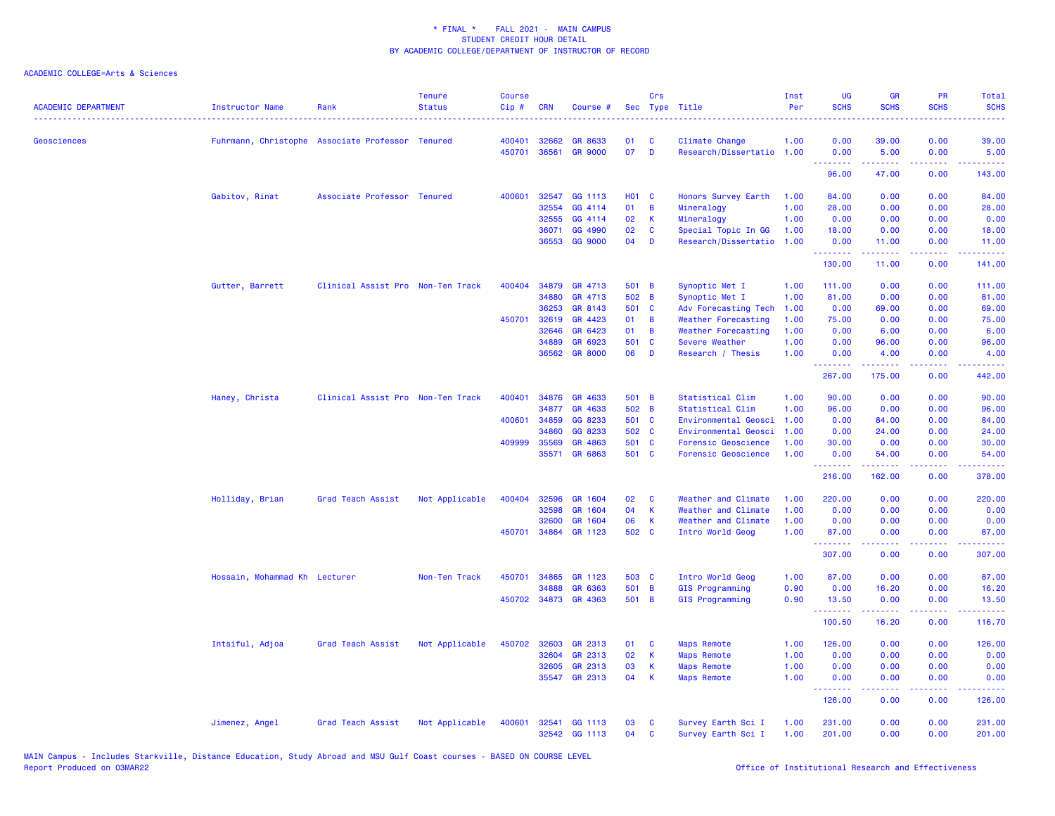\* FINAL \* FALL 2021 - MAIN CAMPUS
STUDENT CREDIT HOUR DETAIL
BY ACADEMIC COLLEGE/DEPARTMENT OF INSTRUCTOR OF RECORD

ACADEMIC COLLEGE=Arts & Sciences

| ACADEMIC DEPARTMENT | Instructor Name | Rank | Tenure Status | Course Cip # | CRN | Course # | Sec | Crs Type | Title | Inst Per | UG SCHS | GR SCHS | PR SCHS | Total SCHS |
|---|---|---|---|---|---|---|---|---|---|---|---|---|---|---|
| Geosciences | Fuhrmann, Christophe | Associate Professor | Tenured | 400401 | 32662 | GR 8633 | 01 | C | Climate Change | 1.00 | 0.00 | 39.00 | 0.00 | 39.00 |
| | | | | 450701 | 36561 | GR 9000 | 07 | D | Research/Dissertatio | 1.00 | 0.00 | 5.00 | 0.00 | 5.00 |
| | | | | | | | | | | | 96.00 | 47.00 | 0.00 | 143.00 |
| | Gabitov, Rinat | Associate Professor | Tenured | 400601 | 32547 | GG 1113 | H01 | C | Honors Survey Earth | 1.00 | 84.00 | 0.00 | 0.00 | 84.00 |
| | | | | | 32554 | GG 4114 | 01 | B | Mineralogy | 1.00 | 28.00 | 0.00 | 0.00 | 28.00 |
| | | | | | 32555 | GG 4114 | 02 | K | Mineralogy | 1.00 | 0.00 | 0.00 | 0.00 | 0.00 |
| | | | | | 36071 | GG 4990 | 02 | C | Special Topic In GG | 1.00 | 18.00 | 0.00 | 0.00 | 18.00 |
| | | | | | 36553 | GG 9000 | 04 | D | Research/Dissertatio | 1.00 | 0.00 | 11.00 | 0.00 | 11.00 |
| | | | | | | | | | | | 130.00 | 11.00 | 0.00 | 141.00 |
| | Gutter, Barrett | Clinical Assist Pro | Non-Ten Track | 400404 | 34879 | GR 4713 | 501 | B | Synoptic Met I | 1.00 | 111.00 | 0.00 | 0.00 | 111.00 |
| | | | | | 34880 | GR 4713 | 502 | B | Synoptic Met I | 1.00 | 81.00 | 0.00 | 0.00 | 81.00 |
| | | | | | 36253 | GR 8143 | 501 | C | Adv Forecasting Tech | 1.00 | 0.00 | 69.00 | 0.00 | 69.00 |
| | | | | 450701 | 32619 | GR 4423 | 01 | B | Weather Forecasting | 1.00 | 75.00 | 0.00 | 0.00 | 75.00 |
| | | | | | 32646 | GR 6423 | 01 | B | Weather Forecasting | 1.00 | 0.00 | 6.00 | 0.00 | 6.00 |
| | | | | | 34889 | GR 6923 | 501 | C | Severe Weather | 1.00 | 0.00 | 96.00 | 0.00 | 96.00 |
| | | | | | 36562 | GR 8000 | 06 | D | Research / Thesis | 1.00 | 0.00 | 4.00 | 0.00 | 4.00 |
| | | | | | | | | | | | 267.00 | 175.00 | 0.00 | 442.00 |
| | Haney, Christa | Clinical Assist Pro | Non-Ten Track | 400401 | 34876 | GR 4633 | 501 | B | Statistical Clim | 1.00 | 90.00 | 0.00 | 0.00 | 90.00 |
| | | | | | 34877 | GR 4633 | 502 | B | Statistical Clim | 1.00 | 96.00 | 0.00 | 0.00 | 96.00 |
| | | | | 400601 | 34859 | GG 8233 | 501 | C | Environmental Geosci | 1.00 | 0.00 | 84.00 | 0.00 | 84.00 |
| | | | | | 34860 | GG 8233 | 502 | C | Environmental Geosci | 1.00 | 0.00 | 24.00 | 0.00 | 24.00 |
| | | | | 409999 | 35569 | GR 4863 | 501 | C | Forensic Geoscience | 1.00 | 30.00 | 0.00 | 0.00 | 30.00 |
| | | | | | 35571 | GR 6863 | 501 | C | Forensic Geoscience | 1.00 | 0.00 | 54.00 | 0.00 | 54.00 |
| | | | | | | | | | | | 216.00 | 162.00 | 0.00 | 378.00 |
| | Holliday, Brian | Grad Teach Assist | Not Applicable | 400404 | 32596 | GR 1604 | 02 | C | Weather and Climate | 1.00 | 220.00 | 0.00 | 0.00 | 220.00 |
| | | | | | 32598 | GR 1604 | 04 | K | Weather and Climate | 1.00 | 0.00 | 0.00 | 0.00 | 0.00 |
| | | | | | 32600 | GR 1604 | 06 | K | Weather and Climate | 1.00 | 0.00 | 0.00 | 0.00 | 0.00 |
| | | | | 450701 | 34864 | GR 1123 | 502 | C | Intro World Geog | 1.00 | 87.00 | 0.00 | 0.00 | 87.00 |
| | | | | | | | | | | | 307.00 | 0.00 | 0.00 | 307.00 |
| | Hossain, Mohammad Kh | Lecturer | Non-Ten Track | 450701 | 34865 | GR 1123 | 503 | C | Intro World Geog | 1.00 | 87.00 | 0.00 | 0.00 | 87.00 |
| | | | | | 34888 | GR 6363 | 501 | B | GIS Programming | 0.90 | 0.00 | 16.20 | 0.00 | 16.20 |
| | | | | 450702 | 34873 | GR 4363 | 501 | B | GIS Programming | 0.90 | 13.50 | 0.00 | 0.00 | 13.50 |
| | | | | | | | | | | | 100.50 | 16.20 | 0.00 | 116.70 |
| | Intsiful, Adjoa | Grad Teach Assist | Not Applicable | 450702 | 32603 | GR 2313 | 01 | C | Maps Remote | 1.00 | 126.00 | 0.00 | 0.00 | 126.00 |
| | | | | | 32604 | GR 2313 | 02 | K | Maps Remote | 1.00 | 0.00 | 0.00 | 0.00 | 0.00 |
| | | | | | 32605 | GR 2313 | 03 | K | Maps Remote | 1.00 | 0.00 | 0.00 | 0.00 | 0.00 |
| | | | | | 35547 | GR 2313 | 04 | K | Maps Remote | 1.00 | 0.00 | 0.00 | 0.00 | 0.00 |
| | | | | | | | | | | | 126.00 | 0.00 | 0.00 | 126.00 |
| | Jimenez, Angel | Grad Teach Assist | Not Applicable | 400601 | 32541 | GG 1113 | 03 | C | Survey Earth Sci I | 1.00 | 231.00 | 0.00 | 0.00 | 231.00 |
| | | | | | 32542 | GG 1113 | 04 | C | Survey Earth Sci I | 1.00 | 201.00 | 0.00 | 0.00 | 201.00 |

MAIN Campus - Includes Starkville, Distance Education, Study Abroad and MSU Gulf Coast courses - BASED ON COURSE LEVEL
Report Produced on 03MAR22

Office of Institutional Research and Effectiveness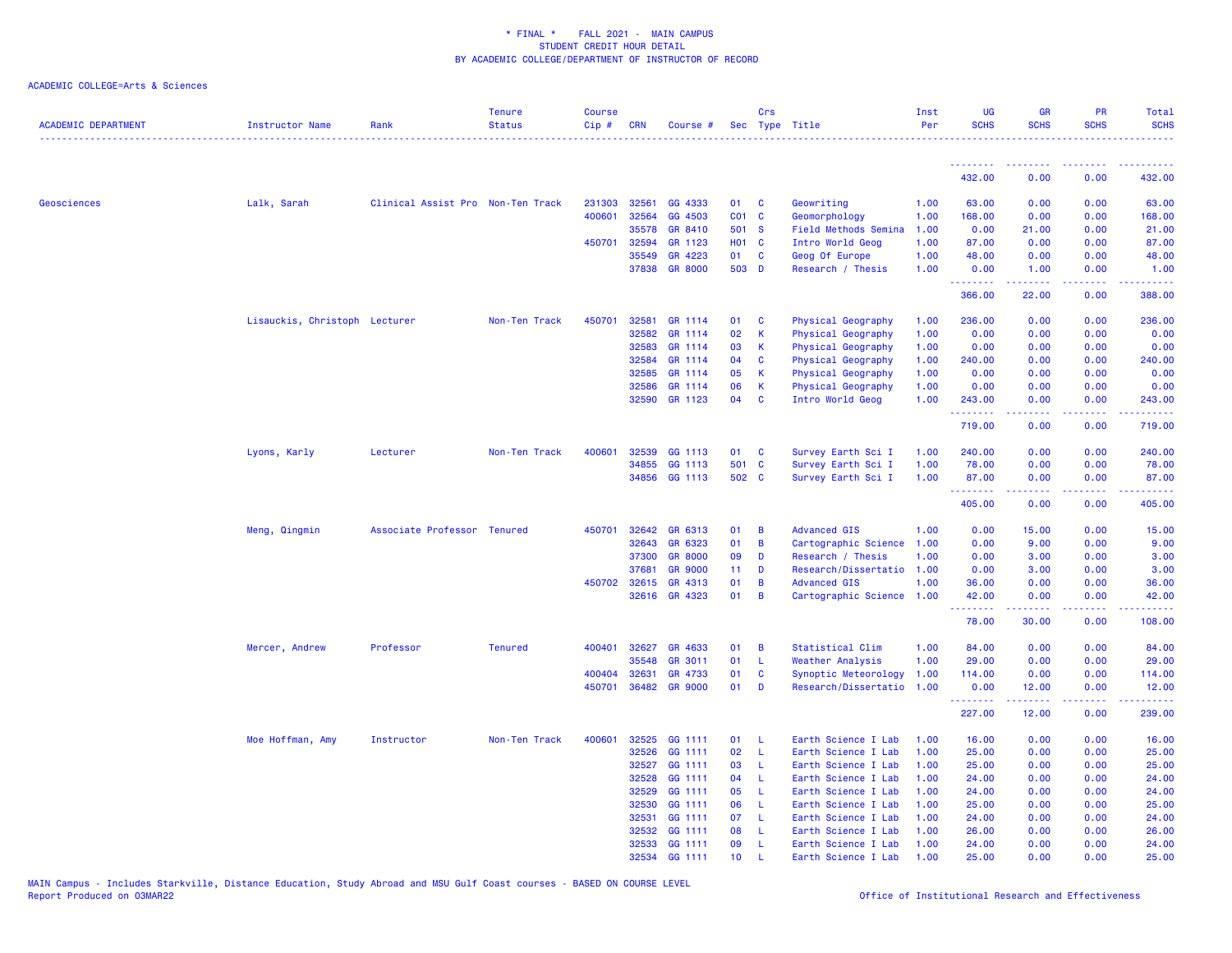# * FINAL * FALL 2021 - MAIN CAMPUS
## STUDENT CREDIT HOUR DETAIL
## BY ACADEMIC COLLEGE/DEPARTMENT OF INSTRUCTOR OF RECORD

ACADEMIC COLLEGE=Arts & Sciences

| ACADEMIC DEPARTMENT | Instructor Name | Rank | Tenure Status | Course Cip # | CRN | Course # | Sec | Crs Type | Title | Inst Per | UG SCHS | GR SCHS | PR SCHS | Total SCHS |
|---|---|---|---|---|---|---|---|---|---|---|---|---|---|---|
| | | | | | | | | | | | 432.00 | 0.00 | 0.00 | 432.00 |
| Geosciences | Lalk, Sarah | Clinical Assist Pro | Non-Ten Track | 231303 | 32561 | GG 4333 | 01 | C | Geowriting | 1.00 | 63.00 | 0.00 | 0.00 | 63.00 |
| | | | | 400601 | 32564 | GG 4503 | C01 | C | Geomorphology | 1.00 | 168.00 | 0.00 | 0.00 | 168.00 |
| | | | | | 35578 | GR 8410 | 501 | S | Field Methods Semina | 1.00 | 0.00 | 21.00 | 0.00 | 21.00 |
| | | | | 450701 | 32594 | GR 1123 | H01 | C | Intro World Geog | 1.00 | 87.00 | 0.00 | 0.00 | 87.00 |
| | | | | | 35549 | GR 4223 | 01 | C | Geog Of Europe | 1.00 | 48.00 | 0.00 | 0.00 | 48.00 |
| | | | | | 37838 | GR 8000 | 503 | D | Research / Thesis | 1.00 | 0.00 | 1.00 | 0.00 | 1.00 |
| | | | | | | | | | | | 366.00 | 22.00 | 0.00 | 388.00 |
| | Lisauckis, Christoph | Lecturer | Non-Ten Track | 450701 | 32581 | GR 1114 | 01 | C | Physical Geography | 1.00 | 236.00 | 0.00 | 0.00 | 236.00 |
| | | | | | 32582 | GR 1114 | 02 | K | Physical Geography | 1.00 | 0.00 | 0.00 | 0.00 | 0.00 |
| | | | | | 32583 | GR 1114 | 03 | K | Physical Geography | 1.00 | 0.00 | 0.00 | 0.00 | 0.00 |
| | | | | | 32584 | GR 1114 | 04 | C | Physical Geography | 1.00 | 240.00 | 0.00 | 0.00 | 240.00 |
| | | | | | 32585 | GR 1114 | 05 | K | Physical Geography | 1.00 | 0.00 | 0.00 | 0.00 | 0.00 |
| | | | | | 32586 | GR 1114 | 06 | K | Physical Geography | 1.00 | 0.00 | 0.00 | 0.00 | 0.00 |
| | | | | | 32590 | GR 1123 | 04 | C | Intro World Geog | 1.00 | 243.00 | 0.00 | 0.00 | 243.00 |
| | | | | | | | | | | | 719.00 | 0.00 | 0.00 | 719.00 |
| | Lyons, Karly | Lecturer | Non-Ten Track | 400601 | 32539 | GG 1113 | 01 | C | Survey Earth Sci I | 1.00 | 240.00 | 0.00 | 0.00 | 240.00 |
| | | | | | 34855 | GG 1113 | 501 | C | Survey Earth Sci I | 1.00 | 78.00 | 0.00 | 0.00 | 78.00 |
| | | | | | 34856 | GG 1113 | 502 | C | Survey Earth Sci I | 1.00 | 87.00 | 0.00 | 0.00 | 87.00 |
| | | | | | | | | | | | 405.00 | 0.00 | 0.00 | 405.00 |
| | Meng, Qingmin | Associate Professor | Tenured | 450701 | 32642 | GR 6313 | 01 | B | Advanced GIS | 1.00 | 0.00 | 15.00 | 0.00 | 15.00 |
| | | | | | 32643 | GR 6323 | 01 | B | Cartographic Science | 1.00 | 0.00 | 9.00 | 0.00 | 9.00 |
| | | | | | 37300 | GR 8000 | 09 | D | Research / Thesis | 1.00 | 0.00 | 3.00 | 0.00 | 3.00 |
| | | | | | 37681 | GR 9000 | 11 | D | Research/Dissertatio | 1.00 | 0.00 | 3.00 | 0.00 | 3.00 |
| | | | | 450702 | 32615 | GR 4313 | 01 | B | Advanced GIS | 1.00 | 36.00 | 0.00 | 0.00 | 36.00 |
| | | | | | 32616 | GR 4323 | 01 | B | Cartographic Science | 1.00 | 42.00 | 0.00 | 0.00 | 42.00 |
| | | | | | | | | | | | 78.00 | 30.00 | 0.00 | 108.00 |
| | Mercer, Andrew | Professor | Tenured | 400401 | 32627 | GR 4633 | 01 | B | Statistical Clim | 1.00 | 84.00 | 0.00 | 0.00 | 84.00 |
| | | | | | 35548 | GR 3011 | 01 | L | Weather Analysis | 1.00 | 29.00 | 0.00 | 0.00 | 29.00 |
| | | | | 400404 | 32631 | GR 4733 | 01 | C | Synoptic Meteorology | 1.00 | 114.00 | 0.00 | 0.00 | 114.00 |
| | | | | 450701 | 36482 | GR 9000 | 01 | D | Research/Dissertatio | 1.00 | 0.00 | 12.00 | 0.00 | 12.00 |
| | | | | | | | | | | | 227.00 | 12.00 | 0.00 | 239.00 |
| | Moe Hoffman, Amy | Instructor | Non-Ten Track | 400601 | 32525 | GG 1111 | 01 | L | Earth Science I Lab | 1.00 | 16.00 | 0.00 | 0.00 | 16.00 |
| | | | | | 32526 | GG 1111 | 02 | L | Earth Science I Lab | 1.00 | 25.00 | 0.00 | 0.00 | 25.00 |
| | | | | | 32527 | GG 1111 | 03 | L | Earth Science I Lab | 1.00 | 25.00 | 0.00 | 0.00 | 25.00 |
| | | | | | 32528 | GG 1111 | 04 | L | Earth Science I Lab | 1.00 | 24.00 | 0.00 | 0.00 | 24.00 |
| | | | | | 32529 | GG 1111 | 05 | L | Earth Science I Lab | 1.00 | 24.00 | 0.00 | 0.00 | 24.00 |
| | | | | | 32530 | GG 1111 | 06 | L | Earth Science I Lab | 1.00 | 25.00 | 0.00 | 0.00 | 25.00 |
| | | | | | 32531 | GG 1111 | 07 | L | Earth Science I Lab | 1.00 | 24.00 | 0.00 | 0.00 | 24.00 |
| | | | | | 32532 | GG 1111 | 08 | L | Earth Science I Lab | 1.00 | 26.00 | 0.00 | 0.00 | 26.00 |
| | | | | | 32533 | GG 1111 | 09 | L | Earth Science I Lab | 1.00 | 24.00 | 0.00 | 0.00 | 24.00 |
| | | | | | 32534 | GG 1111 | 10 | L | Earth Science I Lab | 1.00 | 25.00 | 0.00 | 0.00 | 25.00 |

MAIN Campus - Includes Starkville, Distance Education, Study Abroad and MSU Gulf Coast courses - BASED ON COURSE LEVEL
Report Produced on 03MAR22

Office of Institutional Research and Effectiveness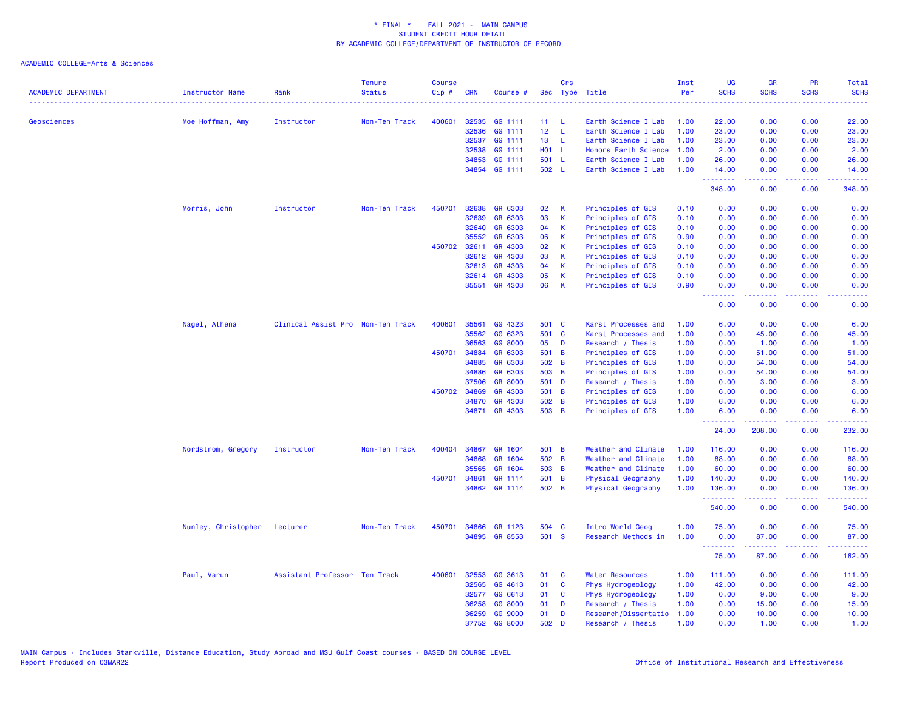\* FINAL \* FALL 2021 - MAIN CAMPUS
STUDENT CREDIT HOUR DETAIL
BY ACADEMIC COLLEGE/DEPARTMENT OF INSTRUCTOR OF RECORD

ACADEMIC COLLEGE=Arts & Sciences

| ACADEMIC DEPARTMENT | Instructor Name | Rank | Tenure Status | Course Cip # | CRN | Course # | Sec | Crs Type | Title | Inst Per | UG SCHS | GR SCHS | PR SCHS | Total SCHS |
|---|---|---|---|---|---|---|---|---|---|---|---|---|---|---|
| Geosciences | Moe Hoffman, Amy | Instructor | Non-Ten Track | 400601 | 32535 | GG 1111 | 11 | L | Earth Science I Lab | 1.00 | 22.00 | 0.00 | 0.00 | 22.00 |
| | | | | | 32536 | GG 1111 | 12 | L | Earth Science I Lab | 1.00 | 23.00 | 0.00 | 0.00 | 23.00 |
| | | | | | 32537 | GG 1111 | 13 | L | Earth Science I Lab | 1.00 | 23.00 | 0.00 | 0.00 | 23.00 |
| | | | | | 32538 | GG 1111 | H01 | L | Honors Earth Science | 1.00 | 2.00 | 0.00 | 0.00 | 2.00 |
| | | | | | 34853 | GG 1111 | 501 | L | Earth Science I Lab | 1.00 | 26.00 | 0.00 | 0.00 | 26.00 |
| | | | | | 34854 | GG 1111 | 502 | L | Earth Science I Lab | 1.00 | 14.00 | 0.00 | 0.00 | 14.00 |
| | | | | | | | | | | | 348.00 | 0.00 | 0.00 | 348.00 |
| | Morris, John | Instructor | Non-Ten Track | 450701 | 32638 | GR 6303 | 02 | K | Principles of GIS | 0.10 | 0.00 | 0.00 | 0.00 | 0.00 |
| | | | | | 32639 | GR 6303 | 03 | K | Principles of GIS | 0.10 | 0.00 | 0.00 | 0.00 | 0.00 |
| | | | | | 32640 | GR 6303 | 04 | K | Principles of GIS | 0.10 | 0.00 | 0.00 | 0.00 | 0.00 |
| | | | | | 35552 | GR 6303 | 06 | K | Principles of GIS | 0.90 | 0.00 | 0.00 | 0.00 | 0.00 |
| | | | | 450702 | 32611 | GR 4303 | 02 | K | Principles of GIS | 0.10 | 0.00 | 0.00 | 0.00 | 0.00 |
| | | | | | 32612 | GR 4303 | 03 | K | Principles of GIS | 0.10 | 0.00 | 0.00 | 0.00 | 0.00 |
| | | | | | 32613 | GR 4303 | 04 | K | Principles of GIS | 0.10 | 0.00 | 0.00 | 0.00 | 0.00 |
| | | | | | 32614 | GR 4303 | 05 | K | Principles of GIS | 0.10 | 0.00 | 0.00 | 0.00 | 0.00 |
| | | | | | 35551 | GR 4303 | 06 | K | Principles of GIS | 0.90 | 0.00 | 0.00 | 0.00 | 0.00 |
| | | | | | | | | | | | 0.00 | 0.00 | 0.00 | 0.00 |
| | Nagel, Athena | Clinical Assist Pro | Non-Ten Track | 400601 | 35561 | GG 4323 | 501 | C | Karst Processes and | 1.00 | 6.00 | 0.00 | 0.00 | 6.00 |
| | | | | | 35562 | GG 6323 | 501 | C | Karst Processes and | 1.00 | 0.00 | 45.00 | 0.00 | 45.00 |
| | | | | | 36563 | GG 8000 | 05 | D | Research / Thesis | 1.00 | 0.00 | 1.00 | 0.00 | 1.00 |
| | | | | 450701 | 34884 | GR 6303 | 501 | B | Principles of GIS | 1.00 | 0.00 | 51.00 | 0.00 | 51.00 |
| | | | | | 34885 | GR 6303 | 502 | B | Principles of GIS | 1.00 | 0.00 | 54.00 | 0.00 | 54.00 |
| | | | | | 34886 | GR 6303 | 503 | B | Principles of GIS | 1.00 | 0.00 | 54.00 | 0.00 | 54.00 |
| | | | | | 37506 | GR 8000 | 501 | D | Research / Thesis | 1.00 | 0.00 | 3.00 | 0.00 | 3.00 |
| | | | | 450702 | 34869 | GR 4303 | 501 | B | Principles of GIS | 1.00 | 6.00 | 0.00 | 0.00 | 6.00 |
| | | | | | 34870 | GR 4303 | 502 | B | Principles of GIS | 1.00 | 6.00 | 0.00 | 0.00 | 6.00 |
| | | | | | 34871 | GR 4303 | 503 | B | Principles of GIS | 1.00 | 6.00 | 0.00 | 0.00 | 6.00 |
| | | | | | | | | | | | 24.00 | 208.00 | 0.00 | 232.00 |
| | Nordstrom, Gregory | Instructor | Non-Ten Track | 400404 | 34867 | GR 1604 | 501 | B | Weather and Climate | 1.00 | 116.00 | 0.00 | 0.00 | 116.00 |
| | | | | | 34868 | GR 1604 | 502 | B | Weather and Climate | 1.00 | 88.00 | 0.00 | 0.00 | 88.00 |
| | | | | | 35565 | GR 1604 | 503 | B | Weather and Climate | 1.00 | 60.00 | 0.00 | 0.00 | 60.00 |
| | | | | 450701 | 34861 | GR 1114 | 501 | B | Physical Geography | 1.00 | 140.00 | 0.00 | 0.00 | 140.00 |
| | | | | | 34862 | GR 1114 | 502 | B | Physical Geography | 1.00 | 136.00 | 0.00 | 0.00 | 136.00 |
| | | | | | | | | | | | 540.00 | 0.00 | 0.00 | 540.00 |
| | Nunley, Christopher | Lecturer | Non-Ten Track | 450701 | 34866 | GR 1123 | 504 | C | Intro World Geog | 1.00 | 75.00 | 0.00 | 0.00 | 75.00 |
| | | | | | 34895 | GR 8553 | 501 | S | Research Methods in | 1.00 | 0.00 | 87.00 | 0.00 | 87.00 |
| | | | | | | | | | | | 75.00 | 87.00 | 0.00 | 162.00 |
| | Paul, Varun | Assistant Professor | Ten Track | 400601 | 32553 | GG 3613 | 01 | C | Water Resources | 1.00 | 111.00 | 0.00 | 0.00 | 111.00 |
| | | | | | 32565 | GG 4613 | 01 | C | Phys Hydrogeology | 1.00 | 42.00 | 0.00 | 0.00 | 42.00 |
| | | | | | 32577 | GG 6613 | 01 | C | Phys Hydrogeology | 1.00 | 0.00 | 9.00 | 0.00 | 9.00 |
| | | | | | 36258 | GG 8000 | 01 | D | Research / Thesis | 1.00 | 0.00 | 15.00 | 0.00 | 15.00 |
| | | | | | 36259 | GG 9000 | 01 | D | Research/Dissertatio | 1.00 | 0.00 | 10.00 | 0.00 | 10.00 |
| | | | | | 37752 | GG 8000 | 502 | D | Research / Thesis | 1.00 | 0.00 | 1.00 | 0.00 | 1.00 |

MAIN Campus - Includes Starkville, Distance Education, Study Abroad and MSU Gulf Coast courses - BASED ON COURSE LEVEL
Report Produced on 03MAR22

Office of Institutional Research and Effectiveness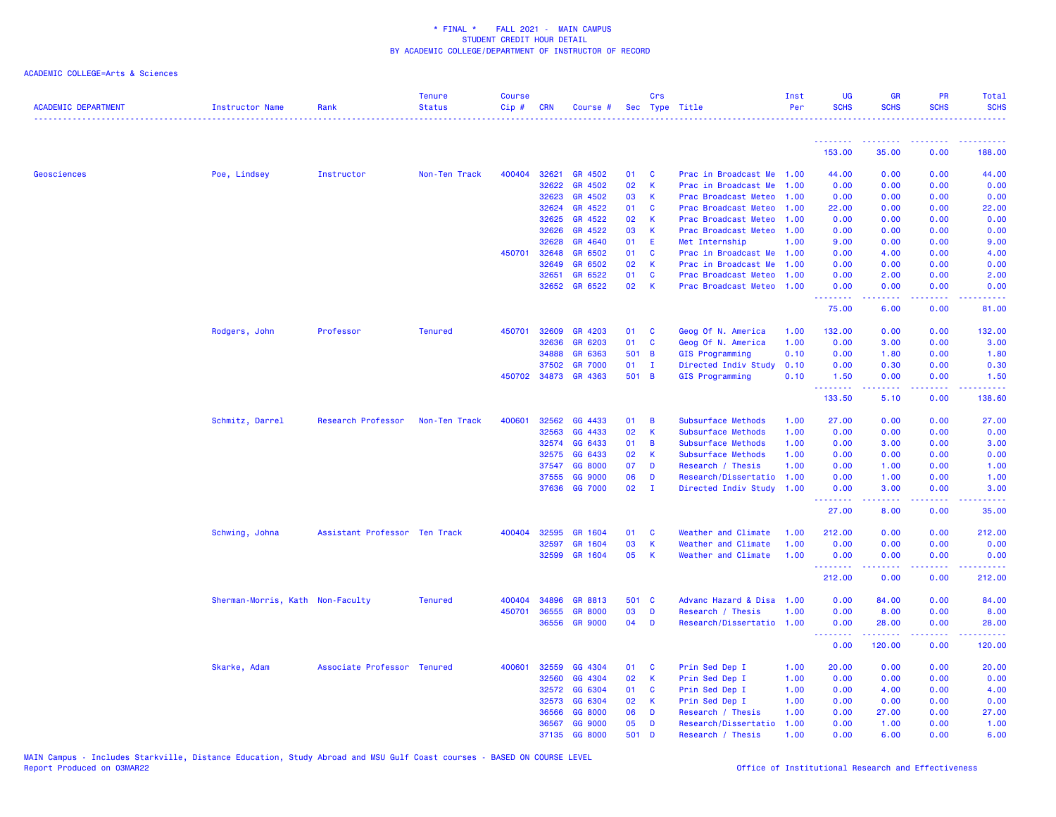\* FINAL \* FALL 2021 - MAIN CAMPUS
STUDENT CREDIT HOUR DETAIL
BY ACADEMIC COLLEGE/DEPARTMENT OF INSTRUCTOR OF RECORD

ACADEMIC COLLEGE=Arts & Sciences

| ACADEMIC DEPARTMENT | Instructor Name | Rank | Tenure Status | Course Cip # | CRN | Course # | Sec | Crs Type | Title | Inst Per | UG SCHS | GR SCHS | PR SCHS | Total SCHS |
|---|---|---|---|---|---|---|---|---|---|---|---|---|---|---|
| | | | | | | | | | | | 153.00 | 35.00 | 0.00 | 188.00 |
| Geosciences | Poe, Lindsey | Instructor | Non-Ten Track | 400404 | 32621 | GR 4502 | 01 | C | Prac in Broadcast Me | 1.00 | 44.00 | 0.00 | 0.00 | 44.00 |
| | | | | | 32622 | GR 4502 | 02 | K | Prac in Broadcast Me | 1.00 | 0.00 | 0.00 | 0.00 | 0.00 |
| | | | | | 32623 | GR 4502 | 03 | K | Prac Broadcast Meteo | 1.00 | 0.00 | 0.00 | 0.00 | 0.00 |
| | | | | | 32624 | GR 4522 | 01 | C | Prac Broadcast Meteo | 1.00 | 22.00 | 0.00 | 0.00 | 22.00 |
| | | | | | 32625 | GR 4522 | 02 | K | Prac Broadcast Meteo | 1.00 | 0.00 | 0.00 | 0.00 | 0.00 |
| | | | | | 32626 | GR 4522 | 03 | K | Prac Broadcast Meteo | 1.00 | 0.00 | 0.00 | 0.00 | 0.00 |
| | | | | | 32628 | GR 4640 | 01 | E | Met Internship | 1.00 | 9.00 | 0.00 | 0.00 | 9.00 |
| | | | | 450701 | 32648 | GR 6502 | 01 | C | Prac in Broadcast Me | 1.00 | 0.00 | 4.00 | 0.00 | 4.00 |
| | | | | | 32649 | GR 6502 | 02 | K | Prac in Broadcast Me | 1.00 | 0.00 | 0.00 | 0.00 | 0.00 |
| | | | | | 32651 | GR 6522 | 01 | C | Prac Broadcast Meteo | 1.00 | 0.00 | 2.00 | 0.00 | 2.00 |
| | | | | | 32652 | GR 6522 | 02 | K | Prac Broadcast Meteo | 1.00 | 0.00 | 0.00 | 0.00 | 0.00 |
| | | | | | | | | | | | 75.00 | 6.00 | 0.00 | 81.00 |
| | Rodgers, John | Professor | Tenured | 450701 | 32609 | GR 4203 | 01 | C | Geog Of N. America | 1.00 | 132.00 | 0.00 | 0.00 | 132.00 |
| | | | | | 32636 | GR 6203 | 01 | C | Geog Of N. America | 1.00 | 0.00 | 3.00 | 0.00 | 3.00 |
| | | | | | 34888 | GR 6363 | 501 | B | GIS Programming | 0.10 | 0.00 | 1.80 | 0.00 | 1.80 |
| | | | | | 37502 | GR 7000 | 01 | I | Directed Indiv Study | 0.10 | 0.00 | 0.30 | 0.00 | 0.30 |
| | | | | 450702 | 34873 | GR 4363 | 501 | B | GIS Programming | 0.10 | 1.50 | 0.00 | 0.00 | 1.50 |
| | | | | | | | | | | | 133.50 | 5.10 | 0.00 | 138.60 |
| | Schmitz, Darrel | Research Professor | Non-Ten Track | 400601 | 32562 | GG 4433 | 01 | B | Subsurface Methods | 1.00 | 27.00 | 0.00 | 0.00 | 27.00 |
| | | | | | 32563 | GG 4433 | 02 | K | Subsurface Methods | 1.00 | 0.00 | 0.00 | 0.00 | 0.00 |
| | | | | | 32574 | GG 6433 | 01 | B | Subsurface Methods | 1.00 | 0.00 | 3.00 | 0.00 | 3.00 |
| | | | | | 32575 | GG 6433 | 02 | K | Subsurface Methods | 1.00 | 0.00 | 0.00 | 0.00 | 0.00 |
| | | | | | 37547 | GG 8000 | 07 | D | Research / Thesis | 1.00 | 0.00 | 1.00 | 0.00 | 1.00 |
| | | | | | 37555 | GG 9000 | 06 | D | Research/Dissertatio | 1.00 | 0.00 | 1.00 | 0.00 | 1.00 |
| | | | | | 37636 | GG 7000 | 02 | I | Directed Indiv Study | 1.00 | 0.00 | 3.00 | 0.00 | 3.00 |
| | | | | | | | | | | | 27.00 | 8.00 | 0.00 | 35.00 |
| | Schwing, Johna | Assistant Professor | Ten Track | 400404 | 32595 | GR 1604 | 01 | C | Weather and Climate | 1.00 | 212.00 | 0.00 | 0.00 | 212.00 |
| | | | | | 32597 | GR 1604 | 03 | K | Weather and Climate | 1.00 | 0.00 | 0.00 | 0.00 | 0.00 |
| | | | | | 32599 | GR 1604 | 05 | K | Weather and Climate | 1.00 | 0.00 | 0.00 | 0.00 | 0.00 |
| | | | | | | | | | | | 212.00 | 0.00 | 0.00 | 212.00 |
| | Sherman-Morris, Kath | Non-Faculty | Tenured | 400404 | 34896 | GR 8813 | 501 | C | Advanc Hazard & Disa | 1.00 | 0.00 | 84.00 | 0.00 | 84.00 |
| | | | | 450701 | 36555 | GR 8000 | 03 | D | Research / Thesis | 1.00 | 0.00 | 8.00 | 0.00 | 8.00 |
| | | | | | 36556 | GR 9000 | 04 | D | Research/Dissertatio | 1.00 | 0.00 | 28.00 | 0.00 | 28.00 |
| | | | | | | | | | | | 0.00 | 120.00 | 0.00 | 120.00 |
| | Skarke, Adam | Associate Professor | Tenured | 400601 | 32559 | GG 4304 | 01 | C | Prin Sed Dep I | 1.00 | 20.00 | 0.00 | 0.00 | 20.00 |
| | | | | | 32560 | GG 4304 | 02 | K | Prin Sed Dep I | 1.00 | 0.00 | 0.00 | 0.00 | 0.00 |
| | | | | | 32572 | GG 6304 | 01 | C | Prin Sed Dep I | 1.00 | 0.00 | 4.00 | 0.00 | 4.00 |
| | | | | | 32573 | GG 6304 | 02 | K | Prin Sed Dep I | 1.00 | 0.00 | 0.00 | 0.00 | 0.00 |
| | | | | | 36566 | GG 8000 | 06 | D | Research / Thesis | 1.00 | 0.00 | 27.00 | 0.00 | 27.00 |
| | | | | | 36567 | GG 9000 | 05 | D | Research/Dissertatio | 1.00 | 0.00 | 1.00 | 0.00 | 1.00 |
| | | | | | 37135 | GG 8000 | 501 | D | Research / Thesis | 1.00 | 0.00 | 6.00 | 0.00 | 6.00 |

MAIN Campus - Includes Starkville, Distance Education, Study Abroad and MSU Gulf Coast courses - BASED ON COURSE LEVEL
Report Produced on 03MAR22

Office of Institutional Research and Effectiveness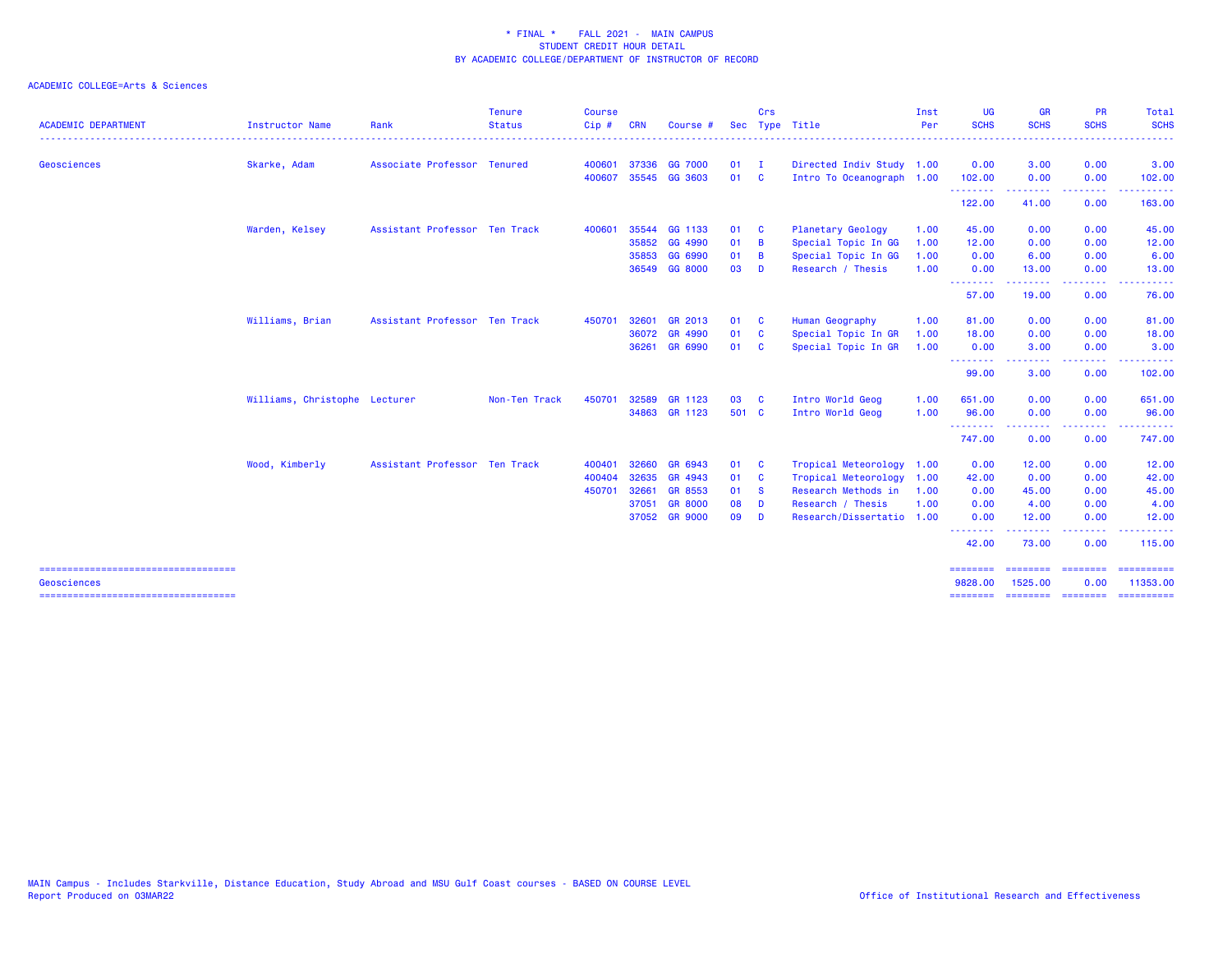\* FINAL \*    FALL 2021 - MAIN CAMPUS
STUDENT CREDIT HOUR DETAIL
BY ACADEMIC COLLEGE/DEPARTMENT OF INSTRUCTOR OF RECORD

ACADEMIC COLLEGE=Arts & Sciences

| ACADEMIC DEPARTMENT | Instructor Name | Rank | Tenure Status | Course Cip # | CRN | Course # | Sec | Crs Type | Title | Inst Per | UG SCHS | GR SCHS | PR SCHS | Total SCHS |
|---|---|---|---|---|---|---|---|---|---|---|---|---|---|---|
| Geosciences | Skarke, Adam | Associate Professor | Tenured | 400601 | 37336 | GG 7000 | 01 | I | Directed Indiv Study | 1.00 | 0.00 | 3.00 | 0.00 | 3.00 |
| | | | | 400607 | 35545 | GG 3603 | 01 | C | Intro To Oceanograph | 1.00 | 102.00 | 0.00 | 0.00 | 102.00 |
| | | | | | | | | | | | 122.00 | 41.00 | 0.00 | 163.00 |
| | Warden, Kelsey | Assistant Professor | Ten Track | 400601 | 35544 | GG 1133 | 01 | C | Planetary Geology | 1.00 | 45.00 | 0.00 | 0.00 | 45.00 |
| | | | | | 35852 | GG 4990 | 01 | B | Special Topic In GG | 1.00 | 12.00 | 0.00 | 0.00 | 12.00 |
| | | | | | 35853 | GG 6990 | 01 | B | Special Topic In GG | 1.00 | 0.00 | 6.00 | 0.00 | 6.00 |
| | | | | | 36549 | GG 8000 | 03 | D | Research / Thesis | 1.00 | 0.00 | 13.00 | 0.00 | 13.00 |
| | | | | | | | | | | | 57.00 | 19.00 | 0.00 | 76.00 |
| | Williams, Brian | Assistant Professor | Ten Track | 450701 | 32601 | GR 2013 | 01 | C | Human Geography | 1.00 | 81.00 | 0.00 | 0.00 | 81.00 |
| | | | | | 36072 | GR 4990 | 01 | C | Special Topic In GR | 1.00 | 18.00 | 0.00 | 0.00 | 18.00 |
| | | | | | 36261 | GR 6990 | 01 | C | Special Topic In GR | 1.00 | 0.00 | 3.00 | 0.00 | 3.00 |
| | | | | | | | | | | | 99.00 | 3.00 | 0.00 | 102.00 |
| | Williams, Christophe | Lecturer | Non-Ten Track | 450701 | 32589 | GR 1123 | 03 | C | Intro World Geog | 1.00 | 651.00 | 0.00 | 0.00 | 651.00 |
| | | | | | 34863 | GR 1123 | 501 | C | Intro World Geog | 1.00 | 96.00 | 0.00 | 0.00 | 96.00 |
| | | | | | | | | | | | 747.00 | 0.00 | 0.00 | 747.00 |
| | Wood, Kimberly | Assistant Professor | Ten Track | 400401 | 32660 | GR 6943 | 01 | C | Tropical Meteorology | 1.00 | 0.00 | 12.00 | 0.00 | 12.00 |
| | | | | 400404 | 32635 | GR 4943 | 01 | C | Tropical Meteorology | 1.00 | 42.00 | 0.00 | 0.00 | 42.00 |
| | | | | 450701 | 32661 | GR 8553 | 01 | S | Research Methods in | 1.00 | 0.00 | 45.00 | 0.00 | 45.00 |
| | | | | | 37051 | GR 8000 | 08 | D | Research / Thesis | 1.00 | 0.00 | 4.00 | 0.00 | 4.00 |
| | | | | | 37052 | GR 9000 | 09 | D | Research/Dissertatio | 1.00 | 0.00 | 12.00 | 0.00 | 12.00 |
| | | | | | | | | | | | 42.00 | 73.00 | 0.00 | 115.00 |
| Geosciences | | | | | | | | | | | 9828.00 | 1525.00 | 0.00 | 11353.00 |

MAIN Campus - Includes Starkville, Distance Education, Study Abroad and MSU Gulf Coast courses - BASED ON COURSE LEVEL
Report Produced on 03MAR22

Office of Institutional Research and Effectiveness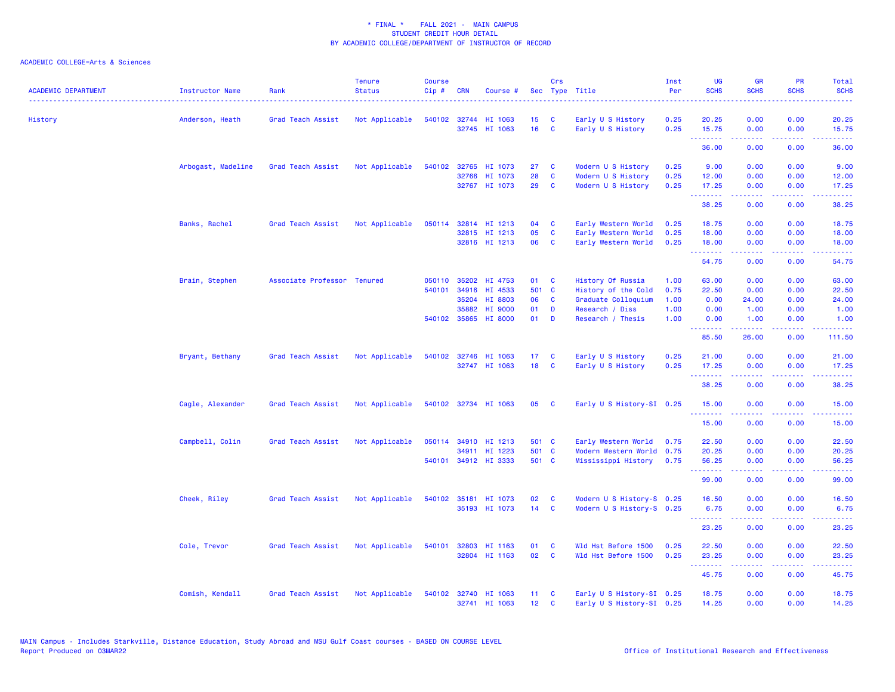\* FINAL \*    FALL 2021 -  MAIN CAMPUS
STUDENT CREDIT HOUR DETAIL
BY ACADEMIC COLLEGE/DEPARTMENT OF INSTRUCTOR OF RECORD

ACADEMIC COLLEGE=Arts & Sciences

| ACADEMIC DEPARTMENT | Instructor Name | Rank | Tenure Status | Course Cip # | CRN | Course # | Sec | Crs Type | Title | Inst Per | UG SCHS | GR SCHS | PR SCHS | Total SCHS |
|---|---|---|---|---|---|---|---|---|---|---|---|---|---|---|
| History | Anderson, Heath | Grad Teach Assist | Not Applicable | 540102 | 32744 | HI 1063 | 15 | C | Early U S History | 0.25 | 20.25 | 0.00 | 0.00 | 20.25 |
| | | | | | 32745 | HI 1063 | 16 | C | Early U S History | 0.25 | 15.75 | 0.00 | 0.00 | 15.75 |
| | | | | | | | | | | | 36.00 | 0.00 | 0.00 | 36.00 |
| | Arbogast, Madeline | Grad Teach Assist | Not Applicable | 540102 | 32765 | HI 1073 | 27 | C | Modern U S History | 0.25 | 9.00 | 0.00 | 0.00 | 9.00 |
| | | | | | 32766 | HI 1073 | 28 | C | Modern U S History | 0.25 | 12.00 | 0.00 | 0.00 | 12.00 |
| | | | | | 32767 | HI 1073 | 29 | C | Modern U S History | 0.25 | 17.25 | 0.00 | 0.00 | 17.25 |
| | | | | | | | | | | | 38.25 | 0.00 | 0.00 | 38.25 |
| | Banks, Rachel | Grad Teach Assist | Not Applicable | 050114 | 32814 | HI 1213 | 04 | C | Early Western World | 0.25 | 18.75 | 0.00 | 0.00 | 18.75 |
| | | | | | 32815 | HI 1213 | 05 | C | Early Western World | 0.25 | 18.00 | 0.00 | 0.00 | 18.00 |
| | | | | | 32816 | HI 1213 | 06 | C | Early Western World | 0.25 | 18.00 | 0.00 | 0.00 | 18.00 |
| | | | | | | | | | | | 54.75 | 0.00 | 0.00 | 54.75 |
| | Brain, Stephen | Associate Professor | Tenured | 050110 | 35202 | HI 4753 | 01 | C | History Of Russia | 1.00 | 63.00 | 0.00 | 0.00 | 63.00 |
| | | | | 540101 | 34916 | HI 4533 | 501 | C | History of the Cold | 0.75 | 22.50 | 0.00 | 0.00 | 22.50 |
| | | | | | 35204 | HI 8803 | 06 | C | Graduate Colloquium | 1.00 | 0.00 | 24.00 | 0.00 | 24.00 |
| | | | | | 35882 | HI 9000 | 01 | D | Research / Diss | 1.00 | 0.00 | 1.00 | 0.00 | 1.00 |
| | | | | 540102 | 35865 | HI 8000 | 01 | D | Research / Thesis | 1.00 | 0.00 | 1.00 | 0.00 | 1.00 |
| | | | | | | | | | | | 85.50 | 26.00 | 0.00 | 111.50 |
| | Bryant, Bethany | Grad Teach Assist | Not Applicable | 540102 | 32746 | HI 1063 | 17 | C | Early U S History | 0.25 | 21.00 | 0.00 | 0.00 | 21.00 |
| | | | | | 32747 | HI 1063 | 18 | C | Early U S History | 0.25 | 17.25 | 0.00 | 0.00 | 17.25 |
| | | | | | | | | | | | 38.25 | 0.00 | 0.00 | 38.25 |
| | Cagle, Alexander | Grad Teach Assist | Not Applicable | 540102 | 32734 | HI 1063 | 05 | C | Early U S History-SI | 0.25 | 15.00 | 0.00 | 0.00 | 15.00 |
| | | | | | | | | | | | 15.00 | 0.00 | 0.00 | 15.00 |
| | Campbell, Colin | Grad Teach Assist | Not Applicable | 050114 | 34910 | HI 1213 | 501 | C | Early Western World | 0.75 | 22.50 | 0.00 | 0.00 | 22.50 |
| | | | | | 34911 | HI 1223 | 501 | C | Modern Western World | 0.75 | 20.25 | 0.00 | 0.00 | 20.25 |
| | | | | 540101 | 34912 | HI 3333 | 501 | C | Mississippi History | 0.75 | 56.25 | 0.00 | 0.00 | 56.25 |
| | | | | | | | | | | | 99.00 | 0.00 | 0.00 | 99.00 |
| | Cheek, Riley | Grad Teach Assist | Not Applicable | 540102 | 35181 | HI 1073 | 02 | C | Modern U S History-S | 0.25 | 16.50 | 0.00 | 0.00 | 16.50 |
| | | | | | 35193 | HI 1073 | 14 | C | Modern U S History-S | 0.25 | 6.75 | 0.00 | 0.00 | 6.75 |
| | | | | | | | | | | | 23.25 | 0.00 | 0.00 | 23.25 |
| | Cole, Trevor | Grad Teach Assist | Not Applicable | 540101 | 32803 | HI 1163 | 01 | C | Wld Hst Before 1500 | 0.25 | 22.50 | 0.00 | 0.00 | 22.50 |
| | | | | | 32804 | HI 1163 | 02 | C | Wld Hst Before 1500 | 0.25 | 23.25 | 0.00 | 0.00 | 23.25 |
| | | | | | | | | | | | 45.75 | 0.00 | 0.00 | 45.75 |
| | Comish, Kendall | Grad Teach Assist | Not Applicable | 540102 | 32740 | HI 1063 | 11 | C | Early U S History-SI | 0.25 | 18.75 | 0.00 | 0.00 | 18.75 |
| | | | | | 32741 | HI 1063 | 12 | C | Early U S History-SI | 0.25 | 14.25 | 0.00 | 0.00 | 14.25 |

MAIN Campus - Includes Starkville, Distance Education, Study Abroad and MSU Gulf Coast courses - BASED ON COURSE LEVEL
Report Produced on 03MAR22    Office of Institutional Research and Effectiveness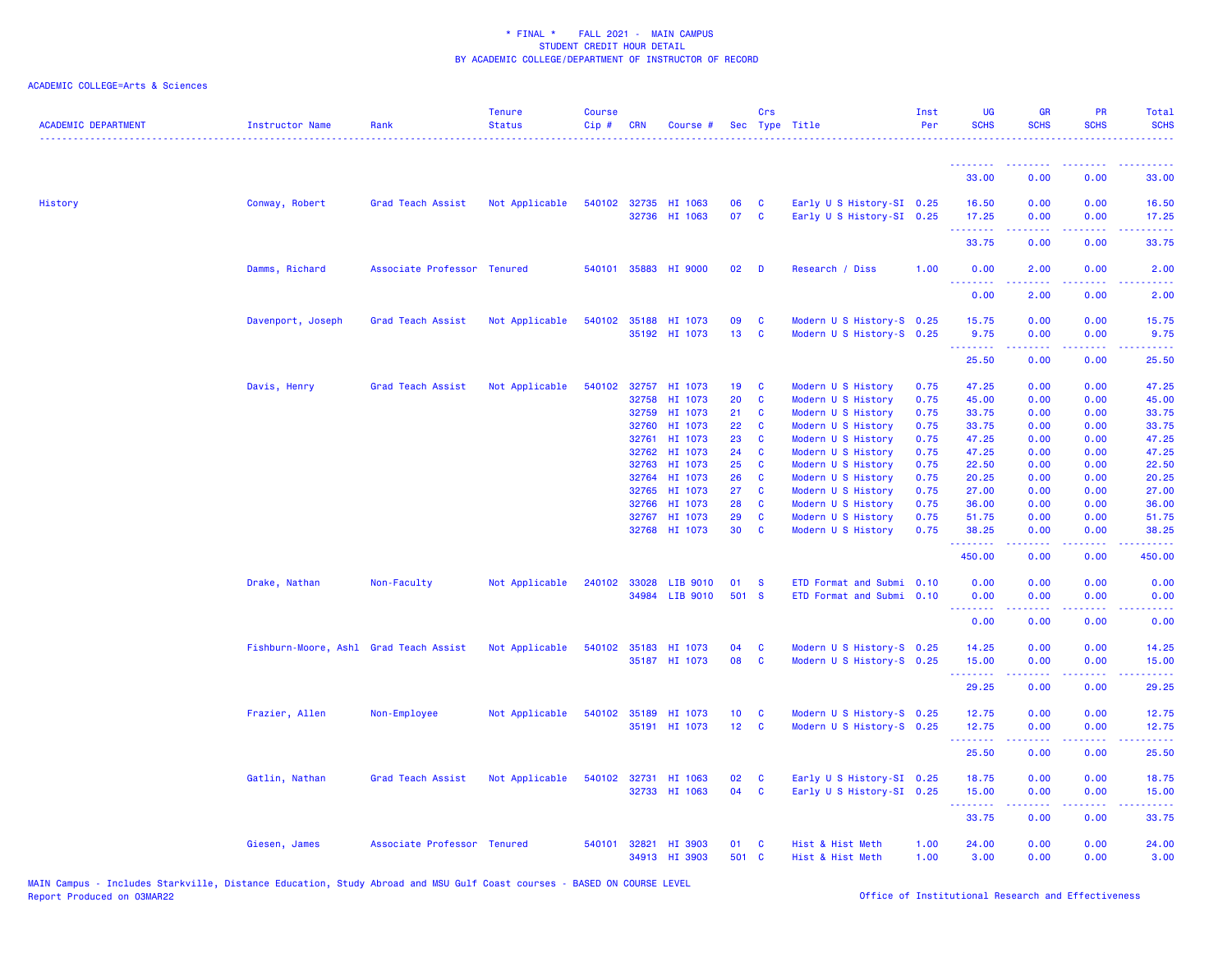\* FINAL \* FALL 2021 - MAIN CAMPUS
STUDENT CREDIT HOUR DETAIL
BY ACADEMIC COLLEGE/DEPARTMENT OF INSTRUCTOR OF RECORD

ACADEMIC COLLEGE=Arts & Sciences

| ACADEMIC DEPARTMENT | Instructor Name | Rank | Tenure Status | Course Cip # | CRN | Course # | Sec | Crs Type | Title | Inst Per | UG SCHS | GR SCHS | PR SCHS | Total SCHS |
|---|---|---|---|---|---|---|---|---|---|---|---|---|---|---|
| | | | | | | | | | | | 33.00 | 0.00 | 0.00 | 33.00 |
| History | Conway, Robert | Grad Teach Assist | Not Applicable | 540102 | 32735 | HI 1063 | 06 | C | Early U S History-SI | 0.25 | 16.50 | 0.00 | 0.00 | 16.50 |
| | | | | | 32736 | HI 1063 | 07 | C | Early U S History-SI | 0.25 | 17.25 | 0.00 | 0.00 | 17.25 |
| | | | | | | | | | | | 33.75 | 0.00 | 0.00 | 33.75 |
| | Damms, Richard | Associate Professor | Tenured | 540101 | 35883 | HI 9000 | 02 | D | Research / Diss | 1.00 | 0.00 | 2.00 | 0.00 | 2.00 |
| | | | | | | | | | | | 0.00 | 2.00 | 0.00 | 2.00 |
| | Davenport, Joseph | Grad Teach Assist | Not Applicable | 540102 | 35188 | HI 1073 | 09 | C | Modern U S History-S | 0.25 | 15.75 | 0.00 | 0.00 | 15.75 |
| | | | | | 35192 | HI 1073 | 13 | C | Modern U S History-S | 0.25 | 9.75 | 0.00 | 0.00 | 9.75 |
| | | | | | | | | | | | 25.50 | 0.00 | 0.00 | 25.50 |
| | Davis, Henry | Grad Teach Assist | Not Applicable | 540102 | 32757 | HI 1073 | 19 | C | Modern U S History | 0.75 | 47.25 | 0.00 | 0.00 | 47.25 |
| | | | | | 32758 | HI 1073 | 20 | C | Modern U S History | 0.75 | 45.00 | 0.00 | 0.00 | 45.00 |
| | | | | | 32759 | HI 1073 | 21 | C | Modern U S History | 0.75 | 33.75 | 0.00 | 0.00 | 33.75 |
| | | | | | 32760 | HI 1073 | 22 | C | Modern U S History | 0.75 | 33.75 | 0.00 | 0.00 | 33.75 |
| | | | | | 32761 | HI 1073 | 23 | C | Modern U S History | 0.75 | 47.25 | 0.00 | 0.00 | 47.25 |
| | | | | | 32762 | HI 1073 | 24 | C | Modern U S History | 0.75 | 47.25 | 0.00 | 0.00 | 47.25 |
| | | | | | 32763 | HI 1073 | 25 | C | Modern U S History | 0.75 | 22.50 | 0.00 | 0.00 | 22.50 |
| | | | | | 32764 | HI 1073 | 26 | C | Modern U S History | 0.75 | 20.25 | 0.00 | 0.00 | 20.25 |
| | | | | | 32765 | HI 1073 | 27 | C | Modern U S History | 0.75 | 27.00 | 0.00 | 0.00 | 27.00 |
| | | | | | 32766 | HI 1073 | 28 | C | Modern U S History | 0.75 | 36.00 | 0.00 | 0.00 | 36.00 |
| | | | | | 32767 | HI 1073 | 29 | C | Modern U S History | 0.75 | 51.75 | 0.00 | 0.00 | 51.75 |
| | | | | | 32768 | HI 1073 | 30 | C | Modern U S History | 0.75 | 38.25 | 0.00 | 0.00 | 38.25 |
| | | | | | | | | | | | 450.00 | 0.00 | 0.00 | 450.00 |
| | Drake, Nathan | Non-Faculty | Not Applicable | 240102 | 33028 | LIB 9010 | 01 | S | ETD Format and Submi | 0.10 | 0.00 | 0.00 | 0.00 | 0.00 |
| | | | | | 34984 | LIB 9010 | 501 | S | ETD Format and Submi | 0.10 | 0.00 | 0.00 | 0.00 | 0.00 |
| | | | | | | | | | | | 0.00 | 0.00 | 0.00 | 0.00 |
| | Fishburn-Moore, Ashl | Grad Teach Assist | Not Applicable | 540102 | 35183 | HI 1073 | 04 | C | Modern U S History-S | 0.25 | 14.25 | 0.00 | 0.00 | 14.25 |
| | | | | | 35187 | HI 1073 | 08 | C | Modern U S History-S | 0.25 | 15.00 | 0.00 | 0.00 | 15.00 |
| | | | | | | | | | | | 29.25 | 0.00 | 0.00 | 29.25 |
| | Frazier, Allen | Non-Employee | Not Applicable | 540102 | 35189 | HI 1073 | 10 | C | Modern U S History-S | 0.25 | 12.75 | 0.00 | 0.00 | 12.75 |
| | | | | | 35191 | HI 1073 | 12 | C | Modern U S History-S | 0.25 | 12.75 | 0.00 | 0.00 | 12.75 |
| | | | | | | | | | | | 25.50 | 0.00 | 0.00 | 25.50 |
| | Gatlin, Nathan | Grad Teach Assist | Not Applicable | 540102 | 32731 | HI 1063 | 02 | C | Early U S History-SI | 0.25 | 18.75 | 0.00 | 0.00 | 18.75 |
| | | | | | 32733 | HI 1063 | 04 | C | Early U S History-SI | 0.25 | 15.00 | 0.00 | 0.00 | 15.00 |
| | | | | | | | | | | | 33.75 | 0.00 | 0.00 | 33.75 |
| | Giesen, James | Associate Professor | Tenured | 540101 | 32821 | HI 3903 | 01 | C | Hist & Hist Meth | 1.00 | 24.00 | 0.00 | 0.00 | 24.00 |
| | | | | | 34913 | HI 3903 | 501 | C | Hist & Hist Meth | 1.00 | 3.00 | 0.00 | 0.00 | 3.00 |

MAIN Campus - Includes Starkville, Distance Education, Study Abroad and MSU Gulf Coast courses - BASED ON COURSE LEVEL
Report Produced on 03MAR22

Office of Institutional Research and Effectiveness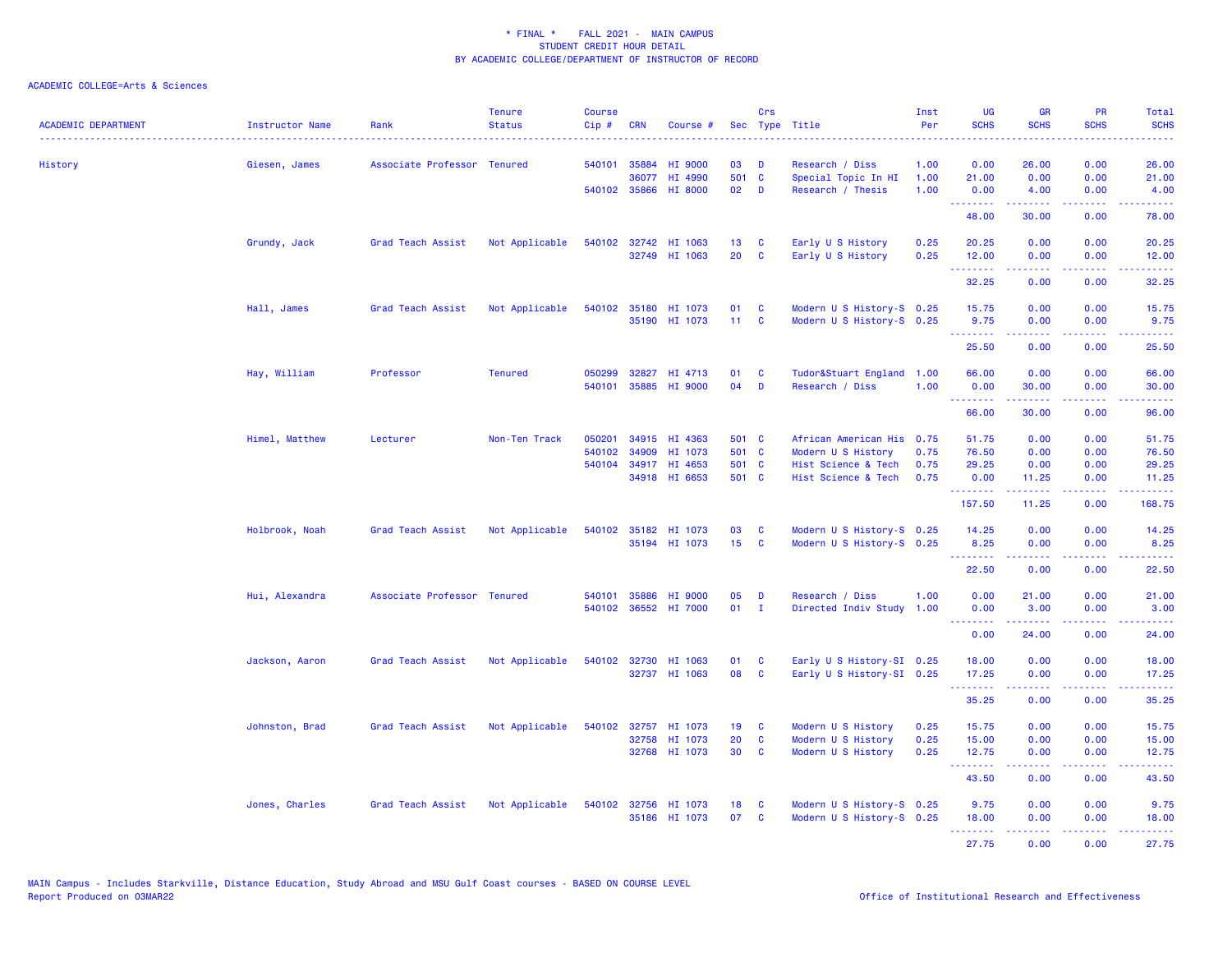\* FINAL \*    FALL 2021 -  MAIN CAMPUS
STUDENT CREDIT HOUR DETAIL
BY ACADEMIC COLLEGE/DEPARTMENT OF INSTRUCTOR OF RECORD

ACADEMIC COLLEGE=Arts & Sciences

| ACADEMIC DEPARTMENT | Instructor Name | Rank | Tenure Status | Course Cip # | CRN | Course # | Sec | Crs Type | Title | Inst Per | UG SCHS | GR SCHS | PR SCHS | Total SCHS |
|---|---|---|---|---|---|---|---|---|---|---|---|---|---|---|
| History | Giesen, James | Associate Professor | Tenured | 540101 | 35884 | HI 9000 | 03 | D | Research / Diss | 1.00 | 0.00 | 26.00 | 0.00 | 26.00 |
| | | | | | 36077 | HI 4990 | 501 | C | Special Topic In HI | 1.00 | 21.00 | 0.00 | 0.00 | 21.00 |
| | | | | 540102 | 35866 | HI 8000 | 02 | D | Research / Thesis | 1.00 | 0.00 | 4.00 | 0.00 | 4.00 |
| | | | | | | | | | | | 48.00 | 30.00 | 0.00 | 78.00 |
| | Grundy, Jack | Grad Teach Assist | Not Applicable | 540102 | 32742 | HI 1063 | 13 | C | Early U S History | 0.25 | 20.25 | 0.00 | 0.00 | 20.25 |
| | | | | | 32749 | HI 1063 | 20 | C | Early U S History | 0.25 | 12.00 | 0.00 | 0.00 | 12.00 |
| | | | | | | | | | | | 32.25 | 0.00 | 0.00 | 32.25 |
| | Hall, James | Grad Teach Assist | Not Applicable | 540102 | 35180 | HI 1073 | 01 | C | Modern U S History-S | 0.25 | 15.75 | 0.00 | 0.00 | 15.75 |
| | | | | | 35190 | HI 1073 | 11 | C | Modern U S History-S | 0.25 | 9.75 | 0.00 | 0.00 | 9.75 |
| | | | | | | | | | | | 25.50 | 0.00 | 0.00 | 25.50 |
| | Hay, William | Professor | Tenured | 050299 | 32827 | HI 4713 | 01 | C | Tudor&Stuart England | 1.00 | 66.00 | 0.00 | 0.00 | 66.00 |
| | | | | 540101 | 35885 | HI 9000 | 04 | D | Research / Diss | 1.00 | 0.00 | 30.00 | 0.00 | 30.00 |
| | | | | | | | | | | | 66.00 | 30.00 | 0.00 | 96.00 |
| | Himel, Matthew | Lecturer | Non-Ten Track | 050201 | 34915 | HI 4363 | 501 | C | African American His | 0.75 | 51.75 | 0.00 | 0.00 | 51.75 |
| | | | | 540102 | 34909 | HI 1073 | 501 | C | Modern U S History | 0.75 | 76.50 | 0.00 | 0.00 | 76.50 |
| | | | | 540104 | 34917 | HI 4653 | 501 | C | Hist Science & Tech | 0.75 | 29.25 | 0.00 | 0.00 | 29.25 |
| | | | | | 34918 | HI 6653 | 501 | C | Hist Science & Tech | 0.75 | 0.00 | 11.25 | 0.00 | 11.25 |
| | | | | | | | | | | | 157.50 | 11.25 | 0.00 | 168.75 |
| | Holbrook, Noah | Grad Teach Assist | Not Applicable | 540102 | 35182 | HI 1073 | 03 | C | Modern U S History-S | 0.25 | 14.25 | 0.00 | 0.00 | 14.25 |
| | | | | | 35194 | HI 1073 | 15 | C | Modern U S History-S | 0.25 | 8.25 | 0.00 | 0.00 | 8.25 |
| | | | | | | | | | | | 22.50 | 0.00 | 0.00 | 22.50 |
| | Hui, Alexandra | Associate Professor | Tenured | 540101 | 35886 | HI 9000 | 05 | D | Research / Diss | 1.00 | 0.00 | 21.00 | 0.00 | 21.00 |
| | | | | 540102 | 36552 | HI 7000 | 01 | I | Directed Indiv Study | 1.00 | 0.00 | 3.00 | 0.00 | 3.00 |
| | | | | | | | | | | | 0.00 | 24.00 | 0.00 | 24.00 |
| | Jackson, Aaron | Grad Teach Assist | Not Applicable | 540102 | 32730 | HI 1063 | 01 | C | Early U S History-SI | 0.25 | 18.00 | 0.00 | 0.00 | 18.00 |
| | | | | | 32737 | HI 1063 | 08 | C | Early U S History-SI | 0.25 | 17.25 | 0.00 | 0.00 | 17.25 |
| | | | | | | | | | | | 35.25 | 0.00 | 0.00 | 35.25 |
| | Johnston, Brad | Grad Teach Assist | Not Applicable | 540102 | 32757 | HI 1073 | 19 | C | Modern U S History | 0.25 | 15.75 | 0.00 | 0.00 | 15.75 |
| | | | | | 32758 | HI 1073 | 20 | C | Modern U S History | 0.25 | 15.00 | 0.00 | 0.00 | 15.00 |
| | | | | | 32768 | HI 1073 | 30 | C | Modern U S History | 0.25 | 12.75 | 0.00 | 0.00 | 12.75 |
| | | | | | | | | | | | 43.50 | 0.00 | 0.00 | 43.50 |
| | Jones, Charles | Grad Teach Assist | Not Applicable | 540102 | 32756 | HI 1073 | 18 | C | Modern U S History-S | 0.25 | 9.75 | 0.00 | 0.00 | 9.75 |
| | | | | | 35186 | HI 1073 | 07 | C | Modern U S History-S | 0.25 | 18.00 | 0.00 | 0.00 | 18.00 |
| | | | | | | | | | | | 27.75 | 0.00 | 0.00 | 27.75 |

MAIN Campus - Includes Starkville, Distance Education, Study Abroad and MSU Gulf Coast courses - BASED ON COURSE LEVEL
Report Produced on 03MAR22

Office of Institutional Research and Effectiveness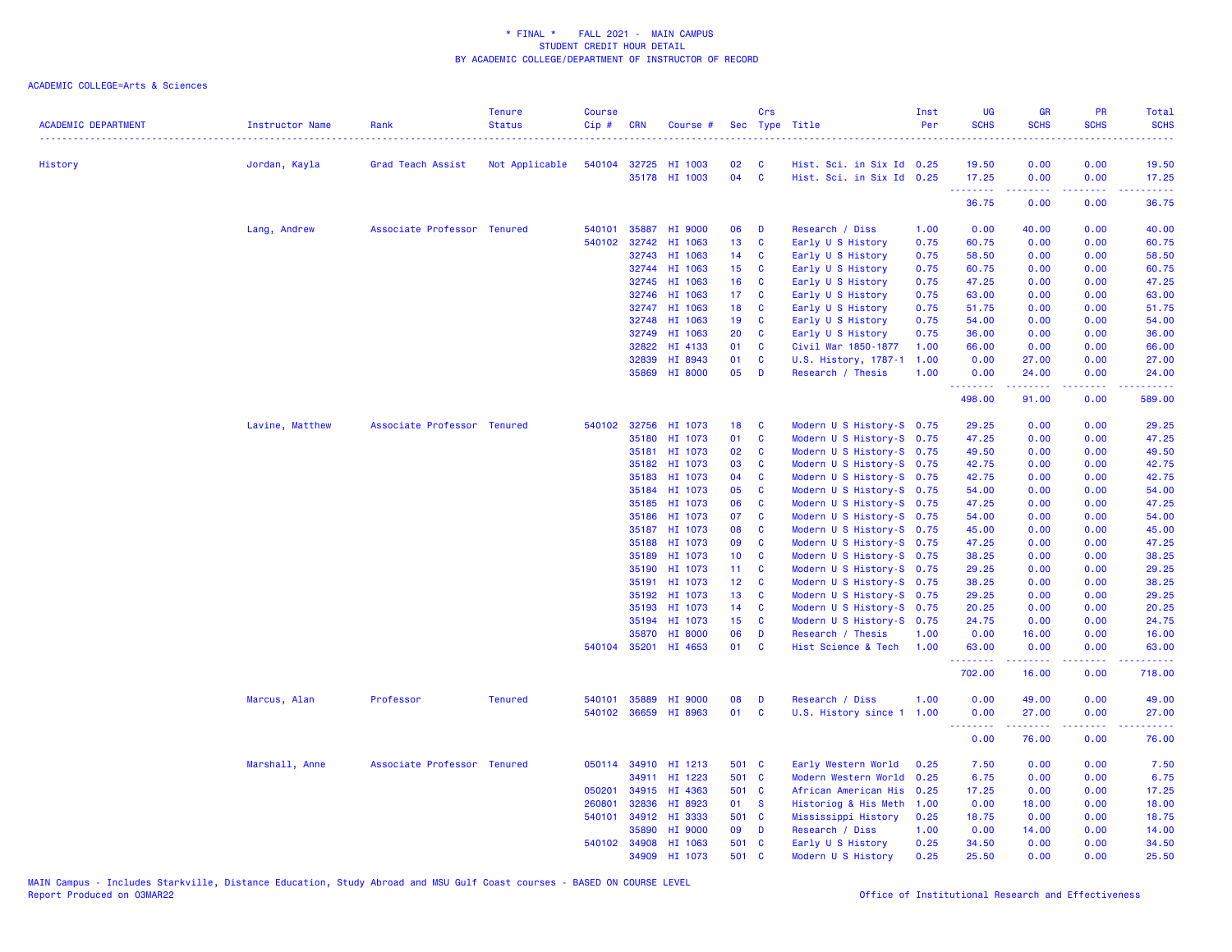\* FINAL \* FALL 2021 - MAIN CAMPUS
STUDENT CREDIT HOUR DETAIL
BY ACADEMIC COLLEGE/DEPARTMENT OF INSTRUCTOR OF RECORD

ACADEMIC COLLEGE=Arts & Sciences

| ACADEMIC DEPARTMENT | Instructor Name | Rank | Tenure Status | Course Cip # | CRN | Course # | Sec | Crs Type | Title | Inst Per | UG SCHS | GR SCHS | PR SCHS | Total SCHS |
|---|---|---|---|---|---|---|---|---|---|---|---|---|---|---|
| History | Jordan, Kayla | Grad Teach Assist | Not Applicable | 540104 | 32725 | HI 1003 | 02 | C | Hist. Sci. in Six Id | 0.25 | 19.50 | 0.00 | 0.00 | 19.50 |
| | | | | | 35178 | HI 1003 | 04 | C | Hist. Sci. in Six Id | 0.25 | 17.25 | 0.00 | 0.00 | 17.25 |
| | | | | | | | | | | | 36.75 | 0.00 | 0.00 | 36.75 |
| | Lang, Andrew | Associate Professor | Tenured | 540101 | 35887 | HI 9000 | 06 | D | Research / Diss | 1.00 | 0.00 | 40.00 | 0.00 | 40.00 |
| | | | | 540102 | 32742 | HI 1063 | 13 | C | Early U S History | 0.75 | 60.75 | 0.00 | 0.00 | 60.75 |
| | | | | | 32743 | HI 1063 | 14 | C | Early U S History | 0.75 | 58.50 | 0.00 | 0.00 | 58.50 |
| | | | | | 32744 | HI 1063 | 15 | C | Early U S History | 0.75 | 60.75 | 0.00 | 0.00 | 60.75 |
| | | | | | 32745 | HI 1063 | 16 | C | Early U S History | 0.75 | 47.25 | 0.00 | 0.00 | 47.25 |
| | | | | | 32746 | HI 1063 | 17 | C | Early U S History | 0.75 | 63.00 | 0.00 | 0.00 | 63.00 |
| | | | | | 32747 | HI 1063 | 18 | C | Early U S History | 0.75 | 51.75 | 0.00 | 0.00 | 51.75 |
| | | | | | 32748 | HI 1063 | 19 | C | Early U S History | 0.75 | 54.00 | 0.00 | 0.00 | 54.00 |
| | | | | | 32749 | HI 1063 | 20 | C | Early U S History | 0.75 | 36.00 | 0.00 | 0.00 | 36.00 |
| | | | | | 32822 | HI 4133 | 01 | C | Civil War 1850-1877 | 1.00 | 66.00 | 0.00 | 0.00 | 66.00 |
| | | | | | 32839 | HI 8943 | 01 | C | U.S. History, 1787-1 | 1.00 | 0.00 | 27.00 | 0.00 | 27.00 |
| | | | | | 35869 | HI 8000 | 05 | D | Research / Thesis | 1.00 | 0.00 | 24.00 | 0.00 | 24.00 |
| | | | | | | | | | | | 498.00 | 91.00 | 0.00 | 589.00 |
| | Lavine, Matthew | Associate Professor | Tenured | 540102 | 32756 | HI 1073 | 18 | C | Modern U S History-S | 0.75 | 29.25 | 0.00 | 0.00 | 29.25 |
| | | | | | 35180 | HI 1073 | 01 | C | Modern U S History-S | 0.75 | 47.25 | 0.00 | 0.00 | 47.25 |
| | | | | | 35181 | HI 1073 | 02 | C | Modern U S History-S | 0.75 | 49.50 | 0.00 | 0.00 | 49.50 |
| | | | | | 35182 | HI 1073 | 03 | C | Modern U S History-S | 0.75 | 42.75 | 0.00 | 0.00 | 42.75 |
| | | | | | 35183 | HI 1073 | 04 | C | Modern U S History-S | 0.75 | 42.75 | 0.00 | 0.00 | 42.75 |
| | | | | | 35184 | HI 1073 | 05 | C | Modern U S History-S | 0.75 | 54.00 | 0.00 | 0.00 | 54.00 |
| | | | | | 35185 | HI 1073 | 06 | C | Modern U S History-S | 0.75 | 47.25 | 0.00 | 0.00 | 47.25 |
| | | | | | 35186 | HI 1073 | 07 | C | Modern U S History-S | 0.75 | 54.00 | 0.00 | 0.00 | 54.00 |
| | | | | | 35187 | HI 1073 | 08 | C | Modern U S History-S | 0.75 | 45.00 | 0.00 | 0.00 | 45.00 |
| | | | | | 35188 | HI 1073 | 09 | C | Modern U S History-S | 0.75 | 47.25 | 0.00 | 0.00 | 47.25 |
| | | | | | 35189 | HI 1073 | 10 | C | Modern U S History-S | 0.75 | 38.25 | 0.00 | 0.00 | 38.25 |
| | | | | | 35190 | HI 1073 | 11 | C | Modern U S History-S | 0.75 | 29.25 | 0.00 | 0.00 | 29.25 |
| | | | | | 35191 | HI 1073 | 12 | C | Modern U S History-S | 0.75 | 38.25 | 0.00 | 0.00 | 38.25 |
| | | | | | 35192 | HI 1073 | 13 | C | Modern U S History-S | 0.75 | 29.25 | 0.00 | 0.00 | 29.25 |
| | | | | | 35193 | HI 1073 | 14 | C | Modern U S History-S | 0.75 | 20.25 | 0.00 | 0.00 | 20.25 |
| | | | | | 35194 | HI 1073 | 15 | C | Modern U S History-S | 0.75 | 24.75 | 0.00 | 0.00 | 24.75 |
| | | | | | 35870 | HI 8000 | 06 | D | Research / Thesis | 1.00 | 0.00 | 16.00 | 0.00 | 16.00 |
| | | | | 540104 | 35201 | HI 4653 | 01 | C | Hist Science & Tech | 1.00 | 63.00 | 0.00 | 0.00 | 63.00 |
| | | | | | | | | | | | 702.00 | 16.00 | 0.00 | 718.00 |
| | Marcus, Alan | Professor | Tenured | 540101 | 35889 | HI 9000 | 08 | D | Research / Diss | 1.00 | 0.00 | 49.00 | 0.00 | 49.00 |
| | | | | 540102 | 36659 | HI 8963 | 01 | C | U.S. History since 1 | 1.00 | 0.00 | 27.00 | 0.00 | 27.00 |
| | | | | | | | | | | | 0.00 | 76.00 | 0.00 | 76.00 |
| | Marshall, Anne | Associate Professor | Tenured | 050114 | 34910 | HI 1213 | 501 | C | Early Western World | 0.25 | 7.50 | 0.00 | 0.00 | 7.50 |
| | | | | | 34911 | HI 1223 | 501 | C | Modern Western World | 0.25 | 6.75 | 0.00 | 0.00 | 6.75 |
| | | | | 050201 | 34915 | HI 4363 | 501 | C | African American His | 0.25 | 17.25 | 0.00 | 0.00 | 17.25 |
| | | | | 260801 | 32836 | HI 8923 | 01 | S | Historiog & His Meth | 1.00 | 0.00 | 18.00 | 0.00 | 18.00 |
| | | | | 540101 | 34912 | HI 3333 | 501 | C | Mississippi History | 0.25 | 18.75 | 0.00 | 0.00 | 18.75 |
| | | | | | 35890 | HI 9000 | 09 | D | Research / Diss | 1.00 | 0.00 | 14.00 | 0.00 | 14.00 |
| | | | | 540102 | 34908 | HI 1063 | 501 | C | Early U S History | 0.25 | 34.50 | 0.00 | 0.00 | 34.50 |
| | | | | | 34909 | HI 1073 | 501 | C | Modern U S History | 0.25 | 25.50 | 0.00 | 0.00 | 25.50 |

MAIN Campus - Includes Starkville, Distance Education, Study Abroad and MSU Gulf Coast courses - BASED ON COURSE LEVEL
Report Produced on 03MAR22

Office of Institutional Research and Effectiveness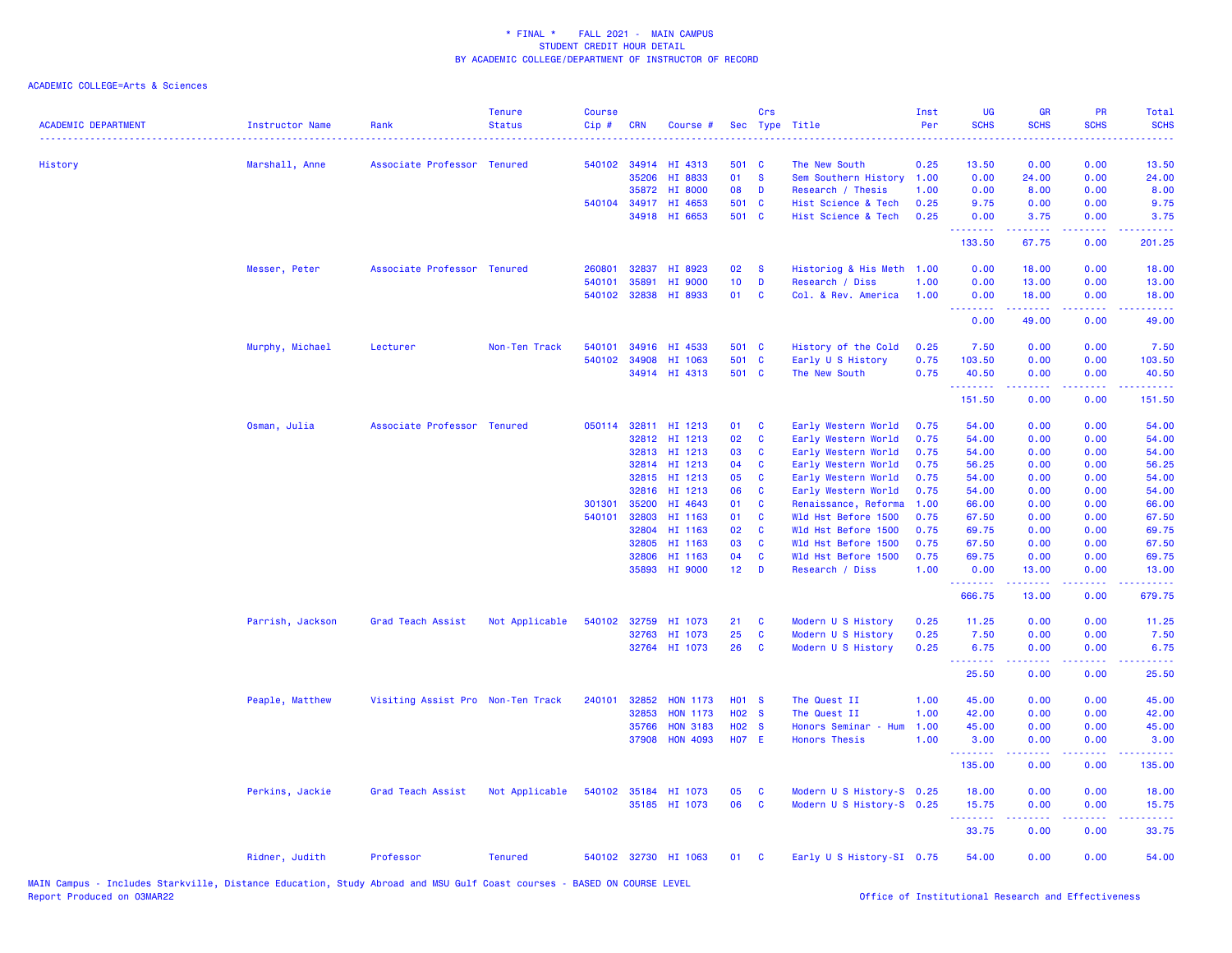\* FINAL \* FALL 2021 - MAIN CAMPUS
STUDENT CREDIT HOUR DETAIL
BY ACADEMIC COLLEGE/DEPARTMENT OF INSTRUCTOR OF RECORD

ACADEMIC COLLEGE=Arts & Sciences

| ACADEMIC DEPARTMENT | Instructor Name | Rank | Tenure Status | Course Cip # | CRN | Course # | Sec | Crs Type | Title | Inst Per | UG SCHS | GR SCHS | PR SCHS | Total SCHS |
|---|---|---|---|---|---|---|---|---|---|---|---|---|---|---|
| History | Marshall, Anne | Associate Professor | Tenured | 540102 | 34914 | HI 4313 | 501 | C | The New South | 0.25 | 13.50 | 0.00 | 0.00 | 13.50 |
| | | | | | 35206 | HI 8833 | 01 | S | Sem Southern History | 1.00 | 0.00 | 24.00 | 0.00 | 24.00 |
| | | | | | 35872 | HI 8000 | 08 | D | Research / Thesis | 1.00 | 0.00 | 8.00 | 0.00 | 8.00 |
| | | | | 540104 | 34917 | HI 4653 | 501 | C | Hist Science & Tech | 0.25 | 9.75 | 0.00 | 0.00 | 9.75 |
| | | | | | 34918 | HI 6653 | 501 | C | Hist Science & Tech | 0.25 | 0.00 | 3.75 | 0.00 | 3.75 |
| | | | | | | | | | | | 133.50 | 67.75 | 0.00 | 201.25 |
| | Messer, Peter | Associate Professor | Tenured | 260801 | 32837 | HI 8923 | 02 | S | Historiog & His Meth | 1.00 | 0.00 | 18.00 | 0.00 | 18.00 |
| | | | | 540101 | 35891 | HI 9000 | 10 | D | Research / Diss | 1.00 | 0.00 | 13.00 | 0.00 | 13.00 |
| | | | | 540102 | 32838 | HI 8933 | 01 | C | Col. & Rev. America | 1.00 | 0.00 | 18.00 | 0.00 | 18.00 |
| | | | | | | | | | | | 0.00 | 49.00 | 0.00 | 49.00 |
| | Murphy, Michael | Lecturer | Non-Ten Track | 540101 | 34916 | HI 4533 | 501 | C | History of the Cold | 0.25 | 7.50 | 0.00 | 0.00 | 7.50 |
| | | | | 540102 | 34908 | HI 1063 | 501 | C | Early U S History | 0.75 | 103.50 | 0.00 | 0.00 | 103.50 |
| | | | | | 34914 | HI 4313 | 501 | C | The New South | 0.75 | 40.50 | 0.00 | 0.00 | 40.50 |
| | | | | | | | | | | | 151.50 | 0.00 | 0.00 | 151.50 |
| | Osman, Julia | Associate Professor | Tenured | 050114 | 32811 | HI 1213 | 01 | C | Early Western World | 0.75 | 54.00 | 0.00 | 0.00 | 54.00 |
| | | | | | 32812 | HI 1213 | 02 | C | Early Western World | 0.75 | 54.00 | 0.00 | 0.00 | 54.00 |
| | | | | | 32813 | HI 1213 | 03 | C | Early Western World | 0.75 | 54.00 | 0.00 | 0.00 | 54.00 |
| | | | | | 32814 | HI 1213 | 04 | C | Early Western World | 0.75 | 56.25 | 0.00 | 0.00 | 56.25 |
| | | | | | 32815 | HI 1213 | 05 | C | Early Western World | 0.75 | 54.00 | 0.00 | 0.00 | 54.00 |
| | | | | | 32816 | HI 1213 | 06 | C | Early Western World | 0.75 | 54.00 | 0.00 | 0.00 | 54.00 |
| | | | | 301301 | 35200 | HI 4643 | 01 | C | Renaissance, Reforma | 1.00 | 66.00 | 0.00 | 0.00 | 66.00 |
| | | | | 540101 | 32803 | HI 1163 | 01 | C | Wld Hst Before 1500 | 0.75 | 67.50 | 0.00 | 0.00 | 67.50 |
| | | | | | 32804 | HI 1163 | 02 | C | Wld Hst Before 1500 | 0.75 | 69.75 | 0.00 | 0.00 | 69.75 |
| | | | | | 32805 | HI 1163 | 03 | C | Wld Hst Before 1500 | 0.75 | 67.50 | 0.00 | 0.00 | 67.50 |
| | | | | | 32806 | HI 1163 | 04 | C | Wld Hst Before 1500 | 0.75 | 69.75 | 0.00 | 0.00 | 69.75 |
| | | | | | 35893 | HI 9000 | 12 | D | Research / Diss | 1.00 | 0.00 | 13.00 | 0.00 | 13.00 |
| | | | | | | | | | | | 666.75 | 13.00 | 0.00 | 679.75 |
| | Parrish, Jackson | Grad Teach Assist | Not Applicable | 540102 | 32759 | HI 1073 | 21 | C | Modern U S History | 0.25 | 11.25 | 0.00 | 0.00 | 11.25 |
| | | | | | 32763 | HI 1073 | 25 | C | Modern U S History | 0.25 | 7.50 | 0.00 | 0.00 | 7.50 |
| | | | | | 32764 | HI 1073 | 26 | C | Modern U S History | 0.25 | 6.75 | 0.00 | 0.00 | 6.75 |
| | | | | | | | | | | | 25.50 | 0.00 | 0.00 | 25.50 |
| | Peaple, Matthew | Visiting Assist Pro | Non-Ten Track | 240101 | 32852 | HON 1173 | H01 | S | The Quest II | 1.00 | 45.00 | 0.00 | 0.00 | 45.00 |
| | | | | | 32853 | HON 1173 | H02 | S | The Quest II | 1.00 | 42.00 | 0.00 | 0.00 | 42.00 |
| | | | | | 35766 | HON 3183 | H02 | S | Honors Seminar - Hum | 1.00 | 45.00 | 0.00 | 0.00 | 45.00 |
| | | | | | 37908 | HON 4093 | H07 | E | Honors Thesis | 1.00 | 3.00 | 0.00 | 0.00 | 3.00 |
| | | | | | | | | | | | 135.00 | 0.00 | 0.00 | 135.00 |
| | Perkins, Jackie | Grad Teach Assist | Not Applicable | 540102 | 35184 | HI 1073 | 05 | C | Modern U S History-S | 0.25 | 18.00 | 0.00 | 0.00 | 18.00 |
| | | | | | 35185 | HI 1073 | 06 | C | Modern U S History-S | 0.25 | 15.75 | 0.00 | 0.00 | 15.75 |
| | | | | | | | | | | | 33.75 | 0.00 | 0.00 | 33.75 |
| | Ridner, Judith | Professor | Tenured | 540102 | 32730 | HI 1063 | 01 | C | Early U S History-SI | 0.75 | 54.00 | 0.00 | 0.00 | 54.00 |

MAIN Campus - Includes Starkville, Distance Education, Study Abroad and MSU Gulf Coast courses - BASED ON COURSE LEVEL
Report Produced on 03MAR22 Office of Institutional Research and Effectiveness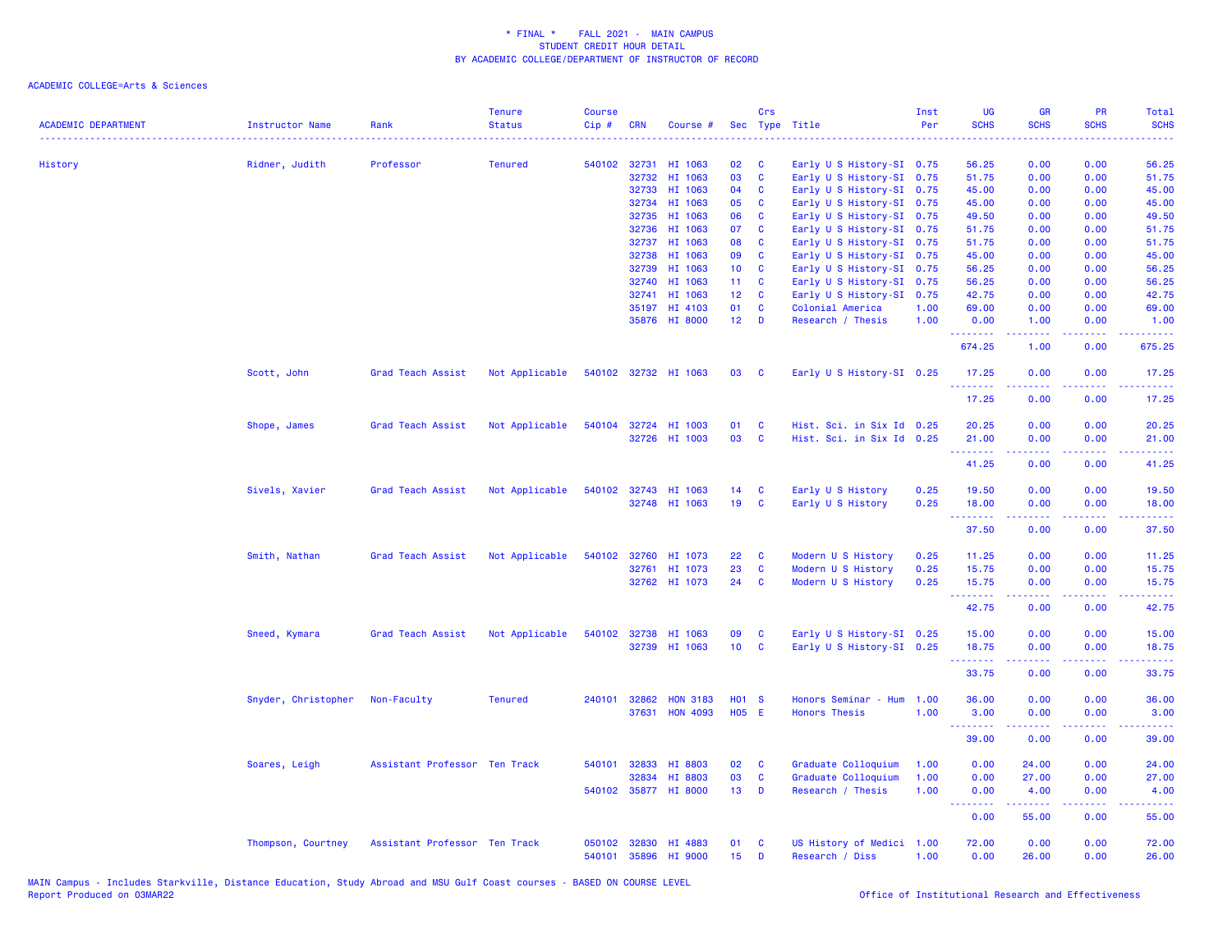\* FINAL \*    FALL 2021 -  MAIN CAMPUS
STUDENT CREDIT HOUR DETAIL
BY ACADEMIC COLLEGE/DEPARTMENT OF INSTRUCTOR OF RECORD

ACADEMIC COLLEGE=Arts & Sciences

| ACADEMIC DEPARTMENT | Instructor Name | Rank | Tenure Status | Course Cip # | CRN | Course # | Sec | Crs Type | Title | Inst Per | UG SCHS | GR SCHS | PR SCHS | Total SCHS |
|---|---|---|---|---|---|---|---|---|---|---|---|---|---|---|
| History | Ridner, Judith | Professor | Tenured | 540102 | 32731 | HI 1063 | 02 | C | Early U S History-SI | 0.75 | 56.25 | 0.00 | 0.00 | 56.25 |
| | | | | | 32732 | HI 1063 | 03 | C | Early U S History-SI | 0.75 | 51.75 | 0.00 | 0.00 | 51.75 |
| | | | | | 32733 | HI 1063 | 04 | C | Early U S History-SI | 0.75 | 45.00 | 0.00 | 0.00 | 45.00 |
| | | | | | 32734 | HI 1063 | 05 | C | Early U S History-SI | 0.75 | 45.00 | 0.00 | 0.00 | 45.00 |
| | | | | | 32735 | HI 1063 | 06 | C | Early U S History-SI | 0.75 | 49.50 | 0.00 | 0.00 | 49.50 |
| | | | | | 32736 | HI 1063 | 07 | C | Early U S History-SI | 0.75 | 51.75 | 0.00 | 0.00 | 51.75 |
| | | | | | 32737 | HI 1063 | 08 | C | Early U S History-SI | 0.75 | 51.75 | 0.00 | 0.00 | 51.75 |
| | | | | | 32738 | HI 1063 | 09 | C | Early U S History-SI | 0.75 | 45.00 | 0.00 | 0.00 | 45.00 |
| | | | | | 32739 | HI 1063 | 10 | C | Early U S History-SI | 0.75 | 56.25 | 0.00 | 0.00 | 56.25 |
| | | | | | 32740 | HI 1063 | 11 | C | Early U S History-SI | 0.75 | 56.25 | 0.00 | 0.00 | 56.25 |
| | | | | | 32741 | HI 1063 | 12 | C | Early U S History-SI | 0.75 | 42.75 | 0.00 | 0.00 | 42.75 |
| | | | | | 35197 | HI 4103 | 01 | C | Colonial America | 1.00 | 69.00 | 0.00 | 0.00 | 69.00 |
| | | | | | 35876 | HI 8000 | 12 | D | Research / Thesis | 1.00 | 0.00 | 1.00 | 0.00 | 1.00 |
| | | | | | | | | | | | 674.25 | 1.00 | 0.00 | 675.25 |
| | Scott, John | Grad Teach Assist | Not Applicable | 540102 | 32732 | HI 1063 | 03 | C | Early U S History-SI | 0.25 | 17.25 | 0.00 | 0.00 | 17.25 |
| | | | | | | | | | | | 17.25 | 0.00 | 0.00 | 17.25 |
| | Shope, James | Grad Teach Assist | Not Applicable | 540104 | 32724 | HI 1003 | 01 | C | Hist. Sci. in Six Id | 0.25 | 20.25 | 0.00 | 0.00 | 20.25 |
| | | | | | 32726 | HI 1003 | 03 | C | Hist. Sci. in Six Id | 0.25 | 21.00 | 0.00 | 0.00 | 21.00 |
| | | | | | | | | | | | 41.25 | 0.00 | 0.00 | 41.25 |
| | Sivels, Xavier | Grad Teach Assist | Not Applicable | 540102 | 32743 | HI 1063 | 14 | C | Early U S History | 0.25 | 19.50 | 0.00 | 0.00 | 19.50 |
| | | | | | 32748 | HI 1063 | 19 | C | Early U S History | 0.25 | 18.00 | 0.00 | 0.00 | 18.00 |
| | | | | | | | | | | | 37.50 | 0.00 | 0.00 | 37.50 |
| | Smith, Nathan | Grad Teach Assist | Not Applicable | 540102 | 32760 | HI 1073 | 22 | C | Modern U S History | 0.25 | 11.25 | 0.00 | 0.00 | 11.25 |
| | | | | | 32761 | HI 1073 | 23 | C | Modern U S History | 0.25 | 15.75 | 0.00 | 0.00 | 15.75 |
| | | | | | 32762 | HI 1073 | 24 | C | Modern U S History | 0.25 | 15.75 | 0.00 | 0.00 | 15.75 |
| | | | | | | | | | | | 42.75 | 0.00 | 0.00 | 42.75 |
| | Sneed, Kymara | Grad Teach Assist | Not Applicable | 540102 | 32738 | HI 1063 | 09 | C | Early U S History-SI | 0.25 | 15.00 | 0.00 | 0.00 | 15.00 |
| | | | | | 32739 | HI 1063 | 10 | C | Early U S History-SI | 0.25 | 18.75 | 0.00 | 0.00 | 18.75 |
| | | | | | | | | | | | 33.75 | 0.00 | 0.00 | 33.75 |
| | Snyder, Christopher | Non-Faculty | Tenured | 240101 | 32862 | HON 3183 | H01 | S | Honors Seminar - Hum | 1.00 | 36.00 | 0.00 | 0.00 | 36.00 |
| | | | | | 37631 | HON 4093 | H05 | E | Honors Thesis | 1.00 | 3.00 | 0.00 | 0.00 | 3.00 |
| | | | | | | | | | | | 39.00 | 0.00 | 0.00 | 39.00 |
| | Soares, Leigh | Assistant Professor | Ten Track | 540101 | 32833 | HI 8803 | 02 | C | Graduate Colloquium | 1.00 | 0.00 | 24.00 | 0.00 | 24.00 |
| | | | | | 32834 | HI 8803 | 03 | C | Graduate Colloquium | 1.00 | 0.00 | 27.00 | 0.00 | 27.00 |
| | | | | 540102 | 35877 | HI 8000 | 13 | D | Research / Thesis | 1.00 | 0.00 | 4.00 | 0.00 | 4.00 |
| | | | | | | | | | | | 0.00 | 55.00 | 0.00 | 55.00 |
| | Thompson, Courtney | Assistant Professor | Ten Track | 050102 | 32830 | HI 4883 | 01 | C | US History of Medici | 1.00 | 72.00 | 0.00 | 0.00 | 72.00 |
| | | | | 540101 | 35896 | HI 9000 | 15 | D | Research / Diss | 1.00 | 0.00 | 26.00 | 0.00 | 26.00 |

MAIN Campus - Includes Starkville, Distance Education, Study Abroad and MSU Gulf Coast courses - BASED ON COURSE LEVEL
Report Produced on 03MAR22
Office of Institutional Research and Effectiveness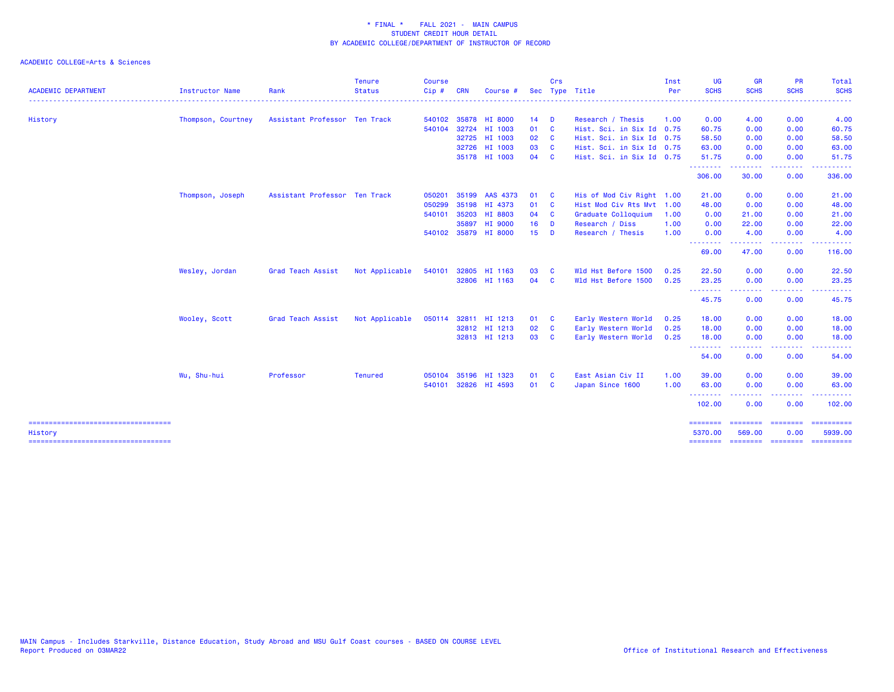\* FINAL \*    FALL 2021 - MAIN CAMPUS
STUDENT CREDIT HOUR DETAIL
BY ACADEMIC COLLEGE/DEPARTMENT OF INSTRUCTOR OF RECORD

ACADEMIC COLLEGE=Arts & Sciences

| ACADEMIC DEPARTMENT | Instructor Name | Rank | Tenure Status | Course Cip # | CRN | Course # | Sec | Crs Type | Title | Inst Per | UG SCHS | GR SCHS | PR SCHS | Total SCHS |
|---|---|---|---|---|---|---|---|---|---|---|---|---|---|---|
| History | Thompson, Courtney | Assistant Professor | Ten Track | 540102 | 35878 | HI 8000 | 14 | D | Research / Thesis | 1.00 | 0.00 | 4.00 | 0.00 | 4.00 |
| | | | | 540104 | 32724 | HI 1003 | 01 | C | Hist. Sci. in Six Id | 0.75 | 60.75 | 0.00 | 0.00 | 60.75 |
| | | | | | 32725 | HI 1003 | 02 | C | Hist. Sci. in Six Id | 0.75 | 58.50 | 0.00 | 0.00 | 58.50 |
| | | | | | 32726 | HI 1003 | 03 | C | Hist. Sci. in Six Id | 0.75 | 63.00 | 0.00 | 0.00 | 63.00 |
| | | | | | 35178 | HI 1003 | 04 | C | Hist. Sci. in Six Id | 0.75 | 51.75 | 0.00 | 0.00 | 51.75 |
| | | | | | | | | | | | 306.00 | 30.00 | 0.00 | 336.00 |
| | Thompson, Joseph | Assistant Professor | Ten Track | 050201 | 35199 | AAS 4373 | 01 | C | His of Mod Civ Right | 1.00 | 21.00 | 0.00 | 0.00 | 21.00 |
| | | | | 050299 | 35198 | HI 4373 | 01 | C | Hist Mod Civ Rts Mvt | 1.00 | 48.00 | 0.00 | 0.00 | 48.00 |
| | | | | 540101 | 35203 | HI 8803 | 04 | C | Graduate Colloquium | 1.00 | 0.00 | 21.00 | 0.00 | 21.00 |
| | | | | | 35897 | HI 9000 | 16 | D | Research / Diss | 1.00 | 0.00 | 22.00 | 0.00 | 22.00 |
| | | | | 540102 | 35879 | HI 8000 | 15 | D | Research / Thesis | 1.00 | 0.00 | 4.00 | 0.00 | 4.00 |
| | | | | | | | | | | | 69.00 | 47.00 | 0.00 | 116.00 |
| | Wesley, Jordan | Grad Teach Assist | Not Applicable | 540101 | 32805 | HI 1163 | 03 | C | Wld Hst Before 1500 | 0.25 | 22.50 | 0.00 | 0.00 | 22.50 |
| | | | | | 32806 | HI 1163 | 04 | C | Wld Hst Before 1500 | 0.25 | 23.25 | 0.00 | 0.00 | 23.25 |
| | | | | | | | | | | | 45.75 | 0.00 | 0.00 | 45.75 |
| | Wooley, Scott | Grad Teach Assist | Not Applicable | 050114 | 32811 | HI 1213 | 01 | C | Early Western World | 0.25 | 18.00 | 0.00 | 0.00 | 18.00 |
| | | | | | 32812 | HI 1213 | 02 | C | Early Western World | 0.25 | 18.00 | 0.00 | 0.00 | 18.00 |
| | | | | | 32813 | HI 1213 | 03 | C | Early Western World | 0.25 | 18.00 | 0.00 | 0.00 | 18.00 |
| | | | | | | | | | | | 54.00 | 0.00 | 0.00 | 54.00 |
| | Wu, Shu-hui | Professor | Tenured | 050104 | 35196 | HI 1323 | 01 | C | East Asian Civ II | 1.00 | 39.00 | 0.00 | 0.00 | 39.00 |
| | | | | 540101 | 32826 | HI 4593 | 01 | C | Japan Since 1600 | 1.00 | 63.00 | 0.00 | 0.00 | 63.00 |
| | | | | | | | | | | | 102.00 | 0.00 | 0.00 | 102.00 |
| History | | | | | | | | | | | 5370.00 | 569.00 | 0.00 | 5939.00 |

MAIN Campus - Includes Starkville, Distance Education, Study Abroad and MSU Gulf Coast courses - BASED ON COURSE LEVEL
Report Produced on 03MAR22

Office of Institutional Research and Effectiveness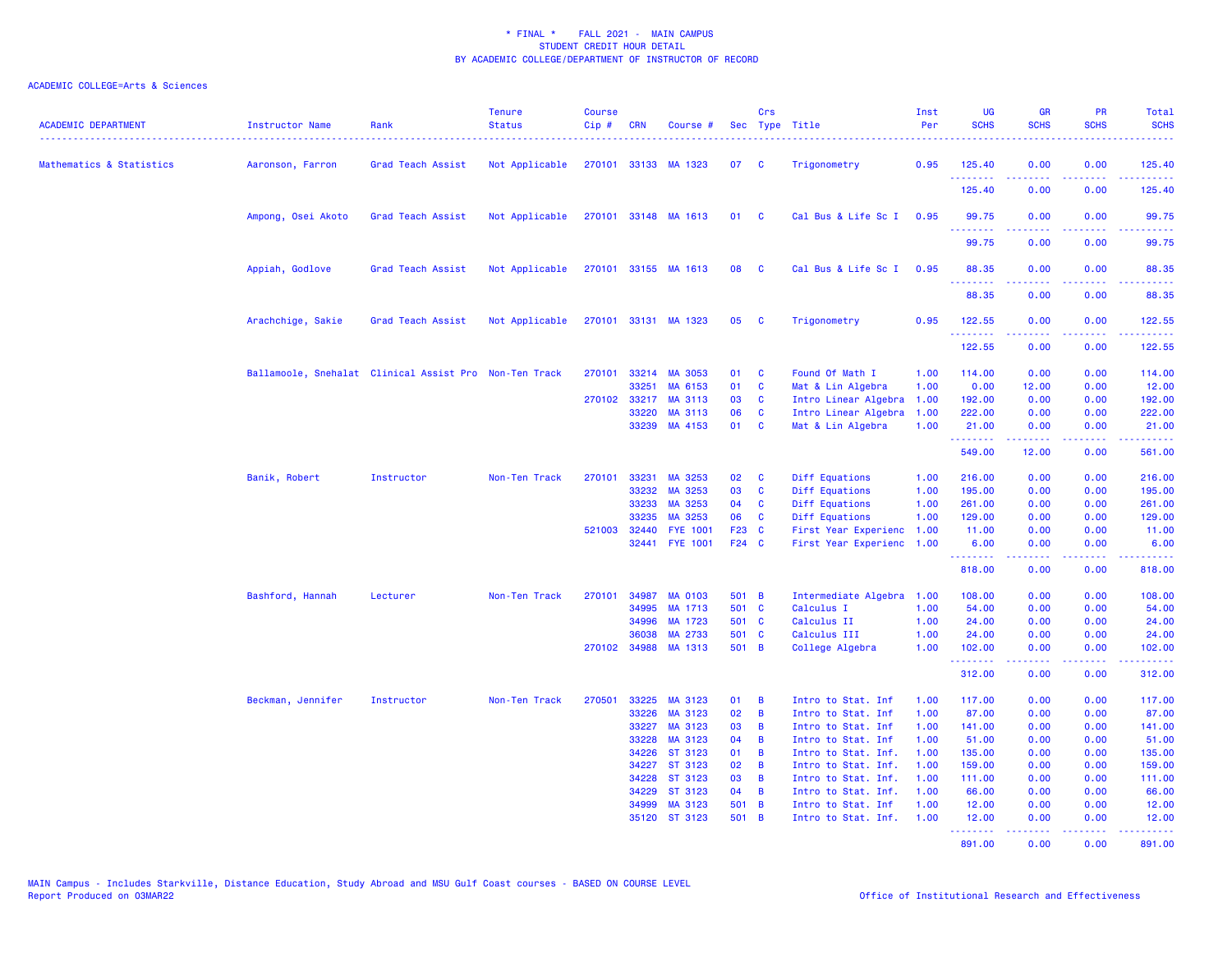\* FINAL \* FALL 2021 - MAIN CAMPUS
STUDENT CREDIT HOUR DETAIL
BY ACADEMIC COLLEGE/DEPARTMENT OF INSTRUCTOR OF RECORD

ACADEMIC COLLEGE=Arts & Sciences

| ACADEMIC DEPARTMENT | Instructor Name | Rank | Tenure Status | Course Cip # | CRN | Course # | Sec | Crs Type | Title | Inst Per | UG SCHS | GR SCHS | PR SCHS | Total SCHS |
|---|---|---|---|---|---|---|---|---|---|---|---|---|---|---|
| Mathematics & Statistics | Aaronson, Farron | Grad Teach Assist | Not Applicable | 270101 | 33133 | MA 1323 | 07 | C | Trigonometry | 0.95 | 125.40 | 0.00 | 0.00 | 125.40 |
| | | | | | | | | | | | 125.40 | 0.00 | 0.00 | 125.40 |
| | Ampong, Osei Akoto | Grad Teach Assist | Not Applicable | 270101 | 33148 | MA 1613 | 01 | C | Cal Bus & Life Sc I | 0.95 | 99.75 | 0.00 | 0.00 | 99.75 |
| | | | | | | | | | | | 99.75 | 0.00 | 0.00 | 99.75 |
| | Appiah, Godlove | Grad Teach Assist | Not Applicable | 270101 | 33155 | MA 1613 | 08 | C | Cal Bus & Life Sc I | 0.95 | 88.35 | 0.00 | 0.00 | 88.35 |
| | | | | | | | | | | | 88.35 | 0.00 | 0.00 | 88.35 |
| | Arachchige, Sakie | Grad Teach Assist | Not Applicable | 270101 | 33131 | MA 1323 | 05 | C | Trigonometry | 0.95 | 122.55 | 0.00 | 0.00 | 122.55 |
| | | | | | | | | | | | 122.55 | 0.00 | 0.00 | 122.55 |
| | Ballamoole, Snehalat | Clinical Assist Pro | Non-Ten Track | 270101 | 33214 | MA 3053 | 01 | C | Found Of Math I | 1.00 | 114.00 | 0.00 | 0.00 | 114.00 |
| | | | | | 33251 | MA 6153 | 01 | C | Mat & Lin Algebra | 1.00 | 0.00 | 12.00 | 0.00 | 12.00 |
| | | | | 270102 | 33217 | MA 3113 | 03 | C | Intro Linear Algebra | 1.00 | 192.00 | 0.00 | 0.00 | 192.00 |
| | | | | | 33220 | MA 3113 | 06 | C | Intro Linear Algebra | 1.00 | 222.00 | 0.00 | 0.00 | 222.00 |
| | | | | | 33239 | MA 4153 | 01 | C | Mat & Lin Algebra | 1.00 | 21.00 | 0.00 | 0.00 | 21.00 |
| | | | | | | | | | | | 549.00 | 12.00 | 0.00 | 561.00 |
| | Banik, Robert | Instructor | Non-Ten Track | 270101 | 33231 | MA 3253 | 02 | C | Diff Equations | 1.00 | 216.00 | 0.00 | 0.00 | 216.00 |
| | | | | | 33232 | MA 3253 | 03 | C | Diff Equations | 1.00 | 195.00 | 0.00 | 0.00 | 195.00 |
| | | | | | 33233 | MA 3253 | 04 | C | Diff Equations | 1.00 | 261.00 | 0.00 | 0.00 | 261.00 |
| | | | | | 33235 | MA 3253 | 06 | C | Diff Equations | 1.00 | 129.00 | 0.00 | 0.00 | 129.00 |
| | | | | 521003 | 32440 | FYE 1001 | F23 | C | First Year Experienc | 1.00 | 11.00 | 0.00 | 0.00 | 11.00 |
| | | | | | 32441 | FYE 1001 | F24 | C | First Year Experienc | 1.00 | 6.00 | 0.00 | 0.00 | 6.00 |
| | | | | | | | | | | | 818.00 | 0.00 | 0.00 | 818.00 |
| | Bashford, Hannah | Lecturer | Non-Ten Track | 270101 | 34987 | MA 0103 | 501 | B | Intermediate Algebra | 1.00 | 108.00 | 0.00 | 0.00 | 108.00 |
| | | | | | 34995 | MA 1713 | 501 | C | Calculus I | 1.00 | 54.00 | 0.00 | 0.00 | 54.00 |
| | | | | | 34996 | MA 1723 | 501 | C | Calculus II | 1.00 | 24.00 | 0.00 | 0.00 | 24.00 |
| | | | | | 36038 | MA 2733 | 501 | C | Calculus III | 1.00 | 24.00 | 0.00 | 0.00 | 24.00 |
| | | | | 270102 | 34988 | MA 1313 | 501 | B | College Algebra | 1.00 | 102.00 | 0.00 | 0.00 | 102.00 |
| | | | | | | | | | | | 312.00 | 0.00 | 0.00 | 312.00 |
| | Beckman, Jennifer | Instructor | Non-Ten Track | 270501 | 33225 | MA 3123 | 01 | B | Intro to Stat. Inf | 1.00 | 117.00 | 0.00 | 0.00 | 117.00 |
| | | | | | 33226 | MA 3123 | 02 | B | Intro to Stat. Inf | 1.00 | 87.00 | 0.00 | 0.00 | 87.00 |
| | | | | | 33227 | MA 3123 | 03 | B | Intro to Stat. Inf | 1.00 | 141.00 | 0.00 | 0.00 | 141.00 |
| | | | | | 33228 | MA 3123 | 04 | B | Intro to Stat. Inf | 1.00 | 51.00 | 0.00 | 0.00 | 51.00 |
| | | | | | 34226 | ST 3123 | 01 | B | Intro to Stat. Inf. | 1.00 | 135.00 | 0.00 | 0.00 | 135.00 |
| | | | | | 34227 | ST 3123 | 02 | B | Intro to Stat. Inf. | 1.00 | 159.00 | 0.00 | 0.00 | 159.00 |
| | | | | | 34228 | ST 3123 | 03 | B | Intro to Stat. Inf. | 1.00 | 111.00 | 0.00 | 0.00 | 111.00 |
| | | | | | 34229 | ST 3123 | 04 | B | Intro to Stat. Inf. | 1.00 | 66.00 | 0.00 | 0.00 | 66.00 |
| | | | | | 34999 | MA 3123 | 501 | B | Intro to Stat. Inf | 1.00 | 12.00 | 0.00 | 0.00 | 12.00 |
| | | | | | 35120 | ST 3123 | 501 | B | Intro to Stat. Inf. | 1.00 | 12.00 | 0.00 | 0.00 | 12.00 |
| | | | | | | | | | | | 891.00 | 0.00 | 0.00 | 891.00 |

MAIN Campus - Includes Starkville, Distance Education, Study Abroad and MSU Gulf Coast courses - BASED ON COURSE LEVEL
Report Produced on 03MAR22

Office of Institutional Research and Effectiveness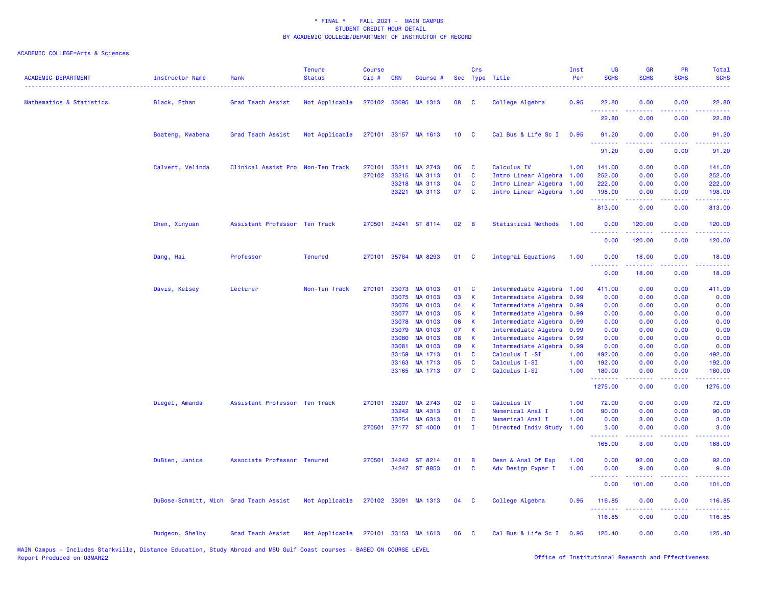# * FINAL * FALL 2021 - MAIN CAMPUS
## STUDENT CREDIT HOUR DETAIL
## BY ACADEMIC COLLEGE/DEPARTMENT OF INSTRUCTOR OF RECORD

ACADEMIC COLLEGE=Arts & Sciences

| ACADEMIC DEPARTMENT | Instructor Name | Rank | Tenure Status | Course Cip # | CRN | Course # | Sec | Crs Type | Title | Inst Per | UG SCHS | GR SCHS | PR SCHS | Total SCHS |
|---|---|---|---|---|---|---|---|---|---|---|---|---|---|---|
| Mathematics & Statistics | Black, Ethan | Grad Teach Assist | Not Applicable | 270102 | 33095 | MA 1313 | 08 | C | College Algebra | 0.95 | 22.80 | 0.00 | 0.00 | 22.80 |
| | | | | | | | | | | | 22.80 | 0.00 | 0.00 | 22.80 |
| | Boateng, Kwabena | Grad Teach Assist | Not Applicable | 270101 | 33157 | MA 1613 | 10 | C | Cal Bus & Life Sc I | 0.95 | 91.20 | 0.00 | 0.00 | 91.20 |
| | | | | | | | | | | | 91.20 | 0.00 | 0.00 | 91.20 |
| | Calvert, Velinda | Clinical Assist Pro | Non-Ten Track | 270101 | 33211 | MA 2743 | 06 | C | Calculus IV | 1.00 | 141.00 | 0.00 | 0.00 | 141.00 |
| | | | | 270102 | 33215 | MA 3113 | 01 | C | Intro Linear Algebra | 1.00 | 252.00 | 0.00 | 0.00 | 252.00 |
| | | | | | 33218 | MA 3113 | 04 | C | Intro Linear Algebra | 1.00 | 222.00 | 0.00 | 0.00 | 222.00 |
| | | | | | 33221 | MA 3113 | 07 | C | Intro Linear Algebra | 1.00 | 198.00 | 0.00 | 0.00 | 198.00 |
| | | | | | | | | | | | 813.00 | 0.00 | 0.00 | 813.00 |
| | Chen, Xinyuan | Assistant Professor | Ten Track | 270501 | 34241 | ST 8114 | 02 | B | Statistical Methods | 1.00 | 0.00 | 120.00 | 0.00 | 120.00 |
| | | | | | | | | | | | 0.00 | 120.00 | 0.00 | 120.00 |
| | Dang, Hai | Professor | Tenured | 270101 | 35784 | MA 8293 | 01 | C | Integral Equations | 1.00 | 0.00 | 18.00 | 0.00 | 18.00 |
| | | | | | | | | | | | 0.00 | 18.00 | 0.00 | 18.00 |
| | Davis, Kelsey | Lecturer | Non-Ten Track | 270101 | 33073 | MA 0103 | 01 | C | Intermediate Algebra | 1.00 | 411.00 | 0.00 | 0.00 | 411.00 |
| | | | | | 33075 | MA 0103 | 03 | K | Intermediate Algebra | 0.99 | 0.00 | 0.00 | 0.00 | 0.00 |
| | | | | | 33076 | MA 0103 | 04 | K | Intermediate Algebra | 0.99 | 0.00 | 0.00 | 0.00 | 0.00 |
| | | | | | 33077 | MA 0103 | 05 | K | Intermediate Algebra | 0.99 | 0.00 | 0.00 | 0.00 | 0.00 |
| | | | | | 33078 | MA 0103 | 06 | K | Intermediate Algebra | 0.99 | 0.00 | 0.00 | 0.00 | 0.00 |
| | | | | | 33079 | MA 0103 | 07 | K | Intermediate Algebra | 0.99 | 0.00 | 0.00 | 0.00 | 0.00 |
| | | | | | 33080 | MA 0103 | 08 | K | Intermediate Algebra | 0.99 | 0.00 | 0.00 | 0.00 | 0.00 |
| | | | | | 33081 | MA 0103 | 09 | K | Intermediate Algebra | 0.99 | 0.00 | 0.00 | 0.00 | 0.00 |
| | | | | | 33159 | MA 1713 | 01 | C | Calculus I -SI | 1.00 | 492.00 | 0.00 | 0.00 | 492.00 |
| | | | | | 33163 | MA 1713 | 05 | C | Calculus I-SI | 1.00 | 192.00 | 0.00 | 0.00 | 192.00 |
| | | | | | 33165 | MA 1713 | 07 | C | Calculus I-SI | 1.00 | 180.00 | 0.00 | 0.00 | 180.00 |
| | | | | | | | | | | | 1275.00 | 0.00 | 0.00 | 1275.00 |
| | Diegel, Amanda | Assistant Professor | Ten Track | 270101 | 33207 | MA 2743 | 02 | C | Calculus IV | 1.00 | 72.00 | 0.00 | 0.00 | 72.00 |
| | | | | | 33242 | MA 4313 | 01 | C | Numerical Anal I | 1.00 | 90.00 | 0.00 | 0.00 | 90.00 |
| | | | | | 33254 | MA 6313 | 01 | C | Numerical Anal I | 1.00 | 0.00 | 3.00 | 0.00 | 3.00 |
| | | | | 270501 | 37177 | ST 4000 | 01 | I | Directed Indiv Study | 1.00 | 3.00 | 0.00 | 0.00 | 3.00 |
| | | | | | | | | | | | 165.00 | 3.00 | 0.00 | 168.00 |
| | DuBien, Janice | Associate Professor | Tenured | 270501 | 34242 | ST 8214 | 01 | B | Desn & Anal Of Exp | 1.00 | 0.00 | 92.00 | 0.00 | 92.00 |
| | | | | | 34247 | ST 8853 | 01 | C | Adv Design Exper I | 1.00 | 0.00 | 9.00 | 0.00 | 9.00 |
| | | | | | | | | | | | 0.00 | 101.00 | 0.00 | 101.00 |
| | DuBose-Schmitt, Mich | Grad Teach Assist | Not Applicable | 270102 | 33091 | MA 1313 | 04 | C | College Algebra | 0.95 | 116.85 | 0.00 | 0.00 | 116.85 |
| | | | | | | | | | | | 116.85 | 0.00 | 0.00 | 116.85 |
| | Dudgeon, Shelby | Grad Teach Assist | Not Applicable | 270101 | 33153 | MA 1613 | 06 | C | Cal Bus & Life Sc I | 0.95 | 125.40 | 0.00 | 0.00 | 125.40 |

MAIN Campus - Includes Starkville, Distance Education, Study Abroad and MSU Gulf Coast courses - BASED ON COURSE LEVEL
Report Produced on 03MAR22

Office of Institutional Research and Effectiveness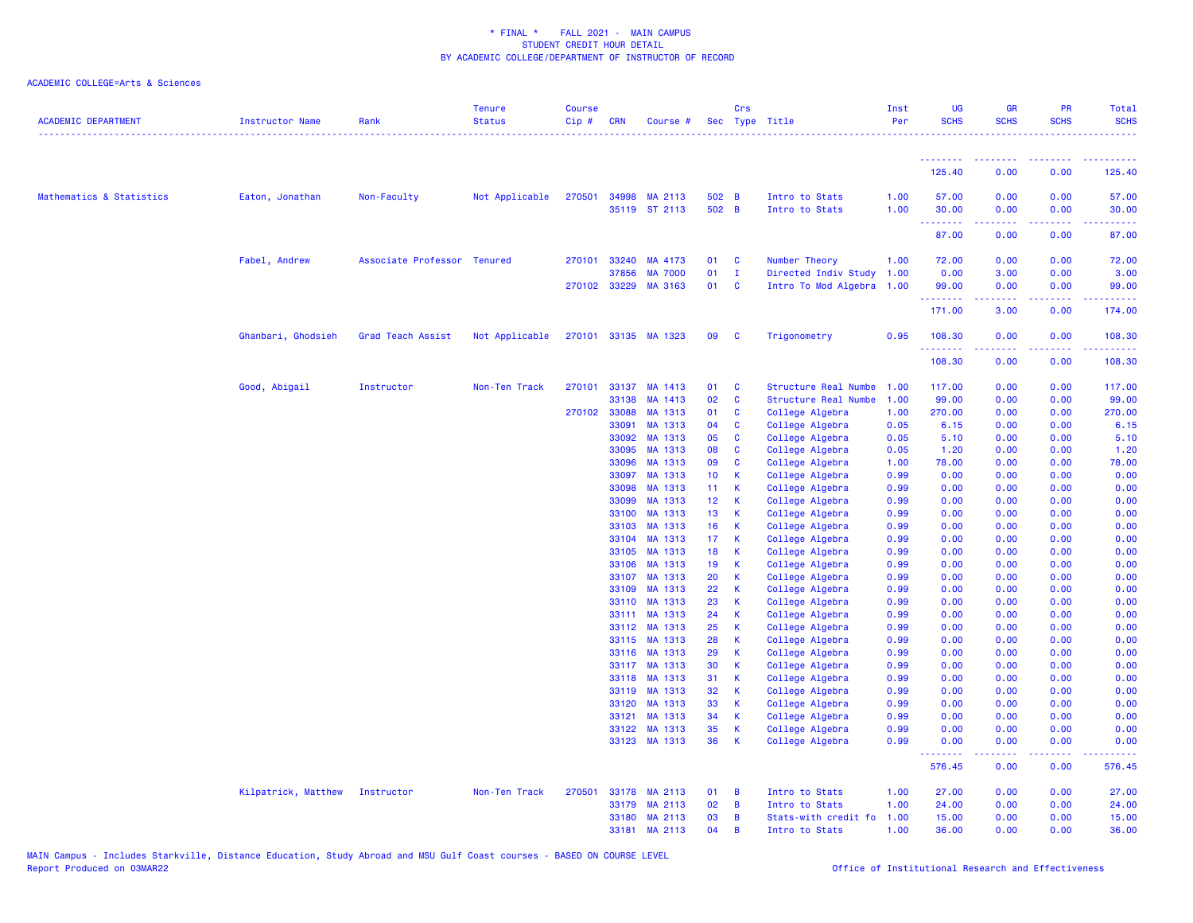* FINAL * FALL 2021 - MAIN CAMPUS
STUDENT CREDIT HOUR DETAIL
BY ACADEMIC COLLEGE/DEPARTMENT OF INSTRUCTOR OF RECORD

ACADEMIC COLLEGE=Arts & Sciences

| ACADEMIC DEPARTMENT | Instructor Name | Rank | Tenure Status | Course Cip # | CRN | Course # | Sec | Crs Type | Title | Inst Per | UG SCHS | GR SCHS | PR SCHS | Total SCHS |
|---|---|---|---|---|---|---|---|---|---|---|---|---|---|---|
| | | | | | | | | | | | 125.40 | 0.00 | 0.00 | 125.40 |
| Mathematics & Statistics | Eaton, Jonathan | Non-Faculty | Not Applicable | 270501 | 34998 | MA 2113 | 502 | B | Intro to Stats | 1.00 | 57.00 | 0.00 | 0.00 | 57.00 |
| | | | | | 35119 | ST 2113 | 502 | B | Intro to Stats | 1.00 | 30.00 | 0.00 | 0.00 | 30.00 |
| | | | | | | | | | | | 87.00 | 0.00 | 0.00 | 87.00 |
| | Fabel, Andrew | Associate Professor | Tenured | 270101 | 33240 | MA 4173 | 01 | C | Number Theory | 1.00 | 72.00 | 0.00 | 0.00 | 72.00 |
| | | | | | 37856 | MA 7000 | 01 | I | Directed Indiv Study | 1.00 | 0.00 | 3.00 | 0.00 | 3.00 |
| | | | | 270102 | 33229 | MA 3163 | 01 | C | Intro To Mod Algebra | 1.00 | 99.00 | 0.00 | 0.00 | 99.00 |
| | | | | | | | | | | | 171.00 | 3.00 | 0.00 | 174.00 |
| | Ghanbari, Ghodsieh | Grad Teach Assist | Not Applicable | 270101 | 33135 | MA 1323 | 09 | C | Trigonometry | 0.95 | 108.30 | 0.00 | 0.00 | 108.30 |
| | | | | | | | | | | | 108.30 | 0.00 | 0.00 | 108.30 |
| | Good, Abigail | Instructor | Non-Ten Track | 270101 | 33137 | MA 1413 | 01 | C | Structure Real Numbe | 1.00 | 117.00 | 0.00 | 0.00 | 117.00 |
| | | | | | 33138 | MA 1413 | 02 | C | Structure Real Numbe | 1.00 | 99.00 | 0.00 | 0.00 | 99.00 |
| | | | | 270102 | 33088 | MA 1313 | 01 | C | College Algebra | 1.00 | 270.00 | 0.00 | 0.00 | 270.00 |
| | | | | | 33091 | MA 1313 | 04 | C | College Algebra | 0.05 | 6.15 | 0.00 | 0.00 | 6.15 |
| | | | | | 33092 | MA 1313 | 05 | C | College Algebra | 0.05 | 5.10 | 0.00 | 0.00 | 5.10 |
| | | | | | 33095 | MA 1313 | 08 | C | College Algebra | 0.05 | 1.20 | 0.00 | 0.00 | 1.20 |
| | | | | | 33096 | MA 1313 | 09 | C | College Algebra | 1.00 | 78.00 | 0.00 | 0.00 | 78.00 |
| | | | | | 33097 | MA 1313 | 10 | K | College Algebra | 0.99 | 0.00 | 0.00 | 0.00 | 0.00 |
| | | | | | 33098 | MA 1313 | 11 | K | College Algebra | 0.99 | 0.00 | 0.00 | 0.00 | 0.00 |
| | | | | | 33099 | MA 1313 | 12 | K | College Algebra | 0.99 | 0.00 | 0.00 | 0.00 | 0.00 |
| | | | | | 33100 | MA 1313 | 13 | K | College Algebra | 0.99 | 0.00 | 0.00 | 0.00 | 0.00 |
| | | | | | 33103 | MA 1313 | 16 | K | College Algebra | 0.99 | 0.00 | 0.00 | 0.00 | 0.00 |
| | | | | | 33104 | MA 1313 | 17 | K | College Algebra | 0.99 | 0.00 | 0.00 | 0.00 | 0.00 |
| | | | | | 33105 | MA 1313 | 18 | K | College Algebra | 0.99 | 0.00 | 0.00 | 0.00 | 0.00 |
| | | | | | 33106 | MA 1313 | 19 | K | College Algebra | 0.99 | 0.00 | 0.00 | 0.00 | 0.00 |
| | | | | | 33107 | MA 1313 | 20 | K | College Algebra | 0.99 | 0.00 | 0.00 | 0.00 | 0.00 |
| | | | | | 33109 | MA 1313 | 22 | K | College Algebra | 0.99 | 0.00 | 0.00 | 0.00 | 0.00 |
| | | | | | 33110 | MA 1313 | 23 | K | College Algebra | 0.99 | 0.00 | 0.00 | 0.00 | 0.00 |
| | | | | | 33111 | MA 1313 | 24 | K | College Algebra | 0.99 | 0.00 | 0.00 | 0.00 | 0.00 |
| | | | | | 33112 | MA 1313 | 25 | K | College Algebra | 0.99 | 0.00 | 0.00 | 0.00 | 0.00 |
| | | | | | 33115 | MA 1313 | 28 | K | College Algebra | 0.99 | 0.00 | 0.00 | 0.00 | 0.00 |
| | | | | | 33116 | MA 1313 | 29 | K | College Algebra | 0.99 | 0.00 | 0.00 | 0.00 | 0.00 |
| | | | | | 33117 | MA 1313 | 30 | K | College Algebra | 0.99 | 0.00 | 0.00 | 0.00 | 0.00 |
| | | | | | 33118 | MA 1313 | 31 | K | College Algebra | 0.99 | 0.00 | 0.00 | 0.00 | 0.00 |
| | | | | | 33119 | MA 1313 | 32 | K | College Algebra | 0.99 | 0.00 | 0.00 | 0.00 | 0.00 |
| | | | | | 33120 | MA 1313 | 33 | K | College Algebra | 0.99 | 0.00 | 0.00 | 0.00 | 0.00 |
| | | | | | 33121 | MA 1313 | 34 | K | College Algebra | 0.99 | 0.00 | 0.00 | 0.00 | 0.00 |
| | | | | | 33122 | MA 1313 | 35 | K | College Algebra | 0.99 | 0.00 | 0.00 | 0.00 | 0.00 |
| | | | | | 33123 | MA 1313 | 36 | K | College Algebra | 0.99 | 0.00 | 0.00 | 0.00 | 0.00 |
| | | | | | | | | | | | 576.45 | 0.00 | 0.00 | 576.45 |
| | Kilpatrick, Matthew | Instructor | Non-Ten Track | 270501 | 33178 | MA 2113 | 01 | B | Intro to Stats | 1.00 | 27.00 | 0.00 | 0.00 | 27.00 |
| | | | | | 33179 | MA 2113 | 02 | B | Intro to Stats | 1.00 | 24.00 | 0.00 | 0.00 | 24.00 |
| | | | | | 33180 | MA 2113 | 03 | B | Stats-with credit fo | 1.00 | 15.00 | 0.00 | 0.00 | 15.00 |
| | | | | | 33181 | MA 2113 | 04 | B | Intro to Stats | 1.00 | 36.00 | 0.00 | 0.00 | 36.00 |

MAIN Campus - Includes Starkville, Distance Education, Study Abroad and MSU Gulf Coast courses - BASED ON COURSE LEVEL
Report Produced on 03MAR22 Office of Institutional Research and Effectiveness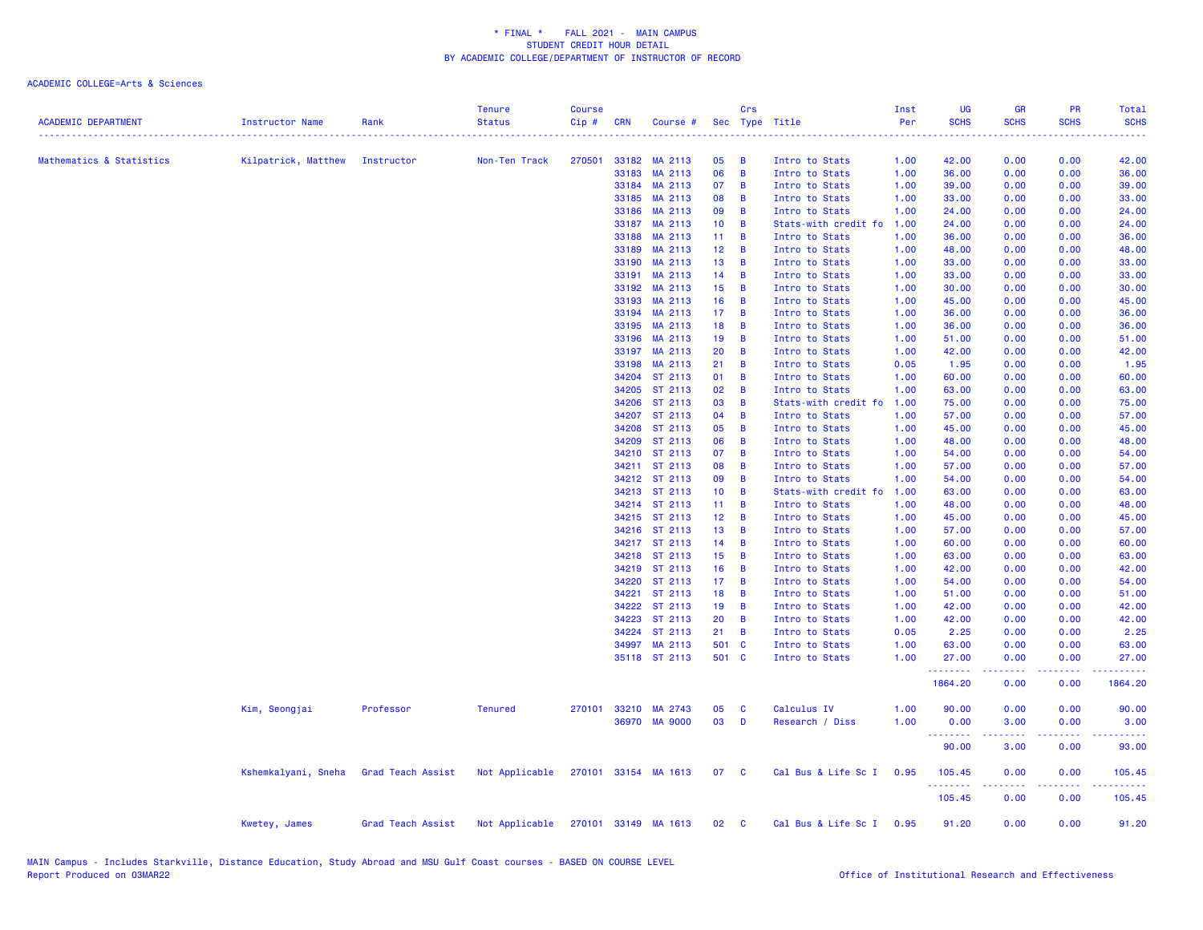\* FINAL \*    FALL 2021 -  MAIN CAMPUS
STUDENT CREDIT HOUR DETAIL
BY ACADEMIC COLLEGE/DEPARTMENT OF INSTRUCTOR OF RECORD

ACADEMIC COLLEGE=Arts & Sciences

| ACADEMIC DEPARTMENT | Instructor Name | Rank | Tenure Status | Course Cip # | CRN | Course # | Sec | Crs Type | Title | Inst Per | UG SCHS | GR SCHS | PR SCHS | Total SCHS |
|---|---|---|---|---|---|---|---|---|---|---|---|---|---|---|
| Mathematics & Statistics | Kilpatrick, Matthew | Instructor | Non-Ten Track | 270501 | 33182 | MA 2113 | 05 | B | Intro to Stats | 1.00 | 42.00 | 0.00 | 0.00 | 42.00 |
| | | | | | 33183 | MA 2113 | 06 | B | Intro to Stats | 1.00 | 36.00 | 0.00 | 0.00 | 36.00 |
| | | | | | 33184 | MA 2113 | 07 | B | Intro to Stats | 1.00 | 39.00 | 0.00 | 0.00 | 39.00 |
| | | | | | 33185 | MA 2113 | 08 | B | Intro to Stats | 1.00 | 33.00 | 0.00 | 0.00 | 33.00 |
| | | | | | 33186 | MA 2113 | 09 | B | Intro to Stats | 1.00 | 24.00 | 0.00 | 0.00 | 24.00 |
| | | | | | 33187 | MA 2113 | 10 | B | Stats-with credit fo | 1.00 | 24.00 | 0.00 | 0.00 | 24.00 |
| | | | | | 33188 | MA 2113 | 11 | B | Intro to Stats | 1.00 | 36.00 | 0.00 | 0.00 | 36.00 |
| | | | | | 33189 | MA 2113 | 12 | B | Intro to Stats | 1.00 | 48.00 | 0.00 | 0.00 | 48.00 |
| | | | | | 33190 | MA 2113 | 13 | B | Intro to Stats | 1.00 | 33.00 | 0.00 | 0.00 | 33.00 |
| | | | | | 33191 | MA 2113 | 14 | B | Intro to Stats | 1.00 | 33.00 | 0.00 | 0.00 | 33.00 |
| | | | | | 33192 | MA 2113 | 15 | B | Intro to Stats | 1.00 | 30.00 | 0.00 | 0.00 | 30.00 |
| | | | | | 33193 | MA 2113 | 16 | B | Intro to Stats | 1.00 | 45.00 | 0.00 | 0.00 | 45.00 |
| | | | | | 33194 | MA 2113 | 17 | B | Intro to Stats | 1.00 | 36.00 | 0.00 | 0.00 | 36.00 |
| | | | | | 33195 | MA 2113 | 18 | B | Intro to Stats | 1.00 | 36.00 | 0.00 | 0.00 | 36.00 |
| | | | | | 33196 | MA 2113 | 19 | B | Intro to Stats | 1.00 | 51.00 | 0.00 | 0.00 | 51.00 |
| | | | | | 33197 | MA 2113 | 20 | B | Intro to Stats | 1.00 | 42.00 | 0.00 | 0.00 | 42.00 |
| | | | | | 33198 | MA 2113 | 21 | B | Intro to Stats | 0.05 | 1.95 | 0.00 | 0.00 | 1.95 |
| | | | | | 34204 | ST 2113 | 01 | B | Intro to Stats | 1.00 | 60.00 | 0.00 | 0.00 | 60.00 |
| | | | | | 34205 | ST 2113 | 02 | B | Intro to Stats | 1.00 | 63.00 | 0.00 | 0.00 | 63.00 |
| | | | | | 34206 | ST 2113 | 03 | B | Stats-with credit fo | 1.00 | 75.00 | 0.00 | 0.00 | 75.00 |
| | | | | | 34207 | ST 2113 | 04 | B | Intro to Stats | 1.00 | 57.00 | 0.00 | 0.00 | 57.00 |
| | | | | | 34208 | ST 2113 | 05 | B | Intro to Stats | 1.00 | 45.00 | 0.00 | 0.00 | 45.00 |
| | | | | | 34209 | ST 2113 | 06 | B | Intro to Stats | 1.00 | 48.00 | 0.00 | 0.00 | 48.00 |
| | | | | | 34210 | ST 2113 | 07 | B | Intro to Stats | 1.00 | 54.00 | 0.00 | 0.00 | 54.00 |
| | | | | | 34211 | ST 2113 | 08 | B | Intro to Stats | 1.00 | 57.00 | 0.00 | 0.00 | 57.00 |
| | | | | | 34212 | ST 2113 | 09 | B | Intro to Stats | 1.00 | 54.00 | 0.00 | 0.00 | 54.00 |
| | | | | | 34213 | ST 2113 | 10 | B | Stats-with credit fo | 1.00 | 63.00 | 0.00 | 0.00 | 63.00 |
| | | | | | 34214 | ST 2113 | 11 | B | Intro to Stats | 1.00 | 48.00 | 0.00 | 0.00 | 48.00 |
| | | | | | 34215 | ST 2113 | 12 | B | Intro to Stats | 1.00 | 45.00 | 0.00 | 0.00 | 45.00 |
| | | | | | 34216 | ST 2113 | 13 | B | Intro to Stats | 1.00 | 57.00 | 0.00 | 0.00 | 57.00 |
| | | | | | 34217 | ST 2113 | 14 | B | Intro to Stats | 1.00 | 60.00 | 0.00 | 0.00 | 60.00 |
| | | | | | 34218 | ST 2113 | 15 | B | Intro to Stats | 1.00 | 63.00 | 0.00 | 0.00 | 63.00 |
| | | | | | 34219 | ST 2113 | 16 | B | Intro to Stats | 1.00 | 42.00 | 0.00 | 0.00 | 42.00 |
| | | | | | 34220 | ST 2113 | 17 | B | Intro to Stats | 1.00 | 54.00 | 0.00 | 0.00 | 54.00 |
| | | | | | 34221 | ST 2113 | 18 | B | Intro to Stats | 1.00 | 51.00 | 0.00 | 0.00 | 51.00 |
| | | | | | 34222 | ST 2113 | 19 | B | Intro to Stats | 1.00 | 42.00 | 0.00 | 0.00 | 42.00 |
| | | | | | 34223 | ST 2113 | 20 | B | Intro to Stats | 1.00 | 42.00 | 0.00 | 0.00 | 42.00 |
| | | | | | 34224 | ST 2113 | 21 | B | Intro to Stats | 0.05 | 2.25 | 0.00 | 0.00 | 2.25 |
| | | | | | 34997 | MA 2113 | 501 | C | Intro to Stats | 1.00 | 63.00 | 0.00 | 0.00 | 63.00 |
| | | | | | 35118 | ST 2113 | 501 | C | Intro to Stats | 1.00 | 27.00 | 0.00 | 0.00 | 27.00 |
| | | | | | | | | | | | 1864.20 | 0.00 | 0.00 | 1864.20 |
| | Kim, Seongjai | Professor | Tenured | 270101 | 33210 | MA 2743 | 05 | C | Calculus IV | 1.00 | 90.00 | 0.00 | 0.00 | 90.00 |
| | | | | | 36970 | MA 9000 | 03 | D | Research / Diss | 1.00 | 0.00 | 3.00 | 0.00 | 3.00 |
| | | | | | | | | | | | 90.00 | 3.00 | 0.00 | 93.00 |
| | Kshemkalyani, Sneha | Grad Teach Assist | Not Applicable | 270101 | 33154 | MA 1613 | 07 | C | Cal Bus & Life Sc I | 0.95 | 105.45 | 0.00 | 0.00 | 105.45 |
| | | | | | | | | | | | 105.45 | 0.00 | 0.00 | 105.45 |
| | Kwetey, James | Grad Teach Assist | Not Applicable | 270101 | 33149 | MA 1613 | 02 | C | Cal Bus & Life Sc I | 0.95 | 91.20 | 0.00 | 0.00 | 91.20 |

MAIN Campus - Includes Starkville, Distance Education, Study Abroad and MSU Gulf Coast courses - BASED ON COURSE LEVEL
Report Produced on 03MAR22

Office of Institutional Research and Effectiveness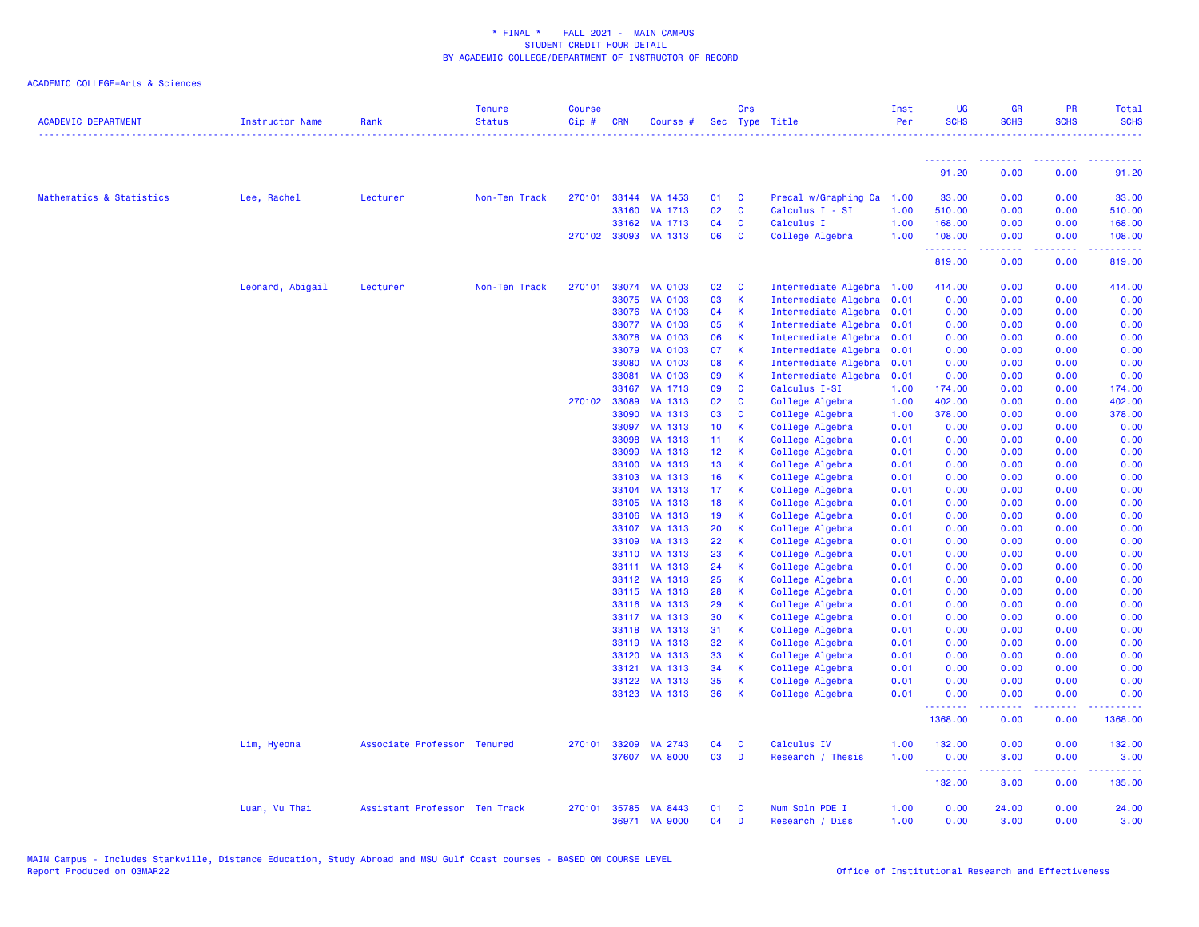* FINAL * FALL 2021 - MAIN CAMPUS
STUDENT CREDIT HOUR DETAIL
BY ACADEMIC COLLEGE/DEPARTMENT OF INSTRUCTOR OF RECORD

ACADEMIC COLLEGE=Arts & Sciences

| ACADEMIC DEPARTMENT | Instructor Name | Rank | Tenure Status | Course Cip # | CRN | Course # | Sec | Crs Type | Title | Inst Per | UG SCHS | GR SCHS | PR SCHS | Total SCHS |
|---|---|---|---|---|---|---|---|---|---|---|---|---|---|---|
| | | | | | | | | | | | 91.20 | 0.00 | 0.00 | 91.20 |
| Mathematics & Statistics | Lee, Rachel | Lecturer | Non-Ten Track | 270101 | 33144 | MA 1453 | 01 | C | Precal w/Graphing Ca | 1.00 | 33.00 | 0.00 | 0.00 | 33.00 |
| | | | | | 33160 | MA 1713 | 02 | C | Calculus I - SI | 1.00 | 510.00 | 0.00 | 0.00 | 510.00 |
| | | | | | 33162 | MA 1713 | 04 | C | Calculus I | 1.00 | 168.00 | 0.00 | 0.00 | 168.00 |
| | | | | 270102 | 33093 | MA 1313 | 06 | C | College Algebra | 1.00 | 108.00 | 0.00 | 0.00 | 108.00 |
| | | | | | | | | | | | 819.00 | 0.00 | 0.00 | 819.00 |
| | Leonard, Abigail | Lecturer | Non-Ten Track | 270101 | 33074 | MA 0103 | 02 | C | Intermediate Algebra | 1.00 | 414.00 | 0.00 | 0.00 | 414.00 |
| | | | | | 33075 | MA 0103 | 03 | K | Intermediate Algebra | 0.01 | 0.00 | 0.00 | 0.00 | 0.00 |
| | | | | | 33076 | MA 0103 | 04 | K | Intermediate Algebra | 0.01 | 0.00 | 0.00 | 0.00 | 0.00 |
| | | | | | 33077 | MA 0103 | 05 | K | Intermediate Algebra | 0.01 | 0.00 | 0.00 | 0.00 | 0.00 |
| | | | | | 33078 | MA 0103 | 06 | K | Intermediate Algebra | 0.01 | 0.00 | 0.00 | 0.00 | 0.00 |
| | | | | | 33079 | MA 0103 | 07 | K | Intermediate Algebra | 0.01 | 0.00 | 0.00 | 0.00 | 0.00 |
| | | | | | 33080 | MA 0103 | 08 | K | Intermediate Algebra | 0.01 | 0.00 | 0.00 | 0.00 | 0.00 |
| | | | | | 33081 | MA 0103 | 09 | K | Intermediate Algebra | 0.01 | 0.00 | 0.00 | 0.00 | 0.00 |
| | | | | | 33167 | MA 1713 | 09 | C | Calculus I-SI | 1.00 | 174.00 | 0.00 | 0.00 | 174.00 |
| | | | | 270102 | 33089 | MA 1313 | 02 | C | College Algebra | 1.00 | 402.00 | 0.00 | 0.00 | 402.00 |
| | | | | | 33090 | MA 1313 | 03 | C | College Algebra | 1.00 | 378.00 | 0.00 | 0.00 | 378.00 |
| | | | | | 33097 | MA 1313 | 10 | K | College Algebra | 0.01 | 0.00 | 0.00 | 0.00 | 0.00 |
| | | | | | 33098 | MA 1313 | 11 | K | College Algebra | 0.01 | 0.00 | 0.00 | 0.00 | 0.00 |
| | | | | | 33099 | MA 1313 | 12 | K | College Algebra | 0.01 | 0.00 | 0.00 | 0.00 | 0.00 |
| | | | | | 33100 | MA 1313 | 13 | K | College Algebra | 0.01 | 0.00 | 0.00 | 0.00 | 0.00 |
| | | | | | 33103 | MA 1313 | 16 | K | College Algebra | 0.01 | 0.00 | 0.00 | 0.00 | 0.00 |
| | | | | | 33104 | MA 1313 | 17 | K | College Algebra | 0.01 | 0.00 | 0.00 | 0.00 | 0.00 |
| | | | | | 33105 | MA 1313 | 18 | K | College Algebra | 0.01 | 0.00 | 0.00 | 0.00 | 0.00 |
| | | | | | 33106 | MA 1313 | 19 | K | College Algebra | 0.01 | 0.00 | 0.00 | 0.00 | 0.00 |
| | | | | | 33107 | MA 1313 | 20 | K | College Algebra | 0.01 | 0.00 | 0.00 | 0.00 | 0.00 |
| | | | | | 33109 | MA 1313 | 22 | K | College Algebra | 0.01 | 0.00 | 0.00 | 0.00 | 0.00 |
| | | | | | 33110 | MA 1313 | 23 | K | College Algebra | 0.01 | 0.00 | 0.00 | 0.00 | 0.00 |
| | | | | | 33111 | MA 1313 | 24 | K | College Algebra | 0.01 | 0.00 | 0.00 | 0.00 | 0.00 |
| | | | | | 33112 | MA 1313 | 25 | K | College Algebra | 0.01 | 0.00 | 0.00 | 0.00 | 0.00 |
| | | | | | 33115 | MA 1313 | 28 | K | College Algebra | 0.01 | 0.00 | 0.00 | 0.00 | 0.00 |
| | | | | | 33116 | MA 1313 | 29 | K | College Algebra | 0.01 | 0.00 | 0.00 | 0.00 | 0.00 |
| | | | | | 33117 | MA 1313 | 30 | K | College Algebra | 0.01 | 0.00 | 0.00 | 0.00 | 0.00 |
| | | | | | 33118 | MA 1313 | 31 | K | College Algebra | 0.01 | 0.00 | 0.00 | 0.00 | 0.00 |
| | | | | | 33119 | MA 1313 | 32 | K | College Algebra | 0.01 | 0.00 | 0.00 | 0.00 | 0.00 |
| | | | | | 33120 | MA 1313 | 33 | K | College Algebra | 0.01 | 0.00 | 0.00 | 0.00 | 0.00 |
| | | | | | 33121 | MA 1313 | 34 | K | College Algebra | 0.01 | 0.00 | 0.00 | 0.00 | 0.00 |
| | | | | | 33122 | MA 1313 | 35 | K | College Algebra | 0.01 | 0.00 | 0.00 | 0.00 | 0.00 |
| | | | | | 33123 | MA 1313 | 36 | K | College Algebra | 0.01 | 0.00 | 0.00 | 0.00 | 0.00 |
| | | | | | | | | | | | 1368.00 | 0.00 | 0.00 | 1368.00 |
| | Lim, Hyeona | Associate Professor | Tenured | 270101 | 33209 | MA 2743 | 04 | C | Calculus IV | 1.00 | 132.00 | 0.00 | 0.00 | 132.00 |
| | | | | | 37607 | MA 8000 | 03 | D | Research / Thesis | 1.00 | 0.00 | 3.00 | 0.00 | 3.00 |
| | | | | | | | | | | | 132.00 | 3.00 | 0.00 | 135.00 |
| | Luan, Vu Thai | Assistant Professor | Ten Track | 270101 | 35785 | MA 8443 | 01 | C | Num Soln PDE I | 1.00 | 0.00 | 24.00 | 0.00 | 24.00 |
| | | | | | 36971 | MA 9000 | 04 | D | Research / Diss | 1.00 | 0.00 | 3.00 | 0.00 | 3.00 |

MAIN Campus - Includes Starkville, Distance Education, Study Abroad and MSU Gulf Coast courses - BASED ON COURSE LEVEL
Report Produced on 03MAR22

Office of Institutional Research and Effectiveness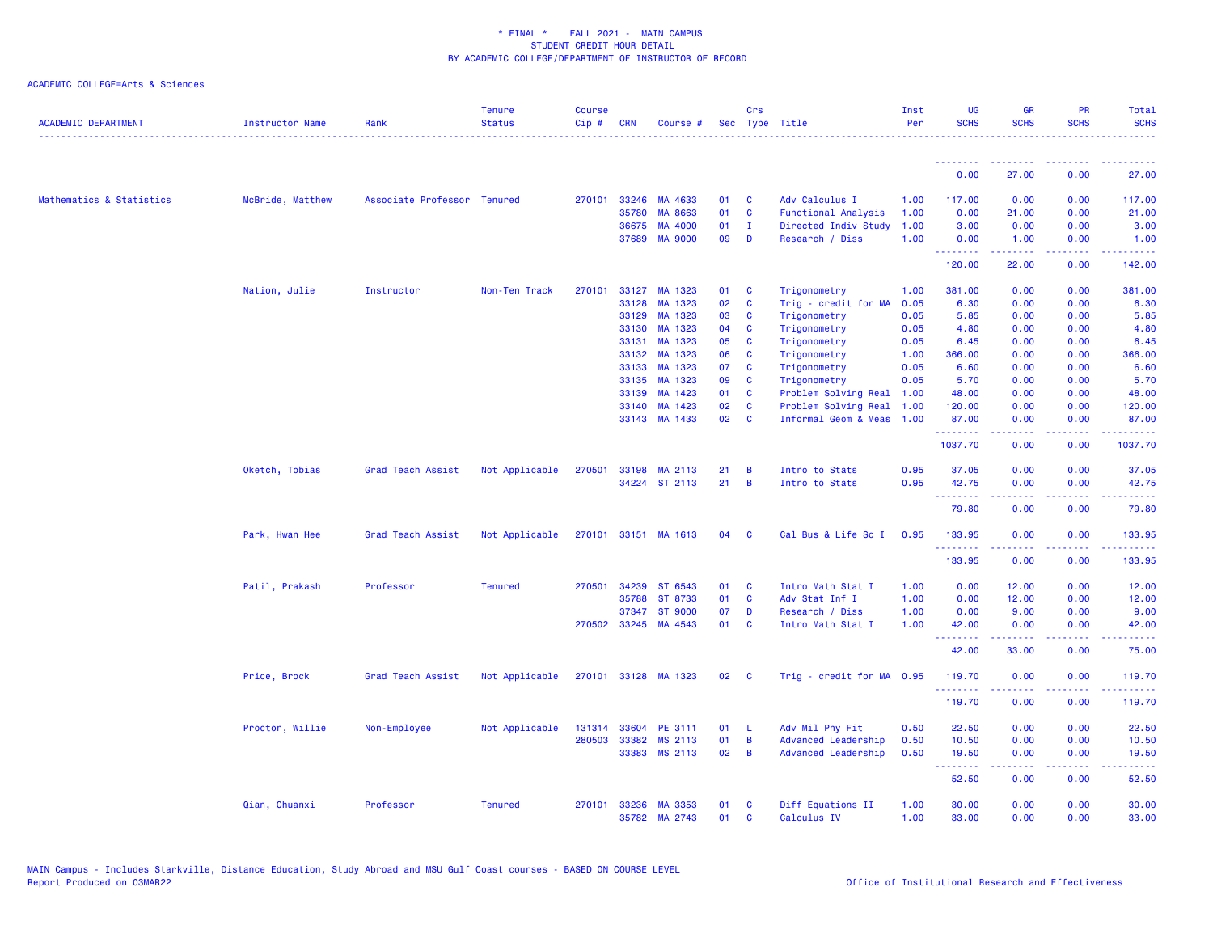\* FINAL \* FALL 2021 - MAIN CAMPUS
STUDENT CREDIT HOUR DETAIL
BY ACADEMIC COLLEGE/DEPARTMENT OF INSTRUCTOR OF RECORD

ACADEMIC COLLEGE=Arts & Sciences

| ACADEMIC DEPARTMENT | Instructor Name | Rank | Tenure Status | Course Cip # | CRN | Course # | Sec | Crs Type | Title | Inst Per | UG SCHS | GR SCHS | PR SCHS | Total SCHS |
|---|---|---|---|---|---|---|---|---|---|---|---|---|---|---|
| | | | | | | | | | | | 0.00 | 27.00 | 0.00 | 27.00 |
| Mathematics & Statistics | McBride, Matthew | Associate Professor | Tenured | 270101 | 33246 | MA 4633 | 01 | C | Adv Calculus I | 1.00 | 117.00 | 0.00 | 0.00 | 117.00 |
| | | | | | 35780 | MA 8663 | 01 | C | Functional Analysis | 1.00 | 0.00 | 21.00 | 0.00 | 21.00 |
| | | | | | 36675 | MA 4000 | 01 | I | Directed Indiv Study | 1.00 | 3.00 | 0.00 | 0.00 | 3.00 |
| | | | | | 37689 | MA 9000 | 09 | D | Research / Diss | 1.00 | 0.00 | 1.00 | 0.00 | 1.00 |
| | | | | | | | | | | | 120.00 | 22.00 | 0.00 | 142.00 |
| | Nation, Julie | Instructor | Non-Ten Track | 270101 | 33127 | MA 1323 | 01 | C | Trigonometry | 1.00 | 381.00 | 0.00 | 0.00 | 381.00 |
| | | | | | 33128 | MA 1323 | 02 | C | Trig - credit for MA | 0.05 | 6.30 | 0.00 | 0.00 | 6.30 |
| | | | | | 33129 | MA 1323 | 03 | C | Trigonometry | 0.05 | 5.85 | 0.00 | 0.00 | 5.85 |
| | | | | | 33130 | MA 1323 | 04 | C | Trigonometry | 0.05 | 4.80 | 0.00 | 0.00 | 4.80 |
| | | | | | 33131 | MA 1323 | 05 | C | Trigonometry | 0.05 | 6.45 | 0.00 | 0.00 | 6.45 |
| | | | | | 33132 | MA 1323 | 06 | C | Trigonometry | 1.00 | 366.00 | 0.00 | 0.00 | 366.00 |
| | | | | | 33133 | MA 1323 | 07 | C | Trigonometry | 0.05 | 6.60 | 0.00 | 0.00 | 6.60 |
| | | | | | 33135 | MA 1323 | 09 | C | Trigonometry | 0.05 | 5.70 | 0.00 | 0.00 | 5.70 |
| | | | | | 33139 | MA 1423 | 01 | C | Problem Solving Real | 1.00 | 48.00 | 0.00 | 0.00 | 48.00 |
| | | | | | 33140 | MA 1423 | 02 | C | Problem Solving Real | 1.00 | 120.00 | 0.00 | 0.00 | 120.00 |
| | | | | | 33143 | MA 1433 | 02 | C | Informal Geom & Meas | 1.00 | 87.00 | 0.00 | 0.00 | 87.00 |
| | | | | | | | | | | | 1037.70 | 0.00 | 0.00 | 1037.70 |
| | Oketch, Tobias | Grad Teach Assist | Not Applicable | 270501 | 33198 | MA 2113 | 21 | B | Intro to Stats | 0.95 | 37.05 | 0.00 | 0.00 | 37.05 |
| | | | | | 34224 | ST 2113 | 21 | B | Intro to Stats | 0.95 | 42.75 | 0.00 | 0.00 | 42.75 |
| | | | | | | | | | | | 79.80 | 0.00 | 0.00 | 79.80 |
| | Park, Hwan Hee | Grad Teach Assist | Not Applicable | 270101 | 33151 | MA 1613 | 04 | C | Cal Bus & Life Sc I | 0.95 | 133.95 | 0.00 | 0.00 | 133.95 |
| | | | | | | | | | | | 133.95 | 0.00 | 0.00 | 133.95 |
| | Patil, Prakash | Professor | Tenured | 270501 | 34239 | ST 6543 | 01 | C | Intro Math Stat I | 1.00 | 0.00 | 12.00 | 0.00 | 12.00 |
| | | | | | 35788 | ST 8733 | 01 | C | Adv Stat Inf I | 1.00 | 0.00 | 12.00 | 0.00 | 12.00 |
| | | | | | 37347 | ST 9000 | 07 | D | Research / Diss | 1.00 | 0.00 | 9.00 | 0.00 | 9.00 |
| | | | | 270502 | 33245 | MA 4543 | 01 | C | Intro Math Stat I | 1.00 | 42.00 | 0.00 | 0.00 | 42.00 |
| | | | | | | | | | | | 42.00 | 33.00 | 0.00 | 75.00 |
| | Price, Brock | Grad Teach Assist | Not Applicable | 270101 | 33128 | MA 1323 | 02 | C | Trig - credit for MA | 0.95 | 119.70 | 0.00 | 0.00 | 119.70 |
| | | | | | | | | | | | 119.70 | 0.00 | 0.00 | 119.70 |
| | Proctor, Willie | Non-Employee | Not Applicable | 131314 | 33604 | PE 3111 | 01 | L | Adv Mil Phy Fit | 0.50 | 22.50 | 0.00 | 0.00 | 22.50 |
| | | | | 280503 | 33382 | MS 2113 | 01 | B | Advanced Leadership | 0.50 | 10.50 | 0.00 | 0.00 | 10.50 |
| | | | | | 33383 | MS 2113 | 02 | B | Advanced Leadership | 0.50 | 19.50 | 0.00 | 0.00 | 19.50 |
| | | | | | | | | | | | 52.50 | 0.00 | 0.00 | 52.50 |
| | Qian, Chuanxi | Professor | Tenured | 270101 | 33236 | MA 3353 | 01 | C | Diff Equations II | 1.00 | 30.00 | 0.00 | 0.00 | 30.00 |
| | | | | | 35782 | MA 2743 | 01 | C | Calculus IV | 1.00 | 33.00 | 0.00 | 0.00 | 33.00 |

MAIN Campus - Includes Starkville, Distance Education, Study Abroad and MSU Gulf Coast courses - BASED ON COURSE LEVEL
Report Produced on 03MAR22

Office of Institutional Research and Effectiveness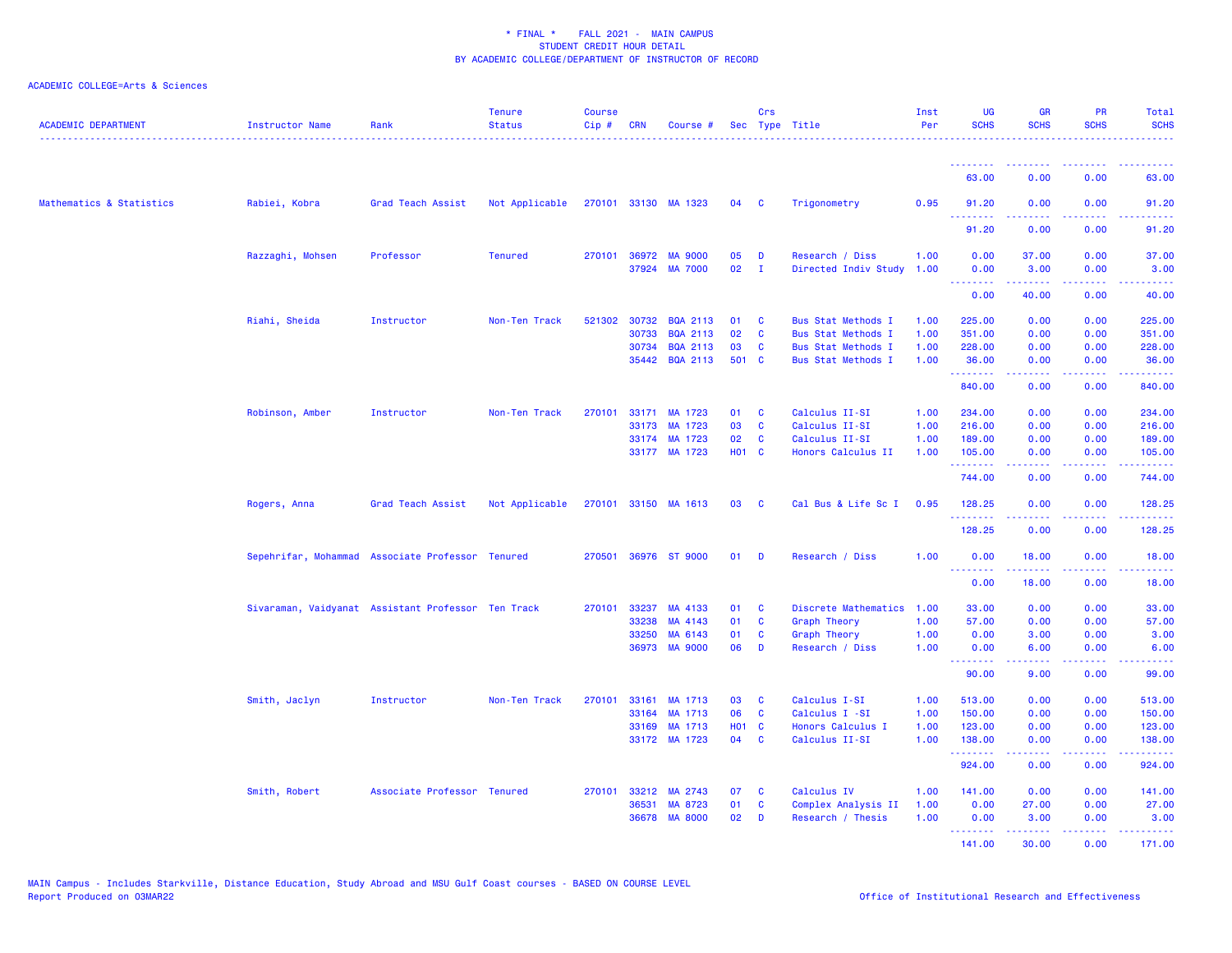\* FINAL \* FALL 2021 - MAIN CAMPUS
STUDENT CREDIT HOUR DETAIL
BY ACADEMIC COLLEGE/DEPARTMENT OF INSTRUCTOR OF RECORD

ACADEMIC COLLEGE=Arts & Sciences

| ACADEMIC DEPARTMENT | Instructor Name | Rank | Tenure Status | Course Cip # | CRN | Course # | Sec | Crs Type | Title | Inst Per | UG SCHS | GR SCHS | PR SCHS | Total SCHS |
|---|---|---|---|---|---|---|---|---|---|---|---|---|---|---|
| | | | | | | | | | | | 63.00 | 0.00 | 0.00 | 63.00 |
| Mathematics & Statistics | Rabiei, Kobra | Grad Teach Assist | Not Applicable | 270101 | 33130 | MA 1323 | 04 | C | Trigonometry | 0.95 | 91.20 | 0.00 | 0.00 | 91.20 |
| | | | | | | | | | | | 91.20 | 0.00 | 0.00 | 91.20 |
| | Razzaghi, Mohsen | Professor | Tenured | 270101 | 36972 | MA 9000 | 05 | D | Research / Diss | 1.00 | 0.00 | 37.00 | 0.00 | 37.00 |
| | | | | | 37924 | MA 7000 | 02 | I | Directed Indiv Study | 1.00 | 0.00 | 3.00 | 0.00 | 3.00 |
| | | | | | | | | | | | 0.00 | 40.00 | 0.00 | 40.00 |
| | Riahi, Sheida | Instructor | Non-Ten Track | 521302 | 30732 | BQA 2113 | 01 | C | Bus Stat Methods I | 1.00 | 225.00 | 0.00 | 0.00 | 225.00 |
| | | | | | 30733 | BQA 2113 | 02 | C | Bus Stat Methods I | 1.00 | 351.00 | 0.00 | 0.00 | 351.00 |
| | | | | | 30734 | BQA 2113 | 03 | C | Bus Stat Methods I | 1.00 | 228.00 | 0.00 | 0.00 | 228.00 |
| | | | | | 35442 | BQA 2113 | 501 | C | Bus Stat Methods I | 1.00 | 36.00 | 0.00 | 0.00 | 36.00 |
| | | | | | | | | | | | 840.00 | 0.00 | 0.00 | 840.00 |
| | Robinson, Amber | Instructor | Non-Ten Track | 270101 | 33171 | MA 1723 | 01 | C | Calculus II-SI | 1.00 | 234.00 | 0.00 | 0.00 | 234.00 |
| | | | | | 33173 | MA 1723 | 03 | C | Calculus II-SI | 1.00 | 216.00 | 0.00 | 0.00 | 216.00 |
| | | | | | 33174 | MA 1723 | 02 | C | Calculus II-SI | 1.00 | 189.00 | 0.00 | 0.00 | 189.00 |
| | | | | | 33177 | MA 1723 | H01 | C | Honors Calculus II | 1.00 | 105.00 | 0.00 | 0.00 | 105.00 |
| | | | | | | | | | | | 744.00 | 0.00 | 0.00 | 744.00 |
| | Rogers, Anna | Grad Teach Assist | Not Applicable | 270101 | 33150 | MA 1613 | 03 | C | Cal Bus & Life Sc I | 0.95 | 128.25 | 0.00 | 0.00 | 128.25 |
| | | | | | | | | | | | 128.25 | 0.00 | 0.00 | 128.25 |
| | Sepehrifar, Mohammad | Associate Professor | Tenured | 270501 | 36976 | ST 9000 | 01 | D | Research / Diss | 1.00 | 0.00 | 18.00 | 0.00 | 18.00 |
| | | | | | | | | | | | 0.00 | 18.00 | 0.00 | 18.00 |
| | Sivaraman, Vaidyanat | Assistant Professor | Ten Track | 270101 | 33237 | MA 4133 | 01 | C | Discrete Mathematics | 1.00 | 33.00 | 0.00 | 0.00 | 33.00 |
| | | | | | 33238 | MA 4143 | 01 | C | Graph Theory | 1.00 | 57.00 | 0.00 | 0.00 | 57.00 |
| | | | | | 33250 | MA 6143 | 01 | C | Graph Theory | 1.00 | 0.00 | 3.00 | 0.00 | 3.00 |
| | | | | | 36973 | MA 9000 | 06 | D | Research / Diss | 1.00 | 0.00 | 6.00 | 0.00 | 6.00 |
| | | | | | | | | | | | 90.00 | 9.00 | 0.00 | 99.00 |
| | Smith, Jaclyn | Instructor | Non-Ten Track | 270101 | 33161 | MA 1713 | 03 | C | Calculus I-SI | 1.00 | 513.00 | 0.00 | 0.00 | 513.00 |
| | | | | | 33164 | MA 1713 | 06 | C | Calculus I -SI | 1.00 | 150.00 | 0.00 | 0.00 | 150.00 |
| | | | | | 33169 | MA 1713 | H01 | C | Honors Calculus I | 1.00 | 123.00 | 0.00 | 0.00 | 123.00 |
| | | | | | 33172 | MA 1723 | 04 | C | Calculus II-SI | 1.00 | 138.00 | 0.00 | 0.00 | 138.00 |
| | | | | | | | | | | | 924.00 | 0.00 | 0.00 | 924.00 |
| | Smith, Robert | Associate Professor | Tenured | 270101 | 33212 | MA 2743 | 07 | C | Calculus IV | 1.00 | 141.00 | 0.00 | 0.00 | 141.00 |
| | | | | | 36531 | MA 8723 | 01 | C | Complex Analysis II | 1.00 | 0.00 | 27.00 | 0.00 | 27.00 |
| | | | | | 36678 | MA 8000 | 02 | D | Research / Thesis | 1.00 | 0.00 | 3.00 | 0.00 | 3.00 |
| | | | | | | | | | | | 141.00 | 30.00 | 0.00 | 171.00 |

MAIN Campus - Includes Starkville, Distance Education, Study Abroad and MSU Gulf Coast courses - BASED ON COURSE LEVEL
Report Produced on 03MAR22

Office of Institutional Research and Effectiveness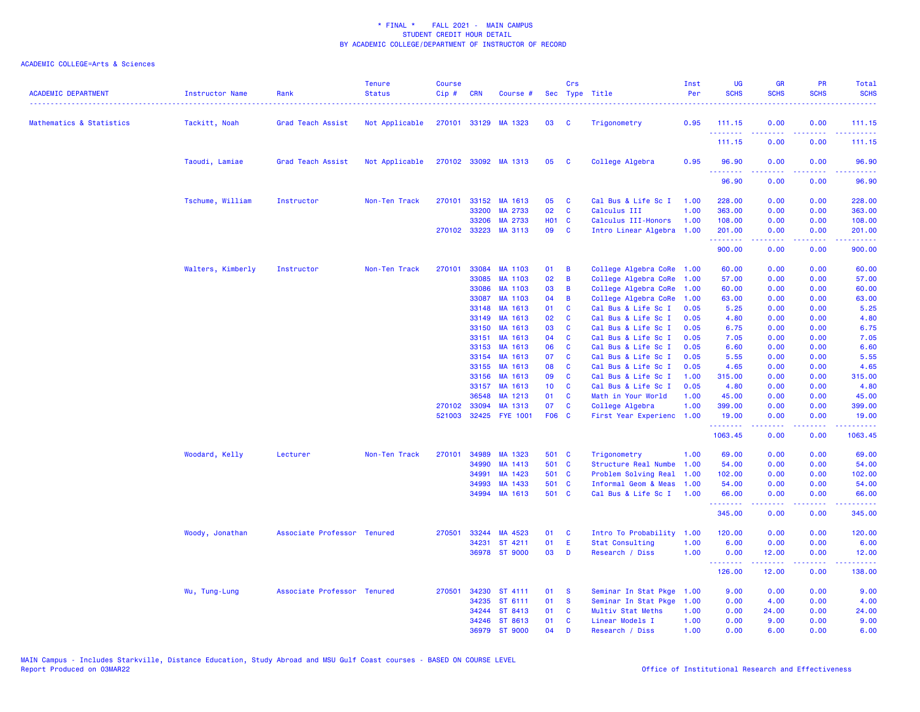\* FINAL \*    FALL 2021 -  MAIN CAMPUS
STUDENT CREDIT HOUR DETAIL
BY ACADEMIC COLLEGE/DEPARTMENT OF INSTRUCTOR OF RECORD

ACADEMIC COLLEGE=Arts & Sciences

| ACADEMIC DEPARTMENT | Instructor Name | Rank | Tenure Status | Course Cip # | CRN | Course # | Sec | Crs Type | Title | Inst Per | UG SCHS | GR SCHS | PR SCHS | Total SCHS |
|---|---|---|---|---|---|---|---|---|---|---|---|---|---|---|
| Mathematics & Statistics | Tackitt, Noah | Grad Teach Assist | Not Applicable | 270101 | 33129 | MA 1323 | 03 | C | Trigonometry | 0.95 | 111.15 | 0.00 | 0.00 | 111.15 |
| | | | | | | | | | | | 111.15 | 0.00 | 0.00 | 111.15 |
| | Taoudi, Lamiae | Grad Teach Assist | Not Applicable | 270102 | 33092 | MA 1313 | 05 | C | College Algebra | 0.95 | 96.90 | 0.00 | 0.00 | 96.90 |
| | | | | | | | | | | | 96.90 | 0.00 | 0.00 | 96.90 |
| | Tschume, William | Instructor | Non-Ten Track | 270101 | 33152 | MA 1613 | 05 | C | Cal Bus & Life Sc I | 1.00 | 228.00 | 0.00 | 0.00 | 228.00 |
| | | | | | 33200 | MA 2733 | 02 | C | Calculus III | 1.00 | 363.00 | 0.00 | 0.00 | 363.00 |
| | | | | | 33206 | MA 2733 | H01 | C | Calculus III-Honors | 1.00 | 108.00 | 0.00 | 0.00 | 108.00 |
| | | | | 270102 | 33223 | MA 3113 | 09 | C | Intro Linear Algebra | 1.00 | 201.00 | 0.00 | 0.00 | 201.00 |
| | | | | | | | | | | | 900.00 | 0.00 | 0.00 | 900.00 |
| | Walters, Kimberly | Instructor | Non-Ten Track | 270101 | 33084 | MA 1103 | 01 | B | College Algebra CoRe | 1.00 | 60.00 | 0.00 | 0.00 | 60.00 |
| | | | | | 33085 | MA 1103 | 02 | B | College Algebra CoRe | 1.00 | 57.00 | 0.00 | 0.00 | 57.00 |
| | | | | | 33086 | MA 1103 | 03 | B | College Algebra CoRe | 1.00 | 60.00 | 0.00 | 0.00 | 60.00 |
| | | | | | 33087 | MA 1103 | 04 | B | College Algebra CoRe | 1.00 | 63.00 | 0.00 | 0.00 | 63.00 |
| | | | | | 33148 | MA 1613 | 01 | C | Cal Bus & Life Sc I | 0.05 | 5.25 | 0.00 | 0.00 | 5.25 |
| | | | | | 33149 | MA 1613 | 02 | C | Cal Bus & Life Sc I | 0.05 | 4.80 | 0.00 | 0.00 | 4.80 |
| | | | | | 33150 | MA 1613 | 03 | C | Cal Bus & Life Sc I | 0.05 | 6.75 | 0.00 | 0.00 | 6.75 |
| | | | | | 33151 | MA 1613 | 04 | C | Cal Bus & Life Sc I | 0.05 | 7.05 | 0.00 | 0.00 | 7.05 |
| | | | | | 33153 | MA 1613 | 06 | C | Cal Bus & Life Sc I | 0.05 | 6.60 | 0.00 | 0.00 | 6.60 |
| | | | | | 33154 | MA 1613 | 07 | C | Cal Bus & Life Sc I | 0.05 | 5.55 | 0.00 | 0.00 | 5.55 |
| | | | | | 33155 | MA 1613 | 08 | C | Cal Bus & Life Sc I | 0.05 | 4.65 | 0.00 | 0.00 | 4.65 |
| | | | | | 33156 | MA 1613 | 09 | C | Cal Bus & Life Sc I | 1.00 | 315.00 | 0.00 | 0.00 | 315.00 |
| | | | | | 33157 | MA 1613 | 10 | C | Cal Bus & Life Sc I | 0.05 | 4.80 | 0.00 | 0.00 | 4.80 |
| | | | | | 36548 | MA 1213 | 01 | C | Math in Your World | 1.00 | 45.00 | 0.00 | 0.00 | 45.00 |
| | | | | 270102 | 33094 | MA 1313 | 07 | C | College Algebra | 1.00 | 399.00 | 0.00 | 0.00 | 399.00 |
| | | | | 521003 | 32425 | FYE 1001 | F06 | C | First Year Experienc | 1.00 | 19.00 | 0.00 | 0.00 | 19.00 |
| | | | | | | | | | | | 1063.45 | 0.00 | 0.00 | 1063.45 |
| | Woodard, Kelly | Lecturer | Non-Ten Track | 270101 | 34989 | MA 1323 | 501 | C | Trigonometry | 1.00 | 69.00 | 0.00 | 0.00 | 69.00 |
| | | | | | 34990 | MA 1413 | 501 | C | Structure Real Numbe | 1.00 | 54.00 | 0.00 | 0.00 | 54.00 |
| | | | | | 34991 | MA 1423 | 501 | C | Problem Solving Real | 1.00 | 102.00 | 0.00 | 0.00 | 102.00 |
| | | | | | 34993 | MA 1433 | 501 | C | Informal Geom & Meas | 1.00 | 54.00 | 0.00 | 0.00 | 54.00 |
| | | | | | 34994 | MA 1613 | 501 | C | Cal Bus & Life Sc I | 1.00 | 66.00 | 0.00 | 0.00 | 66.00 |
| | | | | | | | | | | | 345.00 | 0.00 | 0.00 | 345.00 |
| | Woody, Jonathan | Associate Professor | Tenured | 270501 | 33244 | MA 4523 | 01 | C | Intro To Probability | 1.00 | 120.00 | 0.00 | 0.00 | 120.00 |
| | | | | | 34231 | ST 4211 | 01 | E | Stat Consulting | 1.00 | 6.00 | 0.00 | 0.00 | 6.00 |
| | | | | | 36978 | ST 9000 | 03 | D | Research / Diss | 1.00 | 0.00 | 12.00 | 0.00 | 12.00 |
| | | | | | | | | | | | 126.00 | 12.00 | 0.00 | 138.00 |
| | Wu, Tung-Lung | Associate Professor | Tenured | 270501 | 34230 | ST 4111 | 01 | S | Seminar In Stat Pkge | 1.00 | 9.00 | 0.00 | 0.00 | 9.00 |
| | | | | | 34235 | ST 6111 | 01 | S | Seminar In Stat Pkge | 1.00 | 0.00 | 4.00 | 0.00 | 4.00 |
| | | | | | 34244 | ST 8413 | 01 | C | Multiv Stat Meths | 1.00 | 0.00 | 24.00 | 0.00 | 24.00 |
| | | | | | 34246 | ST 8613 | 01 | C | Linear Models I | 1.00 | 0.00 | 9.00 | 0.00 | 9.00 |
| | | | | | 36979 | ST 9000 | 04 | D | Research / Diss | 1.00 | 0.00 | 6.00 | 0.00 | 6.00 |

MAIN Campus - Includes Starkville, Distance Education, Study Abroad and MSU Gulf Coast courses - BASED ON COURSE LEVEL
Report Produced on 03MAR22

Office of Institutional Research and Effectiveness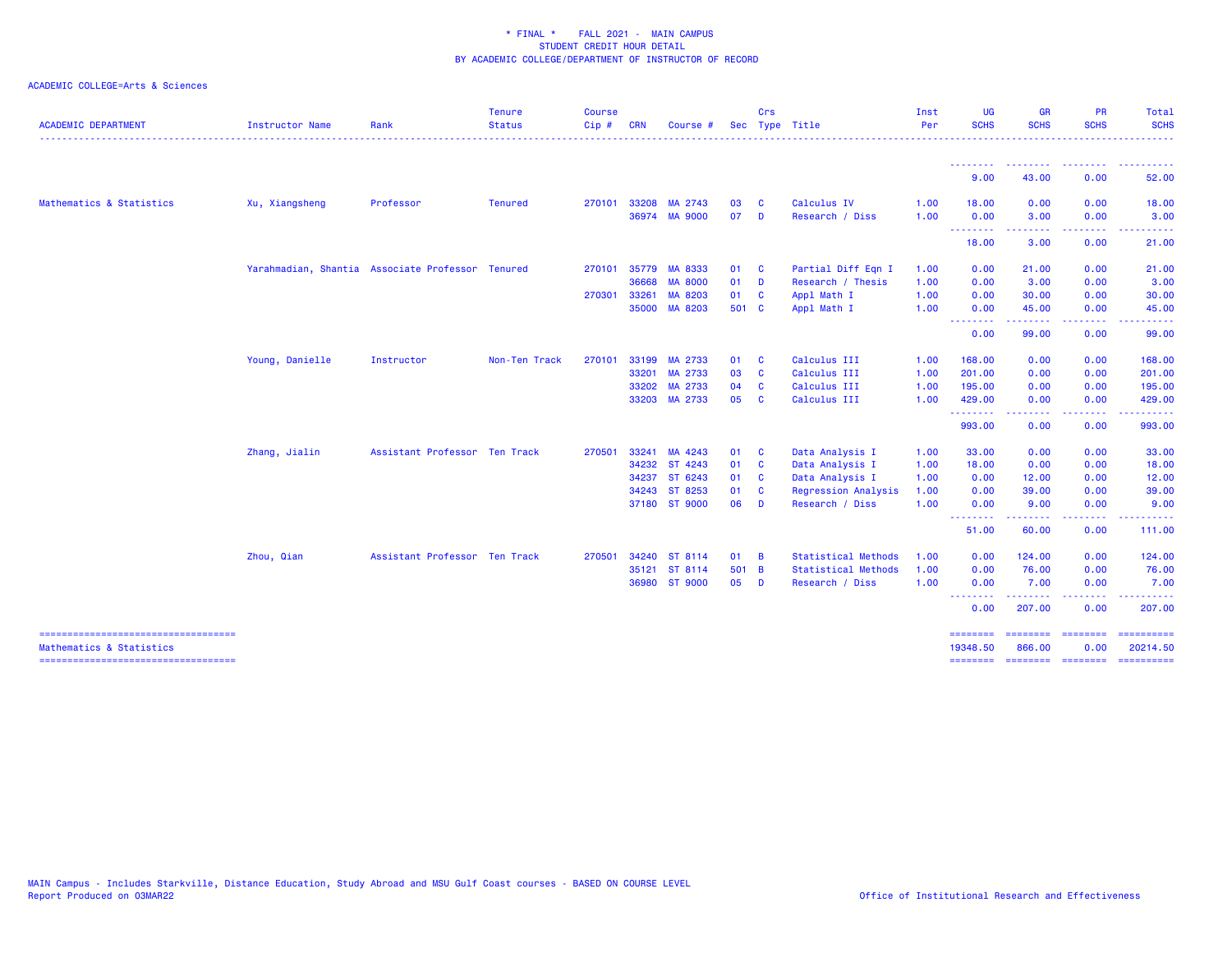\* FINAL \* FALL 2021 - MAIN CAMPUS
STUDENT CREDIT HOUR DETAIL
BY ACADEMIC COLLEGE/DEPARTMENT OF INSTRUCTOR OF RECORD

ACADEMIC COLLEGE=Arts & Sciences

| ACADEMIC DEPARTMENT | Instructor Name | Rank | Tenure Status | Course Cip # | CRN | Course # | Sec | Crs Type | Title | Inst Per | UG SCHS | GR SCHS | PR SCHS | Total SCHS |
|---|---|---|---|---|---|---|---|---|---|---|---|---|---|---|
| | | | | | | | | | | | 9.00 | 43.00 | 0.00 | 52.00 |
| Mathematics & Statistics | Xu, Xiangsheng | Professor | Tenured | 270101 | 33208 | MA 2743 | 03 | C | Calculus IV | 1.00 | 18.00 | 0.00 | 0.00 | 18.00 |
| | | | | | 36974 | MA 9000 | 07 | D | Research / Diss | 1.00 | 0.00 | 3.00 | 0.00 | 3.00 |
| | | | | | | | | | | | 18.00 | 3.00 | 0.00 | 21.00 |
| | Yarahmadian, Shantia | Associate Professor | Tenured | 270101 | 35779 | MA 8333 | 01 | C | Partial Diff Eqn I | 1.00 | 0.00 | 21.00 | 0.00 | 21.00 |
| | | | | | 36668 | MA 8000 | 01 | D | Research / Thesis | 1.00 | 0.00 | 3.00 | 0.00 | 3.00 |
| | | | | 270301 | 33261 | MA 8203 | 01 | C | Appl Math I | 1.00 | 0.00 | 30.00 | 0.00 | 30.00 |
| | | | | | 35000 | MA 8203 | 501 | C | Appl Math I | 1.00 | 0.00 | 45.00 | 0.00 | 45.00 |
| | | | | | | | | | | | 0.00 | 99.00 | 0.00 | 99.00 |
| | Young, Danielle | Instructor | Non-Ten Track | 270101 | 33199 | MA 2733 | 01 | C | Calculus III | 1.00 | 168.00 | 0.00 | 0.00 | 168.00 |
| | | | | | 33201 | MA 2733 | 03 | C | Calculus III | 1.00 | 201.00 | 0.00 | 0.00 | 201.00 |
| | | | | | 33202 | MA 2733 | 04 | C | Calculus III | 1.00 | 195.00 | 0.00 | 0.00 | 195.00 |
| | | | | | 33203 | MA 2733 | 05 | C | Calculus III | 1.00 | 429.00 | 0.00 | 0.00 | 429.00 |
| | | | | | | | | | | | 993.00 | 0.00 | 0.00 | 993.00 |
| | Zhang, Jialin | Assistant Professor | Ten Track | 270501 | 33241 | MA 4243 | 01 | C | Data Analysis I | 1.00 | 33.00 | 0.00 | 0.00 | 33.00 |
| | | | | | 34232 | ST 4243 | 01 | C | Data Analysis I | 1.00 | 18.00 | 0.00 | 0.00 | 18.00 |
| | | | | | 34237 | ST 6243 | 01 | C | Data Analysis I | 1.00 | 0.00 | 12.00 | 0.00 | 12.00 |
| | | | | | 34243 | ST 8253 | 01 | C | Regression Analysis | 1.00 | 0.00 | 39.00 | 0.00 | 39.00 |
| | | | | | 37180 | ST 9000 | 06 | D | Research / Diss | 1.00 | 0.00 | 9.00 | 0.00 | 9.00 |
| | | | | | | | | | | | 51.00 | 60.00 | 0.00 | 111.00 |
| | Zhou, Qian | Assistant Professor | Ten Track | 270501 | 34240 | ST 8114 | 01 | B | Statistical Methods | 1.00 | 0.00 | 124.00 | 0.00 | 124.00 |
| | | | | | 35121 | ST 8114 | 501 | B | Statistical Methods | 1.00 | 0.00 | 76.00 | 0.00 | 76.00 |
| | | | | | 36980 | ST 9000 | 05 | D | Research / Diss | 1.00 | 0.00 | 7.00 | 0.00 | 7.00 |
| | | | | | | | | | | | 0.00 | 207.00 | 0.00 | 207.00 |
| Mathematics & Statistics | | | | | | | | | | | 19348.50 | 866.00 | 0.00 | 20214.50 |

MAIN Campus - Includes Starkville, Distance Education, Study Abroad and MSU Gulf Coast courses - BASED ON COURSE LEVEL
Report Produced on 03MAR22

Office of Institutional Research and Effectiveness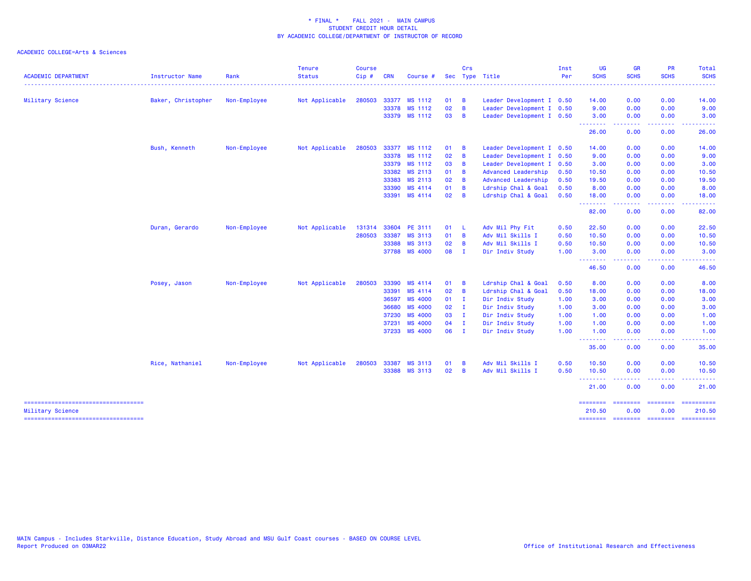\* FINAL \* FALL 2021 - MAIN CAMPUS
STUDENT CREDIT HOUR DETAIL
BY ACADEMIC COLLEGE/DEPARTMENT OF INSTRUCTOR OF RECORD

ACADEMIC COLLEGE=Arts & Sciences

| ACADEMIC DEPARTMENT | Instructor Name | Rank | Tenure Status | Course Cip # | CRN | Course # | Sec | Crs Type | Title | Inst Per | UG SCHS | GR SCHS | PR SCHS | Total SCHS |
|---|---|---|---|---|---|---|---|---|---|---|---|---|---|---|
| Military Science | Baker, Christopher | Non-Employee | Not Applicable | 280503 | 33377 | MS 1112 | 01 | B | Leader Development I | 0.50 | 14.00 | 0.00 | 0.00 | 14.00 |
| | | | | | 33378 | MS 1112 | 02 | B | Leader Development I | 0.50 | 9.00 | 0.00 | 0.00 | 9.00 |
| | | | | | 33379 | MS 1112 | 03 | B | Leader Development I | 0.50 | 3.00 | 0.00 | 0.00 | 3.00 |
| | | | | | | | | | | | 26.00 | 0.00 | 0.00 | 26.00 |
| | Bush, Kenneth | Non-Employee | Not Applicable | 280503 | 33377 | MS 1112 | 01 | B | Leader Development I | 0.50 | 14.00 | 0.00 | 0.00 | 14.00 |
| | | | | | 33378 | MS 1112 | 02 | B | Leader Development I | 0.50 | 9.00 | 0.00 | 0.00 | 9.00 |
| | | | | | 33379 | MS 1112 | 03 | B | Leader Development I | 0.50 | 3.00 | 0.00 | 0.00 | 3.00 |
| | | | | | 33382 | MS 2113 | 01 | B | Advanced Leadership | 0.50 | 10.50 | 0.00 | 0.00 | 10.50 |
| | | | | | 33383 | MS 2113 | 02 | B | Advanced Leadership | 0.50 | 19.50 | 0.00 | 0.00 | 19.50 |
| | | | | | 33390 | MS 4114 | 01 | B | Ldrship Chal & Goal | 0.50 | 8.00 | 0.00 | 0.00 | 8.00 |
| | | | | | 33391 | MS 4114 | 02 | B | Ldrship Chal & Goal | 0.50 | 18.00 | 0.00 | 0.00 | 18.00 |
| | | | | | | | | | | | 82.00 | 0.00 | 0.00 | 82.00 |
| | Duran, Gerardo | Non-Employee | Not Applicable | 131314 | 33604 | PE 3111 | 01 | L | Adv Mil Phy Fit | 0.50 | 22.50 | 0.00 | 0.00 | 22.50 |
| | | | | 280503 | 33387 | MS 3113 | 01 | B | Adv Mil Skills I | 0.50 | 10.50 | 0.00 | 0.00 | 10.50 |
| | | | | | 33388 | MS 3113 | 02 | B | Adv Mil Skills I | 0.50 | 10.50 | 0.00 | 0.00 | 10.50 |
| | | | | | 37788 | MS 4000 | 08 | I | Dir Indiv Study | 1.00 | 3.00 | 0.00 | 0.00 | 3.00 |
| | | | | | | | | | | | 46.50 | 0.00 | 0.00 | 46.50 |
| | Posey, Jason | Non-Employee | Not Applicable | 280503 | 33390 | MS 4114 | 01 | B | Ldrship Chal & Goal | 0.50 | 8.00 | 0.00 | 0.00 | 8.00 |
| | | | | | 33391 | MS 4114 | 02 | B | Ldrship Chal & Goal | 0.50 | 18.00 | 0.00 | 0.00 | 18.00 |
| | | | | | 36597 | MS 4000 | 01 | I | Dir Indiv Study | 1.00 | 3.00 | 0.00 | 0.00 | 3.00 |
| | | | | | 36680 | MS 4000 | 02 | I | Dir Indiv Study | 1.00 | 3.00 | 0.00 | 0.00 | 3.00 |
| | | | | | 37230 | MS 4000 | 03 | I | Dir Indiv Study | 1.00 | 1.00 | 0.00 | 0.00 | 1.00 |
| | | | | | 37231 | MS 4000 | 04 | I | Dir Indiv Study | 1.00 | 1.00 | 0.00 | 0.00 | 1.00 |
| | | | | | 37233 | MS 4000 | 06 | I | Dir Indiv Study | 1.00 | 1.00 | 0.00 | 0.00 | 1.00 |
| | | | | | | | | | | | 35.00 | 0.00 | 0.00 | 35.00 |
| | Rice, Nathaniel | Non-Employee | Not Applicable | 280503 | 33387 | MS 3113 | 01 | B | Adv Mil Skills I | 0.50 | 10.50 | 0.00 | 0.00 | 10.50 |
| | | | | | 33388 | MS 3113 | 02 | B | Adv Mil Skills I | 0.50 | 10.50 | 0.00 | 0.00 | 10.50 |
| | | | | | | | | | | | 21.00 | 0.00 | 0.00 | 21.00 |
| Military Science | | | | | | | | | | | 210.50 | 0.00 | 0.00 | 210.50 |

MAIN Campus - Includes Starkville, Distance Education, Study Abroad and MSU Gulf Coast courses - BASED ON COURSE LEVEL
Report Produced on 03MAR22

Office of Institutional Research and Effectiveness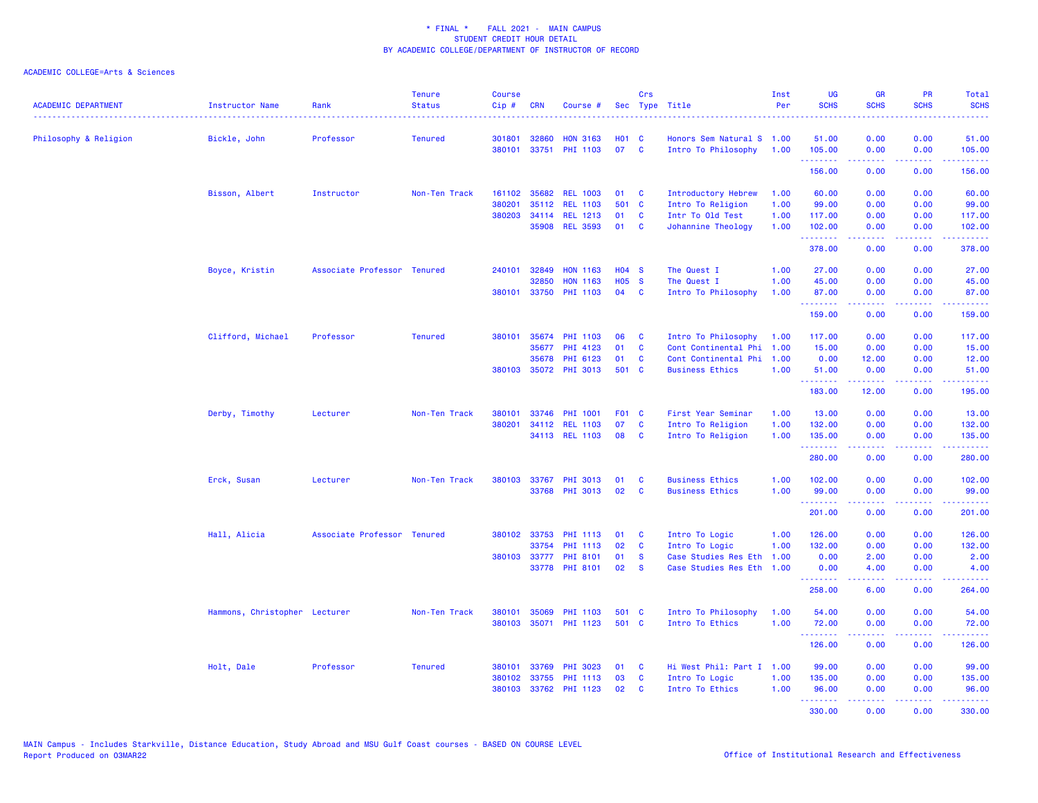\* FINAL \* FALL 2021 - MAIN CAMPUS
STUDENT CREDIT HOUR DETAIL
BY ACADEMIC COLLEGE/DEPARTMENT OF INSTRUCTOR OF RECORD

ACADEMIC COLLEGE=Arts & Sciences

| ACADEMIC DEPARTMENT | Instructor Name | Rank | Tenure Status | Course Cip # | CRN | Course # | Sec | Crs Type | Title | Inst Per | UG SCHS | GR SCHS | PR SCHS | Total SCHS |
|---|---|---|---|---|---|---|---|---|---|---|---|---|---|---|
| Philosophy & Religion | Bickle, John | Professor | Tenured | 301801 | 32860 | HON 3163 | H01 | C | Honors Sem Natural S | 1.00 | 51.00 | 0.00 | 0.00 | 51.00 |
| | | | | 380101 | 33751 | PHI 1103 | 07 | C | Intro To Philosophy | 1.00 | 105.00 | 0.00 | 0.00 | 105.00 |
| | | | | | | | | | | | 156.00 | 0.00 | 0.00 | 156.00 |
| | Bisson, Albert | Instructor | Non-Ten Track | 161102 | 35682 | REL 1003 | 01 | C | Introductory Hebrew | 1.00 | 60.00 | 0.00 | 0.00 | 60.00 |
| | | | | 380201 | 35112 | REL 1103 | 501 | C | Intro To Religion | 1.00 | 99.00 | 0.00 | 0.00 | 99.00 |
| | | | | 380203 | 34114 | REL 1213 | 01 | C | Intr To Old Test | 1.00 | 117.00 | 0.00 | 0.00 | 117.00 |
| | | | | | 35908 | REL 3593 | 01 | C | Johannine Theology | 1.00 | 102.00 | 0.00 | 0.00 | 102.00 |
| | | | | | | | | | | | 378.00 | 0.00 | 0.00 | 378.00 |
| | Boyce, Kristin | Associate Professor | Tenured | 240101 | 32849 | HON 1163 | H04 | S | The Quest I | 1.00 | 27.00 | 0.00 | 0.00 | 27.00 |
| | | | | | 32850 | HON 1163 | H05 | S | The Quest I | 1.00 | 45.00 | 0.00 | 0.00 | 45.00 |
| | | | | 380101 | 33750 | PHI 1103 | 04 | C | Intro To Philosophy | 1.00 | 87.00 | 0.00 | 0.00 | 87.00 |
| | | | | | | | | | | | 159.00 | 0.00 | 0.00 | 159.00 |
| | Clifford, Michael | Professor | Tenured | 380101 | 35674 | PHI 1103 | 06 | C | Intro To Philosophy | 1.00 | 117.00 | 0.00 | 0.00 | 117.00 |
| | | | | | 35677 | PHI 4123 | 01 | C | Cont Continental Phi | 1.00 | 15.00 | 0.00 | 0.00 | 15.00 |
| | | | | | 35678 | PHI 6123 | 01 | C | Cont Continental Phi | 1.00 | 0.00 | 12.00 | 0.00 | 12.00 |
| | | | | 380103 | 35072 | PHI 3013 | 501 | C | Business Ethics | 1.00 | 51.00 | 0.00 | 0.00 | 51.00 |
| | | | | | | | | | | | 183.00 | 12.00 | 0.00 | 195.00 |
| | Derby, Timothy | Lecturer | Non-Ten Track | 380101 | 33746 | PHI 1001 | F01 | C | First Year Seminar | 1.00 | 13.00 | 0.00 | 0.00 | 13.00 |
| | | | | 380201 | 34112 | REL 1103 | 07 | C | Intro To Religion | 1.00 | 132.00 | 0.00 | 0.00 | 132.00 |
| | | | | | 34113 | REL 1103 | 08 | C | Intro To Religion | 1.00 | 135.00 | 0.00 | 0.00 | 135.00 |
| | | | | | | | | | | | 280.00 | 0.00 | 0.00 | 280.00 |
| | Erck, Susan | Lecturer | Non-Ten Track | 380103 | 33767 | PHI 3013 | 01 | C | Business Ethics | 1.00 | 102.00 | 0.00 | 0.00 | 102.00 |
| | | | | | 33768 | PHI 3013 | 02 | C | Business Ethics | 1.00 | 99.00 | 0.00 | 0.00 | 99.00 |
| | | | | | | | | | | | 201.00 | 0.00 | 0.00 | 201.00 |
| | Hall, Alicia | Associate Professor | Tenured | 380102 | 33753 | PHI 1113 | 01 | C | Intro To Logic | 1.00 | 126.00 | 0.00 | 0.00 | 126.00 |
| | | | | | 33754 | PHI 1113 | 02 | C | Intro To Logic | 1.00 | 132.00 | 0.00 | 0.00 | 132.00 |
| | | | | 380103 | 33777 | PHI 8101 | 01 | S | Case Studies Res Eth | 1.00 | 0.00 | 2.00 | 0.00 | 2.00 |
| | | | | | 33778 | PHI 8101 | 02 | S | Case Studies Res Eth | 1.00 | 0.00 | 4.00 | 0.00 | 4.00 |
| | | | | | | | | | | | 258.00 | 6.00 | 0.00 | 264.00 |
| | Hammons, Christopher | Lecturer | Non-Ten Track | 380101 | 35069 | PHI 1103 | 501 | C | Intro To Philosophy | 1.00 | 54.00 | 0.00 | 0.00 | 54.00 |
| | | | | 380103 | 35071 | PHI 1123 | 501 | C | Intro To Ethics | 1.00 | 72.00 | 0.00 | 0.00 | 72.00 |
| | | | | | | | | | | | 126.00 | 0.00 | 0.00 | 126.00 |
| | Holt, Dale | Professor | Tenured | 380101 | 33769 | PHI 3023 | 01 | C | Hi West Phil: Part I | 1.00 | 99.00 | 0.00 | 0.00 | 99.00 |
| | | | | 380102 | 33755 | PHI 1113 | 03 | C | Intro To Logic | 1.00 | 135.00 | 0.00 | 0.00 | 135.00 |
| | | | | 380103 | 33762 | PHI 1123 | 02 | C | Intro To Ethics | 1.00 | 96.00 | 0.00 | 0.00 | 96.00 |
| | | | | | | | | | | | 330.00 | 0.00 | 0.00 | 330.00 |

MAIN Campus - Includes Starkville, Distance Education, Study Abroad and MSU Gulf Coast courses - BASED ON COURSE LEVEL
Report Produced on 03MAR22

Office of Institutional Research and Effectiveness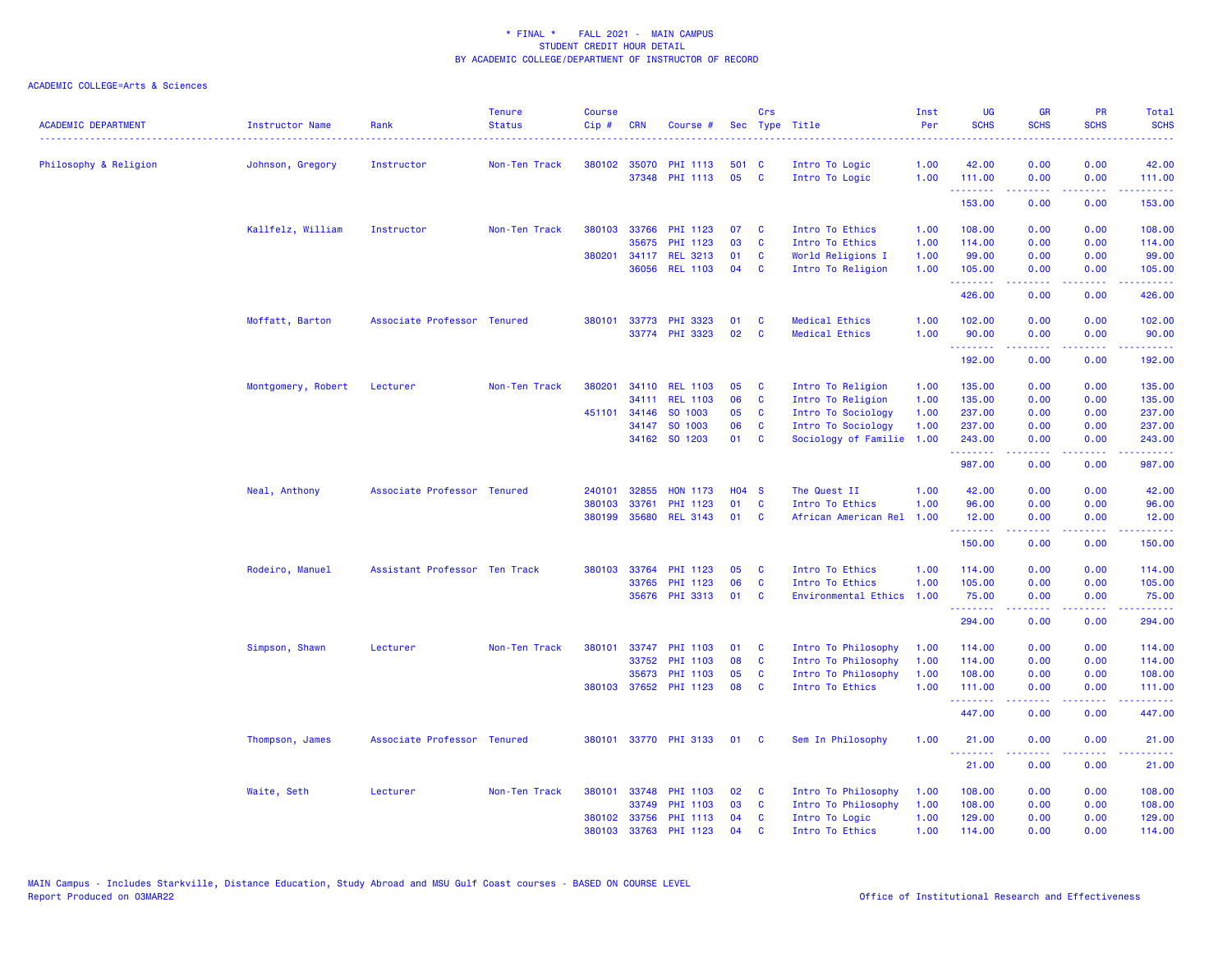\* FINAL \* FALL 2021 - MAIN CAMPUS
STUDENT CREDIT HOUR DETAIL
BY ACADEMIC COLLEGE/DEPARTMENT OF INSTRUCTOR OF RECORD

ACADEMIC COLLEGE=Arts & Sciences

| ACADEMIC DEPARTMENT | Instructor Name | Rank | Tenure Status | Course Cip # | CRN | Course # | Sec | Crs Type | Title | Inst Per | UG SCHS | GR SCHS | PR SCHS | Total SCHS |
|---|---|---|---|---|---|---|---|---|---|---|---|---|---|---|
| Philosophy & Religion | Johnson, Gregory | Instructor | Non-Ten Track | 380102 | 35070 | PHI 1113 | 501 | C | Intro To Logic | 1.00 | 42.00 | 0.00 | 0.00 | 42.00 |
| | | | | | 37348 | PHI 1113 | 05 | C | Intro To Logic | 1.00 | 111.00 | 0.00 | 0.00 | 111.00 |
| | | | | | | | | | | | 153.00 | 0.00 | 0.00 | 153.00 |
| | Kallfelz, William | Instructor | Non-Ten Track | 380103 | 33766 | PHI 1123 | 07 | C | Intro To Ethics | 1.00 | 108.00 | 0.00 | 0.00 | 108.00 |
| | | | | | 35675 | PHI 1123 | 03 | C | Intro To Ethics | 1.00 | 114.00 | 0.00 | 0.00 | 114.00 |
| | | | | 380201 | 34117 | REL 3213 | 01 | C | World Religions I | 1.00 | 99.00 | 0.00 | 0.00 | 99.00 |
| | | | | | 36056 | REL 1103 | 04 | C | Intro To Religion | 1.00 | 105.00 | 0.00 | 0.00 | 105.00 |
| | | | | | | | | | | | 426.00 | 0.00 | 0.00 | 426.00 |
| | Moffatt, Barton | Associate Professor | Tenured | 380101 | 33773 | PHI 3323 | 01 | C | Medical Ethics | 1.00 | 102.00 | 0.00 | 0.00 | 102.00 |
| | | | | | 33774 | PHI 3323 | 02 | C | Medical Ethics | 1.00 | 90.00 | 0.00 | 0.00 | 90.00 |
| | | | | | | | | | | | 192.00 | 0.00 | 0.00 | 192.00 |
| | Montgomery, Robert | Lecturer | Non-Ten Track | 380201 | 34110 | REL 1103 | 05 | C | Intro To Religion | 1.00 | 135.00 | 0.00 | 0.00 | 135.00 |
| | | | | | 34111 | REL 1103 | 06 | C | Intro To Religion | 1.00 | 135.00 | 0.00 | 0.00 | 135.00 |
| | | | | 451101 | 34146 | SO 1003 | 05 | C | Intro To Sociology | 1.00 | 237.00 | 0.00 | 0.00 | 237.00 |
| | | | | | 34147 | SO 1003 | 06 | C | Intro To Sociology | 1.00 | 237.00 | 0.00 | 0.00 | 237.00 |
| | | | | | 34162 | SO 1203 | 01 | C | Sociology of Familie | 1.00 | 243.00 | 0.00 | 0.00 | 243.00 |
| | | | | | | | | | | | 987.00 | 0.00 | 0.00 | 987.00 |
| | Neal, Anthony | Associate Professor | Tenured | 240101 | 32855 | HON 1173 | H04 | S | The Quest II | 1.00 | 42.00 | 0.00 | 0.00 | 42.00 |
| | | | | 380103 | 33761 | PHI 1123 | 01 | C | Intro To Ethics | 1.00 | 96.00 | 0.00 | 0.00 | 96.00 |
| | | | | 380199 | 35680 | REL 3143 | 01 | C | African American Rel | 1.00 | 12.00 | 0.00 | 0.00 | 12.00 |
| | | | | | | | | | | | 150.00 | 0.00 | 0.00 | 150.00 |
| | Rodeiro, Manuel | Assistant Professor | Ten Track | 380103 | 33764 | PHI 1123 | 05 | C | Intro To Ethics | 1.00 | 114.00 | 0.00 | 0.00 | 114.00 |
| | | | | | 33765 | PHI 1123 | 06 | C | Intro To Ethics | 1.00 | 105.00 | 0.00 | 0.00 | 105.00 |
| | | | | | 35676 | PHI 3313 | 01 | C | Environmental Ethics | 1.00 | 75.00 | 0.00 | 0.00 | 75.00 |
| | | | | | | | | | | | 294.00 | 0.00 | 0.00 | 294.00 |
| | Simpson, Shawn | Lecturer | Non-Ten Track | 380101 | 33747 | PHI 1103 | 01 | C | Intro To Philosophy | 1.00 | 114.00 | 0.00 | 0.00 | 114.00 |
| | | | | | 33752 | PHI 1103 | 08 | C | Intro To Philosophy | 1.00 | 114.00 | 0.00 | 0.00 | 114.00 |
| | | | | | 35673 | PHI 1103 | 05 | C | Intro To Philosophy | 1.00 | 108.00 | 0.00 | 0.00 | 108.00 |
| | | | | 380103 | 37652 | PHI 1123 | 08 | C | Intro To Ethics | 1.00 | 111.00 | 0.00 | 0.00 | 111.00 |
| | | | | | | | | | | | 447.00 | 0.00 | 0.00 | 447.00 |
| | Thompson, James | Associate Professor | Tenured | 380101 | 33770 | PHI 3133 | 01 | C | Sem In Philosophy | 1.00 | 21.00 | 0.00 | 0.00 | 21.00 |
| | | | | | | | | | | | 21.00 | 0.00 | 0.00 | 21.00 |
| | Waite, Seth | Lecturer | Non-Ten Track | 380101 | 33748 | PHI 1103 | 02 | C | Intro To Philosophy | 1.00 | 108.00 | 0.00 | 0.00 | 108.00 |
| | | | | | 33749 | PHI 1103 | 03 | C | Intro To Philosophy | 1.00 | 108.00 | 0.00 | 0.00 | 108.00 |
| | | | | 380102 | 33756 | PHI 1113 | 04 | C | Intro To Logic | 1.00 | 129.00 | 0.00 | 0.00 | 129.00 |
| | | | | 380103 | 33763 | PHI 1123 | 04 | C | Intro To Ethics | 1.00 | 114.00 | 0.00 | 0.00 | 114.00 |

MAIN Campus - Includes Starkville, Distance Education, Study Abroad and MSU Gulf Coast courses - BASED ON COURSE LEVEL
Report Produced on 03MAR22

Office of Institutional Research and Effectiveness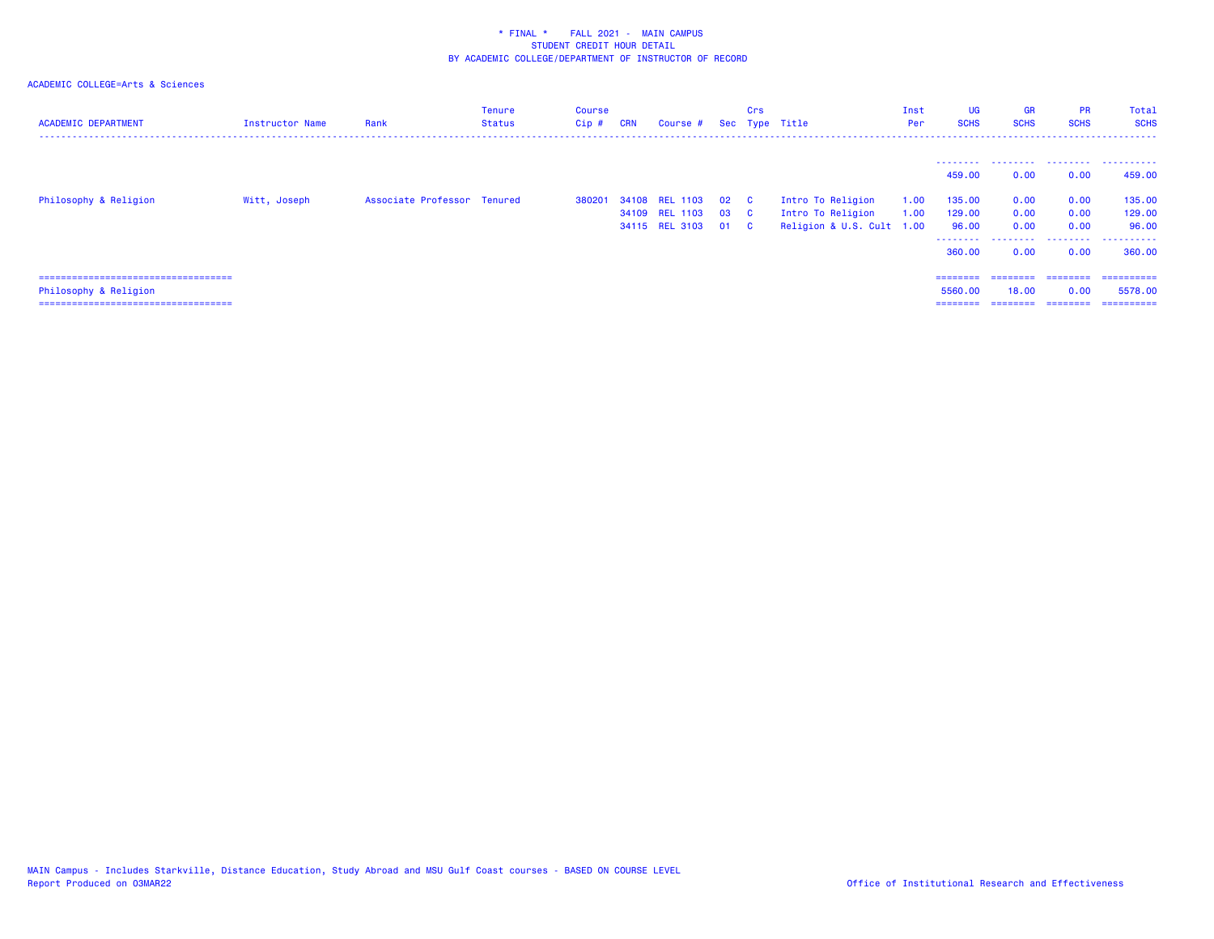* FINAL * FALL 2021 - MAIN CAMPUS
STUDENT CREDIT HOUR DETAIL
BY ACADEMIC COLLEGE/DEPARTMENT OF INSTRUCTOR OF RECORD

ACADEMIC COLLEGE=Arts & Sciences

| ACADEMIC DEPARTMENT | Instructor Name | Rank | Tenure Status | Course Cip # | CRN | Course # | Sec | Crs Type | Title | Inst Per | UG SCHS | GR SCHS | PR SCHS | Total SCHS |
|---|---|---|---|---|---|---|---|---|---|---|---|---|---|---|
| | | | | | | | | | | | 459.00 | 0.00 | 0.00 | 459.00 |
| Philosophy & Religion | Witt, Joseph | Associate Professor | Tenured | 380201 | 34108 | REL 1103 | 02 | C | Intro To Religion | 1.00 | 135.00 | 0.00 | 0.00 | 135.00 |
| | | | | | 34109 | REL 1103 | 03 | C | Intro To Religion | 1.00 | 129.00 | 0.00 | 0.00 | 129.00 |
| | | | | | 34115 | REL 3103 | 01 | C | Religion & U.S. Cult | 1.00 | 96.00 | 0.00 | 0.00 | 96.00 |
| | | | | | | | | | | | 360.00 | 0.00 | 0.00 | 360.00 |
| Philosophy & Religion | | | | | | | | | | | 5560.00 | 18.00 | 0.00 | 5578.00 |

MAIN Campus - Includes Starkville, Distance Education, Study Abroad and MSU Gulf Coast courses - BASED ON COURSE LEVEL
Report Produced on 03MAR22

Office of Institutional Research and Effectiveness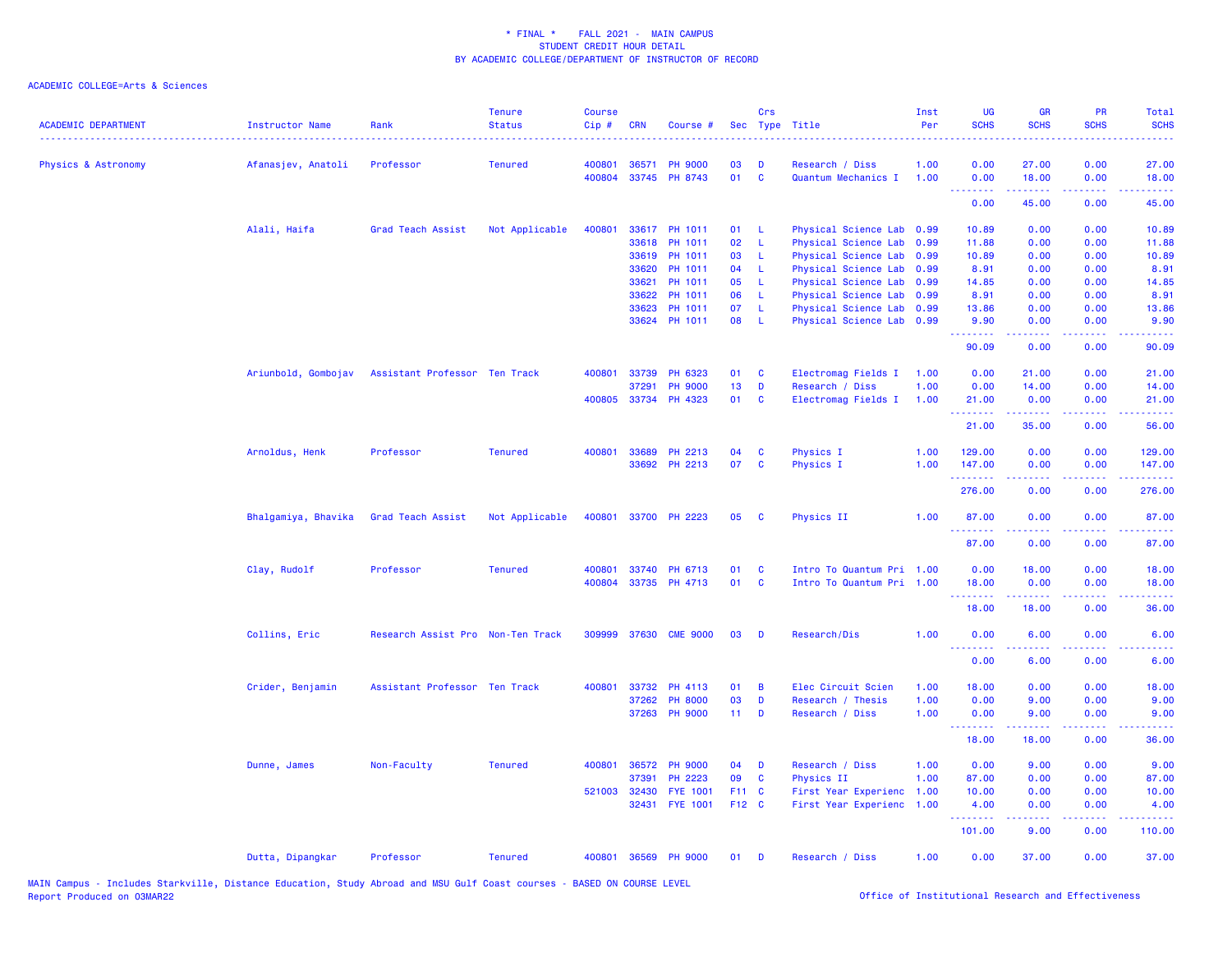\* FINAL \*    FALL 2021 - MAIN CAMPUS
STUDENT CREDIT HOUR DETAIL
BY ACADEMIC COLLEGE/DEPARTMENT OF INSTRUCTOR OF RECORD

ACADEMIC COLLEGE=Arts & Sciences

| ACADEMIC DEPARTMENT | Instructor Name | Rank | Tenure Status | Course Cip # | CRN | Course # | Sec | Crs Type | Title | Inst Per | UG SCHS | GR SCHS | PR SCHS | Total SCHS |
|---|---|---|---|---|---|---|---|---|---|---|---|---|---|---|
| Physics & Astronomy | Afanasjev, Anatoli | Professor | Tenured | 400801 | 36571 | PH 9000 | 03 | D | Research / Diss | 1.00 | 0.00 | 27.00 | 0.00 | 27.00 |
| | | | | 400804 | 33745 | PH 8743 | 01 | C | Quantum Mechanics I | 1.00 | 0.00 | 18.00 | 0.00 | 18.00 |
| | | | | | | | | | | | 0.00 | 45.00 | 0.00 | 45.00 |
| | Alali, Haifa | Grad Teach Assist | Not Applicable | 400801 | 33617 | PH 1011 | 01 | L | Physical Science Lab | 0.99 | 10.89 | 0.00 | 0.00 | 10.89 |
| | | | | | 33618 | PH 1011 | 02 | L | Physical Science Lab | 0.99 | 11.88 | 0.00 | 0.00 | 11.88 |
| | | | | | 33619 | PH 1011 | 03 | L | Physical Science Lab | 0.99 | 10.89 | 0.00 | 0.00 | 10.89 |
| | | | | | 33620 | PH 1011 | 04 | L | Physical Science Lab | 0.99 | 8.91 | 0.00 | 0.00 | 8.91 |
| | | | | | 33621 | PH 1011 | 05 | L | Physical Science Lab | 0.99 | 14.85 | 0.00 | 0.00 | 14.85 |
| | | | | | 33622 | PH 1011 | 06 | L | Physical Science Lab | 0.99 | 8.91 | 0.00 | 0.00 | 8.91 |
| | | | | | 33623 | PH 1011 | 07 | L | Physical Science Lab | 0.99 | 13.86 | 0.00 | 0.00 | 13.86 |
| | | | | | 33624 | PH 1011 | 08 | L | Physical Science Lab | 0.99 | 9.90 | 0.00 | 0.00 | 9.90 |
| | | | | | | | | | | | 90.09 | 0.00 | 0.00 | 90.09 |
| | Ariunbold, Gombojav | Assistant Professor | Ten Track | 400801 | 33739 | PH 6323 | 01 | C | Electromag Fields I | 1.00 | 0.00 | 21.00 | 0.00 | 21.00 |
| | | | | | 37291 | PH 9000 | 13 | D | Research / Diss | 1.00 | 0.00 | 14.00 | 0.00 | 14.00 |
| | | | | 400805 | 33734 | PH 4323 | 01 | C | Electromag Fields I | 1.00 | 21.00 | 0.00 | 0.00 | 21.00 |
| | | | | | | | | | | | 21.00 | 35.00 | 0.00 | 56.00 |
| | Arnoldus, Henk | Professor | Tenured | 400801 | 33689 | PH 2213 | 04 | C | Physics I | 1.00 | 129.00 | 0.00 | 0.00 | 129.00 |
| | | | | | 33692 | PH 2213 | 07 | C | Physics I | 1.00 | 147.00 | 0.00 | 0.00 | 147.00 |
| | | | | | | | | | | | 276.00 | 0.00 | 0.00 | 276.00 |
| | Bhalgamiya, Bhavika | Grad Teach Assist | Not Applicable | 400801 | 33700 | PH 2223 | 05 | C | Physics II | 1.00 | 87.00 | 0.00 | 0.00 | 87.00 |
| | | | | | | | | | | | 87.00 | 0.00 | 0.00 | 87.00 |
| | Clay, Rudolf | Professor | Tenured | 400801 | 33740 | PH 6713 | 01 | C | Intro To Quantum Pri | 1.00 | 0.00 | 18.00 | 0.00 | 18.00 |
| | | | | 400804 | 33735 | PH 4713 | 01 | C | Intro To Quantum Pri | 1.00 | 18.00 | 0.00 | 0.00 | 18.00 |
| | | | | | | | | | | | 18.00 | 18.00 | 0.00 | 36.00 |
| | Collins, Eric | Research Assist Pro | Non-Ten Track | 309999 | 37630 | CME 9000 | 03 | D | Research/Dis | 1.00 | 0.00 | 6.00 | 0.00 | 6.00 |
| | | | | | | | | | | | 0.00 | 6.00 | 0.00 | 6.00 |
| | Crider, Benjamin | Assistant Professor | Ten Track | 400801 | 33732 | PH 4113 | 01 | B | Elec Circuit Scien | 1.00 | 18.00 | 0.00 | 0.00 | 18.00 |
| | | | | | 37262 | PH 8000 | 03 | D | Research / Thesis | 1.00 | 0.00 | 9.00 | 0.00 | 9.00 |
| | | | | | 37263 | PH 9000 | 11 | D | Research / Diss | 1.00 | 0.00 | 9.00 | 0.00 | 9.00 |
| | | | | | | | | | | | 18.00 | 18.00 | 0.00 | 36.00 |
| | Dunne, James | Non-Faculty | Tenured | 400801 | 36572 | PH 9000 | 04 | D | Research / Diss | 1.00 | 0.00 | 9.00 | 0.00 | 9.00 |
| | | | | | 37391 | PH 2223 | 09 | C | Physics II | 1.00 | 87.00 | 0.00 | 0.00 | 87.00 |
| | | | | 521003 | 32430 | FYE 1001 | F11 | C | First Year Experienc | 1.00 | 10.00 | 0.00 | 0.00 | 10.00 |
| | | | | | 32431 | FYE 1001 | F12 | C | First Year Experienc | 1.00 | 4.00 | 0.00 | 0.00 | 4.00 |
| | | | | | | | | | | | 101.00 | 9.00 | 0.00 | 110.00 |
| | Dutta, Dipangkar | Professor | Tenured | 400801 | 36569 | PH 9000 | 01 | D | Research / Diss | 1.00 | 0.00 | 37.00 | 0.00 | 37.00 |

MAIN Campus - Includes Starkville, Distance Education, Study Abroad and MSU Gulf Coast courses - BASED ON COURSE LEVEL
Report Produced on 03MAR22

Office of Institutional Research and Effectiveness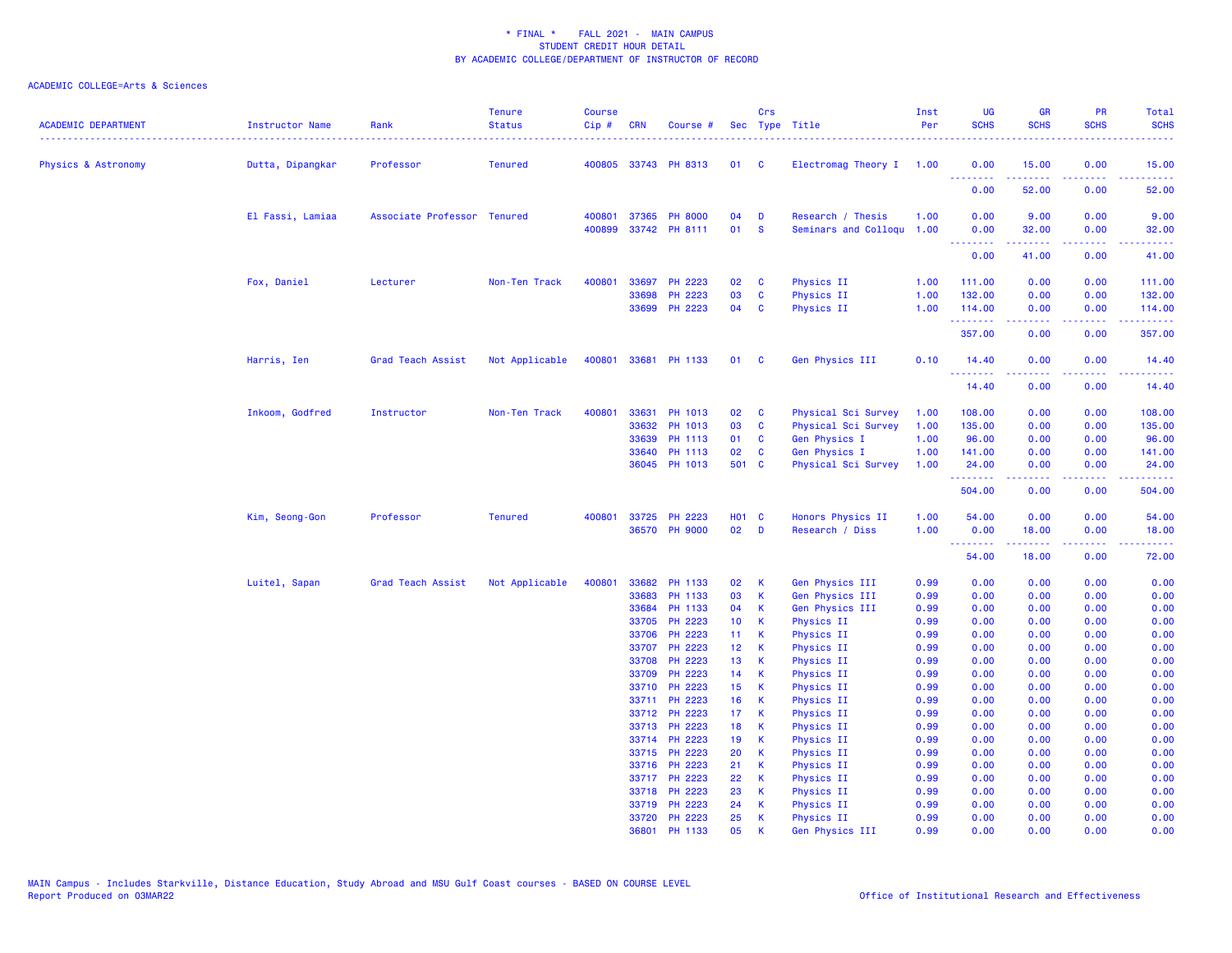# * FINAL * FALL 2021 - MAIN CAMPUS
## STUDENT CREDIT HOUR DETAIL
## BY ACADEMIC COLLEGE/DEPARTMENT OF INSTRUCTOR OF RECORD

ACADEMIC COLLEGE=Arts & Sciences

| ACADEMIC DEPARTMENT | Instructor Name | Rank | Tenure Status | Course Cip # | CRN | Course # | Sec | Crs Type | Title | Inst Per | UG SCHS | GR SCHS | PR SCHS | Total SCHS |
|---|---|---|---|---|---|---|---|---|---|---|---|---|---|---|
| Physics & Astronomy | Dutta, Dipangkar | Professor | Tenured | 400805 | 33743 | PH 8313 | 01 | C | Electromag Theory I | 1.00 | 0.00 | 15.00 | 0.00 | 15.00 |
| | | | | | | | | | | | 0.00 | 52.00 | 0.00 | 52.00 |
| | El Fassi, Lamiaa | Associate Professor | Tenured | 400801 | 37365 | PH 8000 | 04 | D | Research / Thesis | 1.00 | 0.00 | 9.00 | 0.00 | 9.00 |
| | | | | 400899 | 33742 | PH 8111 | 01 | S | Seminars and Colloqu | 1.00 | 0.00 | 32.00 | 0.00 | 32.00 |
| | | | | | | | | | | | 0.00 | 41.00 | 0.00 | 41.00 |
| | Fox, Daniel | Lecturer | Non-Ten Track | 400801 | 33697 | PH 2223 | 02 | C | Physics II | 1.00 | 111.00 | 0.00 | 0.00 | 111.00 |
| | | | | | 33698 | PH 2223 | 03 | C | Physics II | 1.00 | 132.00 | 0.00 | 0.00 | 132.00 |
| | | | | | 33699 | PH 2223 | 04 | C | Physics II | 1.00 | 114.00 | 0.00 | 0.00 | 114.00 |
| | | | | | | | | | | | 357.00 | 0.00 | 0.00 | 357.00 |
| | Harris, Ien | Grad Teach Assist | Not Applicable | 400801 | 33681 | PH 1133 | 01 | C | Gen Physics III | 0.10 | 14.40 | 0.00 | 0.00 | 14.40 |
| | | | | | | | | | | | 14.40 | 0.00 | 0.00 | 14.40 |
| | Inkoom, Godfred | Instructor | Non-Ten Track | 400801 | 33631 | PH 1013 | 02 | C | Physical Sci Survey | 1.00 | 108.00 | 0.00 | 0.00 | 108.00 |
| | | | | | 33632 | PH 1013 | 03 | C | Physical Sci Survey | 1.00 | 135.00 | 0.00 | 0.00 | 135.00 |
| | | | | | 33639 | PH 1113 | 01 | C | Gen Physics I | 1.00 | 96.00 | 0.00 | 0.00 | 96.00 |
| | | | | | 33640 | PH 1113 | 02 | C | Gen Physics I | 1.00 | 141.00 | 0.00 | 0.00 | 141.00 |
| | | | | | 36045 | PH 1013 | 501 | C | Physical Sci Survey | 1.00 | 24.00 | 0.00 | 0.00 | 24.00 |
| | | | | | | | | | | | 504.00 | 0.00 | 0.00 | 504.00 |
| | Kim, Seong-Gon | Professor | Tenured | 400801 | 33725 | PH 2223 | H01 | C | Honors Physics II | 1.00 | 54.00 | 0.00 | 0.00 | 54.00 |
| | | | | | 36570 | PH 9000 | 02 | D | Research / Diss | 1.00 | 0.00 | 18.00 | 0.00 | 18.00 |
| | | | | | | | | | | | 54.00 | 18.00 | 0.00 | 72.00 |
| | Luitel, Sapan | Grad Teach Assist | Not Applicable | 400801 | 33682 | PH 1133 | 02 | K | Gen Physics III | 0.99 | 0.00 | 0.00 | 0.00 | 0.00 |
| | | | | | 33683 | PH 1133 | 03 | K | Gen Physics III | 0.99 | 0.00 | 0.00 | 0.00 | 0.00 |
| | | | | | 33684 | PH 1133 | 04 | K | Gen Physics III | 0.99 | 0.00 | 0.00 | 0.00 | 0.00 |
| | | | | | 33705 | PH 2223 | 10 | K | Physics II | 0.99 | 0.00 | 0.00 | 0.00 | 0.00 |
| | | | | | 33706 | PH 2223 | 11 | K | Physics II | 0.99 | 0.00 | 0.00 | 0.00 | 0.00 |
| | | | | | 33707 | PH 2223 | 12 | K | Physics II | 0.99 | 0.00 | 0.00 | 0.00 | 0.00 |
| | | | | | 33708 | PH 2223 | 13 | K | Physics II | 0.99 | 0.00 | 0.00 | 0.00 | 0.00 |
| | | | | | 33709 | PH 2223 | 14 | K | Physics II | 0.99 | 0.00 | 0.00 | 0.00 | 0.00 |
| | | | | | 33710 | PH 2223 | 15 | K | Physics II | 0.99 | 0.00 | 0.00 | 0.00 | 0.00 |
| | | | | | 33711 | PH 2223 | 16 | K | Physics II | 0.99 | 0.00 | 0.00 | 0.00 | 0.00 |
| | | | | | 33712 | PH 2223 | 17 | K | Physics II | 0.99 | 0.00 | 0.00 | 0.00 | 0.00 |
| | | | | | 33713 | PH 2223 | 18 | K | Physics II | 0.99 | 0.00 | 0.00 | 0.00 | 0.00 |
| | | | | | 33714 | PH 2223 | 19 | K | Physics II | 0.99 | 0.00 | 0.00 | 0.00 | 0.00 |
| | | | | | 33715 | PH 2223 | 20 | K | Physics II | 0.99 | 0.00 | 0.00 | 0.00 | 0.00 |
| | | | | | 33716 | PH 2223 | 21 | K | Physics II | 0.99 | 0.00 | 0.00 | 0.00 | 0.00 |
| | | | | | 33717 | PH 2223 | 22 | K | Physics II | 0.99 | 0.00 | 0.00 | 0.00 | 0.00 |
| | | | | | 33718 | PH 2223 | 23 | K | Physics II | 0.99 | 0.00 | 0.00 | 0.00 | 0.00 |
| | | | | | 33719 | PH 2223 | 24 | K | Physics II | 0.99 | 0.00 | 0.00 | 0.00 | 0.00 |
| | | | | | 33720 | PH 2223 | 25 | K | Physics II | 0.99 | 0.00 | 0.00 | 0.00 | 0.00 |
| | | | | | 36801 | PH 1133 | 05 | K | Gen Physics III | 0.99 | 0.00 | 0.00 | 0.00 | 0.00 |

MAIN Campus - Includes Starkville, Distance Education, Study Abroad and MSU Gulf Coast courses - BASED ON COURSE LEVEL
Report Produced on 03MAR22

Office of Institutional Research and Effectiveness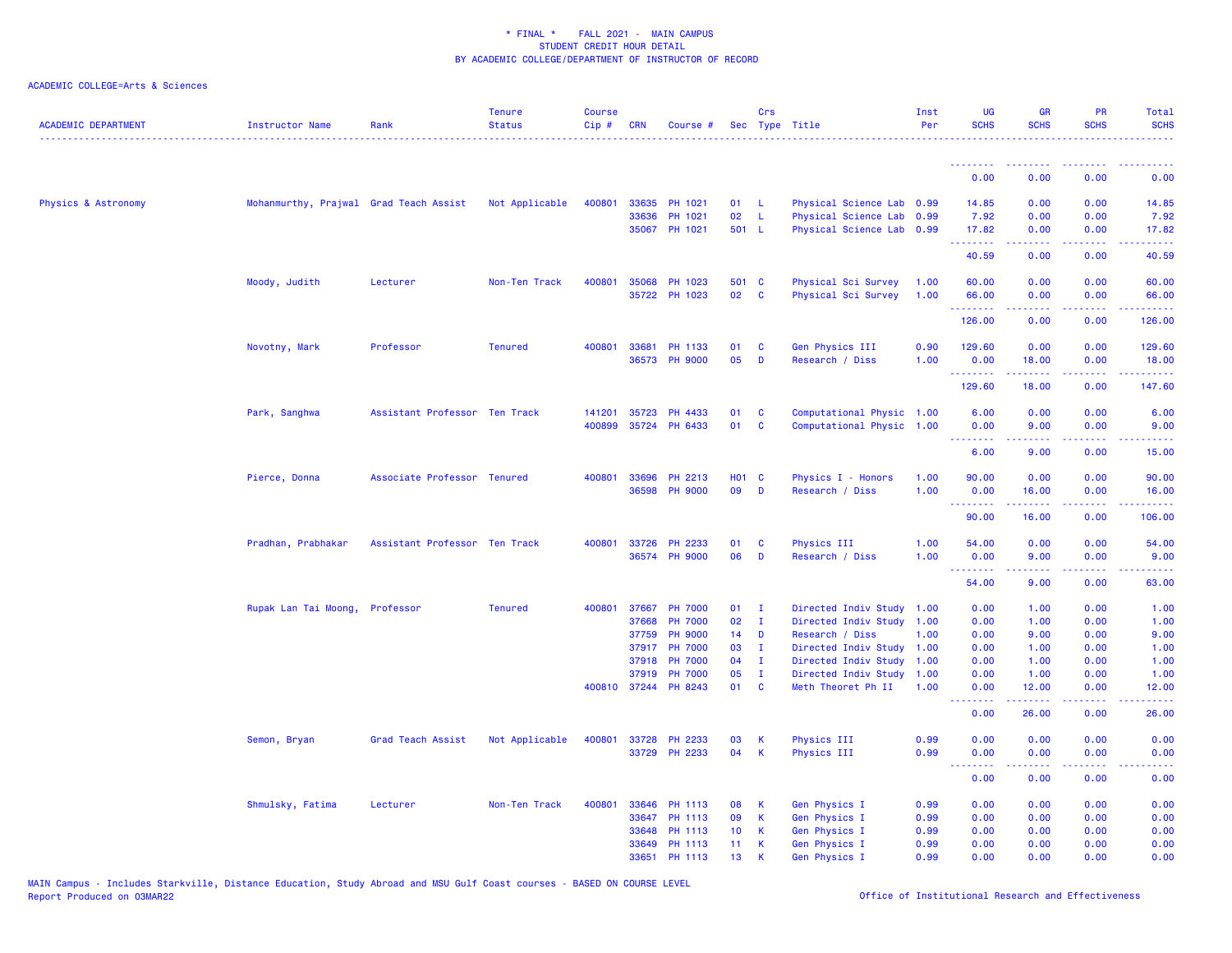\* FINAL \* FALL 2021 - MAIN CAMPUS
STUDENT CREDIT HOUR DETAIL
BY ACADEMIC COLLEGE/DEPARTMENT OF INSTRUCTOR OF RECORD

ACADEMIC COLLEGE=Arts & Sciences

| ACADEMIC DEPARTMENT | Instructor Name | Rank | Tenure Status | Course Cip # | CRN | Course # | Sec | Crs Type | Title | Inst Per | UG SCHS | GR SCHS | PR SCHS | Total SCHS |
|---|---|---|---|---|---|---|---|---|---|---|---|---|---|---|
| | | | | | | | | | | | 0.00 | 0.00 | 0.00 | 0.00 |
| Physics & Astronomy | Mohanmurthy, Prajwal | Grad Teach Assist | Not Applicable | 400801 | 33635 | PH 1021 | 01 | L | Physical Science Lab | 0.99 | 14.85 | 0.00 | 0.00 | 14.85 |
| | | | | | 33636 | PH 1021 | 02 | L | Physical Science Lab | 0.99 | 7.92 | 0.00 | 0.00 | 7.92 |
| | | | | | 35067 | PH 1021 | 501 | L | Physical Science Lab | 0.99 | 17.82 | 0.00 | 0.00 | 17.82 |
| | | | | | | | | | | | 40.59 | 0.00 | 0.00 | 40.59 |
| | Moody, Judith | Lecturer | Non-Ten Track | 400801 | 35068 | PH 1023 | 501 | C | Physical Sci Survey | 1.00 | 60.00 | 0.00 | 0.00 | 60.00 |
| | | | | | 35722 | PH 1023 | 02 | C | Physical Sci Survey | 1.00 | 66.00 | 0.00 | 0.00 | 66.00 |
| | | | | | | | | | | | 126.00 | 0.00 | 0.00 | 126.00 |
| | Novotny, Mark | Professor | Tenured | 400801 | 33681 | PH 1133 | 01 | C | Gen Physics III | 0.90 | 129.60 | 0.00 | 0.00 | 129.60 |
| | | | | | 36573 | PH 9000 | 05 | D | Research / Diss | 1.00 | 0.00 | 18.00 | 0.00 | 18.00 |
| | | | | | | | | | | | 129.60 | 18.00 | 0.00 | 147.60 |
| | Park, Sanghwa | Assistant Professor | Ten Track | 141201 | 35723 | PH 4433 | 01 | C | Computational Physic | 1.00 | 6.00 | 0.00 | 0.00 | 6.00 |
| | | | | 400899 | 35724 | PH 6433 | 01 | C | Computational Physic | 1.00 | 0.00 | 9.00 | 0.00 | 9.00 |
| | | | | | | | | | | | 6.00 | 9.00 | 0.00 | 15.00 |
| | Pierce, Donna | Associate Professor | Tenured | 400801 | 33696 | PH 2213 | H01 | C | Physics I - Honors | 1.00 | 90.00 | 0.00 | 0.00 | 90.00 |
| | | | | | 36598 | PH 9000 | 09 | D | Research / Diss | 1.00 | 0.00 | 16.00 | 0.00 | 16.00 |
| | | | | | | | | | | | 90.00 | 16.00 | 0.00 | 106.00 |
| | Pradhan, Prabhakar | Assistant Professor | Ten Track | 400801 | 33726 | PH 2233 | 01 | C | Physics III | 1.00 | 54.00 | 0.00 | 0.00 | 54.00 |
| | | | | | 36574 | PH 9000 | 06 | D | Research / Diss | 1.00 | 0.00 | 9.00 | 0.00 | 9.00 |
| | | | | | | | | | | | 54.00 | 9.00 | 0.00 | 63.00 |
| | Rupak Lan Tai Moong, | Professor | Tenured | 400801 | 37667 | PH 7000 | 01 | I | Directed Indiv Study | 1.00 | 0.00 | 1.00 | 0.00 | 1.00 |
| | | | | | 37668 | PH 7000 | 02 | I | Directed Indiv Study | 1.00 | 0.00 | 1.00 | 0.00 | 1.00 |
| | | | | | 37759 | PH 9000 | 14 | D | Research / Diss | 1.00 | 0.00 | 9.00 | 0.00 | 9.00 |
| | | | | | 37917 | PH 7000 | 03 | I | Directed Indiv Study | 1.00 | 0.00 | 1.00 | 0.00 | 1.00 |
| | | | | | 37918 | PH 7000 | 04 | I | Directed Indiv Study | 1.00 | 0.00 | 1.00 | 0.00 | 1.00 |
| | | | | | 37919 | PH 7000 | 05 | I | Directed Indiv Study | 1.00 | 0.00 | 1.00 | 0.00 | 1.00 |
| | | | | 400810 | 37244 | PH 8243 | 01 | C | Meth Theoret Ph II | 1.00 | 0.00 | 12.00 | 0.00 | 12.00 |
| | | | | | | | | | | | 0.00 | 26.00 | 0.00 | 26.00 |
| | Semon, Bryan | Grad Teach Assist | Not Applicable | 400801 | 33728 | PH 2233 | 03 | K | Physics III | 0.99 | 0.00 | 0.00 | 0.00 | 0.00 |
| | | | | | 33729 | PH 2233 | 04 | K | Physics III | 0.99 | 0.00 | 0.00 | 0.00 | 0.00 |
| | | | | | | | | | | | 0.00 | 0.00 | 0.00 | 0.00 |
| | Shmulsky, Fatima | Lecturer | Non-Ten Track | 400801 | 33646 | PH 1113 | 08 | K | Gen Physics I | 0.99 | 0.00 | 0.00 | 0.00 | 0.00 |
| | | | | | 33647 | PH 1113 | 09 | K | Gen Physics I | 0.99 | 0.00 | 0.00 | 0.00 | 0.00 |
| | | | | | 33648 | PH 1113 | 10 | K | Gen Physics I | 0.99 | 0.00 | 0.00 | 0.00 | 0.00 |
| | | | | | 33649 | PH 1113 | 11 | K | Gen Physics I | 0.99 | 0.00 | 0.00 | 0.00 | 0.00 |
| | | | | | 33651 | PH 1113 | 13 | K | Gen Physics I | 0.99 | 0.00 | 0.00 | 0.00 | 0.00 |

MAIN Campus - Includes Starkville, Distance Education, Study Abroad and MSU Gulf Coast courses - BASED ON COURSE LEVEL
Report Produced on 03MAR22

Office of Institutional Research and Effectiveness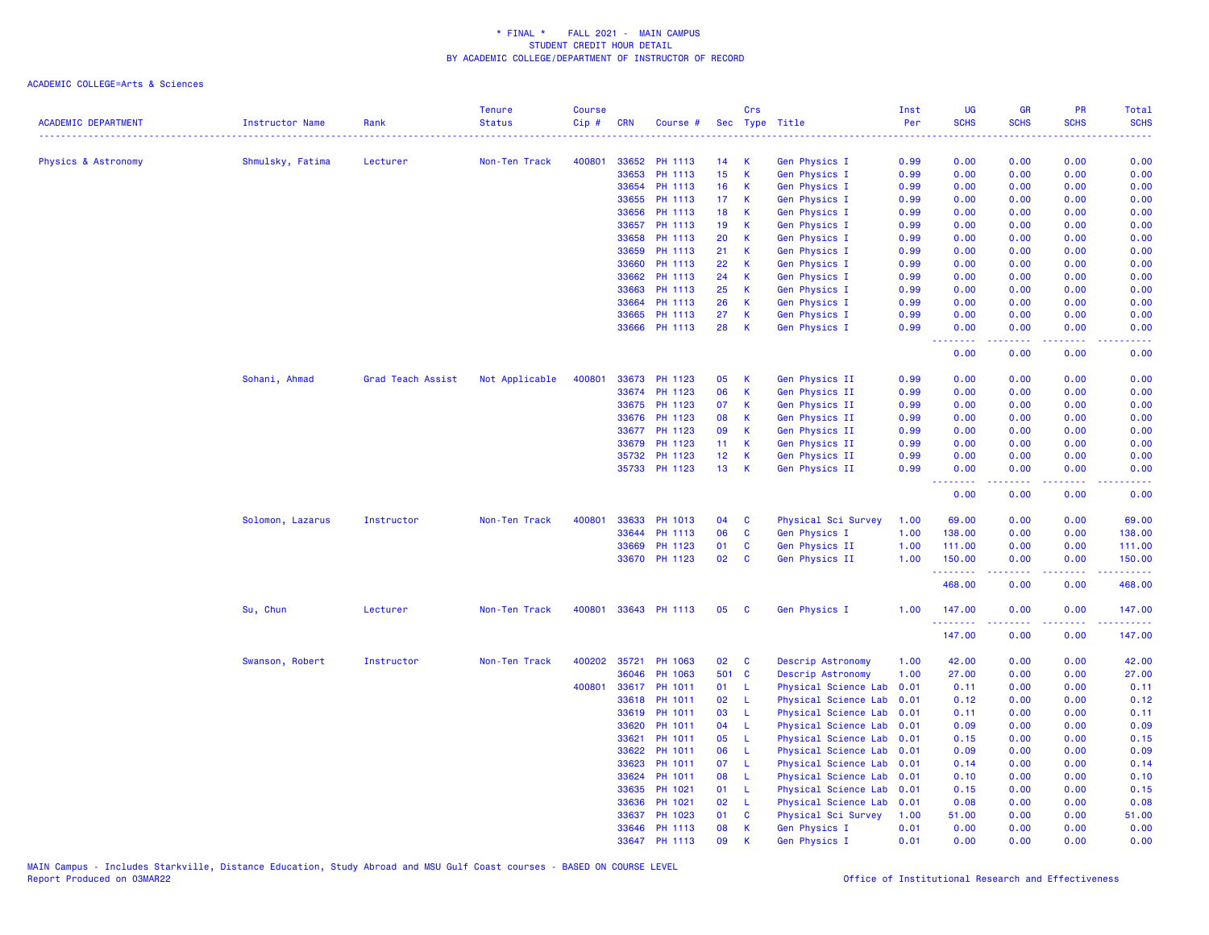# * FINAL * FALL 2021 - MAIN CAMPUS
## STUDENT CREDIT HOUR DETAIL
## BY ACADEMIC COLLEGE/DEPARTMENT OF INSTRUCTOR OF RECORD

ACADEMIC COLLEGE=Arts & Sciences

| ACADEMIC DEPARTMENT | Instructor Name | Rank | Tenure Status | Course Cip # | CRN | Course # | Sec | Crs Type | Title | Inst Per | UG SCHS | GR SCHS | PR SCHS | Total SCHS |
|---|---|---|---|---|---|---|---|---|---|---|---|---|---|---|
| Physics & Astronomy | Shmulsky, Fatima | Lecturer | Non-Ten Track | 400801 | 33652 | PH 1113 | 14 | K | Gen Physics I | 0.99 | 0.00 | 0.00 | 0.00 | 0.00 |
| | | | | | 33653 | PH 1113 | 15 | K | Gen Physics I | 0.99 | 0.00 | 0.00 | 0.00 | 0.00 |
| | | | | | 33654 | PH 1113 | 16 | K | Gen Physics I | 0.99 | 0.00 | 0.00 | 0.00 | 0.00 |
| | | | | | 33655 | PH 1113 | 17 | K | Gen Physics I | 0.99 | 0.00 | 0.00 | 0.00 | 0.00 |
| | | | | | 33656 | PH 1113 | 18 | K | Gen Physics I | 0.99 | 0.00 | 0.00 | 0.00 | 0.00 |
| | | | | | 33657 | PH 1113 | 19 | K | Gen Physics I | 0.99 | 0.00 | 0.00 | 0.00 | 0.00 |
| | | | | | 33658 | PH 1113 | 20 | K | Gen Physics I | 0.99 | 0.00 | 0.00 | 0.00 | 0.00 |
| | | | | | 33659 | PH 1113 | 21 | K | Gen Physics I | 0.99 | 0.00 | 0.00 | 0.00 | 0.00 |
| | | | | | 33660 | PH 1113 | 22 | K | Gen Physics I | 0.99 | 0.00 | 0.00 | 0.00 | 0.00 |
| | | | | | 33662 | PH 1113 | 24 | K | Gen Physics I | 0.99 | 0.00 | 0.00 | 0.00 | 0.00 |
| | | | | | 33663 | PH 1113 | 25 | K | Gen Physics I | 0.99 | 0.00 | 0.00 | 0.00 | 0.00 |
| | | | | | 33664 | PH 1113 | 26 | K | Gen Physics I | 0.99 | 0.00 | 0.00 | 0.00 | 0.00 |
| | | | | | 33665 | PH 1113 | 27 | K | Gen Physics I | 0.99 | 0.00 | 0.00 | 0.00 | 0.00 |
| | | | | | 33666 | PH 1113 | 28 | K | Gen Physics I | 0.99 | 0.00 | 0.00 | 0.00 | 0.00 |
| | | | | | | | | | | | 0.00 | 0.00 | 0.00 | 0.00 |
| | Sohani, Ahmad | Grad Teach Assist | Not Applicable | 400801 | 33673 | PH 1123 | 05 | K | Gen Physics II | 0.99 | 0.00 | 0.00 | 0.00 | 0.00 |
| | | | | | 33674 | PH 1123 | 06 | K | Gen Physics II | 0.99 | 0.00 | 0.00 | 0.00 | 0.00 |
| | | | | | 33675 | PH 1123 | 07 | K | Gen Physics II | 0.99 | 0.00 | 0.00 | 0.00 | 0.00 |
| | | | | | 33676 | PH 1123 | 08 | K | Gen Physics II | 0.99 | 0.00 | 0.00 | 0.00 | 0.00 |
| | | | | | 33677 | PH 1123 | 09 | K | Gen Physics II | 0.99 | 0.00 | 0.00 | 0.00 | 0.00 |
| | | | | | 33679 | PH 1123 | 11 | K | Gen Physics II | 0.99 | 0.00 | 0.00 | 0.00 | 0.00 |
| | | | | | 35732 | PH 1123 | 12 | K | Gen Physics II | 0.99 | 0.00 | 0.00 | 0.00 | 0.00 |
| | | | | | 35733 | PH 1123 | 13 | K | Gen Physics II | 0.99 | 0.00 | 0.00 | 0.00 | 0.00 |
| | | | | | | | | | | | 0.00 | 0.00 | 0.00 | 0.00 |
| | Solomon, Lazarus | Instructor | Non-Ten Track | 400801 | 33633 | PH 1013 | 04 | C | Physical Sci Survey | 1.00 | 69.00 | 0.00 | 0.00 | 69.00 |
| | | | | | 33644 | PH 1113 | 06 | C | Gen Physics I | 1.00 | 138.00 | 0.00 | 0.00 | 138.00 |
| | | | | | 33669 | PH 1123 | 01 | C | Gen Physics II | 1.00 | 111.00 | 0.00 | 0.00 | 111.00 |
| | | | | | 33670 | PH 1123 | 02 | C | Gen Physics II | 1.00 | 150.00 | 0.00 | 0.00 | 150.00 |
| | | | | | | | | | | | 468.00 | 0.00 | 0.00 | 468.00 |
| | Su, Chun | Lecturer | Non-Ten Track | 400801 | 33643 | PH 1113 | 05 | C | Gen Physics I | 1.00 | 147.00 | 0.00 | 0.00 | 147.00 |
| | | | | | | | | | | | 147.00 | 0.00 | 0.00 | 147.00 |
| | Swanson, Robert | Instructor | Non-Ten Track | 400202 | 35721 | PH 1063 | 02 | C | Descrip Astronomy | 1.00 | 42.00 | 0.00 | 0.00 | 42.00 |
| | | | | | 36046 | PH 1063 | 501 | C | Descrip Astronomy | 1.00 | 27.00 | 0.00 | 0.00 | 27.00 |
| | | | | 400801 | 33617 | PH 1011 | 01 | L | Physical Science Lab | 0.01 | 0.11 | 0.00 | 0.00 | 0.11 |
| | | | | | 33618 | PH 1011 | 02 | L | Physical Science Lab | 0.01 | 0.12 | 0.00 | 0.00 | 0.12 |
| | | | | | 33619 | PH 1011 | 03 | L | Physical Science Lab | 0.01 | 0.11 | 0.00 | 0.00 | 0.11 |
| | | | | | 33620 | PH 1011 | 04 | L | Physical Science Lab | 0.01 | 0.09 | 0.00 | 0.00 | 0.09 |
| | | | | | 33621 | PH 1011 | 05 | L | Physical Science Lab | 0.01 | 0.15 | 0.00 | 0.00 | 0.15 |
| | | | | | 33622 | PH 1011 | 06 | L | Physical Science Lab | 0.01 | 0.09 | 0.00 | 0.00 | 0.09 |
| | | | | | 33623 | PH 1011 | 07 | L | Physical Science Lab | 0.01 | 0.14 | 0.00 | 0.00 | 0.14 |
| | | | | | 33624 | PH 1011 | 08 | L | Physical Science Lab | 0.01 | 0.10 | 0.00 | 0.00 | 0.10 |
| | | | | | 33635 | PH 1021 | 01 | L | Physical Science Lab | 0.01 | 0.15 | 0.00 | 0.00 | 0.15 |
| | | | | | 33636 | PH 1021 | 02 | L | Physical Science Lab | 0.01 | 0.08 | 0.00 | 0.00 | 0.08 |
| | | | | | 33637 | PH 1023 | 01 | C | Physical Sci Survey | 1.00 | 51.00 | 0.00 | 0.00 | 51.00 |
| | | | | | 33646 | PH 1113 | 08 | K | Gen Physics I | 0.01 | 0.00 | 0.00 | 0.00 | 0.00 |
| | | | | | 33647 | PH 1113 | 09 | K | Gen Physics I | 0.01 | 0.00 | 0.00 | 0.00 | 0.00 |

MAIN Campus - Includes Starkville, Distance Education, Study Abroad and MSU Gulf Coast courses - BASED ON COURSE LEVEL
Report Produced on 03MAR22

Office of Institutional Research and Effectiveness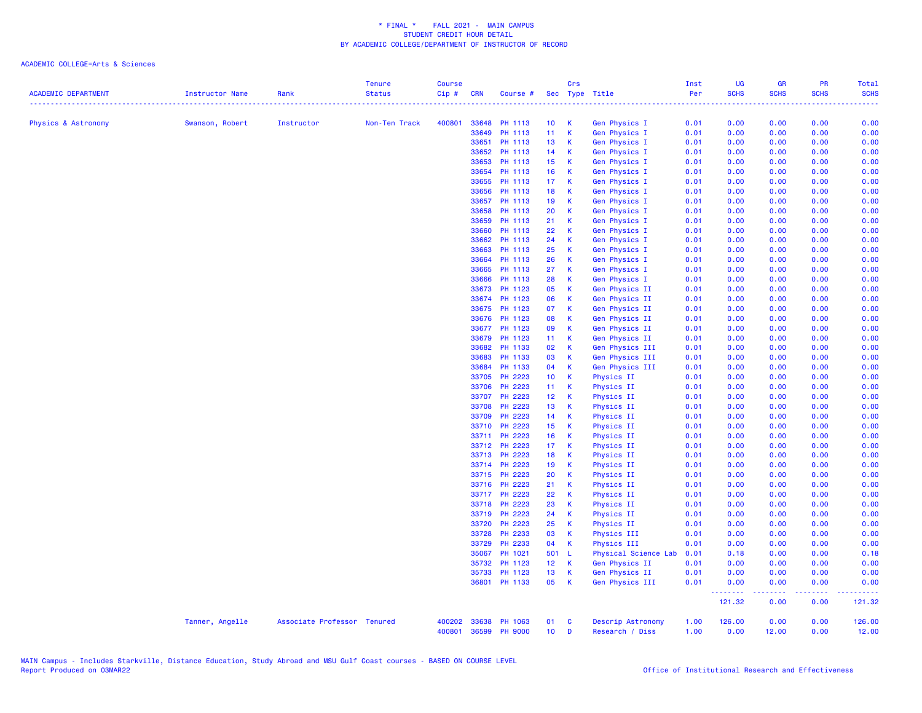\* FINAL \* FALL 2021 - MAIN CAMPUS
STUDENT CREDIT HOUR DETAIL
BY ACADEMIC COLLEGE/DEPARTMENT OF INSTRUCTOR OF RECORD

ACADEMIC COLLEGE=Arts & Sciences

| ACADEMIC DEPARTMENT | Instructor Name | Rank | Tenure Status | Course Cip # | CRN | Course # | Sec | Crs Type | Title | Inst Per | UG SCHS | GR SCHS | PR SCHS | Total SCHS |
|---|---|---|---|---|---|---|---|---|---|---|---|---|---|---|
| Physics & Astronomy | Swanson, Robert | Instructor | Non-Ten Track | 400801 | 33648 | PH 1113 | 10 | K | Gen Physics I | 0.01 | 0.00 | 0.00 | 0.00 | 0.00 |
| | | | | | 33649 | PH 1113 | 11 | K | Gen Physics I | 0.01 | 0.00 | 0.00 | 0.00 | 0.00 |
| | | | | | 33651 | PH 1113 | 13 | K | Gen Physics I | 0.01 | 0.00 | 0.00 | 0.00 | 0.00 |
| | | | | | 33652 | PH 1113 | 14 | K | Gen Physics I | 0.01 | 0.00 | 0.00 | 0.00 | 0.00 |
| | | | | | 33653 | PH 1113 | 15 | K | Gen Physics I | 0.01 | 0.00 | 0.00 | 0.00 | 0.00 |
| | | | | | 33654 | PH 1113 | 16 | K | Gen Physics I | 0.01 | 0.00 | 0.00 | 0.00 | 0.00 |
| | | | | | 33655 | PH 1113 | 17 | K | Gen Physics I | 0.01 | 0.00 | 0.00 | 0.00 | 0.00 |
| | | | | | 33656 | PH 1113 | 18 | K | Gen Physics I | 0.01 | 0.00 | 0.00 | 0.00 | 0.00 |
| | | | | | 33657 | PH 1113 | 19 | K | Gen Physics I | 0.01 | 0.00 | 0.00 | 0.00 | 0.00 |
| | | | | | 33658 | PH 1113 | 20 | K | Gen Physics I | 0.01 | 0.00 | 0.00 | 0.00 | 0.00 |
| | | | | | 33659 | PH 1113 | 21 | K | Gen Physics I | 0.01 | 0.00 | 0.00 | 0.00 | 0.00 |
| | | | | | 33660 | PH 1113 | 22 | K | Gen Physics I | 0.01 | 0.00 | 0.00 | 0.00 | 0.00 |
| | | | | | 33662 | PH 1113 | 24 | K | Gen Physics I | 0.01 | 0.00 | 0.00 | 0.00 | 0.00 |
| | | | | | 33663 | PH 1113 | 25 | K | Gen Physics I | 0.01 | 0.00 | 0.00 | 0.00 | 0.00 |
| | | | | | 33664 | PH 1113 | 26 | K | Gen Physics I | 0.01 | 0.00 | 0.00 | 0.00 | 0.00 |
| | | | | | 33665 | PH 1113 | 27 | K | Gen Physics I | 0.01 | 0.00 | 0.00 | 0.00 | 0.00 |
| | | | | | 33666 | PH 1113 | 28 | K | Gen Physics I | 0.01 | 0.00 | 0.00 | 0.00 | 0.00 |
| | | | | | 33673 | PH 1123 | 05 | K | Gen Physics II | 0.01 | 0.00 | 0.00 | 0.00 | 0.00 |
| | | | | | 33674 | PH 1123 | 06 | K | Gen Physics II | 0.01 | 0.00 | 0.00 | 0.00 | 0.00 |
| | | | | | 33675 | PH 1123 | 07 | K | Gen Physics II | 0.01 | 0.00 | 0.00 | 0.00 | 0.00 |
| | | | | | 33676 | PH 1123 | 08 | K | Gen Physics II | 0.01 | 0.00 | 0.00 | 0.00 | 0.00 |
| | | | | | 33677 | PH 1123 | 09 | K | Gen Physics II | 0.01 | 0.00 | 0.00 | 0.00 | 0.00 |
| | | | | | 33679 | PH 1123 | 11 | K | Gen Physics II | 0.01 | 0.00 | 0.00 | 0.00 | 0.00 |
| | | | | | 33682 | PH 1133 | 02 | K | Gen Physics III | 0.01 | 0.00 | 0.00 | 0.00 | 0.00 |
| | | | | | 33683 | PH 1133 | 03 | K | Gen Physics III | 0.01 | 0.00 | 0.00 | 0.00 | 0.00 |
| | | | | | 33684 | PH 1133 | 04 | K | Gen Physics III | 0.01 | 0.00 | 0.00 | 0.00 | 0.00 |
| | | | | | 33705 | PH 2223 | 10 | K | Physics II | 0.01 | 0.00 | 0.00 | 0.00 | 0.00 |
| | | | | | 33706 | PH 2223 | 11 | K | Physics II | 0.01 | 0.00 | 0.00 | 0.00 | 0.00 |
| | | | | | 33707 | PH 2223 | 12 | K | Physics II | 0.01 | 0.00 | 0.00 | 0.00 | 0.00 |
| | | | | | 33708 | PH 2223 | 13 | K | Physics II | 0.01 | 0.00 | 0.00 | 0.00 | 0.00 |
| | | | | | 33709 | PH 2223 | 14 | K | Physics II | 0.01 | 0.00 | 0.00 | 0.00 | 0.00 |
| | | | | | 33710 | PH 2223 | 15 | K | Physics II | 0.01 | 0.00 | 0.00 | 0.00 | 0.00 |
| | | | | | 33711 | PH 2223 | 16 | K | Physics II | 0.01 | 0.00 | 0.00 | 0.00 | 0.00 |
| | | | | | 33712 | PH 2223 | 17 | K | Physics II | 0.01 | 0.00 | 0.00 | 0.00 | 0.00 |
| | | | | | 33713 | PH 2223 | 18 | K | Physics II | 0.01 | 0.00 | 0.00 | 0.00 | 0.00 |
| | | | | | 33714 | PH 2223 | 19 | K | Physics II | 0.01 | 0.00 | 0.00 | 0.00 | 0.00 |
| | | | | | 33715 | PH 2223 | 20 | K | Physics II | 0.01 | 0.00 | 0.00 | 0.00 | 0.00 |
| | | | | | 33716 | PH 2223 | 21 | K | Physics II | 0.01 | 0.00 | 0.00 | 0.00 | 0.00 |
| | | | | | 33717 | PH 2223 | 22 | K | Physics II | 0.01 | 0.00 | 0.00 | 0.00 | 0.00 |
| | | | | | 33718 | PH 2223 | 23 | K | Physics II | 0.01 | 0.00 | 0.00 | 0.00 | 0.00 |
| | | | | | 33719 | PH 2223 | 24 | K | Physics II | 0.01 | 0.00 | 0.00 | 0.00 | 0.00 |
| | | | | | 33720 | PH 2223 | 25 | K | Physics II | 0.01 | 0.00 | 0.00 | 0.00 | 0.00 |
| | | | | | 33728 | PH 2233 | 03 | K | Physics III | 0.01 | 0.00 | 0.00 | 0.00 | 0.00 |
| | | | | | 33729 | PH 2233 | 04 | K | Physics III | 0.01 | 0.00 | 0.00 | 0.00 | 0.00 |
| | | | | | 35067 | PH 1021 | 501 | L | Physical Science Lab | 0.01 | 0.18 | 0.00 | 0.00 | 0.18 |
| | | | | | 35732 | PH 1123 | 12 | K | Gen Physics II | 0.01 | 0.00 | 0.00 | 0.00 | 0.00 |
| | | | | | 35733 | PH 1123 | 13 | K | Gen Physics II | 0.01 | 0.00 | 0.00 | 0.00 | 0.00 |
| | | | | | 36801 | PH 1133 | 05 | K | Gen Physics III | 0.01 | 0.00 | 0.00 | 0.00 | 0.00 |
| | | | | | | | | | | | 121.32 | 0.00 | 0.00 | 121.32 |
| | Tanner, Angelle | Associate Professor | Tenured | 400202 | 33638 | PH 1063 | 01 | C | Descrip Astronomy | 1.00 | 126.00 | 0.00 | 0.00 | 126.00 |
| | | | | 400801 | 36599 | PH 9000 | 10 | D | Research / Diss | 1.00 | 0.00 | 12.00 | 0.00 | 12.00 |

MAIN Campus - Includes Starkville, Distance Education, Study Abroad and MSU Gulf Coast courses - BASED ON COURSE LEVEL
Report Produced on 03MAR22

Office of Institutional Research and Effectiveness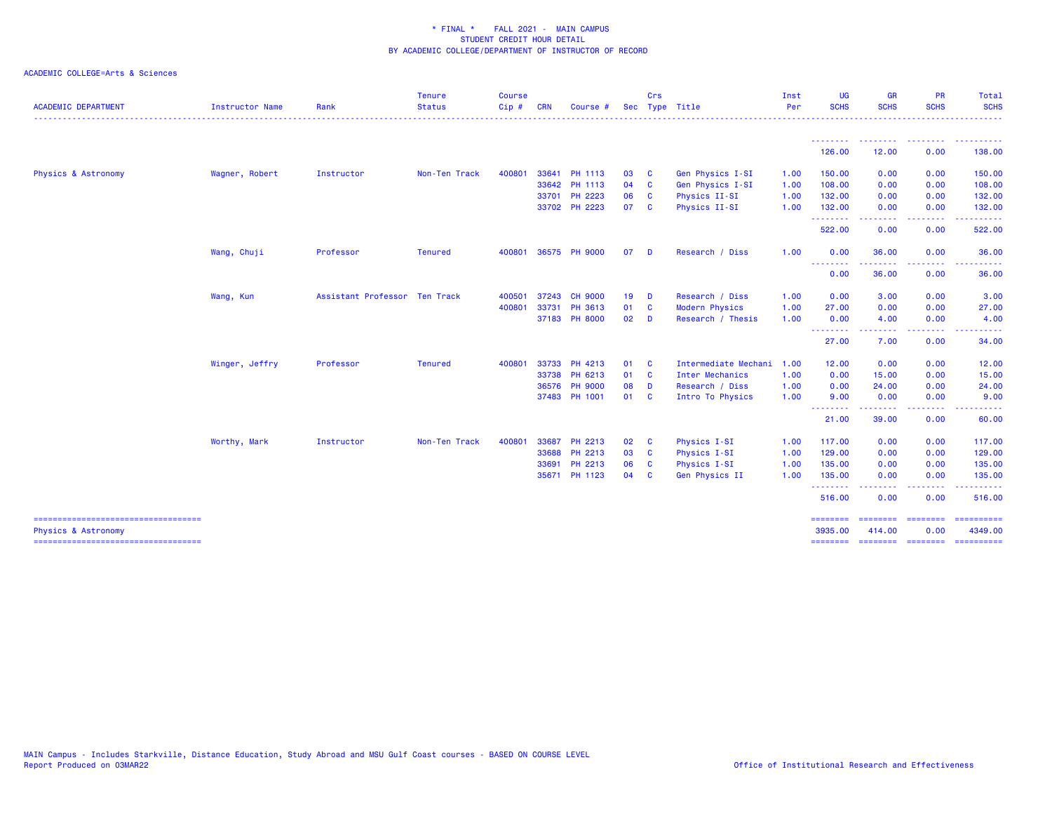\* FINAL \* FALL 2021 - MAIN CAMPUS
STUDENT CREDIT HOUR DETAIL
BY ACADEMIC COLLEGE/DEPARTMENT OF INSTRUCTOR OF RECORD

ACADEMIC COLLEGE=Arts & Sciences

| ACADEMIC DEPARTMENT | Instructor Name | Rank | Tenure Status | Course Cip # | CRN | Course # | Sec | Crs Type | Title | Inst Per | UG SCHS | GR SCHS | PR SCHS | Total SCHS |
|---|---|---|---|---|---|---|---|---|---|---|---|---|---|---|
| | | | | | | | | | | | 126.00 | 12.00 | 0.00 | 138.00 |
| Physics & Astronomy | Wagner, Robert | Instructor | Non-Ten Track | 400801 | 33641 | PH 1113 | 03 | C | Gen Physics I-SI | 1.00 | 150.00 | 0.00 | 0.00 | 150.00 |
| | | | | | 33642 | PH 1113 | 04 | C | Gen Physics I-SI | 1.00 | 108.00 | 0.00 | 0.00 | 108.00 |
| | | | | | 33701 | PH 2223 | 06 | C | Physics II-SI | 1.00 | 132.00 | 0.00 | 0.00 | 132.00 |
| | | | | | 33702 | PH 2223 | 07 | C | Physics II-SI | 1.00 | 132.00 | 0.00 | 0.00 | 132.00 |
| | | | | | | | | | | | 522.00 | 0.00 | 0.00 | 522.00 |
| | Wang, Chuji | Professor | Tenured | 400801 | 36575 | PH 9000 | 07 | D | Research / Diss | 1.00 | 0.00 | 36.00 | 0.00 | 36.00 |
| | | | | | | | | | | | 0.00 | 36.00 | 0.00 | 36.00 |
| | Wang, Kun | Assistant Professor | Ten Track | 400501 | 37243 | CH 9000 | 19 | D | Research / Diss | 1.00 | 0.00 | 3.00 | 0.00 | 3.00 |
| | | | | 400801 | 33731 | PH 3613 | 01 | C | Modern Physics | 1.00 | 27.00 | 0.00 | 0.00 | 27.00 |
| | | | | | 37183 | PH 8000 | 02 | D | Research / Thesis | 1.00 | 0.00 | 4.00 | 0.00 | 4.00 |
| | | | | | | | | | | | 27.00 | 7.00 | 0.00 | 34.00 |
| | Winger, Jeffry | Professor | Tenured | 400801 | 33733 | PH 4213 | 01 | C | Intermediate Mechani | 1.00 | 12.00 | 0.00 | 0.00 | 12.00 |
| | | | | | 33738 | PH 6213 | 01 | C | Inter Mechanics | 1.00 | 0.00 | 15.00 | 0.00 | 15.00 |
| | | | | | 36576 | PH 9000 | 08 | D | Research / Diss | 1.00 | 0.00 | 24.00 | 0.00 | 24.00 |
| | | | | | 37483 | PH 1001 | 01 | C | Intro To Physics | 1.00 | 9.00 | 0.00 | 0.00 | 9.00 |
| | | | | | | | | | | | 21.00 | 39.00 | 0.00 | 60.00 |
| | Worthy, Mark | Instructor | Non-Ten Track | 400801 | 33687 | PH 2213 | 02 | C | Physics I-SI | 1.00 | 117.00 | 0.00 | 0.00 | 117.00 |
| | | | | | 33688 | PH 2213 | 03 | C | Physics I-SI | 1.00 | 129.00 | 0.00 | 0.00 | 129.00 |
| | | | | | 33691 | PH 2213 | 06 | C | Physics I-SI | 1.00 | 135.00 | 0.00 | 0.00 | 135.00 |
| | | | | | 35671 | PH 1123 | 04 | C | Gen Physics II | 1.00 | 135.00 | 0.00 | 0.00 | 135.00 |
| | | | | | | | | | | | 516.00 | 0.00 | 0.00 | 516.00 |
| Physics & Astronomy | | | | | | | | | | | 3935.00 | 414.00 | 0.00 | 4349.00 |

MAIN Campus - Includes Starkville, Distance Education, Study Abroad and MSU Gulf Coast courses - BASED ON COURSE LEVEL
Report Produced on 03MAR22

Office of Institutional Research and Effectiveness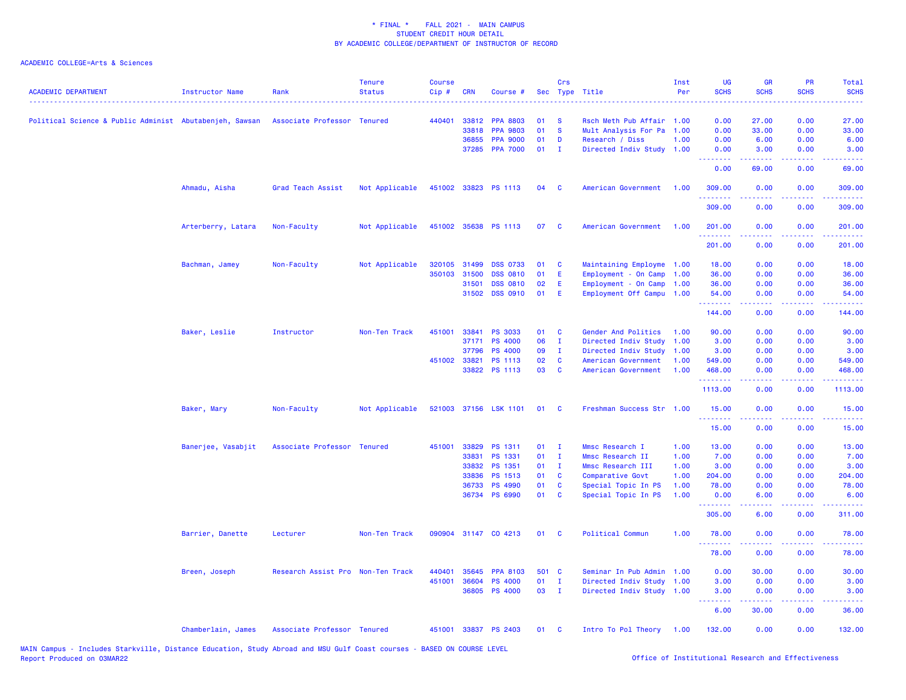\* FINAL \* FALL 2021 - MAIN CAMPUS
STUDENT CREDIT HOUR DETAIL
BY ACADEMIC COLLEGE/DEPARTMENT OF INSTRUCTOR OF RECORD

ACADEMIC COLLEGE=Arts & Sciences

| ACADEMIC DEPARTMENT | Instructor Name | Rank | Tenure Status | Course Cip # | CRN | Course # | Sec | Crs Type | Title | Inst Per | UG SCHS | GR SCHS | PR SCHS | Total SCHS |
|---|---|---|---|---|---|---|---|---|---|---|---|---|---|---|
| Political Science & Public Administ | Abutabenjeh, Sawsan | Associate Professor | Tenured | 440401 | 33812 | PPA 8803 | 01 | S | Rsch Meth Pub Affair | 1.00 | 0.00 | 27.00 | 0.00 | 27.00 |
| | | | | | 33818 | PPA 9803 | 01 | S | Mult Analysis For Pa | 1.00 | 0.00 | 33.00 | 0.00 | 33.00 |
| | | | | | 36855 | PPA 9000 | 01 | D | Research / Diss | 1.00 | 0.00 | 6.00 | 0.00 | 6.00 |
| | | | | | 37285 | PPA 7000 | 01 | I | Directed Indiv Study | 1.00 | 0.00 | 3.00 | 0.00 | 3.00 |
| | | | | | | | | | | | 0.00 | 69.00 | 0.00 | 69.00 |
| | Ahmadu, Aisha | Grad Teach Assist | Not Applicable | 451002 | 33823 | PS 1113 | 04 | C | American Government | 1.00 | 309.00 | 0.00 | 0.00 | 309.00 |
| | | | | | | | | | | | 309.00 | 0.00 | 0.00 | 309.00 |
| | Arterberry, Latara | Non-Faculty | Not Applicable | 451002 | 35638 | PS 1113 | 07 | C | American Government | 1.00 | 201.00 | 0.00 | 0.00 | 201.00 |
| | | | | | | | | | | | 201.00 | 0.00 | 0.00 | 201.00 |
| | Bachman, Jamey | Non-Faculty | Not Applicable | 320105 | 31499 | DSS 0733 | 01 | C | Maintaining Employme | 1.00 | 18.00 | 0.00 | 0.00 | 18.00 |
| | | | | 350103 | 31500 | DSS 0810 | 01 | E | Employment - On Camp | 1.00 | 36.00 | 0.00 | 0.00 | 36.00 |
| | | | | | 31501 | DSS 0810 | 02 | E | Employment - On Camp | 1.00 | 36.00 | 0.00 | 0.00 | 36.00 |
| | | | | | 31502 | DSS 0910 | 01 | E | Employment Off Campu | 1.00 | 54.00 | 0.00 | 0.00 | 54.00 |
| | | | | | | | | | | | 144.00 | 0.00 | 0.00 | 144.00 |
| | Baker, Leslie | Instructor | Non-Ten Track | 451001 | 33841 | PS 3033 | 01 | C | Gender And Politics | 1.00 | 90.00 | 0.00 | 0.00 | 90.00 |
| | | | | | 37171 | PS 4000 | 06 | I | Directed Indiv Study | 1.00 | 3.00 | 0.00 | 0.00 | 3.00 |
| | | | | | 37796 | PS 4000 | 09 | I | Directed Indiv Study | 1.00 | 3.00 | 0.00 | 0.00 | 3.00 |
| | | | | 451002 | 33821 | PS 1113 | 02 | C | American Government | 1.00 | 549.00 | 0.00 | 0.00 | 549.00 |
| | | | | | 33822 | PS 1113 | 03 | C | American Government | 1.00 | 468.00 | 0.00 | 0.00 | 468.00 |
| | | | | | | | | | | | 1113.00 | 0.00 | 0.00 | 1113.00 |
| | Baker, Mary | Non-Faculty | Not Applicable | 521003 | 37156 | LSK 1101 | 01 | C | Freshman Success Str | 1.00 | 15.00 | 0.00 | 0.00 | 15.00 |
| | | | | | | | | | | | 15.00 | 0.00 | 0.00 | 15.00 |
| | Banerjee, Vasabjit | Associate Professor | Tenured | 451001 | 33829 | PS 1311 | 01 | I | Mmsc Research I | 1.00 | 13.00 | 0.00 | 0.00 | 13.00 |
| | | | | | 33831 | PS 1331 | 01 | I | Mmsc Research II | 1.00 | 7.00 | 0.00 | 0.00 | 7.00 |
| | | | | | 33832 | PS 1351 | 01 | I | Mmsc Research III | 1.00 | 3.00 | 0.00 | 0.00 | 3.00 |
| | | | | | 33836 | PS 1513 | 01 | C | Comparative Govt | 1.00 | 204.00 | 0.00 | 0.00 | 204.00 |
| | | | | | 36733 | PS 4990 | 01 | C | Special Topic In PS | 1.00 | 78.00 | 0.00 | 0.00 | 78.00 |
| | | | | | 36734 | PS 6990 | 01 | C | Special Topic In PS | 1.00 | 0.00 | 6.00 | 0.00 | 6.00 |
| | | | | | | | | | | | 305.00 | 6.00 | 0.00 | 311.00 |
| | Barrier, Danette | Lecturer | Non-Ten Track | 090904 | 31147 | CO 4213 | 01 | C | Political Commun | 1.00 | 78.00 | 0.00 | 0.00 | 78.00 |
| | | | | | | | | | | | 78.00 | 0.00 | 0.00 | 78.00 |
| | Breen, Joseph | Research Assist Pro | Non-Ten Track | 440401 | 35645 | PPA 8103 | 501 | C | Seminar In Pub Admin | 1.00 | 0.00 | 30.00 | 0.00 | 30.00 |
| | | | | 451001 | 36604 | PS 4000 | 01 | I | Directed Indiv Study | 1.00 | 3.00 | 0.00 | 0.00 | 3.00 |
| | | | | | 36805 | PS 4000 | 03 | I | Directed Indiv Study | 1.00 | 3.00 | 0.00 | 0.00 | 3.00 |
| | | | | | | | | | | | 6.00 | 30.00 | 0.00 | 36.00 |
| | Chamberlain, James | Associate Professor | Tenured | 451001 | 33837 | PS 2403 | 01 | C | Intro To Pol Theory | 1.00 | 132.00 | 0.00 | 0.00 | 132.00 |

MAIN Campus - Includes Starkville, Distance Education, Study Abroad and MSU Gulf Coast courses - BASED ON COURSE LEVEL
Report Produced on 03MAR22 Office of Institutional Research and Effectiveness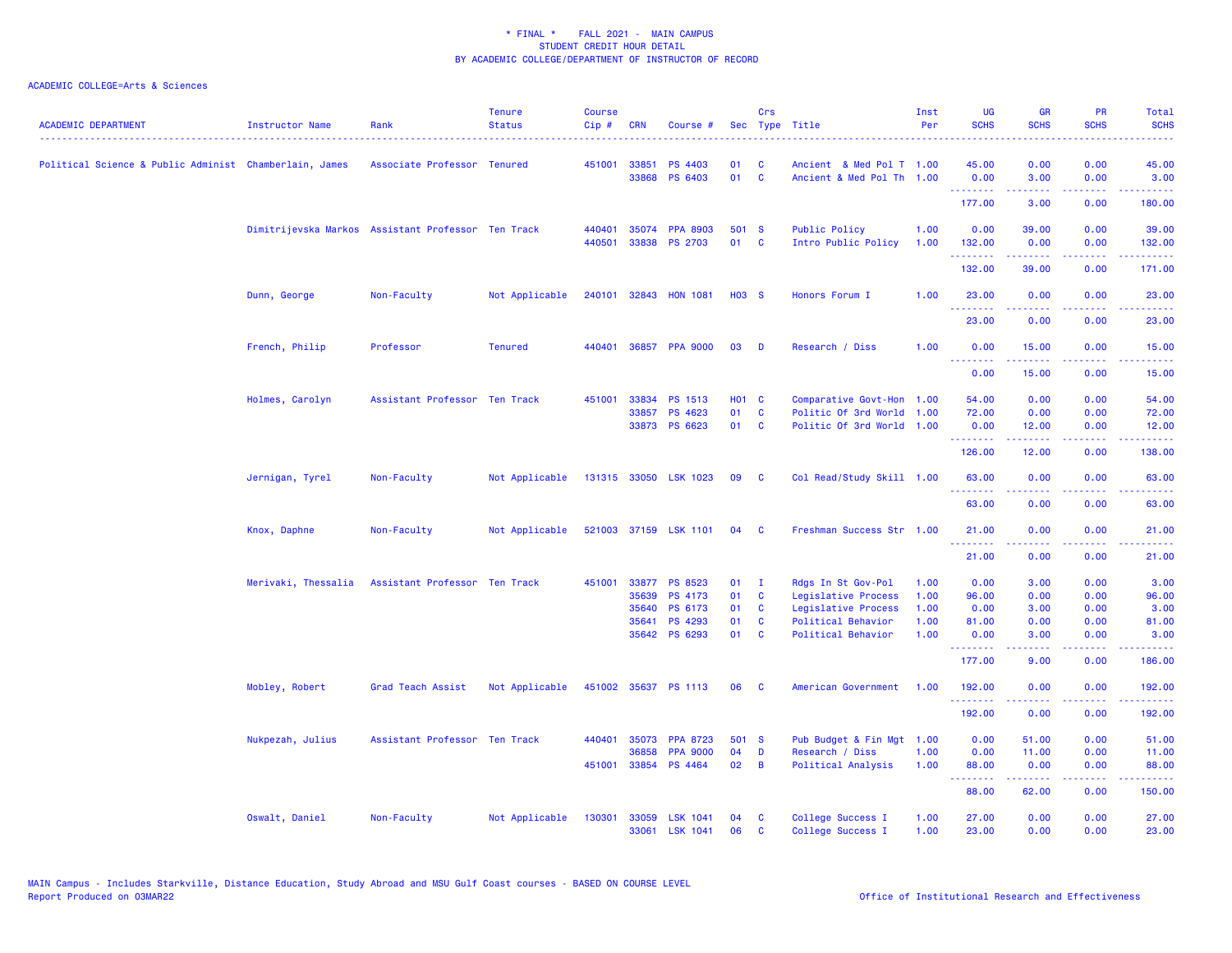\* FINAL \* FALL 2021 - MAIN CAMPUS
STUDENT CREDIT HOUR DETAIL
BY ACADEMIC COLLEGE/DEPARTMENT OF INSTRUCTOR OF RECORD

ACADEMIC COLLEGE=Arts & Sciences

| ACADEMIC DEPARTMENT | Instructor Name | Rank | Tenure Status | Course Cip # | CRN | Course # | Sec | Crs Type | Title | Inst Per | UG SCHS | GR SCHS | PR SCHS | Total SCHS |
|---|---|---|---|---|---|---|---|---|---|---|---|---|---|---|
| Political Science & Public Administ | Chamberlain, James | Associate Professor | Tenured | 451001 | 33851 | PS 4403 | 01 | C | Ancient & Med Pol T | 1.00 | 45.00 | 0.00 | 0.00 | 45.00 |
| | | | | | 33868 | PS 6403 | 01 | C | Ancient & Med Pol Th | 1.00 | 0.00 | 3.00 | 0.00 | 3.00 |
| | | | | | | | | | | | 177.00 | 3.00 | 0.00 | 180.00 |
| | Dimitrijevska Markos | Assistant Professor | Ten Track | 440401 | 35074 | PPA 8903 | 501 | S | Public Policy | 1.00 | 0.00 | 39.00 | 0.00 | 39.00 |
| | | | | 440501 | 33838 | PS 2703 | 01 | C | Intro Public Policy | 1.00 | 132.00 | 0.00 | 0.00 | 132.00 |
| | | | | | | | | | | | 132.00 | 39.00 | 0.00 | 171.00 |
| | Dunn, George | Non-Faculty | Not Applicable | 240101 | 32843 | HON 1081 | H03 | S | Honors Forum I | 1.00 | 23.00 | 0.00 | 0.00 | 23.00 |
| | | | | | | | | | | | 23.00 | 0.00 | 0.00 | 23.00 |
| | French, Philip | Professor | Tenured | 440401 | 36857 | PPA 9000 | 03 | D | Research / Diss | 1.00 | 0.00 | 15.00 | 0.00 | 15.00 |
| | | | | | | | | | | | 0.00 | 15.00 | 0.00 | 15.00 |
| | Holmes, Carolyn | Assistant Professor | Ten Track | 451001 | 33834 | PS 1513 | H01 | C | Comparative Govt-Hon | 1.00 | 54.00 | 0.00 | 0.00 | 54.00 |
| | | | | | 33857 | PS 4623 | 01 | C | Politic Of 3rd World | 1.00 | 72.00 | 0.00 | 0.00 | 72.00 |
| | | | | | 33873 | PS 6623 | 01 | C | Politic Of 3rd World | 1.00 | 0.00 | 12.00 | 0.00 | 12.00 |
| | | | | | | | | | | | 126.00 | 12.00 | 0.00 | 138.00 |
| | Jernigan, Tyrel | Non-Faculty | Not Applicable | 131315 | 33050 | LSK 1023 | 09 | C | Col Read/Study Skill | 1.00 | 63.00 | 0.00 | 0.00 | 63.00 |
| | | | | | | | | | | | 63.00 | 0.00 | 0.00 | 63.00 |
| | Knox, Daphne | Non-Faculty | Not Applicable | 521003 | 37159 | LSK 1101 | 04 | C | Freshman Success Str | 1.00 | 21.00 | 0.00 | 0.00 | 21.00 |
| | | | | | | | | | | | 21.00 | 0.00 | 0.00 | 21.00 |
| | Merivaki, Thessalia | Assistant Professor | Ten Track | 451001 | 33877 | PS 8523 | 01 | I | Rdgs In St Gov-Pol | 1.00 | 0.00 | 3.00 | 0.00 | 3.00 |
| | | | | | 35639 | PS 4173 | 01 | C | Legislative Process | 1.00 | 96.00 | 0.00 | 0.00 | 96.00 |
| | | | | | 35640 | PS 6173 | 01 | C | Legislative Process | 1.00 | 0.00 | 3.00 | 0.00 | 3.00 |
| | | | | | 35641 | PS 4293 | 01 | C | Political Behavior | 1.00 | 81.00 | 0.00 | 0.00 | 81.00 |
| | | | | | 35642 | PS 6293 | 01 | C | Political Behavior | 1.00 | 0.00 | 3.00 | 0.00 | 3.00 |
| | | | | | | | | | | | 177.00 | 9.00 | 0.00 | 186.00 |
| | Mobley, Robert | Grad Teach Assist | Not Applicable | 451002 | 35637 | PS 1113 | 06 | C | American Government | 1.00 | 192.00 | 0.00 | 0.00 | 192.00 |
| | | | | | | | | | | | 192.00 | 0.00 | 0.00 | 192.00 |
| | Nukpezah, Julius | Assistant Professor | Ten Track | 440401 | 35073 | PPA 8723 | 501 | S | Pub Budget & Fin Mgt | 1.00 | 0.00 | 51.00 | 0.00 | 51.00 |
| | | | | | 36858 | PPA 9000 | 04 | D | Research / Diss | 1.00 | 0.00 | 11.00 | 0.00 | 11.00 |
| | | | | 451001 | 33854 | PS 4464 | 02 | B | Political Analysis | 1.00 | 88.00 | 0.00 | 0.00 | 88.00 |
| | | | | | | | | | | | 88.00 | 62.00 | 0.00 | 150.00 |
| | Oswalt, Daniel | Non-Faculty | Not Applicable | 130301 | 33059 | LSK 1041 | 04 | C | College Success I | 1.00 | 27.00 | 0.00 | 0.00 | 27.00 |
| | | | | | 33061 | LSK 1041 | 06 | C | College Success I | 1.00 | 23.00 | 0.00 | 0.00 | 23.00 |

MAIN Campus - Includes Starkville, Distance Education, Study Abroad and MSU Gulf Coast courses - BASED ON COURSE LEVEL
Report Produced on 03MAR22

Office of Institutional Research and Effectiveness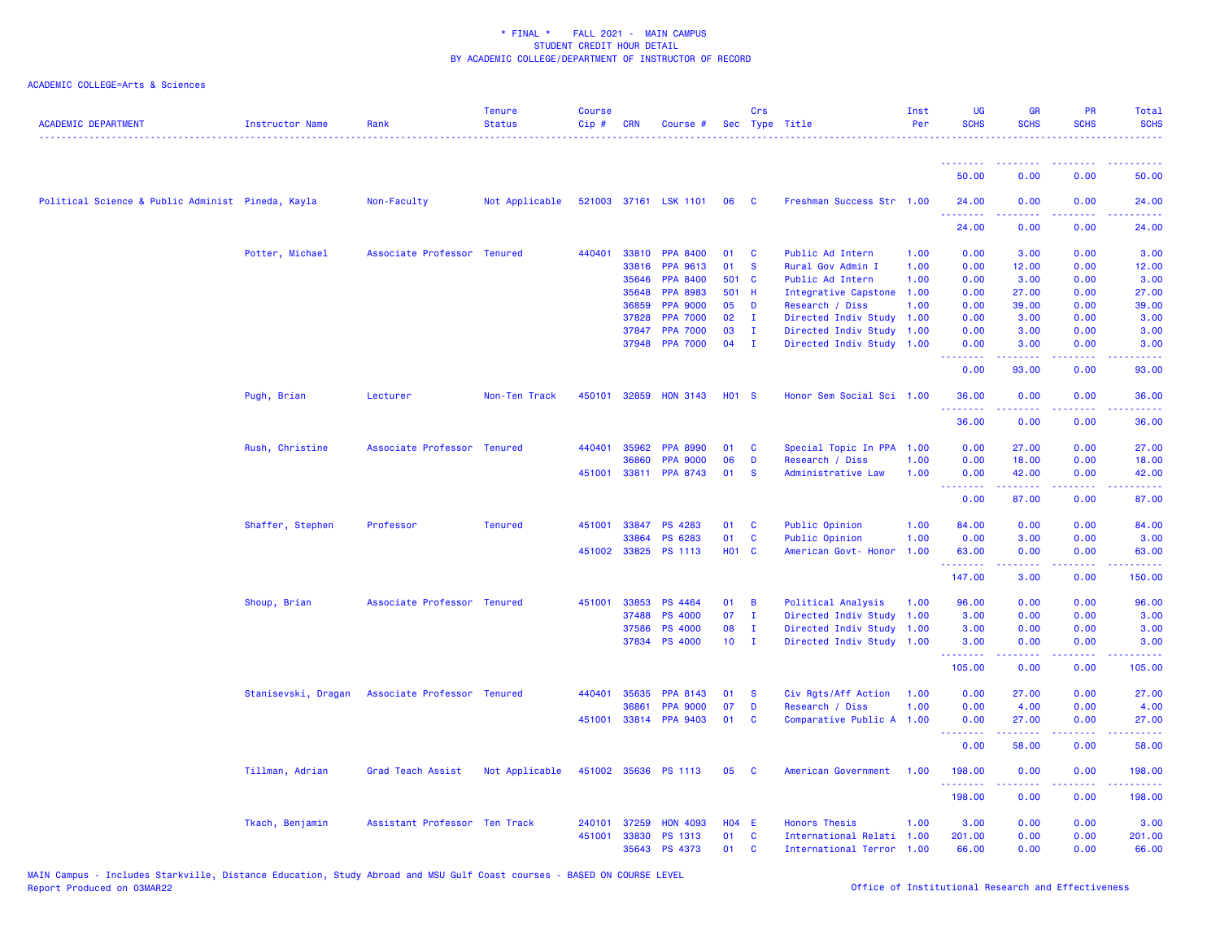\* FINAL \* FALL 2021 - MAIN CAMPUS
STUDENT CREDIT HOUR DETAIL
BY ACADEMIC COLLEGE/DEPARTMENT OF INSTRUCTOR OF RECORD

ACADEMIC COLLEGE=Arts & Sciences

| ACADEMIC DEPARTMENT | Instructor Name | Rank | Tenure Status | Course Cip # | CRN | Course # | Sec | Crs Type | Title | Inst Per | UG SCHS | GR SCHS | PR SCHS | Total SCHS |
|---|---|---|---|---|---|---|---|---|---|---|---|---|---|---|
| | | | | | | | | | | | 50.00 | 0.00 | 0.00 | 50.00 |
| Political Science & Public Administ | Pineda, Kayla | Non-Faculty | Not Applicable | 521003 | 37161 | LSK 1101 | 06 | C | Freshman Success Str | 1.00 | 24.00 | 0.00 | 0.00 | 24.00 |
| | | | | | | | | | | | 24.00 | 0.00 | 0.00 | 24.00 |
| | Potter, Michael | Associate Professor | Tenured | 440401 | 33810 | PPA 8400 | 01 | C | Public Ad Intern | 1.00 | 0.00 | 3.00 | 0.00 | 3.00 |
| | | | | | 33816 | PPA 9613 | 01 | S | Rural Gov Admin I | 1.00 | 0.00 | 12.00 | 0.00 | 12.00 |
| | | | | | 35646 | PPA 8400 | 501 | C | Public Ad Intern | 1.00 | 0.00 | 3.00 | 0.00 | 3.00 |
| | | | | | 35648 | PPA 8983 | 501 | H | Integrative Capstone | 1.00 | 0.00 | 27.00 | 0.00 | 27.00 |
| | | | | | 36859 | PPA 9000 | 05 | D | Research / Diss | 1.00 | 0.00 | 39.00 | 0.00 | 39.00 |
| | | | | | 37828 | PPA 7000 | 02 | I | Directed Indiv Study | 1.00 | 0.00 | 3.00 | 0.00 | 3.00 |
| | | | | | 37847 | PPA 7000 | 03 | I | Directed Indiv Study | 1.00 | 0.00 | 3.00 | 0.00 | 3.00 |
| | | | | | 37948 | PPA 7000 | 04 | I | Directed Indiv Study | 1.00 | 0.00 | 3.00 | 0.00 | 3.00 |
| | | | | | | | | | | | 0.00 | 93.00 | 0.00 | 93.00 |
| | Pugh, Brian | Lecturer | Non-Ten Track | 450101 | 32859 | HON 3143 | H01 | S | Honor Sem Social Sci | 1.00 | 36.00 | 0.00 | 0.00 | 36.00 |
| | | | | | | | | | | | 36.00 | 0.00 | 0.00 | 36.00 |
| | Rush, Christine | Associate Professor | Tenured | 440401 | 35962 | PPA 8990 | 01 | C | Special Topic In PPA | 1.00 | 0.00 | 27.00 | 0.00 | 27.00 |
| | | | | | 36860 | PPA 9000 | 06 | D | Research / Diss | 1.00 | 0.00 | 18.00 | 0.00 | 18.00 |
| | | | | 451001 | 33811 | PPA 8743 | 01 | S | Administrative Law | 1.00 | 0.00 | 42.00 | 0.00 | 42.00 |
| | | | | | | | | | | | 0.00 | 87.00 | 0.00 | 87.00 |
| | Shaffer, Stephen | Professor | Tenured | 451001 | 33847 | PS 4283 | 01 | C | Public Opinion | 1.00 | 84.00 | 0.00 | 0.00 | 84.00 |
| | | | | | 33864 | PS 6283 | 01 | C | Public Opinion | 1.00 | 0.00 | 3.00 | 0.00 | 3.00 |
| | | | | 451002 | 33825 | PS 1113 | H01 | C | American Govt- Honor | 1.00 | 63.00 | 0.00 | 0.00 | 63.00 |
| | | | | | | | | | | | 147.00 | 3.00 | 0.00 | 150.00 |
| | Shoup, Brian | Associate Professor | Tenured | 451001 | 33853 | PS 4464 | 01 | B | Political Analysis | 1.00 | 96.00 | 0.00 | 0.00 | 96.00 |
| | | | | | 37488 | PS 4000 | 07 | I | Directed Indiv Study | 1.00 | 3.00 | 0.00 | 0.00 | 3.00 |
| | | | | | 37586 | PS 4000 | 08 | I | Directed Indiv Study | 1.00 | 3.00 | 0.00 | 0.00 | 3.00 |
| | | | | | 37834 | PS 4000 | 10 | I | Directed Indiv Study | 1.00 | 3.00 | 0.00 | 0.00 | 3.00 |
| | | | | | | | | | | | 105.00 | 0.00 | 0.00 | 105.00 |
| | Stanisevski, Dragan | Associate Professor | Tenured | 440401 | 35635 | PPA 8143 | 01 | S | Civ Rgts/Aff Action | 1.00 | 0.00 | 27.00 | 0.00 | 27.00 |
| | | | | | 36861 | PPA 9000 | 07 | D | Research / Diss | 1.00 | 0.00 | 4.00 | 0.00 | 4.00 |
| | | | | 451001 | 33814 | PPA 9403 | 01 | C | Comparative Public A | 1.00 | 0.00 | 27.00 | 0.00 | 27.00 |
| | | | | | | | | | | | 0.00 | 58.00 | 0.00 | 58.00 |
| | Tillman, Adrian | Grad Teach Assist | Not Applicable | 451002 | 35636 | PS 1113 | 05 | C | American Government | 1.00 | 198.00 | 0.00 | 0.00 | 198.00 |
| | | | | | | | | | | | 198.00 | 0.00 | 0.00 | 198.00 |
| | Tkach, Benjamin | Assistant Professor | Ten Track | 240101 | 37259 | HON 4093 | H04 | E | Honors Thesis | 1.00 | 3.00 | 0.00 | 0.00 | 3.00 |
| | | | | 451001 | 33830 | PS 1313 | 01 | C | International Relati | 1.00 | 201.00 | 0.00 | 0.00 | 201.00 |
| | | | | | 35643 | PS 4373 | 01 | C | International Terror | 1.00 | 66.00 | 0.00 | 0.00 | 66.00 |

MAIN Campus - Includes Starkville, Distance Education, Study Abroad and MSU Gulf Coast courses - BASED ON COURSE LEVEL
Report Produced on 03MAR22

Office of Institutional Research and Effectiveness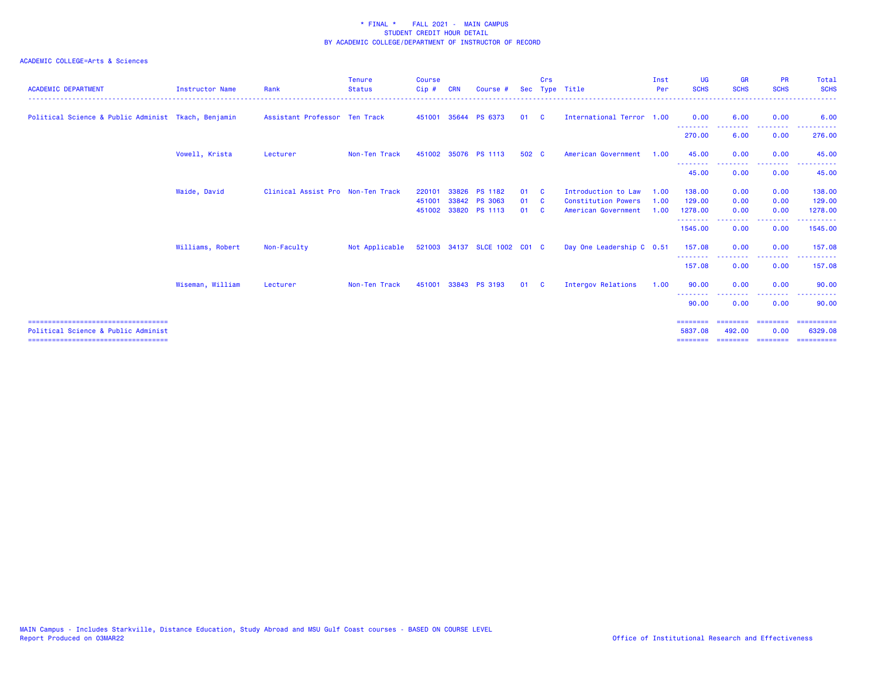\* FINAL \*    FALL 2021 -  MAIN CAMPUS
STUDENT CREDIT HOUR DETAIL
BY ACADEMIC COLLEGE/DEPARTMENT OF INSTRUCTOR OF RECORD

ACADEMIC COLLEGE=Arts & Sciences

| ACADEMIC DEPARTMENT | Instructor Name | Rank | Tenure Status | Course Cip # | CRN | Course # | Sec | Crs Type | Title | Inst Per | UG SCHS | GR SCHS | PR SCHS | Total SCHS |
|---|---|---|---|---|---|---|---|---|---|---|---|---|---|---|
| Political Science & Public Administ | Tkach, Benjamin | Assistant Professor | Ten Track | 451001 | 35644 | PS 6373 | 01 | C | International Terror | 1.00 | 0.00 | 6.00 | 0.00 | 6.00 |
| | | | | | | | | | | | 270.00 | 6.00 | 0.00 | 276.00 |
| | Vowell, Krista | Lecturer | Non-Ten Track | 451002 | 35076 | PS 1113 | 502 | C | American Government | 1.00 | 45.00 | 0.00 | 0.00 | 45.00 |
| | | | | | | | | | | | 45.00 | 0.00 | 0.00 | 45.00 |
| | Waide, David | Clinical Assist Pro | Non-Ten Track | 220101 | 33826 | PS 1182 | 01 | C | Introduction to Law | 1.00 | 138.00 | 0.00 | 0.00 | 138.00 |
| | | | | 451001 | 33842 | PS 3063 | 01 | C | Constitution Powers | 1.00 | 129.00 | 0.00 | 0.00 | 129.00 |
| | | | | 451002 | 33820 | PS 1113 | 01 | C | American Government | 1.00 | 1278.00 | 0.00 | 0.00 | 1278.00 |
| | | | | | | | | | | | 1545.00 | 0.00 | 0.00 | 1545.00 |
| | Williams, Robert | Non-Faculty | Not Applicable | 521003 | 34137 | SLCE 1002 | C01 | C | Day One Leadership C | 0.51 | 157.08 | 0.00 | 0.00 | 157.08 |
| | | | | | | | | | | | 157.08 | 0.00 | 0.00 | 157.08 |
| | Wiseman, William | Lecturer | Non-Ten Track | 451001 | 33843 | PS 3193 | 01 | C | Intergov Relations | 1.00 | 90.00 | 0.00 | 0.00 | 90.00 |
| | | | | | | | | | | | 90.00 | 0.00 | 0.00 | 90.00 |
| Political Science & Public Administ | | | | | | | | | | | 5837.08 | 492.00 | 0.00 | 6329.08 |

MAIN Campus - Includes Starkville, Distance Education, Study Abroad and MSU Gulf Coast courses - BASED ON COURSE LEVEL
Report Produced on 03MAR22

Office of Institutional Research and Effectiveness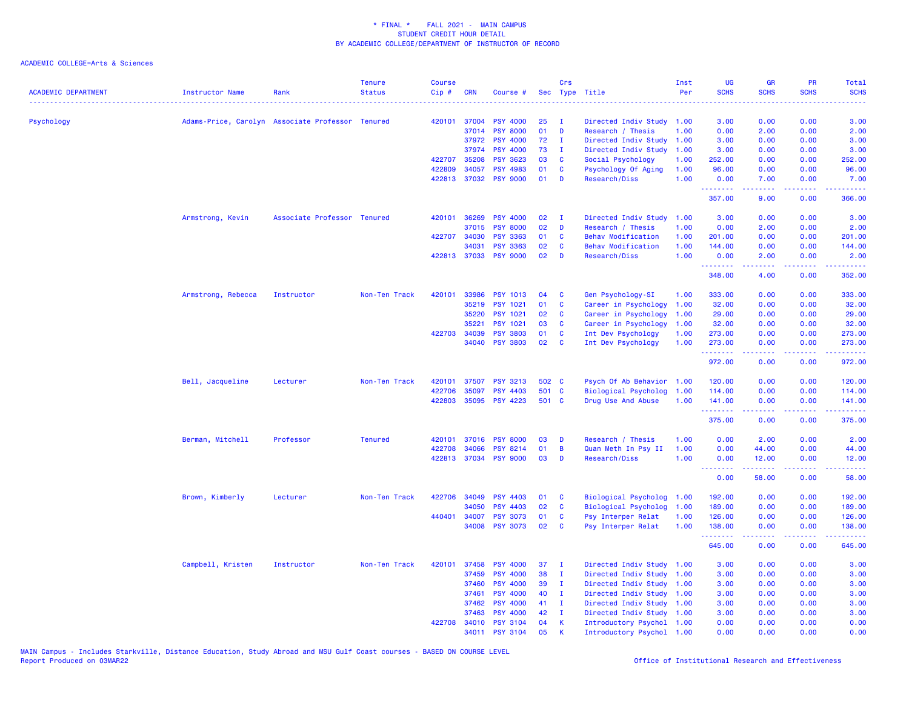\* FINAL \* FALL 2021 - MAIN CAMPUS
STUDENT CREDIT HOUR DETAIL
BY ACADEMIC COLLEGE/DEPARTMENT OF INSTRUCTOR OF RECORD

ACADEMIC COLLEGE=Arts & Sciences

| ACADEMIC DEPARTMENT | Instructor Name | Rank | Tenure Status | Course Cip # | CRN | Course # | Sec | Crs Type | Title | Inst Per | UG SCHS | GR SCHS | PR SCHS | Total SCHS |
|---|---|---|---|---|---|---|---|---|---|---|---|---|---|---|
| Psychology | Adams-Price, Carolyn | Associate Professor | Tenured | 420101 | 37004 | PSY 4000 | 25 | I | Directed Indiv Study | 1.00 | 3.00 | 0.00 | 0.00 | 3.00 |
| | | | | | 37014 | PSY 8000 | 01 | D | Research / Thesis | 1.00 | 0.00 | 2.00 | 0.00 | 2.00 |
| | | | | | 37972 | PSY 4000 | 72 | I | Directed Indiv Study | 1.00 | 3.00 | 0.00 | 0.00 | 3.00 |
| | | | | | 37974 | PSY 4000 | 73 | I | Directed Indiv Study | 1.00 | 3.00 | 0.00 | 0.00 | 3.00 |
| | | | | 422707 | 35208 | PSY 3623 | 03 | C | Social Psychology | 1.00 | 252.00 | 0.00 | 0.00 | 252.00 |
| | | | | 422809 | 34057 | PSY 4983 | 01 | C | Psychology Of Aging | 1.00 | 96.00 | 0.00 | 0.00 | 96.00 |
| | | | | 422813 | 37032 | PSY 9000 | 01 | D | Research/Diss | 1.00 | 0.00 | 7.00 | 0.00 | 7.00 |
| | | | | | | | | | | | 357.00 | 9.00 | 0.00 | 366.00 |
| | Armstrong, Kevin | Associate Professor | Tenured | 420101 | 36269 | PSY 4000 | 02 | I | Directed Indiv Study | 1.00 | 3.00 | 0.00 | 0.00 | 3.00 |
| | | | | | 37015 | PSY 8000 | 02 | D | Research / Thesis | 1.00 | 0.00 | 2.00 | 0.00 | 2.00 |
| | | | | 422707 | 34030 | PSY 3363 | 01 | C | Behav Modification | 1.00 | 201.00 | 0.00 | 0.00 | 201.00 |
| | | | | | 34031 | PSY 3363 | 02 | C | Behav Modification | 1.00 | 144.00 | 0.00 | 0.00 | 144.00 |
| | | | | 422813 | 37033 | PSY 9000 | 02 | D | Research/Diss | 1.00 | 0.00 | 2.00 | 0.00 | 2.00 |
| | | | | | | | | | | | 348.00 | 4.00 | 0.00 | 352.00 |
| | Armstrong, Rebecca | Instructor | Non-Ten Track | 420101 | 33986 | PSY 1013 | 04 | C | Gen Psychology-SI | 1.00 | 333.00 | 0.00 | 0.00 | 333.00 |
| | | | | | 35219 | PSY 1021 | 01 | C | Career in Psychology | 1.00 | 32.00 | 0.00 | 0.00 | 32.00 |
| | | | | | 35220 | PSY 1021 | 02 | C | Career in Psychology | 1.00 | 29.00 | 0.00 | 0.00 | 29.00 |
| | | | | | 35221 | PSY 1021 | 03 | C | Career in Psychology | 1.00 | 32.00 | 0.00 | 0.00 | 32.00 |
| | | | | 422703 | 34039 | PSY 3803 | 01 | C | Int Dev Psychology | 1.00 | 273.00 | 0.00 | 0.00 | 273.00 |
| | | | | | 34040 | PSY 3803 | 02 | C | Int Dev Psychology | 1.00 | 273.00 | 0.00 | 0.00 | 273.00 |
| | | | | | | | | | | | 972.00 | 0.00 | 0.00 | 972.00 |
| | Bell, Jacqueline | Lecturer | Non-Ten Track | 420101 | 37507 | PSY 3213 | 502 | C | Psych Of Ab Behavior | 1.00 | 120.00 | 0.00 | 0.00 | 120.00 |
| | | | | 422706 | 35097 | PSY 4403 | 501 | C | Biological Psycholog | 1.00 | 114.00 | 0.00 | 0.00 | 114.00 |
| | | | | 422803 | 35095 | PSY 4223 | 501 | C | Drug Use And Abuse | 1.00 | 141.00 | 0.00 | 0.00 | 141.00 |
| | | | | | | | | | | | 375.00 | 0.00 | 0.00 | 375.00 |
| | Berman, Mitchell | Professor | Tenured | 420101 | 37016 | PSY 8000 | 03 | D | Research / Thesis | 1.00 | 0.00 | 2.00 | 0.00 | 2.00 |
| | | | | 422708 | 34066 | PSY 8214 | 01 | B | Quan Meth In Psy II | 1.00 | 0.00 | 44.00 | 0.00 | 44.00 |
| | | | | 422813 | 37034 | PSY 9000 | 03 | D | Research/Diss | 1.00 | 0.00 | 12.00 | 0.00 | 12.00 |
| | | | | | | | | | | | 0.00 | 58.00 | 0.00 | 58.00 |
| | Brown, Kimberly | Lecturer | Non-Ten Track | 422706 | 34049 | PSY 4403 | 01 | C | Biological Psycholog | 1.00 | 192.00 | 0.00 | 0.00 | 192.00 |
| | | | | | 34050 | PSY 4403 | 02 | C | Biological Psycholog | 1.00 | 189.00 | 0.00 | 0.00 | 189.00 |
| | | | | 440401 | 34007 | PSY 3073 | 01 | C | Psy Interper Relat | 1.00 | 126.00 | 0.00 | 0.00 | 126.00 |
| | | | | | 34008 | PSY 3073 | 02 | C | Psy Interper Relat | 1.00 | 138.00 | 0.00 | 0.00 | 138.00 |
| | | | | | | | | | | | 645.00 | 0.00 | 0.00 | 645.00 |
| | Campbell, Kristen | Instructor | Non-Ten Track | 420101 | 37458 | PSY 4000 | 37 | I | Directed Indiv Study | 1.00 | 3.00 | 0.00 | 0.00 | 3.00 |
| | | | | | 37459 | PSY 4000 | 38 | I | Directed Indiv Study | 1.00 | 3.00 | 0.00 | 0.00 | 3.00 |
| | | | | | 37460 | PSY 4000 | 39 | I | Directed Indiv Study | 1.00 | 3.00 | 0.00 | 0.00 | 3.00 |
| | | | | | 37461 | PSY 4000 | 40 | I | Directed Indiv Study | 1.00 | 3.00 | 0.00 | 0.00 | 3.00 |
| | | | | | 37462 | PSY 4000 | 41 | I | Directed Indiv Study | 1.00 | 3.00 | 0.00 | 0.00 | 3.00 |
| | | | | | 37463 | PSY 4000 | 42 | I | Directed Indiv Study | 1.00 | 3.00 | 0.00 | 0.00 | 3.00 |
| | | | | 422708 | 34010 | PSY 3104 | 04 | K | Introductory Psychol | 1.00 | 0.00 | 0.00 | 0.00 | 0.00 |
| | | | | | 34011 | PSY 3104 | 05 | K | Introductory Psychol | 1.00 | 0.00 | 0.00 | 0.00 | 0.00 |

MAIN Campus - Includes Starkville, Distance Education, Study Abroad and MSU Gulf Coast courses - BASED ON COURSE LEVEL
Report Produced on 03MAR22

Office of Institutional Research and Effectiveness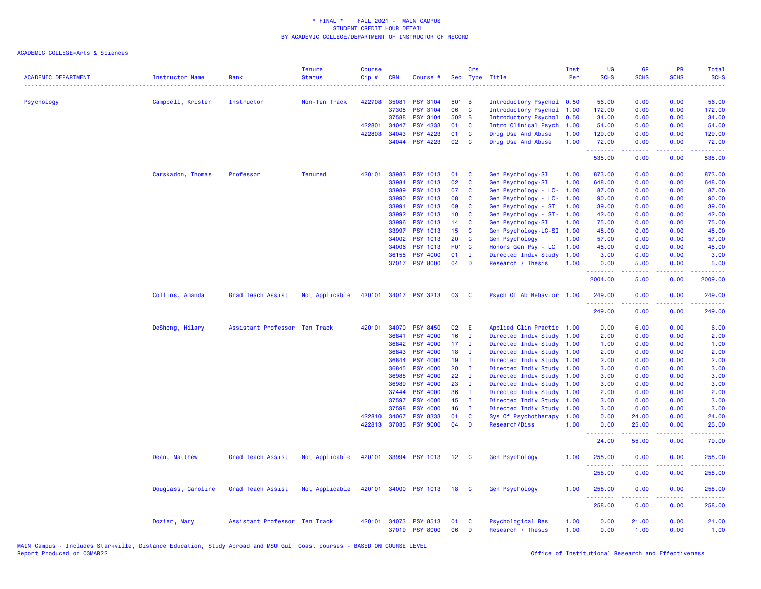\* FINAL \* FALL 2021 - MAIN CAMPUS
STUDENT CREDIT HOUR DETAIL
BY ACADEMIC COLLEGE/DEPARTMENT OF INSTRUCTOR OF RECORD

ACADEMIC COLLEGE=Arts & Sciences

| ACADEMIC DEPARTMENT | Instructor Name | Rank | Tenure Status | Course Cip # | CRN | Course # | Sec | Crs Type | Title | Inst Per | UG SCHS | GR SCHS | PR SCHS | Total SCHS |
|---|---|---|---|---|---|---|---|---|---|---|---|---|---|---|
| Psychology | Campbell, Kristen | Instructor | Non-Ten Track | 422708 | 35081 | PSY 3104 | 501 | B | Introductory Psychol | 0.50 | 56.00 | 0.00 | 0.00 | 56.00 |
| | | | | | 37305 | PSY 3104 | 06 | C | Introductory Psychol | 1.00 | 172.00 | 0.00 | 0.00 | 172.00 |
| | | | | | 37588 | PSY 3104 | 502 | B | Introductory Psychol | 0.50 | 34.00 | 0.00 | 0.00 | 34.00 |
| | | | | 422801 | 34047 | PSY 4333 | 01 | C | Intro Clinical Psych | 1.00 | 54.00 | 0.00 | 0.00 | 54.00 |
| | | | | 422803 | 34043 | PSY 4223 | 01 | C | Drug Use And Abuse | 1.00 | 129.00 | 0.00 | 0.00 | 129.00 |
| | | | | | 34044 | PSY 4223 | 02 | C | Drug Use And Abuse | 1.00 | 72.00 | 0.00 | 0.00 | 72.00 |
| | | | | | | | | | | | 535.00 | 0.00 | 0.00 | 535.00 |
| | Carskadon, Thomas | Professor | Tenured | 420101 | 33983 | PSY 1013 | 01 | C | Gen Psychology-SI | 1.00 | 873.00 | 0.00 | 0.00 | 873.00 |
| | | | | | 33984 | PSY 1013 | 02 | C | Gen Psychology-SI | 1.00 | 648.00 | 0.00 | 0.00 | 648.00 |
| | | | | | 33989 | PSY 1013 | 07 | C | Gen Psychology - LC- | 1.00 | 87.00 | 0.00 | 0.00 | 87.00 |
| | | | | | 33990 | PSY 1013 | 08 | C | Gen Psychology - LC- | 1.00 | 90.00 | 0.00 | 0.00 | 90.00 |
| | | | | | 33991 | PSY 1013 | 09 | C | Gen Psychology - SI | 1.00 | 39.00 | 0.00 | 0.00 | 39.00 |
| | | | | | 33992 | PSY 1013 | 10 | C | Gen Psychology - SI- | 1.00 | 42.00 | 0.00 | 0.00 | 42.00 |
| | | | | | 33996 | PSY 1013 | 14 | C | Gen Psychology-SI | 1.00 | 75.00 | 0.00 | 0.00 | 75.00 |
| | | | | | 33997 | PSY 1013 | 15 | C | Gen Psychology-LC-SI | 1.00 | 45.00 | 0.00 | 0.00 | 45.00 |
| | | | | | 34002 | PSY 1013 | 20 | C | Gen Psychology | 1.00 | 57.00 | 0.00 | 0.00 | 57.00 |
| | | | | | 34006 | PSY 1013 | H01 | C | Honors Gen Psy - LC | 1.00 | 45.00 | 0.00 | 0.00 | 45.00 |
| | | | | | 36155 | PSY 4000 | 01 | I | Directed Indiv Study | 1.00 | 3.00 | 0.00 | 0.00 | 3.00 |
| | | | | | 37017 | PSY 8000 | 04 | D | Research / Thesis | 1.00 | 0.00 | 5.00 | 0.00 | 5.00 |
| | | | | | | | | | | | 2004.00 | 5.00 | 0.00 | 2009.00 |
| | Collins, Amanda | Grad Teach Assist | Not Applicable | 420101 | 34017 | PSY 3213 | 03 | C | Psych Of Ab Behavior | 1.00 | 249.00 | 0.00 | 0.00 | 249.00 |
| | | | | | | | | | | | 249.00 | 0.00 | 0.00 | 249.00 |
| | DeShong, Hilary | Assistant Professor | Ten Track | 420101 | 34070 | PSY 8450 | 02 | E | Applied Clin Practic | 1.00 | 0.00 | 6.00 | 0.00 | 6.00 |
| | | | | | 36841 | PSY 4000 | 16 | I | Directed Indiv Study | 1.00 | 2.00 | 0.00 | 0.00 | 2.00 |
| | | | | | 36842 | PSY 4000 | 17 | I | Directed Indiv Study | 1.00 | 1.00 | 0.00 | 0.00 | 1.00 |
| | | | | | 36843 | PSY 4000 | 18 | I | Directed Indiv Study | 1.00 | 2.00 | 0.00 | 0.00 | 2.00 |
| | | | | | 36844 | PSY 4000 | 19 | I | Directed Indiv Study | 1.00 | 2.00 | 0.00 | 0.00 | 2.00 |
| | | | | | 36845 | PSY 4000 | 20 | I | Directed Indiv Study | 1.00 | 3.00 | 0.00 | 0.00 | 3.00 |
| | | | | | 36988 | PSY 4000 | 22 | I | Directed Indiv Study | 1.00 | 3.00 | 0.00 | 0.00 | 3.00 |
| | | | | | 36989 | PSY 4000 | 23 | I | Directed Indiv Study | 1.00 | 3.00 | 0.00 | 0.00 | 3.00 |
| | | | | | 37444 | PSY 4000 | 36 | I | Directed Indiv Study | 1.00 | 2.00 | 0.00 | 0.00 | 2.00 |
| | | | | | 37597 | PSY 4000 | 45 | I | Directed Indiv Study | 1.00 | 3.00 | 0.00 | 0.00 | 3.00 |
| | | | | | 37598 | PSY 4000 | 46 | I | Directed Indiv Study | 1.00 | 3.00 | 0.00 | 0.00 | 3.00 |
| | | | | 422810 | 34067 | PSY 8333 | 01 | C | Sys Of Psychotherapy | 1.00 | 0.00 | 24.00 | 0.00 | 24.00 |
| | | | | 422813 | 37035 | PSY 9000 | 04 | D | Research/Diss | 1.00 | 0.00 | 25.00 | 0.00 | 25.00 |
| | | | | | | | | | | | 24.00 | 55.00 | 0.00 | 79.00 |
| | Dean, Matthew | Grad Teach Assist | Not Applicable | 420101 | 33994 | PSY 1013 | 12 | C | Gen Psychology | 1.00 | 258.00 | 0.00 | 0.00 | 258.00 |
| | | | | | | | | | | | 258.00 | 0.00 | 0.00 | 258.00 |
| | Douglass, Caroline | Grad Teach Assist | Not Applicable | 420101 | 34000 | PSY 1013 | 18 | C | Gen Psychology | 1.00 | 258.00 | 0.00 | 0.00 | 258.00 |
| | | | | | | | | | | | 258.00 | 0.00 | 0.00 | 258.00 |
| | Dozier, Mary | Assistant Professor | Ten Track | 420101 | 34073 | PSY 8513 | 01 | C | Psychological Res | 1.00 | 0.00 | 21.00 | 0.00 | 21.00 |
| | | | | | 37019 | PSY 8000 | 06 | D | Research / Thesis | 1.00 | 0.00 | 1.00 | 0.00 | 1.00 |

MAIN Campus - Includes Starkville, Distance Education, Study Abroad and MSU Gulf Coast courses - BASED ON COURSE LEVEL
Report Produced on 03MAR22
Office of Institutional Research and Effectiveness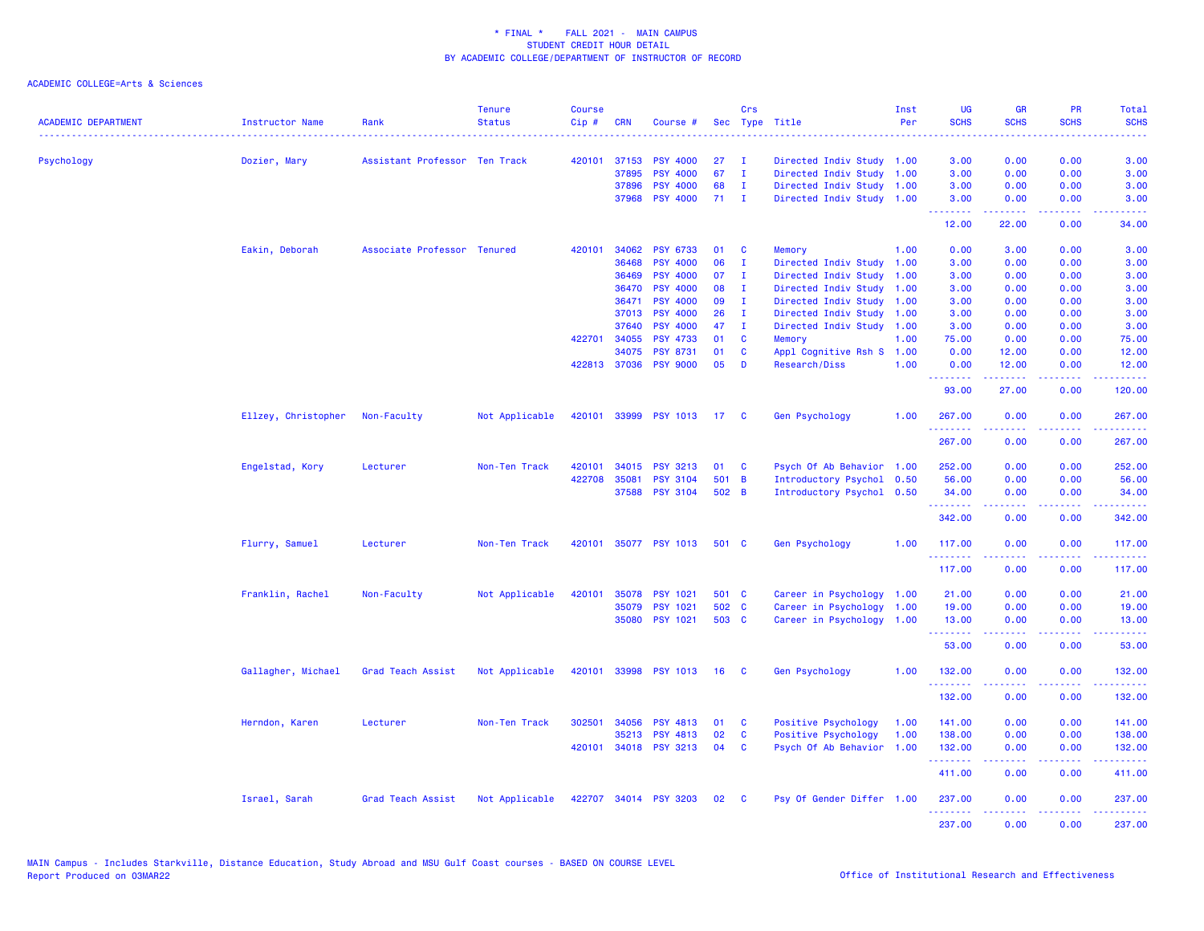\* FINAL \* FALL 2021 - MAIN CAMPUS
STUDENT CREDIT HOUR DETAIL
BY ACADEMIC COLLEGE/DEPARTMENT OF INSTRUCTOR OF RECORD

ACADEMIC COLLEGE=Arts & Sciences

| ACADEMIC DEPARTMENT | Instructor Name | Rank | Tenure Status | Course Cip # | CRN | Course # | Sec | Crs Type | Title | Inst Per | UG SCHS | GR SCHS | PR SCHS | Total SCHS |
|---|---|---|---|---|---|---|---|---|---|---|---|---|---|---|
| Psychology | Dozier, Mary | Assistant Professor | Ten Track | 420101 | 37153 | PSY 4000 | 27 | I | Directed Indiv Study | 1.00 | 3.00 | 0.00 | 0.00 | 3.00 |
| | | | | | 37895 | PSY 4000 | 67 | I | Directed Indiv Study | 1.00 | 3.00 | 0.00 | 0.00 | 3.00 |
| | | | | | 37896 | PSY 4000 | 68 | I | Directed Indiv Study | 1.00 | 3.00 | 0.00 | 0.00 | 3.00 |
| | | | | | 37968 | PSY 4000 | 71 | I | Directed Indiv Study | 1.00 | 3.00 | 0.00 | 0.00 | 3.00 |
| | | | | | | | | | | | 12.00 | 22.00 | 0.00 | 34.00 |
| | Eakin, Deborah | Associate Professor | Tenured | 420101 | 34062 | PSY 6733 | 01 | C | Memory | 1.00 | 0.00 | 3.00 | 0.00 | 3.00 |
| | | | | | 36468 | PSY 4000 | 06 | I | Directed Indiv Study | 1.00 | 3.00 | 0.00 | 0.00 | 3.00 |
| | | | | | 36469 | PSY 4000 | 07 | I | Directed Indiv Study | 1.00 | 3.00 | 0.00 | 0.00 | 3.00 |
| | | | | | 36470 | PSY 4000 | 08 | I | Directed Indiv Study | 1.00 | 3.00 | 0.00 | 0.00 | 3.00 |
| | | | | | 36471 | PSY 4000 | 09 | I | Directed Indiv Study | 1.00 | 3.00 | 0.00 | 0.00 | 3.00 |
| | | | | | 37013 | PSY 4000 | 26 | I | Directed Indiv Study | 1.00 | 3.00 | 0.00 | 0.00 | 3.00 |
| | | | | | 37640 | PSY 4000 | 47 | I | Directed Indiv Study | 1.00 | 3.00 | 0.00 | 0.00 | 3.00 |
| | | | | 422701 | 34055 | PSY 4733 | 01 | C | Memory | 1.00 | 75.00 | 0.00 | 0.00 | 75.00 |
| | | | | | 34075 | PSY 8731 | 01 | C | Appl Cognitive Rsh S | 1.00 | 0.00 | 12.00 | 0.00 | 12.00 |
| | | | | 422813 | 37036 | PSY 9000 | 05 | D | Research/Diss | 1.00 | 0.00 | 12.00 | 0.00 | 12.00 |
| | | | | | | | | | | | 93.00 | 27.00 | 0.00 | 120.00 |
| | Ellzey, Christopher | Non-Faculty | Not Applicable | 420101 | 33999 | PSY 1013 | 17 | C | Gen Psychology | 1.00 | 267.00 | 0.00 | 0.00 | 267.00 |
| | | | | | | | | | | | 267.00 | 0.00 | 0.00 | 267.00 |
| | Engelstad, Kory | Lecturer | Non-Ten Track | 420101 | 34015 | PSY 3213 | 01 | C | Psych Of Ab Behavior | 1.00 | 252.00 | 0.00 | 0.00 | 252.00 |
| | | | | 422708 | 35081 | PSY 3104 | 501 | B | Introductory Psychol | 0.50 | 56.00 | 0.00 | 0.00 | 56.00 |
| | | | | | 37588 | PSY 3104 | 502 | B | Introductory Psychol | 0.50 | 34.00 | 0.00 | 0.00 | 34.00 |
| | | | | | | | | | | | 342.00 | 0.00 | 0.00 | 342.00 |
| | Flurry, Samuel | Lecturer | Non-Ten Track | 420101 | 35077 | PSY 1013 | 501 | C | Gen Psychology | 1.00 | 117.00 | 0.00 | 0.00 | 117.00 |
| | | | | | | | | | | | 117.00 | 0.00 | 0.00 | 117.00 |
| | Franklin, Rachel | Non-Faculty | Not Applicable | 420101 | 35078 | PSY 1021 | 501 | C | Career in Psychology | 1.00 | 21.00 | 0.00 | 0.00 | 21.00 |
| | | | | | 35079 | PSY 1021 | 502 | C | Career in Psychology | 1.00 | 19.00 | 0.00 | 0.00 | 19.00 |
| | | | | | 35080 | PSY 1021 | 503 | C | Career in Psychology | 1.00 | 13.00 | 0.00 | 0.00 | 13.00 |
| | | | | | | | | | | | 53.00 | 0.00 | 0.00 | 53.00 |
| | Gallagher, Michael | Grad Teach Assist | Not Applicable | 420101 | 33998 | PSY 1013 | 16 | C | Gen Psychology | 1.00 | 132.00 | 0.00 | 0.00 | 132.00 |
| | | | | | | | | | | | 132.00 | 0.00 | 0.00 | 132.00 |
| | Herndon, Karen | Lecturer | Non-Ten Track | 302501 | 34056 | PSY 4813 | 01 | C | Positive Psychology | 1.00 | 141.00 | 0.00 | 0.00 | 141.00 |
| | | | | | 35213 | PSY 4813 | 02 | C | Positive Psychology | 1.00 | 138.00 | 0.00 | 0.00 | 138.00 |
| | | | | 420101 | 34018 | PSY 3213 | 04 | C | Psych Of Ab Behavior | 1.00 | 132.00 | 0.00 | 0.00 | 132.00 |
| | | | | | | | | | | | 411.00 | 0.00 | 0.00 | 411.00 |
| | Israel, Sarah | Grad Teach Assist | Not Applicable | 422707 | 34014 | PSY 3203 | 02 | C | Psy Of Gender Differ | 1.00 | 237.00 | 0.00 | 0.00 | 237.00 |
| | | | | | | | | | | | 237.00 | 0.00 | 0.00 | 237.00 |

MAIN Campus - Includes Starkville, Distance Education, Study Abroad and MSU Gulf Coast courses - BASED ON COURSE LEVEL
Report Produced on 03MAR22

Office of Institutional Research and Effectiveness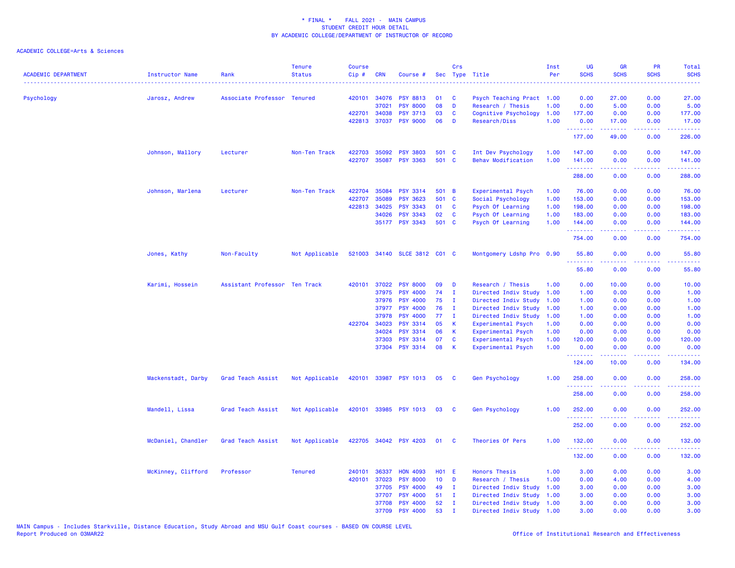\* FINAL \*    FALL 2021 -  MAIN CAMPUS
STUDENT CREDIT HOUR DETAIL
BY ACADEMIC COLLEGE/DEPARTMENT OF INSTRUCTOR OF RECORD

ACADEMIC COLLEGE=Arts & Sciences

| ACADEMIC DEPARTMENT | Instructor Name | Rank | Tenure Status | Course Cip # | CRN | Course # | Sec | Crs Type | Title | Inst Per | UG SCHS | GR SCHS | PR SCHS | Total SCHS |
|---|---|---|---|---|---|---|---|---|---|---|---|---|---|---|
| Psychology | Jarosz, Andrew | Associate Professor | Tenured | 420101 | 34076 | PSY 8813 | 01 | C | Psych Teaching Pract | 1.00 | 0.00 | 27.00 | 0.00 | 27.00 |
| | | | | | 37021 | PSY 8000 | 08 | D | Research / Thesis | 1.00 | 0.00 | 5.00 | 0.00 | 5.00 |
| | | | | 422701 | 34038 | PSY 3713 | 03 | C | Cognitive Psychology | 1.00 | 177.00 | 0.00 | 0.00 | 177.00 |
| | | | | 422813 | 37037 | PSY 9000 | 06 | D | Research/Diss | 1.00 | 0.00 | 17.00 | 0.00 | 17.00 |
| | | | | | | | | | | | 177.00 | 49.00 | 0.00 | 226.00 |
| | Johnson, Mallory | Lecturer | Non-Ten Track | 422703 | 35092 | PSY 3803 | 501 | C | Int Dev Psychology | 1.00 | 147.00 | 0.00 | 0.00 | 147.00 |
| | | | | 422707 | 35087 | PSY 3363 | 501 | C | Behav Modification | 1.00 | 141.00 | 0.00 | 0.00 | 141.00 |
| | | | | | | | | | | | 288.00 | 0.00 | 0.00 | 288.00 |
| | Johnson, Marlena | Lecturer | Non-Ten Track | 422704 | 35084 | PSY 3314 | 501 | B | Experimental Psych | 1.00 | 76.00 | 0.00 | 0.00 | 76.00 |
| | | | | 422707 | 35089 | PSY 3623 | 501 | C | Social Psychology | 1.00 | 153.00 | 0.00 | 0.00 | 153.00 |
| | | | | 422813 | 34025 | PSY 3343 | 01 | C | Psych Of Learning | 1.00 | 198.00 | 0.00 | 0.00 | 198.00 |
| | | | | | 34026 | PSY 3343 | 02 | C | Psych Of Learning | 1.00 | 183.00 | 0.00 | 0.00 | 183.00 |
| | | | | | 35177 | PSY 3343 | 501 | C | Psych Of Learning | 1.00 | 144.00 | 0.00 | 0.00 | 144.00 |
| | | | | | | | | | | | 754.00 | 0.00 | 0.00 | 754.00 |
| | Jones, Kathy | Non-Faculty | Not Applicable | 521003 | 34140 | SLCE 3812 | C01 | C | Montgomery Ldshp Pro | 0.90 | 55.80 | 0.00 | 0.00 | 55.80 |
| | | | | | | | | | | | 55.80 | 0.00 | 0.00 | 55.80 |
| | Karimi, Hossein | Assistant Professor | Ten Track | 420101 | 37022 | PSY 8000 | 09 | D | Research / Thesis | 1.00 | 0.00 | 10.00 | 0.00 | 10.00 |
| | | | | | 37975 | PSY 4000 | 74 | I | Directed Indiv Study | 1.00 | 1.00 | 0.00 | 0.00 | 1.00 |
| | | | | | 37976 | PSY 4000 | 75 | I | Directed Indiv Study | 1.00 | 1.00 | 0.00 | 0.00 | 1.00 |
| | | | | | 37977 | PSY 4000 | 76 | I | Directed Indiv Study | 1.00 | 1.00 | 0.00 | 0.00 | 1.00 |
| | | | | | 37978 | PSY 4000 | 77 | I | Directed Indiv Study | 1.00 | 1.00 | 0.00 | 0.00 | 1.00 |
| | | | | 422704 | 34023 | PSY 3314 | 05 | K | Experimental Psych | 1.00 | 0.00 | 0.00 | 0.00 | 0.00 |
| | | | | | 34024 | PSY 3314 | 06 | K | Experimental Psych | 1.00 | 0.00 | 0.00 | 0.00 | 0.00 |
| | | | | | 37303 | PSY 3314 | 07 | C | Experimental Psych | 1.00 | 120.00 | 0.00 | 0.00 | 120.00 |
| | | | | | 37304 | PSY 3314 | 08 | K | Experimental Psych | 1.00 | 0.00 | 0.00 | 0.00 | 0.00 |
| | | | | | | | | | | | 124.00 | 10.00 | 0.00 | 134.00 |
| | Mackenstadt, Darby | Grad Teach Assist | Not Applicable | 420101 | 33987 | PSY 1013 | 05 | C | Gen Psychology | 1.00 | 258.00 | 0.00 | 0.00 | 258.00 |
| | | | | | | | | | | | 258.00 | 0.00 | 0.00 | 258.00 |
| | Mandell, Lissa | Grad Teach Assist | Not Applicable | 420101 | 33985 | PSY 1013 | 03 | C | Gen Psychology | 1.00 | 252.00 | 0.00 | 0.00 | 252.00 |
| | | | | | | | | | | | 252.00 | 0.00 | 0.00 | 252.00 |
| | McDaniel, Chandler | Grad Teach Assist | Not Applicable | 422705 | 34042 | PSY 4203 | 01 | C | Theories Of Pers | 1.00 | 132.00 | 0.00 | 0.00 | 132.00 |
| | | | | | | | | | | | 132.00 | 0.00 | 0.00 | 132.00 |
| | McKinney, Clifford | Professor | Tenured | 240101 | 36337 | HON 4093 | H01 | E | Honors Thesis | 1.00 | 3.00 | 0.00 | 0.00 | 3.00 |
| | | | | 420101 | 37023 | PSY 8000 | 10 | D | Research / Thesis | 1.00 | 0.00 | 4.00 | 0.00 | 4.00 |
| | | | | | 37705 | PSY 4000 | 49 | I | Directed Indiv Study | 1.00 | 3.00 | 0.00 | 0.00 | 3.00 |
| | | | | | 37707 | PSY 4000 | 51 | I | Directed Indiv Study | 1.00 | 3.00 | 0.00 | 0.00 | 3.00 |
| | | | | | 37708 | PSY 4000 | 52 | I | Directed Indiv Study | 1.00 | 3.00 | 0.00 | 0.00 | 3.00 |
| | | | | | 37709 | PSY 4000 | 53 | I | Directed Indiv Study | 1.00 | 3.00 | 0.00 | 0.00 | 3.00 |

MAIN Campus - Includes Starkville, Distance Education, Study Abroad and MSU Gulf Coast courses - BASED ON COURSE LEVEL
Report Produced on 03MAR22

Office of Institutional Research and Effectiveness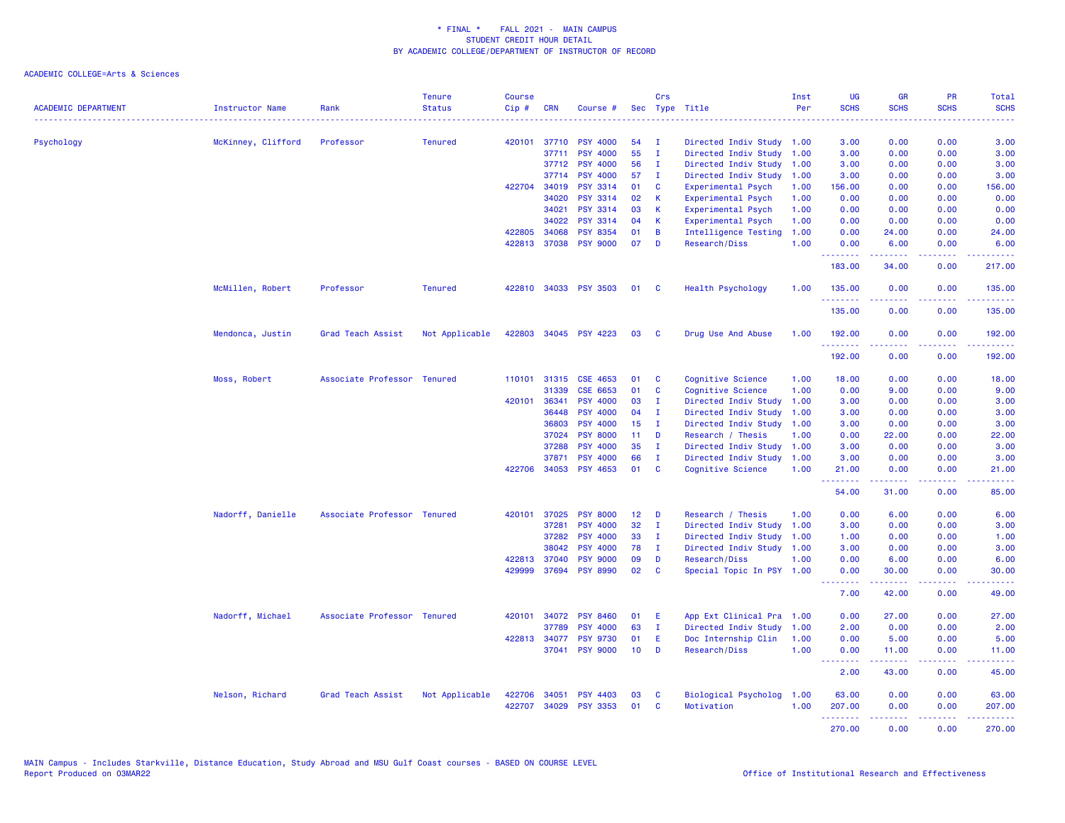\* FINAL \* FALL 2021 - MAIN CAMPUS
STUDENT CREDIT HOUR DETAIL
BY ACADEMIC COLLEGE/DEPARTMENT OF INSTRUCTOR OF RECORD

ACADEMIC COLLEGE=Arts & Sciences

| ACADEMIC DEPARTMENT | Instructor Name | Rank | Tenure Status | Course Cip # | CRN | Course # | Sec | Crs Type | Title | Inst Per | UG SCHS | GR SCHS | PR SCHS | Total SCHS |
|---|---|---|---|---|---|---|---|---|---|---|---|---|---|---|
| Psychology | McKinney, Clifford | Professor | Tenured | 420101 | 37710 | PSY 4000 | 54 | I | Directed Indiv Study | 1.00 | 3.00 | 0.00 | 0.00 | 3.00 |
| | | | | | 37711 | PSY 4000 | 55 | I | Directed Indiv Study | 1.00 | 3.00 | 0.00 | 0.00 | 3.00 |
| | | | | | 37712 | PSY 4000 | 56 | I | Directed Indiv Study | 1.00 | 3.00 | 0.00 | 0.00 | 3.00 |
| | | | | | 37714 | PSY 4000 | 57 | I | Directed Indiv Study | 1.00 | 3.00 | 0.00 | 0.00 | 3.00 |
| | | | | 422704 | 34019 | PSY 3314 | 01 | C | Experimental Psych | 1.00 | 156.00 | 0.00 | 0.00 | 156.00 |
| | | | | | 34020 | PSY 3314 | 02 | K | Experimental Psych | 1.00 | 0.00 | 0.00 | 0.00 | 0.00 |
| | | | | | 34021 | PSY 3314 | 03 | K | Experimental Psych | 1.00 | 0.00 | 0.00 | 0.00 | 0.00 |
| | | | | | 34022 | PSY 3314 | 04 | K | Experimental Psych | 1.00 | 0.00 | 0.00 | 0.00 | 0.00 |
| | | | | 422805 | 34068 | PSY 8354 | 01 | B | Intelligence Testing | 1.00 | 0.00 | 24.00 | 0.00 | 24.00 |
| | | | | 422813 | 37038 | PSY 9000 | 07 | D | Research/Diss | 1.00 | 0.00 | 6.00 | 0.00 | 6.00 |
| | | | | | | | | | | | 183.00 | 34.00 | 0.00 | 217.00 |
| | McMillen, Robert | Professor | Tenured | 422810 | 34033 | PSY 3503 | 01 | C | Health Psychology | 1.00 | 135.00 | 0.00 | 0.00 | 135.00 |
| | | | | | | | | | | | 135.00 | 0.00 | 0.00 | 135.00 |
| | Mendonca, Justin | Grad Teach Assist | Not Applicable | 422803 | 34045 | PSY 4223 | 03 | C | Drug Use And Abuse | 1.00 | 192.00 | 0.00 | 0.00 | 192.00 |
| | | | | | | | | | | | 192.00 | 0.00 | 0.00 | 192.00 |
| | Moss, Robert | Associate Professor | Tenured | 110101 | 31315 | CSE 4653 | 01 | C | Cognitive Science | 1.00 | 18.00 | 0.00 | 0.00 | 18.00 |
| | | | | | 31339 | CSE 6653 | 01 | C | Cognitive Science | 1.00 | 0.00 | 9.00 | 0.00 | 9.00 |
| | | | | 420101 | 36341 | PSY 4000 | 03 | I | Directed Indiv Study | 1.00 | 3.00 | 0.00 | 0.00 | 3.00 |
| | | | | | 36448 | PSY 4000 | 04 | I | Directed Indiv Study | 1.00 | 3.00 | 0.00 | 0.00 | 3.00 |
| | | | | | 36803 | PSY 4000 | 15 | I | Directed Indiv Study | 1.00 | 3.00 | 0.00 | 0.00 | 3.00 |
| | | | | | 37024 | PSY 8000 | 11 | D | Research / Thesis | 1.00 | 0.00 | 22.00 | 0.00 | 22.00 |
| | | | | | 37288 | PSY 4000 | 35 | I | Directed Indiv Study | 1.00 | 3.00 | 0.00 | 0.00 | 3.00 |
| | | | | | 37871 | PSY 4000 | 66 | I | Directed Indiv Study | 1.00 | 3.00 | 0.00 | 0.00 | 3.00 |
| | | | | 422706 | 34053 | PSY 4653 | 01 | C | Cognitive Science | 1.00 | 21.00 | 0.00 | 0.00 | 21.00 |
| | | | | | | | | | | | 54.00 | 31.00 | 0.00 | 85.00 |
| | Nadorff, Danielle | Associate Professor | Tenured | 420101 | 37025 | PSY 8000 | 12 | D | Research / Thesis | 1.00 | 0.00 | 6.00 | 0.00 | 6.00 |
| | | | | | 37281 | PSY 4000 | 32 | I | Directed Indiv Study | 1.00 | 3.00 | 0.00 | 0.00 | 3.00 |
| | | | | | 37282 | PSY 4000 | 33 | I | Directed Indiv Study | 1.00 | 1.00 | 0.00 | 0.00 | 1.00 |
| | | | | | 38042 | PSY 4000 | 78 | I | Directed Indiv Study | 1.00 | 3.00 | 0.00 | 0.00 | 3.00 |
| | | | | 422813 | 37040 | PSY 9000 | 09 | D | Research/Diss | 1.00 | 0.00 | 6.00 | 0.00 | 6.00 |
| | | | | 429999 | 37694 | PSY 8990 | 02 | C | Special Topic In PSY | 1.00 | 0.00 | 30.00 | 0.00 | 30.00 |
| | | | | | | | | | | | 7.00 | 42.00 | 0.00 | 49.00 |
| | Nadorff, Michael | Associate Professor | Tenured | 420101 | 34072 | PSY 8460 | 01 | E | App Ext Clinical Pra | 1.00 | 0.00 | 27.00 | 0.00 | 27.00 |
| | | | | | 37789 | PSY 4000 | 63 | I | Directed Indiv Study | 1.00 | 2.00 | 0.00 | 0.00 | 2.00 |
| | | | | 422813 | 34077 | PSY 9730 | 01 | E | Doc Internship Clin | 1.00 | 0.00 | 5.00 | 0.00 | 5.00 |
| | | | | | 37041 | PSY 9000 | 10 | D | Research/Diss | 1.00 | 0.00 | 11.00 | 0.00 | 11.00 |
| | | | | | | | | | | | 2.00 | 43.00 | 0.00 | 45.00 |
| | Nelson, Richard | Grad Teach Assist | Not Applicable | 422706 | 34051 | PSY 4403 | 03 | C | Biological Psycholog | 1.00 | 63.00 | 0.00 | 0.00 | 63.00 |
| | | | | 422707 | 34029 | PSY 3353 | 01 | C | Motivation | 1.00 | 207.00 | 0.00 | 0.00 | 207.00 |
| | | | | | | | | | | | 270.00 | 0.00 | 0.00 | 270.00 |

MAIN Campus - Includes Starkville, Distance Education, Study Abroad and MSU Gulf Coast courses - BASED ON COURSE LEVEL
Report Produced on 03MAR22

Office of Institutional Research and Effectiveness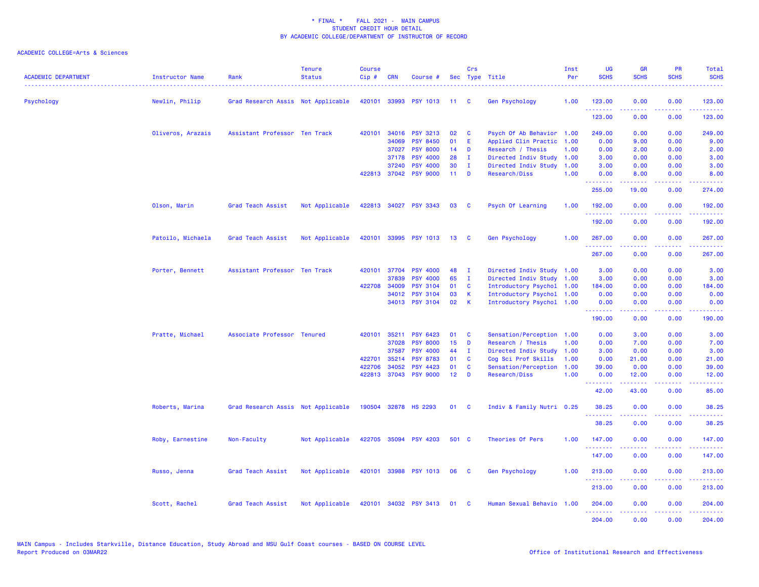\* FINAL \* FALL 2021 - MAIN CAMPUS
STUDENT CREDIT HOUR DETAIL
BY ACADEMIC COLLEGE/DEPARTMENT OF INSTRUCTOR OF RECORD

ACADEMIC COLLEGE=Arts & Sciences

| ACADEMIC DEPARTMENT | Instructor Name | Rank | Tenure Status | Course Cip # | CRN | Course # | Sec | Crs Type | Title | Inst Per | UG SCHS | GR SCHS | PR SCHS | Total SCHS |
|---|---|---|---|---|---|---|---|---|---|---|---|---|---|---|
| Psychology | Newlin, Philip | Grad Research Assis | Not Applicable | 420101 | 33993 | PSY 1013 | 11 | C | Gen Psychology | 1.00 | 123.00 | 0.00 | 0.00 | 123.00 |
| | | | | | | | | | | | 123.00 | 0.00 | 0.00 | 123.00 |
| | Oliveros, Arazais | Assistant Professor | Ten Track | 420101 | 34016 | PSY 3213 | 02 | C | Psych Of Ab Behavior | 1.00 | 249.00 | 0.00 | 0.00 | 249.00 |
| | | | | | 34069 | PSY 8450 | 01 | E | Applied Clin Practic | 1.00 | 0.00 | 9.00 | 0.00 | 9.00 |
| | | | | | 37027 | PSY 8000 | 14 | D | Research / Thesis | 1.00 | 0.00 | 2.00 | 0.00 | 2.00 |
| | | | | | 37178 | PSY 4000 | 28 | I | Directed Indiv Study | 1.00 | 3.00 | 0.00 | 0.00 | 3.00 |
| | | | | | 37240 | PSY 4000 | 30 | I | Directed Indiv Study | 1.00 | 3.00 | 0.00 | 0.00 | 3.00 |
| | | | | 422813 | 37042 | PSY 9000 | 11 | D | Research/Diss | 1.00 | 0.00 | 8.00 | 0.00 | 8.00 |
| | | | | | | | | | | | 255.00 | 19.00 | 0.00 | 274.00 |
| | Olson, Marin | Grad Teach Assist | Not Applicable | 422813 | 34027 | PSY 3343 | 03 | C | Psych Of Learning | 1.00 | 192.00 | 0.00 | 0.00 | 192.00 |
| | | | | | | | | | | | 192.00 | 0.00 | 0.00 | 192.00 |
| | Patoilo, Michaela | Grad Teach Assist | Not Applicable | 420101 | 33995 | PSY 1013 | 13 | C | Gen Psychology | 1.00 | 267.00 | 0.00 | 0.00 | 267.00 |
| | | | | | | | | | | | 267.00 | 0.00 | 0.00 | 267.00 |
| | Porter, Bennett | Assistant Professor | Ten Track | 420101 | 37704 | PSY 4000 | 48 | I | Directed Indiv Study | 1.00 | 3.00 | 0.00 | 0.00 | 3.00 |
| | | | | | 37839 | PSY 4000 | 65 | I | Directed Indiv Study | 1.00 | 3.00 | 0.00 | 0.00 | 3.00 |
| | | | | 422708 | 34009 | PSY 3104 | 01 | C | Introductory Psychol | 1.00 | 184.00 | 0.00 | 0.00 | 184.00 |
| | | | | | 34012 | PSY 3104 | 03 | K | Introductory Psychol | 1.00 | 0.00 | 0.00 | 0.00 | 0.00 |
| | | | | | 34013 | PSY 3104 | 02 | K | Introductory Psychol | 1.00 | 0.00 | 0.00 | 0.00 | 0.00 |
| | | | | | | | | | | | 190.00 | 0.00 | 0.00 | 190.00 |
| | Pratte, Michael | Associate Professor | Tenured | 420101 | 35211 | PSY 6423 | 01 | C | Sensation/Perception | 1.00 | 0.00 | 3.00 | 0.00 | 3.00 |
| | | | | | 37028 | PSY 8000 | 15 | D | Research / Thesis | 1.00 | 0.00 | 7.00 | 0.00 | 7.00 |
| | | | | | 37587 | PSY 4000 | 44 | I | Directed Indiv Study | 1.00 | 3.00 | 0.00 | 0.00 | 3.00 |
| | | | | 422701 | 35214 | PSY 8783 | 01 | C | Cog Sci Prof Skills | 1.00 | 0.00 | 21.00 | 0.00 | 21.00 |
| | | | | 422706 | 34052 | PSY 4423 | 01 | C | Sensation/Perception | 1.00 | 39.00 | 0.00 | 0.00 | 39.00 |
| | | | | 422813 | 37043 | PSY 9000 | 12 | D | Research/Diss | 1.00 | 0.00 | 12.00 | 0.00 | 12.00 |
| | | | | | | | | | | | 42.00 | 43.00 | 0.00 | 85.00 |
| | Roberts, Marina | Grad Research Assis | Not Applicable | 190504 | 32878 | HS 2293 | 01 | C | Indiv & Family Nutri | 0.25 | 38.25 | 0.00 | 0.00 | 38.25 |
| | | | | | | | | | | | 38.25 | 0.00 | 0.00 | 38.25 |
| | Roby, Earnestine | Non-Faculty | Not Applicable | 422705 | 35094 | PSY 4203 | 501 | C | Theories Of Pers | 1.00 | 147.00 | 0.00 | 0.00 | 147.00 |
| | | | | | | | | | | | 147.00 | 0.00 | 0.00 | 147.00 |
| | Russo, Jenna | Grad Teach Assist | Not Applicable | 420101 | 33988 | PSY 1013 | 06 | C | Gen Psychology | 1.00 | 213.00 | 0.00 | 0.00 | 213.00 |
| | | | | | | | | | | | 213.00 | 0.00 | 0.00 | 213.00 |
| | Scott, Rachel | Grad Teach Assist | Not Applicable | 420101 | 34032 | PSY 3413 | 01 | C | Human Sexual Behavio | 1.00 | 204.00 | 0.00 | 0.00 | 204.00 |
| | | | | | | | | | | | 204.00 | 0.00 | 0.00 | 204.00 |

MAIN Campus - Includes Starkville, Distance Education, Study Abroad and MSU Gulf Coast courses - BASED ON COURSE LEVEL
Report Produced on 03MAR22

Office of Institutional Research and Effectiveness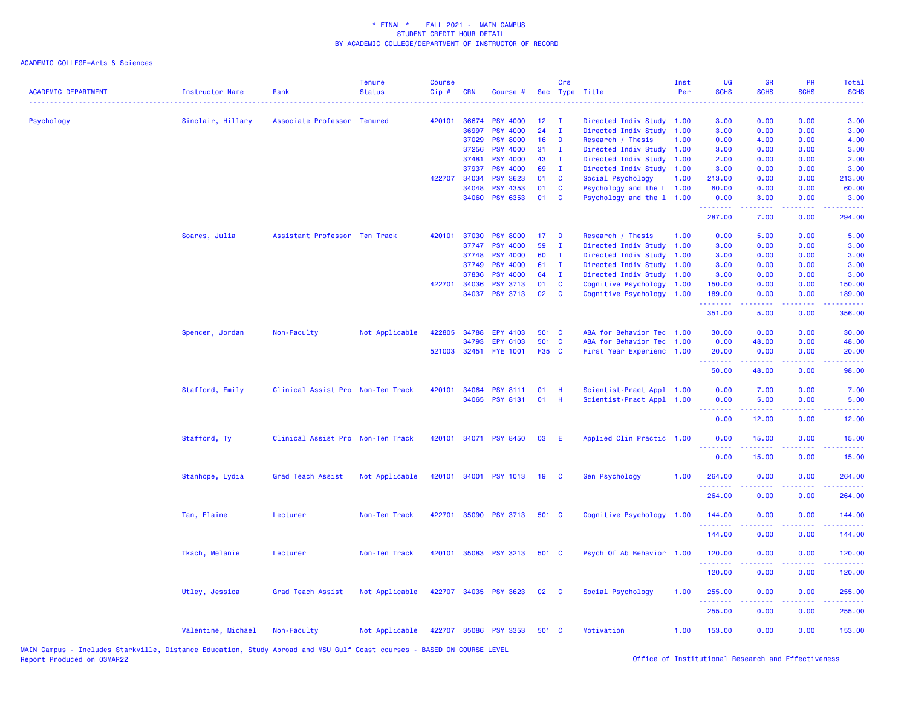\* FINAL \* FALL 2021 - MAIN CAMPUS
STUDENT CREDIT HOUR DETAIL
BY ACADEMIC COLLEGE/DEPARTMENT OF INSTRUCTOR OF RECORD

ACADEMIC COLLEGE=Arts & Sciences

| ACADEMIC DEPARTMENT | Instructor Name | Rank | Tenure Status | Course Cip # | CRN | Course # | Sec | Crs Type | Title | Inst Per | UG SCHS | GR SCHS | PR SCHS | Total SCHS |
|---|---|---|---|---|---|---|---|---|---|---|---|---|---|---|
| Psychology | Sinclair, Hillary | Associate Professor | Tenured | 420101 | 36674 | PSY 4000 | 12 | I | Directed Indiv Study | 1.00 | 3.00 | 0.00 | 0.00 | 3.00 |
| | | | | | 36997 | PSY 4000 | 24 | I | Directed Indiv Study | 1.00 | 3.00 | 0.00 | 0.00 | 3.00 |
| | | | | | 37029 | PSY 8000 | 16 | D | Research / Thesis | 1.00 | 0.00 | 4.00 | 0.00 | 4.00 |
| | | | | | 37256 | PSY 4000 | 31 | I | Directed Indiv Study | 1.00 | 3.00 | 0.00 | 0.00 | 3.00 |
| | | | | | 37481 | PSY 4000 | 43 | I | Directed Indiv Study | 1.00 | 2.00 | 0.00 | 0.00 | 2.00 |
| | | | | | 37937 | PSY 4000 | 69 | I | Directed Indiv Study | 1.00 | 3.00 | 0.00 | 0.00 | 3.00 |
| | | | | 422707 | 34034 | PSY 3623 | 01 | C | Social Psychology | 1.00 | 213.00 | 0.00 | 0.00 | 213.00 |
| | | | | | 34048 | PSY 4353 | 01 | C | Psychology and the L | 1.00 | 60.00 | 0.00 | 0.00 | 60.00 |
| | | | | | 34060 | PSY 6353 | 01 | C | Psychology and the l | 1.00 | 0.00 | 3.00 | 0.00 | 3.00 |
| | | | | | | | | | | | 287.00 | 7.00 | 0.00 | 294.00 |
| | Soares, Julia | Assistant Professor | Ten Track | 420101 | 37030 | PSY 8000 | 17 | D | Research / Thesis | 1.00 | 0.00 | 5.00 | 0.00 | 5.00 |
| | | | | | 37747 | PSY 4000 | 59 | I | Directed Indiv Study | 1.00 | 3.00 | 0.00 | 0.00 | 3.00 |
| | | | | | 37748 | PSY 4000 | 60 | I | Directed Indiv Study | 1.00 | 3.00 | 0.00 | 0.00 | 3.00 |
| | | | | | 37749 | PSY 4000 | 61 | I | Directed Indiv Study | 1.00 | 3.00 | 0.00 | 0.00 | 3.00 |
| | | | | | 37836 | PSY 4000 | 64 | I | Directed Indiv Study | 1.00 | 3.00 | 0.00 | 0.00 | 3.00 |
| | | | | 422701 | 34036 | PSY 3713 | 01 | C | Cognitive Psychology | 1.00 | 150.00 | 0.00 | 0.00 | 150.00 |
| | | | | | 34037 | PSY 3713 | 02 | C | Cognitive Psychology | 1.00 | 189.00 | 0.00 | 0.00 | 189.00 |
| | | | | | | | | | | | 351.00 | 5.00 | 0.00 | 356.00 |
| | Spencer, Jordan | Non-Faculty | Not Applicable | 422805 | 34788 | EPY 4103 | 501 | C | ABA for Behavior Tec | 1.00 | 30.00 | 0.00 | 0.00 | 30.00 |
| | | | | | 34793 | EPY 6103 | 501 | C | ABA for Behavior Tec | 1.00 | 0.00 | 48.00 | 0.00 | 48.00 |
| | | | | 521003 | 32451 | FYE 1001 | F35 | C | First Year Experienc | 1.00 | 20.00 | 0.00 | 0.00 | 20.00 |
| | | | | | | | | | | | 50.00 | 48.00 | 0.00 | 98.00 |
| | Stafford, Emily | Clinical Assist Pro | Non-Ten Track | 420101 | 34064 | PSY 8111 | 01 | H | Scientist-Pract Appl | 1.00 | 0.00 | 7.00 | 0.00 | 7.00 |
| | | | | | 34065 | PSY 8131 | 01 | H | Scientist-Pract Appl | 1.00 | 0.00 | 5.00 | 0.00 | 5.00 |
| | | | | | | | | | | | 0.00 | 12.00 | 0.00 | 12.00 |
| | Stafford, Ty | Clinical Assist Pro | Non-Ten Track | 420101 | 34071 | PSY 8450 | 03 | E | Applied Clin Practic | 1.00 | 0.00 | 15.00 | 0.00 | 15.00 |
| | | | | | | | | | | | 0.00 | 15.00 | 0.00 | 15.00 |
| | Stanhope, Lydia | Grad Teach Assist | Not Applicable | 420101 | 34001 | PSY 1013 | 19 | C | Gen Psychology | 1.00 | 264.00 | 0.00 | 0.00 | 264.00 |
| | | | | | | | | | | | 264.00 | 0.00 | 0.00 | 264.00 |
| | Tan, Elaine | Lecturer | Non-Ten Track | 422701 | 35090 | PSY 3713 | 501 | C | Cognitive Psychology | 1.00 | 144.00 | 0.00 | 0.00 | 144.00 |
| | | | | | | | | | | | 144.00 | 0.00 | 0.00 | 144.00 |
| | Tkach, Melanie | Lecturer | Non-Ten Track | 420101 | 35083 | PSY 3213 | 501 | C | Psych Of Ab Behavior | 1.00 | 120.00 | 0.00 | 0.00 | 120.00 |
| | | | | | | | | | | | 120.00 | 0.00 | 0.00 | 120.00 |
| | Utley, Jessica | Grad Teach Assist | Not Applicable | 422707 | 34035 | PSY 3623 | 02 | C | Social Psychology | 1.00 | 255.00 | 0.00 | 0.00 | 255.00 |
| | | | | | | | | | | | 255.00 | 0.00 | 0.00 | 255.00 |
| | Valentine, Michael | Non-Faculty | Not Applicable | 422707 | 35086 | PSY 3353 | 501 | C | Motivation | 1.00 | 153.00 | 0.00 | 0.00 | 153.00 |

MAIN Campus - Includes Starkville, Distance Education, Study Abroad and MSU Gulf Coast courses - BASED ON COURSE LEVEL
Report Produced on 03MAR22

Office of Institutional Research and Effectiveness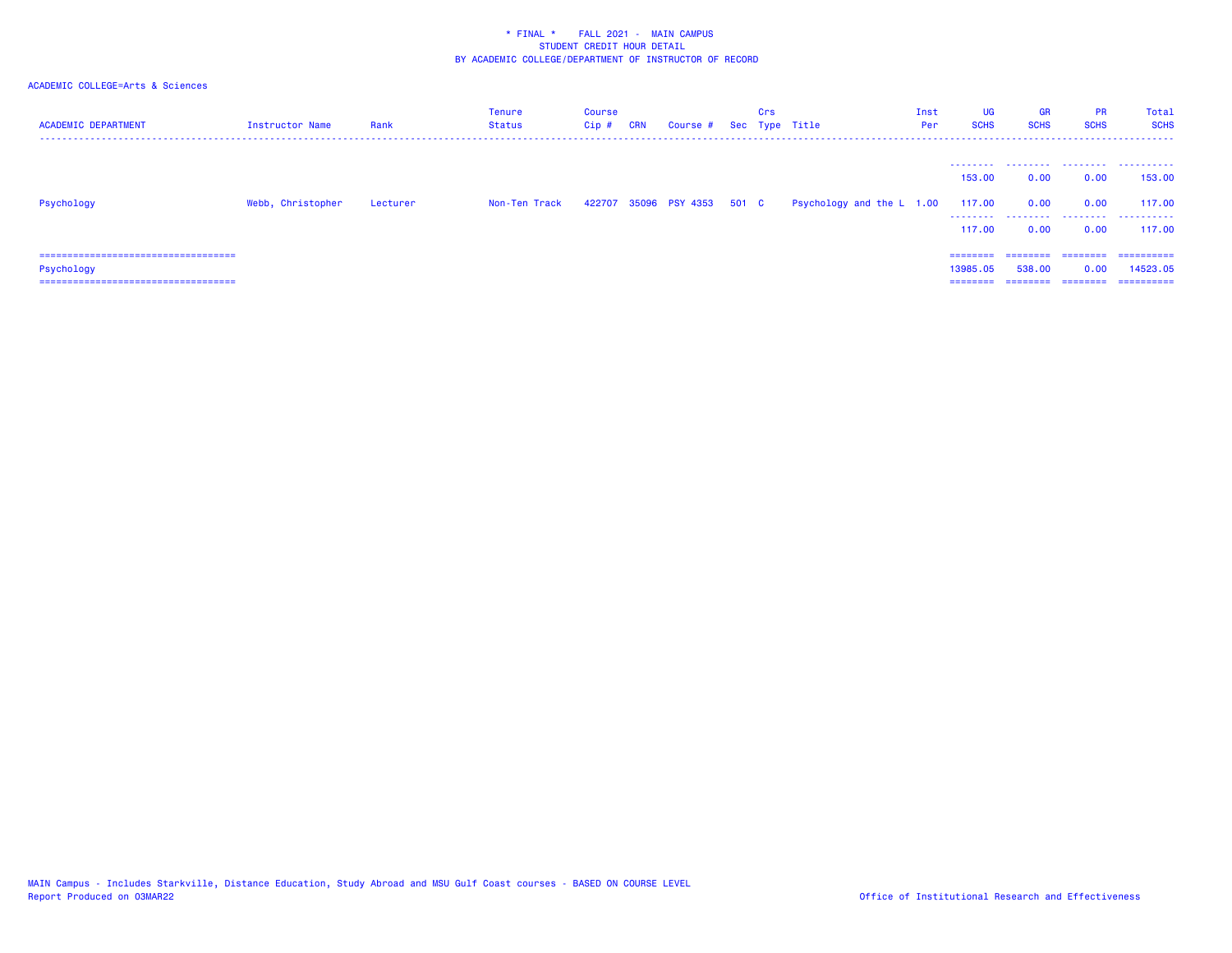\* FINAL \* FALL 2021 - MAIN CAMPUS
STUDENT CREDIT HOUR DETAIL
BY ACADEMIC COLLEGE/DEPARTMENT OF INSTRUCTOR OF RECORD

ACADEMIC COLLEGE=Arts & Sciences

| ACADEMIC DEPARTMENT | Instructor Name | Rank | Tenure Status | Course Cip # | CRN | Course # | Sec | Crs Type | Title | Inst Per | UG SCHS | GR SCHS | PR SCHS | Total SCHS |
|---|---|---|---|---|---|---|---|---|---|---|---|---|---|---|
| | | | | | | | | | | | 153.00 | 0.00 | 0.00 | 153.00 |
| Psychology | Webb, Christopher | Lecturer | Non-Ten Track | 422707 | 35096 | PSY 4353 | 501 | C | Psychology and the L | 1.00 | 117.00 | 0.00 | 0.00 | 117.00 |
| | | | | | | | | | | | 117.00 | 0.00 | 0.00 | 117.00 |
| Psychology | | | | | | | | | | | 13985.05 | 538.00 | 0.00 | 14523.05 |

MAIN Campus - Includes Starkville, Distance Education, Study Abroad and MSU Gulf Coast courses - BASED ON COURSE LEVEL
Report Produced on 03MAR22

Office of Institutional Research and Effectiveness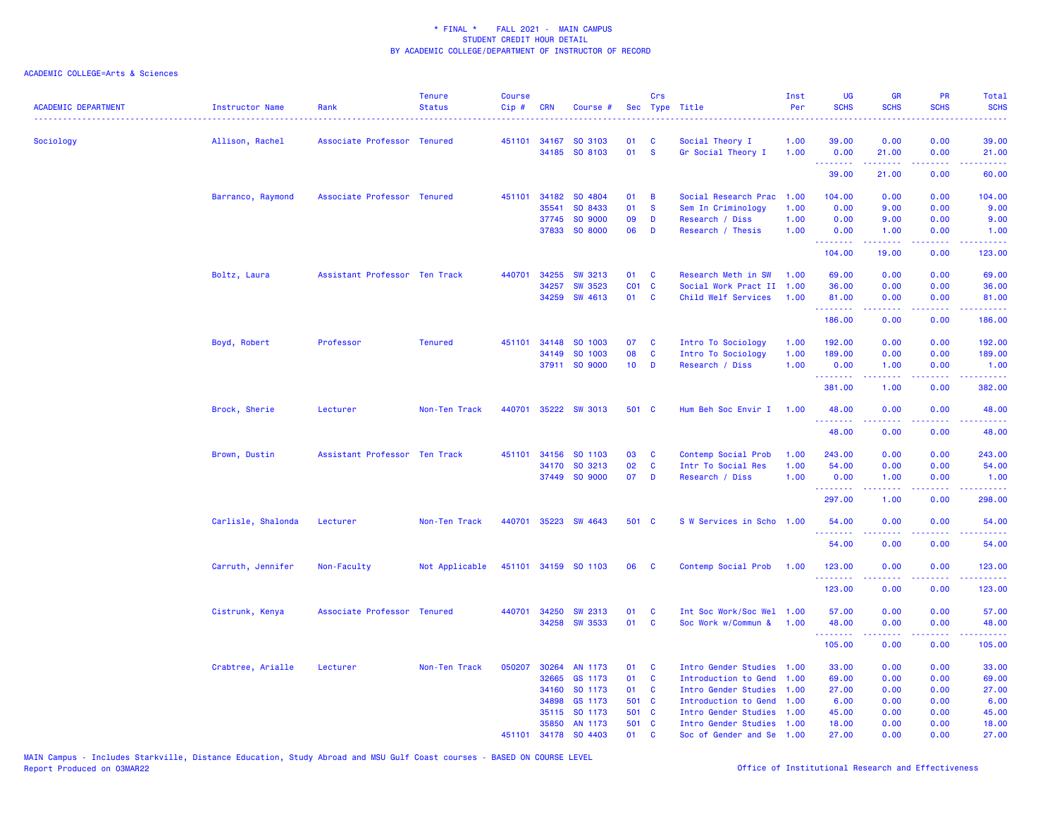\* FINAL \* FALL 2021 - MAIN CAMPUS
STUDENT CREDIT HOUR DETAIL
BY ACADEMIC COLLEGE/DEPARTMENT OF INSTRUCTOR OF RECORD

ACADEMIC COLLEGE=Arts & Sciences

| ACADEMIC DEPARTMENT | Instructor Name | Rank | Tenure Status | Course Cip # | CRN | Course # | Sec | Crs Type | Title | Inst Per | UG SCHS | GR SCHS | PR SCHS | Total SCHS |
|---|---|---|---|---|---|---|---|---|---|---|---|---|---|---|
| Sociology | Allison, Rachel | Associate Professor | Tenured | 451101 | 34167 | SO 3103 | 01 | C | Social Theory I | 1.00 | 39.00 | 0.00 | 0.00 | 39.00 |
| | | | | | 34185 | SO 8103 | 01 | S | Gr Social Theory I | 1.00 | 0.00 | 21.00 | 0.00 | 21.00 |
| | | | | | | | | | | | 39.00 | 21.00 | 0.00 | 60.00 |
| | Barranco, Raymond | Associate Professor | Tenured | 451101 | 34182 | SO 4804 | 01 | B | Social Research Prac | 1.00 | 104.00 | 0.00 | 0.00 | 104.00 |
| | | | | | 35541 | SO 8433 | 01 | S | Sem In Criminology | 1.00 | 0.00 | 9.00 | 0.00 | 9.00 |
| | | | | | 37745 | SO 9000 | 09 | D | Research / Diss | 1.00 | 0.00 | 9.00 | 0.00 | 9.00 |
| | | | | | 37833 | SO 8000 | 06 | D | Research / Thesis | 1.00 | 0.00 | 1.00 | 0.00 | 1.00 |
| | | | | | | | | | | | 104.00 | 19.00 | 0.00 | 123.00 |
| | Boltz, Laura | Assistant Professor | Ten Track | 440701 | 34255 | SW 3213 | 01 | C | Research Meth in SW | 1.00 | 69.00 | 0.00 | 0.00 | 69.00 |
| | | | | | 34257 | SW 3523 | C01 | C | Social Work Pract II | 1.00 | 36.00 | 0.00 | 0.00 | 36.00 |
| | | | | | 34259 | SW 4613 | 01 | C | Child Welf Services | 1.00 | 81.00 | 0.00 | 0.00 | 81.00 |
| | | | | | | | | | | | 186.00 | 0.00 | 0.00 | 186.00 |
| | Boyd, Robert | Professor | Tenured | 451101 | 34148 | SO 1003 | 07 | C | Intro To Sociology | 1.00 | 192.00 | 0.00 | 0.00 | 192.00 |
| | | | | | 34149 | SO 1003 | 08 | C | Intro To Sociology | 1.00 | 189.00 | 0.00 | 0.00 | 189.00 |
| | | | | | 37911 | SO 9000 | 10 | D | Research / Diss | 1.00 | 0.00 | 1.00 | 0.00 | 1.00 |
| | | | | | | | | | | | 381.00 | 1.00 | 0.00 | 382.00 |
| | Brock, Sherie | Lecturer | Non-Ten Track | 440701 | 35222 | SW 3013 | 501 | C | Hum Beh Soc Envir I | 1.00 | 48.00 | 0.00 | 0.00 | 48.00 |
| | | | | | | | | | | | 48.00 | 0.00 | 0.00 | 48.00 |
| | Brown, Dustin | Assistant Professor | Ten Track | 451101 | 34156 | SO 1103 | 03 | C | Contemp Social Prob | 1.00 | 243.00 | 0.00 | 0.00 | 243.00 |
| | | | | | 34170 | SO 3213 | 02 | C | Intr To Social Res | 1.00 | 54.00 | 0.00 | 0.00 | 54.00 |
| | | | | | 37449 | SO 9000 | 07 | D | Research / Diss | 1.00 | 0.00 | 1.00 | 0.00 | 1.00 |
| | | | | | | | | | | | 297.00 | 1.00 | 0.00 | 298.00 |
| | Carlisle, Shalonda | Lecturer | Non-Ten Track | 440701 | 35223 | SW 4643 | 501 | C | S W Services in Scho | 1.00 | 54.00 | 0.00 | 0.00 | 54.00 |
| | | | | | | | | | | | 54.00 | 0.00 | 0.00 | 54.00 |
| | Carruth, Jennifer | Non-Faculty | Not Applicable | 451101 | 34159 | SO 1103 | 06 | C | Contemp Social Prob | 1.00 | 123.00 | 0.00 | 0.00 | 123.00 |
| | | | | | | | | | | | 123.00 | 0.00 | 0.00 | 123.00 |
| | Cistrunk, Kenya | Associate Professor | Tenured | 440701 | 34250 | SW 2313 | 01 | C | Int Soc Work/Soc Wel | 1.00 | 57.00 | 0.00 | 0.00 | 57.00 |
| | | | | | 34258 | SW 3533 | 01 | C | Soc Work w/Commun & | 1.00 | 48.00 | 0.00 | 0.00 | 48.00 |
| | | | | | | | | | | | 105.00 | 0.00 | 0.00 | 105.00 |
| | Crabtree, Arialle | Lecturer | Non-Ten Track | 050207 | 30264 | AN 1173 | 01 | C | Intro Gender Studies | 1.00 | 33.00 | 0.00 | 0.00 | 33.00 |
| | | | | | 32665 | GS 1173 | 01 | C | Introduction to Gend | 1.00 | 69.00 | 0.00 | 0.00 | 69.00 |
| | | | | | 34160 | SO 1173 | 01 | C | Intro Gender Studies | 1.00 | 27.00 | 0.00 | 0.00 | 27.00 |
| | | | | | 34898 | GS 1173 | 501 | C | Introduction to Gend | 1.00 | 6.00 | 0.00 | 0.00 | 6.00 |
| | | | | | 35115 | SO 1173 | 501 | C | Intro Gender Studies | 1.00 | 45.00 | 0.00 | 0.00 | 45.00 |
| | | | | | 35850 | AN 1173 | 501 | C | Intro Gender Studies | 1.00 | 18.00 | 0.00 | 0.00 | 18.00 |
| | | | | 451101 | 34178 | SO 4403 | 01 | C | Soc of Gender and Se | 1.00 | 27.00 | 0.00 | 0.00 | 27.00 |

MAIN Campus - Includes Starkville, Distance Education, Study Abroad and MSU Gulf Coast courses - BASED ON COURSE LEVEL
Report Produced on 03MAR22

Office of Institutional Research and Effectiveness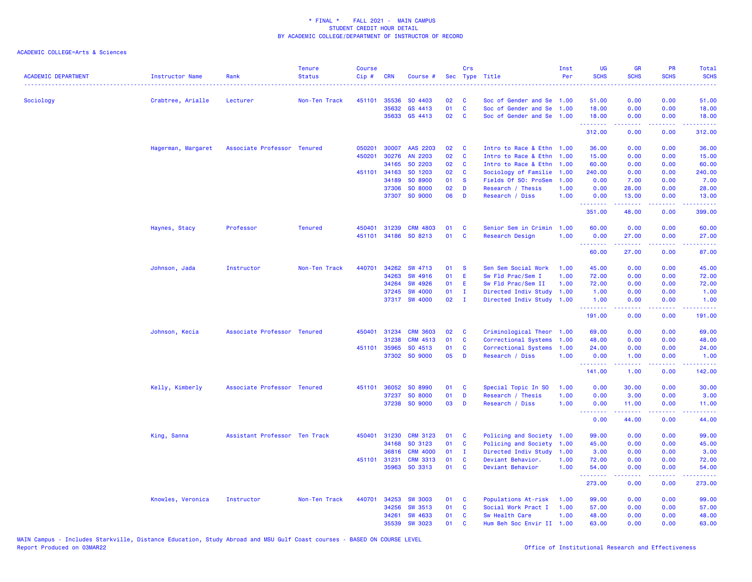\* FINAL \* FALL 2021 - MAIN CAMPUS
STUDENT CREDIT HOUR DETAIL
BY ACADEMIC COLLEGE/DEPARTMENT OF INSTRUCTOR OF RECORD

ACADEMIC COLLEGE=Arts & Sciences

| ACADEMIC DEPARTMENT | Instructor Name | Rank | Tenure Status | Course Cip # | CRN | Course # | Sec | Crs Type | Title | Inst Per | UG SCHS | GR SCHS | PR SCHS | Total SCHS |
|---|---|---|---|---|---|---|---|---|---|---|---|---|---|---|
| Sociology | Crabtree, Arialle | Lecturer | Non-Ten Track | 451101 | 35536 | SO 4403 | 02 | C | Soc of Gender and Se | 1.00 | 51.00 | 0.00 | 0.00 | 51.00 |
| | | | | | 35632 | GS 4413 | 01 | C | Soc of Gender and Se | 1.00 | 18.00 | 0.00 | 0.00 | 18.00 |
| | | | | | 35633 | GS 4413 | 02 | C | Soc of Gender and Se | 1.00 | 18.00 | 0.00 | 0.00 | 18.00 |
| | | | | | | | | | | | 312.00 | 0.00 | 0.00 | 312.00 |
| | Hagerman, Margaret | Associate Professor | Tenured | 050201 | 30007 | AAS 2203 | 02 | C | Intro to Race & Ethn | 1.00 | 36.00 | 0.00 | 0.00 | 36.00 |
| | | | | 450201 | 30276 | AN 2203 | 02 | C | Intro to Race & Ethn | 1.00 | 15.00 | 0.00 | 0.00 | 15.00 |
| | | | | | 34165 | SO 2203 | 02 | C | Intro to Race & Ethn | 1.00 | 60.00 | 0.00 | 0.00 | 60.00 |
| | | | | 451101 | 34163 | SO 1203 | 02 | C | Sociology of Familie | 1.00 | 240.00 | 0.00 | 0.00 | 240.00 |
| | | | | | 34189 | SO 8900 | 01 | S | Fields Of SO: ProSem | 1.00 | 0.00 | 7.00 | 0.00 | 7.00 |
| | | | | | 37306 | SO 8000 | 02 | D | Research / Thesis | 1.00 | 0.00 | 28.00 | 0.00 | 28.00 |
| | | | | | 37307 | SO 9000 | 06 | D | Research / Diss | 1.00 | 0.00 | 13.00 | 0.00 | 13.00 |
| | | | | | | | | | | | 351.00 | 48.00 | 0.00 | 399.00 |
| | Haynes, Stacy | Professor | Tenured | 450401 | 31239 | CRM 4803 | 01 | C | Senior Sem in Crimin | 1.00 | 60.00 | 0.00 | 0.00 | 60.00 |
| | | | | 451101 | 34186 | SO 8213 | 01 | C | Research Design | 1.00 | 0.00 | 27.00 | 0.00 | 27.00 |
| | | | | | | | | | | | 60.00 | 27.00 | 0.00 | 87.00 |
| | Johnson, Jada | Instructor | Non-Ten Track | 440701 | 34262 | SW 4713 | 01 | S | Sen Sem Social Work | 1.00 | 45.00 | 0.00 | 0.00 | 45.00 |
| | | | | | 34263 | SW 4916 | 01 | E | Sw Fld Prac/Sem I | 1.00 | 72.00 | 0.00 | 0.00 | 72.00 |
| | | | | | 34264 | SW 4926 | 01 | E | Sw Fld Prac/Sem II | 1.00 | 72.00 | 0.00 | 0.00 | 72.00 |
| | | | | | 37245 | SW 4000 | 01 | I | Directed Indiv Study | 1.00 | 1.00 | 0.00 | 0.00 | 1.00 |
| | | | | | 37317 | SW 4000 | 02 | I | Directed Indiv Study | 1.00 | 1.00 | 0.00 | 0.00 | 1.00 |
| | | | | | | | | | | | 191.00 | 0.00 | 0.00 | 191.00 |
| | Johnson, Kecia | Associate Professor | Tenured | 450401 | 31234 | CRM 3603 | 02 | C | Criminological Theor | 1.00 | 69.00 | 0.00 | 0.00 | 69.00 |
| | | | | | 31238 | CRM 4513 | 01 | C | Correctional Systems | 1.00 | 48.00 | 0.00 | 0.00 | 48.00 |
| | | | | 451101 | 35965 | SO 4513 | 01 | C | Correctional Systems | 1.00 | 24.00 | 0.00 | 0.00 | 24.00 |
| | | | | | 37302 | SO 9000 | 05 | D | Research / Diss | 1.00 | 0.00 | 1.00 | 0.00 | 1.00 |
| | | | | | | | | | | | 141.00 | 1.00 | 0.00 | 142.00 |
| | Kelly, Kimberly | Associate Professor | Tenured | 451101 | 36052 | SO 8990 | 01 | C | Special Topic In SO | 1.00 | 0.00 | 30.00 | 0.00 | 30.00 |
| | | | | | 37237 | SO 8000 | 01 | D | Research / Thesis | 1.00 | 0.00 | 3.00 | 0.00 | 3.00 |
| | | | | | 37238 | SO 9000 | 03 | D | Research / Diss | 1.00 | 0.00 | 11.00 | 0.00 | 11.00 |
| | | | | | | | | | | | 0.00 | 44.00 | 0.00 | 44.00 |
| | King, Sanna | Assistant Professor | Ten Track | 450401 | 31230 | CRM 3123 | 01 | C | Policing and Society | 1.00 | 99.00 | 0.00 | 0.00 | 99.00 |
| | | | | | 34168 | SO 3123 | 01 | C | Policing and Society | 1.00 | 45.00 | 0.00 | 0.00 | 45.00 |
| | | | | | 36816 | CRM 4000 | 01 | I | Directed Indiv Study | 1.00 | 3.00 | 0.00 | 0.00 | 3.00 |
| | | | | 451101 | 31231 | CRM 3313 | 01 | C | Deviant Behavior. | 1.00 | 72.00 | 0.00 | 0.00 | 72.00 |
| | | | | | 35963 | SO 3313 | 01 | C | Deviant Behavior | 1.00 | 54.00 | 0.00 | 0.00 | 54.00 |
| | | | | | | | | | | | 273.00 | 0.00 | 0.00 | 273.00 |
| | Knowles, Veronica | Instructor | Non-Ten Track | 440701 | 34253 | SW 3003 | 01 | C | Populations At-risk | 1.00 | 99.00 | 0.00 | 0.00 | 99.00 |
| | | | | | 34256 | SW 3513 | 01 | C | Social Work Pract I | 1.00 | 57.00 | 0.00 | 0.00 | 57.00 |
| | | | | | 34261 | SW 4633 | 01 | C | Sw Health Care | 1.00 | 48.00 | 0.00 | 0.00 | 48.00 |
| | | | | | 35539 | SW 3023 | 01 | C | Hum Beh Soc Envir II | 1.00 | 63.00 | 0.00 | 0.00 | 63.00 |

MAIN Campus - Includes Starkville, Distance Education, Study Abroad and MSU Gulf Coast courses - BASED ON COURSE LEVEL
Report Produced on 03MAR22

Office of Institutional Research and Effectiveness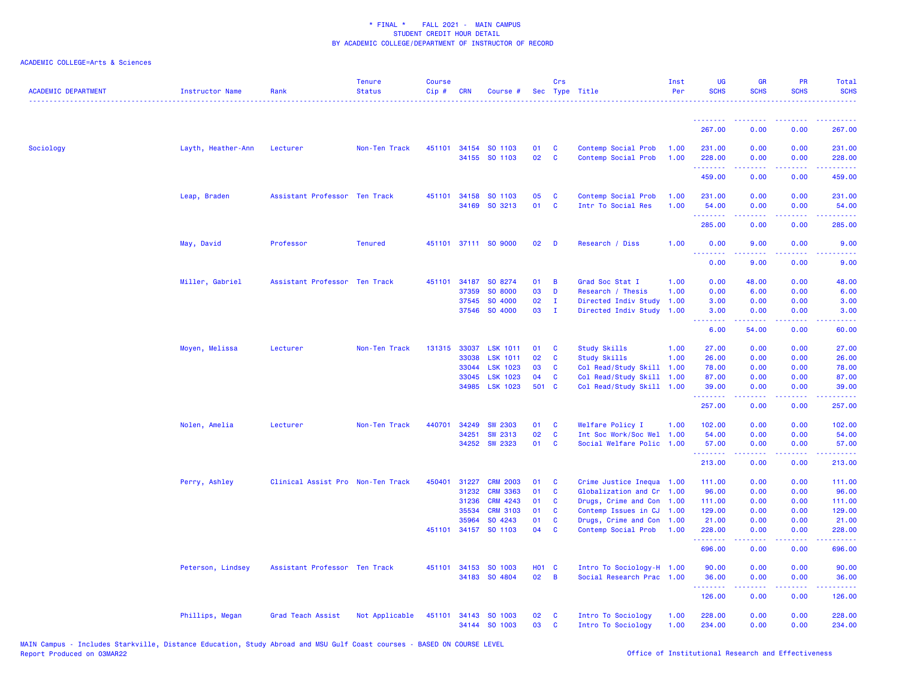\* FINAL \* FALL 2021 - MAIN CAMPUS
STUDENT CREDIT HOUR DETAIL
BY ACADEMIC COLLEGE/DEPARTMENT OF INSTRUCTOR OF RECORD

ACADEMIC COLLEGE=Arts & Sciences

| ACADEMIC DEPARTMENT | Instructor Name | Rank | Tenure Status | Course Cip # | CRN | Course # | Sec | Crs Type | Title | Inst Per | UG SCHS | GR SCHS | PR SCHS | Total SCHS |
|---|---|---|---|---|---|---|---|---|---|---|---|---|---|---|
| | | | | | | | | | | | 267.00 | 0.00 | 0.00 | 267.00 |
| Sociology | Layth, Heather-Ann | Lecturer | Non-Ten Track | 451101 | 34154 | SO 1103 | 01 | C | Contemp Social Prob | 1.00 | 231.00 | 0.00 | 0.00 | 231.00 |
| | | | | | 34155 | SO 1103 | 02 | C | Contemp Social Prob | 1.00 | 228.00 | 0.00 | 0.00 | 228.00 |
| | | | | | | | | | | | 459.00 | 0.00 | 0.00 | 459.00 |
| | Leap, Braden | Assistant Professor | Ten Track | 451101 | 34158 | SO 1103 | 05 | C | Contemp Social Prob | 1.00 | 231.00 | 0.00 | 0.00 | 231.00 |
| | | | | | 34169 | SO 3213 | 01 | C | Intr To Social Res | 1.00 | 54.00 | 0.00 | 0.00 | 54.00 |
| | | | | | | | | | | | 285.00 | 0.00 | 0.00 | 285.00 |
| | May, David | Professor | Tenured | 451101 | 37111 | SO 9000 | 02 | D | Research / Diss | 1.00 | 0.00 | 9.00 | 0.00 | 9.00 |
| | | | | | | | | | | | 0.00 | 9.00 | 0.00 | 9.00 |
| | Miller, Gabriel | Assistant Professor | Ten Track | 451101 | 34187 | SO 8274 | 01 | B | Grad Soc Stat I | 1.00 | 0.00 | 48.00 | 0.00 | 48.00 |
| | | | | | 37359 | SO 8000 | 03 | D | Research / Thesis | 1.00 | 0.00 | 6.00 | 0.00 | 6.00 |
| | | | | | 37545 | SO 4000 | 02 | I | Directed Indiv Study | 1.00 | 3.00 | 0.00 | 0.00 | 3.00 |
| | | | | | 37546 | SO 4000 | 03 | I | Directed Indiv Study | 1.00 | 3.00 | 0.00 | 0.00 | 3.00 |
| | | | | | | | | | | | 6.00 | 54.00 | 0.00 | 60.00 |
| | Moyen, Melissa | Lecturer | Non-Ten Track | 131315 | 33037 | LSK 1011 | 01 | C | Study Skills | 1.00 | 27.00 | 0.00 | 0.00 | 27.00 |
| | | | | | 33038 | LSK 1011 | 02 | C | Study Skills | 1.00 | 26.00 | 0.00 | 0.00 | 26.00 |
| | | | | | 33044 | LSK 1023 | 03 | C | Col Read/Study Skill | 1.00 | 78.00 | 0.00 | 0.00 | 78.00 |
| | | | | | 33045 | LSK 1023 | 04 | C | Col Read/Study Skill | 1.00 | 87.00 | 0.00 | 0.00 | 87.00 |
| | | | | | 34985 | LSK 1023 | 501 | C | Col Read/Study Skill | 1.00 | 39.00 | 0.00 | 0.00 | 39.00 |
| | | | | | | | | | | | 257.00 | 0.00 | 0.00 | 257.00 |
| | Nolen, Amelia | Lecturer | Non-Ten Track | 440701 | 34249 | SW 2303 | 01 | C | Welfare Policy I | 1.00 | 102.00 | 0.00 | 0.00 | 102.00 |
| | | | | | 34251 | SW 2313 | 02 | C | Int Soc Work/Soc Wel | 1.00 | 54.00 | 0.00 | 0.00 | 54.00 |
| | | | | | 34252 | SW 2323 | 01 | C | Social Welfare Polic | 1.00 | 57.00 | 0.00 | 0.00 | 57.00 |
| | | | | | | | | | | | 213.00 | 0.00 | 0.00 | 213.00 |
| | Perry, Ashley | Clinical Assist Pro | Non-Ten Track | 450401 | 31227 | CRM 2003 | 01 | C | Crime Justice Inequa | 1.00 | 111.00 | 0.00 | 0.00 | 111.00 |
| | | | | | 31232 | CRM 3363 | 01 | C | Globalization and Cr | 1.00 | 96.00 | 0.00 | 0.00 | 96.00 |
| | | | | | 31236 | CRM 4243 | 01 | C | Drugs, Crime and Con | 1.00 | 111.00 | 0.00 | 0.00 | 111.00 |
| | | | | | 35534 | CRM 3103 | 01 | C | Contemp Issues in CJ | 1.00 | 129.00 | 0.00 | 0.00 | 129.00 |
| | | | | | 35964 | SO 4243 | 01 | C | Drugs, Crime and Con | 1.00 | 21.00 | 0.00 | 0.00 | 21.00 |
| | | | | 451101 | 34157 | SO 1103 | 04 | C | Contemp Social Prob | 1.00 | 228.00 | 0.00 | 0.00 | 228.00 |
| | | | | | | | | | | | 696.00 | 0.00 | 0.00 | 696.00 |
| | Peterson, Lindsey | Assistant Professor | Ten Track | 451101 | 34153 | SO 1003 | H01 | C | Intro To Sociology-H | 1.00 | 90.00 | 0.00 | 0.00 | 90.00 |
| | | | | | 34183 | SO 4804 | 02 | B | Social Research Prac | 1.00 | 36.00 | 0.00 | 0.00 | 36.00 |
| | | | | | | | | | | | 126.00 | 0.00 | 0.00 | 126.00 |
| | Phillips, Megan | Grad Teach Assist | Not Applicable | 451101 | 34143 | SO 1003 | 02 | C | Intro To Sociology | 1.00 | 228.00 | 0.00 | 0.00 | 228.00 |
| | | | | | 34144 | SO 1003 | 03 | C | Intro To Sociology | 1.00 | 234.00 | 0.00 | 0.00 | 234.00 |

MAIN Campus - Includes Starkville, Distance Education, Study Abroad and MSU Gulf Coast courses - BASED ON COURSE LEVEL
Report Produced on 03MAR22

Office of Institutional Research and Effectiveness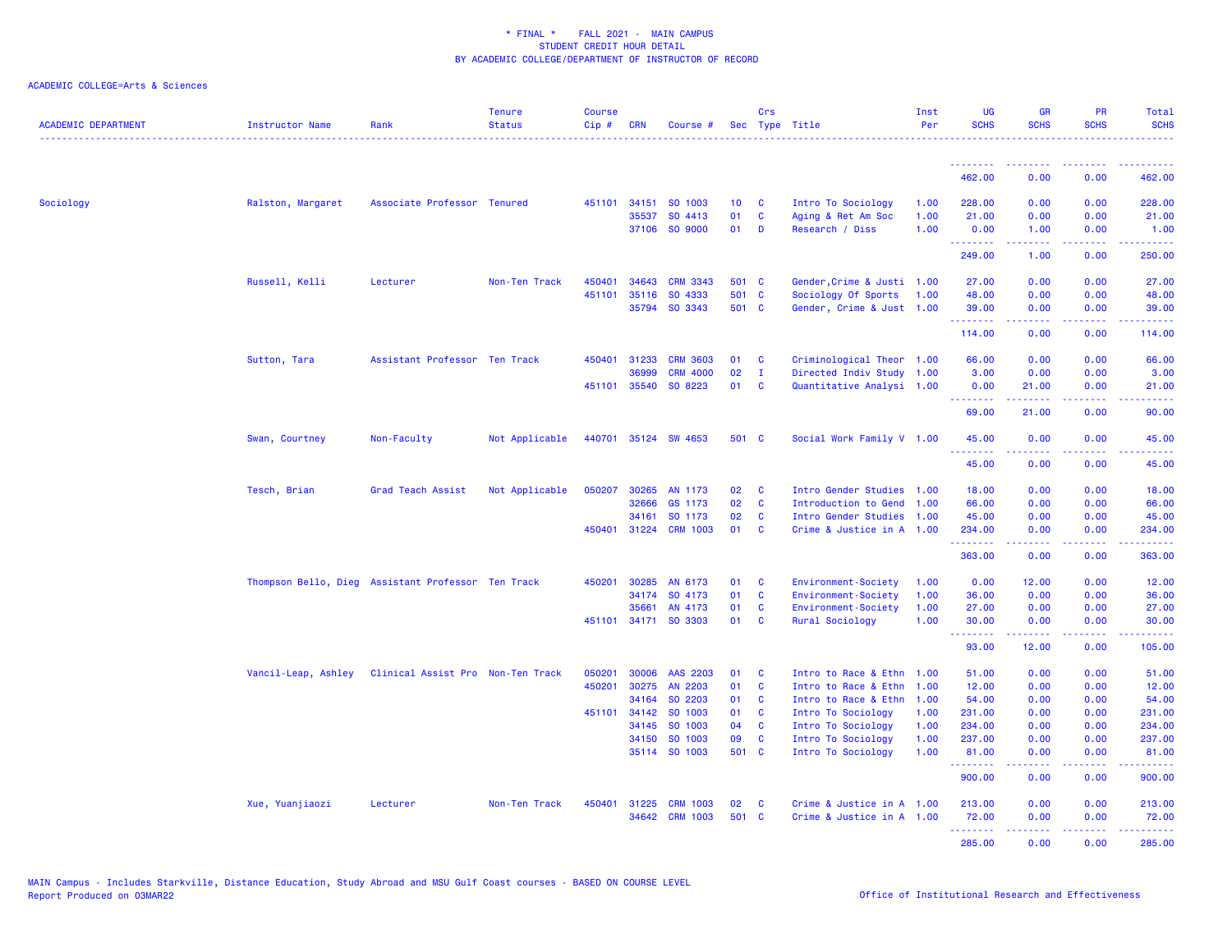\* FINAL \*    FALL 2021 -  MAIN CAMPUS
STUDENT CREDIT HOUR DETAIL
BY ACADEMIC COLLEGE/DEPARTMENT OF INSTRUCTOR OF RECORD

ACADEMIC COLLEGE=Arts & Sciences

| ACADEMIC DEPARTMENT | Instructor Name | Rank | Tenure Status | Course Cip # | CRN | Course # | Sec | Crs Type | Title | Inst Per | UG SCHS | GR SCHS | PR SCHS | Total SCHS |
|---|---|---|---|---|---|---|---|---|---|---|---|---|---|---|
| | | | | | | | | | | | 462.00 | 0.00 | 0.00 | 462.00 |
| Sociology | Ralston, Margaret | Associate Professor | Tenured | 451101 | 34151 | SO 1003 | 10 | C | Intro To Sociology | 1.00 | 228.00 | 0.00 | 0.00 | 228.00 |
| | | | | | 35537 | SO 4413 | 01 | C | Aging & Ret Am Soc | 1.00 | 21.00 | 0.00 | 0.00 | 21.00 |
| | | | | | 37106 | SO 9000 | 01 | D | Research / Diss | 1.00 | 0.00 | 1.00 | 0.00 | 1.00 |
| | | | | | | | | | | | 249.00 | 1.00 | 0.00 | 250.00 |
| | Russell, Kelli | Lecturer | Non-Ten Track | 450401 | 34643 | CRM 3343 | 501 | C | Gender,Crime & Justi | 1.00 | 27.00 | 0.00 | 0.00 | 27.00 |
| | | | | 451101 | 35116 | SO 4333 | 501 | C | Sociology Of Sports | 1.00 | 48.00 | 0.00 | 0.00 | 48.00 |
| | | | | | 35794 | SO 3343 | 501 | C | Gender, Crime & Just | 1.00 | 39.00 | 0.00 | 0.00 | 39.00 |
| | | | | | | | | | | | 114.00 | 0.00 | 0.00 | 114.00 |
| | Sutton, Tara | Assistant Professor | Ten Track | 450401 | 31233 | CRM 3603 | 01 | C | Criminological Theor | 1.00 | 66.00 | 0.00 | 0.00 | 66.00 |
| | | | | | 36999 | CRM 4000 | 02 | I | Directed Indiv Study | 1.00 | 3.00 | 0.00 | 0.00 | 3.00 |
| | | | | 451101 | 35540 | SO 8223 | 01 | C | Quantitative Analysi | 1.00 | 0.00 | 21.00 | 0.00 | 21.00 |
| | | | | | | | | | | | 69.00 | 21.00 | 0.00 | 90.00 |
| | Swan, Courtney | Non-Faculty | Not Applicable | 440701 | 35124 | SW 4653 | 501 | C | Social Work Family V | 1.00 | 45.00 | 0.00 | 0.00 | 45.00 |
| | | | | | | | | | | | 45.00 | 0.00 | 0.00 | 45.00 |
| | Tesch, Brian | Grad Teach Assist | Not Applicable | 050207 | 30265 | AN 1173 | 02 | C | Intro Gender Studies | 1.00 | 18.00 | 0.00 | 0.00 | 18.00 |
| | | | | | 32666 | GS 1173 | 02 | C | Introduction to Gend | 1.00 | 66.00 | 0.00 | 0.00 | 66.00 |
| | | | | | 34161 | SO 1173 | 02 | C | Intro Gender Studies | 1.00 | 45.00 | 0.00 | 0.00 | 45.00 |
| | | | | 450401 | 31224 | CRM 1003 | 01 | C | Crime & Justice in A | 1.00 | 234.00 | 0.00 | 0.00 | 234.00 |
| | | | | | | | | | | | 363.00 | 0.00 | 0.00 | 363.00 |
| | Thompson Bello, Dieg | Assistant Professor | Ten Track | 450201 | 30285 | AN 6173 | 01 | C | Environment-Society | 1.00 | 0.00 | 12.00 | 0.00 | 12.00 |
| | | | | | 34174 | SO 4173 | 01 | C | Environment-Society | 1.00 | 36.00 | 0.00 | 0.00 | 36.00 |
| | | | | | 35661 | AN 4173 | 01 | C | Environment-Society | 1.00 | 27.00 | 0.00 | 0.00 | 27.00 |
| | | | | 451101 | 34171 | SO 3303 | 01 | C | Rural Sociology | 1.00 | 30.00 | 0.00 | 0.00 | 30.00 |
| | | | | | | | | | | | 93.00 | 12.00 | 0.00 | 105.00 |
| | Vancil-Leap, Ashley | Clinical Assist Pro | Non-Ten Track | 050201 | 30006 | AAS 2203 | 01 | C | Intro to Race & Ethn | 1.00 | 51.00 | 0.00 | 0.00 | 51.00 |
| | | | | 450201 | 30275 | AN 2203 | 01 | C | Intro to Race & Ethn | 1.00 | 12.00 | 0.00 | 0.00 | 12.00 |
| | | | | | 34164 | SO 2203 | 01 | C | Intro to Race & Ethn | 1.00 | 54.00 | 0.00 | 0.00 | 54.00 |
| | | | | 451101 | 34142 | SO 1003 | 01 | C | Intro To Sociology | 1.00 | 231.00 | 0.00 | 0.00 | 231.00 |
| | | | | | 34145 | SO 1003 | 04 | C | Intro To Sociology | 1.00 | 234.00 | 0.00 | 0.00 | 234.00 |
| | | | | | 34150 | SO 1003 | 09 | C | Intro To Sociology | 1.00 | 237.00 | 0.00 | 0.00 | 237.00 |
| | | | | | 35114 | SO 1003 | 501 | C | Intro To Sociology | 1.00 | 81.00 | 0.00 | 0.00 | 81.00 |
| | | | | | | | | | | | 900.00 | 0.00 | 0.00 | 900.00 |
| | Xue, Yuanjiaozi | Lecturer | Non-Ten Track | 450401 | 31225 | CRM 1003 | 02 | C | Crime & Justice in A | 1.00 | 213.00 | 0.00 | 0.00 | 213.00 |
| | | | | | 34642 | CRM 1003 | 501 | C | Crime & Justice in A | 1.00 | 72.00 | 0.00 | 0.00 | 72.00 |
| | | | | | | | | | | | 285.00 | 0.00 | 0.00 | 285.00 |

MAIN Campus - Includes Starkville, Distance Education, Study Abroad and MSU Gulf Coast courses - BASED ON COURSE LEVEL
Report Produced on 03MAR22

Office of Institutional Research and Effectiveness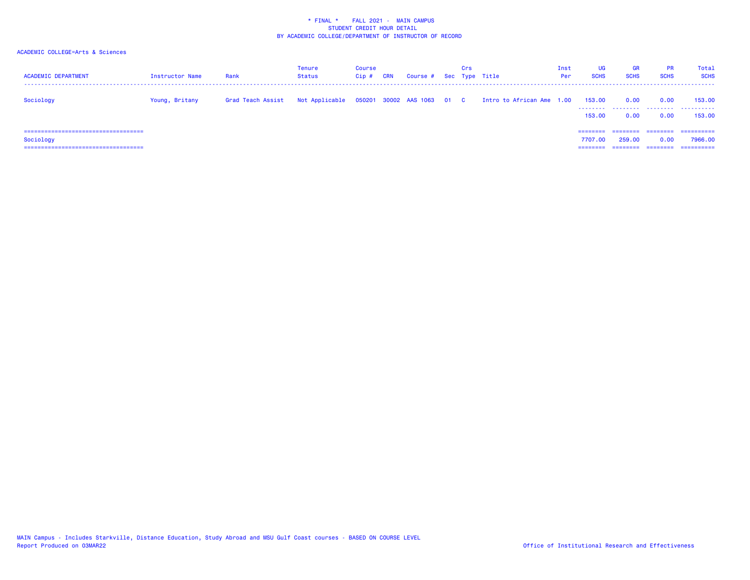\* FINAL \* FALL 2021 - MAIN CAMPUS
STUDENT CREDIT HOUR DETAIL
BY ACADEMIC COLLEGE/DEPARTMENT OF INSTRUCTOR OF RECORD

ACADEMIC COLLEGE=Arts & Sciences

| ACADEMIC DEPARTMENT | Instructor Name | Rank | Tenure Status | Course Cip # | CRN | Course # | Sec | Crs Type | Title | Inst Per | UG SCHS | GR SCHS | PR SCHS | Total SCHS |
|---|---|---|---|---|---|---|---|---|---|---|---|---|---|---|
| Sociology | Young, Britany | Grad Teach Assist | Not Applicable | 050201 | 30002 | AAS 1063 | 01 | C | Intro to African Ame | 1.00 | 153.00 | 0.00 | 0.00 | 153.00 |
| | | | | | | | | | | | 153.00 | 0.00 | 0.00 | 153.00 |
| Sociology | | | | | | | | | | | 7707.00 | 259.00 | 0.00 | 7966.00 |

MAIN Campus - Includes Starkville, Distance Education, Study Abroad and MSU Gulf Coast courses - BASED ON COURSE LEVEL
Report Produced on 03MAR22

Office of Institutional Research and Effectiveness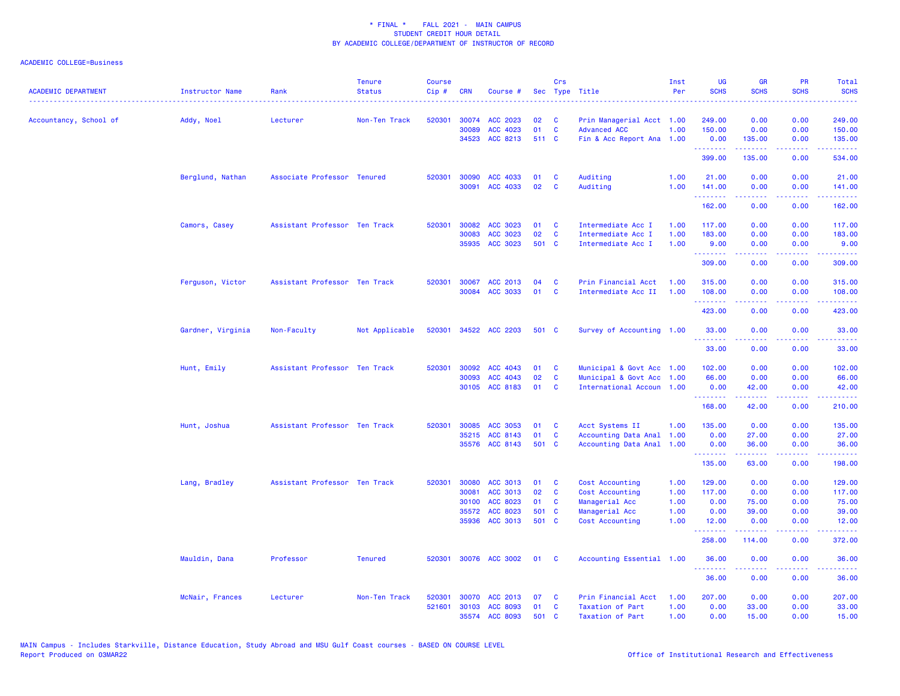\* FINAL \* FALL 2021 - MAIN CAMPUS
STUDENT CREDIT HOUR DETAIL
BY ACADEMIC COLLEGE/DEPARTMENT OF INSTRUCTOR OF RECORD

ACADEMIC COLLEGE=Business

| ACADEMIC DEPARTMENT | Instructor Name | Rank | Tenure Status | Course Cip # | CRN | Course # | Sec | Crs Type | Title | Inst Per | UG SCHS | GR SCHS | PR SCHS | Total SCHS |
|---|---|---|---|---|---|---|---|---|---|---|---|---|---|---|
| Accountancy, School of | Addy, Noel | Lecturer | Non-Ten Track | 520301 | 30074 | ACC 2023 | 02 | C | Prin Managerial Acct | 1.00 | 249.00 | 0.00 | 0.00 | 249.00 |
| | | | | | 30089 | ACC 4023 | 01 | C | Advanced ACC | 1.00 | 150.00 | 0.00 | 0.00 | 150.00 |
| | | | | | 34523 | ACC 8213 | 511 | C | Fin & Acc Report Ana | 1.00 | 0.00 | 135.00 | 0.00 | 135.00 |
| | | | | | | | | | | | 399.00 | 135.00 | 0.00 | 534.00 |
| | Berglund, Nathan | Associate Professor | Tenured | 520301 | 30090 | ACC 4033 | 01 | C | Auditing | 1.00 | 21.00 | 0.00 | 0.00 | 21.00 |
| | | | | | 30091 | ACC 4033 | 02 | C | Auditing | 1.00 | 141.00 | 0.00 | 0.00 | 141.00 |
| | | | | | | | | | | | 162.00 | 0.00 | 0.00 | 162.00 |
| | Camors, Casey | Assistant Professor | Ten Track | 520301 | 30082 | ACC 3023 | 01 | C | Intermediate Acc I | 1.00 | 117.00 | 0.00 | 0.00 | 117.00 |
| | | | | | 30083 | ACC 3023 | 02 | C | Intermediate Acc I | 1.00 | 183.00 | 0.00 | 0.00 | 183.00 |
| | | | | | 35935 | ACC 3023 | 501 | C | Intermediate Acc I | 1.00 | 9.00 | 0.00 | 0.00 | 9.00 |
| | | | | | | | | | | | 309.00 | 0.00 | 0.00 | 309.00 |
| | Ferguson, Victor | Assistant Professor | Ten Track | 520301 | 30067 | ACC 2013 | 04 | C | Prin Financial Acct | 1.00 | 315.00 | 0.00 | 0.00 | 315.00 |
| | | | | | 30084 | ACC 3033 | 01 | C | Intermediate Acc II | 1.00 | 108.00 | 0.00 | 0.00 | 108.00 |
| | | | | | | | | | | | 423.00 | 0.00 | 0.00 | 423.00 |
| | Gardner, Virginia | Non-Faculty | Not Applicable | 520301 | 34522 | ACC 2203 | 501 | C | Survey of Accounting | 1.00 | 33.00 | 0.00 | 0.00 | 33.00 |
| | | | | | | | | | | | 33.00 | 0.00 | 0.00 | 33.00 |
| | Hunt, Emily | Assistant Professor | Ten Track | 520301 | 30092 | ACC 4043 | 01 | C | Municipal & Govt Acc | 1.00 | 102.00 | 0.00 | 0.00 | 102.00 |
| | | | | | 30093 | ACC 4043 | 02 | C | Municipal & Govt Acc | 1.00 | 66.00 | 0.00 | 0.00 | 66.00 |
| | | | | | 30105 | ACC 8183 | 01 | C | International Accoun | 1.00 | 0.00 | 42.00 | 0.00 | 42.00 |
| | | | | | | | | | | | 168.00 | 42.00 | 0.00 | 210.00 |
| | Hunt, Joshua | Assistant Professor | Ten Track | 520301 | 30085 | ACC 3053 | 01 | C | Acct Systems II | 1.00 | 135.00 | 0.00 | 0.00 | 135.00 |
| | | | | | 35215 | ACC 8143 | 01 | C | Accounting Data Anal | 1.00 | 0.00 | 27.00 | 0.00 | 27.00 |
| | | | | | 35576 | ACC 8143 | 501 | C | Accounting Data Anal | 1.00 | 0.00 | 36.00 | 0.00 | 36.00 |
| | | | | | | | | | | | 135.00 | 63.00 | 0.00 | 198.00 |
| | Lang, Bradley | Assistant Professor | Ten Track | 520301 | 30080 | ACC 3013 | 01 | C | Cost Accounting | 1.00 | 129.00 | 0.00 | 0.00 | 129.00 |
| | | | | | 30081 | ACC 3013 | 02 | C | Cost Accounting | 1.00 | 117.00 | 0.00 | 0.00 | 117.00 |
| | | | | | 30100 | ACC 8023 | 01 | C | Managerial Acc | 1.00 | 0.00 | 75.00 | 0.00 | 75.00 |
| | | | | | 35572 | ACC 8023 | 501 | C | Managerial Acc | 1.00 | 0.00 | 39.00 | 0.00 | 39.00 |
| | | | | | 35936 | ACC 3013 | 501 | C | Cost Accounting | 1.00 | 12.00 | 0.00 | 0.00 | 12.00 |
| | | | | | | | | | | | 258.00 | 114.00 | 0.00 | 372.00 |
| | Mauldin, Dana | Professor | Tenured | 520301 | 30076 | ACC 3002 | 01 | C | Accounting Essential | 1.00 | 36.00 | 0.00 | 0.00 | 36.00 |
| | | | | | | | | | | | 36.00 | 0.00 | 0.00 | 36.00 |
| | McNair, Frances | Lecturer | Non-Ten Track | 520301 | 30070 | ACC 2013 | 07 | C | Prin Financial Acct | 1.00 | 207.00 | 0.00 | 0.00 | 207.00 |
| | | | | 521601 | 30103 | ACC 8093 | 01 | C | Taxation of Part | 1.00 | 0.00 | 33.00 | 0.00 | 33.00 |
| | | | | | 35574 | ACC 8093 | 501 | C | Taxation of Part | 1.00 | 0.00 | 15.00 | 0.00 | 15.00 |

MAIN Campus - Includes Starkville, Distance Education, Study Abroad and MSU Gulf Coast courses - BASED ON COURSE LEVEL
Report Produced on 03MAR22 Office of Institutional Research and Effectiveness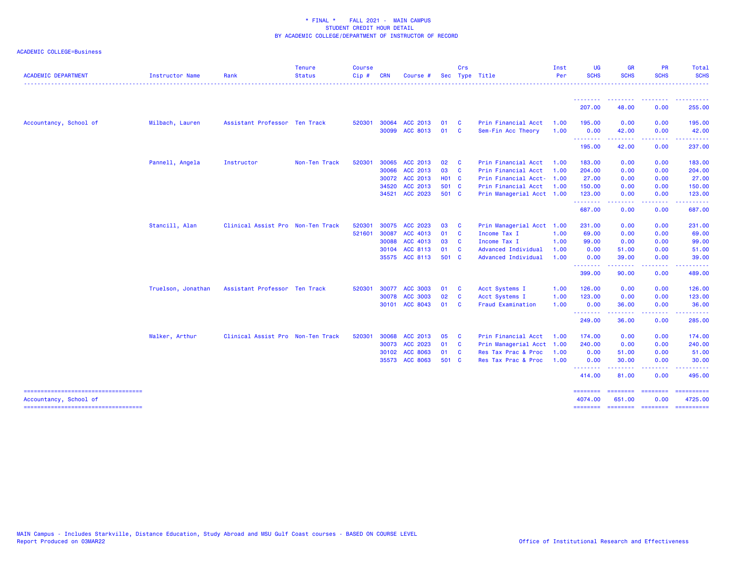\* FINAL \* FALL 2021 - MAIN CAMPUS
STUDENT CREDIT HOUR DETAIL
BY ACADEMIC COLLEGE/DEPARTMENT OF INSTRUCTOR OF RECORD

ACADEMIC COLLEGE=Business

| ACADEMIC DEPARTMENT | Instructor Name | Rank | Tenure Status | Course Cip # | CRN | Course # | Sec | Crs Type | Title | Inst Per | UG SCHS | GR SCHS | PR SCHS | Total SCHS |
|---|---|---|---|---|---|---|---|---|---|---|---|---|---|---|
| | | | | | | | | | | | 207.00 | 48.00 | 0.00 | 255.00 |
| Accountancy, School of | Milbach, Lauren | Assistant Professor | Ten Track | 520301 | 30064 | ACC 2013 | 01 | C | Prin Financial Acct | 1.00 | 195.00 | 0.00 | 0.00 | 195.00 |
| | | | | | 30099 | ACC 8013 | 01 | C | Sem-Fin Acc Theory | 1.00 | 0.00 | 42.00 | 0.00 | 42.00 |
| | | | | | | | | | | | 195.00 | 42.00 | 0.00 | 237.00 |
| | Pannell, Angela | Instructor | Non-Ten Track | 520301 | 30065 | ACC 2013 | 02 | C | Prin Financial Acct | 1.00 | 183.00 | 0.00 | 0.00 | 183.00 |
| | | | | | 30066 | ACC 2013 | 03 | C | Prin Financial Acct | 1.00 | 204.00 | 0.00 | 0.00 | 204.00 |
| | | | | | 30072 | ACC 2013 | H01 | C | Prin Financial Acct- | 1.00 | 27.00 | 0.00 | 0.00 | 27.00 |
| | | | | | 34520 | ACC 2013 | 501 | C | Prin Financial Acct | 1.00 | 150.00 | 0.00 | 0.00 | 150.00 |
| | | | | | 34521 | ACC 2023 | 501 | C | Prin Managerial Acct | 1.00 | 123.00 | 0.00 | 0.00 | 123.00 |
| | | | | | | | | | | | 687.00 | 0.00 | 0.00 | 687.00 |
| | Stancill, Alan | Clinical Assist Pro | Non-Ten Track | 520301 | 30075 | ACC 2023 | 03 | C | Prin Managerial Acct | 1.00 | 231.00 | 0.00 | 0.00 | 231.00 |
| | | | | 521601 | 30087 | ACC 4013 | 01 | C | Income Tax I | 1.00 | 69.00 | 0.00 | 0.00 | 69.00 |
| | | | | | 30088 | ACC 4013 | 03 | C | Income Tax I | 1.00 | 99.00 | 0.00 | 0.00 | 99.00 |
| | | | | | 30104 | ACC 8113 | 01 | C | Advanced Individual | 1.00 | 0.00 | 51.00 | 0.00 | 51.00 |
| | | | | | 35575 | ACC 8113 | 501 | C | Advanced Individual | 1.00 | 0.00 | 39.00 | 0.00 | 39.00 |
| | | | | | | | | | | | 399.00 | 90.00 | 0.00 | 489.00 |
| | Truelson, Jonathan | Assistant Professor | Ten Track | 520301 | 30077 | ACC 3003 | 01 | C | Acct Systems I | 1.00 | 126.00 | 0.00 | 0.00 | 126.00 |
| | | | | | 30078 | ACC 3003 | 02 | C | Acct Systems I | 1.00 | 123.00 | 0.00 | 0.00 | 123.00 |
| | | | | | 30101 | ACC 8043 | 01 | C | Fraud Examination | 1.00 | 0.00 | 36.00 | 0.00 | 36.00 |
| | | | | | | | | | | | 249.00 | 36.00 | 0.00 | 285.00 |
| | Walker, Arthur | Clinical Assist Pro | Non-Ten Track | 520301 | 30068 | ACC 2013 | 05 | C | Prin Financial Acct | 1.00 | 174.00 | 0.00 | 0.00 | 174.00 |
| | | | | | 30073 | ACC 2023 | 01 | C | Prin Managerial Acct | 1.00 | 240.00 | 0.00 | 0.00 | 240.00 |
| | | | | | 30102 | ACC 8063 | 01 | C | Res Tax Prac & Proc | 1.00 | 0.00 | 51.00 | 0.00 | 51.00 |
| | | | | | 35573 | ACC 8063 | 501 | C | Res Tax Prac & Proc | 1.00 | 0.00 | 30.00 | 0.00 | 30.00 |
| | | | | | | | | | | | 414.00 | 81.00 | 0.00 | 495.00 |
| Accountancy, School of | | | | | | | | | | | 4074.00 | 651.00 | 0.00 | 4725.00 |

MAIN Campus - Includes Starkville, Distance Education, Study Abroad and MSU Gulf Coast courses - BASED ON COURSE LEVEL
Report Produced on 03MAR22

Office of Institutional Research and Effectiveness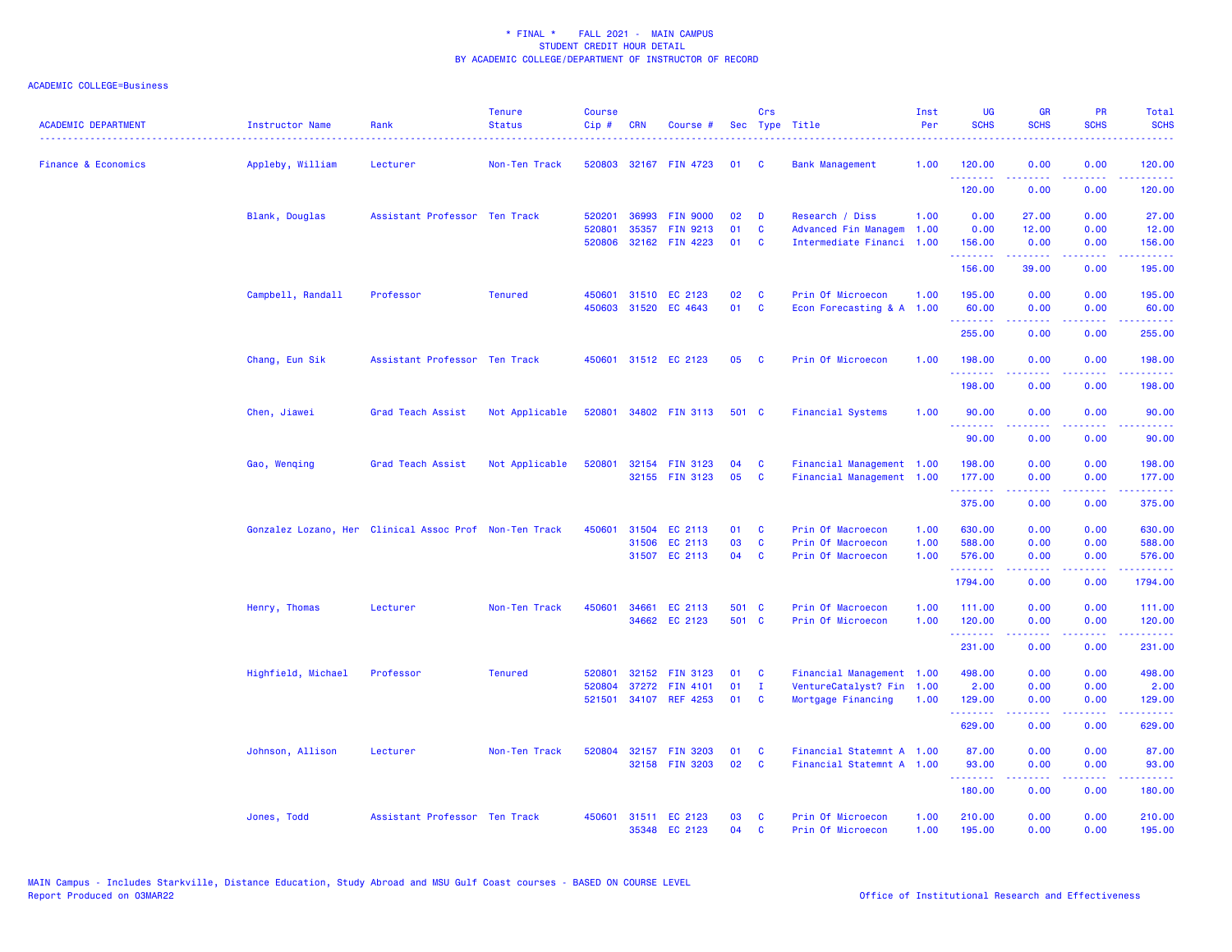# * FINAL * FALL 2021 - MAIN CAMPUS
## STUDENT CREDIT HOUR DETAIL
## BY ACADEMIC COLLEGE/DEPARTMENT OF INSTRUCTOR OF RECORD

ACADEMIC COLLEGE=Business

| ACADEMIC DEPARTMENT | Instructor Name | Rank | Tenure Status | Course Cip # | CRN | Course # | Sec | Crs Type | Title | Inst Per | UG SCHS | GR SCHS | PR SCHS | Total SCHS |
|---|---|---|---|---|---|---|---|---|---|---|---|---|---|---|
| Finance & Economics | Appleby, William | Lecturer | Non-Ten Track | 520803 | 32167 | FIN 4723 | 01 | C | Bank Management | 1.00 | 120.00 | 0.00 | 0.00 | 120.00 |
| | | | | | | | | | | | 120.00 | 0.00 | 0.00 | 120.00 |
| | Blank, Douglas | Assistant Professor | Ten Track | 520201 | 36993 | FIN 9000 | 02 | D | Research / Diss | 1.00 | 0.00 | 27.00 | 0.00 | 27.00 |
| | | | | 520801 | 35357 | FIN 9213 | 01 | C | Advanced Fin Managem | 1.00 | 0.00 | 12.00 | 0.00 | 12.00 |
| | | | | 520806 | 32162 | FIN 4223 | 01 | C | Intermediate Financi | 1.00 | 156.00 | 0.00 | 0.00 | 156.00 |
| | | | | | | | | | | | 156.00 | 39.00 | 0.00 | 195.00 |
| | Campbell, Randall | Professor | Tenured | 450601 | 31510 | EC 2123 | 02 | C | Prin Of Microecon | 1.00 | 195.00 | 0.00 | 0.00 | 195.00 |
| | | | | 450603 | 31520 | EC 4643 | 01 | C | Econ Forecasting & A | 1.00 | 60.00 | 0.00 | 0.00 | 60.00 |
| | | | | | | | | | | | 255.00 | 0.00 | 0.00 | 255.00 |
| | Chang, Eun Sik | Assistant Professor | Ten Track | 450601 | 31512 | EC 2123 | 05 | C | Prin Of Microecon | 1.00 | 198.00 | 0.00 | 0.00 | 198.00 |
| | | | | | | | | | | | 198.00 | 0.00 | 0.00 | 198.00 |
| | Chen, Jiawei | Grad Teach Assist | Not Applicable | 520801 | 34802 | FIN 3113 | 501 | C | Financial Systems | 1.00 | 90.00 | 0.00 | 0.00 | 90.00 |
| | | | | | | | | | | | 90.00 | 0.00 | 0.00 | 90.00 |
| | Gao, Wenqing | Grad Teach Assist | Not Applicable | 520801 | 32154 | FIN 3123 | 04 | C | Financial Management | 1.00 | 198.00 | 0.00 | 0.00 | 198.00 |
| | | | | | 32155 | FIN 3123 | 05 | C | Financial Management | 1.00 | 177.00 | 0.00 | 0.00 | 177.00 |
| | | | | | | | | | | | 375.00 | 0.00 | 0.00 | 375.00 |
| | Gonzalez Lozano, Her | Clinical Assoc Prof | Non-Ten Track | 450601 | 31504 | EC 2113 | 01 | C | Prin Of Macroecon | 1.00 | 630.00 | 0.00 | 0.00 | 630.00 |
| | | | | | 31506 | EC 2113 | 03 | C | Prin Of Macroecon | 1.00 | 588.00 | 0.00 | 0.00 | 588.00 |
| | | | | | 31507 | EC 2113 | 04 | C | Prin Of Macroecon | 1.00 | 576.00 | 0.00 | 0.00 | 576.00 |
| | | | | | | | | | | | 1794.00 | 0.00 | 0.00 | 1794.00 |
| | Henry, Thomas | Lecturer | Non-Ten Track | 450601 | 34661 | EC 2113 | 501 | C | Prin Of Macroecon | 1.00 | 111.00 | 0.00 | 0.00 | 111.00 |
| | | | | | 34662 | EC 2123 | 501 | C | Prin Of Microecon | 1.00 | 120.00 | 0.00 | 0.00 | 120.00 |
| | | | | | | | | | | | 231.00 | 0.00 | 0.00 | 231.00 |
| | Highfield, Michael | Professor | Tenured | 520801 | 32152 | FIN 3123 | 01 | C | Financial Management | 1.00 | 498.00 | 0.00 | 0.00 | 498.00 |
| | | | | 520804 | 37272 | FIN 4101 | 01 | I | VentureCatalyst? Fin | 1.00 | 2.00 | 0.00 | 0.00 | 2.00 |
| | | | | 521501 | 34107 | REF 4253 | 01 | C | Mortgage Financing | 1.00 | 129.00 | 0.00 | 0.00 | 129.00 |
| | | | | | | | | | | | 629.00 | 0.00 | 0.00 | 629.00 |
| | Johnson, Allison | Lecturer | Non-Ten Track | 520804 | 32157 | FIN 3203 | 01 | C | Financial Statemnt A | 1.00 | 87.00 | 0.00 | 0.00 | 87.00 |
| | | | | | 32158 | FIN 3203 | 02 | C | Financial Statemnt A | 1.00 | 93.00 | 0.00 | 0.00 | 93.00 |
| | | | | | | | | | | | 180.00 | 0.00 | 0.00 | 180.00 |
| | Jones, Todd | Assistant Professor | Ten Track | 450601 | 31511 | EC 2123 | 03 | C | Prin Of Microecon | 1.00 | 210.00 | 0.00 | 0.00 | 210.00 |
| | | | | | 35348 | EC 2123 | 04 | C | Prin Of Microecon | 1.00 | 195.00 | 0.00 | 0.00 | 195.00 |

MAIN Campus - Includes Starkville, Distance Education, Study Abroad and MSU Gulf Coast courses - BASED ON COURSE LEVEL
Report Produced on 03MAR22

Office of Institutional Research and Effectiveness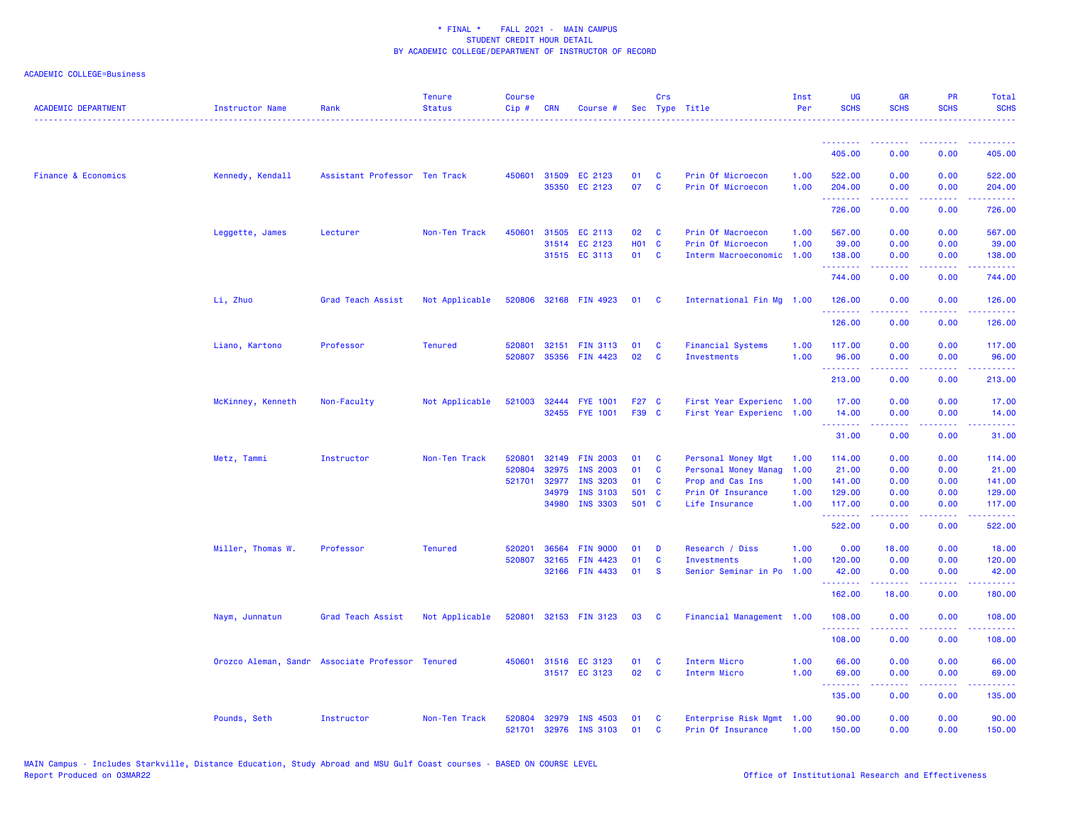* FINAL * FALL 2021 - MAIN CAMPUS
STUDENT CREDIT HOUR DETAIL
BY ACADEMIC COLLEGE/DEPARTMENT OF INSTRUCTOR OF RECORD

ACADEMIC COLLEGE=Business

| ACADEMIC DEPARTMENT | Instructor Name | Rank | Tenure Status | Course Cip # | CRN | Course # | Sec | Crs Type | Title | Inst Per | UG SCHS | GR SCHS | PR SCHS | Total SCHS |
|---|---|---|---|---|---|---|---|---|---|---|---|---|---|---|
| | | | | | | | | | | | 405.00 | 0.00 | 0.00 | 405.00 |
| Finance & Economics | Kennedy, Kendall | Assistant Professor | Ten Track | 450601 | 31509 | EC 2123 | 01 | C | Prin Of Microecon | 1.00 | 522.00 | 0.00 | 0.00 | 522.00 |
| | | | | | 35350 | EC 2123 | 07 | C | Prin Of Microecon | 1.00 | 204.00 | 0.00 | 0.00 | 204.00 |
| | | | | | | | | | | | 726.00 | 0.00 | 0.00 | 726.00 |
| | Leggette, James | Lecturer | Non-Ten Track | 450601 | 31505 | EC 2113 | 02 | C | Prin Of Macroecon | 1.00 | 567.00 | 0.00 | 0.00 | 567.00 |
| | | | | | 31514 | EC 2123 | H01 | C | Prin Of Microecon | 1.00 | 39.00 | 0.00 | 0.00 | 39.00 |
| | | | | | 31515 | EC 3113 | 01 | C | Interm Macroeconomic | 1.00 | 138.00 | 0.00 | 0.00 | 138.00 |
| | | | | | | | | | | | 744.00 | 0.00 | 0.00 | 744.00 |
| | Li, Zhuo | Grad Teach Assist | Not Applicable | 520806 | 32168 | FIN 4923 | 01 | C | International Fin Mg | 1.00 | 126.00 | 0.00 | 0.00 | 126.00 |
| | | | | | | | | | | | 126.00 | 0.00 | 0.00 | 126.00 |
| | Liano, Kartono | Professor | Tenured | 520801 | 32151 | FIN 3113 | 01 | C | Financial Systems | 1.00 | 117.00 | 0.00 | 0.00 | 117.00 |
| | | | | 520807 | 35356 | FIN 4423 | 02 | C | Investments | 1.00 | 96.00 | 0.00 | 0.00 | 96.00 |
| | | | | | | | | | | | 213.00 | 0.00 | 0.00 | 213.00 |
| | McKinney, Kenneth | Non-Faculty | Not Applicable | 521003 | 32444 | FYE 1001 | F27 | C | First Year Experienc | 1.00 | 17.00 | 0.00 | 0.00 | 17.00 |
| | | | | | 32455 | FYE 1001 | F39 | C | First Year Experienc | 1.00 | 14.00 | 0.00 | 0.00 | 14.00 |
| | | | | | | | | | | | 31.00 | 0.00 | 0.00 | 31.00 |
| | Metz, Tammi | Instructor | Non-Ten Track | 520801 | 32149 | FIN 2003 | 01 | C | Personal Money Mgt | 1.00 | 114.00 | 0.00 | 0.00 | 114.00 |
| | | | | 520804 | 32975 | INS 2003 | 01 | C | Personal Money Manag | 1.00 | 21.00 | 0.00 | 0.00 | 21.00 |
| | | | | 521701 | 32977 | INS 3203 | 01 | C | Prop and Cas Ins | 1.00 | 141.00 | 0.00 | 0.00 | 141.00 |
| | | | | | 34979 | INS 3103 | 501 | C | Prin Of Insurance | 1.00 | 129.00 | 0.00 | 0.00 | 129.00 |
| | | | | | 34980 | INS 3303 | 501 | C | Life Insurance | 1.00 | 117.00 | 0.00 | 0.00 | 117.00 |
| | | | | | | | | | | | 522.00 | 0.00 | 0.00 | 522.00 |
| | Miller, Thomas W. | Professor | Tenured | 520201 | 36564 | FIN 9000 | 01 | D | Research / Diss | 1.00 | 0.00 | 18.00 | 0.00 | 18.00 |
| | | | | 520807 | 32165 | FIN 4423 | 01 | C | Investments | 1.00 | 120.00 | 0.00 | 0.00 | 120.00 |
| | | | | | 32166 | FIN 4433 | 01 | S | Senior Seminar in Po | 1.00 | 42.00 | 0.00 | 0.00 | 42.00 |
| | | | | | | | | | | | 162.00 | 18.00 | 0.00 | 180.00 |
| | Naym, Junnatun | Grad Teach Assist | Not Applicable | 520801 | 32153 | FIN 3123 | 03 | C | Financial Management | 1.00 | 108.00 | 0.00 | 0.00 | 108.00 |
| | | | | | | | | | | | 108.00 | 0.00 | 0.00 | 108.00 |
| | Orozco Aleman, Sandr | Associate Professor | Tenured | 450601 | 31516 | EC 3123 | 01 | C | Interm Micro | 1.00 | 66.00 | 0.00 | 0.00 | 66.00 |
| | | | | | 31517 | EC 3123 | 02 | C | Interm Micro | 1.00 | 69.00 | 0.00 | 0.00 | 69.00 |
| | | | | | | | | | | | 135.00 | 0.00 | 0.00 | 135.00 |
| | Pounds, Seth | Instructor | Non-Ten Track | 520804 | 32979 | INS 4503 | 01 | C | Enterprise Risk Mgmt | 1.00 | 90.00 | 0.00 | 0.00 | 90.00 |
| | | | | 521701 | 32976 | INS 3103 | 01 | C | Prin Of Insurance | 1.00 | 150.00 | 0.00 | 0.00 | 150.00 |

MAIN Campus - Includes Starkville, Distance Education, Study Abroad and MSU Gulf Coast courses - BASED ON COURSE LEVEL
Report Produced on 03MAR22

Office of Institutional Research and Effectiveness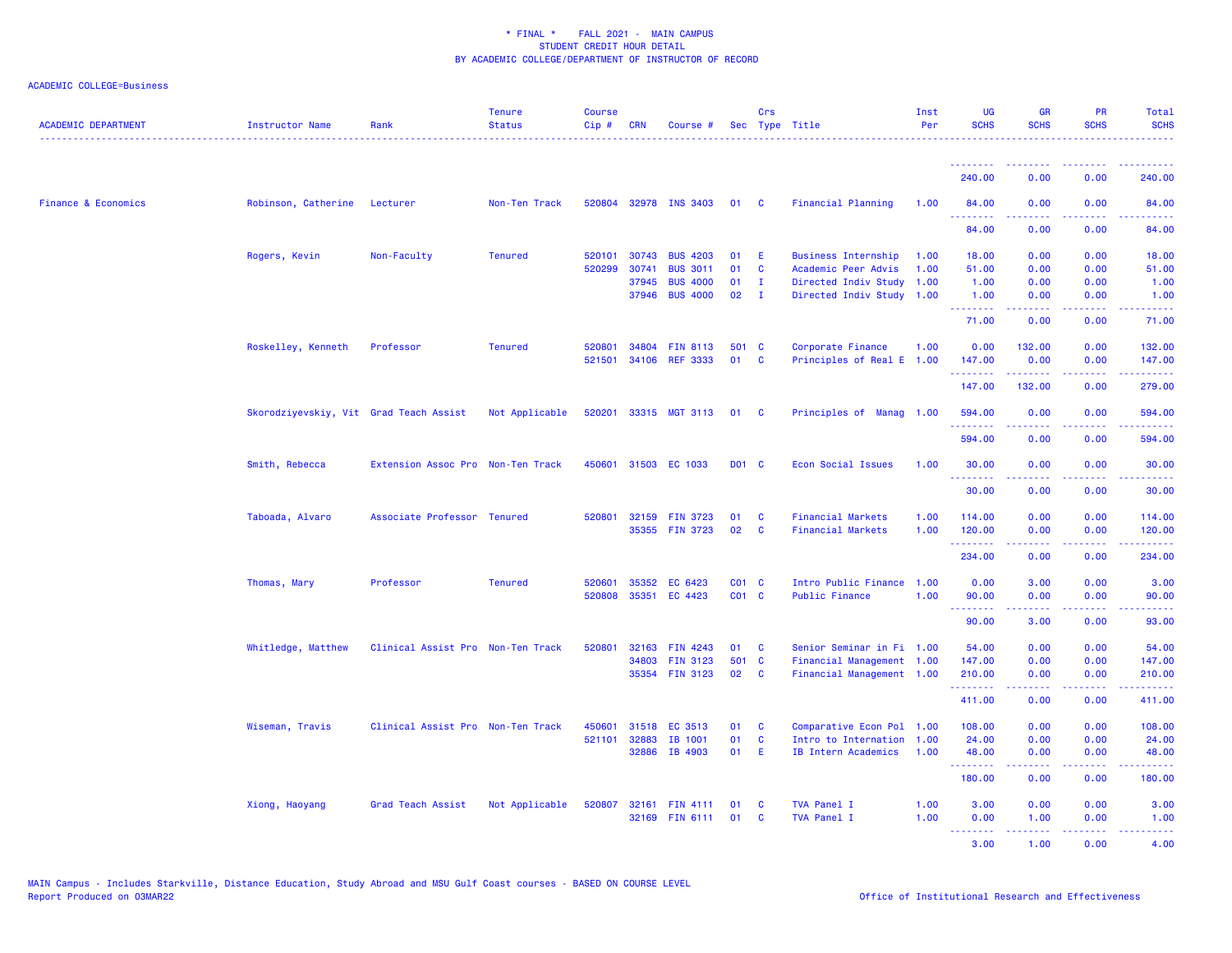\* FINAL \* FALL 2021 - MAIN CAMPUS
STUDENT CREDIT HOUR DETAIL
BY ACADEMIC COLLEGE/DEPARTMENT OF INSTRUCTOR OF RECORD

ACADEMIC COLLEGE=Business

| ACADEMIC DEPARTMENT | Instructor Name | Rank | Tenure Status | Course Cip # | CRN | Course # | Sec | Crs Type | Title | Inst Per | UG SCHS | GR SCHS | PR SCHS | Total SCHS |
|---|---|---|---|---|---|---|---|---|---|---|---|---|---|---|
| | | | | | | | | | | | 240.00 | 0.00 | 0.00 | 240.00 |
| Finance & Economics | Robinson, Catherine | Lecturer | Non-Ten Track | 520804 | 32978 | INS 3403 | 01 | C | Financial Planning | 1.00 | 84.00 | 0.00 | 0.00 | 84.00 |
| | | | | | | | | | | | 84.00 | 0.00 | 0.00 | 84.00 |
| | Rogers, Kevin | Non-Faculty | Tenured | 520101 | 30743 | BUS 4203 | 01 | E | Business Internship | 1.00 | 18.00 | 0.00 | 0.00 | 18.00 |
| | | | | 520299 | 30741 | BUS 3011 | 01 | C | Academic Peer Advis | 1.00 | 51.00 | 0.00 | 0.00 | 51.00 |
| | | | | | 37945 | BUS 4000 | 01 | I | Directed Indiv Study | 1.00 | 1.00 | 0.00 | 0.00 | 1.00 |
| | | | | | 37946 | BUS 4000 | 02 | I | Directed Indiv Study | 1.00 | 1.00 | 0.00 | 0.00 | 1.00 |
| | | | | | | | | | | | 71.00 | 0.00 | 0.00 | 71.00 |
| | Roskelley, Kenneth | Professor | Tenured | 520801 | 34804 | FIN 8113 | 501 | C | Corporate Finance | 1.00 | 0.00 | 132.00 | 0.00 | 132.00 |
| | | | | 521501 | 34106 | REF 3333 | 01 | C | Principles of Real E | 1.00 | 147.00 | 0.00 | 0.00 | 147.00 |
| | | | | | | | | | | | 147.00 | 132.00 | 0.00 | 279.00 |
| | Skorodziyevskiy, Vit | Grad Teach Assist | Not Applicable | 520201 | 33315 | MGT 3113 | 01 | C | Principles of Manag | 1.00 | 594.00 | 0.00 | 0.00 | 594.00 |
| | | | | | | | | | | | 594.00 | 0.00 | 0.00 | 594.00 |
| | Smith, Rebecca | Extension Assoc Pro | Non-Ten Track | 450601 | 31503 | EC 1033 | D01 | C | Econ Social Issues | 1.00 | 30.00 | 0.00 | 0.00 | 30.00 |
| | | | | | | | | | | | 30.00 | 0.00 | 0.00 | 30.00 |
| | Taboada, Alvaro | Associate Professor | Tenured | 520801 | 32159 | FIN 3723 | 01 | C | Financial Markets | 1.00 | 114.00 | 0.00 | 0.00 | 114.00 |
| | | | | | 35355 | FIN 3723 | 02 | C | Financial Markets | 1.00 | 120.00 | 0.00 | 0.00 | 120.00 |
| | | | | | | | | | | | 234.00 | 0.00 | 0.00 | 234.00 |
| | Thomas, Mary | Professor | Tenured | 520601 | 35352 | EC 6423 | C01 | C | Intro Public Finance | 1.00 | 0.00 | 3.00 | 0.00 | 3.00 |
| | | | | 520808 | 35351 | EC 4423 | C01 | C | Public Finance | 1.00 | 90.00 | 0.00 | 0.00 | 90.00 |
| | | | | | | | | | | | 90.00 | 3.00 | 0.00 | 93.00 |
| | Whitledge, Matthew | Clinical Assist Pro | Non-Ten Track | 520801 | 32163 | FIN 4243 | 01 | C | Senior Seminar in Fi | 1.00 | 54.00 | 0.00 | 0.00 | 54.00 |
| | | | | | 34803 | FIN 3123 | 501 | C | Financial Management | 1.00 | 147.00 | 0.00 | 0.00 | 147.00 |
| | | | | | 35354 | FIN 3123 | 02 | C | Financial Management | 1.00 | 210.00 | 0.00 | 0.00 | 210.00 |
| | | | | | | | | | | | 411.00 | 0.00 | 0.00 | 411.00 |
| | Wiseman, Travis | Clinical Assist Pro | Non-Ten Track | 450601 | 31518 | EC 3513 | 01 | C | Comparative Econ Pol | 1.00 | 108.00 | 0.00 | 0.00 | 108.00 |
| | | | | 521101 | 32883 | IB 1001 | 01 | C | Intro to Internation | 1.00 | 24.00 | 0.00 | 0.00 | 24.00 |
| | | | | | 32886 | IB 4903 | 01 | E | IB Intern Academics | 1.00 | 48.00 | 0.00 | 0.00 | 48.00 |
| | | | | | | | | | | | 180.00 | 0.00 | 0.00 | 180.00 |
| | Xiong, Haoyang | Grad Teach Assist | Not Applicable | 520807 | 32161 | FIN 4111 | 01 | C | TVA Panel I | 1.00 | 3.00 | 0.00 | 0.00 | 3.00 |
| | | | | | 32169 | FIN 6111 | 01 | C | TVA Panel I | 1.00 | 0.00 | 1.00 | 0.00 | 1.00 |
| | | | | | | | | | | | 3.00 | 1.00 | 0.00 | 4.00 |

MAIN Campus - Includes Starkville, Distance Education, Study Abroad and MSU Gulf Coast courses - BASED ON COURSE LEVEL
Report Produced on 03MAR22 Office of Institutional Research and Effectiveness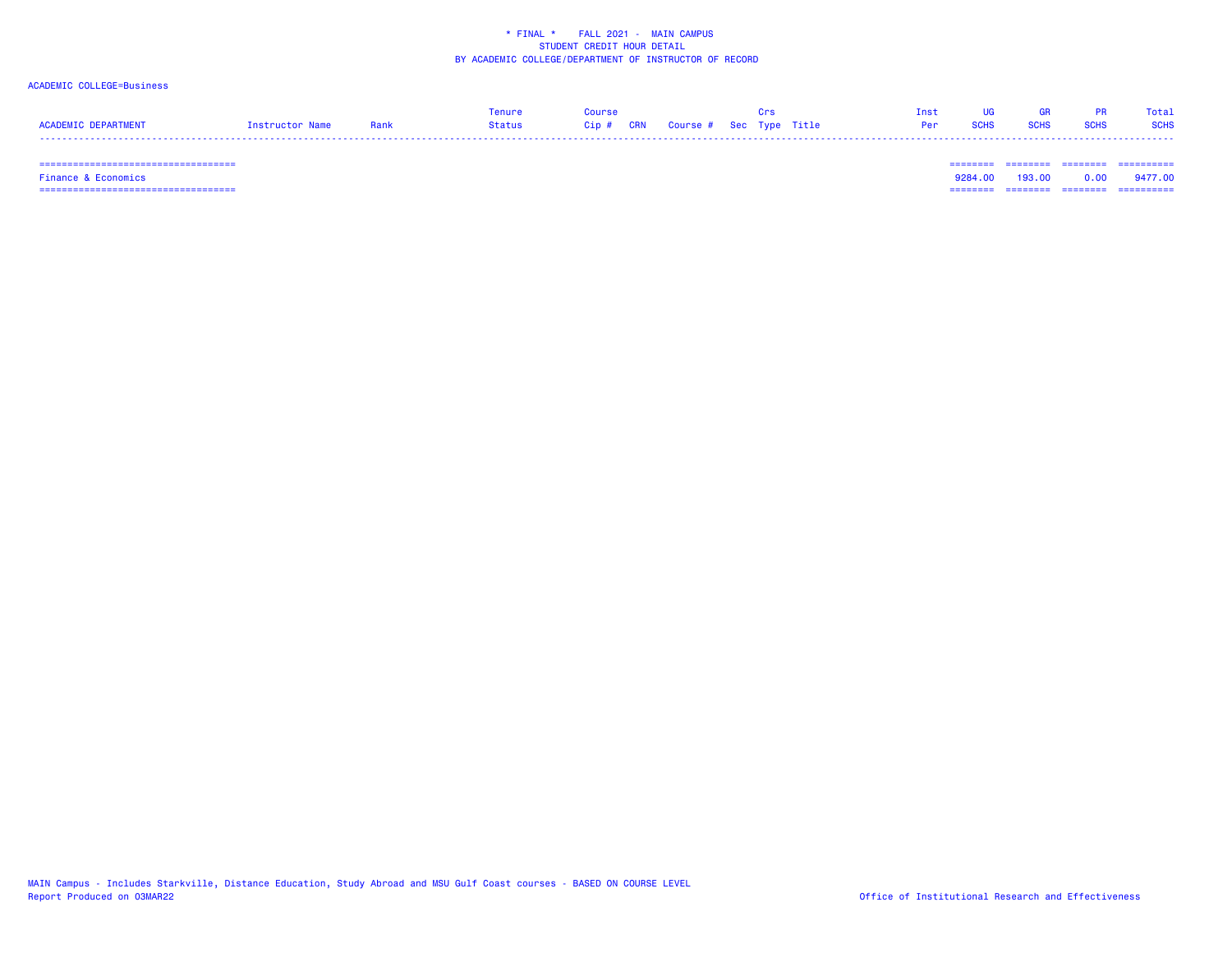\* FINAL \* FALL 2021 - MAIN CAMPUS
STUDENT CREDIT HOUR DETAIL
BY ACADEMIC COLLEGE/DEPARTMENT OF INSTRUCTOR OF RECORD

ACADEMIC COLLEGE=Business

| ACADEMIC DEPARTMENT | Instructor Name | Rank | Tenure Status | Course Cip # | CRN | Course # | Sec | Crs Type | Title | Inst Per | UG SCHS | GR SCHS | PR SCHS | Total SCHS |
|---|---|---|---|---|---|---|---|---|---|---|---|---|---|---|
| Finance & Economics | | | | | | | | | | | 9284.00 | 193.00 | 0.00 | 9477.00 |

MAIN Campus - Includes Starkville, Distance Education, Study Abroad and MSU Gulf Coast courses - BASED ON COURSE LEVEL
Report Produced on 03MAR22

Office of Institutional Research and Effectiveness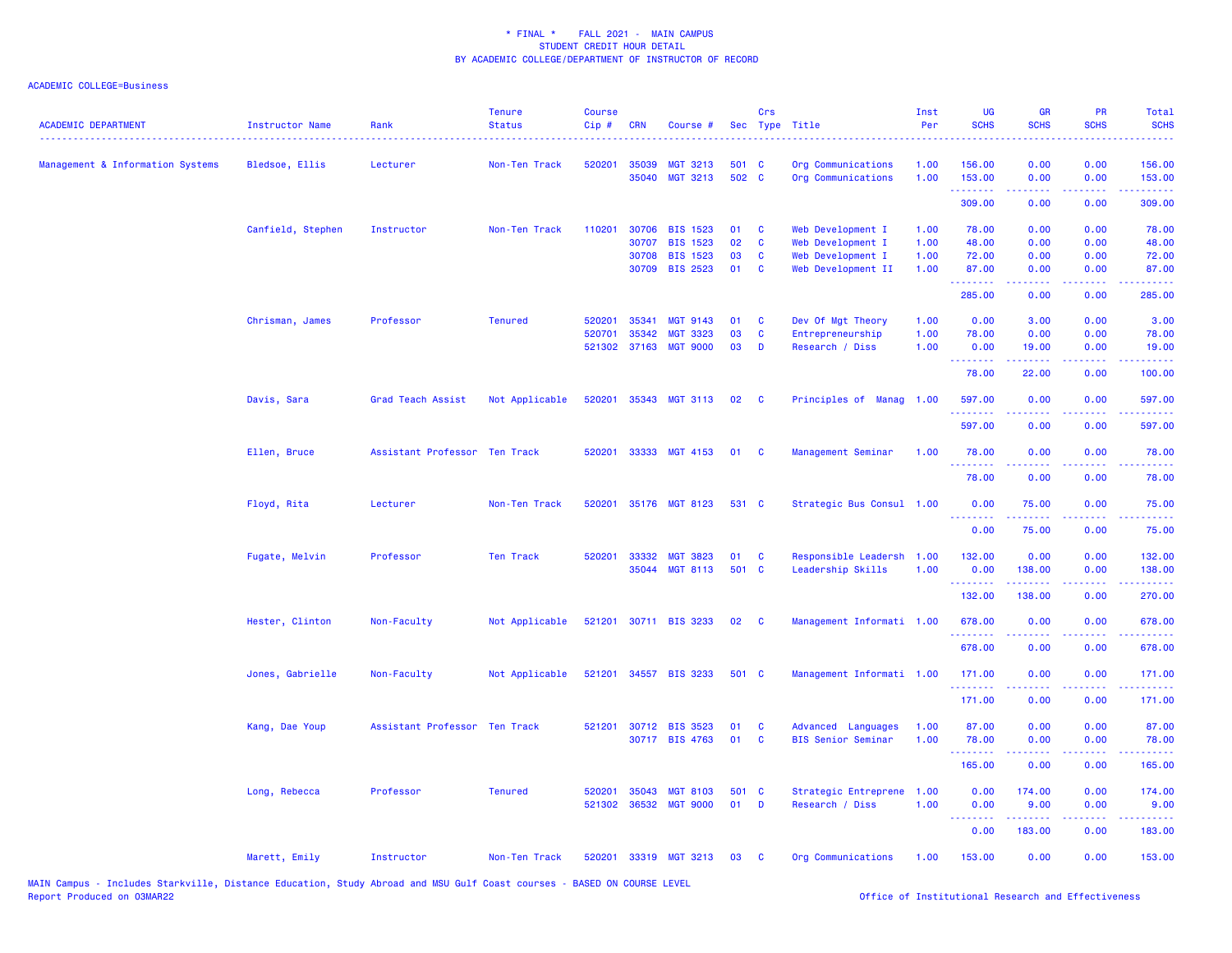\* FINAL \* FALL 2021 - MAIN CAMPUS
STUDENT CREDIT HOUR DETAIL
BY ACADEMIC COLLEGE/DEPARTMENT OF INSTRUCTOR OF RECORD

ACADEMIC COLLEGE=Business

| ACADEMIC DEPARTMENT | Instructor Name | Rank | Tenure Status | Course Cip # | CRN | Course # | Sec | Crs Type | Title | Inst Per | UG SCHS | GR SCHS | PR SCHS | Total SCHS |
|---|---|---|---|---|---|---|---|---|---|---|---|---|---|---|
| Management & Information Systems | Bledsoe, Ellis | Lecturer | Non-Ten Track | 520201 | 35039 | MGT 3213 | 501 | C | Org Communications | 1.00 | 156.00 | 0.00 | 0.00 | 156.00 |
| | | | | | 35040 | MGT 3213 | 502 | C | Org Communications | 1.00 | 153.00 | 0.00 | 0.00 | 153.00 |
| | | | | | | | | | | | 309.00 | 0.00 | 0.00 | 309.00 |
| | Canfield, Stephen | Instructor | Non-Ten Track | 110201 | 30706 | BIS 1523 | 01 | C | Web Development I | 1.00 | 78.00 | 0.00 | 0.00 | 78.00 |
| | | | | | 30707 | BIS 1523 | 02 | C | Web Development I | 1.00 | 48.00 | 0.00 | 0.00 | 48.00 |
| | | | | | 30708 | BIS 1523 | 03 | C | Web Development I | 1.00 | 72.00 | 0.00 | 0.00 | 72.00 |
| | | | | | 30709 | BIS 2523 | 01 | C | Web Development II | 1.00 | 87.00 | 0.00 | 0.00 | 87.00 |
| | | | | | | | | | | | 285.00 | 0.00 | 0.00 | 285.00 |
| | Chrisman, James | Professor | Tenured | 520201 | 35341 | MGT 9143 | 01 | C | Dev Of Mgt Theory | 1.00 | 0.00 | 3.00 | 0.00 | 3.00 |
| | | | | 520701 | 35342 | MGT 3323 | 03 | C | Entrepreneurship | 1.00 | 78.00 | 0.00 | 0.00 | 78.00 |
| | | | | 521302 | 37163 | MGT 9000 | 03 | D | Research / Diss | 1.00 | 0.00 | 19.00 | 0.00 | 19.00 |
| | | | | | | | | | | | 78.00 | 22.00 | 0.00 | 100.00 |
| | Davis, Sara | Grad Teach Assist | Not Applicable | 520201 | 35343 | MGT 3113 | 02 | C | Principles of Manag | 1.00 | 597.00 | 0.00 | 0.00 | 597.00 |
| | | | | | | | | | | | 597.00 | 0.00 | 0.00 | 597.00 |
| | Ellen, Bruce | Assistant Professor | Ten Track | 520201 | 33333 | MGT 4153 | 01 | C | Management Seminar | 1.00 | 78.00 | 0.00 | 0.00 | 78.00 |
| | | | | | | | | | | | 78.00 | 0.00 | 0.00 | 78.00 |
| | Floyd, Rita | Lecturer | Non-Ten Track | 520201 | 35176 | MGT 8123 | 531 | C | Strategic Bus Consul | 1.00 | 0.00 | 75.00 | 0.00 | 75.00 |
| | | | | | | | | | | | 0.00 | 75.00 | 0.00 | 75.00 |
| | Fugate, Melvin | Professor | Ten Track | 520201 | 33332 | MGT 3823 | 01 | C | Responsible Leadersh | 1.00 | 132.00 | 0.00 | 0.00 | 132.00 |
| | | | | | 35044 | MGT 8113 | 501 | C | Leadership Skills | 1.00 | 0.00 | 138.00 | 0.00 | 138.00 |
| | | | | | | | | | | | 132.00 | 138.00 | 0.00 | 270.00 |
| | Hester, Clinton | Non-Faculty | Not Applicable | 521201 | 30711 | BIS 3233 | 02 | C | Management Informati | 1.00 | 678.00 | 0.00 | 0.00 | 678.00 |
| | | | | | | | | | | | 678.00 | 0.00 | 0.00 | 678.00 |
| | Jones, Gabrielle | Non-Faculty | Not Applicable | 521201 | 34557 | BIS 3233 | 501 | C | Management Informati | 1.00 | 171.00 | 0.00 | 0.00 | 171.00 |
| | | | | | | | | | | | 171.00 | 0.00 | 0.00 | 171.00 |
| | Kang, Dae Youp | Assistant Professor | Ten Track | 521201 | 30712 | BIS 3523 | 01 | C | Advanced Languages | 1.00 | 87.00 | 0.00 | 0.00 | 87.00 |
| | | | | | 30717 | BIS 4763 | 01 | C | BIS Senior Seminar | 1.00 | 78.00 | 0.00 | 0.00 | 78.00 |
| | | | | | | | | | | | 165.00 | 0.00 | 0.00 | 165.00 |
| | Long, Rebecca | Professor | Tenured | 520201 | 35043 | MGT 8103 | 501 | C | Strategic Entreprene | 1.00 | 0.00 | 174.00 | 0.00 | 174.00 |
| | | | | 521302 | 36532 | MGT 9000 | 01 | D | Research / Diss | 1.00 | 0.00 | 9.00 | 0.00 | 9.00 |
| | | | | | | | | | | | 0.00 | 183.00 | 0.00 | 183.00 |
| | Marett, Emily | Instructor | Non-Ten Track | 520201 | 33319 | MGT 3213 | 03 | C | Org Communications | 1.00 | 153.00 | 0.00 | 0.00 | 153.00 |

MAIN Campus - Includes Starkville, Distance Education, Study Abroad and MSU Gulf Coast courses - BASED ON COURSE LEVEL
Report Produced on 03MAR22

Office of Institutional Research and Effectiveness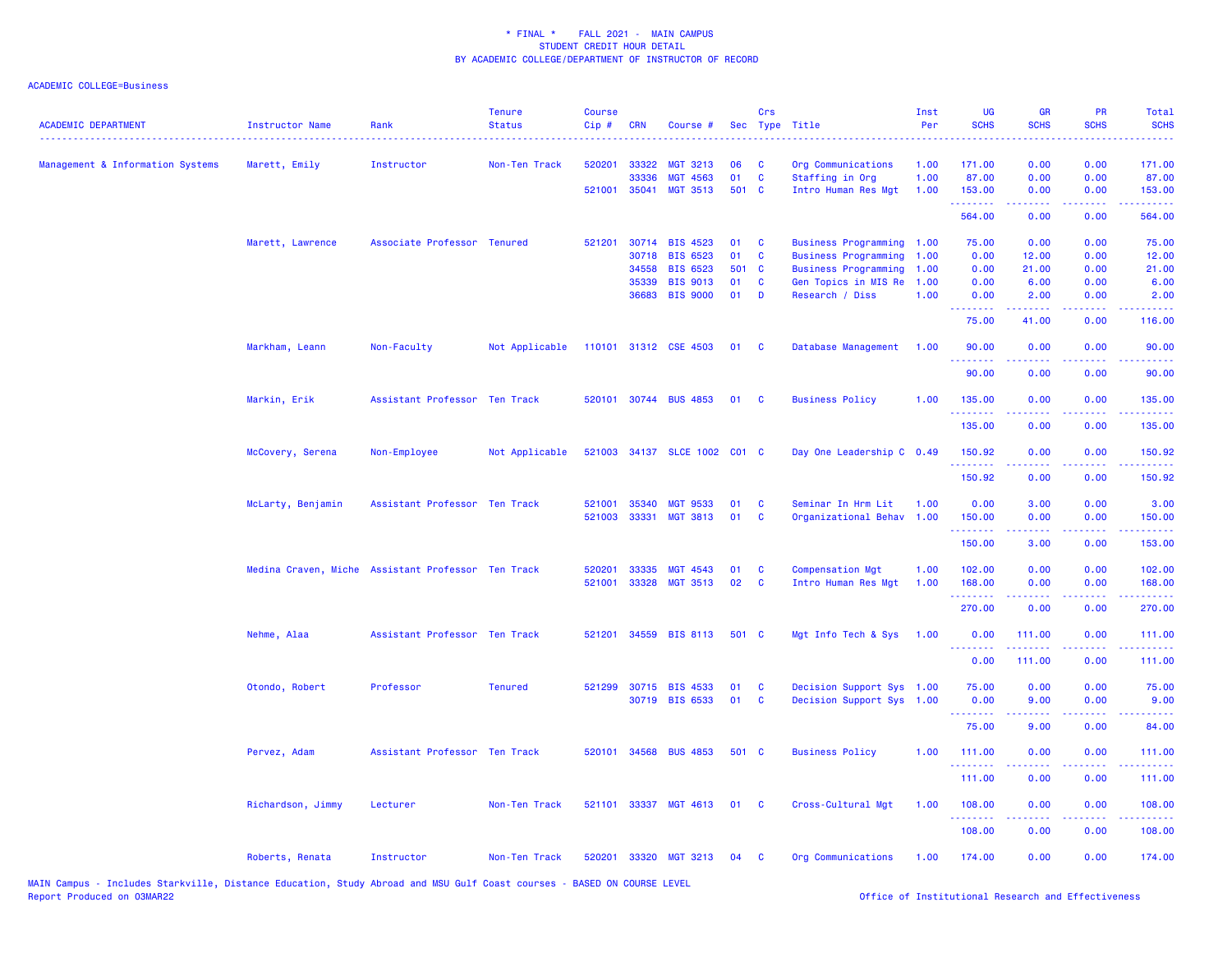* FINAL * FALL 2021 - MAIN CAMPUS
STUDENT CREDIT HOUR DETAIL
BY ACADEMIC COLLEGE/DEPARTMENT OF INSTRUCTOR OF RECORD

ACADEMIC COLLEGE=Business

| ACADEMIC DEPARTMENT | Instructor Name | Rank | Tenure Status | Course Cip # | CRN | Course # | Sec | Crs Type | Title | Inst Per | UG SCHS | GR SCHS | PR SCHS | Total SCHS |
|---|---|---|---|---|---|---|---|---|---|---|---|---|---|---|
| Management & Information Systems | Marett, Emily | Instructor | Non-Ten Track | 520201 | 33322 | MGT 3213 | 06 | C | Org Communications | 1.00 | 171.00 | 0.00 | 0.00 | 171.00 |
| | | | | | 33336 | MGT 4563 | 01 | C | Staffing in Org | 1.00 | 87.00 | 0.00 | 0.00 | 87.00 |
| | | | | 521001 | 35041 | MGT 3513 | 501 | C | Intro Human Res Mgt | 1.00 | 153.00 | 0.00 | 0.00 | 153.00 |
| | | | | | | | | | | | 564.00 | 0.00 | 0.00 | 564.00 |
| | Marett, Lawrence | Associate Professor | Tenured | 521201 | 30714 | BIS 4523 | 01 | C | Business Programming | 1.00 | 75.00 | 0.00 | 0.00 | 75.00 |
| | | | | | 30718 | BIS 6523 | 01 | C | Business Programming | 1.00 | 0.00 | 12.00 | 0.00 | 12.00 |
| | | | | | 34558 | BIS 6523 | 501 | C | Business Programming | 1.00 | 0.00 | 21.00 | 0.00 | 21.00 |
| | | | | | 35339 | BIS 9013 | 01 | C | Gen Topics in MIS Re | 1.00 | 0.00 | 6.00 | 0.00 | 6.00 |
| | | | | | 36683 | BIS 9000 | 01 | D | Research / Diss | 1.00 | 0.00 | 2.00 | 0.00 | 2.00 |
| | | | | | | | | | | | 75.00 | 41.00 | 0.00 | 116.00 |
| | Markham, Leann | Non-Faculty | Not Applicable | 110101 | 31312 | CSE 4503 | 01 | C | Database Management | 1.00 | 90.00 | 0.00 | 0.00 | 90.00 |
| | | | | | | | | | | | 90.00 | 0.00 | 0.00 | 90.00 |
| | Markin, Erik | Assistant Professor | Ten Track | 520101 | 30744 | BUS 4853 | 01 | C | Business Policy | 1.00 | 135.00 | 0.00 | 0.00 | 135.00 |
| | | | | | | | | | | | 135.00 | 0.00 | 0.00 | 135.00 |
| | McCovery, Serena | Non-Employee | Not Applicable | 521003 | 34137 | SLCE 1002 | C01 | C | Day One Leadership C | 0.49 | 150.92 | 0.00 | 0.00 | 150.92 |
| | | | | | | | | | | | 150.92 | 0.00 | 0.00 | 150.92 |
| | McLarty, Benjamin | Assistant Professor | Ten Track | 521001 | 35340 | MGT 9533 | 01 | C | Seminar In Hrm Lit | 1.00 | 0.00 | 3.00 | 0.00 | 3.00 |
| | | | | 521003 | 33331 | MGT 3813 | 01 | C | Organizational Behav | 1.00 | 150.00 | 0.00 | 0.00 | 150.00 |
| | | | | | | | | | | | 150.00 | 3.00 | 0.00 | 153.00 |
| | Medina Craven, Miche | Assistant Professor | Ten Track | 520201 | 33335 | MGT 4543 | 01 | C | Compensation Mgt | 1.00 | 102.00 | 0.00 | 0.00 | 102.00 |
| | | | | 521001 | 33328 | MGT 3513 | 02 | C | Intro Human Res Mgt | 1.00 | 168.00 | 0.00 | 0.00 | 168.00 |
| | | | | | | | | | | | 270.00 | 0.00 | 0.00 | 270.00 |
| | Nehme, Alaa | Assistant Professor | Ten Track | 521201 | 34559 | BIS 8113 | 501 | C | Mgt Info Tech & Sys | 1.00 | 0.00 | 111.00 | 0.00 | 111.00 |
| | | | | | | | | | | | 0.00 | 111.00 | 0.00 | 111.00 |
| | Otondo, Robert | Professor | Tenured | 521299 | 30715 | BIS 4533 | 01 | C | Decision Support Sys | 1.00 | 75.00 | 0.00 | 0.00 | 75.00 |
| | | | | | 30719 | BIS 6533 | 01 | C | Decision Support Sys | 1.00 | 0.00 | 9.00 | 0.00 | 9.00 |
| | | | | | | | | | | | 75.00 | 9.00 | 0.00 | 84.00 |
| | Pervez, Adam | Assistant Professor | Ten Track | 520101 | 34568 | BUS 4853 | 501 | C | Business Policy | 1.00 | 111.00 | 0.00 | 0.00 | 111.00 |
| | | | | | | | | | | | 111.00 | 0.00 | 0.00 | 111.00 |
| | Richardson, Jimmy | Lecturer | Non-Ten Track | 521101 | 33337 | MGT 4613 | 01 | C | Cross-Cultural Mgt | 1.00 | 108.00 | 0.00 | 0.00 | 108.00 |
| | | | | | | | | | | | 108.00 | 0.00 | 0.00 | 108.00 |
| | Roberts, Renata | Instructor | Non-Ten Track | 520201 | 33320 | MGT 3213 | 04 | C | Org Communications | 1.00 | 174.00 | 0.00 | 0.00 | 174.00 |

MAIN Campus - Includes Starkville, Distance Education, Study Abroad and MSU Gulf Coast courses - BASED ON COURSE LEVEL
Report Produced on 03MAR22 Office of Institutional Research and Effectiveness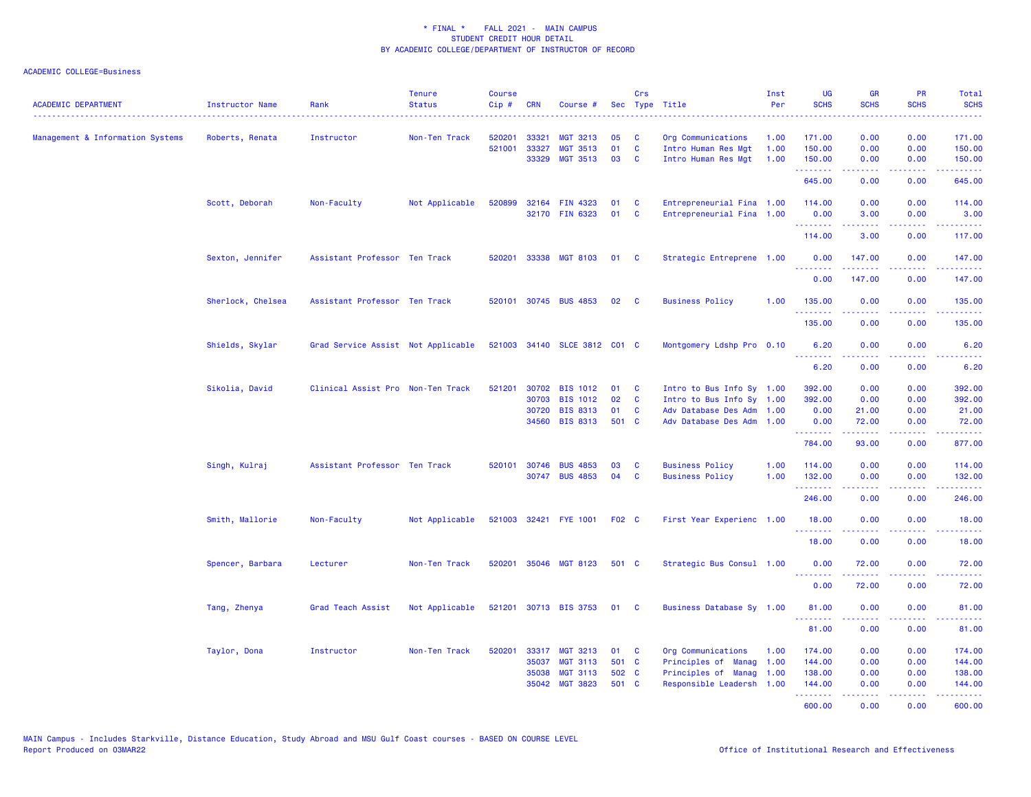\* FINAL \*    FALL 2021 -  MAIN CAMPUS
STUDENT CREDIT HOUR DETAIL
BY ACADEMIC COLLEGE/DEPARTMENT OF INSTRUCTOR OF RECORD

ACADEMIC COLLEGE=Business

| ACADEMIC DEPARTMENT | Instructor Name | Rank | Tenure Status | Course Cip # | CRN | Course # | Sec | Crs Type | Title | Inst Per | UG SCHS | GR SCHS | PR SCHS | Total SCHS |
|---|---|---|---|---|---|---|---|---|---|---|---|---|---|---|
| Management & Information Systems | Roberts, Renata | Instructor | Non-Ten Track | 520201 | 33321 | MGT 3213 | 05 | C | Org Communications | 1.00 | 171.00 | 0.00 | 0.00 | 171.00 |
| | | | | 521001 | 33327 | MGT 3513 | 01 | C | Intro Human Res Mgt | 1.00 | 150.00 | 0.00 | 0.00 | 150.00 |
| | | | | | 33329 | MGT 3513 | 03 | C | Intro Human Res Mgt | 1.00 | 150.00 | 0.00 | 0.00 | 150.00 |
| | | | | | | | | | | | 645.00 | 0.00 | 0.00 | 645.00 |
| | Scott, Deborah | Non-Faculty | Not Applicable | 520899 | 32164 | FIN 4323 | 01 | C | Entrepreneurial Fina | 1.00 | 114.00 | 0.00 | 0.00 | 114.00 |
| | | | | | 32170 | FIN 6323 | 01 | C | Entrepreneurial Fina | 1.00 | 0.00 | 3.00 | 0.00 | 3.00 |
| | | | | | | | | | | | 114.00 | 3.00 | 0.00 | 117.00 |
| | Sexton, Jennifer | Assistant Professor | Ten Track | 520201 | 33338 | MGT 8103 | 01 | C | Strategic Entreprene | 1.00 | 0.00 | 147.00 | 0.00 | 147.00 |
| | | | | | | | | | | | 0.00 | 147.00 | 0.00 | 147.00 |
| | Sherlock, Chelsea | Assistant Professor | Ten Track | 520101 | 30745 | BUS 4853 | 02 | C | Business Policy | 1.00 | 135.00 | 0.00 | 0.00 | 135.00 |
| | | | | | | | | | | | 135.00 | 0.00 | 0.00 | 135.00 |
| | Shields, Skylar | Grad Service Assist | Not Applicable | 521003 | 34140 | SLCE 3812 | C01 | C | Montgomery Ldshp Pro | 0.10 | 6.20 | 0.00 | 0.00 | 6.20 |
| | | | | | | | | | | | 6.20 | 0.00 | 0.00 | 6.20 |
| | Sikolia, David | Clinical Assist Pro | Non-Ten Track | 521201 | 30702 | BIS 1012 | 01 | C | Intro to Bus Info Sy | 1.00 | 392.00 | 0.00 | 0.00 | 392.00 |
| | | | | | 30703 | BIS 1012 | 02 | C | Intro to Bus Info Sy | 1.00 | 392.00 | 0.00 | 0.00 | 392.00 |
| | | | | | 30720 | BIS 8313 | 01 | C | Adv Database Des Adm | 1.00 | 0.00 | 21.00 | 0.00 | 21.00 |
| | | | | | 34560 | BIS 8313 | 501 | C | Adv Database Des Adm | 1.00 | 0.00 | 72.00 | 0.00 | 72.00 |
| | | | | | | | | | | | 784.00 | 93.00 | 0.00 | 877.00 |
| | Singh, Kulraj | Assistant Professor | Ten Track | 520101 | 30746 | BUS 4853 | 03 | C | Business Policy | 1.00 | 114.00 | 0.00 | 0.00 | 114.00 |
| | | | | | 30747 | BUS 4853 | 04 | C | Business Policy | 1.00 | 132.00 | 0.00 | 0.00 | 132.00 |
| | | | | | | | | | | | 246.00 | 0.00 | 0.00 | 246.00 |
| | Smith, Mallorie | Non-Faculty | Not Applicable | 521003 | 32421 | FYE 1001 | F02 | C | First Year Experienc | 1.00 | 18.00 | 0.00 | 0.00 | 18.00 |
| | | | | | | | | | | | 18.00 | 0.00 | 0.00 | 18.00 |
| | Spencer, Barbara | Lecturer | Non-Ten Track | 520201 | 35046 | MGT 8123 | 501 | C | Strategic Bus Consul | 1.00 | 0.00 | 72.00 | 0.00 | 72.00 |
| | | | | | | | | | | | 0.00 | 72.00 | 0.00 | 72.00 |
| | Tang, Zhenya | Grad Teach Assist | Not Applicable | 521201 | 30713 | BIS 3753 | 01 | C | Business Database Sy | 1.00 | 81.00 | 0.00 | 0.00 | 81.00 |
| | | | | | | | | | | | 81.00 | 0.00 | 0.00 | 81.00 |
| | Taylor, Dona | Instructor | Non-Ten Track | 520201 | 33317 | MGT 3213 | 01 | C | Org Communications | 1.00 | 174.00 | 0.00 | 0.00 | 174.00 |
| | | | | | 35037 | MGT 3113 | 501 | C | Principles of Manag | 1.00 | 144.00 | 0.00 | 0.00 | 144.00 |
| | | | | | 35038 | MGT 3113 | 502 | C | Principles of Manag | 1.00 | 138.00 | 0.00 | 0.00 | 138.00 |
| | | | | | 35042 | MGT 3823 | 501 | C | Responsible Leadersh | 1.00 | 144.00 | 0.00 | 0.00 | 144.00 |
| | | | | | | | | | | | 600.00 | 0.00 | 0.00 | 600.00 |

MAIN Campus - Includes Starkville, Distance Education, Study Abroad and MSU Gulf Coast courses - BASED ON COURSE LEVEL
Report Produced on 03MAR22 | Office of Institutional Research and Effectiveness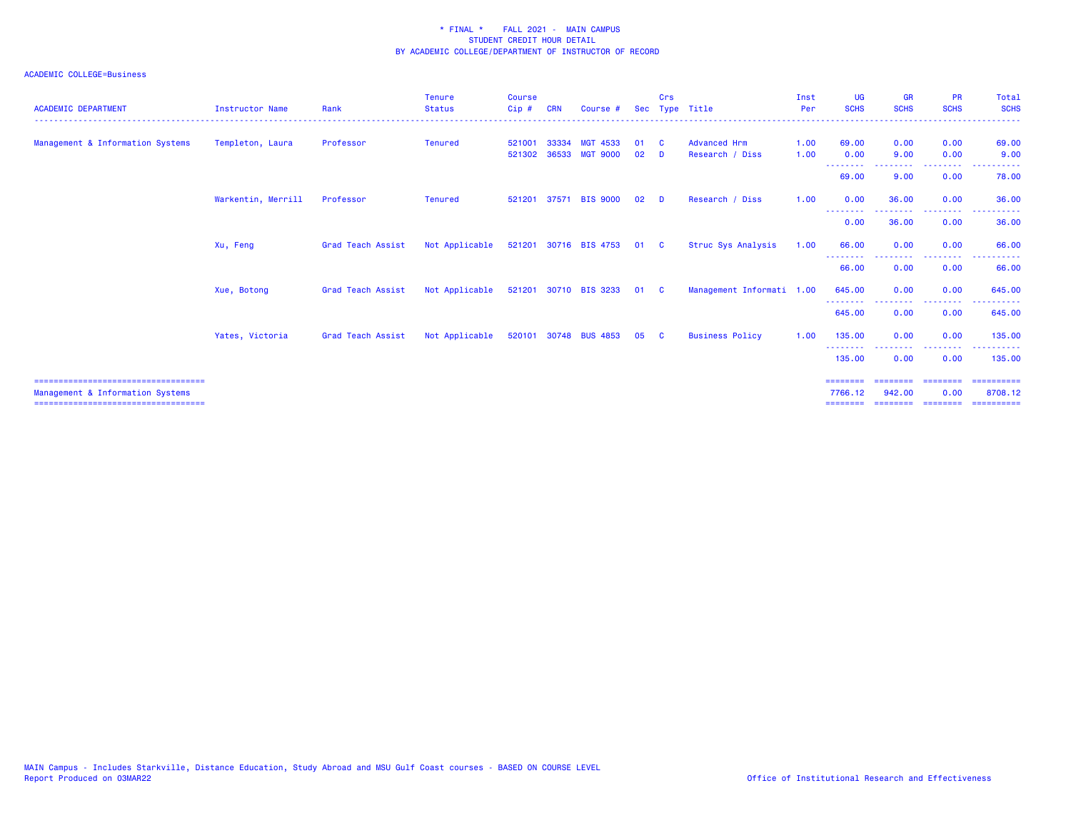\* FINAL \*    FALL 2021 - MAIN CAMPUS
STUDENT CREDIT HOUR DETAIL
BY ACADEMIC COLLEGE/DEPARTMENT OF INSTRUCTOR OF RECORD

ACADEMIC COLLEGE=Business

| ACADEMIC DEPARTMENT | Instructor Name | Rank | Tenure Status | Course Cip # | CRN | Course # | Sec | Crs Type | Title | Inst Per | UG SCHS | GR SCHS | PR SCHS | Total SCHS |
|---|---|---|---|---|---|---|---|---|---|---|---|---|---|---|
| Management & Information Systems | Templeton, Laura | Professor | Tenured | 521001 | 33334 | MGT 4533 | 01 | C | Advanced Hrm | 1.00 | 69.00 | 0.00 | 0.00 | 69.00 |
| | | | | 521302 | 36533 | MGT 9000 | 02 | D | Research / Diss | 1.00 | 0.00 | 9.00 | 0.00 | 9.00 |
| | | | | | | | | | | | 69.00 | 9.00 | 0.00 | 78.00 |
| | Warkentin, Merrill | Professor | Tenured | 521201 | 37571 | BIS 9000 | 02 | D | Research / Diss | 1.00 | 0.00 | 36.00 | 0.00 | 36.00 |
| | | | | | | | | | | | 0.00 | 36.00 | 0.00 | 36.00 |
| | Xu, Feng | Grad Teach Assist | Not Applicable | 521201 | 30716 | BIS 4753 | 01 | C | Struc Sys Analysis | 1.00 | 66.00 | 0.00 | 0.00 | 66.00 |
| | | | | | | | | | | | 66.00 | 0.00 | 0.00 | 66.00 |
| | Xue, Botong | Grad Teach Assist | Not Applicable | 521201 | 30710 | BIS 3233 | 01 | C | Management Informati | 1.00 | 645.00 | 0.00 | 0.00 | 645.00 |
| | | | | | | | | | | | 645.00 | 0.00 | 0.00 | 645.00 |
| | Yates, Victoria | Grad Teach Assist | Not Applicable | 520101 | 30748 | BUS 4853 | 05 | C | Business Policy | 1.00 | 135.00 | 0.00 | 0.00 | 135.00 |
| | | | | | | | | | | | 135.00 | 0.00 | 0.00 | 135.00 |
| Management & Information Systems | | | | | | | | | | | 7766.12 | 942.00 | 0.00 | 8708.12 |

MAIN Campus - Includes Starkville, Distance Education, Study Abroad and MSU Gulf Coast courses - BASED ON COURSE LEVEL
Report Produced on 03MAR22

Office of Institutional Research and Effectiveness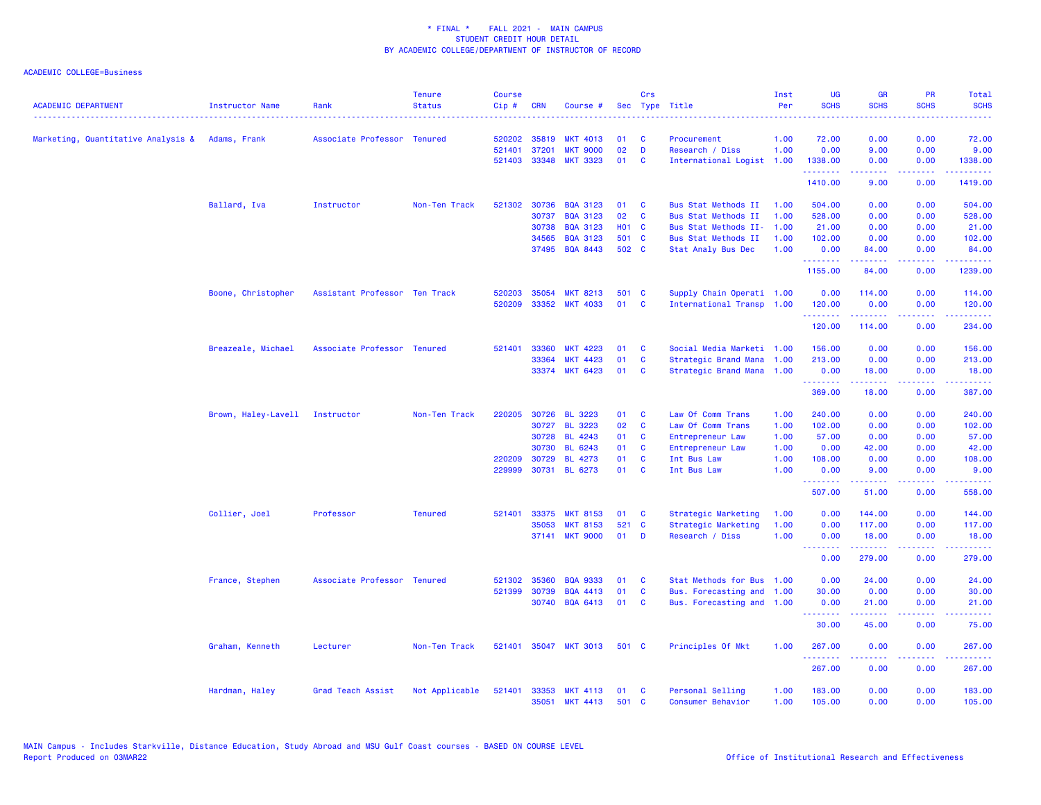* FINAL * FALL 2021 - MAIN CAMPUS
STUDENT CREDIT HOUR DETAIL
BY ACADEMIC COLLEGE/DEPARTMENT OF INSTRUCTOR OF RECORD

ACADEMIC COLLEGE=Business

| ACADEMIC DEPARTMENT | Instructor Name | Rank | Tenure Status | Course Cip # | CRN | Course # | Sec | Crs Type | Title | Inst Per | UG SCHS | GR SCHS | PR SCHS | Total SCHS |
|---|---|---|---|---|---|---|---|---|---|---|---|---|---|---|
| Marketing, Quantitative Analysis & | Adams, Frank | Associate Professor | Tenured | 520202 | 35819 | MKT 4013 | 01 | C | Procurement | 1.00 | 72.00 | 0.00 | 0.00 | 72.00 |
| | | | | 521401 | 37201 | MKT 9000 | 02 | D | Research / Diss | 1.00 | 0.00 | 9.00 | 0.00 | 9.00 |
| | | | | 521403 | 33348 | MKT 3323 | 01 | C | International Logist | 1.00 | 1338.00 | 0.00 | 0.00 | 1338.00 |
| | | | | | | | | | | | 1410.00 | 9.00 | 0.00 | 1419.00 |
| | Ballard, Iva | Instructor | Non-Ten Track | 521302 | 30736 | BQA 3123 | 01 | C | Bus Stat Methods II | 1.00 | 504.00 | 0.00 | 0.00 | 504.00 |
| | | | | | 30737 | BQA 3123 | 02 | C | Bus Stat Methods II | 1.00 | 528.00 | 0.00 | 0.00 | 528.00 |
| | | | | | 30738 | BQA 3123 | H01 | C | Bus Stat Methods II- | 1.00 | 21.00 | 0.00 | 0.00 | 21.00 |
| | | | | | 34565 | BQA 3123 | 501 | C | Bus Stat Methods II | 1.00 | 102.00 | 0.00 | 0.00 | 102.00 |
| | | | | | 37495 | BQA 8443 | 502 | C | Stat Analy Bus Dec | 1.00 | 0.00 | 84.00 | 0.00 | 84.00 |
| | | | | | | | | | | | 1155.00 | 84.00 | 0.00 | 1239.00 |
| | Boone, Christopher | Assistant Professor | Ten Track | 520203 | 35054 | MKT 8213 | 501 | C | Supply Chain Operati | 1.00 | 0.00 | 114.00 | 0.00 | 114.00 |
| | | | | 520209 | 33352 | MKT 4033 | 01 | C | International Transp | 1.00 | 120.00 | 0.00 | 0.00 | 120.00 |
| | | | | | | | | | | | 120.00 | 114.00 | 0.00 | 234.00 |
| | Breazeale, Michael | Associate Professor | Tenured | 521401 | 33360 | MKT 4223 | 01 | C | Social Media Marketi | 1.00 | 156.00 | 0.00 | 0.00 | 156.00 |
| | | | | | 33364 | MKT 4423 | 01 | C | Strategic Brand Mana | 1.00 | 213.00 | 0.00 | 0.00 | 213.00 |
| | | | | | 33374 | MKT 6423 | 01 | C | Strategic Brand Mana | 1.00 | 0.00 | 18.00 | 0.00 | 18.00 |
| | | | | | | | | | | | 369.00 | 18.00 | 0.00 | 387.00 |
| | Brown, Haley-Lavell | Instructor | Non-Ten Track | 220205 | 30726 | BL 3223 | 01 | C | Law Of Comm Trans | 1.00 | 240.00 | 0.00 | 0.00 | 240.00 |
| | | | | | 30727 | BL 3223 | 02 | C | Law Of Comm Trans | 1.00 | 102.00 | 0.00 | 0.00 | 102.00 |
| | | | | | 30728 | BL 4243 | 01 | C | Entrepreneur Law | 1.00 | 57.00 | 0.00 | 0.00 | 57.00 |
| | | | | | 30730 | BL 6243 | 01 | C | Entrepreneur Law | 1.00 | 0.00 | 42.00 | 0.00 | 42.00 |
| | | | | 220209 | 30729 | BL 4273 | 01 | C | Int Bus Law | 1.00 | 108.00 | 0.00 | 0.00 | 108.00 |
| | | | | 229999 | 30731 | BL 6273 | 01 | C | Int Bus Law | 1.00 | 0.00 | 9.00 | 0.00 | 9.00 |
| | | | | | | | | | | | 507.00 | 51.00 | 0.00 | 558.00 |
| | Collier, Joel | Professor | Tenured | 521401 | 33375 | MKT 8153 | 01 | C | Strategic Marketing | 1.00 | 0.00 | 144.00 | 0.00 | 144.00 |
| | | | | | 35053 | MKT 8153 | 521 | C | Strategic Marketing | 1.00 | 0.00 | 117.00 | 0.00 | 117.00 |
| | | | | | 37141 | MKT 9000 | 01 | D | Research / Diss | 1.00 | 0.00 | 18.00 | 0.00 | 18.00 |
| | | | | | | | | | | | 0.00 | 279.00 | 0.00 | 279.00 |
| | France, Stephen | Associate Professor | Tenured | 521302 | 35360 | BQA 9333 | 01 | C | Stat Methods for Bus | 1.00 | 0.00 | 24.00 | 0.00 | 24.00 |
| | | | | 521399 | 30739 | BQA 4413 | 01 | C | Bus. Forecasting and | 1.00 | 30.00 | 0.00 | 0.00 | 30.00 |
| | | | | | 30740 | BQA 6413 | 01 | C | Bus. Forecasting and | 1.00 | 0.00 | 21.00 | 0.00 | 21.00 |
| | | | | | | | | | | | 30.00 | 45.00 | 0.00 | 75.00 |
| | Graham, Kenneth | Lecturer | Non-Ten Track | 521401 | 35047 | MKT 3013 | 501 | C | Principles Of Mkt | 1.00 | 267.00 | 0.00 | 0.00 | 267.00 |
| | | | | | | | | | | | 267.00 | 0.00 | 0.00 | 267.00 |
| | Hardman, Haley | Grad Teach Assist | Not Applicable | 521401 | 33353 | MKT 4113 | 01 | C | Personal Selling | 1.00 | 183.00 | 0.00 | 0.00 | 183.00 |
| | | | | | 35051 | MKT 4413 | 501 | C | Consumer Behavior | 1.00 | 105.00 | 0.00 | 0.00 | 105.00 |

MAIN Campus - Includes Starkville, Distance Education, Study Abroad and MSU Gulf Coast courses - BASED ON COURSE LEVEL
Report Produced on 03MAR22
Office of Institutional Research and Effectiveness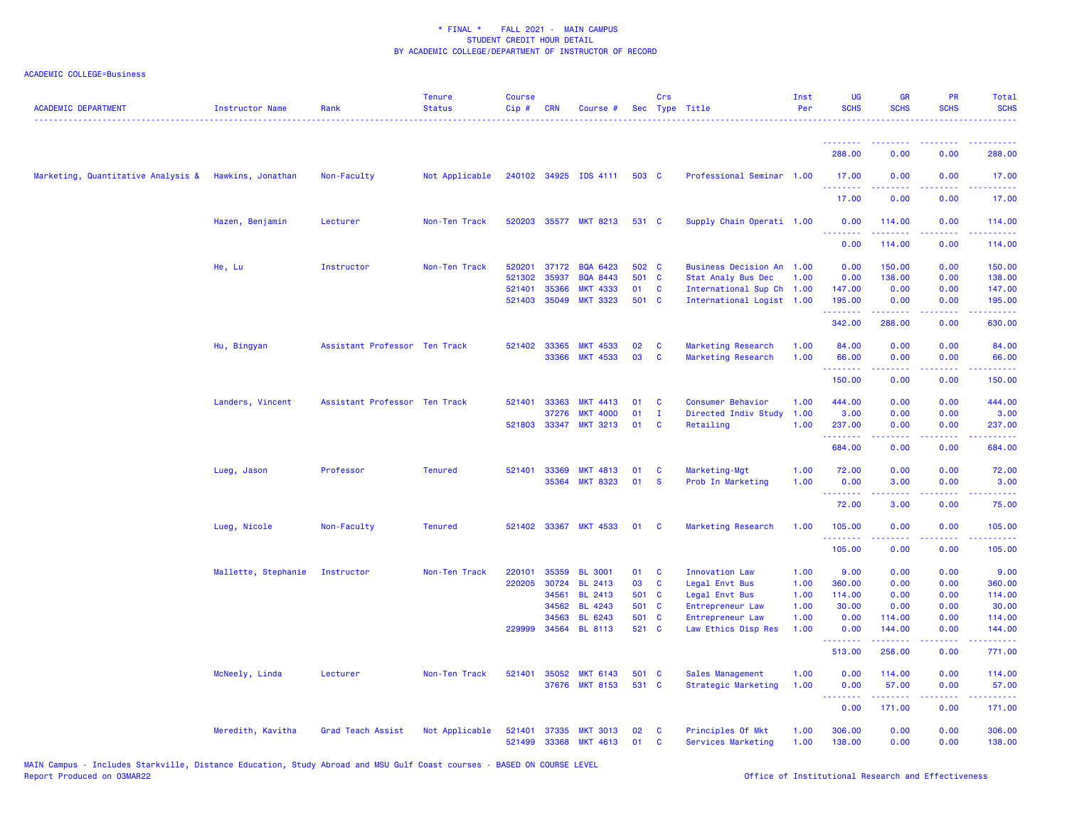* FINAL * FALL 2021 - MAIN CAMPUS
STUDENT CREDIT HOUR DETAIL
BY ACADEMIC COLLEGE/DEPARTMENT OF INSTRUCTOR OF RECORD

ACADEMIC COLLEGE=Business

| ACADEMIC DEPARTMENT | Instructor Name | Rank | Tenure Status | Course Cip # | CRN | Course # | Sec | Crs Type | Title | Inst Per | UG SCHS | GR SCHS | PR SCHS | Total SCHS |
|---|---|---|---|---|---|---|---|---|---|---|---|---|---|---|
| | | | | | | | | | | | 288.00 | 0.00 | 0.00 | 288.00 |
| Marketing, Quantitative Analysis & | Hawkins, Jonathan | Non-Faculty | Not Applicable | 240102 | 34925 | IDS 4111 | 503 | C | Professional Seminar | 1.00 | 17.00 | 0.00 | 0.00 | 17.00 |
| | | | | | | | | | | | 17.00 | 0.00 | 0.00 | 17.00 |
| | Hazen, Benjamin | Lecturer | Non-Ten Track | 520203 | 35577 | MKT 8213 | 531 | C | Supply Chain Operati | 1.00 | 0.00 | 114.00 | 0.00 | 114.00 |
| | | | | | | | | | | | 0.00 | 114.00 | 0.00 | 114.00 |
| | He, Lu | Instructor | Non-Ten Track | 520201 | 37172 | BQA 6423 | 502 | C | Business Decision An | 1.00 | 0.00 | 150.00 | 0.00 | 150.00 |
| | | | | 521302 | 35937 | BQA 8443 | 501 | C | Stat Analy Bus Dec | 1.00 | 0.00 | 138.00 | 0.00 | 138.00 |
| | | | | 521401 | 35366 | MKT 4333 | 01 | C | International Sup Ch | 1.00 | 147.00 | 0.00 | 0.00 | 147.00 |
| | | | | 521403 | 35049 | MKT 3323 | 501 | C | International Logist | 1.00 | 195.00 | 0.00 | 0.00 | 195.00 |
| | | | | | | | | | | | 342.00 | 288.00 | 0.00 | 630.00 |
| | Hu, Bingyan | Assistant Professor | Ten Track | 521402 | 33365 | MKT 4533 | 02 | C | Marketing Research | 1.00 | 84.00 | 0.00 | 0.00 | 84.00 |
| | | | | | 33366 | MKT 4533 | 03 | C | Marketing Research | 1.00 | 66.00 | 0.00 | 0.00 | 66.00 |
| | | | | | | | | | | | 150.00 | 0.00 | 0.00 | 150.00 |
| | Landers, Vincent | Assistant Professor | Ten Track | 521401 | 33363 | MKT 4413 | 01 | C | Consumer Behavior | 1.00 | 444.00 | 0.00 | 0.00 | 444.00 |
| | | | | | 37276 | MKT 4000 | 01 | I | Directed Indiv Study | 1.00 | 3.00 | 0.00 | 0.00 | 3.00 |
| | | | | 521803 | 33347 | MKT 3213 | 01 | C | Retailing | 1.00 | 237.00 | 0.00 | 0.00 | 237.00 |
| | | | | | | | | | | | 684.00 | 0.00 | 0.00 | 684.00 |
| | Lueg, Jason | Professor | Tenured | 521401 | 33369 | MKT 4813 | 01 | C | Marketing-Mgt | 1.00 | 72.00 | 0.00 | 0.00 | 72.00 |
| | | | | | 35364 | MKT 8323 | 01 | S | Prob In Marketing | 1.00 | 0.00 | 3.00 | 0.00 | 3.00 |
| | | | | | | | | | | | 72.00 | 3.00 | 0.00 | 75.00 |
| | Lueg, Nicole | Non-Faculty | Tenured | 521402 | 33367 | MKT 4533 | 01 | C | Marketing Research | 1.00 | 105.00 | 0.00 | 0.00 | 105.00 |
| | | | | | | | | | | | 105.00 | 0.00 | 0.00 | 105.00 |
| | Mallette, Stephanie | Instructor | Non-Ten Track | 220101 | 35359 | BL 3001 | 01 | C | Innovation Law | 1.00 | 9.00 | 0.00 | 0.00 | 9.00 |
| | | | | 220205 | 30724 | BL 2413 | 03 | C | Legal Envt Bus | 1.00 | 360.00 | 0.00 | 0.00 | 360.00 |
| | | | | | 34561 | BL 2413 | 501 | C | Legal Envt Bus | 1.00 | 114.00 | 0.00 | 0.00 | 114.00 |
| | | | | | 34562 | BL 4243 | 501 | C | Entrepreneur Law | 1.00 | 30.00 | 0.00 | 0.00 | 30.00 |
| | | | | | 34563 | BL 6243 | 501 | C | Entrepreneur Law | 1.00 | 0.00 | 114.00 | 0.00 | 114.00 |
| | | | | 229999 | 34564 | BL 8113 | 521 | C | Law Ethics Disp Res | 1.00 | 0.00 | 144.00 | 0.00 | 144.00 |
| | | | | | | | | | | | 513.00 | 258.00 | 0.00 | 771.00 |
| | McNeely, Linda | Lecturer | Non-Ten Track | 521401 | 35052 | MKT 6143 | 501 | C | Sales Management | 1.00 | 0.00 | 114.00 | 0.00 | 114.00 |
| | | | | | 37676 | MKT 8153 | 531 | C | Strategic Marketing | 1.00 | 0.00 | 57.00 | 0.00 | 57.00 |
| | | | | | | | | | | | 0.00 | 171.00 | 0.00 | 171.00 |
| | Meredith, Kavitha | Grad Teach Assist | Not Applicable | 521401 | 37335 | MKT 3013 | 02 | C | Principles Of Mkt | 1.00 | 306.00 | 0.00 | 0.00 | 306.00 |
| | | | | 521499 | 33368 | MKT 4613 | 01 | C | Services Marketing | 1.00 | 138.00 | 0.00 | 0.00 | 138.00 |

MAIN Campus - Includes Starkville, Distance Education, Study Abroad and MSU Gulf Coast courses - BASED ON COURSE LEVEL
Report Produced on 03MAR22 — Office of Institutional Research and Effectiveness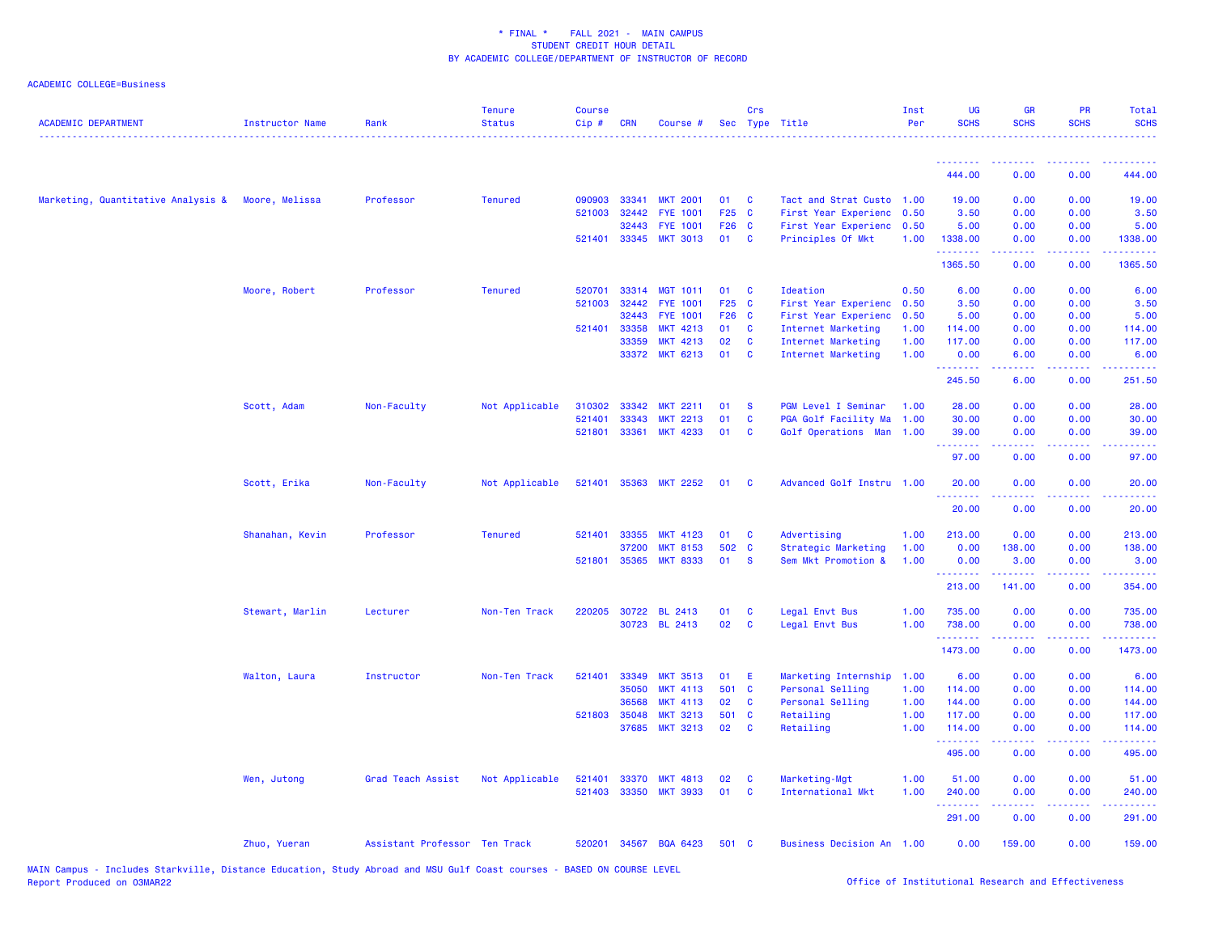* FINAL * FALL 2021 - MAIN CAMPUS
STUDENT CREDIT HOUR DETAIL
BY ACADEMIC COLLEGE/DEPARTMENT OF INSTRUCTOR OF RECORD

ACADEMIC COLLEGE=Business

| ACADEMIC DEPARTMENT | Instructor Name | Rank | Tenure Status | Course Cip # | CRN | Course # | Sec | Crs Type | Title | Inst Per | UG SCHS | GR SCHS | PR SCHS | Total SCHS |
|---|---|---|---|---|---|---|---|---|---|---|---|---|---|---|
| | | | | | | | | | | | 444.00 | 0.00 | 0.00 | 444.00 |
| Marketing, Quantitative Analysis & | Moore, Melissa | Professor | Tenured | 090903 | 33341 | MKT 2001 | 01 | C | Tact and Strat Custo | 1.00 | 19.00 | 0.00 | 0.00 | 19.00 |
| | | | | 521003 | 32442 | FYE 1001 | F25 | C | First Year Experienc | 0.50 | 3.50 | 0.00 | 0.00 | 3.50 |
| | | | | | 32443 | FYE 1001 | F26 | C | First Year Experienc | 0.50 | 5.00 | 0.00 | 0.00 | 5.00 |
| | | | | 521401 | 33345 | MKT 3013 | 01 | C | Principles Of Mkt | 1.00 | 1338.00 | 0.00 | 0.00 | 1338.00 |
| | | | | | | | | | | | 1365.50 | 0.00 | 0.00 | 1365.50 |
| | Moore, Robert | Professor | Tenured | 520701 | 33314 | MGT 1011 | 01 | C | Ideation | 0.50 | 6.00 | 0.00 | 0.00 | 6.00 |
| | | | | 521003 | 32442 | FYE 1001 | F25 | C | First Year Experienc | 0.50 | 3.50 | 0.00 | 0.00 | 3.50 |
| | | | | | 32443 | FYE 1001 | F26 | C | First Year Experienc | 0.50 | 5.00 | 0.00 | 0.00 | 5.00 |
| | | | | 521401 | 33358 | MKT 4213 | 01 | C | Internet Marketing | 1.00 | 114.00 | 0.00 | 0.00 | 114.00 |
| | | | | | 33359 | MKT 4213 | 02 | C | Internet Marketing | 1.00 | 117.00 | 0.00 | 0.00 | 117.00 |
| | | | | | 33372 | MKT 6213 | 01 | C | Internet Marketing | 1.00 | 0.00 | 6.00 | 0.00 | 6.00 |
| | | | | | | | | | | | 245.50 | 6.00 | 0.00 | 251.50 |
| | Scott, Adam | Non-Faculty | Not Applicable | 310302 | 33342 | MKT 2211 | 01 | S | PGM Level I Seminar | 1.00 | 28.00 | 0.00 | 0.00 | 28.00 |
| | | | | 521401 | 33343 | MKT 2213 | 01 | C | PGA Golf Facility Ma | 1.00 | 30.00 | 0.00 | 0.00 | 30.00 |
| | | | | 521801 | 33361 | MKT 4233 | 01 | C | Golf Operations Man | 1.00 | 39.00 | 0.00 | 0.00 | 39.00 |
| | | | | | | | | | | | 97.00 | 0.00 | 0.00 | 97.00 |
| | Scott, Erika | Non-Faculty | Not Applicable | 521401 | 35363 | MKT 2252 | 01 | C | Advanced Golf Instru | 1.00 | 20.00 | 0.00 | 0.00 | 20.00 |
| | | | | | | | | | | | 20.00 | 0.00 | 0.00 | 20.00 |
| | Shanahan, Kevin | Professor | Tenured | 521401 | 33355 | MKT 4123 | 01 | C | Advertising | 1.00 | 213.00 | 0.00 | 0.00 | 213.00 |
| | | | | | 37200 | MKT 8153 | 502 | C | Strategic Marketing | 1.00 | 0.00 | 138.00 | 0.00 | 138.00 |
| | | | | 521801 | 35365 | MKT 8333 | 01 | S | Sem Mkt Promotion & | 1.00 | 0.00 | 3.00 | 0.00 | 3.00 |
| | | | | | | | | | | | 213.00 | 141.00 | 0.00 | 354.00 |
| | Stewart, Marlin | Lecturer | Non-Ten Track | 220205 | 30722 | BL 2413 | 01 | C | Legal Envt Bus | 1.00 | 735.00 | 0.00 | 0.00 | 735.00 |
| | | | | | 30723 | BL 2413 | 02 | C | Legal Envt Bus | 1.00 | 738.00 | 0.00 | 0.00 | 738.00 |
| | | | | | | | | | | | 1473.00 | 0.00 | 0.00 | 1473.00 |
| | Walton, Laura | Instructor | Non-Ten Track | 521401 | 33349 | MKT 3513 | 01 | E | Marketing Internship | 1.00 | 6.00 | 0.00 | 0.00 | 6.00 |
| | | | | | 35050 | MKT 4113 | 501 | C | Personal Selling | 1.00 | 114.00 | 0.00 | 0.00 | 114.00 |
| | | | | | 36568 | MKT 4113 | 02 | C | Personal Selling | 1.00 | 144.00 | 0.00 | 0.00 | 144.00 |
| | | | | 521803 | 35048 | MKT 3213 | 501 | C | Retailing | 1.00 | 117.00 | 0.00 | 0.00 | 117.00 |
| | | | | | 37685 | MKT 3213 | 02 | C | Retailing | 1.00 | 114.00 | 0.00 | 0.00 | 114.00 |
| | | | | | | | | | | | 495.00 | 0.00 | 0.00 | 495.00 |
| | Wen, Jutong | Grad Teach Assist | Not Applicable | 521401 | 33370 | MKT 4813 | 02 | C | Marketing-Mgt | 1.00 | 51.00 | 0.00 | 0.00 | 51.00 |
| | | | | 521403 | 33350 | MKT 3933 | 01 | C | International Mkt | 1.00 | 240.00 | 0.00 | 0.00 | 240.00 |
| | | | | | | | | | | | 291.00 | 0.00 | 0.00 | 291.00 |
| | Zhuo, Yueran | Assistant Professor | Ten Track | 520201 | 34567 | BQA 6423 | 501 | C | Business Decision An | 1.00 | 0.00 | 159.00 | 0.00 | 159.00 |

MAIN Campus - Includes Starkville, Distance Education, Study Abroad and MSU Gulf Coast courses - BASED ON COURSE LEVEL
Report Produced on 03MAR22

Office of Institutional Research and Effectiveness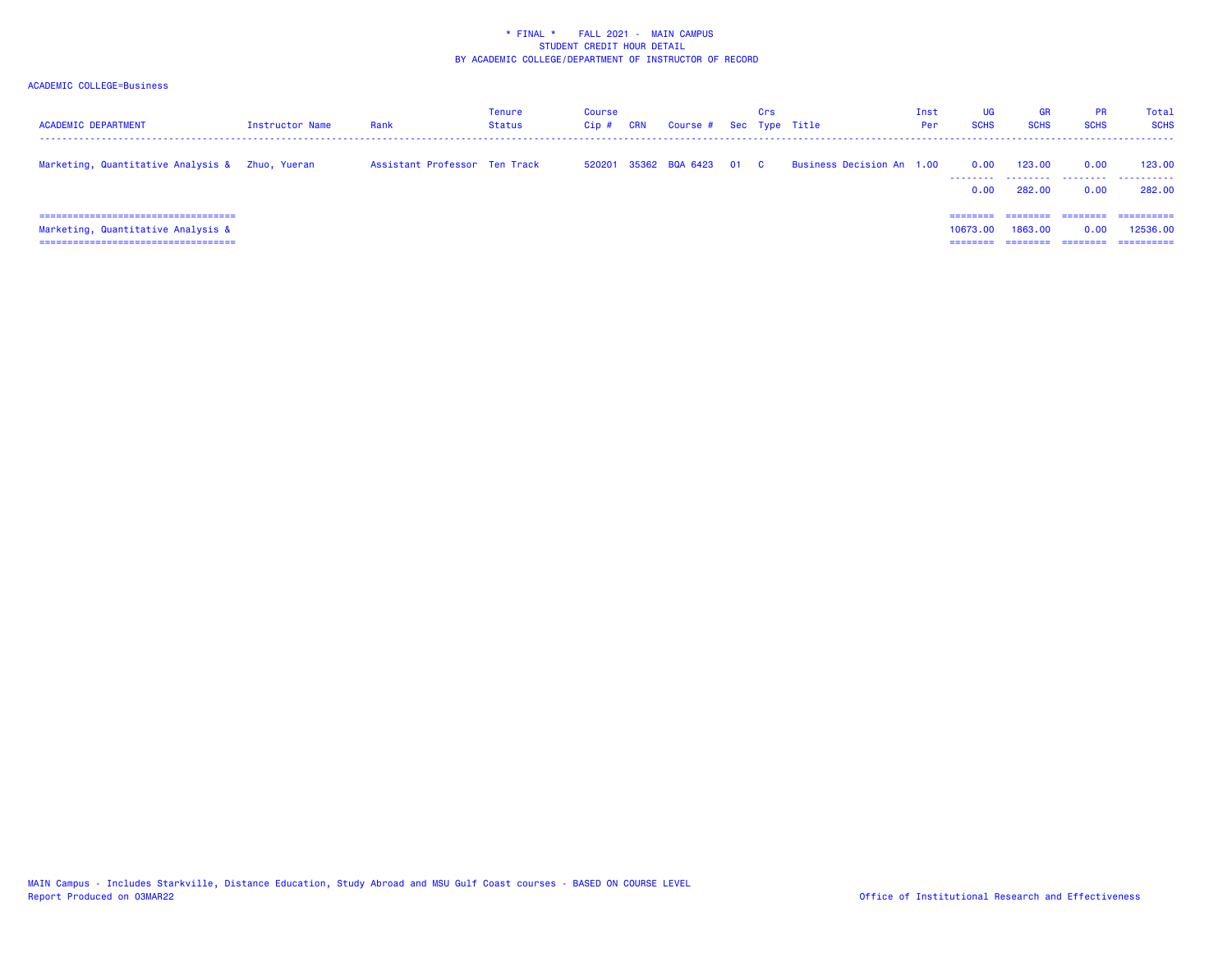\* FINAL \* FALL 2021 - MAIN CAMPUS
STUDENT CREDIT HOUR DETAIL
BY ACADEMIC COLLEGE/DEPARTMENT OF INSTRUCTOR OF RECORD

ACADEMIC COLLEGE=Business

| ACADEMIC DEPARTMENT | Instructor Name | Rank | Tenure Status | Course Cip # | CRN | Course # | Sec | Crs Type | Title | Inst Per | UG SCHS | GR SCHS | PR SCHS | Total SCHS |
|---|---|---|---|---|---|---|---|---|---|---|---|---|---|---|
| Marketing, Quantitative Analysis & | Zhuo, Yueran | Assistant Professor | Ten Track | 520201 | 35362 | BQA 6423 | 01 | C | Business Decision An | 1.00 | 0.00 | 123.00 | 0.00 | 123.00 |
| | | | | | | | | | | | 0.00 | 282.00 | 0.00 | 282.00 |
| Marketing, Quantitative Analysis & | | | | | | | | | | | 10673.00 | 1863.00 | 0.00 | 12536.00 |

MAIN Campus - Includes Starkville, Distance Education, Study Abroad and MSU Gulf Coast courses - BASED ON COURSE LEVEL
Report Produced on 03MAR22

Office of Institutional Research and Effectiveness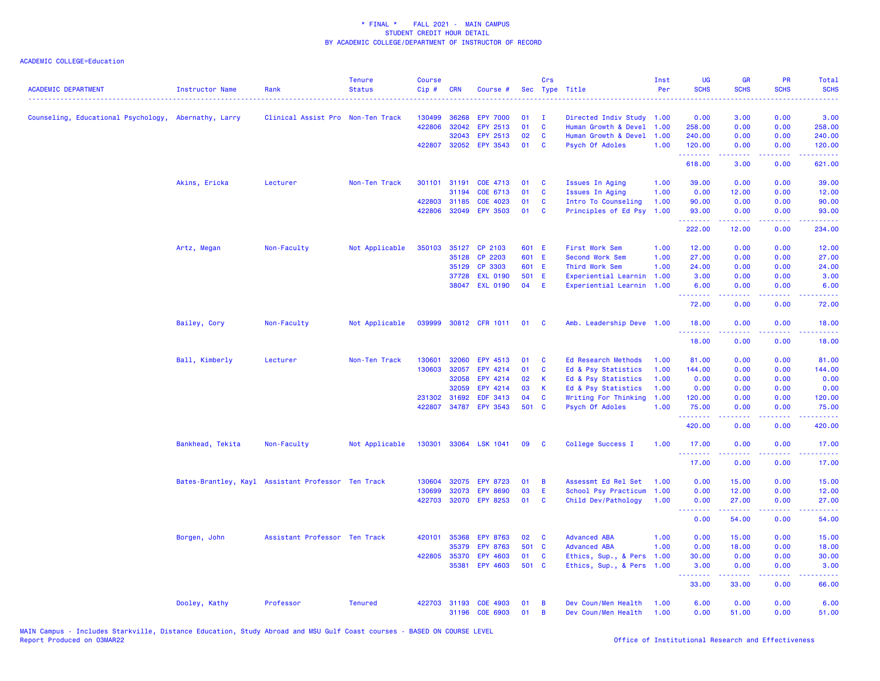* FINAL * FALL 2021 - MAIN CAMPUS
STUDENT CREDIT HOUR DETAIL
BY ACADEMIC COLLEGE/DEPARTMENT OF INSTRUCTOR OF RECORD

ACADEMIC COLLEGE=Education

| ACADEMIC DEPARTMENT | Instructor Name | Rank | Tenure Status | Course Cip # | CRN | Course # | Sec | Crs Type | Title | Inst Per | UG SCHS | GR SCHS | PR SCHS | Total SCHS |
|---|---|---|---|---|---|---|---|---|---|---|---|---|---|---|
| Counseling, Educational Psychology, | Abernathy, Larry | Clinical Assist Pro | Non-Ten Track | 130499 | 36268 | EPY 7000 | 01 | I | Directed Indiv Study | 1.00 | 0.00 | 3.00 | 0.00 | 3.00 |
| | | | | 422806 | 32042 | EPY 2513 | 01 | C | Human Growth & Devel | 1.00 | 258.00 | 0.00 | 0.00 | 258.00 |
| | | | | | 32043 | EPY 2513 | 02 | C | Human Growth & Devel | 1.00 | 240.00 | 0.00 | 0.00 | 240.00 |
| | | | | 422807 | 32052 | EPY 3543 | 01 | C | Psych Of Adoles | 1.00 | 120.00 | 0.00 | 0.00 | 120.00 |
| | | | | | | | | | | | 618.00 | 3.00 | 0.00 | 621.00 |
| | Akins, Ericka | Lecturer | Non-Ten Track | 301101 | 31191 | COE 4713 | 01 | C | Issues In Aging | 1.00 | 39.00 | 0.00 | 0.00 | 39.00 |
| | | | | | 31194 | COE 6713 | 01 | C | Issues In Aging | 1.00 | 0.00 | 12.00 | 0.00 | 12.00 |
| | | | | 422803 | 31185 | COE 4023 | 01 | C | Intro To Counseling | 1.00 | 90.00 | 0.00 | 0.00 | 90.00 |
| | | | | 422806 | 32049 | EPY 3503 | 01 | C | Principles of Ed Psy | 1.00 | 93.00 | 0.00 | 0.00 | 93.00 |
| | | | | | | | | | | | 222.00 | 12.00 | 0.00 | 234.00 |
| | Artz, Megan | Non-Faculty | Not Applicable | 350103 | 35127 | CP 2103 | 601 | E | First Work Sem | 1.00 | 12.00 | 0.00 | 0.00 | 12.00 |
| | | | | | 35128 | CP 2203 | 601 | E | Second Work Sem | 1.00 | 27.00 | 0.00 | 0.00 | 27.00 |
| | | | | | 35129 | CP 3303 | 601 | E | Third Work Sem | 1.00 | 24.00 | 0.00 | 0.00 | 24.00 |
| | | | | | 37728 | EXL 0190 | 501 | E | Experiential Learnin | 1.00 | 3.00 | 0.00 | 0.00 | 3.00 |
| | | | | | 38047 | EXL 0190 | 04 | E | Experiential Learnin | 1.00 | 6.00 | 0.00 | 0.00 | 6.00 |
| | | | | | | | | | | | 72.00 | 0.00 | 0.00 | 72.00 |
| | Bailey, Cory | Non-Faculty | Not Applicable | 039999 | 30812 | CFR 1011 | 01 | C | Amb. Leadership Deve | 1.00 | 18.00 | 0.00 | 0.00 | 18.00 |
| | | | | | | | | | | | 18.00 | 0.00 | 0.00 | 18.00 |
| | Ball, Kimberly | Lecturer | Non-Ten Track | 130601 | 32060 | EPY 4513 | 01 | C | Ed Research Methods | 1.00 | 81.00 | 0.00 | 0.00 | 81.00 |
| | | | | 130603 | 32057 | EPY 4214 | 01 | C | Ed & Psy Statistics | 1.00 | 144.00 | 0.00 | 0.00 | 144.00 |
| | | | | | 32058 | EPY 4214 | 02 | K | Ed & Psy Statistics | 1.00 | 0.00 | 0.00 | 0.00 | 0.00 |
| | | | | | 32059 | EPY 4214 | 03 | K | Ed & Psy Statistics | 1.00 | 0.00 | 0.00 | 0.00 | 0.00 |
| | | | | 231302 | 31692 | EDF 3413 | 04 | C | Writing For Thinking | 1.00 | 120.00 | 0.00 | 0.00 | 120.00 |
| | | | | 422807 | 34787 | EPY 3543 | 501 | C | Psych Of Adoles | 1.00 | 75.00 | 0.00 | 0.00 | 75.00 |
| | | | | | | | | | | | 420.00 | 0.00 | 0.00 | 420.00 |
| | Bankhead, Tekita | Non-Faculty | Not Applicable | 130301 | 33064 | LSK 1041 | 09 | C | College Success I | 1.00 | 17.00 | 0.00 | 0.00 | 17.00 |
| | | | | | | | | | | | 17.00 | 0.00 | 0.00 | 17.00 |
| | Bates-Brantley, Kayl | Assistant Professor | Ten Track | 130604 | 32075 | EPY 8723 | 01 | B | Assessmt Ed Rel Set | 1.00 | 0.00 | 15.00 | 0.00 | 15.00 |
| | | | | 130699 | 32073 | EPY 8690 | 03 | E | School Psy Practicum | 1.00 | 0.00 | 12.00 | 0.00 | 12.00 |
| | | | | 422703 | 32070 | EPY 8253 | 01 | C | Child Dev/Pathology | 1.00 | 0.00 | 27.00 | 0.00 | 27.00 |
| | | | | | | | | | | | 0.00 | 54.00 | 0.00 | 54.00 |
| | Borgen, John | Assistant Professor | Ten Track | 420101 | 35368 | EPY 8763 | 02 | C | Advanced ABA | 1.00 | 0.00 | 15.00 | 0.00 | 15.00 |
| | | | | | 35379 | EPY 8763 | 501 | C | Advanced ABA | 1.00 | 0.00 | 18.00 | 0.00 | 18.00 |
| | | | | 422805 | 35370 | EPY 4603 | 01 | C | Ethics, Sup., & Pers | 1.00 | 30.00 | 0.00 | 0.00 | 30.00 |
| | | | | | 35381 | EPY 4603 | 501 | C | Ethics, Sup., & Pers | 1.00 | 3.00 | 0.00 | 0.00 | 3.00 |
| | | | | | | | | | | | 33.00 | 33.00 | 0.00 | 66.00 |
| | Dooley, Kathy | Professor | Tenured | 422703 | 31193 | COE 4903 | 01 | B | Dev Coun/Men Health | 1.00 | 6.00 | 0.00 | 0.00 | 6.00 |
| | | | | | 31196 | COE 6903 | 01 | B | Dev Coun/Men Health | 1.00 | 0.00 | 51.00 | 0.00 | 51.00 |

MAIN Campus - Includes Starkville, Distance Education, Study Abroad and MSU Gulf Coast courses - BASED ON COURSE LEVEL
Report Produced on 03MAR22

Office of Institutional Research and Effectiveness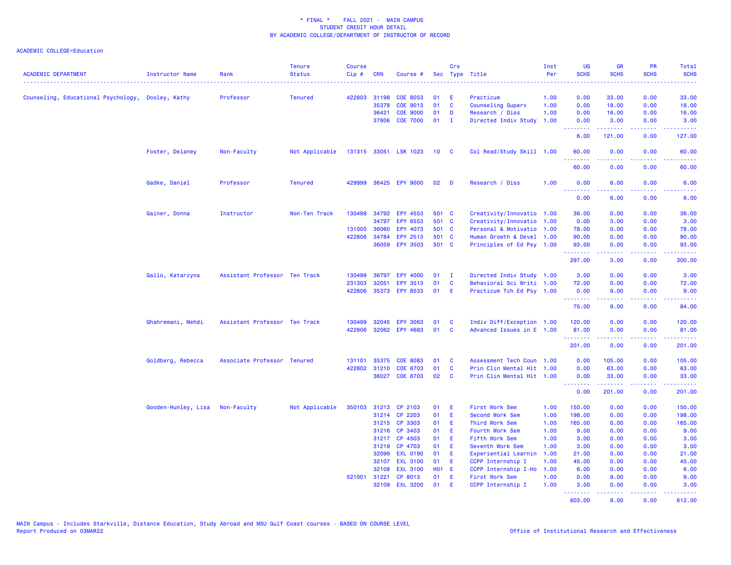\* FINAL \* FALL 2021 - MAIN CAMPUS
STUDENT CREDIT HOUR DETAIL
BY ACADEMIC COLLEGE/DEPARTMENT OF INSTRUCTOR OF RECORD

ACADEMIC COLLEGE=Education

| ACADEMIC DEPARTMENT | Instructor Name | Rank | Tenure Status | Course Cip # | CRN | Course # | Sec | Crs Type | Title | Inst Per | UG SCHS | GR SCHS | PR SCHS | Total SCHS |
|---|---|---|---|---|---|---|---|---|---|---|---|---|---|---|
| Counseling, Educational Psychology, | Dooley, Kathy | Professor | Tenured | 422803 | 31198 | COE 8053 | 01 | E | Practicum | 1.00 | 0.00 | 33.00 | 0.00 | 33.00 |
| | | | | | 35378 | COE 9013 | 01 | C | Counseling Superv | 1.00 | 0.00 | 18.00 | 0.00 | 18.00 |
| | | | | | 36421 | COE 9000 | 01 | D | Research / Diss | 1.00 | 0.00 | 16.00 | 0.00 | 16.00 |
| | | | | | 37806 | COE 7000 | 01 | I | Directed Indiv Study | 1.00 | 0.00 | 3.00 | 0.00 | 3.00 |
| | | | | | | | | | | | 6.00 | 121.00 | 0.00 | 127.00 |
| | Foster, Delaney | Non-Faculty | Not Applicable | 131315 | 33051 | LSK 1023 | 10 | C | Col Read/Study Skill | 1.00 | 60.00 | 0.00 | 0.00 | 60.00 |
| | | | | | | | | | | | 60.00 | 0.00 | 0.00 | 60.00 |
| | Gadke, Daniel | Professor | Tenured | 429999 | 36425 | EPY 9000 | 02 | D | Research / Diss | 1.00 | 0.00 | 6.00 | 0.00 | 6.00 |
| | | | | | | | | | | | 0.00 | 6.00 | 0.00 | 6.00 |
| | Gainer, Donna | Instructor | Non-Ten Track | 130499 | 34792 | EPY 4553 | 501 | C | Creativity/Innovatio | 1.00 | 36.00 | 0.00 | 0.00 | 36.00 |
| | | | | | 34797 | EPY 6553 | 501 | C | Creativity/Innovatio | 1.00 | 0.00 | 3.00 | 0.00 | 3.00 |
| | | | | 131005 | 36060 | EPY 4073 | 501 | C | Personal & Motivatio | 1.00 | 78.00 | 0.00 | 0.00 | 78.00 |
| | | | | 422806 | 34784 | EPY 2513 | 501 | C | Human Growth & Devel | 1.00 | 90.00 | 0.00 | 0.00 | 90.00 |
| | | | | | 36059 | EPY 3503 | 501 | C | Principles of Ed Psy | 1.00 | 93.00 | 0.00 | 0.00 | 93.00 |
| | | | | | | | | | | | 297.00 | 3.00 | 0.00 | 300.00 |
| | Gallo, Katarzyna | Assistant Professor | Ten Track | 130499 | 36797 | EPY 4000 | 01 | I | Directed Indiv Study | 1.00 | 3.00 | 0.00 | 0.00 | 3.00 |
| | | | | 231303 | 32051 | EPY 3513 | 01 | C | Behavioral Sci Writi | 1.00 | 72.00 | 0.00 | 0.00 | 72.00 |
| | | | | 422806 | 35373 | EPY 8533 | 01 | E | Practicum Tch Ed Psy | 1.00 | 0.00 | 9.00 | 0.00 | 9.00 |
| | | | | | | | | | | | 75.00 | 9.00 | 0.00 | 84.00 |
| | Ghahremani, Mehdi | Assistant Professor | Ten Track | 130499 | 32045 | EPY 3063 | 01 | C | Indiv Diff/Exception | 1.00 | 120.00 | 0.00 | 0.00 | 120.00 |
| | | | | 422806 | 32062 | EPY 4683 | 01 | C | Advanced Issues in E | 1.00 | 81.00 | 0.00 | 0.00 | 81.00 |
| | | | | | | | | | | | 201.00 | 0.00 | 0.00 | 201.00 |
| | Goldberg, Rebecca | Associate Professor | Tenured | 131101 | 35375 | COE 8083 | 01 | C | Assessment Tech Coun | 1.00 | 0.00 | 105.00 | 0.00 | 105.00 |
| | | | | 422802 | 31210 | COE 8703 | 01 | C | Prin Clin Mental Hlt | 1.00 | 0.00 | 63.00 | 0.00 | 63.00 |
| | | | | | 36027 | COE 8703 | 02 | C | Prin Clin Mental Hlt | 1.00 | 0.00 | 33.00 | 0.00 | 33.00 |
| | | | | | | | | | | | 0.00 | 201.00 | 0.00 | 201.00 |
| | Gooden-Hunley, Lisa | Non-Faculty | Not Applicable | 350103 | 31213 | CP 2103 | 01 | E | First Work Sem | 1.00 | 150.00 | 0.00 | 0.00 | 150.00 |
| | | | | | 31214 | CP 2203 | 01 | E | Second Work Sem | 1.00 | 198.00 | 0.00 | 0.00 | 198.00 |
| | | | | | 31215 | CP 3303 | 01 | E | Third Work Sem | 1.00 | 165.00 | 0.00 | 0.00 | 165.00 |
| | | | | | 31216 | CP 3403 | 01 | E | Fourth Work Sem | 1.00 | 9.00 | 0.00 | 0.00 | 9.00 |
| | | | | | 31217 | CP 4503 | 01 | E | Fifth Work Sem | 1.00 | 3.00 | 0.00 | 0.00 | 3.00 |
| | | | | | 31219 | CP 4703 | 01 | E | Seventh Work Sem | 1.00 | 3.00 | 0.00 | 0.00 | 3.00 |
| | | | | | 32099 | EXL 0190 | 01 | E | Experiential Learnin | 1.00 | 21.00 | 0.00 | 0.00 | 21.00 |
| | | | | | 32107 | EXL 3100 | 01 | E | CCPP Internship I | 1.00 | 45.00 | 0.00 | 0.00 | 45.00 |
| | | | | | 32108 | EXL 3100 | H01 | E | CCPP Internship I-Ho | 1.00 | 6.00 | 0.00 | 0.00 | 6.00 |
| | | | | 521001 | 31221 | CP 8013 | 01 | E | First Work Sem | 1.00 | 0.00 | 9.00 | 0.00 | 9.00 |
| | | | | | 32109 | EXL 3200 | 01 | E | CCPP Internship I | 1.00 | 3.00 | 0.00 | 0.00 | 3.00 |
| | | | | | | | | | | | 603.00 | 9.00 | 0.00 | 612.00 |

MAIN Campus - Includes Starkville, Distance Education, Study Abroad and MSU Gulf Coast courses - BASED ON COURSE LEVEL
Report Produced on 03MAR22

Office of Institutional Research and Effectiveness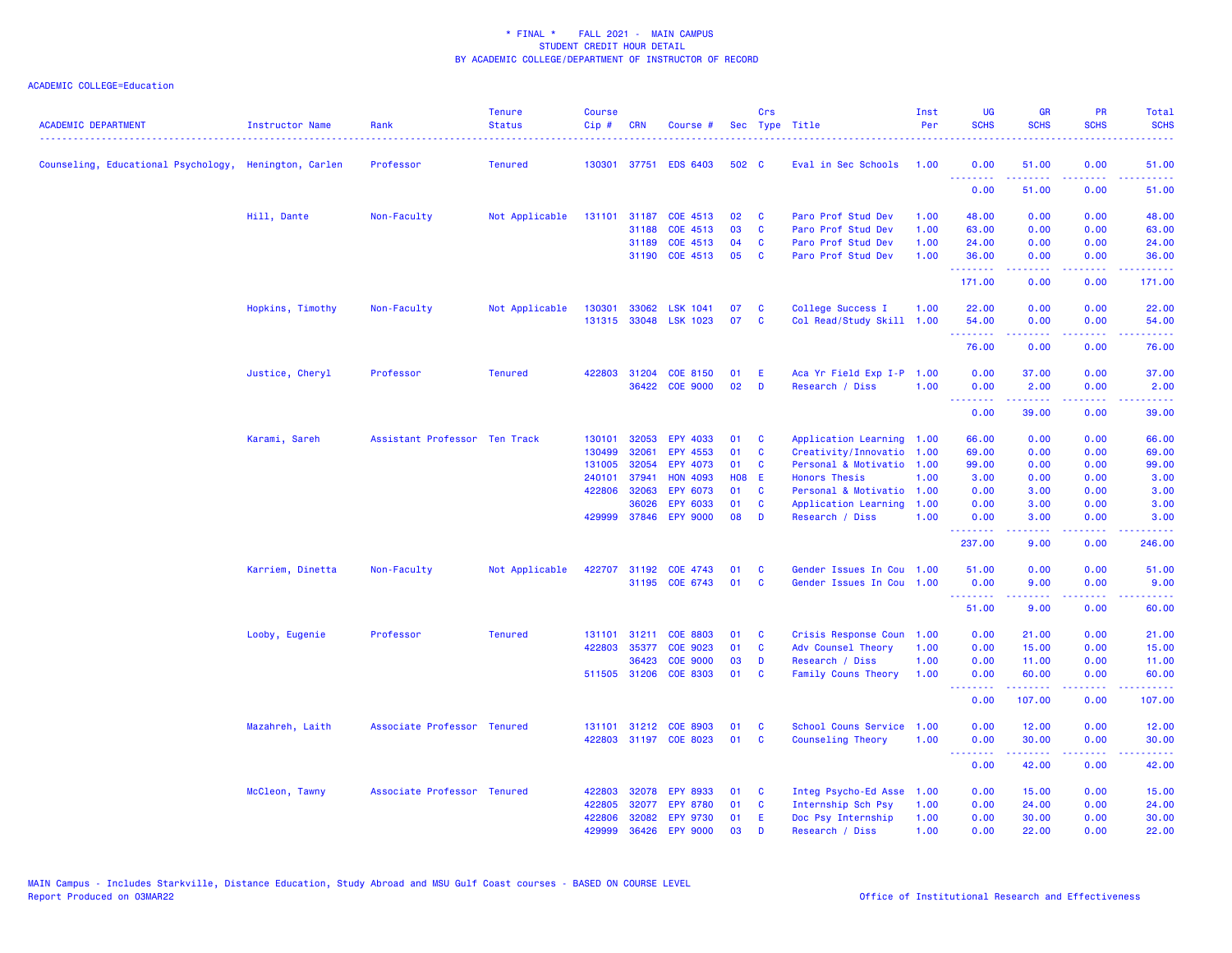\* FINAL \* FALL 2021 - MAIN CAMPUS
STUDENT CREDIT HOUR DETAIL
BY ACADEMIC COLLEGE/DEPARTMENT OF INSTRUCTOR OF RECORD

ACADEMIC COLLEGE=Education

| ACADEMIC DEPARTMENT | Instructor Name | Rank | Tenure Status | Course Cip # | CRN | Course # | Sec | Crs Type | Title | Inst Per | UG SCHS | GR SCHS | PR SCHS | Total SCHS |
|---|---|---|---|---|---|---|---|---|---|---|---|---|---|---|
| Counseling, Educational Psychology, | Henington, Carlen | Professor | Tenured | 130301 | 37751 | EDS 6403 | 502 | C | Eval in Sec Schools | 1.00 | 0.00 | 51.00 | 0.00 | 51.00 |
| | | | | | | | | | | | 0.00 | 51.00 | 0.00 | 51.00 |
| | Hill, Dante | Non-Faculty | Not Applicable | 131101 | 31187 | COE 4513 | 02 | C | Paro Prof Stud Dev | 1.00 | 48.00 | 0.00 | 0.00 | 48.00 |
| | | | | | 31188 | COE 4513 | 03 | C | Paro Prof Stud Dev | 1.00 | 63.00 | 0.00 | 0.00 | 63.00 |
| | | | | | 31189 | COE 4513 | 04 | C | Paro Prof Stud Dev | 1.00 | 24.00 | 0.00 | 0.00 | 24.00 |
| | | | | | 31190 | COE 4513 | 05 | C | Paro Prof Stud Dev | 1.00 | 36.00 | 0.00 | 0.00 | 36.00 |
| | | | | | | | | | | | 171.00 | 0.00 | 0.00 | 171.00 |
| | Hopkins, Timothy | Non-Faculty | Not Applicable | 130301 | 33062 | LSK 1041 | 07 | C | College Success I | 1.00 | 22.00 | 0.00 | 0.00 | 22.00 |
| | | | | 131315 | 33048 | LSK 1023 | 07 | C | Col Read/Study Skill | 1.00 | 54.00 | 0.00 | 0.00 | 54.00 |
| | | | | | | | | | | | 76.00 | 0.00 | 0.00 | 76.00 |
| | Justice, Cheryl | Professor | Tenured | 422803 | 31204 | COE 8150 | 01 | E | Aca Yr Field Exp I-P | 1.00 | 0.00 | 37.00 | 0.00 | 37.00 |
| | | | | | 36422 | COE 9000 | 02 | D | Research / Diss | 1.00 | 0.00 | 2.00 | 0.00 | 2.00 |
| | | | | | | | | | | | 0.00 | 39.00 | 0.00 | 39.00 |
| | Karami, Sareh | Assistant Professor | Ten Track | 130101 | 32053 | EPY 4033 | 01 | C | Application Learning | 1.00 | 66.00 | 0.00 | 0.00 | 66.00 |
| | | | | 130499 | 32061 | EPY 4553 | 01 | C | Creativity/Innovatio | 1.00 | 69.00 | 0.00 | 0.00 | 69.00 |
| | | | | 131005 | 32054 | EPY 4073 | 01 | C | Personal & Motivatio | 1.00 | 99.00 | 0.00 | 0.00 | 99.00 |
| | | | | 240101 | 37941 | HON 4093 | H08 | E | Honors Thesis | 1.00 | 3.00 | 0.00 | 0.00 | 3.00 |
| | | | | 422806 | 32063 | EPY 6073 | 01 | C | Personal & Motivatio | 1.00 | 0.00 | 3.00 | 0.00 | 3.00 |
| | | | | | 36026 | EPY 6033 | 01 | C | Application Learning | 1.00 | 0.00 | 3.00 | 0.00 | 3.00 |
| | | | | 429999 | 37846 | EPY 9000 | 08 | D | Research / Diss | 1.00 | 0.00 | 3.00 | 0.00 | 3.00 |
| | | | | | | | | | | | 237.00 | 9.00 | 0.00 | 246.00 |
| | Karriem, Dinetta | Non-Faculty | Not Applicable | 422707 | 31192 | COE 4743 | 01 | C | Gender Issues In Cou | 1.00 | 51.00 | 0.00 | 0.00 | 51.00 |
| | | | | | 31195 | COE 6743 | 01 | C | Gender Issues In Cou | 1.00 | 0.00 | 9.00 | 0.00 | 9.00 |
| | | | | | | | | | | | 51.00 | 9.00 | 0.00 | 60.00 |
| | Looby, Eugenie | Professor | Tenured | 131101 | 31211 | COE 8803 | 01 | C | Crisis Response Coun | 1.00 | 0.00 | 21.00 | 0.00 | 21.00 |
| | | | | 422803 | 35377 | COE 9023 | 01 | C | Adv Counsel Theory | 1.00 | 0.00 | 15.00 | 0.00 | 15.00 |
| | | | | | 36423 | COE 9000 | 03 | D | Research / Diss | 1.00 | 0.00 | 11.00 | 0.00 | 11.00 |
| | | | | 511505 | 31206 | COE 8303 | 01 | C | Family Couns Theory | 1.00 | 0.00 | 60.00 | 0.00 | 60.00 |
| | | | | | | | | | | | 0.00 | 107.00 | 0.00 | 107.00 |
| | Mazahreh, Laith | Associate Professor | Tenured | 131101 | 31212 | COE 8903 | 01 | C | School Couns Service | 1.00 | 0.00 | 12.00 | 0.00 | 12.00 |
| | | | | 422803 | 31197 | COE 8023 | 01 | C | Counseling Theory | 1.00 | 0.00 | 30.00 | 0.00 | 30.00 |
| | | | | | | | | | | | 0.00 | 42.00 | 0.00 | 42.00 |
| | McCleon, Tawny | Associate Professor | Tenured | 422803 | 32078 | EPY 8933 | 01 | C | Integ Psycho-Ed Asse | 1.00 | 0.00 | 15.00 | 0.00 | 15.00 |
| | | | | 422805 | 32077 | EPY 8780 | 01 | C | Internship Sch Psy | 1.00 | 0.00 | 24.00 | 0.00 | 24.00 |
| | | | | 422806 | 32082 | EPY 9730 | 01 | E | Doc Psy Internship | 1.00 | 0.00 | 30.00 | 0.00 | 30.00 |
| | | | | 429999 | 36426 | EPY 9000 | 03 | D | Research / Diss | 1.00 | 0.00 | 22.00 | 0.00 | 22.00 |

MAIN Campus - Includes Starkville, Distance Education, Study Abroad and MSU Gulf Coast courses - BASED ON COURSE LEVEL
Report Produced on 03MAR22 Office of Institutional Research and Effectiveness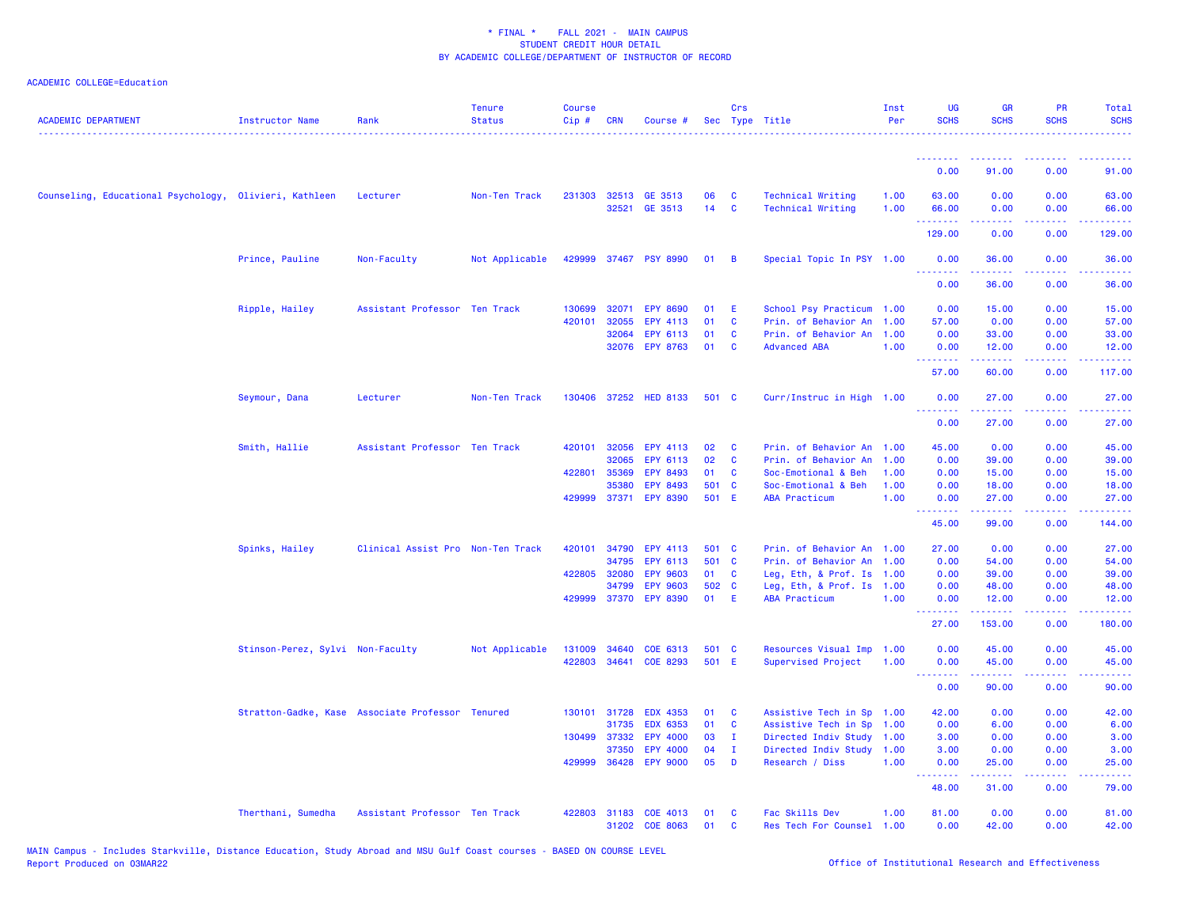\* FINAL \* FALL 2021 - MAIN CAMPUS
STUDENT CREDIT HOUR DETAIL
BY ACADEMIC COLLEGE/DEPARTMENT OF INSTRUCTOR OF RECORD

ACADEMIC COLLEGE=Education

| ACADEMIC DEPARTMENT | Instructor Name | Rank | Tenure Status | Course Cip # | CRN | Course # | Sec | Crs Type | Title | Inst Per | UG SCHS | GR SCHS | PR SCHS | Total SCHS |
|---|---|---|---|---|---|---|---|---|---|---|---|---|---|---|
| | | | | | | | | | | | 0.00 | 91.00 | 0.00 | 91.00 |
| Counseling, Educational Psychology, | Olivieri, Kathleen | Lecturer | Non-Ten Track | 231303 | 32513 | GE 3513 | 06 | C | Technical Writing | 1.00 | 63.00 | 0.00 | 0.00 | 63.00 |
| | | | | | 32521 | GE 3513 | 14 | C | Technical Writing | 1.00 | 66.00 | 0.00 | 0.00 | 66.00 |
| | | | | | | | | | | | 129.00 | 0.00 | 0.00 | 129.00 |
| | Prince, Pauline | Non-Faculty | Not Applicable | 429999 | 37467 | PSY 8990 | 01 | B | Special Topic In PSY | 1.00 | 0.00 | 36.00 | 0.00 | 36.00 |
| | | | | | | | | | | | 0.00 | 36.00 | 0.00 | 36.00 |
| | Ripple, Hailey | Assistant Professor | Ten Track | 130699 | 32071 | EPY 8690 | 01 | E | School Psy Practicum | 1.00 | 0.00 | 15.00 | 0.00 | 15.00 |
| | | | | 420101 | 32055 | EPY 4113 | 01 | C | Prin. of Behavior An | 1.00 | 57.00 | 0.00 | 0.00 | 57.00 |
| | | | | | 32064 | EPY 6113 | 01 | C | Prin. of Behavior An | 1.00 | 0.00 | 33.00 | 0.00 | 33.00 |
| | | | | | 32076 | EPY 8763 | 01 | C | Advanced ABA | 1.00 | 0.00 | 12.00 | 0.00 | 12.00 |
| | | | | | | | | | | | 57.00 | 60.00 | 0.00 | 117.00 |
| | Seymour, Dana | Lecturer | Non-Ten Track | 130406 | 37252 | HED 8133 | 501 | C | Curr/Instruc in High | 1.00 | 0.00 | 27.00 | 0.00 | 27.00 |
| | | | | | | | | | | | 0.00 | 27.00 | 0.00 | 27.00 |
| | Smith, Hallie | Assistant Professor | Ten Track | 420101 | 32056 | EPY 4113 | 02 | C | Prin. of Behavior An | 1.00 | 45.00 | 0.00 | 0.00 | 45.00 |
| | | | | | 32065 | EPY 6113 | 02 | C | Prin. of Behavior An | 1.00 | 0.00 | 39.00 | 0.00 | 39.00 |
| | | | | 422801 | 35369 | EPY 8493 | 01 | C | Soc-Emotional & Beh | 1.00 | 0.00 | 15.00 | 0.00 | 15.00 |
| | | | | | 35380 | EPY 8493 | 501 | C | Soc-Emotional & Beh | 1.00 | 0.00 | 18.00 | 0.00 | 18.00 |
| | | | | 429999 | 37371 | EPY 8390 | 501 | E | ABA Practicum | 1.00 | 0.00 | 27.00 | 0.00 | 27.00 |
| | | | | | | | | | | | 45.00 | 99.00 | 0.00 | 144.00 |
| | Spinks, Hailey | Clinical Assist Pro | Non-Ten Track | 420101 | 34790 | EPY 4113 | 501 | C | Prin. of Behavior An | 1.00 | 27.00 | 0.00 | 0.00 | 27.00 |
| | | | | | 34795 | EPY 6113 | 501 | C | Prin. of Behavior An | 1.00 | 0.00 | 54.00 | 0.00 | 54.00 |
| | | | | 422805 | 32080 | EPY 9603 | 01 | C | Leg, Eth, & Prof. Is | 1.00 | 0.00 | 39.00 | 0.00 | 39.00 |
| | | | | | 34799 | EPY 9603 | 502 | C | Leg, Eth, & Prof. Is | 1.00 | 0.00 | 48.00 | 0.00 | 48.00 |
| | | | | 429999 | 37370 | EPY 8390 | 01 | E | ABA Practicum | 1.00 | 0.00 | 12.00 | 0.00 | 12.00 |
| | | | | | | | | | | | 27.00 | 153.00 | 0.00 | 180.00 |
| | Stinson-Perez, Sylvi | Non-Faculty | Not Applicable | 131009 | 34640 | COE 6313 | 501 | C | Resources Visual Imp | 1.00 | 0.00 | 45.00 | 0.00 | 45.00 |
| | | | | 422803 | 34641 | COE 8293 | 501 | E | Supervised Project | 1.00 | 0.00 | 45.00 | 0.00 | 45.00 |
| | | | | | | | | | | | 0.00 | 90.00 | 0.00 | 90.00 |
| | Stratton-Gadke, Kase | Associate Professor | Tenured | 130101 | 31728 | EDX 4353 | 01 | C | Assistive Tech in Sp | 1.00 | 42.00 | 0.00 | 0.00 | 42.00 |
| | | | | | 31735 | EDX 6353 | 01 | C | Assistive Tech in Sp | 1.00 | 0.00 | 6.00 | 0.00 | 6.00 |
| | | | | 130499 | 37332 | EPY 4000 | 03 | I | Directed Indiv Study | 1.00 | 3.00 | 0.00 | 0.00 | 3.00 |
| | | | | | 37350 | EPY 4000 | 04 | I | Directed Indiv Study | 1.00 | 3.00 | 0.00 | 0.00 | 3.00 |
| | | | | 429999 | 36428 | EPY 9000 | 05 | D | Research / Diss | 1.00 | 0.00 | 25.00 | 0.00 | 25.00 |
| | | | | | | | | | | | 48.00 | 31.00 | 0.00 | 79.00 |
| | Therthani, Sumedha | Assistant Professor | Ten Track | 422803 | 31183 | COE 4013 | 01 | C | Fac Skills Dev | 1.00 | 81.00 | 0.00 | 0.00 | 81.00 |
| | | | | | 31202 | COE 8063 | 01 | C | Res Tech For Counsel | 1.00 | 0.00 | 42.00 | 0.00 | 42.00 |

MAIN Campus - Includes Starkville, Distance Education, Study Abroad and MSU Gulf Coast courses - BASED ON COURSE LEVEL
Report Produced on 03MAR22

Office of Institutional Research and Effectiveness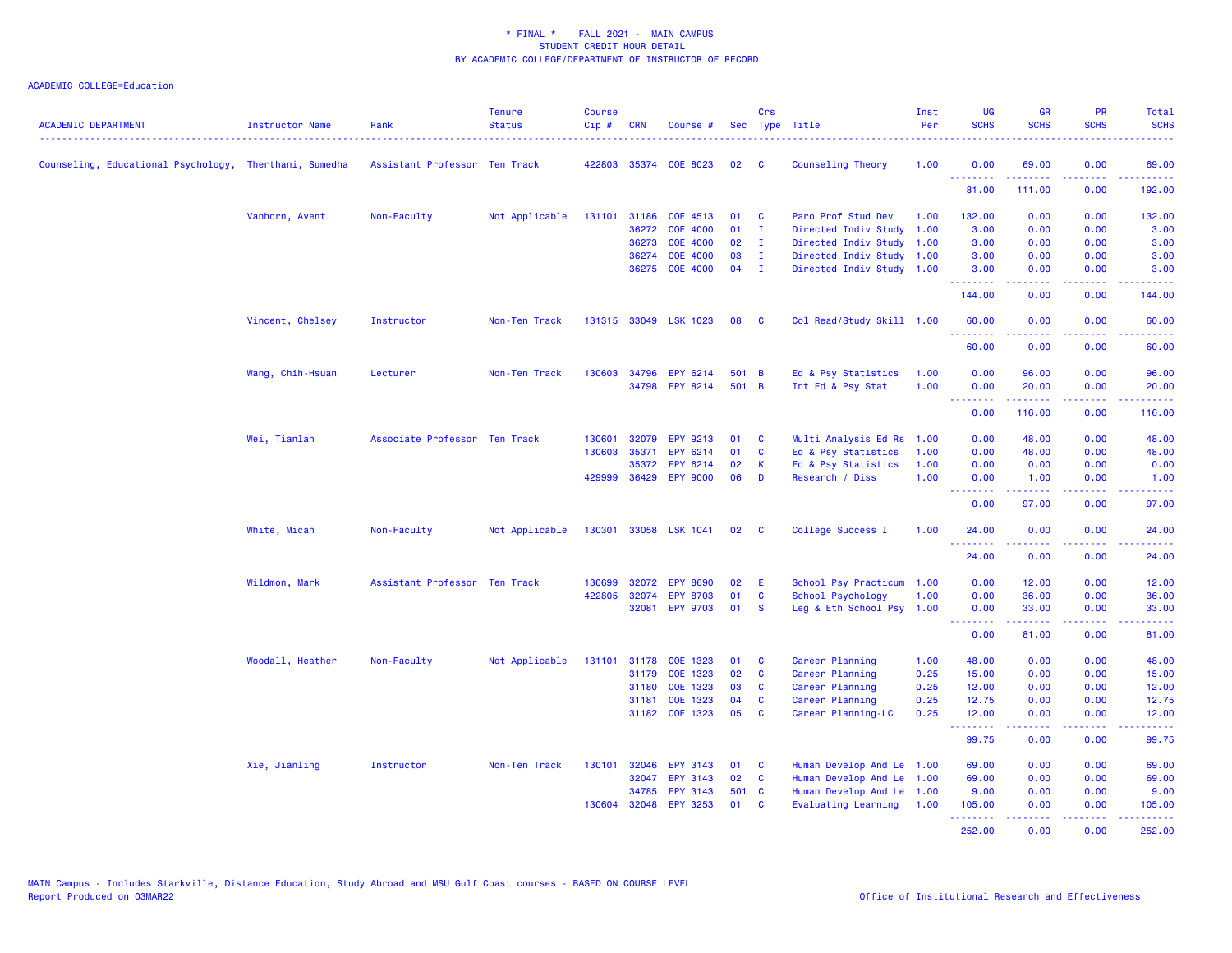\* FINAL \*    FALL 2021 - MAIN CAMPUS
STUDENT CREDIT HOUR DETAIL
BY ACADEMIC COLLEGE/DEPARTMENT OF INSTRUCTOR OF RECORD

ACADEMIC COLLEGE=Education

| ACADEMIC DEPARTMENT | Instructor Name | Rank | Tenure Status | Course Cip # | CRN | Course # | Sec | Crs Type | Title | Inst Per | UG SCHS | GR SCHS | PR SCHS | Total SCHS |
|---|---|---|---|---|---|---|---|---|---|---|---|---|---|---|
| Counseling, Educational Psychology, | Therthani, Sumedha | Assistant Professor | Ten Track | 422803 | 35374 | COE 8023 | 02 | C | Counseling Theory | 1.00 | 0.00 | 69.00 | 0.00 | 69.00 |
| | | | | | | | | | | | 81.00 | 111.00 | 0.00 | 192.00 |
| | Vanhorn, Avent | Non-Faculty | Not Applicable | 131101 | 31186 | COE 4513 | 01 | C | Paro Prof Stud Dev | 1.00 | 132.00 | 0.00 | 0.00 | 132.00 |
| | | | | | 36272 | COE 4000 | 01 | I | Directed Indiv Study | 1.00 | 3.00 | 0.00 | 0.00 | 3.00 |
| | | | | | 36273 | COE 4000 | 02 | I | Directed Indiv Study | 1.00 | 3.00 | 0.00 | 0.00 | 3.00 |
| | | | | | 36274 | COE 4000 | 03 | I | Directed Indiv Study | 1.00 | 3.00 | 0.00 | 0.00 | 3.00 |
| | | | | | 36275 | COE 4000 | 04 | I | Directed Indiv Study | 1.00 | 3.00 | 0.00 | 0.00 | 3.00 |
| | | | | | | | | | | | 144.00 | 0.00 | 0.00 | 144.00 |
| | Vincent, Chelsey | Instructor | Non-Ten Track | 131315 | 33049 | LSK 1023 | 08 | C | Col Read/Study Skill | 1.00 | 60.00 | 0.00 | 0.00 | 60.00 |
| | | | | | | | | | | | 60.00 | 0.00 | 0.00 | 60.00 |
| | Wang, Chih-Hsuan | Lecturer | Non-Ten Track | 130603 | 34796 | EPY 6214 | 501 | B | Ed & Psy Statistics | 1.00 | 0.00 | 96.00 | 0.00 | 96.00 |
| | | | | | 34798 | EPY 8214 | 501 | B | Int Ed & Psy Stat | 1.00 | 0.00 | 20.00 | 0.00 | 20.00 |
| | | | | | | | | | | | 0.00 | 116.00 | 0.00 | 116.00 |
| | Wei, Tianlan | Associate Professor | Ten Track | 130601 | 32079 | EPY 9213 | 01 | C | Multi Analysis Ed Rs | 1.00 | 0.00 | 48.00 | 0.00 | 48.00 |
| | | | | 130603 | 35371 | EPY 6214 | 01 | C | Ed & Psy Statistics | 1.00 | 0.00 | 48.00 | 0.00 | 48.00 |
| | | | | | 35372 | EPY 6214 | 02 | K | Ed & Psy Statistics | 1.00 | 0.00 | 0.00 | 0.00 | 0.00 |
| | | | | 429999 | 36429 | EPY 9000 | 06 | D | Research / Diss | 1.00 | 0.00 | 1.00 | 0.00 | 1.00 |
| | | | | | | | | | | | 0.00 | 97.00 | 0.00 | 97.00 |
| | White, Micah | Non-Faculty | Not Applicable | 130301 | 33058 | LSK 1041 | 02 | C | College Success I | 1.00 | 24.00 | 0.00 | 0.00 | 24.00 |
| | | | | | | | | | | | 24.00 | 0.00 | 0.00 | 24.00 |
| | Wildmon, Mark | Assistant Professor | Ten Track | 130699 | 32072 | EPY 8690 | 02 | E | School Psy Practicum | 1.00 | 0.00 | 12.00 | 0.00 | 12.00 |
| | | | | 422805 | 32074 | EPY 8703 | 01 | C | School Psychology | 1.00 | 0.00 | 36.00 | 0.00 | 36.00 |
| | | | | | 32081 | EPY 9703 | 01 | S | Leg & Eth School Psy | 1.00 | 0.00 | 33.00 | 0.00 | 33.00 |
| | | | | | | | | | | | 0.00 | 81.00 | 0.00 | 81.00 |
| | Woodall, Heather | Non-Faculty | Not Applicable | 131101 | 31178 | COE 1323 | 01 | C | Career Planning | 1.00 | 48.00 | 0.00 | 0.00 | 48.00 |
| | | | | | 31179 | COE 1323 | 02 | C | Career Planning | 0.25 | 15.00 | 0.00 | 0.00 | 15.00 |
| | | | | | 31180 | COE 1323 | 03 | C | Career Planning | 0.25 | 12.00 | 0.00 | 0.00 | 12.00 |
| | | | | | 31181 | COE 1323 | 04 | C | Career Planning | 0.25 | 12.75 | 0.00 | 0.00 | 12.75 |
| | | | | | 31182 | COE 1323 | 05 | C | Career Planning-LC | 0.25 | 12.00 | 0.00 | 0.00 | 12.00 |
| | | | | | | | | | | | 99.75 | 0.00 | 0.00 | 99.75 |
| | Xie, Jianling | Instructor | Non-Ten Track | 130101 | 32046 | EPY 3143 | 01 | C | Human Develop And Le | 1.00 | 69.00 | 0.00 | 0.00 | 69.00 |
| | | | | | 32047 | EPY 3143 | 02 | C | Human Develop And Le | 1.00 | 69.00 | 0.00 | 0.00 | 69.00 |
| | | | | | 34785 | EPY 3143 | 501 | C | Human Develop And Le | 1.00 | 9.00 | 0.00 | 0.00 | 9.00 |
| | | | | 130604 | 32048 | EPY 3253 | 01 | C | Evaluating Learning | 1.00 | 105.00 | 0.00 | 0.00 | 105.00 |
| | | | | | | | | | | | 252.00 | 0.00 | 0.00 | 252.00 |

MAIN Campus - Includes Starkville, Distance Education, Study Abroad and MSU Gulf Coast courses - BASED ON COURSE LEVEL
Report Produced on 03MAR22    Office of Institutional Research and Effectiveness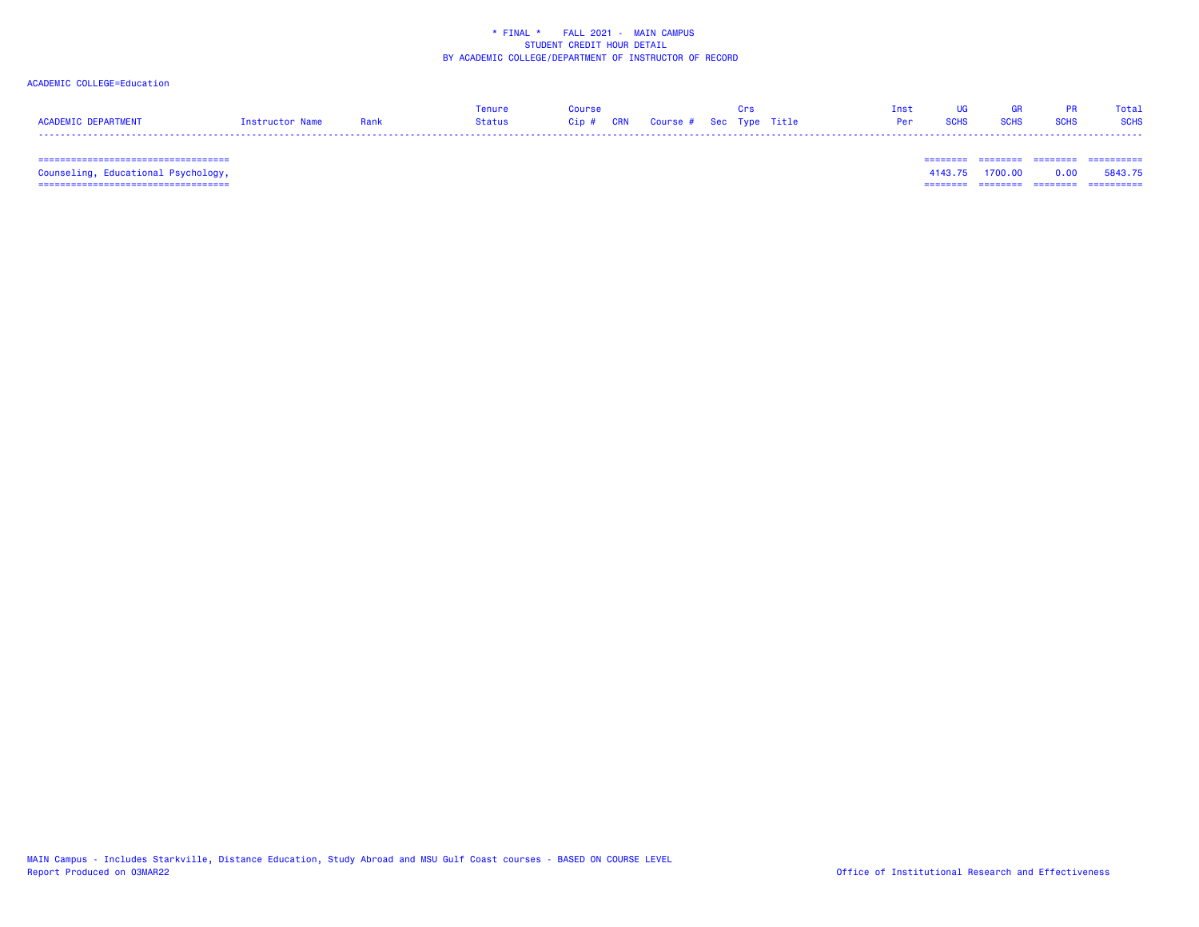\* FINAL \*    FALL 2021 -  MAIN CAMPUS
STUDENT CREDIT HOUR DETAIL
BY ACADEMIC COLLEGE/DEPARTMENT OF INSTRUCTOR OF RECORD

ACADEMIC COLLEGE=Education

| ACADEMIC DEPARTMENT | Instructor Name | Rank | Tenure Status | Course Cip # | CRN | Course # | Sec | Crs Type | Title | Inst Per | UG SCHS | GR SCHS | PR SCHS | Total SCHS |
|---|---|---|---|---|---|---|---|---|---|---|---|---|---|---|
| Counseling, Educational Psychology, | | | | | | | | | | | 4143.75 | 1700.00 | 0.00 | 5843.75 |

MAIN Campus - Includes Starkville, Distance Education, Study Abroad and MSU Gulf Coast courses - BASED ON COURSE LEVEL
Report Produced on 03MAR22

Office of Institutional Research and Effectiveness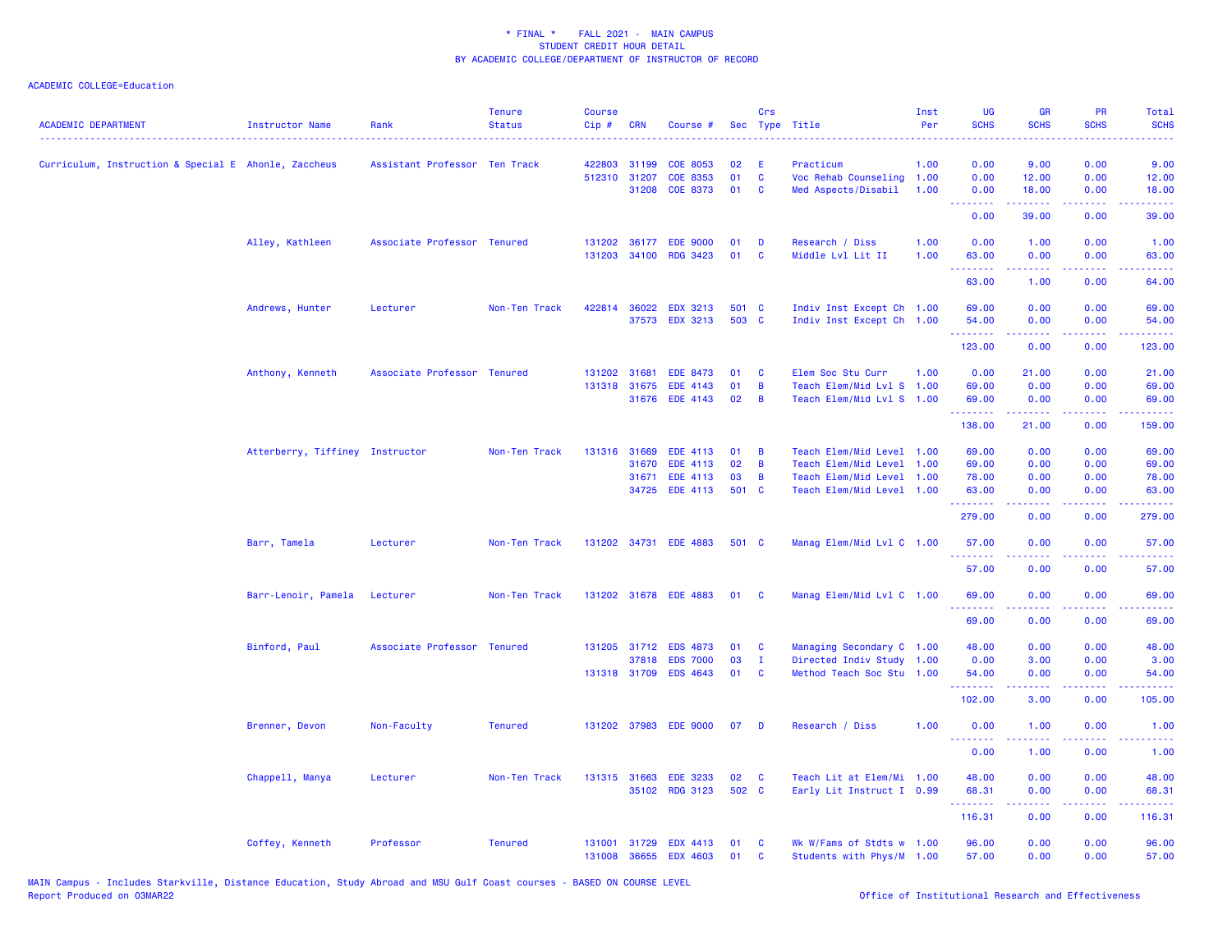\* FINAL \* FALL 2021 - MAIN CAMPUS
STUDENT CREDIT HOUR DETAIL
BY ACADEMIC COLLEGE/DEPARTMENT OF INSTRUCTOR OF RECORD

ACADEMIC COLLEGE=Education

| ACADEMIC DEPARTMENT | Instructor Name | Rank | Tenure Status | Course Cip # | CRN | Course # | Sec | Crs Type | Title | Inst Per | UG SCHS | GR SCHS | PR SCHS | Total SCHS |
|---|---|---|---|---|---|---|---|---|---|---|---|---|---|---|
| Curriculum, Instruction & Special E | Ahonle, Zaccheus | Assistant Professor | Ten Track | 422803 | 31199 | COE 8053 | 02 | E | Practicum | 1.00 | 0.00 | 9.00 | 0.00 | 9.00 |
| | | | | 512310 | 31207 | COE 8353 | 01 | C | Voc Rehab Counseling | 1.00 | 0.00 | 12.00 | 0.00 | 12.00 |
| | | | | | 31208 | COE 8373 | 01 | C | Med Aspects/Disabil | 1.00 | 0.00 | 18.00 | 0.00 | 18.00 |
| | | | | | | | | | | | 0.00 | 39.00 | 0.00 | 39.00 |
| | Alley, Kathleen | Associate Professor | Tenured | 131202 | 36177 | EDE 9000 | 01 | D | Research / Diss | 1.00 | 0.00 | 1.00 | 0.00 | 1.00 |
| | | | | 131203 | 34100 | RDG 3423 | 01 | C | Middle Lvl Lit II | 1.00 | 63.00 | 0.00 | 0.00 | 63.00 |
| | | | | | | | | | | | 63.00 | 1.00 | 0.00 | 64.00 |
| | Andrews, Hunter | Lecturer | Non-Ten Track | 422814 | 36022 | EDX 3213 | 501 | C | Indiv Inst Except Ch | 1.00 | 69.00 | 0.00 | 0.00 | 69.00 |
| | | | | | 37573 | EDX 3213 | 503 | C | Indiv Inst Except Ch | 1.00 | 54.00 | 0.00 | 0.00 | 54.00 |
| | | | | | | | | | | | 123.00 | 0.00 | 0.00 | 123.00 |
| | Anthony, Kenneth | Associate Professor | Tenured | 131202 | 31681 | EDE 8473 | 01 | C | Elem Soc Stu Curr | 1.00 | 0.00 | 21.00 | 0.00 | 21.00 |
| | | | | 131318 | 31675 | EDE 4143 | 01 | B | Teach Elem/Mid Lvl S | 1.00 | 69.00 | 0.00 | 0.00 | 69.00 |
| | | | | | 31676 | EDE 4143 | 02 | B | Teach Elem/Mid Lvl S | 1.00 | 69.00 | 0.00 | 0.00 | 69.00 |
| | | | | | | | | | | | 138.00 | 21.00 | 0.00 | 159.00 |
| | Atterberry, Tiffiney | Instructor | Non-Ten Track | 131316 | 31669 | EDE 4113 | 01 | B | Teach Elem/Mid Level | 1.00 | 69.00 | 0.00 | 0.00 | 69.00 |
| | | | | | 31670 | EDE 4113 | 02 | B | Teach Elem/Mid Level | 1.00 | 69.00 | 0.00 | 0.00 | 69.00 |
| | | | | | 31671 | EDE 4113 | 03 | B | Teach Elem/Mid Level | 1.00 | 78.00 | 0.00 | 0.00 | 78.00 |
| | | | | | 34725 | EDE 4113 | 501 | C | Teach Elem/Mid Level | 1.00 | 63.00 | 0.00 | 0.00 | 63.00 |
| | | | | | | | | | | | 279.00 | 0.00 | 0.00 | 279.00 |
| | Barr, Tamela | Lecturer | Non-Ten Track | 131202 | 34731 | EDE 4883 | 501 | C | Manag Elem/Mid Lvl C | 1.00 | 57.00 | 0.00 | 0.00 | 57.00 |
| | | | | | | | | | | | 57.00 | 0.00 | 0.00 | 57.00 |
| | Barr-Lenoir, Pamela | Lecturer | Non-Ten Track | 131202 | 31678 | EDE 4883 | 01 | C | Manag Elem/Mid Lvl C | 1.00 | 69.00 | 0.00 | 0.00 | 69.00 |
| | | | | | | | | | | | 69.00 | 0.00 | 0.00 | 69.00 |
| | Binford, Paul | Associate Professor | Tenured | 131205 | 31712 | EDS 4873 | 01 | C | Managing Secondary C | 1.00 | 48.00 | 0.00 | 0.00 | 48.00 |
| | | | | | 37818 | EDS 7000 | 03 | I | Directed Indiv Study | 1.00 | 0.00 | 3.00 | 0.00 | 3.00 |
| | | | | 131318 | 31709 | EDS 4643 | 01 | C | Method Teach Soc Stu | 1.00 | 54.00 | 0.00 | 0.00 | 54.00 |
| | | | | | | | | | | | 102.00 | 3.00 | 0.00 | 105.00 |
| | Brenner, Devon | Non-Faculty | Tenured | 131202 | 37983 | EDE 9000 | 07 | D | Research / Diss | 1.00 | 0.00 | 1.00 | 0.00 | 1.00 |
| | | | | | | | | | | | 0.00 | 1.00 | 0.00 | 1.00 |
| | Chappell, Manya | Lecturer | Non-Ten Track | 131315 | 31663 | EDE 3233 | 02 | C | Teach Lit at Elem/Mi | 1.00 | 48.00 | 0.00 | 0.00 | 48.00 |
| | | | | | 35102 | RDG 3123 | 502 | C | Early Lit Instruct I | 0.99 | 68.31 | 0.00 | 0.00 | 68.31 |
| | | | | | | | | | | | 116.31 | 0.00 | 0.00 | 116.31 |
| | Coffey, Kenneth | Professor | Tenured | 131001 | 31729 | EDX 4413 | 01 | C | Wk W/Fams of Stdts w | 1.00 | 96.00 | 0.00 | 0.00 | 96.00 |
| | | | | 131008 | 36655 | EDX 4603 | 01 | C | Students with Phys/M | 1.00 | 57.00 | 0.00 | 0.00 | 57.00 |

MAIN Campus - Includes Starkville, Distance Education, Study Abroad and MSU Gulf Coast courses - BASED ON COURSE LEVEL
Report Produced on 03MAR22

Office of Institutional Research and Effectiveness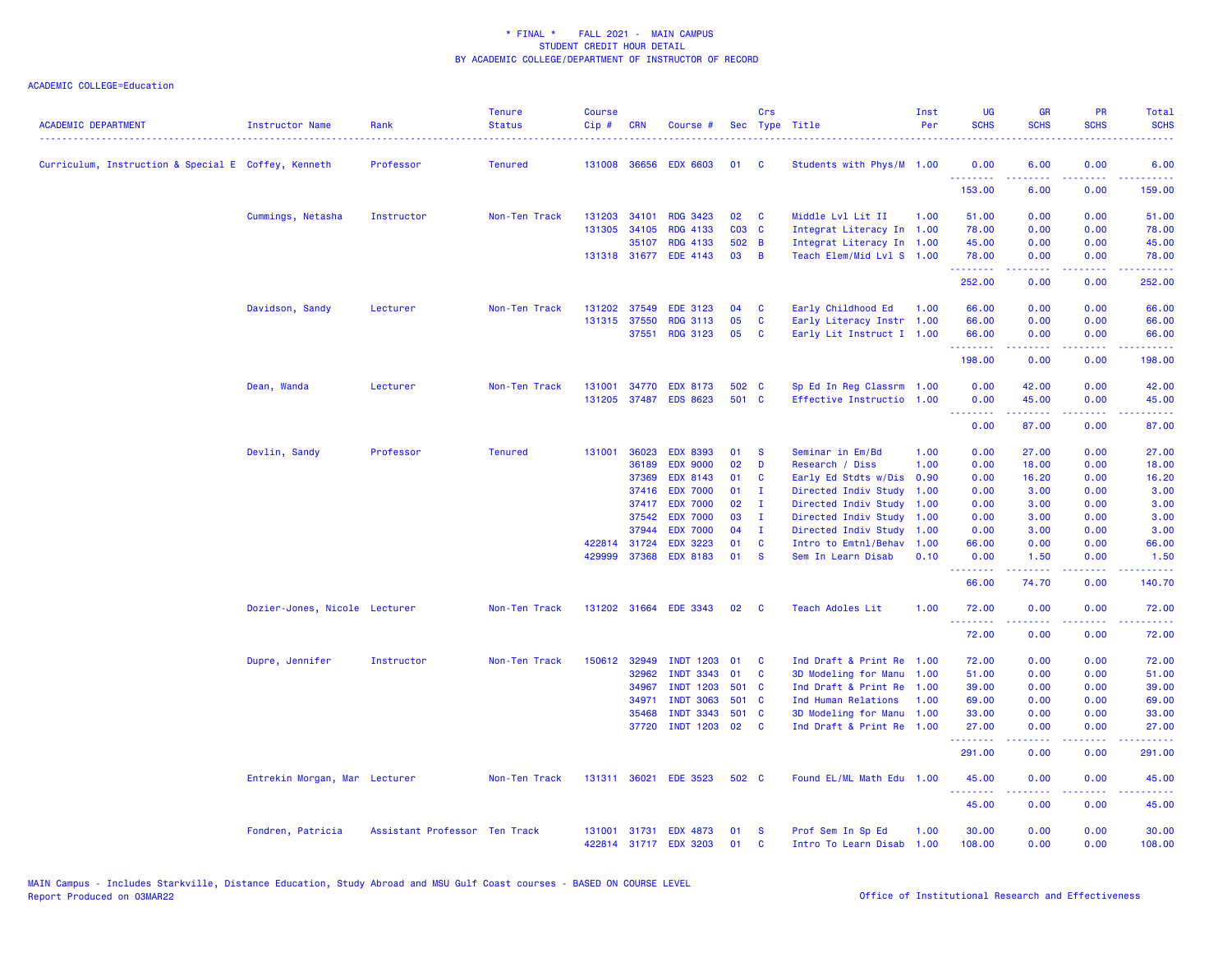\* FINAL \* FALL 2021 - MAIN CAMPUS
STUDENT CREDIT HOUR DETAIL
BY ACADEMIC COLLEGE/DEPARTMENT OF INSTRUCTOR OF RECORD

ACADEMIC COLLEGE=Education

| ACADEMIC DEPARTMENT | Instructor Name | Rank | Tenure Status | Course Cip # | CRN | Course # | Sec | Crs Type | Title | Inst Per | UG SCHS | GR SCHS | PR SCHS | Total SCHS |
|---|---|---|---|---|---|---|---|---|---|---|---|---|---|---|
| Curriculum, Instruction & Special E | Coffey, Kenneth | Professor | Tenured | 131008 | 36656 | EDX 6603 | 01 | C | Students with Phys/M | 1.00 | 0.00 | 6.00 | 0.00 | 6.00 |
| | | | | | | | | | | | 153.00 | 6.00 | 0.00 | 159.00 |
| | Cummings, Netasha | Instructor | Non-Ten Track | 131203 | 34101 | RDG 3423 | 02 | C | Middle Lvl Lit II | 1.00 | 51.00 | 0.00 | 0.00 | 51.00 |
| | | | | 131305 | 34105 | RDG 4133 | C03 | C | Integrat Literacy In | 1.00 | 78.00 | 0.00 | 0.00 | 78.00 |
| | | | | | 35107 | RDG 4133 | 502 | B | Integrat Literacy In | 1.00 | 45.00 | 0.00 | 0.00 | 45.00 |
| | | | | 131318 | 31677 | EDE 4143 | 03 | B | Teach Elem/Mid Lvl S | 1.00 | 78.00 | 0.00 | 0.00 | 78.00 |
| | | | | | | | | | | | 252.00 | 0.00 | 0.00 | 252.00 |
| | Davidson, Sandy | Lecturer | Non-Ten Track | 131202 | 37549 | EDE 3123 | 04 | C | Early Childhood Ed | 1.00 | 66.00 | 0.00 | 0.00 | 66.00 |
| | | | | 131315 | 37550 | RDG 3113 | 05 | C | Early Literacy Instr | 1.00 | 66.00 | 0.00 | 0.00 | 66.00 |
| | | | | | 37551 | RDG 3123 | 05 | C | Early Lit Instruct I | 1.00 | 66.00 | 0.00 | 0.00 | 66.00 |
| | | | | | | | | | | | 198.00 | 0.00 | 0.00 | 198.00 |
| | Dean, Wanda | Lecturer | Non-Ten Track | 131001 | 34770 | EDX 8173 | 502 | C | Sp Ed In Reg Classrm | 1.00 | 0.00 | 42.00 | 0.00 | 42.00 |
| | | | | 131205 | 37487 | EDS 8623 | 501 | C | Effective Instructio | 1.00 | 0.00 | 45.00 | 0.00 | 45.00 |
| | | | | | | | | | | | 0.00 | 87.00 | 0.00 | 87.00 |
| | Devlin, Sandy | Professor | Tenured | 131001 | 36023 | EDX 8393 | 01 | S | Seminar in Em/Bd | 1.00 | 0.00 | 27.00 | 0.00 | 27.00 |
| | | | | | 36189 | EDX 9000 | 02 | D | Research / Diss | 1.00 | 0.00 | 18.00 | 0.00 | 18.00 |
| | | | | | 37369 | EDX 8143 | 01 | C | Early Ed Stdts w/Dis | 0.90 | 0.00 | 16.20 | 0.00 | 16.20 |
| | | | | | 37416 | EDX 7000 | 01 | I | Directed Indiv Study | 1.00 | 0.00 | 3.00 | 0.00 | 3.00 |
| | | | | | 37417 | EDX 7000 | 02 | I | Directed Indiv Study | 1.00 | 0.00 | 3.00 | 0.00 | 3.00 |
| | | | | | 37542 | EDX 7000 | 03 | I | Directed Indiv Study | 1.00 | 0.00 | 3.00 | 0.00 | 3.00 |
| | | | | | 37944 | EDX 7000 | 04 | I | Directed Indiv Study | 1.00 | 0.00 | 3.00 | 0.00 | 3.00 |
| | | | | 422814 | 31724 | EDX 3223 | 01 | C | Intro to Emtnl/Behav | 1.00 | 66.00 | 0.00 | 0.00 | 66.00 |
| | | | | 429999 | 37368 | EDX 8183 | 01 | S | Sem In Learn Disab | 0.10 | 0.00 | 1.50 | 0.00 | 1.50 |
| | | | | | | | | | | | 66.00 | 74.70 | 0.00 | 140.70 |
| | Dozier-Jones, Nicole | Lecturer | Non-Ten Track | 131202 | 31664 | EDE 3343 | 02 | C | Teach Adoles Lit | 1.00 | 72.00 | 0.00 | 0.00 | 72.00 |
| | | | | | | | | | | | 72.00 | 0.00 | 0.00 | 72.00 |
| | Dupre, Jennifer | Instructor | Non-Ten Track | 150612 | 32949 | INDT 1203 | 01 | C | Ind Draft & Print Re | 1.00 | 72.00 | 0.00 | 0.00 | 72.00 |
| | | | | | 32962 | INDT 3343 | 01 | C | 3D Modeling for Manu | 1.00 | 51.00 | 0.00 | 0.00 | 51.00 |
| | | | | | 34967 | INDT 1203 | 501 | C | Ind Draft & Print Re | 1.00 | 39.00 | 0.00 | 0.00 | 39.00 |
| | | | | | 34971 | INDT 3063 | 501 | C | Ind Human Relations | 1.00 | 69.00 | 0.00 | 0.00 | 69.00 |
| | | | | | 35468 | INDT 3343 | 501 | C | 3D Modeling for Manu | 1.00 | 33.00 | 0.00 | 0.00 | 33.00 |
| | | | | | 37720 | INDT 1203 | 02 | C | Ind Draft & Print Re | 1.00 | 27.00 | 0.00 | 0.00 | 27.00 |
| | | | | | | | | | | | 291.00 | 0.00 | 0.00 | 291.00 |
| | Entrekin Morgan, Mar | Lecturer | Non-Ten Track | 131311 | 36021 | EDE 3523 | 502 | C | Found EL/ML Math Edu | 1.00 | 45.00 | 0.00 | 0.00 | 45.00 |
| | | | | | | | | | | | 45.00 | 0.00 | 0.00 | 45.00 |
| | Fondren, Patricia | Assistant Professor | Ten Track | 131001 | 31731 | EDX 4873 | 01 | S | Prof Sem In Sp Ed | 1.00 | 30.00 | 0.00 | 0.00 | 30.00 |
| | | | | 422814 | 31717 | EDX 3203 | 01 | C | Intro To Learn Disab | 1.00 | 108.00 | 0.00 | 0.00 | 108.00 |

MAIN Campus - Includes Starkville, Distance Education, Study Abroad and MSU Gulf Coast courses - BASED ON COURSE LEVEL
Report Produced on 03MAR22

Office of Institutional Research and Effectiveness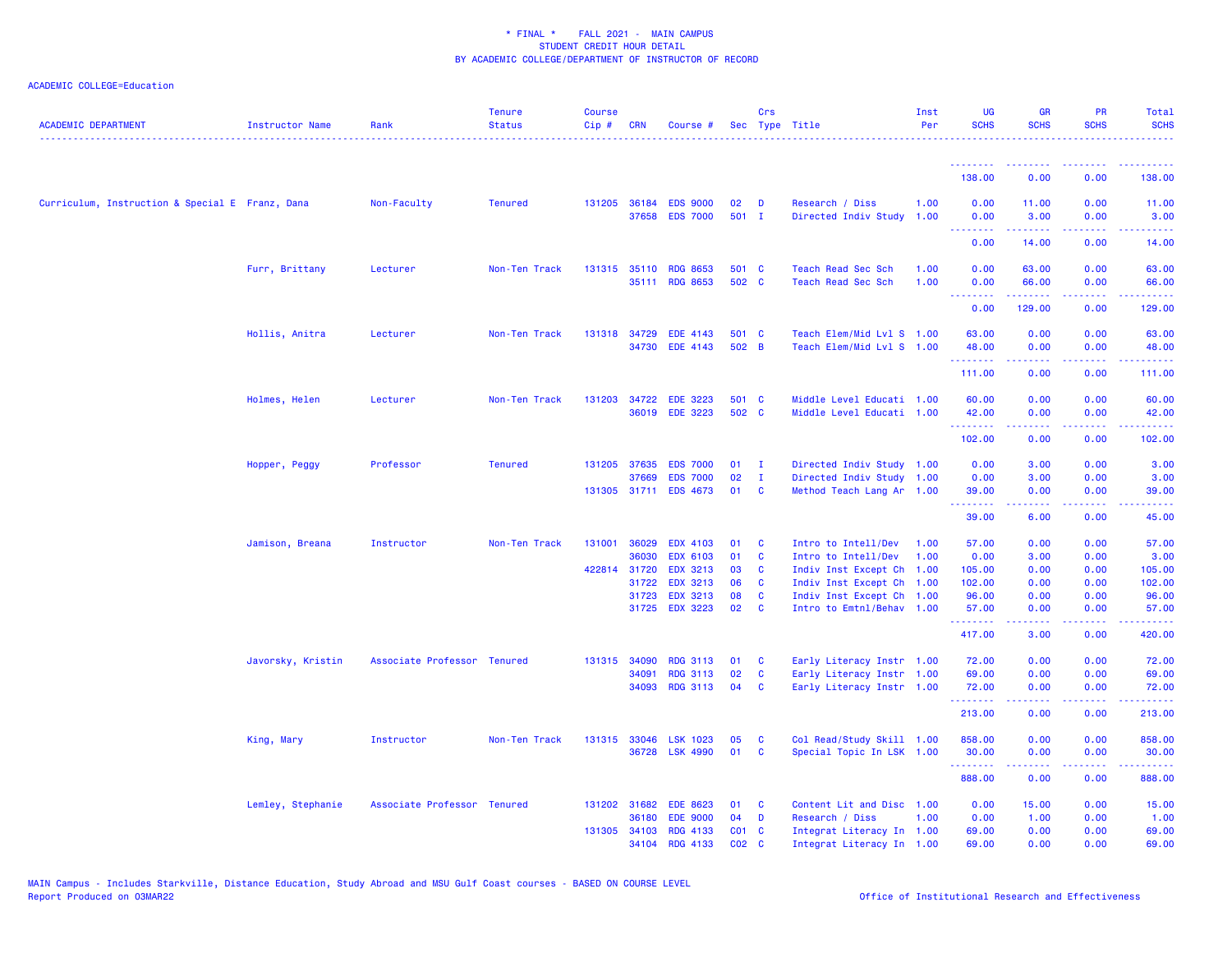* FINAL * FALL 2021 - MAIN CAMPUS
STUDENT CREDIT HOUR DETAIL
BY ACADEMIC COLLEGE/DEPARTMENT OF INSTRUCTOR OF RECORD

ACADEMIC COLLEGE=Education

| ACADEMIC DEPARTMENT | Instructor Name | Rank | Tenure Status | Course Cip # | CRN | Course # | Sec | Crs Type | Title | Inst Per | UG SCHS | GR SCHS | PR SCHS | Total SCHS |
|---|---|---|---|---|---|---|---|---|---|---|---|---|---|---|
| | | | | | | | | | | | 138.00 | 0.00 | 0.00 | 138.00 |
| Curriculum, Instruction & Special E | Franz, Dana | Non-Faculty | Tenured | 131205 | 36184 | EDS 9000 | 02 | D | Research / Diss | 1.00 | 0.00 | 11.00 | 0.00 | 11.00 |
| | | | | | 37658 | EDS 7000 | 501 | I | Directed Indiv Study | 1.00 | 0.00 | 3.00 | 0.00 | 3.00 |
| | | | | | | | | | | | 0.00 | 14.00 | 0.00 | 14.00 |
| | Furr, Brittany | Lecturer | Non-Ten Track | 131315 | 35110 | RDG 8653 | 501 | C | Teach Read Sec Sch | 1.00 | 0.00 | 63.00 | 0.00 | 63.00 |
| | | | | | 35111 | RDG 8653 | 502 | C | Teach Read Sec Sch | 1.00 | 0.00 | 66.00 | 0.00 | 66.00 |
| | | | | | | | | | | | 0.00 | 129.00 | 0.00 | 129.00 |
| | Hollis, Anitra | Lecturer | Non-Ten Track | 131318 | 34729 | EDE 4143 | 501 | C | Teach Elem/Mid Lvl S | 1.00 | 63.00 | 0.00 | 0.00 | 63.00 |
| | | | | | 34730 | EDE 4143 | 502 | B | Teach Elem/Mid Lvl S | 1.00 | 48.00 | 0.00 | 0.00 | 48.00 |
| | | | | | | | | | | | 111.00 | 0.00 | 0.00 | 111.00 |
| | Holmes, Helen | Lecturer | Non-Ten Track | 131203 | 34722 | EDE 3223 | 501 | C | Middle Level Educati | 1.00 | 60.00 | 0.00 | 0.00 | 60.00 |
| | | | | | 36019 | EDE 3223 | 502 | C | Middle Level Educati | 1.00 | 42.00 | 0.00 | 0.00 | 42.00 |
| | | | | | | | | | | | 102.00 | 0.00 | 0.00 | 102.00 |
| | Hopper, Peggy | Professor | Tenured | 131205 | 37635 | EDS 7000 | 01 | I | Directed Indiv Study | 1.00 | 0.00 | 3.00 | 0.00 | 3.00 |
| | | | | | 37669 | EDS 7000 | 02 | I | Directed Indiv Study | 1.00 | 0.00 | 3.00 | 0.00 | 3.00 |
| | | | | 131305 | 31711 | EDS 4673 | 01 | C | Method Teach Lang Ar | 1.00 | 39.00 | 0.00 | 0.00 | 39.00 |
| | | | | | | | | | | | 39.00 | 6.00 | 0.00 | 45.00 |
| | Jamison, Breana | Instructor | Non-Ten Track | 131001 | 36029 | EDX 4103 | 01 | C | Intro to Intell/Dev | 1.00 | 57.00 | 0.00 | 0.00 | 57.00 |
| | | | | | 36030 | EDX 6103 | 01 | C | Intro to Intell/Dev | 1.00 | 0.00 | 3.00 | 0.00 | 3.00 |
| | | | | 422814 | 31720 | EDX 3213 | 03 | C | Indiv Inst Except Ch | 1.00 | 105.00 | 0.00 | 0.00 | 105.00 |
| | | | | | 31722 | EDX 3213 | 06 | C | Indiv Inst Except Ch | 1.00 | 102.00 | 0.00 | 0.00 | 102.00 |
| | | | | | 31723 | EDX 3213 | 08 | C | Indiv Inst Except Ch | 1.00 | 96.00 | 0.00 | 0.00 | 96.00 |
| | | | | | 31725 | EDX 3223 | 02 | C | Intro to Emtnl/Behav | 1.00 | 57.00 | 0.00 | 0.00 | 57.00 |
| | | | | | | | | | | | 417.00 | 3.00 | 0.00 | 420.00 |
| | Javorsky, Kristin | Associate Professor | Tenured | 131315 | 34090 | RDG 3113 | 01 | C | Early Literacy Instr | 1.00 | 72.00 | 0.00 | 0.00 | 72.00 |
| | | | | | 34091 | RDG 3113 | 02 | C | Early Literacy Instr | 1.00 | 69.00 | 0.00 | 0.00 | 69.00 |
| | | | | | 34093 | RDG 3113 | 04 | C | Early Literacy Instr | 1.00 | 72.00 | 0.00 | 0.00 | 72.00 |
| | | | | | | | | | | | 213.00 | 0.00 | 0.00 | 213.00 |
| | King, Mary | Instructor | Non-Ten Track | 131315 | 33046 | LSK 1023 | 05 | C | Col Read/Study Skill | 1.00 | 858.00 | 0.00 | 0.00 | 858.00 |
| | | | | | 36728 | LSK 4990 | 01 | C | Special Topic In LSK | 1.00 | 30.00 | 0.00 | 0.00 | 30.00 |
| | | | | | | | | | | | 888.00 | 0.00 | 0.00 | 888.00 |
| | Lemley, Stephanie | Associate Professor | Tenured | 131202 | 31682 | EDE 8623 | 01 | C | Content Lit and Disc | 1.00 | 0.00 | 15.00 | 0.00 | 15.00 |
| | | | | | 36180 | EDE 9000 | 04 | D | Research / Diss | 1.00 | 0.00 | 1.00 | 0.00 | 1.00 |
| | | | | 131305 | 34103 | RDG 4133 | C01 | C | Integrat Literacy In | 1.00 | 69.00 | 0.00 | 0.00 | 69.00 |
| | | | | | 34104 | RDG 4133 | C02 | C | Integrat Literacy In | 1.00 | 69.00 | 0.00 | 0.00 | 69.00 |

MAIN Campus - Includes Starkville, Distance Education, Study Abroad and MSU Gulf Coast courses - BASED ON COURSE LEVEL
Report Produced on 03MAR22

Office of Institutional Research and Effectiveness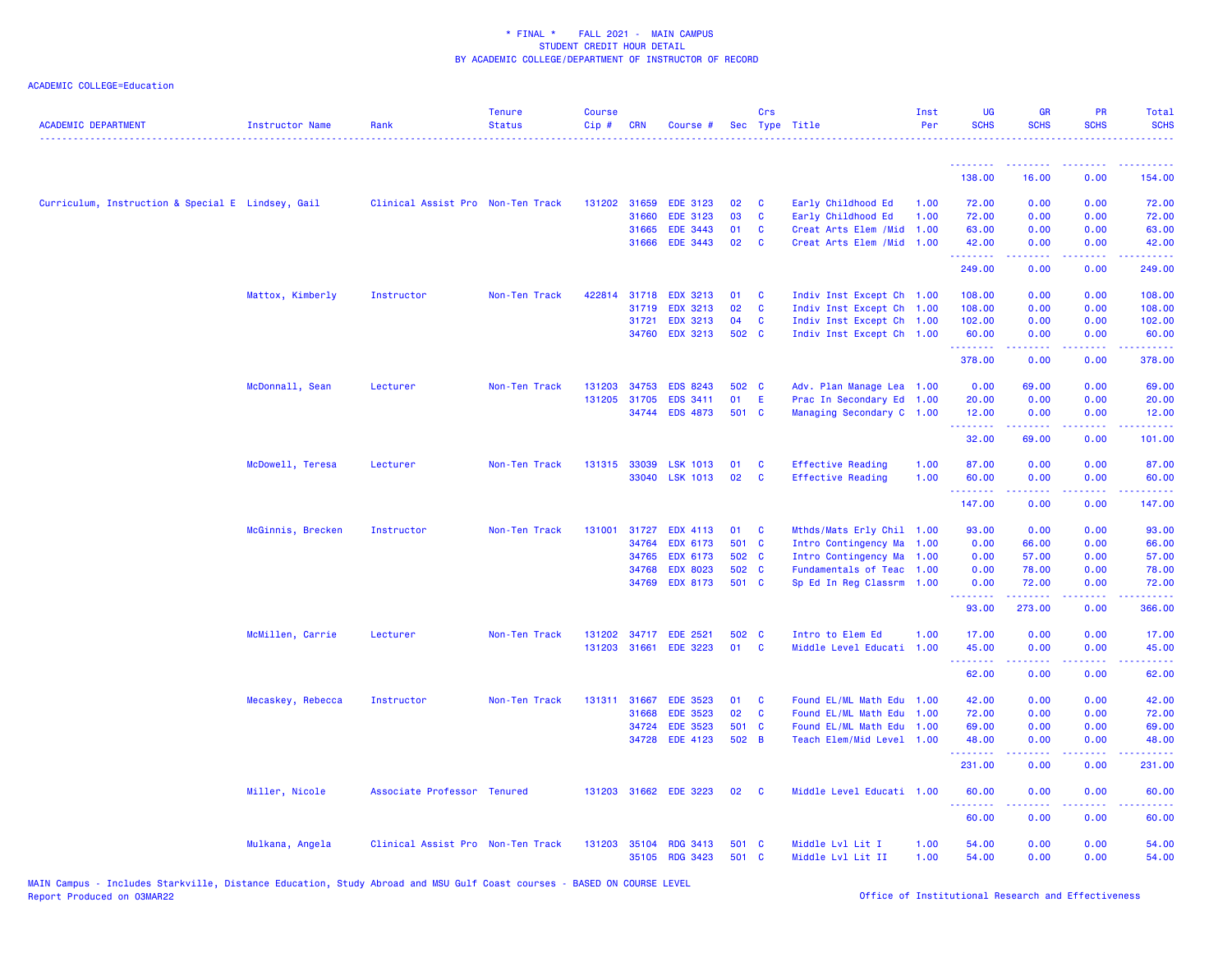# * FINAL * FALL 2021 - MAIN CAMPUS
## STUDENT CREDIT HOUR DETAIL
## BY ACADEMIC COLLEGE/DEPARTMENT OF INSTRUCTOR OF RECORD

ACADEMIC COLLEGE=Education

| ACADEMIC DEPARTMENT | Instructor Name | Rank | Tenure Status | Course Cip # | CRN | Course # | Sec | Crs Type | Title | Inst Per | UG SCHS | GR SCHS | PR SCHS | Total SCHS |
|---|---|---|---|---|---|---|---|---|---|---|---|---|---|---|
| | | | | | | | | | | | 138.00 | 16.00 | 0.00 | 154.00 |
| Curriculum, Instruction & Special E | Lindsey, Gail | Clinical Assist Pro | Non-Ten Track | 131202 | 31659 | EDE 3123 | 02 | C | Early Childhood Ed | 1.00 | 72.00 | 0.00 | 0.00 | 72.00 |
| | | | | | 31660 | EDE 3123 | 03 | C | Early Childhood Ed | 1.00 | 72.00 | 0.00 | 0.00 | 72.00 |
| | | | | | 31665 | EDE 3443 | 01 | C | Creat Arts Elem /Mid | 1.00 | 63.00 | 0.00 | 0.00 | 63.00 |
| | | | | | 31666 | EDE 3443 | 02 | C | Creat Arts Elem /Mid | 1.00 | 42.00 | 0.00 | 0.00 | 42.00 |
| | | | | | | | | | | | 249.00 | 0.00 | 0.00 | 249.00 |
| | Mattox, Kimberly | Instructor | Non-Ten Track | 422814 | 31718 | EDX 3213 | 01 | C | Indiv Inst Except Ch | 1.00 | 108.00 | 0.00 | 0.00 | 108.00 |
| | | | | | 31719 | EDX 3213 | 02 | C | Indiv Inst Except Ch | 1.00 | 108.00 | 0.00 | 0.00 | 108.00 |
| | | | | | 31721 | EDX 3213 | 04 | C | Indiv Inst Except Ch | 1.00 | 102.00 | 0.00 | 0.00 | 102.00 |
| | | | | | 34760 | EDX 3213 | 502 | C | Indiv Inst Except Ch | 1.00 | 60.00 | 0.00 | 0.00 | 60.00 |
| | | | | | | | | | | | 378.00 | 0.00 | 0.00 | 378.00 |
| | McDonnall, Sean | Lecturer | Non-Ten Track | 131203 | 34753 | EDS 8243 | 502 | C | Adv. Plan Manage Lea | 1.00 | 0.00 | 69.00 | 0.00 | 69.00 |
| | | | | 131205 | 31705 | EDS 3411 | 01 | E | Prac In Secondary Ed | 1.00 | 20.00 | 0.00 | 0.00 | 20.00 |
| | | | | | 34744 | EDS 4873 | 501 | C | Managing Secondary C | 1.00 | 12.00 | 0.00 | 0.00 | 12.00 |
| | | | | | | | | | | | 32.00 | 69.00 | 0.00 | 101.00 |
| | McDowell, Teresa | Lecturer | Non-Ten Track | 131315 | 33039 | LSK 1013 | 01 | C | Effective Reading | 1.00 | 87.00 | 0.00 | 0.00 | 87.00 |
| | | | | | 33040 | LSK 1013 | 02 | C | Effective Reading | 1.00 | 60.00 | 0.00 | 0.00 | 60.00 |
| | | | | | | | | | | | 147.00 | 0.00 | 0.00 | 147.00 |
| | McGinnis, Brecken | Instructor | Non-Ten Track | 131001 | 31727 | EDX 4113 | 01 | C | Mthds/Mats Erly Chil | 1.00 | 93.00 | 0.00 | 0.00 | 93.00 |
| | | | | | 34764 | EDX 6173 | 501 | C | Intro Contingency Ma | 1.00 | 0.00 | 66.00 | 0.00 | 66.00 |
| | | | | | 34765 | EDX 6173 | 502 | C | Intro Contingency Ma | 1.00 | 0.00 | 57.00 | 0.00 | 57.00 |
| | | | | | 34768 | EDX 8023 | 502 | C | Fundamentals of Teac | 1.00 | 0.00 | 78.00 | 0.00 | 78.00 |
| | | | | | 34769 | EDX 8173 | 501 | C | Sp Ed In Reg Classrm | 1.00 | 0.00 | 72.00 | 0.00 | 72.00 |
| | | | | | | | | | | | 93.00 | 273.00 | 0.00 | 366.00 |
| | McMillen, Carrie | Lecturer | Non-Ten Track | 131202 | 34717 | EDE 2521 | 502 | C | Intro to Elem Ed | 1.00 | 17.00 | 0.00 | 0.00 | 17.00 |
| | | | | 131203 | 31661 | EDE 3223 | 01 | C | Middle Level Educati | 1.00 | 45.00 | 0.00 | 0.00 | 45.00 |
| | | | | | | | | | | | 62.00 | 0.00 | 0.00 | 62.00 |
| | Mecaskey, Rebecca | Instructor | Non-Ten Track | 131311 | 31667 | EDE 3523 | 01 | C | Found EL/ML Math Edu | 1.00 | 42.00 | 0.00 | 0.00 | 42.00 |
| | | | | | 31668 | EDE 3523 | 02 | C | Found EL/ML Math Edu | 1.00 | 72.00 | 0.00 | 0.00 | 72.00 |
| | | | | | 34724 | EDE 3523 | 501 | C | Found EL/ML Math Edu | 1.00 | 69.00 | 0.00 | 0.00 | 69.00 |
| | | | | | 34728 | EDE 4123 | 502 | B | Teach Elem/Mid Level | 1.00 | 48.00 | 0.00 | 0.00 | 48.00 |
| | | | | | | | | | | | 231.00 | 0.00 | 0.00 | 231.00 |
| | Miller, Nicole | Associate Professor | Tenured | 131203 | 31662 | EDE 3223 | 02 | C | Middle Level Educati | 1.00 | 60.00 | 0.00 | 0.00 | 60.00 |
| | | | | | | | | | | | 60.00 | 0.00 | 0.00 | 60.00 |
| | Mulkana, Angela | Clinical Assist Pro | Non-Ten Track | 131203 | 35104 | RDG 3413 | 501 | C | Middle Lvl Lit I | 1.00 | 54.00 | 0.00 | 0.00 | 54.00 |
| | | | | | 35105 | RDG 3423 | 501 | C | Middle Lvl Lit II | 1.00 | 54.00 | 0.00 | 0.00 | 54.00 |

MAIN Campus - Includes Starkville, Distance Education, Study Abroad and MSU Gulf Coast courses - BASED ON COURSE LEVEL
Report Produced on 03MAR22

Office of Institutional Research and Effectiveness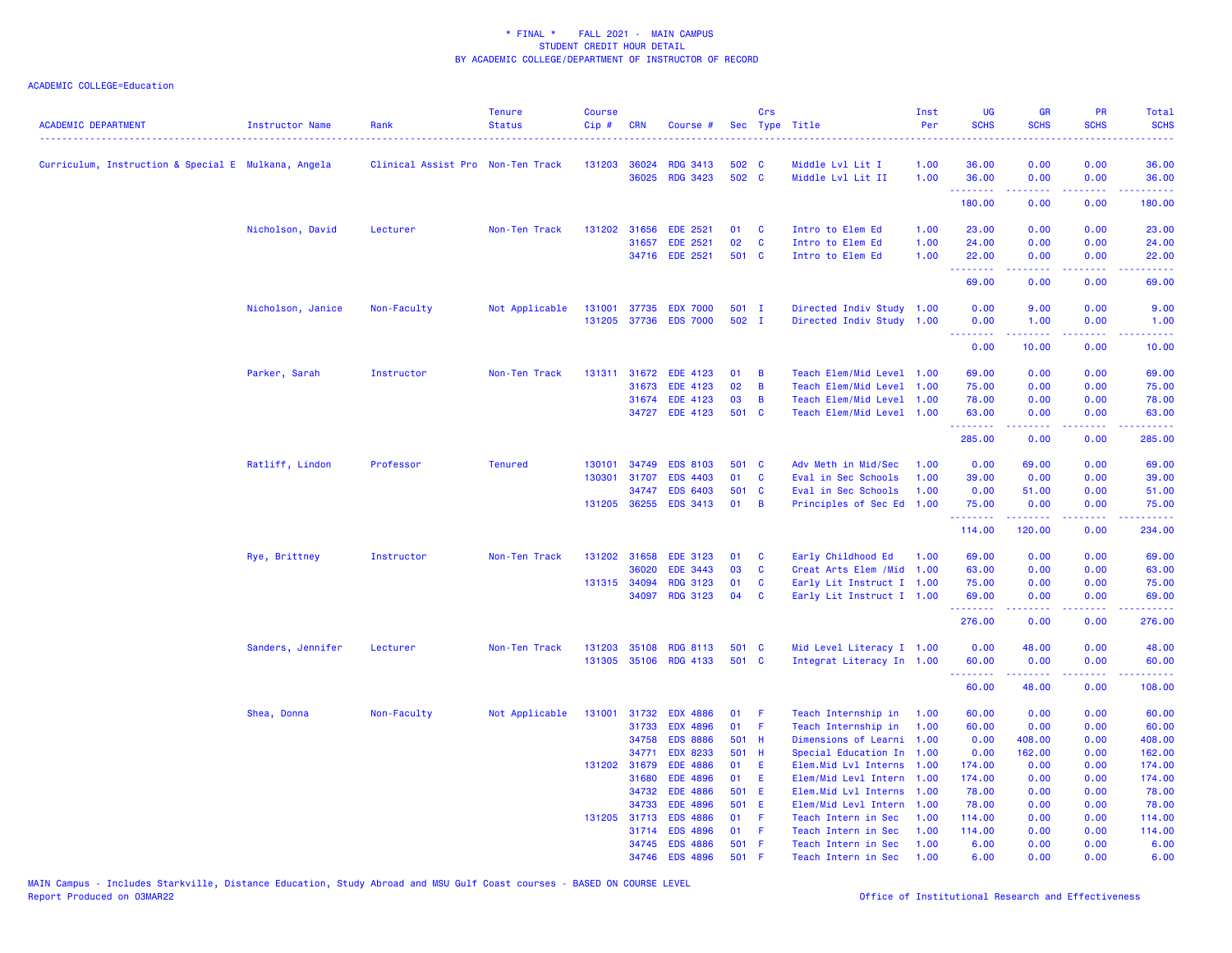\* FINAL \* FALL 2021 - MAIN CAMPUS
STUDENT CREDIT HOUR DETAIL
BY ACADEMIC COLLEGE/DEPARTMENT OF INSTRUCTOR OF RECORD

ACADEMIC COLLEGE=Education

| ACADEMIC DEPARTMENT | Instructor Name | Rank | Tenure Status | Course Cip # | CRN | Course # | Sec | Crs Type | Title | Inst Per | UG SCHS | GR SCHS | PR SCHS | Total SCHS |
|---|---|---|---|---|---|---|---|---|---|---|---|---|---|---|
| Curriculum, Instruction & Special E | Mulkana, Angela | Clinical Assist Pro | Non-Ten Track | 131203 | 36024 | RDG 3413 | 502 | C | Middle Lvl Lit I | 1.00 | 36.00 | 0.00 | 0.00 | 36.00 |
| | | | | | 36025 | RDG 3423 | 502 | C | Middle Lvl Lit II | 1.00 | 36.00 | 0.00 | 0.00 | 36.00 |
| | | | | | | | | | | | 180.00 | 0.00 | 0.00 | 180.00 |
| | Nicholson, David | Lecturer | Non-Ten Track | 131202 | 31656 | EDE 2521 | 01 | C | Intro to Elem Ed | 1.00 | 23.00 | 0.00 | 0.00 | 23.00 |
| | | | | | 31657 | EDE 2521 | 02 | C | Intro to Elem Ed | 1.00 | 24.00 | 0.00 | 0.00 | 24.00 |
| | | | | | 34716 | EDE 2521 | 501 | C | Intro to Elem Ed | 1.00 | 22.00 | 0.00 | 0.00 | 22.00 |
| | | | | | | | | | | | 69.00 | 0.00 | 0.00 | 69.00 |
| | Nicholson, Janice | Non-Faculty | Not Applicable | 131001 | 37735 | EDX 7000 | 501 | I | Directed Indiv Study | 1.00 | 0.00 | 9.00 | 0.00 | 9.00 |
| | | | | 131205 | 37736 | EDS 7000 | 502 | I | Directed Indiv Study | 1.00 | 0.00 | 1.00 | 0.00 | 1.00 |
| | | | | | | | | | | | 0.00 | 10.00 | 0.00 | 10.00 |
| | Parker, Sarah | Instructor | Non-Ten Track | 131311 | 31672 | EDE 4123 | 01 | B | Teach Elem/Mid Level | 1.00 | 69.00 | 0.00 | 0.00 | 69.00 |
| | | | | | 31673 | EDE 4123 | 02 | B | Teach Elem/Mid Level | 1.00 | 75.00 | 0.00 | 0.00 | 75.00 |
| | | | | | 31674 | EDE 4123 | 03 | B | Teach Elem/Mid Level | 1.00 | 78.00 | 0.00 | 0.00 | 78.00 |
| | | | | | 34727 | EDE 4123 | 501 | C | Teach Elem/Mid Level | 1.00 | 63.00 | 0.00 | 0.00 | 63.00 |
| | | | | | | | | | | | 285.00 | 0.00 | 0.00 | 285.00 |
| | Ratliff, Lindon | Professor | Tenured | 130101 | 34749 | EDS 8103 | 501 | C | Adv Meth in Mid/Sec | 1.00 | 0.00 | 69.00 | 0.00 | 69.00 |
| | | | | 130301 | 31707 | EDS 4403 | 01 | C | Eval in Sec Schools | 1.00 | 39.00 | 0.00 | 0.00 | 39.00 |
| | | | | | 34747 | EDS 6403 | 501 | C | Eval in Sec Schools | 1.00 | 0.00 | 51.00 | 0.00 | 51.00 |
| | | | | 131205 | 36255 | EDS 3413 | 01 | B | Principles of Sec Ed | 1.00 | 75.00 | 0.00 | 0.00 | 75.00 |
| | | | | | | | | | | | 114.00 | 120.00 | 0.00 | 234.00 |
| | Rye, Brittney | Instructor | Non-Ten Track | 131202 | 31658 | EDE 3123 | 01 | C | Early Childhood Ed | 1.00 | 69.00 | 0.00 | 0.00 | 69.00 |
| | | | | | 36020 | EDE 3443 | 03 | C | Creat Arts Elem /Mid | 1.00 | 63.00 | 0.00 | 0.00 | 63.00 |
| | | | | 131315 | 34094 | RDG 3123 | 01 | C | Early Lit Instruct I | 1.00 | 75.00 | 0.00 | 0.00 | 75.00 |
| | | | | | 34097 | RDG 3123 | 04 | C | Early Lit Instruct I | 1.00 | 69.00 | 0.00 | 0.00 | 69.00 |
| | | | | | | | | | | | 276.00 | 0.00 | 0.00 | 276.00 |
| | Sanders, Jennifer | Lecturer | Non-Ten Track | 131203 | 35108 | RDG 8113 | 501 | C | Mid Level Literacy I | 1.00 | 0.00 | 48.00 | 0.00 | 48.00 |
| | | | | 131305 | 35106 | RDG 4133 | 501 | C | Integrat Literacy In | 1.00 | 60.00 | 0.00 | 0.00 | 60.00 |
| | | | | | | | | | | | 60.00 | 48.00 | 0.00 | 108.00 |
| | Shea, Donna | Non-Faculty | Not Applicable | 131001 | 31732 | EDX 4886 | 01 | F | Teach Internship in | 1.00 | 60.00 | 0.00 | 0.00 | 60.00 |
| | | | | | 31733 | EDX 4896 | 01 | F | Teach Internship in | 1.00 | 60.00 | 0.00 | 0.00 | 60.00 |
| | | | | | 34758 | EDS 8886 | 501 | H | Dimensions of Learni | 1.00 | 0.00 | 408.00 | 0.00 | 408.00 |
| | | | | | 34771 | EDX 8233 | 501 | H | Special Education In | 1.00 | 0.00 | 162.00 | 0.00 | 162.00 |
| | | | | 131202 | 31679 | EDE 4886 | 01 | E | Elem.Mid Lvl Interns | 1.00 | 174.00 | 0.00 | 0.00 | 174.00 |
| | | | | | 31680 | EDE 4896 | 01 | E | Elem/Mid Levl Intern | 1.00 | 174.00 | 0.00 | 0.00 | 174.00 |
| | | | | | 34732 | EDE 4886 | 501 | E | Elem.Mid Lvl Interns | 1.00 | 78.00 | 0.00 | 0.00 | 78.00 |
| | | | | | 34733 | EDE 4896 | 501 | E | Elem/Mid Levl Intern | 1.00 | 78.00 | 0.00 | 0.00 | 78.00 |
| | | | | 131205 | 31713 | EDS 4886 | 01 | F | Teach Intern in Sec | 1.00 | 114.00 | 0.00 | 0.00 | 114.00 |
| | | | | | 31714 | EDS 4896 | 01 | F | Teach Intern in Sec | 1.00 | 114.00 | 0.00 | 0.00 | 114.00 |
| | | | | | 34745 | EDS 4886 | 501 | F | Teach Intern in Sec | 1.00 | 6.00 | 0.00 | 0.00 | 6.00 |
| | | | | | 34746 | EDS 4896 | 501 | F | Teach Intern in Sec | 1.00 | 6.00 | 0.00 | 0.00 | 6.00 |

MAIN Campus - Includes Starkville, Distance Education, Study Abroad and MSU Gulf Coast courses - BASED ON COURSE LEVEL
Report Produced on 03MAR22

Office of Institutional Research and Effectiveness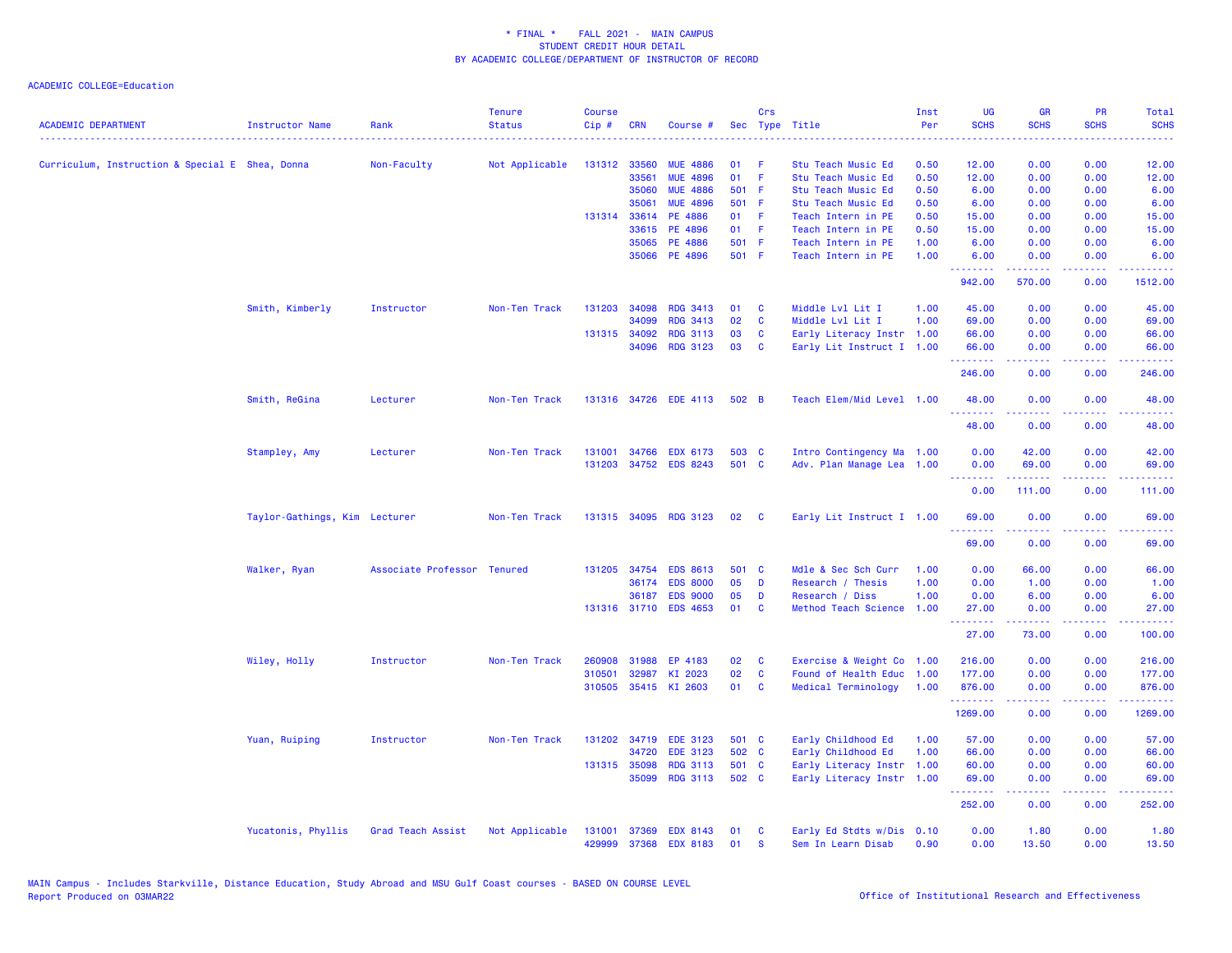* FINAL * FALL 2021 - MAIN CAMPUS
STUDENT CREDIT HOUR DETAIL
BY ACADEMIC COLLEGE/DEPARTMENT OF INSTRUCTOR OF RECORD

ACADEMIC COLLEGE=Education

| ACADEMIC DEPARTMENT | Instructor Name | Rank | Tenure Status | Course Cip # | CRN | Course # | Sec | Crs Type | Title | Inst Per | UG SCHS | GR SCHS | PR SCHS | Total SCHS |
|---|---|---|---|---|---|---|---|---|---|---|---|---|---|---|
| Curriculum, Instruction & Special E | Shea, Donna | Non-Faculty | Not Applicable | 131312 | 33560 | MUE 4886 | 01 | F | Stu Teach Music Ed | 0.50 | 12.00 | 0.00 | 0.00 | 12.00 |
| | | | | | 33561 | MUE 4896 | 01 | F | Stu Teach Music Ed | 0.50 | 12.00 | 0.00 | 0.00 | 12.00 |
| | | | | | 35060 | MUE 4886 | 501 | F | Stu Teach Music Ed | 0.50 | 6.00 | 0.00 | 0.00 | 6.00 |
| | | | | | 35061 | MUE 4896 | 501 | F | Stu Teach Music Ed | 0.50 | 6.00 | 0.00 | 0.00 | 6.00 |
| | | | | 131314 | 33614 | PE 4886 | 01 | F | Teach Intern in PE | 0.50 | 15.00 | 0.00 | 0.00 | 15.00 |
| | | | | | 33615 | PE 4896 | 01 | F | Teach Intern in PE | 0.50 | 15.00 | 0.00 | 0.00 | 15.00 |
| | | | | | 35065 | PE 4886 | 501 | F | Teach Intern in PE | 1.00 | 6.00 | 0.00 | 0.00 | 6.00 |
| | | | | | 35066 | PE 4896 | 501 | F | Teach Intern in PE | 1.00 | 6.00 | 0.00 | 0.00 | 6.00 |
| | | | | | | | | | | | 942.00 | 570.00 | 0.00 | 1512.00 |
| | Smith, Kimberly | Instructor | Non-Ten Track | 131203 | 34098 | RDG 3413 | 01 | C | Middle Lvl Lit I | 1.00 | 45.00 | 0.00 | 0.00 | 45.00 |
| | | | | | 34099 | RDG 3413 | 02 | C | Middle Lvl Lit I | 1.00 | 69.00 | 0.00 | 0.00 | 69.00 |
| | | | | 131315 | 34092 | RDG 3113 | 03 | C | Early Literacy Instr | 1.00 | 66.00 | 0.00 | 0.00 | 66.00 |
| | | | | | 34096 | RDG 3123 | 03 | C | Early Lit Instruct I | 1.00 | 66.00 | 0.00 | 0.00 | 66.00 |
| | | | | | | | | | | | 246.00 | 0.00 | 0.00 | 246.00 |
| | Smith, ReGina | Lecturer | Non-Ten Track | 131316 | 34726 | EDE 4113 | 502 | B | Teach Elem/Mid Level | 1.00 | 48.00 | 0.00 | 0.00 | 48.00 |
| | | | | | | | | | | | 48.00 | 0.00 | 0.00 | 48.00 |
| | Stampley, Amy | Lecturer | Non-Ten Track | 131001 | 34766 | EDX 6173 | 503 | C | Intro Contingency Ma | 1.00 | 0.00 | 42.00 | 0.00 | 42.00 |
| | | | | 131203 | 34752 | EDS 8243 | 501 | C | Adv. Plan Manage Lea | 1.00 | 0.00 | 69.00 | 0.00 | 69.00 |
| | | | | | | | | | | | 0.00 | 111.00 | 0.00 | 111.00 |
| | Taylor-Gathings, Kim | Lecturer | Non-Ten Track | 131315 | 34095 | RDG 3123 | 02 | C | Early Lit Instruct I | 1.00 | 69.00 | 0.00 | 0.00 | 69.00 |
| | | | | | | | | | | | 69.00 | 0.00 | 0.00 | 69.00 |
| | Walker, Ryan | Associate Professor | Tenured | 131205 | 34754 | EDS 8613 | 501 | C | Mdle & Sec Sch Curr | 1.00 | 0.00 | 66.00 | 0.00 | 66.00 |
| | | | | | 36174 | EDS 8000 | 05 | D | Research / Thesis | 1.00 | 0.00 | 1.00 | 0.00 | 1.00 |
| | | | | | 36187 | EDS 9000 | 05 | D | Research / Diss | 1.00 | 0.00 | 6.00 | 0.00 | 6.00 |
| | | | | 131316 | 31710 | EDS 4653 | 01 | C | Method Teach Science | 1.00 | 27.00 | 0.00 | 0.00 | 27.00 |
| | | | | | | | | | | | 27.00 | 73.00 | 0.00 | 100.00 |
| | Wiley, Holly | Instructor | Non-Ten Track | 260908 | 31988 | EP 4183 | 02 | C | Exercise & Weight Co | 1.00 | 216.00 | 0.00 | 0.00 | 216.00 |
| | | | | 310501 | 32987 | KI 2023 | 02 | C | Found of Health Educ | 1.00 | 177.00 | 0.00 | 0.00 | 177.00 |
| | | | | 310505 | 35415 | KI 2603 | 01 | C | Medical Terminology | 1.00 | 876.00 | 0.00 | 0.00 | 876.00 |
| | | | | | | | | | | | 1269.00 | 0.00 | 0.00 | 1269.00 |
| | Yuan, Ruiping | Instructor | Non-Ten Track | 131202 | 34719 | EDE 3123 | 501 | C | Early Childhood Ed | 1.00 | 57.00 | 0.00 | 0.00 | 57.00 |
| | | | | | 34720 | EDE 3123 | 502 | C | Early Childhood Ed | 1.00 | 66.00 | 0.00 | 0.00 | 66.00 |
| | | | | 131315 | 35098 | RDG 3113 | 501 | C | Early Literacy Instr | 1.00 | 60.00 | 0.00 | 0.00 | 60.00 |
| | | | | | 35099 | RDG 3113 | 502 | C | Early Literacy Instr | 1.00 | 69.00 | 0.00 | 0.00 | 69.00 |
| | | | | | | | | | | | 252.00 | 0.00 | 0.00 | 252.00 |
| | Yucatonis, Phyllis | Grad Teach Assist | Not Applicable | 131001 | 37369 | EDX 8143 | 01 | C | Early Ed Stdts w/Dis | 0.10 | 0.00 | 1.80 | 0.00 | 1.80 |
| | | | | 429999 | 37368 | EDX 8183 | 01 | S | Sem In Learn Disab | 0.90 | 0.00 | 13.50 | 0.00 | 13.50 |

MAIN Campus - Includes Starkville, Distance Education, Study Abroad and MSU Gulf Coast courses - BASED ON COURSE LEVEL
Report Produced on 03MAR22

Office of Institutional Research and Effectiveness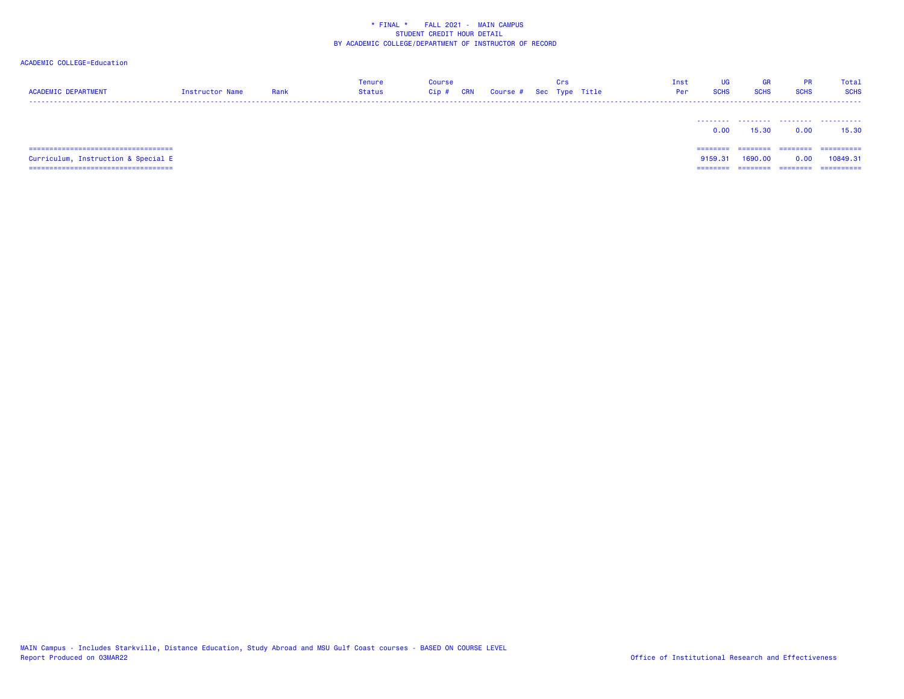* FINAL * FALL 2021 - MAIN CAMPUS
STUDENT CREDIT HOUR DETAIL
BY ACADEMIC COLLEGE/DEPARTMENT OF INSTRUCTOR OF RECORD

ACADEMIC COLLEGE=Education

| ACADEMIC DEPARTMENT | Instructor Name | Rank | Tenure Status | Course Cip # | CRN | Course # | Sec | Crs Type | Title | Inst Per | UG SCHS | GR SCHS | PR SCHS | Total SCHS |
|---|---|---|---|---|---|---|---|---|---|---|---|---|---|---|
| | | | | | | | | | | | 0.00 | 15.30 | 0.00 | 15.30 |
| Curriculum, Instruction & Special E | | | | | | | | | | | 9159.31 | 1690.00 | 0.00 | 10849.31 |

MAIN Campus - Includes Starkville, Distance Education, Study Abroad and MSU Gulf Coast courses - BASED ON COURSE LEVEL
Report Produced on 03MAR22

Office of Institutional Research and Effectiveness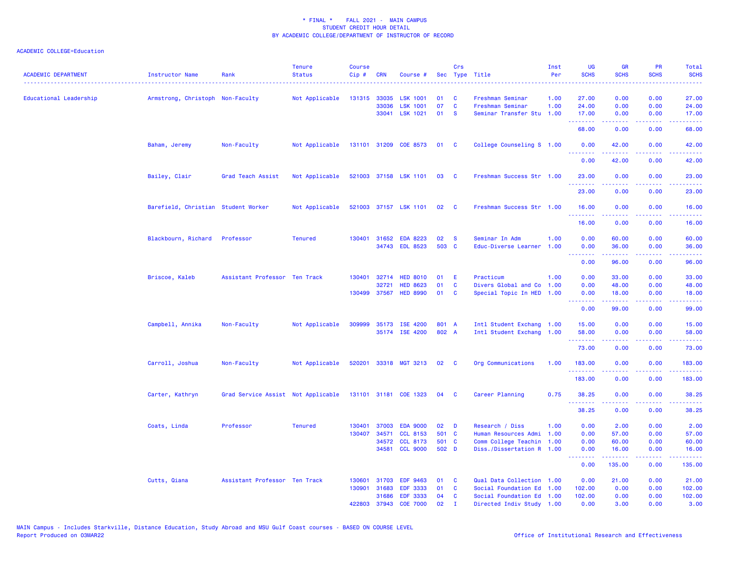* FINAL * FALL 2021 - MAIN CAMPUS
STUDENT CREDIT HOUR DETAIL
BY ACADEMIC COLLEGE/DEPARTMENT OF INSTRUCTOR OF RECORD

ACADEMIC COLLEGE=Education

| ACADEMIC DEPARTMENT | Instructor Name | Rank | Tenure Status | Course Cip # | CRN | Course # | Sec | Crs Type | Title | Inst Per | UG SCHS | GR SCHS | PR SCHS | Total SCHS |
|---|---|---|---|---|---|---|---|---|---|---|---|---|---|---|
| Educational Leadership | Armstrong, Christoph | Non-Faculty | Not Applicable | 131315 | 33035 | LSK 1001 | 01 | C | Freshman Seminar | 1.00 | 27.00 | 0.00 | 0.00 | 27.00 |
| | | | | | 33036 | LSK 1001 | 07 | C | Freshman Seminar | 1.00 | 24.00 | 0.00 | 0.00 | 24.00 |
| | | | | | 33041 | LSK 1021 | 01 | S | Seminar Transfer Stu | 1.00 | 17.00 | 0.00 | 0.00 | 17.00 |
| | | | | | | | | | | | 68.00 | 0.00 | 0.00 | 68.00 |
| | Baham, Jeremy | Non-Faculty | Not Applicable | 131101 | 31209 | COE 8573 | 01 | C | College Counseling S | 1.00 | 0.00 | 42.00 | 0.00 | 42.00 |
| | | | | | | | | | | | 0.00 | 42.00 | 0.00 | 42.00 |
| | Bailey, Clair | Grad Teach Assist | Not Applicable | 521003 | 37158 | LSK 1101 | 03 | C | Freshman Success Str | 1.00 | 23.00 | 0.00 | 0.00 | 23.00 |
| | | | | | | | | | | | 23.00 | 0.00 | 0.00 | 23.00 |
| | Barefield, Christian | Student Worker | Not Applicable | 521003 | 37157 | LSK 1101 | 02 | C | Freshman Success Str | 1.00 | 16.00 | 0.00 | 0.00 | 16.00 |
| | | | | | | | | | | | 16.00 | 0.00 | 0.00 | 16.00 |
| | Blackbourn, Richard | Professor | Tenured | 130401 | 31652 | EDA 8223 | 02 | S | Seminar In Adm | 1.00 | 0.00 | 60.00 | 0.00 | 60.00 |
| | | | | | 34743 | EDL 8523 | 503 | C | Educ-Diverse Learner | 1.00 | 0.00 | 36.00 | 0.00 | 36.00 |
| | | | | | | | | | | | 0.00 | 96.00 | 0.00 | 96.00 |
| | Briscoe, Kaleb | Assistant Professor | Ten Track | 130401 | 32714 | HED 8010 | 01 | E | Practicum | 1.00 | 0.00 | 33.00 | 0.00 | 33.00 |
| | | | | | 32721 | HED 8623 | 01 | C | Divers Global and Co | 1.00 | 0.00 | 48.00 | 0.00 | 48.00 |
| | | | | 130499 | 37567 | HED 8990 | 01 | C | Special Topic In HED | 1.00 | 0.00 | 18.00 | 0.00 | 18.00 |
| | | | | | | | | | | | 0.00 | 99.00 | 0.00 | 99.00 |
| | Campbell, Annika | Non-Faculty | Not Applicable | 309999 | 35173 | ISE 4200 | 801 | A | Intl Student Exchang | 1.00 | 15.00 | 0.00 | 0.00 | 15.00 |
| | | | | | 35174 | ISE 4200 | 802 | A | Intl Student Exchang | 1.00 | 58.00 | 0.00 | 0.00 | 58.00 |
| | | | | | | | | | | | 73.00 | 0.00 | 0.00 | 73.00 |
| | Carroll, Joshua | Non-Faculty | Not Applicable | 520201 | 33318 | MGT 3213 | 02 | C | Org Communications | 1.00 | 183.00 | 0.00 | 0.00 | 183.00 |
| | | | | | | | | | | | 183.00 | 0.00 | 0.00 | 183.00 |
| | Carter, Kathryn | Grad Service Assist | Not Applicable | 131101 | 31181 | COE 1323 | 04 | C | Career Planning | 0.75 | 38.25 | 0.00 | 0.00 | 38.25 |
| | | | | | | | | | | | 38.25 | 0.00 | 0.00 | 38.25 |
| | Coats, Linda | Professor | Tenured | 130401 | 37003 | EDA 9000 | 02 | D | Research / Diss | 1.00 | 0.00 | 2.00 | 0.00 | 2.00 |
| | | | | 130407 | 34571 | CCL 8153 | 501 | C | Human Resources Admi | 1.00 | 0.00 | 57.00 | 0.00 | 57.00 |
| | | | | | 34572 | CCL 8173 | 501 | C | Comm College Teachin | 1.00 | 0.00 | 60.00 | 0.00 | 60.00 |
| | | | | | 34581 | CCL 9000 | 502 | D | Diss./Dissertation R | 1.00 | 0.00 | 16.00 | 0.00 | 16.00 |
| | | | | | | | | | | | 0.00 | 135.00 | 0.00 | 135.00 |
| | Cutts, Qiana | Assistant Professor | Ten Track | 130601 | 31703 | EDF 9463 | 01 | C | Qual Data Collection | 1.00 | 0.00 | 21.00 | 0.00 | 21.00 |
| | | | | 130901 | 31683 | EDF 3333 | 01 | C | Social Foundation Ed | 1.00 | 102.00 | 0.00 | 0.00 | 102.00 |
| | | | | | 31686 | EDF 3333 | 04 | C | Social Foundation Ed | 1.00 | 102.00 | 0.00 | 0.00 | 102.00 |
| | | | | 422803 | 37943 | COE 7000 | 02 | I | Directed Indiv Study | 1.00 | 0.00 | 3.00 | 0.00 | 3.00 |

MAIN Campus - Includes Starkville, Distance Education, Study Abroad and MSU Gulf Coast courses - BASED ON COURSE LEVEL
Report Produced on 03MAR22

Office of Institutional Research and Effectiveness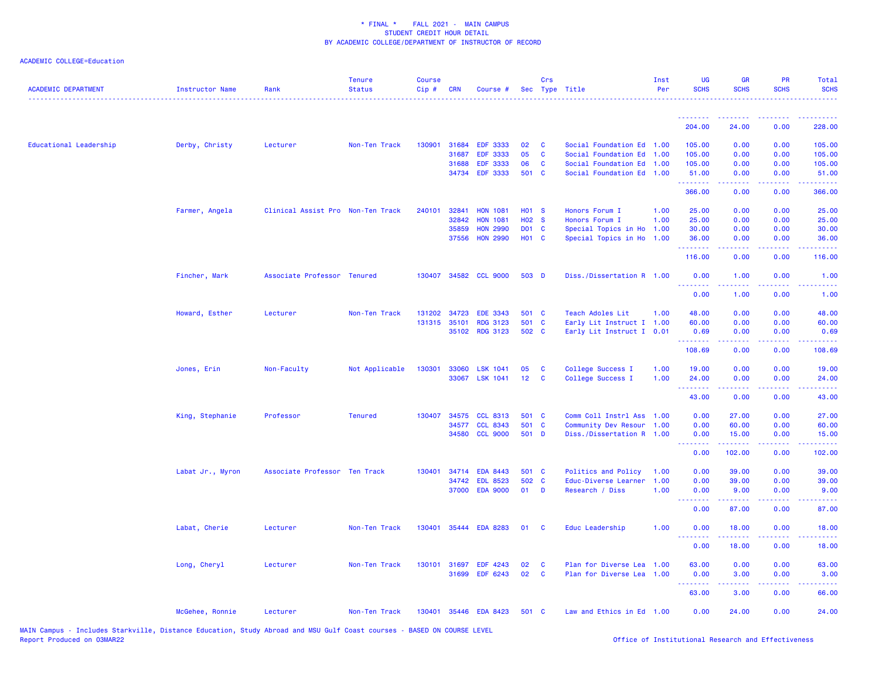\* FINAL \*    FALL 2021 -  MAIN CAMPUS
STUDENT CREDIT HOUR DETAIL
BY ACADEMIC COLLEGE/DEPARTMENT OF INSTRUCTOR OF RECORD

ACADEMIC COLLEGE=Education

| ACADEMIC DEPARTMENT | Instructor Name | Rank | Tenure Status | Course Cip # | CRN | Course # | Sec | Crs Type | Title | Inst Per | UG SCHS | GR SCHS | PR SCHS | Total SCHS |
|---|---|---|---|---|---|---|---|---|---|---|---|---|---|---|
| | | | | | | | | | | | 204.00 | 24.00 | 0.00 | 228.00 |
| Educational Leadership | Derby, Christy | Lecturer | Non-Ten Track | 130901 | 31684 | EDF 3333 | 02 | C | Social Foundation Ed | 1.00 | 105.00 | 0.00 | 0.00 | 105.00 |
| | | | | | 31687 | EDF 3333 | 05 | C | Social Foundation Ed | 1.00 | 105.00 | 0.00 | 0.00 | 105.00 |
| | | | | | 31688 | EDF 3333 | 06 | C | Social Foundation Ed | 1.00 | 105.00 | 0.00 | 0.00 | 105.00 |
| | | | | | 34734 | EDF 3333 | 501 | C | Social Foundation Ed | 1.00 | 51.00 | 0.00 | 0.00 | 51.00 |
| | | | | | | | | | | | 366.00 | 0.00 | 0.00 | 366.00 |
| | Farmer, Angela | Clinical Assist Pro | Non-Ten Track | 240101 | 32841 | HON 1081 | H01 | S | Honors Forum I | 1.00 | 25.00 | 0.00 | 0.00 | 25.00 |
| | | | | | 32842 | HON 1081 | H02 | S | Honors Forum I | 1.00 | 25.00 | 0.00 | 0.00 | 25.00 |
| | | | | | 35859 | HON 2990 | D01 | C | Special Topics in Ho | 1.00 | 30.00 | 0.00 | 0.00 | 30.00 |
| | | | | | 37556 | HON 2990 | H01 | C | Special Topics in Ho | 1.00 | 36.00 | 0.00 | 0.00 | 36.00 |
| | | | | | | | | | | | 116.00 | 0.00 | 0.00 | 116.00 |
| | Fincher, Mark | Associate Professor | Tenured | 130407 | 34582 | CCL 9000 | 503 | D | Diss./Dissertation R | 1.00 | 0.00 | 1.00 | 0.00 | 1.00 |
| | | | | | | | | | | | 0.00 | 1.00 | 0.00 | 1.00 |
| | Howard, Esther | Lecturer | Non-Ten Track | 131202 | 34723 | EDE 3343 | 501 | C | Teach Adoles Lit | 1.00 | 48.00 | 0.00 | 0.00 | 48.00 |
| | | | | 131315 | 35101 | RDG 3123 | 501 | C | Early Lit Instruct I | 1.00 | 60.00 | 0.00 | 0.00 | 60.00 |
| | | | | | 35102 | RDG 3123 | 502 | C | Early Lit Instruct I | 0.01 | 0.69 | 0.00 | 0.00 | 0.69 |
| | | | | | | | | | | | 108.69 | 0.00 | 0.00 | 108.69 |
| | Jones, Erin | Non-Faculty | Not Applicable | 130301 | 33060 | LSK 1041 | 05 | C | College Success I | 1.00 | 19.00 | 0.00 | 0.00 | 19.00 |
| | | | | | 33067 | LSK 1041 | 12 | C | College Success I | 1.00 | 24.00 | 0.00 | 0.00 | 24.00 |
| | | | | | | | | | | | 43.00 | 0.00 | 0.00 | 43.00 |
| | King, Stephanie | Professor | Tenured | 130407 | 34575 | CCL 8313 | 501 | C | Comm Coll Instrl Ass | 1.00 | 0.00 | 27.00 | 0.00 | 27.00 |
| | | | | | 34577 | CCL 8343 | 501 | C | Community Dev Resour | 1.00 | 0.00 | 60.00 | 0.00 | 60.00 |
| | | | | | 34580 | CCL 9000 | 501 | D | Diss./Dissertation R | 1.00 | 0.00 | 15.00 | 0.00 | 15.00 |
| | | | | | | | | | | | 0.00 | 102.00 | 0.00 | 102.00 |
| | Labat Jr., Myron | Associate Professor | Ten Track | 130401 | 34714 | EDA 8443 | 501 | C | Politics and Policy | 1.00 | 0.00 | 39.00 | 0.00 | 39.00 |
| | | | | | 34742 | EDL 8523 | 502 | C | Educ-Diverse Learner | 1.00 | 0.00 | 39.00 | 0.00 | 39.00 |
| | | | | | 37000 | EDA 9000 | 01 | D | Research / Diss | 1.00 | 0.00 | 9.00 | 0.00 | 9.00 |
| | | | | | | | | | | | 0.00 | 87.00 | 0.00 | 87.00 |
| | Labat, Cherie | Lecturer | Non-Ten Track | 130401 | 35444 | EDA 8283 | 01 | C | Educ Leadership | 1.00 | 0.00 | 18.00 | 0.00 | 18.00 |
| | | | | | | | | | | | 0.00 | 18.00 | 0.00 | 18.00 |
| | Long, Cheryl | Lecturer | Non-Ten Track | 130101 | 31697 | EDF 4243 | 02 | C | Plan for Diverse Lea | 1.00 | 63.00 | 0.00 | 0.00 | 63.00 |
| | | | | | 31699 | EDF 6243 | 02 | C | Plan for Diverse Lea | 1.00 | 0.00 | 3.00 | 0.00 | 3.00 |
| | | | | | | | | | | | 63.00 | 3.00 | 0.00 | 66.00 |
| | McGehee, Ronnie | Lecturer | Non-Ten Track | 130401 | 35446 | EDA 8423 | 501 | C | Law and Ethics in Ed | 1.00 | 0.00 | 24.00 | 0.00 | 24.00 |

MAIN Campus - Includes Starkville, Distance Education, Study Abroad and MSU Gulf Coast courses - BASED ON COURSE LEVEL
Report Produced on 03MAR22    Office of Institutional Research and Effectiveness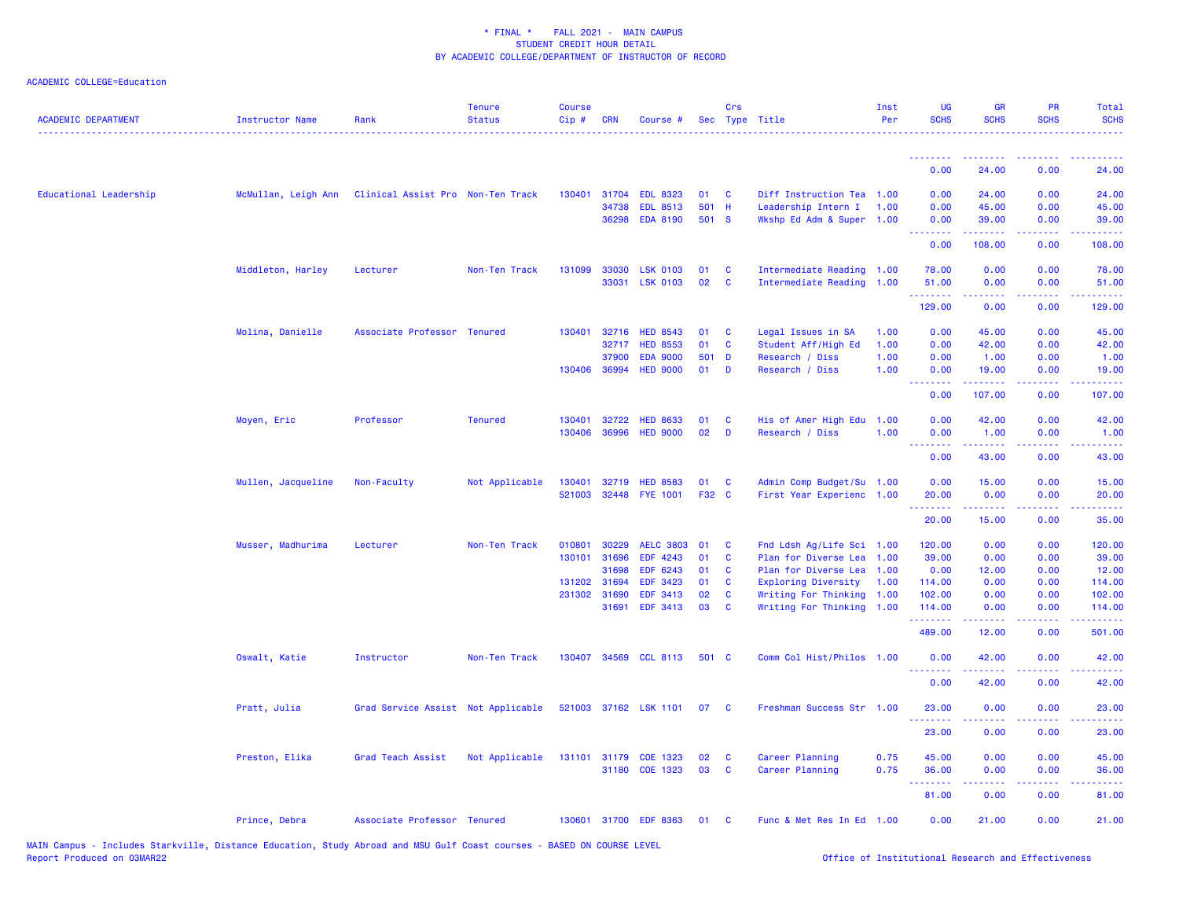\* FINAL \* FALL 2021 - MAIN CAMPUS
STUDENT CREDIT HOUR DETAIL
BY ACADEMIC COLLEGE/DEPARTMENT OF INSTRUCTOR OF RECORD

ACADEMIC COLLEGE=Education

| ACADEMIC DEPARTMENT | Instructor Name | Rank | Tenure Status | Course Cip # | CRN | Course # | Sec | Crs Type | Title | Inst Per | UG SCHS | GR SCHS | PR SCHS | Total SCHS |
|---|---|---|---|---|---|---|---|---|---|---|---|---|---|---|
| | | | | | | | | | | | 0.00 | 24.00 | 0.00 | 24.00 |
| Educational Leadership | McMullan, Leigh Ann | Clinical Assist Pro | Non-Ten Track | 130401 | 31704 | EDL 8323 | 01 | C | Diff Instruction Tea | 1.00 | 0.00 | 24.00 | 0.00 | 24.00 |
| | | | | | 34738 | EDL 8513 | 501 | H | Leadership Intern I | 1.00 | 0.00 | 45.00 | 0.00 | 45.00 |
| | | | | | 36298 | EDA 8190 | 501 | S | Wkshp Ed Adm & Super | 1.00 | 0.00 | 39.00 | 0.00 | 39.00 |
| | | | | | | | | | | | 0.00 | 108.00 | 0.00 | 108.00 |
| | Middleton, Harley | Lecturer | Non-Ten Track | 131099 | 33030 | LSK 0103 | 01 | C | Intermediate Reading | 1.00 | 78.00 | 0.00 | 0.00 | 78.00 |
| | | | | | 33031 | LSK 0103 | 02 | C | Intermediate Reading | 1.00 | 51.00 | 0.00 | 0.00 | 51.00 |
| | | | | | | | | | | | 129.00 | 0.00 | 0.00 | 129.00 |
| | Molina, Danielle | Associate Professor | Tenured | 130401 | 32716 | HED 8543 | 01 | C | Legal Issues in SA | 1.00 | 0.00 | 45.00 | 0.00 | 45.00 |
| | | | | | 32717 | HED 8553 | 01 | C | Student Aff/High Ed | 1.00 | 0.00 | 42.00 | 0.00 | 42.00 |
| | | | | | 37900 | EDA 9000 | 501 | D | Research / Diss | 1.00 | 0.00 | 1.00 | 0.00 | 1.00 |
| | | | | 130406 | 36994 | HED 9000 | 01 | D | Research / Diss | 1.00 | 0.00 | 19.00 | 0.00 | 19.00 |
| | | | | | | | | | | | 0.00 | 107.00 | 0.00 | 107.00 |
| | Moyen, Eric | Professor | Tenured | 130401 | 32722 | HED 8633 | 01 | C | His of Amer High Edu | 1.00 | 0.00 | 42.00 | 0.00 | 42.00 |
| | | | | 130406 | 36996 | HED 9000 | 02 | D | Research / Diss | 1.00 | 0.00 | 1.00 | 0.00 | 1.00 |
| | | | | | | | | | | | 0.00 | 43.00 | 0.00 | 43.00 |
| | Mullen, Jacqueline | Non-Faculty | Not Applicable | 130401 | 32719 | HED 8583 | 01 | C | Admin Comp Budget/Su | 1.00 | 0.00 | 15.00 | 0.00 | 15.00 |
| | | | | 521003 | 32448 | FYE 1001 | F32 | C | First Year Experienc | 1.00 | 20.00 | 0.00 | 0.00 | 20.00 |
| | | | | | | | | | | | 20.00 | 15.00 | 0.00 | 35.00 |
| | Musser, Madhurima | Lecturer | Non-Ten Track | 010801 | 30229 | AELC 3803 | 01 | C | Fnd Ldsh Ag/Life Sci | 1.00 | 120.00 | 0.00 | 0.00 | 120.00 |
| | | | | 130101 | 31696 | EDF 4243 | 01 | C | Plan for Diverse Lea | 1.00 | 39.00 | 0.00 | 0.00 | 39.00 |
| | | | | | 31698 | EDF 6243 | 01 | C | Plan for Diverse Lea | 1.00 | 0.00 | 12.00 | 0.00 | 12.00 |
| | | | | 131202 | 31694 | EDF 3423 | 01 | C | Exploring Diversity | 1.00 | 114.00 | 0.00 | 0.00 | 114.00 |
| | | | | 231302 | 31690 | EDF 3413 | 02 | C | Writing For Thinking | 1.00 | 102.00 | 0.00 | 0.00 | 102.00 |
| | | | | | 31691 | EDF 3413 | 03 | C | Writing For Thinking | 1.00 | 114.00 | 0.00 | 0.00 | 114.00 |
| | | | | | | | | | | | 489.00 | 12.00 | 0.00 | 501.00 |
| | Oswalt, Katie | Instructor | Non-Ten Track | 130407 | 34569 | CCL 8113 | 501 | C | Comm Col Hist/Philos | 1.00 | 0.00 | 42.00 | 0.00 | 42.00 |
| | | | | | | | | | | | 0.00 | 42.00 | 0.00 | 42.00 |
| | Pratt, Julia | Grad Service Assist | Not Applicable | 521003 | 37162 | LSK 1101 | 07 | C | Freshman Success Str | 1.00 | 23.00 | 0.00 | 0.00 | 23.00 |
| | | | | | | | | | | | 23.00 | 0.00 | 0.00 | 23.00 |
| | Preston, Elika | Grad Teach Assist | Not Applicable | 131101 | 31179 | COE 1323 | 02 | C | Career Planning | 0.75 | 45.00 | 0.00 | 0.00 | 45.00 |
| | | | | | 31180 | COE 1323 | 03 | C | Career Planning | 0.75 | 36.00 | 0.00 | 0.00 | 36.00 |
| | | | | | | | | | | | 81.00 | 0.00 | 0.00 | 81.00 |
| | Prince, Debra | Associate Professor | Tenured | 130601 | 31700 | EDF 8363 | 01 | C | Func & Met Res In Ed | 1.00 | 0.00 | 21.00 | 0.00 | 21.00 |

MAIN Campus - Includes Starkville, Distance Education, Study Abroad and MSU Gulf Coast courses - BASED ON COURSE LEVEL
Report Produced on 03MAR22

Office of Institutional Research and Effectiveness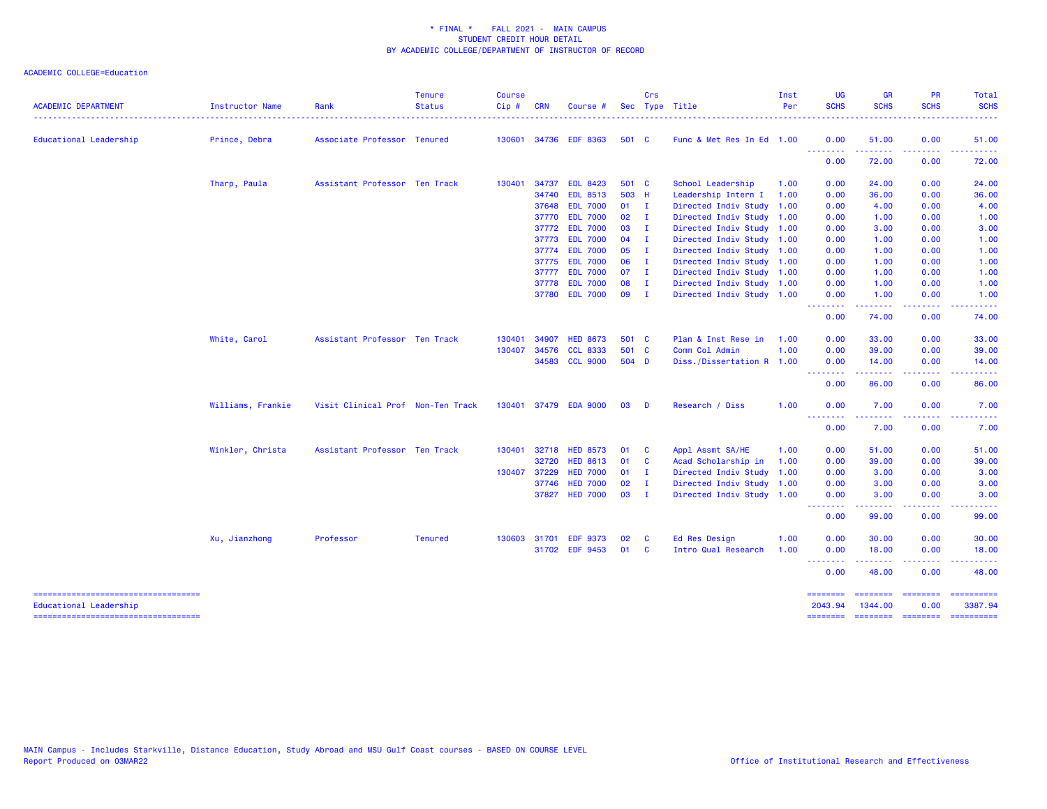* FINAL * FALL 2021 - MAIN CAMPUS
STUDENT CREDIT HOUR DETAIL
BY ACADEMIC COLLEGE/DEPARTMENT OF INSTRUCTOR OF RECORD

ACADEMIC COLLEGE=Education

| ACADEMIC DEPARTMENT | Instructor Name | Rank | Tenure Status | Course Cip # | CRN | Course # | Sec | Crs Type | Title | Inst Per | UG SCHS | GR SCHS | PR SCHS | Total SCHS |
|---|---|---|---|---|---|---|---|---|---|---|---|---|---|---|
| Educational Leadership | Prince, Debra | Associate Professor | Tenured | 130601 | 34736 | EDF 8363 | 501 | C | Func & Met Res In Ed | 1.00 | 0.00 | 51.00 | 0.00 | 51.00 |
| | | | | | | | | | | | 0.00 | 72.00 | 0.00 | 72.00 |
| | Tharp, Paula | Assistant Professor | Ten Track | 130401 | 34737 | EDL 8423 | 501 | C | School Leadership | 1.00 | 0.00 | 24.00 | 0.00 | 24.00 |
| | | | | | 34740 | EDL 8513 | 503 | H | Leadership Intern I | 1.00 | 0.00 | 36.00 | 0.00 | 36.00 |
| | | | | | 37648 | EDL 7000 | 01 | I | Directed Indiv Study | 1.00 | 0.00 | 4.00 | 0.00 | 4.00 |
| | | | | | 37770 | EDL 7000 | 02 | I | Directed Indiv Study | 1.00 | 0.00 | 1.00 | 0.00 | 1.00 |
| | | | | | 37772 | EDL 7000 | 03 | I | Directed Indiv Study | 1.00 | 0.00 | 3.00 | 0.00 | 3.00 |
| | | | | | 37773 | EDL 7000 | 04 | I | Directed Indiv Study | 1.00 | 0.00 | 1.00 | 0.00 | 1.00 |
| | | | | | 37774 | EDL 7000 | 05 | I | Directed Indiv Study | 1.00 | 0.00 | 1.00 | 0.00 | 1.00 |
| | | | | | 37775 | EDL 7000 | 06 | I | Directed Indiv Study | 1.00 | 0.00 | 1.00 | 0.00 | 1.00 |
| | | | | | 37777 | EDL 7000 | 07 | I | Directed Indiv Study | 1.00 | 0.00 | 1.00 | 0.00 | 1.00 |
| | | | | | 37778 | EDL 7000 | 08 | I | Directed Indiv Study | 1.00 | 0.00 | 1.00 | 0.00 | 1.00 |
| | | | | | 37780 | EDL 7000 | 09 | I | Directed Indiv Study | 1.00 | 0.00 | 1.00 | 0.00 | 1.00 |
| | | | | | | | | | | | 0.00 | 74.00 | 0.00 | 74.00 |
| | White, Carol | Assistant Professor | Ten Track | 130401 | 34907 | HED 8673 | 501 | C | Plan & Inst Rese in | 1.00 | 0.00 | 33.00 | 0.00 | 33.00 |
| | | | | 130407 | 34576 | CCL 8333 | 501 | C | Comm Col Admin | 1.00 | 0.00 | 39.00 | 0.00 | 39.00 |
| | | | | | 34583 | CCL 9000 | 504 | D | Diss./Dissertation R | 1.00 | 0.00 | 14.00 | 0.00 | 14.00 |
| | | | | | | | | | | | 0.00 | 86.00 | 0.00 | 86.00 |
| | Williams, Frankie | Visit Clinical Prof | Non-Ten Track | 130401 | 37479 | EDA 9000 | 03 | D | Research / Diss | 1.00 | 0.00 | 7.00 | 0.00 | 7.00 |
| | | | | | | | | | | | 0.00 | 7.00 | 0.00 | 7.00 |
| | Winkler, Christa | Assistant Professor | Ten Track | 130401 | 32718 | HED 8573 | 01 | C | Appl Assmt SA/HE | 1.00 | 0.00 | 51.00 | 0.00 | 51.00 |
| | | | | | 32720 | HED 8613 | 01 | C | Acad Scholarship in | 1.00 | 0.00 | 39.00 | 0.00 | 39.00 |
| | | | | 130407 | 37229 | HED 7000 | 01 | I | Directed Indiv Study | 1.00 | 0.00 | 3.00 | 0.00 | 3.00 |
| | | | | | 37746 | HED 7000 | 02 | I | Directed Indiv Study | 1.00 | 0.00 | 3.00 | 0.00 | 3.00 |
| | | | | | 37827 | HED 7000 | 03 | I | Directed Indiv Study | 1.00 | 0.00 | 3.00 | 0.00 | 3.00 |
| | | | | | | | | | | | 0.00 | 99.00 | 0.00 | 99.00 |
| | Xu, Jianzhong | Professor | Tenured | 130603 | 31701 | EDF 9373 | 02 | C | Ed Res Design | 1.00 | 0.00 | 30.00 | 0.00 | 30.00 |
| | | | | | 31702 | EDF 9453 | 01 | C | Intro Qual Research | 1.00 | 0.00 | 18.00 | 0.00 | 18.00 |
| | | | | | | | | | | | 0.00 | 48.00 | 0.00 | 48.00 |
| Educational Leadership | | | | | | | | | | | 2043.94 | 1344.00 | 0.00 | 3387.94 |

MAIN Campus - Includes Starkville, Distance Education, Study Abroad and MSU Gulf Coast courses - BASED ON COURSE LEVEL
Report Produced on 03MAR22

Office of Institutional Research and Effectiveness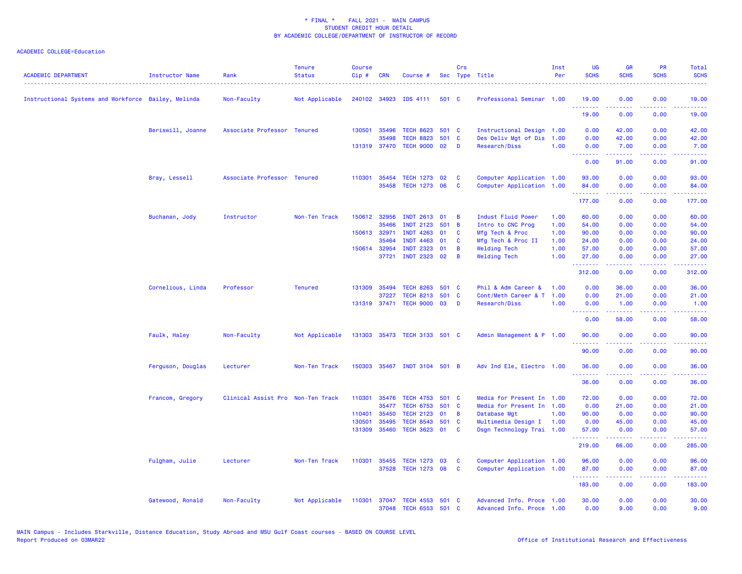* FINAL * FALL 2021 - MAIN CAMPUS
STUDENT CREDIT HOUR DETAIL
BY ACADEMIC COLLEGE/DEPARTMENT OF INSTRUCTOR OF RECORD

ACADEMIC COLLEGE=Education

| ACADEMIC DEPARTMENT | Instructor Name | Rank | Tenure Status | Course Cip # | CRN | Course # | Sec | Crs Type | Title | Inst Per | UG SCHS | GR SCHS | PR SCHS | Total SCHS |
|---|---|---|---|---|---|---|---|---|---|---|---|---|---|---|
| Instructional Systems and Workforce | Bailey, Melinda | Non-Faculty | Not Applicable | 240102 | 34923 | IDS 4111 | 501 | C | Professional Seminar | 1.00 | 19.00 | 0.00 | 0.00 | 19.00 |
| | | | | | | | | | | | 19.00 | 0.00 | 0.00 | 19.00 |
| | Beriswill, Joanne | Associate Professor | Tenured | 130501 | 35496 | TECH 8623 | 501 | C | Instructional Design | 1.00 | 0.00 | 42.00 | 0.00 | 42.00 |
| | | | | | 35498 | TECH 8823 | 501 | C | Des Deliv Mgt of Dis | 1.00 | 0.00 | 42.00 | 0.00 | 42.00 |
| | | | | 131319 | 37470 | TECH 9000 | 02 | D | Research/Diss | 1.00 | 0.00 | 7.00 | 0.00 | 7.00 |
| | | | | | | | | | | | 0.00 | 91.00 | 0.00 | 91.00 |
| | Bray, Lessell | Associate Professor | Tenured | 110301 | 35454 | TECH 1273 | 02 | C | Computer Application | 1.00 | 93.00 | 0.00 | 0.00 | 93.00 |
| | | | | | 35458 | TECH 1273 | 06 | C | Computer Application | 1.00 | 84.00 | 0.00 | 0.00 | 84.00 |
| | | | | | | | | | | | 177.00 | 0.00 | 0.00 | 177.00 |
| | Buchanan, Jody | Instructor | Non-Ten Track | 150612 | 32956 | INDT 2613 | 01 | B | Indust Fluid Power | 1.00 | 60.00 | 0.00 | 0.00 | 60.00 |
| | | | | | 35466 | INDT 2123 | 501 | B | Intro to CNC Prog | 1.00 | 54.00 | 0.00 | 0.00 | 54.00 |
| | | | | 150613 | 32971 | INDT 4263 | 01 | C | Mfg Tech & Proc | 1.00 | 90.00 | 0.00 | 0.00 | 90.00 |
| | | | | | 35464 | INDT 4463 | 01 | C | Mfg Tech & Proc II | 1.00 | 24.00 | 0.00 | 0.00 | 24.00 |
| | | | | 150614 | 32954 | INDT 2323 | 01 | B | Welding Tech | 1.00 | 57.00 | 0.00 | 0.00 | 57.00 |
| | | | | | 37721 | INDT 2323 | 02 | B | Welding Tech | 1.00 | 27.00 | 0.00 | 0.00 | 27.00 |
| | | | | | | | | | | | 312.00 | 0.00 | 0.00 | 312.00 |
| | Cornelious, Linda | Professor | Tenured | 131309 | 35494 | TECH 8263 | 501 | C | Phil & Adm Career & | 1.00 | 0.00 | 36.00 | 0.00 | 36.00 |
| | | | | | 37227 | TECH 8213 | 501 | C | Cont/Meth Career & T | 1.00 | 0.00 | 21.00 | 0.00 | 21.00 |
| | | | | 131319 | 37471 | TECH 9000 | 03 | D | Research/Diss | 1.00 | 0.00 | 1.00 | 0.00 | 1.00 |
| | | | | | | | | | | | 0.00 | 58.00 | 0.00 | 58.00 |
| | Faulk, Haley | Non-Faculty | Not Applicable | 131303 | 35473 | TECH 3133 | 501 | C | Admin Management & P | 1.00 | 90.00 | 0.00 | 0.00 | 90.00 |
| | | | | | | | | | | | 90.00 | 0.00 | 0.00 | 90.00 |
| | Ferguson, Douglas | Lecturer | Non-Ten Track | 150303 | 35467 | INDT 3104 | 501 | B | Adv Ind Ele, Electro | 1.00 | 36.00 | 0.00 | 0.00 | 36.00 |
| | | | | | | | | | | | 36.00 | 0.00 | 0.00 | 36.00 |
| | Francom, Gregory | Clinical Assist Pro | Non-Ten Track | 110301 | 35476 | TECH 4753 | 501 | C | Media for Present In | 1.00 | 72.00 | 0.00 | 0.00 | 72.00 |
| | | | | | 35477 | TECH 6753 | 501 | C | Media for Present In | 1.00 | 0.00 | 21.00 | 0.00 | 21.00 |
| | | | | 110401 | 35450 | TECH 2123 | 01 | B | Database Mgt | 1.00 | 90.00 | 0.00 | 0.00 | 90.00 |
| | | | | 130501 | 35495 | TECH 8543 | 501 | C | Multimedia Design I | 1.00 | 0.00 | 45.00 | 0.00 | 45.00 |
| | | | | 131309 | 35460 | TECH 3623 | 01 | C | Dsgn Technology Trai | 1.00 | 57.00 | 0.00 | 0.00 | 57.00 |
| | | | | | | | | | | | 219.00 | 66.00 | 0.00 | 285.00 |
| | Fulgham, Julie | Lecturer | Non-Ten Track | 110301 | 35455 | TECH 1273 | 03 | C | Computer Application | 1.00 | 96.00 | 0.00 | 0.00 | 96.00 |
| | | | | | 37528 | TECH 1273 | 08 | C | Computer Application | 1.00 | 87.00 | 0.00 | 0.00 | 87.00 |
| | | | | | | | | | | | 183.00 | 0.00 | 0.00 | 183.00 |
| | Gatewood, Ronald | Non-Faculty | Not Applicable | 110301 | 37047 | TECH 4553 | 501 | C | Advanced Info. Proce | 1.00 | 30.00 | 0.00 | 0.00 | 30.00 |
| | | | | | 37048 | TECH 6553 | 501 | C | Advanced Info. Proce | 1.00 | 0.00 | 9.00 | 0.00 | 9.00 |

MAIN Campus - Includes Starkville, Distance Education, Study Abroad and MSU Gulf Coast courses - BASED ON COURSE LEVEL
Report Produced on 03MAR22

Office of Institutional Research and Effectiveness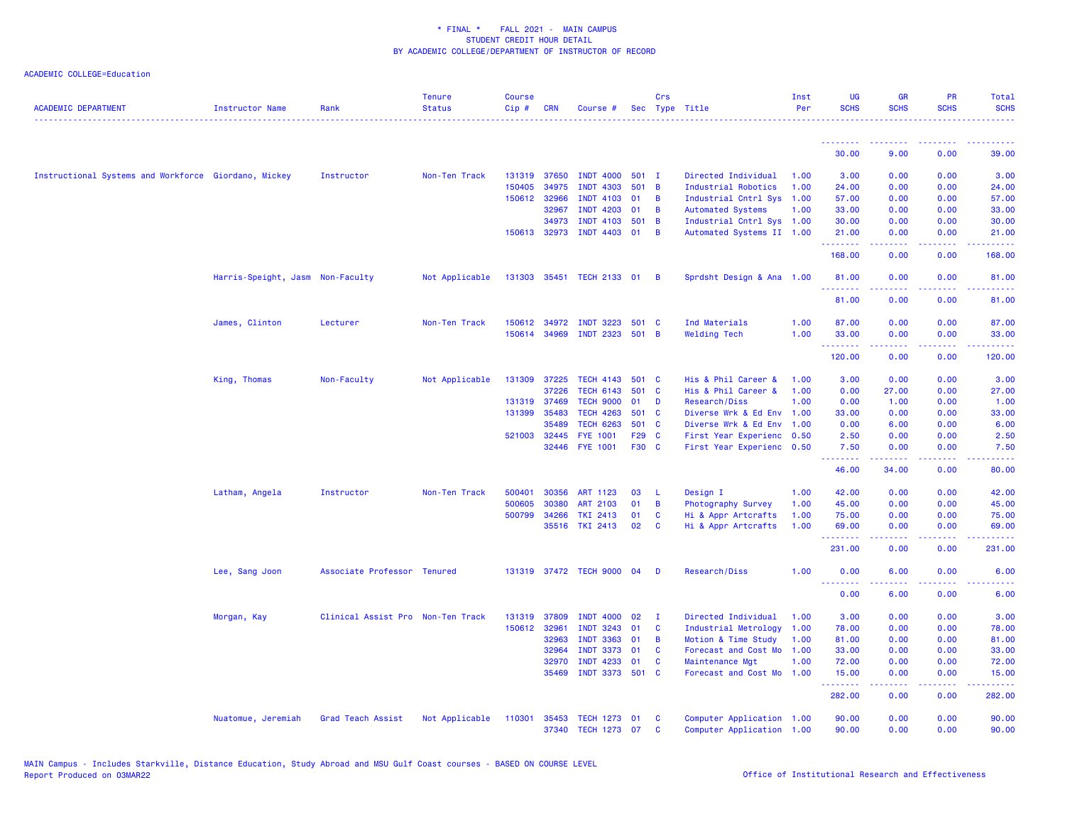\* FINAL \*    FALL 2021 -  MAIN CAMPUS
STUDENT CREDIT HOUR DETAIL
BY ACADEMIC COLLEGE/DEPARTMENT OF INSTRUCTOR OF RECORD

ACADEMIC COLLEGE=Education

| ACADEMIC DEPARTMENT | Instructor Name | Rank | Tenure Status | Course Cip # | CRN | Course # | Sec | Crs Type | Title | Inst Per | UG SCHS | GR SCHS | PR SCHS | Total SCHS |
|---|---|---|---|---|---|---|---|---|---|---|---|---|---|---|
| | | | | | | | | | | | 30.00 | 9.00 | 0.00 | 39.00 |
| Instructional Systems and Workforce | Giordano, Mickey | Instructor | Non-Ten Track | 131319 | 37650 | INDT 4000 | 501 | I | Directed Individual | 1.00 | 3.00 | 0.00 | 0.00 | 3.00 |
| | | | | 150405 | 34975 | INDT 4303 | 501 | B | Industrial Robotics | 1.00 | 24.00 | 0.00 | 0.00 | 24.00 |
| | | | | 150612 | 32966 | INDT 4103 | 01 | B | Industrial Cntrl Sys | 1.00 | 57.00 | 0.00 | 0.00 | 57.00 |
| | | | | | 32967 | INDT 4203 | 01 | B | Automated Systems | 1.00 | 33.00 | 0.00 | 0.00 | 33.00 |
| | | | | | 34973 | INDT 4103 | 501 | B | Industrial Cntrl Sys | 1.00 | 30.00 | 0.00 | 0.00 | 30.00 |
| | | | | 150613 | 32973 | INDT 4403 | 01 | B | Automated Systems II | 1.00 | 21.00 | 0.00 | 0.00 | 21.00 |
| | | | | | | | | | | | 168.00 | 0.00 | 0.00 | 168.00 |
| | Harris-Speight, Jasm | Non-Faculty | Not Applicable | 131303 | 35451 | TECH 2133 | 01 | B | Sprdsht Design & Ana | 1.00 | 81.00 | 0.00 | 0.00 | 81.00 |
| | | | | | | | | | | | 81.00 | 0.00 | 0.00 | 81.00 |
| | James, Clinton | Lecturer | Non-Ten Track | 150612 | 34972 | INDT 3223 | 501 | C | Ind Materials | 1.00 | 87.00 | 0.00 | 0.00 | 87.00 |
| | | | | 150614 | 34969 | INDT 2323 | 501 | B | Welding Tech | 1.00 | 33.00 | 0.00 | 0.00 | 33.00 |
| | | | | | | | | | | | 120.00 | 0.00 | 0.00 | 120.00 |
| | King, Thomas | Non-Faculty | Not Applicable | 131309 | 37225 | TECH 4143 | 501 | C | His & Phil Career & | 1.00 | 3.00 | 0.00 | 0.00 | 3.00 |
| | | | | | 37226 | TECH 6143 | 501 | C | His & Phil Career & | 1.00 | 0.00 | 27.00 | 0.00 | 27.00 |
| | | | | 131319 | 37469 | TECH 9000 | 01 | D | Research/Diss | 1.00 | 0.00 | 1.00 | 0.00 | 1.00 |
| | | | | 131399 | 35483 | TECH 4263 | 501 | C | Diverse Wrk & Ed Env | 1.00 | 33.00 | 0.00 | 0.00 | 33.00 |
| | | | | | 35489 | TECH 6263 | 501 | C | Diverse Wrk & Ed Env | 1.00 | 0.00 | 6.00 | 0.00 | 6.00 |
| | | | | 521003 | 32445 | FYE 1001 | F29 | C | First Year Experienc | 0.50 | 2.50 | 0.00 | 0.00 | 2.50 |
| | | | | | 32446 | FYE 1001 | F30 | C | First Year Experienc | 0.50 | 7.50 | 0.00 | 0.00 | 7.50 |
| | | | | | | | | | | | 46.00 | 34.00 | 0.00 | 80.00 |
| | Latham, Angela | Instructor | Non-Ten Track | 500401 | 30356 | ART 1123 | 03 | L | Design I | 1.00 | 42.00 | 0.00 | 0.00 | 42.00 |
| | | | | 500605 | 30380 | ART 2103 | 01 | B | Photography Survey | 1.00 | 45.00 | 0.00 | 0.00 | 45.00 |
| | | | | 500799 | 34266 | TKI 2413 | 01 | C | Hi & Appr Artcrafts | 1.00 | 75.00 | 0.00 | 0.00 | 75.00 |
| | | | | | 35516 | TKI 2413 | 02 | C | Hi & Appr Artcrafts | 1.00 | 69.00 | 0.00 | 0.00 | 69.00 |
| | | | | | | | | | | | 231.00 | 0.00 | 0.00 | 231.00 |
| | Lee, Sang Joon | Associate Professor | Tenured | 131319 | 37472 | TECH 9000 | 04 | D | Research/Diss | 1.00 | 0.00 | 6.00 | 0.00 | 6.00 |
| | | | | | | | | | | | 0.00 | 6.00 | 0.00 | 6.00 |
| | Morgan, Kay | Clinical Assist Pro | Non-Ten Track | 131319 | 37809 | INDT 4000 | 02 | I | Directed Individual | 1.00 | 3.00 | 0.00 | 0.00 | 3.00 |
| | | | | 150612 | 32961 | INDT 3243 | 01 | C | Industrial Metrology | 1.00 | 78.00 | 0.00 | 0.00 | 78.00 |
| | | | | | 32963 | INDT 3363 | 01 | B | Motion & Time Study | 1.00 | 81.00 | 0.00 | 0.00 | 81.00 |
| | | | | | 32964 | INDT 3373 | 01 | C | Forecast and Cost Mo | 1.00 | 33.00 | 0.00 | 0.00 | 33.00 |
| | | | | | 32970 | INDT 4233 | 01 | C | Maintenance Mgt | 1.00 | 72.00 | 0.00 | 0.00 | 72.00 |
| | | | | | 35469 | INDT 3373 | 501 | C | Forecast and Cost Mo | 1.00 | 15.00 | 0.00 | 0.00 | 15.00 |
| | | | | | | | | | | | 282.00 | 0.00 | 0.00 | 282.00 |
| | Nuatomue, Jeremiah | Grad Teach Assist | Not Applicable | 110301 | 35453 | TECH 1273 | 01 | C | Computer Application | 1.00 | 90.00 | 0.00 | 0.00 | 90.00 |
| | | | | | 37340 | TECH 1273 | 07 | C | Computer Application | 1.00 | 90.00 | 0.00 | 0.00 | 90.00 |

MAIN Campus - Includes Starkville, Distance Education, Study Abroad and MSU Gulf Coast courses - BASED ON COURSE LEVEL
Report Produced on 03MAR22    Office of Institutional Research and Effectiveness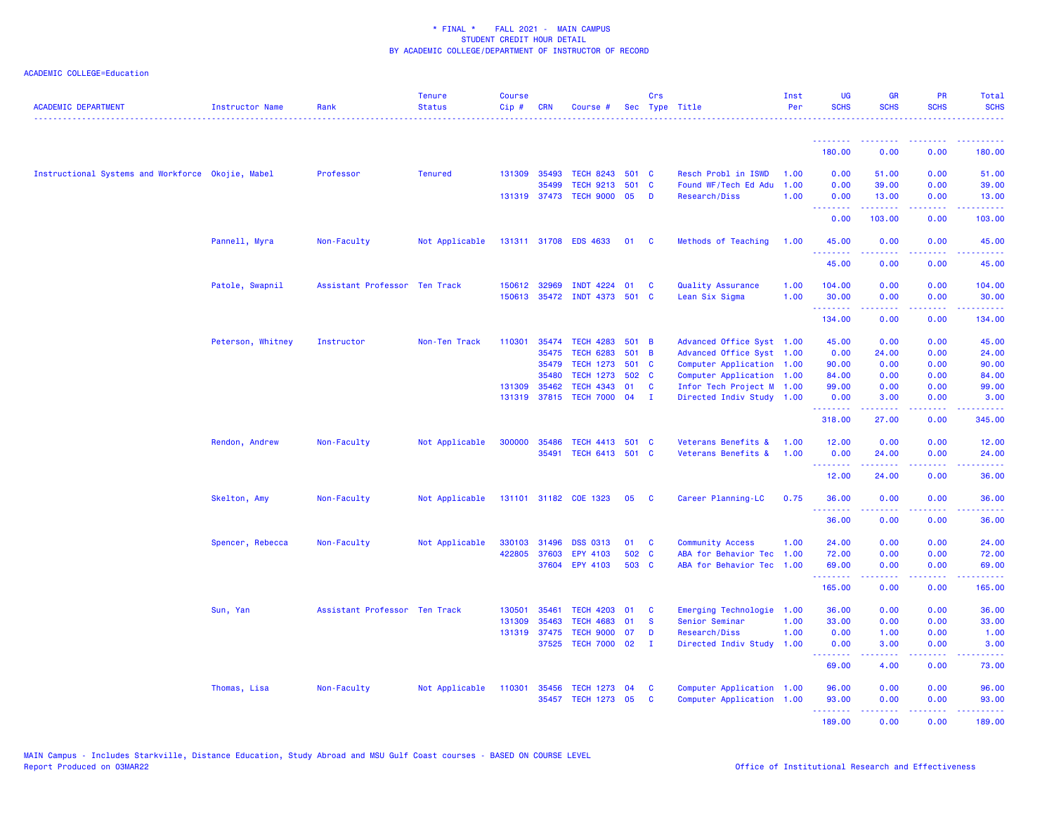\* FINAL \* FALL 2021 - MAIN CAMPUS
STUDENT CREDIT HOUR DETAIL
BY ACADEMIC COLLEGE/DEPARTMENT OF INSTRUCTOR OF RECORD

ACADEMIC COLLEGE=Education

| ACADEMIC DEPARTMENT | Instructor Name | Rank | Tenure Status | Course Cip # | CRN | Course # | Sec | Crs Type | Title | Inst Per | UG SCHS | GR SCHS | PR SCHS | Total SCHS |
|---|---|---|---|---|---|---|---|---|---|---|---|---|---|---|
| | | | | | | | | | | | 180.00 | 0.00 | 0.00 | 180.00 |
| Instructional Systems and Workforce | Okojie, Mabel | Professor | Tenured | 131309 | 35493 | TECH 8243 | 501 | C | Resch Probl in ISWD | 1.00 | 0.00 | 51.00 | 0.00 | 51.00 |
| | | | | | 35499 | TECH 9213 | 501 | C | Found WF/Tech Ed Adu | 1.00 | 0.00 | 39.00 | 0.00 | 39.00 |
| | | | | 131319 | 37473 | TECH 9000 | 05 | D | Research/Diss | 1.00 | 0.00 | 13.00 | 0.00 | 13.00 |
| | | | | | | | | | | | 0.00 | 103.00 | 0.00 | 103.00 |
| | Pannell, Myra | Non-Faculty | Not Applicable | 131311 | 31708 | EDS 4633 | 01 | C | Methods of Teaching | 1.00 | 45.00 | 0.00 | 0.00 | 45.00 |
| | | | | | | | | | | | 45.00 | 0.00 | 0.00 | 45.00 |
| | Patole, Swapnil | Assistant Professor | Ten Track | 150612 | 32969 | INDT 4224 | 01 | C | Quality Assurance | 1.00 | 104.00 | 0.00 | 0.00 | 104.00 |
| | | | | 150613 | 35472 | INDT 4373 | 501 | C | Lean Six Sigma | 1.00 | 30.00 | 0.00 | 0.00 | 30.00 |
| | | | | | | | | | | | 134.00 | 0.00 | 0.00 | 134.00 |
| | Peterson, Whitney | Instructor | Non-Ten Track | 110301 | 35474 | TECH 4283 | 501 | B | Advanced Office Syst | 1.00 | 45.00 | 0.00 | 0.00 | 45.00 |
| | | | | | 35475 | TECH 6283 | 501 | B | Advanced Office Syst | 1.00 | 0.00 | 24.00 | 0.00 | 24.00 |
| | | | | | 35479 | TECH 1273 | 501 | C | Computer Application | 1.00 | 90.00 | 0.00 | 0.00 | 90.00 |
| | | | | | 35480 | TECH 1273 | 502 | C | Computer Application | 1.00 | 84.00 | 0.00 | 0.00 | 84.00 |
| | | | | 131309 | 35462 | TECH 4343 | 01 | C | Infor Tech Project M | 1.00 | 99.00 | 0.00 | 0.00 | 99.00 |
| | | | | 131319 | 37815 | TECH 7000 | 04 | I | Directed Indiv Study | 1.00 | 0.00 | 3.00 | 0.00 | 3.00 |
| | | | | | | | | | | | 318.00 | 27.00 | 0.00 | 345.00 |
| | Rendon, Andrew | Non-Faculty | Not Applicable | 300000 | 35486 | TECH 4413 | 501 | C | Veterans Benefits & | 1.00 | 12.00 | 0.00 | 0.00 | 12.00 |
| | | | | | 35491 | TECH 6413 | 501 | C | Veterans Benefits & | 1.00 | 0.00 | 24.00 | 0.00 | 24.00 |
| | | | | | | | | | | | 12.00 | 24.00 | 0.00 | 36.00 |
| | Skelton, Amy | Non-Faculty | Not Applicable | 131101 | 31182 | COE 1323 | 05 | C | Career Planning-LC | 0.75 | 36.00 | 0.00 | 0.00 | 36.00 |
| | | | | | | | | | | | 36.00 | 0.00 | 0.00 | 36.00 |
| | Spencer, Rebecca | Non-Faculty | Not Applicable | 330103 | 31496 | DSS 0313 | 01 | C | Community Access | 1.00 | 24.00 | 0.00 | 0.00 | 24.00 |
| | | | | 422805 | 37603 | EPY 4103 | 502 | C | ABA for Behavior Tec | 1.00 | 72.00 | 0.00 | 0.00 | 72.00 |
| | | | | | 37604 | EPY 4103 | 503 | C | ABA for Behavior Tec | 1.00 | 69.00 | 0.00 | 0.00 | 69.00 |
| | | | | | | | | | | | 165.00 | 0.00 | 0.00 | 165.00 |
| | Sun, Yan | Assistant Professor | Ten Track | 130501 | 35461 | TECH 4203 | 01 | C | Emerging Technologie | 1.00 | 36.00 | 0.00 | 0.00 | 36.00 |
| | | | | 131309 | 35463 | TECH 4683 | 01 | S | Senior Seminar | 1.00 | 33.00 | 0.00 | 0.00 | 33.00 |
| | | | | 131319 | 37475 | TECH 9000 | 07 | D | Research/Diss | 1.00 | 0.00 | 1.00 | 0.00 | 1.00 |
| | | | | | 37525 | TECH 7000 | 02 | I | Directed Indiv Study | 1.00 | 0.00 | 3.00 | 0.00 | 3.00 |
| | | | | | | | | | | | 69.00 | 4.00 | 0.00 | 73.00 |
| | Thomas, Lisa | Non-Faculty | Not Applicable | 110301 | 35456 | TECH 1273 | 04 | C | Computer Application | 1.00 | 96.00 | 0.00 | 0.00 | 96.00 |
| | | | | | 35457 | TECH 1273 | 05 | C | Computer Application | 1.00 | 93.00 | 0.00 | 0.00 | 93.00 |
| | | | | | | | | | | | 189.00 | 0.00 | 0.00 | 189.00 |

MAIN Campus - Includes Starkville, Distance Education, Study Abroad and MSU Gulf Coast courses - BASED ON COURSE LEVEL
Report Produced on 03MAR22

Office of Institutional Research and Effectiveness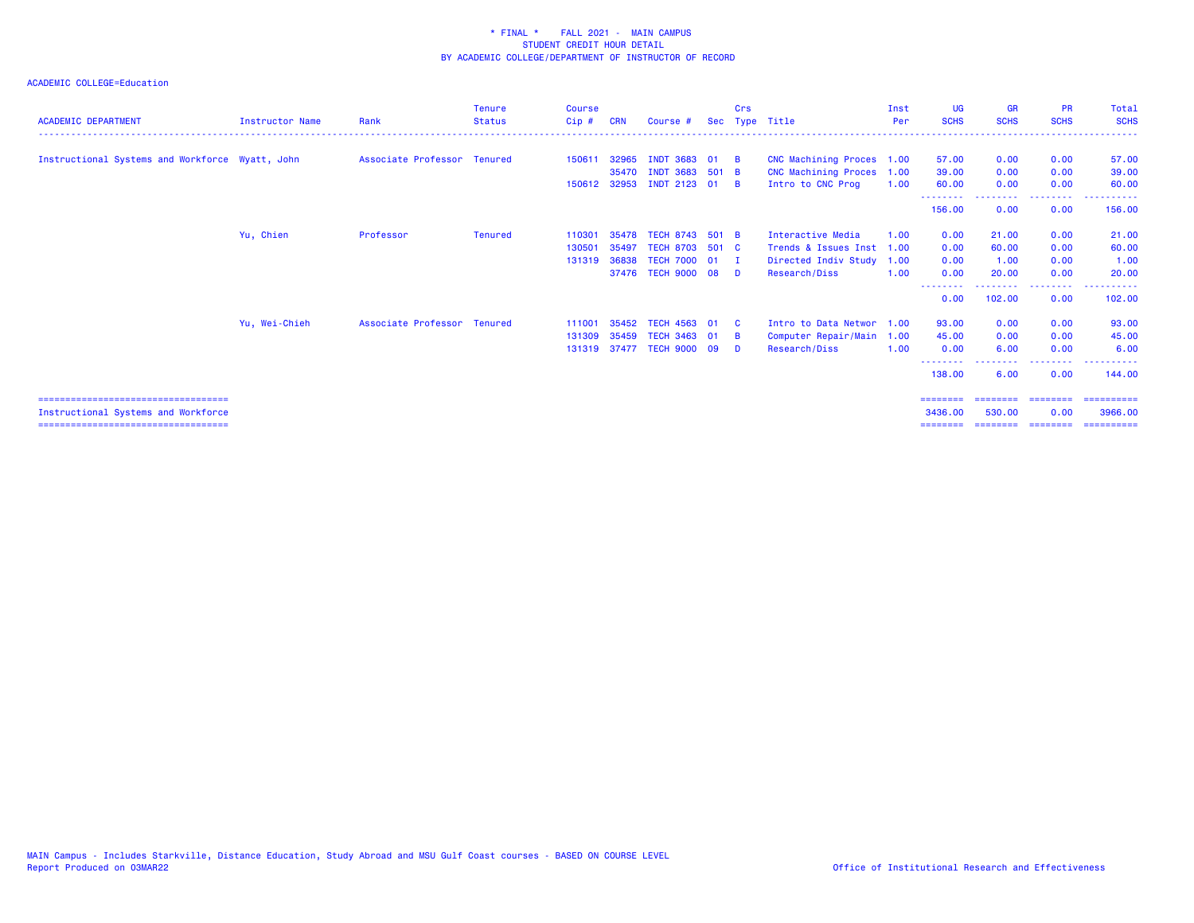\* FINAL \* FALL 2021 - MAIN CAMPUS
STUDENT CREDIT HOUR DETAIL
BY ACADEMIC COLLEGE/DEPARTMENT OF INSTRUCTOR OF RECORD

ACADEMIC COLLEGE=Education

| ACADEMIC DEPARTMENT | Instructor Name | Rank | Tenure Status | Course Cip # | CRN | Course # | Sec | Crs Type | Title | Inst Per | UG SCHS | GR SCHS | PR SCHS | Total SCHS |
|---|---|---|---|---|---|---|---|---|---|---|---|---|---|---|
| Instructional Systems and Workforce | Wyatt, John | Associate Professor | Tenured | 150611 | 32965 | INDT 3683 | 01 | B | CNC Machining Proces | 1.00 | 57.00 | 0.00 | 0.00 | 57.00 |
| | | | | | 35470 | INDT 3683 | 501 | B | CNC Machining Proces | 1.00 | 39.00 | 0.00 | 0.00 | 39.00 |
| | | | | 150612 | 32953 | INDT 2123 | 01 | B | Intro to CNC Prog | 1.00 | 60.00 | 0.00 | 0.00 | 60.00 |
| | | | | | | | | | | | 156.00 | 0.00 | 0.00 | 156.00 |
| | Yu, Chien | Professor | Tenured | 110301 | 35478 | TECH 8743 | 501 | B | Interactive Media | 1.00 | 0.00 | 21.00 | 0.00 | 21.00 |
| | | | | 130501 | 35497 | TECH 8703 | 501 | C | Trends & Issues Inst | 1.00 | 0.00 | 60.00 | 0.00 | 60.00 |
| | | | | 131319 | 36838 | TECH 7000 | 01 | I | Directed Indiv Study | 1.00 | 0.00 | 1.00 | 0.00 | 1.00 |
| | | | | | 37476 | TECH 9000 | 08 | D | Research/Diss | 1.00 | 0.00 | 20.00 | 0.00 | 20.00 |
| | | | | | | | | | | | 0.00 | 102.00 | 0.00 | 102.00 |
| | Yu, Wei-Chieh | Associate Professor | Tenured | 111001 | 35452 | TECH 4563 | 01 | C | Intro to Data Networ | 1.00 | 93.00 | 0.00 | 0.00 | 93.00 |
| | | | | 131309 | 35459 | TECH 3463 | 01 | B | Computer Repair/Main | 1.00 | 45.00 | 0.00 | 0.00 | 45.00 |
| | | | | 131319 | 37477 | TECH 9000 | 09 | D | Research/Diss | 1.00 | 0.00 | 6.00 | 0.00 | 6.00 |
| | | | | | | | | | | | 138.00 | 6.00 | 0.00 | 144.00 |
| Instructional Systems and Workforce | | | | | | | | | | | 3436.00 | 530.00 | 0.00 | 3966.00 |

MAIN Campus - Includes Starkville, Distance Education, Study Abroad and MSU Gulf Coast courses - BASED ON COURSE LEVEL
Report Produced on 03MAR22

Office of Institutional Research and Effectiveness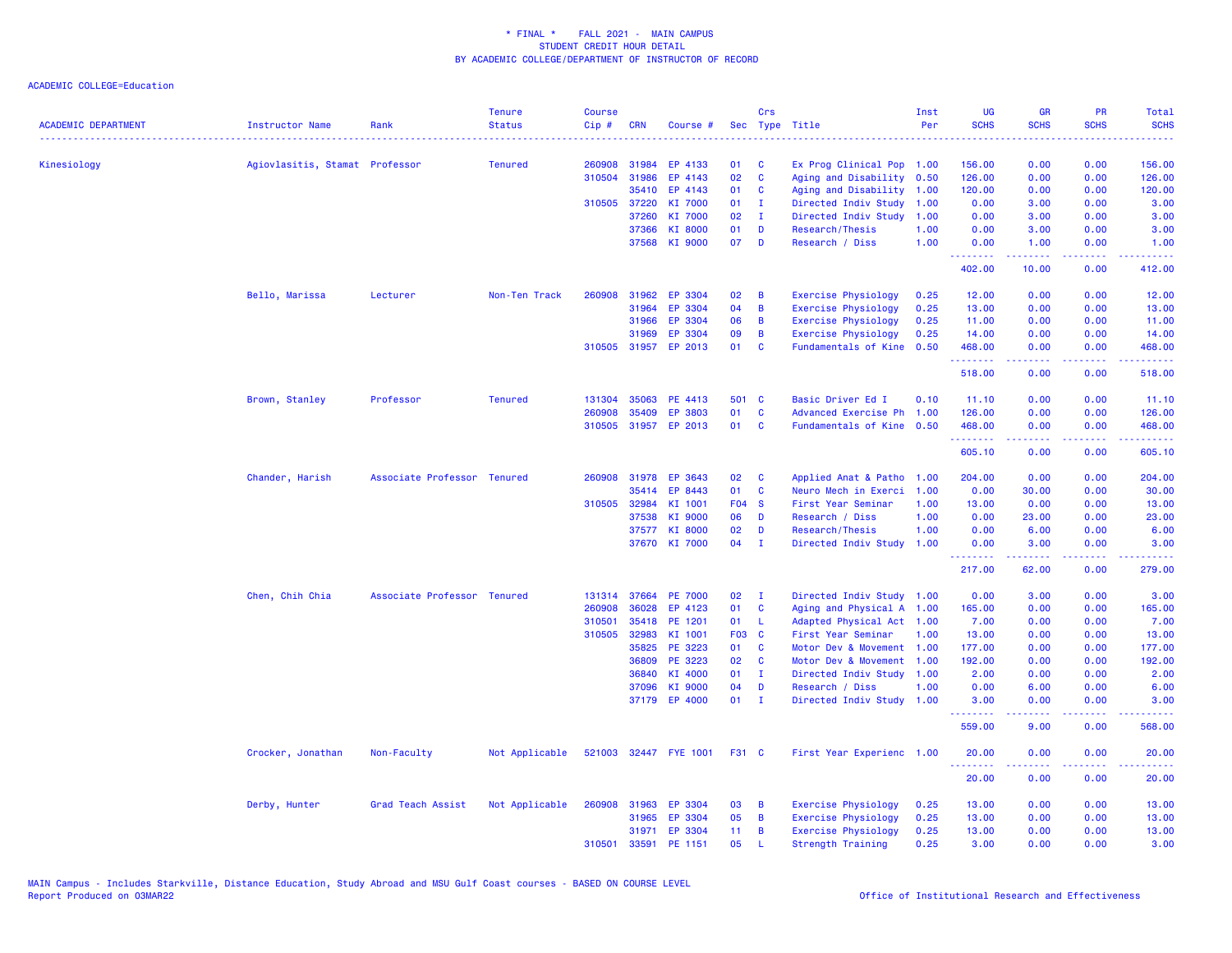# * FINAL * FALL 2021 - MAIN CAMPUS
## STUDENT CREDIT HOUR DETAIL
## BY ACADEMIC COLLEGE/DEPARTMENT OF INSTRUCTOR OF RECORD

ACADEMIC COLLEGE=Education

| ACADEMIC DEPARTMENT | Instructor Name | Rank | Tenure Status | Course Cip # | CRN | Course # | Sec | Crs Type | Title | Inst Per | UG SCHS | GR SCHS | PR SCHS | Total SCHS |
|---|---|---|---|---|---|---|---|---|---|---|---|---|---|---|
| Kinesiology | Agiovlasitis, Stamat | Professor | Tenured | 260908 | 31984 | EP 4133 | 01 | C | Ex Prog Clinical Pop | 1.00 | 156.00 | 0.00 | 0.00 | 156.00 |
| | | | | 310504 | 31986 | EP 4143 | 02 | C | Aging and Disability | 0.50 | 126.00 | 0.00 | 0.00 | 126.00 |
| | | | | | 35410 | EP 4143 | 01 | C | Aging and Disability | 1.00 | 120.00 | 0.00 | 0.00 | 120.00 |
| | | | | 310505 | 37220 | KI 7000 | 01 | I | Directed Indiv Study | 1.00 | 0.00 | 3.00 | 0.00 | 3.00 |
| | | | | | 37260 | KI 7000 | 02 | I | Directed Indiv Study | 1.00 | 0.00 | 3.00 | 0.00 | 3.00 |
| | | | | | 37366 | KI 8000 | 01 | D | Research/Thesis | 1.00 | 0.00 | 3.00 | 0.00 | 3.00 |
| | | | | | 37568 | KI 9000 | 07 | D | Research / Diss | 1.00 | 0.00 | 1.00 | 0.00 | 1.00 |
| | | | | | | | | | | | 402.00 | 10.00 | 0.00 | 412.00 |
| | Bello, Marissa | Lecturer | Non-Ten Track | 260908 | 31962 | EP 3304 | 02 | B | Exercise Physiology | 0.25 | 12.00 | 0.00 | 0.00 | 12.00 |
| | | | | | 31964 | EP 3304 | 04 | B | Exercise Physiology | 0.25 | 13.00 | 0.00 | 0.00 | 13.00 |
| | | | | | 31966 | EP 3304 | 06 | B | Exercise Physiology | 0.25 | 11.00 | 0.00 | 0.00 | 11.00 |
| | | | | | 31969 | EP 3304 | 09 | B | Exercise Physiology | 0.25 | 14.00 | 0.00 | 0.00 | 14.00 |
| | | | | 310505 | 31957 | EP 2013 | 01 | C | Fundamentals of Kine | 0.50 | 468.00 | 0.00 | 0.00 | 468.00 |
| | | | | | | | | | | | 518.00 | 0.00 | 0.00 | 518.00 |
| | Brown, Stanley | Professor | Tenured | 131304 | 35063 | PE 4413 | 501 | C | Basic Driver Ed I | 0.10 | 11.10 | 0.00 | 0.00 | 11.10 |
| | | | | 260908 | 35409 | EP 3803 | 01 | C | Advanced Exercise Ph | 1.00 | 126.00 | 0.00 | 0.00 | 126.00 |
| | | | | 310505 | 31957 | EP 2013 | 01 | C | Fundamentals of Kine | 0.50 | 468.00 | 0.00 | 0.00 | 468.00 |
| | | | | | | | | | | | 605.10 | 0.00 | 0.00 | 605.10 |
| | Chander, Harish | Associate Professor | Tenured | 260908 | 31978 | EP 3643 | 02 | C | Applied Anat & Patho | 1.00 | 204.00 | 0.00 | 0.00 | 204.00 |
| | | | | | 35414 | EP 8443 | 01 | C | Neuro Mech in Exerci | 1.00 | 0.00 | 30.00 | 0.00 | 30.00 |
| | | | | 310505 | 32984 | KI 1001 | F04 | S | First Year Seminar | 1.00 | 13.00 | 0.00 | 0.00 | 13.00 |
| | | | | | 37538 | KI 9000 | 06 | D | Research / Diss | 1.00 | 0.00 | 23.00 | 0.00 | 23.00 |
| | | | | | 37577 | KI 8000 | 02 | D | Research/Thesis | 1.00 | 0.00 | 6.00 | 0.00 | 6.00 |
| | | | | | 37670 | KI 7000 | 04 | I | Directed Indiv Study | 1.00 | 0.00 | 3.00 | 0.00 | 3.00 |
| | | | | | | | | | | | 217.00 | 62.00 | 0.00 | 279.00 |
| | Chen, Chih Chia | Associate Professor | Tenured | 131314 | 37664 | PE 7000 | 02 | I | Directed Indiv Study | 1.00 | 0.00 | 3.00 | 0.00 | 3.00 |
| | | | | 260908 | 36028 | EP 4123 | 01 | C | Aging and Physical A | 1.00 | 165.00 | 0.00 | 0.00 | 165.00 |
| | | | | 310501 | 35418 | PE 1201 | 01 | L | Adapted Physical Act | 1.00 | 7.00 | 0.00 | 0.00 | 7.00 |
| | | | | 310505 | 32983 | KI 1001 | F03 | C | First Year Seminar | 1.00 | 13.00 | 0.00 | 0.00 | 13.00 |
| | | | | | 35825 | PE 3223 | 01 | C | Motor Dev & Movement | 1.00 | 177.00 | 0.00 | 0.00 | 177.00 |
| | | | | | 36809 | PE 3223 | 02 | C | Motor Dev & Movement | 1.00 | 192.00 | 0.00 | 0.00 | 192.00 |
| | | | | | 36840 | KI 4000 | 01 | I | Directed Indiv Study | 1.00 | 2.00 | 0.00 | 0.00 | 2.00 |
| | | | | | 37096 | KI 9000 | 04 | D | Research / Diss | 1.00 | 0.00 | 6.00 | 0.00 | 6.00 |
| | | | | | 37179 | EP 4000 | 01 | I | Directed Indiv Study | 1.00 | 3.00 | 0.00 | 0.00 | 3.00 |
| | | | | | | | | | | | 559.00 | 9.00 | 0.00 | 568.00 |
| | Crocker, Jonathan | Non-Faculty | Not Applicable | 521003 | 32447 | FYE 1001 | F31 | C | First Year Experienc | 1.00 | 20.00 | 0.00 | 0.00 | 20.00 |
| | | | | | | | | | | | 20.00 | 0.00 | 0.00 | 20.00 |
| | Derby, Hunter | Grad Teach Assist | Not Applicable | 260908 | 31963 | EP 3304 | 03 | B | Exercise Physiology | 0.25 | 13.00 | 0.00 | 0.00 | 13.00 |
| | | | | | 31965 | EP 3304 | 05 | B | Exercise Physiology | 0.25 | 13.00 | 0.00 | 0.00 | 13.00 |
| | | | | | 31971 | EP 3304 | 11 | B | Exercise Physiology | 0.25 | 13.00 | 0.00 | 0.00 | 13.00 |
| | | | | 310501 | 33591 | PE 1151 | 05 | L | Strength Training | 0.25 | 3.00 | 0.00 | 0.00 | 3.00 |

MAIN Campus - Includes Starkville, Distance Education, Study Abroad and MSU Gulf Coast courses - BASED ON COURSE LEVEL
Report Produced on 03MAR22

Office of Institutional Research and Effectiveness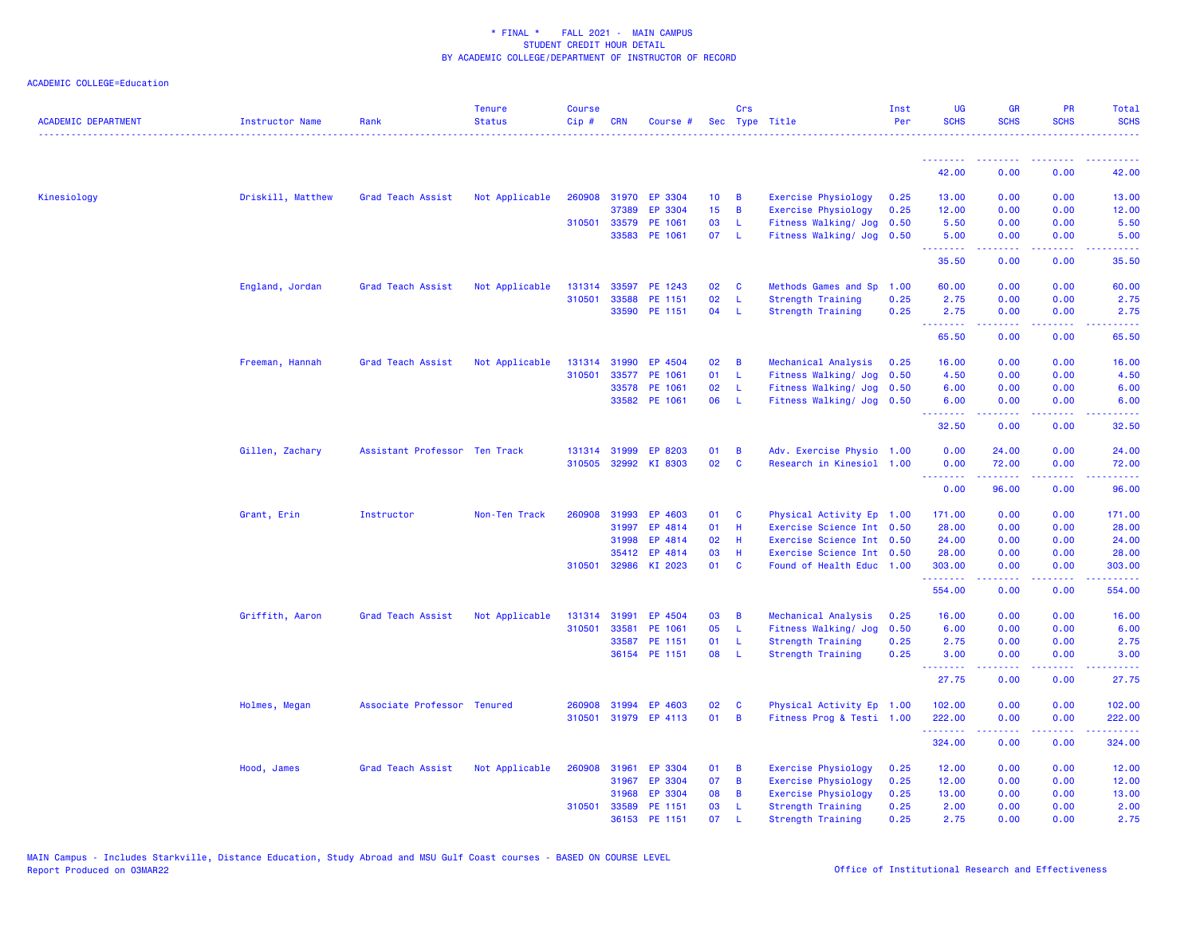\* FINAL \* FALL 2021 - MAIN CAMPUS
STUDENT CREDIT HOUR DETAIL
BY ACADEMIC COLLEGE/DEPARTMENT OF INSTRUCTOR OF RECORD

ACADEMIC COLLEGE=Education

| ACADEMIC DEPARTMENT | Instructor Name | Rank | Tenure Status | Course Cip # | CRN | Course # | Sec | Crs Type | Title | Inst Per | UG SCHS | GR SCHS | PR SCHS | Total SCHS |
|---|---|---|---|---|---|---|---|---|---|---|---|---|---|---|
| | | | | | | | | | | | 42.00 | 0.00 | 0.00 | 42.00 |
| Kinesiology | Driskill, Matthew | Grad Teach Assist | Not Applicable | 260908 | 31970 | EP 3304 | 10 | B | Exercise Physiology | 0.25 | 13.00 | 0.00 | 0.00 | 13.00 |
| | | | | | 37389 | EP 3304 | 15 | B | Exercise Physiology | 0.25 | 12.00 | 0.00 | 0.00 | 12.00 |
| | | | | 310501 | 33579 | PE 1061 | 03 | L | Fitness Walking/ Jog | 0.50 | 5.50 | 0.00 | 0.00 | 5.50 |
| | | | | | 33583 | PE 1061 | 07 | L | Fitness Walking/ Jog | 0.50 | 5.00 | 0.00 | 0.00 | 5.00 |
| | | | | | | | | | | | 35.50 | 0.00 | 0.00 | 35.50 |
| | England, Jordan | Grad Teach Assist | Not Applicable | 131314 | 33597 | PE 1243 | 02 | C | Methods Games and Sp | 1.00 | 60.00 | 0.00 | 0.00 | 60.00 |
| | | | | 310501 | 33588 | PE 1151 | 02 | L | Strength Training | 0.25 | 2.75 | 0.00 | 0.00 | 2.75 |
| | | | | | 33590 | PE 1151 | 04 | L | Strength Training | 0.25 | 2.75 | 0.00 | 0.00 | 2.75 |
| | | | | | | | | | | | 65.50 | 0.00 | 0.00 | 65.50 |
| | Freeman, Hannah | Grad Teach Assist | Not Applicable | 131314 | 31990 | EP 4504 | 02 | B | Mechanical Analysis | 0.25 | 16.00 | 0.00 | 0.00 | 16.00 |
| | | | | 310501 | 33577 | PE 1061 | 01 | L | Fitness Walking/ Jog | 0.50 | 4.50 | 0.00 | 0.00 | 4.50 |
| | | | | | 33578 | PE 1061 | 02 | L | Fitness Walking/ Jog | 0.50 | 6.00 | 0.00 | 0.00 | 6.00 |
| | | | | | 33582 | PE 1061 | 06 | L | Fitness Walking/ Jog | 0.50 | 6.00 | 0.00 | 0.00 | 6.00 |
| | | | | | | | | | | | 32.50 | 0.00 | 0.00 | 32.50 |
| | Gillen, Zachary | Assistant Professor | Ten Track | 131314 | 31999 | EP 8203 | 01 | B | Adv. Exercise Physio | 1.00 | 0.00 | 24.00 | 0.00 | 24.00 |
| | | | | 310505 | 32992 | KI 8303 | 02 | C | Research in Kinesiol | 1.00 | 0.00 | 72.00 | 0.00 | 72.00 |
| | | | | | | | | | | | 0.00 | 96.00 | 0.00 | 96.00 |
| | Grant, Erin | Instructor | Non-Ten Track | 260908 | 31993 | EP 4603 | 01 | C | Physical Activity Ep | 1.00 | 171.00 | 0.00 | 0.00 | 171.00 |
| | | | | | 31997 | EP 4814 | 01 | H | Exercise Science Int | 0.50 | 28.00 | 0.00 | 0.00 | 28.00 |
| | | | | | 31998 | EP 4814 | 02 | H | Exercise Science Int | 0.50 | 24.00 | 0.00 | 0.00 | 24.00 |
| | | | | | 35412 | EP 4814 | 03 | H | Exercise Science Int | 0.50 | 28.00 | 0.00 | 0.00 | 28.00 |
| | | | | 310501 | 32986 | KI 2023 | 01 | C | Found of Health Educ | 1.00 | 303.00 | 0.00 | 0.00 | 303.00 |
| | | | | | | | | | | | 554.00 | 0.00 | 0.00 | 554.00 |
| | Griffith, Aaron | Grad Teach Assist | Not Applicable | 131314 | 31991 | EP 4504 | 03 | B | Mechanical Analysis | 0.25 | 16.00 | 0.00 | 0.00 | 16.00 |
| | | | | 310501 | 33581 | PE 1061 | 05 | L | Fitness Walking/ Jog | 0.50 | 6.00 | 0.00 | 0.00 | 6.00 |
| | | | | | 33587 | PE 1151 | 01 | L | Strength Training | 0.25 | 2.75 | 0.00 | 0.00 | 2.75 |
| | | | | | 36154 | PE 1151 | 08 | L | Strength Training | 0.25 | 3.00 | 0.00 | 0.00 | 3.00 |
| | | | | | | | | | | | 27.75 | 0.00 | 0.00 | 27.75 |
| | Holmes, Megan | Associate Professor | Tenured | 260908 | 31994 | EP 4603 | 02 | C | Physical Activity Ep | 1.00 | 102.00 | 0.00 | 0.00 | 102.00 |
| | | | | 310501 | 31979 | EP 4113 | 01 | B | Fitness Prog & Testi | 1.00 | 222.00 | 0.00 | 0.00 | 222.00 |
| | | | | | | | | | | | 324.00 | 0.00 | 0.00 | 324.00 |
| | Hood, James | Grad Teach Assist | Not Applicable | 260908 | 31961 | EP 3304 | 01 | B | Exercise Physiology | 0.25 | 12.00 | 0.00 | 0.00 | 12.00 |
| | | | | | 31967 | EP 3304 | 07 | B | Exercise Physiology | 0.25 | 12.00 | 0.00 | 0.00 | 12.00 |
| | | | | | 31968 | EP 3304 | 08 | B | Exercise Physiology | 0.25 | 13.00 | 0.00 | 0.00 | 13.00 |
| | | | | 310501 | 33589 | PE 1151 | 03 | L | Strength Training | 0.25 | 2.00 | 0.00 | 0.00 | 2.00 |
| | | | | | 36153 | PE 1151 | 07 | L | Strength Training | 0.25 | 2.75 | 0.00 | 0.00 | 2.75 |

MAIN Campus - Includes Starkville, Distance Education, Study Abroad and MSU Gulf Coast courses - BASED ON COURSE LEVEL
Report Produced on 03MAR22

Office of Institutional Research and Effectiveness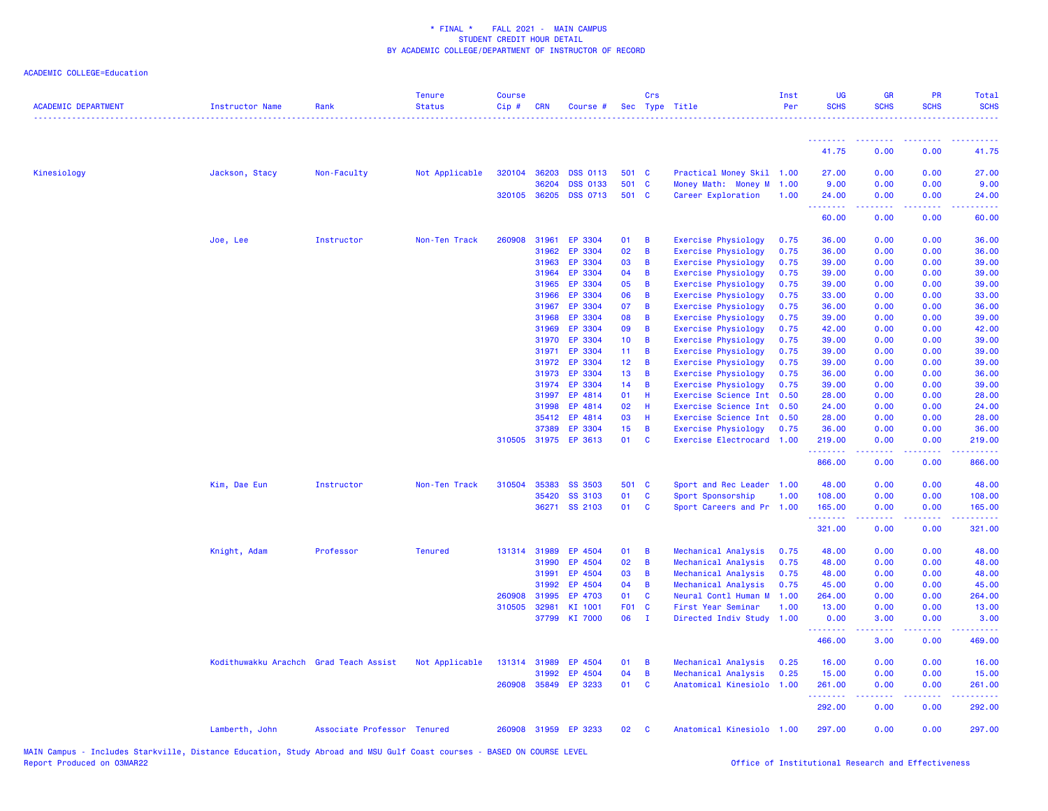\* FINAL \* FALL 2021 - MAIN CAMPUS
STUDENT CREDIT HOUR DETAIL
BY ACADEMIC COLLEGE/DEPARTMENT OF INSTRUCTOR OF RECORD

ACADEMIC COLLEGE=Education

| ACADEMIC DEPARTMENT | Instructor Name | Rank | Tenure Status | Course Cip # | CRN | Course # | Sec | Crs Type | Title | Inst Per | UG SCHS | GR SCHS | PR SCHS | Total SCHS |
|---|---|---|---|---|---|---|---|---|---|---|---|---|---|---|
| | | | | | | | | | | | 41.75 | 0.00 | 0.00 | 41.75 |
| Kinesiology | Jackson, Stacy | Non-Faculty | Not Applicable | 320104 | 36203 | DSS 0113 | 501 | C | Practical Money Skil | 1.00 | 27.00 | 0.00 | 0.00 | 27.00 |
| | | | | | 36204 | DSS 0133 | 501 | C | Money Math: Money M | 1.00 | 9.00 | 0.00 | 0.00 | 9.00 |
| | | | | 320105 | 36205 | DSS 0713 | 501 | C | Career Exploration | 1.00 | 24.00 | 0.00 | 0.00 | 24.00 |
| | | | | | | | | | | | 60.00 | 0.00 | 0.00 | 60.00 |
| | Joe, Lee | Instructor | Non-Ten Track | 260908 | 31961 | EP 3304 | 01 | B | Exercise Physiology | 0.75 | 36.00 | 0.00 | 0.00 | 36.00 |
| | | | | | 31962 | EP 3304 | 02 | B | Exercise Physiology | 0.75 | 36.00 | 0.00 | 0.00 | 36.00 |
| | | | | | 31963 | EP 3304 | 03 | B | Exercise Physiology | 0.75 | 39.00 | 0.00 | 0.00 | 39.00 |
| | | | | | 31964 | EP 3304 | 04 | B | Exercise Physiology | 0.75 | 39.00 | 0.00 | 0.00 | 39.00 |
| | | | | | 31965 | EP 3304 | 05 | B | Exercise Physiology | 0.75 | 39.00 | 0.00 | 0.00 | 39.00 |
| | | | | | 31966 | EP 3304 | 06 | B | Exercise Physiology | 0.75 | 33.00 | 0.00 | 0.00 | 33.00 |
| | | | | | 31967 | EP 3304 | 07 | B | Exercise Physiology | 0.75 | 36.00 | 0.00 | 0.00 | 36.00 |
| | | | | | 31968 | EP 3304 | 08 | B | Exercise Physiology | 0.75 | 39.00 | 0.00 | 0.00 | 39.00 |
| | | | | | 31969 | EP 3304 | 09 | B | Exercise Physiology | 0.75 | 42.00 | 0.00 | 0.00 | 42.00 |
| | | | | | 31970 | EP 3304 | 10 | B | Exercise Physiology | 0.75 | 39.00 | 0.00 | 0.00 | 39.00 |
| | | | | | 31971 | EP 3304 | 11 | B | Exercise Physiology | 0.75 | 39.00 | 0.00 | 0.00 | 39.00 |
| | | | | | 31972 | EP 3304 | 12 | B | Exercise Physiology | 0.75 | 39.00 | 0.00 | 0.00 | 39.00 |
| | | | | | 31973 | EP 3304 | 13 | B | Exercise Physiology | 0.75 | 36.00 | 0.00 | 0.00 | 36.00 |
| | | | | | 31974 | EP 3304 | 14 | B | Exercise Physiology | 0.75 | 39.00 | 0.00 | 0.00 | 39.00 |
| | | | | | 31997 | EP 4814 | 01 | H | Exercise Science Int | 0.50 | 28.00 | 0.00 | 0.00 | 28.00 |
| | | | | | 31998 | EP 4814 | 02 | H | Exercise Science Int | 0.50 | 24.00 | 0.00 | 0.00 | 24.00 |
| | | | | | 35412 | EP 4814 | 03 | H | Exercise Science Int | 0.50 | 28.00 | 0.00 | 0.00 | 28.00 |
| | | | | | 37389 | EP 3304 | 15 | B | Exercise Physiology | 0.75 | 36.00 | 0.00 | 0.00 | 36.00 |
| | | | | 310505 | 31975 | EP 3613 | 01 | C | Exercise Electrocard | 1.00 | 219.00 | 0.00 | 0.00 | 219.00 |
| | | | | | | | | | | | 866.00 | 0.00 | 0.00 | 866.00 |
| | Kim, Dae Eun | Instructor | Non-Ten Track | 310504 | 35383 | SS 3503 | 501 | C | Sport and Rec Leader | 1.00 | 48.00 | 0.00 | 0.00 | 48.00 |
| | | | | | 35420 | SS 3103 | 01 | C | Sport Sponsorship | 1.00 | 108.00 | 0.00 | 0.00 | 108.00 |
| | | | | | 36271 | SS 2103 | 01 | C | Sport Careers and Pr | 1.00 | 165.00 | 0.00 | 0.00 | 165.00 |
| | | | | | | | | | | | 321.00 | 0.00 | 0.00 | 321.00 |
| | Knight, Adam | Professor | Tenured | 131314 | 31989 | EP 4504 | 01 | B | Mechanical Analysis | 0.75 | 48.00 | 0.00 | 0.00 | 48.00 |
| | | | | | 31990 | EP 4504 | 02 | B | Mechanical Analysis | 0.75 | 48.00 | 0.00 | 0.00 | 48.00 |
| | | | | | 31991 | EP 4504 | 03 | B | Mechanical Analysis | 0.75 | 48.00 | 0.00 | 0.00 | 48.00 |
| | | | | | 31992 | EP 4504 | 04 | B | Mechanical Analysis | 0.75 | 45.00 | 0.00 | 0.00 | 45.00 |
| | | | | 260908 | 31995 | EP 4703 | 01 | C | Neural Contl Human M | 1.00 | 264.00 | 0.00 | 0.00 | 264.00 |
| | | | | 310505 | 32981 | KI 1001 | F01 | C | First Year Seminar | 1.00 | 13.00 | 0.00 | 0.00 | 13.00 |
| | | | | | 37799 | KI 7000 | 06 | I | Directed Indiv Study | 1.00 | 0.00 | 3.00 | 0.00 | 3.00 |
| | | | | | | | | | | | 466.00 | 3.00 | 0.00 | 469.00 |
| | Kodithuwakku Arachch | Grad Teach Assist | Not Applicable | 131314 | 31989 | EP 4504 | 01 | B | Mechanical Analysis | 0.25 | 16.00 | 0.00 | 0.00 | 16.00 |
| | | | | | 31992 | EP 4504 | 04 | B | Mechanical Analysis | 0.25 | 15.00 | 0.00 | 0.00 | 15.00 |
| | | | | 260908 | 35849 | EP 3233 | 01 | C | Anatomical Kinesiolo | 1.00 | 261.00 | 0.00 | 0.00 | 261.00 |
| | | | | | | | | | | | 292.00 | 0.00 | 0.00 | 292.00 |
| | Lamberth, John | Associate Professor | Tenured | 260908 | 31959 | EP 3233 | 02 | C | Anatomical Kinesiolo | 1.00 | 297.00 | 0.00 | 0.00 | 297.00 |

MAIN Campus - Includes Starkville, Distance Education, Study Abroad and MSU Gulf Coast courses - BASED ON COURSE LEVEL
Report Produced on 03MAR22

Office of Institutional Research and Effectiveness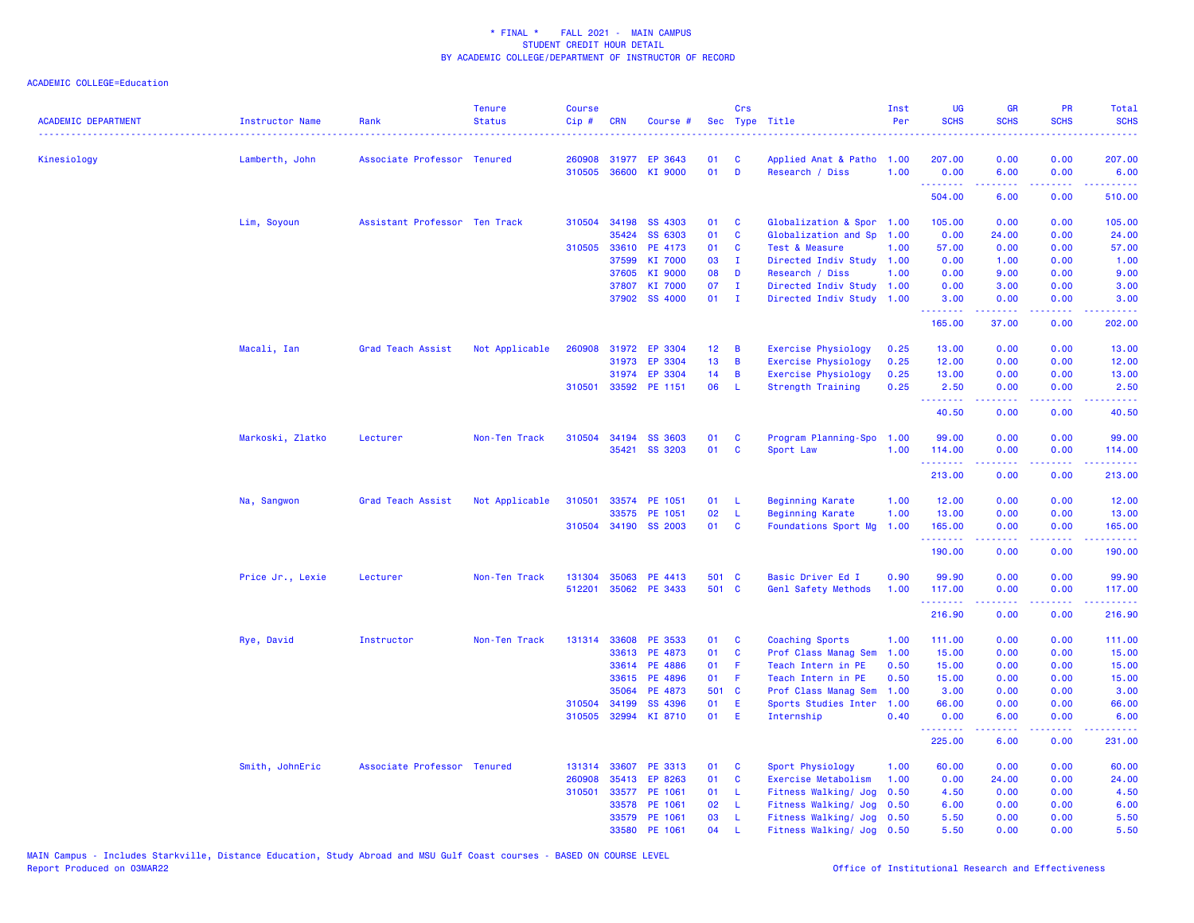\* FINAL \* FALL 2021 - MAIN CAMPUS
STUDENT CREDIT HOUR DETAIL
BY ACADEMIC COLLEGE/DEPARTMENT OF INSTRUCTOR OF RECORD

ACADEMIC COLLEGE=Education

| ACADEMIC DEPARTMENT | Instructor Name | Rank | Tenure Status | Course Cip # | CRN | Course # | Sec | Crs Type | Title | Inst Per | UG SCHS | GR SCHS | PR SCHS | Total SCHS |
|---|---|---|---|---|---|---|---|---|---|---|---|---|---|---|
| Kinesiology | Lamberth, John | Associate Professor | Tenured | 260908 | 31977 | EP 3643 | 01 | C | Applied Anat & Patho | 1.00 | 207.00 | 0.00 | 0.00 | 207.00 |
| | | | | 310505 | 36600 | KI 9000 | 01 | D | Research / Diss | 1.00 | 0.00 | 6.00 | 0.00 | 6.00 |
| | | | | | | | | | | | 504.00 | 6.00 | 0.00 | 510.00 |
| | Lim, Soyoun | Assistant Professor | Ten Track | 310504 | 34198 | SS 4303 | 01 | C | Globalization & Spor | 1.00 | 105.00 | 0.00 | 0.00 | 105.00 |
| | | | | | 35424 | SS 6303 | 01 | C | Globalization and Sp | 1.00 | 0.00 | 24.00 | 0.00 | 24.00 |
| | | | | 310505 | 33610 | PE 4173 | 01 | C | Test & Measure | 1.00 | 57.00 | 0.00 | 0.00 | 57.00 |
| | | | | | 37599 | KI 7000 | 03 | I | Directed Indiv Study | 1.00 | 0.00 | 1.00 | 0.00 | 1.00 |
| | | | | | 37605 | KI 9000 | 08 | D | Research / Diss | 1.00 | 0.00 | 9.00 | 0.00 | 9.00 |
| | | | | | 37807 | KI 7000 | 07 | I | Directed Indiv Study | 1.00 | 0.00 | 3.00 | 0.00 | 3.00 |
| | | | | | 37902 | SS 4000 | 01 | I | Directed Indiv Study | 1.00 | 3.00 | 0.00 | 0.00 | 3.00 |
| | | | | | | | | | | | 165.00 | 37.00 | 0.00 | 202.00 |
| | Macali, Ian | Grad Teach Assist | Not Applicable | 260908 | 31972 | EP 3304 | 12 | B | Exercise Physiology | 0.25 | 13.00 | 0.00 | 0.00 | 13.00 |
| | | | | | 31973 | EP 3304 | 13 | B | Exercise Physiology | 0.25 | 12.00 | 0.00 | 0.00 | 12.00 |
| | | | | | 31974 | EP 3304 | 14 | B | Exercise Physiology | 0.25 | 13.00 | 0.00 | 0.00 | 13.00 |
| | | | | 310501 | 33592 | PE 1151 | 06 | L | Strength Training | 0.25 | 2.50 | 0.00 | 0.00 | 2.50 |
| | | | | | | | | | | | 40.50 | 0.00 | 0.00 | 40.50 |
| | Markoski, Zlatko | Lecturer | Non-Ten Track | 310504 | 34194 | SS 3603 | 01 | C | Program Planning-Spo | 1.00 | 99.00 | 0.00 | 0.00 | 99.00 |
| | | | | | 35421 | SS 3203 | 01 | C | Sport Law | 1.00 | 114.00 | 0.00 | 0.00 | 114.00 |
| | | | | | | | | | | | 213.00 | 0.00 | 0.00 | 213.00 |
| | Na, Sangwon | Grad Teach Assist | Not Applicable | 310501 | 33574 | PE 1051 | 01 | L | Beginning Karate | 1.00 | 12.00 | 0.00 | 0.00 | 12.00 |
| | | | | | 33575 | PE 1051 | 02 | L | Beginning Karate | 1.00 | 13.00 | 0.00 | 0.00 | 13.00 |
| | | | | 310504 | 34190 | SS 2003 | 01 | C | Foundations Sport Mg | 1.00 | 165.00 | 0.00 | 0.00 | 165.00 |
| | | | | | | | | | | | 190.00 | 0.00 | 0.00 | 190.00 |
| | Price Jr., Lexie | Lecturer | Non-Ten Track | 131304 | 35063 | PE 4413 | 501 | C | Basic Driver Ed I | 0.90 | 99.90 | 0.00 | 0.00 | 99.90 |
| | | | | 512201 | 35062 | PE 3433 | 501 | C | Genl Safety Methods | 1.00 | 117.00 | 0.00 | 0.00 | 117.00 |
| | | | | | | | | | | | 216.90 | 0.00 | 0.00 | 216.90 |
| | Rye, David | Instructor | Non-Ten Track | 131314 | 33608 | PE 3533 | 01 | C | Coaching Sports | 1.00 | 111.00 | 0.00 | 0.00 | 111.00 |
| | | | | | 33613 | PE 4873 | 01 | C | Prof Class Manag Sem | 1.00 | 15.00 | 0.00 | 0.00 | 15.00 |
| | | | | | 33614 | PE 4886 | 01 | F | Teach Intern in PE | 0.50 | 15.00 | 0.00 | 0.00 | 15.00 |
| | | | | | 33615 | PE 4896 | 01 | F | Teach Intern in PE | 0.50 | 15.00 | 0.00 | 0.00 | 15.00 |
| | | | | | 35064 | PE 4873 | 501 | C | Prof Class Manag Sem | 1.00 | 3.00 | 0.00 | 0.00 | 3.00 |
| | | | | 310504 | 34199 | SS 4396 | 01 | E | Sports Studies Inter | 1.00 | 66.00 | 0.00 | 0.00 | 66.00 |
| | | | | 310505 | 32994 | KI 8710 | 01 | E | Internship | 0.40 | 0.00 | 6.00 | 0.00 | 6.00 |
| | | | | | | | | | | | 225.00 | 6.00 | 0.00 | 231.00 |
| | Smith, JohnEric | Associate Professor | Tenured | 131314 | 33607 | PE 3313 | 01 | C | Sport Physiology | 1.00 | 60.00 | 0.00 | 0.00 | 60.00 |
| | | | | 260908 | 35413 | EP 8263 | 01 | C | Exercise Metabolism | 1.00 | 0.00 | 24.00 | 0.00 | 24.00 |
| | | | | 310501 | 33577 | PE 1061 | 01 | L | Fitness Walking/ Jog | 0.50 | 4.50 | 0.00 | 0.00 | 4.50 |
| | | | | | 33578 | PE 1061 | 02 | L | Fitness Walking/ Jog | 0.50 | 6.00 | 0.00 | 0.00 | 6.00 |
| | | | | | 33579 | PE 1061 | 03 | L | Fitness Walking/ Jog | 0.50 | 5.50 | 0.00 | 0.00 | 5.50 |
| | | | | | 33580 | PE 1061 | 04 | L | Fitness Walking/ Jog | 0.50 | 5.50 | 0.00 | 0.00 | 5.50 |

MAIN Campus - Includes Starkville, Distance Education, Study Abroad and MSU Gulf Coast courses - BASED ON COURSE LEVEL
Report Produced on 03MAR22

Office of Institutional Research and Effectiveness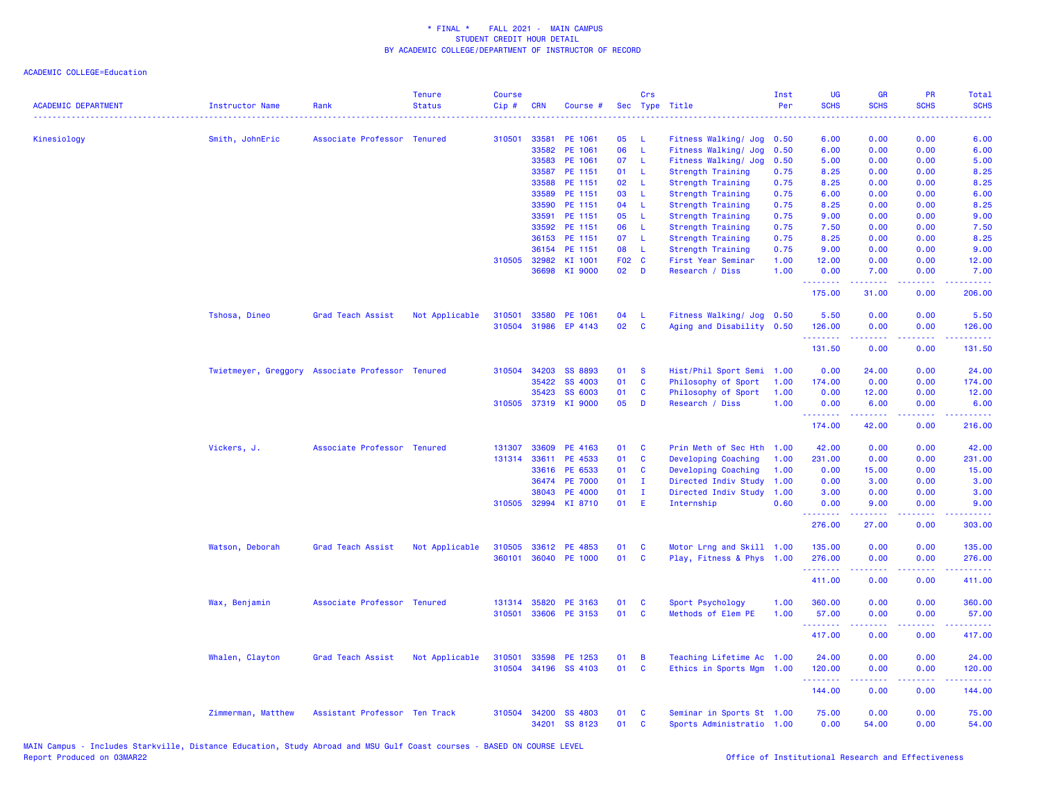\* FINAL \* FALL 2021 - MAIN CAMPUS
STUDENT CREDIT HOUR DETAIL
BY ACADEMIC COLLEGE/DEPARTMENT OF INSTRUCTOR OF RECORD

ACADEMIC COLLEGE=Education

| ACADEMIC DEPARTMENT | Instructor Name | Rank | Tenure Status | Course Cip # | CRN | Course # | Sec | Crs Type | Title | Inst Per | UG SCHS | GR SCHS | PR SCHS | Total SCHS |
|---|---|---|---|---|---|---|---|---|---|---|---|---|---|---|
| Kinesiology | Smith, JohnEric | Associate Professor | Tenured | 310501 | 33581 | PE 1061 | 05 | L | Fitness Walking/ Jog | 0.50 | 6.00 | 0.00 | 0.00 | 6.00 |
| | | | | | 33582 | PE 1061 | 06 | L | Fitness Walking/ Jog | 0.50 | 6.00 | 0.00 | 0.00 | 6.00 |
| | | | | | 33583 | PE 1061 | 07 | L | Fitness Walking/ Jog | 0.50 | 5.00 | 0.00 | 0.00 | 5.00 |
| | | | | | 33587 | PE 1151 | 01 | L | Strength Training | 0.75 | 8.25 | 0.00 | 0.00 | 8.25 |
| | | | | | 33588 | PE 1151 | 02 | L | Strength Training | 0.75 | 8.25 | 0.00 | 0.00 | 8.25 |
| | | | | | 33589 | PE 1151 | 03 | L | Strength Training | 0.75 | 6.00 | 0.00 | 0.00 | 6.00 |
| | | | | | 33590 | PE 1151 | 04 | L | Strength Training | 0.75 | 8.25 | 0.00 | 0.00 | 8.25 |
| | | | | | 33591 | PE 1151 | 05 | L | Strength Training | 0.75 | 9.00 | 0.00 | 0.00 | 9.00 |
| | | | | | 33592 | PE 1151 | 06 | L | Strength Training | 0.75 | 7.50 | 0.00 | 0.00 | 7.50 |
| | | | | | 36153 | PE 1151 | 07 | L | Strength Training | 0.75 | 8.25 | 0.00 | 0.00 | 8.25 |
| | | | | | 36154 | PE 1151 | 08 | L | Strength Training | 0.75 | 9.00 | 0.00 | 0.00 | 9.00 |
| | | | | 310505 | 32982 | KI 1001 | F02 | C | First Year Seminar | 1.00 | 12.00 | 0.00 | 0.00 | 12.00 |
| | | | | | 36698 | KI 9000 | 02 | D | Research / Diss | 1.00 | 0.00 | 7.00 | 0.00 | 7.00 |
| | | | | | | | | | | | 175.00 | 31.00 | 0.00 | 206.00 |
| | Tshosa, Dineo | Grad Teach Assist | Not Applicable | 310501 | 33580 | PE 1061 | 04 | L | Fitness Walking/ Jog | 0.50 | 5.50 | 0.00 | 0.00 | 5.50 |
| | | | | 310504 | 31986 | EP 4143 | 02 | C | Aging and Disability | 0.50 | 126.00 | 0.00 | 0.00 | 126.00 |
| | | | | | | | | | | | 131.50 | 0.00 | 0.00 | 131.50 |
| | Twietmeyer, Greggory | Associate Professor | Tenured | 310504 | 34203 | SS 8893 | 01 | S | Hist/Phil Sport Semi | 1.00 | 0.00 | 24.00 | 0.00 | 24.00 |
| | | | | | 35422 | SS 4003 | 01 | C | Philosophy of Sport | 1.00 | 174.00 | 0.00 | 0.00 | 174.00 |
| | | | | | 35423 | SS 6003 | 01 | C | Philosophy of Sport | 1.00 | 0.00 | 12.00 | 0.00 | 12.00 |
| | | | | 310505 | 37319 | KI 9000 | 05 | D | Research / Diss | 1.00 | 0.00 | 6.00 | 0.00 | 6.00 |
| | | | | | | | | | | | 174.00 | 42.00 | 0.00 | 216.00 |
| | Vickers, J. | Associate Professor | Tenured | 131307 | 33609 | PE 4163 | 01 | C | Prin Meth of Sec Hth | 1.00 | 42.00 | 0.00 | 0.00 | 42.00 |
| | | | | 131314 | 33611 | PE 4533 | 01 | C | Developing Coaching | 1.00 | 231.00 | 0.00 | 0.00 | 231.00 |
| | | | | | 33616 | PE 6533 | 01 | C | Developing Coaching | 1.00 | 0.00 | 15.00 | 0.00 | 15.00 |
| | | | | | 36474 | PE 7000 | 01 | I | Directed Indiv Study | 1.00 | 0.00 | 3.00 | 0.00 | 3.00 |
| | | | | | 38043 | PE 4000 | 01 | I | Directed Indiv Study | 1.00 | 3.00 | 0.00 | 0.00 | 3.00 |
| | | | | 310505 | 32994 | KI 8710 | 01 | E | Internship | 0.60 | 0.00 | 9.00 | 0.00 | 9.00 |
| | | | | | | | | | | | 276.00 | 27.00 | 0.00 | 303.00 |
| | Watson, Deborah | Grad Teach Assist | Not Applicable | 310505 | 33612 | PE 4853 | 01 | C | Motor Lrng and Skill | 1.00 | 135.00 | 0.00 | 0.00 | 135.00 |
| | | | | 360101 | 36040 | PE 1000 | 01 | C | Play, Fitness & Phys | 1.00 | 276.00 | 0.00 | 0.00 | 276.00 |
| | | | | | | | | | | | 411.00 | 0.00 | 0.00 | 411.00 |
| | Wax, Benjamin | Associate Professor | Tenured | 131314 | 35820 | PE 3163 | 01 | C | Sport Psychology | 1.00 | 360.00 | 0.00 | 0.00 | 360.00 |
| | | | | 310501 | 33606 | PE 3153 | 01 | C | Methods of Elem PE | 1.00 | 57.00 | 0.00 | 0.00 | 57.00 |
| | | | | | | | | | | | 417.00 | 0.00 | 0.00 | 417.00 |
| | Whalen, Clayton | Grad Teach Assist | Not Applicable | 310501 | 33598 | PE 1253 | 01 | B | Teaching Lifetime Ac | 1.00 | 24.00 | 0.00 | 0.00 | 24.00 |
| | | | | 310504 | 34196 | SS 4103 | 01 | C | Ethics in Sports Mgm | 1.00 | 120.00 | 0.00 | 0.00 | 120.00 |
| | | | | | | | | | | | 144.00 | 0.00 | 0.00 | 144.00 |
| | Zimmerman, Matthew | Assistant Professor | Ten Track | 310504 | 34200 | SS 4803 | 01 | C | Seminar in Sports St | 1.00 | 75.00 | 0.00 | 0.00 | 75.00 |
| | | | | | 34201 | SS 8123 | 01 | C | Sports Administratio | 1.00 | 0.00 | 54.00 | 0.00 | 54.00 |

MAIN Campus - Includes Starkville, Distance Education, Study Abroad and MSU Gulf Coast courses - BASED ON COURSE LEVEL
Report Produced on 03MAR22

Office of Institutional Research and Effectiveness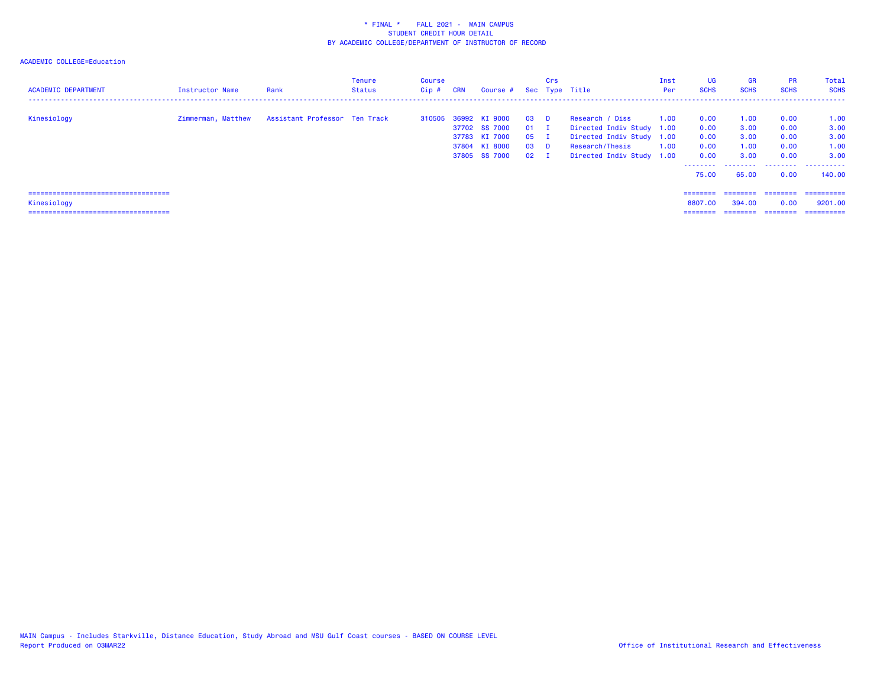\* FINAL \*    FALL 2021 -  MAIN CAMPUS
STUDENT CREDIT HOUR DETAIL
BY ACADEMIC COLLEGE/DEPARTMENT OF INSTRUCTOR OF RECORD

ACADEMIC COLLEGE=Education

| ACADEMIC DEPARTMENT | Instructor Name | Rank | Tenure Status | Course Cip # | CRN | Course # | Sec | Crs Type | Title | Inst Per | UG SCHS | GR SCHS | PR SCHS | Total SCHS |
|---|---|---|---|---|---|---|---|---|---|---|---|---|---|---|
| Kinesiology | Zimmerman, Matthew | Assistant Professor | Ten Track | 310505 | 36992 | KI 9000 | 03 | D | Research / Diss | 1.00 | 0.00 | 1.00 | 0.00 | 1.00 |
| | | | | | 37702 | SS 7000 | 01 | I | Directed Indiv Study | 1.00 | 0.00 | 3.00 | 0.00 | 3.00 |
| | | | | | 37783 | KI 7000 | 05 | I | Directed Indiv Study | 1.00 | 0.00 | 3.00 | 0.00 | 3.00 |
| | | | | | 37804 | KI 8000 | 03 | D | Research/Thesis | 1.00 | 0.00 | 1.00 | 0.00 | 1.00 |
| | | | | | 37805 | SS 7000 | 02 | I | Directed Indiv Study | 1.00 | 0.00 | 3.00 | 0.00 | 3.00 |
| | | | | | | | | | | | 75.00 | 65.00 | 0.00 | 140.00 |
| Kinesiology | | | | | | | | | | | 8807.00 | 394.00 | 0.00 | 9201.00 |

MAIN Campus - Includes Starkville, Distance Education, Study Abroad and MSU Gulf Coast courses - BASED ON COURSE LEVEL
Report Produced on 03MAR22

Office of Institutional Research and Effectiveness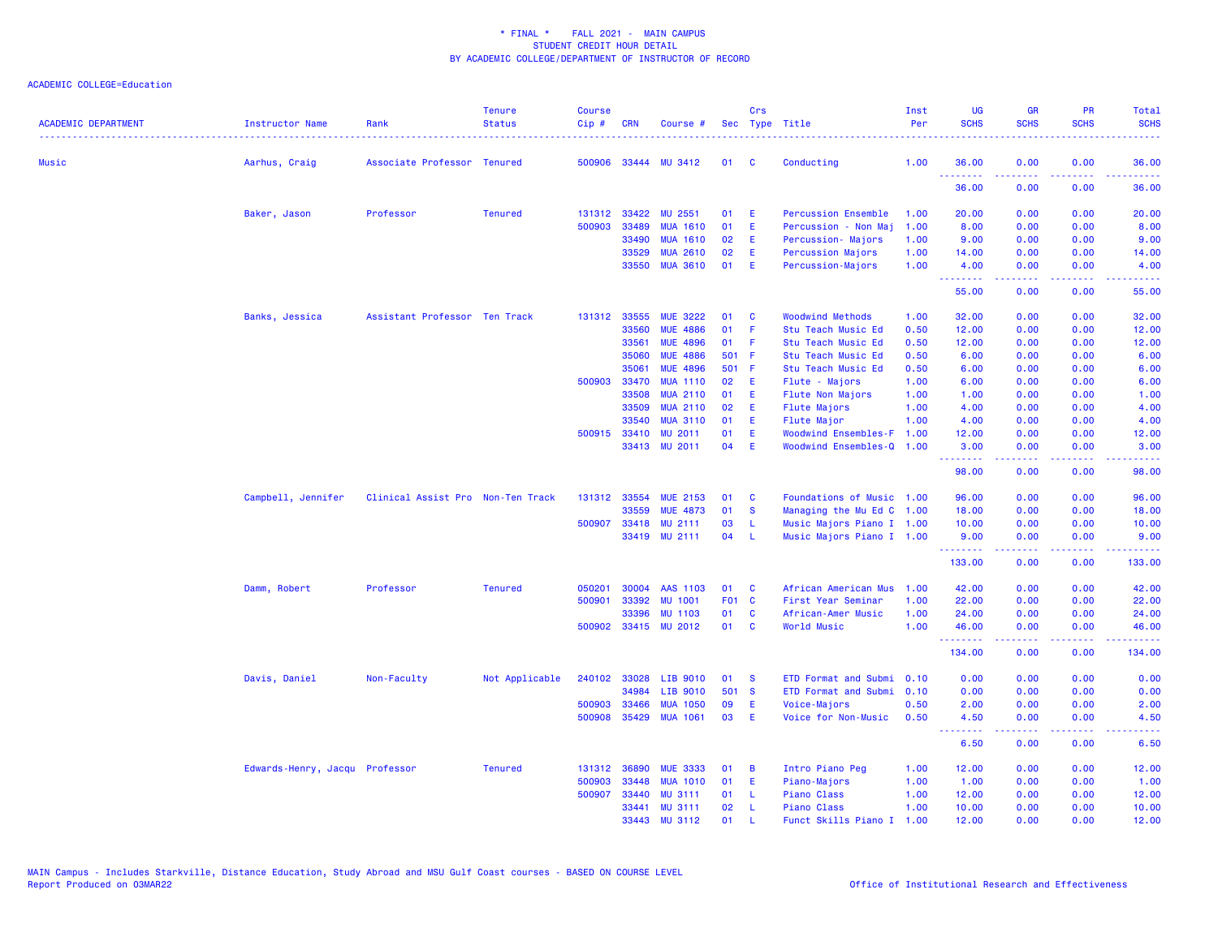\* FINAL \* FALL 2021 - MAIN CAMPUS
STUDENT CREDIT HOUR DETAIL
BY ACADEMIC COLLEGE/DEPARTMENT OF INSTRUCTOR OF RECORD

ACADEMIC COLLEGE=Education

| ACADEMIC DEPARTMENT | Instructor Name | Rank | Tenure Status | Course Cip # | CRN | Course # | Sec | Crs Type | Title | Inst Per | UG SCHS | GR SCHS | PR SCHS | Total SCHS |
|---|---|---|---|---|---|---|---|---|---|---|---|---|---|---|
| Music | Aarhus, Craig | Associate Professor | Tenured | 500906 | 33444 | MU 3412 | 01 | C | Conducting | 1.00 | 36.00 | 0.00 | 0.00 | 36.00 |
| | | | | | | | | | | | 36.00 | 0.00 | 0.00 | 36.00 |
| | Baker, Jason | Professor | Tenured | 131312 | 33422 | MU 2551 | 01 | E | Percussion Ensemble | 1.00 | 20.00 | 0.00 | 0.00 | 20.00 |
| | | | | 500903 | 33489 | MUA 1610 | 01 | E | Percussion - Non Maj | 1.00 | 8.00 | 0.00 | 0.00 | 8.00 |
| | | | | | 33490 | MUA 1610 | 02 | E | Percussion- Majors | 1.00 | 9.00 | 0.00 | 0.00 | 9.00 |
| | | | | | 33529 | MUA 2610 | 02 | E | Percussion Majors | 1.00 | 14.00 | 0.00 | 0.00 | 14.00 |
| | | | | | 33550 | MUA 3610 | 01 | E | Percussion-Majors | 1.00 | 4.00 | 0.00 | 0.00 | 4.00 |
| | | | | | | | | | | | 55.00 | 0.00 | 0.00 | 55.00 |
| | Banks, Jessica | Assistant Professor | Ten Track | 131312 | 33555 | MUE 3222 | 01 | C | Woodwind Methods | 1.00 | 32.00 | 0.00 | 0.00 | 32.00 |
| | | | | | 33560 | MUE 4886 | 01 | F | Stu Teach Music Ed | 0.50 | 12.00 | 0.00 | 0.00 | 12.00 |
| | | | | | 33561 | MUE 4896 | 01 | F | Stu Teach Music Ed | 0.50 | 12.00 | 0.00 | 0.00 | 12.00 |
| | | | | | 35060 | MUE 4886 | 501 | F | Stu Teach Music Ed | 0.50 | 6.00 | 0.00 | 0.00 | 6.00 |
| | | | | | 35061 | MUE 4896 | 501 | F | Stu Teach Music Ed | 0.50 | 6.00 | 0.00 | 0.00 | 6.00 |
| | | | | 500903 | 33470 | MUA 1110 | 02 | E | Flute - Majors | 1.00 | 6.00 | 0.00 | 0.00 | 6.00 |
| | | | | | 33508 | MUA 2110 | 01 | E | Flute Non Majors | 1.00 | 1.00 | 0.00 | 0.00 | 1.00 |
| | | | | | 33509 | MUA 2110 | 02 | E | Flute Majors | 1.00 | 4.00 | 0.00 | 0.00 | 4.00 |
| | | | | | 33540 | MUA 3110 | 01 | E | Flute Major | 1.00 | 4.00 | 0.00 | 0.00 | 4.00 |
| | | | | 500915 | 33410 | MU 2011 | 01 | E | Woodwind Ensembles-F | 1.00 | 12.00 | 0.00 | 0.00 | 12.00 |
| | | | | | 33413 | MU 2011 | 04 | E | Woodwind Ensembles-Q | 1.00 | 3.00 | 0.00 | 0.00 | 3.00 |
| | | | | | | | | | | | 98.00 | 0.00 | 0.00 | 98.00 |
| | Campbell, Jennifer | Clinical Assist Pro | Non-Ten Track | 131312 | 33554 | MUE 2153 | 01 | C | Foundations of Music | 1.00 | 96.00 | 0.00 | 0.00 | 96.00 |
| | | | | | 33559 | MUE 4873 | 01 | S | Managing the Mu Ed C | 1.00 | 18.00 | 0.00 | 0.00 | 18.00 |
| | | | | 500907 | 33418 | MU 2111 | 03 | L | Music Majors Piano I | 1.00 | 10.00 | 0.00 | 0.00 | 10.00 |
| | | | | | 33419 | MU 2111 | 04 | L | Music Majors Piano I | 1.00 | 9.00 | 0.00 | 0.00 | 9.00 |
| | | | | | | | | | | | 133.00 | 0.00 | 0.00 | 133.00 |
| | Damm, Robert | Professor | Tenured | 050201 | 30004 | AAS 1103 | 01 | C | African American Mus | 1.00 | 42.00 | 0.00 | 0.00 | 42.00 |
| | | | | 500901 | 33392 | MU 1001 | F01 | C | First Year Seminar | 1.00 | 22.00 | 0.00 | 0.00 | 22.00 |
| | | | | | 33396 | MU 1103 | 01 | C | African-Amer Music | 1.00 | 24.00 | 0.00 | 0.00 | 24.00 |
| | | | | 500902 | 33415 | MU 2012 | 01 | C | World Music | 1.00 | 46.00 | 0.00 | 0.00 | 46.00 |
| | | | | | | | | | | | 134.00 | 0.00 | 0.00 | 134.00 |
| | Davis, Daniel | Non-Faculty | Not Applicable | 240102 | 33028 | LIB 9010 | 01 | S | ETD Format and Submi | 0.10 | 0.00 | 0.00 | 0.00 | 0.00 |
| | | | | | 34984 | LIB 9010 | 501 | S | ETD Format and Submi | 0.10 | 0.00 | 0.00 | 0.00 | 0.00 |
| | | | | 500903 | 33466 | MUA 1050 | 09 | E | Voice-Majors | 0.50 | 2.00 | 0.00 | 0.00 | 2.00 |
| | | | | 500908 | 35429 | MUA 1061 | 03 | E | Voice for Non-Music | 0.50 | 4.50 | 0.00 | 0.00 | 4.50 |
| | | | | | | | | | | | 6.50 | 0.00 | 0.00 | 6.50 |
| | Edwards-Henry, Jacqu | Professor | Tenured | 131312 | 36890 | MUE 3333 | 01 | B | Intro Piano Peg | 1.00 | 12.00 | 0.00 | 0.00 | 12.00 |
| | | | | 500903 | 33448 | MUA 1010 | 01 | E | Piano-Majors | 1.00 | 1.00 | 0.00 | 0.00 | 1.00 |
| | | | | 500907 | 33440 | MU 3111 | 01 | L | Piano Class | 1.00 | 12.00 | 0.00 | 0.00 | 12.00 |
| | | | | | 33441 | MU 3111 | 02 | L | Piano Class | 1.00 | 10.00 | 0.00 | 0.00 | 10.00 |
| | | | | | 33443 | MU 3112 | 01 | L | Funct Skills Piano I | 1.00 | 12.00 | 0.00 | 0.00 | 12.00 |

MAIN Campus - Includes Starkville, Distance Education, Study Abroad and MSU Gulf Coast courses - BASED ON COURSE LEVEL
Report Produced on 03MAR22

Office of Institutional Research and Effectiveness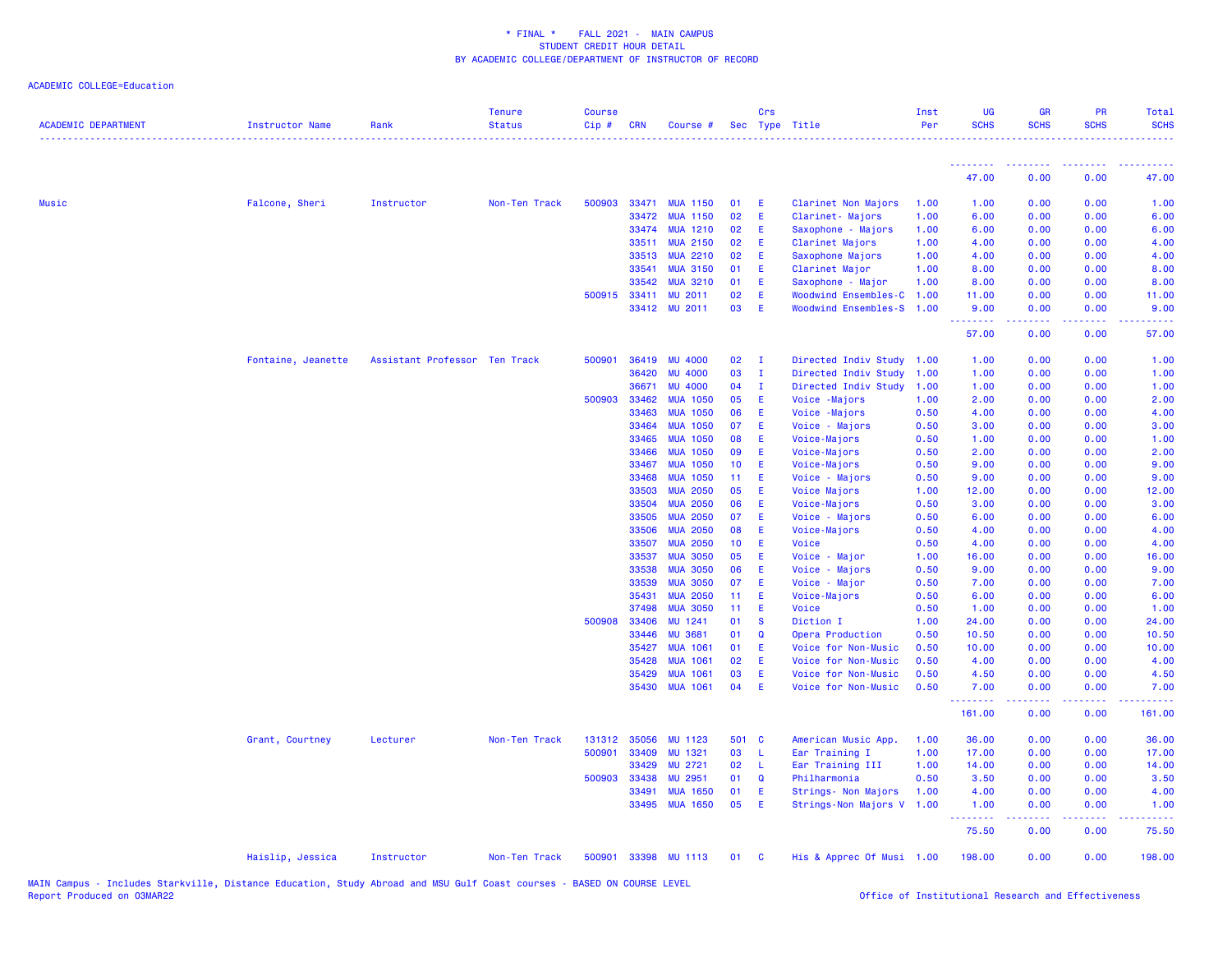\* FINAL \* FALL 2021 - MAIN CAMPUS
STUDENT CREDIT HOUR DETAIL
BY ACADEMIC COLLEGE/DEPARTMENT OF INSTRUCTOR OF RECORD

ACADEMIC COLLEGE=Education

| ACADEMIC DEPARTMENT | Instructor Name | Rank | Tenure Status | Course Cip # | CRN | Course # | Sec | Crs Type | Title | Inst Per | UG SCHS | GR SCHS | PR SCHS | Total SCHS |
|---|---|---|---|---|---|---|---|---|---|---|---|---|---|---|
| | | | | | | | | | | | 47.00 | 0.00 | 0.00 | 47.00 |
| Music | Falcone, Sheri | Instructor | Non-Ten Track | 500903 | 33471 | MUA 1150 | 01 | E | Clarinet Non Majors | 1.00 | 1.00 | 0.00 | 0.00 | 1.00 |
| | | | | | 33472 | MUA 1150 | 02 | E | Clarinet- Majors | 1.00 | 6.00 | 0.00 | 0.00 | 6.00 |
| | | | | | 33474 | MUA 1210 | 02 | E | Saxophone - Majors | 1.00 | 6.00 | 0.00 | 0.00 | 6.00 |
| | | | | | 33511 | MUA 2150 | 02 | E | Clarinet Majors | 1.00 | 4.00 | 0.00 | 0.00 | 4.00 |
| | | | | | 33513 | MUA 2210 | 02 | E | Saxophone Majors | 1.00 | 4.00 | 0.00 | 0.00 | 4.00 |
| | | | | | 33541 | MUA 3150 | 01 | E | Clarinet Major | 1.00 | 8.00 | 0.00 | 0.00 | 8.00 |
| | | | | | 33542 | MUA 3210 | 01 | E | Saxophone - Major | 1.00 | 8.00 | 0.00 | 0.00 | 8.00 |
| | | | | 500915 | 33411 | MU 2011 | 02 | E | Woodwind Ensembles-C | 1.00 | 11.00 | 0.00 | 0.00 | 11.00 |
| | | | | | 33412 | MU 2011 | 03 | E | Woodwind Ensembles-S | 1.00 | 9.00 | 0.00 | 0.00 | 9.00 |
| | | | | | | | | | | | 57.00 | 0.00 | 0.00 | 57.00 |
| | Fontaine, Jeanette | Assistant Professor | Ten Track | 500901 | 36419 | MU 4000 | 02 | I | Directed Indiv Study | 1.00 | 1.00 | 0.00 | 0.00 | 1.00 |
| | | | | | 36420 | MU 4000 | 03 | I | Directed Indiv Study | 1.00 | 1.00 | 0.00 | 0.00 | 1.00 |
| | | | | | 36671 | MU 4000 | 04 | I | Directed Indiv Study | 1.00 | 1.00 | 0.00 | 0.00 | 1.00 |
| | | | | 500903 | 33462 | MUA 1050 | 05 | E | Voice -Majors | 1.00 | 2.00 | 0.00 | 0.00 | 2.00 |
| | | | | | 33463 | MUA 1050 | 06 | E | Voice -Majors | 0.50 | 4.00 | 0.00 | 0.00 | 4.00 |
| | | | | | 33464 | MUA 1050 | 07 | E | Voice - Majors | 0.50 | 3.00 | 0.00 | 0.00 | 3.00 |
| | | | | | 33465 | MUA 1050 | 08 | E | Voice-Majors | 0.50 | 1.00 | 0.00 | 0.00 | 1.00 |
| | | | | | 33466 | MUA 1050 | 09 | E | Voice-Majors | 0.50 | 2.00 | 0.00 | 0.00 | 2.00 |
| | | | | | 33467 | MUA 1050 | 10 | E | Voice-Majors | 0.50 | 9.00 | 0.00 | 0.00 | 9.00 |
| | | | | | 33468 | MUA 1050 | 11 | E | Voice - Majors | 0.50 | 9.00 | 0.00 | 0.00 | 9.00 |
| | | | | | 33503 | MUA 2050 | 05 | E | Voice Majors | 1.00 | 12.00 | 0.00 | 0.00 | 12.00 |
| | | | | | 33504 | MUA 2050 | 06 | E | Voice-Majors | 0.50 | 3.00 | 0.00 | 0.00 | 3.00 |
| | | | | | 33505 | MUA 2050 | 07 | E | Voice - Majors | 0.50 | 6.00 | 0.00 | 0.00 | 6.00 |
| | | | | | 33506 | MUA 2050 | 08 | E | Voice-Majors | 0.50 | 4.00 | 0.00 | 0.00 | 4.00 |
| | | | | | 33507 | MUA 2050 | 10 | E | Voice | 0.50 | 4.00 | 0.00 | 0.00 | 4.00 |
| | | | | | 33537 | MUA 3050 | 05 | E | Voice - Major | 1.00 | 16.00 | 0.00 | 0.00 | 16.00 |
| | | | | | 33538 | MUA 3050 | 06 | E | Voice - Majors | 0.50 | 9.00 | 0.00 | 0.00 | 9.00 |
| | | | | | 33539 | MUA 3050 | 07 | E | Voice - Major | 0.50 | 7.00 | 0.00 | 0.00 | 7.00 |
| | | | | | 35431 | MUA 2050 | 11 | E | Voice-Majors | 0.50 | 6.00 | 0.00 | 0.00 | 6.00 |
| | | | | | 37498 | MUA 3050 | 11 | E | Voice | 0.50 | 1.00 | 0.00 | 0.00 | 1.00 |
| | | | | 500908 | 33406 | MU 1241 | 01 | S | Diction I | 1.00 | 24.00 | 0.00 | 0.00 | 24.00 |
| | | | | | 33446 | MU 3681 | 01 | Q | Opera Production | 0.50 | 10.50 | 0.00 | 0.00 | 10.50 |
| | | | | | 35427 | MUA 1061 | 01 | E | Voice for Non-Music | 0.50 | 10.00 | 0.00 | 0.00 | 10.00 |
| | | | | | 35428 | MUA 1061 | 02 | E | Voice for Non-Music | 0.50 | 4.00 | 0.00 | 0.00 | 4.00 |
| | | | | | 35429 | MUA 1061 | 03 | E | Voice for Non-Music | 0.50 | 4.50 | 0.00 | 0.00 | 4.50 |
| | | | | | 35430 | MUA 1061 | 04 | E | Voice for Non-Music | 0.50 | 7.00 | 0.00 | 0.00 | 7.00 |
| | | | | | | | | | | | 161.00 | 0.00 | 0.00 | 161.00 |
| | Grant, Courtney | Lecturer | Non-Ten Track | 131312 | 35056 | MU 1123 | 501 | C | American Music App. | 1.00 | 36.00 | 0.00 | 0.00 | 36.00 |
| | | | | 500901 | 33409 | MU 1321 | 03 | L | Ear Training I | 1.00 | 17.00 | 0.00 | 0.00 | 17.00 |
| | | | | | 33429 | MU 2721 | 02 | L | Ear Training III | 1.00 | 14.00 | 0.00 | 0.00 | 14.00 |
| | | | | 500903 | 33438 | MU 2951 | 01 | Q | Philharmonia | 0.50 | 3.50 | 0.00 | 0.00 | 3.50 |
| | | | | | 33491 | MUA 1650 | 01 | E | Strings- Non Majors | 1.00 | 4.00 | 0.00 | 0.00 | 4.00 |
| | | | | | 33495 | MUA 1650 | 05 | E | Strings-Non Majors V | 1.00 | 1.00 | 0.00 | 0.00 | 1.00 |
| | | | | | | | | | | | 75.50 | 0.00 | 0.00 | 75.50 |
| | Haislip, Jessica | Instructor | Non-Ten Track | 500901 | 33398 | MU 1113 | 01 | C | His & Apprec Of Musi | 1.00 | 198.00 | 0.00 | 0.00 | 198.00 |

MAIN Campus - Includes Starkville, Distance Education, Study Abroad and MSU Gulf Coast courses - BASED ON COURSE LEVEL
Report Produced on 03MAR22

Office of Institutional Research and Effectiveness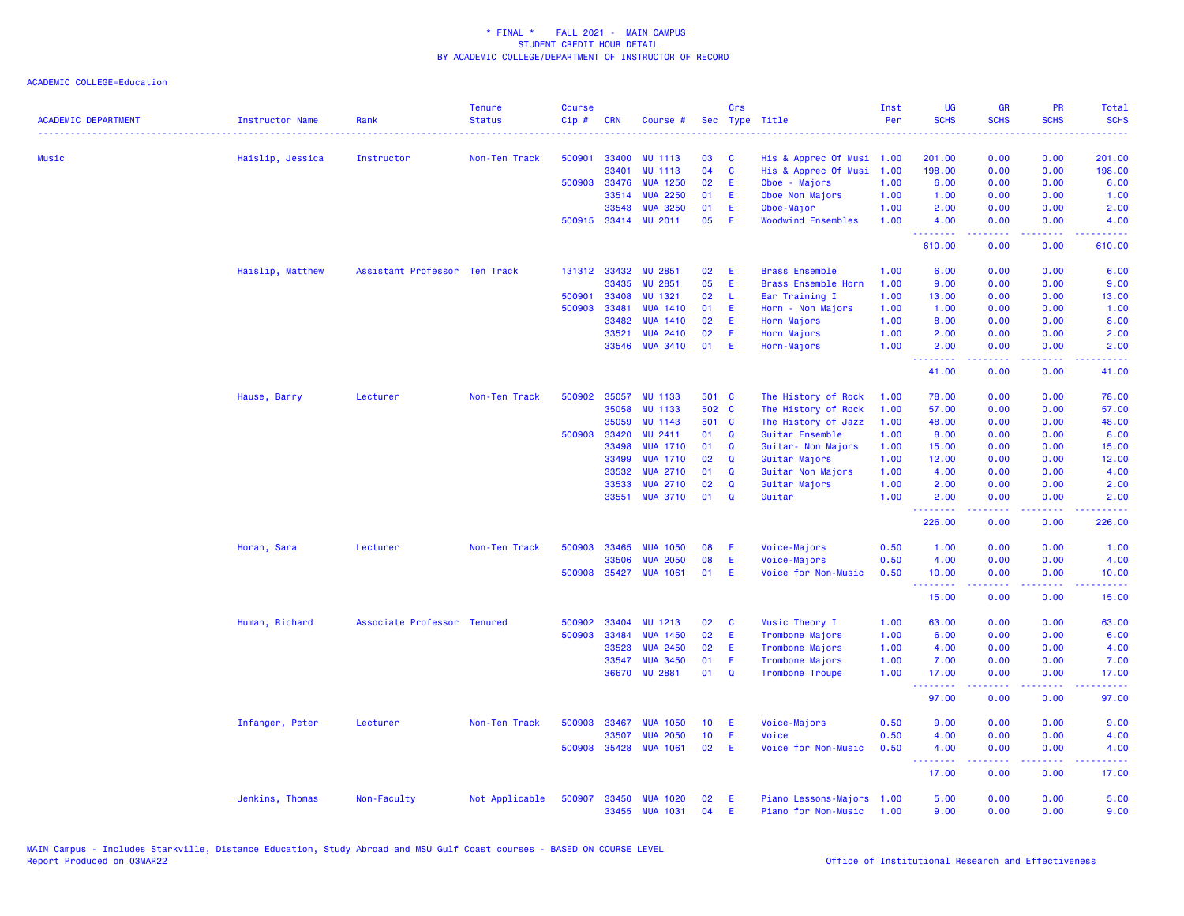\* FINAL \* FALL 2021 - MAIN CAMPUS
STUDENT CREDIT HOUR DETAIL
BY ACADEMIC COLLEGE/DEPARTMENT OF INSTRUCTOR OF RECORD

ACADEMIC COLLEGE=Education

| ACADEMIC DEPARTMENT | Instructor Name | Rank | Tenure Status | Course Cip # | CRN | Course # | Sec | Crs Type | Title | Inst Per | UG SCHS | GR SCHS | PR SCHS | Total SCHS |
|---|---|---|---|---|---|---|---|---|---|---|---|---|---|---|
| Music | Haislip, Jessica | Instructor | Non-Ten Track | 500901 | 33400 | MU 1113 | 03 | C | His & Apprec Of Musi | 1.00 | 201.00 | 0.00 | 0.00 | 201.00 |
| | | | | | 33401 | MU 1113 | 04 | C | His & Apprec Of Musi | 1.00 | 198.00 | 0.00 | 0.00 | 198.00 |
| | | | | 500903 | 33476 | MUA 1250 | 02 | E | Oboe - Majors | 1.00 | 6.00 | 0.00 | 0.00 | 6.00 |
| | | | | | 33514 | MUA 2250 | 01 | E | Oboe Non Majors | 1.00 | 1.00 | 0.00 | 0.00 | 1.00 |
| | | | | | 33543 | MUA 3250 | 01 | E | Oboe-Major | 1.00 | 2.00 | 0.00 | 0.00 | 2.00 |
| | | | | 500915 | 33414 | MU 2011 | 05 | E | Woodwind Ensembles | 1.00 | 4.00 | 0.00 | 0.00 | 4.00 |
| | | | | | | | | | | | 610.00 | 0.00 | 0.00 | 610.00 |
| | Haislip, Matthew | Assistant Professor | Ten Track | 131312 | 33432 | MU 2851 | 02 | E | Brass Ensemble | 1.00 | 6.00 | 0.00 | 0.00 | 6.00 |
| | | | | | 33435 | MU 2851 | 05 | E | Brass Ensemble Horn | 1.00 | 9.00 | 0.00 | 0.00 | 9.00 |
| | | | | 500901 | 33408 | MU 1321 | 02 | L | Ear Training I | 1.00 | 13.00 | 0.00 | 0.00 | 13.00 |
| | | | | 500903 | 33481 | MUA 1410 | 01 | E | Horn - Non Majors | 1.00 | 1.00 | 0.00 | 0.00 | 1.00 |
| | | | | | 33482 | MUA 1410 | 02 | E | Horn Majors | 1.00 | 8.00 | 0.00 | 0.00 | 8.00 |
| | | | | | 33521 | MUA 2410 | 02 | E | Horn Majors | 1.00 | 2.00 | 0.00 | 0.00 | 2.00 |
| | | | | | 33546 | MUA 3410 | 01 | E | Horn-Majors | 1.00 | 2.00 | 0.00 | 0.00 | 2.00 |
| | | | | | | | | | | | 41.00 | 0.00 | 0.00 | 41.00 |
| | Hause, Barry | Lecturer | Non-Ten Track | 500902 | 35057 | MU 1133 | 501 | C | The History of Rock | 1.00 | 78.00 | 0.00 | 0.00 | 78.00 |
| | | | | | 35058 | MU 1133 | 502 | C | The History of Rock | 1.00 | 57.00 | 0.00 | 0.00 | 57.00 |
| | | | | | 35059 | MU 1143 | 501 | C | The History of Jazz | 1.00 | 48.00 | 0.00 | 0.00 | 48.00 |
| | | | | 500903 | 33420 | MU 2411 | 01 | Q | Guitar Ensemble | 1.00 | 8.00 | 0.00 | 0.00 | 8.00 |
| | | | | | 33498 | MUA 1710 | 01 | Q | Guitar- Non Majors | 1.00 | 15.00 | 0.00 | 0.00 | 15.00 |
| | | | | | 33499 | MUA 1710 | 02 | Q | Guitar Majors | 1.00 | 12.00 | 0.00 | 0.00 | 12.00 |
| | | | | | 33532 | MUA 2710 | 01 | Q | Guitar Non Majors | 1.00 | 4.00 | 0.00 | 0.00 | 4.00 |
| | | | | | 33533 | MUA 2710 | 02 | Q | Guitar Majors | 1.00 | 2.00 | 0.00 | 0.00 | 2.00 |
| | | | | | 33551 | MUA 3710 | 01 | Q | Guitar | 1.00 | 2.00 | 0.00 | 0.00 | 2.00 |
| | | | | | | | | | | | 226.00 | 0.00 | 0.00 | 226.00 |
| | Horan, Sara | Lecturer | Non-Ten Track | 500903 | 33465 | MUA 1050 | 08 | E | Voice-Majors | 0.50 | 1.00 | 0.00 | 0.00 | 1.00 |
| | | | | | 33506 | MUA 2050 | 08 | E | Voice-Majors | 0.50 | 4.00 | 0.00 | 0.00 | 4.00 |
| | | | | 500908 | 35427 | MUA 1061 | 01 | E | Voice for Non-Music | 0.50 | 10.00 | 0.00 | 0.00 | 10.00 |
| | | | | | | | | | | | 15.00 | 0.00 | 0.00 | 15.00 |
| | Human, Richard | Associate Professor | Tenured | 500902 | 33404 | MU 1213 | 02 | C | Music Theory I | 1.00 | 63.00 | 0.00 | 0.00 | 63.00 |
| | | | | 500903 | 33484 | MUA 1450 | 02 | E | Trombone Majors | 1.00 | 6.00 | 0.00 | 0.00 | 6.00 |
| | | | | | 33523 | MUA 2450 | 02 | E | Trombone Majors | 1.00 | 4.00 | 0.00 | 0.00 | 4.00 |
| | | | | | 33547 | MUA 3450 | 01 | E | Trombone Majors | 1.00 | 7.00 | 0.00 | 0.00 | 7.00 |
| | | | | | 36670 | MU 2881 | 01 | Q | Trombone Troupe | 1.00 | 17.00 | 0.00 | 0.00 | 17.00 |
| | | | | | | | | | | | 97.00 | 0.00 | 0.00 | 97.00 |
| | Infanger, Peter | Lecturer | Non-Ten Track | 500903 | 33467 | MUA 1050 | 10 | E | Voice-Majors | 0.50 | 9.00 | 0.00 | 0.00 | 9.00 |
| | | | | | 33507 | MUA 2050 | 10 | E | Voice | 0.50 | 4.00 | 0.00 | 0.00 | 4.00 |
| | | | | 500908 | 35428 | MUA 1061 | 02 | E | Voice for Non-Music | 0.50 | 4.00 | 0.00 | 0.00 | 4.00 |
| | | | | | | | | | | | 17.00 | 0.00 | 0.00 | 17.00 |
| | Jenkins, Thomas | Non-Faculty | Not Applicable | 500907 | 33450 | MUA 1020 | 02 | E | Piano Lessons-Majors | 1.00 | 5.00 | 0.00 | 0.00 | 5.00 |
| | | | | | 33455 | MUA 1031 | 04 | E | Piano for Non-Music | 1.00 | 9.00 | 0.00 | 0.00 | 9.00 |

MAIN Campus - Includes Starkville, Distance Education, Study Abroad and MSU Gulf Coast courses - BASED ON COURSE LEVEL
Report Produced on 03MAR22

Office of Institutional Research and Effectiveness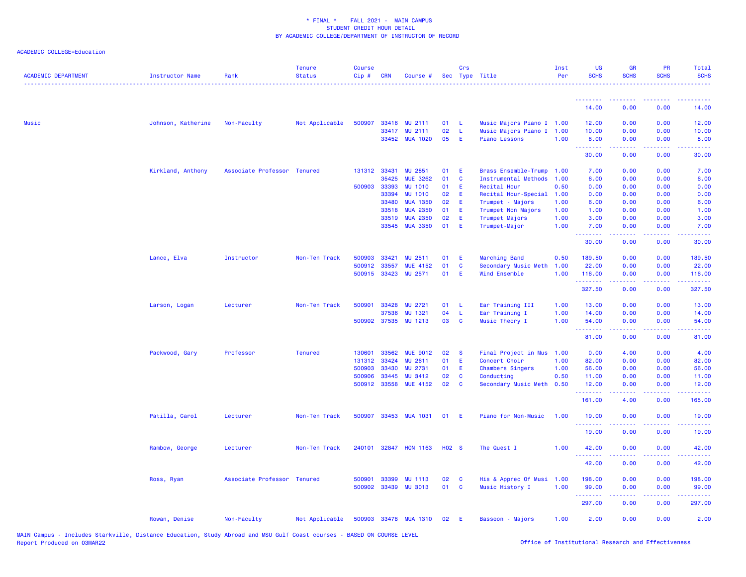* FINAL * FALL 2021 - MAIN CAMPUS
STUDENT CREDIT HOUR DETAIL
BY ACADEMIC COLLEGE/DEPARTMENT OF INSTRUCTOR OF RECORD

ACADEMIC COLLEGE=Education

| ACADEMIC DEPARTMENT | Instructor Name | Rank | Tenure Status | Course Cip # | CRN | Course # | Sec | Crs Type | Title | Inst Per | UG SCHS | GR SCHS | PR SCHS | Total SCHS |
|---|---|---|---|---|---|---|---|---|---|---|---|---|---|---|
| | | | | | | | | | | | 14.00 | 0.00 | 0.00 | 14.00 |
| Music | Johnson, Katherine | Non-Faculty | Not Applicable | 500907 | 33416 | MU 2111 | 01 | L | Music Majors Piano I | 1.00 | 12.00 | 0.00 | 0.00 | 12.00 |
| | | | | | 33417 | MU 2111 | 02 | L | Music Majors Piano I | 1.00 | 10.00 | 0.00 | 0.00 | 10.00 |
| | | | | | 33452 | MUA 1020 | 05 | E | Piano Lessons | 1.00 | 8.00 | 0.00 | 0.00 | 8.00 |
| | | | | | | | | | | | 30.00 | 0.00 | 0.00 | 30.00 |
| | Kirkland, Anthony | Associate Professor | Tenured | 131312 | 33431 | MU 2851 | 01 | E | Brass Ensemble-Trump | 1.00 | 7.00 | 0.00 | 0.00 | 7.00 |
| | | | | | 35425 | MUE 3262 | 01 | C | Instrumental Methods | 1.00 | 6.00 | 0.00 | 0.00 | 6.00 |
| | | | | 500903 | 33393 | MU 1010 | 01 | E | Recital Hour | 0.50 | 0.00 | 0.00 | 0.00 | 0.00 |
| | | | | | 33394 | MU 1010 | 02 | E | Recital Hour-Special | 1.00 | 0.00 | 0.00 | 0.00 | 0.00 |
| | | | | | 33480 | MUA 1350 | 02 | E | Trumpet - Majors | 1.00 | 6.00 | 0.00 | 0.00 | 6.00 |
| | | | | | 33518 | MUA 2350 | 01 | E | Trumpet Non Majors | 1.00 | 1.00 | 0.00 | 0.00 | 1.00 |
| | | | | | 33519 | MUA 2350 | 02 | E | Trumpet Majors | 1.00 | 3.00 | 0.00 | 0.00 | 3.00 |
| | | | | | 33545 | MUA 3350 | 01 | E | Trumpet-Major | 1.00 | 7.00 | 0.00 | 0.00 | 7.00 |
| | | | | | | | | | | | 30.00 | 0.00 | 0.00 | 30.00 |
| | Lance, Elva | Instructor | Non-Ten Track | 500903 | 33421 | MU 2511 | 01 | E | Marching Band | 0.50 | 189.50 | 0.00 | 0.00 | 189.50 |
| | | | | 500912 | 33557 | MUE 4152 | 01 | C | Secondary Music Meth | 1.00 | 22.00 | 0.00 | 0.00 | 22.00 |
| | | | | 500915 | 33423 | MU 2571 | 01 | E | Wind Ensemble | 1.00 | 116.00 | 0.00 | 0.00 | 116.00 |
| | | | | | | | | | | | 327.50 | 0.00 | 0.00 | 327.50 |
| | Larson, Logan | Lecturer | Non-Ten Track | 500901 | 33428 | MU 2721 | 01 | L | Ear Training III | 1.00 | 13.00 | 0.00 | 0.00 | 13.00 |
| | | | | | 37536 | MU 1321 | 04 | L | Ear Training I | 1.00 | 14.00 | 0.00 | 0.00 | 14.00 |
| | | | | 500902 | 37535 | MU 1213 | 03 | C | Music Theory I | 1.00 | 54.00 | 0.00 | 0.00 | 54.00 |
| | | | | | | | | | | | 81.00 | 0.00 | 0.00 | 81.00 |
| | Packwood, Gary | Professor | Tenured | 130601 | 33562 | MUE 9012 | 02 | S | Final Project in Mus | 1.00 | 0.00 | 4.00 | 0.00 | 4.00 |
| | | | | 131312 | 33424 | MU 2611 | 01 | E | Concert Choir | 1.00 | 82.00 | 0.00 | 0.00 | 82.00 |
| | | | | 500903 | 33430 | MU 2731 | 01 | E | Chambers Singers | 1.00 | 56.00 | 0.00 | 0.00 | 56.00 |
| | | | | 500906 | 33445 | MU 3412 | 02 | C | Conducting | 0.50 | 11.00 | 0.00 | 0.00 | 11.00 |
| | | | | 500912 | 33558 | MUE 4152 | 02 | C | Secondary Music Meth | 0.50 | 12.00 | 0.00 | 0.00 | 12.00 |
| | | | | | | | | | | | 161.00 | 4.00 | 0.00 | 165.00 |
| | Patilla, Carol | Lecturer | Non-Ten Track | 500907 | 33453 | MUA 1031 | 01 | E | Piano for Non-Music | 1.00 | 19.00 | 0.00 | 0.00 | 19.00 |
| | | | | | | | | | | | 19.00 | 0.00 | 0.00 | 19.00 |
| | Rambow, George | Lecturer | Non-Ten Track | 240101 | 32847 | HON 1163 | H02 | S | The Quest I | 1.00 | 42.00 | 0.00 | 0.00 | 42.00 |
| | | | | | | | | | | | 42.00 | 0.00 | 0.00 | 42.00 |
| | Ross, Ryan | Associate Professor | Tenured | 500901 | 33399 | MU 1113 | 02 | C | His & Apprec Of Musi | 1.00 | 198.00 | 0.00 | 0.00 | 198.00 |
| | | | | 500902 | 33439 | MU 3013 | 01 | C | Music History I | 1.00 | 99.00 | 0.00 | 0.00 | 99.00 |
| | | | | | | | | | | | 297.00 | 0.00 | 0.00 | 297.00 |
| | Rowan, Denise | Non-Faculty | Not Applicable | 500903 | 33478 | MUA 1310 | 02 | E | Bassoon - Majors | 1.00 | 2.00 | 0.00 | 0.00 | 2.00 |

MAIN Campus - Includes Starkville, Distance Education, Study Abroad and MSU Gulf Coast courses - BASED ON COURSE LEVEL
Report Produced on 03MAR22

Office of Institutional Research and Effectiveness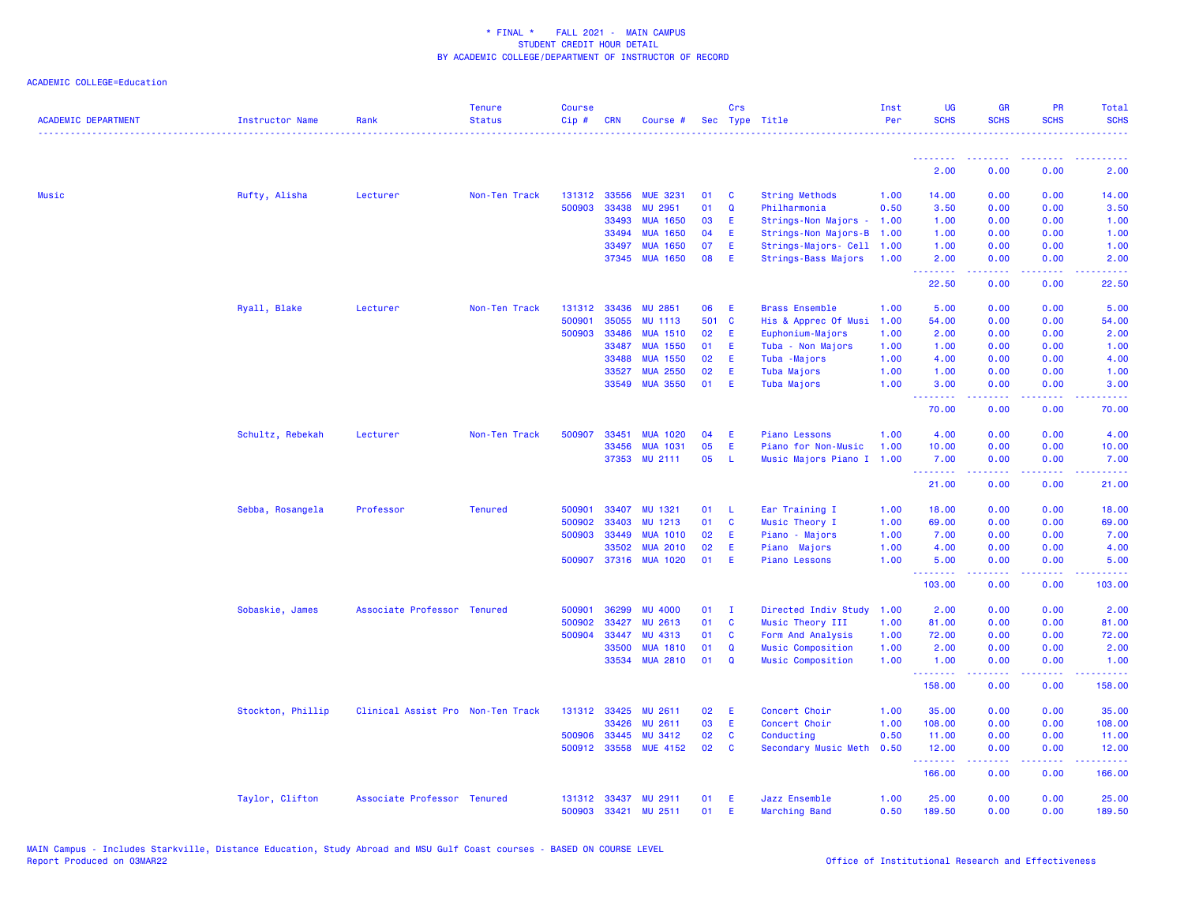\* FINAL \* FALL 2021 - MAIN CAMPUS
STUDENT CREDIT HOUR DETAIL
BY ACADEMIC COLLEGE/DEPARTMENT OF INSTRUCTOR OF RECORD

ACADEMIC COLLEGE=Education

| ACADEMIC DEPARTMENT | Instructor Name | Rank | Tenure Status | Course Cip # | CRN | Course # | Sec | Crs Type | Title | Inst Per | UG SCHS | GR SCHS | PR SCHS | Total SCHS |
|---|---|---|---|---|---|---|---|---|---|---|---|---|---|---|
| | | | | | | | | | | | 2.00 | 0.00 | 0.00 | 2.00 |
| Music | Rufty, Alisha | Lecturer | Non-Ten Track | 131312 | 33556 | MUE 3231 | 01 | C | String Methods | 1.00 | 14.00 | 0.00 | 0.00 | 14.00 |
| | | | | 500903 | 33438 | MU 2951 | 01 | Q | Philharmonia | 0.50 | 3.50 | 0.00 | 0.00 | 3.50 |
| | | | | | 33493 | MUA 1650 | 03 | E | Strings-Non Majors - | 1.00 | 1.00 | 0.00 | 0.00 | 1.00 |
| | | | | | 33494 | MUA 1650 | 04 | E | Strings-Non Majors-B | 1.00 | 1.00 | 0.00 | 0.00 | 1.00 |
| | | | | | 33497 | MUA 1650 | 07 | E | Strings-Majors- Cell | 1.00 | 1.00 | 0.00 | 0.00 | 1.00 |
| | | | | | 37345 | MUA 1650 | 08 | E | Strings-Bass Majors | 1.00 | 2.00 | 0.00 | 0.00 | 2.00 |
| | | | | | | | | | | | 22.50 | 0.00 | 0.00 | 22.50 |
| | Ryall, Blake | Lecturer | Non-Ten Track | 131312 | 33436 | MU 2851 | 06 | E | Brass Ensemble | 1.00 | 5.00 | 0.00 | 0.00 | 5.00 |
| | | | | 500901 | 35055 | MU 1113 | 501 | C | His & Apprec Of Musi | 1.00 | 54.00 | 0.00 | 0.00 | 54.00 |
| | | | | 500903 | 33486 | MUA 1510 | 02 | E | Euphonium-Majors | 1.00 | 2.00 | 0.00 | 0.00 | 2.00 |
| | | | | | 33487 | MUA 1550 | 01 | E | Tuba - Non Majors | 1.00 | 1.00 | 0.00 | 0.00 | 1.00 |
| | | | | | 33488 | MUA 1550 | 02 | E | Tuba -Majors | 1.00 | 4.00 | 0.00 | 0.00 | 4.00 |
| | | | | | 33527 | MUA 2550 | 02 | E | Tuba Majors | 1.00 | 1.00 | 0.00 | 0.00 | 1.00 |
| | | | | | 33549 | MUA 3550 | 01 | E | Tuba Majors | 1.00 | 3.00 | 0.00 | 0.00 | 3.00 |
| | | | | | | | | | | | 70.00 | 0.00 | 0.00 | 70.00 |
| | Schultz, Rebekah | Lecturer | Non-Ten Track | 500907 | 33451 | MUA 1020 | 04 | E | Piano Lessons | 1.00 | 4.00 | 0.00 | 0.00 | 4.00 |
| | | | | | 33456 | MUA 1031 | 05 | E | Piano for Non-Music | 1.00 | 10.00 | 0.00 | 0.00 | 10.00 |
| | | | | | 37353 | MU 2111 | 05 | L | Music Majors Piano I | 1.00 | 7.00 | 0.00 | 0.00 | 7.00 |
| | | | | | | | | | | | 21.00 | 0.00 | 0.00 | 21.00 |
| | Sebba, Rosangela | Professor | Tenured | 500901 | 33407 | MU 1321 | 01 | L | Ear Training I | 1.00 | 18.00 | 0.00 | 0.00 | 18.00 |
| | | | | 500902 | 33403 | MU 1213 | 01 | C | Music Theory I | 1.00 | 69.00 | 0.00 | 0.00 | 69.00 |
| | | | | 500903 | 33449 | MUA 1010 | 02 | E | Piano - Majors | 1.00 | 7.00 | 0.00 | 0.00 | 7.00 |
| | | | | | 33502 | MUA 2010 | 02 | E | Piano Majors | 1.00 | 4.00 | 0.00 | 0.00 | 4.00 |
| | | | | 500907 | 37316 | MUA 1020 | 01 | E | Piano Lessons | 1.00 | 5.00 | 0.00 | 0.00 | 5.00 |
| | | | | | | | | | | | 103.00 | 0.00 | 0.00 | 103.00 |
| | Sobaskie, James | Associate Professor | Tenured | 500901 | 36299 | MU 4000 | 01 | I | Directed Indiv Study | 1.00 | 2.00 | 0.00 | 0.00 | 2.00 |
| | | | | 500902 | 33427 | MU 2613 | 01 | C | Music Theory III | 1.00 | 81.00 | 0.00 | 0.00 | 81.00 |
| | | | | 500904 | 33447 | MU 4313 | 01 | C | Form And Analysis | 1.00 | 72.00 | 0.00 | 0.00 | 72.00 |
| | | | | | 33500 | MUA 1810 | 01 | Q | Music Composition | 1.00 | 2.00 | 0.00 | 0.00 | 2.00 |
| | | | | | 33534 | MUA 2810 | 01 | Q | Music Composition | 1.00 | 1.00 | 0.00 | 0.00 | 1.00 |
| | | | | | | | | | | | 158.00 | 0.00 | 0.00 | 158.00 |
| | Stockton, Phillip | Clinical Assist Pro | Non-Ten Track | 131312 | 33425 | MU 2611 | 02 | E | Concert Choir | 1.00 | 35.00 | 0.00 | 0.00 | 35.00 |
| | | | | | 33426 | MU 2611 | 03 | E | Concert Choir | 1.00 | 108.00 | 0.00 | 0.00 | 108.00 |
| | | | | 500906 | 33445 | MU 3412 | 02 | C | Conducting | 0.50 | 11.00 | 0.00 | 0.00 | 11.00 |
| | | | | 500912 | 33558 | MUE 4152 | 02 | C | Secondary Music Meth | 0.50 | 12.00 | 0.00 | 0.00 | 12.00 |
| | | | | | | | | | | | 166.00 | 0.00 | 0.00 | 166.00 |
| | Taylor, Clifton | Associate Professor | Tenured | 131312 | 33437 | MU 2911 | 01 | E | Jazz Ensemble | 1.00 | 25.00 | 0.00 | 0.00 | 25.00 |
| | | | | 500903 | 33421 | MU 2511 | 01 | E | Marching Band | 0.50 | 189.50 | 0.00 | 0.00 | 189.50 |

MAIN Campus - Includes Starkville, Distance Education, Study Abroad and MSU Gulf Coast courses - BASED ON COURSE LEVEL
Report Produced on 03MAR22

Office of Institutional Research and Effectiveness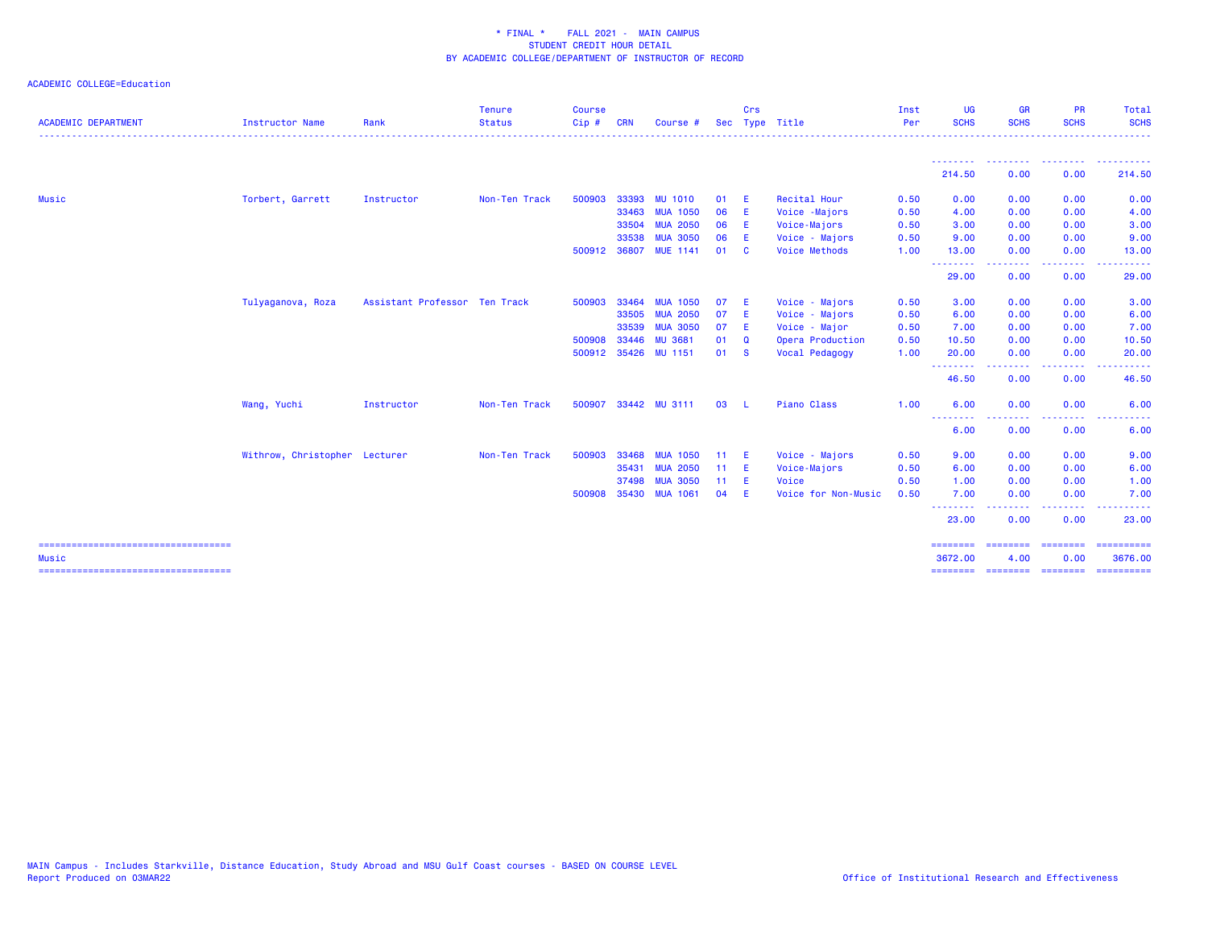\* FINAL \*    FALL 2021 -  MAIN CAMPUS
STUDENT CREDIT HOUR DETAIL
BY ACADEMIC COLLEGE/DEPARTMENT OF INSTRUCTOR OF RECORD

ACADEMIC COLLEGE=Education

| ACADEMIC DEPARTMENT | Instructor Name | Rank | Tenure Status | Course Cip # | CRN | Course # | Sec | Crs Type | Title | Inst Per | UG SCHS | GR SCHS | PR SCHS | Total SCHS |
|---|---|---|---|---|---|---|---|---|---|---|---|---|---|---|
| | | | | | | | | | | | 214.50 | 0.00 | 0.00 | 214.50 |
| Music | Torbert, Garrett | Instructor | Non-Ten Track | 500903 | 33393 | MU 1010 | 01 | E | Recital Hour | 0.50 | 0.00 | 0.00 | 0.00 | 0.00 |
| | | | | | 33463 | MUA 1050 | 06 | E | Voice -Majors | 0.50 | 4.00 | 0.00 | 0.00 | 4.00 |
| | | | | | 33504 | MUA 2050 | 06 | E | Voice-Majors | 0.50 | 3.00 | 0.00 | 0.00 | 3.00 |
| | | | | | 33538 | MUA 3050 | 06 | E | Voice - Majors | 0.50 | 9.00 | 0.00 | 0.00 | 9.00 |
| | | | | 500912 | 36807 | MUE 1141 | 01 | C | Voice Methods | 1.00 | 13.00 | 0.00 | 0.00 | 13.00 |
| | | | | | | | | | | | 29.00 | 0.00 | 0.00 | 29.00 |
| | Tulyaganova, Roza | Assistant Professor | Ten Track | 500903 | 33464 | MUA 1050 | 07 | E | Voice - Majors | 0.50 | 3.00 | 0.00 | 0.00 | 3.00 |
| | | | | | 33505 | MUA 2050 | 07 | E | Voice - Majors | 0.50 | 6.00 | 0.00 | 0.00 | 6.00 |
| | | | | | 33539 | MUA 3050 | 07 | E | Voice - Major | 0.50 | 7.00 | 0.00 | 0.00 | 7.00 |
| | | | | 500908 | 33446 | MU 3681 | 01 | Q | Opera Production | 0.50 | 10.50 | 0.00 | 0.00 | 10.50 |
| | | | | 500912 | 35426 | MU 1151 | 01 | S | Vocal Pedagogy | 1.00 | 20.00 | 0.00 | 0.00 | 20.00 |
| | | | | | | | | | | | 46.50 | 0.00 | 0.00 | 46.50 |
| | Wang, Yuchi | Instructor | Non-Ten Track | 500907 | 33442 | MU 3111 | 03 | L | Piano Class | 1.00 | 6.00 | 0.00 | 0.00 | 6.00 |
| | | | | | | | | | | | 6.00 | 0.00 | 0.00 | 6.00 |
| | Withrow, Christopher | Lecturer | Non-Ten Track | 500903 | 33468 | MUA 1050 | 11 | E | Voice - Majors | 0.50 | 9.00 | 0.00 | 0.00 | 9.00 |
| | | | | | 35431 | MUA 2050 | 11 | E | Voice-Majors | 0.50 | 6.00 | 0.00 | 0.00 | 6.00 |
| | | | | | 37498 | MUA 3050 | 11 | E | Voice | 0.50 | 1.00 | 0.00 | 0.00 | 1.00 |
| | | | | 500908 | 35430 | MUA 1061 | 04 | E | Voice for Non-Music | 0.50 | 7.00 | 0.00 | 0.00 | 7.00 |
| | | | | | | | | | | | 23.00 | 0.00 | 0.00 | 23.00 |
| Music | | | | | | | | | | | 3672.00 | 4.00 | 0.00 | 3676.00 |

MAIN Campus - Includes Starkville, Distance Education, Study Abroad and MSU Gulf Coast courses - BASED ON COURSE LEVEL
Report Produced on 03MAR22

Office of Institutional Research and Effectiveness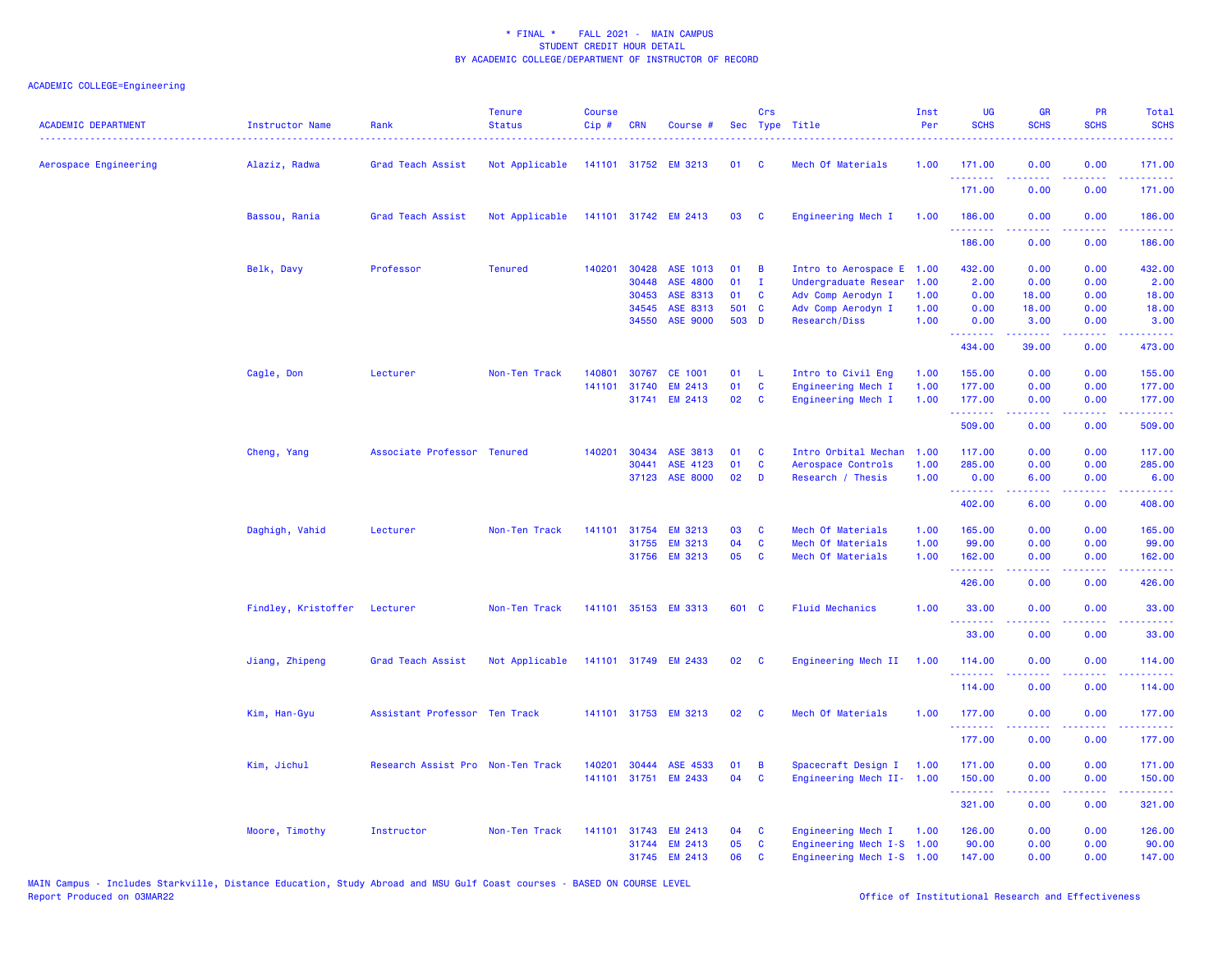\* FINAL \* FALL 2021 - MAIN CAMPUS
STUDENT CREDIT HOUR DETAIL
BY ACADEMIC COLLEGE/DEPARTMENT OF INSTRUCTOR OF RECORD

ACADEMIC COLLEGE=Engineering

| ACADEMIC DEPARTMENT | Instructor Name | Rank | Tenure Status | Course Cip # | CRN | Course # | Sec | Crs Type | Title | Inst Per | UG SCHS | GR SCHS | PR SCHS | Total SCHS |
|---|---|---|---|---|---|---|---|---|---|---|---|---|---|---|
| Aerospace Engineering | Alaziz, Radwa | Grad Teach Assist | Not Applicable | 141101 | 31752 | EM 3213 | 01 | C | Mech Of Materials | 1.00 | 171.00 | 0.00 | 0.00 | 171.00 |
| | | | | | | | | | | | 171.00 | 0.00 | 0.00 | 171.00 |
| | Bassou, Rania | Grad Teach Assist | Not Applicable | 141101 | 31742 | EM 2413 | 03 | C | Engineering Mech I | 1.00 | 186.00 | 0.00 | 0.00 | 186.00 |
| | | | | | | | | | | | 186.00 | 0.00 | 0.00 | 186.00 |
| | Belk, Davy | Professor | Tenured | 140201 | 30428 | ASE 1013 | 01 | B | Intro to Aerospace E | 1.00 | 432.00 | 0.00 | 0.00 | 432.00 |
| | | | | | 30448 | ASE 4800 | 01 | I | Undergraduate Resear | 1.00 | 2.00 | 0.00 | 0.00 | 2.00 |
| | | | | | 30453 | ASE 8313 | 01 | C | Adv Comp Aerodyn I | 1.00 | 0.00 | 18.00 | 0.00 | 18.00 |
| | | | | | 34545 | ASE 8313 | 501 | C | Adv Comp Aerodyn I | 1.00 | 0.00 | 18.00 | 0.00 | 18.00 |
| | | | | | 34550 | ASE 9000 | 503 | D | Research/Diss | 1.00 | 0.00 | 3.00 | 0.00 | 3.00 |
| | | | | | | | | | | | 434.00 | 39.00 | 0.00 | 473.00 |
| | Cagle, Don | Lecturer | Non-Ten Track | 140801 | 30767 | CE 1001 | 01 | L | Intro to Civil Eng | 1.00 | 155.00 | 0.00 | 0.00 | 155.00 |
| | | | | 141101 | 31740 | EM 2413 | 01 | C | Engineering Mech I | 1.00 | 177.00 | 0.00 | 0.00 | 177.00 |
| | | | | | 31741 | EM 2413 | 02 | C | Engineering Mech I | 1.00 | 177.00 | 0.00 | 0.00 | 177.00 |
| | | | | | | | | | | | 509.00 | 0.00 | 0.00 | 509.00 |
| | Cheng, Yang | Associate Professor | Tenured | 140201 | 30434 | ASE 3813 | 01 | C | Intro Orbital Mechan | 1.00 | 117.00 | 0.00 | 0.00 | 117.00 |
| | | | | | 30441 | ASE 4123 | 01 | C | Aerospace Controls | 1.00 | 285.00 | 0.00 | 0.00 | 285.00 |
| | | | | | 37123 | ASE 8000 | 02 | D | Research / Thesis | 1.00 | 0.00 | 6.00 | 0.00 | 6.00 |
| | | | | | | | | | | | 402.00 | 6.00 | 0.00 | 408.00 |
| | Daghigh, Vahid | Lecturer | Non-Ten Track | 141101 | 31754 | EM 3213 | 03 | C | Mech Of Materials | 1.00 | 165.00 | 0.00 | 0.00 | 165.00 |
| | | | | | 31755 | EM 3213 | 04 | C | Mech Of Materials | 1.00 | 99.00 | 0.00 | 0.00 | 99.00 |
| | | | | | 31756 | EM 3213 | 05 | C | Mech Of Materials | 1.00 | 162.00 | 0.00 | 0.00 | 162.00 |
| | | | | | | | | | | | 426.00 | 0.00 | 0.00 | 426.00 |
| | Findley, Kristoffer | Lecturer | Non-Ten Track | 141101 | 35153 | EM 3313 | 601 | C | Fluid Mechanics | 1.00 | 33.00 | 0.00 | 0.00 | 33.00 |
| | | | | | | | | | | | 33.00 | 0.00 | 0.00 | 33.00 |
| | Jiang, Zhipeng | Grad Teach Assist | Not Applicable | 141101 | 31749 | EM 2433 | 02 | C | Engineering Mech II | 1.00 | 114.00 | 0.00 | 0.00 | 114.00 |
| | | | | | | | | | | | 114.00 | 0.00 | 0.00 | 114.00 |
| | Kim, Han-Gyu | Assistant Professor | Ten Track | 141101 | 31753 | EM 3213 | 02 | C | Mech Of Materials | 1.00 | 177.00 | 0.00 | 0.00 | 177.00 |
| | | | | | | | | | | | 177.00 | 0.00 | 0.00 | 177.00 |
| | Kim, Jichul | Research Assist Pro | Non-Ten Track | 140201 | 30444 | ASE 4533 | 01 | B | Spacecraft Design I | 1.00 | 171.00 | 0.00 | 0.00 | 171.00 |
| | | | | 141101 | 31751 | EM 2433 | 04 | C | Engineering Mech II- | 1.00 | 150.00 | 0.00 | 0.00 | 150.00 |
| | | | | | | | | | | | 321.00 | 0.00 | 0.00 | 321.00 |
| | Moore, Timothy | Instructor | Non-Ten Track | 141101 | 31743 | EM 2413 | 04 | C | Engineering Mech I | 1.00 | 126.00 | 0.00 | 0.00 | 126.00 |
| | | | | | 31744 | EM 2413 | 05 | C | Engineering Mech I-S | 1.00 | 90.00 | 0.00 | 0.00 | 90.00 |
| | | | | | 31745 | EM 2413 | 06 | C | Engineering Mech I-S | 1.00 | 147.00 | 0.00 | 0.00 | 147.00 |

MAIN Campus - Includes Starkville, Distance Education, Study Abroad and MSU Gulf Coast courses - BASED ON COURSE LEVEL
Report Produced on 03MAR22

Office of Institutional Research and Effectiveness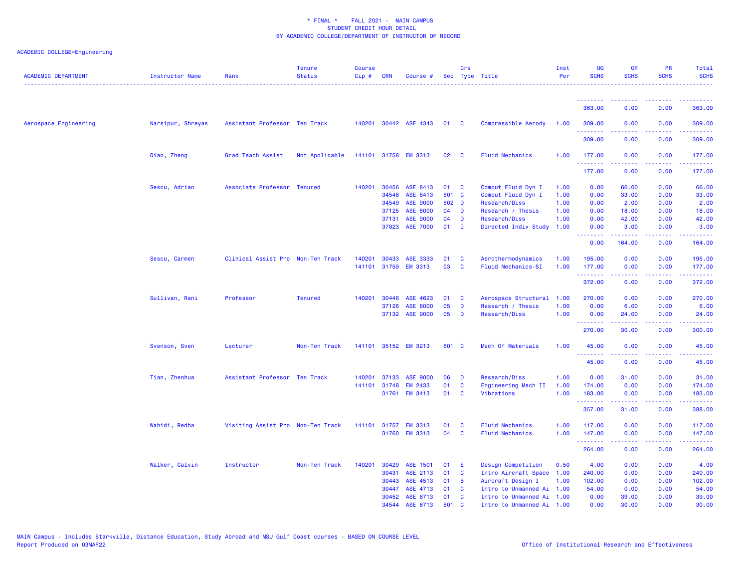# * FINAL * FALL 2021 - MAIN CAMPUS
## STUDENT CREDIT HOUR DETAIL
## BY ACADEMIC COLLEGE/DEPARTMENT OF INSTRUCTOR OF RECORD

ACADEMIC COLLEGE=Engineering

| ACADEMIC DEPARTMENT | Instructor Name | Rank | Tenure Status | Course Cip # | CRN | Course # | Sec | Crs Type | Title | Inst Per | UG SCHS | GR SCHS | PR SCHS | Total SCHS |
|---|---|---|---|---|---|---|---|---|---|---|---|---|---|---|
| | | | | | | | | | | | 363.00 | 0.00 | 0.00 | 363.00 |
| Aerospace Engineering | Narsipur, Shreyas | Assistant Professor | Ten Track | 140201 | 30442 | ASE 4343 | 01 | C | Compressible Aerody | 1.00 | 309.00 | 0.00 | 0.00 | 309.00 |
| | | | | | | | | | | | 309.00 | 0.00 | 0.00 | 309.00 |
| | Qiao, Zheng | Grad Teach Assist | Not Applicable | 141101 | 31758 | EM 3313 | 02 | C | Fluid Mechanics | 1.00 | 177.00 | 0.00 | 0.00 | 177.00 |
| | | | | | | | | | | | 177.00 | 0.00 | 0.00 | 177.00 |
| | Sescu, Adrian | Associate Professor | Tenured | 140201 | 30456 | ASE 8413 | 01 | C | Comput Fluid Dyn I | 1.00 | 0.00 | 66.00 | 0.00 | 66.00 |
| | | | | | 34548 | ASE 8413 | 501 | C | Comput Fluid Dyn I | 1.00 | 0.00 | 33.00 | 0.00 | 33.00 |
| | | | | | 34549 | ASE 9000 | 502 | D | Research/Diss | 1.00 | 0.00 | 2.00 | 0.00 | 2.00 |
| | | | | | 37125 | ASE 8000 | 04 | D | Research / Thesis | 1.00 | 0.00 | 18.00 | 0.00 | 18.00 |
| | | | | | 37131 | ASE 9000 | 04 | D | Research/Diss | 1.00 | 0.00 | 42.00 | 0.00 | 42.00 |
| | | | | | 37823 | ASE 7000 | 01 | I | Directed Indiv Study | 1.00 | 0.00 | 3.00 | 0.00 | 3.00 |
| | | | | | | | | | | | 0.00 | 164.00 | 0.00 | 164.00 |
| | Sescu, Carmen | Clinical Assist Pro | Non-Ten Track | 140201 | 30433 | ASE 3333 | 01 | C | Aerothermodynamics | 1.00 | 195.00 | 0.00 | 0.00 | 195.00 |
| | | | | 141101 | 31759 | EM 3313 | 03 | C | Fluid Mechanics-SI | 1.00 | 177.00 | 0.00 | 0.00 | 177.00 |
| | | | | | | | | | | | 372.00 | 0.00 | 0.00 | 372.00 |
| | Sullivan, Rani | Professor | Tenured | 140201 | 30446 | ASE 4623 | 01 | C | Aerospace Structural | 1.00 | 270.00 | 0.00 | 0.00 | 270.00 |
| | | | | | 37126 | ASE 8000 | 05 | D | Research / Thesis | 1.00 | 0.00 | 6.00 | 0.00 | 6.00 |
| | | | | | 37132 | ASE 9000 | 05 | D | Research/Diss | 1.00 | 0.00 | 24.00 | 0.00 | 24.00 |
| | | | | | | | | | | | 270.00 | 30.00 | 0.00 | 300.00 |
| | Svenson, Sven | Lecturer | Non-Ten Track | 141101 | 35152 | EM 3213 | 601 | C | Mech Of Materials | 1.00 | 45.00 | 0.00 | 0.00 | 45.00 |
| | | | | | | | | | | | 45.00 | 0.00 | 0.00 | 45.00 |
| | Tian, Zhenhua | Assistant Professor | Ten Track | 140201 | 37133 | ASE 9000 | 06 | D | Research/Diss | 1.00 | 0.00 | 31.00 | 0.00 | 31.00 |
| | | | | 141101 | 31748 | EM 2433 | 01 | C | Engineering Mech II | 1.00 | 174.00 | 0.00 | 0.00 | 174.00 |
| | | | | | 31761 | EM 3413 | 01 | C | Vibrations | 1.00 | 183.00 | 0.00 | 0.00 | 183.00 |
| | | | | | | | | | | | 357.00 | 31.00 | 0.00 | 388.00 |
| | Wahidi, Redha | Visiting Assist Pro | Non-Ten Track | 141101 | 31757 | EM 3313 | 01 | C | Fluid Mechanics | 1.00 | 117.00 | 0.00 | 0.00 | 117.00 |
| | | | | | 31760 | EM 3313 | 04 | C | Fluid Mechanics | 1.00 | 147.00 | 0.00 | 0.00 | 147.00 |
| | | | | | | | | | | | 264.00 | 0.00 | 0.00 | 264.00 |
| | Walker, Calvin | Instructor | Non-Ten Track | 140201 | 30429 | ASE 1501 | 01 | E | Design Competition | 0.50 | 4.00 | 0.00 | 0.00 | 4.00 |
| | | | | | 30431 | ASE 2113 | 01 | C | Intro Aircraft Space | 1.00 | 240.00 | 0.00 | 0.00 | 240.00 |
| | | | | | 30443 | ASE 4513 | 01 | B | Aircraft Design I | 1.00 | 102.00 | 0.00 | 0.00 | 102.00 |
| | | | | | 30447 | ASE 4713 | 01 | C | Intro to Unmanned Ai | 1.00 | 54.00 | 0.00 | 0.00 | 54.00 |
| | | | | | 30452 | ASE 6713 | 01 | C | Intro to Unmanned Ai | 1.00 | 0.00 | 39.00 | 0.00 | 39.00 |
| | | | | | 34544 | ASE 6713 | 501 | C | Intro to Unmanned Ai | 1.00 | 0.00 | 30.00 | 0.00 | 30.00 |

MAIN Campus - Includes Starkville, Distance Education, Study Abroad and MSU Gulf Coast courses - BASED ON COURSE LEVEL
Report Produced on 03MAR22

Office of Institutional Research and Effectiveness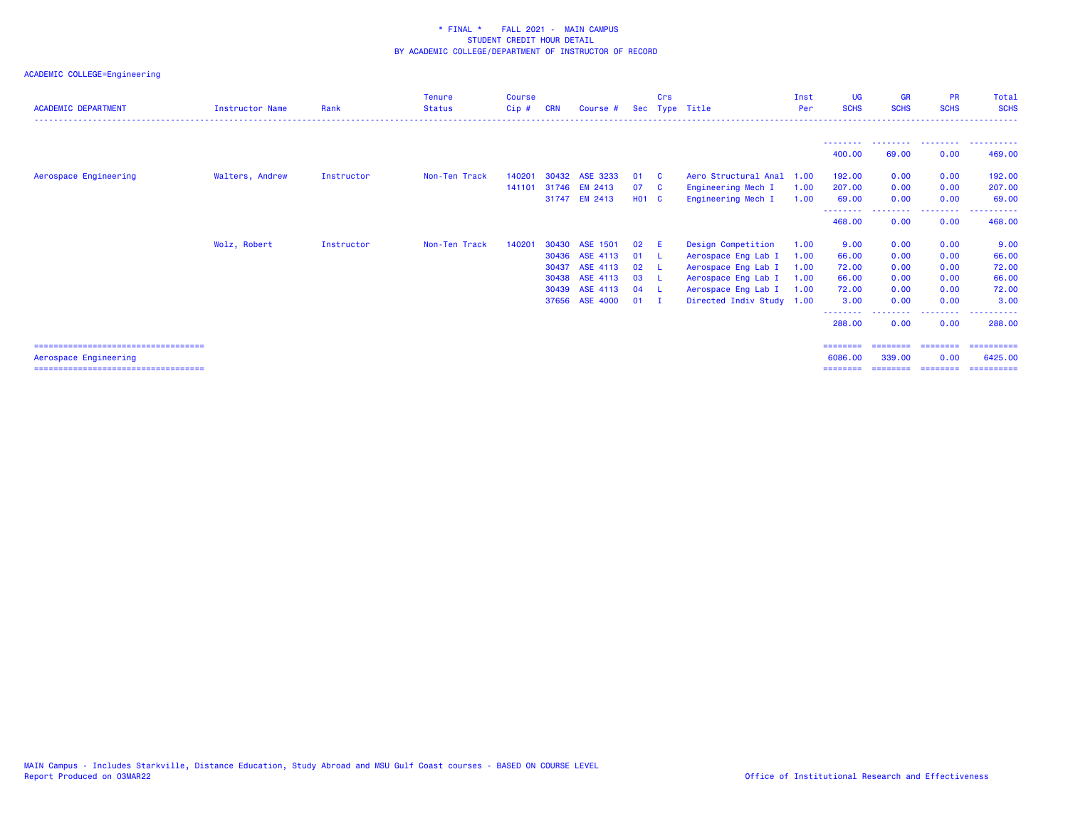\* FINAL \*    FALL 2021 -  MAIN CAMPUS
STUDENT CREDIT HOUR DETAIL
BY ACADEMIC COLLEGE/DEPARTMENT OF INSTRUCTOR OF RECORD

ACADEMIC COLLEGE=Engineering

| ACADEMIC DEPARTMENT | Instructor Name | Rank | Tenure Status | Course Cip # | CRN | Course # | Sec | Crs Type | Title | Inst Per | UG SCHS | GR SCHS | PR SCHS | Total SCHS |
|---|---|---|---|---|---|---|---|---|---|---|---|---|---|---|
| | | | | | | | | | | | 400.00 | 69.00 | 0.00 | 469.00 |
| Aerospace Engineering | Walters, Andrew | Instructor | Non-Ten Track | 140201 | 30432 | ASE 3233 | 01 | C | Aero Structural Anal | 1.00 | 192.00 | 0.00 | 0.00 | 192.00 |
| | | | | 141101 | 31746 | EM 2413 | 07 | C | Engineering Mech I | 1.00 | 207.00 | 0.00 | 0.00 | 207.00 |
| | | | | | 31747 | EM 2413 | H01 | C | Engineering Mech I | 1.00 | 69.00 | 0.00 | 0.00 | 69.00 |
| | | | | | | | | | | | 468.00 | 0.00 | 0.00 | 468.00 |
| | Wolz, Robert | Instructor | Non-Ten Track | 140201 | 30430 | ASE 1501 | 02 | E | Design Competition | 1.00 | 9.00 | 0.00 | 0.00 | 9.00 |
| | | | | | 30436 | ASE 4113 | 01 | L | Aerospace Eng Lab I | 1.00 | 66.00 | 0.00 | 0.00 | 66.00 |
| | | | | | 30437 | ASE 4113 | 02 | L | Aerospace Eng Lab I | 1.00 | 72.00 | 0.00 | 0.00 | 72.00 |
| | | | | | 30438 | ASE 4113 | 03 | L | Aerospace Eng Lab I | 1.00 | 66.00 | 0.00 | 0.00 | 66.00 |
| | | | | | 30439 | ASE 4113 | 04 | L | Aerospace Eng Lab I | 1.00 | 72.00 | 0.00 | 0.00 | 72.00 |
| | | | | | 37656 | ASE 4000 | 01 | I | Directed Indiv Study | 1.00 | 3.00 | 0.00 | 0.00 | 3.00 |
| | | | | | | | | | | | 288.00 | 0.00 | 0.00 | 288.00 |
| Aerospace Engineering | | | | | | | | | | | 6086.00 | 339.00 | 0.00 | 6425.00 |

MAIN Campus - Includes Starkville, Distance Education, Study Abroad and MSU Gulf Coast courses - BASED ON COURSE LEVEL
Report Produced on 03MAR22

Office of Institutional Research and Effectiveness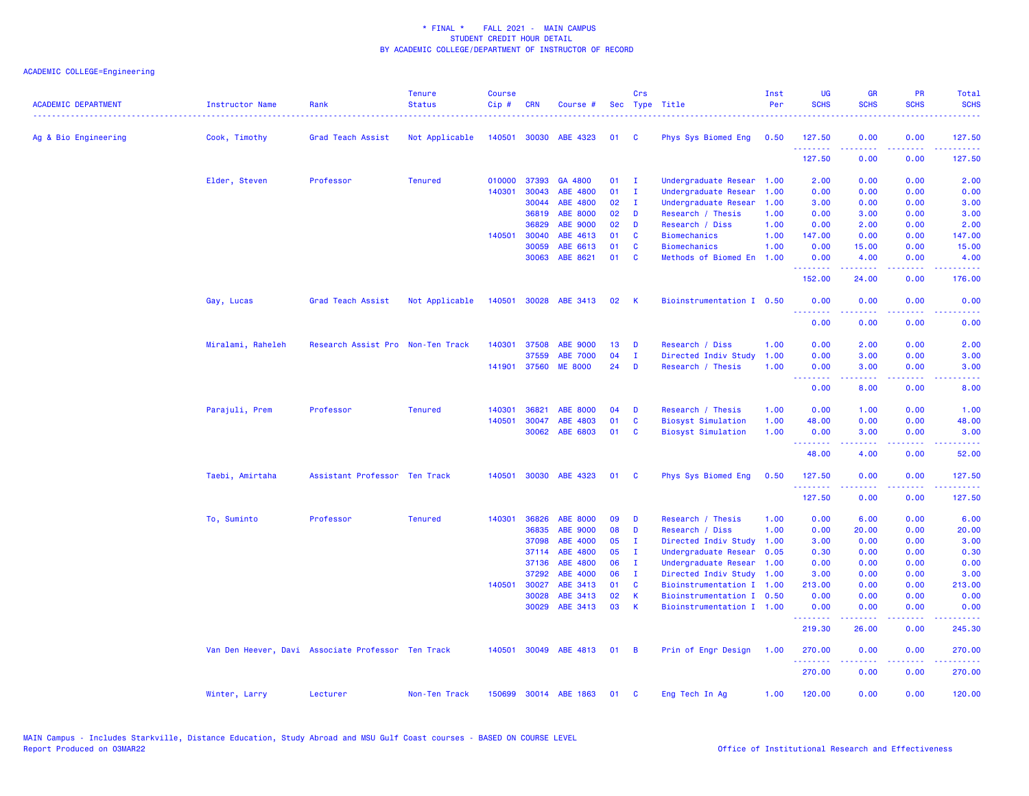\* FINAL \* FALL 2021 - MAIN CAMPUS
STUDENT CREDIT HOUR DETAIL
BY ACADEMIC COLLEGE/DEPARTMENT OF INSTRUCTOR OF RECORD

ACADEMIC COLLEGE=Engineering

| ACADEMIC DEPARTMENT | Instructor Name | Rank | Tenure Status | Course Cip # | CRN | Course # | Sec | Crs Type | Title | Inst Per | UG SCHS | GR SCHS | PR SCHS | Total SCHS |
|---|---|---|---|---|---|---|---|---|---|---|---|---|---|---|
| Ag & Bio Engineering | Cook, Timothy | Grad Teach Assist | Not Applicable | 140501 | 30030 | ABE 4323 | 01 | C | Phys Sys Biomed Eng | 0.50 | 127.50 | 0.00 | 0.00 | 127.50 |
| | | | | | | | | | | | 127.50 | 0.00 | 0.00 | 127.50 |
| | Elder, Steven | Professor | Tenured | 010000 | 37393 | GA 4800 | 01 | I | Undergraduate Resear | 1.00 | 2.00 | 0.00 | 0.00 | 2.00 |
| | | | | 140301 | 30043 | ABE 4800 | 01 | I | Undergraduate Resear | 1.00 | 0.00 | 0.00 | 0.00 | 0.00 |
| | | | | | 30044 | ABE 4800 | 02 | I | Undergraduate Resear | 1.00 | 3.00 | 0.00 | 0.00 | 3.00 |
| | | | | | 36819 | ABE 8000 | 02 | D | Research / Thesis | 1.00 | 0.00 | 3.00 | 0.00 | 3.00 |
| | | | | | 36829 | ABE 9000 | 02 | D | Research / Diss | 1.00 | 0.00 | 2.00 | 0.00 | 2.00 |
| | | | | 140501 | 30040 | ABE 4613 | 01 | C | Biomechanics | 1.00 | 147.00 | 0.00 | 0.00 | 147.00 |
| | | | | | 30059 | ABE 6613 | 01 | C | Biomechanics | 1.00 | 0.00 | 15.00 | 0.00 | 15.00 |
| | | | | | 30063 | ABE 8621 | 01 | C | Methods of Biomed En | 1.00 | 0.00 | 4.00 | 0.00 | 4.00 |
| | | | | | | | | | | | 152.00 | 24.00 | 0.00 | 176.00 |
| | Gay, Lucas | Grad Teach Assist | Not Applicable | 140501 | 30028 | ABE 3413 | 02 | K | Bioinstrumentation I | 0.50 | 0.00 | 0.00 | 0.00 | 0.00 |
| | | | | | | | | | | | 0.00 | 0.00 | 0.00 | 0.00 |
| | Miralami, Raheleh | Research Assist Pro | Non-Ten Track | 140301 | 37508 | ABE 9000 | 13 | D | Research / Diss | 1.00 | 0.00 | 2.00 | 0.00 | 2.00 |
| | | | | | 37559 | ABE 7000 | 04 | I | Directed Indiv Study | 1.00 | 0.00 | 3.00 | 0.00 | 3.00 |
| | | | | 141901 | 37560 | ME 8000 | 24 | D | Research / Thesis | 1.00 | 0.00 | 3.00 | 0.00 | 3.00 |
| | | | | | | | | | | | 0.00 | 8.00 | 0.00 | 8.00 |
| | Parajuli, Prem | Professor | Tenured | 140301 | 36821 | ABE 8000 | 04 | D | Research / Thesis | 1.00 | 0.00 | 1.00 | 0.00 | 1.00 |
| | | | | 140501 | 30047 | ABE 4803 | 01 | C | Biosyst Simulation | 1.00 | 48.00 | 0.00 | 0.00 | 48.00 |
| | | | | | 30062 | ABE 6803 | 01 | C | Biosyst Simulation | 1.00 | 0.00 | 3.00 | 0.00 | 3.00 |
| | | | | | | | | | | | 48.00 | 4.00 | 0.00 | 52.00 |
| | Taebi, Amirtaha | Assistant Professor | Ten Track | 140501 | 30030 | ABE 4323 | 01 | C | Phys Sys Biomed Eng | 0.50 | 127.50 | 0.00 | 0.00 | 127.50 |
| | | | | | | | | | | | 127.50 | 0.00 | 0.00 | 127.50 |
| | To, Suminto | Professor | Tenured | 140301 | 36826 | ABE 8000 | 09 | D | Research / Thesis | 1.00 | 0.00 | 6.00 | 0.00 | 6.00 |
| | | | | | 36835 | ABE 9000 | 08 | D | Research / Diss | 1.00 | 0.00 | 20.00 | 0.00 | 20.00 |
| | | | | | 37098 | ABE 4000 | 05 | I | Directed Indiv Study | 1.00 | 3.00 | 0.00 | 0.00 | 3.00 |
| | | | | | 37114 | ABE 4800 | 05 | I | Undergraduate Resear | 0.05 | 0.30 | 0.00 | 0.00 | 0.30 |
| | | | | | 37136 | ABE 4800 | 06 | I | Undergraduate Resear | 1.00 | 0.00 | 0.00 | 0.00 | 0.00 |
| | | | | | 37292 | ABE 4000 | 06 | I | Directed Indiv Study | 1.00 | 3.00 | 0.00 | 0.00 | 3.00 |
| | | | | 140501 | 30027 | ABE 3413 | 01 | C | Bioinstrumentation I | 1.00 | 213.00 | 0.00 | 0.00 | 213.00 |
| | | | | | 30028 | ABE 3413 | 02 | K | Bioinstrumentation I | 0.50 | 0.00 | 0.00 | 0.00 | 0.00 |
| | | | | | 30029 | ABE 3413 | 03 | K | Bioinstrumentation I | 1.00 | 0.00 | 0.00 | 0.00 | 0.00 |
| | | | | | | | | | | | 219.30 | 26.00 | 0.00 | 245.30 |
| | Van Den Heever, Davi | Associate Professor | Ten Track | 140501 | 30049 | ABE 4813 | 01 | B | Prin of Engr Design | 1.00 | 270.00 | 0.00 | 0.00 | 270.00 |
| | | | | | | | | | | | 270.00 | 0.00 | 0.00 | 270.00 |
| | Winter, Larry | Lecturer | Non-Ten Track | 150699 | 30014 | ABE 1863 | 01 | C | Eng Tech In Ag | 1.00 | 120.00 | 0.00 | 0.00 | 120.00 |

MAIN Campus - Includes Starkville, Distance Education, Study Abroad and MSU Gulf Coast courses - BASED ON COURSE LEVEL
Report Produced on 03MAR22 Office of Institutional Research and Effectiveness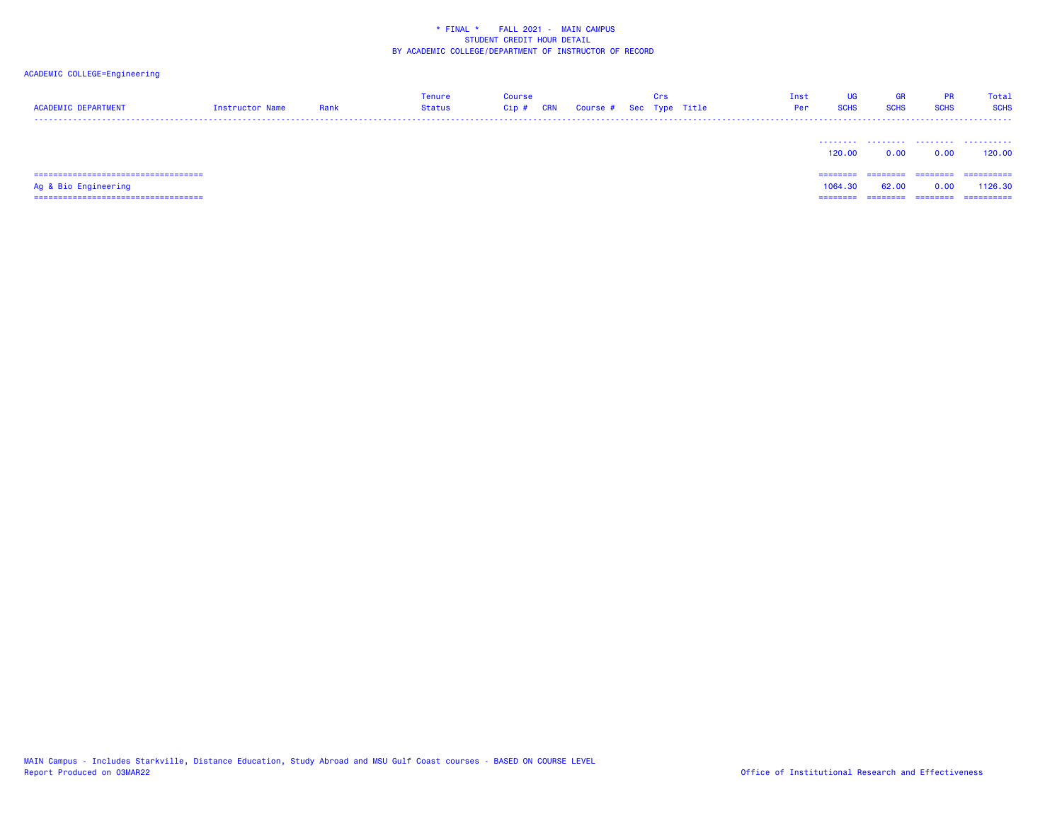# * FINAL * FALL 2021 - MAIN CAMPUS
## STUDENT CREDIT HOUR DETAIL
## BY ACADEMIC COLLEGE/DEPARTMENT OF INSTRUCTOR OF RECORD

ACADEMIC COLLEGE=Engineering

| ACADEMIC DEPARTMENT | Instructor Name | Rank | Tenure Status | Course Cip # | CRN | Course # | Sec | Crs Type | Title | Inst Per | UG SCHS | GR SCHS | PR SCHS | Total SCHS |
|---|---|---|---|---|---|---|---|---|---|---|---|---|---|---|
| | | | | | | | | | | | 120.00 | 0.00 | 0.00 | 120.00 |
| Ag & Bio Engineering | | | | | | | | | | | 1064.30 | 62.00 | 0.00 | 1126.30 |

MAIN Campus - Includes Starkville, Distance Education, Study Abroad and MSU Gulf Coast courses - BASED ON COURSE LEVEL
Report Produced on 03MAR22

Office of Institutional Research and Effectiveness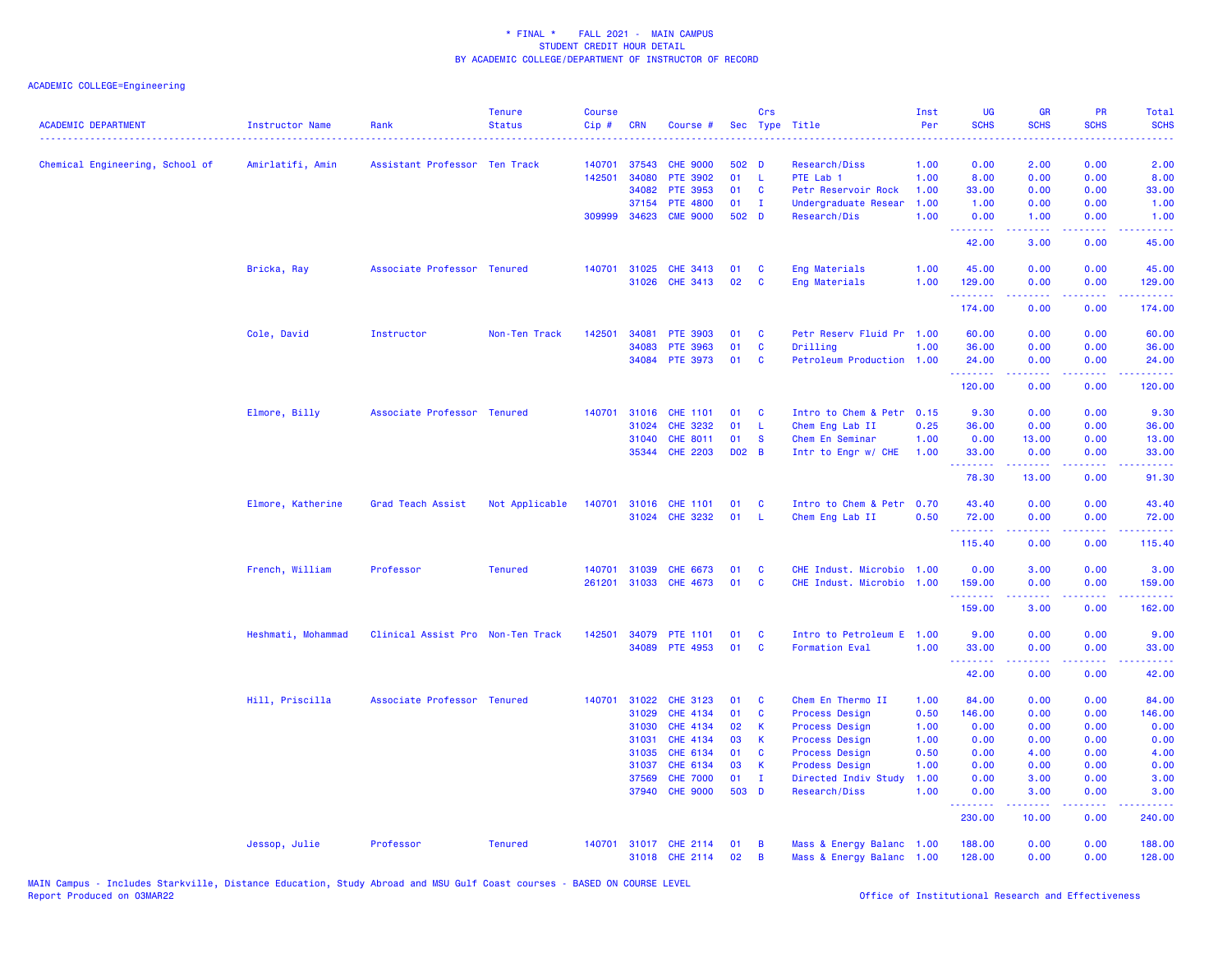\* FINAL \* FALL 2021 - MAIN CAMPUS
STUDENT CREDIT HOUR DETAIL
BY ACADEMIC COLLEGE/DEPARTMENT OF INSTRUCTOR OF RECORD

ACADEMIC COLLEGE=Engineering

| ACADEMIC DEPARTMENT | Instructor Name | Rank | Tenure Status | Course Cip # | CRN | Course # | Sec | Crs Type | Title | Inst Per | UG SCHS | GR SCHS | PR SCHS | Total SCHS |
|---|---|---|---|---|---|---|---|---|---|---|---|---|---|---|
| Chemical Engineering, School of | Amirlatifi, Amin | Assistant Professor | Ten Track | 140701 | 37543 | CHE 9000 | 502 | D | Research/Diss | 1.00 | 0.00 | 2.00 | 0.00 | 2.00 |
| | | | | 142501 | 34080 | PTE 3902 | 01 | L | PTE Lab 1 | 1.00 | 8.00 | 0.00 | 0.00 | 8.00 |
| | | | | | 34082 | PTE 3953 | 01 | C | Petr Reservoir Rock | 1.00 | 33.00 | 0.00 | 0.00 | 33.00 |
| | | | | | 37154 | PTE 4800 | 01 | I | Undergraduate Resear | 1.00 | 1.00 | 0.00 | 0.00 | 1.00 |
| | | | | 309999 | 34623 | CME 9000 | 502 | D | Research/Dis | 1.00 | 0.00 | 1.00 | 0.00 | 1.00 |
| | | | | | | | | | | | 42.00 | 3.00 | 0.00 | 45.00 |
| | Bricka, Ray | Associate Professor | Tenured | 140701 | 31025 | CHE 3413 | 01 | C | Eng Materials | 1.00 | 45.00 | 0.00 | 0.00 | 45.00 |
| | | | | | 31026 | CHE 3413 | 02 | C | Eng Materials | 1.00 | 129.00 | 0.00 | 0.00 | 129.00 |
| | | | | | | | | | | | 174.00 | 0.00 | 0.00 | 174.00 |
| | Cole, David | Instructor | Non-Ten Track | 142501 | 34081 | PTE 3903 | 01 | C | Petr Reserv Fluid Pr | 1.00 | 60.00 | 0.00 | 0.00 | 60.00 |
| | | | | | 34083 | PTE 3963 | 01 | C | Drilling | 1.00 | 36.00 | 0.00 | 0.00 | 36.00 |
| | | | | | 34084 | PTE 3973 | 01 | C | Petroleum Production | 1.00 | 24.00 | 0.00 | 0.00 | 24.00 |
| | | | | | | | | | | | 120.00 | 0.00 | 0.00 | 120.00 |
| | Elmore, Billy | Associate Professor | Tenured | 140701 | 31016 | CHE 1101 | 01 | C | Intro to Chem & Petr | 0.15 | 9.30 | 0.00 | 0.00 | 9.30 |
| | | | | | 31024 | CHE 3232 | 01 | L | Chem Eng Lab II | 0.25 | 36.00 | 0.00 | 0.00 | 36.00 |
| | | | | | 31040 | CHE 8011 | 01 | S | Chem En Seminar | 1.00 | 0.00 | 13.00 | 0.00 | 13.00 |
| | | | | | 35344 | CHE 2203 | D02 | B | Intr to Engr w/ CHE | 1.00 | 33.00 | 0.00 | 0.00 | 33.00 |
| | | | | | | | | | | | 78.30 | 13.00 | 0.00 | 91.30 |
| | Elmore, Katherine | Grad Teach Assist | Not Applicable | 140701 | 31016 | CHE 1101 | 01 | C | Intro to Chem & Petr | 0.70 | 43.40 | 0.00 | 0.00 | 43.40 |
| | | | | | 31024 | CHE 3232 | 01 | L | Chem Eng Lab II | 0.50 | 72.00 | 0.00 | 0.00 | 72.00 |
| | | | | | | | | | | | 115.40 | 0.00 | 0.00 | 115.40 |
| | French, William | Professor | Tenured | 140701 | 31039 | CHE 6673 | 01 | C | CHE Indust. Microbio | 1.00 | 0.00 | 3.00 | 0.00 | 3.00 |
| | | | | 261201 | 31033 | CHE 4673 | 01 | C | CHE Indust. Microbio | 1.00 | 159.00 | 0.00 | 0.00 | 159.00 |
| | | | | | | | | | | | 159.00 | 3.00 | 0.00 | 162.00 |
| | Heshmati, Mohammad | Clinical Assist Pro | Non-Ten Track | 142501 | 34079 | PTE 1101 | 01 | C | Intro to Petroleum E | 1.00 | 9.00 | 0.00 | 0.00 | 9.00 |
| | | | | | 34089 | PTE 4953 | 01 | C | Formation Eval | 1.00 | 33.00 | 0.00 | 0.00 | 33.00 |
| | | | | | | | | | | | 42.00 | 0.00 | 0.00 | 42.00 |
| | Hill, Priscilla | Associate Professor | Tenured | 140701 | 31022 | CHE 3123 | 01 | C | Chem En Thermo II | 1.00 | 84.00 | 0.00 | 0.00 | 84.00 |
| | | | | | 31029 | CHE 4134 | 01 | C | Process Design | 0.50 | 146.00 | 0.00 | 0.00 | 146.00 |
| | | | | | 31030 | CHE 4134 | 02 | K | Process Design | 1.00 | 0.00 | 0.00 | 0.00 | 0.00 |
| | | | | | 31031 | CHE 4134 | 03 | K | Process Design | 1.00 | 0.00 | 0.00 | 0.00 | 0.00 |
| | | | | | 31035 | CHE 6134 | 01 | C | Process Design | 0.50 | 0.00 | 4.00 | 0.00 | 4.00 |
| | | | | | 31037 | CHE 6134 | 03 | K | Prodess Design | 1.00 | 0.00 | 0.00 | 0.00 | 0.00 |
| | | | | | 37569 | CHE 7000 | 01 | I | Directed Indiv Study | 1.00 | 0.00 | 3.00 | 0.00 | 3.00 |
| | | | | | 37940 | CHE 9000 | 503 | D | Research/Diss | 1.00 | 0.00 | 3.00 | 0.00 | 3.00 |
| | | | | | | | | | | | 230.00 | 10.00 | 0.00 | 240.00 |
| | Jessop, Julie | Professor | Tenured | 140701 | 31017 | CHE 2114 | 01 | B | Mass & Energy Balanc | 1.00 | 188.00 | 0.00 | 0.00 | 188.00 |
| | | | | | 31018 | CHE 2114 | 02 | B | Mass & Energy Balanc | 1.00 | 128.00 | 0.00 | 0.00 | 128.00 |

MAIN Campus - Includes Starkville, Distance Education, Study Abroad and MSU Gulf Coast courses - BASED ON COURSE LEVEL
Report Produced on 03MAR22

Office of Institutional Research and Effectiveness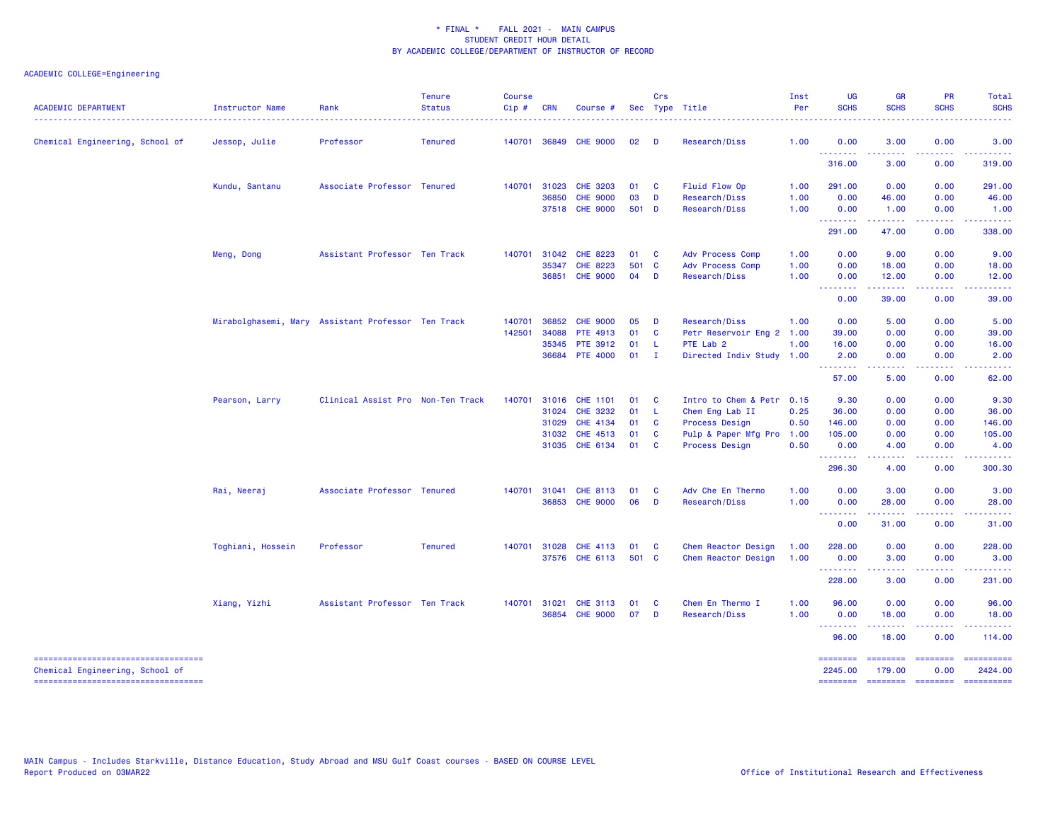\* FINAL \* FALL 2021 - MAIN CAMPUS
STUDENT CREDIT HOUR DETAIL
BY ACADEMIC COLLEGE/DEPARTMENT OF INSTRUCTOR OF RECORD

ACADEMIC COLLEGE=Engineering

| ACADEMIC DEPARTMENT | Instructor Name | Rank | Tenure Status | Course Cip # | CRN | Course # | Sec | Crs Type | Title | Inst Per | UG SCHS | GR SCHS | PR SCHS | Total SCHS |
|---|---|---|---|---|---|---|---|---|---|---|---|---|---|---|
| Chemical Engineering, School of | Jessop, Julie | Professor | Tenured | 140701 | 36849 | CHE 9000 | 02 | D | Research/Diss | 1.00 | 0.00 | 3.00 | 0.00 | 3.00 |
| | | | | | | | | | | | 316.00 | 3.00 | 0.00 | 319.00 |
| | Kundu, Santanu | Associate Professor | Tenured | 140701 | 31023 | CHE 3203 | 01 | C | Fluid Flow Op | 1.00 | 291.00 | 0.00 | 0.00 | 291.00 |
| | | | | | 36850 | CHE 9000 | 03 | D | Research/Diss | 1.00 | 0.00 | 46.00 | 0.00 | 46.00 |
| | | | | | 37518 | CHE 9000 | 501 | D | Research/Diss | 1.00 | 0.00 | 1.00 | 0.00 | 1.00 |
| | | | | | | | | | | | 291.00 | 47.00 | 0.00 | 338.00 |
| | Meng, Dong | Assistant Professor | Ten Track | 140701 | 31042 | CHE 8223 | 01 | C | Adv Process Comp | 1.00 | 0.00 | 9.00 | 0.00 | 9.00 |
| | | | | | 35347 | CHE 8223 | 501 | C | Adv Process Comp | 1.00 | 0.00 | 18.00 | 0.00 | 18.00 |
| | | | | | 36851 | CHE 9000 | 04 | D | Research/Diss | 1.00 | 0.00 | 12.00 | 0.00 | 12.00 |
| | | | | | | | | | | | 0.00 | 39.00 | 0.00 | 39.00 |
| | Mirabolghasemi, Mary | Assistant Professor | Ten Track | 140701 | 36852 | CHE 9000 | 05 | D | Research/Diss | 1.00 | 0.00 | 5.00 | 0.00 | 5.00 |
| | | | | 142501 | 34088 | PTE 4913 | 01 | C | Petr Reservoir Eng 2 | 1.00 | 39.00 | 0.00 | 0.00 | 39.00 |
| | | | | | 35345 | PTE 3912 | 01 | L | PTE Lab 2 | 1.00 | 16.00 | 0.00 | 0.00 | 16.00 |
| | | | | | 36684 | PTE 4000 | 01 | I | Directed Indiv Study | 1.00 | 2.00 | 0.00 | 0.00 | 2.00 |
| | | | | | | | | | | | 57.00 | 5.00 | 0.00 | 62.00 |
| | Pearson, Larry | Clinical Assist Pro | Non-Ten Track | 140701 | 31016 | CHE 1101 | 01 | C | Intro to Chem & Petr | 0.15 | 9.30 | 0.00 | 0.00 | 9.30 |
| | | | | | 31024 | CHE 3232 | 01 | L | Chem Eng Lab II | 0.25 | 36.00 | 0.00 | 0.00 | 36.00 |
| | | | | | 31029 | CHE 4134 | 01 | C | Process Design | 0.50 | 146.00 | 0.00 | 0.00 | 146.00 |
| | | | | | 31032 | CHE 4513 | 01 | C | Pulp & Paper Mfg Pro | 1.00 | 105.00 | 0.00 | 0.00 | 105.00 |
| | | | | | 31035 | CHE 6134 | 01 | C | Process Design | 0.50 | 0.00 | 4.00 | 0.00 | 4.00 |
| | | | | | | | | | | | 296.30 | 4.00 | 0.00 | 300.30 |
| | Rai, Neeraj | Associate Professor | Tenured | 140701 | 31041 | CHE 8113 | 01 | C | Adv Che En Thermo | 1.00 | 0.00 | 3.00 | 0.00 | 3.00 |
| | | | | | 36853 | CHE 9000 | 06 | D | Research/Diss | 1.00 | 0.00 | 28.00 | 0.00 | 28.00 |
| | | | | | | | | | | | 0.00 | 31.00 | 0.00 | 31.00 |
| | Toghiani, Hossein | Professor | Tenured | 140701 | 31028 | CHE 4113 | 01 | C | Chem Reactor Design | 1.00 | 228.00 | 0.00 | 0.00 | 228.00 |
| | | | | | 37576 | CHE 6113 | 501 | C | Chem Reactor Design | 1.00 | 0.00 | 3.00 | 0.00 | 3.00 |
| | | | | | | | | | | | 228.00 | 3.00 | 0.00 | 231.00 |
| | Xiang, Yizhi | Assistant Professor | Ten Track | 140701 | 31021 | CHE 3113 | 01 | C | Chem En Thermo I | 1.00 | 96.00 | 0.00 | 0.00 | 96.00 |
| | | | | | 36854 | CHE 9000 | 07 | D | Research/Diss | 1.00 | 0.00 | 18.00 | 0.00 | 18.00 |
| | | | | | | | | | | | 96.00 | 18.00 | 0.00 | 114.00 |
| Chemical Engineering, School of | | | | | | | | | | | 2245.00 | 179.00 | 0.00 | 2424.00 |

MAIN Campus - Includes Starkville, Distance Education, Study Abroad and MSU Gulf Coast courses - BASED ON COURSE LEVEL
Report Produced on 03MAR22

Office of Institutional Research and Effectiveness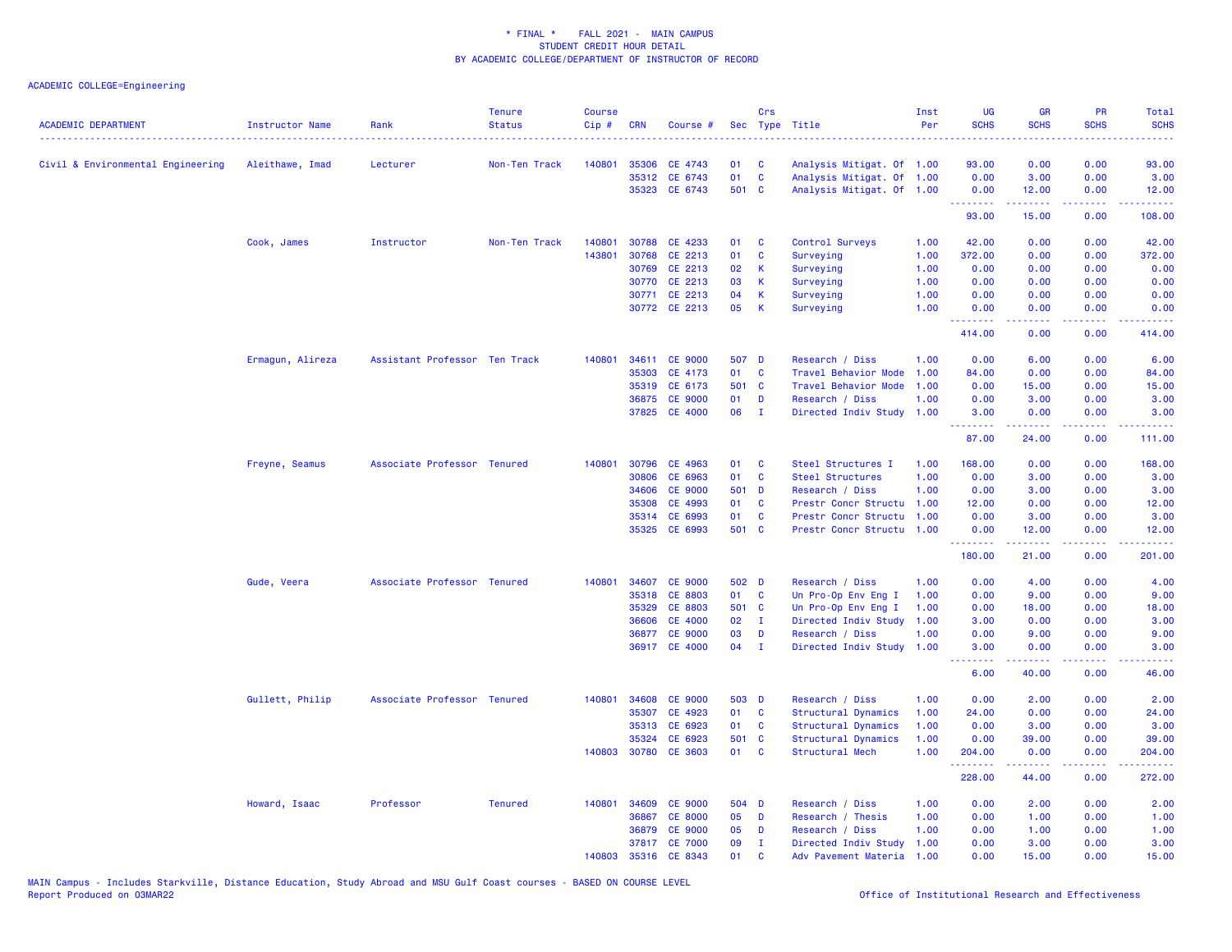* FINAL * FALL 2021 - MAIN CAMPUS
STUDENT CREDIT HOUR DETAIL
BY ACADEMIC COLLEGE/DEPARTMENT OF INSTRUCTOR OF RECORD

ACADEMIC COLLEGE=Engineering

| ACADEMIC DEPARTMENT | Instructor Name | Rank | Tenure Status | Course Cip # | CRN | Course # | Sec | Crs Type | Title | Inst Per | UG SCHS | GR SCHS | PR SCHS | Total SCHS |
|---|---|---|---|---|---|---|---|---|---|---|---|---|---|---|
| Civil & Environmental Engineering | Aleithawe, Imad | Lecturer | Non-Ten Track | 140801 | 35306 | CE 4743 | 01 | C | Analysis Mitigat. Of | 1.00 | 93.00 | 0.00 | 0.00 | 93.00 |
| | | | | | 35312 | CE 6743 | 01 | C | Analysis Mitigat. Of | 1.00 | 0.00 | 3.00 | 0.00 | 3.00 |
| | | | | | 35323 | CE 6743 | 501 | C | Analysis Mitigat. Of | 1.00 | 0.00 | 12.00 | 0.00 | 12.00 |
| | | | | | | | | | | | 93.00 | 15.00 | 0.00 | 108.00 |
| | Cook, James | Instructor | Non-Ten Track | 140801 | 30788 | CE 4233 | 01 | C | Control Surveys | 1.00 | 42.00 | 0.00 | 0.00 | 42.00 |
| | | | | 143801 | 30768 | CE 2213 | 01 | C | Surveying | 1.00 | 372.00 | 0.00 | 0.00 | 372.00 |
| | | | | | 30769 | CE 2213 | 02 | K | Surveying | 1.00 | 0.00 | 0.00 | 0.00 | 0.00 |
| | | | | | 30770 | CE 2213 | 03 | K | Surveying | 1.00 | 0.00 | 0.00 | 0.00 | 0.00 |
| | | | | | 30771 | CE 2213 | 04 | K | Surveying | 1.00 | 0.00 | 0.00 | 0.00 | 0.00 |
| | | | | | 30772 | CE 2213 | 05 | K | Surveying | 1.00 | 0.00 | 0.00 | 0.00 | 0.00 |
| | | | | | | | | | | | 414.00 | 0.00 | 0.00 | 414.00 |
| | Ermagun, Alireza | Assistant Professor | Ten Track | 140801 | 34611 | CE 9000 | 507 | D | Research / Diss | 1.00 | 0.00 | 6.00 | 0.00 | 6.00 |
| | | | | | 35303 | CE 4173 | 01 | C | Travel Behavior Mode | 1.00 | 84.00 | 0.00 | 0.00 | 84.00 |
| | | | | | 35319 | CE 6173 | 501 | C | Travel Behavior Mode | 1.00 | 0.00 | 15.00 | 0.00 | 15.00 |
| | | | | | 36875 | CE 9000 | 01 | D | Research / Diss | 1.00 | 0.00 | 3.00 | 0.00 | 3.00 |
| | | | | | 37825 | CE 4000 | 06 | I | Directed Indiv Study | 1.00 | 3.00 | 0.00 | 0.00 | 3.00 |
| | | | | | | | | | | | 87.00 | 24.00 | 0.00 | 111.00 |
| | Freyne, Seamus | Associate Professor | Tenured | 140801 | 30796 | CE 4963 | 01 | C | Steel Structures I | 1.00 | 168.00 | 0.00 | 0.00 | 168.00 |
| | | | | | 30806 | CE 6963 | 01 | C | Steel Structures | 1.00 | 0.00 | 3.00 | 0.00 | 3.00 |
| | | | | | 34606 | CE 9000 | 501 | D | Research / Diss | 1.00 | 0.00 | 3.00 | 0.00 | 3.00 |
| | | | | | 35308 | CE 4993 | 01 | C | Prestr Concr Structu | 1.00 | 12.00 | 0.00 | 0.00 | 12.00 |
| | | | | | 35314 | CE 6993 | 01 | C | Prestr Concr Structu | 1.00 | 0.00 | 3.00 | 0.00 | 3.00 |
| | | | | | 35325 | CE 6993 | 501 | C | Prestr Concr Structu | 1.00 | 0.00 | 12.00 | 0.00 | 12.00 |
| | | | | | | | | | | | 180.00 | 21.00 | 0.00 | 201.00 |
| | Gude, Veera | Associate Professor | Tenured | 140801 | 34607 | CE 9000 | 502 | D | Research / Diss | 1.00 | 0.00 | 4.00 | 0.00 | 4.00 |
| | | | | | 35318 | CE 8803 | 01 | C | Un Pro-Op Env Eng I | 1.00 | 0.00 | 9.00 | 0.00 | 9.00 |
| | | | | | 35329 | CE 8803 | 501 | C | Un Pro-Op Env Eng I | 1.00 | 0.00 | 18.00 | 0.00 | 18.00 |
| | | | | | 36606 | CE 4000 | 02 | I | Directed Indiv Study | 1.00 | 3.00 | 0.00 | 0.00 | 3.00 |
| | | | | | 36877 | CE 9000 | 03 | D | Research / Diss | 1.00 | 0.00 | 9.00 | 0.00 | 9.00 |
| | | | | | 36917 | CE 4000 | 04 | I | Directed Indiv Study | 1.00 | 3.00 | 0.00 | 0.00 | 3.00 |
| | | | | | | | | | | | 6.00 | 40.00 | 0.00 | 46.00 |
| | Gullett, Philip | Associate Professor | Tenured | 140801 | 34608 | CE 9000 | 503 | D | Research / Diss | 1.00 | 0.00 | 2.00 | 0.00 | 2.00 |
| | | | | | 35307 | CE 4923 | 01 | C | Structural Dynamics | 1.00 | 24.00 | 0.00 | 0.00 | 24.00 |
| | | | | | 35313 | CE 6923 | 01 | C | Structural Dynamics | 1.00 | 0.00 | 3.00 | 0.00 | 3.00 |
| | | | | | 35324 | CE 6923 | 501 | C | Structural Dynamics | 1.00 | 0.00 | 39.00 | 0.00 | 39.00 |
| | | | | 140803 | 30780 | CE 3603 | 01 | C | Structural Mech | 1.00 | 204.00 | 0.00 | 0.00 | 204.00 |
| | | | | | | | | | | | 228.00 | 44.00 | 0.00 | 272.00 |
| | Howard, Isaac | Professor | Tenured | 140801 | 34609 | CE 9000 | 504 | D | Research / Diss | 1.00 | 0.00 | 2.00 | 0.00 | 2.00 |
| | | | | | 36867 | CE 8000 | 05 | D | Research / Thesis | 1.00 | 0.00 | 1.00 | 0.00 | 1.00 |
| | | | | | 36879 | CE 9000 | 05 | D | Research / Diss | 1.00 | 0.00 | 1.00 | 0.00 | 1.00 |
| | | | | | 37817 | CE 7000 | 09 | I | Directed Indiv Study | 1.00 | 0.00 | 3.00 | 0.00 | 3.00 |
| | | | | 140803 | 35316 | CE 8343 | 01 | C | Adv Pavement Materia | 1.00 | 0.00 | 15.00 | 0.00 | 15.00 |

MAIN Campus - Includes Starkville, Distance Education, Study Abroad and MSU Gulf Coast courses - BASED ON COURSE LEVEL
Report Produced on 03MAR22

Office of Institutional Research and Effectiveness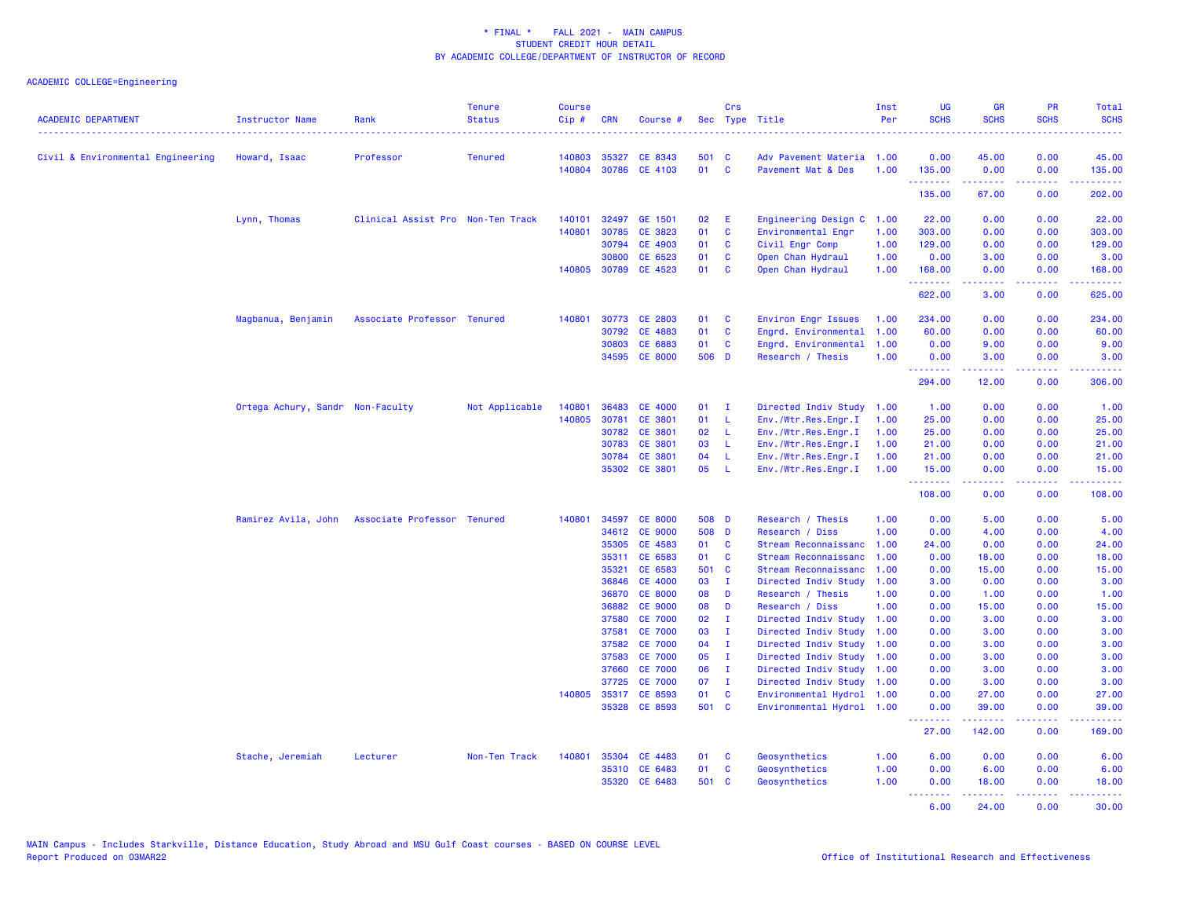\* FINAL \* FALL 2021 - MAIN CAMPUS
STUDENT CREDIT HOUR DETAIL
BY ACADEMIC COLLEGE/DEPARTMENT OF INSTRUCTOR OF RECORD

ACADEMIC COLLEGE=Engineering

| ACADEMIC DEPARTMENT | Instructor Name | Rank | Tenure Status | Course Cip # | CRN | Course # | Sec | Crs Type | Title | Inst Per | UG SCHS | GR SCHS | PR SCHS | Total SCHS |
|---|---|---|---|---|---|---|---|---|---|---|---|---|---|---|
| Civil & Environmental Engineering | Howard, Isaac | Professor | Tenured | 140803 | 35327 | CE 8343 | 501 | C | Adv Pavement Materia | 1.00 | 0.00 | 45.00 | 0.00 | 45.00 |
| | | | | 140804 | 30786 | CE 4103 | 01 | C | Pavement Mat & Des | 1.00 | 135.00 | 0.00 | 0.00 | 135.00 |
| | | | | | | | | | | | 135.00 | 67.00 | 0.00 | 202.00 |
| | Lynn, Thomas | Clinical Assist Pro | Non-Ten Track | 140101 | 32497 | GE 1501 | 02 | E | Engineering Design C | 1.00 | 22.00 | 0.00 | 0.00 | 22.00 |
| | | | | 140801 | 30785 | CE 3823 | 01 | C | Environmental Engr | 1.00 | 303.00 | 0.00 | 0.00 | 303.00 |
| | | | | | 30794 | CE 4903 | 01 | C | Civil Engr Comp | 1.00 | 129.00 | 0.00 | 0.00 | 129.00 |
| | | | | | 30800 | CE 6523 | 01 | C | Open Chan Hydraul | 1.00 | 0.00 | 3.00 | 0.00 | 3.00 |
| | | | | 140805 | 30789 | CE 4523 | 01 | C | Open Chan Hydraul | 1.00 | 168.00 | 0.00 | 0.00 | 168.00 |
| | | | | | | | | | | | 622.00 | 3.00 | 0.00 | 625.00 |
| | Magbanua, Benjamin | Associate Professor | Tenured | 140801 | 30773 | CE 2803 | 01 | C | Environ Engr Issues | 1.00 | 234.00 | 0.00 | 0.00 | 234.00 |
| | | | | | 30792 | CE 4883 | 01 | C | Engrd. Environmental | 1.00 | 60.00 | 0.00 | 0.00 | 60.00 |
| | | | | | 30803 | CE 6883 | 01 | C | Engrd. Environmental | 1.00 | 0.00 | 9.00 | 0.00 | 9.00 |
| | | | | | 34595 | CE 8000 | 506 | D | Research / Thesis | 1.00 | 0.00 | 3.00 | 0.00 | 3.00 |
| | | | | | | | | | | | 294.00 | 12.00 | 0.00 | 306.00 |
| | Ortega Achury, Sandr | Non-Faculty | Not Applicable | 140801 | 36483 | CE 4000 | 01 | I | Directed Indiv Study | 1.00 | 1.00 | 0.00 | 0.00 | 1.00 |
| | | | | 140805 | 30781 | CE 3801 | 01 | L | Env./Wtr.Res.Engr.I | 1.00 | 25.00 | 0.00 | 0.00 | 25.00 |
| | | | | | 30782 | CE 3801 | 02 | L | Env./Wtr.Res.Engr.I | 1.00 | 25.00 | 0.00 | 0.00 | 25.00 |
| | | | | | 30783 | CE 3801 | 03 | L | Env./Wtr.Res.Engr.I | 1.00 | 21.00 | 0.00 | 0.00 | 21.00 |
| | | | | | 30784 | CE 3801 | 04 | L | Env./Wtr.Res.Engr.I | 1.00 | 21.00 | 0.00 | 0.00 | 21.00 |
| | | | | | 35302 | CE 3801 | 05 | L | Env./Wtr.Res.Engr.I | 1.00 | 15.00 | 0.00 | 0.00 | 15.00 |
| | | | | | | | | | | | 108.00 | 0.00 | 0.00 | 108.00 |
| | Ramirez Avila, John | Associate Professor | Tenured | 140801 | 34597 | CE 8000 | 508 | D | Research / Thesis | 1.00 | 0.00 | 5.00 | 0.00 | 5.00 |
| | | | | | 34612 | CE 9000 | 508 | D | Research / Diss | 1.00 | 0.00 | 4.00 | 0.00 | 4.00 |
| | | | | | 35305 | CE 4583 | 01 | C | Stream Reconnaissanc | 1.00 | 24.00 | 0.00 | 0.00 | 24.00 |
| | | | | | 35311 | CE 6583 | 01 | C | Stream Reconnaissanc | 1.00 | 0.00 | 18.00 | 0.00 | 18.00 |
| | | | | | 35321 | CE 6583 | 501 | C | Stream Reconnaissanc | 1.00 | 0.00 | 15.00 | 0.00 | 15.00 |
| | | | | | 36846 | CE 4000 | 03 | I | Directed Indiv Study | 1.00 | 3.00 | 0.00 | 0.00 | 3.00 |
| | | | | | 36870 | CE 8000 | 08 | D | Research / Thesis | 1.00 | 0.00 | 1.00 | 0.00 | 1.00 |
| | | | | | 36882 | CE 9000 | 08 | D | Research / Diss | 1.00 | 0.00 | 15.00 | 0.00 | 15.00 |
| | | | | | 37580 | CE 7000 | 02 | I | Directed Indiv Study | 1.00 | 0.00 | 3.00 | 0.00 | 3.00 |
| | | | | | 37581 | CE 7000 | 03 | I | Directed Indiv Study | 1.00 | 0.00 | 3.00 | 0.00 | 3.00 |
| | | | | | 37582 | CE 7000 | 04 | I | Directed Indiv Study | 1.00 | 0.00 | 3.00 | 0.00 | 3.00 |
| | | | | | 37583 | CE 7000 | 05 | I | Directed Indiv Study | 1.00 | 0.00 | 3.00 | 0.00 | 3.00 |
| | | | | | 37660 | CE 7000 | 06 | I | Directed Indiv Study | 1.00 | 0.00 | 3.00 | 0.00 | 3.00 |
| | | | | | 37725 | CE 7000 | 07 | I | Directed Indiv Study | 1.00 | 0.00 | 3.00 | 0.00 | 3.00 |
| | | | | 140805 | 35317 | CE 8593 | 01 | C | Environmental Hydrol | 1.00 | 0.00 | 27.00 | 0.00 | 27.00 |
| | | | | | 35328 | CE 8593 | 501 | C | Environmental Hydrol | 1.00 | 0.00 | 39.00 | 0.00 | 39.00 |
| | | | | | | | | | | | 27.00 | 142.00 | 0.00 | 169.00 |
| | Stache, Jeremiah | Lecturer | Non-Ten Track | 140801 | 35304 | CE 4483 | 01 | C | Geosynthetics | 1.00 | 6.00 | 0.00 | 0.00 | 6.00 |
| | | | | | 35310 | CE 6483 | 01 | C | Geosynthetics | 1.00 | 0.00 | 6.00 | 0.00 | 6.00 |
| | | | | | 35320 | CE 6483 | 501 | C | Geosynthetics | 1.00 | 0.00 | 18.00 | 0.00 | 18.00 |
| | | | | | | | | | | | 6.00 | 24.00 | 0.00 | 30.00 |

MAIN Campus - Includes Starkville, Distance Education, Study Abroad and MSU Gulf Coast courses - BASED ON COURSE LEVEL
Report Produced on 03MAR22

Office of Institutional Research and Effectiveness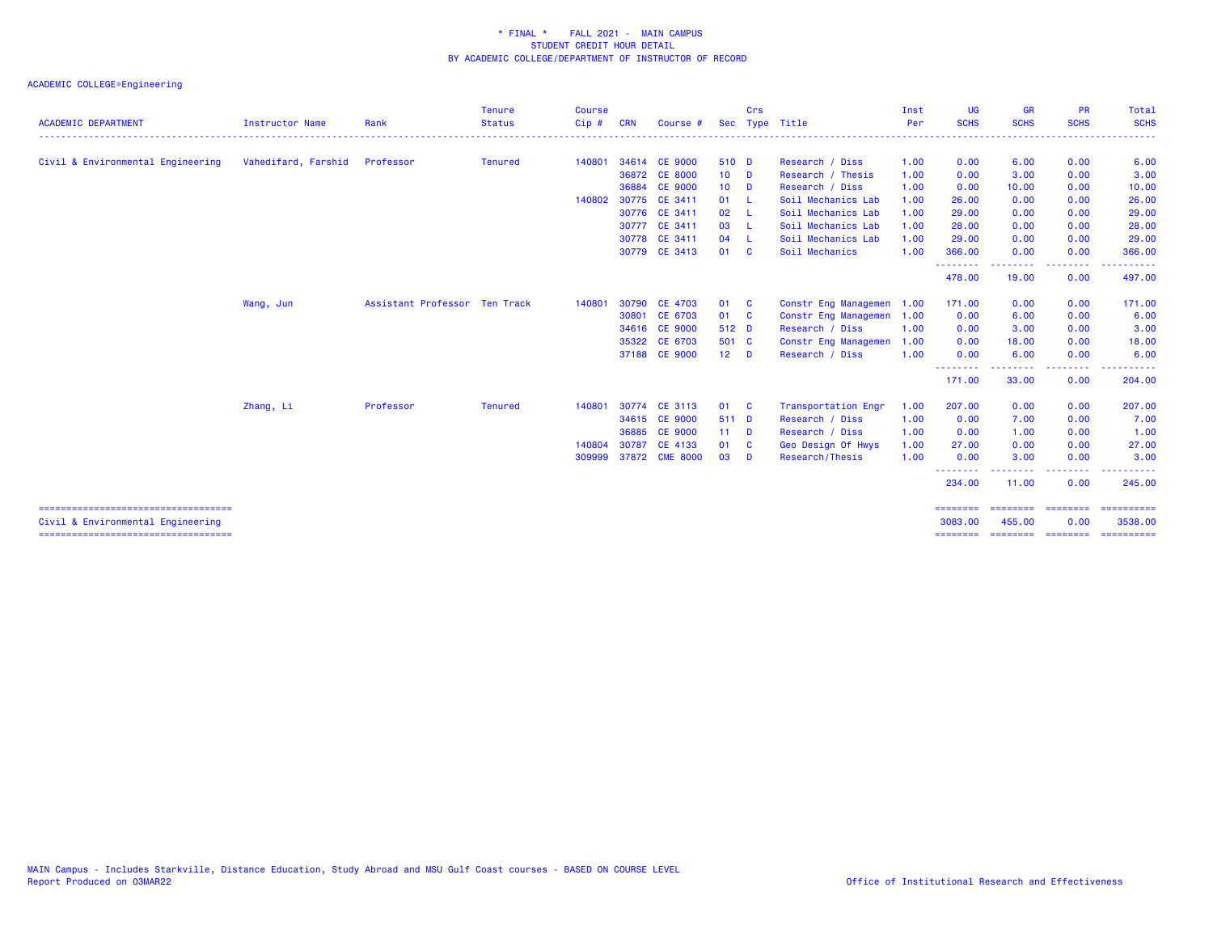\* FINAL \* FALL 2021 - MAIN CAMPUS
STUDENT CREDIT HOUR DETAIL
BY ACADEMIC COLLEGE/DEPARTMENT OF INSTRUCTOR OF RECORD

ACADEMIC COLLEGE=Engineering

| ACADEMIC DEPARTMENT | Instructor Name | Rank | Tenure Status | Course Cip # | CRN | Course # | Sec | Crs Type | Title | Inst Per | UG SCHS | GR SCHS | PR SCHS | Total SCHS |
|---|---|---|---|---|---|---|---|---|---|---|---|---|---|---|
| Civil & Environmental Engineering | Vahedifard, Farshid | Professor | Tenured | 140801 | 34614 | CE 9000 | 510 | D | Research / Diss | 1.00 | 0.00 | 6.00 | 0.00 | 6.00 |
| | | | | | 36872 | CE 8000 | 10 | D | Research / Thesis | 1.00 | 0.00 | 3.00 | 0.00 | 3.00 |
| | | | | | 36884 | CE 9000 | 10 | D | Research / Diss | 1.00 | 0.00 | 10.00 | 0.00 | 10.00 |
| | | | | 140802 | 30775 | CE 3411 | 01 | L | Soil Mechanics Lab | 1.00 | 26.00 | 0.00 | 0.00 | 26.00 |
| | | | | | 30776 | CE 3411 | 02 | L | Soil Mechanics Lab | 1.00 | 29.00 | 0.00 | 0.00 | 29.00 |
| | | | | | 30777 | CE 3411 | 03 | L | Soil Mechanics Lab | 1.00 | 28.00 | 0.00 | 0.00 | 28.00 |
| | | | | | 30778 | CE 3411 | 04 | L | Soil Mechanics Lab | 1.00 | 29.00 | 0.00 | 0.00 | 29.00 |
| | | | | | 30779 | CE 3413 | 01 | C | Soil Mechanics | 1.00 | 366.00 | 0.00 | 0.00 | 366.00 |
| | | | | | | | | | | | 478.00 | 19.00 | 0.00 | 497.00 |
| | Wang, Jun | Assistant Professor | Ten Track | 140801 | 30790 | CE 4703 | 01 | C | Constr Eng Managemen | 1.00 | 171.00 | 0.00 | 0.00 | 171.00 |
| | | | | | 30801 | CE 6703 | 01 | C | Constr Eng Managemen | 1.00 | 0.00 | 6.00 | 0.00 | 6.00 |
| | | | | | 34616 | CE 9000 | 512 | D | Research / Diss | 1.00 | 0.00 | 3.00 | 0.00 | 3.00 |
| | | | | | 35322 | CE 6703 | 501 | C | Constr Eng Managemen | 1.00 | 0.00 | 18.00 | 0.00 | 18.00 |
| | | | | | 37188 | CE 9000 | 12 | D | Research / Diss | 1.00 | 0.00 | 6.00 | 0.00 | 6.00 |
| | | | | | | | | | | | 171.00 | 33.00 | 0.00 | 204.00 |
| | Zhang, Li | Professor | Tenured | 140801 | 30774 | CE 3113 | 01 | C | Transportation Engr | 1.00 | 207.00 | 0.00 | 0.00 | 207.00 |
| | | | | | 34615 | CE 9000 | 511 | D | Research / Diss | 1.00 | 0.00 | 7.00 | 0.00 | 7.00 |
| | | | | | 36885 | CE 9000 | 11 | D | Research / Diss | 1.00 | 0.00 | 1.00 | 0.00 | 1.00 |
| | | | | 140804 | 30787 | CE 4133 | 01 | C | Geo Design Of Hwys | 1.00 | 27.00 | 0.00 | 0.00 | 27.00 |
| | | | | 309999 | 37872 | CME 8000 | 03 | D | Research/Thesis | 1.00 | 0.00 | 3.00 | 0.00 | 3.00 |
| | | | | | | | | | | | 234.00 | 11.00 | 0.00 | 245.00 |
| Civil & Environmental Engineering | | | | | | | | | | | 3083.00 | 455.00 | 0.00 | 3538.00 |

MAIN Campus - Includes Starkville, Distance Education, Study Abroad and MSU Gulf Coast courses - BASED ON COURSE LEVEL
Report Produced on 03MAR22

Office of Institutional Research and Effectiveness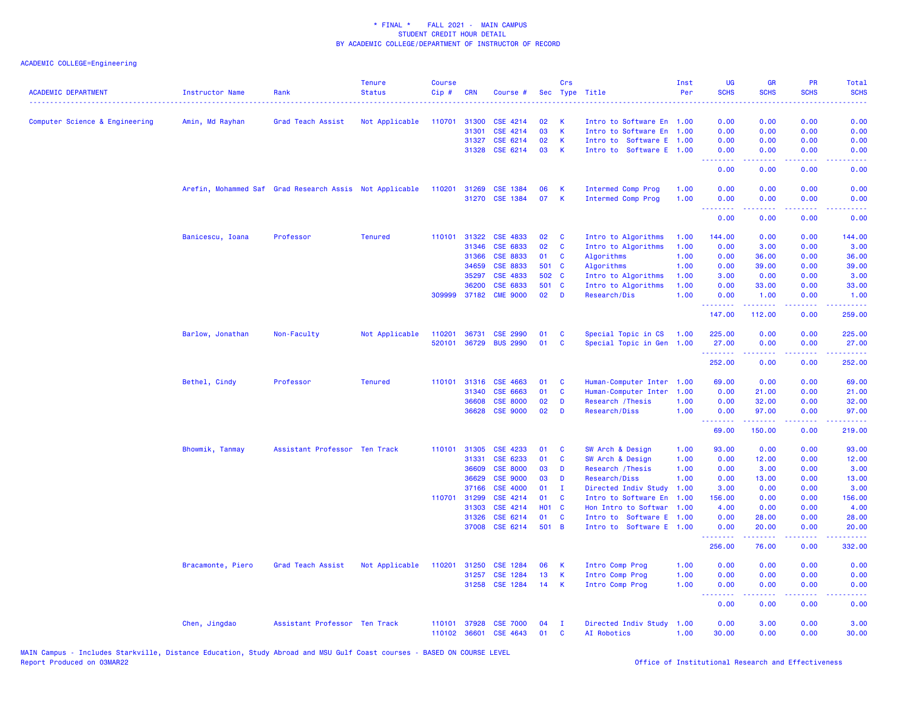\* FINAL \* FALL 2021 - MAIN CAMPUS
STUDENT CREDIT HOUR DETAIL
BY ACADEMIC COLLEGE/DEPARTMENT OF INSTRUCTOR OF RECORD

ACADEMIC COLLEGE=Engineering

| ACADEMIC DEPARTMENT | Instructor Name | Rank | Tenure Status | Course Cip # | CRN | Course # | Sec | Crs Type | Title | Inst Per | UG SCHS | GR SCHS | PR SCHS | Total SCHS |
|---|---|---|---|---|---|---|---|---|---|---|---|---|---|---|
| Computer Science & Engineering | Amin, Md Rayhan | Grad Teach Assist | Not Applicable | 110701 | 31300 | CSE 4214 | 02 | K | Intro to Software En | 1.00 | 0.00 | 0.00 | 0.00 | 0.00 |
| | | | | | 31301 | CSE 4214 | 03 | K | Intro to Software En | 1.00 | 0.00 | 0.00 | 0.00 | 0.00 |
| | | | | | 31327 | CSE 6214 | 02 | K | Intro to Software E | 1.00 | 0.00 | 0.00 | 0.00 | 0.00 |
| | | | | | 31328 | CSE 6214 | 03 | K | Intro to Software E | 1.00 | 0.00 | 0.00 | 0.00 | 0.00 |
| | | | | | | | | | | | 0.00 | 0.00 | 0.00 | 0.00 |
| | Arefin, Mohammed Saf | Grad Research Assis | Not Applicable | 110201 | 31269 | CSE 1384 | 06 | K | Intermed Comp Prog | 1.00 | 0.00 | 0.00 | 0.00 | 0.00 |
| | | | | | 31270 | CSE 1384 | 07 | K | Intermed Comp Prog | 1.00 | 0.00 | 0.00 | 0.00 | 0.00 |
| | | | | | | | | | | | 0.00 | 0.00 | 0.00 | 0.00 |
| | Banicescu, Ioana | Professor | Tenured | 110101 | 31322 | CSE 4833 | 02 | C | Intro to Algorithms | 1.00 | 144.00 | 0.00 | 0.00 | 144.00 |
| | | | | | 31346 | CSE 6833 | 02 | C | Intro to Algorithms | 1.00 | 0.00 | 3.00 | 0.00 | 3.00 |
| | | | | | 31366 | CSE 8833 | 01 | C | Algorithms | 1.00 | 0.00 | 36.00 | 0.00 | 36.00 |
| | | | | | 34659 | CSE 8833 | 501 | C | Algorithms | 1.00 | 0.00 | 39.00 | 0.00 | 39.00 |
| | | | | | 35297 | CSE 4833 | 502 | C | Intro to Algorithms | 1.00 | 3.00 | 0.00 | 0.00 | 3.00 |
| | | | | | 36200 | CSE 6833 | 501 | C | Intro to Algorithms | 1.00 | 0.00 | 33.00 | 0.00 | 33.00 |
| | | | | 309999 | 37182 | CME 9000 | 02 | D | Research/Dis | 1.00 | 0.00 | 1.00 | 0.00 | 1.00 |
| | | | | | | | | | | | 147.00 | 112.00 | 0.00 | 259.00 |
| | Barlow, Jonathan | Non-Faculty | Not Applicable | 110201 | 36731 | CSE 2990 | 01 | C | Special Topic in CS | 1.00 | 225.00 | 0.00 | 0.00 | 225.00 |
| | | | | 520101 | 36729 | BUS 2990 | 01 | C | Special Topic in Gen | 1.00 | 27.00 | 0.00 | 0.00 | 27.00 |
| | | | | | | | | | | | 252.00 | 0.00 | 0.00 | 252.00 |
| | Bethel, Cindy | Professor | Tenured | 110101 | 31316 | CSE 4663 | 01 | C | Human-Computer Inter | 1.00 | 69.00 | 0.00 | 0.00 | 69.00 |
| | | | | | 31340 | CSE 6663 | 01 | C | Human-Computer Inter | 1.00 | 0.00 | 21.00 | 0.00 | 21.00 |
| | | | | | 36608 | CSE 8000 | 02 | D | Research /Thesis | 1.00 | 0.00 | 32.00 | 0.00 | 32.00 |
| | | | | | 36628 | CSE 9000 | 02 | D | Research/Diss | 1.00 | 0.00 | 97.00 | 0.00 | 97.00 |
| | | | | | | | | | | | 69.00 | 150.00 | 0.00 | 219.00 |
| | Bhowmik, Tanmay | Assistant Professor | Ten Track | 110101 | 31305 | CSE 4233 | 01 | C | SW Arch & Design | 1.00 | 93.00 | 0.00 | 0.00 | 93.00 |
| | | | | | 31331 | CSE 6233 | 01 | C | SW Arch & Design | 1.00 | 0.00 | 12.00 | 0.00 | 12.00 |
| | | | | | 36609 | CSE 8000 | 03 | D | Research /Thesis | 1.00 | 0.00 | 3.00 | 0.00 | 3.00 |
| | | | | | 36629 | CSE 9000 | 03 | D | Research/Diss | 1.00 | 0.00 | 13.00 | 0.00 | 13.00 |
| | | | | | 37166 | CSE 4000 | 01 | I | Directed Indiv Study | 1.00 | 3.00 | 0.00 | 0.00 | 3.00 |
| | | | | 110701 | 31299 | CSE 4214 | 01 | C | Intro to Software En | 1.00 | 156.00 | 0.00 | 0.00 | 156.00 |
| | | | | | 31303 | CSE 4214 | H01 | C | Hon Intro to Softwar | 1.00 | 4.00 | 0.00 | 0.00 | 4.00 |
| | | | | | 31326 | CSE 6214 | 01 | C | Intro to Software E | 1.00 | 0.00 | 28.00 | 0.00 | 28.00 |
| | | | | | 37008 | CSE 6214 | 501 | B | Intro to Software E | 1.00 | 0.00 | 20.00 | 0.00 | 20.00 |
| | | | | | | | | | | | 256.00 | 76.00 | 0.00 | 332.00 |
| | Bracamonte, Piero | Grad Teach Assist | Not Applicable | 110201 | 31250 | CSE 1284 | 06 | K | Intro Comp Prog | 1.00 | 0.00 | 0.00 | 0.00 | 0.00 |
| | | | | | 31257 | CSE 1284 | 13 | K | Intro Comp Prog | 1.00 | 0.00 | 0.00 | 0.00 | 0.00 |
| | | | | | 31258 | CSE 1284 | 14 | K | Intro Comp Prog | 1.00 | 0.00 | 0.00 | 0.00 | 0.00 |
| | | | | | | | | | | | 0.00 | 0.00 | 0.00 | 0.00 |
| | Chen, Jingdao | Assistant Professor | Ten Track | 110101 | 37928 | CSE 7000 | 04 | I | Directed Indiv Study | 1.00 | 0.00 | 3.00 | 0.00 | 3.00 |
| | | | | 110102 | 36601 | CSE 4643 | 01 | C | AI Robotics | 1.00 | 30.00 | 0.00 | 0.00 | 30.00 |

MAIN Campus - Includes Starkville, Distance Education, Study Abroad and MSU Gulf Coast courses - BASED ON COURSE LEVEL
Report Produced on 03MAR22

Office of Institutional Research and Effectiveness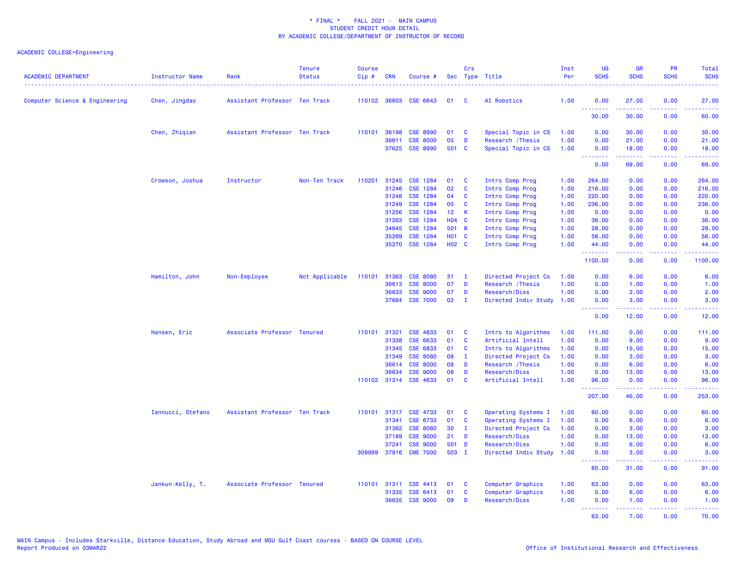\* FINAL \* FALL 2021 - MAIN CAMPUS
STUDENT CREDIT HOUR DETAIL
BY ACADEMIC COLLEGE/DEPARTMENT OF INSTRUCTOR OF RECORD

ACADEMIC COLLEGE=Engineering

| ACADEMIC DEPARTMENT | Instructor Name | Rank | Tenure Status | Course Cip # | CRN | Course # | Sec | Crs Type | Title | Inst Per | UG SCHS | GR SCHS | PR SCHS | Total SCHS |
|---|---|---|---|---|---|---|---|---|---|---|---|---|---|---|
| Computer Science & Engineering | Chen, Jingdao | Assistant Professor | Ten Track | 110102 | 36603 | CSE 6643 | 01 | C | AI Robotics | 1.00 | 0.00 | 27.00 | 0.00 | 27.00 |
| | | | | | | | | | | | 30.00 | 30.00 | 0.00 | 60.00 |
| | Chen, Zhiqian | Assistant Professor | Ten Track | 110101 | 36198 | CSE 8990 | 01 | C | Special Topic in CS | 1.00 | 0.00 | 30.00 | 0.00 | 30.00 |
| | | | | | 36611 | CSE 8000 | 05 | D | Research /Thesis | 1.00 | 0.00 | 21.00 | 0.00 | 21.00 |
| | | | | | 37625 | CSE 8990 | 501 | C | Special Topic in CS | 1.00 | 0.00 | 18.00 | 0.00 | 18.00 |
| | | | | | | | | | | | 0.00 | 69.00 | 0.00 | 69.00 |
| | Crowson, Joshua | Instructor | Non-Ten Track | 110201 | 31245 | CSE 1284 | 01 | C | Intro Comp Prog | 1.00 | 264.00 | 0.00 | 0.00 | 264.00 |
| | | | | | 31246 | CSE 1284 | 02 | C | Intro Comp Prog | 1.00 | 216.00 | 0.00 | 0.00 | 216.00 |
| | | | | | 31248 | CSE 1284 | 04 | C | Intro Comp Prog | 1.00 | 220.00 | 0.00 | 0.00 | 220.00 |
| | | | | | 31249 | CSE 1284 | 05 | C | Intro Comp Prog | 1.00 | 236.00 | 0.00 | 0.00 | 236.00 |
| | | | | | 31256 | CSE 1284 | 12 | K | Intro Comp Prog | 1.00 | 0.00 | 0.00 | 0.00 | 0.00 |
| | | | | | 31263 | CSE 1284 | H04 | C | Intro Comp Prog | 1.00 | 36.00 | 0.00 | 0.00 | 36.00 |
| | | | | | 34645 | CSE 1284 | 501 | B | Intro Comp Prog | 1.00 | 28.00 | 0.00 | 0.00 | 28.00 |
| | | | | | 35269 | CSE 1284 | H01 | C | Intro Comp Prog | 1.00 | 56.00 | 0.00 | 0.00 | 56.00 |
| | | | | | 35270 | CSE 1284 | H02 | C | Intro Comp Prog | 1.00 | 44.00 | 0.00 | 0.00 | 44.00 |
| | | | | | | | | | | | 1100.00 | 0.00 | 0.00 | 1100.00 |
| | Hamilton, John | Non-Employee | Not Applicable | 110101 | 31363 | CSE 8080 | 31 | I | Directed Project Cs | 1.00 | 0.00 | 6.00 | 0.00 | 6.00 |
| | | | | | 36613 | CSE 8000 | 07 | D | Research /Thesis | 1.00 | 0.00 | 1.00 | 0.00 | 1.00 |
| | | | | | 36633 | CSE 9000 | 07 | D | Research/Diss | 1.00 | 0.00 | 2.00 | 0.00 | 2.00 |
| | | | | | 37684 | CSE 7000 | 02 | I | Directed Indiv Study | 1.00 | 0.00 | 3.00 | 0.00 | 3.00 |
| | | | | | | | | | | | 0.00 | 12.00 | 0.00 | 12.00 |
| | Hansen, Eric | Associate Professor | Tenured | 110101 | 31321 | CSE 4833 | 01 | C | Intro to Algorithms | 1.00 | 111.00 | 0.00 | 0.00 | 111.00 |
| | | | | | 31338 | CSE 6633 | 01 | C | Artificial Intell | 1.00 | 0.00 | 9.00 | 0.00 | 9.00 |
| | | | | | 31345 | CSE 6833 | 01 | C | Intro to Algorithms | 1.00 | 0.00 | 15.00 | 0.00 | 15.00 |
| | | | | | 31349 | CSE 8080 | 08 | I | Directed Project Cs | 1.00 | 0.00 | 3.00 | 0.00 | 3.00 |
| | | | | | 36614 | CSE 8000 | 08 | D | Research /Thesis | 1.00 | 0.00 | 6.00 | 0.00 | 6.00 |
| | | | | | 36634 | CSE 9000 | 08 | D | Research/Diss | 1.00 | 0.00 | 13.00 | 0.00 | 13.00 |
| | | | | 110102 | 31314 | CSE 4633 | 01 | C | Artificial Intell | 1.00 | 96.00 | 0.00 | 0.00 | 96.00 |
| | | | | | | | | | | | 207.00 | 46.00 | 0.00 | 253.00 |
| | Iannucci, Stefano | Assistant Professor | Ten Track | 110101 | 31317 | CSE 4733 | 01 | C | Operating Systems I | 1.00 | 60.00 | 0.00 | 0.00 | 60.00 |
| | | | | | 31341 | CSE 6733 | 01 | C | Operating Systems I | 1.00 | 0.00 | 6.00 | 0.00 | 6.00 |
| | | | | | 31362 | CSE 8080 | 30 | I | Directed Project Cs | 1.00 | 0.00 | 3.00 | 0.00 | 3.00 |
| | | | | | 37189 | CSE 9000 | 21 | D | Research/Diss | 1.00 | 0.00 | 13.00 | 0.00 | 13.00 |
| | | | | | 37241 | CSE 9000 | 501 | D | Research/Diss | 1.00 | 0.00 | 6.00 | 0.00 | 6.00 |
| | | | | 309999 | 37916 | CME 7000 | 503 | I | Directed Indiv Study | 1.00 | 0.00 | 3.00 | 0.00 | 3.00 |
| | | | | | | | | | | | 60.00 | 31.00 | 0.00 | 91.00 |
| | Jankun-Kelly, T. | Associate Professor | Tenured | 110101 | 31311 | CSE 4413 | 01 | C | Computer Graphics | 1.00 | 63.00 | 0.00 | 0.00 | 63.00 |
| | | | | | 31335 | CSE 6413 | 01 | C | Computer Graphics | 1.00 | 0.00 | 6.00 | 0.00 | 6.00 |
| | | | | | 36635 | CSE 9000 | 09 | D | Research/Diss | 1.00 | 0.00 | 1.00 | 0.00 | 1.00 |
| | | | | | | | | | | | 63.00 | 7.00 | 0.00 | 70.00 |

MAIN Campus - Includes Starkville, Distance Education, Study Abroad and MSU Gulf Coast courses - BASED ON COURSE LEVEL
Report Produced on 03MAR22

Office of Institutional Research and Effectiveness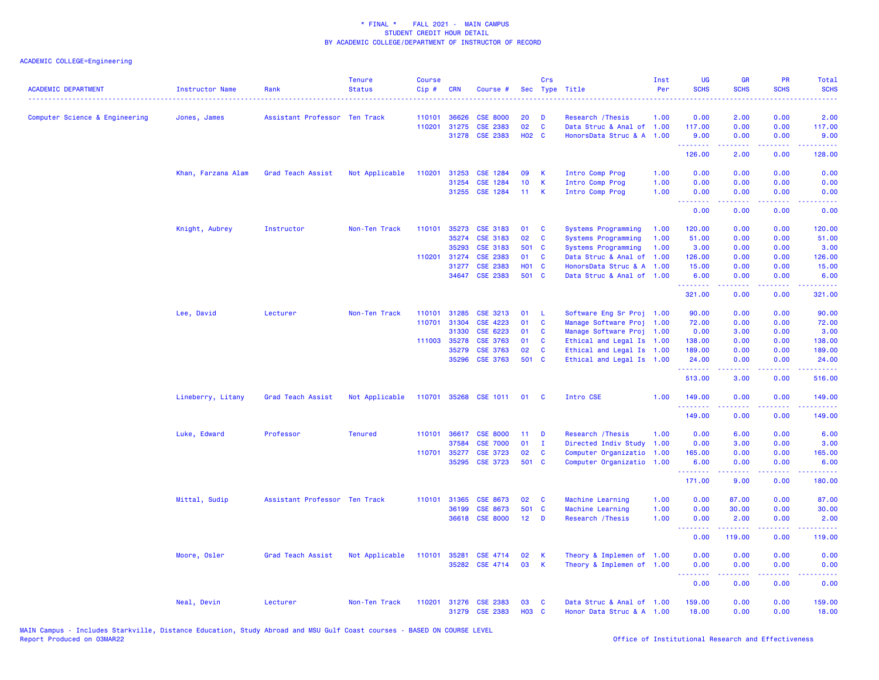# * FINAL * FALL 2021 - MAIN CAMPUS
## STUDENT CREDIT HOUR DETAIL
## BY ACADEMIC COLLEGE/DEPARTMENT OF INSTRUCTOR OF RECORD

ACADEMIC COLLEGE=Engineering

| ACADEMIC DEPARTMENT | Instructor Name | Rank | Tenure Status | Course Cip # | CRN | Course # | Sec | Crs Type | Title | Inst Per | UG SCHS | GR SCHS | PR SCHS | Total SCHS |
|---|---|---|---|---|---|---|---|---|---|---|---|---|---|---|
| Computer Science & Engineering | Jones, James | Assistant Professor | Ten Track | 110101 | 36626 | CSE 8000 | 20 | D | Research /Thesis | 1.00 | 0.00 | 2.00 | 0.00 | 2.00 |
| | | | | 110201 | 31275 | CSE 2383 | 02 | C | Data Struc & Anal of | 1.00 | 117.00 | 0.00 | 0.00 | 117.00 |
| | | | | | 31278 | CSE 2383 | H02 | C | HonorsData Struc & A | 1.00 | 9.00 | 0.00 | 0.00 | 9.00 |
| | | | | | | | | | | | 126.00 | 2.00 | 0.00 | 128.00 |
| | Khan, Farzana Alam | Grad Teach Assist | Not Applicable | 110201 | 31253 | CSE 1284 | 09 | K | Intro Comp Prog | 1.00 | 0.00 | 0.00 | 0.00 | 0.00 |
| | | | | | 31254 | CSE 1284 | 10 | K | Intro Comp Prog | 1.00 | 0.00 | 0.00 | 0.00 | 0.00 |
| | | | | | 31255 | CSE 1284 | 11 | K | Intro Comp Prog | 1.00 | 0.00 | 0.00 | 0.00 | 0.00 |
| | | | | | | | | | | | 0.00 | 0.00 | 0.00 | 0.00 |
| | Knight, Aubrey | Instructor | Non-Ten Track | 110101 | 35273 | CSE 3183 | 01 | C | Systems Programming | 1.00 | 120.00 | 0.00 | 0.00 | 120.00 |
| | | | | | 35274 | CSE 3183 | 02 | C | Systems Programming | 1.00 | 51.00 | 0.00 | 0.00 | 51.00 |
| | | | | | 35293 | CSE 3183 | 501 | C | Systems Programming | 1.00 | 3.00 | 0.00 | 0.00 | 3.00 |
| | | | | 110201 | 31274 | CSE 2383 | 01 | C | Data Struc & Anal of | 1.00 | 126.00 | 0.00 | 0.00 | 126.00 |
| | | | | | 31277 | CSE 2383 | H01 | C | HonorsData Struc & A | 1.00 | 15.00 | 0.00 | 0.00 | 15.00 |
| | | | | | 34647 | CSE 2383 | 501 | C | Data Struc & Anal of | 1.00 | 6.00 | 0.00 | 0.00 | 6.00 |
| | | | | | | | | | | | 321.00 | 0.00 | 0.00 | 321.00 |
| | Lee, David | Lecturer | Non-Ten Track | 110101 | 31285 | CSE 3213 | 01 | L | Software Eng Sr Proj | 1.00 | 90.00 | 0.00 | 0.00 | 90.00 |
| | | | | 110701 | 31304 | CSE 4223 | 01 | C | Manage Software Proj | 1.00 | 72.00 | 0.00 | 0.00 | 72.00 |
| | | | | | 31330 | CSE 6223 | 01 | C | Manage Software Proj | 1.00 | 0.00 | 3.00 | 0.00 | 3.00 |
| | | | | 111003 | 35278 | CSE 3763 | 01 | C | Ethical and Legal Is | 1.00 | 138.00 | 0.00 | 0.00 | 138.00 |
| | | | | | 35279 | CSE 3763 | 02 | C | Ethical and Legal Is | 1.00 | 189.00 | 0.00 | 0.00 | 189.00 |
| | | | | | 35296 | CSE 3763 | 501 | C | Ethical and Legal Is | 1.00 | 24.00 | 0.00 | 0.00 | 24.00 |
| | | | | | | | | | | | 513.00 | 3.00 | 0.00 | 516.00 |
| | Lineberry, Litany | Grad Teach Assist | Not Applicable | 110701 | 35268 | CSE 1011 | 01 | C | Intro CSE | 1.00 | 149.00 | 0.00 | 0.00 | 149.00 |
| | | | | | | | | | | | 149.00 | 0.00 | 0.00 | 149.00 |
| | Luke, Edward | Professor | Tenured | 110101 | 36617 | CSE 8000 | 11 | D | Research /Thesis | 1.00 | 0.00 | 6.00 | 0.00 | 6.00 |
| | | | | | 37584 | CSE 7000 | 01 | I | Directed Indiv Study | 1.00 | 0.00 | 3.00 | 0.00 | 3.00 |
| | | | | 110701 | 35277 | CSE 3723 | 02 | C | Computer Organizatio | 1.00 | 165.00 | 0.00 | 0.00 | 165.00 |
| | | | | | 35295 | CSE 3723 | 501 | C | Computer Organizatio | 1.00 | 6.00 | 0.00 | 0.00 | 6.00 |
| | | | | | | | | | | | 171.00 | 9.00 | 0.00 | 180.00 |
| | Mittal, Sudip | Assistant Professor | Ten Track | 110101 | 31365 | CSE 8673 | 02 | C | Machine Learning | 1.00 | 0.00 | 87.00 | 0.00 | 87.00 |
| | | | | | 36199 | CSE 8673 | 501 | C | Machine Learning | 1.00 | 0.00 | 30.00 | 0.00 | 30.00 |
| | | | | | 36618 | CSE 8000 | 12 | D | Research /Thesis | 1.00 | 0.00 | 2.00 | 0.00 | 2.00 |
| | | | | | | | | | | | 0.00 | 119.00 | 0.00 | 119.00 |
| | Moore, Osler | Grad Teach Assist | Not Applicable | 110101 | 35281 | CSE 4714 | 02 | K | Theory & Implemen of | 1.00 | 0.00 | 0.00 | 0.00 | 0.00 |
| | | | | | 35282 | CSE 4714 | 03 | K | Theory & Implemen of | 1.00 | 0.00 | 0.00 | 0.00 | 0.00 |
| | | | | | | | | | | | 0.00 | 0.00 | 0.00 | 0.00 |
| | Neal, Devin | Lecturer | Non-Ten Track | 110201 | 31276 | CSE 2383 | 03 | C | Data Struc & Anal of | 1.00 | 159.00 | 0.00 | 0.00 | 159.00 |
| | | | | | 31279 | CSE 2383 | H03 | C | Honor Data Struc & A | 1.00 | 18.00 | 0.00 | 0.00 | 18.00 |

MAIN Campus - Includes Starkville, Distance Education, Study Abroad and MSU Gulf Coast courses - BASED ON COURSE LEVEL
Report Produced on 03MAR22

Office of Institutional Research and Effectiveness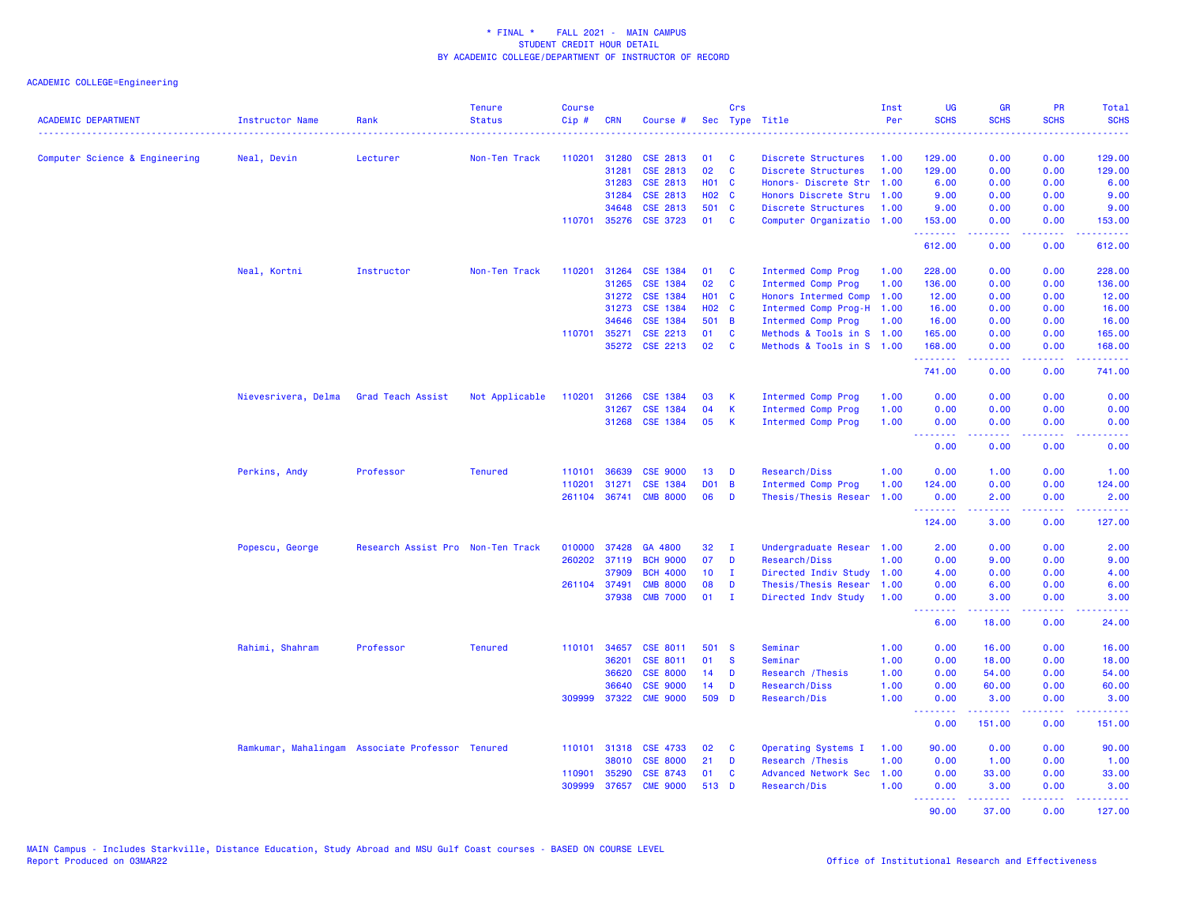\* FINAL \* FALL 2021 - MAIN CAMPUS
STUDENT CREDIT HOUR DETAIL
BY ACADEMIC COLLEGE/DEPARTMENT OF INSTRUCTOR OF RECORD

ACADEMIC COLLEGE=Engineering

| ACADEMIC DEPARTMENT | Instructor Name | Rank | Tenure Status | Course Cip # | CRN | Course # | Sec | Crs Type | Title | Inst Per | UG SCHS | GR SCHS | PR SCHS | Total SCHS |
|---|---|---|---|---|---|---|---|---|---|---|---|---|---|---|
| Computer Science & Engineering | Neal, Devin | Lecturer | Non-Ten Track | 110201 | 31280 | CSE 2813 | 01 | C | Discrete Structures | 1.00 | 129.00 | 0.00 | 0.00 | 129.00 |
| | | | | | 31281 | CSE 2813 | 02 | C | Discrete Structures | 1.00 | 129.00 | 0.00 | 0.00 | 129.00 |
| | | | | | 31283 | CSE 2813 | H01 | C | Honors- Discrete Str | 1.00 | 6.00 | 0.00 | 0.00 | 6.00 |
| | | | | | 31284 | CSE 2813 | H02 | C | Honors Discrete Stru | 1.00 | 9.00 | 0.00 | 0.00 | 9.00 |
| | | | | | 34648 | CSE 2813 | 501 | C | Discrete Structures | 1.00 | 9.00 | 0.00 | 0.00 | 9.00 |
| | | | | 110701 | 35276 | CSE 3723 | 01 | C | Computer Organizatio | 1.00 | 153.00 | 0.00 | 0.00 | 153.00 |
| | | | | | | | | | | | 612.00 | 0.00 | 0.00 | 612.00 |
| | Neal, Kortni | Instructor | Non-Ten Track | 110201 | 31264 | CSE 1384 | 01 | C | Intermed Comp Prog | 1.00 | 228.00 | 0.00 | 0.00 | 228.00 |
| | | | | | 31265 | CSE 1384 | 02 | C | Intermed Comp Prog | 1.00 | 136.00 | 0.00 | 0.00 | 136.00 |
| | | | | | 31272 | CSE 1384 | H01 | C | Honors Intermed Comp | 1.00 | 12.00 | 0.00 | 0.00 | 12.00 |
| | | | | | 31273 | CSE 1384 | H02 | C | Intermed Comp Prog-H | 1.00 | 16.00 | 0.00 | 0.00 | 16.00 |
| | | | | | 34646 | CSE 1384 | 501 | B | Intermed Comp Prog | 1.00 | 16.00 | 0.00 | 0.00 | 16.00 |
| | | | | 110701 | 35271 | CSE 2213 | 01 | C | Methods & Tools in S | 1.00 | 165.00 | 0.00 | 0.00 | 165.00 |
| | | | | | 35272 | CSE 2213 | 02 | C | Methods & Tools in S | 1.00 | 168.00 | 0.00 | 0.00 | 168.00 |
| | | | | | | | | | | | 741.00 | 0.00 | 0.00 | 741.00 |
| | Nievesrivera, Delma | Grad Teach Assist | Not Applicable | 110201 | 31266 | CSE 1384 | 03 | K | Intermed Comp Prog | 1.00 | 0.00 | 0.00 | 0.00 | 0.00 |
| | | | | | 31267 | CSE 1384 | 04 | K | Intermed Comp Prog | 1.00 | 0.00 | 0.00 | 0.00 | 0.00 |
| | | | | | 31268 | CSE 1384 | 05 | K | Intermed Comp Prog | 1.00 | 0.00 | 0.00 | 0.00 | 0.00 |
| | | | | | | | | | | | 0.00 | 0.00 | 0.00 | 0.00 |
| | Perkins, Andy | Professor | Tenured | 110101 | 36639 | CSE 9000 | 13 | D | Research/Diss | 1.00 | 0.00 | 1.00 | 0.00 | 1.00 |
| | | | | 110201 | 31271 | CSE 1384 | D01 | B | Intermed Comp Prog | 1.00 | 124.00 | 0.00 | 0.00 | 124.00 |
| | | | | 261104 | 36741 | CMB 8000 | 06 | D | Thesis/Thesis Resear | 1.00 | 0.00 | 2.00 | 0.00 | 2.00 |
| | | | | | | | | | | | 124.00 | 3.00 | 0.00 | 127.00 |
| | Popescu, George | Research Assist Pro | Non-Ten Track | 010000 | 37428 | GA 4800 | 32 | I | Undergraduate Resear | 1.00 | 2.00 | 0.00 | 0.00 | 2.00 |
| | | | | 260202 | 37119 | BCH 9000 | 07 | D | Research/Diss | 1.00 | 0.00 | 9.00 | 0.00 | 9.00 |
| | | | | | 37909 | BCH 4000 | 10 | I | Directed Indiv Study | 1.00 | 4.00 | 0.00 | 0.00 | 4.00 |
| | | | | 261104 | 37491 | CMB 8000 | 08 | D | Thesis/Thesis Resear | 1.00 | 0.00 | 6.00 | 0.00 | 6.00 |
| | | | | | 37938 | CMB 7000 | 01 | I | Directed Indv Study | 1.00 | 0.00 | 3.00 | 0.00 | 3.00 |
| | | | | | | | | | | | 6.00 | 18.00 | 0.00 | 24.00 |
| | Rahimi, Shahram | Professor | Tenured | 110101 | 34657 | CSE 8011 | 501 | S | Seminar | 1.00 | 0.00 | 16.00 | 0.00 | 16.00 |
| | | | | | 36201 | CSE 8011 | 01 | S | Seminar | 1.00 | 0.00 | 18.00 | 0.00 | 18.00 |
| | | | | | 36620 | CSE 8000 | 14 | D | Research /Thesis | 1.00 | 0.00 | 54.00 | 0.00 | 54.00 |
| | | | | | 36640 | CSE 9000 | 14 | D | Research/Diss | 1.00 | 0.00 | 60.00 | 0.00 | 60.00 |
| | | | | 309999 | 37322 | CME 9000 | 509 | D | Research/Dis | 1.00 | 0.00 | 3.00 | 0.00 | 3.00 |
| | | | | | | | | | | | 0.00 | 151.00 | 0.00 | 151.00 |
| | Ramkumar, Mahalingam | Associate Professor | Tenured | 110101 | 31318 | CSE 4733 | 02 | C | Operating Systems I | 1.00 | 90.00 | 0.00 | 0.00 | 90.00 |
| | | | | | 38010 | CSE 8000 | 21 | D | Research /Thesis | 1.00 | 0.00 | 1.00 | 0.00 | 1.00 |
| | | | | 110901 | 35290 | CSE 8743 | 01 | C | Advanced Network Sec | 1.00 | 0.00 | 33.00 | 0.00 | 33.00 |
| | | | | 309999 | 37657 | CME 9000 | 513 | D | Research/Dis | 1.00 | 0.00 | 3.00 | 0.00 | 3.00 |
| | | | | | | | | | | | 90.00 | 37.00 | 0.00 | 127.00 |

MAIN Campus - Includes Starkville, Distance Education, Study Abroad and MSU Gulf Coast courses - BASED ON COURSE LEVEL
Report Produced on 03MAR22

Office of Institutional Research and Effectiveness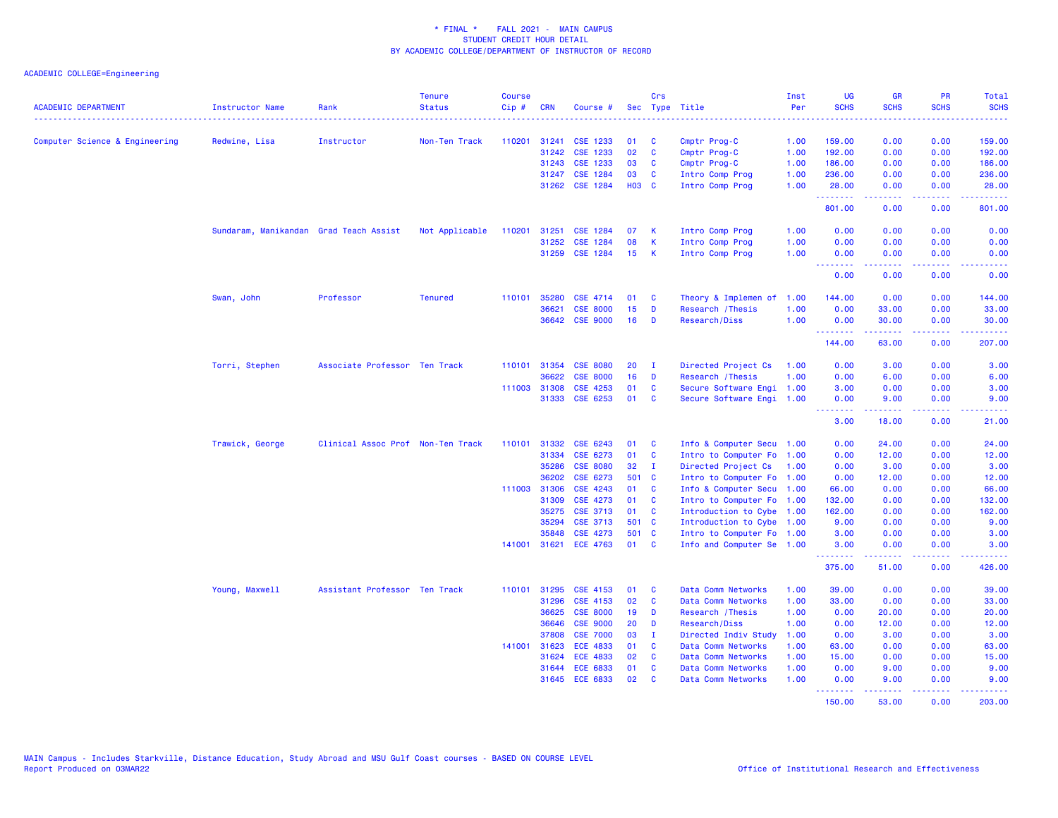\* FINAL \* FALL 2021 - MAIN CAMPUS
STUDENT CREDIT HOUR DETAIL
BY ACADEMIC COLLEGE/DEPARTMENT OF INSTRUCTOR OF RECORD

ACADEMIC COLLEGE=Engineering

| ACADEMIC DEPARTMENT | Instructor Name | Rank | Tenure Status | Course Cip # | CRN | Course # | Sec | Crs Type | Title | Inst Per | UG SCHS | GR SCHS | PR SCHS | Total SCHS |
|---|---|---|---|---|---|---|---|---|---|---|---|---|---|---|
| Computer Science & Engineering | Redwine, Lisa | Instructor | Non-Ten Track | 110201 | 31241 | CSE 1233 | 01 | C | Cmptr Prog-C | 1.00 | 159.00 | 0.00 | 0.00 | 159.00 |
| | | | | | 31242 | CSE 1233 | 02 | C | Cmptr Prog-C | 1.00 | 192.00 | 0.00 | 0.00 | 192.00 |
| | | | | | 31243 | CSE 1233 | 03 | C | Cmptr Prog-C | 1.00 | 186.00 | 0.00 | 0.00 | 186.00 |
| | | | | | 31247 | CSE 1284 | 03 | C | Intro Comp Prog | 1.00 | 236.00 | 0.00 | 0.00 | 236.00 |
| | | | | | 31262 | CSE 1284 | H03 | C | Intro Comp Prog | 1.00 | 28.00 | 0.00 | 0.00 | 28.00 |
| | | | | | | | | | | | 801.00 | 0.00 | 0.00 | 801.00 |
| | Sundaram, Manikandan | Grad Teach Assist | Not Applicable | 110201 | 31251 | CSE 1284 | 07 | K | Intro Comp Prog | 1.00 | 0.00 | 0.00 | 0.00 | 0.00 |
| | | | | | 31252 | CSE 1284 | 08 | K | Intro Comp Prog | 1.00 | 0.00 | 0.00 | 0.00 | 0.00 |
| | | | | | 31259 | CSE 1284 | 15 | K | Intro Comp Prog | 1.00 | 0.00 | 0.00 | 0.00 | 0.00 |
| | | | | | | | | | | | 0.00 | 0.00 | 0.00 | 0.00 |
| | Swan, John | Professor | Tenured | 110101 | 35280 | CSE 4714 | 01 | C | Theory & Implemen of | 1.00 | 144.00 | 0.00 | 0.00 | 144.00 |
| | | | | | 36621 | CSE 8000 | 15 | D | Research /Thesis | 1.00 | 0.00 | 33.00 | 0.00 | 33.00 |
| | | | | | 36642 | CSE 9000 | 16 | D | Research/Diss | 1.00 | 0.00 | 30.00 | 0.00 | 30.00 |
| | | | | | | | | | | | 144.00 | 63.00 | 0.00 | 207.00 |
| | Torri, Stephen | Associate Professor | Ten Track | 110101 | 31354 | CSE 8080 | 20 | I | Directed Project Cs | 1.00 | 0.00 | 3.00 | 0.00 | 3.00 |
| | | | | | 36622 | CSE 8000 | 16 | D | Research /Thesis | 1.00 | 0.00 | 6.00 | 0.00 | 6.00 |
| | | | | 111003 | 31308 | CSE 4253 | 01 | C | Secure Software Engi | 1.00 | 3.00 | 0.00 | 0.00 | 3.00 |
| | | | | | 31333 | CSE 6253 | 01 | C | Secure Software Engi | 1.00 | 0.00 | 9.00 | 0.00 | 9.00 |
| | | | | | | | | | | | 3.00 | 18.00 | 0.00 | 21.00 |
| | Trawick, George | Clinical Assoc Prof | Non-Ten Track | 110101 | 31332 | CSE 6243 | 01 | C | Info & Computer Secu | 1.00 | 0.00 | 24.00 | 0.00 | 24.00 |
| | | | | | 31334 | CSE 6273 | 01 | C | Intro to Computer Fo | 1.00 | 0.00 | 12.00 | 0.00 | 12.00 |
| | | | | | 35286 | CSE 8080 | 32 | I | Directed Project Cs | 1.00 | 0.00 | 3.00 | 0.00 | 3.00 |
| | | | | | 36202 | CSE 6273 | 501 | C | Intro to Computer Fo | 1.00 | 0.00 | 12.00 | 0.00 | 12.00 |
| | | | | 111003 | 31306 | CSE 4243 | 01 | C | Info & Computer Secu | 1.00 | 66.00 | 0.00 | 0.00 | 66.00 |
| | | | | | 31309 | CSE 4273 | 01 | C | Intro to Computer Fo | 1.00 | 132.00 | 0.00 | 0.00 | 132.00 |
| | | | | | 35275 | CSE 3713 | 01 | C | Introduction to Cybe | 1.00 | 162.00 | 0.00 | 0.00 | 162.00 |
| | | | | | 35294 | CSE 3713 | 501 | C | Introduction to Cybe | 1.00 | 9.00 | 0.00 | 0.00 | 9.00 |
| | | | | | 35848 | CSE 4273 | 501 | C | Intro to Computer Fo | 1.00 | 3.00 | 0.00 | 0.00 | 3.00 |
| | | | | 141001 | 31621 | ECE 4763 | 01 | C | Info and Computer Se | 1.00 | 3.00 | 0.00 | 0.00 | 3.00 |
| | | | | | | | | | | | 375.00 | 51.00 | 0.00 | 426.00 |
| | Young, Maxwell | Assistant Professor | Ten Track | 110101 | 31295 | CSE 4153 | 01 | C | Data Comm Networks | 1.00 | 39.00 | 0.00 | 0.00 | 39.00 |
| | | | | | 31296 | CSE 4153 | 02 | C | Data Comm Networks | 1.00 | 33.00 | 0.00 | 0.00 | 33.00 |
| | | | | | 36625 | CSE 8000 | 19 | D | Research /Thesis | 1.00 | 0.00 | 20.00 | 0.00 | 20.00 |
| | | | | | 36646 | CSE 9000 | 20 | D | Research/Diss | 1.00 | 0.00 | 12.00 | 0.00 | 12.00 |
| | | | | | 37808 | CSE 7000 | 03 | I | Directed Indiv Study | 1.00 | 0.00 | 3.00 | 0.00 | 3.00 |
| | | | | 141001 | 31623 | ECE 4833 | 01 | C | Data Comm Networks | 1.00 | 63.00 | 0.00 | 0.00 | 63.00 |
| | | | | | 31624 | ECE 4833 | 02 | C | Data Comm Networks | 1.00 | 15.00 | 0.00 | 0.00 | 15.00 |
| | | | | | 31644 | ECE 6833 | 01 | C | Data Comm Networks | 1.00 | 0.00 | 9.00 | 0.00 | 9.00 |
| | | | | | 31645 | ECE 6833 | 02 | C | Data Comm Networks | 1.00 | 0.00 | 9.00 | 0.00 | 9.00 |
| | | | | | | | | | | | 150.00 | 53.00 | 0.00 | 203.00 |

MAIN Campus - Includes Starkville, Distance Education, Study Abroad and MSU Gulf Coast courses - BASED ON COURSE LEVEL
Report Produced on 03MAR22

Office of Institutional Research and Effectiveness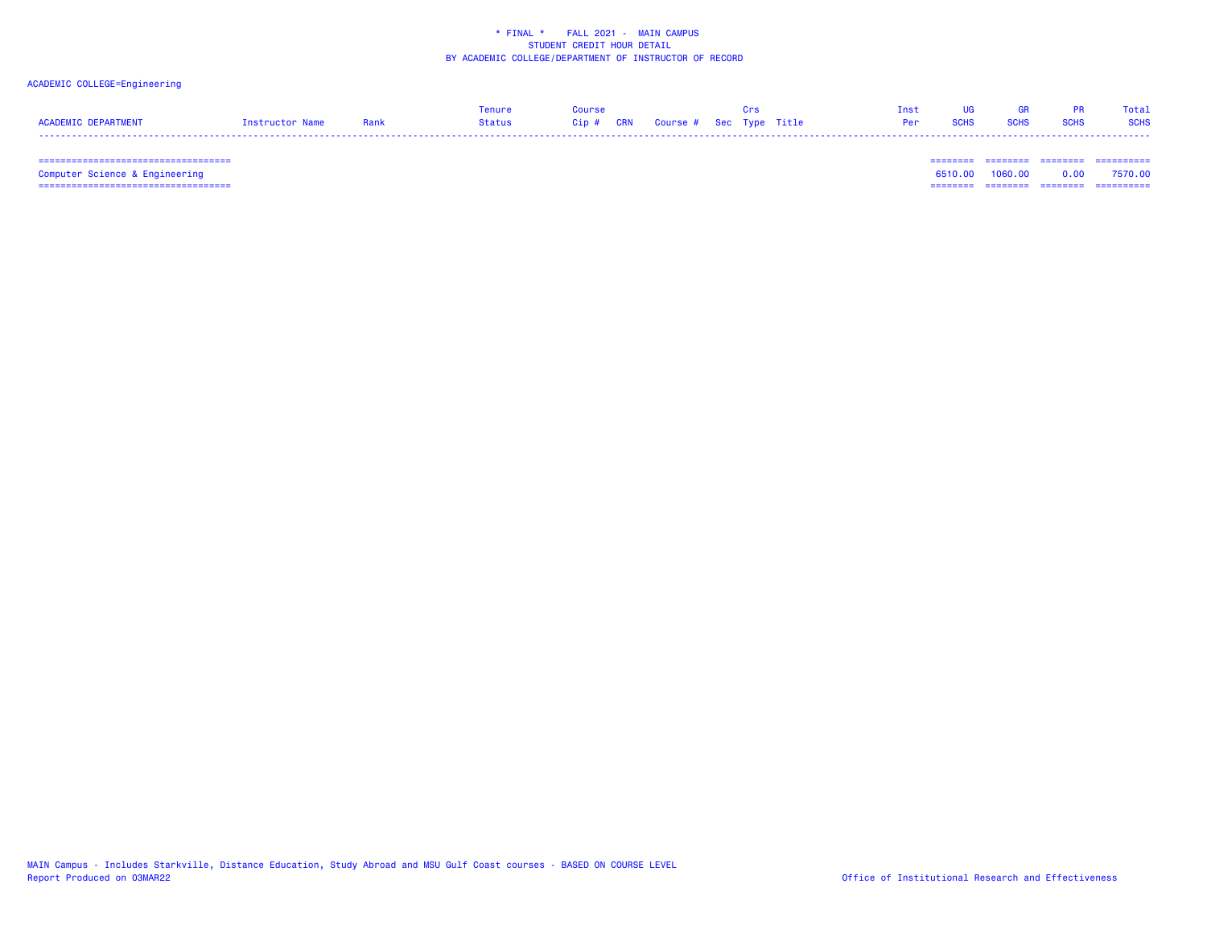* FINAL * FALL 2021 - MAIN CAMPUS
STUDENT CREDIT HOUR DETAIL
BY ACADEMIC COLLEGE/DEPARTMENT OF INSTRUCTOR OF RECORD

ACADEMIC COLLEGE=Engineering

| ACADEMIC DEPARTMENT | Instructor Name | Rank | Tenure Status | Course Cip # | CRN | Course # | Sec | Crs Type | Title | Inst Per | UG SCHS | GR SCHS | PR SCHS | Total SCHS |
|---|---|---|---|---|---|---|---|---|---|---|---|---|---|---|
| Computer Science & Engineering | | | | | | | | | | | 6510.00 | 1060.00 | 0.00 | 7570.00 |

MAIN Campus - Includes Starkville, Distance Education, Study Abroad and MSU Gulf Coast courses - BASED ON COURSE LEVEL
Report Produced on 03MAR22

Office of Institutional Research and Effectiveness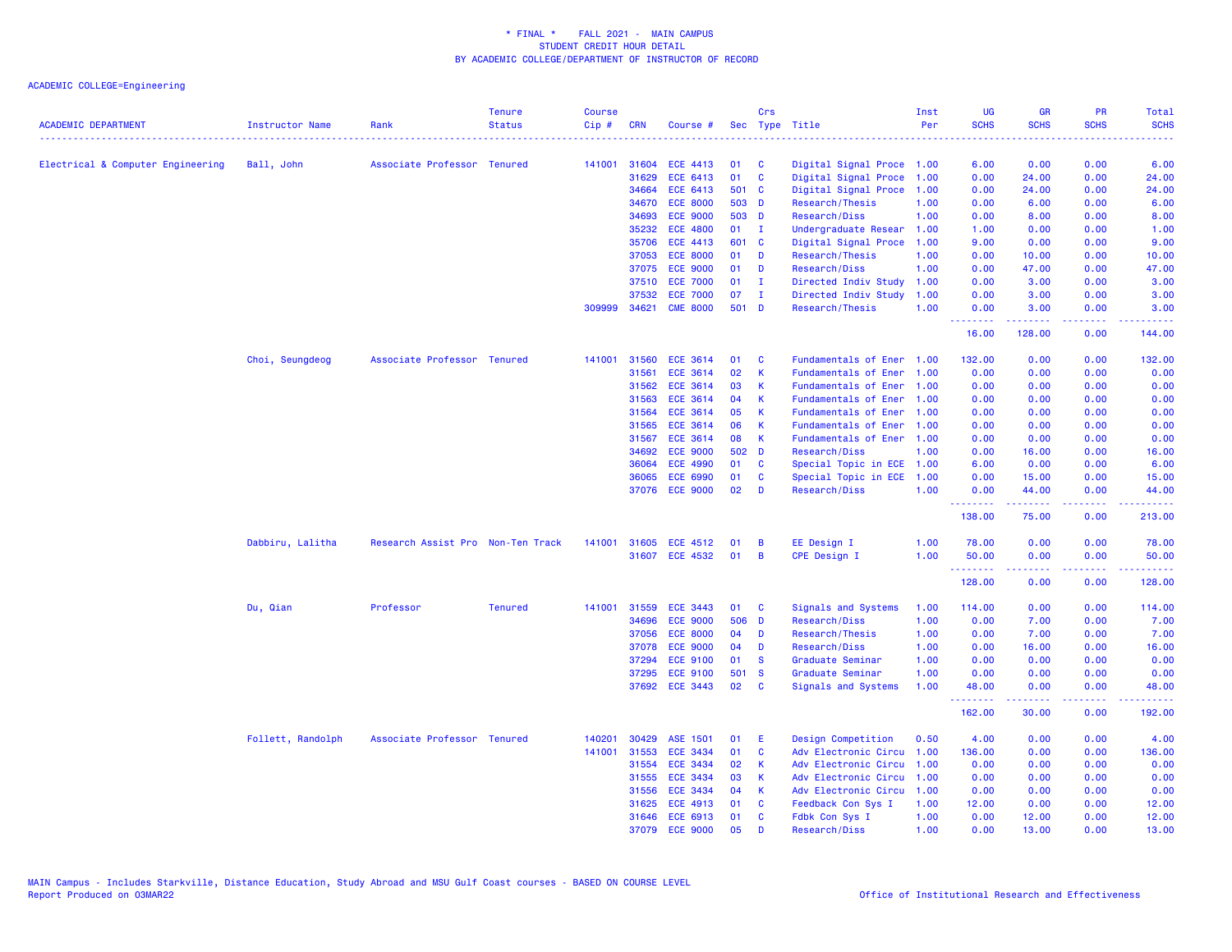\* FINAL \* FALL 2021 - MAIN CAMPUS
STUDENT CREDIT HOUR DETAIL
BY ACADEMIC COLLEGE/DEPARTMENT OF INSTRUCTOR OF RECORD

ACADEMIC COLLEGE=Engineering

| ACADEMIC DEPARTMENT | Instructor Name | Rank | Tenure Status | Course Cip # | CRN | Course # | Sec | Crs Type | Title | Inst Per | UG SCHS | GR SCHS | PR SCHS | Total SCHS |
|---|---|---|---|---|---|---|---|---|---|---|---|---|---|---|
| Electrical & Computer Engineering | Ball, John | Associate Professor | Tenured | 141001 | 31604 | ECE 4413 | 01 | C | Digital Signal Proce | 1.00 | 6.00 | 0.00 | 0.00 | 6.00 |
| | | | | | 31629 | ECE 6413 | 01 | C | Digital Signal Proce | 1.00 | 0.00 | 24.00 | 0.00 | 24.00 |
| | | | | | 34664 | ECE 6413 | 501 | C | Digital Signal Proce | 1.00 | 0.00 | 24.00 | 0.00 | 24.00 |
| | | | | | 34670 | ECE 8000 | 503 | D | Research/Thesis | 1.00 | 0.00 | 6.00 | 0.00 | 6.00 |
| | | | | | 34693 | ECE 9000 | 503 | D | Research/Diss | 1.00 | 0.00 | 8.00 | 0.00 | 8.00 |
| | | | | | 35232 | ECE 4800 | 01 | I | Undergraduate Resear | 1.00 | 1.00 | 0.00 | 0.00 | 1.00 |
| | | | | | 35706 | ECE 4413 | 601 | C | Digital Signal Proce | 1.00 | 9.00 | 0.00 | 0.00 | 9.00 |
| | | | | | 37053 | ECE 8000 | 01 | D | Research/Thesis | 1.00 | 0.00 | 10.00 | 0.00 | 10.00 |
| | | | | | 37075 | ECE 9000 | 01 | D | Research/Diss | 1.00 | 0.00 | 47.00 | 0.00 | 47.00 |
| | | | | | 37510 | ECE 7000 | 01 | I | Directed Indiv Study | 1.00 | 0.00 | 3.00 | 0.00 | 3.00 |
| | | | | | 37532 | ECE 7000 | 07 | I | Directed Indiv Study | 1.00 | 0.00 | 3.00 | 0.00 | 3.00 |
| | | | | 309999 | 34621 | CME 8000 | 501 | D | Research/Thesis | 1.00 | 0.00 | 3.00 | 0.00 | 3.00 |
| | | | | | | | | | | | 16.00 | 128.00 | 0.00 | 144.00 |
| | Choi, Seungdeog | Associate Professor | Tenured | 141001 | 31560 | ECE 3614 | 01 | C | Fundamentals of Ener | 1.00 | 132.00 | 0.00 | 0.00 | 132.00 |
| | | | | | 31561 | ECE 3614 | 02 | K | Fundamentals of Ener | 1.00 | 0.00 | 0.00 | 0.00 | 0.00 |
| | | | | | 31562 | ECE 3614 | 03 | K | Fundamentals of Ener | 1.00 | 0.00 | 0.00 | 0.00 | 0.00 |
| | | | | | 31563 | ECE 3614 | 04 | K | Fundamentals of Ener | 1.00 | 0.00 | 0.00 | 0.00 | 0.00 |
| | | | | | 31564 | ECE 3614 | 05 | K | Fundamentals of Ener | 1.00 | 0.00 | 0.00 | 0.00 | 0.00 |
| | | | | | 31565 | ECE 3614 | 06 | K | Fundamentals of Ener | 1.00 | 0.00 | 0.00 | 0.00 | 0.00 |
| | | | | | 31567 | ECE 3614 | 08 | K | Fundamentals of Ener | 1.00 | 0.00 | 0.00 | 0.00 | 0.00 |
| | | | | | 34692 | ECE 9000 | 502 | D | Research/Diss | 1.00 | 0.00 | 16.00 | 0.00 | 16.00 |
| | | | | | 36064 | ECE 4990 | 01 | C | Special Topic in ECE | 1.00 | 6.00 | 0.00 | 0.00 | 6.00 |
| | | | | | 36065 | ECE 6990 | 01 | C | Special Topic in ECE | 1.00 | 0.00 | 15.00 | 0.00 | 15.00 |
| | | | | | 37076 | ECE 9000 | 02 | D | Research/Diss | 1.00 | 0.00 | 44.00 | 0.00 | 44.00 |
| | | | | | | | | | | | 138.00 | 75.00 | 0.00 | 213.00 |
| | Dabbiru, Lalitha | Research Assist Pro | Non-Ten Track | 141001 | 31605 | ECE 4512 | 01 | B | EE Design I | 1.00 | 78.00 | 0.00 | 0.00 | 78.00 |
| | | | | | 31607 | ECE 4532 | 01 | B | CPE Design I | 1.00 | 50.00 | 0.00 | 0.00 | 50.00 |
| | | | | | | | | | | | 128.00 | 0.00 | 0.00 | 128.00 |
| | Du, Qian | Professor | Tenured | 141001 | 31559 | ECE 3443 | 01 | C | Signals and Systems | 1.00 | 114.00 | 0.00 | 0.00 | 114.00 |
| | | | | | 34696 | ECE 9000 | 506 | D | Research/Diss | 1.00 | 0.00 | 7.00 | 0.00 | 7.00 |
| | | | | | 37056 | ECE 8000 | 04 | D | Research/Thesis | 1.00 | 0.00 | 7.00 | 0.00 | 7.00 |
| | | | | | 37078 | ECE 9000 | 04 | D | Research/Diss | 1.00 | 0.00 | 16.00 | 0.00 | 16.00 |
| | | | | | 37294 | ECE 9100 | 01 | S | Graduate Seminar | 1.00 | 0.00 | 0.00 | 0.00 | 0.00 |
| | | | | | 37295 | ECE 9100 | 501 | S | Graduate Seminar | 1.00 | 0.00 | 0.00 | 0.00 | 0.00 |
| | | | | | 37692 | ECE 3443 | 02 | C | Signals and Systems | 1.00 | 48.00 | 0.00 | 0.00 | 48.00 |
| | | | | | | | | | | | 162.00 | 30.00 | 0.00 | 192.00 |
| | Follett, Randolph | Associate Professor | Tenured | 140201 | 30429 | ASE 1501 | 01 | E | Design Competition | 0.50 | 4.00 | 0.00 | 0.00 | 4.00 |
| | | | | 141001 | 31553 | ECE 3434 | 01 | C | Adv Electronic Circu | 1.00 | 136.00 | 0.00 | 0.00 | 136.00 |
| | | | | | 31554 | ECE 3434 | 02 | K | Adv Electronic Circu | 1.00 | 0.00 | 0.00 | 0.00 | 0.00 |
| | | | | | 31555 | ECE 3434 | 03 | K | Adv Electronic Circu | 1.00 | 0.00 | 0.00 | 0.00 | 0.00 |
| | | | | | 31556 | ECE 3434 | 04 | K | Adv Electronic Circu | 1.00 | 0.00 | 0.00 | 0.00 | 0.00 |
| | | | | | 31625 | ECE 4913 | 01 | C | Feedback Con Sys I | 1.00 | 12.00 | 0.00 | 0.00 | 12.00 |
| | | | | | 31646 | ECE 6913 | 01 | C | Fdbk Con Sys I | 1.00 | 0.00 | 12.00 | 0.00 | 12.00 |
| | | | | | 37079 | ECE 9000 | 05 | D | Research/Diss | 1.00 | 0.00 | 13.00 | 0.00 | 13.00 |

MAIN Campus - Includes Starkville, Distance Education, Study Abroad and MSU Gulf Coast courses - BASED ON COURSE LEVEL
Report Produced on 03MAR22

Office of Institutional Research and Effectiveness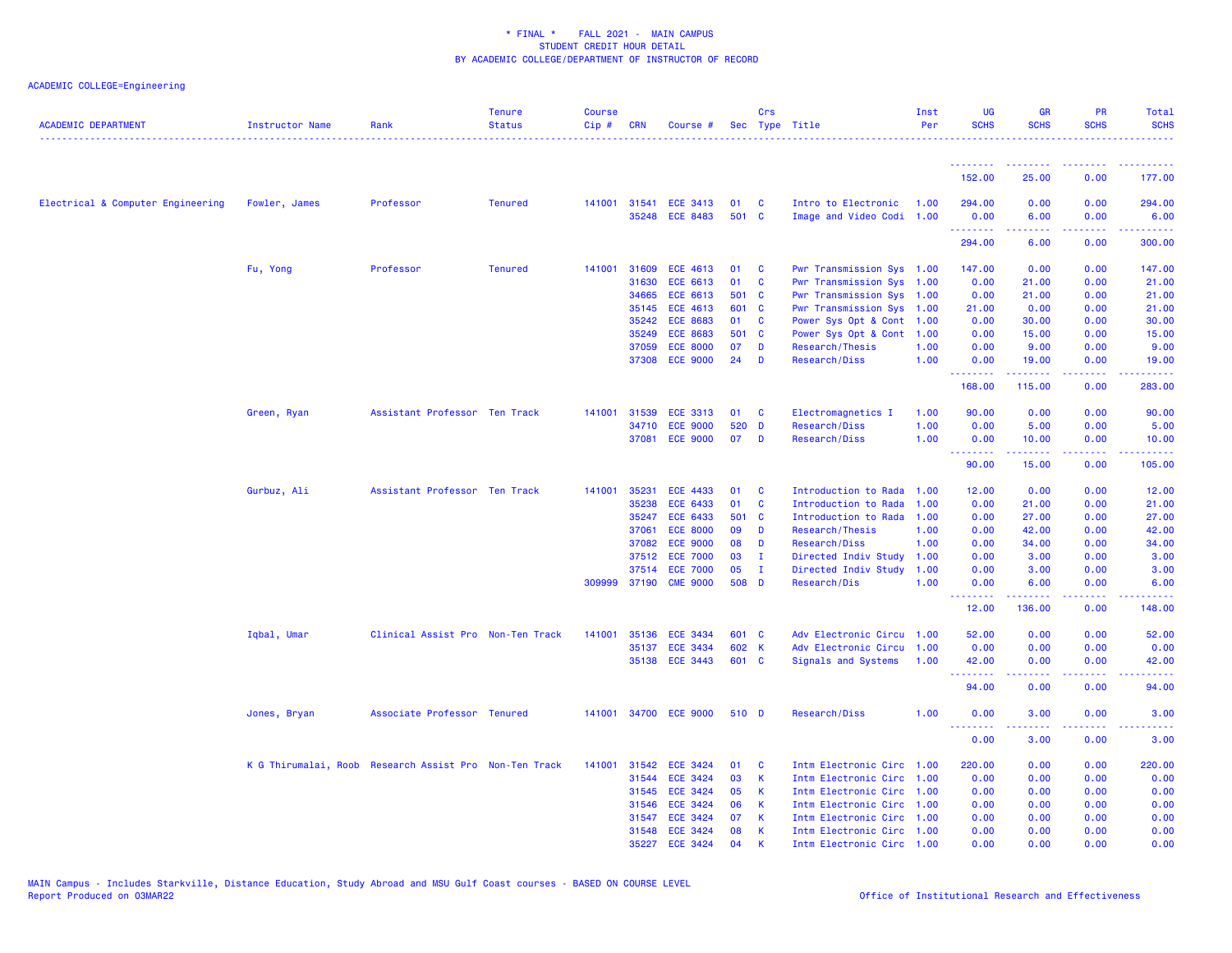* FINAL * FALL 2021 - MAIN CAMPUS
STUDENT CREDIT HOUR DETAIL
BY ACADEMIC COLLEGE/DEPARTMENT OF INSTRUCTOR OF RECORD

ACADEMIC COLLEGE=Engineering

| ACADEMIC DEPARTMENT | Instructor Name | Rank | Tenure Status | Course Cip # | CRN | Course # | Sec | Crs Type | Title | Inst Per | UG SCHS | GR SCHS | PR SCHS | Total SCHS |
|---|---|---|---|---|---|---|---|---|---|---|---|---|---|---|
| | | | | | | | | | | | 152.00 | 25.00 | 0.00 | 177.00 |
| Electrical & Computer Engineering | Fowler, James | Professor | Tenured | 141001 | 31541 | ECE 3413 | 01 | C | Intro to Electronic | 1.00 | 294.00 | 0.00 | 0.00 | 294.00 |
| | | | | | 35248 | ECE 8483 | 501 | C | Image and Video Codi | 1.00 | 0.00 | 6.00 | 0.00 | 6.00 |
| | | | | | | | | | | | 294.00 | 6.00 | 0.00 | 300.00 |
| | Fu, Yong | Professor | Tenured | 141001 | 31609 | ECE 4613 | 01 | C | Pwr Transmission Sys | 1.00 | 147.00 | 0.00 | 0.00 | 147.00 |
| | | | | | 31630 | ECE 6613 | 01 | C | Pwr Transmission Sys | 1.00 | 0.00 | 21.00 | 0.00 | 21.00 |
| | | | | | 34665 | ECE 6613 | 501 | C | Pwr Transmission Sys | 1.00 | 0.00 | 21.00 | 0.00 | 21.00 |
| | | | | | 35145 | ECE 4613 | 601 | C | Pwr Transmission Sys | 1.00 | 21.00 | 0.00 | 0.00 | 21.00 |
| | | | | | 35242 | ECE 8683 | 01 | C | Power Sys Opt & Cont | 1.00 | 0.00 | 30.00 | 0.00 | 30.00 |
| | | | | | 35249 | ECE 8683 | 501 | C | Power Sys Opt & Cont | 1.00 | 0.00 | 15.00 | 0.00 | 15.00 |
| | | | | | 37059 | ECE 8000 | 07 | D | Research/Thesis | 1.00 | 0.00 | 9.00 | 0.00 | 9.00 |
| | | | | | 37308 | ECE 9000 | 24 | D | Research/Diss | 1.00 | 0.00 | 19.00 | 0.00 | 19.00 |
| | | | | | | | | | | | 168.00 | 115.00 | 0.00 | 283.00 |
| | Green, Ryan | Assistant Professor | Ten Track | 141001 | 31539 | ECE 3313 | 01 | C | Electromagnetics I | 1.00 | 90.00 | 0.00 | 0.00 | 90.00 |
| | | | | | 34710 | ECE 9000 | 520 | D | Research/Diss | 1.00 | 0.00 | 5.00 | 0.00 | 5.00 |
| | | | | | 37081 | ECE 9000 | 07 | D | Research/Diss | 1.00 | 0.00 | 10.00 | 0.00 | 10.00 |
| | | | | | | | | | | | 90.00 | 15.00 | 0.00 | 105.00 |
| | Gurbuz, Ali | Assistant Professor | Ten Track | 141001 | 35231 | ECE 4433 | 01 | C | Introduction to Rada | 1.00 | 12.00 | 0.00 | 0.00 | 12.00 |
| | | | | | 35238 | ECE 6433 | 01 | C | Introduction to Rada | 1.00 | 0.00 | 21.00 | 0.00 | 21.00 |
| | | | | | 35247 | ECE 6433 | 501 | C | Introduction to Rada | 1.00 | 0.00 | 27.00 | 0.00 | 27.00 |
| | | | | | 37061 | ECE 8000 | 09 | D | Research/Thesis | 1.00 | 0.00 | 42.00 | 0.00 | 42.00 |
| | | | | | 37082 | ECE 9000 | 08 | D | Research/Diss | 1.00 | 0.00 | 34.00 | 0.00 | 34.00 |
| | | | | | 37512 | ECE 7000 | 03 | I | Directed Indiv Study | 1.00 | 0.00 | 3.00 | 0.00 | 3.00 |
| | | | | | 37514 | ECE 7000 | 05 | I | Directed Indiv Study | 1.00 | 0.00 | 3.00 | 0.00 | 3.00 |
| | | | | 309999 | 37190 | CME 9000 | 508 | D | Research/Dis | 1.00 | 0.00 | 6.00 | 0.00 | 6.00 |
| | | | | | | | | | | | 12.00 | 136.00 | 0.00 | 148.00 |
| | Iqbal, Umar | Clinical Assist Pro | Non-Ten Track | 141001 | 35136 | ECE 3434 | 601 | C | Adv Electronic Circu | 1.00 | 52.00 | 0.00 | 0.00 | 52.00 |
| | | | | | 35137 | ECE 3434 | 602 | K | Adv Electronic Circu | 1.00 | 0.00 | 0.00 | 0.00 | 0.00 |
| | | | | | 35138 | ECE 3443 | 601 | C | Signals and Systems | 1.00 | 42.00 | 0.00 | 0.00 | 42.00 |
| | | | | | | | | | | | 94.00 | 0.00 | 0.00 | 94.00 |
| | Jones, Bryan | Associate Professor | Tenured | 141001 | 34700 | ECE 9000 | 510 | D | Research/Diss | 1.00 | 0.00 | 3.00 | 0.00 | 3.00 |
| | | | | | | | | | | | 0.00 | 3.00 | 0.00 | 3.00 |
| | K G Thirumalai, Roob | Research Assist Pro | Non-Ten Track | 141001 | 31542 | ECE 3424 | 01 | C | Intm Electronic Circ | 1.00 | 220.00 | 0.00 | 0.00 | 220.00 |
| | | | | | 31544 | ECE 3424 | 03 | K | Intm Electronic Circ | 1.00 | 0.00 | 0.00 | 0.00 | 0.00 |
| | | | | | 31545 | ECE 3424 | 05 | K | Intm Electronic Circ | 1.00 | 0.00 | 0.00 | 0.00 | 0.00 |
| | | | | | 31546 | ECE 3424 | 06 | K | Intm Electronic Circ | 1.00 | 0.00 | 0.00 | 0.00 | 0.00 |
| | | | | | 31547 | ECE 3424 | 07 | K | Intm Electronic Circ | 1.00 | 0.00 | 0.00 | 0.00 | 0.00 |
| | | | | | 31548 | ECE 3424 | 08 | K | Intm Electronic Circ | 1.00 | 0.00 | 0.00 | 0.00 | 0.00 |
| | | | | | 35227 | ECE 3424 | 04 | K | Intm Electronic Circ | 1.00 | 0.00 | 0.00 | 0.00 | 0.00 |

MAIN Campus - Includes Starkville, Distance Education, Study Abroad and MSU Gulf Coast courses - BASED ON COURSE LEVEL
Report Produced on 03MAR22 Office of Institutional Research and Effectiveness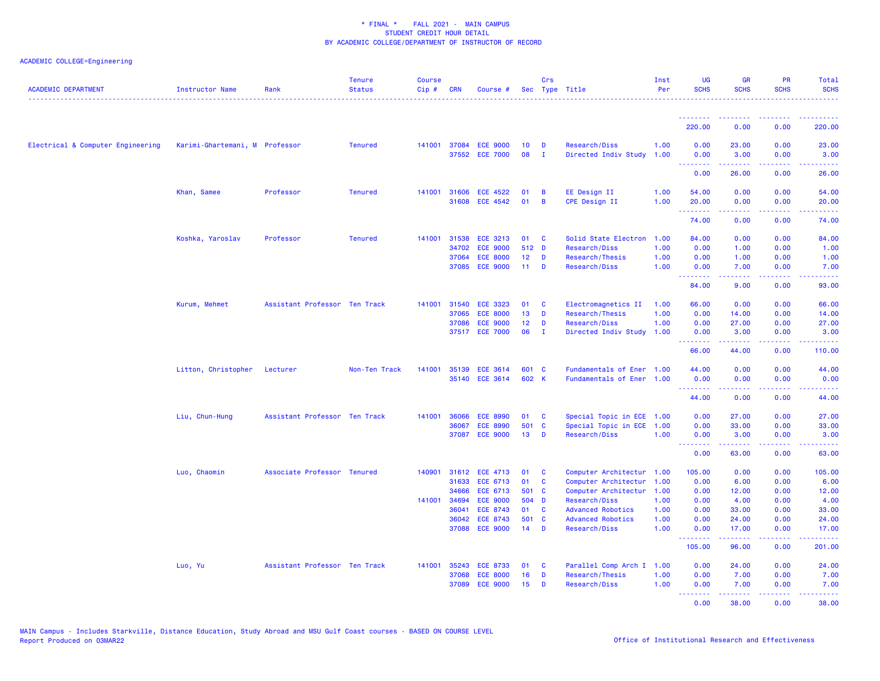\* FINAL \*    FALL 2021 -  MAIN CAMPUS
STUDENT CREDIT HOUR DETAIL
BY ACADEMIC COLLEGE/DEPARTMENT OF INSTRUCTOR OF RECORD

ACADEMIC COLLEGE=Engineering

| ACADEMIC DEPARTMENT | Instructor Name | Rank | Tenure Status | Course Cip # | CRN | Course # | Sec | Crs Type | Title | Inst Per | UG SCHS | GR SCHS | PR SCHS | Total SCHS |
|---|---|---|---|---|---|---|---|---|---|---|---|---|---|---|
| | | | | | | | | | | | 220.00 | 0.00 | 0.00 | 220.00 |
| Electrical & Computer Engineering | Karimi-Ghartemani, M | Professor | Tenured | 141001 | 37084 | ECE 9000 | 10 | D | Research/Diss | 1.00 | 0.00 | 23.00 | 0.00 | 23.00 |
| | | | | | 37552 | ECE 7000 | 08 | I | Directed Indiv Study | 1.00 | 0.00 | 3.00 | 0.00 | 3.00 |
| | | | | | | | | | | | 0.00 | 26.00 | 0.00 | 26.00 |
| | Khan, Samee | Professor | Tenured | 141001 | 31606 | ECE 4522 | 01 | B | EE Design II | 1.00 | 54.00 | 0.00 | 0.00 | 54.00 |
| | | | | | 31608 | ECE 4542 | 01 | B | CPE Design II | 1.00 | 20.00 | 0.00 | 0.00 | 20.00 |
| | | | | | | | | | | | 74.00 | 0.00 | 0.00 | 74.00 |
| | Koshka, Yaroslav | Professor | Tenured | 141001 | 31538 | ECE 3213 | 01 | C | Solid State Electron | 1.00 | 84.00 | 0.00 | 0.00 | 84.00 |
| | | | | | 34702 | ECE 9000 | 512 | D | Research/Diss | 1.00 | 0.00 | 1.00 | 0.00 | 1.00 |
| | | | | | 37064 | ECE 8000 | 12 | D | Research/Thesis | 1.00 | 0.00 | 1.00 | 0.00 | 1.00 |
| | | | | | 37085 | ECE 9000 | 11 | D | Research/Diss | 1.00 | 0.00 | 7.00 | 0.00 | 7.00 |
| | | | | | | | | | | | 84.00 | 9.00 | 0.00 | 93.00 |
| | Kurum, Mehmet | Assistant Professor | Ten Track | 141001 | 31540 | ECE 3323 | 01 | C | Electromagnetics II | 1.00 | 66.00 | 0.00 | 0.00 | 66.00 |
| | | | | | 37065 | ECE 8000 | 13 | D | Research/Thesis | 1.00 | 0.00 | 14.00 | 0.00 | 14.00 |
| | | | | | 37086 | ECE 9000 | 12 | D | Research/Diss | 1.00 | 0.00 | 27.00 | 0.00 | 27.00 |
| | | | | | 37517 | ECE 7000 | 06 | I | Directed Indiv Study | 1.00 | 0.00 | 3.00 | 0.00 | 3.00 |
| | | | | | | | | | | | 66.00 | 44.00 | 0.00 | 110.00 |
| | Litton, Christopher | Lecturer | Non-Ten Track | 141001 | 35139 | ECE 3614 | 601 | C | Fundamentals of Ener | 1.00 | 44.00 | 0.00 | 0.00 | 44.00 |
| | | | | | 35140 | ECE 3614 | 602 | K | Fundamentals of Ener | 1.00 | 0.00 | 0.00 | 0.00 | 0.00 |
| | | | | | | | | | | | 44.00 | 0.00 | 0.00 | 44.00 |
| | Liu, Chun-Hung | Assistant Professor | Ten Track | 141001 | 36066 | ECE 8990 | 01 | C | Special Topic in ECE | 1.00 | 0.00 | 27.00 | 0.00 | 27.00 |
| | | | | | 36067 | ECE 8990 | 501 | C | Special Topic in ECE | 1.00 | 0.00 | 33.00 | 0.00 | 33.00 |
| | | | | | 37087 | ECE 9000 | 13 | D | Research/Diss | 1.00 | 0.00 | 3.00 | 0.00 | 3.00 |
| | | | | | | | | | | | 0.00 | 63.00 | 0.00 | 63.00 |
| | Luo, Chaomin | Associate Professor | Tenured | 140901 | 31612 | ECE 4713 | 01 | C | Computer Architectur | 1.00 | 105.00 | 0.00 | 0.00 | 105.00 |
| | | | | | 31633 | ECE 6713 | 01 | C | Computer Architectur | 1.00 | 0.00 | 6.00 | 0.00 | 6.00 |
| | | | | | 34666 | ECE 6713 | 501 | C | Computer Architectur | 1.00 | 0.00 | 12.00 | 0.00 | 12.00 |
| | | | | 141001 | 34694 | ECE 9000 | 504 | D | Research/Diss | 1.00 | 0.00 | 4.00 | 0.00 | 4.00 |
| | | | | | 36041 | ECE 8743 | 01 | C | Advanced Robotics | 1.00 | 0.00 | 33.00 | 0.00 | 33.00 |
| | | | | | 36042 | ECE 8743 | 501 | C | Advanced Robotics | 1.00 | 0.00 | 24.00 | 0.00 | 24.00 |
| | | | | | 37088 | ECE 9000 | 14 | D | Research/Diss | 1.00 | 0.00 | 17.00 | 0.00 | 17.00 |
| | | | | | | | | | | | 105.00 | 96.00 | 0.00 | 201.00 |
| | Luo, Yu | Assistant Professor | Ten Track | 141001 | 35243 | ECE 8733 | 01 | C | Parallel Comp Arch I | 1.00 | 0.00 | 24.00 | 0.00 | 24.00 |
| | | | | | 37068 | ECE 8000 | 16 | D | Research/Thesis | 1.00 | 0.00 | 7.00 | 0.00 | 7.00 |
| | | | | | 37089 | ECE 9000 | 15 | D | Research/Diss | 1.00 | 0.00 | 7.00 | 0.00 | 7.00 |
| | | | | | | | | | | | 0.00 | 38.00 | 0.00 | 38.00 |

MAIN Campus - Includes Starkville, Distance Education, Study Abroad and MSU Gulf Coast courses - BASED ON COURSE LEVEL
Report Produced on 03MAR22

Office of Institutional Research and Effectiveness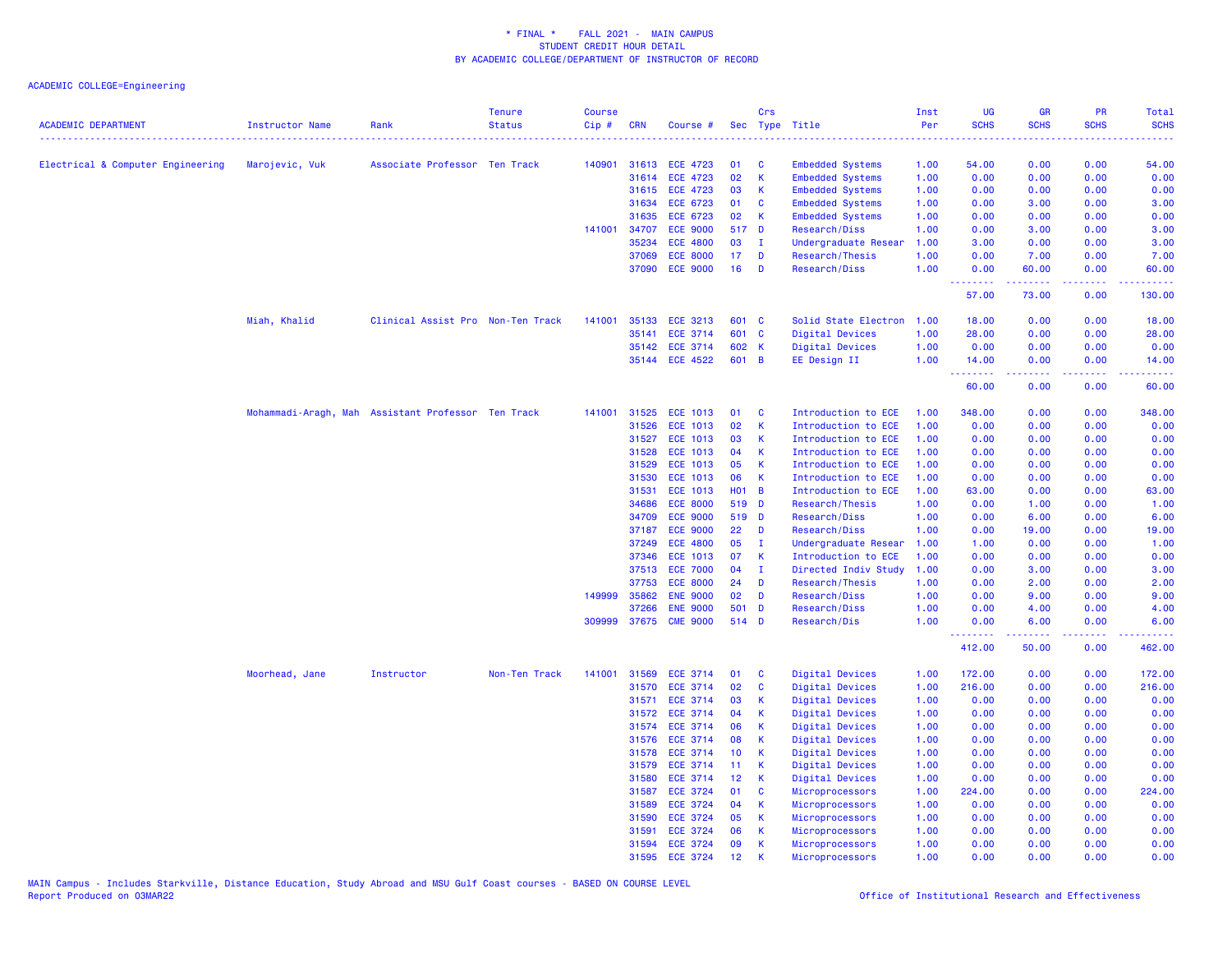\* FINAL \* FALL 2021 - MAIN CAMPUS
STUDENT CREDIT HOUR DETAIL
BY ACADEMIC COLLEGE/DEPARTMENT OF INSTRUCTOR OF RECORD

ACADEMIC COLLEGE=Engineering

| ACADEMIC DEPARTMENT | Instructor Name | Rank | Tenure Status | Course Cip # | CRN | Course # | Sec | Crs Type | Title | Inst Per | UG SCHS | GR SCHS | PR SCHS | Total SCHS |
|---|---|---|---|---|---|---|---|---|---|---|---|---|---|---|
| Electrical & Computer Engineering | Marojevic, Vuk | Associate Professor | Ten Track | 140901 | 31613 | ECE 4723 | 01 | C | Embedded Systems | 1.00 | 54.00 | 0.00 | 0.00 | 54.00 |
| | | | | | 31614 | ECE 4723 | 02 | K | Embedded Systems | 1.00 | 0.00 | 0.00 | 0.00 | 0.00 |
| | | | | | 31615 | ECE 4723 | 03 | K | Embedded Systems | 1.00 | 0.00 | 0.00 | 0.00 | 0.00 |
| | | | | | 31634 | ECE 6723 | 01 | C | Embedded Systems | 1.00 | 0.00 | 3.00 | 0.00 | 3.00 |
| | | | | | 31635 | ECE 6723 | 02 | K | Embedded Systems | 1.00 | 0.00 | 0.00 | 0.00 | 0.00 |
| | | | | 141001 | 34707 | ECE 9000 | 517 | D | Research/Diss | 1.00 | 0.00 | 3.00 | 0.00 | 3.00 |
| | | | | | 35234 | ECE 4800 | 03 | I | Undergraduate Resear | 1.00 | 3.00 | 0.00 | 0.00 | 3.00 |
| | | | | | 37069 | ECE 8000 | 17 | D | Research/Thesis | 1.00 | 0.00 | 7.00 | 0.00 | 7.00 |
| | | | | | 37090 | ECE 9000 | 16 | D | Research/Diss | 1.00 | 0.00 | 60.00 | 0.00 | 60.00 |
| | | | | | | | | | | | 57.00 | 73.00 | 0.00 | 130.00 |
| | Miah, Khalid | Clinical Assist Pro | Non-Ten Track | 141001 | 35133 | ECE 3213 | 601 | C | Solid State Electron | 1.00 | 18.00 | 0.00 | 0.00 | 18.00 |
| | | | | | 35141 | ECE 3714 | 601 | C | Digital Devices | 1.00 | 28.00 | 0.00 | 0.00 | 28.00 |
| | | | | | 35142 | ECE 3714 | 602 | K | Digital Devices | 1.00 | 0.00 | 0.00 | 0.00 | 0.00 |
| | | | | | 35144 | ECE 4522 | 601 | B | EE Design II | 1.00 | 14.00 | 0.00 | 0.00 | 14.00 |
| | | | | | | | | | | | 60.00 | 0.00 | 0.00 | 60.00 |
| | Mohammadi-Aragh, Mah | Assistant Professor | Ten Track | 141001 | 31525 | ECE 1013 | 01 | C | Introduction to ECE | 1.00 | 348.00 | 0.00 | 0.00 | 348.00 |
| | | | | | 31526 | ECE 1013 | 02 | K | Introduction to ECE | 1.00 | 0.00 | 0.00 | 0.00 | 0.00 |
| | | | | | 31527 | ECE 1013 | 03 | K | Introduction to ECE | 1.00 | 0.00 | 0.00 | 0.00 | 0.00 |
| | | | | | 31528 | ECE 1013 | 04 | K | Introduction to ECE | 1.00 | 0.00 | 0.00 | 0.00 | 0.00 |
| | | | | | 31529 | ECE 1013 | 05 | K | Introduction to ECE | 1.00 | 0.00 | 0.00 | 0.00 | 0.00 |
| | | | | | 31530 | ECE 1013 | 06 | K | Introduction to ECE | 1.00 | 0.00 | 0.00 | 0.00 | 0.00 |
| | | | | | 31531 | ECE 1013 | H01 | B | Introduction to ECE | 1.00 | 63.00 | 0.00 | 0.00 | 63.00 |
| | | | | | 34686 | ECE 8000 | 519 | D | Research/Thesis | 1.00 | 0.00 | 1.00 | 0.00 | 1.00 |
| | | | | | 34709 | ECE 9000 | 519 | D | Research/Diss | 1.00 | 0.00 | 6.00 | 0.00 | 6.00 |
| | | | | | 37187 | ECE 9000 | 22 | D | Research/Diss | 1.00 | 0.00 | 19.00 | 0.00 | 19.00 |
| | | | | | 37249 | ECE 4800 | 05 | I | Undergraduate Resear | 1.00 | 1.00 | 0.00 | 0.00 | 1.00 |
| | | | | | 37346 | ECE 1013 | 07 | K | Introduction to ECE | 1.00 | 0.00 | 0.00 | 0.00 | 0.00 |
| | | | | | 37513 | ECE 7000 | 04 | I | Directed Indiv Study | 1.00 | 0.00 | 3.00 | 0.00 | 3.00 |
| | | | | | 37753 | ECE 8000 | 24 | D | Research/Thesis | 1.00 | 0.00 | 2.00 | 0.00 | 2.00 |
| | | | | 149999 | 35862 | ENE 9000 | 02 | D | Research/Diss | 1.00 | 0.00 | 9.00 | 0.00 | 9.00 |
| | | | | | 37266 | ENE 9000 | 501 | D | Research/Diss | 1.00 | 0.00 | 4.00 | 0.00 | 4.00 |
| | | | | 309999 | 37675 | CME 9000 | 514 | D | Research/Dis | 1.00 | 0.00 | 6.00 | 0.00 | 6.00 |
| | | | | | | | | | | | 412.00 | 50.00 | 0.00 | 462.00 |
| | Moorhead, Jane | Instructor | Non-Ten Track | 141001 | 31569 | ECE 3714 | 01 | C | Digital Devices | 1.00 | 172.00 | 0.00 | 0.00 | 172.00 |
| | | | | | 31570 | ECE 3714 | 02 | C | Digital Devices | 1.00 | 216.00 | 0.00 | 0.00 | 216.00 |
| | | | | | 31571 | ECE 3714 | 03 | K | Digital Devices | 1.00 | 0.00 | 0.00 | 0.00 | 0.00 |
| | | | | | 31572 | ECE 3714 | 04 | K | Digital Devices | 1.00 | 0.00 | 0.00 | 0.00 | 0.00 |
| | | | | | 31574 | ECE 3714 | 06 | K | Digital Devices | 1.00 | 0.00 | 0.00 | 0.00 | 0.00 |
| | | | | | 31576 | ECE 3714 | 08 | K | Digital Devices | 1.00 | 0.00 | 0.00 | 0.00 | 0.00 |
| | | | | | 31578 | ECE 3714 | 10 | K | Digital Devices | 1.00 | 0.00 | 0.00 | 0.00 | 0.00 |
| | | | | | 31579 | ECE 3714 | 11 | K | Digital Devices | 1.00 | 0.00 | 0.00 | 0.00 | 0.00 |
| | | | | | 31580 | ECE 3714 | 12 | K | Digital Devices | 1.00 | 0.00 | 0.00 | 0.00 | 0.00 |
| | | | | | 31587 | ECE 3724 | 01 | C | Microprocessors | 1.00 | 224.00 | 0.00 | 0.00 | 224.00 |
| | | | | | 31589 | ECE 3724 | 04 | K | Microprocessors | 1.00 | 0.00 | 0.00 | 0.00 | 0.00 |
| | | | | | 31590 | ECE 3724 | 05 | K | Microprocessors | 1.00 | 0.00 | 0.00 | 0.00 | 0.00 |
| | | | | | 31591 | ECE 3724 | 06 | K | Microprocessors | 1.00 | 0.00 | 0.00 | 0.00 | 0.00 |
| | | | | | 31594 | ECE 3724 | 09 | K | Microprocessors | 1.00 | 0.00 | 0.00 | 0.00 | 0.00 |
| | | | | | 31595 | ECE 3724 | 12 | K | Microprocessors | 1.00 | 0.00 | 0.00 | 0.00 | 0.00 |

MAIN Campus - Includes Starkville, Distance Education, Study Abroad and MSU Gulf Coast courses - BASED ON COURSE LEVEL
Report Produced on 03MAR22

Office of Institutional Research and Effectiveness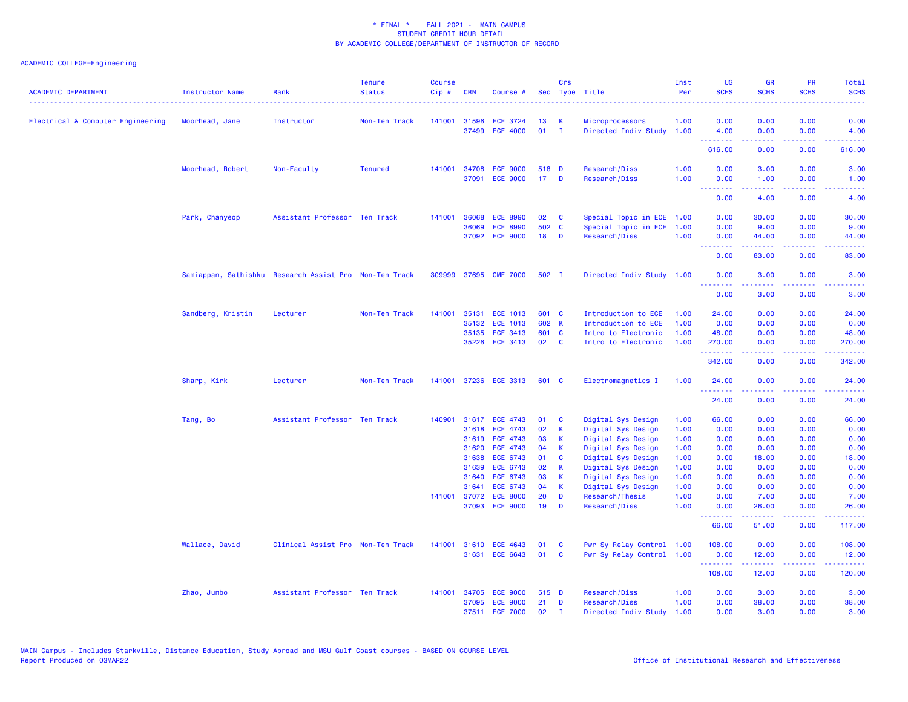\* FINAL \*    FALL 2021 -  MAIN CAMPUS
STUDENT CREDIT HOUR DETAIL
BY ACADEMIC COLLEGE/DEPARTMENT OF INSTRUCTOR OF RECORD

ACADEMIC COLLEGE=Engineering

| ACADEMIC DEPARTMENT | Instructor Name | Rank | Tenure Status | Course Cip # | CRN | Course # | Sec | Crs Type | Title | Inst Per | UG SCHS | GR SCHS | PR SCHS | Total SCHS |
|---|---|---|---|---|---|---|---|---|---|---|---|---|---|---|
| Electrical & Computer Engineering | Moorhead, Jane | Instructor | Non-Ten Track | 141001 | 31596 | ECE 3724 | 13 | K | Microprocessors | 1.00 | 0.00 | 0.00 | 0.00 | 0.00 |
| | | | | | 37499 | ECE 4000 | 01 | I | Directed Indiv Study | 1.00 | 4.00 | 0.00 | 0.00 | 4.00 |
| | | | | | | | | | | | 616.00 | 0.00 | 0.00 | 616.00 |
| | Moorhead, Robert | Non-Faculty | Tenured | 141001 | 34708 | ECE 9000 | 518 | D | Research/Diss | 1.00 | 0.00 | 3.00 | 0.00 | 3.00 |
| | | | | | 37091 | ECE 9000 | 17 | D | Research/Diss | 1.00 | 0.00 | 1.00 | 0.00 | 1.00 |
| | | | | | | | | | | | 0.00 | 4.00 | 0.00 | 4.00 |
| | Park, Chanyeop | Assistant Professor | Ten Track | 141001 | 36068 | ECE 8990 | 02 | C | Special Topic in ECE | 1.00 | 0.00 | 30.00 | 0.00 | 30.00 |
| | | | | | 36069 | ECE 8990 | 502 | C | Special Topic in ECE | 1.00 | 0.00 | 9.00 | 0.00 | 9.00 |
| | | | | | 37092 | ECE 9000 | 18 | D | Research/Diss | 1.00 | 0.00 | 44.00 | 0.00 | 44.00 |
| | | | | | | | | | | | 0.00 | 83.00 | 0.00 | 83.00 |
| | Samiappan, Sathishku | Research Assist Pro | Non-Ten Track | 309999 | 37695 | CME 7000 | 502 | I | Directed Indiv Study | 1.00 | 0.00 | 3.00 | 0.00 | 3.00 |
| | | | | | | | | | | | 0.00 | 3.00 | 0.00 | 3.00 |
| | Sandberg, Kristin | Lecturer | Non-Ten Track | 141001 | 35131 | ECE 1013 | 601 | C | Introduction to ECE | 1.00 | 24.00 | 0.00 | 0.00 | 24.00 |
| | | | | | 35132 | ECE 1013 | 602 | K | Introduction to ECE | 1.00 | 0.00 | 0.00 | 0.00 | 0.00 |
| | | | | | 35135 | ECE 3413 | 601 | C | Intro to Electronic | 1.00 | 48.00 | 0.00 | 0.00 | 48.00 |
| | | | | | 35226 | ECE 3413 | 02 | C | Intro to Electronic | 1.00 | 270.00 | 0.00 | 0.00 | 270.00 |
| | | | | | | | | | | | 342.00 | 0.00 | 0.00 | 342.00 |
| | Sharp, Kirk | Lecturer | Non-Ten Track | 141001 | 37236 | ECE 3313 | 601 | C | Electromagnetics I | 1.00 | 24.00 | 0.00 | 0.00 | 24.00 |
| | | | | | | | | | | | 24.00 | 0.00 | 0.00 | 24.00 |
| | Tang, Bo | Assistant Professor | Ten Track | 140901 | 31617 | ECE 4743 | 01 | C | Digital Sys Design | 1.00 | 66.00 | 0.00 | 0.00 | 66.00 |
| | | | | | 31618 | ECE 4743 | 02 | K | Digital Sys Design | 1.00 | 0.00 | 0.00 | 0.00 | 0.00 |
| | | | | | 31619 | ECE 4743 | 03 | K | Digital Sys Design | 1.00 | 0.00 | 0.00 | 0.00 | 0.00 |
| | | | | | 31620 | ECE 4743 | 04 | K | Digital Sys Design | 1.00 | 0.00 | 0.00 | 0.00 | 0.00 |
| | | | | | 31638 | ECE 6743 | 01 | C | Digital Sys Design | 1.00 | 0.00 | 18.00 | 0.00 | 18.00 |
| | | | | | 31639 | ECE 6743 | 02 | K | Digital Sys Design | 1.00 | 0.00 | 0.00 | 0.00 | 0.00 |
| | | | | | 31640 | ECE 6743 | 03 | K | Digital Sys Design | 1.00 | 0.00 | 0.00 | 0.00 | 0.00 |
| | | | | | 31641 | ECE 6743 | 04 | K | Digital Sys Design | 1.00 | 0.00 | 0.00 | 0.00 | 0.00 |
| | | | | 141001 | 37072 | ECE 8000 | 20 | D | Research/Thesis | 1.00 | 0.00 | 7.00 | 0.00 | 7.00 |
| | | | | | 37093 | ECE 9000 | 19 | D | Research/Diss | 1.00 | 0.00 | 26.00 | 0.00 | 26.00 |
| | | | | | | | | | | | 66.00 | 51.00 | 0.00 | 117.00 |
| | Wallace, David | Clinical Assist Pro | Non-Ten Track | 141001 | 31610 | ECE 4643 | 01 | C | Pwr Sy Relay Control | 1.00 | 108.00 | 0.00 | 0.00 | 108.00 |
| | | | | | 31631 | ECE 6643 | 01 | C | Pwr Sy Relay Control | 1.00 | 0.00 | 12.00 | 0.00 | 12.00 |
| | | | | | | | | | | | 108.00 | 12.00 | 0.00 | 120.00 |
| | Zhao, Junbo | Assistant Professor | Ten Track | 141001 | 34705 | ECE 9000 | 515 | D | Research/Diss | 1.00 | 0.00 | 3.00 | 0.00 | 3.00 |
| | | | | | 37095 | ECE 9000 | 21 | D | Research/Diss | 1.00 | 0.00 | 38.00 | 0.00 | 38.00 |
| | | | | | 37511 | ECE 7000 | 02 | I | Directed Indiv Study | 1.00 | 0.00 | 3.00 | 0.00 | 3.00 |

MAIN Campus - Includes Starkville, Distance Education, Study Abroad and MSU Gulf Coast courses - BASED ON COURSE LEVEL
Report Produced on 03MAR22

Office of Institutional Research and Effectiveness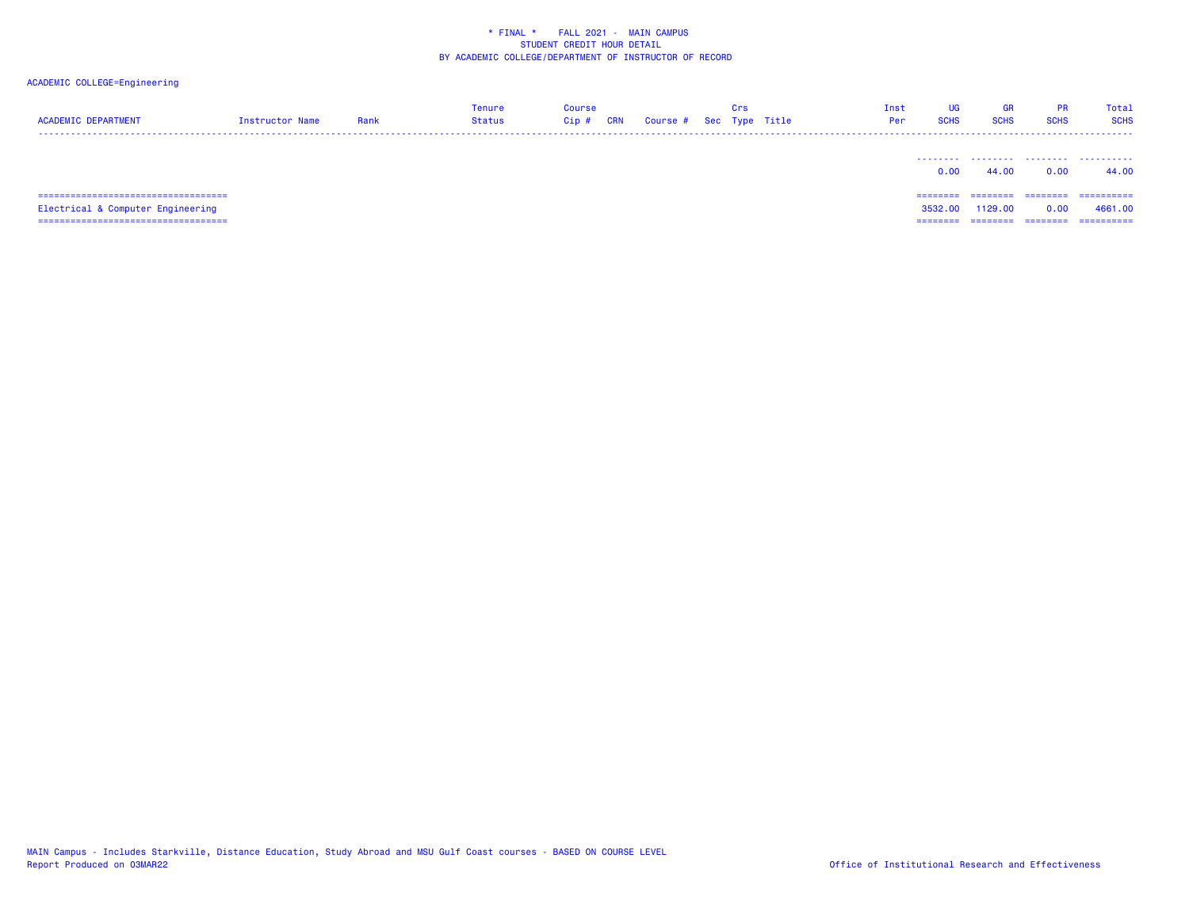* FINAL * FALL 2021 - MAIN CAMPUS
STUDENT CREDIT HOUR DETAIL
BY ACADEMIC COLLEGE/DEPARTMENT OF INSTRUCTOR OF RECORD

ACADEMIC COLLEGE=Engineering

| ACADEMIC DEPARTMENT | Instructor Name | Rank | Tenure Status | Course Cip # | CRN | Course # | Sec | Crs Type | Title | Inst Per | UG SCHS | GR SCHS | PR SCHS | Total SCHS |
|---|---|---|---|---|---|---|---|---|---|---|---|---|---|---|
| | | | | | | | | | | | 0.00 | 44.00 | 0.00 | 44.00 |
| Electrical & Computer Engineering | | | | | | | | | | | 3532.00 | 1129.00 | 0.00 | 4661.00 |

MAIN Campus - Includes Starkville, Distance Education, Study Abroad and MSU Gulf Coast courses - BASED ON COURSE LEVEL
Report Produced on 03MAR22

Office of Institutional Research and Effectiveness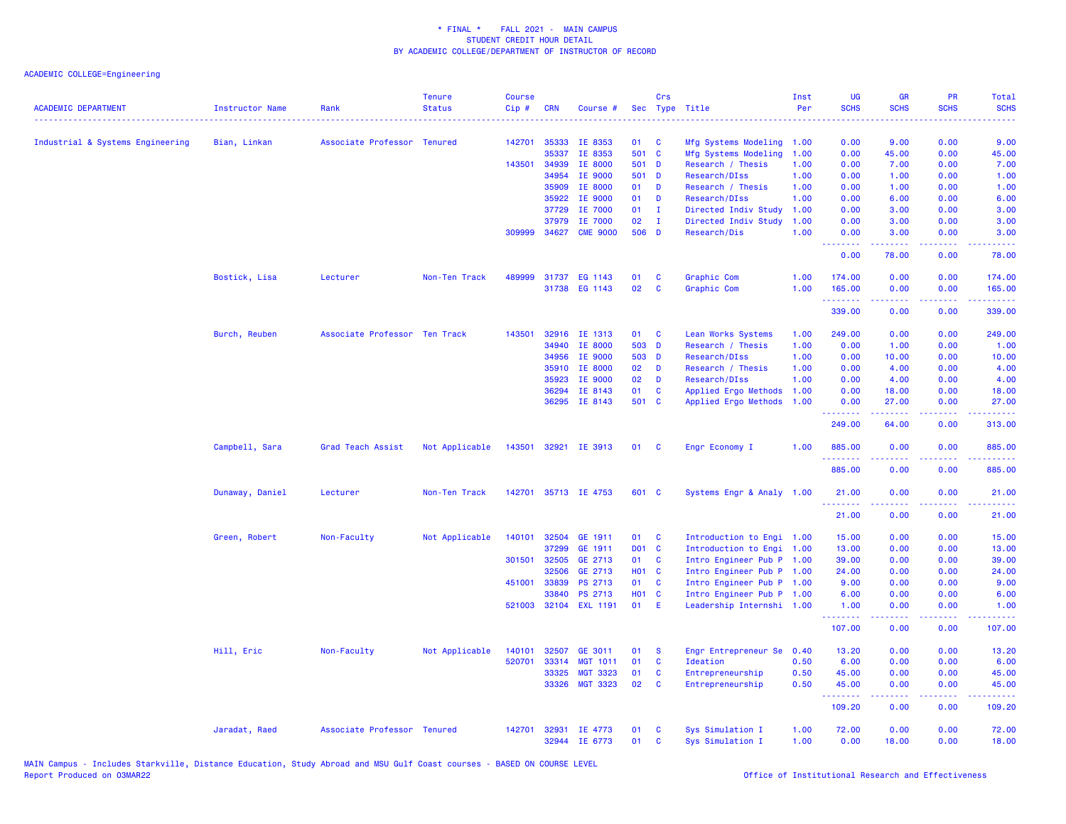\* FINAL \* FALL 2021 - MAIN CAMPUS
STUDENT CREDIT HOUR DETAIL
BY ACADEMIC COLLEGE/DEPARTMENT OF INSTRUCTOR OF RECORD

ACADEMIC COLLEGE=Engineering

| ACADEMIC DEPARTMENT | Instructor Name | Rank | Tenure Status | Course Cip # | CRN | Course # | Sec | Crs Type | Title | Inst Per | UG SCHS | GR SCHS | PR SCHS | Total SCHS |
|---|---|---|---|---|---|---|---|---|---|---|---|---|---|---|
| Industrial & Systems Engineering | Bian, Linkan | Associate Professor | Tenured | 142701 | 35333 | IE 8353 | 01 | C | Mfg Systems Modeling | 1.00 | 0.00 | 9.00 | 0.00 | 9.00 |
| | | | | | 35337 | IE 8353 | 501 | C | Mfg Systems Modeling | 1.00 | 0.00 | 45.00 | 0.00 | 45.00 |
| | | | | 143501 | 34939 | IE 8000 | 501 | D | Research / Thesis | 1.00 | 0.00 | 7.00 | 0.00 | 7.00 |
| | | | | | 34954 | IE 9000 | 501 | D | Research/DIss | 1.00 | 0.00 | 1.00 | 0.00 | 1.00 |
| | | | | | 35909 | IE 8000 | 01 | D | Research / Thesis | 1.00 | 0.00 | 1.00 | 0.00 | 1.00 |
| | | | | | 35922 | IE 9000 | 01 | D | Research/DIss | 1.00 | 0.00 | 6.00 | 0.00 | 6.00 |
| | | | | | 37729 | IE 7000 | 01 | I | Directed Indiv Study | 1.00 | 0.00 | 3.00 | 0.00 | 3.00 |
| | | | | | 37979 | IE 7000 | 02 | I | Directed Indiv Study | 1.00 | 0.00 | 3.00 | 0.00 | 3.00 |
| | | | | 309999 | 34627 | CME 9000 | 506 | D | Research/Dis | 1.00 | 0.00 | 3.00 | 0.00 | 3.00 |
| | | | | | | | | | | | 0.00 | 78.00 | 0.00 | 78.00 |
| | Bostick, Lisa | Lecturer | Non-Ten Track | 489999 | 31737 | EG 1143 | 01 | C | Graphic Com | 1.00 | 174.00 | 0.00 | 0.00 | 174.00 |
| | | | | | 31738 | EG 1143 | 02 | C | Graphic Com | 1.00 | 165.00 | 0.00 | 0.00 | 165.00 |
| | | | | | | | | | | | 339.00 | 0.00 | 0.00 | 339.00 |
| | Burch, Reuben | Associate Professor | Ten Track | 143501 | 32916 | IE 1313 | 01 | C | Lean Works Systems | 1.00 | 249.00 | 0.00 | 0.00 | 249.00 |
| | | | | | 34940 | IE 8000 | 503 | D | Research / Thesis | 1.00 | 0.00 | 1.00 | 0.00 | 1.00 |
| | | | | | 34956 | IE 9000 | 503 | D | Research/DIss | 1.00 | 0.00 | 10.00 | 0.00 | 10.00 |
| | | | | | 35910 | IE 8000 | 02 | D | Research / Thesis | 1.00 | 0.00 | 4.00 | 0.00 | 4.00 |
| | | | | | 35923 | IE 9000 | 02 | D | Research/DIss | 1.00 | 0.00 | 4.00 | 0.00 | 4.00 |
| | | | | | 36294 | IE 8143 | 01 | C | Applied Ergo Methods | 1.00 | 0.00 | 18.00 | 0.00 | 18.00 |
| | | | | | 36295 | IE 8143 | 501 | C | Applied Ergo Methods | 1.00 | 0.00 | 27.00 | 0.00 | 27.00 |
| | | | | | | | | | | | 249.00 | 64.00 | 0.00 | 313.00 |
| | Campbell, Sara | Grad Teach Assist | Not Applicable | 143501 | 32921 | IE 3913 | 01 | C | Engr Economy I | 1.00 | 885.00 | 0.00 | 0.00 | 885.00 |
| | | | | | | | | | | | 885.00 | 0.00 | 0.00 | 885.00 |
| | Dunaway, Daniel | Lecturer | Non-Ten Track | 142701 | 35713 | IE 4753 | 601 | C | Systems Engr & Analy | 1.00 | 21.00 | 0.00 | 0.00 | 21.00 |
| | | | | | | | | | | | 21.00 | 0.00 | 0.00 | 21.00 |
| | Green, Robert | Non-Faculty | Not Applicable | 140101 | 32504 | GE 1911 | 01 | C | Introduction to Engi | 1.00 | 15.00 | 0.00 | 0.00 | 15.00 |
| | | | | | 37299 | GE 1911 | D01 | C | Introduction to Engi | 1.00 | 13.00 | 0.00 | 0.00 | 13.00 |
| | | | | 301501 | 32505 | GE 2713 | 01 | C | Intro Engineer Pub P | 1.00 | 39.00 | 0.00 | 0.00 | 39.00 |
| | | | | | 32506 | GE 2713 | H01 | C | Intro Engineer Pub P | 1.00 | 24.00 | 0.00 | 0.00 | 24.00 |
| | | | | 451001 | 33839 | PS 2713 | 01 | C | Intro Engineer Pub P | 1.00 | 9.00 | 0.00 | 0.00 | 9.00 |
| | | | | | 33840 | PS 2713 | H01 | C | Intro Engineer Pub P | 1.00 | 6.00 | 0.00 | 0.00 | 6.00 |
| | | | | 521003 | 32104 | EXL 1191 | 01 | E | Leadership Internshi | 1.00 | 1.00 | 0.00 | 0.00 | 1.00 |
| | | | | | | | | | | | 107.00 | 0.00 | 0.00 | 107.00 |
| | Hill, Eric | Non-Faculty | Not Applicable | 140101 | 32507 | GE 3011 | 01 | S | Engr Entrepreneur Se | 0.40 | 13.20 | 0.00 | 0.00 | 13.20 |
| | | | | 520701 | 33314 | MGT 1011 | 01 | C | Ideation | 0.50 | 6.00 | 0.00 | 0.00 | 6.00 |
| | | | | | 33325 | MGT 3323 | 01 | C | Entrepreneurship | 0.50 | 45.00 | 0.00 | 0.00 | 45.00 |
| | | | | | 33326 | MGT 3323 | 02 | C | Entrepreneurship | 0.50 | 45.00 | 0.00 | 0.00 | 45.00 |
| | | | | | | | | | | | 109.20 | 0.00 | 0.00 | 109.20 |
| | Jaradat, Raed | Associate Professor | Tenured | 142701 | 32931 | IE 4773 | 01 | C | Sys Simulation I | 1.00 | 72.00 | 0.00 | 0.00 | 72.00 |
| | | | | | 32944 | IE 6773 | 01 | C | Sys Simulation I | 1.00 | 0.00 | 18.00 | 0.00 | 18.00 |

MAIN Campus - Includes Starkville, Distance Education, Study Abroad and MSU Gulf Coast courses - BASED ON COURSE LEVEL
Report Produced on 03MAR22

Office of Institutional Research and Effectiveness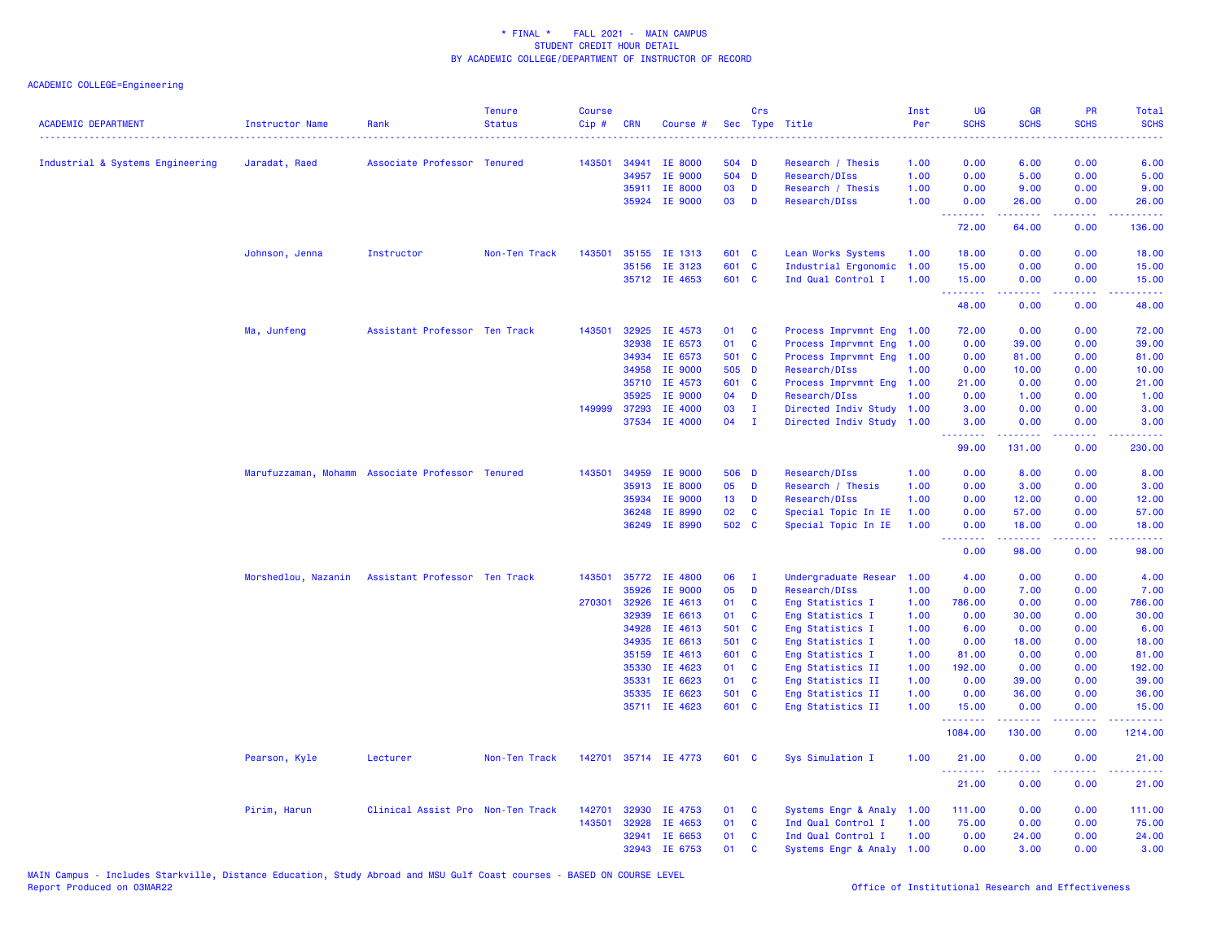\* FINAL \* FALL 2021 - MAIN CAMPUS
STUDENT CREDIT HOUR DETAIL
BY ACADEMIC COLLEGE/DEPARTMENT OF INSTRUCTOR OF RECORD

ACADEMIC COLLEGE=Engineering

| ACADEMIC DEPARTMENT | Instructor Name | Rank | Tenure Status | Course Cip # | CRN | Course # | Sec | Crs Type | Title | Inst Per | UG SCHS | GR SCHS | PR SCHS | Total SCHS |
|---|---|---|---|---|---|---|---|---|---|---|---|---|---|---|
| Industrial & Systems Engineering | Jaradat, Raed | Associate Professor | Tenured | 143501 | 34941 | IE 8000 | 504 | D | Research / Thesis | 1.00 | 0.00 | 6.00 | 0.00 | 6.00 |
| | | | | | 34957 | IE 9000 | 504 | D | Research/DIss | 1.00 | 0.00 | 5.00 | 0.00 | 5.00 |
| | | | | | 35911 | IE 8000 | 03 | D | Research / Thesis | 1.00 | 0.00 | 9.00 | 0.00 | 9.00 |
| | | | | | 35924 | IE 9000 | 03 | D | Research/DIss | 1.00 | 0.00 | 26.00 | 0.00 | 26.00 |
| | | | | | | | | | | | 72.00 | 64.00 | 0.00 | 136.00 |
| | Johnson, Jenna | Instructor | Non-Ten Track | 143501 | 35155 | IE 1313 | 601 | C | Lean Works Systems | 1.00 | 18.00 | 0.00 | 0.00 | 18.00 |
| | | | | | 35156 | IE 3123 | 601 | C | Industrial Ergonomic | 1.00 | 15.00 | 0.00 | 0.00 | 15.00 |
| | | | | | 35712 | IE 4653 | 601 | C | Ind Qual Control I | 1.00 | 15.00 | 0.00 | 0.00 | 15.00 |
| | | | | | | | | | | | 48.00 | 0.00 | 0.00 | 48.00 |
| | Ma, Junfeng | Assistant Professor | Ten Track | 143501 | 32925 | IE 4573 | 01 | C | Process Imprvmnt Eng | 1.00 | 72.00 | 0.00 | 0.00 | 72.00 |
| | | | | | 32938 | IE 6573 | 01 | C | Process Imprvmnt Eng | 1.00 | 0.00 | 39.00 | 0.00 | 39.00 |
| | | | | | 34934 | IE 6573 | 501 | C | Process Imprvmnt Eng | 1.00 | 0.00 | 81.00 | 0.00 | 81.00 |
| | | | | | 34958 | IE 9000 | 505 | D | Research/DIss | 1.00 | 0.00 | 10.00 | 0.00 | 10.00 |
| | | | | | 35710 | IE 4573 | 601 | C | Process Imprvmnt Eng | 1.00 | 21.00 | 0.00 | 0.00 | 21.00 |
| | | | | | 35925 | IE 9000 | 04 | D | Research/DIss | 1.00 | 0.00 | 1.00 | 0.00 | 1.00 |
| | | | | 149999 | 37293 | IE 4000 | 03 | I | Directed Indiv Study | 1.00 | 3.00 | 0.00 | 0.00 | 3.00 |
| | | | | | 37534 | IE 4000 | 04 | I | Directed Indiv Study | 1.00 | 3.00 | 0.00 | 0.00 | 3.00 |
| | | | | | | | | | | | 99.00 | 131.00 | 0.00 | 230.00 |
| | Marufuzzaman, Mohamm | Associate Professor | Tenured | 143501 | 34959 | IE 9000 | 506 | D | Research/DIss | 1.00 | 0.00 | 8.00 | 0.00 | 8.00 |
| | | | | | 35913 | IE 8000 | 05 | D | Research / Thesis | 1.00 | 0.00 | 3.00 | 0.00 | 3.00 |
| | | | | | 35934 | IE 9000 | 13 | D | Research/DIss | 1.00 | 0.00 | 12.00 | 0.00 | 12.00 |
| | | | | | 36248 | IE 8990 | 02 | C | Special Topic In IE | 1.00 | 0.00 | 57.00 | 0.00 | 57.00 |
| | | | | | 36249 | IE 8990 | 502 | C | Special Topic In IE | 1.00 | 0.00 | 18.00 | 0.00 | 18.00 |
| | | | | | | | | | | | 0.00 | 98.00 | 0.00 | 98.00 |
| | Morshedlou, Nazanin | Assistant Professor | Ten Track | 143501 | 35772 | IE 4800 | 06 | I | Undergraduate Resear | 1.00 | 4.00 | 0.00 | 0.00 | 4.00 |
| | | | | | 35926 | IE 9000 | 05 | D | Research/DIss | 1.00 | 0.00 | 7.00 | 0.00 | 7.00 |
| | | | | 270301 | 32926 | IE 4613 | 01 | C | Eng Statistics I | 1.00 | 786.00 | 0.00 | 0.00 | 786.00 |
| | | | | | 32939 | IE 6613 | 01 | C | Eng Statistics I | 1.00 | 0.00 | 30.00 | 0.00 | 30.00 |
| | | | | | 34928 | IE 4613 | 501 | C | Eng Statistics I | 1.00 | 6.00 | 0.00 | 0.00 | 6.00 |
| | | | | | 34935 | IE 6613 | 501 | C | Eng Statistics I | 1.00 | 0.00 | 18.00 | 0.00 | 18.00 |
| | | | | | 35159 | IE 4613 | 601 | C | Eng Statistics I | 1.00 | 81.00 | 0.00 | 0.00 | 81.00 |
| | | | | | 35330 | IE 4623 | 01 | C | Eng Statistics II | 1.00 | 192.00 | 0.00 | 0.00 | 192.00 |
| | | | | | 35331 | IE 6623 | 01 | C | Eng Statistics II | 1.00 | 0.00 | 39.00 | 0.00 | 39.00 |
| | | | | | 35335 | IE 6623 | 501 | C | Eng Statistics II | 1.00 | 0.00 | 36.00 | 0.00 | 36.00 |
| | | | | | 35711 | IE 4623 | 601 | C | Eng Statistics II | 1.00 | 15.00 | 0.00 | 0.00 | 15.00 |
| | | | | | | | | | | | 1084.00 | 130.00 | 0.00 | 1214.00 |
| | Pearson, Kyle | Lecturer | Non-Ten Track | 142701 | 35714 | IE 4773 | 601 | C | Sys Simulation I | 1.00 | 21.00 | 0.00 | 0.00 | 21.00 |
| | | | | | | | | | | | 21.00 | 0.00 | 0.00 | 21.00 |
| | Pirim, Harun | Clinical Assist Pro | Non-Ten Track | 142701 | 32930 | IE 4753 | 01 | C | Systems Engr & Analy | 1.00 | 111.00 | 0.00 | 0.00 | 111.00 |
| | | | | 143501 | 32928 | IE 4653 | 01 | C | Ind Qual Control I | 1.00 | 75.00 | 0.00 | 0.00 | 75.00 |
| | | | | | 32941 | IE 6653 | 01 | C | Ind Qual Control I | 1.00 | 0.00 | 24.00 | 0.00 | 24.00 |
| | | | | | 32943 | IE 6753 | 01 | C | Systems Engr & Analy | 1.00 | 0.00 | 3.00 | 0.00 | 3.00 |

MAIN Campus - Includes Starkville, Distance Education, Study Abroad and MSU Gulf Coast courses - BASED ON COURSE LEVEL
Report Produced on 03MAR22 Office of Institutional Research and Effectiveness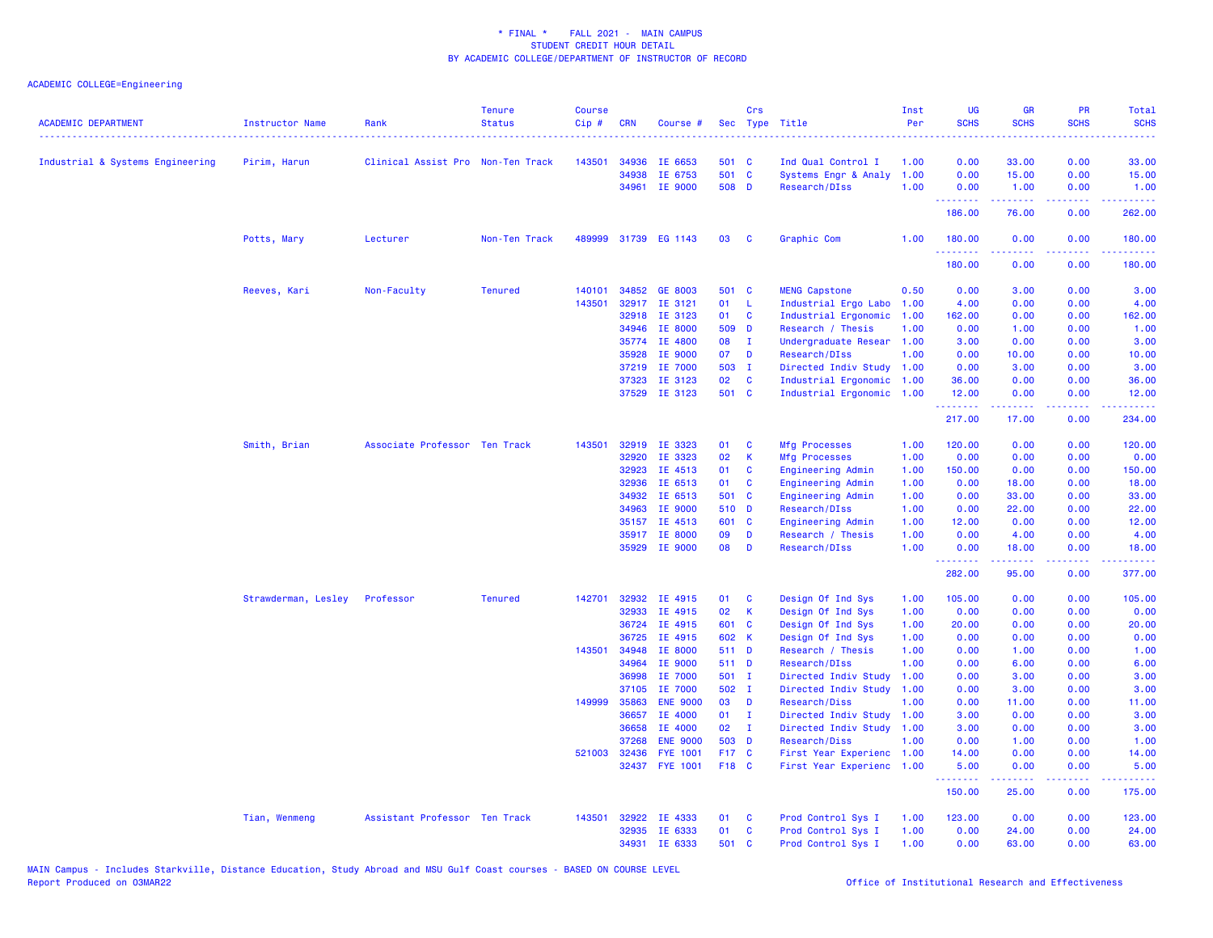\* FINAL \* FALL 2021 - MAIN CAMPUS
STUDENT CREDIT HOUR DETAIL
BY ACADEMIC COLLEGE/DEPARTMENT OF INSTRUCTOR OF RECORD

ACADEMIC COLLEGE=Engineering

| ACADEMIC DEPARTMENT | Instructor Name | Rank | Tenure Status | Course Cip # | CRN | Course # | Sec | Crs Type | Title | Inst Per | UG SCHS | GR SCHS | PR SCHS | Total SCHS |
|---|---|---|---|---|---|---|---|---|---|---|---|---|---|---|
| Industrial & Systems Engineering | Pirim, Harun | Clinical Assist Pro | Non-Ten Track | 143501 | 34936 | IE 6653 | 501 | C | Ind Qual Control I | 1.00 | 0.00 | 33.00 | 0.00 | 33.00 |
| | | | | | 34938 | IE 6753 | 501 | C | Systems Engr & Analy | 1.00 | 0.00 | 15.00 | 0.00 | 15.00 |
| | | | | | 34961 | IE 9000 | 508 | D | Research/DIss | 1.00 | 0.00 | 1.00 | 0.00 | 1.00 |
| | | | | | | | | | | | 186.00 | 76.00 | 0.00 | 262.00 |
| | Potts, Mary | Lecturer | Non-Ten Track | 489999 | 31739 | EG 1143 | 03 | C | Graphic Com | 1.00 | 180.00 | 0.00 | 0.00 | 180.00 |
| | | | | | | | | | | | 180.00 | 0.00 | 0.00 | 180.00 |
| | Reeves, Kari | Non-Faculty | Tenured | 140101 | 34852 | GE 8003 | 501 | C | MENG Capstone | 0.50 | 0.00 | 3.00 | 0.00 | 3.00 |
| | | | | 143501 | 32917 | IE 3121 | 01 | L | Industrial Ergo Labo | 1.00 | 4.00 | 0.00 | 0.00 | 4.00 |
| | | | | | 32918 | IE 3123 | 01 | C | Industrial Ergonomic | 1.00 | 162.00 | 0.00 | 0.00 | 162.00 |
| | | | | | 34946 | IE 8000 | 509 | D | Research / Thesis | 1.00 | 0.00 | 1.00 | 0.00 | 1.00 |
| | | | | | 35774 | IE 4800 | 08 | I | Undergraduate Resear | 1.00 | 3.00 | 0.00 | 0.00 | 3.00 |
| | | | | | 35928 | IE 9000 | 07 | D | Research/DIss | 1.00 | 0.00 | 10.00 | 0.00 | 10.00 |
| | | | | | 37219 | IE 7000 | 503 | I | Directed Indiv Study | 1.00 | 0.00 | 3.00 | 0.00 | 3.00 |
| | | | | | 37323 | IE 3123 | 02 | C | Industrial Ergonomic | 1.00 | 36.00 | 0.00 | 0.00 | 36.00 |
| | | | | | 37529 | IE 3123 | 501 | C | Industrial Ergonomic | 1.00 | 12.00 | 0.00 | 0.00 | 12.00 |
| | | | | | | | | | | | 217.00 | 17.00 | 0.00 | 234.00 |
| | Smith, Brian | Associate Professor | Ten Track | 143501 | 32919 | IE 3323 | 01 | C | Mfg Processes | 1.00 | 120.00 | 0.00 | 0.00 | 120.00 |
| | | | | | 32920 | IE 3323 | 02 | K | Mfg Processes | 1.00 | 0.00 | 0.00 | 0.00 | 0.00 |
| | | | | | 32923 | IE 4513 | 01 | C | Engineering Admin | 1.00 | 150.00 | 0.00 | 0.00 | 150.00 |
| | | | | | 32936 | IE 6513 | 01 | C | Engineering Admin | 1.00 | 0.00 | 18.00 | 0.00 | 18.00 |
| | | | | | 34932 | IE 6513 | 501 | C | Engineering Admin | 1.00 | 0.00 | 33.00 | 0.00 | 33.00 |
| | | | | | 34963 | IE 9000 | 510 | D | Research/DIss | 1.00 | 0.00 | 22.00 | 0.00 | 22.00 |
| | | | | | 35157 | IE 4513 | 601 | C | Engineering Admin | 1.00 | 12.00 | 0.00 | 0.00 | 12.00 |
| | | | | | 35917 | IE 8000 | 09 | D | Research / Thesis | 1.00 | 0.00 | 4.00 | 0.00 | 4.00 |
| | | | | | 35929 | IE 9000 | 08 | D | Research/DIss | 1.00 | 0.00 | 18.00 | 0.00 | 18.00 |
| | | | | | | | | | | | 282.00 | 95.00 | 0.00 | 377.00 |
| | Strawderman, Lesley | Professor | Tenured | 142701 | 32932 | IE 4915 | 01 | C | Design Of Ind Sys | 1.00 | 105.00 | 0.00 | 0.00 | 105.00 |
| | | | | | 32933 | IE 4915 | 02 | K | Design Of Ind Sys | 1.00 | 0.00 | 0.00 | 0.00 | 0.00 |
| | | | | | 36724 | IE 4915 | 601 | C | Design Of Ind Sys | 1.00 | 20.00 | 0.00 | 0.00 | 20.00 |
| | | | | | 36725 | IE 4915 | 602 | K | Design Of Ind Sys | 1.00 | 0.00 | 0.00 | 0.00 | 0.00 |
| | | | | 143501 | 34948 | IE 8000 | 511 | D | Research / Thesis | 1.00 | 0.00 | 1.00 | 0.00 | 1.00 |
| | | | | | 34964 | IE 9000 | 511 | D | Research/DIss | 1.00 | 0.00 | 6.00 | 0.00 | 6.00 |
| | | | | | 36998 | IE 7000 | 501 | I | Directed Indiv Study | 1.00 | 0.00 | 3.00 | 0.00 | 3.00 |
| | | | | | 37105 | IE 7000 | 502 | I | Directed Indiv Study | 1.00 | 0.00 | 3.00 | 0.00 | 3.00 |
| | | | | 149999 | 35863 | ENE 9000 | 03 | D | Research/Diss | 1.00 | 0.00 | 11.00 | 0.00 | 11.00 |
| | | | | | 36657 | IE 4000 | 01 | I | Directed Indiv Study | 1.00 | 3.00 | 0.00 | 0.00 | 3.00 |
| | | | | | 36658 | IE 4000 | 02 | I | Directed Indiv Study | 1.00 | 3.00 | 0.00 | 0.00 | 3.00 |
| | | | | | 37268 | ENE 9000 | 503 | D | Research/Diss | 1.00 | 0.00 | 1.00 | 0.00 | 1.00 |
| | | | | 521003 | 32436 | FYE 1001 | F17 | C | First Year Experienc | 1.00 | 14.00 | 0.00 | 0.00 | 14.00 |
| | | | | | 32437 | FYE 1001 | F18 | C | First Year Experienc | 1.00 | 5.00 | 0.00 | 0.00 | 5.00 |
| | | | | | | | | | | | 150.00 | 25.00 | 0.00 | 175.00 |
| | Tian, Wenmeng | Assistant Professor | Ten Track | 143501 | 32922 | IE 4333 | 01 | C | Prod Control Sys I | 1.00 | 123.00 | 0.00 | 0.00 | 123.00 |
| | | | | | 32935 | IE 6333 | 01 | C | Prod Control Sys I | 1.00 | 0.00 | 24.00 | 0.00 | 24.00 |
| | | | | | 34931 | IE 6333 | 501 | C | Prod Control Sys I | 1.00 | 0.00 | 63.00 | 0.00 | 63.00 |

MAIN Campus - Includes Starkville, Distance Education, Study Abroad and MSU Gulf Coast courses - BASED ON COURSE LEVEL
Report Produced on 03MAR22

Office of Institutional Research and Effectiveness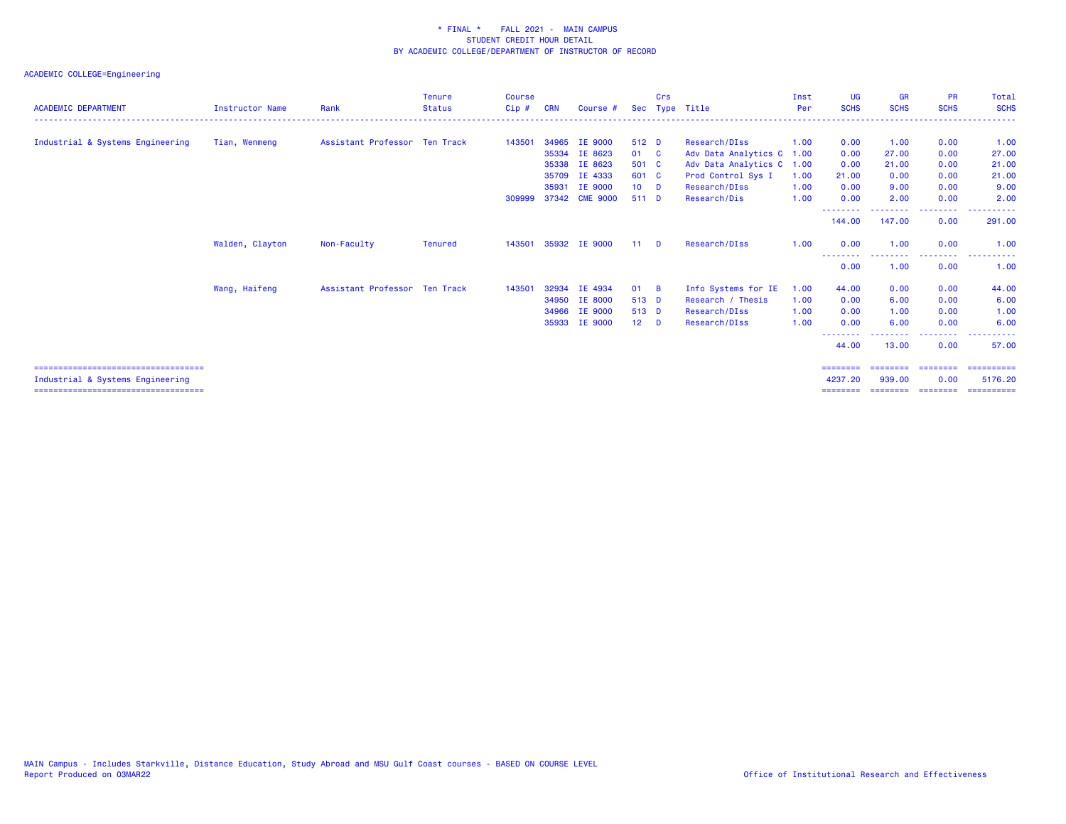\* FINAL \* FALL 2021 - MAIN CAMPUS
STUDENT CREDIT HOUR DETAIL
BY ACADEMIC COLLEGE/DEPARTMENT OF INSTRUCTOR OF RECORD

ACADEMIC COLLEGE=Engineering

| ACADEMIC DEPARTMENT | Instructor Name | Rank | Tenure Status | Course Cip # | CRN | Course # | Sec | Crs Type | Title | Inst Per | UG SCHS | GR SCHS | PR SCHS | Total SCHS |
|---|---|---|---|---|---|---|---|---|---|---|---|---|---|---|
| Industrial & Systems Engineering | Tian, Wenmeng | Assistant Professor | Ten Track | 143501 | 34965 | IE 9000 | 512 | D | Research/DIss | 1.00 | 0.00 | 1.00 | 0.00 | 1.00 |
| | | | | | 35334 | IE 8623 | 01 | C | Adv Data Analytics C | 1.00 | 0.00 | 27.00 | 0.00 | 27.00 |
| | | | | | 35338 | IE 8623 | 501 | C | Adv Data Analytics C | 1.00 | 0.00 | 21.00 | 0.00 | 21.00 |
| | | | | | 35709 | IE 4333 | 601 | C | Prod Control Sys I | 1.00 | 21.00 | 0.00 | 0.00 | 21.00 |
| | | | | | 35931 | IE 9000 | 10 | D | Research/DIss | 1.00 | 0.00 | 9.00 | 0.00 | 9.00 |
| | | | | 309999 | 37342 | CME 9000 | 511 | D | Research/Dis | 1.00 | 0.00 | 2.00 | 0.00 | 2.00 |
| | | | | | | | | | | | 144.00 | 147.00 | 0.00 | 291.00 |
| | Walden, Clayton | Non-Faculty | Tenured | 143501 | 35932 | IE 9000 | 11 | D | Research/DIss | 1.00 | 0.00 | 1.00 | 0.00 | 1.00 |
| | | | | | | | | | | | 0.00 | 1.00 | 0.00 | 1.00 |
| | Wang, Haifeng | Assistant Professor | Ten Track | 143501 | 32934 | IE 4934 | 01 | B | Info Systems for IE | 1.00 | 44.00 | 0.00 | 0.00 | 44.00 |
| | | | | | 34950 | IE 8000 | 513 | D | Research / Thesis | 1.00 | 0.00 | 6.00 | 0.00 | 6.00 |
| | | | | | 34966 | IE 9000 | 513 | D | Research/DIss | 1.00 | 0.00 | 1.00 | 0.00 | 1.00 |
| | | | | | 35933 | IE 9000 | 12 | D | Research/DIss | 1.00 | 0.00 | 6.00 | 0.00 | 6.00 |
| | | | | | | | | | | | 44.00 | 13.00 | 0.00 | 57.00 |
| Industrial & Systems Engineering | | | | | | | | | | | 4237.20 | 939.00 | 0.00 | 5176.20 |

MAIN Campus - Includes Starkville, Distance Education, Study Abroad and MSU Gulf Coast courses - BASED ON COURSE LEVEL
Report Produced on 03MAR22

Office of Institutional Research and Effectiveness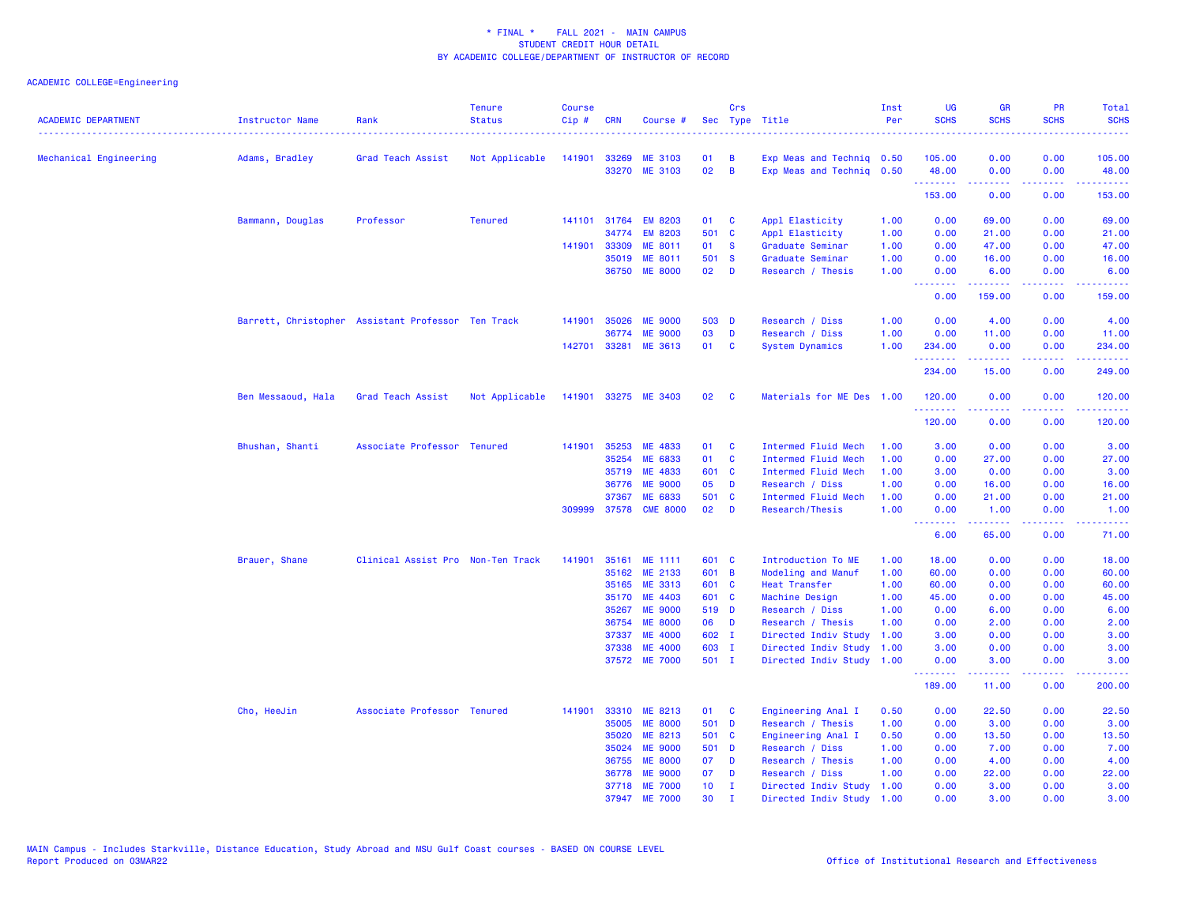* FINAL * FALL 2021 - MAIN CAMPUS
STUDENT CREDIT HOUR DETAIL
BY ACADEMIC COLLEGE/DEPARTMENT OF INSTRUCTOR OF RECORD

ACADEMIC COLLEGE=Engineering

| ACADEMIC DEPARTMENT | Instructor Name | Rank | Tenure Status | Course Cip # | CRN | Course # | Sec | Crs Type | Title | Inst Per | UG SCHS | GR SCHS | PR SCHS | Total SCHS |
|---|---|---|---|---|---|---|---|---|---|---|---|---|---|---|
| Mechanical Engineering | Adams, Bradley | Grad Teach Assist | Not Applicable | 141901 | 33269 | ME 3103 | 01 | B | Exp Meas and Techniq | 0.50 | 105.00 | 0.00 | 0.00 | 105.00 |
| | | | | | 33270 | ME 3103 | 02 | B | Exp Meas and Techniq | 0.50 | 48.00 | 0.00 | 0.00 | 48.00 |
| | | | | | | | | | | | 153.00 | 0.00 | 0.00 | 153.00 |
| | Bammann, Douglas | Professor | Tenured | 141101 | 31764 | EM 8203 | 01 | C | Appl Elasticity | 1.00 | 0.00 | 69.00 | 0.00 | 69.00 |
| | | | | | 34774 | EM 8203 | 501 | C | Appl Elasticity | 1.00 | 0.00 | 21.00 | 0.00 | 21.00 |
| | | | | 141901 | 33309 | ME 8011 | 01 | S | Graduate Seminar | 1.00 | 0.00 | 47.00 | 0.00 | 47.00 |
| | | | | | 35019 | ME 8011 | 501 | S | Graduate Seminar | 1.00 | 0.00 | 16.00 | 0.00 | 16.00 |
| | | | | | 36750 | ME 8000 | 02 | D | Research / Thesis | 1.00 | 0.00 | 6.00 | 0.00 | 6.00 |
| | | | | | | | | | | | 0.00 | 159.00 | 0.00 | 159.00 |
| | Barrett, Christopher | Assistant Professor | Ten Track | 141901 | 35026 | ME 9000 | 503 | D | Research / Diss | 1.00 | 0.00 | 4.00 | 0.00 | 4.00 |
| | | | | | 36774 | ME 9000 | 03 | D | Research / Diss | 1.00 | 0.00 | 11.00 | 0.00 | 11.00 |
| | | | | 142701 | 33281 | ME 3613 | 01 | C | System Dynamics | 1.00 | 234.00 | 0.00 | 0.00 | 234.00 |
| | | | | | | | | | | | 234.00 | 15.00 | 0.00 | 249.00 |
| | Ben Messaoud, Hala | Grad Teach Assist | Not Applicable | 141901 | 33275 | ME 3403 | 02 | C | Materials for ME Des | 1.00 | 120.00 | 0.00 | 0.00 | 120.00 |
| | | | | | | | | | | | 120.00 | 0.00 | 0.00 | 120.00 |
| | Bhushan, Shanti | Associate Professor | Tenured | 141901 | 35253 | ME 4833 | 01 | C | Intermed Fluid Mech | 1.00 | 3.00 | 0.00 | 0.00 | 3.00 |
| | | | | | 35254 | ME 6833 | 01 | C | Intermed Fluid Mech | 1.00 | 0.00 | 27.00 | 0.00 | 27.00 |
| | | | | | 35719 | ME 4833 | 601 | C | Intermed Fluid Mech | 1.00 | 3.00 | 0.00 | 0.00 | 3.00 |
| | | | | | 36776 | ME 9000 | 05 | D | Research / Diss | 1.00 | 0.00 | 16.00 | 0.00 | 16.00 |
| | | | | | 37367 | ME 6833 | 501 | C | Intermed Fluid Mech | 1.00 | 0.00 | 21.00 | 0.00 | 21.00 |
| | | | | 309999 | 37578 | CME 8000 | 02 | D | Research/Thesis | 1.00 | 0.00 | 1.00 | 0.00 | 1.00 |
| | | | | | | | | | | | 6.00 | 65.00 | 0.00 | 71.00 |
| | Brauer, Shane | Clinical Assist Pro | Non-Ten Track | 141901 | 35161 | ME 1111 | 601 | C | Introduction To ME | 1.00 | 18.00 | 0.00 | 0.00 | 18.00 |
| | | | | | 35162 | ME 2133 | 601 | B | Modeling and Manuf | 1.00 | 60.00 | 0.00 | 0.00 | 60.00 |
| | | | | | 35165 | ME 3313 | 601 | C | Heat Transfer | 1.00 | 60.00 | 0.00 | 0.00 | 60.00 |
| | | | | | 35170 | ME 4403 | 601 | C | Machine Design | 1.00 | 45.00 | 0.00 | 0.00 | 45.00 |
| | | | | | 35267 | ME 9000 | 519 | D | Research / Diss | 1.00 | 0.00 | 6.00 | 0.00 | 6.00 |
| | | | | | 36754 | ME 8000 | 06 | D | Research / Thesis | 1.00 | 0.00 | 2.00 | 0.00 | 2.00 |
| | | | | | 37337 | ME 4000 | 602 | I | Directed Indiv Study | 1.00 | 3.00 | 0.00 | 0.00 | 3.00 |
| | | | | | 37338 | ME 4000 | 603 | I | Directed Indiv Study | 1.00 | 3.00 | 0.00 | 0.00 | 3.00 |
| | | | | | 37572 | ME 7000 | 501 | I | Directed Indiv Study | 1.00 | 0.00 | 3.00 | 0.00 | 3.00 |
| | | | | | | | | | | | 189.00 | 11.00 | 0.00 | 200.00 |
| | Cho, HeeJin | Associate Professor | Tenured | 141901 | 33310 | ME 8213 | 01 | C | Engineering Anal I | 0.50 | 0.00 | 22.50 | 0.00 | 22.50 |
| | | | | | 35005 | ME 8000 | 501 | D | Research / Thesis | 1.00 | 0.00 | 3.00 | 0.00 | 3.00 |
| | | | | | 35020 | ME 8213 | 501 | C | Engineering Anal I | 0.50 | 0.00 | 13.50 | 0.00 | 13.50 |
| | | | | | 35024 | ME 9000 | 501 | D | Research / Diss | 1.00 | 0.00 | 7.00 | 0.00 | 7.00 |
| | | | | | 36755 | ME 8000 | 07 | D | Research / Thesis | 1.00 | 0.00 | 4.00 | 0.00 | 4.00 |
| | | | | | 36778 | ME 9000 | 07 | D | Research / Diss | 1.00 | 0.00 | 22.00 | 0.00 | 22.00 |
| | | | | | 37718 | ME 7000 | 10 | I | Directed Indiv Study | 1.00 | 0.00 | 3.00 | 0.00 | 3.00 |
| | | | | | 37947 | ME 7000 | 30 | I | Directed Indiv Study | 1.00 | 0.00 | 3.00 | 0.00 | 3.00 |

MAIN Campus - Includes Starkville, Distance Education, Study Abroad and MSU Gulf Coast courses - BASED ON COURSE LEVEL
Report Produced on 03MAR22 Office of Institutional Research and Effectiveness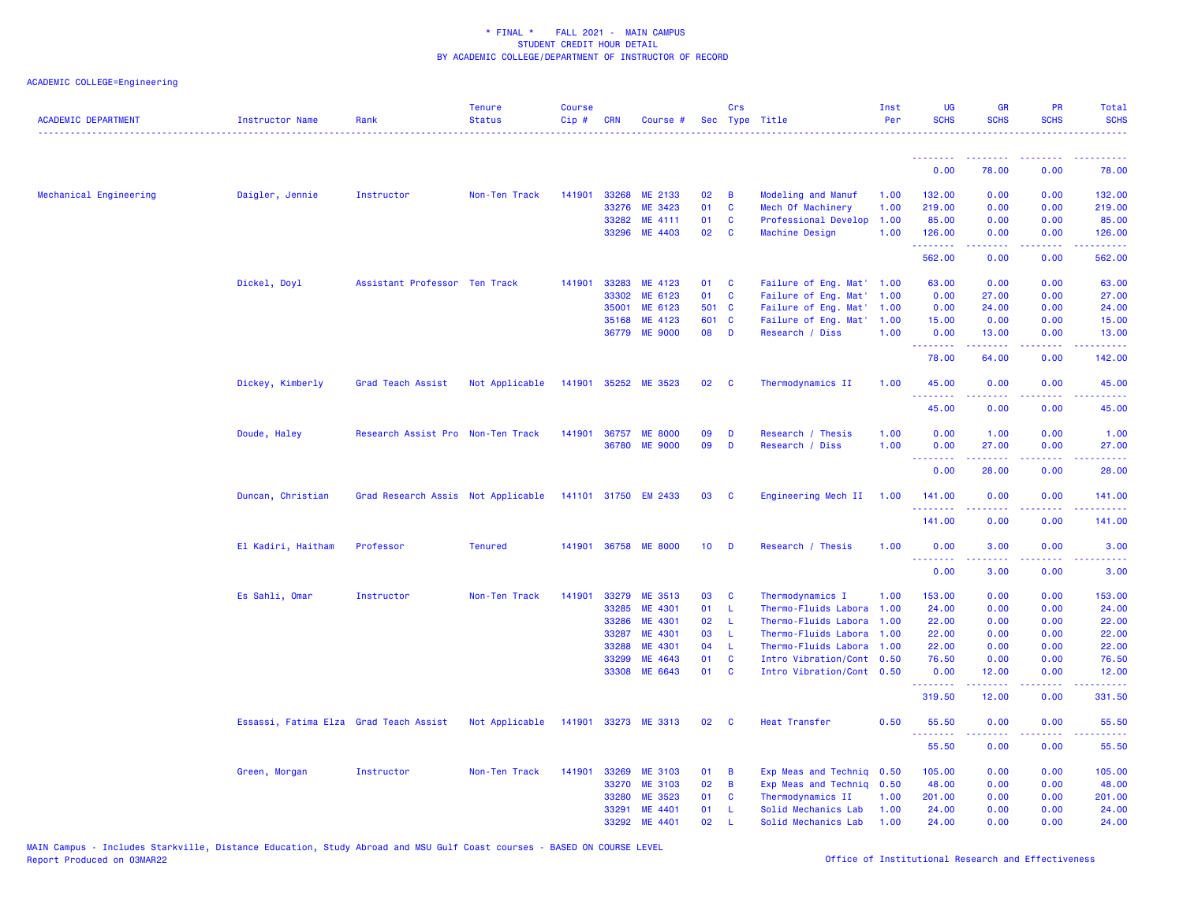\* FINAL \*    FALL 2021 -  MAIN CAMPUS
STUDENT CREDIT HOUR DETAIL
BY ACADEMIC COLLEGE/DEPARTMENT OF INSTRUCTOR OF RECORD

ACADEMIC COLLEGE=Engineering

| ACADEMIC DEPARTMENT | Instructor Name | Rank | Tenure Status | Course Cip # | CRN | Course # | Sec | Crs Type | Title | Inst Per | UG SCHS | GR SCHS | PR SCHS | Total SCHS |
|---|---|---|---|---|---|---|---|---|---|---|---|---|---|---|
| | | | | | | | | | | | 0.00 | 78.00 | 0.00 | 78.00 |
| Mechanical Engineering | Daigler, Jennie | Instructor | Non-Ten Track | 141901 | 33268 | ME 2133 | 02 | B | Modeling and Manuf | 1.00 | 132.00 | 0.00 | 0.00 | 132.00 |
| | | | | | 33276 | ME 3423 | 01 | C | Mech Of Machinery | 1.00 | 219.00 | 0.00 | 0.00 | 219.00 |
| | | | | | 33282 | ME 4111 | 01 | C | Professional Develop | 1.00 | 85.00 | 0.00 | 0.00 | 85.00 |
| | | | | | 33296 | ME 4403 | 02 | C | Machine Design | 1.00 | 126.00 | 0.00 | 0.00 | 126.00 |
| | | | | | | | | | | | 562.00 | 0.00 | 0.00 | 562.00 |
| | Dickel, Doyl | Assistant Professor | Ten Track | 141901 | 33283 | ME 4123 | 01 | C | Failure of Eng. Mat' | 1.00 | 63.00 | 0.00 | 0.00 | 63.00 |
| | | | | | 33302 | ME 6123 | 01 | C | Failure of Eng. Mat' | 1.00 | 0.00 | 27.00 | 0.00 | 27.00 |
| | | | | | 35001 | ME 6123 | 501 | C | Failure of Eng. Mat' | 1.00 | 0.00 | 24.00 | 0.00 | 24.00 |
| | | | | | 35168 | ME 4123 | 601 | C | Failure of Eng. Mat' | 1.00 | 15.00 | 0.00 | 0.00 | 15.00 |
| | | | | | 36779 | ME 9000 | 08 | D | Research / Diss | 1.00 | 0.00 | 13.00 | 0.00 | 13.00 |
| | | | | | | | | | | | 78.00 | 64.00 | 0.00 | 142.00 |
| | Dickey, Kimberly | Grad Teach Assist | Not Applicable | 141901 | 35252 | ME 3523 | 02 | C | Thermodynamics II | 1.00 | 45.00 | 0.00 | 0.00 | 45.00 |
| | | | | | | | | | | | 45.00 | 0.00 | 0.00 | 45.00 |
| | Doude, Haley | Research Assist Pro | Non-Ten Track | 141901 | 36757 | ME 8000 | 09 | D | Research / Thesis | 1.00 | 0.00 | 1.00 | 0.00 | 1.00 |
| | | | | | 36780 | ME 9000 | 09 | D | Research / Diss | 1.00 | 0.00 | 27.00 | 0.00 | 27.00 |
| | | | | | | | | | | | 0.00 | 28.00 | 0.00 | 28.00 |
| | Duncan, Christian | Grad Research Assis | Not Applicable | 141101 | 31750 | EM 2433 | 03 | C | Engineering Mech II | 1.00 | 141.00 | 0.00 | 0.00 | 141.00 |
| | | | | | | | | | | | 141.00 | 0.00 | 0.00 | 141.00 |
| | El Kadiri, Haitham | Professor | Tenured | 141901 | 36758 | ME 8000 | 10 | D | Research / Thesis | 1.00 | 0.00 | 3.00 | 0.00 | 3.00 |
| | | | | | | | | | | | 0.00 | 3.00 | 0.00 | 3.00 |
| | Es Sahli, Omar | Instructor | Non-Ten Track | 141901 | 33279 | ME 3513 | 03 | C | Thermodynamics I | 1.00 | 153.00 | 0.00 | 0.00 | 153.00 |
| | | | | | 33285 | ME 4301 | 01 | L | Thermo-Fluids Labora | 1.00 | 24.00 | 0.00 | 0.00 | 24.00 |
| | | | | | 33286 | ME 4301 | 02 | L | Thermo-Fluids Labora | 1.00 | 22.00 | 0.00 | 0.00 | 22.00 |
| | | | | | 33287 | ME 4301 | 03 | L | Thermo-Fluids Labora | 1.00 | 22.00 | 0.00 | 0.00 | 22.00 |
| | | | | | 33288 | ME 4301 | 04 | L | Thermo-Fluids Labora | 1.00 | 22.00 | 0.00 | 0.00 | 22.00 |
| | | | | | 33299 | ME 4643 | 01 | C | Intro Vibration/Cont | 0.50 | 76.50 | 0.00 | 0.00 | 76.50 |
| | | | | | 33308 | ME 6643 | 01 | C | Intro Vibration/Cont | 0.50 | 0.00 | 12.00 | 0.00 | 12.00 |
| | | | | | | | | | | | 319.50 | 12.00 | 0.00 | 331.50 |
| | Essassi, Fatima Elza | Grad Teach Assist | Not Applicable | 141901 | 33273 | ME 3313 | 02 | C | Heat Transfer | 0.50 | 55.50 | 0.00 | 0.00 | 55.50 |
| | | | | | | | | | | | 55.50 | 0.00 | 0.00 | 55.50 |
| | Green, Morgan | Instructor | Non-Ten Track | 141901 | 33269 | ME 3103 | 01 | B | Exp Meas and Techniq | 0.50 | 105.00 | 0.00 | 0.00 | 105.00 |
| | | | | | 33270 | ME 3103 | 02 | B | Exp Meas and Techniq | 0.50 | 48.00 | 0.00 | 0.00 | 48.00 |
| | | | | | 33280 | ME 3523 | 01 | C | Thermodynamics II | 1.00 | 201.00 | 0.00 | 0.00 | 201.00 |
| | | | | | 33291 | ME 4401 | 01 | L | Solid Mechanics Lab | 1.00 | 24.00 | 0.00 | 0.00 | 24.00 |
| | | | | | 33292 | ME 4401 | 02 | L | Solid Mechanics Lab | 1.00 | 24.00 | 0.00 | 0.00 | 24.00 |

MAIN Campus - Includes Starkville, Distance Education, Study Abroad and MSU Gulf Coast courses - BASED ON COURSE LEVEL
Report Produced on 03MAR22

Office of Institutional Research and Effectiveness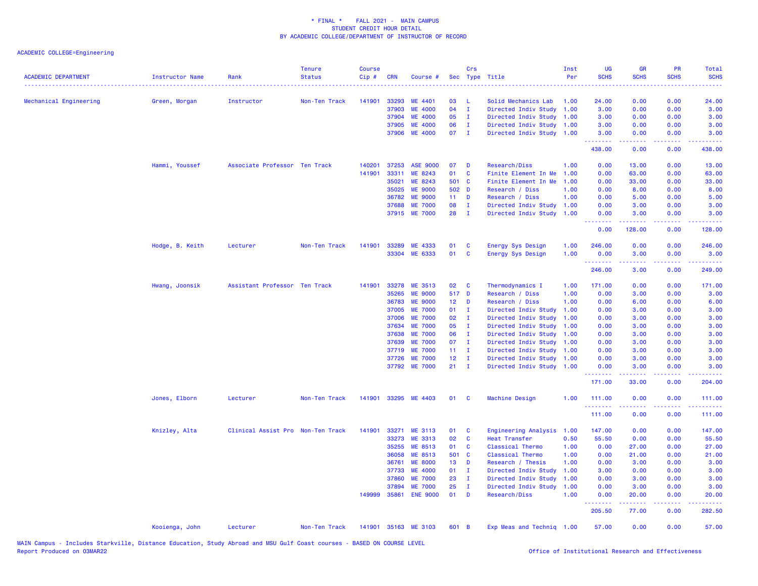\* FINAL \* FALL 2021 - MAIN CAMPUS
STUDENT CREDIT HOUR DETAIL
BY ACADEMIC COLLEGE/DEPARTMENT OF INSTRUCTOR OF RECORD

ACADEMIC COLLEGE=Engineering

| ACADEMIC DEPARTMENT | Instructor Name | Rank | Tenure Status | Course Cip # | CRN | Course # | Sec | Crs Type | Title | Inst Per | UG SCHS | GR SCHS | PR SCHS | Total SCHS |
|---|---|---|---|---|---|---|---|---|---|---|---|---|---|---|
| Mechanical Engineering | Green, Morgan | Instructor | Non-Ten Track | 141901 | 33293 | ME 4401 | 03 | L | Solid Mechanics Lab | 1.00 | 24.00 | 0.00 | 0.00 | 24.00 |
| | | | | | 37903 | ME 4000 | 04 | I | Directed Indiv Study | 1.00 | 3.00 | 0.00 | 0.00 | 3.00 |
| | | | | | 37904 | ME 4000 | 05 | I | Directed Indiv Study | 1.00 | 3.00 | 0.00 | 0.00 | 3.00 |
| | | | | | 37905 | ME 4000 | 06 | I | Directed Indiv Study | 1.00 | 3.00 | 0.00 | 0.00 | 3.00 |
| | | | | | 37906 | ME 4000 | 07 | I | Directed Indiv Study | 1.00 | 3.00 | 0.00 | 0.00 | 3.00 |
| | | | | | | | | | | | 438.00 | 0.00 | 0.00 | 438.00 |
| | Hammi, Youssef | Associate Professor | Ten Track | 140201 | 37253 | ASE 9000 | 07 | D | Research/Diss | 1.00 | 0.00 | 13.00 | 0.00 | 13.00 |
| | | | | 141901 | 33311 | ME 8243 | 01 | C | Finite Element In Me | 1.00 | 0.00 | 63.00 | 0.00 | 63.00 |
| | | | | | 35021 | ME 8243 | 501 | C | Finite Element In Me | 1.00 | 0.00 | 33.00 | 0.00 | 33.00 |
| | | | | | 35025 | ME 9000 | 502 | D | Research / Diss | 1.00 | 0.00 | 8.00 | 0.00 | 8.00 |
| | | | | | 36782 | ME 9000 | 11 | D | Research / Diss | 1.00 | 0.00 | 5.00 | 0.00 | 5.00 |
| | | | | | 37688 | ME 7000 | 08 | I | Directed Indiv Study | 1.00 | 0.00 | 3.00 | 0.00 | 3.00 |
| | | | | | 37915 | ME 7000 | 28 | I | Directed Indiv Study | 1.00 | 0.00 | 3.00 | 0.00 | 3.00 |
| | | | | | | | | | | | 0.00 | 128.00 | 0.00 | 128.00 |
| | Hodge, B. Keith | Lecturer | Non-Ten Track | 141901 | 33289 | ME 4333 | 01 | C | Energy Sys Design | 1.00 | 246.00 | 0.00 | 0.00 | 246.00 |
| | | | | | 33304 | ME 6333 | 01 | C | Energy Sys Design | 1.00 | 0.00 | 3.00 | 0.00 | 3.00 |
| | | | | | | | | | | | 246.00 | 3.00 | 0.00 | 249.00 |
| | Hwang, Joonsik | Assistant Professor | Ten Track | 141901 | 33278 | ME 3513 | 02 | C | Thermodynamics I | 1.00 | 171.00 | 0.00 | 0.00 | 171.00 |
| | | | | | 35265 | ME 9000 | 517 | D | Research / Diss | 1.00 | 0.00 | 3.00 | 0.00 | 3.00 |
| | | | | | 36783 | ME 9000 | 12 | D | Research / Diss | 1.00 | 0.00 | 6.00 | 0.00 | 6.00 |
| | | | | | 37005 | ME 7000 | 01 | I | Directed Indiv Study | 1.00 | 0.00 | 3.00 | 0.00 | 3.00 |
| | | | | | 37006 | ME 7000 | 02 | I | Directed Indiv Study | 1.00 | 0.00 | 3.00 | 0.00 | 3.00 |
| | | | | | 37634 | ME 7000 | 05 | I | Directed Indiv Study | 1.00 | 0.00 | 3.00 | 0.00 | 3.00 |
| | | | | | 37638 | ME 7000 | 06 | I | Directed Indiv Study | 1.00 | 0.00 | 3.00 | 0.00 | 3.00 |
| | | | | | 37639 | ME 7000 | 07 | I | Directed Indiv Study | 1.00 | 0.00 | 3.00 | 0.00 | 3.00 |
| | | | | | 37719 | ME 7000 | 11 | I | Directed Indiv Study | 1.00 | 0.00 | 3.00 | 0.00 | 3.00 |
| | | | | | 37726 | ME 7000 | 12 | I | Directed Indiv Study | 1.00 | 0.00 | 3.00 | 0.00 | 3.00 |
| | | | | | 37792 | ME 7000 | 21 | I | Directed Indiv Study | 1.00 | 0.00 | 3.00 | 0.00 | 3.00 |
| | | | | | | | | | | | 171.00 | 33.00 | 0.00 | 204.00 |
| | Jones, Elborn | Lecturer | Non-Ten Track | 141901 | 33295 | ME 4403 | 01 | C | Machine Design | 1.00 | 111.00 | 0.00 | 0.00 | 111.00 |
| | | | | | | | | | | | 111.00 | 0.00 | 0.00 | 111.00 |
| | Knizley, Alta | Clinical Assist Pro | Non-Ten Track | 141901 | 33271 | ME 3113 | 01 | C | Engineering Analysis | 1.00 | 147.00 | 0.00 | 0.00 | 147.00 |
| | | | | | 33273 | ME 3313 | 02 | C | Heat Transfer | 0.50 | 55.50 | 0.00 | 0.00 | 55.50 |
| | | | | | 35255 | ME 8513 | 01 | C | Classical Thermo | 1.00 | 0.00 | 27.00 | 0.00 | 27.00 |
| | | | | | 36058 | ME 8513 | 501 | C | Classical Thermo | 1.00 | 0.00 | 21.00 | 0.00 | 21.00 |
| | | | | | 36761 | ME 8000 | 13 | D | Research / Thesis | 1.00 | 0.00 | 3.00 | 0.00 | 3.00 |
| | | | | | 37733 | ME 4000 | 01 | I | Directed Indiv Study | 1.00 | 3.00 | 0.00 | 0.00 | 3.00 |
| | | | | | 37860 | ME 7000 | 23 | I | Directed Indiv Study | 1.00 | 0.00 | 3.00 | 0.00 | 3.00 |
| | | | | | 37894 | ME 7000 | 25 | I | Directed Indiv Study | 1.00 | 0.00 | 3.00 | 0.00 | 3.00 |
| | | | | 149999 | 35861 | ENE 9000 | 01 | D | Research/Diss | 1.00 | 0.00 | 20.00 | 0.00 | 20.00 |
| | | | | | | | | | | | 205.50 | 77.00 | 0.00 | 282.50 |
| | Kooienga, John | Lecturer | Non-Ten Track | 141901 | 35163 | ME 3103 | 601 | B | Exp Meas and Techniq | 1.00 | 57.00 | 0.00 | 0.00 | 57.00 |

MAIN Campus - Includes Starkville, Distance Education, Study Abroad and MSU Gulf Coast courses - BASED ON COURSE LEVEL
Report Produced on 03MAR22

Office of Institutional Research and Effectiveness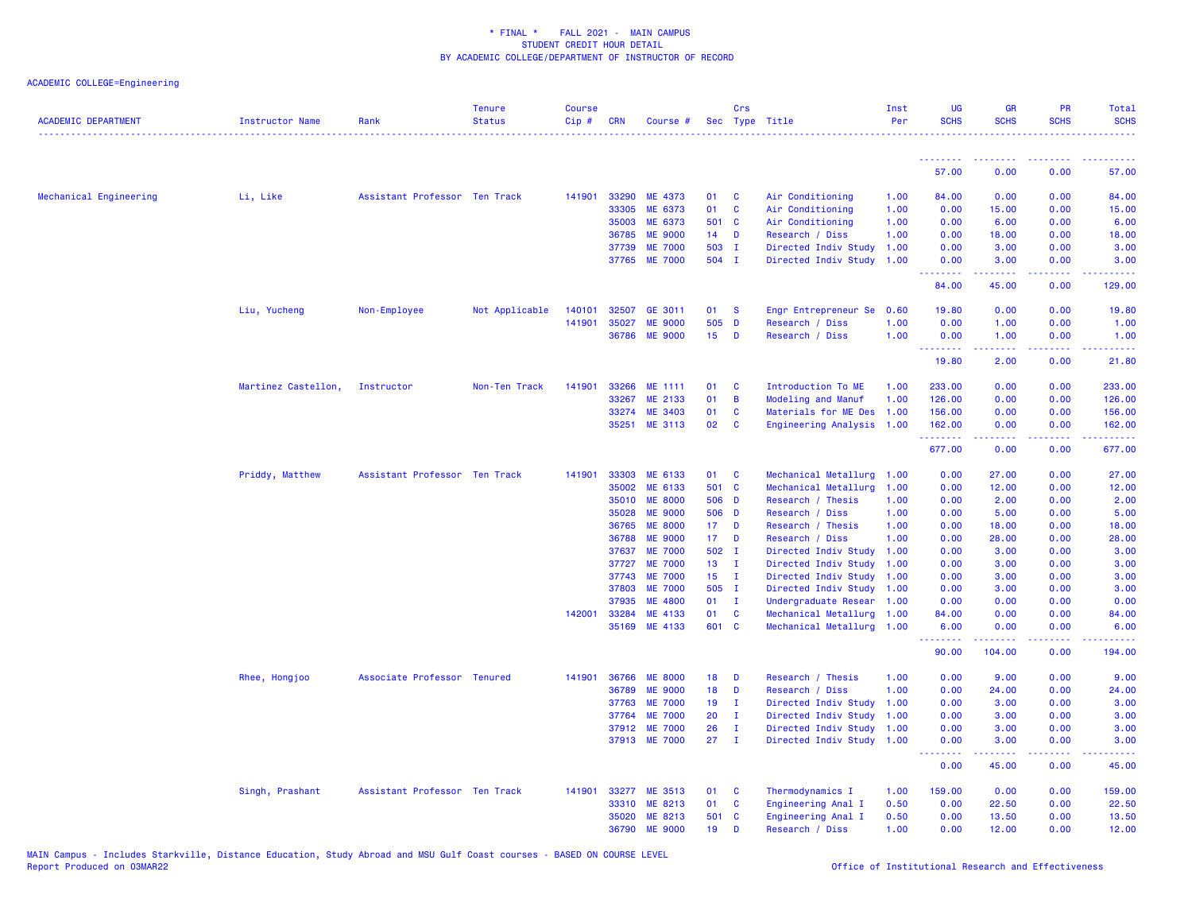* FINAL * FALL 2021 - MAIN CAMPUS
STUDENT CREDIT HOUR DETAIL
BY ACADEMIC COLLEGE/DEPARTMENT OF INSTRUCTOR OF RECORD

ACADEMIC COLLEGE=Engineering

| ACADEMIC DEPARTMENT | Instructor Name | Rank | Tenure Status | Course Cip # | CRN | Course # | Sec | Crs Type | Title | Inst Per | UG SCHS | GR SCHS | PR SCHS | Total SCHS |
|---|---|---|---|---|---|---|---|---|---|---|---|---|---|---|
| | | | | | | | | | | | 57.00 | 0.00 | 0.00 | 57.00 |
| Mechanical Engineering | Li, Like | Assistant Professor | Ten Track | 141901 | 33290 | ME 4373 | 01 | C | Air Conditioning | 1.00 | 84.00 | 0.00 | 0.00 | 84.00 |
| | | | | | 33305 | ME 6373 | 01 | C | Air Conditioning | 1.00 | 0.00 | 15.00 | 0.00 | 15.00 |
| | | | | | 35003 | ME 6373 | 501 | C | Air Conditioning | 1.00 | 0.00 | 6.00 | 0.00 | 6.00 |
| | | | | | 36785 | ME 9000 | 14 | D | Research / Diss | 1.00 | 0.00 | 18.00 | 0.00 | 18.00 |
| | | | | | 37739 | ME 7000 | 503 | I | Directed Indiv Study | 1.00 | 0.00 | 3.00 | 0.00 | 3.00 |
| | | | | | 37765 | ME 7000 | 504 | I | Directed Indiv Study | 1.00 | 0.00 | 3.00 | 0.00 | 3.00 |
| | | | | | | | | | | | 84.00 | 45.00 | 0.00 | 129.00 |
| | Liu, Yucheng | Non-Employee | Not Applicable | 140101 | 32507 | GE 3011 | 01 | S | Engr Entrepreneur Se | 0.60 | 19.80 | 0.00 | 0.00 | 19.80 |
| | | | | 141901 | 35027 | ME 9000 | 505 | D | Research / Diss | 1.00 | 0.00 | 1.00 | 0.00 | 1.00 |
| | | | | | 36786 | ME 9000 | 15 | D | Research / Diss | 1.00 | 0.00 | 1.00 | 0.00 | 1.00 |
| | | | | | | | | | | | 19.80 | 2.00 | 0.00 | 21.80 |
| | Martinez Castellon, | Instructor | Non-Ten Track | 141901 | 33266 | ME 1111 | 01 | C | Introduction To ME | 1.00 | 233.00 | 0.00 | 0.00 | 233.00 |
| | | | | | 33267 | ME 2133 | 01 | B | Modeling and Manuf | 1.00 | 126.00 | 0.00 | 0.00 | 126.00 |
| | | | | | 33274 | ME 3403 | 01 | C | Materials for ME Des | 1.00 | 156.00 | 0.00 | 0.00 | 156.00 |
| | | | | | 35251 | ME 3113 | 02 | C | Engineering Analysis | 1.00 | 162.00 | 0.00 | 0.00 | 162.00 |
| | | | | | | | | | | | 677.00 | 0.00 | 0.00 | 677.00 |
| | Priddy, Matthew | Assistant Professor | Ten Track | 141901 | 33303 | ME 6133 | 01 | C | Mechanical Metallurg | 1.00 | 0.00 | 27.00 | 0.00 | 27.00 |
| | | | | | 35002 | ME 6133 | 501 | C | Mechanical Metallurg | 1.00 | 0.00 | 12.00 | 0.00 | 12.00 |
| | | | | | 35010 | ME 8000 | 506 | D | Research / Thesis | 1.00 | 0.00 | 2.00 | 0.00 | 2.00 |
| | | | | | 35028 | ME 9000 | 506 | D | Research / Diss | 1.00 | 0.00 | 5.00 | 0.00 | 5.00 |
| | | | | | 36765 | ME 8000 | 17 | D | Research / Thesis | 1.00 | 0.00 | 18.00 | 0.00 | 18.00 |
| | | | | | 36788 | ME 9000 | 17 | D | Research / Diss | 1.00 | 0.00 | 28.00 | 0.00 | 28.00 |
| | | | | | 37637 | ME 7000 | 502 | I | Directed Indiv Study | 1.00 | 0.00 | 3.00 | 0.00 | 3.00 |
| | | | | | 37727 | ME 7000 | 13 | I | Directed Indiv Study | 1.00 | 0.00 | 3.00 | 0.00 | 3.00 |
| | | | | | 37743 | ME 7000 | 15 | I | Directed Indiv Study | 1.00 | 0.00 | 3.00 | 0.00 | 3.00 |
| | | | | | 37803 | ME 7000 | 505 | I | Directed Indiv Study | 1.00 | 0.00 | 3.00 | 0.00 | 3.00 |
| | | | | | 37935 | ME 4800 | 01 | I | Undergraduate Resear | 1.00 | 0.00 | 0.00 | 0.00 | 0.00 |
| | | | | 142001 | 33284 | ME 4133 | 01 | C | Mechanical Metallurg | 1.00 | 84.00 | 0.00 | 0.00 | 84.00 |
| | | | | | 35169 | ME 4133 | 601 | C | Mechanical Metallurg | 1.00 | 6.00 | 0.00 | 0.00 | 6.00 |
| | | | | | | | | | | | 90.00 | 104.00 | 0.00 | 194.00 |
| | Rhee, Hongjoo | Associate Professor | Tenured | 141901 | 36766 | ME 8000 | 18 | D | Research / Thesis | 1.00 | 0.00 | 9.00 | 0.00 | 9.00 |
| | | | | | 36789 | ME 9000 | 18 | D | Research / Diss | 1.00 | 0.00 | 24.00 | 0.00 | 24.00 |
| | | | | | 37763 | ME 7000 | 19 | I | Directed Indiv Study | 1.00 | 0.00 | 3.00 | 0.00 | 3.00 |
| | | | | | 37764 | ME 7000 | 20 | I | Directed Indiv Study | 1.00 | 0.00 | 3.00 | 0.00 | 3.00 |
| | | | | | 37912 | ME 7000 | 26 | I | Directed Indiv Study | 1.00 | 0.00 | 3.00 | 0.00 | 3.00 |
| | | | | | 37913 | ME 7000 | 27 | I | Directed Indiv Study | 1.00 | 0.00 | 3.00 | 0.00 | 3.00 |
| | | | | | | | | | | | 0.00 | 45.00 | 0.00 | 45.00 |
| | Singh, Prashant | Assistant Professor | Ten Track | 141901 | 33277 | ME 3513 | 01 | C | Thermodynamics I | 1.00 | 159.00 | 0.00 | 0.00 | 159.00 |
| | | | | | 33310 | ME 8213 | 01 | C | Engineering Anal I | 0.50 | 0.00 | 22.50 | 0.00 | 22.50 |
| | | | | | 35020 | ME 8213 | 501 | C | Engineering Anal I | 0.50 | 0.00 | 13.50 | 0.00 | 13.50 |
| | | | | | 36790 | ME 9000 | 19 | D | Research / Diss | 1.00 | 0.00 | 12.00 | 0.00 | 12.00 |

MAIN Campus - Includes Starkville, Distance Education, Study Abroad and MSU Gulf Coast courses - BASED ON COURSE LEVEL
Report Produced on 03MAR22

Office of Institutional Research and Effectiveness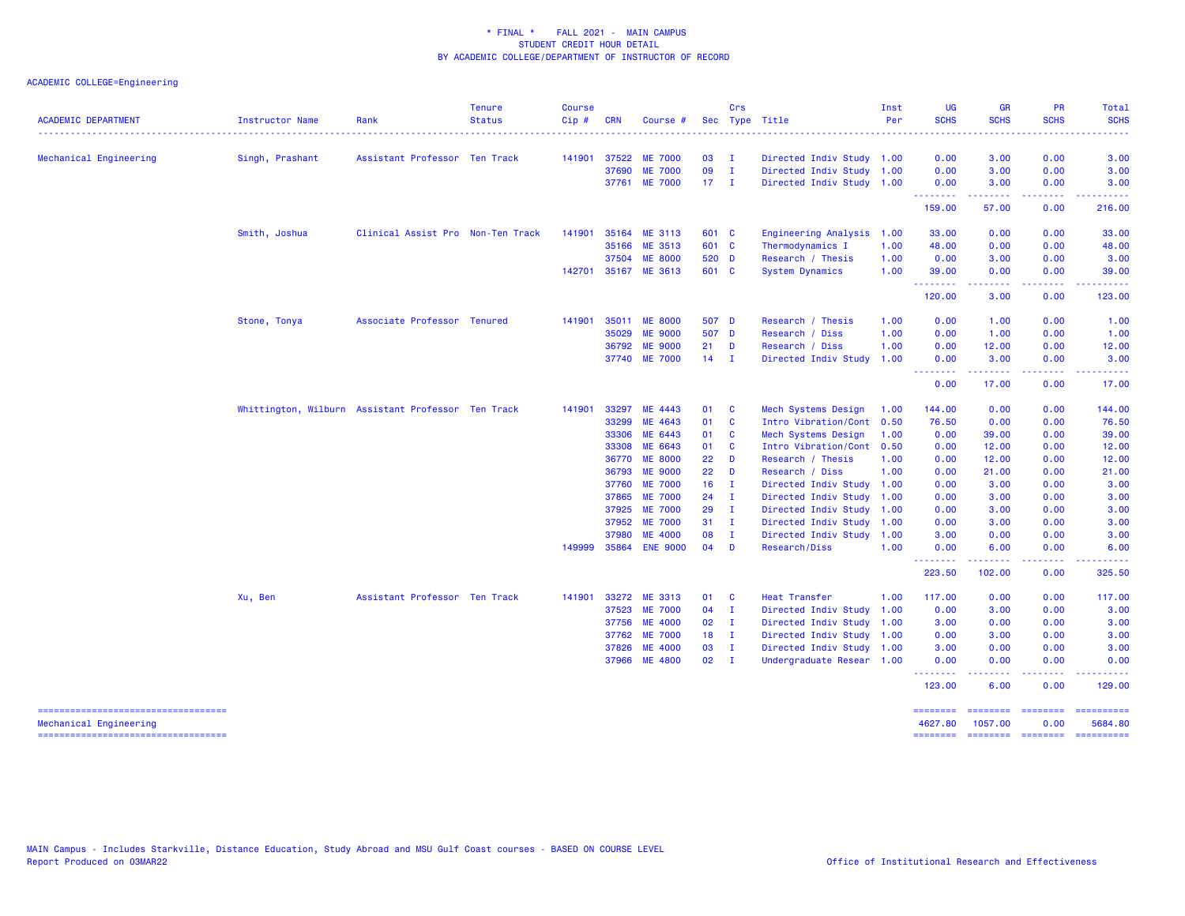\* FINAL \* FALL 2021 - MAIN CAMPUS
STUDENT CREDIT HOUR DETAIL
BY ACADEMIC COLLEGE/DEPARTMENT OF INSTRUCTOR OF RECORD

ACADEMIC COLLEGE=Engineering

| ACADEMIC DEPARTMENT | Instructor Name | Rank | Tenure Status | Course Cip # | CRN | Course # | Sec | Crs Type | Title | Inst Per | UG SCHS | GR SCHS | PR SCHS | Total SCHS |
|---|---|---|---|---|---|---|---|---|---|---|---|---|---|---|
| Mechanical Engineering | Singh, Prashant | Assistant Professor | Ten Track | 141901 | 37522 | ME 7000 | 03 | I | Directed Indiv Study | 1.00 | 0.00 | 3.00 | 0.00 | 3.00 |
| | | | | | 37690 | ME 7000 | 09 | I | Directed Indiv Study | 1.00 | 0.00 | 3.00 | 0.00 | 3.00 |
| | | | | | 37761 | ME 7000 | 17 | I | Directed Indiv Study | 1.00 | 0.00 | 3.00 | 0.00 | 3.00 |
| | | | | | | | | | | | 159.00 | 57.00 | 0.00 | 216.00 |
| | Smith, Joshua | Clinical Assist Pro | Non-Ten Track | 141901 | 35164 | ME 3113 | 601 | C | Engineering Analysis | 1.00 | 33.00 | 0.00 | 0.00 | 33.00 |
| | | | | | 35166 | ME 3513 | 601 | C | Thermodynamics I | 1.00 | 48.00 | 0.00 | 0.00 | 48.00 |
| | | | | | 37504 | ME 8000 | 520 | D | Research / Thesis | 1.00 | 0.00 | 3.00 | 0.00 | 3.00 |
| | | | | 142701 | 35167 | ME 3613 | 601 | C | System Dynamics | 1.00 | 39.00 | 0.00 | 0.00 | 39.00 |
| | | | | | | | | | | | 120.00 | 3.00 | 0.00 | 123.00 |
| | Stone, Tonya | Associate Professor | Tenured | 141901 | 35011 | ME 8000 | 507 | D | Research / Thesis | 1.00 | 0.00 | 1.00 | 0.00 | 1.00 |
| | | | | | 35029 | ME 9000 | 507 | D | Research / Diss | 1.00 | 0.00 | 1.00 | 0.00 | 1.00 |
| | | | | | 36792 | ME 9000 | 21 | D | Research / Diss | 1.00 | 0.00 | 12.00 | 0.00 | 12.00 |
| | | | | | 37740 | ME 7000 | 14 | I | Directed Indiv Study | 1.00 | 0.00 | 3.00 | 0.00 | 3.00 |
| | | | | | | | | | | | 0.00 | 17.00 | 0.00 | 17.00 |
| | Whittington, Wilburn | Assistant Professor | Ten Track | 141901 | 33297 | ME 4443 | 01 | C | Mech Systems Design | 1.00 | 144.00 | 0.00 | 0.00 | 144.00 |
| | | | | | 33299 | ME 4643 | 01 | C | Intro Vibration/Cont | 0.50 | 76.50 | 0.00 | 0.00 | 76.50 |
| | | | | | 33306 | ME 6443 | 01 | C | Mech Systems Design | 1.00 | 0.00 | 39.00 | 0.00 | 39.00 |
| | | | | | 33308 | ME 6643 | 01 | C | Intro Vibration/Cont | 0.50 | 0.00 | 12.00 | 0.00 | 12.00 |
| | | | | | 36770 | ME 8000 | 22 | D | Research / Thesis | 1.00 | 0.00 | 12.00 | 0.00 | 12.00 |
| | | | | | 36793 | ME 9000 | 22 | D | Research / Diss | 1.00 | 0.00 | 21.00 | 0.00 | 21.00 |
| | | | | | 37760 | ME 7000 | 16 | I | Directed Indiv Study | 1.00 | 0.00 | 3.00 | 0.00 | 3.00 |
| | | | | | 37865 | ME 7000 | 24 | I | Directed Indiv Study | 1.00 | 0.00 | 3.00 | 0.00 | 3.00 |
| | | | | | 37925 | ME 7000 | 29 | I | Directed Indiv Study | 1.00 | 0.00 | 3.00 | 0.00 | 3.00 |
| | | | | | 37952 | ME 7000 | 31 | I | Directed Indiv Study | 1.00 | 0.00 | 3.00 | 0.00 | 3.00 |
| | | | | | 37980 | ME 4000 | 08 | I | Directed Indiv Study | 1.00 | 3.00 | 0.00 | 0.00 | 3.00 |
| | | | | 149999 | 35864 | ENE 9000 | 04 | D | Research/Diss | 1.00 | 0.00 | 6.00 | 0.00 | 6.00 |
| | | | | | | | | | | | 223.50 | 102.00 | 0.00 | 325.50 |
| | Xu, Ben | Assistant Professor | Ten Track | 141901 | 33272 | ME 3313 | 01 | C | Heat Transfer | 1.00 | 117.00 | 0.00 | 0.00 | 117.00 |
| | | | | | 37523 | ME 7000 | 04 | I | Directed Indiv Study | 1.00 | 0.00 | 3.00 | 0.00 | 3.00 |
| | | | | | 37756 | ME 4000 | 02 | I | Directed Indiv Study | 1.00 | 3.00 | 0.00 | 0.00 | 3.00 |
| | | | | | 37762 | ME 7000 | 18 | I | Directed Indiv Study | 1.00 | 0.00 | 3.00 | 0.00 | 3.00 |
| | | | | | 37826 | ME 4000 | 03 | I | Directed Indiv Study | 1.00 | 3.00 | 0.00 | 0.00 | 3.00 |
| | | | | | 37966 | ME 4800 | 02 | I | Undergraduate Resear | 1.00 | 0.00 | 0.00 | 0.00 | 0.00 |
| | | | | | | | | | | | 123.00 | 6.00 | 0.00 | 129.00 |
| Mechanical Engineering | | | | | | | | | | | 4627.80 | 1057.00 | 0.00 | 5684.80 |

MAIN Campus - Includes Starkville, Distance Education, Study Abroad and MSU Gulf Coast courses - BASED ON COURSE LEVEL
Report Produced on 03MAR22

Office of Institutional Research and Effectiveness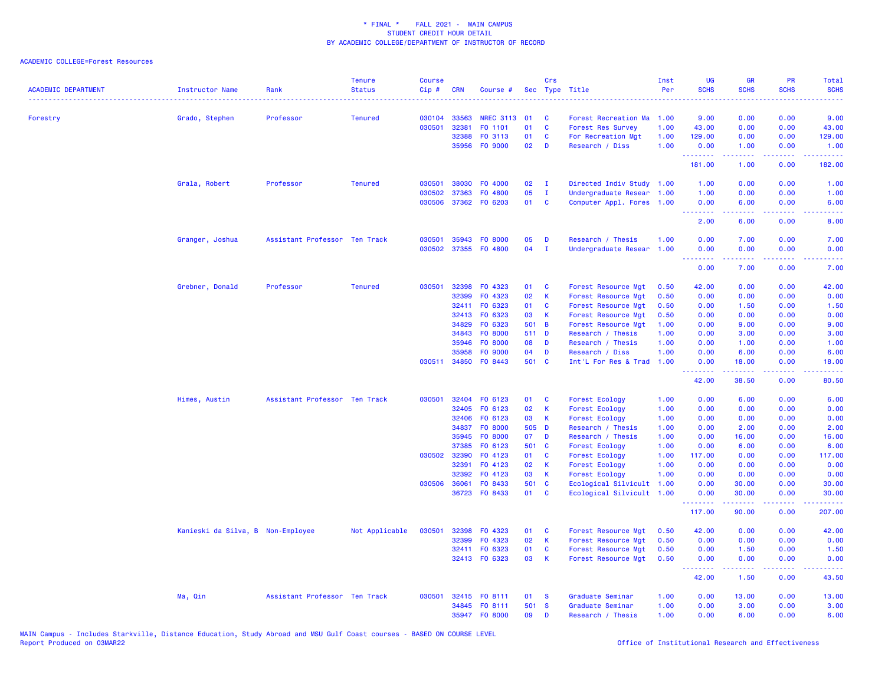\* FINAL \* FALL 2021 - MAIN CAMPUS
STUDENT CREDIT HOUR DETAIL
BY ACADEMIC COLLEGE/DEPARTMENT OF INSTRUCTOR OF RECORD

ACADEMIC COLLEGE=Forest Resources

| ACADEMIC DEPARTMENT | Instructor Name | Rank | Tenure Status | Course Cip # | CRN | Course # | Sec | Crs Type | Title | Inst Per | UG SCHS | GR SCHS | PR SCHS | Total SCHS |
|---|---|---|---|---|---|---|---|---|---|---|---|---|---|---|
| Forestry | Grado, Stephen | Professor | Tenured | 030104 | 33563 | NREC 3113 | 01 | C | Forest Recreation Ma | 1.00 | 9.00 | 0.00 | 0.00 | 9.00 |
| | | | | 030501 | 32381 | FO 1101 | 01 | C | Forest Res Survey | 1.00 | 43.00 | 0.00 | 0.00 | 43.00 |
| | | | | | 32388 | FO 3113 | 01 | C | For Recreation Mgt | 1.00 | 129.00 | 0.00 | 0.00 | 129.00 |
| | | | | | 35956 | FO 9000 | 02 | D | Research / Diss | 1.00 | 0.00 | 1.00 | 0.00 | 1.00 |
| | | | | | | | | | | | 181.00 | 1.00 | 0.00 | 182.00 |
| | Grala, Robert | Professor | Tenured | 030501 | 38030 | FO 4000 | 02 | I | Directed Indiv Study | 1.00 | 1.00 | 0.00 | 0.00 | 1.00 |
| | | | | 030502 | 37363 | FO 4800 | 05 | I | Undergraduate Resear | 1.00 | 1.00 | 0.00 | 0.00 | 1.00 |
| | | | | 030506 | 37362 | FO 6203 | 01 | C | Computer Appl. Fores | 1.00 | 0.00 | 6.00 | 0.00 | 6.00 |
| | | | | | | | | | | | 2.00 | 6.00 | 0.00 | 8.00 |
| | Granger, Joshua | Assistant Professor | Ten Track | 030501 | 35943 | FO 8000 | 05 | D | Research / Thesis | 1.00 | 0.00 | 7.00 | 0.00 | 7.00 |
| | | | | 030502 | 37355 | FO 4800 | 04 | I | Undergraduate Resear | 1.00 | 0.00 | 0.00 | 0.00 | 0.00 |
| | | | | | | | | | | | 0.00 | 7.00 | 0.00 | 7.00 |
| | Grebner, Donald | Professor | Tenured | 030501 | 32398 | FO 4323 | 01 | C | Forest Resource Mgt | 0.50 | 42.00 | 0.00 | 0.00 | 42.00 |
| | | | | | 32399 | FO 4323 | 02 | K | Forest Resource Mgt | 0.50 | 0.00 | 0.00 | 0.00 | 0.00 |
| | | | | | 32411 | FO 6323 | 01 | C | Forest Resource Mgt | 0.50 | 0.00 | 1.50 | 0.00 | 1.50 |
| | | | | | 32413 | FO 6323 | 03 | K | Forest Resource Mgt | 0.50 | 0.00 | 0.00 | 0.00 | 0.00 |
| | | | | | 34829 | FO 6323 | 501 | B | Forest Resource Mgt | 1.00 | 0.00 | 9.00 | 0.00 | 9.00 |
| | | | | | 34843 | FO 8000 | 511 | D | Research / Thesis | 1.00 | 0.00 | 3.00 | 0.00 | 3.00 |
| | | | | | 35946 | FO 8000 | 08 | D | Research / Thesis | 1.00 | 0.00 | 1.00 | 0.00 | 1.00 |
| | | | | | 35958 | FO 9000 | 04 | D | Research / Diss | 1.00 | 0.00 | 6.00 | 0.00 | 6.00 |
| | | | | 030511 | 34850 | FO 8443 | 501 | C | Int'L For Res & Trad | 1.00 | 0.00 | 18.00 | 0.00 | 18.00 |
| | | | | | | | | | | | 42.00 | 38.50 | 0.00 | 80.50 |
| | Himes, Austin | Assistant Professor | Ten Track | 030501 | 32404 | FO 6123 | 01 | C | Forest Ecology | 1.00 | 0.00 | 6.00 | 0.00 | 6.00 |
| | | | | | 32405 | FO 6123 | 02 | K | Forest Ecology | 1.00 | 0.00 | 0.00 | 0.00 | 0.00 |
| | | | | | 32406 | FO 6123 | 03 | K | Forest Ecology | 1.00 | 0.00 | 0.00 | 0.00 | 0.00 |
| | | | | | 34837 | FO 8000 | 505 | D | Research / Thesis | 1.00 | 0.00 | 2.00 | 0.00 | 2.00 |
| | | | | | 35945 | FO 8000 | 07 | D | Research / Thesis | 1.00 | 0.00 | 16.00 | 0.00 | 16.00 |
| | | | | | 37385 | FO 6123 | 501 | C | Forest Ecology | 1.00 | 0.00 | 6.00 | 0.00 | 6.00 |
| | | | | 030502 | 32390 | FO 4123 | 01 | C | Forest Ecology | 1.00 | 117.00 | 0.00 | 0.00 | 117.00 |
| | | | | | 32391 | FO 4123 | 02 | K | Forest Ecology | 1.00 | 0.00 | 0.00 | 0.00 | 0.00 |
| | | | | | 32392 | FO 4123 | 03 | K | Forest Ecology | 1.00 | 0.00 | 0.00 | 0.00 | 0.00 |
| | | | | 030506 | 36061 | FO 8433 | 501 | C | Ecological Silvicult | 1.00 | 0.00 | 30.00 | 0.00 | 30.00 |
| | | | | | 36723 | FO 8433 | 01 | C | Ecological Silvicult | 1.00 | 0.00 | 30.00 | 0.00 | 30.00 |
| | | | | | | | | | | | 117.00 | 90.00 | 0.00 | 207.00 |
| | Kanieski da Silva, B | Non-Employee | Not Applicable | 030501 | 32398 | FO 4323 | 01 | C | Forest Resource Mgt | 0.50 | 42.00 | 0.00 | 0.00 | 42.00 |
| | | | | | 32399 | FO 4323 | 02 | K | Forest Resource Mgt | 0.50 | 0.00 | 0.00 | 0.00 | 0.00 |
| | | | | | 32411 | FO 6323 | 01 | C | Forest Resource Mgt | 0.50 | 0.00 | 1.50 | 0.00 | 1.50 |
| | | | | | 32413 | FO 6323 | 03 | K | Forest Resource Mgt | 0.50 | 0.00 | 0.00 | 0.00 | 0.00 |
| | | | | | | | | | | | 42.00 | 1.50 | 0.00 | 43.50 |
| | Ma, Qin | Assistant Professor | Ten Track | 030501 | 32415 | FO 8111 | 01 | S | Graduate Seminar | 1.00 | 0.00 | 13.00 | 0.00 | 13.00 |
| | | | | | 34845 | FO 8111 | 501 | S | Graduate Seminar | 1.00 | 0.00 | 3.00 | 0.00 | 3.00 |
| | | | | | 35947 | FO 8000 | 09 | D | Research / Thesis | 1.00 | 0.00 | 6.00 | 0.00 | 6.00 |

MAIN Campus - Includes Starkville, Distance Education, Study Abroad and MSU Gulf Coast courses - BASED ON COURSE LEVEL
Report Produced on 03MAR22

Office of Institutional Research and Effectiveness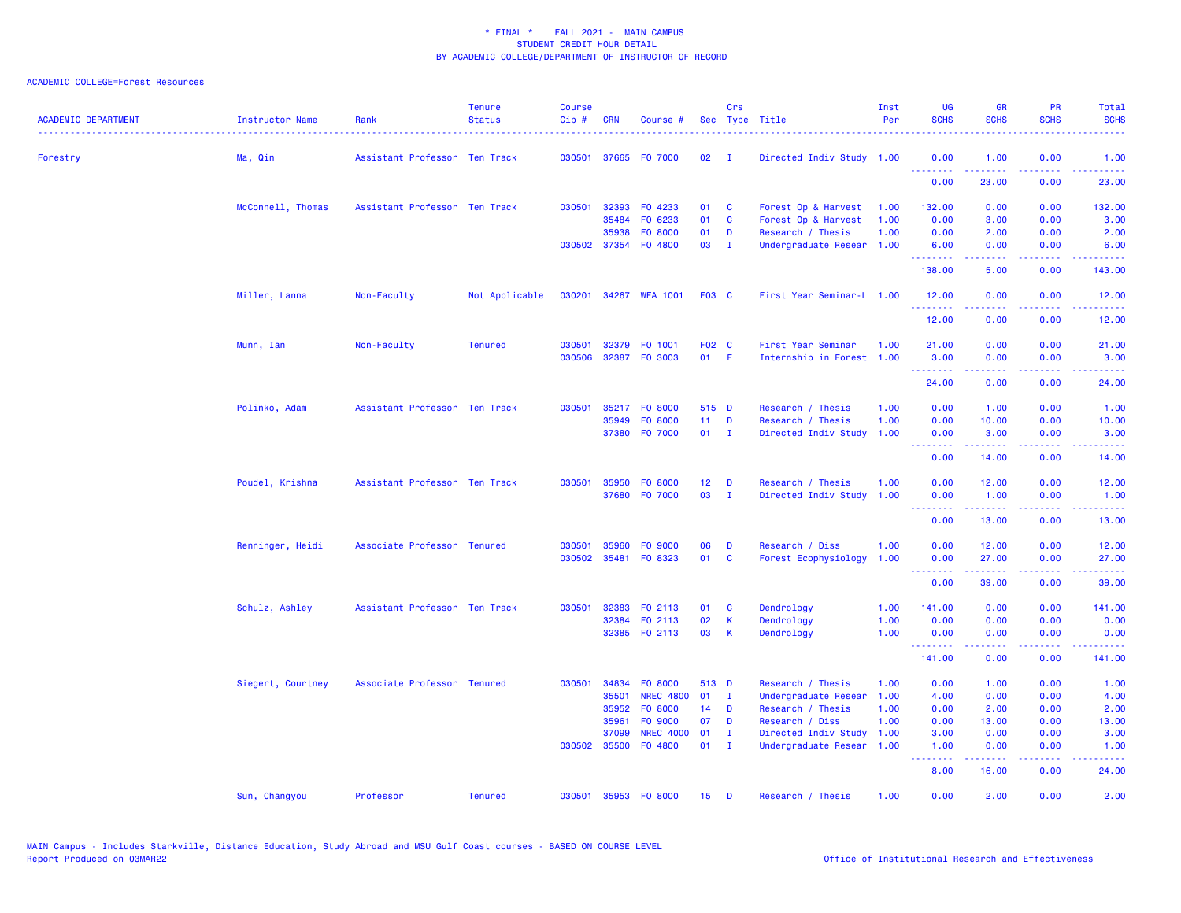\* FINAL \* FALL 2021 - MAIN CAMPUS
STUDENT CREDIT HOUR DETAIL
BY ACADEMIC COLLEGE/DEPARTMENT OF INSTRUCTOR OF RECORD

ACADEMIC COLLEGE=Forest Resources

| ACADEMIC DEPARTMENT | Instructor Name | Rank | Tenure Status | Course Cip # | CRN | Course # | Sec | Crs Type | Title | Inst Per | UG SCHS | GR SCHS | PR SCHS | Total SCHS |
|---|---|---|---|---|---|---|---|---|---|---|---|---|---|---|
| Forestry | Ma, Qin | Assistant Professor | Ten Track | 030501 | 37665 | FO 7000 | 02 | I | Directed Indiv Study | 1.00 | 0.00 | 1.00 | 0.00 | 1.00 |
| | | | | | | | | | | | 0.00 | 23.00 | 0.00 | 23.00 |
| | McConnell, Thomas | Assistant Professor | Ten Track | 030501 | 32393 | FO 4233 | 01 | C | Forest Op & Harvest | 1.00 | 132.00 | 0.00 | 0.00 | 132.00 |
| | | | | | 35484 | FO 6233 | 01 | C | Forest Op & Harvest | 1.00 | 0.00 | 3.00 | 0.00 | 3.00 |
| | | | | | 35938 | FO 8000 | 01 | D | Research / Thesis | 1.00 | 0.00 | 2.00 | 0.00 | 2.00 |
| | | | | 030502 | 37354 | FO 4800 | 03 | I | Undergraduate Resear | 1.00 | 6.00 | 0.00 | 0.00 | 6.00 |
| | | | | | | | | | | | 138.00 | 5.00 | 0.00 | 143.00 |
| | Miller, Lanna | Non-Faculty | Not Applicable | 030201 | 34267 | WFA 1001 | F03 | C | First Year Seminar-L | 1.00 | 12.00 | 0.00 | 0.00 | 12.00 |
| | | | | | | | | | | | 12.00 | 0.00 | 0.00 | 12.00 |
| | Munn, Ian | Non-Faculty | Tenured | 030501 | 32379 | FO 1001 | F02 | C | First Year Seminar | 1.00 | 21.00 | 0.00 | 0.00 | 21.00 |
| | | | | 030506 | 32387 | FO 3003 | 01 | F | Internship in Forest | 1.00 | 3.00 | 0.00 | 0.00 | 3.00 |
| | | | | | | | | | | | 24.00 | 0.00 | 0.00 | 24.00 |
| | Polinko, Adam | Assistant Professor | Ten Track | 030501 | 35217 | FO 8000 | 515 | D | Research / Thesis | 1.00 | 0.00 | 1.00 | 0.00 | 1.00 |
| | | | | | 35949 | FO 8000 | 11 | D | Research / Thesis | 1.00 | 0.00 | 10.00 | 0.00 | 10.00 |
| | | | | | 37380 | FO 7000 | 01 | I | Directed Indiv Study | 1.00 | 0.00 | 3.00 | 0.00 | 3.00 |
| | | | | | | | | | | | 0.00 | 14.00 | 0.00 | 14.00 |
| | Poudel, Krishna | Assistant Professor | Ten Track | 030501 | 35950 | FO 8000 | 12 | D | Research / Thesis | 1.00 | 0.00 | 12.00 | 0.00 | 12.00 |
| | | | | | 37680 | FO 7000 | 03 | I | Directed Indiv Study | 1.00 | 0.00 | 1.00 | 0.00 | 1.00 |
| | | | | | | | | | | | 0.00 | 13.00 | 0.00 | 13.00 |
| | Renninger, Heidi | Associate Professor | Tenured | 030501 | 35960 | FO 9000 | 06 | D | Research / Diss | 1.00 | 0.00 | 12.00 | 0.00 | 12.00 |
| | | | | 030502 | 35481 | FO 8323 | 01 | C | Forest Ecophysiology | 1.00 | 0.00 | 27.00 | 0.00 | 27.00 |
| | | | | | | | | | | | 0.00 | 39.00 | 0.00 | 39.00 |
| | Schulz, Ashley | Assistant Professor | Ten Track | 030501 | 32383 | FO 2113 | 01 | C | Dendrology | 1.00 | 141.00 | 0.00 | 0.00 | 141.00 |
| | | | | | 32384 | FO 2113 | 02 | K | Dendrology | 1.00 | 0.00 | 0.00 | 0.00 | 0.00 |
| | | | | | 32385 | FO 2113 | 03 | K | Dendrology | 1.00 | 0.00 | 0.00 | 0.00 | 0.00 |
| | | | | | | | | | | | 141.00 | 0.00 | 0.00 | 141.00 |
| | Siegert, Courtney | Associate Professor | Tenured | 030501 | 34834 | FO 8000 | 513 | D | Research / Thesis | 1.00 | 0.00 | 1.00 | 0.00 | 1.00 |
| | | | | | 35501 | NREC 4800 | 01 | I | Undergraduate Resear | 1.00 | 4.00 | 0.00 | 0.00 | 4.00 |
| | | | | | 35952 | FO 8000 | 14 | D | Research / Thesis | 1.00 | 0.00 | 2.00 | 0.00 | 2.00 |
| | | | | | 35961 | FO 9000 | 07 | D | Research / Diss | 1.00 | 0.00 | 13.00 | 0.00 | 13.00 |
| | | | | | 37099 | NREC 4000 | 01 | I | Directed Indiv Study | 1.00 | 3.00 | 0.00 | 0.00 | 3.00 |
| | | | | 030502 | 35500 | FO 4800 | 01 | I | Undergraduate Resear | 1.00 | 1.00 | 0.00 | 0.00 | 1.00 |
| | | | | | | | | | | | 8.00 | 16.00 | 0.00 | 24.00 |
| | Sun, Changyou | Professor | Tenured | 030501 | 35953 | FO 8000 | 15 | D | Research / Thesis | 1.00 | 0.00 | 2.00 | 0.00 | 2.00 |

MAIN Campus - Includes Starkville, Distance Education, Study Abroad and MSU Gulf Coast courses - BASED ON COURSE LEVEL
Report Produced on 03MAR22

Office of Institutional Research and Effectiveness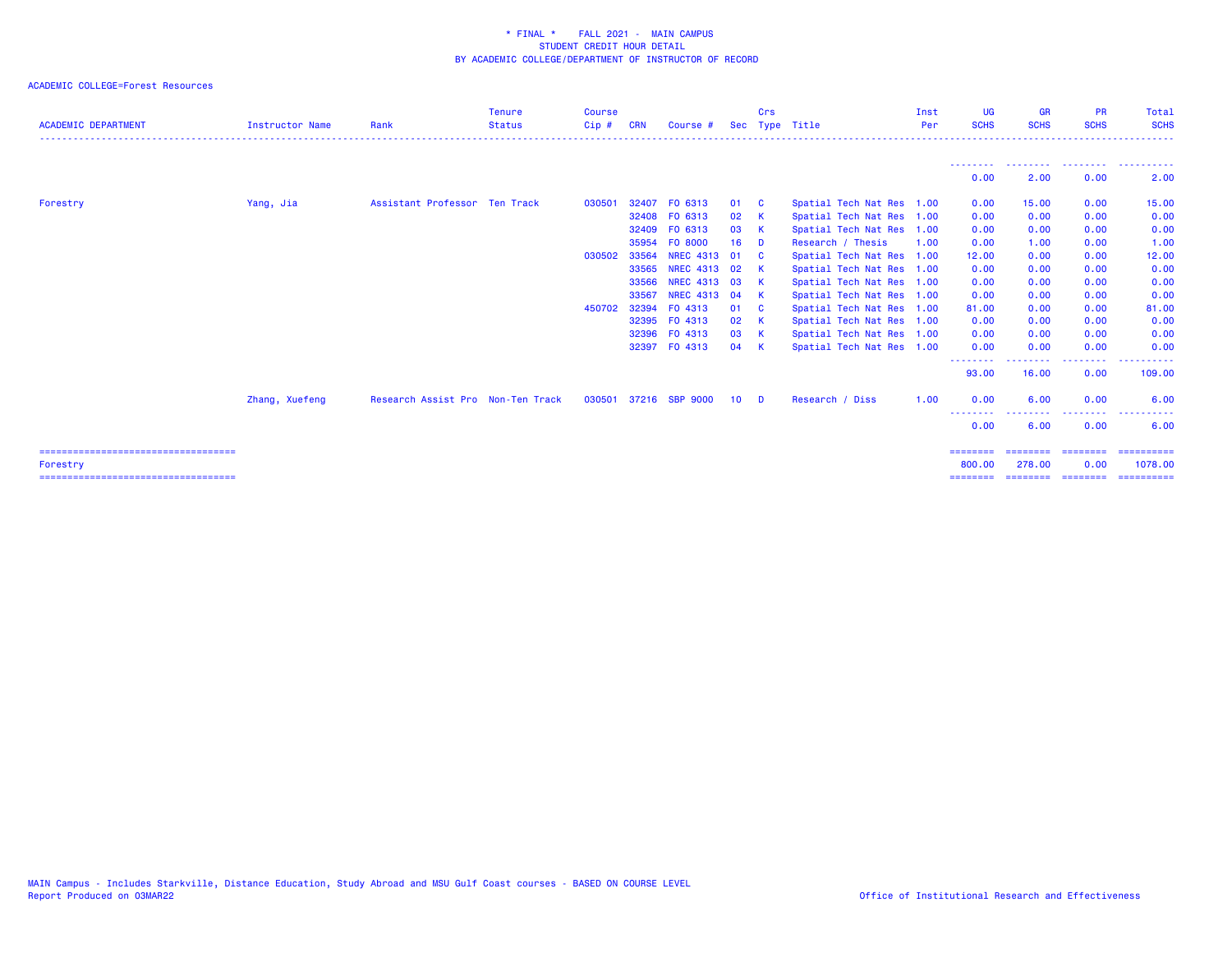\* FINAL \*    FALL 2021 - MAIN CAMPUS
STUDENT CREDIT HOUR DETAIL
BY ACADEMIC COLLEGE/DEPARTMENT OF INSTRUCTOR OF RECORD

ACADEMIC COLLEGE=Forest Resources

| ACADEMIC DEPARTMENT | Instructor Name | Rank | Tenure Status | Course Cip # | CRN | Course # | Sec | Crs Type | Title | Inst Per | UG SCHS | GR SCHS | PR SCHS | Total SCHS |
|---|---|---|---|---|---|---|---|---|---|---|---|---|---|---|
| | | | | | | | | | | | 0.00 | 2.00 | 0.00 | 2.00 |
| Forestry | Yang, Jia | Assistant Professor | Ten Track | 030501 | 32407 | FO 6313 | 01 | C | Spatial Tech Nat Res | 1.00 | 0.00 | 15.00 | 0.00 | 15.00 |
| | | | | | 32408 | FO 6313 | 02 | K | Spatial Tech Nat Res | 1.00 | 0.00 | 0.00 | 0.00 | 0.00 |
| | | | | | 32409 | FO 6313 | 03 | K | Spatial Tech Nat Res | 1.00 | 0.00 | 0.00 | 0.00 | 0.00 |
| | | | | | 35954 | FO 8000 | 16 | D | Research / Thesis | 1.00 | 0.00 | 1.00 | 0.00 | 1.00 |
| | | | | 030502 | 33564 | NREC 4313 | 01 | C | Spatial Tech Nat Res | 1.00 | 12.00 | 0.00 | 0.00 | 12.00 |
| | | | | | 33565 | NREC 4313 | 02 | K | Spatial Tech Nat Res | 1.00 | 0.00 | 0.00 | 0.00 | 0.00 |
| | | | | | 33566 | NREC 4313 | 03 | K | Spatial Tech Nat Res | 1.00 | 0.00 | 0.00 | 0.00 | 0.00 |
| | | | | | 33567 | NREC 4313 | 04 | K | Spatial Tech Nat Res | 1.00 | 0.00 | 0.00 | 0.00 | 0.00 |
| | | | | 450702 | 32394 | FO 4313 | 01 | C | Spatial Tech Nat Res | 1.00 | 81.00 | 0.00 | 0.00 | 81.00 |
| | | | | | 32395 | FO 4313 | 02 | K | Spatial Tech Nat Res | 1.00 | 0.00 | 0.00 | 0.00 | 0.00 |
| | | | | | 32396 | FO 4313 | 03 | K | Spatial Tech Nat Res | 1.00 | 0.00 | 0.00 | 0.00 | 0.00 |
| | | | | | 32397 | FO 4313 | 04 | K | Spatial Tech Nat Res | 1.00 | 0.00 | 0.00 | 0.00 | 0.00 |
| | | | | | | | | | | | 93.00 | 16.00 | 0.00 | 109.00 |
| | Zhang, Xuefeng | Research Assist Pro | Non-Ten Track | 030501 | 37216 | SBP 9000 | 10 | D | Research / Diss | 1.00 | 0.00 | 6.00 | 0.00 | 6.00 |
| | | | | | | | | | | | 0.00 | 6.00 | 0.00 | 6.00 |
| Forestry | | | | | | | | | | | 800.00 | 278.00 | 0.00 | 1078.00 |

MAIN Campus - Includes Starkville, Distance Education, Study Abroad and MSU Gulf Coast courses - BASED ON COURSE LEVEL
Report Produced on 03MAR22

Office of Institutional Research and Effectiveness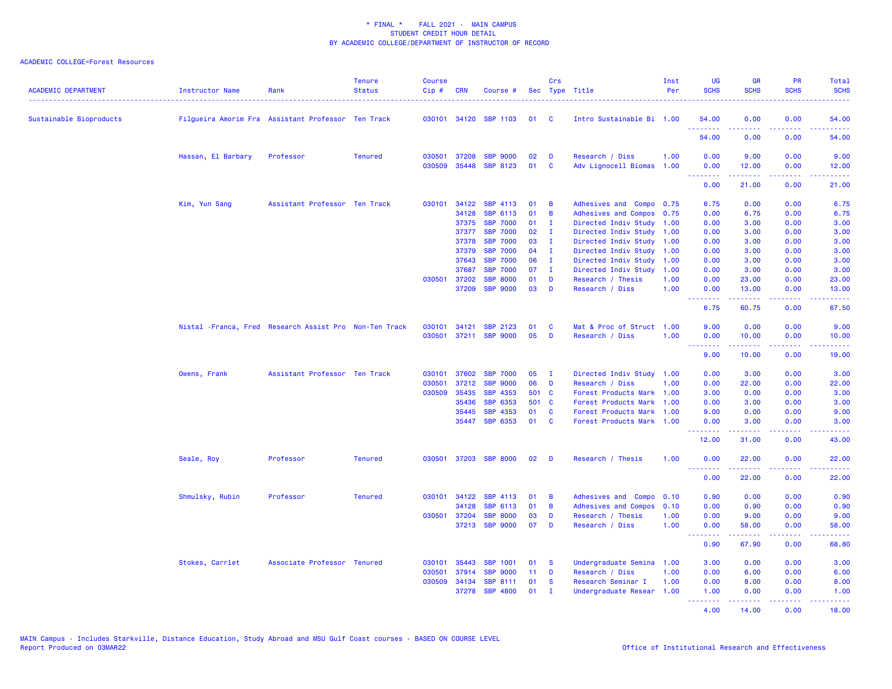\* FINAL \* FALL 2021 - MAIN CAMPUS
STUDENT CREDIT HOUR DETAIL
BY ACADEMIC COLLEGE/DEPARTMENT OF INSTRUCTOR OF RECORD

ACADEMIC COLLEGE=Forest Resources

| ACADEMIC DEPARTMENT | Instructor Name | Rank | Tenure Status | Course Cip # | CRN | Course # | Sec | Crs Type | Title | Inst Per | UG SCHS | GR SCHS | PR SCHS | Total SCHS |
|---|---|---|---|---|---|---|---|---|---|---|---|---|---|---|
| Sustainable Bioproducts | Filgueira Amorim Fra | Assistant Professor | Ten Track | 030101 | 34120 | SBP 1103 | 01 | C | Intro Sustainable Bi | 1.00 | 54.00 | 0.00 | 0.00 | 54.00 |
| | | | | | | | | | | | 54.00 | 0.00 | 0.00 | 54.00 |
| | Hassan, El Barbary | Professor | Tenured | 030501 | 37208 | SBP 9000 | 02 | D | Research / Diss | 1.00 | 0.00 | 9.00 | 0.00 | 9.00 |
| | | | | 030509 | 35448 | SBP 8123 | 01 | C | Adv Lignocell Biomas | 1.00 | 0.00 | 12.00 | 0.00 | 12.00 |
| | | | | | | | | | | | 0.00 | 21.00 | 0.00 | 21.00 |
| | Kim, Yun Sang | Assistant Professor | Ten Track | 030101 | 34122 | SBP 4113 | 01 | B | Adhesives and Compo | 0.75 | 6.75 | 0.00 | 0.00 | 6.75 |
| | | | | | 34128 | SBP 6113 | 01 | B | Adhesives and Compos | 0.75 | 0.00 | 6.75 | 0.00 | 6.75 |
| | | | | | 37375 | SBP 7000 | 01 | I | Directed Indiv Study | 1.00 | 0.00 | 3.00 | 0.00 | 3.00 |
| | | | | | 37377 | SBP 7000 | 02 | I | Directed Indiv Study | 1.00 | 0.00 | 3.00 | 0.00 | 3.00 |
| | | | | | 37378 | SBP 7000 | 03 | I | Directed Indiv Study | 1.00 | 0.00 | 3.00 | 0.00 | 3.00 |
| | | | | | 37379 | SBP 7000 | 04 | I | Directed Indiv Study | 1.00 | 0.00 | 3.00 | 0.00 | 3.00 |
| | | | | | 37643 | SBP 7000 | 06 | I | Directed Indiv Study | 1.00 | 0.00 | 3.00 | 0.00 | 3.00 |
| | | | | | 37687 | SBP 7000 | 07 | I | Directed Indiv Study | 1.00 | 0.00 | 3.00 | 0.00 | 3.00 |
| | | | | 030501 | 37202 | SBP 8000 | 01 | D | Research / Thesis | 1.00 | 0.00 | 23.00 | 0.00 | 23.00 |
| | | | | | 37209 | SBP 9000 | 03 | D | Research / Diss | 1.00 | 0.00 | 13.00 | 0.00 | 13.00 |
| | | | | | | | | | | | 6.75 | 60.75 | 0.00 | 67.50 |
| | Nistal -Franca, Fred | Research Assist Pro | Non-Ten Track | 030101 | 34121 | SBP 2123 | 01 | C | Mat & Proc of Struct | 1.00 | 9.00 | 0.00 | 0.00 | 9.00 |
| | | | | 030501 | 37211 | SBP 9000 | 05 | D | Research / Diss | 1.00 | 0.00 | 10.00 | 0.00 | 10.00 |
| | | | | | | | | | | | 9.00 | 10.00 | 0.00 | 19.00 |
| | Owens, Frank | Assistant Professor | Ten Track | 030101 | 37602 | SBP 7000 | 05 | I | Directed Indiv Study | 1.00 | 0.00 | 3.00 | 0.00 | 3.00 |
| | | | | 030501 | 37212 | SBP 9000 | 06 | D | Research / Diss | 1.00 | 0.00 | 22.00 | 0.00 | 22.00 |
| | | | | 030509 | 35435 | SBP 4353 | 501 | C | Forest Products Mark | 1.00 | 3.00 | 0.00 | 0.00 | 3.00 |
| | | | | | 35436 | SBP 6353 | 501 | C | Forest Products Mark | 1.00 | 0.00 | 3.00 | 0.00 | 3.00 |
| | | | | | 35445 | SBP 4353 | 01 | C | Forest Products Mark | 1.00 | 9.00 | 0.00 | 0.00 | 9.00 |
| | | | | | 35447 | SBP 6353 | 01 | C | Forest Products Mark | 1.00 | 0.00 | 3.00 | 0.00 | 3.00 |
| | | | | | | | | | | | 12.00 | 31.00 | 0.00 | 43.00 |
| | Seale, Roy | Professor | Tenured | 030501 | 37203 | SBP 8000 | 02 | D | Research / Thesis | 1.00 | 0.00 | 22.00 | 0.00 | 22.00 |
| | | | | | | | | | | | 0.00 | 22.00 | 0.00 | 22.00 |
| | Shmulsky, Rubin | Professor | Tenured | 030101 | 34122 | SBP 4113 | 01 | B | Adhesives and Compo | 0.10 | 0.90 | 0.00 | 0.00 | 0.90 |
| | | | | | 34128 | SBP 6113 | 01 | B | Adhesives and Compos | 0.10 | 0.00 | 0.90 | 0.00 | 0.90 |
| | | | | 030501 | 37204 | SBP 8000 | 03 | D | Research / Thesis | 1.00 | 0.00 | 9.00 | 0.00 | 9.00 |
| | | | | | 37213 | SBP 9000 | 07 | D | Research / Diss | 1.00 | 0.00 | 58.00 | 0.00 | 58.00 |
| | | | | | | | | | | | 0.90 | 67.90 | 0.00 | 68.80 |
| | Stokes, Carrlet | Associate Professor | Tenured | 030101 | 35443 | SBP 1001 | 01 | S | Undergraduate Semina | 1.00 | 3.00 | 0.00 | 0.00 | 3.00 |
| | | | | 030501 | 37914 | SBP 9000 | 11 | D | Research / Diss | 1.00 | 0.00 | 6.00 | 0.00 | 6.00 |
| | | | | 030509 | 34134 | SBP 8111 | 01 | S | Research Seminar I | 1.00 | 0.00 | 8.00 | 0.00 | 8.00 |
| | | | | | 37278 | SBP 4800 | 01 | I | Undergraduate Resear | 1.00 | 1.00 | 0.00 | 0.00 | 1.00 |
| | | | | | | | | | | | 4.00 | 14.00 | 0.00 | 18.00 |

MAIN Campus - Includes Starkville, Distance Education, Study Abroad and MSU Gulf Coast courses - BASED ON COURSE LEVEL
Report Produced on 03MAR22

Office of Institutional Research and Effectiveness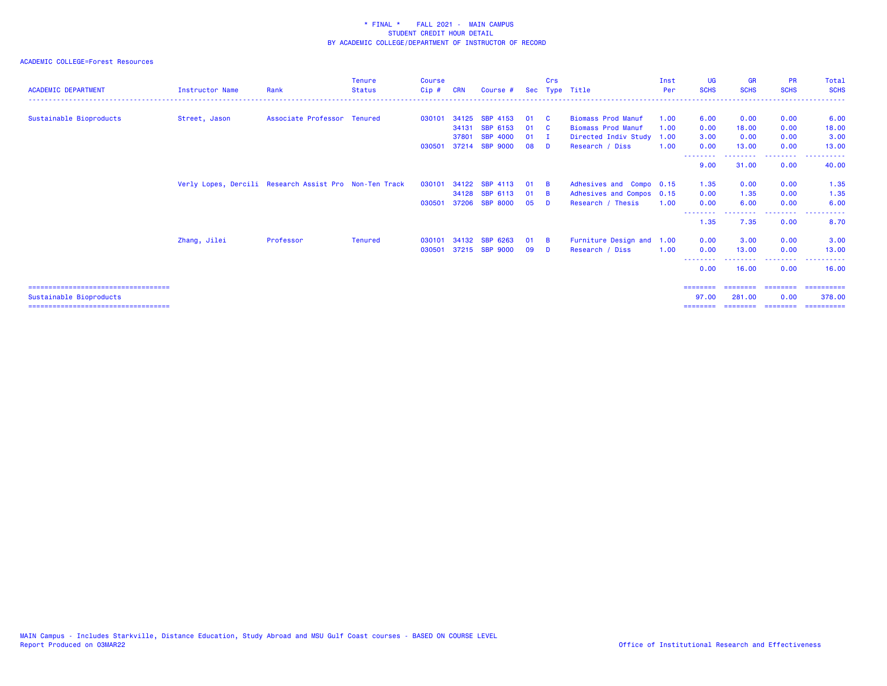\* FINAL \* FALL 2021 - MAIN CAMPUS
STUDENT CREDIT HOUR DETAIL
BY ACADEMIC COLLEGE/DEPARTMENT OF INSTRUCTOR OF RECORD

ACADEMIC COLLEGE=Forest Resources

| ACADEMIC DEPARTMENT | Instructor Name | Rank | Tenure Status | Course Cip # | CRN | Course # | Sec | Crs Type | Title | Inst Per | UG SCHS | GR SCHS | PR SCHS | Total SCHS |
|---|---|---|---|---|---|---|---|---|---|---|---|---|---|---|
| Sustainable Bioproducts | Street, Jason | Associate Professor | Tenured | 030101 | 34125 | SBP 4153 | 01 | C | Biomass Prod Manuf | 1.00 | 6.00 | 0.00 | 0.00 | 6.00 |
| | | | | | 34131 | SBP 6153 | 01 | C | Biomass Prod Manuf | 1.00 | 0.00 | 18.00 | 0.00 | 18.00 |
| | | | | | 37801 | SBP 4000 | 01 | I | Directed Indiv Study | 1.00 | 3.00 | 0.00 | 0.00 | 3.00 |
| | | | | 030501 | 37214 | SBP 9000 | 08 | D | Research / Diss | 1.00 | 0.00 | 13.00 | 0.00 | 13.00 |
| | | | | | | | | | | | 9.00 | 31.00 | 0.00 | 40.00 |
| | Verly Lopes, Dercili | Research Assist Pro | Non-Ten Track | 030101 | 34122 | SBP 4113 | 01 | B | Adhesives and Compo | 0.15 | 1.35 | 0.00 | 0.00 | 1.35 |
| | | | | | 34128 | SBP 6113 | 01 | B | Adhesives and Compos | 0.15 | 0.00 | 1.35 | 0.00 | 1.35 |
| | | | | 030501 | 37206 | SBP 8000 | 05 | D | Research / Thesis | 1.00 | 0.00 | 6.00 | 0.00 | 6.00 |
| | | | | | | | | | | | 1.35 | 7.35 | 0.00 | 8.70 |
| | Zhang, Jilei | Professor | Tenured | 030101 | 34132 | SBP 6263 | 01 | B | Furniture Design and | 1.00 | 0.00 | 3.00 | 0.00 | 3.00 |
| | | | | 030501 | 37215 | SBP 9000 | 09 | D | Research / Diss | 1.00 | 0.00 | 13.00 | 0.00 | 13.00 |
| | | | | | | | | | | | 0.00 | 16.00 | 0.00 | 16.00 |
| Sustainable Bioproducts | | | | | | | | | | | 97.00 | 281.00 | 0.00 | 378.00 |

MAIN Campus - Includes Starkville, Distance Education, Study Abroad and MSU Gulf Coast courses - BASED ON COURSE LEVEL
Report Produced on 03MAR22

Office of Institutional Research and Effectiveness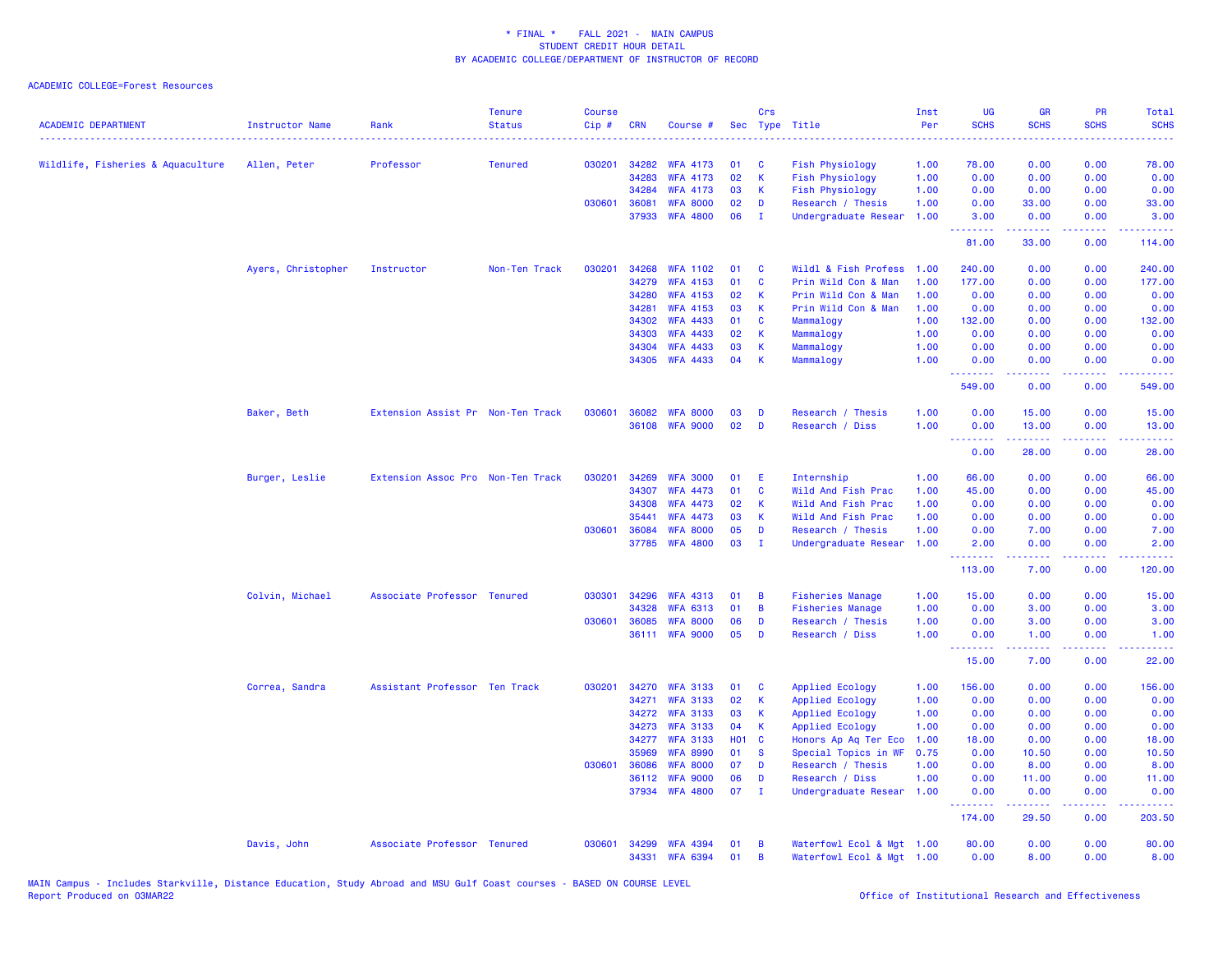\* FINAL \* FALL 2021 - MAIN CAMPUS
STUDENT CREDIT HOUR DETAIL
BY ACADEMIC COLLEGE/DEPARTMENT OF INSTRUCTOR OF RECORD

ACADEMIC COLLEGE=Forest Resources

| ACADEMIC DEPARTMENT | Instructor Name | Rank | Tenure Status | Course Cip # | CRN | Course # | Sec | Crs Type | Title | Inst Per | UG SCHS | GR SCHS | PR SCHS | Total SCHS |
|---|---|---|---|---|---|---|---|---|---|---|---|---|---|---|
| Wildlife, Fisheries & Aquaculture | Allen, Peter | Professor | Tenured | 030201 | 34282 | WFA 4173 | 01 | C | Fish Physiology | 1.00 | 78.00 | 0.00 | 0.00 | 78.00 |
| | | | | | 34283 | WFA 4173 | 02 | K | Fish Physiology | 1.00 | 0.00 | 0.00 | 0.00 | 0.00 |
| | | | | | 34284 | WFA 4173 | 03 | K | Fish Physiology | 1.00 | 0.00 | 0.00 | 0.00 | 0.00 |
| | | | | 030601 | 36081 | WFA 8000 | 02 | D | Research / Thesis | 1.00 | 0.00 | 33.00 | 0.00 | 33.00 |
| | | | | | 37933 | WFA 4800 | 06 | I | Undergraduate Resear | 1.00 | 3.00 | 0.00 | 0.00 | 3.00 |
| | | | | | | | | | | | 81.00 | 33.00 | 0.00 | 114.00 |
| | Ayers, Christopher | Instructor | Non-Ten Track | 030201 | 34268 | WFA 1102 | 01 | C | Wildl & Fish Profess | 1.00 | 240.00 | 0.00 | 0.00 | 240.00 |
| | | | | | 34279 | WFA 4153 | 01 | C | Prin Wild Con & Man | 1.00 | 177.00 | 0.00 | 0.00 | 177.00 |
| | | | | | 34280 | WFA 4153 | 02 | K | Prin Wild Con & Man | 1.00 | 0.00 | 0.00 | 0.00 | 0.00 |
| | | | | | 34281 | WFA 4153 | 03 | K | Prin Wild Con & Man | 1.00 | 0.00 | 0.00 | 0.00 | 0.00 |
| | | | | | 34302 | WFA 4433 | 01 | C | Mammalogy | 1.00 | 132.00 | 0.00 | 0.00 | 132.00 |
| | | | | | 34303 | WFA 4433 | 02 | K | Mammalogy | 1.00 | 0.00 | 0.00 | 0.00 | 0.00 |
| | | | | | 34304 | WFA 4433 | 03 | K | Mammalogy | 1.00 | 0.00 | 0.00 | 0.00 | 0.00 |
| | | | | | 34305 | WFA 4433 | 04 | K | Mammalogy | 1.00 | 0.00 | 0.00 | 0.00 | 0.00 |
| | | | | | | | | | | | 549.00 | 0.00 | 0.00 | 549.00 |
| | Baker, Beth | Extension Assist Pr | Non-Ten Track | 030601 | 36082 | WFA 8000 | 03 | D | Research / Thesis | 1.00 | 0.00 | 15.00 | 0.00 | 15.00 |
| | | | | | 36108 | WFA 9000 | 02 | D | Research / Diss | 1.00 | 0.00 | 13.00 | 0.00 | 13.00 |
| | | | | | | | | | | | 0.00 | 28.00 | 0.00 | 28.00 |
| | Burger, Leslie | Extension Assoc Pro | Non-Ten Track | 030201 | 34269 | WFA 3000 | 01 | E | Internship | 1.00 | 66.00 | 0.00 | 0.00 | 66.00 |
| | | | | | 34307 | WFA 4473 | 01 | C | Wild And Fish Prac | 1.00 | 45.00 | 0.00 | 0.00 | 45.00 |
| | | | | | 34308 | WFA 4473 | 02 | K | Wild And Fish Prac | 1.00 | 0.00 | 0.00 | 0.00 | 0.00 |
| | | | | | 35441 | WFA 4473 | 03 | K | Wild And Fish Prac | 1.00 | 0.00 | 0.00 | 0.00 | 0.00 |
| | | | | 030601 | 36084 | WFA 8000 | 05 | D | Research / Thesis | 1.00 | 0.00 | 7.00 | 0.00 | 7.00 |
| | | | | | 37785 | WFA 4800 | 03 | I | Undergraduate Resear | 1.00 | 2.00 | 0.00 | 0.00 | 2.00 |
| | | | | | | | | | | | 113.00 | 7.00 | 0.00 | 120.00 |
| | Colvin, Michael | Associate Professor | Tenured | 030301 | 34296 | WFA 4313 | 01 | B | Fisheries Manage | 1.00 | 15.00 | 0.00 | 0.00 | 15.00 |
| | | | | | 34328 | WFA 6313 | 01 | B | Fisheries Manage | 1.00 | 0.00 | 3.00 | 0.00 | 3.00 |
| | | | | 030601 | 36085 | WFA 8000 | 06 | D | Research / Thesis | 1.00 | 0.00 | 3.00 | 0.00 | 3.00 |
| | | | | | 36111 | WFA 9000 | 05 | D | Research / Diss | 1.00 | 0.00 | 1.00 | 0.00 | 1.00 |
| | | | | | | | | | | | 15.00 | 7.00 | 0.00 | 22.00 |
| | Correa, Sandra | Assistant Professor | Ten Track | 030201 | 34270 | WFA 3133 | 01 | C | Applied Ecology | 1.00 | 156.00 | 0.00 | 0.00 | 156.00 |
| | | | | | 34271 | WFA 3133 | 02 | K | Applied Ecology | 1.00 | 0.00 | 0.00 | 0.00 | 0.00 |
| | | | | | 34272 | WFA 3133 | 03 | K | Applied Ecology | 1.00 | 0.00 | 0.00 | 0.00 | 0.00 |
| | | | | | 34273 | WFA 3133 | 04 | K | Applied Ecology | 1.00 | 0.00 | 0.00 | 0.00 | 0.00 |
| | | | | | 34277 | WFA 3133 | H01 | C | Honors Ap Aq Ter Eco | 1.00 | 18.00 | 0.00 | 0.00 | 18.00 |
| | | | | | 35969 | WFA 8990 | 01 | S | Special Topics in WF | 0.75 | 0.00 | 10.50 | 0.00 | 10.50 |
| | | | | 030601 | 36086 | WFA 8000 | 07 | D | Research / Thesis | 1.00 | 0.00 | 8.00 | 0.00 | 8.00 |
| | | | | | 36112 | WFA 9000 | 06 | D | Research / Diss | 1.00 | 0.00 | 11.00 | 0.00 | 11.00 |
| | | | | | 37934 | WFA 4800 | 07 | I | Undergraduate Resear | 1.00 | 0.00 | 0.00 | 0.00 | 0.00 |
| | | | | | | | | | | | 174.00 | 29.50 | 0.00 | 203.50 |
| | Davis, John | Associate Professor | Tenured | 030601 | 34299 | WFA 4394 | 01 | B | Waterfowl Ecol & Mgt | 1.00 | 80.00 | 0.00 | 0.00 | 80.00 |
| | | | | | 34331 | WFA 6394 | 01 | B | Waterfowl Ecol & Mgt | 1.00 | 0.00 | 8.00 | 0.00 | 8.00 |

MAIN Campus - Includes Starkville, Distance Education, Study Abroad and MSU Gulf Coast courses - BASED ON COURSE LEVEL
Report Produced on 03MAR22

Office of Institutional Research and Effectiveness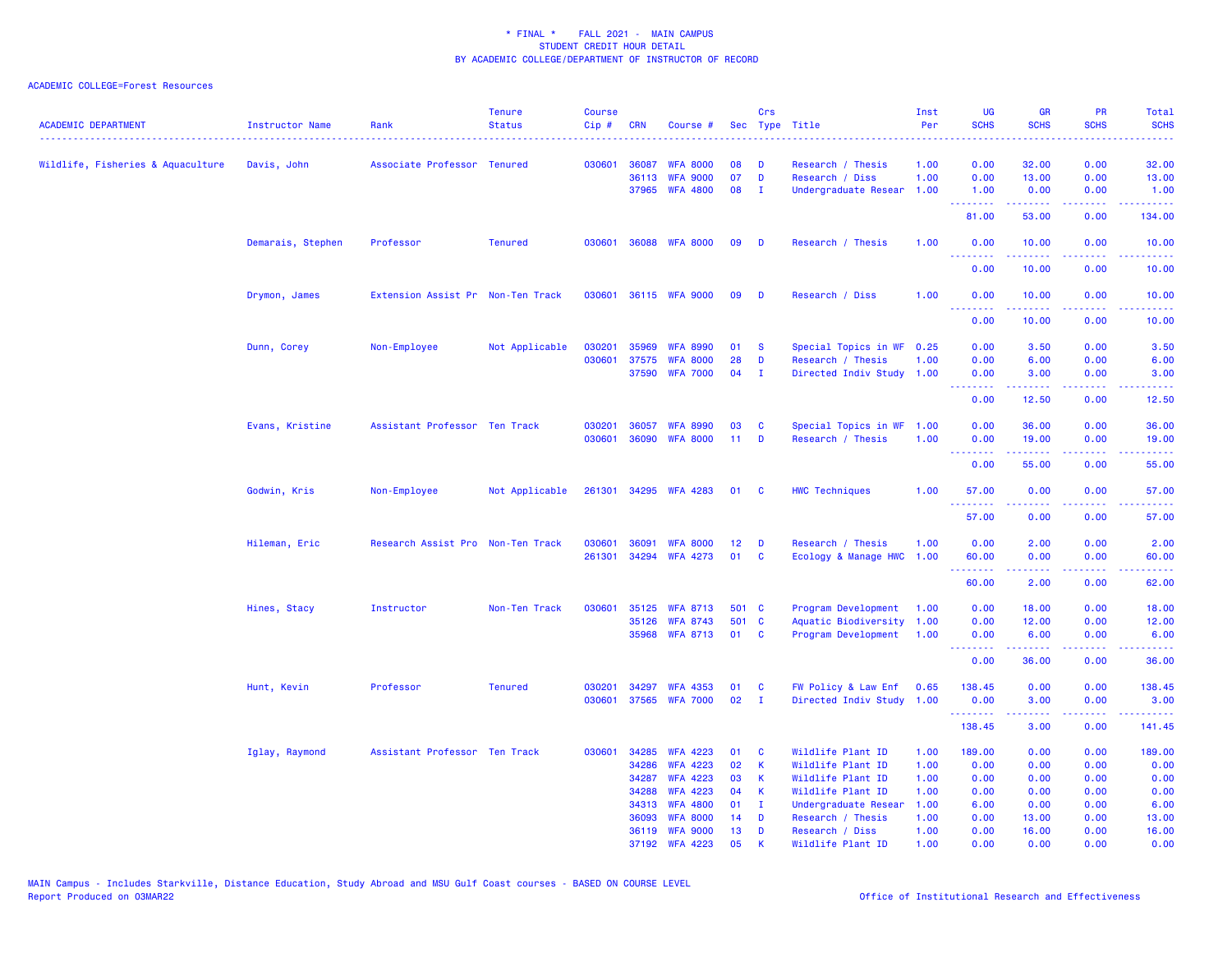\* FINAL \*    FALL 2021 -  MAIN CAMPUS
STUDENT CREDIT HOUR DETAIL
BY ACADEMIC COLLEGE/DEPARTMENT OF INSTRUCTOR OF RECORD

ACADEMIC COLLEGE=Forest Resources

| ACADEMIC DEPARTMENT | Instructor Name | Rank | Tenure Status | Course Cip # | CRN | Course # | Sec | Crs Type | Title | Inst Per | UG SCHS | GR SCHS | PR SCHS | Total SCHS |
|---|---|---|---|---|---|---|---|---|---|---|---|---|---|---|
| Wildlife, Fisheries & Aquaculture | Davis, John | Associate Professor | Tenured | 030601 | 36087 | WFA 8000 | 08 | D | Research / Thesis | 1.00 | 0.00 | 32.00 | 0.00 | 32.00 |
| | | | | | 36113 | WFA 9000 | 07 | D | Research / Diss | 1.00 | 0.00 | 13.00 | 0.00 | 13.00 |
| | | | | | 37965 | WFA 4800 | 08 | I | Undergraduate Resear | 1.00 | 1.00 | 0.00 | 0.00 | 1.00 |
| | | | | | | | | | | | 81.00 | 53.00 | 0.00 | 134.00 |
| | Demarais, Stephen | Professor | Tenured | 030601 | 36088 | WFA 8000 | 09 | D | Research / Thesis | 1.00 | 0.00 | 10.00 | 0.00 | 10.00 |
| | | | | | | | | | | | 0.00 | 10.00 | 0.00 | 10.00 |
| | Drymon, James | Extension Assist Pr | Non-Ten Track | 030601 | 36115 | WFA 9000 | 09 | D | Research / Diss | 1.00 | 0.00 | 10.00 | 0.00 | 10.00 |
| | | | | | | | | | | | 0.00 | 10.00 | 0.00 | 10.00 |
| | Dunn, Corey | Non-Employee | Not Applicable | 030201 | 35969 | WFA 8990 | 01 | S | Special Topics in WF | 0.25 | 0.00 | 3.50 | 0.00 | 3.50 |
| | | | | 030601 | 37575 | WFA 8000 | 28 | D | Research / Thesis | 1.00 | 0.00 | 6.00 | 0.00 | 6.00 |
| | | | | | 37590 | WFA 7000 | 04 | I | Directed Indiv Study | 1.00 | 0.00 | 3.00 | 0.00 | 3.00 |
| | | | | | | | | | | | 0.00 | 12.50 | 0.00 | 12.50 |
| | Evans, Kristine | Assistant Professor | Ten Track | 030201 | 36057 | WFA 8990 | 03 | C | Special Topics in WF | 1.00 | 0.00 | 36.00 | 0.00 | 36.00 |
| | | | | 030601 | 36090 | WFA 8000 | 11 | D | Research / Thesis | 1.00 | 0.00 | 19.00 | 0.00 | 19.00 |
| | | | | | | | | | | | 0.00 | 55.00 | 0.00 | 55.00 |
| | Godwin, Kris | Non-Employee | Not Applicable | 261301 | 34295 | WFA 4283 | 01 | C | HWC Techniques | 1.00 | 57.00 | 0.00 | 0.00 | 57.00 |
| | | | | | | | | | | | 57.00 | 0.00 | 0.00 | 57.00 |
| | Hileman, Eric | Research Assist Pro | Non-Ten Track | 030601 | 36091 | WFA 8000 | 12 | D | Research / Thesis | 1.00 | 0.00 | 2.00 | 0.00 | 2.00 |
| | | | | 261301 | 34294 | WFA 4273 | 01 | C | Ecology & Manage HWC | 1.00 | 60.00 | 0.00 | 0.00 | 60.00 |
| | | | | | | | | | | | 60.00 | 2.00 | 0.00 | 62.00 |
| | Hines, Stacy | Instructor | Non-Ten Track | 030601 | 35125 | WFA 8713 | 501 | C | Program Development | 1.00 | 0.00 | 18.00 | 0.00 | 18.00 |
| | | | | | 35126 | WFA 8743 | 501 | C | Aquatic Biodiversity | 1.00 | 0.00 | 12.00 | 0.00 | 12.00 |
| | | | | | 35968 | WFA 8713 | 01 | C | Program Development | 1.00 | 0.00 | 6.00 | 0.00 | 6.00 |
| | | | | | | | | | | | 0.00 | 36.00 | 0.00 | 36.00 |
| | Hunt, Kevin | Professor | Tenured | 030201 | 34297 | WFA 4353 | 01 | C | FW Policy & Law Enf | 0.65 | 138.45 | 0.00 | 0.00 | 138.45 |
| | | | | 030601 | 37565 | WFA 7000 | 02 | I | Directed Indiv Study | 1.00 | 0.00 | 3.00 | 0.00 | 3.00 |
| | | | | | | | | | | | 138.45 | 3.00 | 0.00 | 141.45 |
| | Iglay, Raymond | Assistant Professor | Ten Track | 030601 | 34285 | WFA 4223 | 01 | C | Wildlife Plant ID | 1.00 | 189.00 | 0.00 | 0.00 | 189.00 |
| | | | | | 34286 | WFA 4223 | 02 | K | Wildlife Plant ID | 1.00 | 0.00 | 0.00 | 0.00 | 0.00 |
| | | | | | 34287 | WFA 4223 | 03 | K | Wildlife Plant ID | 1.00 | 0.00 | 0.00 | 0.00 | 0.00 |
| | | | | | 34288 | WFA 4223 | 04 | K | Wildlife Plant ID | 1.00 | 0.00 | 0.00 | 0.00 | 0.00 |
| | | | | | 34313 | WFA 4800 | 01 | I | Undergraduate Resear | 1.00 | 6.00 | 0.00 | 0.00 | 6.00 |
| | | | | | 36093 | WFA 8000 | 14 | D | Research / Thesis | 1.00 | 0.00 | 13.00 | 0.00 | 13.00 |
| | | | | | 36119 | WFA 9000 | 13 | D | Research / Diss | 1.00 | 0.00 | 16.00 | 0.00 | 16.00 |
| | | | | | 37192 | WFA 4223 | 05 | K | Wildlife Plant ID | 1.00 | 0.00 | 0.00 | 0.00 | 0.00 |

MAIN Campus - Includes Starkville, Distance Education, Study Abroad and MSU Gulf Coast courses - BASED ON COURSE LEVEL
Report Produced on 03MAR22

Office of Institutional Research and Effectiveness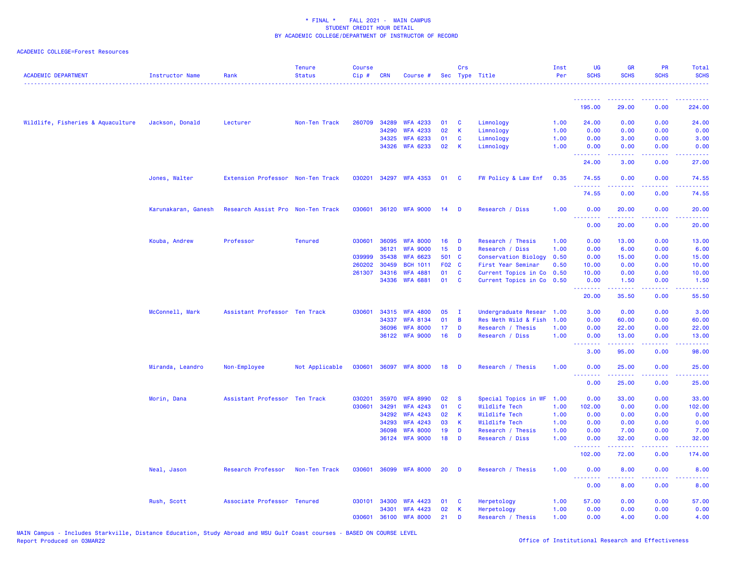# * FINAL * FALL 2021 - MAIN CAMPUS
## STUDENT CREDIT HOUR DETAIL
## BY ACADEMIC COLLEGE/DEPARTMENT OF INSTRUCTOR OF RECORD

ACADEMIC COLLEGE=Forest Resources

| ACADEMIC DEPARTMENT | Instructor Name | Rank | Tenure Status | Course Cip # | CRN | Course # | Sec | Crs Type | Title | Inst Per | UG SCHS | GR SCHS | PR SCHS | Total SCHS |
|---|---|---|---|---|---|---|---|---|---|---|---|---|---|---|
| | | | | | | | | | | | 195.00 | 29.00 | 0.00 | 224.00 |
| Wildlife, Fisheries & Aquaculture | Jackson, Donald | Lecturer | Non-Ten Track | 260709 | 34289 | WFA 4233 | 01 | C | Limnology | 1.00 | 24.00 | 0.00 | 0.00 | 24.00 |
| | | | | | 34290 | WFA 4233 | 02 | K | Limnology | 1.00 | 0.00 | 0.00 | 0.00 | 0.00 |
| | | | | | 34325 | WFA 6233 | 01 | C | Limnology | 1.00 | 0.00 | 3.00 | 0.00 | 3.00 |
| | | | | | 34326 | WFA 6233 | 02 | K | Limnology | 1.00 | 0.00 | 0.00 | 0.00 | 0.00 |
| | | | | | | | | | | | 24.00 | 3.00 | 0.00 | 27.00 |
| | Jones, Walter | Extension Professor | Non-Ten Track | 030201 | 34297 | WFA 4353 | 01 | C | FW Policy & Law Enf | 0.35 | 74.55 | 0.00 | 0.00 | 74.55 |
| | | | | | | | | | | | 74.55 | 0.00 | 0.00 | 74.55 |
| | Karunakaran, Ganesh | Research Assist Pro | Non-Ten Track | 030601 | 36120 | WFA 9000 | 14 | D | Research / Diss | 1.00 | 0.00 | 20.00 | 0.00 | 20.00 |
| | | | | | | | | | | | 0.00 | 20.00 | 0.00 | 20.00 |
| | Kouba, Andrew | Professor | Tenured | 030601 | 36095 | WFA 8000 | 16 | D | Research / Thesis | 1.00 | 0.00 | 13.00 | 0.00 | 13.00 |
| | | | | | 36121 | WFA 9000 | 15 | D | Research / Diss | 1.00 | 0.00 | 6.00 | 0.00 | 6.00 |
| | | | | 039999 | 35438 | WFA 6623 | 501 | C | Conservation Biology | 0.50 | 0.00 | 15.00 | 0.00 | 15.00 |
| | | | | 260202 | 30459 | BCH 1011 | F02 | C | First Year Seminar | 0.50 | 10.00 | 0.00 | 0.00 | 10.00 |
| | | | | 261307 | 34316 | WFA 4881 | 01 | C | Current Topics in Co | 0.50 | 10.00 | 0.00 | 0.00 | 10.00 |
| | | | | | 34336 | WFA 6881 | 01 | C | Current Topics in Co | 0.50 | 0.00 | 1.50 | 0.00 | 1.50 |
| | | | | | | | | | | | 20.00 | 35.50 | 0.00 | 55.50 |
| | McConnell, Mark | Assistant Professor | Ten Track | 030601 | 34315 | WFA 4800 | 05 | I | Undergraduate Resear | 1.00 | 3.00 | 0.00 | 0.00 | 3.00 |
| | | | | | 34337 | WFA 8134 | 01 | B | Res Meth Wild & Fish | 1.00 | 0.00 | 60.00 | 0.00 | 60.00 |
| | | | | | 36096 | WFA 8000 | 17 | D | Research / Thesis | 1.00 | 0.00 | 22.00 | 0.00 | 22.00 |
| | | | | | 36122 | WFA 9000 | 16 | D | Research / Diss | 1.00 | 0.00 | 13.00 | 0.00 | 13.00 |
| | | | | | | | | | | | 3.00 | 95.00 | 0.00 | 98.00 |
| | Miranda, Leandro | Non-Employee | Not Applicable | 030601 | 36097 | WFA 8000 | 18 | D | Research / Thesis | 1.00 | 0.00 | 25.00 | 0.00 | 25.00 |
| | | | | | | | | | | | 0.00 | 25.00 | 0.00 | 25.00 |
| | Morin, Dana | Assistant Professor | Ten Track | 030201 | 35970 | WFA 8990 | 02 | S | Special Topics in WF | 1.00 | 0.00 | 33.00 | 0.00 | 33.00 |
| | | | | 030601 | 34291 | WFA 4243 | 01 | C | Wildlife Tech | 1.00 | 102.00 | 0.00 | 0.00 | 102.00 |
| | | | | | 34292 | WFA 4243 | 02 | K | Wildlife Tech | 1.00 | 0.00 | 0.00 | 0.00 | 0.00 |
| | | | | | 34293 | WFA 4243 | 03 | K | Wildlife Tech | 1.00 | 0.00 | 0.00 | 0.00 | 0.00 |
| | | | | | 36098 | WFA 8000 | 19 | D | Research / Thesis | 1.00 | 0.00 | 7.00 | 0.00 | 7.00 |
| | | | | | 36124 | WFA 9000 | 18 | D | Research / Diss | 1.00 | 0.00 | 32.00 | 0.00 | 32.00 |
| | | | | | | | | | | | 102.00 | 72.00 | 0.00 | 174.00 |
| | Neal, Jason | Research Professor | Non-Ten Track | 030601 | 36099 | WFA 8000 | 20 | D | Research / Thesis | 1.00 | 0.00 | 8.00 | 0.00 | 8.00 |
| | | | | | | | | | | | 0.00 | 8.00 | 0.00 | 8.00 |
| | Rush, Scott | Associate Professor | Tenured | 030101 | 34300 | WFA 4423 | 01 | C | Herpetology | 1.00 | 57.00 | 0.00 | 0.00 | 57.00 |
| | | | | | 34301 | WFA 4423 | 02 | K | Herpetology | 1.00 | 0.00 | 0.00 | 0.00 | 0.00 |
| | | | | 030601 | 36100 | WFA 8000 | 21 | D | Research / Thesis | 1.00 | 0.00 | 4.00 | 0.00 | 4.00 |

MAIN Campus - Includes Starkville, Distance Education, Study Abroad and MSU Gulf Coast courses - BASED ON COURSE LEVEL
Report Produced on 03MAR22

Office of Institutional Research and Effectiveness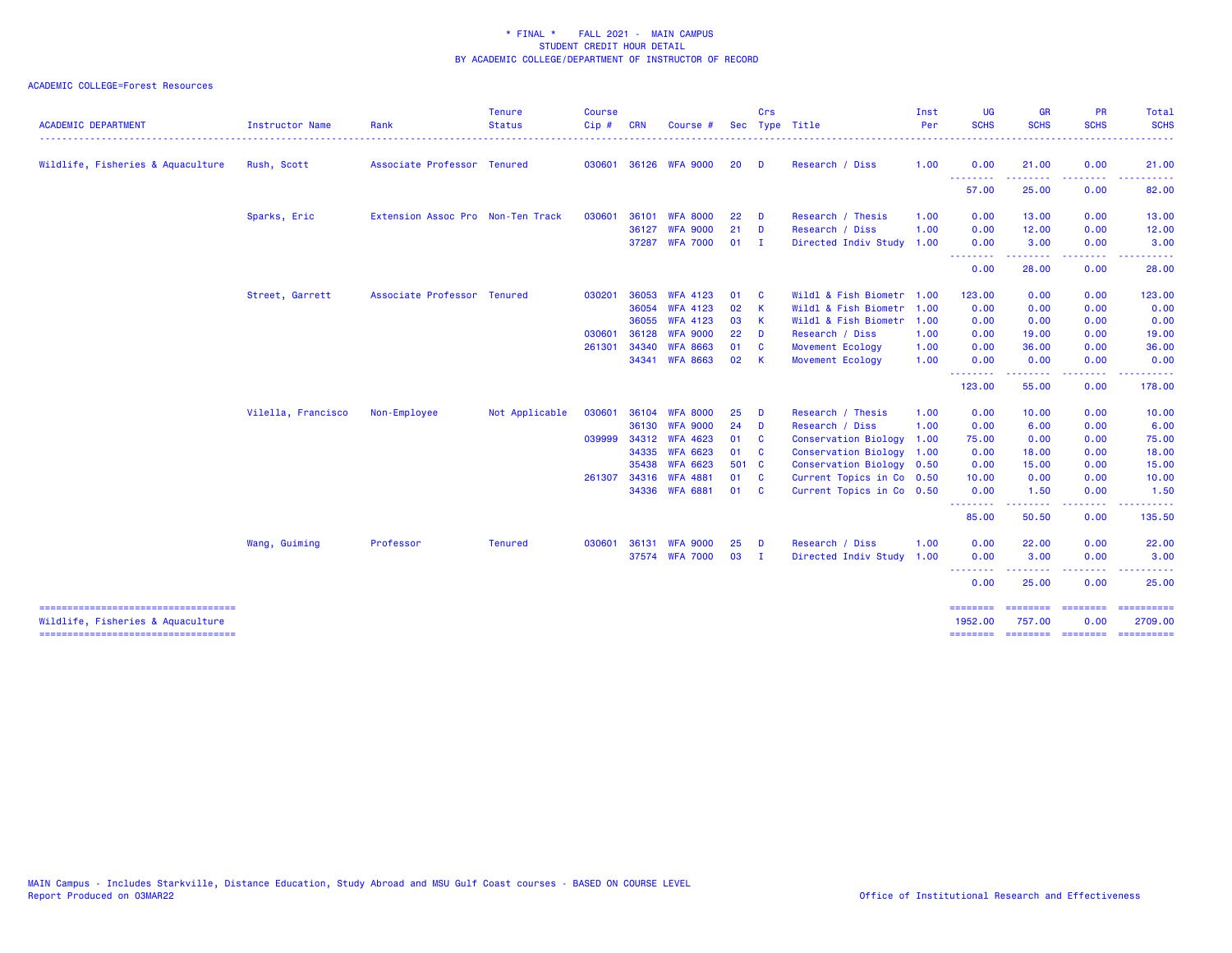\* FINAL \* FALL 2021 - MAIN CAMPUS
STUDENT CREDIT HOUR DETAIL
BY ACADEMIC COLLEGE/DEPARTMENT OF INSTRUCTOR OF RECORD

ACADEMIC COLLEGE=Forest Resources

| ACADEMIC DEPARTMENT | Instructor Name | Rank | Tenure Status | Course Cip # | CRN | Course # | Sec | Crs Type | Title | Inst Per | UG SCHS | GR SCHS | PR SCHS | Total SCHS |
|---|---|---|---|---|---|---|---|---|---|---|---|---|---|---|
| Wildlife, Fisheries & Aquaculture | Rush, Scott | Associate Professor | Tenured | 030601 | 36126 | WFA 9000 | 20 | D | Research / Diss | 1.00 | 0.00 | 21.00 | 0.00 | 21.00 |
| | | | | | | | | | | | 57.00 | 25.00 | 0.00 | 82.00 |
| | Sparks, Eric | Extension Assoc Pro | Non-Ten Track | 030601 | 36101 | WFA 8000 | 22 | D | Research / Thesis | 1.00 | 0.00 | 13.00 | 0.00 | 13.00 |
| | | | | | 36127 | WFA 9000 | 21 | D | Research / Diss | 1.00 | 0.00 | 12.00 | 0.00 | 12.00 |
| | | | | | 37287 | WFA 7000 | 01 | I | Directed Indiv Study | 1.00 | 0.00 | 3.00 | 0.00 | 3.00 |
| | | | | | | | | | | | 0.00 | 28.00 | 0.00 | 28.00 |
| | Street, Garrett | Associate Professor | Tenured | 030201 | 36053 | WFA 4123 | 01 | C | Wildl & Fish Biometr | 1.00 | 123.00 | 0.00 | 0.00 | 123.00 |
| | | | | | 36054 | WFA 4123 | 02 | K | Wildl & Fish Biometr | 1.00 | 0.00 | 0.00 | 0.00 | 0.00 |
| | | | | | 36055 | WFA 4123 | 03 | K | Wildl & Fish Biometr | 1.00 | 0.00 | 0.00 | 0.00 | 0.00 |
| | | | | 030601 | 36128 | WFA 9000 | 22 | D | Research / Diss | 1.00 | 0.00 | 19.00 | 0.00 | 19.00 |
| | | | | 261301 | 34340 | WFA 8663 | 01 | C | Movement Ecology | 1.00 | 0.00 | 36.00 | 0.00 | 36.00 |
| | | | | | 34341 | WFA 8663 | 02 | K | Movement Ecology | 1.00 | 0.00 | 0.00 | 0.00 | 0.00 |
| | | | | | | | | | | | 123.00 | 55.00 | 0.00 | 178.00 |
| | Vilella, Francisco | Non-Employee | Not Applicable | 030601 | 36104 | WFA 8000 | 25 | D | Research / Thesis | 1.00 | 0.00 | 10.00 | 0.00 | 10.00 |
| | | | | | 36130 | WFA 9000 | 24 | D | Research / Diss | 1.00 | 0.00 | 6.00 | 0.00 | 6.00 |
| | | | | 039999 | 34312 | WFA 4623 | 01 | C | Conservation Biology | 1.00 | 75.00 | 0.00 | 0.00 | 75.00 |
| | | | | | 34335 | WFA 6623 | 01 | C | Conservation Biology | 1.00 | 0.00 | 18.00 | 0.00 | 18.00 |
| | | | | | 35438 | WFA 6623 | 501 | C | Conservation Biology | 0.50 | 0.00 | 15.00 | 0.00 | 15.00 |
| | | | | 261307 | 34316 | WFA 4881 | 01 | C | Current Topics in Co | 0.50 | 10.00 | 0.00 | 0.00 | 10.00 |
| | | | | | 34336 | WFA 6881 | 01 | C | Current Topics in Co | 0.50 | 0.00 | 1.50 | 0.00 | 1.50 |
| | | | | | | | | | | | 85.00 | 50.50 | 0.00 | 135.50 |
| | Wang, Guiming | Professor | Tenured | 030601 | 36131 | WFA 9000 | 25 | D | Research / Diss | 1.00 | 0.00 | 22.00 | 0.00 | 22.00 |
| | | | | | 37574 | WFA 7000 | 03 | I | Directed Indiv Study | 1.00 | 0.00 | 3.00 | 0.00 | 3.00 |
| | | | | | | | | | | | 0.00 | 25.00 | 0.00 | 25.00 |
| Wildlife, Fisheries & Aquaculture | | | | | | | | | | | 1952.00 | 757.00 | 0.00 | 2709.00 |

MAIN Campus - Includes Starkville, Distance Education, Study Abroad and MSU Gulf Coast courses - BASED ON COURSE LEVEL
Report Produced on 03MAR22

Office of Institutional Research and Effectiveness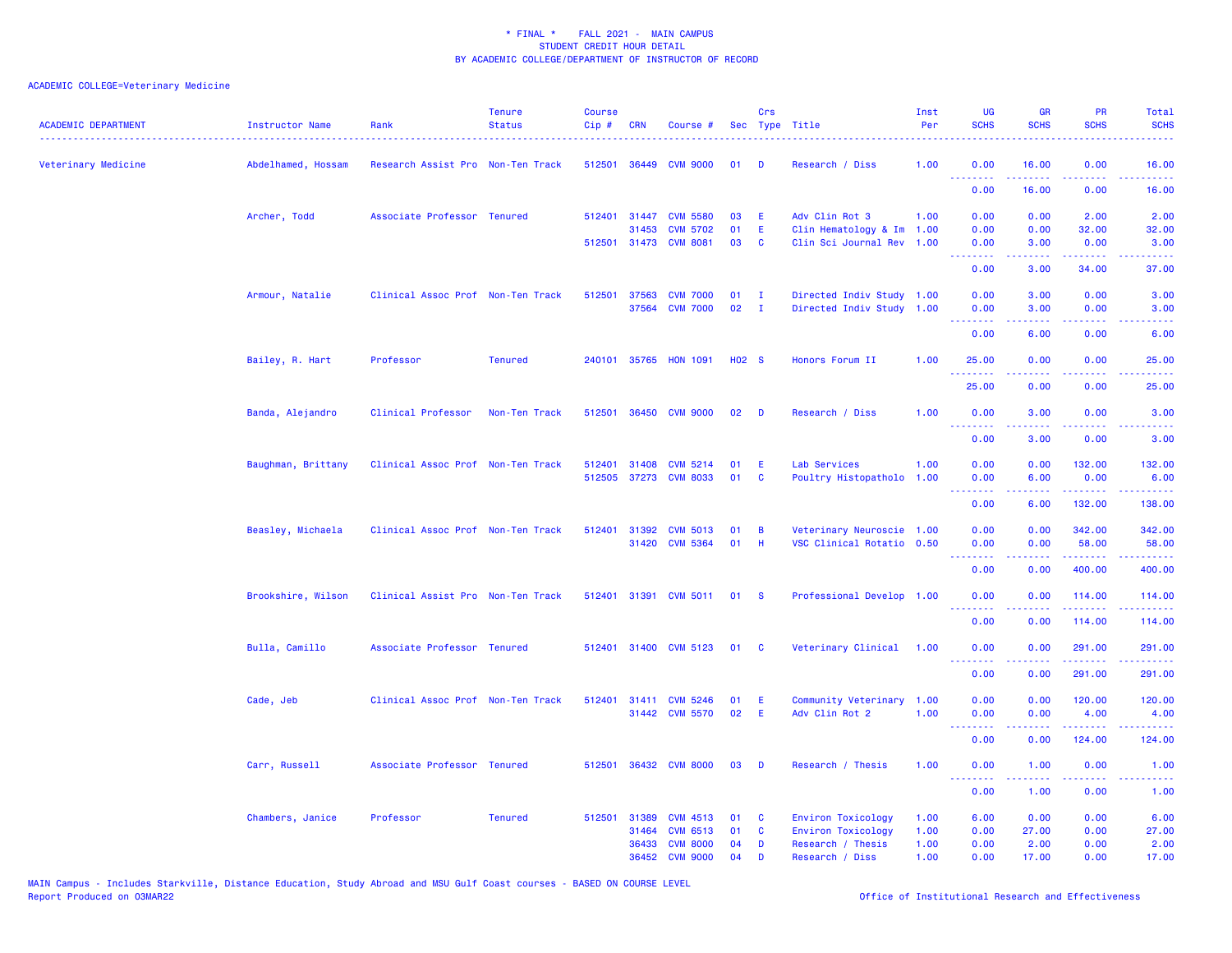\* FINAL \*    FALL 2021 - MAIN CAMPUS
STUDENT CREDIT HOUR DETAIL
BY ACADEMIC COLLEGE/DEPARTMENT OF INSTRUCTOR OF RECORD

ACADEMIC COLLEGE=Veterinary Medicine

| ACADEMIC DEPARTMENT | Instructor Name | Rank | Tenure Status | Course Cip # | CRN | Course # | Sec | Crs Type | Title | Inst Per | UG SCHS | GR SCHS | PR SCHS | Total SCHS |
|---|---|---|---|---|---|---|---|---|---|---|---|---|---|---|
| Veterinary Medicine | Abdelhamed, Hossam | Research Assist Pro | Non-Ten Track | 512501 | 36449 | CVM 9000 | 01 | D | Research / Diss | 1.00 | 0.00 | 16.00 | 0.00 | 16.00 |
| | | | | | | | | | | | 0.00 | 16.00 | 0.00 | 16.00 |
| | Archer, Todd | Associate Professor | Tenured | 512401 | 31447 | CVM 5580 | 03 | E | Adv Clin Rot 3 | 1.00 | 0.00 | 0.00 | 2.00 | 2.00 |
| | | | | | 31453 | CVM 5702 | 01 | E | Clin Hematology & Im | 1.00 | 0.00 | 0.00 | 32.00 | 32.00 |
| | | | | 512501 | 31473 | CVM 8081 | 03 | C | Clin Sci Journal Rev | 1.00 | 0.00 | 3.00 | 0.00 | 3.00 |
| | | | | | | | | | | | 0.00 | 3.00 | 34.00 | 37.00 |
| | Armour, Natalie | Clinical Assoc Prof | Non-Ten Track | 512501 | 37563 | CVM 7000 | 01 | I | Directed Indiv Study | 1.00 | 0.00 | 3.00 | 0.00 | 3.00 |
| | | | | | 37564 | CVM 7000 | 02 | I | Directed Indiv Study | 1.00 | 0.00 | 3.00 | 0.00 | 3.00 |
| | | | | | | | | | | | 0.00 | 6.00 | 0.00 | 6.00 |
| | Bailey, R. Hart | Professor | Tenured | 240101 | 35765 | HON 1091 | H02 | S | Honors Forum II | 1.00 | 25.00 | 0.00 | 0.00 | 25.00 |
| | | | | | | | | | | | 25.00 | 0.00 | 0.00 | 25.00 |
| | Banda, Alejandro | Clinical Professor | Non-Ten Track | 512501 | 36450 | CVM 9000 | 02 | D | Research / Diss | 1.00 | 0.00 | 3.00 | 0.00 | 3.00 |
| | | | | | | | | | | | 0.00 | 3.00 | 0.00 | 3.00 |
| | Baughman, Brittany | Clinical Assoc Prof | Non-Ten Track | 512401 | 31408 | CVM 5214 | 01 | E | Lab Services | 1.00 | 0.00 | 0.00 | 132.00 | 132.00 |
| | | | | 512505 | 37273 | CVM 8033 | 01 | C | Poultry Histopatholo | 1.00 | 0.00 | 6.00 | 0.00 | 6.00 |
| | | | | | | | | | | | 0.00 | 6.00 | 132.00 | 138.00 |
| | Beasley, Michaela | Clinical Assoc Prof | Non-Ten Track | 512401 | 31392 | CVM 5013 | 01 | B | Veterinary Neuroscie | 1.00 | 0.00 | 0.00 | 342.00 | 342.00 |
| | | | | | 31420 | CVM 5364 | 01 | H | VSC Clinical Rotatio | 0.50 | 0.00 | 0.00 | 58.00 | 58.00 |
| | | | | | | | | | | | 0.00 | 0.00 | 400.00 | 400.00 |
| | Brookshire, Wilson | Clinical Assist Pro | Non-Ten Track | 512401 | 31391 | CVM 5011 | 01 | S | Professional Develop | 1.00 | 0.00 | 0.00 | 114.00 | 114.00 |
| | | | | | | | | | | | 0.00 | 0.00 | 114.00 | 114.00 |
| | Bulla, Camillo | Associate Professor | Tenured | 512401 | 31400 | CVM 5123 | 01 | C | Veterinary Clinical | 1.00 | 0.00 | 0.00 | 291.00 | 291.00 |
| | | | | | | | | | | | 0.00 | 0.00 | 291.00 | 291.00 |
| | Cade, Jeb | Clinical Assoc Prof | Non-Ten Track | 512401 | 31411 | CVM 5246 | 01 | E | Community Veterinary | 1.00 | 0.00 | 0.00 | 120.00 | 120.00 |
| | | | | | 31442 | CVM 5570 | 02 | E | Adv Clin Rot 2 | 1.00 | 0.00 | 0.00 | 4.00 | 4.00 |
| | | | | | | | | | | | 0.00 | 0.00 | 124.00 | 124.00 |
| | Carr, Russell | Associate Professor | Tenured | 512501 | 36432 | CVM 8000 | 03 | D | Research / Thesis | 1.00 | 0.00 | 1.00 | 0.00 | 1.00 |
| | | | | | | | | | | | 0.00 | 1.00 | 0.00 | 1.00 |
| | Chambers, Janice | Professor | Tenured | 512501 | 31389 | CVM 4513 | 01 | C | Environ Toxicology | 1.00 | 6.00 | 0.00 | 0.00 | 6.00 |
| | | | | | 31464 | CVM 6513 | 01 | C | Environ Toxicology | 1.00 | 0.00 | 27.00 | 0.00 | 27.00 |
| | | | | | 36433 | CVM 8000 | 04 | D | Research / Thesis | 1.00 | 0.00 | 2.00 | 0.00 | 2.00 |
| | | | | | 36452 | CVM 9000 | 04 | D | Research / Diss | 1.00 | 0.00 | 17.00 | 0.00 | 17.00 |

MAIN Campus - Includes Starkville, Distance Education, Study Abroad and MSU Gulf Coast courses - BASED ON COURSE LEVEL
Report Produced on 03MAR22    Office of Institutional Research and Effectiveness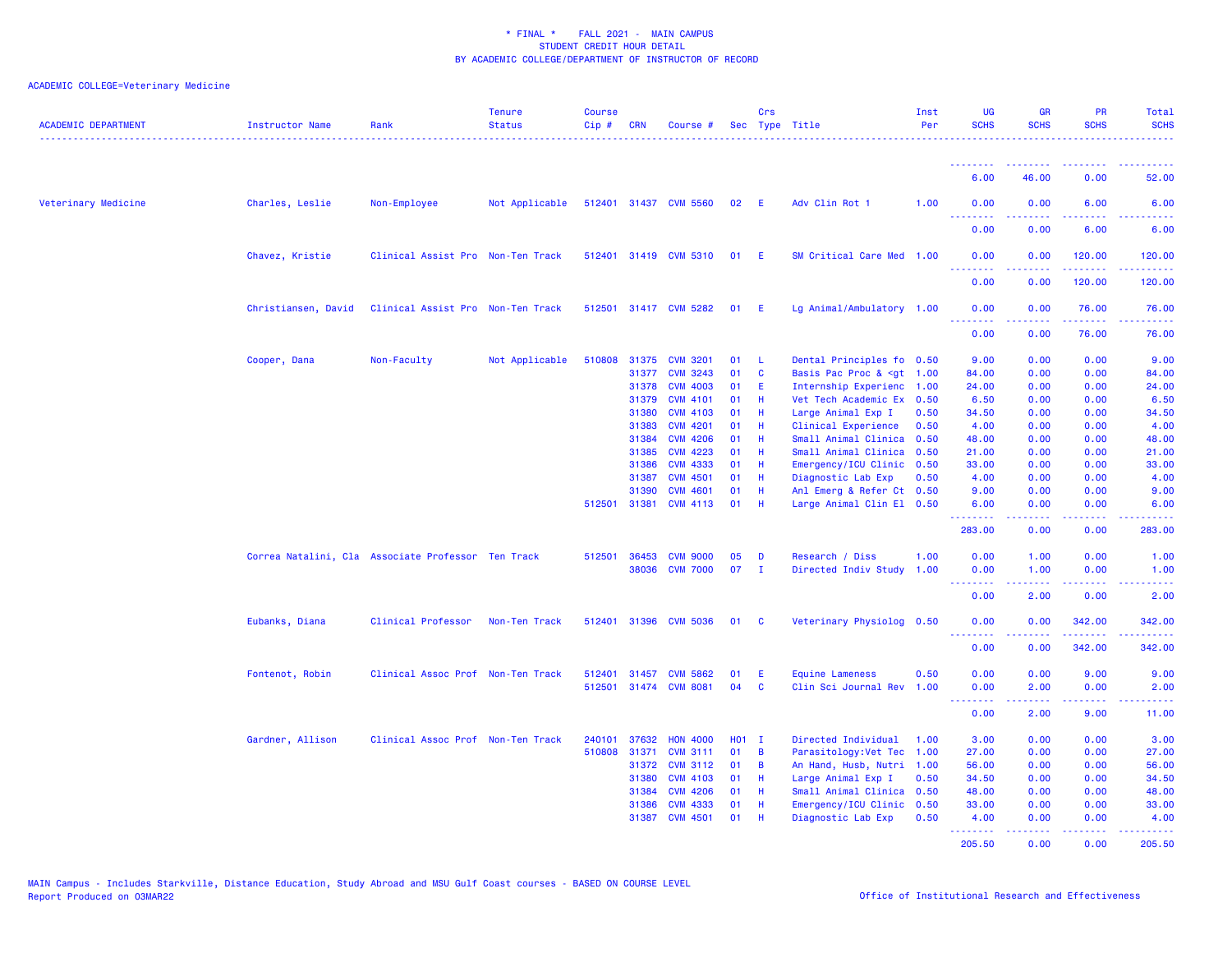* FINAL * FALL 2021 - MAIN CAMPUS
STUDENT CREDIT HOUR DETAIL
BY ACADEMIC COLLEGE/DEPARTMENT OF INSTRUCTOR OF RECORD

ACADEMIC COLLEGE=Veterinary Medicine

| ACADEMIC DEPARTMENT | Instructor Name | Rank | Tenure Status | Course Cip # | CRN | Course # | Sec | Crs Type | Title | Inst Per | UG SCHS | GR SCHS | PR SCHS | Total SCHS |
|---|---|---|---|---|---|---|---|---|---|---|---|---|---|---|
| | | | | | | | | | | | 6.00 | 46.00 | 0.00 | 52.00 |
| Veterinary Medicine | Charles, Leslie | Non-Employee | Not Applicable | 512401 | 31437 | CVM 5560 | 02 | E | Adv Clin Rot 1 | 1.00 | 0.00 | 0.00 | 6.00 | 6.00 |
| | | | | | | | | | | | 0.00 | 0.00 | 6.00 | 6.00 |
| | Chavez, Kristie | Clinical Assist Pro | Non-Ten Track | 512401 | 31419 | CVM 5310 | 01 | E | SM Critical Care Med | 1.00 | 0.00 | 0.00 | 120.00 | 120.00 |
| | | | | | | | | | | | 0.00 | 0.00 | 120.00 | 120.00 |
| | Christiansen, David | Clinical Assist Pro | Non-Ten Track | 512501 | 31417 | CVM 5282 | 01 | E | Lg Animal/Ambulatory | 1.00 | 0.00 | 0.00 | 76.00 | 76.00 |
| | | | | | | | | | | | 0.00 | 0.00 | 76.00 | 76.00 |
| | Cooper, Dana | Non-Faculty | Not Applicable | 510808 | 31375 | CVM 3201 | 01 | L | Dental Principles fo | 0.50 | 9.00 | 0.00 | 0.00 | 9.00 |
| | | | | | 31377 | CVM 3243 | 01 | C | Basis Pac Proc & <gt | 1.00 | 84.00 | 0.00 | 0.00 | 84.00 |
| | | | | | 31378 | CVM 4003 | 01 | E | Internship Experienc | 1.00 | 24.00 | 0.00 | 0.00 | 24.00 |
| | | | | | 31379 | CVM 4101 | 01 | H | Vet Tech Academic Ex | 0.50 | 6.50 | 0.00 | 0.00 | 6.50 |
| | | | | | 31380 | CVM 4103 | 01 | H | Large Animal Exp I | 0.50 | 34.50 | 0.00 | 0.00 | 34.50 |
| | | | | | 31383 | CVM 4201 | 01 | H | Clinical Experience | 0.50 | 4.00 | 0.00 | 0.00 | 4.00 |
| | | | | | 31384 | CVM 4206 | 01 | H | Small Animal Clinica | 0.50 | 48.00 | 0.00 | 0.00 | 48.00 |
| | | | | | 31385 | CVM 4223 | 01 | H | Small Animal Clinica | 0.50 | 21.00 | 0.00 | 0.00 | 21.00 |
| | | | | | 31386 | CVM 4333 | 01 | H | Emergency/ICU Clinic | 0.50 | 33.00 | 0.00 | 0.00 | 33.00 |
| | | | | | 31387 | CVM 4501 | 01 | H | Diagnostic Lab Exp | 0.50 | 4.00 | 0.00 | 0.00 | 4.00 |
| | | | | | 31390 | CVM 4601 | 01 | H | Anl Emerg & Refer Ct | 0.50 | 9.00 | 0.00 | 0.00 | 9.00 |
| | | | | 512501 | 31381 | CVM 4113 | 01 | H | Large Animal Clin El | 0.50 | 6.00 | 0.00 | 0.00 | 6.00 |
| | | | | | | | | | | | 283.00 | 0.00 | 0.00 | 283.00 |
| | Correa Natalini, Cla | Associate Professor | Ten Track | 512501 | 36453 | CVM 9000 | 05 | D | Research / Diss | 1.00 | 0.00 | 1.00 | 0.00 | 1.00 |
| | | | | | 38036 | CVM 7000 | 07 | I | Directed Indiv Study | 1.00 | 0.00 | 1.00 | 0.00 | 1.00 |
| | | | | | | | | | | | 0.00 | 2.00 | 0.00 | 2.00 |
| | Eubanks, Diana | Clinical Professor | Non-Ten Track | 512401 | 31396 | CVM 5036 | 01 | C | Veterinary Physiolog | 0.50 | 0.00 | 0.00 | 342.00 | 342.00 |
| | | | | | | | | | | | 0.00 | 0.00 | 342.00 | 342.00 |
| | Fontenot, Robin | Clinical Assoc Prof | Non-Ten Track | 512401 | 31457 | CVM 5862 | 01 | E | Equine Lameness | 0.50 | 0.00 | 0.00 | 9.00 | 9.00 |
| | | | | 512501 | 31474 | CVM 8081 | 04 | C | Clin Sci Journal Rev | 1.00 | 0.00 | 2.00 | 0.00 | 2.00 |
| | | | | | | | | | | | 0.00 | 2.00 | 9.00 | 11.00 |
| | Gardner, Allison | Clinical Assoc Prof | Non-Ten Track | 240101 | 37632 | HON 4000 | H01 | I | Directed Individual | 1.00 | 3.00 | 0.00 | 0.00 | 3.00 |
| | | | | 510808 | 31371 | CVM 3111 | 01 | B | Parasitology:Vet Tec | 1.00 | 27.00 | 0.00 | 0.00 | 27.00 |
| | | | | | 31372 | CVM 3112 | 01 | B | An Hand, Husb, Nutri | 1.00 | 56.00 | 0.00 | 0.00 | 56.00 |
| | | | | | 31380 | CVM 4103 | 01 | H | Large Animal Exp I | 0.50 | 34.50 | 0.00 | 0.00 | 34.50 |
| | | | | | 31384 | CVM 4206 | 01 | H | Small Animal Clinica | 0.50 | 48.00 | 0.00 | 0.00 | 48.00 |
| | | | | | 31386 | CVM 4333 | 01 | H | Emergency/ICU Clinic | 0.50 | 33.00 | 0.00 | 0.00 | 33.00 |
| | | | | | 31387 | CVM 4501 | 01 | H | Diagnostic Lab Exp | 0.50 | 4.00 | 0.00 | 0.00 | 4.00 |
| | | | | | | | | | | | 205.50 | 0.00 | 0.00 | 205.50 |

MAIN Campus - Includes Starkville, Distance Education, Study Abroad and MSU Gulf Coast courses - BASED ON COURSE LEVEL
Report Produced on 03MAR22

Office of Institutional Research and Effectiveness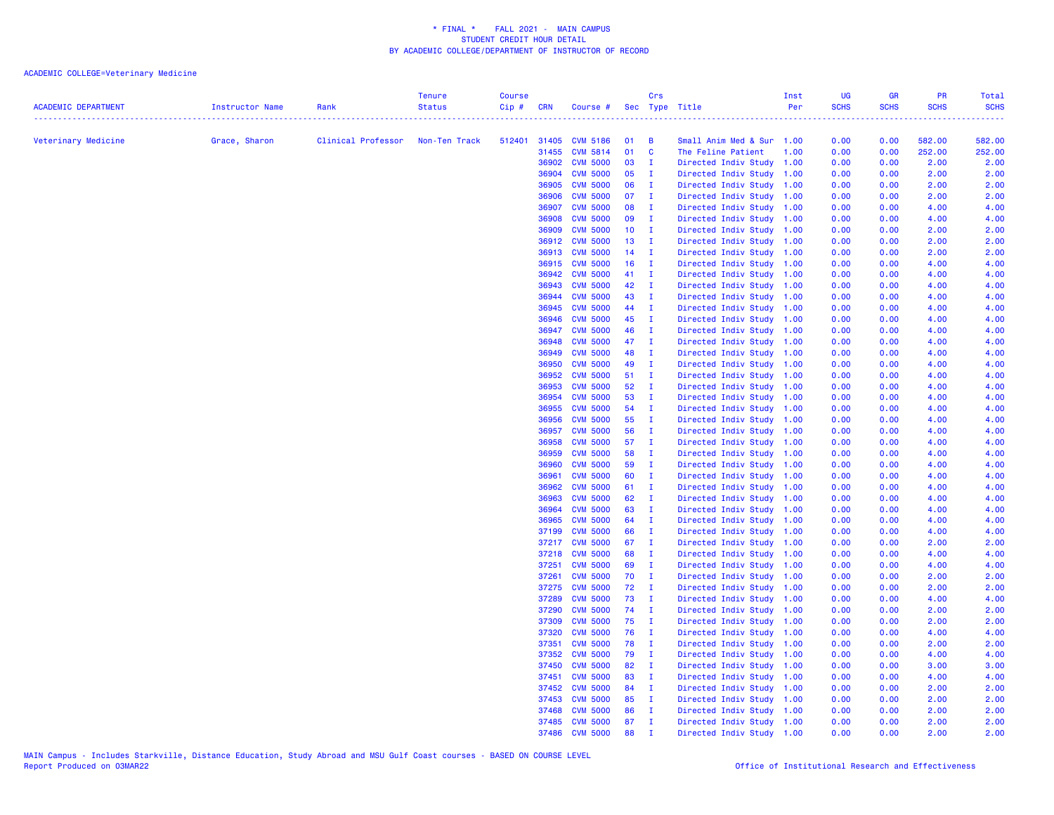* FINAL * FALL 2021 - MAIN CAMPUS
STUDENT CREDIT HOUR DETAIL
BY ACADEMIC COLLEGE/DEPARTMENT OF INSTRUCTOR OF RECORD

ACADEMIC COLLEGE=Veterinary Medicine

| ACADEMIC DEPARTMENT | Instructor Name | Rank | Tenure Status | Course Cip # | CRN | Course # | Sec | Crs Type | Title | Inst Per | UG SCHS | GR SCHS | PR SCHS | Total SCHS |
|---|---|---|---|---|---|---|---|---|---|---|---|---|---|---|
| Veterinary Medicine | Grace, Sharon | Clinical Professor | Non-Ten Track | 512401 | 31405 | CVM 5186 | 01 | B | Small Anim Med & Sur | 1.00 | 0.00 | 0.00 | 582.00 | 582.00 |
| | | | | | 31455 | CVM 5814 | 01 | C | The Feline Patient | 1.00 | 0.00 | 0.00 | 252.00 | 252.00 |
| | | | | | 36902 | CVM 5000 | 03 | I | Directed Indiv Study | 1.00 | 0.00 | 0.00 | 2.00 | 2.00 |
| | | | | | 36904 | CVM 5000 | 05 | I | Directed Indiv Study | 1.00 | 0.00 | 0.00 | 2.00 | 2.00 |
| | | | | | 36905 | CVM 5000 | 06 | I | Directed Indiv Study | 1.00 | 0.00 | 0.00 | 2.00 | 2.00 |
| | | | | | 36906 | CVM 5000 | 07 | I | Directed Indiv Study | 1.00 | 0.00 | 0.00 | 2.00 | 2.00 |
| | | | | | 36907 | CVM 5000 | 08 | I | Directed Indiv Study | 1.00 | 0.00 | 0.00 | 4.00 | 4.00 |
| | | | | | 36908 | CVM 5000 | 09 | I | Directed Indiv Study | 1.00 | 0.00 | 0.00 | 4.00 | 4.00 |
| | | | | | 36909 | CVM 5000 | 10 | I | Directed Indiv Study | 1.00 | 0.00 | 0.00 | 2.00 | 2.00 |
| | | | | | 36912 | CVM 5000 | 13 | I | Directed Indiv Study | 1.00 | 0.00 | 0.00 | 2.00 | 2.00 |
| | | | | | 36913 | CVM 5000 | 14 | I | Directed Indiv Study | 1.00 | 0.00 | 0.00 | 2.00 | 2.00 |
| | | | | | 36915 | CVM 5000 | 16 | I | Directed Indiv Study | 1.00 | 0.00 | 0.00 | 4.00 | 4.00 |
| | | | | | 36942 | CVM 5000 | 41 | I | Directed Indiv Study | 1.00 | 0.00 | 0.00 | 4.00 | 4.00 |
| | | | | | 36943 | CVM 5000 | 42 | I | Directed Indiv Study | 1.00 | 0.00 | 0.00 | 4.00 | 4.00 |
| | | | | | 36944 | CVM 5000 | 43 | I | Directed Indiv Study | 1.00 | 0.00 | 0.00 | 4.00 | 4.00 |
| | | | | | 36945 | CVM 5000 | 44 | I | Directed Indiv Study | 1.00 | 0.00 | 0.00 | 4.00 | 4.00 |
| | | | | | 36946 | CVM 5000 | 45 | I | Directed Indiv Study | 1.00 | 0.00 | 0.00 | 4.00 | 4.00 |
| | | | | | 36947 | CVM 5000 | 46 | I | Directed Indiv Study | 1.00 | 0.00 | 0.00 | 4.00 | 4.00 |
| | | | | | 36948 | CVM 5000 | 47 | I | Directed Indiv Study | 1.00 | 0.00 | 0.00 | 4.00 | 4.00 |
| | | | | | 36949 | CVM 5000 | 48 | I | Directed Indiv Study | 1.00 | 0.00 | 0.00 | 4.00 | 4.00 |
| | | | | | 36950 | CVM 5000 | 49 | I | Directed Indiv Study | 1.00 | 0.00 | 0.00 | 4.00 | 4.00 |
| | | | | | 36952 | CVM 5000 | 51 | I | Directed Indiv Study | 1.00 | 0.00 | 0.00 | 4.00 | 4.00 |
| | | | | | 36953 | CVM 5000 | 52 | I | Directed Indiv Study | 1.00 | 0.00 | 0.00 | 4.00 | 4.00 |
| | | | | | 36954 | CVM 5000 | 53 | I | Directed Indiv Study | 1.00 | 0.00 | 0.00 | 4.00 | 4.00 |
| | | | | | 36955 | CVM 5000 | 54 | I | Directed Indiv Study | 1.00 | 0.00 | 0.00 | 4.00 | 4.00 |
| | | | | | 36956 | CVM 5000 | 55 | I | Directed Indiv Study | 1.00 | 0.00 | 0.00 | 4.00 | 4.00 |
| | | | | | 36957 | CVM 5000 | 56 | I | Directed Indiv Study | 1.00 | 0.00 | 0.00 | 4.00 | 4.00 |
| | | | | | 36958 | CVM 5000 | 57 | I | Directed Indiv Study | 1.00 | 0.00 | 0.00 | 4.00 | 4.00 |
| | | | | | 36959 | CVM 5000 | 58 | I | Directed Indiv Study | 1.00 | 0.00 | 0.00 | 4.00 | 4.00 |
| | | | | | 36960 | CVM 5000 | 59 | I | Directed Indiv Study | 1.00 | 0.00 | 0.00 | 4.00 | 4.00 |
| | | | | | 36961 | CVM 5000 | 60 | I | Directed Indiv Study | 1.00 | 0.00 | 0.00 | 4.00 | 4.00 |
| | | | | | 36962 | CVM 5000 | 61 | I | Directed Indiv Study | 1.00 | 0.00 | 0.00 | 4.00 | 4.00 |
| | | | | | 36963 | CVM 5000 | 62 | I | Directed Indiv Study | 1.00 | 0.00 | 0.00 | 4.00 | 4.00 |
| | | | | | 36964 | CVM 5000 | 63 | I | Directed Indiv Study | 1.00 | 0.00 | 0.00 | 4.00 | 4.00 |
| | | | | | 36965 | CVM 5000 | 64 | I | Directed Indiv Study | 1.00 | 0.00 | 0.00 | 4.00 | 4.00 |
| | | | | | 37199 | CVM 5000 | 66 | I | Directed Indiv Study | 1.00 | 0.00 | 0.00 | 4.00 | 4.00 |
| | | | | | 37217 | CVM 5000 | 67 | I | Directed Indiv Study | 1.00 | 0.00 | 0.00 | 2.00 | 2.00 |
| | | | | | 37218 | CVM 5000 | 68 | I | Directed Indiv Study | 1.00 | 0.00 | 0.00 | 4.00 | 4.00 |
| | | | | | 37251 | CVM 5000 | 69 | I | Directed Indiv Study | 1.00 | 0.00 | 0.00 | 4.00 | 4.00 |
| | | | | | 37261 | CVM 5000 | 70 | I | Directed Indiv Study | 1.00 | 0.00 | 0.00 | 2.00 | 2.00 |
| | | | | | 37275 | CVM 5000 | 72 | I | Directed Indiv Study | 1.00 | 0.00 | 0.00 | 2.00 | 2.00 |
| | | | | | 37289 | CVM 5000 | 73 | I | Directed Indiv Study | 1.00 | 0.00 | 0.00 | 4.00 | 4.00 |
| | | | | | 37290 | CVM 5000 | 74 | I | Directed Indiv Study | 1.00 | 0.00 | 0.00 | 2.00 | 2.00 |
| | | | | | 37309 | CVM 5000 | 75 | I | Directed Indiv Study | 1.00 | 0.00 | 0.00 | 2.00 | 2.00 |
| | | | | | 37320 | CVM 5000 | 76 | I | Directed Indiv Study | 1.00 | 0.00 | 0.00 | 4.00 | 4.00 |
| | | | | | 37351 | CVM 5000 | 78 | I | Directed Indiv Study | 1.00 | 0.00 | 0.00 | 2.00 | 2.00 |
| | | | | | 37352 | CVM 5000 | 79 | I | Directed Indiv Study | 1.00 | 0.00 | 0.00 | 4.00 | 4.00 |
| | | | | | 37450 | CVM 5000 | 82 | I | Directed Indiv Study | 1.00 | 0.00 | 0.00 | 3.00 | 3.00 |
| | | | | | 37451 | CVM 5000 | 83 | I | Directed Indiv Study | 1.00 | 0.00 | 0.00 | 4.00 | 4.00 |
| | | | | | 37452 | CVM 5000 | 84 | I | Directed Indiv Study | 1.00 | 0.00 | 0.00 | 2.00 | 2.00 |
| | | | | | 37453 | CVM 5000 | 85 | I | Directed Indiv Study | 1.00 | 0.00 | 0.00 | 2.00 | 2.00 |
| | | | | | 37468 | CVM 5000 | 86 | I | Directed Indiv Study | 1.00 | 0.00 | 0.00 | 2.00 | 2.00 |
| | | | | | 37485 | CVM 5000 | 87 | I | Directed Indiv Study | 1.00 | 0.00 | 0.00 | 2.00 | 2.00 |
| | | | | | 37486 | CVM 5000 | 88 | I | Directed Indiv Study | 1.00 | 0.00 | 0.00 | 2.00 | 2.00 |

MAIN Campus - Includes Starkville, Distance Education, Study Abroad and MSU Gulf Coast courses - BASED ON COURSE LEVEL
Report Produced on 03MAR22

Office of Institutional Research and Effectiveness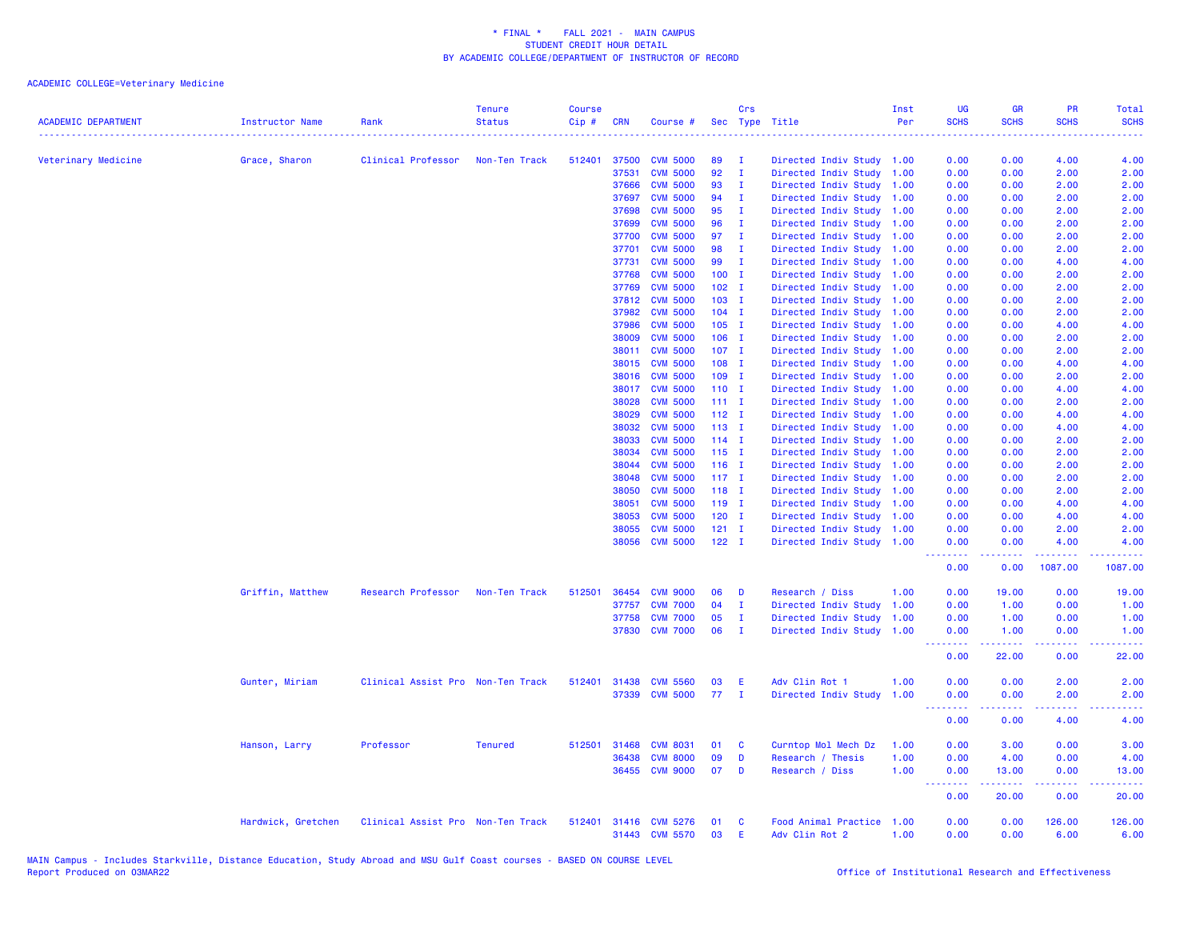\* FINAL \* FALL 2021 - MAIN CAMPUS
STUDENT CREDIT HOUR DETAIL
BY ACADEMIC COLLEGE/DEPARTMENT OF INSTRUCTOR OF RECORD

ACADEMIC COLLEGE=Veterinary Medicine

| ACADEMIC DEPARTMENT | Instructor Name | Rank | Tenure Status | Course Cip # | CRN | Course # | Sec | Crs Type | Title | Inst Per | UG SCHS | GR SCHS | PR SCHS | Total SCHS |
|---|---|---|---|---|---|---|---|---|---|---|---|---|---|---|
| Veterinary Medicine | Grace, Sharon | Clinical Professor | Non-Ten Track | 512401 | 37500 | CVM 5000 | 89 | I | Directed Indiv Study | 1.00 | 0.00 | 0.00 | 4.00 | 4.00 |
| | | | | | 37531 | CVM 5000 | 92 | I | Directed Indiv Study | 1.00 | 0.00 | 0.00 | 2.00 | 2.00 |
| | | | | | 37666 | CVM 5000 | 93 | I | Directed Indiv Study | 1.00 | 0.00 | 0.00 | 2.00 | 2.00 |
| | | | | | 37697 | CVM 5000 | 94 | I | Directed Indiv Study | 1.00 | 0.00 | 0.00 | 2.00 | 2.00 |
| | | | | | 37698 | CVM 5000 | 95 | I | Directed Indiv Study | 1.00 | 0.00 | 0.00 | 2.00 | 2.00 |
| | | | | | 37699 | CVM 5000 | 96 | I | Directed Indiv Study | 1.00 | 0.00 | 0.00 | 2.00 | 2.00 |
| | | | | | 37700 | CVM 5000 | 97 | I | Directed Indiv Study | 1.00 | 0.00 | 0.00 | 2.00 | 2.00 |
| | | | | | 37701 | CVM 5000 | 98 | I | Directed Indiv Study | 1.00 | 0.00 | 0.00 | 2.00 | 2.00 |
| | | | | | 37731 | CVM 5000 | 99 | I | Directed Indiv Study | 1.00 | 0.00 | 0.00 | 4.00 | 4.00 |
| | | | | | 37768 | CVM 5000 | 100 | I | Directed Indiv Study | 1.00 | 0.00 | 0.00 | 2.00 | 2.00 |
| | | | | | 37769 | CVM 5000 | 102 | I | Directed Indiv Study | 1.00 | 0.00 | 0.00 | 2.00 | 2.00 |
| | | | | | 37812 | CVM 5000 | 103 | I | Directed Indiv Study | 1.00 | 0.00 | 0.00 | 2.00 | 2.00 |
| | | | | | 37982 | CVM 5000 | 104 | I | Directed Indiv Study | 1.00 | 0.00 | 0.00 | 2.00 | 2.00 |
| | | | | | 37986 | CVM 5000 | 105 | I | Directed Indiv Study | 1.00 | 0.00 | 0.00 | 4.00 | 4.00 |
| | | | | | 38009 | CVM 5000 | 106 | I | Directed Indiv Study | 1.00 | 0.00 | 0.00 | 2.00 | 2.00 |
| | | | | | 38011 | CVM 5000 | 107 | I | Directed Indiv Study | 1.00 | 0.00 | 0.00 | 2.00 | 2.00 |
| | | | | | 38015 | CVM 5000 | 108 | I | Directed Indiv Study | 1.00 | 0.00 | 0.00 | 4.00 | 4.00 |
| | | | | | 38016 | CVM 5000 | 109 | I | Directed Indiv Study | 1.00 | 0.00 | 0.00 | 2.00 | 2.00 |
| | | | | | 38017 | CVM 5000 | 110 | I | Directed Indiv Study | 1.00 | 0.00 | 0.00 | 4.00 | 4.00 |
| | | | | | 38028 | CVM 5000 | 111 | I | Directed Indiv Study | 1.00 | 0.00 | 0.00 | 2.00 | 2.00 |
| | | | | | 38029 | CVM 5000 | 112 | I | Directed Indiv Study | 1.00 | 0.00 | 0.00 | 4.00 | 4.00 |
| | | | | | 38032 | CVM 5000 | 113 | I | Directed Indiv Study | 1.00 | 0.00 | 0.00 | 4.00 | 4.00 |
| | | | | | 38033 | CVM 5000 | 114 | I | Directed Indiv Study | 1.00 | 0.00 | 0.00 | 2.00 | 2.00 |
| | | | | | 38034 | CVM 5000 | 115 | I | Directed Indiv Study | 1.00 | 0.00 | 0.00 | 2.00 | 2.00 |
| | | | | | 38044 | CVM 5000 | 116 | I | Directed Indiv Study | 1.00 | 0.00 | 0.00 | 2.00 | 2.00 |
| | | | | | 38048 | CVM 5000 | 117 | I | Directed Indiv Study | 1.00 | 0.00 | 0.00 | 2.00 | 2.00 |
| | | | | | 38050 | CVM 5000 | 118 | I | Directed Indiv Study | 1.00 | 0.00 | 0.00 | 2.00 | 2.00 |
| | | | | | 38051 | CVM 5000 | 119 | I | Directed Indiv Study | 1.00 | 0.00 | 0.00 | 4.00 | 4.00 |
| | | | | | 38053 | CVM 5000 | 120 | I | Directed Indiv Study | 1.00 | 0.00 | 0.00 | 4.00 | 4.00 |
| | | | | | 38055 | CVM 5000 | 121 | I | Directed Indiv Study | 1.00 | 0.00 | 0.00 | 2.00 | 2.00 |
| | | | | | 38056 | CVM 5000 | 122 | I | Directed Indiv Study | 1.00 | 0.00 | 0.00 | 4.00 | 4.00 |
| | | | | | | | | | | | 0.00 | 0.00 | 1087.00 | 1087.00 |
| | Griffin, Matthew | Research Professor | Non-Ten Track | 512501 | 36454 | CVM 9000 | 06 | D | Research / Diss | 1.00 | 0.00 | 19.00 | 0.00 | 19.00 |
| | | | | | 37757 | CVM 7000 | 04 | I | Directed Indiv Study | 1.00 | 0.00 | 1.00 | 0.00 | 1.00 |
| | | | | | 37758 | CVM 7000 | 05 | I | Directed Indiv Study | 1.00 | 0.00 | 1.00 | 0.00 | 1.00 |
| | | | | | 37830 | CVM 7000 | 06 | I | Directed Indiv Study | 1.00 | 0.00 | 1.00 | 0.00 | 1.00 |
| | | | | | | | | | | | 0.00 | 22.00 | 0.00 | 22.00 |
| | Gunter, Miriam | Clinical Assist Pro | Non-Ten Track | 512401 | 31438 | CVM 5560 | 03 | E | Adv Clin Rot 1 | 1.00 | 0.00 | 0.00 | 2.00 | 2.00 |
| | | | | | 37339 | CVM 5000 | 77 | I | Directed Indiv Study | 1.00 | 0.00 | 0.00 | 2.00 | 2.00 |
| | | | | | | | | | | | 0.00 | 0.00 | 4.00 | 4.00 |
| | Hanson, Larry | Professor | Tenured | 512501 | 31468 | CVM 8031 | 01 | C | Curntop Mol Mech Dz | 1.00 | 0.00 | 3.00 | 0.00 | 3.00 |
| | | | | | 36438 | CVM 8000 | 09 | D | Research / Thesis | 1.00 | 0.00 | 4.00 | 0.00 | 4.00 |
| | | | | | 36455 | CVM 9000 | 07 | D | Research / Diss | 1.00 | 0.00 | 13.00 | 0.00 | 13.00 |
| | | | | | | | | | | | 0.00 | 20.00 | 0.00 | 20.00 |
| | Hardwick, Gretchen | Clinical Assist Pro | Non-Ten Track | 512401 | 31416 | CVM 5276 | 01 | C | Food Animal Practice | 1.00 | 0.00 | 0.00 | 126.00 | 126.00 |
| | | | | | 31443 | CVM 5570 | 03 | E | Adv Clin Rot 2 | 1.00 | 0.00 | 0.00 | 6.00 | 6.00 |

MAIN Campus - Includes Starkville, Distance Education, Study Abroad and MSU Gulf Coast courses - BASED ON COURSE LEVEL
Report Produced on 03MAR22 Office of Institutional Research and Effectiveness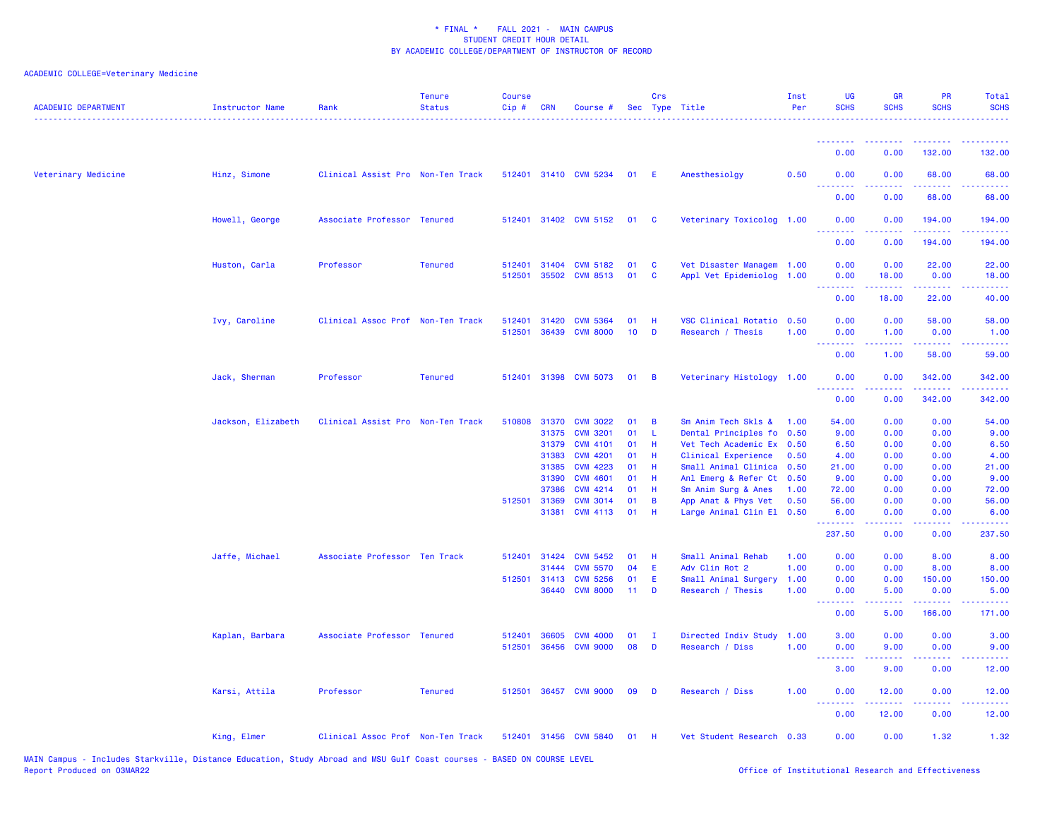\* FINAL \* FALL 2021 - MAIN CAMPUS
STUDENT CREDIT HOUR DETAIL
BY ACADEMIC COLLEGE/DEPARTMENT OF INSTRUCTOR OF RECORD

ACADEMIC COLLEGE=Veterinary Medicine

| ACADEMIC DEPARTMENT | Instructor Name | Rank | Tenure Status | Course Cip # | CRN | Course # | Sec | Crs Type | Title | Inst Per | UG SCHS | GR SCHS | PR SCHS | Total SCHS |
|---|---|---|---|---|---|---|---|---|---|---|---|---|---|---|
| | | | | | | | | | | | 0.00 | 0.00 | 132.00 | 132.00 |
| Veterinary Medicine | Hinz, Simone | Clinical Assist Pro | Non-Ten Track | 512401 | 31410 | CVM 5234 | 01 | E | Anesthesiolgy | 0.50 | 0.00 | 0.00 | 68.00 | 68.00 |
| | | | | | | | | | | | 0.00 | 0.00 | 68.00 | 68.00 |
| | Howell, George | Associate Professor | Tenured | 512401 | 31402 | CVM 5152 | 01 | C | Veterinary Toxicolog | 1.00 | 0.00 | 0.00 | 194.00 | 194.00 |
| | | | | | | | | | | | 0.00 | 0.00 | 194.00 | 194.00 |
| | Huston, Carla | Professor | Tenured | 512401 | 31404 | CVM 5182 | 01 | C | Vet Disaster Managem | 1.00 | 0.00 | 0.00 | 22.00 | 22.00 |
| | | | | 512501 | 35502 | CVM 8513 | 01 | C | Appl Vet Epidemiolog | 1.00 | 0.00 | 18.00 | 0.00 | 18.00 |
| | | | | | | | | | | | 0.00 | 18.00 | 22.00 | 40.00 |
| | Ivy, Caroline | Clinical Assoc Prof | Non-Ten Track | 512401 | 31420 | CVM 5364 | 01 | H | VSC Clinical Rotatio | 0.50 | 0.00 | 0.00 | 58.00 | 58.00 |
| | | | | 512501 | 36439 | CVM 8000 | 10 | D | Research / Thesis | 1.00 | 0.00 | 1.00 | 0.00 | 1.00 |
| | | | | | | | | | | | 0.00 | 1.00 | 58.00 | 59.00 |
| | Jack, Sherman | Professor | Tenured | 512401 | 31398 | CVM 5073 | 01 | B | Veterinary Histology | 1.00 | 0.00 | 0.00 | 342.00 | 342.00 |
| | | | | | | | | | | | 0.00 | 0.00 | 342.00 | 342.00 |
| | Jackson, Elizabeth | Clinical Assist Pro | Non-Ten Track | 510808 | 31370 | CVM 3022 | 01 | B | Sm Anim Tech Skls & | 1.00 | 54.00 | 0.00 | 0.00 | 54.00 |
| | | | | | 31375 | CVM 3201 | 01 | L | Dental Principles fo | 0.50 | 9.00 | 0.00 | 0.00 | 9.00 |
| | | | | | 31379 | CVM 4101 | 01 | H | Vet Tech Academic Ex | 0.50 | 6.50 | 0.00 | 0.00 | 6.50 |
| | | | | | 31383 | CVM 4201 | 01 | H | Clinical Experience | 0.50 | 4.00 | 0.00 | 0.00 | 4.00 |
| | | | | | 31385 | CVM 4223 | 01 | H | Small Animal Clinica | 0.50 | 21.00 | 0.00 | 0.00 | 21.00 |
| | | | | | 31390 | CVM 4601 | 01 | H | Anl Emerg & Refer Ct | 0.50 | 9.00 | 0.00 | 0.00 | 9.00 |
| | | | | | 37386 | CVM 4214 | 01 | H | Sm Anim Surg & Anes | 1.00 | 72.00 | 0.00 | 0.00 | 72.00 |
| | | | | 512501 | 31369 | CVM 3014 | 01 | B | App Anat & Phys Vet | 0.50 | 56.00 | 0.00 | 0.00 | 56.00 |
| | | | | | 31381 | CVM 4113 | 01 | H | Large Animal Clin El | 0.50 | 6.00 | 0.00 | 0.00 | 6.00 |
| | | | | | | | | | | | 237.50 | 0.00 | 0.00 | 237.50 |
| | Jaffe, Michael | Associate Professor | Ten Track | 512401 | 31424 | CVM 5452 | 01 | H | Small Animal Rehab | 1.00 | 0.00 | 0.00 | 8.00 | 8.00 |
| | | | | | 31444 | CVM 5570 | 04 | E | Adv Clin Rot 2 | 1.00 | 0.00 | 0.00 | 8.00 | 8.00 |
| | | | | 512501 | 31413 | CVM 5256 | 01 | E | Small Animal Surgery | 1.00 | 0.00 | 0.00 | 150.00 | 150.00 |
| | | | | | 36440 | CVM 8000 | 11 | D | Research / Thesis | 1.00 | 0.00 | 5.00 | 0.00 | 5.00 |
| | | | | | | | | | | | 0.00 | 5.00 | 166.00 | 171.00 |
| | Kaplan, Barbara | Associate Professor | Tenured | 512401 | 36605 | CVM 4000 | 01 | I | Directed Indiv Study | 1.00 | 3.00 | 0.00 | 0.00 | 3.00 |
| | | | | 512501 | 36456 | CVM 9000 | 08 | D | Research / Diss | 1.00 | 0.00 | 9.00 | 0.00 | 9.00 |
| | | | | | | | | | | | 3.00 | 9.00 | 0.00 | 12.00 |
| | Karsi, Attila | Professor | Tenured | 512501 | 36457 | CVM 9000 | 09 | D | Research / Diss | 1.00 | 0.00 | 12.00 | 0.00 | 12.00 |
| | | | | | | | | | | | 0.00 | 12.00 | 0.00 | 12.00 |
| | King, Elmer | Clinical Assoc Prof | Non-Ten Track | 512401 | 31456 | CVM 5840 | 01 | H | Vet Student Research | 0.33 | 0.00 | 0.00 | 1.32 | 1.32 |

MAIN Campus - Includes Starkville, Distance Education, Study Abroad and MSU Gulf Coast courses - BASED ON COURSE LEVEL
Report Produced on 03MAR22

Office of Institutional Research and Effectiveness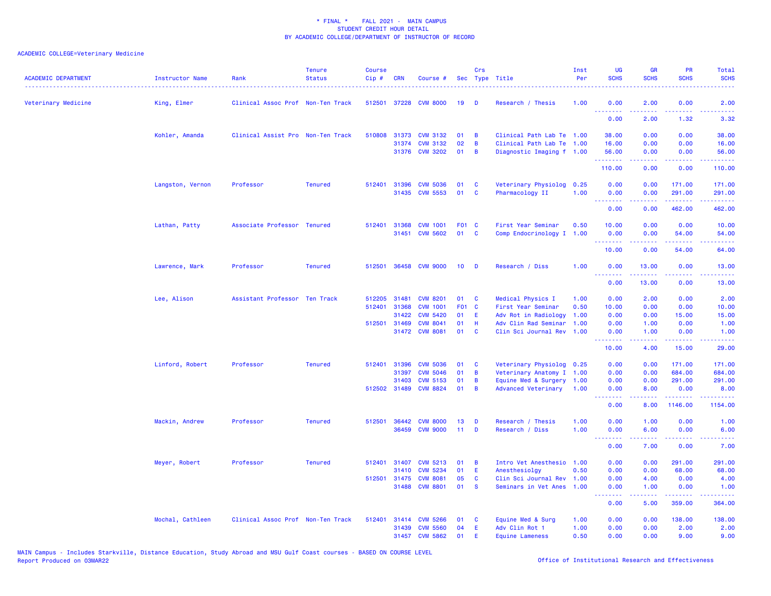\* FINAL \*    FALL 2021 -  MAIN CAMPUS
STUDENT CREDIT HOUR DETAIL
BY ACADEMIC COLLEGE/DEPARTMENT OF INSTRUCTOR OF RECORD

ACADEMIC COLLEGE=Veterinary Medicine

| ACADEMIC DEPARTMENT | Instructor Name | Rank | Tenure Status | Course Cip # | CRN | Course # | Sec | Crs Type | Title | Inst Per | UG SCHS | GR SCHS | PR SCHS | Total SCHS |
|---|---|---|---|---|---|---|---|---|---|---|---|---|---|---|
| Veterinary Medicine | King, Elmer | Clinical Assoc Prof | Non-Ten Track | 512501 | 37228 | CVM 8000 | 19 | D | Research / Thesis | 1.00 | 0.00 | 2.00 | 0.00 | 2.00 |
| | | | | | | | | | | | 0.00 | 2.00 | 1.32 | 3.32 |
| | Kohler, Amanda | Clinical Assist Pro | Non-Ten Track | 510808 | 31373 | CVM 3132 | 01 | B | Clinical Path Lab Te | 1.00 | 38.00 | 0.00 | 0.00 | 38.00 |
| | | | | | 31374 | CVM 3132 | 02 | B | Clinical Path Lab Te | 1.00 | 16.00 | 0.00 | 0.00 | 16.00 |
| | | | | | 31376 | CVM 3202 | 01 | B | Diagnostic Imaging f | 1.00 | 56.00 | 0.00 | 0.00 | 56.00 |
| | | | | | | | | | | | 110.00 | 0.00 | 0.00 | 110.00 |
| | Langston, Vernon | Professor | Tenured | 512401 | 31396 | CVM 5036 | 01 | C | Veterinary Physiolog | 0.25 | 0.00 | 0.00 | 171.00 | 171.00 |
| | | | | | 31435 | CVM 5553 | 01 | C | Pharmacology II | 1.00 | 0.00 | 0.00 | 291.00 | 291.00 |
| | | | | | | | | | | | 0.00 | 0.00 | 462.00 | 462.00 |
| | Lathan, Patty | Associate Professor | Tenured | 512401 | 31368 | CVM 1001 | F01 | C | First Year Seminar | 0.50 | 10.00 | 0.00 | 0.00 | 10.00 |
| | | | | | 31451 | CVM 5602 | 01 | C | Comp Endocrinology I | 1.00 | 0.00 | 0.00 | 54.00 | 54.00 |
| | | | | | | | | | | | 10.00 | 0.00 | 54.00 | 64.00 |
| | Lawrence, Mark | Professor | Tenured | 512501 | 36458 | CVM 9000 | 10 | D | Research / Diss | 1.00 | 0.00 | 13.00 | 0.00 | 13.00 |
| | | | | | | | | | | | 0.00 | 13.00 | 0.00 | 13.00 |
| | Lee, Alison | Assistant Professor | Ten Track | 512205 | 31481 | CVM 8201 | 01 | C | Medical Physics I | 1.00 | 0.00 | 2.00 | 0.00 | 2.00 |
| | | | | 512401 | 31368 | CVM 1001 | F01 | C | First Year Seminar | 0.50 | 10.00 | 0.00 | 0.00 | 10.00 |
| | | | | | 31422 | CVM 5420 | 01 | E | Adv Rot in Radiology | 1.00 | 0.00 | 0.00 | 15.00 | 15.00 |
| | | | | 512501 | 31469 | CVM 8041 | 01 | H | Adv Clin Rad Seminar | 1.00 | 0.00 | 1.00 | 0.00 | 1.00 |
| | | | | | 31472 | CVM 8081 | 01 | C | Clin Sci Journal Rev | 1.00 | 0.00 | 1.00 | 0.00 | 1.00 |
| | | | | | | | | | | | 10.00 | 4.00 | 15.00 | 29.00 |
| | Linford, Robert | Professor | Tenured | 512401 | 31396 | CVM 5036 | 01 | C | Veterinary Physiolog | 0.25 | 0.00 | 0.00 | 171.00 | 171.00 |
| | | | | | 31397 | CVM 5046 | 01 | B | Veterinary Anatomy I | 1.00 | 0.00 | 0.00 | 684.00 | 684.00 |
| | | | | | 31403 | CVM 5153 | 01 | B | Equine Med & Surgery | 1.00 | 0.00 | 0.00 | 291.00 | 291.00 |
| | | | | 512502 | 31489 | CVM 8824 | 01 | B | Advanced Veterinary | 1.00 | 0.00 | 8.00 | 0.00 | 8.00 |
| | | | | | | | | | | | 0.00 | 8.00 | 1146.00 | 1154.00 |
| | Mackin, Andrew | Professor | Tenured | 512501 | 36442 | CVM 8000 | 13 | D | Research / Thesis | 1.00 | 0.00 | 1.00 | 0.00 | 1.00 |
| | | | | | 36459 | CVM 9000 | 11 | D | Research / Diss | 1.00 | 0.00 | 6.00 | 0.00 | 6.00 |
| | | | | | | | | | | | 0.00 | 7.00 | 0.00 | 7.00 |
| | Meyer, Robert | Professor | Tenured | 512401 | 31407 | CVM 5213 | 01 | B | Intro Vet Anesthesio | 1.00 | 0.00 | 0.00 | 291.00 | 291.00 |
| | | | | | 31410 | CVM 5234 | 01 | E | Anesthesiolgy | 0.50 | 0.00 | 0.00 | 68.00 | 68.00 |
| | | | | 512501 | 31475 | CVM 8081 | 05 | C | Clin Sci Journal Rev | 1.00 | 0.00 | 4.00 | 0.00 | 4.00 |
| | | | | | 31488 | CVM 8801 | 01 | S | Seminars in Vet Anes | 1.00 | 0.00 | 1.00 | 0.00 | 1.00 |
| | | | | | | | | | | | 0.00 | 5.00 | 359.00 | 364.00 |
| | Mochal, Cathleen | Clinical Assoc Prof | Non-Ten Track | 512401 | 31414 | CVM 5266 | 01 | C | Equine Med & Surg | 1.00 | 0.00 | 0.00 | 138.00 | 138.00 |
| | | | | | 31439 | CVM 5560 | 04 | E | Adv Clin Rot 1 | 1.00 | 0.00 | 0.00 | 2.00 | 2.00 |
| | | | | | 31457 | CVM 5862 | 01 | E | Equine Lameness | 0.50 | 0.00 | 0.00 | 9.00 | 9.00 |

MAIN Campus - Includes Starkville, Distance Education, Study Abroad and MSU Gulf Coast courses - BASED ON COURSE LEVEL
Report Produced on 03MAR22

Office of Institutional Research and Effectiveness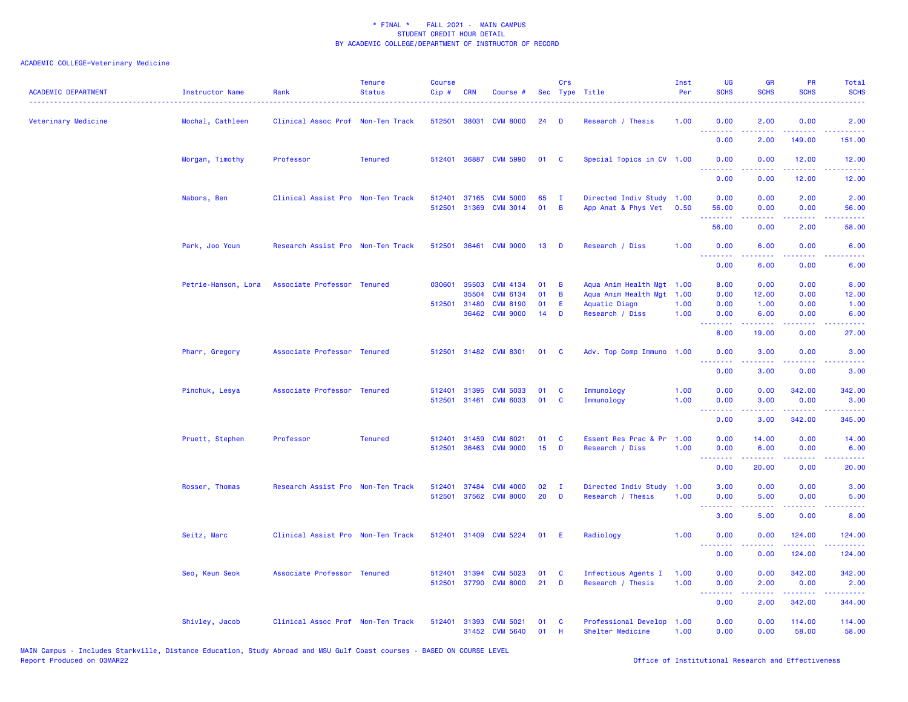\* FINAL \* FALL 2021 - MAIN CAMPUS
STUDENT CREDIT HOUR DETAIL
BY ACADEMIC COLLEGE/DEPARTMENT OF INSTRUCTOR OF RECORD

ACADEMIC COLLEGE=Veterinary Medicine

| ACADEMIC DEPARTMENT | Instructor Name | Rank | Tenure Status | Course Cip # | CRN | Course # | Sec | Crs Type | Title | Inst Per | UG SCHS | GR SCHS | PR SCHS | Total SCHS |
|---|---|---|---|---|---|---|---|---|---|---|---|---|---|---|
| Veterinary Medicine | Mochal, Cathleen | Clinical Assoc Prof | Non-Ten Track | 512501 | 38031 | CVM 8000 | 24 | D | Research / Thesis | 1.00 | 0.00 | 2.00 | 0.00 | 2.00 |
| | | | | | | | | | | | 0.00 | 2.00 | 149.00 | 151.00 |
| | Morgan, Timothy | Professor | Tenured | 512401 | 36887 | CVM 5990 | 01 | C | Special Topics in CV | 1.00 | 0.00 | 0.00 | 12.00 | 12.00 |
| | | | | | | | | | | | 0.00 | 0.00 | 12.00 | 12.00 |
| | Nabors, Ben | Clinical Assist Pro | Non-Ten Track | 512401 | 37165 | CVM 5000 | 65 | I | Directed Indiv Study | 1.00 | 0.00 | 0.00 | 2.00 | 2.00 |
| | | | | 512501 | 31369 | CVM 3014 | 01 | B | App Anat & Phys Vet | 0.50 | 56.00 | 0.00 | 0.00 | 56.00 |
| | | | | | | | | | | | 56.00 | 0.00 | 2.00 | 58.00 |
| | Park, Joo Youn | Research Assist Pro | Non-Ten Track | 512501 | 36461 | CVM 9000 | 13 | D | Research / Diss | 1.00 | 0.00 | 6.00 | 0.00 | 6.00 |
| | | | | | | | | | | | 0.00 | 6.00 | 0.00 | 6.00 |
| | Petrie-Hanson, Lora | Associate Professor | Tenured | 030601 | 35503 | CVM 4134 | 01 | B | Aqua Anim Health Mgt | 1.00 | 8.00 | 0.00 | 0.00 | 8.00 |
| | | | | | 35504 | CVM 6134 | 01 | B | Aqua Anim Health Mgt | 1.00 | 0.00 | 12.00 | 0.00 | 12.00 |
| | | | | 512501 | 31480 | CVM 8190 | 01 | E | Aquatic Diagn | 1.00 | 0.00 | 1.00 | 0.00 | 1.00 |
| | | | | | 36462 | CVM 9000 | 14 | D | Research / Diss | 1.00 | 0.00 | 6.00 | 0.00 | 6.00 |
| | | | | | | | | | | | 8.00 | 19.00 | 0.00 | 27.00 |
| | Pharr, Gregory | Associate Professor | Tenured | 512501 | 31482 | CVM 8301 | 01 | C | Adv. Top Comp Immuno | 1.00 | 0.00 | 3.00 | 0.00 | 3.00 |
| | | | | | | | | | | | 0.00 | 3.00 | 0.00 | 3.00 |
| | Pinchuk, Lesya | Associate Professor | Tenured | 512401 | 31395 | CVM 5033 | 01 | C | Immunology | 1.00 | 0.00 | 0.00 | 342.00 | 342.00 |
| | | | | 512501 | 31461 | CVM 6033 | 01 | C | Immunology | 1.00 | 0.00 | 3.00 | 0.00 | 3.00 |
| | | | | | | | | | | | 0.00 | 3.00 | 342.00 | 345.00 |
| | Pruett, Stephen | Professor | Tenured | 512401 | 31459 | CVM 6021 | 01 | C | Essent Res Prac & Pr | 1.00 | 0.00 | 14.00 | 0.00 | 14.00 |
| | | | | 512501 | 36463 | CVM 9000 | 15 | D | Research / Diss | 1.00 | 0.00 | 6.00 | 0.00 | 6.00 |
| | | | | | | | | | | | 0.00 | 20.00 | 0.00 | 20.00 |
| | Rosser, Thomas | Research Assist Pro | Non-Ten Track | 512401 | 37484 | CVM 4000 | 02 | I | Directed Indiv Study | 1.00 | 3.00 | 0.00 | 0.00 | 3.00 |
| | | | | 512501 | 37562 | CVM 8000 | 20 | D | Research / Thesis | 1.00 | 0.00 | 5.00 | 0.00 | 5.00 |
| | | | | | | | | | | | 3.00 | 5.00 | 0.00 | 8.00 |
| | Seitz, Marc | Clinical Assist Pro | Non-Ten Track | 512401 | 31409 | CVM 5224 | 01 | E | Radiology | 1.00 | 0.00 | 0.00 | 124.00 | 124.00 |
| | | | | | | | | | | | 0.00 | 0.00 | 124.00 | 124.00 |
| | Seo, Keun Seok | Associate Professor | Tenured | 512401 | 31394 | CVM 5023 | 01 | C | Infectious Agents I | 1.00 | 0.00 | 0.00 | 342.00 | 342.00 |
| | | | | 512501 | 37790 | CVM 8000 | 21 | D | Research / Thesis | 1.00 | 0.00 | 2.00 | 0.00 | 2.00 |
| | | | | | | | | | | | 0.00 | 2.00 | 342.00 | 344.00 |
| | Shivley, Jacob | Clinical Assoc Prof | Non-Ten Track | 512401 | 31393 | CVM 5021 | 01 | C | Professional Develop | 1.00 | 0.00 | 0.00 | 114.00 | 114.00 |
| | | | | | 31452 | CVM 5640 | 01 | H | Shelter Medicine | 1.00 | 0.00 | 0.00 | 58.00 | 58.00 |

MAIN Campus - Includes Starkville, Distance Education, Study Abroad and MSU Gulf Coast courses - BASED ON COURSE LEVEL
Report Produced on 03MAR22

Office of Institutional Research and Effectiveness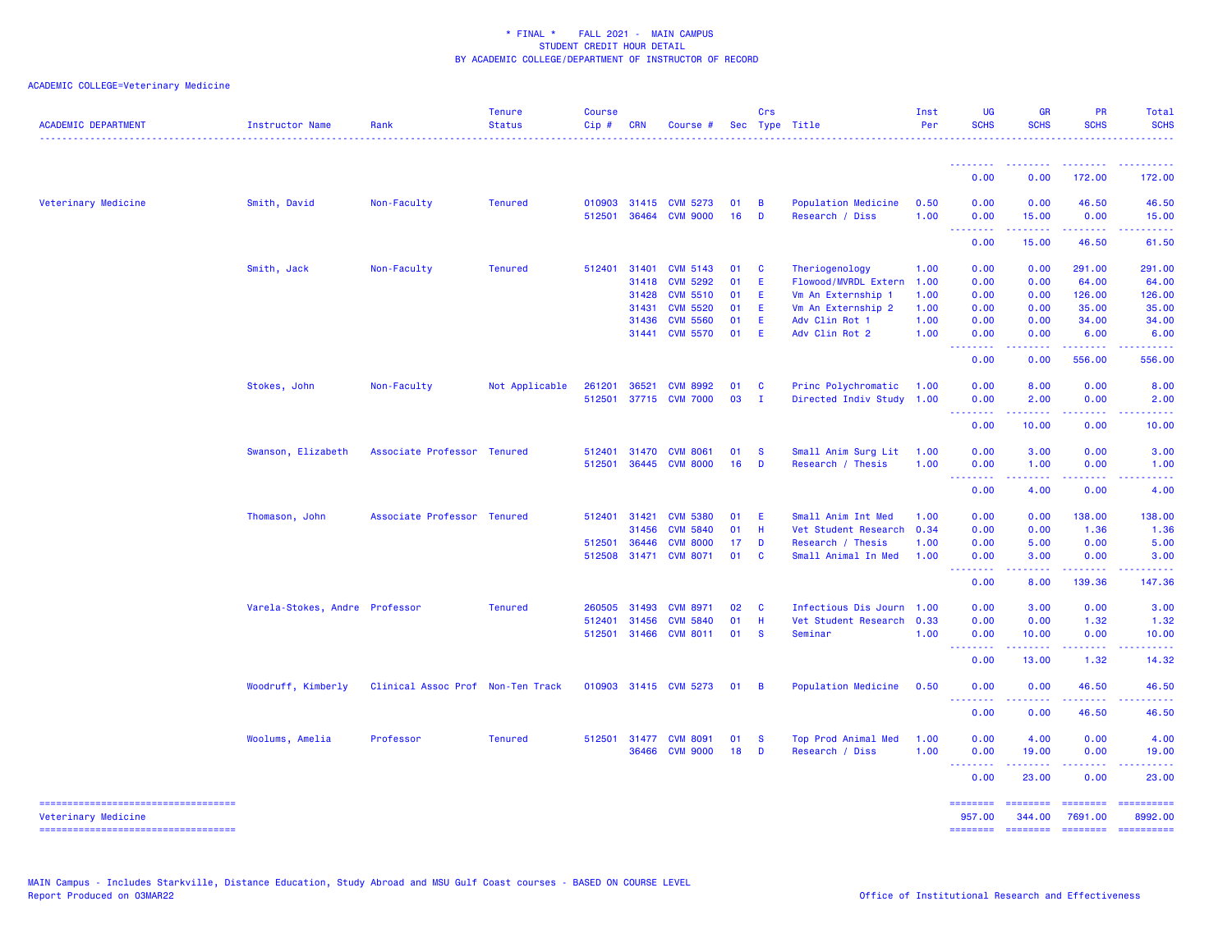\* FINAL \*    FALL 2021 -  MAIN CAMPUS
STUDENT CREDIT HOUR DETAIL
BY ACADEMIC COLLEGE/DEPARTMENT OF INSTRUCTOR OF RECORD

ACADEMIC COLLEGE=Veterinary Medicine

| ACADEMIC DEPARTMENT | Instructor Name | Rank | Tenure Status | Course Cip # | CRN | Course # | Sec | Crs Type | Title | Inst Per | UG SCHS | GR SCHS | PR SCHS | Total SCHS |
|---|---|---|---|---|---|---|---|---|---|---|---|---|---|---|
| | | | | | | | | | | | 0.00 | 0.00 | 172.00 | 172.00 |
| Veterinary Medicine | Smith, David | Non-Faculty | Tenured | 010903 | 31415 | CVM 5273 | 01 | B | Population Medicine | 0.50 | 0.00 | 0.00 | 46.50 | 46.50 |
| | | | | 512501 | 36464 | CVM 9000 | 16 | D | Research / Diss | 1.00 | 0.00 | 15.00 | 0.00 | 15.00 |
| | | | | | | | | | | | 0.00 | 15.00 | 46.50 | 61.50 |
| | Smith, Jack | Non-Faculty | Tenured | 512401 | 31401 | CVM 5143 | 01 | C | Theriogenology | 1.00 | 0.00 | 0.00 | 291.00 | 291.00 |
| | | | | | 31418 | CVM 5292 | 01 | E | Flowood/MVRDL Extern | 1.00 | 0.00 | 0.00 | 64.00 | 64.00 |
| | | | | | 31428 | CVM 5510 | 01 | E | Vm An Externship 1 | 1.00 | 0.00 | 0.00 | 126.00 | 126.00 |
| | | | | | 31431 | CVM 5520 | 01 | E | Vm An Externship 2 | 1.00 | 0.00 | 0.00 | 35.00 | 35.00 |
| | | | | | 31436 | CVM 5560 | 01 | E | Adv Clin Rot 1 | 1.00 | 0.00 | 0.00 | 34.00 | 34.00 |
| | | | | | 31441 | CVM 5570 | 01 | E | Adv Clin Rot 2 | 1.00 | 0.00 | 0.00 | 6.00 | 6.00 |
| | | | | | | | | | | | 0.00 | 0.00 | 556.00 | 556.00 |
| | Stokes, John | Non-Faculty | Not Applicable | 261201 | 36521 | CVM 8992 | 01 | C | Princ Polychromatic | 1.00 | 0.00 | 8.00 | 0.00 | 8.00 |
| | | | | 512501 | 37715 | CVM 7000 | 03 | I | Directed Indiv Study | 1.00 | 0.00 | 2.00 | 0.00 | 2.00 |
| | | | | | | | | | | | 0.00 | 10.00 | 0.00 | 10.00 |
| | Swanson, Elizabeth | Associate Professor | Tenured | 512401 | 31470 | CVM 8061 | 01 | S | Small Anim Surg Lit | 1.00 | 0.00 | 3.00 | 0.00 | 3.00 |
| | | | | 512501 | 36445 | CVM 8000 | 16 | D | Research / Thesis | 1.00 | 0.00 | 1.00 | 0.00 | 1.00 |
| | | | | | | | | | | | 0.00 | 4.00 | 0.00 | 4.00 |
| | Thomason, John | Associate Professor | Tenured | 512401 | 31421 | CVM 5380 | 01 | E | Small Anim Int Med | 1.00 | 0.00 | 0.00 | 138.00 | 138.00 |
| | | | | | 31456 | CVM 5840 | 01 | H | Vet Student Research | 0.34 | 0.00 | 0.00 | 1.36 | 1.36 |
| | | | | 512501 | 36446 | CVM 8000 | 17 | D | Research / Thesis | 1.00 | 0.00 | 5.00 | 0.00 | 5.00 |
| | | | | 512508 | 31471 | CVM 8071 | 01 | C | Small Animal In Med | 1.00 | 0.00 | 3.00 | 0.00 | 3.00 |
| | | | | | | | | | | | 0.00 | 8.00 | 139.36 | 147.36 |
| | Varela-Stokes, Andre | Professor | Tenured | 260505 | 31493 | CVM 8971 | 02 | C | Infectious Dis Journ | 1.00 | 0.00 | 3.00 | 0.00 | 3.00 |
| | | | | 512401 | 31456 | CVM 5840 | 01 | H | Vet Student Research | 0.33 | 0.00 | 0.00 | 1.32 | 1.32 |
| | | | | 512501 | 31466 | CVM 8011 | 01 | S | Seminar | 1.00 | 0.00 | 10.00 | 0.00 | 10.00 |
| | | | | | | | | | | | 0.00 | 13.00 | 1.32 | 14.32 |
| | Woodruff, Kimberly | Clinical Assoc Prof | Non-Ten Track | 010903 | 31415 | CVM 5273 | 01 | B | Population Medicine | 0.50 | 0.00 | 0.00 | 46.50 | 46.50 |
| | | | | | | | | | | | 0.00 | 0.00 | 46.50 | 46.50 |
| | Woolums, Amelia | Professor | Tenured | 512501 | 31477 | CVM 8091 | 01 | S | Top Prod Animal Med | 1.00 | 0.00 | 4.00 | 0.00 | 4.00 |
| | | | | | 36466 | CVM 9000 | 18 | D | Research / Diss | 1.00 | 0.00 | 19.00 | 0.00 | 19.00 |
| | | | | | | | | | | | 0.00 | 23.00 | 0.00 | 23.00 |
| Veterinary Medicine | | | | | | | | | | | 957.00 | 344.00 | 7691.00 | 8992.00 |

MAIN Campus - Includes Starkville, Distance Education, Study Abroad and MSU Gulf Coast courses - BASED ON COURSE LEVEL
Report Produced on 03MAR22

Office of Institutional Research and Effectiveness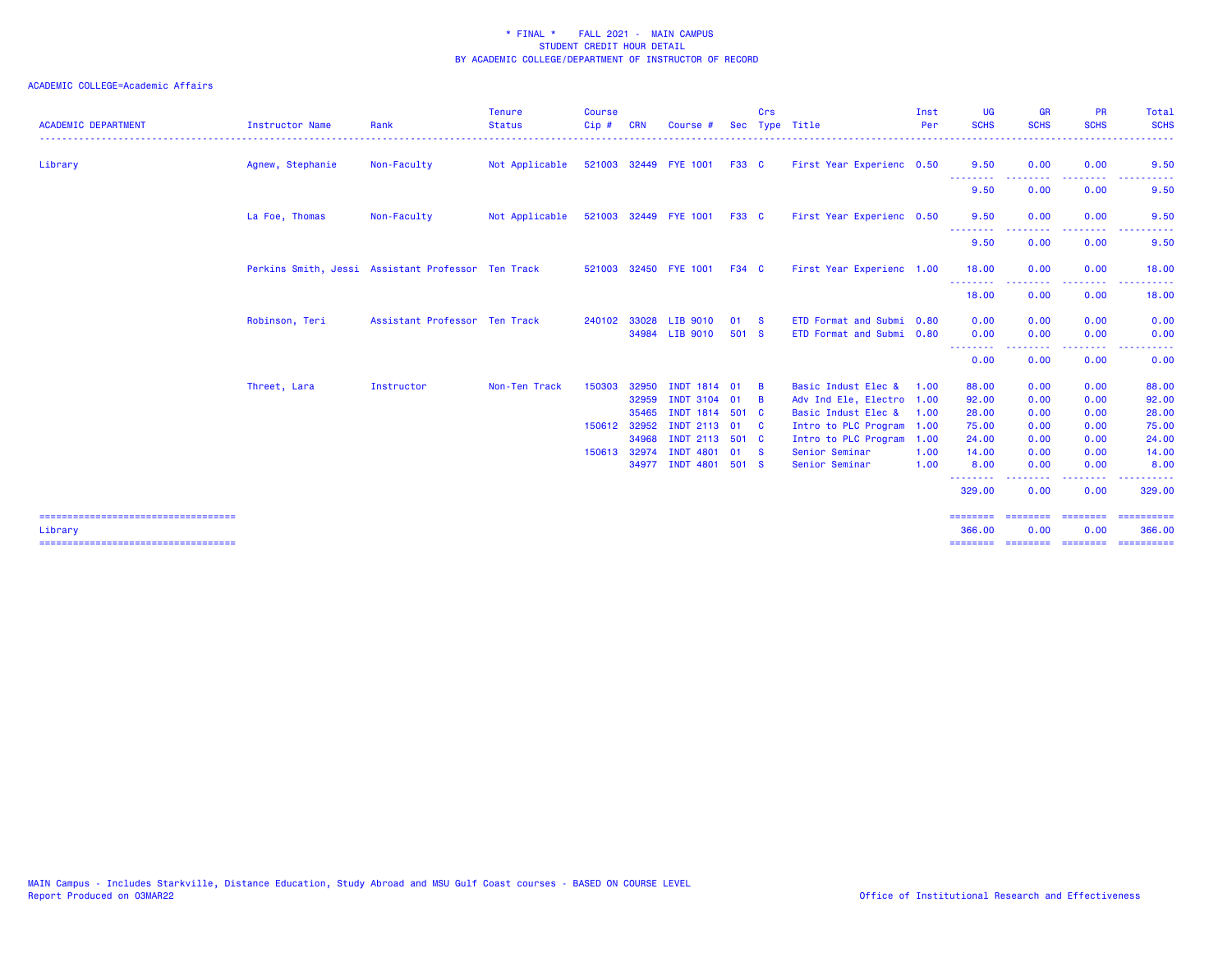\* FINAL \* FALL 2021 - MAIN CAMPUS
STUDENT CREDIT HOUR DETAIL
BY ACADEMIC COLLEGE/DEPARTMENT OF INSTRUCTOR OF RECORD

ACADEMIC COLLEGE=Academic Affairs

| ACADEMIC DEPARTMENT | Instructor Name | Rank | Tenure Status | Course Cip # | CRN | Course # | Sec | Crs Type | Title | Inst Per | UG SCHS | GR SCHS | PR SCHS | Total SCHS |
|---|---|---|---|---|---|---|---|---|---|---|---|---|---|---|
| Library | Agnew, Stephanie | Non-Faculty | Not Applicable | 521003 | 32449 | FYE 1001 | F33 | C | First Year Experienc | 0.50 | 9.50 | 0.00 | 0.00 | 9.50 |
| | | | | | | | | | | | 9.50 | 0.00 | 0.00 | 9.50 |
| | La Foe, Thomas | Non-Faculty | Not Applicable | 521003 | 32449 | FYE 1001 | F33 | C | First Year Experienc | 0.50 | 9.50 | 0.00 | 0.00 | 9.50 |
| | | | | | | | | | | | 9.50 | 0.00 | 0.00 | 9.50 |
| | Perkins Smith, Jessi | Assistant Professor | Ten Track | 521003 | 32450 | FYE 1001 | F34 | C | First Year Experienc | 1.00 | 18.00 | 0.00 | 0.00 | 18.00 |
| | | | | | | | | | | | 18.00 | 0.00 | 0.00 | 18.00 |
| | Robinson, Teri | Assistant Professor | Ten Track | 240102 | 33028 | LIB 9010 | 01 | S | ETD Format and Submi | 0.80 | 0.00 | 0.00 | 0.00 | 0.00 |
| | | | | | 34984 | LIB 9010 | 501 | S | ETD Format and Submi | 0.80 | 0.00 | 0.00 | 0.00 | 0.00 |
| | | | | | | | | | | | 0.00 | 0.00 | 0.00 | 0.00 |
| | Threet, Lara | Instructor | Non-Ten Track | 150303 | 32950 | INDT 1814 | 01 | B | Basic Indust Elec & | 1.00 | 88.00 | 0.00 | 0.00 | 88.00 |
| | | | | | 32959 | INDT 3104 | 01 | B | Adv Ind Ele, Electro | 1.00 | 92.00 | 0.00 | 0.00 | 92.00 |
| | | | | | 35465 | INDT 1814 | 501 | C | Basic Indust Elec & | 1.00 | 28.00 | 0.00 | 0.00 | 28.00 |
| | | | | 150612 | 32952 | INDT 2113 | 01 | C | Intro to PLC Program | 1.00 | 75.00 | 0.00 | 0.00 | 75.00 |
| | | | | | 34968 | INDT 2113 | 501 | C | Intro to PLC Program | 1.00 | 24.00 | 0.00 | 0.00 | 24.00 |
| | | | | 150613 | 32974 | INDT 4801 | 01 | S | Senior Seminar | 1.00 | 14.00 | 0.00 | 0.00 | 14.00 |
| | | | | | 34977 | INDT 4801 | 501 | S | Senior Seminar | 1.00 | 8.00 | 0.00 | 0.00 | 8.00 |
| | | | | | | | | | | | 329.00 | 0.00 | 0.00 | 329.00 |
| Library | | | | | | | | | | | 366.00 | 0.00 | 0.00 | 366.00 |

MAIN Campus - Includes Starkville, Distance Education, Study Abroad and MSU Gulf Coast courses - BASED ON COURSE LEVEL
Report Produced on 03MAR22

Office of Institutional Research and Effectiveness